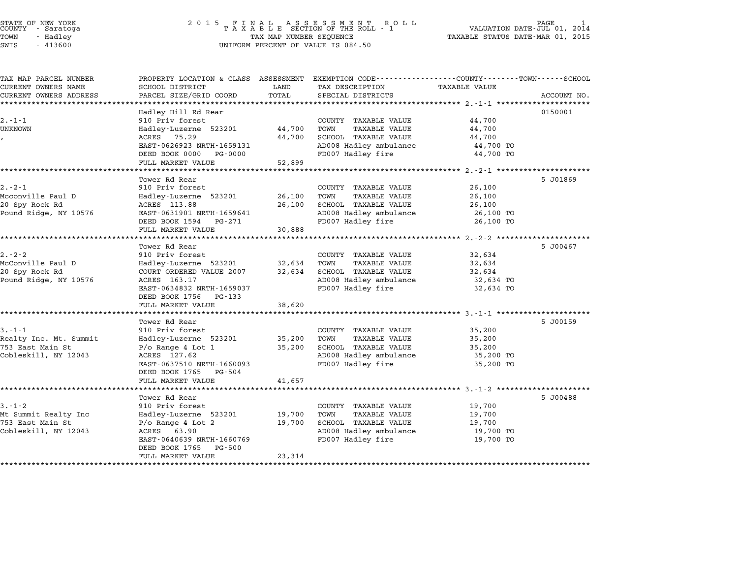STATE OF NEW YORK
COUNTY - Saratoga
TOWN - Hadley
SWIS - 413600

2 0 1 5 F I N A L A S S E S S M E N T R O L L
T A X A B L E SECTION OF THE ROLL - 1
TAX MAP NUMBER SEQUENCE
UNIFORM PERCENT OF VALUE IS 084.50

VALUATION DATE-JUL 01, 2014
TAXABLE STATUS DATE-MAR 01, 2015

| TAX MAP PARCEL NUMBER / CURRENT OWNERS NAME / CURRENT OWNERS ADDRESS | PROPERTY LOCATION & CLASS / SCHOOL DISTRICT / PARCEL SIZE/GRID COORD | ASSESSMENT LAND / TOTAL | EXEMPTION CODE / TAX DESCRIPTION / SPECIAL DISTRICTS | TAXABLE VALUE | ACCOUNT NO. |
|---|---|---|---|---|---|
| | Hadley Hill Rd Rear | | | | 0150001 |
| 2.-1-1 | 910 Priv forest | | COUNTY TAXABLE VALUE | 44,700 | |
| UNKNOWN | Hadley-Luzerne 523201 | 44,700 | TOWN TAXABLE VALUE | 44,700 | |
| , | ACRES 75.29 | 44,700 | SCHOOL TAXABLE VALUE | 44,700 | |
| | EAST-0626923 NRTH-1659131 | | AD008 Hadley ambulance | 44,700 TO | |
| | DEED BOOK 0000 PG-0000 | | FD007 Hadley fire | 44,700 TO | |
| | FULL MARKET VALUE | 52,899 | | | |
| | Tower Rd Rear | | | | 5 J01869 |
| 2.-2-1 | 910 Priv forest | | COUNTY TAXABLE VALUE | 26,100 | |
| Mcconville Paul D | Hadley-Luzerne 523201 | 26,100 | TOWN TAXABLE VALUE | 26,100 | |
| 20 Spy Rock Rd | ACRES 113.88 | 26,100 | SCHOOL TAXABLE VALUE | 26,100 | |
| Pound Ridge, NY 10576 | EAST-0631901 NRTH-1659641 | | AD008 Hadley ambulance | 26,100 TO | |
| | DEED BOOK 1594 PG-271 | | FD007 Hadley fire | 26,100 TO | |
| | FULL MARKET VALUE | 30,888 | | | |
| | Tower Rd Rear | | | | 5 J00467 |
| 2.-2-2 | 910 Priv forest | | COUNTY TAXABLE VALUE | 32,634 | |
| McConville Paul D | Hadley-Luzerne 523201 | 32,634 | TOWN TAXABLE VALUE | 32,634 | |
| 20 Spy Rock Rd | COURT ORDERED VALUE 2007 | 32,634 | SCHOOL TAXABLE VALUE | 32,634 | |
| Pound Ridge, NY 10576 | ACRES 163.17 | | AD008 Hadley ambulance | 32,634 TO | |
| | EAST-0634832 NRTH-1659037 | | FD007 Hadley fire | 32,634 TO | |
| | DEED BOOK 1756 PG-133 | | | | |
| | FULL MARKET VALUE | 38,620 | | | |
| | Tower Rd Rear | | | | 5 J00159 |
| 3.-1-1 | 910 Priv forest | | COUNTY TAXABLE VALUE | 35,200 | |
| Realty Inc. Mt. Summit | Hadley-Luzerne 523201 | 35,200 | TOWN TAXABLE VALUE | 35,200 | |
| 753 East Main St | P/o Range 4 Lot 1 | 35,200 | SCHOOL TAXABLE VALUE | 35,200 | |
| Cobleskill, NY 12043 | ACRES 127.62 | | AD008 Hadley ambulance | 35,200 TO | |
| | EAST-0637510 NRTH-1660093 | | FD007 Hadley fire | 35,200 TO | |
| | DEED BOOK 1765 PG-504 | | | | |
| | FULL MARKET VALUE | 41,657 | | | |
| | Tower Rd Rear | | | | 5 J00488 |
| 3.-1-2 | 910 Priv forest | | COUNTY TAXABLE VALUE | 19,700 | |
| Mt Summit Realty Inc | Hadley-Luzerne 523201 | 19,700 | TOWN TAXABLE VALUE | 19,700 | |
| 753 East Main St | P/o Range 4 Lot 2 | 19,700 | SCHOOL TAXABLE VALUE | 19,700 | |
| Cobleskill, NY 12043 | ACRES 63.90 | | AD008 Hadley ambulance | 19,700 TO | |
| | EAST-0640639 NRTH-1660769 | | FD007 Hadley fire | 19,700 TO | |
| | DEED BOOK 1765 PG-500 | | | | |
| | FULL MARKET VALUE | 23,314 | | | |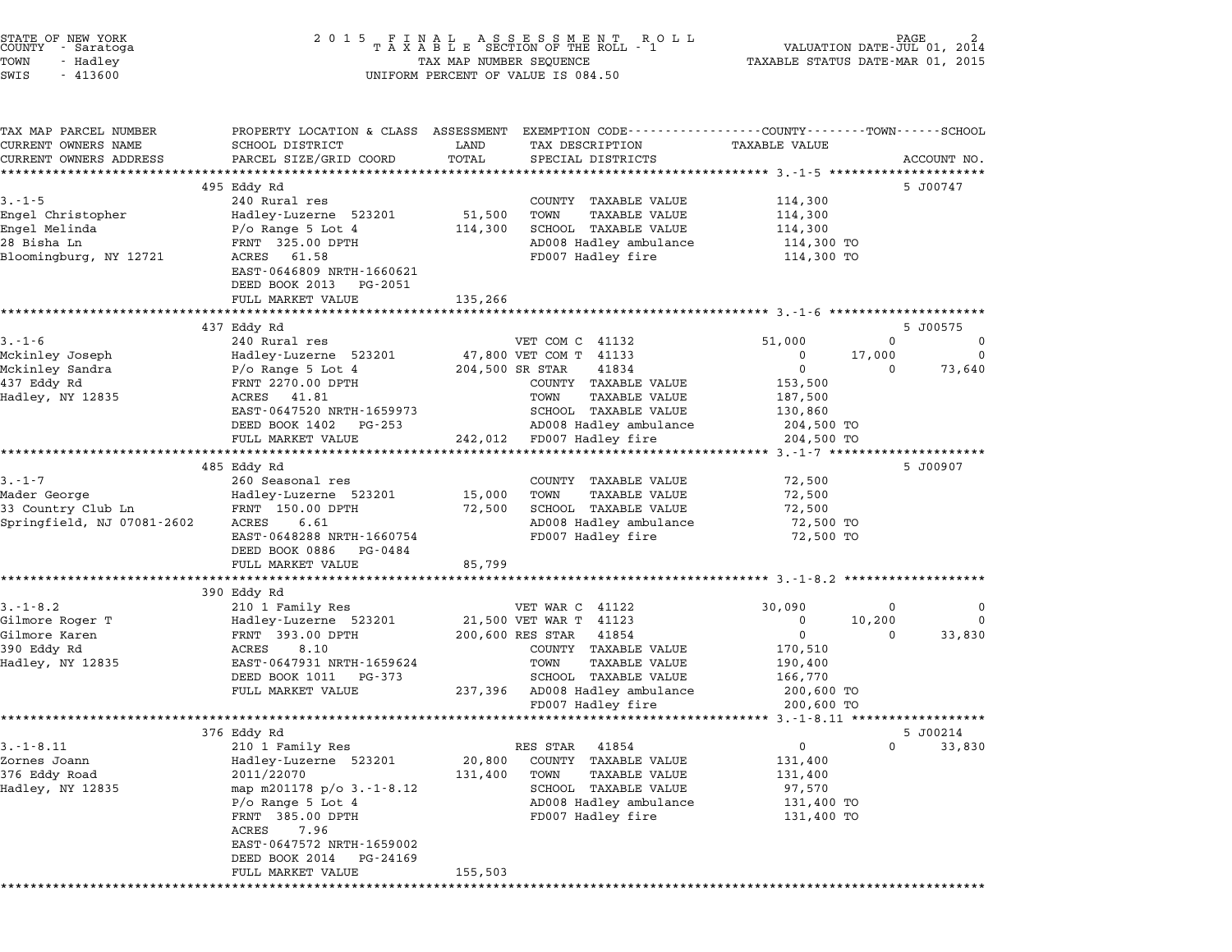STATE OF NEW YORK
COUNTY - Saratoga
TOWN - Hadley
SWIS - 413600

2015 FINAL ASSESSMENT ROLL
TAXABLE SECTION OF THE ROLL - 1
TAX MAP NUMBER SEQUENCE
UNIFORM PERCENT OF VALUE IS 084.50

VALUATION DATE-JUL 01, 2014
TAXABLE STATUS DATE-MAR 01, 2015

| TAX MAP PARCEL NUMBER / CURRENT OWNERS NAME / CURRENT OWNERS ADDRESS | PROPERTY LOCATION & CLASS / SCHOOL DISTRICT / PARCEL SIZE/GRID COORD | ASSESSMENT LAND / TOTAL | EXEMPTION CODE / TAX DESCRIPTION / SPECIAL DISTRICTS | COUNTY TAXABLE VALUE | TOWN | SCHOOL | ACCOUNT NO. |
|---|---|---|---|---|---|---|---|
| 3.-1-5 | 495 Eddy Rd | | | | | | 5 J00747 |
| | 240 Rural res | | COUNTY TAXABLE VALUE | 114,300 | | | |
| Engel Christopher | Hadley-Luzerne 523201 | 51,500 | TOWN TAXABLE VALUE | 114,300 | | | |
| Engel Melinda | P/o Range 5 Lot 4 | 114,300 | SCHOOL TAXABLE VALUE | 114,300 | | | |
| 28 Bisha Ln | FRNT 325.00 DPTH | | AD008 Hadley ambulance | 114,300 TO | | | |
| Bloomingburg, NY 12721 | ACRES 61.58 | | FD007 Hadley fire | 114,300 TO | | | |
| | EAST-0646809 NRTH-1660621 | | | | | | |
| | DEED BOOK 2013 PG-2051 | | | | | | |
| | FULL MARKET VALUE | 135,266 | | | | | |
| 3.-1-6 | 437 Eddy Rd | | | | | | 5 J00575 |
| | 240 Rural res | | VET COM C 41132 | 51,000 | 0 | 0 | |
| Mckinley Joseph | Hadley-Luzerne 523201 | 47,800 | VET COM T 41133 | 0 | 17,000 | 0 | |
| Mckinley Sandra | P/o Range 5 Lot 4 | 204,500 | SR STAR 41834 | 0 | 0 | 73,640 | |
| 437 Eddy Rd | FRNT 2270.00 DPTH | | COUNTY TAXABLE VALUE | 153,500 | | | |
| Hadley, NY 12835 | ACRES 41.81 | | TOWN TAXABLE VALUE | 187,500 | | | |
| | EAST-0647520 NRTH-1659973 | | SCHOOL TAXABLE VALUE | 130,860 | | | |
| | DEED BOOK 1402 PG-253 | | AD008 Hadley ambulance | 204,500 TO | | | |
| | FULL MARKET VALUE | 242,012 | FD007 Hadley fire | 204,500 TO | | | |
| 3.-1-7 | 485 Eddy Rd | | | | | | 5 J00907 |
| | 260 Seasonal res | | COUNTY TAXABLE VALUE | 72,500 | | | |
| Mader George | Hadley-Luzerne 523201 | 15,000 | TOWN TAXABLE VALUE | 72,500 | | | |
| 33 Country Club Ln | FRNT 150.00 DPTH | 72,500 | SCHOOL TAXABLE VALUE | 72,500 | | | |
| Springfield, NJ 07081-2602 | ACRES 6.61 | | AD008 Hadley ambulance | 72,500 TO | | | |
| | EAST-0648288 NRTH-1660754 | | FD007 Hadley fire | 72,500 TO | | | |
| | DEED BOOK 0886 PG-0484 | | | | | | |
| | FULL MARKET VALUE | 85,799 | | | | | |
| 3.-1-8.2 | 390 Eddy Rd | | | | | | |
| | 210 1 Family Res | | VET WAR C 41122 | 30,090 | 0 | 0 | |
| Gilmore Roger T | Hadley-Luzerne 523201 | 21,500 | VET WAR T 41123 | 0 | 10,200 | 0 | |
| Gilmore Karen | FRNT 393.00 DPTH | 200,600 | RES STAR 41854 | 0 | 0 | 33,830 | |
| 390 Eddy Rd | ACRES 8.10 | | COUNTY TAXABLE VALUE | 170,510 | | | |
| Hadley, NY 12835 | EAST-0647931 NRTH-1659624 | | TOWN TAXABLE VALUE | 190,400 | | | |
| | DEED BOOK 1011 PG-373 | | SCHOOL TAXABLE VALUE | 166,770 | | | |
| | FULL MARKET VALUE | 237,396 | AD008 Hadley ambulance | 200,600 TO | | | |
| | | | FD007 Hadley fire | 200,600 TO | | | |
| 3.-1-8.11 | 376 Eddy Rd | | | | | | 5 J00214 |
| | 210 1 Family Res | | RES STAR 41854 | 0 | 0 | 33,830 | |
| Zornes Joann | Hadley-Luzerne 523201 | 20,800 | COUNTY TAXABLE VALUE | 131,400 | | | |
| 376 Eddy Road | 2011/22070 | 131,400 | TOWN TAXABLE VALUE | 131,400 | | | |
| Hadley, NY 12835 | map m201178 p/o 3.-1-8.12 | | SCHOOL TAXABLE VALUE | 97,570 | | | |
| | P/o Range 5 Lot 4 | | AD008 Hadley ambulance | 131,400 TO | | | |
| | FRNT 385.00 DPTH | | FD007 Hadley fire | 131,400 TO | | | |
| | ACRES 7.96 | | | | | | |
| | EAST-0647572 NRTH-1659002 | | | | | | |
| | DEED BOOK 2014 PG-24169 | | | | | | |
| | FULL MARKET VALUE | 155,503 | | | | | |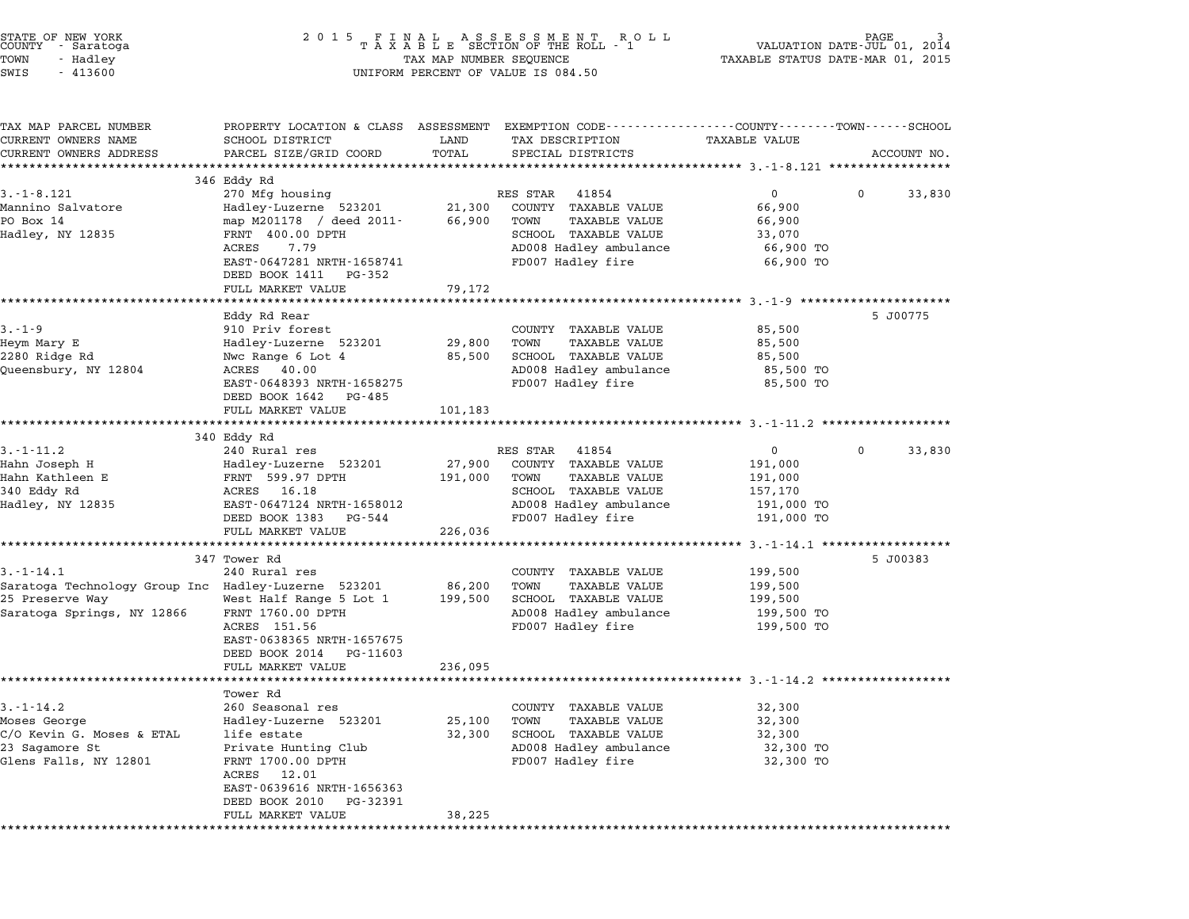STATE OF NEW YORK
COUNTY - Saratoga
TOWN - Hadley
SWIS - 413600

2015 FINAL ASSESSMENT ROLL
TAXABLE SECTION OF THE ROLL - 1
TAX MAP NUMBER SEQUENCE
UNIFORM PERCENT OF VALUE IS 084.50

VALUATION DATE-JUL 01, 2014
TAXABLE STATUS DATE-MAR 01, 2015

| TAX MAP PARCEL NUMBER / CURRENT OWNERS NAME / CURRENT OWNERS ADDRESS | PROPERTY LOCATION & CLASS / SCHOOL DISTRICT / PARCEL SIZE/GRID COORD | ASSESSMENT LAND | TOTAL | EXEMPTION CODE / TAX DESCRIPTION / SPECIAL DISTRICTS | COUNTY / TOWN / SCHOOL TAXABLE VALUE | ACCOUNT NO. |
|---|---|---|---|---|---|---|
| | 346 Eddy Rd | | | | | |
| 3.-1-8.121 | 270 Mfg housing | | | RES STAR 41854 | 0 / 0 / 33,830 | |
| Mannino Salvatore | Hadley-Luzerne 523201 | 21,300 | | COUNTY TAXABLE VALUE | 66,900 | |
| PO Box 14 | map M201178 / deed 2011- | | 66,900 | TOWN TAXABLE VALUE | 66,900 | |
| Hadley, NY 12835 | FRNT 400.00 DPTH | | | SCHOOL TAXABLE VALUE | 33,070 | |
| | ACRES 7.79 | | | AD008 Hadley ambulance | 66,900 TO | |
| | EAST-0647281 NRTH-1658741 | | | FD007 Hadley fire | 66,900 TO | |
| | DEED BOOK 1411 PG-352 | | | | | |
| | FULL MARKET VALUE | | 79,172 | | | |
| | Eddy Rd Rear | | | | | 5 J00775 |
| 3.-1-9 | 910 Priv forest | | | COUNTY TAXABLE VALUE | 85,500 | |
| Heym Mary E | Hadley-Luzerne 523201 | 29,800 | | TOWN TAXABLE VALUE | 85,500 | |
| 2280 Ridge Rd | Nwc Range 6 Lot 4 | | 85,500 | SCHOOL TAXABLE VALUE | 85,500 | |
| Queensbury, NY 12804 | ACRES 40.00 | | | AD008 Hadley ambulance | 85,500 TO | |
| | EAST-0648393 NRTH-1658275 | | | FD007 Hadley fire | 85,500 TO | |
| | DEED BOOK 1642 PG-485 | | | | | |
| | FULL MARKET VALUE | | 101,183 | | | |
| | 340 Eddy Rd | | | | | |
| 3.-1-11.2 | 240 Rural res | | | RES STAR 41854 | 0 / 0 / 33,830 | |
| Hahn Joseph H | Hadley-Luzerne 523201 | 27,900 | | COUNTY TAXABLE VALUE | 191,000 | |
| Hahn Kathleen E | FRNT 599.97 DPTH | | 191,000 | TOWN TAXABLE VALUE | 191,000 | |
| 340 Eddy Rd | ACRES 16.18 | | | SCHOOL TAXABLE VALUE | 157,170 | |
| Hadley, NY 12835 | EAST-0647124 NRTH-1658012 | | | AD008 Hadley ambulance | 191,000 TO | |
| | DEED BOOK 1383 PG-544 | | | FD007 Hadley fire | 191,000 TO | |
| | FULL MARKET VALUE | | 226,036 | | | |
| | 347 Tower Rd | | | | | 5 J00383 |
| 3.-1-14.1 | 240 Rural res | | | COUNTY TAXABLE VALUE | 199,500 | |
| Saratoga Technology Group Inc | Hadley-Luzerne 523201 | 86,200 | | TOWN TAXABLE VALUE | 199,500 | |
| 25 Preserve Way | West Half Range 5 Lot 1 | | 199,500 | SCHOOL TAXABLE VALUE | 199,500 | |
| Saratoga Springs, NY 12866 | FRNT 1760.00 DPTH | | | AD008 Hadley ambulance | 199,500 TO | |
| | ACRES 151.56 | | | FD007 Hadley fire | 199,500 TO | |
| | EAST-0638365 NRTH-1657675 | | | | | |
| | DEED BOOK 2014 PG-11603 | | | | | |
| | FULL MARKET VALUE | | 236,095 | | | |
| | Tower Rd | | | | | |
| 3.-1-14.2 | 260 Seasonal res | | | COUNTY TAXABLE VALUE | 32,300 | |
| Moses George | Hadley-Luzerne 523201 | 25,100 | | TOWN TAXABLE VALUE | 32,300 | |
| C/O Kevin G. Moses & ETAL | life estate | | 32,300 | SCHOOL TAXABLE VALUE | 32,300 | |
| 23 Sagamore St | Private Hunting Club | | | AD008 Hadley ambulance | 32,300 TO | |
| Glens Falls, NY 12801 | FRNT 1700.00 DPTH | | | FD007 Hadley fire | 32,300 TO | |
| | ACRES 12.01 | | | | | |
| | EAST-0639616 NRTH-1656363 | | | | | |
| | DEED BOOK 2010 PG-32391 | | | | | |
| | FULL MARKET VALUE | | 38,225 | | | |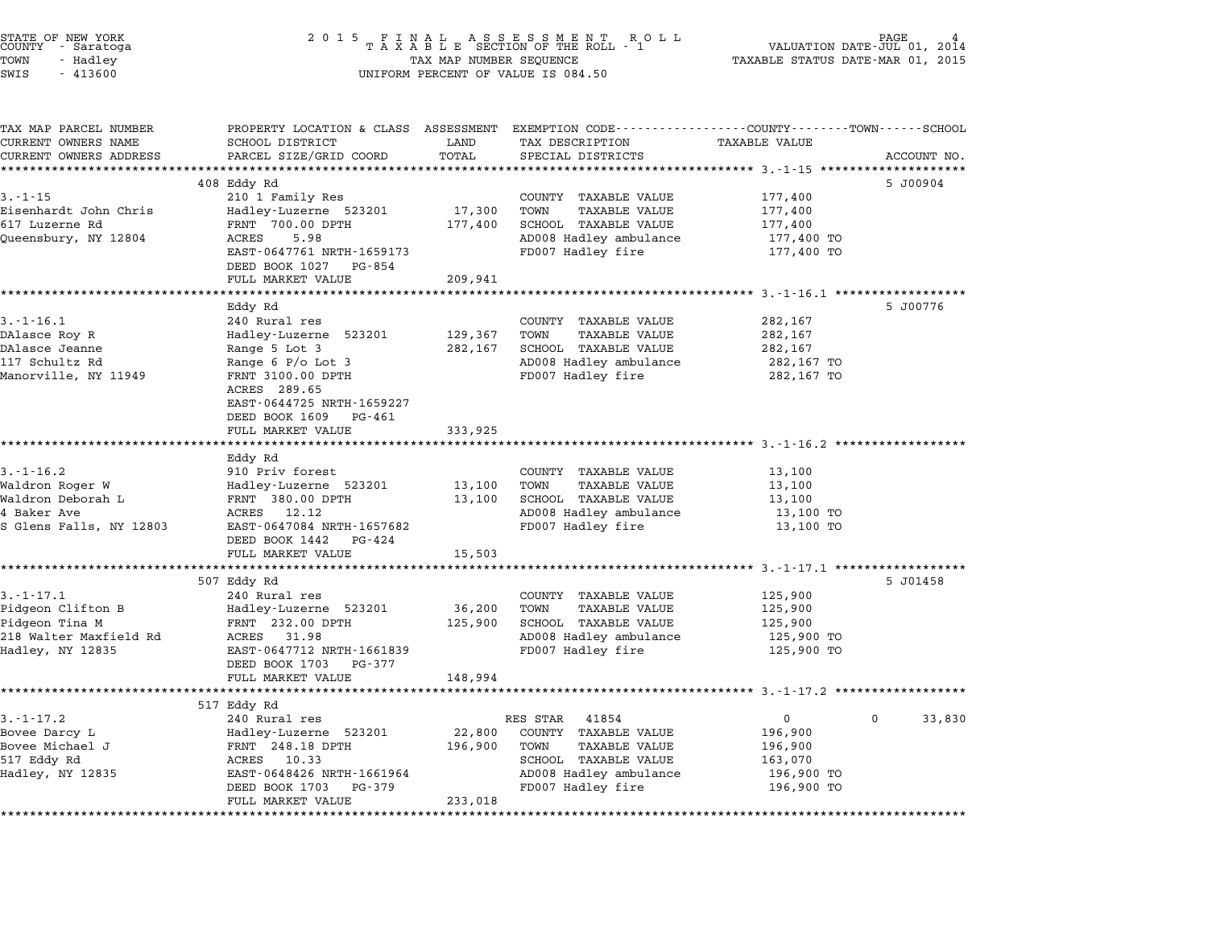STATE OF NEW YORK
COUNTY - Saratoga
TOWN - Hadley
SWIS - 413600

2 0 1 5 F I N A L A S S E S S M E N T R O L L
T A X A B L E SECTION OF THE ROLL - 1
TAX MAP NUMBER SEQUENCE
UNIFORM PERCENT OF VALUE IS 084.50

VALUATION DATE-JUL 01, 2014
TAXABLE STATUS DATE-MAR 01, 2015

| TAX MAP PARCEL NUMBER<br>CURRENT OWNERS NAME<br>CURRENT OWNERS ADDRESS | PROPERTY LOCATION & CLASS<br>SCHOOL DISTRICT<br>PARCEL SIZE/GRID COORD | ASSESSMENT<br>LAND<br>TOTAL | EXEMPTION CODE<br>TAX DESCRIPTION<br>SPECIAL DISTRICTS | COUNTY / TOWN / SCHOOL<br>TAXABLE VALUE | ACCOUNT NO. |
|---|---|---|---|---|---|
| 3.-1-15 | 408 Eddy Rd | | | | 5 J00904 |
| | 210 1 Family Res | | COUNTY TAXABLE VALUE | 177,400 | |
| Eisenhardt John Chris | Hadley-Luzerne 523201 | 17,300 | TOWN TAXABLE VALUE | 177,400 | |
| 617 Luzerne Rd | FRNT 700.00 DPTH | 177,400 | SCHOOL TAXABLE VALUE | 177,400 | |
| Queensbury, NY 12804 | ACRES 5.98 | | AD008 Hadley ambulance | 177,400 TO | |
| | EAST-0647761 NRTH-1659173 | | FD007 Hadley fire | 177,400 TO | |
| | DEED BOOK 1027 PG-854 | | | | |
| | FULL MARKET VALUE | 209,941 | | | |
| 3.-1-16.1 | Eddy Rd | | | | 5 J00776 |
| | 240 Rural res | | COUNTY TAXABLE VALUE | 282,167 | |
| DAlasce Roy R | Hadley-Luzerne 523201 | 129,367 | TOWN TAXABLE VALUE | 282,167 | |
| DAlasce Jeanne | Range 5 Lot 3 | 282,167 | SCHOOL TAXABLE VALUE | 282,167 | |
| 117 Schultz Rd | Range 6 P/o Lot 3 | | AD008 Hadley ambulance | 282,167 TO | |
| Manorville, NY 11949 | FRNT 3100.00 DPTH | | FD007 Hadley fire | 282,167 TO | |
| | ACRES 289.65 | | | | |
| | EAST-0644725 NRTH-1659227 | | | | |
| | DEED BOOK 1609 PG-461 | | | | |
| | FULL MARKET VALUE | 333,925 | | | |
| 3.-1-16.2 | Eddy Rd | | | | |
| | 910 Priv forest | | COUNTY TAXABLE VALUE | 13,100 | |
| Waldron Roger W | Hadley-Luzerne 523201 | 13,100 | TOWN TAXABLE VALUE | 13,100 | |
| Waldron Deborah L | FRNT 380.00 DPTH | 13,100 | SCHOOL TAXABLE VALUE | 13,100 | |
| 4 Baker Ave | ACRES 12.12 | | AD008 Hadley ambulance | 13,100 TO | |
| S Glens Falls, NY 12803 | EAST-0647084 NRTH-1657682 | | FD007 Hadley fire | 13,100 TO | |
| | DEED BOOK 1442 PG-424 | | | | |
| | FULL MARKET VALUE | 15,503 | | | |
| 3.-1-17.1 | 507 Eddy Rd | | | | 5 J01458 |
| | 240 Rural res | | COUNTY TAXABLE VALUE | 125,900 | |
| Pidgeon Clifton B | Hadley-Luzerne 523201 | 36,200 | TOWN TAXABLE VALUE | 125,900 | |
| Pidgeon Tina M | FRNT 232.00 DPTH | 125,900 | SCHOOL TAXABLE VALUE | 125,900 | |
| 218 Walter Maxfield Rd | ACRES 31.98 | | AD008 Hadley ambulance | 125,900 TO | |
| Hadley, NY 12835 | EAST-0647712 NRTH-1661839 | | FD007 Hadley fire | 125,900 TO | |
| | DEED BOOK 1703 PG-377 | | | | |
| | FULL MARKET VALUE | 148,994 | | | |
| 3.-1-17.2 | 517 Eddy Rd | | | | |
| | 240 Rural res | | RES STAR 41854 | 0 0 | 33,830 |
| Bovee Darcy L | Hadley-Luzerne 523201 | 22,800 | COUNTY TAXABLE VALUE | 196,900 | |
| Bovee Michael J | FRNT 248.18 DPTH | 196,900 | TOWN TAXABLE VALUE | 196,900 | |
| 517 Eddy Rd | ACRES 10.33 | | SCHOOL TAXABLE VALUE | 163,070 | |
| Hadley, NY 12835 | EAST-0648426 NRTH-1661964 | | AD008 Hadley ambulance | 196,900 TO | |
| | DEED BOOK 1703 PG-379 | | FD007 Hadley fire | 196,900 TO | |
| | FULL MARKET VALUE | 233,018 | | | |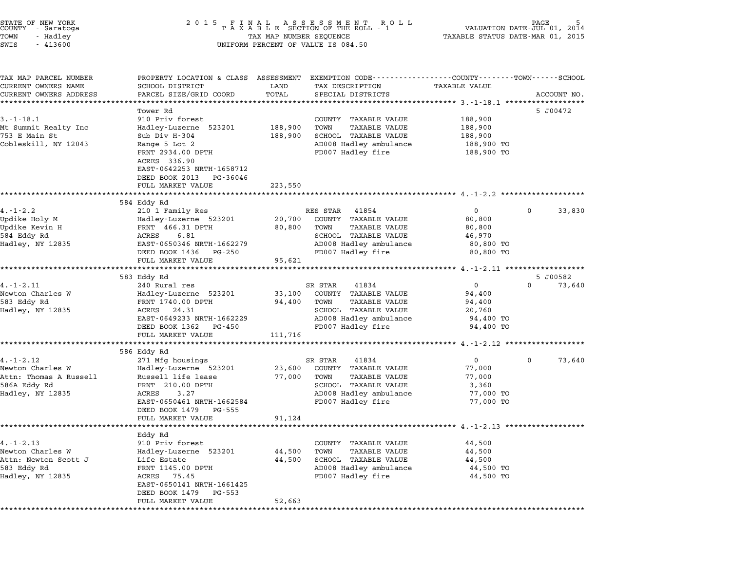STATE OF NEW YORK
COUNTY - Saratoga
TOWN - Hadley
SWIS - 413600

2015 FINAL ASSESSMENT ROLL
TAXABLE SECTION OF THE ROLL - 1
TAX MAP NUMBER SEQUENCE
UNIFORM PERCENT OF VALUE IS 084.50

VALUATION DATE-JUL 01, 2014
TAXABLE STATUS DATE-MAR 01, 2015

| TAX MAP PARCEL NUMBER / CURRENT OWNERS NAME / CURRENT OWNERS ADDRESS | PROPERTY LOCATION & CLASS / SCHOOL DISTRICT / PARCEL SIZE/GRID COORD | ASSESSMENT LAND | TOTAL | EXEMPTION CODE / TAX DESCRIPTION / SPECIAL DISTRICTS | COUNTY TAXABLE VALUE | TOWN | SCHOOL | ACCOUNT NO. |
|---|---|---|---|---|---|---|---|---|
| **3.-1-18.1** | Tower Rd | | | | | | | 5 J00472 |
| 3.-1-18.1 | 910 Priv forest | | | COUNTY TAXABLE VALUE | 188,900 | | | |
| Mt Summit Realty Inc | Hadley-Luzerne 523201 | 188,900 | | TOWN TAXABLE VALUE | 188,900 | | | |
| 753 E Main St | Sub Div H-304 | | 188,900 | SCHOOL TAXABLE VALUE | 188,900 | | | |
| Cobleskill, NY 12043 | Range 5 Lot 2 | | | AD008 Hadley ambulance | 188,900 TO | | | |
| | FRNT 2934.00 DPTH | | | FD007 Hadley fire | 188,900 TO | | | |
| | ACRES 336.90 | | | | | | | |
| | EAST-0642253 NRTH-1658712 | | | | | | | |
| | DEED BOOK 2013 PG-36046 | | | | | | | |
| | FULL MARKET VALUE | | 223,550 | | | | | |
| **4.-1-2.2** | 584 Eddy Rd | | | | | | | |
| 4.-1-2.2 | 210 1 Family Res | | | RES STAR 41854 | 0 | 0 | 33,830 | |
| Updike Holy M | Hadley-Luzerne 523201 | 20,700 | | COUNTY TAXABLE VALUE | 80,800 | | | |
| Updike Kevin H | FRNT 466.31 DPTH | | 80,800 | TOWN TAXABLE VALUE | 80,800 | | | |
| 584 Eddy Rd | ACRES 6.81 | | | SCHOOL TAXABLE VALUE | 46,970 | | | |
| Hadley, NY 12835 | EAST-0650346 NRTH-1662279 | | | AD008 Hadley ambulance | 80,800 TO | | | |
| | DEED BOOK 1436 PG-250 | | | FD007 Hadley fire | 80,800 TO | | | |
| | FULL MARKET VALUE | | 95,621 | | | | | |
| **4.-1-2.11** | 583 Eddy Rd | | | | | | | 5 J00582 |
| 4.-1-2.11 | 240 Rural res | | | SR STAR 41834 | 0 | 0 | 73,640 | |
| Newton Charles W | Hadley-Luzerne 523201 | 33,100 | | COUNTY TAXABLE VALUE | 94,400 | | | |
| 583 Eddy Rd | FRNT 1740.00 DPTH | | 94,400 | TOWN TAXABLE VALUE | 94,400 | | | |
| Hadley, NY 12835 | ACRES 24.31 | | | SCHOOL TAXABLE VALUE | 20,760 | | | |
| | EAST-0649233 NRTH-1662229 | | | AD008 Hadley ambulance | 94,400 TO | | | |
| | DEED BOOK 1362 PG-450 | | | FD007 Hadley fire | 94,400 TO | | | |
| | FULL MARKET VALUE | | 111,716 | | | | | |
| **4.-1-2.12** | 586 Eddy Rd | | | | | | | |
| 4.-1-2.12 | 271 Mfg housings | | | SR STAR 41834 | 0 | 0 | 73,640 | |
| Newton Charles W | Hadley-Luzerne 523201 | 23,600 | | COUNTY TAXABLE VALUE | 77,000 | | | |
| Attn: Thomas A Russell | Russell life lease | | 77,000 | TOWN TAXABLE VALUE | 77,000 | | | |
| 586A Eddy Rd | FRNT 210.00 DPTH | | | SCHOOL TAXABLE VALUE | 3,360 | | | |
| Hadley, NY 12835 | ACRES 3.27 | | | AD008 Hadley ambulance | 77,000 TO | | | |
| | EAST-0650461 NRTH-1662584 | | | FD007 Hadley fire | 77,000 TO | | | |
| | DEED BOOK 1479 PG-555 | | | | | | | |
| | FULL MARKET VALUE | | 91,124 | | | | | |
| **4.-1-2.13** | Eddy Rd | | | | | | | |
| 4.-1-2.13 | 910 Priv forest | | | COUNTY TAXABLE VALUE | 44,500 | | | |
| Newton Charles W | Hadley-Luzerne 523201 | 44,500 | | TOWN TAXABLE VALUE | 44,500 | | | |
| Attn: Newton Scott J | Life Estate | | 44,500 | SCHOOL TAXABLE VALUE | 44,500 | | | |
| 583 Eddy Rd | FRNT 1145.00 DPTH | | | AD008 Hadley ambulance | 44,500 TO | | | |
| Hadley, NY 12835 | ACRES 75.45 | | | FD007 Hadley fire | 44,500 TO | | | |
| | EAST-0650141 NRTH-1661425 | | | | | | | |
| | DEED BOOK 1479 PG-553 | | | | | | | |
| | FULL MARKET VALUE | | 52,663 | | | | | |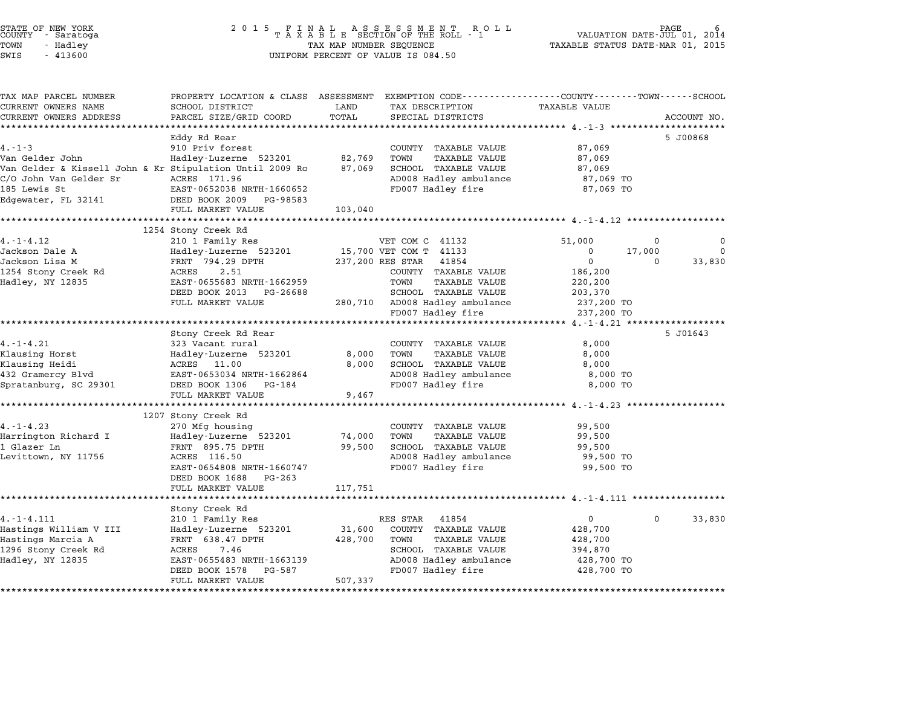STATE OF NEW YORK
COUNTY - Saratoga
TOWN - Hadley
SWIS - 413600

2015 FINAL ASSESSMENT ROLL
TAXABLE SECTION OF THE ROLL - 1
TAX MAP NUMBER SEQUENCE
UNIFORM PERCENT OF VALUE IS 084.50

VALUATION DATE-JUL 01, 2014
TAXABLE STATUS DATE-MAR 01, 2015

| TAX MAP PARCEL NUMBER / CURRENT OWNERS NAME / CURRENT OWNERS ADDRESS | PROPERTY LOCATION & CLASS / SCHOOL DISTRICT / PARCEL SIZE/GRID COORD | ASSESSMENT LAND / TOTAL | EXEMPTION CODE / TAX DESCRIPTION / SPECIAL DISTRICTS | COUNTY TAXABLE VALUE | TOWN | SCHOOL | ACCOUNT NO. |
|---|---|---|---|---|---|---|---|
| **4.-1-3** | Eddy Rd Rear | | | | | | 5 J00868 |
| 4.-1-3 | 910 Priv forest | | COUNTY TAXABLE VALUE | 87,069 | | | |
| Van Gelder John | Hadley-Luzerne 523201 | 82,769 | TOWN TAXABLE VALUE | 87,069 | | | |
| Van Gelder & Kissell John & Kr | Stipulation Until 2009 Ro | 87,069 | SCHOOL TAXABLE VALUE | 87,069 | | | |
| C/O John Van Gelder Sr | ACRES 171.96 | | AD008 Hadley ambulance | 87,069 TO | | | |
| 185 Lewis St | EAST-0652038 NRTH-1660652 | | FD007 Hadley fire | 87,069 TO | | | |
| Edgewater, FL 32141 | DEED BOOK 2009 PG-98583 | | | | | | |
| | FULL MARKET VALUE | 103,040 | | | | | |
| **4.-1-4.12** | 1254 Stony Creek Rd | | | | | | |
| 4.-1-4.12 | 210 1 Family Res | | VET COM C 41132 | 51,000 | 0 | 0 | |
| Jackson Dale A | Hadley-Luzerne 523201 | 15,700 | VET COM T 41133 | 0 | 17,000 | 0 | |
| Jackson Lisa M | FRNT 794.29 DPTH | 237,200 | RES STAR 41854 | 0 | 0 | 33,830 | |
| 1254 Stony Creek Rd | ACRES 2.51 | | COUNTY TAXABLE VALUE | 186,200 | | | |
| Hadley, NY 12835 | EAST-0655683 NRTH-1662959 | | TOWN TAXABLE VALUE | 220,200 | | | |
| | DEED BOOK 2013 PG-26688 | | SCHOOL TAXABLE VALUE | 203,370 | | | |
| | FULL MARKET VALUE | 280,710 | AD008 Hadley ambulance | 237,200 TO | | | |
| | | | FD007 Hadley fire | 237,200 TO | | | |
| **4.-1-4.21** | Stony Creek Rd Rear | | | | | | 5 J01643 |
| 4.-1-4.21 | 323 Vacant rural | | COUNTY TAXABLE VALUE | 8,000 | | | |
| Klausing Horst | Hadley-Luzerne 523201 | 8,000 | TOWN TAXABLE VALUE | 8,000 | | | |
| Klausing Heidi | ACRES 11.00 | 8,000 | SCHOOL TAXABLE VALUE | 8,000 | | | |
| 432 Gramercy Blvd | EAST-0653034 NRTH-1662864 | | AD008 Hadley ambulance | 8,000 TO | | | |
| Spratanburg, SC 29301 | DEED BOOK 1306 PG-184 | | FD007 Hadley fire | 8,000 TO | | | |
| | FULL MARKET VALUE | 9,467 | | | | | |
| **4.-1-4.23** | 1207 Stony Creek Rd | | | | | | |
| 4.-1-4.23 | 270 Mfg housing | | COUNTY TAXABLE VALUE | 99,500 | | | |
| Harrington Richard I | Hadley-Luzerne 523201 | 74,000 | TOWN TAXABLE VALUE | 99,500 | | | |
| 1 Glazer Ln | FRNT 895.75 DPTH | 99,500 | SCHOOL TAXABLE VALUE | 99,500 | | | |
| Levittown, NY 11756 | ACRES 116.50 | | AD008 Hadley ambulance | 99,500 TO | | | |
| | EAST-0654808 NRTH-1660747 | | FD007 Hadley fire | 99,500 TO | | | |
| | DEED BOOK 1688 PG-263 | | | | | | |
| | FULL MARKET VALUE | 117,751 | | | | | |
| **4.-1-4.111** | Stony Creek Rd | | | | | | |
| 4.-1-4.111 | 210 1 Family Res | | RES STAR 41854 | 0 | 0 | 33,830 | |
| Hastings William V III | Hadley-Luzerne 523201 | 31,600 | COUNTY TAXABLE VALUE | 428,700 | | | |
| Hastings Marcia A | FRNT 638.47 DPTH | 428,700 | TOWN TAXABLE VALUE | 428,700 | | | |
| 1296 Stony Creek Rd | ACRES 7.46 | | SCHOOL TAXABLE VALUE | 394,870 | | | |
| Hadley, NY 12835 | EAST-0655483 NRTH-1663139 | | AD008 Hadley ambulance | 428,700 TO | | | |
| | DEED BOOK 1578 PG-587 | | FD007 Hadley fire | 428,700 TO | | | |
| | FULL MARKET VALUE | 507,337 | | | | | |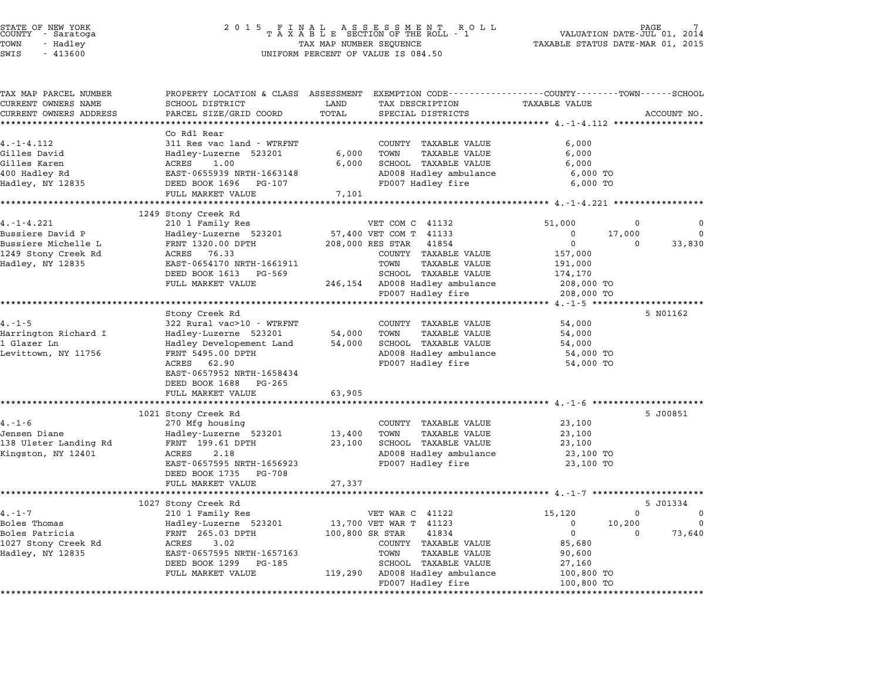STATE OF NEW YORK
COUNTY - Saratoga
TOWN - Hadley
SWIS - 413600

2015 FINAL ASSESSMENT ROLL
TAXABLE SECTION OF THE ROLL - 1
TAX MAP NUMBER SEQUENCE
UNIFORM PERCENT OF VALUE IS 084.50

VALUATION DATE-JUL 01, 2014
TAXABLE STATUS DATE-MAR 01, 2015

| TAX MAP PARCEL NUMBER / CURRENT OWNERS NAME / CURRENT OWNERS ADDRESS | PROPERTY LOCATION & CLASS / SCHOOL DISTRICT / PARCEL SIZE/GRID COORD | ASSESSMENT LAND / TOTAL | EXEMPTION CODE / TAX DESCRIPTION / SPECIAL DISTRICTS | COUNTY TAXABLE VALUE | TOWN | SCHOOL | ACCOUNT NO. |
|---|---|---|---|---|---|---|---|
| **4.-1-4.112** | Co Rd1 Rear | | | | | | |
| 4.-1-4.112 | 311 Res vac land - WTRFNT | | COUNTY TAXABLE VALUE | 6,000 | | | |
| Gilles David | Hadley-Luzerne 523201 | 6,000 | TOWN TAXABLE VALUE | 6,000 | | | |
| Gilles Karen | ACRES 1.00 | 6,000 | SCHOOL TAXABLE VALUE | 6,000 | | | |
| 400 Hadley Rd | EAST-0655939 NRTH-1663148 | | AD008 Hadley ambulance | 6,000 TO | | | |
| Hadley, NY 12835 | DEED BOOK 1696 PG-107 | | FD007 Hadley fire | 6,000 TO | | | |
| | FULL MARKET VALUE | 7,101 | | | | | |
| **4.-1-4.221** | 1249 Stony Creek Rd | | | | | | |
| 4.-1-4.221 | 210 1 Family Res | | VET COM C 41132 | 51,000 | 0 | 0 | |
| Bussiere David P | Hadley-Luzerne 523201 | 57,400 | VET COM T 41133 | 0 | 17,000 | 0 | |
| Bussiere Michelle L | FRNT 1320.00 DPTH | 208,000 | RES STAR 41854 | 0 | 0 | 33,830 | |
| 1249 Stony Creek Rd | ACRES 76.33 | | COUNTY TAXABLE VALUE | 157,000 | | | |
| Hadley, NY 12835 | EAST-0654170 NRTH-1661911 | | TOWN TAXABLE VALUE | 191,000 | | | |
| | DEED BOOK 1613 PG-569 | | SCHOOL TAXABLE VALUE | 174,170 | | | |
| | FULL MARKET VALUE | 246,154 | AD008 Hadley ambulance | 208,000 TO | | | |
| | | | FD007 Hadley fire | 208,000 TO | | | |
| **4.-1-5** | Stony Creek Rd | | | | | | 5 N01162 |
| 4.-1-5 | 322 Rural vac>10 - WTRFNT | | COUNTY TAXABLE VALUE | 54,000 | | | |
| Harrington Richard I | Hadley-Luzerne 523201 | 54,000 | TOWN TAXABLE VALUE | 54,000 | | | |
| 1 Glazer Ln | Hadley Developement Land | 54,000 | SCHOOL TAXABLE VALUE | 54,000 | | | |
| Levittown, NY 11756 | FRNT 5495.00 DPTH | | AD008 Hadley ambulance | 54,000 TO | | | |
| | ACRES 62.90 | | FD007 Hadley fire | 54,000 TO | | | |
| | EAST-0657952 NRTH-1658434 | | | | | | |
| | DEED BOOK 1688 PG-265 | | | | | | |
| | FULL MARKET VALUE | 63,905 | | | | | |
| **4.-1-6** | 1021 Stony Creek Rd | | | | | | 5 J00851 |
| 4.-1-6 | 270 Mfg housing | | COUNTY TAXABLE VALUE | 23,100 | | | |
| Jensen Diane | Hadley-Luzerne 523201 | 13,400 | TOWN TAXABLE VALUE | 23,100 | | | |
| 138 Ulster Landing Rd | FRNT 199.61 DPTH | 23,100 | SCHOOL TAXABLE VALUE | 23,100 | | | |
| Kingston, NY 12401 | ACRES 2.18 | | AD008 Hadley ambulance | 23,100 TO | | | |
| | EAST-0657595 NRTH-1656923 | | FD007 Hadley fire | 23,100 TO | | | |
| | DEED BOOK 1735 PG-708 | | | | | | |
| | FULL MARKET VALUE | 27,337 | | | | | |
| **4.-1-7** | 1027 Stony Creek Rd | | | | | | 5 J01334 |
| 4.-1-7 | 210 1 Family Res | | VET WAR C 41122 | 15,120 | 0 | 0 | |
| Boles Thomas | Hadley-Luzerne 523201 | 13,700 | VET WAR T 41123 | 0 | 10,200 | 0 | |
| Boles Patricia | FRNT 265.03 DPTH | 100,800 | SR STAR 41834 | 0 | 0 | 73,640 | |
| 1027 Stony Creek Rd | ACRES 3.02 | | COUNTY TAXABLE VALUE | 85,680 | | | |
| Hadley, NY 12835 | EAST-0657595 NRTH-1657163 | | TOWN TAXABLE VALUE | 90,600 | | | |
| | DEED BOOK 1299 PG-185 | | SCHOOL TAXABLE VALUE | 27,160 | | | |
| | FULL MARKET VALUE | 119,290 | AD008 Hadley ambulance | 100,800 TO | | | |
| | | | FD007 Hadley fire | 100,800 TO | | | |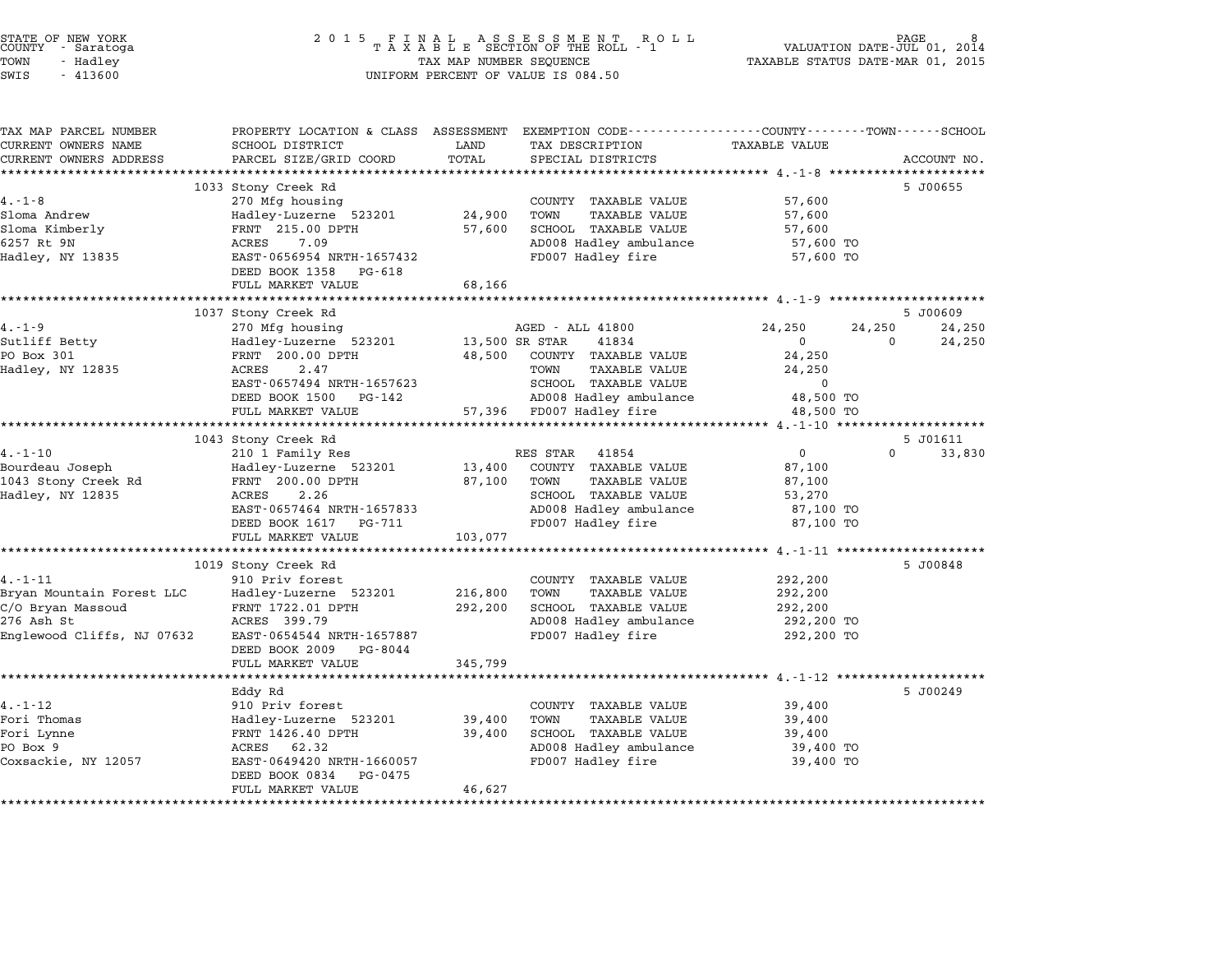STATE OF NEW YORK
COUNTY - Saratoga
TOWN - Hadley
SWIS - 413600

2015 FINAL ASSESSMENT ROLL
TAXABLE SECTION OF THE ROLL - 1
TAX MAP NUMBER SEQUENCE
UNIFORM PERCENT OF VALUE IS 084.50

VALUATION DATE-JUL 01, 2014
TAXABLE STATUS DATE-MAR 01, 2015

| TAX MAP PARCEL NUMBER / CURRENT OWNERS NAME / CURRENT OWNERS ADDRESS | PROPERTY LOCATION & CLASS / SCHOOL DISTRICT / PARCEL SIZE/GRID COORD | ASSESSMENT LAND / TOTAL | EXEMPTION CODE / TAX DESCRIPTION / SPECIAL DISTRICTS | COUNTY TAXABLE VALUE | TOWN | SCHOOL | ACCOUNT NO. |
|---|---|---|---|---|---|---|---|
| **4.-1-8** | 1033 Stony Creek Rd | | | | | | 5 J00655 |
| Sloma Andrew | 270 Mfg housing | | COUNTY TAXABLE VALUE | 57,600 | | | |
| Sloma Kimberly | Hadley-Luzerne 523201 | 24,900 | TOWN TAXABLE VALUE | 57,600 | | | |
| 6257 Rt 9N | FRNT 215.00 DPTH | 57,600 | SCHOOL TAXABLE VALUE | 57,600 | | | |
| Hadley, NY 13835 | ACRES 7.09 | | AD008 Hadley ambulance | 57,600 TO | | | |
| | EAST-0656954 NRTH-1657432 | | FD007 Hadley fire | 57,600 TO | | | |
| | DEED BOOK 1358 PG-618 | | | | | | |
| | FULL MARKET VALUE | 68,166 | | | | | |
| **4.-1-9** | 1037 Stony Creek Rd | | | | | | 5 J00609 |
| Sutliff Betty | 270 Mfg housing | | AGED - ALL 41800 | 24,250 | 24,250 | 24,250 | |
| PO Box 301 | Hadley-Luzerne 523201 | 13,500 | SR STAR 41834 | 0 | 0 | 24,250 | |
| Hadley, NY 12835 | FRNT 200.00 DPTH | 48,500 | COUNTY TAXABLE VALUE | 24,250 | | | |
| | ACRES 2.47 | | TOWN TAXABLE VALUE | 24,250 | | | |
| | EAST-0657494 NRTH-1657623 | | SCHOOL TAXABLE VALUE | 0 | | | |
| | DEED BOOK 1500 PG-142 | | AD008 Hadley ambulance | 48,500 TO | | | |
| | FULL MARKET VALUE | 57,396 | FD007 Hadley fire | 48,500 TO | | | |
| **4.-1-10** | 1043 Stony Creek Rd | | | | | | 5 J01611 |
| Bourdeau Joseph | 210 1 Family Res | | RES STAR 41854 | 0 | 0 | 33,830 | |
| 1043 Stony Creek Rd | Hadley-Luzerne 523201 | 13,400 | COUNTY TAXABLE VALUE | 87,100 | | | |
| Hadley, NY 12835 | FRNT 200.00 DPTH | 87,100 | TOWN TAXABLE VALUE | 87,100 | | | |
| | ACRES 2.26 | | SCHOOL TAXABLE VALUE | 53,270 | | | |
| | EAST-0657464 NRTH-1657833 | | AD008 Hadley ambulance | 87,100 TO | | | |
| | DEED BOOK 1617 PG-711 | | FD007 Hadley fire | 87,100 TO | | | |
| | FULL MARKET VALUE | 103,077 | | | | | |
| **4.-1-11** | 1019 Stony Creek Rd | | | | | | 5 J00848 |
| Bryan Mountain Forest LLC | 910 Priv forest | | COUNTY TAXABLE VALUE | 292,200 | | | |
| C/O Bryan Massoud | Hadley-Luzerne 523201 | 216,800 | TOWN TAXABLE VALUE | 292,200 | | | |
| 276 Ash St | FRNT 1722.01 DPTH | 292,200 | SCHOOL TAXABLE VALUE | 292,200 | | | |
| Englewood Cliffs, NJ 07632 | ACRES 399.79 | | AD008 Hadley ambulance | 292,200 TO | | | |
| | EAST-0654544 NRTH-1657887 | | FD007 Hadley fire | 292,200 TO | | | |
| | DEED BOOK 2009 PG-8044 | | | | | | |
| | FULL MARKET VALUE | 345,799 | | | | | |
| **4.-1-12** | Eddy Rd | | | | | | 5 J00249 |
| Fori Thomas | 910 Priv forest | | COUNTY TAXABLE VALUE | 39,400 | | | |
| Fori Lynne | Hadley-Luzerne 523201 | 39,400 | TOWN TAXABLE VALUE | 39,400 | | | |
| PO Box 9 | FRNT 1426.40 DPTH | 39,400 | SCHOOL TAXABLE VALUE | 39,400 | | | |
| Coxsackie, NY 12057 | ACRES 62.32 | | AD008 Hadley ambulance | 39,400 TO | | | |
| | EAST-0649420 NRTH-1660057 | | FD007 Hadley fire | 39,400 TO | | | |
| | DEED BOOK 0834 PG-0475 | | | | | | |
| | FULL MARKET VALUE | 46,627 | | | | | |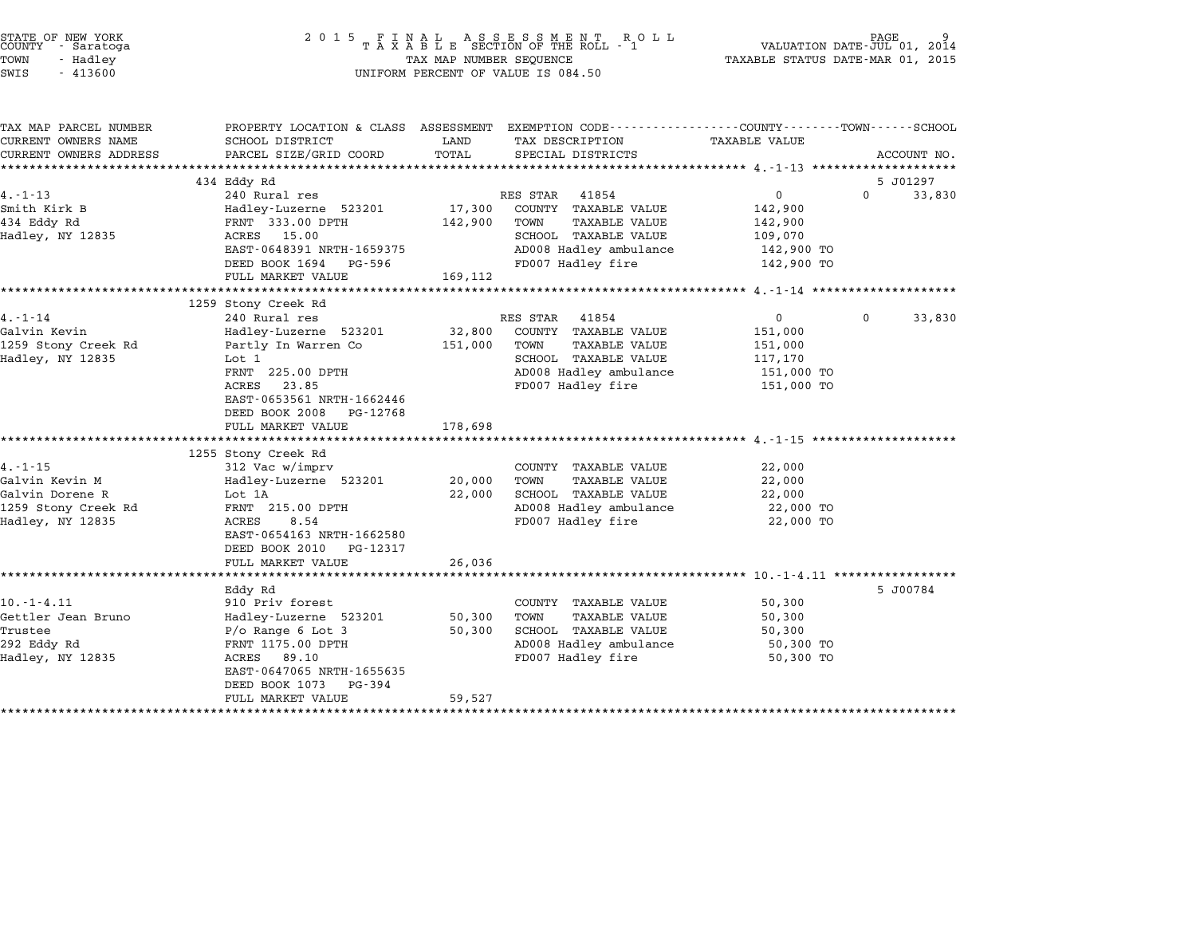STATE OF NEW YORK
COUNTY - Saratoga
TOWN - Hadley
SWIS - 413600

2 0 1 5 F I N A L A S S E S S M E N T R O L L
T A X A B L E SECTION OF THE ROLL - 1
TAX MAP NUMBER SEQUENCE
UNIFORM PERCENT OF VALUE IS 084.50

VALUATION DATE-JUL 01, 2014
TAXABLE STATUS DATE-MAR 01, 2015

| TAX MAP PARCEL NUMBER<br>CURRENT OWNERS NAME<br>CURRENT OWNERS ADDRESS | PROPERTY LOCATION & CLASS<br>SCHOOL DISTRICT<br>PARCEL SIZE/GRID COORD | ASSESSMENT<br>LAND<br>TOTAL | EXEMPTION CODE<br>TAX DESCRIPTION<br>SPECIAL DISTRICTS | COUNTY / TOWN<br>TAXABLE VALUE | SCHOOL<br>ACCOUNT NO. |
|---|---|---|---|---|---|
| **4.-1-13** | 434 Eddy Rd | | | | 5 J01297 |
| | 240 Rural res | | RES STAR 41854 | 0 | 0 33,830 |
| Smith Kirk B | Hadley-Luzerne 523201 | 17,300 | COUNTY TAXABLE VALUE | 142,900 | |
| 434 Eddy Rd | FRNT 333.00 DPTH | 142,900 | TOWN TAXABLE VALUE | 142,900 | |
| Hadley, NY 12835 | ACRES 15.00 | | SCHOOL TAXABLE VALUE | 109,070 | |
| | EAST-0648391 NRTH-1659375 | | AD008 Hadley ambulance | 142,900 TO | |
| | DEED BOOK 1694 PG-596 | | FD007 Hadley fire | 142,900 TO | |
| | FULL MARKET VALUE | 169,112 | | | |
| **4.-1-14** | 1259 Stony Creek Rd | | | | |
| | 240 Rural res | | RES STAR 41854 | 0 | 0 33,830 |
| Galvin Kevin | Hadley-Luzerne 523201 | 32,800 | COUNTY TAXABLE VALUE | 151,000 | |
| 1259 Stony Creek Rd | Partly In Warren Co | 151,000 | TOWN TAXABLE VALUE | 151,000 | |
| Hadley, NY 12835 | Lot 1 | | SCHOOL TAXABLE VALUE | 117,170 | |
| | FRNT 225.00 DPTH | | AD008 Hadley ambulance | 151,000 TO | |
| | ACRES 23.85 | | FD007 Hadley fire | 151,000 TO | |
| | EAST-0653561 NRTH-1662446 | | | | |
| | DEED BOOK 2008 PG-12768 | | | | |
| | FULL MARKET VALUE | 178,698 | | | |
| **4.-1-15** | 1255 Stony Creek Rd | | | | |
| | 312 Vac w/imprv | | COUNTY TAXABLE VALUE | 22,000 | |
| Galvin Kevin M | Hadley-Luzerne 523201 | 20,000 | TOWN TAXABLE VALUE | 22,000 | |
| Galvin Dorene R | Lot 1A | 22,000 | SCHOOL TAXABLE VALUE | 22,000 | |
| 1259 Stony Creek Rd | FRNT 215.00 DPTH | | AD008 Hadley ambulance | 22,000 TO | |
| Hadley, NY 12835 | ACRES 8.54 | | FD007 Hadley fire | 22,000 TO | |
| | EAST-0654163 NRTH-1662580 | | | | |
| | DEED BOOK 2010 PG-12317 | | | | |
| | FULL MARKET VALUE | 26,036 | | | |
| **10.-1-4.11** | Eddy Rd | | | | 5 J00784 |
| | 910 Priv forest | | COUNTY TAXABLE VALUE | 50,300 | |
| Gettler Jean Bruno | Hadley-Luzerne 523201 | 50,300 | TOWN TAXABLE VALUE | 50,300 | |
| Trustee | P/o Range 6 Lot 3 | 50,300 | SCHOOL TAXABLE VALUE | 50,300 | |
| 292 Eddy Rd | FRNT 1175.00 DPTH | | AD008 Hadley ambulance | 50,300 TO | |
| Hadley, NY 12835 | ACRES 89.10 | | FD007 Hadley fire | 50,300 TO | |
| | EAST-0647065 NRTH-1655635 | | | | |
| | DEED BOOK 1073 PG-394 | | | | |
| | FULL MARKET VALUE | 59,527 | | | |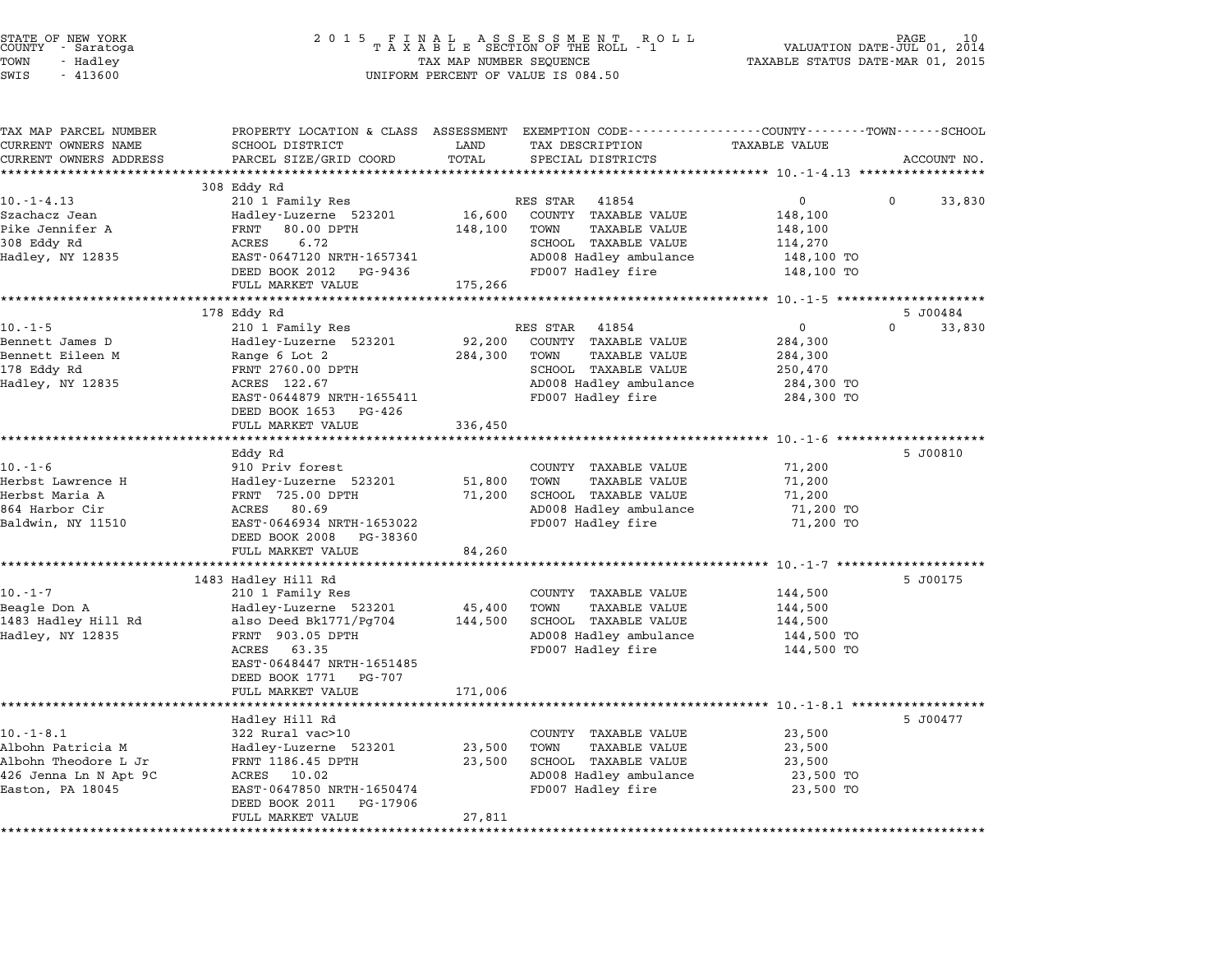STATE OF NEW YORK
COUNTY - Saratoga
TOWN - Hadley
SWIS - 413600

2 0 1 5 F I N A L A S S E S S M E N T R O L L
T A X A B L E SECTION OF THE ROLL - 1
TAX MAP NUMBER SEQUENCE
UNIFORM PERCENT OF VALUE IS 084.50

VALUATION DATE-JUL 01, 2014
TAXABLE STATUS DATE-MAR 01, 2015

| TAX MAP PARCEL NUMBER / CURRENT OWNERS NAME / CURRENT OWNERS ADDRESS | PROPERTY LOCATION & CLASS / SCHOOL DISTRICT / PARCEL SIZE/GRID COORD | ASSESSMENT LAND / TOTAL | EXEMPTION CODE / TAX DESCRIPTION / SPECIAL DISTRICTS | COUNTY TAXABLE VALUE | TOWN | SCHOOL / ACCOUNT NO. |
|---|---|---|---|---|---|---|
| **10.-1-4.13** | 308 Eddy Rd | | | | | |
| | 210 1 Family Res | | RES STAR 41854 | 0 | 0 | 33,830 |
| Szachacz Jean | Hadley-Luzerne 523201 | 16,600 | COUNTY TAXABLE VALUE | 148,100 | | |
| Pike Jennifer A | FRNT 80.00 DPTH | 148,100 | TOWN TAXABLE VALUE | 148,100 | | |
| 308 Eddy Rd | ACRES 6.72 | | SCHOOL TAXABLE VALUE | 114,270 | | |
| Hadley, NY 12835 | EAST-0647120 NRTH-1657341 | | AD008 Hadley ambulance | 148,100 TO | | |
| | DEED BOOK 2012 PG-9436 | | FD007 Hadley fire | 148,100 TO | | |
| | FULL MARKET VALUE | 175,266 | | | | |
| **10.-1-5** | 178 Eddy Rd | | | | | 5 J00484 |
| | 210 1 Family Res | | RES STAR 41854 | 0 | 0 | 33,830 |
| Bennett James D | Hadley-Luzerne 523201 | 92,200 | COUNTY TAXABLE VALUE | 284,300 | | |
| Bennett Eileen M | Range 6 Lot 2 | 284,300 | TOWN TAXABLE VALUE | 284,300 | | |
| 178 Eddy Rd | FRNT 2760.00 DPTH | | SCHOOL TAXABLE VALUE | 250,470 | | |
| Hadley, NY 12835 | ACRES 122.67 | | AD008 Hadley ambulance | 284,300 TO | | |
| | EAST-0644879 NRTH-1655411 | | FD007 Hadley fire | 284,300 TO | | |
| | DEED BOOK 1653 PG-426 | | | | | |
| | FULL MARKET VALUE | 336,450 | | | | |
| **10.-1-6** | Eddy Rd | | | | | 5 J00810 |
| | 910 Priv forest | | COUNTY TAXABLE VALUE | 71,200 | | |
| Herbst Lawrence H | Hadley-Luzerne 523201 | 51,800 | TOWN TAXABLE VALUE | 71,200 | | |
| Herbst Maria A | FRNT 725.00 DPTH | 71,200 | SCHOOL TAXABLE VALUE | 71,200 | | |
| 864 Harbor Cir | ACRES 80.69 | | AD008 Hadley ambulance | 71,200 TO | | |
| Baldwin, NY 11510 | EAST-0646934 NRTH-1653022 | | FD007 Hadley fire | 71,200 TO | | |
| | DEED BOOK 2008 PG-38360 | | | | | |
| | FULL MARKET VALUE | 84,260 | | | | |
| **10.-1-7** | 1483 Hadley Hill Rd | | | | | 5 J00175 |
| | 210 1 Family Res | | COUNTY TAXABLE VALUE | 144,500 | | |
| Beagle Don A | Hadley-Luzerne 523201 | 45,400 | TOWN TAXABLE VALUE | 144,500 | | |
| 1483 Hadley Hill Rd | also Deed Bk1771/Pg704 | 144,500 | SCHOOL TAXABLE VALUE | 144,500 | | |
| Hadley, NY 12835 | FRNT 903.05 DPTH | | AD008 Hadley ambulance | 144,500 TO | | |
| | ACRES 63.35 | | FD007 Hadley fire | 144,500 TO | | |
| | EAST-0648447 NRTH-1651485 | | | | | |
| | DEED BOOK 1771 PG-707 | | | | | |
| | FULL MARKET VALUE | 171,006 | | | | |
| **10.-1-8.1** | Hadley Hill Rd | | | | | 5 J00477 |
| | 322 Rural vac>10 | | COUNTY TAXABLE VALUE | 23,500 | | |
| Albohn Patricia M | Hadley-Luzerne 523201 | 23,500 | TOWN TAXABLE VALUE | 23,500 | | |
| Albohn Theodore L Jr | FRNT 1186.45 DPTH | 23,500 | SCHOOL TAXABLE VALUE | 23,500 | | |
| 426 Jenna Ln N Apt 9C | ACRES 10.02 | | AD008 Hadley ambulance | 23,500 TO | | |
| Easton, PA 18045 | EAST-0647850 NRTH-1650474 | | FD007 Hadley fire | 23,500 TO | | |
| | DEED BOOK 2011 PG-17906 | | | | | |
| | FULL MARKET VALUE | 27,811 | | | | |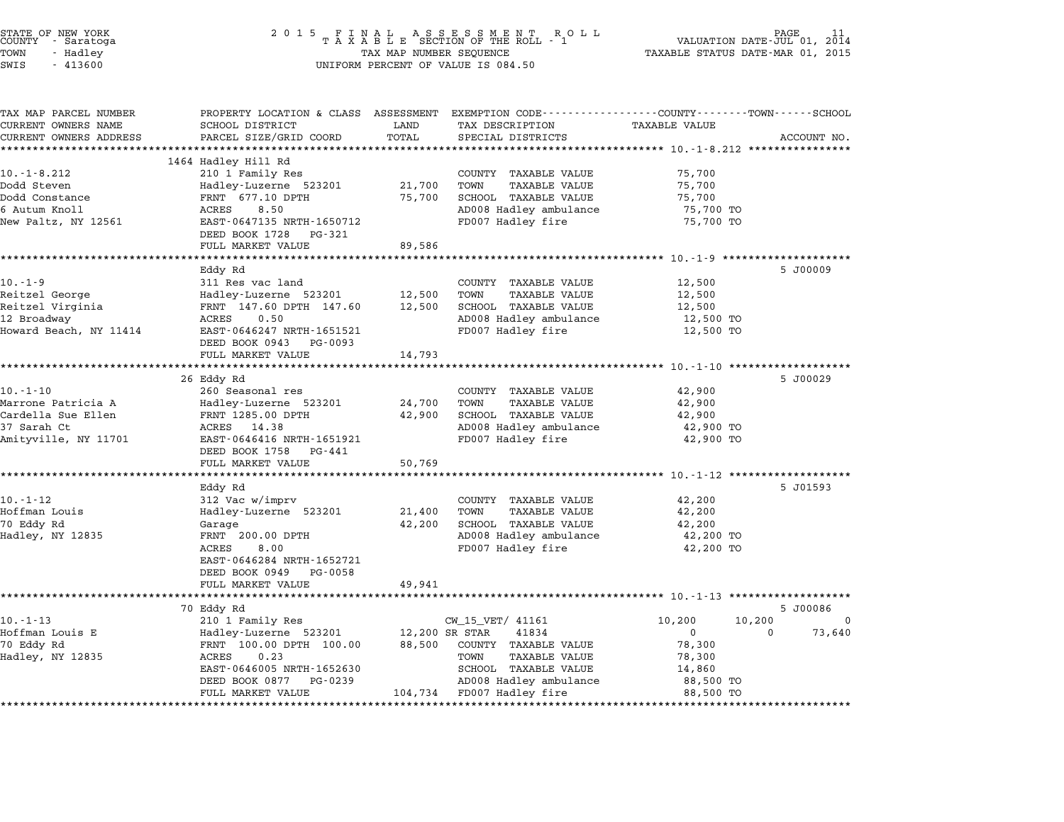STATE OF NEW YORK
COUNTY - Saratoga
TOWN - Hadley
SWIS - 413600

2015 FINAL ASSESSMENT ROLL
TAXABLE SECTION OF THE ROLL - 1
TAX MAP NUMBER SEQUENCE
UNIFORM PERCENT OF VALUE IS 084.50

VALUATION DATE-JUL 01, 2014
TAXABLE STATUS DATE-MAR 01, 2015

| TAX MAP PARCEL NUMBER / CURRENT OWNERS NAME / CURRENT OWNERS ADDRESS | PROPERTY LOCATION & CLASS / SCHOOL DISTRICT / PARCEL SIZE/GRID COORD | ASSESSMENT LAND / TOTAL | EXEMPTION CODE / TAX DESCRIPTION / SPECIAL DISTRICTS | COUNTY TAXABLE VALUE | TOWN | SCHOOL | ACCOUNT NO. |
|---|---|---|---|---|---|---|---|
| **10.-1-8.212** | 1464 Hadley Hill Rd | | | | | | |
| Dodd Steven | 210 1 Family Res | | COUNTY TAXABLE VALUE | 75,700 | | | |
| Dodd Constance | Hadley-Luzerne 523201 | 21,700 | TOWN TAXABLE VALUE | 75,700 | | | |
| 6 Autum Knoll | FRNT 677.10 DPTH | 75,700 | SCHOOL TAXABLE VALUE | 75,700 | | | |
| New Paltz, NY 12561 | ACRES 8.50 | | AD008 Hadley ambulance | 75,700 TO | | | |
| | EAST-0647135 NRTH-1650712 | | FD007 Hadley fire | 75,700 TO | | | |
| | DEED BOOK 1728 PG-321 | | | | | | |
| | FULL MARKET VALUE | 89,586 | | | | | |
| **10.-1-9** | Eddy Rd | | | | | | 5 J00009 |
| Reitzel George | 311 Res vac land | | COUNTY TAXABLE VALUE | 12,500 | | | |
| Reitzel Virginia | Hadley-Luzerne 523201 | 12,500 | TOWN TAXABLE VALUE | 12,500 | | | |
| 12 Broadway | FRNT 147.60 DPTH 147.60 | 12,500 | SCHOOL TAXABLE VALUE | 12,500 | | | |
| Howard Beach, NY 11414 | ACRES 0.50 | | AD008 Hadley ambulance | 12,500 TO | | | |
| | EAST-0646247 NRTH-1651521 | | FD007 Hadley fire | 12,500 TO | | | |
| | DEED BOOK 0943 PG-0093 | | | | | | |
| | FULL MARKET VALUE | 14,793 | | | | | |
| **10.-1-10** | 26 Eddy Rd | | | | | | 5 J00029 |
| Marrone Patricia A | 260 Seasonal res | | COUNTY TAXABLE VALUE | 42,900 | | | |
| Cardella Sue Ellen | Hadley-Luzerne 523201 | 24,700 | TOWN TAXABLE VALUE | 42,900 | | | |
| 37 Sarah Ct | FRNT 1285.00 DPTH | 42,900 | SCHOOL TAXABLE VALUE | 42,900 | | | |
| Amityville, NY 11701 | ACRES 14.38 | | AD008 Hadley ambulance | 42,900 TO | | | |
| | EAST-0646416 NRTH-1651921 | | FD007 Hadley fire | 42,900 TO | | | |
| | DEED BOOK 1758 PG-441 | | | | | | |
| | FULL MARKET VALUE | 50,769 | | | | | |
| **10.-1-12** | Eddy Rd | | | | | | 5 J01593 |
| Hoffman Louis | 312 Vac w/imprv | | COUNTY TAXABLE VALUE | 42,200 | | | |
| 70 Eddy Rd | Hadley-Luzerne 523201 | 21,400 | TOWN TAXABLE VALUE | 42,200 | | | |
| Hadley, NY 12835 | Garage | 42,200 | SCHOOL TAXABLE VALUE | 42,200 | | | |
| | FRNT 200.00 DPTH | | AD008 Hadley ambulance | 42,200 TO | | | |
| | ACRES 8.00 | | FD007 Hadley fire | 42,200 TO | | | |
| | EAST-0646284 NRTH-1652721 | | | | | | |
| | DEED BOOK 0949 PG-0058 | | | | | | |
| | FULL MARKET VALUE | 49,941 | | | | | |
| **10.-1-13** | 70 Eddy Rd | | | | | | 5 J00086 |
| Hoffman Louis E | 210 1 Family Res | | CW_15_VET/ 41161 | 10,200 | 10,200 | 0 | |
| 70 Eddy Rd | Hadley-Luzerne 523201 | 12,200 | SR STAR 41834 | 0 | 0 | 73,640 | |
| Hadley, NY 12835 | FRNT 100.00 DPTH 100.00 | 88,500 | COUNTY TAXABLE VALUE | 78,300 | | | |
| | ACRES 0.23 | | TOWN TAXABLE VALUE | 78,300 | | | |
| | EAST-0646005 NRTH-1652630 | | SCHOOL TAXABLE VALUE | 14,860 | | | |
| | DEED BOOK 0877 PG-0239 | | AD008 Hadley ambulance | 88,500 TO | | | |
| | FULL MARKET VALUE | 104,734 | FD007 Hadley fire | 88,500 TO | | | |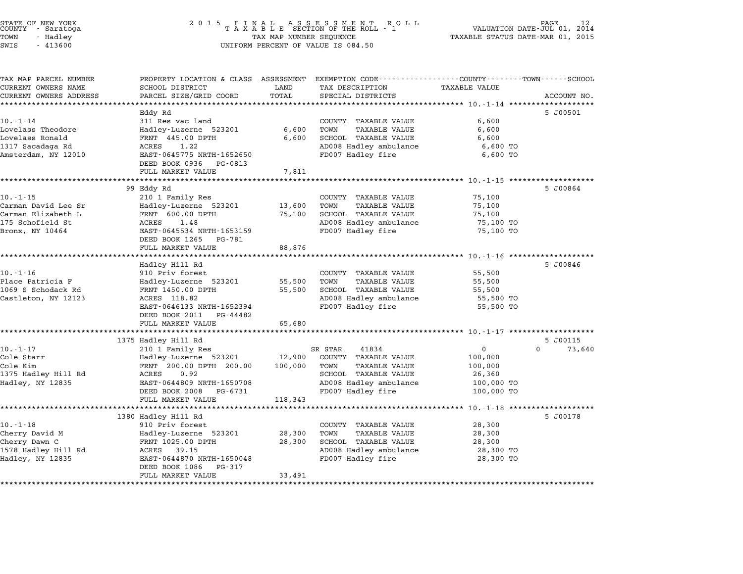STATE OF NEW YORK
COUNTY - Saratoga
TOWN - Hadley
SWIS - 413600

2015 FINAL ASSESSMENT ROLL
TAXABLE SECTION OF THE ROLL - 1
TAX MAP NUMBER SEQUENCE
UNIFORM PERCENT OF VALUE IS 084.50

VALUATION DATE-JUL 01, 2014
TAXABLE STATUS DATE-MAR 01, 2015

| TAX MAP PARCEL NUMBER / CURRENT OWNERS NAME / CURRENT OWNERS ADDRESS | PROPERTY LOCATION & CLASS / SCHOOL DISTRICT / PARCEL SIZE/GRID COORD | ASSESSMENT LAND | TOTAL | EXEMPTION CODE / TAX DESCRIPTION / SPECIAL DISTRICTS | TAXABLE VALUE (COUNTY / TOWN / SCHOOL) | ACCOUNT NO. |
|---|---|---|---|---|---|---|
| **10.-1-14** | Eddy Rd | | | | | 5 J00501 |
| 10.-1-14 | 311 Res vac land | | | COUNTY TAXABLE VALUE | 6,600 | |
| Lovelass Theodore | Hadley-Luzerne 523201 | 6,600 | | TOWN TAXABLE VALUE | 6,600 | |
| Lovelass Ronald | FRNT 445.00 DPTH | | 6,600 | SCHOOL TAXABLE VALUE | 6,600 | |
| 1317 Sacadaga Rd | ACRES 1.22 | | | AD008 Hadley ambulance | 6,600 TO | |
| Amsterdam, NY 12010 | EAST-0645775 NRTH-1652650 | | | FD007 Hadley fire | 6,600 TO | |
| | DEED BOOK 0936 PG-0813 | | | | | |
| | FULL MARKET VALUE | | 7,811 | | | |
| **10.-1-15** | 99 Eddy Rd | | | | | 5 J00864 |
| 10.-1-15 | 210 1 Family Res | | | COUNTY TAXABLE VALUE | 75,100 | |
| Carman David Lee Sr | Hadley-Luzerne 523201 | 13,600 | | TOWN TAXABLE VALUE | 75,100 | |
| Carman Elizabeth L | FRNT 600.00 DPTH | | 75,100 | SCHOOL TAXABLE VALUE | 75,100 | |
| 175 Schofield St | ACRES 1.48 | | | AD008 Hadley ambulance | 75,100 TO | |
| Bronx, NY 10464 | EAST-0645534 NRTH-1653159 | | | FD007 Hadley fire | 75,100 TO | |
| | DEED BOOK 1265 PG-781 | | | | | |
| | FULL MARKET VALUE | | 88,876 | | | |
| **10.-1-16** | Hadley Hill Rd | | | | | 5 J00846 |
| 10.-1-16 | 910 Priv forest | | | COUNTY TAXABLE VALUE | 55,500 | |
| Place Patricia F | Hadley-Luzerne 523201 | 55,500 | | TOWN TAXABLE VALUE | 55,500 | |
| 1069 S Schodack Rd | FRNT 1450.00 DPTH | | 55,500 | SCHOOL TAXABLE VALUE | 55,500 | |
| Castleton, NY 12123 | ACRES 118.82 | | | AD008 Hadley ambulance | 55,500 TO | |
| | EAST-0646133 NRTH-1652394 | | | FD007 Hadley fire | 55,500 TO | |
| | DEED BOOK 2011 PG-44482 | | | | | |
| | FULL MARKET VALUE | | 65,680 | | | |
| **10.-1-17** | 1375 Hadley Hill Rd | | | | | 5 J00115 |
| 10.-1-17 | 210 1 Family Res | | | SR STAR 41834 | 0 0 73,640 | |
| Cole Starr | Hadley-Luzerne 523201 | 12,900 | | COUNTY TAXABLE VALUE | 100,000 | |
| Cole Kim | FRNT 200.00 DPTH 200.00 | | 100,000 | TOWN TAXABLE VALUE | 100,000 | |
| 1375 Hadley Hill Rd | ACRES 0.92 | | | SCHOOL TAXABLE VALUE | 26,360 | |
| Hadley, NY 12835 | EAST-0644809 NRTH-1650708 | | | AD008 Hadley ambulance | 100,000 TO | |
| | DEED BOOK 2008 PG-6731 | | | FD007 Hadley fire | 100,000 TO | |
| | FULL MARKET VALUE | | 118,343 | | | |
| **10.-1-18** | 1380 Hadley Hill Rd | | | | | 5 J00178 |
| 10.-1-18 | 910 Priv forest | | | COUNTY TAXABLE VALUE | 28,300 | |
| Cherry David M | Hadley-Luzerne 523201 | 28,300 | | TOWN TAXABLE VALUE | 28,300 | |
| Cherry Dawn C | FRNT 1025.00 DPTH | | 28,300 | SCHOOL TAXABLE VALUE | 28,300 | |
| 1578 Hadley Hill Rd | ACRES 39.15 | | | AD008 Hadley ambulance | 28,300 TO | |
| Hadley, NY 12835 | EAST-0644870 NRTH-1650048 | | | FD007 Hadley fire | 28,300 TO | |
| | DEED BOOK 1086 PG-317 | | | | | |
| | FULL MARKET VALUE | | 33,491 | | | |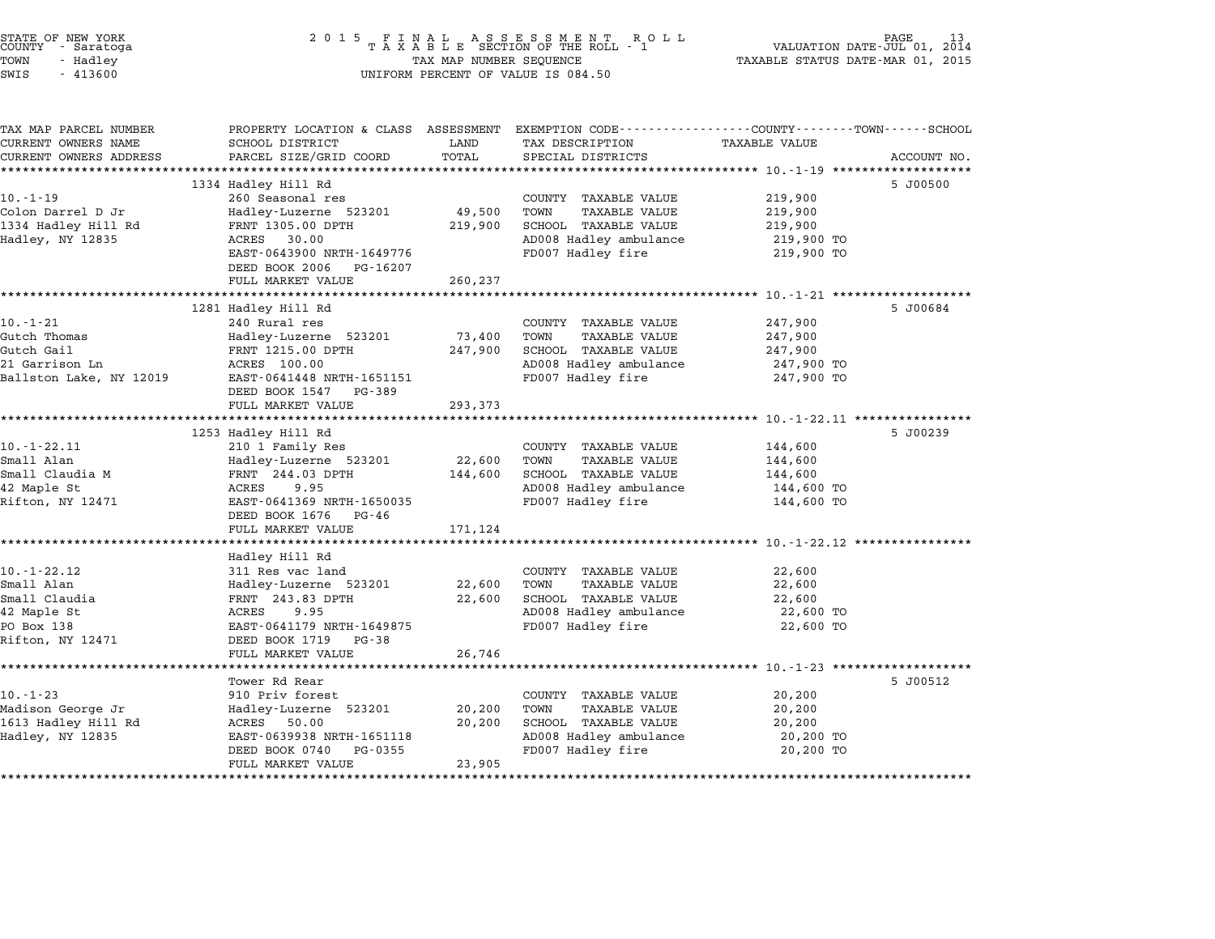STATE OF NEW YORK
COUNTY - Saratoga
TOWN - Hadley
SWIS - 413600

2015 FINAL ASSESSMENT ROLL
TAXABLE SECTION OF THE ROLL - 1
TAX MAP NUMBER SEQUENCE
UNIFORM PERCENT OF VALUE IS 084.50

VALUATION DATE-JUL 01, 2014
TAXABLE STATUS DATE-MAR 01, 2015

| TAX MAP PARCEL NUMBER / CURRENT OWNERS NAME / CURRENT OWNERS ADDRESS | PROPERTY LOCATION & CLASS / SCHOOL DISTRICT / PARCEL SIZE/GRID COORD | ASSESSMENT LAND | TOTAL | EXEMPTION CODE / TAX DESCRIPTION / SPECIAL DISTRICTS | TAXABLE VALUE (COUNTY / TOWN / SCHOOL) | ACCOUNT NO. |
|---|---|---|---|---|---|---|
| | 1334 Hadley Hill Rd | | | | | 5 J00500 |
| 10.-1-19 | 260 Seasonal res | | | COUNTY TAXABLE VALUE | 219,900 | |
| Colon Darrel D Jr | Hadley-Luzerne 523201 | 49,500 | | TOWN TAXABLE VALUE | 219,900 | |
| 1334 Hadley Hill Rd | FRNT 1305.00 DPTH | | 219,900 | SCHOOL TAXABLE VALUE | 219,900 | |
| Hadley, NY 12835 | ACRES 30.00 | | | AD008 Hadley ambulance | 219,900 TO | |
| | EAST-0643900 NRTH-1649776 | | | FD007 Hadley fire | 219,900 TO | |
| | DEED BOOK 2006 PG-16207 | | | | | |
| | FULL MARKET VALUE | | 260,237 | | | |
| | 1281 Hadley Hill Rd | | | | | 5 J00684 |
| 10.-1-21 | 240 Rural res | | | COUNTY TAXABLE VALUE | 247,900 | |
| Gutch Thomas | Hadley-Luzerne 523201 | 73,400 | | TOWN TAXABLE VALUE | 247,900 | |
| Gutch Gail | FRNT 1215.00 DPTH | | 247,900 | SCHOOL TAXABLE VALUE | 247,900 | |
| 21 Garrison Ln | ACRES 100.00 | | | AD008 Hadley ambulance | 247,900 TO | |
| Ballston Lake, NY 12019 | EAST-0641448 NRTH-1651151 | | | FD007 Hadley fire | 247,900 TO | |
| | DEED BOOK 1547 PG-389 | | | | | |
| | FULL MARKET VALUE | | 293,373 | | | |
| | 1253 Hadley Hill Rd | | | | | 5 J00239 |
| 10.-1-22.11 | 210 1 Family Res | | | COUNTY TAXABLE VALUE | 144,600 | |
| Small Alan | Hadley-Luzerne 523201 | 22,600 | | TOWN TAXABLE VALUE | 144,600 | |
| Small Claudia M | FRNT 244.03 DPTH | | 144,600 | SCHOOL TAXABLE VALUE | 144,600 | |
| 42 Maple St | ACRES 9.95 | | | AD008 Hadley ambulance | 144,600 TO | |
| Rifton, NY 12471 | EAST-0641369 NRTH-1650035 | | | FD007 Hadley fire | 144,600 TO | |
| | DEED BOOK 1676 PG-46 | | | | | |
| | FULL MARKET VALUE | | 171,124 | | | |
| | Hadley Hill Rd | | | | | |
| 10.-1-22.12 | 311 Res vac land | | | COUNTY TAXABLE VALUE | 22,600 | |
| Small Alan | Hadley-Luzerne 523201 | 22,600 | | TOWN TAXABLE VALUE | 22,600 | |
| Small Claudia | FRNT 243.83 DPTH | | 22,600 | SCHOOL TAXABLE VALUE | 22,600 | |
| 42 Maple St | ACRES 9.95 | | | AD008 Hadley ambulance | 22,600 TO | |
| PO Box 138 | EAST-0641179 NRTH-1649875 | | | FD007 Hadley fire | 22,600 TO | |
| Rifton, NY 12471 | DEED BOOK 1719 PG-38 | | | | | |
| | FULL MARKET VALUE | | 26,746 | | | |
| | Tower Rd Rear | | | | | 5 J00512 |
| 10.-1-23 | 910 Priv forest | | | COUNTY TAXABLE VALUE | 20,200 | |
| Madison George Jr | Hadley-Luzerne 523201 | 20,200 | | TOWN TAXABLE VALUE | 20,200 | |
| 1613 Hadley Hill Rd | ACRES 50.00 | | 20,200 | SCHOOL TAXABLE VALUE | 20,200 | |
| Hadley, NY 12835 | EAST-0639938 NRTH-1651118 | | | AD008 Hadley ambulance | 20,200 TO | |
| | DEED BOOK 0740 PG-0355 | | | FD007 Hadley fire | 20,200 TO | |
| | FULL MARKET VALUE | | 23,905 | | | |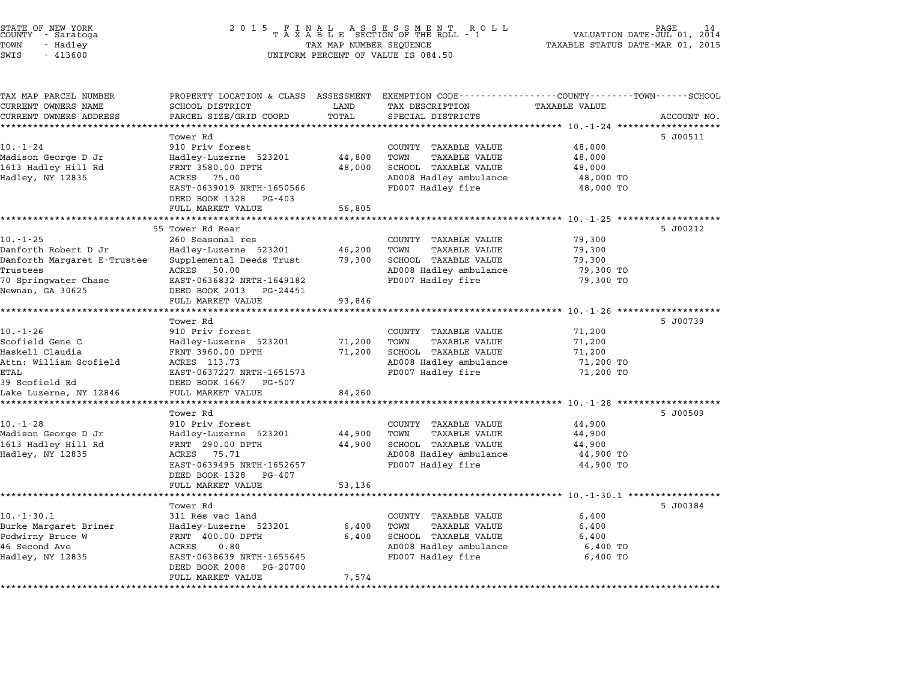STATE OF NEW YORK
COUNTY - Saratoga
TOWN - Hadley
SWIS - 413600

2015 FINAL ASSESSMENT ROLL
TAXABLE SECTION OF THE ROLL - 1
TAX MAP NUMBER SEQUENCE
UNIFORM PERCENT OF VALUE IS 084.50

VALUATION DATE-JUL 01, 2014
TAXABLE STATUS DATE-MAR 01, 2015

| TAX MAP PARCEL NUMBER / CURRENT OWNERS NAME / CURRENT OWNERS ADDRESS | PROPERTY LOCATION & CLASS / SCHOOL DISTRICT / PARCEL SIZE/GRID COORD | ASSESSMENT LAND / TOTAL | EXEMPTION CODE / TAX DESCRIPTION / SPECIAL DISTRICTS | TAXABLE VALUE (COUNTY / TOWN / SCHOOL) | ACCOUNT NO. |
|---|---|---|---|---|---|
| 10.-1-24 | Tower Rd | | | | 5 J00511 |
| 10.-1-24 | 910 Priv forest | | COUNTY TAXABLE VALUE | 48,000 | |
| Madison George D Jr | Hadley-Luzerne 523201 | 44,800 | TOWN TAXABLE VALUE | 48,000 | |
| 1613 Hadley Hill Rd | FRNT 3580.00 DPTH | 48,000 | SCHOOL TAXABLE VALUE | 48,000 | |
| Hadley, NY 12835 | ACRES 75.00 | | AD008 Hadley ambulance | 48,000 TO | |
| | EAST-0639019 NRTH-1650566 | | FD007 Hadley fire | 48,000 TO | |
| | DEED BOOK 1328 PG-403 | | | | |
| | FULL MARKET VALUE | 56,805 | | | |
| 10.-1-25 | 55 Tower Rd Rear | | | | 5 J00212 |
| 10.-1-25 | 260 Seasonal res | | COUNTY TAXABLE VALUE | 79,300 | |
| Danforth Robert D Jr | Hadley-Luzerne 523201 | 46,200 | TOWN TAXABLE VALUE | 79,300 | |
| Danforth Margaret E-Trustee | Supplemental Deeds Trust | 79,300 | SCHOOL TAXABLE VALUE | 79,300 | |
| Trustees | ACRES 50.00 | | AD008 Hadley ambulance | 79,300 TO | |
| 70 Springwater Chase | EAST-0636832 NRTH-1649182 | | FD007 Hadley fire | 79,300 TO | |
| Newnan, GA 30625 | DEED BOOK 2013 PG-24451 | | | | |
| | FULL MARKET VALUE | 93,846 | | | |
| 10.-1-26 | Tower Rd | | | | 5 J00739 |
| 10.-1-26 | 910 Priv forest | | COUNTY TAXABLE VALUE | 71,200 | |
| Scofield Gene C | Hadley-Luzerne 523201 | 71,200 | TOWN TAXABLE VALUE | 71,200 | |
| Haskell Claudia | FRNT 3960.00 DPTH | 71,200 | SCHOOL TAXABLE VALUE | 71,200 | |
| Attn: William Scofield | ACRES 113.73 | | AD008 Hadley ambulance | 71,200 TO | |
| ETAL | EAST-0637227 NRTH-1651573 | | FD007 Hadley fire | 71,200 TO | |
| 39 Scofield Rd | DEED BOOK 1667 PG-507 | | | | |
| Lake Luzerne, NY 12846 | FULL MARKET VALUE | 84,260 | | | |
| 10.-1-28 | Tower Rd | | | | 5 J00509 |
| 10.-1-28 | 910 Priv forest | | COUNTY TAXABLE VALUE | 44,900 | |
| Madison George D Jr | Hadley-Luzerne 523201 | 44,900 | TOWN TAXABLE VALUE | 44,900 | |
| 1613 Hadley Hill Rd | FRNT 290.00 DPTH | 44,900 | SCHOOL TAXABLE VALUE | 44,900 | |
| Hadley, NY 12835 | ACRES 75.71 | | AD008 Hadley ambulance | 44,900 TO | |
| | EAST-0639495 NRTH-1652657 | | FD007 Hadley fire | 44,900 TO | |
| | DEED BOOK 1328 PG-407 | | | | |
| | FULL MARKET VALUE | 53,136 | | | |
| 10.-1-30.1 | Tower Rd | | | | 5 J00384 |
| 10.-1-30.1 | 311 Res vac land | | COUNTY TAXABLE VALUE | 6,400 | |
| Burke Margaret Briner | Hadley-Luzerne 523201 | 6,400 | TOWN TAXABLE VALUE | 6,400 | |
| Podwirny Bruce W | FRNT 400.00 DPTH | 6,400 | SCHOOL TAXABLE VALUE | 6,400 | |
| 46 Second Ave | ACRES 0.80 | | AD008 Hadley ambulance | 6,400 TO | |
| Hadley, NY 12835 | EAST-0638639 NRTH-1655645 | | FD007 Hadley fire | 6,400 TO | |
| | DEED BOOK 2008 PG-20700 | | | | |
| | FULL MARKET VALUE | 7,574 | | | |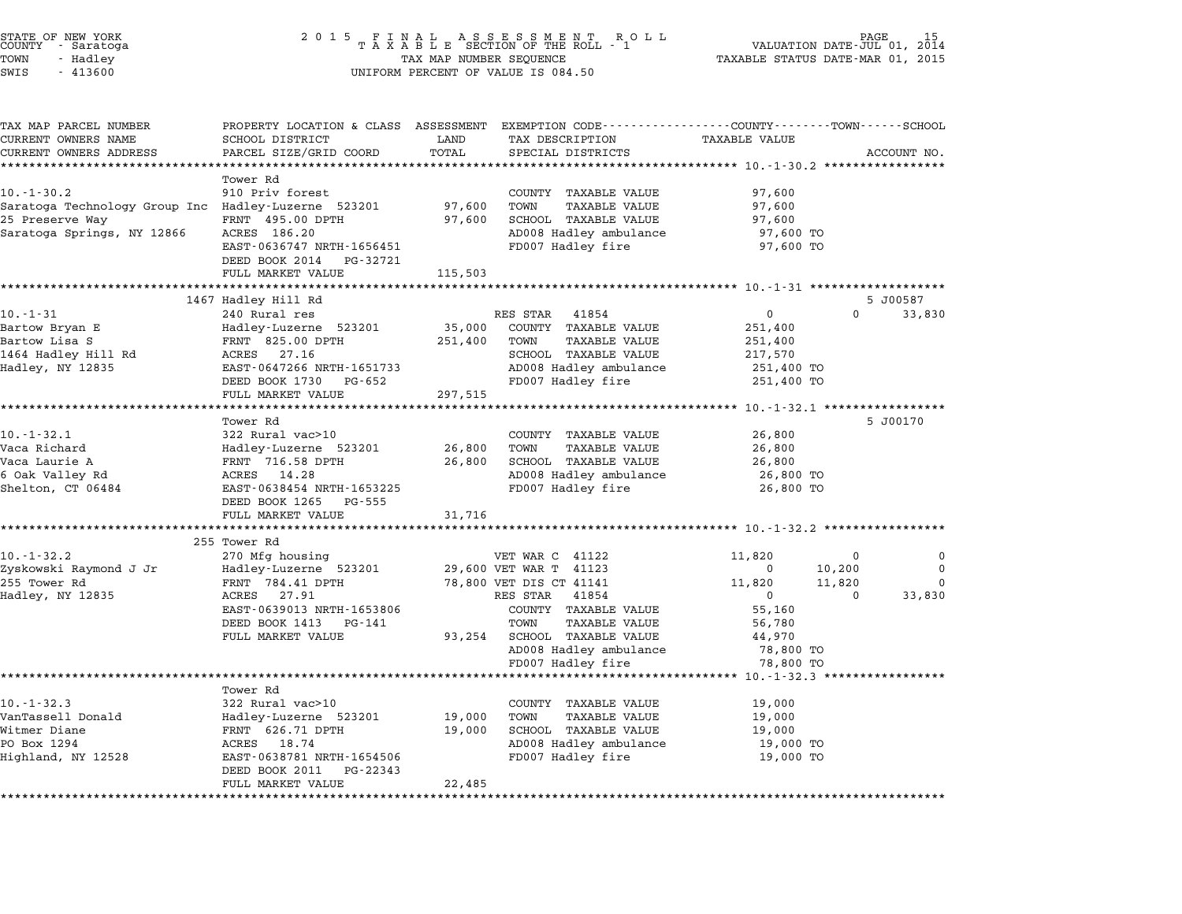STATE OF NEW YORK
COUNTY - Saratoga
TOWN - Hadley
SWIS - 413600

2 0 1 5 F I N A L A S S E S S M E N T R O L L
T A X A B L E SECTION OF THE ROLL - 1
TAX MAP NUMBER SEQUENCE
UNIFORM PERCENT OF VALUE IS 084.50

VALUATION DATE-JUL 01, 2014
TAXABLE STATUS DATE-MAR 01, 2015

| TAX MAP PARCEL NUMBER / CURRENT OWNERS NAME / CURRENT OWNERS ADDRESS | PROPERTY LOCATION & CLASS / SCHOOL DISTRICT / PARCEL SIZE/GRID COORD | ASSESSMENT LAND / TOTAL | EXEMPTION CODE / TAX DESCRIPTION / SPECIAL DISTRICTS | COUNTY TAXABLE VALUE | TOWN | SCHOOL | ACCOUNT NO. |
|---|---|---|---|---|---|---|---|
| **10.-1-30.2** | Tower Rd | | | | | | |
| 10.-1-30.2 | 910 Priv forest | | COUNTY TAXABLE VALUE | 97,600 | | | |
| Saratoga Technology Group Inc | Hadley-Luzerne 523201 | 97,600 | TOWN TAXABLE VALUE | 97,600 | | | |
| 25 Preserve Way | FRNT 495.00 DPTH | 97,600 | SCHOOL TAXABLE VALUE | 97,600 | | | |
| Saratoga Springs, NY 12866 | ACRES 186.20 | | AD008 Hadley ambulance | 97,600 TO | | | |
| | EAST-0636747 NRTH-1656451 | | FD007 Hadley fire | 97,600 TO | | | |
| | DEED BOOK 2014 PG-32721 | | | | | | |
| | FULL MARKET VALUE | 115,503 | | | | | |
| **10.-1-31** | 1467 Hadley Hill Rd | | | | | | 5 J00587 |
| 10.-1-31 | 240 Rural res | | RES STAR 41854 | 0 | 0 | 33,830 | |
| Bartow Bryan E | Hadley-Luzerne 523201 | 35,000 | COUNTY TAXABLE VALUE | 251,400 | | | |
| Bartow Lisa S | FRNT 825.00 DPTH | 251,400 | TOWN TAXABLE VALUE | 251,400 | | | |
| 1464 Hadley Hill Rd | ACRES 27.16 | | SCHOOL TAXABLE VALUE | 217,570 | | | |
| Hadley, NY 12835 | EAST-0647266 NRTH-1651733 | | AD008 Hadley ambulance | 251,400 TO | | | |
| | DEED BOOK 1730 PG-652 | | FD007 Hadley fire | 251,400 TO | | | |
| | FULL MARKET VALUE | 297,515 | | | | | |
| **10.-1-32.1** | Tower Rd | | | | | | 5 J00170 |
| 10.-1-32.1 | 322 Rural vac>10 | | COUNTY TAXABLE VALUE | 26,800 | | | |
| Vaca Richard | Hadley-Luzerne 523201 | 26,800 | TOWN TAXABLE VALUE | 26,800 | | | |
| Vaca Laurie A | FRNT 716.58 DPTH | 26,800 | SCHOOL TAXABLE VALUE | 26,800 | | | |
| 6 Oak Valley Rd | ACRES 14.28 | | AD008 Hadley ambulance | 26,800 TO | | | |
| Shelton, CT 06484 | EAST-0638454 NRTH-1653225 | | FD007 Hadley fire | 26,800 TO | | | |
| | DEED BOOK 1265 PG-555 | | | | | | |
| | FULL MARKET VALUE | 31,716 | | | | | |
| **10.-1-32.2** | 255 Tower Rd | | | | | | |
| 10.-1-32.2 | 270 Mfg housing | | VET WAR C 41122 | 11,820 | 0 | 0 | |
| Zyskowski Raymond J Jr | Hadley-Luzerne 523201 | 29,600 | VET WAR T 41123 | 0 | 10,200 | 0 | |
| 255 Tower Rd | FRNT 784.41 DPTH | 78,800 | VET DIS CT 41141 | 11,820 | 11,820 | 0 | |
| Hadley, NY 12835 | ACRES 27.91 | | RES STAR 41854 | 0 | 0 | 33,830 | |
| | EAST-0639013 NRTH-1653806 | | COUNTY TAXABLE VALUE | 55,160 | | | |
| | DEED BOOK 1413 PG-141 | | TOWN TAXABLE VALUE | 56,780 | | | |
| | FULL MARKET VALUE | 93,254 | SCHOOL TAXABLE VALUE | 44,970 | | | |
| | | | AD008 Hadley ambulance | 78,800 TO | | | |
| | | | FD007 Hadley fire | 78,800 TO | | | |
| **10.-1-32.3** | Tower Rd | | | | | | |
| 10.-1-32.3 | 322 Rural vac>10 | | COUNTY TAXABLE VALUE | 19,000 | | | |
| VanTassell Donald | Hadley-Luzerne 523201 | 19,000 | TOWN TAXABLE VALUE | 19,000 | | | |
| Witmer Diane | FRNT 626.71 DPTH | 19,000 | SCHOOL TAXABLE VALUE | 19,000 | | | |
| PO Box 1294 | ACRES 18.74 | | AD008 Hadley ambulance | 19,000 TO | | | |
| Highland, NY 12528 | EAST-0638781 NRTH-1654506 | | FD007 Hadley fire | 19,000 TO | | | |
| | DEED BOOK 2011 PG-22343 | | | | | | |
| | FULL MARKET VALUE | 22,485 | | | | | |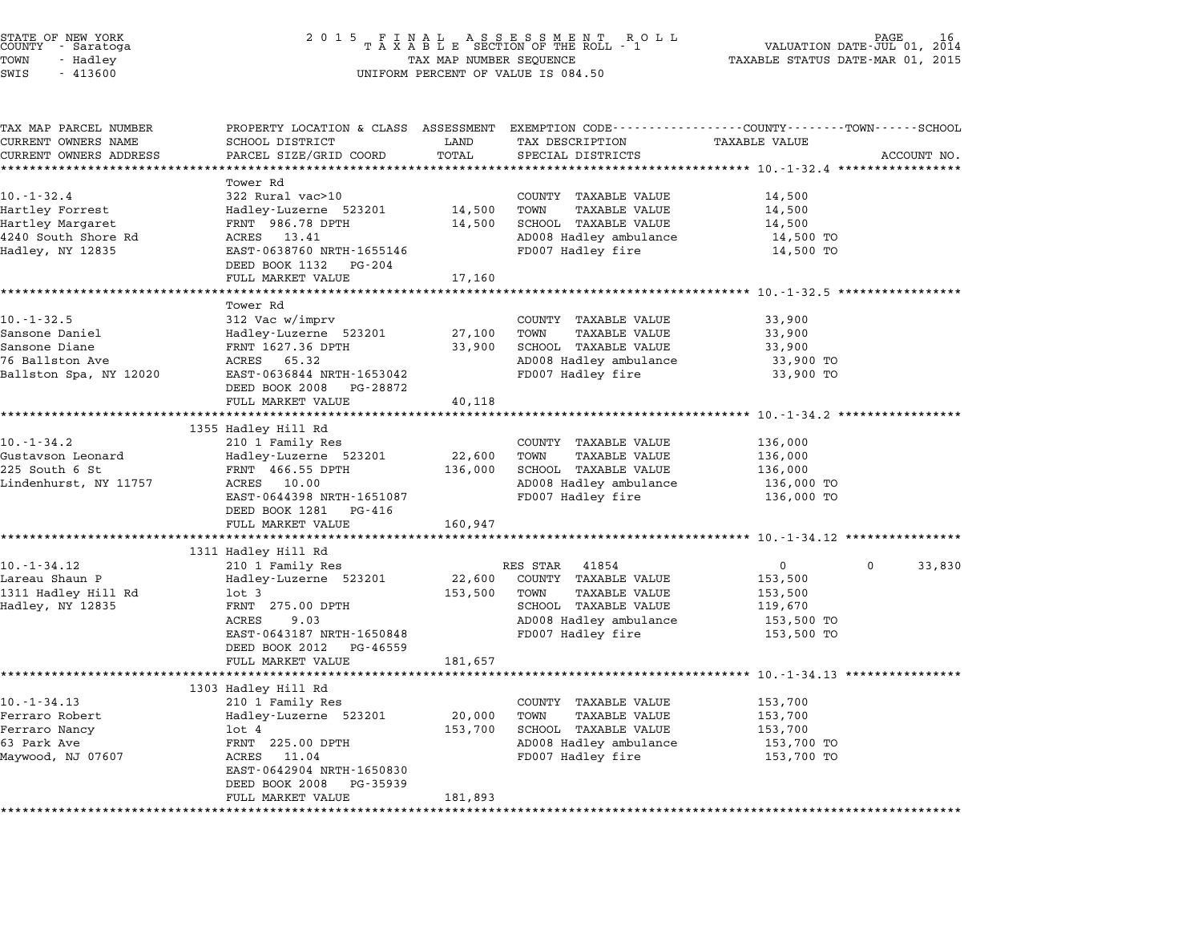STATE OF NEW YORK
COUNTY - Saratoga
TOWN - Hadley
SWIS - 413600

2 0 1 5 F I N A L A S S E S S M E N T R O L L
T A X A B L E SECTION OF THE ROLL - 1
TAX MAP NUMBER SEQUENCE
UNIFORM PERCENT OF VALUE IS 084.50

VALUATION DATE-JUL 01, 2014
TAXABLE STATUS DATE-MAR 01, 2015

| TAX MAP PARCEL NUMBER<br>CURRENT OWNERS NAME<br>CURRENT OWNERS ADDRESS | PROPERTY LOCATION & CLASS<br>SCHOOL DISTRICT<br>PARCEL SIZE/GRID COORD | ASSESSMENT<br>LAND<br>TOTAL | EXEMPTION CODE<br>TAX DESCRIPTION<br>SPECIAL DISTRICTS | COUNTY / TOWN / SCHOOL<br>TAXABLE VALUE | ACCOUNT NO. |
|---|---|---|---|---|---|
| **10.-1-32.4** | Tower Rd | | | | |
| 10.-1-32.4 | 322 Rural vac>10 | | COUNTY TAXABLE VALUE | 14,500 | |
| Hartley Forrest | Hadley-Luzerne 523201 | 14,500 | TOWN TAXABLE VALUE | 14,500 | |
| Hartley Margaret | FRNT 986.78 DPTH | 14,500 | SCHOOL TAXABLE VALUE | 14,500 | |
| 4240 South Shore Rd | ACRES 13.41 | | AD008 Hadley ambulance | 14,500 TO | |
| Hadley, NY 12835 | EAST-0638760 NRTH-1655146 | | FD007 Hadley fire | 14,500 TO | |
| | DEED BOOK 1132 PG-204 | | | | |
| | FULL MARKET VALUE | 17,160 | | | |
| **10.-1-32.5** | Tower Rd | | | | |
| 10.-1-32.5 | 312 Vac w/imprv | | COUNTY TAXABLE VALUE | 33,900 | |
| Sansone Daniel | Hadley-Luzerne 523201 | 27,100 | TOWN TAXABLE VALUE | 33,900 | |
| Sansone Diane | FRNT 1627.36 DPTH | 33,900 | SCHOOL TAXABLE VALUE | 33,900 | |
| 76 Ballston Ave | ACRES 65.32 | | AD008 Hadley ambulance | 33,900 TO | |
| Ballston Spa, NY 12020 | EAST-0636844 NRTH-1653042 | | FD007 Hadley fire | 33,900 TO | |
| | DEED BOOK 2008 PG-28872 | | | | |
| | FULL MARKET VALUE | 40,118 | | | |
| **10.-1-34.2** | 1355 Hadley Hill Rd | | | | |
| 10.-1-34.2 | 210 1 Family Res | | COUNTY TAXABLE VALUE | 136,000 | |
| Gustavson Leonard | Hadley-Luzerne 523201 | 22,600 | TOWN TAXABLE VALUE | 136,000 | |
| 225 South 6 St | FRNT 466.55 DPTH | 136,000 | SCHOOL TAXABLE VALUE | 136,000 | |
| Lindenhurst, NY 11757 | ACRES 10.00 | | AD008 Hadley ambulance | 136,000 TO | |
| | EAST-0644398 NRTH-1651087 | | FD007 Hadley fire | 136,000 TO | |
| | DEED BOOK 1281 PG-416 | | | | |
| | FULL MARKET VALUE | 160,947 | | | |
| **10.-1-34.12** | 1311 Hadley Hill Rd | | | | |
| 10.-1-34.12 | 210 1 Family Res | | RES STAR 41854 | 0 0 33,830 | |
| Lareau Shaun P | Hadley-Luzerne 523201 | 22,600 | COUNTY TAXABLE VALUE | 153,500 | |
| 1311 Hadley Hill Rd | lot 3 | 153,500 | TOWN TAXABLE VALUE | 153,500 | |
| Hadley, NY 12835 | FRNT 275.00 DPTH | | SCHOOL TAXABLE VALUE | 119,670 | |
| | ACRES 9.03 | | AD008 Hadley ambulance | 153,500 TO | |
| | EAST-0643187 NRTH-1650848 | | FD007 Hadley fire | 153,500 TO | |
| | DEED BOOK 2012 PG-46559 | | | | |
| | FULL MARKET VALUE | 181,657 | | | |
| **10.-1-34.13** | 1303 Hadley Hill Rd | | | | |
| 10.-1-34.13 | 210 1 Family Res | | COUNTY TAXABLE VALUE | 153,700 | |
| Ferraro Robert | Hadley-Luzerne 523201 | 20,000 | TOWN TAXABLE VALUE | 153,700 | |
| Ferraro Nancy | lot 4 | 153,700 | SCHOOL TAXABLE VALUE | 153,700 | |
| 63 Park Ave | FRNT 225.00 DPTH | | AD008 Hadley ambulance | 153,700 TO | |
| Maywood, NJ 07607 | ACRES 11.04 | | FD007 Hadley fire | 153,700 TO | |
| | EAST-0642904 NRTH-1650830 | | | | |
| | DEED BOOK 2008 PG-35939 | | | | |
| | FULL MARKET VALUE | 181,893 | | | |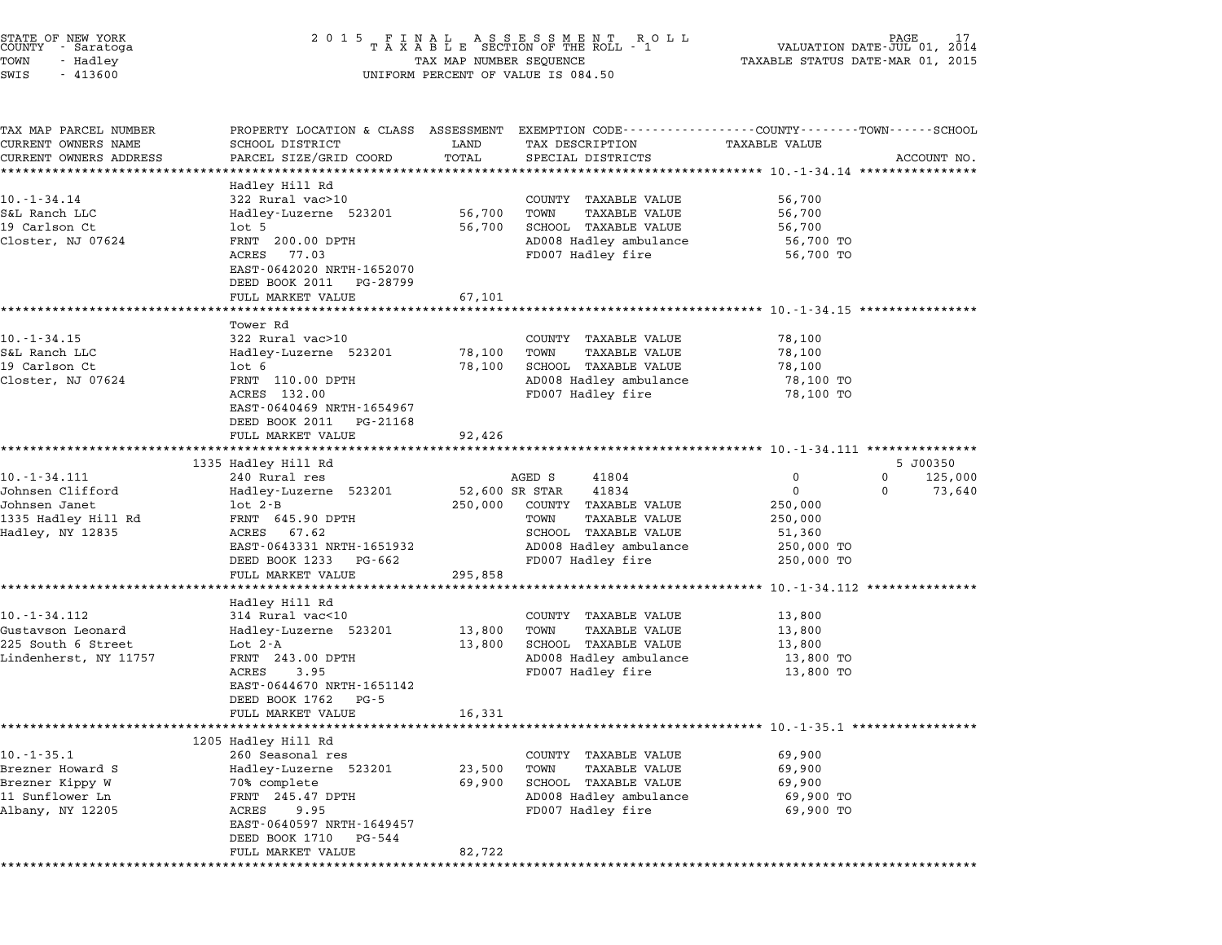STATE OF NEW YORK
COUNTY - Saratoga
TOWN - Hadley
SWIS - 413600

2015 FINAL ASSESSMENT ROLL
TAXABLE SECTION OF THE ROLL - 1
TAX MAP NUMBER SEQUENCE
UNIFORM PERCENT OF VALUE IS 084.50

VALUATION DATE-JUL 01, 2014
TAXABLE STATUS DATE-MAR 01, 2015

| TAX MAP PARCEL NUMBER / CURRENT OWNERS NAME / CURRENT OWNERS ADDRESS | PROPERTY LOCATION & CLASS / SCHOOL DISTRICT / PARCEL SIZE/GRID COORD | ASSESSMENT LAND / TOTAL | EXEMPTION CODE / TAX DESCRIPTION / SPECIAL DISTRICTS | COUNTY TAXABLE VALUE | TOWN | SCHOOL / ACCOUNT NO. |
|---|---|---|---|---|---|---|
| **10.-1-34.14** | Hadley Hill Rd | | | | | |
| 10.-1-34.14 | 322 Rural vac>10 | | COUNTY TAXABLE VALUE | 56,700 | | |
| S&L Ranch LLC | Hadley-Luzerne 523201 | 56,700 | TOWN TAXABLE VALUE | 56,700 | | |
| 19 Carlson Ct | lot 5 | 56,700 | SCHOOL TAXABLE VALUE | 56,700 | | |
| Closter, NJ 07624 | FRNT 200.00 DPTH | | AD008 Hadley ambulance | 56,700 TO | | |
| | ACRES 77.03 | | FD007 Hadley fire | 56,700 TO | | |
| | EAST-0642020 NRTH-1652070 | | | | | |
| | DEED BOOK 2011 PG-28799 | | | | | |
| | FULL MARKET VALUE | 67,101 | | | | |
| **10.-1-34.15** | Tower Rd | | | | | |
| 10.-1-34.15 | 322 Rural vac>10 | | COUNTY TAXABLE VALUE | 78,100 | | |
| S&L Ranch LLC | Hadley-Luzerne 523201 | 78,100 | TOWN TAXABLE VALUE | 78,100 | | |
| 19 Carlson Ct | lot 6 | 78,100 | SCHOOL TAXABLE VALUE | 78,100 | | |
| Closter, NJ 07624 | FRNT 110.00 DPTH | | AD008 Hadley ambulance | 78,100 TO | | |
| | ACRES 132.00 | | FD007 Hadley fire | 78,100 TO | | |
| | EAST-0640469 NRTH-1654967 | | | | | |
| | DEED BOOK 2011 PG-21168 | | | | | |
| | FULL MARKET VALUE | 92,426 | | | | |
| **10.-1-34.111** | 1335 Hadley Hill Rd | | | | | 5 J00350 |
| 10.-1-34.111 | 240 Rural res | | AGED S 41804 | 0 | 0 | 125,000 |
| Johnsen Clifford | Hadley-Luzerne 523201 | 52,600 | SR STAR 41834 | 0 | 0 | 73,640 |
| Johnsen Janet | lot 2-B | 250,000 | COUNTY TAXABLE VALUE | 250,000 | | |
| 1335 Hadley Hill Rd | FRNT 645.90 DPTH | | TOWN TAXABLE VALUE | 250,000 | | |
| Hadley, NY 12835 | ACRES 67.62 | | SCHOOL TAXABLE VALUE | 51,360 | | |
| | EAST-0643331 NRTH-1651932 | | AD008 Hadley ambulance | 250,000 TO | | |
| | DEED BOOK 1233 PG-662 | | FD007 Hadley fire | 250,000 TO | | |
| | FULL MARKET VALUE | 295,858 | | | | |
| **10.-1-34.112** | Hadley Hill Rd | | | | | |
| 10.-1-34.112 | 314 Rural vac<10 | | COUNTY TAXABLE VALUE | 13,800 | | |
| Gustavson Leonard | Hadley-Luzerne 523201 | 13,800 | TOWN TAXABLE VALUE | 13,800 | | |
| 225 South 6 Street | Lot 2-A | 13,800 | SCHOOL TAXABLE VALUE | 13,800 | | |
| Lindenherst, NY 11757 | FRNT 243.00 DPTH | | AD008 Hadley ambulance | 13,800 TO | | |
| | ACRES 3.95 | | FD007 Hadley fire | 13,800 TO | | |
| | EAST-0644670 NRTH-1651142 | | | | | |
| | DEED BOOK 1762 PG-5 | | | | | |
| | FULL MARKET VALUE | 16,331 | | | | |
| **10.-1-35.1** | 1205 Hadley Hill Rd | | | | | |
| 10.-1-35.1 | 260 Seasonal res | | COUNTY TAXABLE VALUE | 69,900 | | |
| Brezner Howard S | Hadley-Luzerne 523201 | 23,500 | TOWN TAXABLE VALUE | 69,900 | | |
| Brezner Kippy W | 70% complete | 69,900 | SCHOOL TAXABLE VALUE | 69,900 | | |
| 11 Sunflower Ln | FRNT 245.47 DPTH | | AD008 Hadley ambulance | 69,900 TO | | |
| Albany, NY 12205 | ACRES 9.95 | | FD007 Hadley fire | 69,900 TO | | |
| | EAST-0640597 NRTH-1649457 | | | | | |
| | DEED BOOK 1710 PG-544 | | | | | |
| | FULL MARKET VALUE | 82,722 | | | | |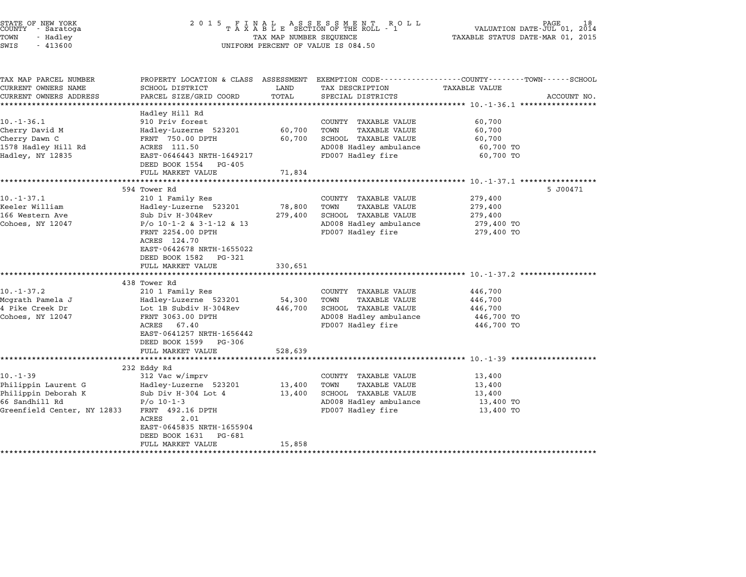STATE OF NEW YORK
COUNTY - Saratoga
TOWN - Hadley
SWIS - 413600

2 0 1 5 F I N A L A S S E S S M E N T R O L L
T A X A B L E SECTION OF THE ROLL - 1
TAX MAP NUMBER SEQUENCE
UNIFORM PERCENT OF VALUE IS 084.50

VALUATION DATE-JUL 01, 2014
TAXABLE STATUS DATE-MAR 01, 2015

| TAX MAP PARCEL NUMBER<br>CURRENT OWNERS NAME<br>CURRENT OWNERS ADDRESS | PROPERTY LOCATION & CLASS<br>SCHOOL DISTRICT<br>PARCEL SIZE/GRID COORD | ASSESSMENT<br>LAND<br>TOTAL | EXEMPTION CODE<br>TAX DESCRIPTION<br>SPECIAL DISTRICTS | COUNTY--------TOWN------SCHOOL<br>TAXABLE VALUE | ACCOUNT NO. |
|---|---|---|---|---|---|
| **10.-1-36.1** | Hadley Hill Rd | | | | |
| 10.-1-36.1 | 910 Priv forest | | COUNTY TAXABLE VALUE | 60,700 | |
| Cherry David M | Hadley-Luzerne 523201 | 60,700 | TOWN TAXABLE VALUE | 60,700 | |
| Cherry Dawn C | FRNT 750.00 DPTH | 60,700 | SCHOOL TAXABLE VALUE | 60,700 | |
| 1578 Hadley Hill Rd | ACRES 111.50 | | AD008 Hadley ambulance | 60,700 TO | |
| Hadley, NY 12835 | EAST-0646443 NRTH-1649217 | | FD007 Hadley fire | 60,700 TO | |
| | DEED BOOK 1554 PG-405 | | | | |
| | FULL MARKET VALUE | 71,834 | | | |
| **10.-1-37.1** | 594 Tower Rd | | | | 5 J00471 |
| 10.-1-37.1 | 210 1 Family Res | | COUNTY TAXABLE VALUE | 279,400 | |
| Keeler William | Hadley-Luzerne 523201 | 78,800 | TOWN TAXABLE VALUE | 279,400 | |
| 166 Western Ave | Sub Div H-304Rev | 279,400 | SCHOOL TAXABLE VALUE | 279,400 | |
| Cohoes, NY 12047 | P/o 10-1-2 & 3-1-12 & 13 | | AD008 Hadley ambulance | 279,400 TO | |
| | FRNT 2254.00 DPTH | | FD007 Hadley fire | 279,400 TO | |
| | ACRES 124.70 | | | | |
| | EAST-0642678 NRTH-1655022 | | | | |
| | DEED BOOK 1582 PG-321 | | | | |
| | FULL MARKET VALUE | 330,651 | | | |
| **10.-1-37.2** | 438 Tower Rd | | | | |
| 10.-1-37.2 | 210 1 Family Res | | COUNTY TAXABLE VALUE | 446,700 | |
| Mcgrath Pamela J | Hadley-Luzerne 523201 | 54,300 | TOWN TAXABLE VALUE | 446,700 | |
| 4 Pike Creek Dr | Lot 1B Subdiv H-304Rev | 446,700 | SCHOOL TAXABLE VALUE | 446,700 | |
| Cohoes, NY 12047 | FRNT 3063.00 DPTH | | AD008 Hadley ambulance | 446,700 TO | |
| | ACRES 67.40 | | FD007 Hadley fire | 446,700 TO | |
| | EAST-0641257 NRTH-1656442 | | | | |
| | DEED BOOK 1599 PG-306 | | | | |
| | FULL MARKET VALUE | 528,639 | | | |
| **10.-1-39** | 232 Eddy Rd | | | | |
| 10.-1-39 | 312 Vac w/imprv | | COUNTY TAXABLE VALUE | 13,400 | |
| Philippin Laurent G | Hadley-Luzerne 523201 | 13,400 | TOWN TAXABLE VALUE | 13,400 | |
| Philippin Deborah K | Sub Div H-304 Lot 4 | 13,400 | SCHOOL TAXABLE VALUE | 13,400 | |
| 66 Sandhill Rd | P/o 10-1-3 | | AD008 Hadley ambulance | 13,400 TO | |
| Greenfield Center, NY 12833 | FRNT 492.16 DPTH | | FD007 Hadley fire | 13,400 TO | |
| | ACRES 2.01 | | | | |
| | EAST-0645835 NRTH-1655904 | | | | |
| | DEED BOOK 1631 PG-681 | | | | |
| | FULL MARKET VALUE | 15,858 | | | |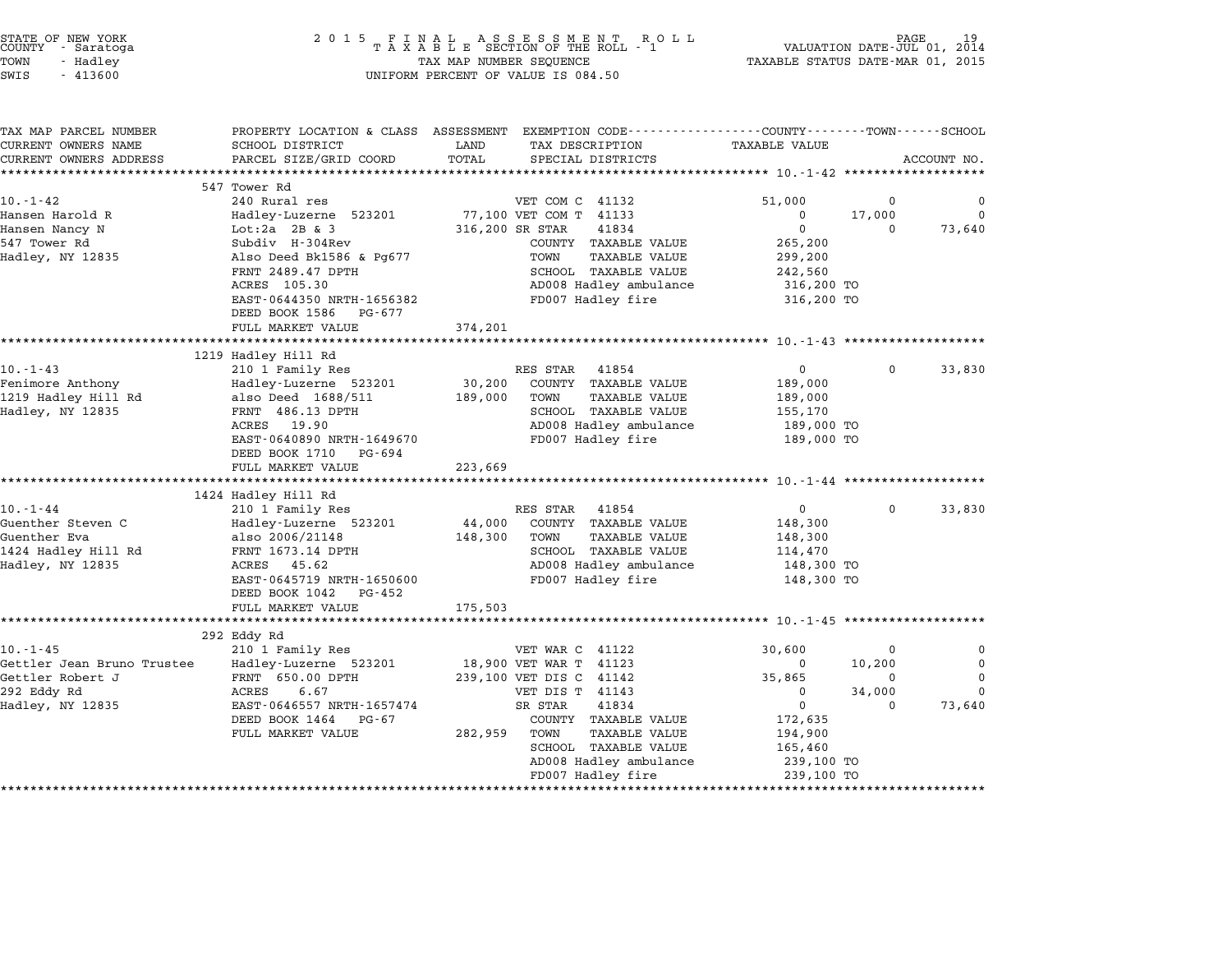STATE OF NEW YORK
COUNTY - Saratoga
TOWN - Hadley
SWIS - 413600

2015 FINAL ASSESSMENT ROLL
TAXABLE SECTION OF THE ROLL - 1
TAX MAP NUMBER SEQUENCE
UNIFORM PERCENT OF VALUE IS 084.50

VALUATION DATE-JUL 01, 2014
TAXABLE STATUS DATE-MAR 01, 2015

| TAX MAP PARCEL NUMBER<br>CURRENT OWNERS NAME<br>CURRENT OWNERS ADDRESS | PROPERTY LOCATION & CLASS<br>SCHOOL DISTRICT<br>PARCEL SIZE/GRID COORD | ASSESSMENT<br>LAND<br>TOTAL | EXEMPTION CODE<br>TAX DESCRIPTION<br>SPECIAL DISTRICTS | COUNTY<br>TAXABLE VALUE | TOWN | SCHOOL<br>ACCOUNT NO. |
|---|---|---|---|---|---|---|
| **10.-1-42** | 547 Tower Rd | | | | | |
| 10.-1-42 | 240 Rural res | | VET COM C 41132 | 51,000 | 0 | 0 |
| Hansen Harold R | Hadley-Luzerne 523201 | 77,100 | VET COM T 41133 | 0 | 17,000 | 0 |
| Hansen Nancy N | Lot:2a 2B & 3 | 316,200 | SR STAR 41834 | 0 | 0 | 73,640 |
| 547 Tower Rd | Subdiv H-304Rev | | COUNTY TAXABLE VALUE | 265,200 | | |
| Hadley, NY 12835 | Also Deed Bk1586 & Pg677 | | TOWN TAXABLE VALUE | 299,200 | | |
| | FRNT 2489.47 DPTH | | SCHOOL TAXABLE VALUE | 242,560 | | |
| | ACRES 105.30 | | AD008 Hadley ambulance | 316,200 TO | | |
| | EAST-0644350 NRTH-1656382 | | FD007 Hadley fire | 316,200 TO | | |
| | DEED BOOK 1586 PG-677 | | | | | |
| | FULL MARKET VALUE | 374,201 | | | | |
| **10.-1-43** | 1219 Hadley Hill Rd | | | | | |
| 10.-1-43 | 210 1 Family Res | | RES STAR 41854 | 0 | 0 | 33,830 |
| Fenimore Anthony | Hadley-Luzerne 523201 | 30,200 | COUNTY TAXABLE VALUE | 189,000 | | |
| 1219 Hadley Hill Rd | also Deed 1688/511 | 189,000 | TOWN TAXABLE VALUE | 189,000 | | |
| Hadley, NY 12835 | FRNT 486.13 DPTH | | SCHOOL TAXABLE VALUE | 155,170 | | |
| | ACRES 19.90 | | AD008 Hadley ambulance | 189,000 TO | | |
| | EAST-0640890 NRTH-1649670 | | FD007 Hadley fire | 189,000 TO | | |
| | DEED BOOK 1710 PG-694 | | | | | |
| | FULL MARKET VALUE | 223,669 | | | | |
| **10.-1-44** | 1424 Hadley Hill Rd | | | | | |
| 10.-1-44 | 210 1 Family Res | | RES STAR 41854 | 0 | 0 | 33,830 |
| Guenther Steven C | Hadley-Luzerne 523201 | 44,000 | COUNTY TAXABLE VALUE | 148,300 | | |
| Guenther Eva | also 2006/21148 | 148,300 | TOWN TAXABLE VALUE | 148,300 | | |
| 1424 Hadley Hill Rd | FRNT 1673.14 DPTH | | SCHOOL TAXABLE VALUE | 114,470 | | |
| Hadley, NY 12835 | ACRES 45.62 | | AD008 Hadley ambulance | 148,300 TO | | |
| | EAST-0645719 NRTH-1650600 | | FD007 Hadley fire | 148,300 TO | | |
| | DEED BOOK 1042 PG-452 | | | | | |
| | FULL MARKET VALUE | 175,503 | | | | |
| **10.-1-45** | 292 Eddy Rd | | | | | |
| 10.-1-45 | 210 1 Family Res | | VET WAR C 41122 | 30,600 | 0 | 0 |
| Gettler Jean Bruno Trustee | Hadley-Luzerne 523201 | 18,900 | VET WAR T 41123 | 0 | 10,200 | 0 |
| Gettler Robert J | FRNT 650.00 DPTH | 239,100 | VET DIS C 41142 | 35,865 | 0 | 0 |
| 292 Eddy Rd | ACRES 6.67 | | VET DIS T 41143 | 0 | 34,000 | 0 |
| Hadley, NY 12835 | EAST-0646557 NRTH-1657474 | | SR STAR 41834 | 0 | 0 | 73,640 |
| | DEED BOOK 1464 PG-67 | | COUNTY TAXABLE VALUE | 172,635 | | |
| | FULL MARKET VALUE | 282,959 | TOWN TAXABLE VALUE | 194,900 | | |
| | | | SCHOOL TAXABLE VALUE | 165,460 | | |
| | | | AD008 Hadley ambulance | 239,100 TO | | |
| | | | FD007 Hadley fire | 239,100 TO | | |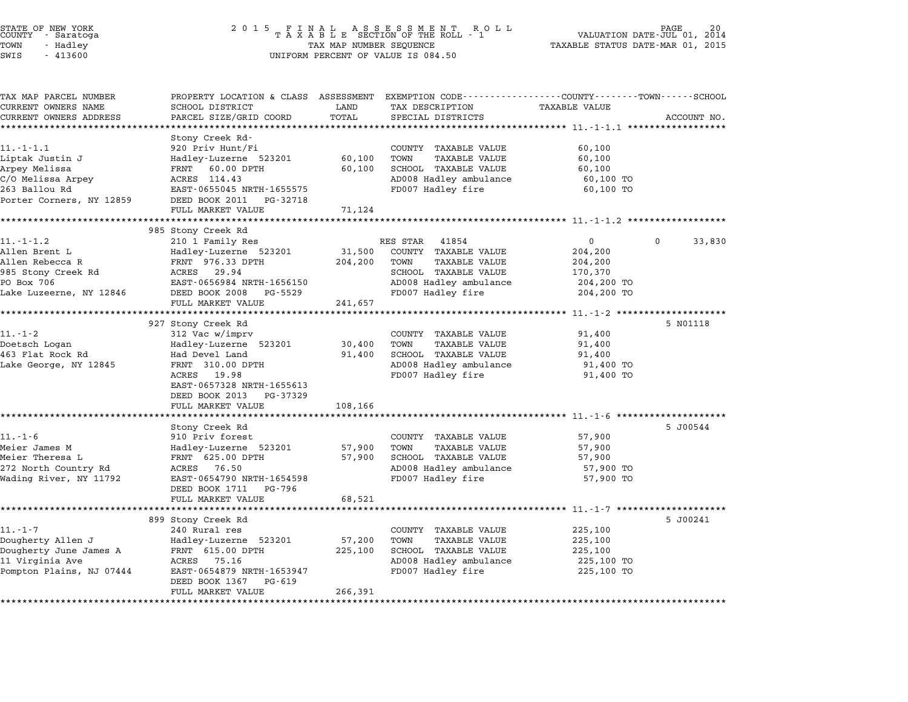STATE OF NEW YORK
COUNTY - Saratoga
TOWN - Hadley
SWIS - 413600

2 0 1 5 F I N A L A S S E S S M E N T R O L L
T A X A B L E SECTION OF THE ROLL - 1
TAX MAP NUMBER SEQUENCE
UNIFORM PERCENT OF VALUE IS 084.50

VALUATION DATE-JUL 01, 2014
TAXABLE STATUS DATE-MAR 01, 2015

| TAX MAP PARCEL NUMBER / CURRENT OWNERS NAME / CURRENT OWNERS ADDRESS | PROPERTY LOCATION & CLASS / SCHOOL DISTRICT / PARCEL SIZE/GRID COORD | ASSESSMENT LAND / TOTAL | EXEMPTION CODE / TAX DESCRIPTION / SPECIAL DISTRICTS | COUNTY / TOWN TAXABLE VALUE | SCHOOL | ACCOUNT NO. |
|---|---|---|---|---|---|---|
| **11.-1-1.1** | Stony Creek Rd | | | | | |
| 11.-1-1.1 | 920 Priv Hunt/Fi | | COUNTY TAXABLE VALUE | 60,100 | | |
| Liptak Justin J | Hadley-Luzerne 523201 | 60,100 | TOWN TAXABLE VALUE | 60,100 | | |
| Arpey Melissa | FRNT 60.00 DPTH | 60,100 | SCHOOL TAXABLE VALUE | 60,100 | | |
| C/O Melissa Arpey | ACRES 114.43 | | AD008 Hadley ambulance | 60,100 TO | | |
| 263 Ballou Rd | EAST-0655045 NRTH-1655575 | | FD007 Hadley fire | 60,100 TO | | |
| Porter Corners, NY 12859 | DEED BOOK 2011 PG-32718 | | | | | |
| | FULL MARKET VALUE | 71,124 | | | | |
| **11.-1-1.2** | 985 Stony Creek Rd | | | | | |
| 11.-1-1.2 | 210 1 Family Res | | RES STAR 41854 | 0 | 0 | 33,830 |
| Allen Brent L | Hadley-Luzerne 523201 | 31,500 | COUNTY TAXABLE VALUE | 204,200 | | |
| Allen Rebecca R | FRNT 976.33 DPTH | 204,200 | TOWN TAXABLE VALUE | 204,200 | | |
| 985 Stony Creek Rd | ACRES 29.94 | | SCHOOL TAXABLE VALUE | 170,370 | | |
| PO Box 706 | EAST-0656984 NRTH-1656150 | | AD008 Hadley ambulance | 204,200 TO | | |
| Lake Luzeerne, NY 12846 | DEED BOOK 2008 PG-5529 | | FD007 Hadley fire | 204,200 TO | | |
| | FULL MARKET VALUE | 241,657 | | | | |
| **11.-1-2** | 927 Stony Creek Rd | | | | | 5 N01118 |
| 11.-1-2 | 312 Vac w/imprv | | COUNTY TAXABLE VALUE | 91,400 | | |
| Doetsch Logan | Hadley-Luzerne 523201 | 30,400 | TOWN TAXABLE VALUE | 91,400 | | |
| 463 Flat Rock Rd | Had Devel Land | 91,400 | SCHOOL TAXABLE VALUE | 91,400 | | |
| Lake George, NY 12845 | FRNT 310.00 DPTH | | AD008 Hadley ambulance | 91,400 TO | | |
| | ACRES 19.98 | | FD007 Hadley fire | 91,400 TO | | |
| | EAST-0657328 NRTH-1655613 | | | | | |
| | DEED BOOK 2013 PG-37329 | | | | | |
| | FULL MARKET VALUE | 108,166 | | | | |
| **11.-1-6** | Stony Creek Rd | | | | | 5 J00544 |
| 11.-1-6 | 910 Priv forest | | COUNTY TAXABLE VALUE | 57,900 | | |
| Meier James M | Hadley-Luzerne 523201 | 57,900 | TOWN TAXABLE VALUE | 57,900 | | |
| Meier Theresa L | FRNT 625.00 DPTH | 57,900 | SCHOOL TAXABLE VALUE | 57,900 | | |
| 272 North Country Rd | ACRES 76.50 | | AD008 Hadley ambulance | 57,900 TO | | |
| Wading River, NY 11792 | EAST-0654790 NRTH-1654598 | | FD007 Hadley fire | 57,900 TO | | |
| | DEED BOOK 1711 PG-796 | | | | | |
| | FULL MARKET VALUE | 68,521 | | | | |
| **11.-1-7** | 899 Stony Creek Rd | | | | | 5 J00241 |
| 11.-1-7 | 240 Rural res | | COUNTY TAXABLE VALUE | 225,100 | | |
| Dougherty Allen J | Hadley-Luzerne 523201 | 57,200 | TOWN TAXABLE VALUE | 225,100 | | |
| Dougherty June James A | FRNT 615.00 DPTH | 225,100 | SCHOOL TAXABLE VALUE | 225,100 | | |
| 11 Virginia Ave | ACRES 75.16 | | AD008 Hadley ambulance | 225,100 TO | | |
| Pompton Plains, NJ 07444 | EAST-0654879 NRTH-1653947 | | FD007 Hadley fire | 225,100 TO | | |
| | DEED BOOK 1367 PG-619 | | | | | |
| | FULL MARKET VALUE | 266,391 | | | | |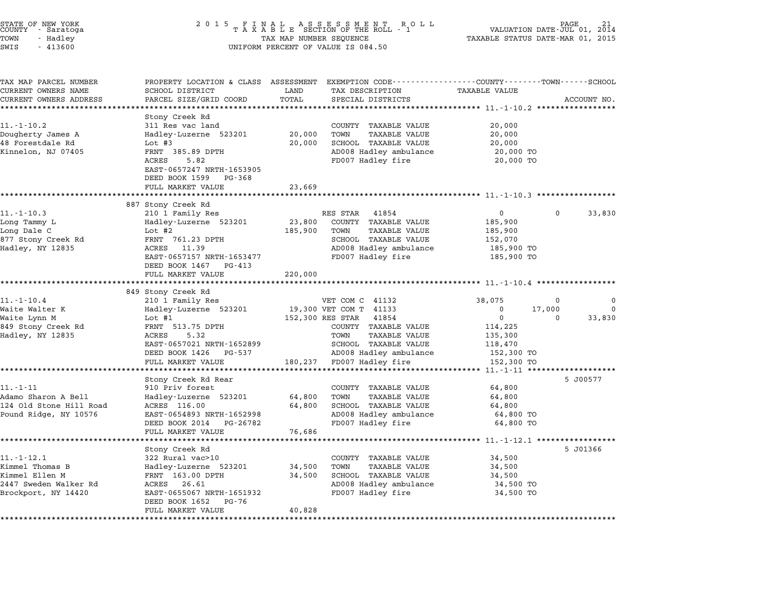STATE OF NEW YORK
COUNTY - Saratoga
TOWN - Hadley
SWIS - 413600

2 0 1 5 F I N A L A S S E S S M E N T R O L L
T A X A B L E SECTION OF THE ROLL - 1
TAX MAP NUMBER SEQUENCE
UNIFORM PERCENT OF VALUE IS 084.50

VALUATION DATE-JUL 01, 2014
TAXABLE STATUS DATE-MAR 01, 2015

| TAX MAP PARCEL NUMBER<br>CURRENT OWNERS NAME<br>CURRENT OWNERS ADDRESS | PROPERTY LOCATION & CLASS<br>SCHOOL DISTRICT<br>PARCEL SIZE/GRID COORD | ASSESSMENT<br>LAND<br>TOTAL | EXEMPTION CODE<br>TAX DESCRIPTION<br>SPECIAL DISTRICTS | COUNTY<br>TAXABLE VALUE | TOWN | SCHOOL<br>ACCOUNT NO. |
|---|---|---|---|---|---|---|
| **11.-1-10.2** | Stony Creek Rd | | | | | |
| 11.-1-10.2 | 311 Res vac land | | COUNTY TAXABLE VALUE | 20,000 | | |
| Dougherty James A | Hadley-Luzerne 523201 | 20,000 | TOWN TAXABLE VALUE | 20,000 | | |
| 48 Forestdale Rd | Lot #3 | 20,000 | SCHOOL TAXABLE VALUE | 20,000 | | |
| Kinnelon, NJ 07405 | FRNT 385.89 DPTH | | AD008 Hadley ambulance | 20,000 TO | | |
| | ACRES 5.82 | | FD007 Hadley fire | 20,000 TO | | |
| | EAST-0657247 NRTH-1653905 | | | | | |
| | DEED BOOK 1599 PG-368 | | | | | |
| | FULL MARKET VALUE | 23,669 | | | | |
| **11.-1-10.3** | 887 Stony Creek Rd | | | | | |
| 11.-1-10.3 | 210 1 Family Res | | RES STAR 41854 | 0 | 0 | 33,830 |
| Long Tammy L | Hadley-Luzerne 523201 | 23,800 | COUNTY TAXABLE VALUE | 185,900 | | |
| Long Dale C | Lot #2 | 185,900 | TOWN TAXABLE VALUE | 185,900 | | |
| 877 Stony Creek Rd | FRNT 761.23 DPTH | | SCHOOL TAXABLE VALUE | 152,070 | | |
| Hadley, NY 12835 | ACRES 11.39 | | AD008 Hadley ambulance | 185,900 TO | | |
| | EAST-0657157 NRTH-1653477 | | FD007 Hadley fire | 185,900 TO | | |
| | DEED BOOK 1467 PG-413 | | | | | |
| | FULL MARKET VALUE | 220,000 | | | | |
| **11.-1-10.4** | 849 Stony Creek Rd | | | | | |
| 11.-1-10.4 | 210 1 Family Res | | VET COM C 41132 | 38,075 | 0 | 0 |
| Waite Walter K | Hadley-Luzerne 523201 | 19,300 | VET COM T 41133 | 0 | 17,000 | 0 |
| Waite Lynn M | Lot #1 | 152,300 | RES STAR 41854 | 0 | 0 | 33,830 |
| 849 Stony Creek Rd | FRNT 513.75 DPTH | | COUNTY TAXABLE VALUE | 114,225 | | |
| Hadley, NY 12835 | ACRES 5.32 | | TOWN TAXABLE VALUE | 135,300 | | |
| | EAST-0657021 NRTH-1652899 | | SCHOOL TAXABLE VALUE | 118,470 | | |
| | DEED BOOK 1426 PG-537 | | AD008 Hadley ambulance | 152,300 TO | | |
| | FULL MARKET VALUE | 180,237 | FD007 Hadley fire | 152,300 TO | | |
| **11.-1-11** | Stony Creek Rd Rear | | | | | 5 J00577 |
| 11.-1-11 | 910 Priv forest | | COUNTY TAXABLE VALUE | 64,800 | | |
| Adamo Sharon A Bell | Hadley-Luzerne 523201 | 64,800 | TOWN TAXABLE VALUE | 64,800 | | |
| 124 Old Stone Hill Road | ACRES 116.00 | 64,800 | SCHOOL TAXABLE VALUE | 64,800 | | |
| Pound Ridge, NY 10576 | EAST-0654893 NRTH-1652998 | | AD008 Hadley ambulance | 64,800 TO | | |
| | DEED BOOK 2014 PG-26782 | | FD007 Hadley fire | 64,800 TO | | |
| | FULL MARKET VALUE | 76,686 | | | | |
| **11.-1-12.1** | Stony Creek Rd | | | | | 5 J01366 |
| 11.-1-12.1 | 322 Rural vac>10 | | COUNTY TAXABLE VALUE | 34,500 | | |
| Kimmel Thomas B | Hadley-Luzerne 523201 | 34,500 | TOWN TAXABLE VALUE | 34,500 | | |
| Kimmel Ellen M | FRNT 163.00 DPTH | 34,500 | SCHOOL TAXABLE VALUE | 34,500 | | |
| 2447 Sweden Walker Rd | ACRES 26.61 | | AD008 Hadley ambulance | 34,500 TO | | |
| Brockport, NY 14420 | EAST-0655067 NRTH-1651932 | | FD007 Hadley fire | 34,500 TO | | |
| | DEED BOOK 1652 PG-76 | | | | | |
| | FULL MARKET VALUE | 40,828 | | | | |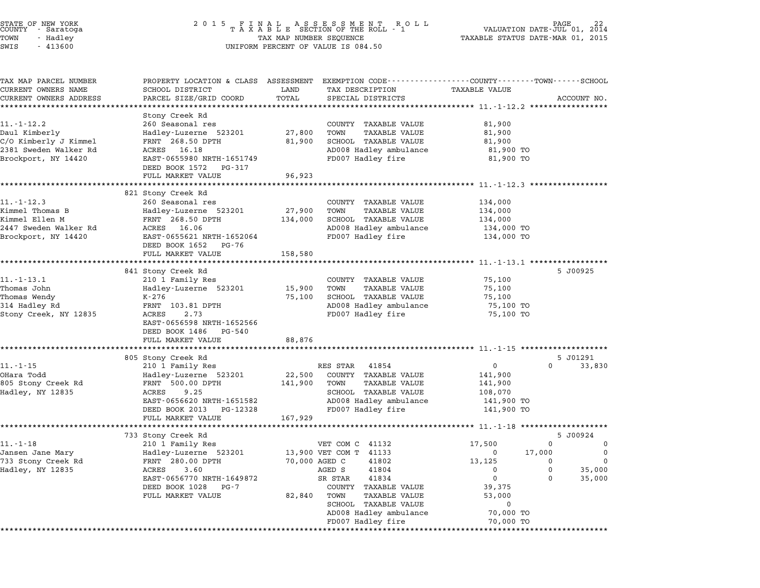STATE OF NEW YORK
COUNTY - Saratoga
TOWN - Hadley
SWIS - 413600

2 0 1 5 F I N A L A S S E S S M E N T R O L L
T A X A B L E SECTION OF THE ROLL - 1
TAX MAP NUMBER SEQUENCE
UNIFORM PERCENT OF VALUE IS 084.50

VALUATION DATE-JUL 01, 2014
TAXABLE STATUS DATE-MAR 01, 2015

| TAX MAP PARCEL NUMBER / CURRENT OWNERS NAME / CURRENT OWNERS ADDRESS | PROPERTY LOCATION & CLASS / SCHOOL DISTRICT / PARCEL SIZE/GRID COORD | LAND / TOTAL | EXEMPTION CODE / TAX DESCRIPTION / SPECIAL DISTRICTS | COUNTY TAXABLE VALUE | TOWN | SCHOOL | ACCOUNT NO. |
|---|---|---|---|---|---|---|---|
| **11.-1-12.2** | Stony Creek Rd | | | | | | |
| 11.-1-12.2 | 260 Seasonal res | | COUNTY TAXABLE VALUE | 81,900 | | | |
| Daul Kimberly | Hadley-Luzerne 523201 | 27,800 | TOWN TAXABLE VALUE | 81,900 | | | |
| C/O Kimberly J Kimmel | FRNT 268.50 DPTH | 81,900 | SCHOOL TAXABLE VALUE | 81,900 | | | |
| 2381 Sweden Walker Rd | ACRES 16.18 | | AD008 Hadley ambulance | 81,900 TO | | | |
| Brockport, NY 14420 | EAST-0655980 NRTH-1651749 | | FD007 Hadley fire | 81,900 TO | | | |
| | DEED BOOK 1572 PG-317 | | | | | | |
| | FULL MARKET VALUE | 96,923 | | | | | |
| **11.-1-12.3** | 821 Stony Creek Rd | | | | | | |
| 11.-1-12.3 | 260 Seasonal res | | COUNTY TAXABLE VALUE | 134,000 | | | |
| Kimmel Thomas B | Hadley-Luzerne 523201 | 27,900 | TOWN TAXABLE VALUE | 134,000 | | | |
| Kimmel Ellen M | FRNT 268.50 DPTH | 134,000 | SCHOOL TAXABLE VALUE | 134,000 | | | |
| 2447 Sweden Walker Rd | ACRES 16.06 | | AD008 Hadley ambulance | 134,000 TO | | | |
| Brockport, NY 14420 | EAST-0655621 NRTH-1652064 | | FD007 Hadley fire | 134,000 TO | | | |
| | DEED BOOK 1652 PG-76 | | | | | | |
| | FULL MARKET VALUE | 158,580 | | | | | |
| **11.-1-13.1** | 841 Stony Creek Rd | | | | | | 5 J00925 |
| 11.-1-13.1 | 210 1 Family Res | | COUNTY TAXABLE VALUE | 75,100 | | | |
| Thomas John | Hadley-Luzerne 523201 | 15,900 | TOWN TAXABLE VALUE | 75,100 | | | |
| Thomas Wendy | K-276 | 75,100 | SCHOOL TAXABLE VALUE | 75,100 | | | |
| 314 Hadley Rd | FRNT 103.81 DPTH | | AD008 Hadley ambulance | 75,100 TO | | | |
| Stony Creek, NY 12835 | ACRES 2.73 | | FD007 Hadley fire | 75,100 TO | | | |
| | EAST-0656598 NRTH-1652566 | | | | | | |
| | DEED BOOK 1486 PG-540 | | | | | | |
| | FULL MARKET VALUE | 88,876 | | | | | |
| **11.-1-15** | 805 Stony Creek Rd | | | | | | 5 J01291 |
| 11.-1-15 | 210 1 Family Res | | RES STAR 41854 | 0 | 0 | 33,830 | |
| OHara Todd | Hadley-Luzerne 523201 | 22,500 | COUNTY TAXABLE VALUE | 141,900 | | | |
| 805 Stony Creek Rd | FRNT 500.00 DPTH | 141,900 | TOWN TAXABLE VALUE | 141,900 | | | |
| Hadley, NY 12835 | ACRES 9.25 | | SCHOOL TAXABLE VALUE | 108,070 | | | |
| | EAST-0656620 NRTH-1651582 | | AD008 Hadley ambulance | 141,900 TO | | | |
| | DEED BOOK 2013 PG-12328 | | FD007 Hadley fire | 141,900 TO | | | |
| | FULL MARKET VALUE | 167,929 | | | | | |
| **11.-1-18** | 733 Stony Creek Rd | | | | | | 5 J00924 |
| 11.-1-18 | 210 1 Family Res | | VET COM C 41132 | 17,500 | 0 | 0 | |
| Jansen Jane Mary | Hadley-Luzerne 523201 | 13,900 | VET COM T 41133 | 0 | 17,000 | 0 | |
| 733 Stony Creek Rd | FRNT 280.00 DPTH | 70,000 | AGED C 41802 | 13,125 | 0 | 0 | |
| Hadley, NY 12835 | ACRES 3.60 | | AGED S 41804 | 0 | 0 | 35,000 | |
| | EAST-0656770 NRTH-1649872 | | SR STAR 41834 | 0 | 0 | 35,000 | |
| | DEED BOOK 1028 PG-7 | | COUNTY TAXABLE VALUE | 39,375 | | | |
| | FULL MARKET VALUE | 82,840 | TOWN TAXABLE VALUE | 53,000 | | | |
| | | | SCHOOL TAXABLE VALUE | 0 | | | |
| | | | AD008 Hadley ambulance | 70,000 TO | | | |
| | | | FD007 Hadley fire | 70,000 TO | | | |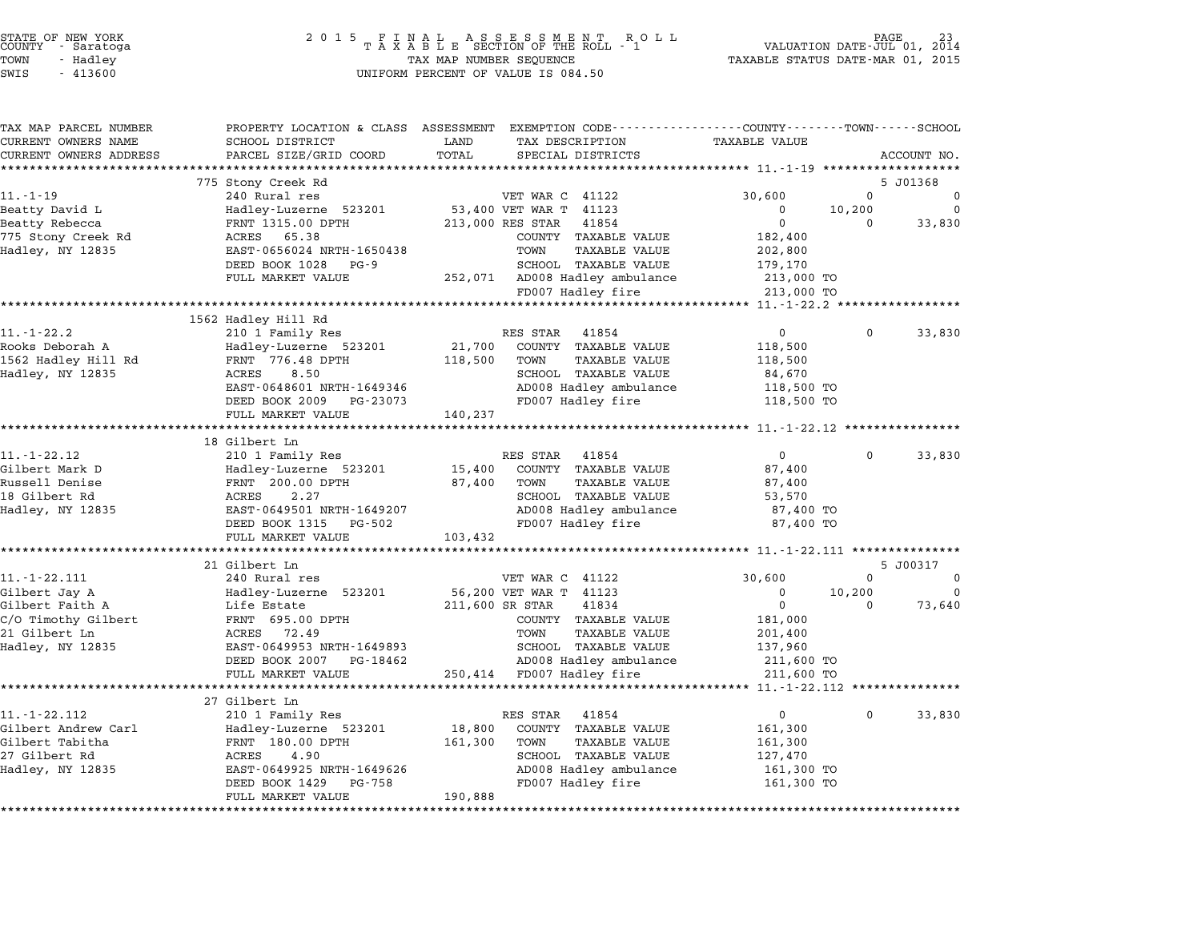STATE OF NEW YORK
COUNTY - Saratoga
TOWN - Hadley
SWIS - 413600

2015 FINAL ASSESSMENT ROLL
TAXABLE SECTION OF THE ROLL - 1
TAX MAP NUMBER SEQUENCE
UNIFORM PERCENT OF VALUE IS 084.50

VALUATION DATE-JUL 01, 2014
TAXABLE STATUS DATE-MAR 01, 2015

| TAX MAP PARCEL NUMBER / CURRENT OWNERS NAME / CURRENT OWNERS ADDRESS | PROPERTY LOCATION & CLASS / SCHOOL DISTRICT / PARCEL SIZE/GRID COORD | ASSESSMENT LAND / TOTAL | EXEMPTION CODE / TAX DESCRIPTION / SPECIAL DISTRICTS | COUNTY TAXABLE VALUE | TOWN | SCHOOL / ACCOUNT NO. |
|---|---|---|---|---|---|---|
| | 775 Stony Creek Rd | | | | | 5 J01368 |
| 11.-1-19 | 240 Rural res | | VET WAR C 41122 | 30,600 | 0 | 0 |
| Beatty David L | Hadley-Luzerne 523201 | 53,400 | VET WAR T 41123 | 0 | 10,200 | 0 |
| Beatty Rebecca | FRNT 1315.00 DPTH | 213,000 | RES STAR 41854 | 0 | 0 | 33,830 |
| 775 Stony Creek Rd | ACRES 65.38 | | COUNTY TAXABLE VALUE | 182,400 | | |
| Hadley, NY 12835 | EAST-0656024 NRTH-1650438 | | TOWN TAXABLE VALUE | 202,800 | | |
| | DEED BOOK 1028 PG-9 | | SCHOOL TAXABLE VALUE | 179,170 | | |
| | FULL MARKET VALUE | 252,071 | AD008 Hadley ambulance | 213,000 TO | | |
| | | | FD007 Hadley fire | 213,000 TO | | |
| | 1562 Hadley Hill Rd | | | | | |
| 11.-1-22.2 | 210 1 Family Res | | RES STAR 41854 | 0 | 0 | 33,830 |
| Rooks Deborah A | Hadley-Luzerne 523201 | 21,700 | COUNTY TAXABLE VALUE | 118,500 | | |
| 1562 Hadley Hill Rd | FRNT 776.48 DPTH | 118,500 | TOWN TAXABLE VALUE | 118,500 | | |
| Hadley, NY 12835 | ACRES 8.50 | | SCHOOL TAXABLE VALUE | 84,670 | | |
| | EAST-0648601 NRTH-1649346 | | AD008 Hadley ambulance | 118,500 TO | | |
| | DEED BOOK 2009 PG-23073 | | FD007 Hadley fire | 118,500 TO | | |
| | FULL MARKET VALUE | 140,237 | | | | |
| | 18 Gilbert Ln | | | | | |
| 11.-1-22.12 | 210 1 Family Res | | RES STAR 41854 | 0 | 0 | 33,830 |
| Gilbert Mark D | Hadley-Luzerne 523201 | 15,400 | COUNTY TAXABLE VALUE | 87,400 | | |
| Russell Denise | FRNT 200.00 DPTH | 87,400 | TOWN TAXABLE VALUE | 87,400 | | |
| 18 Gilbert Rd | ACRES 2.27 | | SCHOOL TAXABLE VALUE | 53,570 | | |
| Hadley, NY 12835 | EAST-0649501 NRTH-1649207 | | AD008 Hadley ambulance | 87,400 TO | | |
| | DEED BOOK 1315 PG-502 | | FD007 Hadley fire | 87,400 TO | | |
| | FULL MARKET VALUE | 103,432 | | | | |
| | 21 Gilbert Ln | | | | | 5 J00317 |
| 11.-1-22.111 | 240 Rural res | | VET WAR C 41122 | 30,600 | 0 | 0 |
| Gilbert Jay A | Hadley-Luzerne 523201 | 56,200 | VET WAR T 41123 | 0 | 10,200 | 0 |
| Gilbert Faith A | Life Estate | 211,600 | SR STAR 41834 | 0 | 0 | 73,640 |
| C/O Timothy Gilbert | FRNT 695.00 DPTH | | COUNTY TAXABLE VALUE | 181,000 | | |
| 21 Gilbert Ln | ACRES 72.49 | | TOWN TAXABLE VALUE | 201,400 | | |
| Hadley, NY 12835 | EAST-0649953 NRTH-1649893 | | SCHOOL TAXABLE VALUE | 137,960 | | |
| | DEED BOOK 2007 PG-18462 | | AD008 Hadley ambulance | 211,600 TO | | |
| | FULL MARKET VALUE | 250,414 | FD007 Hadley fire | 211,600 TO | | |
| | 27 Gilbert Ln | | | | | |
| 11.-1-22.112 | 210 1 Family Res | | RES STAR 41854 | 0 | 0 | 33,830 |
| Gilbert Andrew Carl | Hadley-Luzerne 523201 | 18,800 | COUNTY TAXABLE VALUE | 161,300 | | |
| Gilbert Tabitha | FRNT 180.00 DPTH | 161,300 | TOWN TAXABLE VALUE | 161,300 | | |
| 27 Gilbert Rd | ACRES 4.90 | | SCHOOL TAXABLE VALUE | 127,470 | | |
| Hadley, NY 12835 | EAST-0649925 NRTH-1649626 | | AD008 Hadley ambulance | 161,300 TO | | |
| | DEED BOOK 1429 PG-758 | | FD007 Hadley fire | 161,300 TO | | |
| | FULL MARKET VALUE | 190,888 | | | | |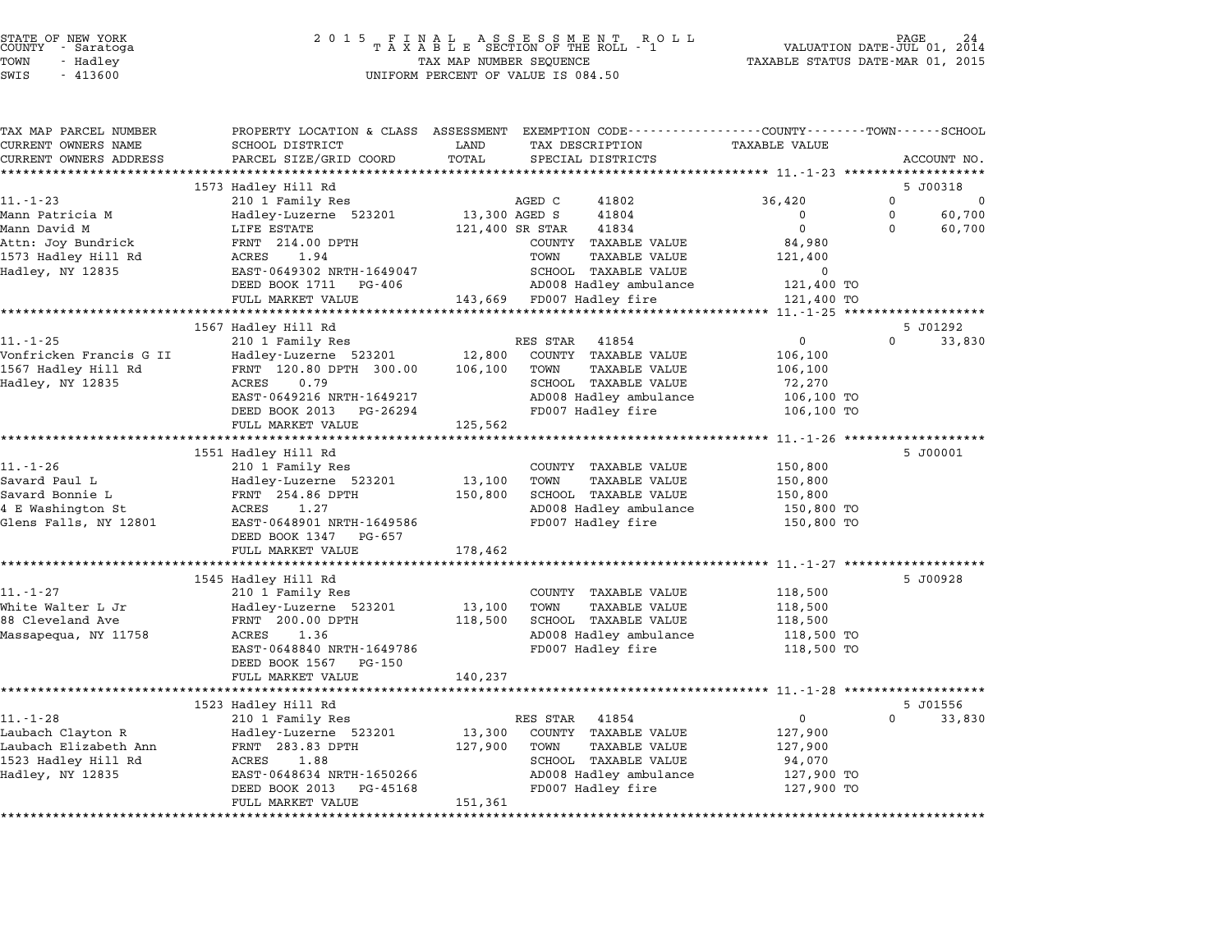STATE OF NEW YORK
COUNTY - Saratoga
TOWN - Hadley
SWIS - 413600

2 0 1 5 F I N A L A S S E S S M E N T R O L L
T A X A B L E SECTION OF THE ROLL - 1
TAX MAP NUMBER SEQUENCE
UNIFORM PERCENT OF VALUE IS 084.50

VALUATION DATE-JUL 01, 2014
TAXABLE STATUS DATE-MAR 01, 2015

| TAX MAP PARCEL NUMBER / CURRENT OWNERS NAME / CURRENT OWNERS ADDRESS | PROPERTY LOCATION & CLASS / SCHOOL DISTRICT / PARCEL SIZE/GRID COORD | ASSESSMENT LAND / TOTAL | EXEMPTION CODE / TAX DESCRIPTION / SPECIAL DISTRICTS | COUNTY TAXABLE VALUE | TOWN | SCHOOL / ACCOUNT NO. |
|---|---|---|---|---|---|---|
| **11.-1-23** | 1573 Hadley Hill Rd | | | | | 5 J00318 |
| Mann Patricia M | 210 1 Family Res | | AGED C 41802 | 36,420 | 0 | 0 |
| Mann David M | Hadley-Luzerne 523201 | 13,300 | AGED S 41804 | 0 | 0 | 60,700 |
| Attn: Joy Bundrick | LIFE ESTATE | 121,400 | SR STAR 41834 | 0 | 0 | 60,700 |
| 1573 Hadley Hill Rd | FRNT 214.00 DPTH | | COUNTY TAXABLE VALUE | 84,980 | | |
| Hadley, NY 12835 | ACRES 1.94 | | TOWN TAXABLE VALUE | 121,400 | | |
| | EAST-0649302 NRTH-1649047 | | SCHOOL TAXABLE VALUE | 0 | | |
| | DEED BOOK 1711 PG-406 | | AD008 Hadley ambulance | 121,400 TO | | |
| | FULL MARKET VALUE | 143,669 | FD007 Hadley fire | 121,400 TO | | |
| **11.-1-25** | 1567 Hadley Hill Rd | | | | | 5 J01292 |
| Vonfricken Francis G II | 210 1 Family Res | | RES STAR 41854 | 0 | 0 | 33,830 |
| 1567 Hadley Hill Rd | Hadley-Luzerne 523201 | 12,800 | COUNTY TAXABLE VALUE | 106,100 | | |
| Hadley, NY 12835 | FRNT 120.80 DPTH 300.00 | 106,100 | TOWN TAXABLE VALUE | 106,100 | | |
| | ACRES 0.79 | | SCHOOL TAXABLE VALUE | 72,270 | | |
| | EAST-0649216 NRTH-1649217 | | AD008 Hadley ambulance | 106,100 TO | | |
| | DEED BOOK 2013 PG-26294 | | FD007 Hadley fire | 106,100 TO | | |
| | FULL MARKET VALUE | 125,562 | | | | |
| **11.-1-26** | 1551 Hadley Hill Rd | | | | | 5 J00001 |
| Savard Paul L | 210 1 Family Res | | COUNTY TAXABLE VALUE | 150,800 | | |
| Savard Bonnie L | Hadley-Luzerne 523201 | 13,100 | TOWN TAXABLE VALUE | 150,800 | | |
| 4 E Washington St | FRNT 254.86 DPTH | 150,800 | SCHOOL TAXABLE VALUE | 150,800 | | |
| Glens Falls, NY 12801 | ACRES 1.27 | | AD008 Hadley ambulance | 150,800 TO | | |
| | EAST-0648901 NRTH-1649586 | | FD007 Hadley fire | 150,800 TO | | |
| | DEED BOOK 1347 PG-657 | | | | | |
| | FULL MARKET VALUE | 178,462 | | | | |
| **11.-1-27** | 1545 Hadley Hill Rd | | | | | 5 J00928 |
| White Walter L Jr | 210 1 Family Res | | COUNTY TAXABLE VALUE | 118,500 | | |
| 88 Cleveland Ave | Hadley-Luzerne 523201 | 13,100 | TOWN TAXABLE VALUE | 118,500 | | |
| Massapequa, NY 11758 | FRNT 200.00 DPTH | 118,500 | SCHOOL TAXABLE VALUE | 118,500 | | |
| | ACRES 1.36 | | AD008 Hadley ambulance | 118,500 TO | | |
| | EAST-0648840 NRTH-1649786 | | FD007 Hadley fire | 118,500 TO | | |
| | DEED BOOK 1567 PG-150 | | | | | |
| | FULL MARKET VALUE | 140,237 | | | | |
| **11.-1-28** | 1523 Hadley Hill Rd | | | | | 5 J01556 |
| Laubach Clayton R | 210 1 Family Res | | RES STAR 41854 | 0 | 0 | 33,830 |
| Laubach Elizabeth Ann | Hadley-Luzerne 523201 | 13,300 | COUNTY TAXABLE VALUE | 127,900 | | |
| 1523 Hadley Hill Rd | FRNT 283.83 DPTH | 127,900 | TOWN TAXABLE VALUE | 127,900 | | |
| Hadley, NY 12835 | ACRES 1.88 | | SCHOOL TAXABLE VALUE | 94,070 | | |
| | EAST-0648634 NRTH-1650266 | | AD008 Hadley ambulance | 127,900 TO | | |
| | DEED BOOK 2013 PG-45168 | | FD007 Hadley fire | 127,900 TO | | |
| | FULL MARKET VALUE | 151,361 | | | | |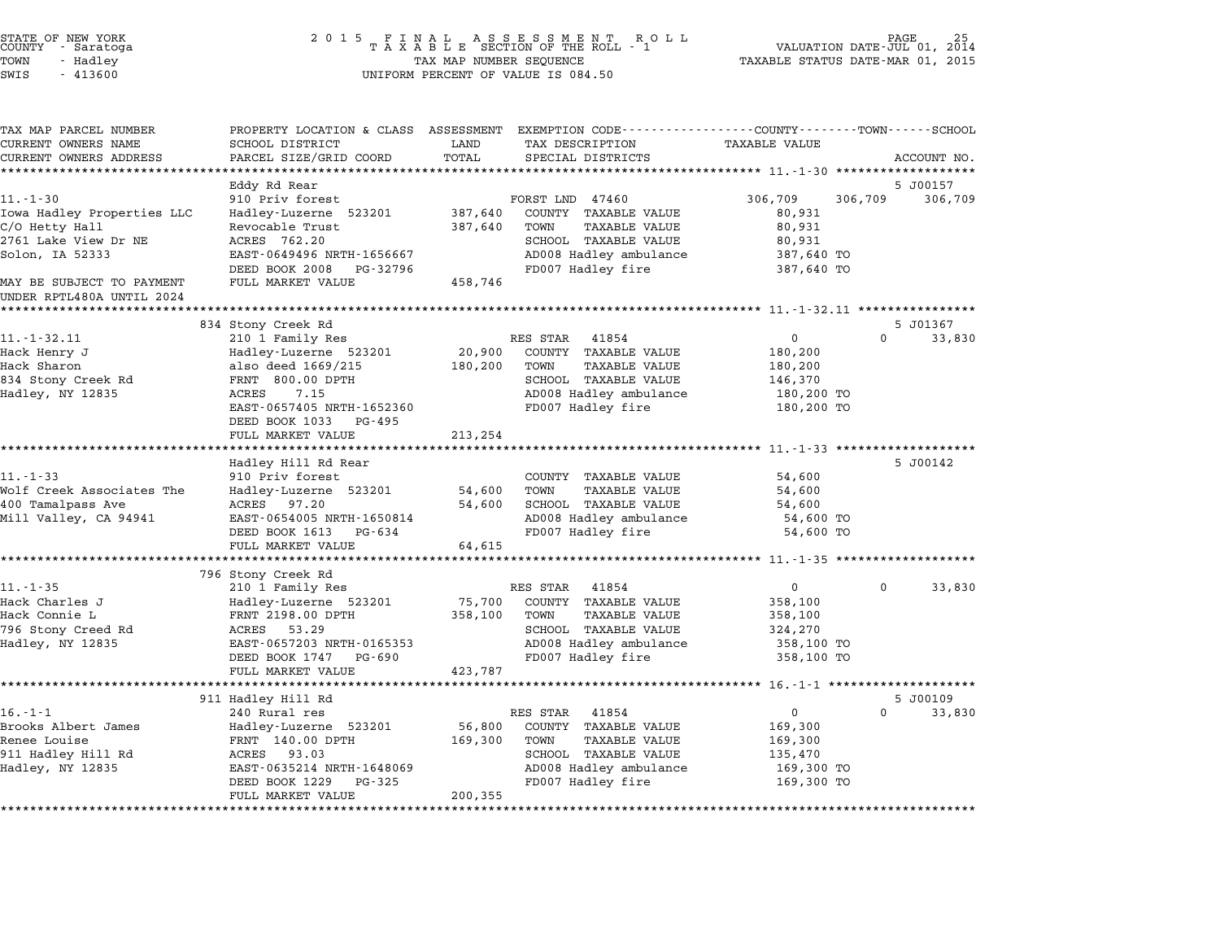STATE OF NEW YORK
COUNTY - Saratoga
TOWN - Hadley
SWIS - 413600

2015 FINAL ASSESSMENT ROLL
TAXABLE SECTION OF THE ROLL - 1
TAX MAP NUMBER SEQUENCE
UNIFORM PERCENT OF VALUE IS 084.50

VALUATION DATE-JUL 01, 2014
TAXABLE STATUS DATE-MAR 01, 2015

```
TAX MAP PARCEL NUMBER          PROPERTY LOCATION & CLASS  ASSESSMENT  EXEMPTION CODE-----------------COUNTY--------TOWN------SCHOOL
CURRENT OWNERS NAME            SCHOOL DISTRICT              LAND      TAX DESCRIPTION             TAXABLE VALUE
CURRENT OWNERS ADDRESS         PARCEL SIZE/GRID COORD       TOTAL     SPECIAL DISTRICTS                                   ACCOUNT NO.
******************************************************************************************************* 11.-1-30 *******************
                               Eddy Rd Rear                                                                          5 J00157
11.-1-30                       910 Priv forest                        FORST LND  47460            306,709     306,709     306,709
Iowa Hadley Properties LLC     Hadley-Luzerne  523201       387,640   COUNTY  TAXABLE VALUE        80,931
C/O Hetty Hall                 Revocable Trust              387,640   TOWN    TAXABLE VALUE        80,931
2761 Lake View Dr NE           ACRES  762.20                          SCHOOL  TAXABLE VALUE        80,931
Solon, IA 52333                EAST-0649496 NRTH-1656667              AD008 Hadley ambulance       387,640 TO
                               DEED BOOK 2008    PG-32796             FD007 Hadley fire            387,640 TO
MAY BE SUBJECT TO PAYMENT      FULL MARKET VALUE            458,746
UNDER RPTL480A UNTIL 2024
******************************************************************************************************* 11.-1-32.11 ****************
                               834 Stony Creek Rd                                                                    5 J01367
11.-1-32.11                    210 1 Family Res                       RES STAR   41854                  0           0      33,830
Hack Henry J                   Hadley-Luzerne  523201        20,900   COUNTY  TAXABLE VALUE       180,200
Hack Sharon                    also deed 1669/215           180,200   TOWN    TAXABLE VALUE       180,200
834 Stony Creek Rd             FRNT  800.00 DPTH                      SCHOOL  TAXABLE VALUE       146,370
Hadley, NY 12835               ACRES    7.15                          AD008 Hadley ambulance       180,200 TO
                               EAST-0657405 NRTH-1652360              FD007 Hadley fire            180,200 TO
                               DEED BOOK 1033    PG-495
                               FULL MARKET VALUE            213,254
******************************************************************************************************* 11.-1-33 *******************
                               Hadley Hill Rd Rear                                                                   5 J00142
11.-1-33                       910 Priv forest                        COUNTY  TAXABLE VALUE        54,600
Wolf Creek Associates The      Hadley-Luzerne  523201        54,600   TOWN    TAXABLE VALUE        54,600
400 Tamalpass Ave              ACRES   97.20                 54,600   SCHOOL  TAXABLE VALUE        54,600
Mill Valley, CA 94941          EAST-0654005 NRTH-1650814              AD008 Hadley ambulance        54,600 TO
                               DEED BOOK 1613    PG-634               FD007 Hadley fire             54,600 TO
                               FULL MARKET VALUE             64,615
******************************************************************************************************* 11.-1-35 *******************
                               796 Stony Creek Rd
11.-1-35                       210 1 Family Res                       RES STAR   41854                  0           0      33,830
Hack Charles J                 Hadley-Luzerne  523201        75,700   COUNTY  TAXABLE VALUE       358,100
Hack Connie L                  FRNT 2198.00 DPTH            358,100   TOWN    TAXABLE VALUE       358,100
796 Stony Creed Rd             ACRES   53.29                          SCHOOL  TAXABLE VALUE       324,270
Hadley, NY 12835               EAST-0657203 NRTH-0165353              AD008 Hadley ambulance       358,100 TO
                               DEED BOOK 1747    PG-690               FD007 Hadley fire            358,100 TO
                               FULL MARKET VALUE            423,787
******************************************************************************************************* 16.-1-1 ********************
                               911 Hadley Hill Rd                                                                    5 J00109
16.-1-1                        240 Rural res                          RES STAR   41854                  0           0      33,830
Brooks Albert James            Hadley-Luzerne  523201        56,800   COUNTY  TAXABLE VALUE       169,300
Renee Louise                   FRNT  140.00 DPTH            169,300   TOWN    TAXABLE VALUE       169,300
911 Hadley Hill Rd             ACRES   93.03                          SCHOOL  TAXABLE VALUE       135,470
Hadley, NY 12835               EAST-0635214 NRTH-1648069              AD008 Hadley ambulance       169,300 TO
                               DEED BOOK 1229    PG-325               FD007 Hadley fire            169,300 TO
                               FULL MARKET VALUE            200,355
************************************************************************************************************************************
```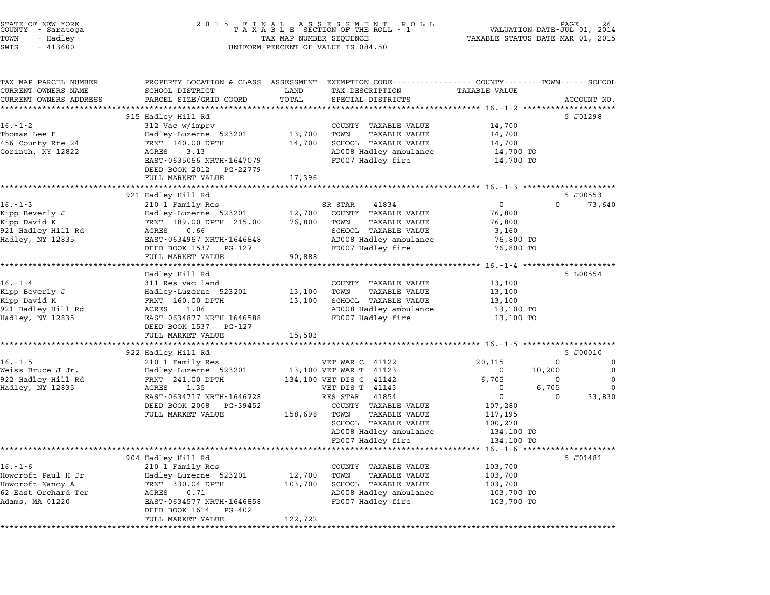STATE OF NEW YORK
COUNTY - Saratoga
TOWN - Hadley
SWIS - 413600

2 0 1 5 F I N A L A S S E S S M E N T R O L L
T A X A B L E SECTION OF THE ROLL - 1
TAX MAP NUMBER SEQUENCE
UNIFORM PERCENT OF VALUE IS 084.50

VALUATION DATE-JUL 01, 2014
TAXABLE STATUS DATE-MAR 01, 2015

| TAX MAP PARCEL NUMBER / CURRENT OWNERS NAME / CURRENT OWNERS ADDRESS | PROPERTY LOCATION & CLASS / SCHOOL DISTRICT / PARCEL SIZE/GRID COORD | ASSESSMENT LAND / TOTAL | EXEMPTION CODE / TAX DESCRIPTION / SPECIAL DISTRICTS | COUNTY | TOWN | SCHOOL | ACCOUNT NO. |
|---|---|---|---|---|---|---|---|
| **16.-1-2** | 915 Hadley Hill Rd | | | | | | 5 J01298 |
| Thomas Lee F | 312 Vac w/imprv | | COUNTY TAXABLE VALUE | 14,700 | | | |
| 456 County Rte 24 | Hadley-Luzerne 523201 | 13,700 | TOWN TAXABLE VALUE | | 14,700 | | |
| Corinth, NY 12822 | FRNT 140.00 DPTH | 14,700 | SCHOOL TAXABLE VALUE | | | 14,700 | |
| | ACRES 3.13 | | AD008 Hadley ambulance | 14,700 TO | | | |
| | EAST-0635066 NRTH-1647079 | | FD007 Hadley fire | 14,700 TO | | | |
| | DEED BOOK 2012 PG-22779 | | | | | | |
| | FULL MARKET VALUE | 17,396 | | | | | |
| **16.-1-3** | 921 Hadley Hill Rd | | | | | | 5 J00553 |
| Kipp Beverly J | 210 1 Family Res | | SR STAR 41834 | 0 | 0 | 73,640 | |
| Kipp David K | Hadley-Luzerne 523201 | 12,700 | COUNTY TAXABLE VALUE | 76,800 | | | |
| 921 Hadley Hill Rd | FRNT 189.00 DPTH 215.00 | 76,800 | TOWN TAXABLE VALUE | | 76,800 | | |
| Hadley, NY 12835 | ACRES 0.66 | | SCHOOL TAXABLE VALUE | | | 3,160 | |
| | EAST-0634967 NRTH-1646848 | | AD008 Hadley ambulance | 76,800 TO | | | |
| | DEED BOOK 1537 PG-127 | | FD007 Hadley fire | 76,800 TO | | | |
| | FULL MARKET VALUE | 90,888 | | | | | |
| **16.-1-4** | Hadley Hill Rd | | | | | | 5 L00554 |
| Kipp Beverly J | 311 Res vac land | | COUNTY TAXABLE VALUE | 13,100 | | | |
| Kipp David K | Hadley-Luzerne 523201 | 13,100 | TOWN TAXABLE VALUE | | 13,100 | | |
| 921 Hadley Hill Rd | FRNT 160.00 DPTH | 13,100 | SCHOOL TAXABLE VALUE | | | 13,100 | |
| Hadley, NY 12835 | ACRES 1.06 | | AD008 Hadley ambulance | 13,100 TO | | | |
| | EAST-0634877 NRTH-1646588 | | FD007 Hadley fire | 13,100 TO | | | |
| | DEED BOOK 1537 PG-127 | | | | | | |
| | FULL MARKET VALUE | 15,503 | | | | | |
| **16.-1-5** | 922 Hadley Hill Rd | | | | | | 5 J00010 |
| Weiss Bruce J Jr. | 210 1 Family Res | | VET WAR C 41122 | 20,115 | 0 | 0 | |
| 922 Hadley Hill Rd | Hadley-Luzerne 523201 | 13,100 | VET WAR T 41123 | 0 | 10,200 | 0 | |
| Hadley, NY 12835 | FRNT 241.00 DPTH | 134,100 | VET DIS C 41142 | 6,705 | 0 | 0 | |
| | ACRES 1.35 | | VET DIS T 41143 | 0 | 6,705 | 0 | |
| | EAST-0634717 NRTH-1646728 | | RES STAR 41854 | 0 | 0 | 33,830 | |
| | DEED BOOK 2008 PG-39452 | | COUNTY TAXABLE VALUE | 107,280 | | | |
| | FULL MARKET VALUE | 158,698 | TOWN TAXABLE VALUE | | 117,195 | | |
| | | | SCHOOL TAXABLE VALUE | | | 100,270 | |
| | | | AD008 Hadley ambulance | 134,100 TO | | | |
| | | | FD007 Hadley fire | 134,100 TO | | | |
| **16.-1-6** | 904 Hadley Hill Rd | | | | | | 5 J01481 |
| Howcroft Paul H Jr | 210 1 Family Res | | COUNTY TAXABLE VALUE | 103,700 | | | |
| Howcroft Nancy A | Hadley-Luzerne 523201 | 12,700 | TOWN TAXABLE VALUE | | 103,700 | | |
| 62 East Orchard Ter | FRNT 330.04 DPTH | 103,700 | SCHOOL TAXABLE VALUE | | | 103,700 | |
| Adams, MA 01220 | ACRES 0.71 | | AD008 Hadley ambulance | 103,700 TO | | | |
| | EAST-0634577 NRTH-1646858 | | FD007 Hadley fire | 103,700 TO | | | |
| | DEED BOOK 1614 PG-402 | | | | | | |
| | FULL MARKET VALUE | 122,722 | | | | | |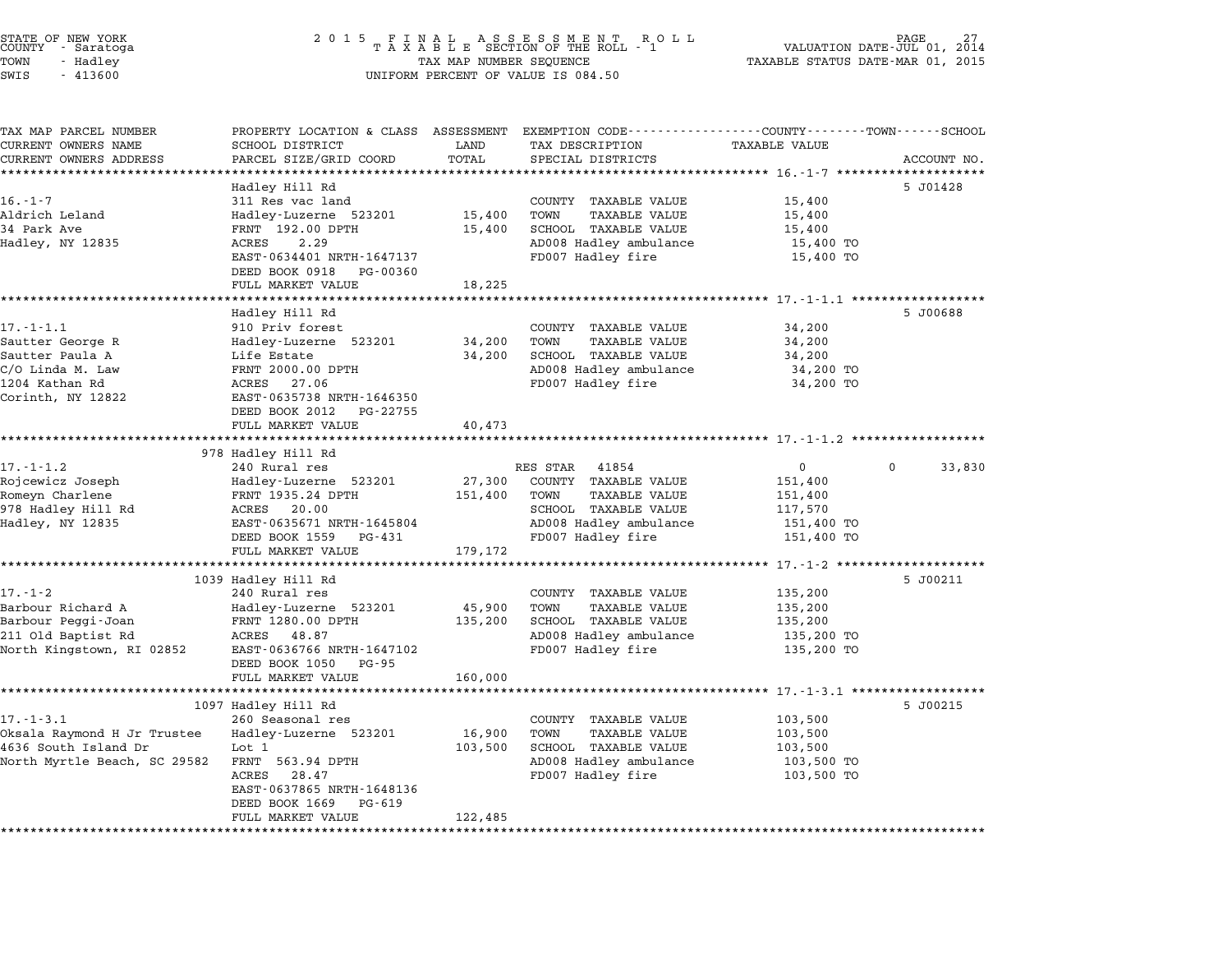STATE OF NEW YORK
COUNTY - Saratoga
TOWN - Hadley
SWIS - 413600

# 2015 FINAL ASSESSMENT ROLL
TAXABLE SECTION OF THE ROLL - 1
TAX MAP NUMBER SEQUENCE
UNIFORM PERCENT OF VALUE IS 084.50

VALUATION DATE-JUL 01, 2014
TAXABLE STATUS DATE-MAR 01, 2015

| TAX MAP PARCEL NUMBER / CURRENT OWNERS NAME / CURRENT OWNERS ADDRESS | PROPERTY LOCATION & CLASS / SCHOOL DISTRICT / PARCEL SIZE/GRID COORD | ASSESSMENT LAND / TOTAL | EXEMPTION CODE / TAX DESCRIPTION / SPECIAL DISTRICTS | COUNTY TOWN SCHOOL TAXABLE VALUE | ACCOUNT NO. |
|---|---|---|---|---|---|
| **16.-1-7** | Hadley Hill Rd | | | | 5 J01428 |
| 16.-1-7 | 311 Res vac land | | COUNTY TAXABLE VALUE | 15,400 | |
| Aldrich Leland | Hadley-Luzerne 523201 | 15,400 | TOWN TAXABLE VALUE | 15,400 | |
| 34 Park Ave | FRNT 192.00 DPTH | 15,400 | SCHOOL TAXABLE VALUE | 15,400 | |
| Hadley, NY 12835 | ACRES 2.29 | | AD008 Hadley ambulance | 15,400 TO | |
| | EAST-0634401 NRTH-1647137 | | FD007 Hadley fire | 15,400 TO | |
| | DEED BOOK 0918 PG-00360 | | | | |
| | FULL MARKET VALUE | 18,225 | | | |
| **17.-1-1.1** | Hadley Hill Rd | | | | 5 J00688 |
| 17.-1-1.1 | 910 Priv forest | | COUNTY TAXABLE VALUE | 34,200 | |
| Sautter George R | Hadley-Luzerne 523201 | 34,200 | TOWN TAXABLE VALUE | 34,200 | |
| Sautter Paula A | Life Estate | 34,200 | SCHOOL TAXABLE VALUE | 34,200 | |
| C/O Linda M. Law | FRNT 2000.00 DPTH | | AD008 Hadley ambulance | 34,200 TO | |
| 1204 Kathan Rd | ACRES 27.06 | | FD007 Hadley fire | 34,200 TO | |
| Corinth, NY 12822 | EAST-0635738 NRTH-1646350 | | | | |
| | DEED BOOK 2012 PG-22755 | | | | |
| | FULL MARKET VALUE | 40,473 | | | |
| **17.-1-1.2** | 978 Hadley Hill Rd | | | | |
| 17.-1-1.2 | 240 Rural res | | RES STAR 41854 | 0 0 33,830 | |
| Rojcewicz Joseph | Hadley-Luzerne 523201 | 27,300 | COUNTY TAXABLE VALUE | 151,400 | |
| Romeyn Charlene | FRNT 1935.24 DPTH | 151,400 | TOWN TAXABLE VALUE | 151,400 | |
| 978 Hadley Hill Rd | ACRES 20.00 | | SCHOOL TAXABLE VALUE | 117,570 | |
| Hadley, NY 12835 | EAST-0635671 NRTH-1645804 | | AD008 Hadley ambulance | 151,400 TO | |
| | DEED BOOK 1559 PG-431 | | FD007 Hadley fire | 151,400 TO | |
| | FULL MARKET VALUE | 179,172 | | | |
| **17.-1-2** | 1039 Hadley Hill Rd | | | | 5 J00211 |
| 17.-1-2 | 240 Rural res | | COUNTY TAXABLE VALUE | 135,200 | |
| Barbour Richard A | Hadley-Luzerne 523201 | 45,900 | TOWN TAXABLE VALUE | 135,200 | |
| Barbour Peggi-Joan | FRNT 1280.00 DPTH | 135,200 | SCHOOL TAXABLE VALUE | 135,200 | |
| 211 Old Baptist Rd | ACRES 48.87 | | AD008 Hadley ambulance | 135,200 TO | |
| North Kingstown, RI 02852 | EAST-0636766 NRTH-1647102 | | FD007 Hadley fire | 135,200 TO | |
| | DEED BOOK 1050 PG-95 | | | | |
| | FULL MARKET VALUE | 160,000 | | | |
| **17.-1-3.1** | 1097 Hadley Hill Rd | | | | 5 J00215 |
| 17.-1-3.1 | 260 Seasonal res | | COUNTY TAXABLE VALUE | 103,500 | |
| Oksala Raymond H Jr Trustee | Hadley-Luzerne 523201 | 16,900 | TOWN TAXABLE VALUE | 103,500 | |
| 4636 South Island Dr | Lot 1 | 103,500 | SCHOOL TAXABLE VALUE | 103,500 | |
| North Myrtle Beach, SC 29582 | FRNT 563.94 DPTH | | AD008 Hadley ambulance | 103,500 TO | |
| | ACRES 28.47 | | FD007 Hadley fire | 103,500 TO | |
| | EAST-0637865 NRTH-1648136 | | | | |
| | DEED BOOK 1669 PG-619 | | | | |
| | FULL MARKET VALUE | 122,485 | | | |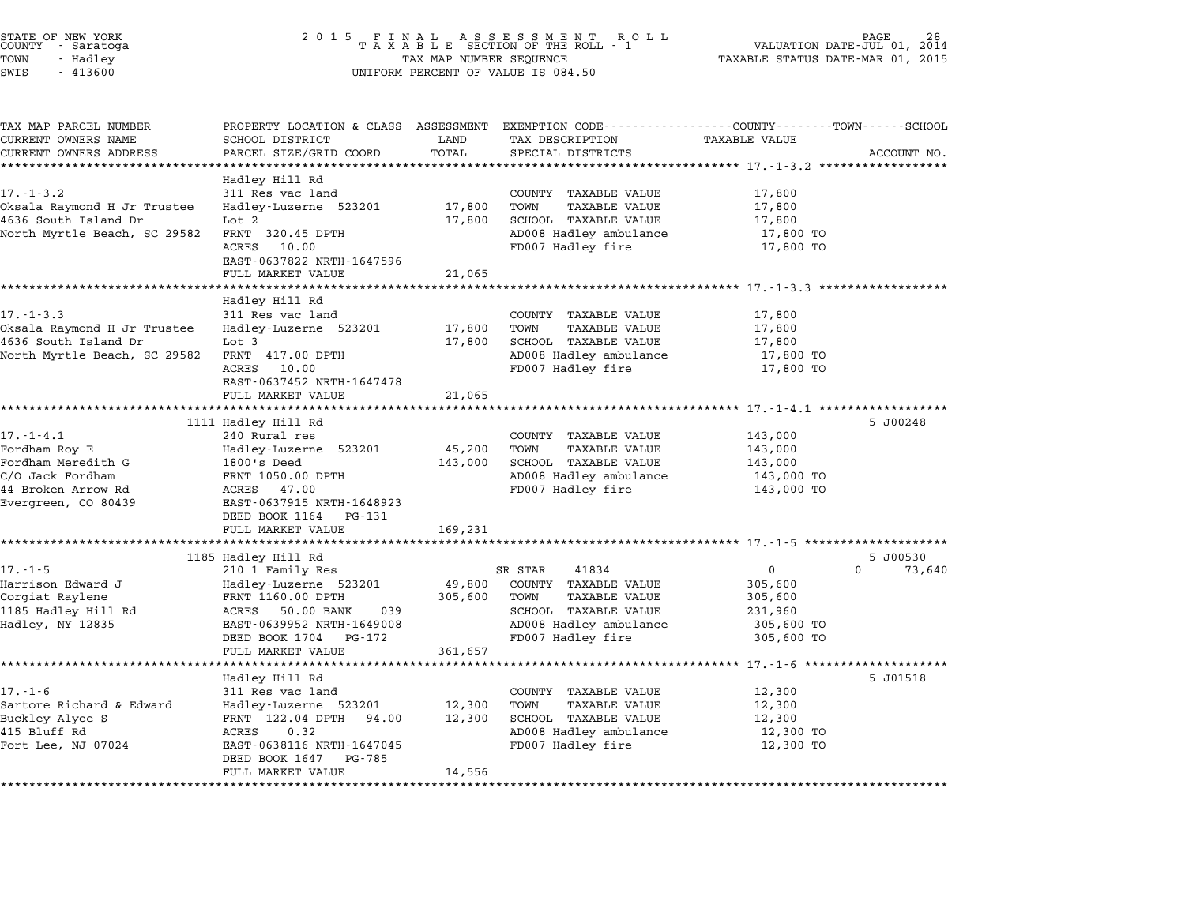STATE OF NEW YORK
COUNTY - Saratoga
TOWN - Hadley
SWIS - 413600

2015 FINAL ASSESSMENT ROLL
TAXABLE SECTION OF THE ROLL - 1
TAX MAP NUMBER SEQUENCE
UNIFORM PERCENT OF VALUE IS 084.50

VALUATION DATE-JUL 01, 2014
TAXABLE STATUS DATE-MAR 01, 2015

| TAX MAP PARCEL NUMBER / CURRENT OWNERS NAME / CURRENT OWNERS ADDRESS | PROPERTY LOCATION & CLASS / SCHOOL DISTRICT / PARCEL SIZE/GRID COORD | ASSESSMENT LAND / TOTAL | EXEMPTION CODE / TAX DESCRIPTION / SPECIAL DISTRICTS | COUNTY TAXABLE VALUE | TOWN | SCHOOL | ACCOUNT NO. |
|---|---|---|---|---|---|---|---|
| **17.-1-3.2** | Hadley Hill Rd | | | | | | |
| 17.-1-3.2 | 311 Res vac land | | COUNTY TAXABLE VALUE | 17,800 | | | |
| Oksala Raymond H Jr Trustee | Hadley-Luzerne 523201 | 17,800 | TOWN TAXABLE VALUE | 17,800 | | | |
| 4636 South Island Dr | Lot 2 | 17,800 | SCHOOL TAXABLE VALUE | 17,800 | | | |
| North Myrtle Beach, SC 29582 | FRNT 320.45 DPTH | | AD008 Hadley ambulance | 17,800 TO | | | |
| | ACRES 10.00 | | FD007 Hadley fire | 17,800 TO | | | |
| | EAST-0637822 NRTH-1647596 | | | | | | |
| | FULL MARKET VALUE | 21,065 | | | | | |
| **17.-1-3.3** | Hadley Hill Rd | | | | | | |
| 17.-1-3.3 | 311 Res vac land | | COUNTY TAXABLE VALUE | 17,800 | | | |
| Oksala Raymond H Jr Trustee | Hadley-Luzerne 523201 | 17,800 | TOWN TAXABLE VALUE | 17,800 | | | |
| 4636 South Island Dr | Lot 3 | 17,800 | SCHOOL TAXABLE VALUE | 17,800 | | | |
| North Myrtle Beach, SC 29582 | FRNT 417.00 DPTH | | AD008 Hadley ambulance | 17,800 TO | | | |
| | ACRES 10.00 | | FD007 Hadley fire | 17,800 TO | | | |
| | EAST-0637452 NRTH-1647478 | | | | | | |
| | FULL MARKET VALUE | 21,065 | | | | | |
| **17.-1-4.1** | 1111 Hadley Hill Rd | | | | | | 5 J00248 |
| 17.-1-4.1 | 240 Rural res | | COUNTY TAXABLE VALUE | 143,000 | | | |
| Fordham Roy E | Hadley-Luzerne 523201 | 45,200 | TOWN TAXABLE VALUE | 143,000 | | | |
| Fordham Meredith G | 1800's Deed | 143,000 | SCHOOL TAXABLE VALUE | 143,000 | | | |
| C/O Jack Fordham | FRNT 1050.00 DPTH | | AD008 Hadley ambulance | 143,000 TO | | | |
| 44 Broken Arrow Rd | ACRES 47.00 | | FD007 Hadley fire | 143,000 TO | | | |
| Evergreen, CO 80439 | EAST-0637915 NRTH-1648923 | | | | | | |
| | DEED BOOK 1164 PG-131 | | | | | | |
| | FULL MARKET VALUE | 169,231 | | | | | |
| **17.-1-5** | 1185 Hadley Hill Rd | | | | | | 5 J00530 |
| 17.-1-5 | 210 1 Family Res | | SR STAR 41834 | 0 | 0 | 73,640 | |
| Harrison Edward J | Hadley-Luzerne 523201 | 49,800 | COUNTY TAXABLE VALUE | 305,600 | | | |
| Corgiat Raylene | FRNT 1160.00 DPTH | 305,600 | TOWN TAXABLE VALUE | 305,600 | | | |
| 1185 Hadley Hill Rd | ACRES 50.00 BANK 039 | | SCHOOL TAXABLE VALUE | 231,960 | | | |
| Hadley, NY 12835 | EAST-0639952 NRTH-1649008 | | AD008 Hadley ambulance | 305,600 TO | | | |
| | DEED BOOK 1704 PG-172 | | FD007 Hadley fire | 305,600 TO | | | |
| | FULL MARKET VALUE | 361,657 | | | | | |
| **17.-1-6** | Hadley Hill Rd | | | | | | 5 J01518 |
| 17.-1-6 | 311 Res vac land | | COUNTY TAXABLE VALUE | 12,300 | | | |
| Sartore Richard & Edward | Hadley-Luzerne 523201 | 12,300 | TOWN TAXABLE VALUE | 12,300 | | | |
| Buckley Alyce S | FRNT 122.04 DPTH 94.00 | 12,300 | SCHOOL TAXABLE VALUE | 12,300 | | | |
| 415 Bluff Rd | ACRES 0.32 | | AD008 Hadley ambulance | 12,300 TO | | | |
| Fort Lee, NJ 07024 | EAST-0638116 NRTH-1647045 | | FD007 Hadley fire | 12,300 TO | | | |
| | DEED BOOK 1647 PG-785 | | | | | | |
| | FULL MARKET VALUE | 14,556 | | | | | |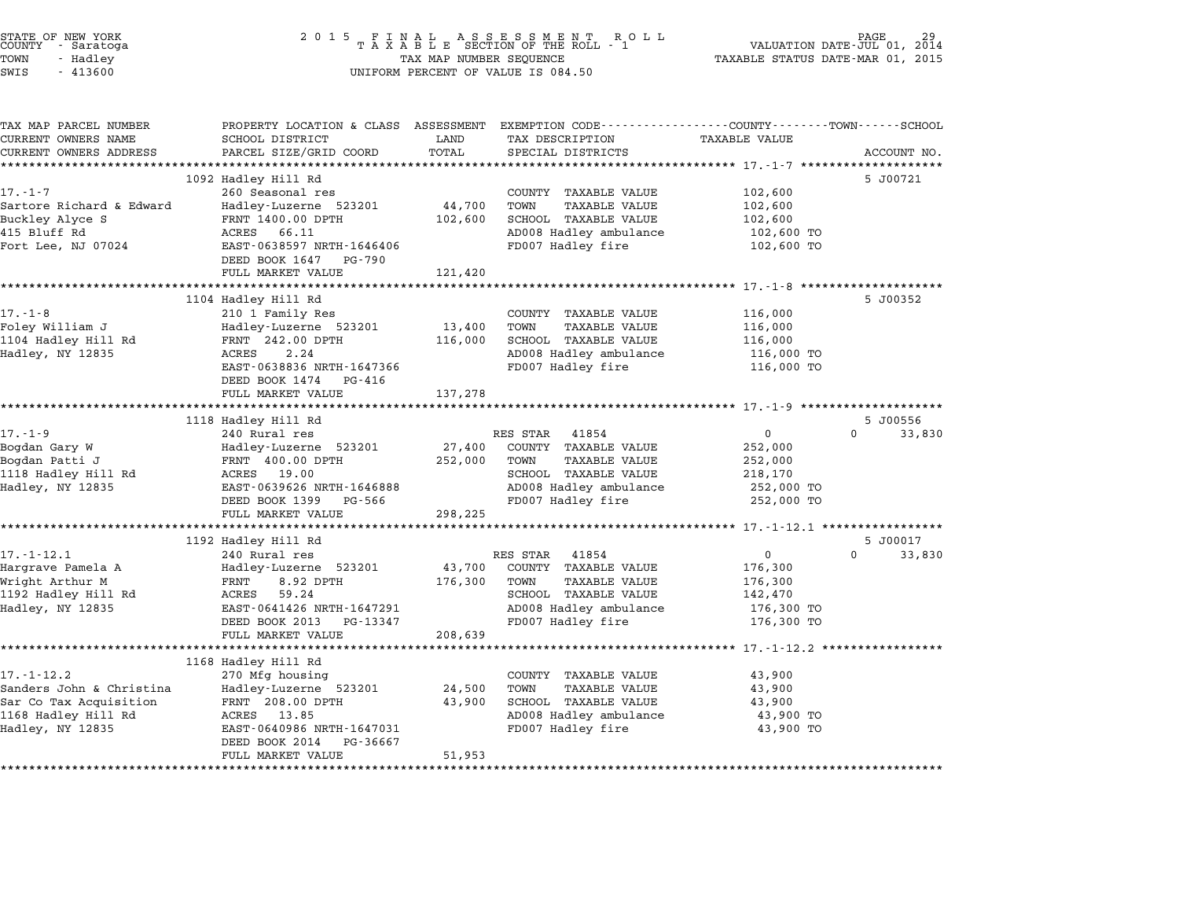STATE OF NEW YORK
COUNTY - Saratoga
TOWN - Hadley
SWIS - 413600

2015 FINAL ASSESSMENT ROLL
TAXABLE SECTION OF THE ROLL - 1
TAX MAP NUMBER SEQUENCE
UNIFORM PERCENT OF VALUE IS 084.50

VALUATION DATE-JUL 01, 2014
TAXABLE STATUS DATE-MAR 01, 2015

| TAX MAP PARCEL NUMBER / CURRENT OWNERS NAME / CURRENT OWNERS ADDRESS | PROPERTY LOCATION & CLASS / SCHOOL DISTRICT / PARCEL SIZE/GRID COORD | ASSESSMENT LAND / TOTAL | EXEMPTION CODE / TAX DESCRIPTION / SPECIAL DISTRICTS | COUNTY / TOWN TAXABLE VALUE | SCHOOL / ACCOUNT NO. |
|---|---|---|---|---|---|
| **17.-1-7** | 1092 Hadley Hill Rd | | | | 5 J00721 |
| Sartore Richard & Edward | 260 Seasonal res | | COUNTY TAXABLE VALUE | 102,600 | |
| Buckley Alyce S | Hadley-Luzerne 523201 | 44,700 | TOWN TAXABLE VALUE | 102,600 | |
| 415 Bluff Rd | FRNT 1400.00 DPTH | 102,600 | SCHOOL TAXABLE VALUE | 102,600 | |
| Fort Lee, NJ 07024 | ACRES 66.11 | | AD008 Hadley ambulance | 102,600 TO | |
| | EAST-0638597 NRTH-1646406 | | FD007 Hadley fire | 102,600 TO | |
| | DEED BOOK 1647 PG-790 | | | | |
| | FULL MARKET VALUE | 121,420 | | | |
| **17.-1-8** | 1104 Hadley Hill Rd | | | | 5 J00352 |
| Foley William J | 210 1 Family Res | | COUNTY TAXABLE VALUE | 116,000 | |
| 1104 Hadley Hill Rd | Hadley-Luzerne 523201 | 13,400 | TOWN TAXABLE VALUE | 116,000 | |
| Hadley, NY 12835 | FRNT 242.00 DPTH | 116,000 | SCHOOL TAXABLE VALUE | 116,000 | |
| | ACRES 2.24 | | AD008 Hadley ambulance | 116,000 TO | |
| | EAST-0638836 NRTH-1647366 | | FD007 Hadley fire | 116,000 TO | |
| | DEED BOOK 1474 PG-416 | | | | |
| | FULL MARKET VALUE | 137,278 | | | |
| **17.-1-9** | 1118 Hadley Hill Rd | | | | 5 J00556 |
| Bogdan Gary W | 240 Rural res | | RES STAR 41854 | 0 | 0 33,830 |
| Bogdan Patti J | Hadley-Luzerne 523201 | 27,400 | COUNTY TAXABLE VALUE | 252,000 | |
| 1118 Hadley Hill Rd | FRNT 400.00 DPTH | 252,000 | TOWN TAXABLE VALUE | 252,000 | |
| Hadley, NY 12835 | ACRES 19.00 | | SCHOOL TAXABLE VALUE | 218,170 | |
| | EAST-0639626 NRTH-1646888 | | AD008 Hadley ambulance | 252,000 TO | |
| | DEED BOOK 1399 PG-566 | | FD007 Hadley fire | 252,000 TO | |
| | FULL MARKET VALUE | 298,225 | | | |
| **17.-1-12.1** | 1192 Hadley Hill Rd | | | | 5 J00017 |
| Hargrave Pamela A | 240 Rural res | | RES STAR 41854 | 0 | 0 33,830 |
| Wright Arthur M | Hadley-Luzerne 523201 | 43,700 | COUNTY TAXABLE VALUE | 176,300 | |
| 1192 Hadley Hill Rd | FRNT 8.92 DPTH | 176,300 | TOWN TAXABLE VALUE | 176,300 | |
| Hadley, NY 12835 | ACRES 59.24 | | SCHOOL TAXABLE VALUE | 142,470 | |
| | EAST-0641426 NRTH-1647291 | | AD008 Hadley ambulance | 176,300 TO | |
| | DEED BOOK 2013 PG-13347 | | FD007 Hadley fire | 176,300 TO | |
| | FULL MARKET VALUE | 208,639 | | | |
| **17.-1-12.2** | 1168 Hadley Hill Rd | | | | |
| Sanders John & Christina | 270 Mfg housing | | COUNTY TAXABLE VALUE | 43,900 | |
| Sar Co Tax Acquisition | Hadley-Luzerne 523201 | 24,500 | TOWN TAXABLE VALUE | 43,900 | |
| 1168 Hadley Hill Rd | FRNT 208.00 DPTH | 43,900 | SCHOOL TAXABLE VALUE | 43,900 | |
| Hadley, NY 12835 | ACRES 13.85 | | AD008 Hadley ambulance | 43,900 TO | |
| | EAST-0640986 NRTH-1647031 | | FD007 Hadley fire | 43,900 TO | |
| | DEED BOOK 2014 PG-36667 | | | | |
| | FULL MARKET VALUE | 51,953 | | | |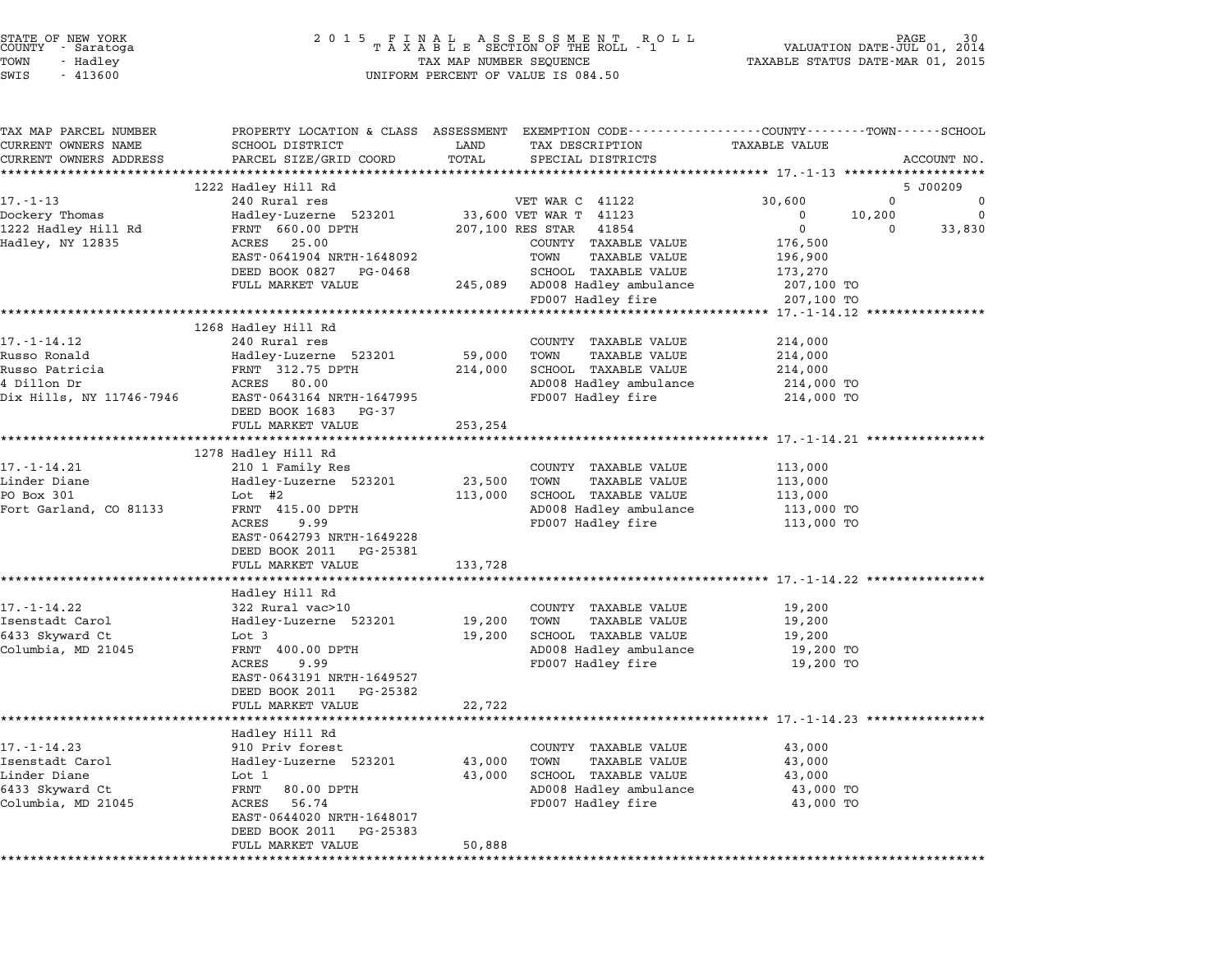STATE OF NEW YORK
COUNTY - Saratoga
TOWN - Hadley
SWIS - 413600

**2015 FINAL ASSESSMENT ROLL**
**TAXABLE SECTION OF THE ROLL - 1**
TAX MAP NUMBER SEQUENCE
UNIFORM PERCENT OF VALUE IS 084.50

VALUATION DATE-JUL 01, 2014
TAXABLE STATUS DATE-MAR 01, 2015

| TAX MAP PARCEL NUMBER / CURRENT OWNERS NAME / CURRENT OWNERS ADDRESS | PROPERTY LOCATION & CLASS / SCHOOL DISTRICT / PARCEL SIZE/GRID COORD | ASSESSMENT LAND | ASSESSMENT TOTAL | EXEMPTION CODE / TAX DESCRIPTION / SPECIAL DISTRICTS | COUNTY TAXABLE VALUE | TOWN | SCHOOL | ACCOUNT NO. |
|---|---|---|---|---|---|---|---|---|
| 17.-1-13 | 1222 Hadley Hill Rd | | | | | | | 5 J00209 |
| 17.-1-13 | 240 Rural res | | | VET WAR C 41122 | 30,600 | 0 | 0 | |
| Dockery Thomas | Hadley-Luzerne 523201 | 33,600 | | VET WAR T 41123 | 0 | 10,200 | 0 | |
| 1222 Hadley Hill Rd | FRNT 660.00 DPTH | | 207,100 | RES STAR 41854 | 0 | 0 | 33,830 | |
| Hadley, NY 12835 | ACRES 25.00 | | | COUNTY TAXABLE VALUE | 176,500 | | | |
| | EAST-0641904 NRTH-1648092 | | | TOWN TAXABLE VALUE | 196,900 | | | |
| | DEED BOOK 0827 PG-0468 | | | SCHOOL TAXABLE VALUE | 173,270 | | | |
| | FULL MARKET VALUE | | 245,089 | AD008 Hadley ambulance | 207,100 TO | | | |
| | | | | FD007 Hadley fire | 207,100 TO | | | |
| 17.-1-14.12 | 1268 Hadley Hill Rd | | | | | | | |
| 17.-1-14.12 | 240 Rural res | | | COUNTY TAXABLE VALUE | 214,000 | | | |
| Russo Ronald | Hadley-Luzerne 523201 | 59,000 | | TOWN TAXABLE VALUE | 214,000 | | | |
| Russo Patricia | FRNT 312.75 DPTH | | 214,000 | SCHOOL TAXABLE VALUE | 214,000 | | | |
| 4 Dillon Dr | ACRES 80.00 | | | AD008 Hadley ambulance | 214,000 TO | | | |
| Dix Hills, NY 11746-7946 | EAST-0643164 NRTH-1647995 | | | FD007 Hadley fire | 214,000 TO | | | |
| | DEED BOOK 1683 PG-37 | | | | | | | |
| | FULL MARKET VALUE | | 253,254 | | | | | |
| 17.-1-14.21 | 1278 Hadley Hill Rd | | | | | | | |
| 17.-1-14.21 | 210 1 Family Res | | | COUNTY TAXABLE VALUE | 113,000 | | | |
| Linder Diane | Hadley-Luzerne 523201 | 23,500 | | TOWN TAXABLE VALUE | 113,000 | | | |
| PO Box 301 | Lot #2 | | 113,000 | SCHOOL TAXABLE VALUE | 113,000 | | | |
| Fort Garland, CO 81133 | FRNT 415.00 DPTH | | | AD008 Hadley ambulance | 113,000 TO | | | |
| | ACRES 9.99 | | | FD007 Hadley fire | 113,000 TO | | | |
| | EAST-0642793 NRTH-1649228 | | | | | | | |
| | DEED BOOK 2011 PG-25381 | | | | | | | |
| | FULL MARKET VALUE | | 133,728 | | | | | |
| 17.-1-14.22 | Hadley Hill Rd | | | | | | | |
| 17.-1-14.22 | 322 Rural vac>10 | | | COUNTY TAXABLE VALUE | 19,200 | | | |
| Isenstadt Carol | Hadley-Luzerne 523201 | 19,200 | | TOWN TAXABLE VALUE | 19,200 | | | |
| 6433 Skyward Ct | Lot 3 | | 19,200 | SCHOOL TAXABLE VALUE | 19,200 | | | |
| Columbia, MD 21045 | FRNT 400.00 DPTH | | | AD008 Hadley ambulance | 19,200 TO | | | |
| | ACRES 9.99 | | | FD007 Hadley fire | 19,200 TO | | | |
| | EAST-0643191 NRTH-1649527 | | | | | | | |
| | DEED BOOK 2011 PG-25382 | | | | | | | |
| | FULL MARKET VALUE | | 22,722 | | | | | |
| 17.-1-14.23 | Hadley Hill Rd | | | | | | | |
| 17.-1-14.23 | 910 Priv forest | | | COUNTY TAXABLE VALUE | 43,000 | | | |
| Isenstadt Carol | Hadley-Luzerne 523201 | 43,000 | | TOWN TAXABLE VALUE | 43,000 | | | |
| Linder Diane | Lot 1 | | 43,000 | SCHOOL TAXABLE VALUE | 43,000 | | | |
| 6433 Skyward Ct | FRNT 80.00 DPTH | | | AD008 Hadley ambulance | 43,000 TO | | | |
| Columbia, MD 21045 | ACRES 56.74 | | | FD007 Hadley fire | 43,000 TO | | | |
| | EAST-0644020 NRTH-1648017 | | | | | | | |
| | DEED BOOK 2011 PG-25383 | | | | | | | |
| | FULL MARKET VALUE | | 50,888 | | | | | |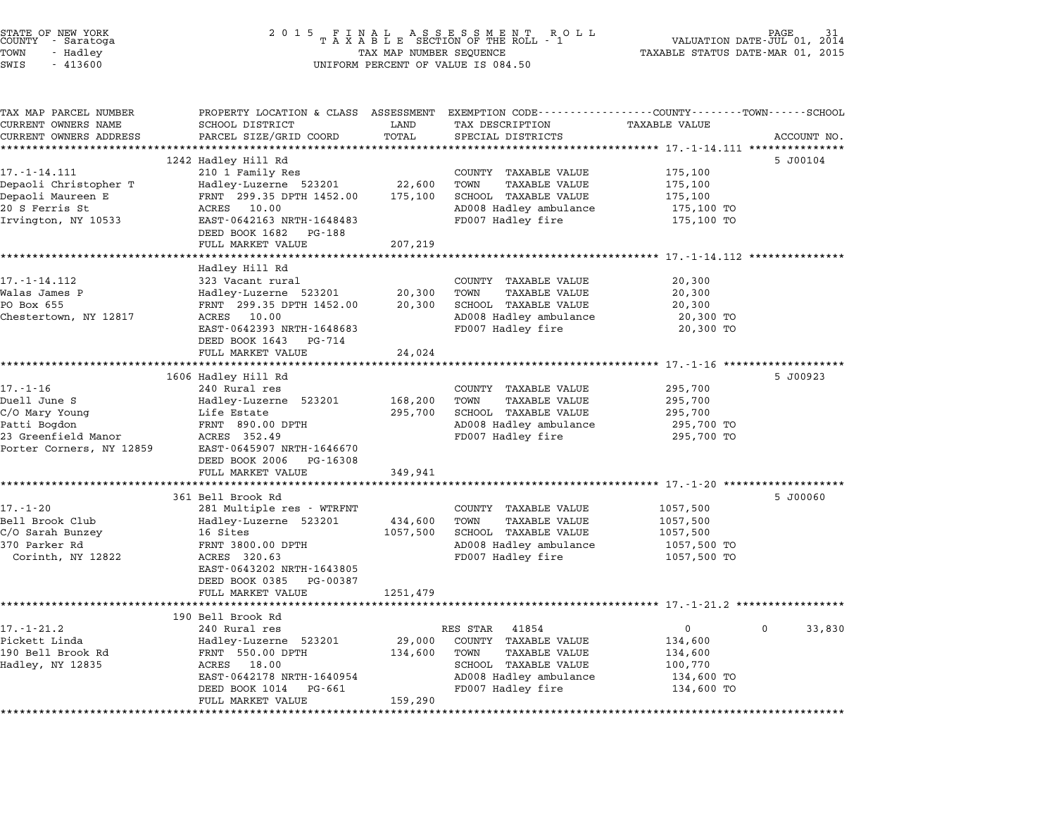STATE OF NEW YORK
COUNTY - Saratoga
TOWN - Hadley
SWIS - 413600

2015 FINAL ASSESSMENT ROLL
TAXABLE SECTION OF THE ROLL - 1
TAX MAP NUMBER SEQUENCE
UNIFORM PERCENT OF VALUE IS 084.50

VALUATION DATE-JUL 01, 2014
TAXABLE STATUS DATE-MAR 01, 2015

| TAX MAP PARCEL NUMBER / CURRENT OWNERS NAME / CURRENT OWNERS ADDRESS | PROPERTY LOCATION & CLASS / SCHOOL DISTRICT / PARCEL SIZE/GRID COORD | ASSESSMENT LAND / TOTAL | EXEMPTION CODE / TAX DESCRIPTION / SPECIAL DISTRICTS | TAXABLE VALUE (COUNTY / TOWN / SCHOOL) | ACCOUNT NO. |
|---|---|---|---|---|---|
| **17.-1-14.111** | 1242 Hadley Hill Rd | | | | 5 J00104 |
| Depaoli Christopher T | 210 1 Family Res | | COUNTY TAXABLE VALUE | 175,100 | |
| Depaoli Maureen E | Hadley-Luzerne 523201 | 22,600 | TOWN TAXABLE VALUE | 175,100 | |
| 20 S Ferris St | FRNT 299.35 DPTH 1452.00 | 175,100 | SCHOOL TAXABLE VALUE | 175,100 | |
| Irvington, NY 10533 | ACRES 10.00 | | AD008 Hadley ambulance | 175,100 TO | |
| | EAST-0642163 NRTH-1648483 | | FD007 Hadley fire | 175,100 TO | |
| | DEED BOOK 1682 PG-188 | | | | |
| | FULL MARKET VALUE | 207,219 | | | |
| **17.-1-14.112** | Hadley Hill Rd | | | | |
| Walas James P | 323 Vacant rural | | COUNTY TAXABLE VALUE | 20,300 | |
| PO Box 655 | Hadley-Luzerne 523201 | 20,300 | TOWN TAXABLE VALUE | 20,300 | |
| Chestertown, NY 12817 | FRNT 299.35 DPTH 1452.00 | 20,300 | SCHOOL TAXABLE VALUE | 20,300 | |
| | ACRES 10.00 | | AD008 Hadley ambulance | 20,300 TO | |
| | EAST-0642393 NRTH-1648683 | | FD007 Hadley fire | 20,300 TO | |
| | DEED BOOK 1643 PG-714 | | | | |
| | FULL MARKET VALUE | 24,024 | | | |
| **17.-1-16** | 1606 Hadley Hill Rd | | | | 5 J00923 |
| Duell June S | 240 Rural res | | COUNTY TAXABLE VALUE | 295,700 | |
| C/O Mary Young | Hadley-Luzerne 523201 | 168,200 | TOWN TAXABLE VALUE | 295,700 | |
| Patti Bogdon | Life Estate | 295,700 | SCHOOL TAXABLE VALUE | 295,700 | |
| 23 Greenfield Manor | FRNT 890.00 DPTH | | AD008 Hadley ambulance | 295,700 TO | |
| Porter Corners, NY 12859 | ACRES 352.49 | | FD007 Hadley fire | 295,700 TO | |
| | EAST-0645907 NRTH-1646670 | | | | |
| | DEED BOOK 2006 PG-16308 | | | | |
| | FULL MARKET VALUE | 349,941 | | | |
| **17.-1-20** | 361 Bell Brook Rd | | | | 5 J00060 |
| Bell Brook Club | 281 Multiple res - WTRFNT | | COUNTY TAXABLE VALUE | 1057,500 | |
| C/O Sarah Bunzey | Hadley-Luzerne 523201 | 434,600 | TOWN TAXABLE VALUE | 1057,500 | |
| 370 Parker Rd | 16 Sites | 1057,500 | SCHOOL TAXABLE VALUE | 1057,500 | |
| Corinth, NY 12822 | FRNT 3800.00 DPTH | | AD008 Hadley ambulance | 1057,500 TO | |
| | ACRES 320.63 | | FD007 Hadley fire | 1057,500 TO | |
| | EAST-0643202 NRTH-1643805 | | | | |
| | DEED BOOK 0385 PG-00387 | | | | |
| | FULL MARKET VALUE | 1251,479 | | | |
| **17.-1-21.2** | 190 Bell Brook Rd | | | | |
| Pickett Linda | 240 Rural res | | RES STAR 41854 | 0 / 0 / 33,830 | |
| 190 Bell Brook Rd | Hadley-Luzerne 523201 | 29,000 | COUNTY TAXABLE VALUE | 134,600 | |
| Hadley, NY 12835 | FRNT 550.00 DPTH | 134,600 | TOWN TAXABLE VALUE | 134,600 | |
| | ACRES 18.00 | | SCHOOL TAXABLE VALUE | 100,770 | |
| | EAST-0642178 NRTH-1640954 | | AD008 Hadley ambulance | 134,600 TO | |
| | DEED BOOK 1014 PG-661 | | FD007 Hadley fire | 134,600 TO | |
| | FULL MARKET VALUE | 159,290 | | | |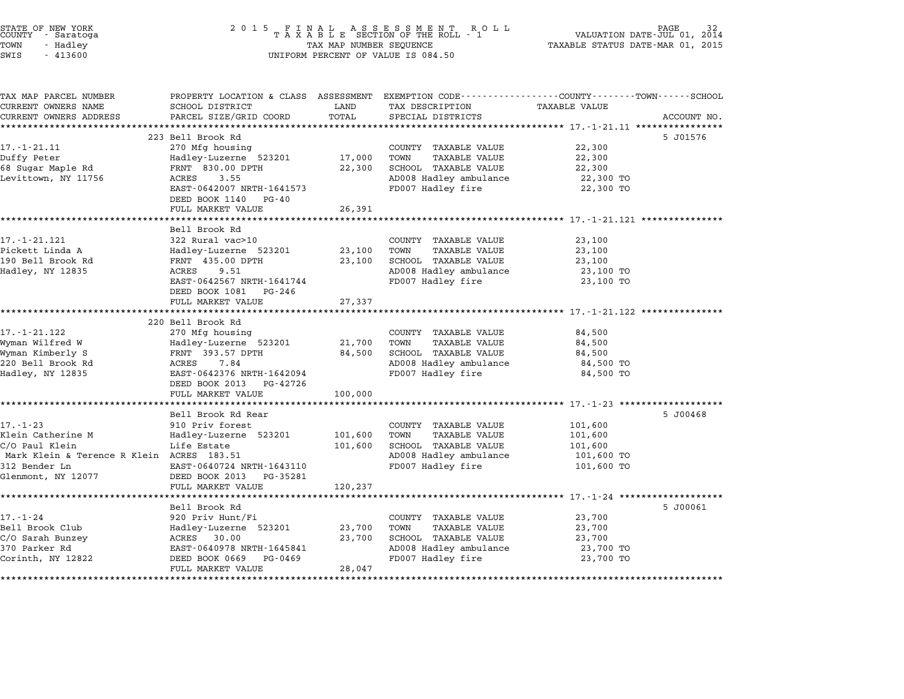STATE OF NEW YORK
COUNTY - Saratoga
TOWN - Hadley
SWIS - 413600

2015 FINAL ASSESSMENT ROLL
TAXABLE SECTION OF THE ROLL - 1
TAX MAP NUMBER SEQUENCE
UNIFORM PERCENT OF VALUE IS 084.50

VALUATION DATE-JUL 01, 2014
TAXABLE STATUS DATE-MAR 01, 2015

| TAX MAP PARCEL NUMBER / CURRENT OWNERS NAME / CURRENT OWNERS ADDRESS | PROPERTY LOCATION & CLASS / SCHOOL DISTRICT / PARCEL SIZE/GRID COORD | ASSESSMENT LAND / TOTAL | EXEMPTION CODE / TAX DESCRIPTION / SPECIAL DISTRICTS | TAXABLE VALUE (COUNTY / TOWN / SCHOOL) | ACCOUNT NO. |
|---|---|---|---|---|---|
| **17.-1-21.11** | 223 Bell Brook Rd | | | | 5 J01576 |
| 17.-1-21.11 | 270 Mfg housing | | COUNTY TAXABLE VALUE | 22,300 | |
| Duffy Peter | Hadley-Luzerne 523201 | 17,000 | TOWN TAXABLE VALUE | 22,300 | |
| 68 Sugar Maple Rd | FRNT 830.00 DPTH | 22,300 | SCHOOL TAXABLE VALUE | 22,300 | |
| Levittown, NY 11756 | ACRES 3.55 | | AD008 Hadley ambulance | 22,300 TO | |
| | EAST-0642007 NRTH-1641573 | | FD007 Hadley fire | 22,300 TO | |
| | DEED BOOK 1140 PG-40 | | | | |
| | FULL MARKET VALUE | 26,391 | | | |
| **17.-1-21.121** | Bell Brook Rd | | | | |
| 17.-1-21.121 | 322 Rural vac>10 | | COUNTY TAXABLE VALUE | 23,100 | |
| Pickett Linda A | Hadley-Luzerne 523201 | 23,100 | TOWN TAXABLE VALUE | 23,100 | |
| 190 Bell Brook Rd | FRNT 435.00 DPTH | 23,100 | SCHOOL TAXABLE VALUE | 23,100 | |
| Hadley, NY 12835 | ACRES 9.51 | | AD008 Hadley ambulance | 23,100 TO | |
| | EAST-0642567 NRTH-1641744 | | FD007 Hadley fire | 23,100 TO | |
| | DEED BOOK 1081 PG-246 | | | | |
| | FULL MARKET VALUE | 27,337 | | | |
| **17.-1-21.122** | 220 Bell Brook Rd | | | | |
| 17.-1-21.122 | 270 Mfg housing | | COUNTY TAXABLE VALUE | 84,500 | |
| Wyman Wilfred W | Hadley-Luzerne 523201 | 21,700 | TOWN TAXABLE VALUE | 84,500 | |
| Wyman Kimberly S | FRNT 393.57 DPTH | 84,500 | SCHOOL TAXABLE VALUE | 84,500 | |
| 220 Bell Brook Rd | ACRES 7.84 | | AD008 Hadley ambulance | 84,500 TO | |
| Hadley, NY 12835 | EAST-0642376 NRTH-1642094 | | FD007 Hadley fire | 84,500 TO | |
| | DEED BOOK 2013 PG-42726 | | | | |
| | FULL MARKET VALUE | 100,000 | | | |
| **17.-1-23** | Bell Brook Rd Rear | | | | 5 J00468 |
| 17.-1-23 | 910 Priv forest | | COUNTY TAXABLE VALUE | 101,600 | |
| Klein Catherine M | Hadley-Luzerne 523201 | 101,600 | TOWN TAXABLE VALUE | 101,600 | |
| C/O Paul Klein | Life Estate | 101,600 | SCHOOL TAXABLE VALUE | 101,600 | |
| Mark Klein & Terence R Klein | ACRES 183.51 | | AD008 Hadley ambulance | 101,600 TO | |
| 312 Bender Ln | EAST-0640724 NRTH-1643110 | | FD007 Hadley fire | 101,600 TO | |
| Glenmont, NY 12077 | DEED BOOK 2013 PG-35281 | | | | |
| | FULL MARKET VALUE | 120,237 | | | |
| **17.-1-24** | Bell Brook Rd | | | | 5 J00061 |
| 17.-1-24 | 920 Priv Hunt/Fi | | COUNTY TAXABLE VALUE | 23,700 | |
| Bell Brook Club | Hadley-Luzerne 523201 | 23,700 | TOWN TAXABLE VALUE | 23,700 | |
| C/O Sarah Bunzey | ACRES 30.00 | 23,700 | SCHOOL TAXABLE VALUE | 23,700 | |
| 370 Parker Rd | EAST-0640978 NRTH-1645841 | | AD008 Hadley ambulance | 23,700 TO | |
| Corinth, NY 12822 | DEED BOOK 0669 PG-0469 | | FD007 Hadley fire | 23,700 TO | |
| | FULL MARKET VALUE | 28,047 | | | |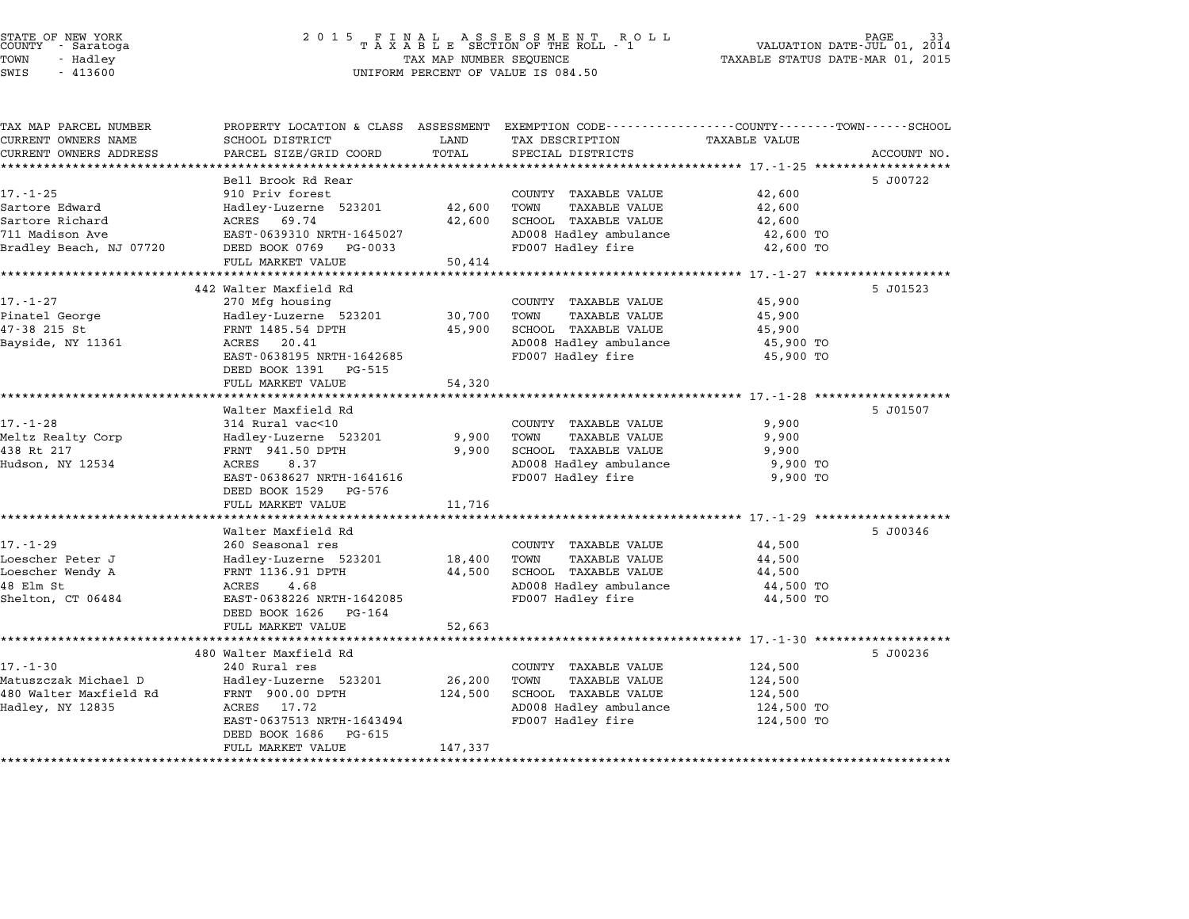STATE OF NEW YORK
COUNTY - Saratoga
TOWN - Hadley
SWIS - 413600

2 0 1 5 F I N A L A S S E S S M E N T R O L L
T A X A B L E SECTION OF THE ROLL - 1
TAX MAP NUMBER SEQUENCE
UNIFORM PERCENT OF VALUE IS 084.50

VALUATION DATE-JUL 01, 2014
TAXABLE STATUS DATE-MAR 01, 2015

| TAX MAP PARCEL NUMBER / CURRENT OWNERS NAME / CURRENT OWNERS ADDRESS | PROPERTY LOCATION & CLASS / SCHOOL DISTRICT / PARCEL SIZE/GRID COORD | ASSESSMENT LAND | TOTAL | EXEMPTION CODE / TAX DESCRIPTION / SPECIAL DISTRICTS | TAXABLE VALUE | ACCOUNT NO. |
|---|---|---|---|---|---|---|
| 17.-1-25 | Bell Brook Rd Rear | | | | | 5 J00722 |
| | 910 Priv forest | | | COUNTY TAXABLE VALUE | 42,600 | |
| Sartore Edward | Hadley-Luzerne 523201 | 42,600 | | TOWN TAXABLE VALUE | 42,600 | |
| Sartore Richard | ACRES 69.74 | | 42,600 | SCHOOL TAXABLE VALUE | 42,600 | |
| 711 Madison Ave | EAST-0639310 NRTH-1645027 | | | AD008 Hadley ambulance | 42,600 TO | |
| Bradley Beach, NJ 07720 | DEED BOOK 0769 PG-0033 | | | FD007 Hadley fire | 42,600 TO | |
| | FULL MARKET VALUE | | 50,414 | | | |
| 17.-1-27 | 442 Walter Maxfield Rd | | | | | 5 J01523 |
| | 270 Mfg housing | | | COUNTY TAXABLE VALUE | 45,900 | |
| Pinatel George | Hadley-Luzerne 523201 | 30,700 | | TOWN TAXABLE VALUE | 45,900 | |
| 47-38 215 St | FRNT 1485.54 DPTH | | 45,900 | SCHOOL TAXABLE VALUE | 45,900 | |
| Bayside, NY 11361 | ACRES 20.41 | | | AD008 Hadley ambulance | 45,900 TO | |
| | EAST-0638195 NRTH-1642685 | | | FD007 Hadley fire | 45,900 TO | |
| | DEED BOOK 1391 PG-515 | | | | | |
| | FULL MARKET VALUE | | 54,320 | | | |
| 17.-1-28 | Walter Maxfield Rd | | | | | 5 J01507 |
| | 314 Rural vac<10 | | | COUNTY TAXABLE VALUE | 9,900 | |
| Meltz Realty Corp | Hadley-Luzerne 523201 | 9,900 | | TOWN TAXABLE VALUE | 9,900 | |
| 438 Rt 217 | FRNT 941.50 DPTH | | 9,900 | SCHOOL TAXABLE VALUE | 9,900 | |
| Hudson, NY 12534 | ACRES 8.37 | | | AD008 Hadley ambulance | 9,900 TO | |
| | EAST-0638627 NRTH-1641616 | | | FD007 Hadley fire | 9,900 TO | |
| | DEED BOOK 1529 PG-576 | | | | | |
| | FULL MARKET VALUE | | 11,716 | | | |
| 17.-1-29 | Walter Maxfield Rd | | | | | 5 J00346 |
| | 260 Seasonal res | | | COUNTY TAXABLE VALUE | 44,500 | |
| Loescher Peter J | Hadley-Luzerne 523201 | 18,400 | | TOWN TAXABLE VALUE | 44,500 | |
| Loescher Wendy A | FRNT 1136.91 DPTH | | 44,500 | SCHOOL TAXABLE VALUE | 44,500 | |
| 48 Elm St | ACRES 4.68 | | | AD008 Hadley ambulance | 44,500 TO | |
| Shelton, CT 06484 | EAST-0638226 NRTH-1642085 | | | FD007 Hadley fire | 44,500 TO | |
| | DEED BOOK 1626 PG-164 | | | | | |
| | FULL MARKET VALUE | | 52,663 | | | |
| 17.-1-30 | 480 Walter Maxfield Rd | | | | | 5 J00236 |
| | 240 Rural res | | | COUNTY TAXABLE VALUE | 124,500 | |
| Matuszczak Michael D | Hadley-Luzerne 523201 | 26,200 | | TOWN TAXABLE VALUE | 124,500 | |
| 480 Walter Maxfield Rd | FRNT 900.00 DPTH | | 124,500 | SCHOOL TAXABLE VALUE | 124,500 | |
| Hadley, NY 12835 | ACRES 17.72 | | | AD008 Hadley ambulance | 124,500 TO | |
| | EAST-0637513 NRTH-1643494 | | | FD007 Hadley fire | 124,500 TO | |
| | DEED BOOK 1686 PG-615 | | | | | |
| | FULL MARKET VALUE | | 147,337 | | | |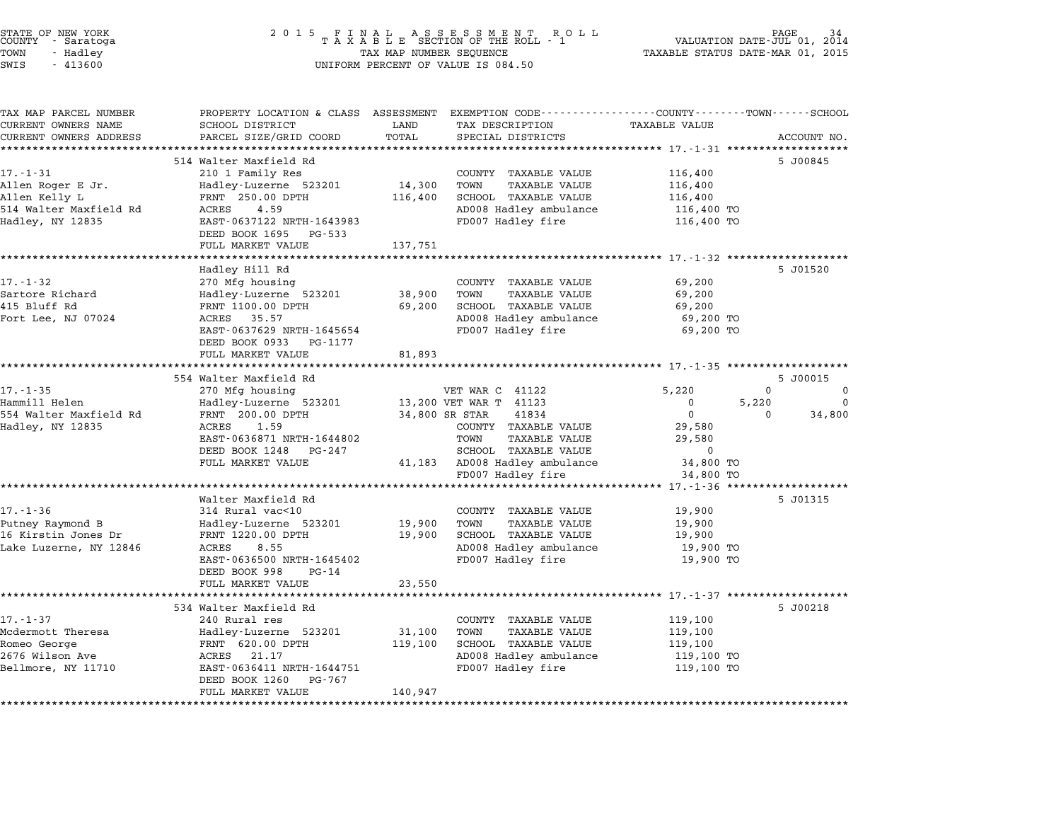STATE OF NEW YORK
COUNTY - Saratoga
TOWN - Hadley
SWIS - 413600

2015 FINAL ASSESSMENT ROLL
TAXABLE SECTION OF THE ROLL - 1
TAX MAP NUMBER SEQUENCE
UNIFORM PERCENT OF VALUE IS 084.50

VALUATION DATE-JUL 01, 2014
TAXABLE STATUS DATE-MAR 01, 2015

| TAX MAP PARCEL NUMBER / CURRENT OWNERS NAME / CURRENT OWNERS ADDRESS | PROPERTY LOCATION & CLASS / SCHOOL DISTRICT / PARCEL SIZE/GRID COORD | ASSESSMENT LAND / TOTAL | EXEMPTION CODE / TAX DESCRIPTION / SPECIAL DISTRICTS | COUNTY | TOWN | SCHOOL | ACCOUNT NO. |
|---|---|---|---|---|---|---|---|
| **17.-1-31** | 514 Walter Maxfield Rd | | | | | | 5 J00845 |
| | 210 1 Family Res | | COUNTY TAXABLE VALUE | 116,400 | | | |
| Allen Roger E Jr. | Hadley-Luzerne 523201 | 14,300 | TOWN TAXABLE VALUE | | 116,400 | | |
| Allen Kelly L | FRNT 250.00 DPTH | 116,400 | SCHOOL TAXABLE VALUE | | | 116,400 | |
| 514 Walter Maxfield Rd | ACRES 4.59 | | AD008 Hadley ambulance | 116,400 TO | | | |
| Hadley, NY 12835 | EAST-0637122 NRTH-1643983 | | FD007 Hadley fire | 116,400 TO | | | |
| | DEED BOOK 1695 PG-533 | | | | | | |
| | FULL MARKET VALUE | 137,751 | | | | | |
| **17.-1-32** | Hadley Hill Rd | | | | | | 5 J01520 |
| | 270 Mfg housing | | COUNTY TAXABLE VALUE | 69,200 | | | |
| Sartore Richard | Hadley-Luzerne 523201 | 38,900 | TOWN TAXABLE VALUE | | 69,200 | | |
| 415 Bluff Rd | FRNT 1100.00 DPTH | 69,200 | SCHOOL TAXABLE VALUE | | | 69,200 | |
| Fort Lee, NJ 07024 | ACRES 35.57 | | AD008 Hadley ambulance | 69,200 TO | | | |
| | EAST-0637629 NRTH-1645654 | | FD007 Hadley fire | 69,200 TO | | | |
| | DEED BOOK 0933 PG-1177 | | | | | | |
| | FULL MARKET VALUE | 81,893 | | | | | |
| **17.-1-35** | 554 Walter Maxfield Rd | | | | | | 5 J00015 |
| | 270 Mfg housing | | VET WAR C 41122 | 5,220 | 0 | 0 | |
| Hammill Helen | Hadley-Luzerne 523201 | 13,200 | VET WAR T 41123 | 0 | 5,220 | 0 | |
| 554 Walter Maxfield Rd | FRNT 200.00 DPTH | 34,800 | SR STAR 41834 | 0 | 0 | 34,800 | |
| Hadley, NY 12835 | ACRES 1.59 | | COUNTY TAXABLE VALUE | 29,580 | | | |
| | EAST-0636871 NRTH-1644802 | | TOWN TAXABLE VALUE | | 29,580 | | |
| | DEED BOOK 1248 PG-247 | | SCHOOL TAXABLE VALUE | | | 0 | |
| | FULL MARKET VALUE | 41,183 | AD008 Hadley ambulance | 34,800 TO | | | |
| | | | FD007 Hadley fire | 34,800 TO | | | |
| **17.-1-36** | Walter Maxfield Rd | | | | | | 5 J01315 |
| | 314 Rural vac<10 | | COUNTY TAXABLE VALUE | 19,900 | | | |
| Putney Raymond B | Hadley-Luzerne 523201 | 19,900 | TOWN TAXABLE VALUE | | 19,900 | | |
| 16 Kirstin Jones Dr | FRNT 1220.00 DPTH | 19,900 | SCHOOL TAXABLE VALUE | | | 19,900 | |
| Lake Luzerne, NY 12846 | ACRES 8.55 | | AD008 Hadley ambulance | 19,900 TO | | | |
| | EAST-0636500 NRTH-1645402 | | FD007 Hadley fire | 19,900 TO | | | |
| | DEED BOOK 998 PG-14 | | | | | | |
| | FULL MARKET VALUE | 23,550 | | | | | |
| **17.-1-37** | 534 Walter Maxfield Rd | | | | | | 5 J00218 |
| | 240 Rural res | | COUNTY TAXABLE VALUE | 119,100 | | | |
| Mcdermott Theresa | Hadley-Luzerne 523201 | 31,100 | TOWN TAXABLE VALUE | | 119,100 | | |
| Romeo George | FRNT 620.00 DPTH | 119,100 | SCHOOL TAXABLE VALUE | | | 119,100 | |
| 2676 Wilson Ave | ACRES 21.17 | | AD008 Hadley ambulance | 119,100 TO | | | |
| Bellmore, NY 11710 | EAST-0636411 NRTH-1644751 | | FD007 Hadley fire | 119,100 TO | | | |
| | DEED BOOK 1260 PG-767 | | | | | | |
| | FULL MARKET VALUE | 140,947 | | | | | |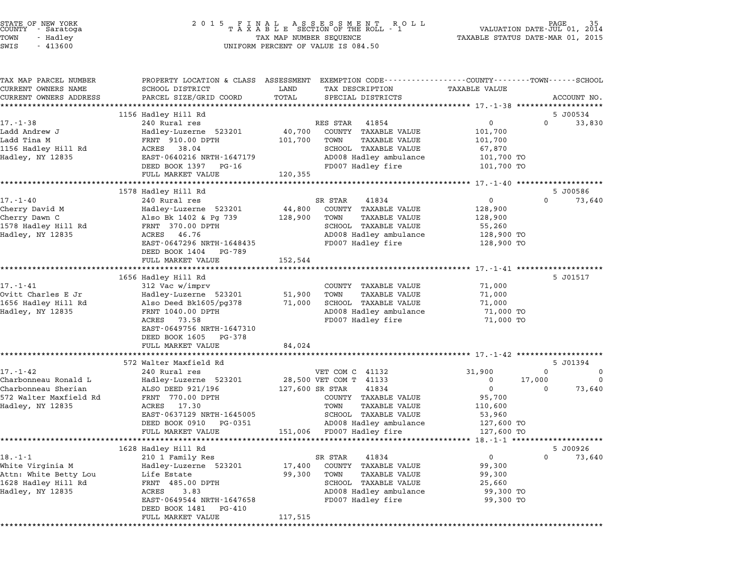STATE OF NEW YORK
COUNTY - Saratoga
TOWN - Hadley
SWIS - 413600

2015 FINAL ASSESSMENT ROLL
TAXABLE SECTION OF THE ROLL - 1
TAX MAP NUMBER SEQUENCE
UNIFORM PERCENT OF VALUE IS 084.50

VALUATION DATE-JUL 01, 2014
TAXABLE STATUS DATE-MAR 01, 2015

| TAX MAP PARCEL NUMBER / CURRENT OWNERS NAME / CURRENT OWNERS ADDRESS | PROPERTY LOCATION & CLASS / SCHOOL DISTRICT / PARCEL SIZE/GRID COORD | ASSESSMENT LAND / TOTAL | EXEMPTION CODE / TAX DESCRIPTION / SPECIAL DISTRICTS | COUNTY TAXABLE VALUE | TOWN | SCHOOL | ACCOUNT NO. |
|---|---|---|---|---|---|---|---|
| 17.-1-38 | 1156 Hadley Hill Rd | | | | | | 5 J00534 |
| Ladd Andrew J | 240 Rural res | | RES STAR 41854 | 0 | 0 | 33,830 | |
| Ladd Tina M | Hadley-Luzerne 523201 | 40,700 | COUNTY TAXABLE VALUE | 101,700 | | | |
| 1156 Hadley Hill Rd | FRNT 910.00 DPTH | 101,700 | TOWN TAXABLE VALUE | 101,700 | | | |
| Hadley, NY 12835 | ACRES 38.04 | | SCHOOL TAXABLE VALUE | 67,870 | | | |
| | EAST-0640216 NRTH-1647179 | | AD008 Hadley ambulance | 101,700 TO | | | |
| | DEED BOOK 1397 PG-16 | | FD007 Hadley fire | 101,700 TO | | | |
| | FULL MARKET VALUE | 120,355 | | | | | |
| 17.-1-40 | 1578 Hadley Hill Rd | | | | | | 5 J00586 |
| Cherry David M | 240 Rural res | | SR STAR 41834 | 0 | 0 | 73,640 | |
| Cherry Dawn C | Hadley-Luzerne 523201 | 44,800 | COUNTY TAXABLE VALUE | 128,900 | | | |
| 1578 Hadley Hill Rd | Also Bk 1402 & Pg 739 | 128,900 | TOWN TAXABLE VALUE | 128,900 | | | |
| Hadley, NY 12835 | FRNT 370.00 DPTH | | SCHOOL TAXABLE VALUE | 55,260 | | | |
| | ACRES 46.76 | | AD008 Hadley ambulance | 128,900 TO | | | |
| | EAST-0647296 NRTH-1648435 | | FD007 Hadley fire | 128,900 TO | | | |
| | DEED BOOK 1404 PG-789 | | | | | | |
| | FULL MARKET VALUE | 152,544 | | | | | |
| 17.-1-41 | 1656 Hadley Hill Rd | | | | | | 5 J01517 |
| Ovitt Charles E Jr | 312 Vac w/imprv | | COUNTY TAXABLE VALUE | 71,000 | | | |
| 1656 Hadley Hill Rd | Hadley-Luzerne 523201 | 51,900 | TOWN TAXABLE VALUE | 71,000 | | | |
| Hadley, NY 12835 | Also Deed Bk1605/pg378 | 71,000 | SCHOOL TAXABLE VALUE | 71,000 | | | |
| | FRNT 1040.00 DPTH | | AD008 Hadley ambulance | 71,000 TO | | | |
| | ACRES 73.58 | | FD007 Hadley fire | 71,000 TO | | | |
| | EAST-0649756 NRTH-1647310 | | | | | | |
| | DEED BOOK 1605 PG-378 | | | | | | |
| | FULL MARKET VALUE | 84,024 | | | | | |
| 17.-1-42 | 572 Walter Maxfield Rd | | | | | | 5 J01394 |
| Charbonneau Ronald L | 240 Rural res | | VET COM C 41132 | 31,900 | 0 | 0 | |
| Charbonneau Sherian | Hadley-Luzerne 523201 | 28,500 | VET COM T 41133 | 0 | 17,000 | 0 | |
| 572 Walter Maxfield Rd | ALSO DEED 921/196 | 127,600 | SR STAR 41834 | 0 | 0 | 73,640 | |
| Hadley, NY 12835 | FRNT 770.00 DPTH | | COUNTY TAXABLE VALUE | 95,700 | | | |
| | ACRES 17.30 | | TOWN TAXABLE VALUE | 110,600 | | | |
| | EAST-0637129 NRTH-1645005 | | SCHOOL TAXABLE VALUE | 53,960 | | | |
| | DEED BOOK 0910 PG-0351 | | AD008 Hadley ambulance | 127,600 TO | | | |
| | FULL MARKET VALUE | 151,006 | FD007 Hadley fire | 127,600 TO | | | |
| 18.-1-1 | 1628 Hadley Hill Rd | | | | | | 5 J00926 |
| White Virginia M | 210 1 Family Res | | SR STAR 41834 | 0 | 0 | 73,640 | |
| Attn: White Betty Lou | Hadley-Luzerne 523201 | 17,400 | COUNTY TAXABLE VALUE | 99,300 | | | |
| 1628 Hadley Hill Rd | Life Estate | 99,300 | TOWN TAXABLE VALUE | 99,300 | | | |
| Hadley, NY 12835 | FRNT 485.00 DPTH | | SCHOOL TAXABLE VALUE | 25,660 | | | |
| | ACRES 3.83 | | AD008 Hadley ambulance | 99,300 TO | | | |
| | EAST-0649544 NRTH-1647658 | | FD007 Hadley fire | 99,300 TO | | | |
| | DEED BOOK 1481 PG-410 | | | | | | |
| | FULL MARKET VALUE | 117,515 | | | | | |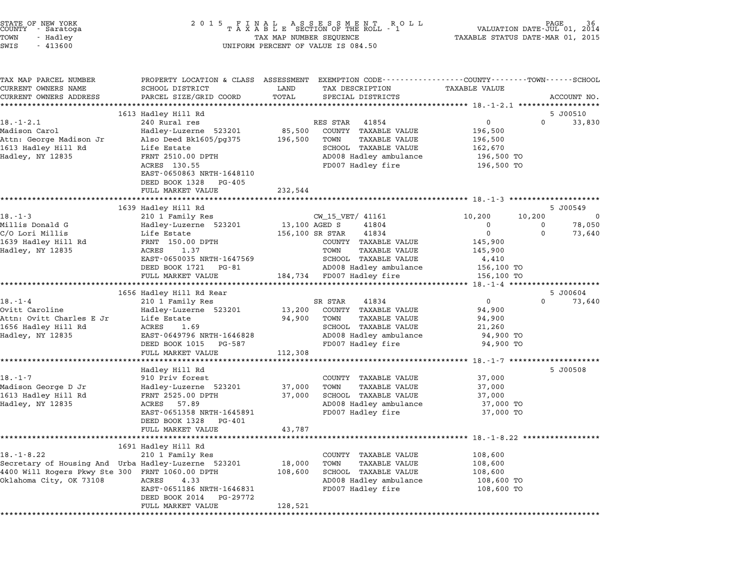STATE OF NEW YORK
COUNTY - Saratoga
TOWN - Hadley
SWIS - 413600

2 0 1 5 F I N A L A S S E S S M E N T R O L L
T A X A B L E SECTION OF THE ROLL - 1
TAX MAP NUMBER SEQUENCE
UNIFORM PERCENT OF VALUE IS 084.50

VALUATION DATE-JUL 01, 2014
TAXABLE STATUS DATE-MAR 01, 2015

```
TAX MAP PARCEL NUMBER          PROPERTY LOCATION & CLASS  ASSESSMENT  EXEMPTION CODE-----------------COUNTY--------TOWN------SCHOOL
CURRENT OWNERS NAME            SCHOOL DISTRICT            LAND        TAX DESCRIPTION               TAXABLE VALUE
CURRENT OWNERS ADDRESS         PARCEL SIZE/GRID COORD     TOTAL       SPECIAL DISTRICTS                                       ACCOUNT NO.
******************************************************************************************************* 18.-1-2.1 ******************
                               1613 Hadley Hill Rd                                                                            5 J00510
18.-1-2.1                      240 Rural res                          RES STAR   41854                  0             0        33,830
Madison Carol                  Hadley-Luzerne  523201      85,500     COUNTY  TAXABLE VALUE           196,500
Attn: George Madison Jr        Also Deed Bk1605/pg375     196,500     TOWN    TAXABLE VALUE           196,500
1613 Hadley Hill Rd            Life Estate                            SCHOOL  TAXABLE VALUE           162,670
Hadley, NY 12835               FRNT 2510.00 DPTH                      AD008 Hadley ambulance          196,500 TO
                               ACRES  130.55                          FD007 Hadley fire               196,500 TO
                               EAST-0650863 NRTH-1648110
                               DEED BOOK 1328   PG-405
                               FULL MARKET VALUE          232,544
******************************************************************************************************* 18.-1-3 ********************
                               1639 Hadley Hill Rd                                                                            5 J00549
18.-1-3                        210 1 Family Res                       CW_15_VET/ 41161             10,200        10,200             0
Millis Donald G                Hadley-Luzerne  523201      13,100 AGED S      41804                     0             0        78,050
C/O Lori Millis                Life Estate                156,100 SR STAR     41834                     0             0        73,640
1639 Hadley Hill Rd            FRNT  150.00 DPTH                      COUNTY  TAXABLE VALUE           145,900
Hadley, NY 12835               ACRES    1.37                          TOWN    TAXABLE VALUE           145,900
                               EAST-0650035 NRTH-1647569              SCHOOL  TAXABLE VALUE             4,410
                               DEED BOOK 1721   PG-81                 AD008 Hadley ambulance          156,100 TO
                               FULL MARKET VALUE          184,734     FD007 Hadley fire               156,100 TO
******************************************************************************************************* 18.-1-4 ********************
                               1656 Hadley Hill Rd Rear                                                                       5 J00604
18.-1-4                        210 1 Family Res                       SR STAR    41834                  0             0        73,640
Ovitt Caroline                 Hadley-Luzerne  523201      13,200     COUNTY  TAXABLE VALUE            94,900
Attn: Ovitt Charles E Jr       Life Estate                 94,900     TOWN    TAXABLE VALUE            94,900
1656 Hadley Hill Rd            ACRES    1.69                          SCHOOL  TAXABLE VALUE            21,260
Hadley, NY 12835               EAST-0649796 NRTH-1646828              AD008 Hadley ambulance           94,900 TO
                               DEED BOOK 1015   PG-587                FD007 Hadley fire                94,900 TO
                               FULL MARKET VALUE          112,308
******************************************************************************************************* 18.-1-7 ********************
                               Hadley Hill Rd                                                                                 5 J00508
18.-1-7                        910 Priv forest                        COUNTY  TAXABLE VALUE            37,000
Madison George D Jr            Hadley-Luzerne  523201      37,000     TOWN    TAXABLE VALUE            37,000
1613 Hadley Hill Rd            FRNT 2525.00 DPTH           37,000     SCHOOL  TAXABLE VALUE            37,000
Hadley, NY 12835               ACRES   57.89                          AD008 Hadley ambulance           37,000 TO
                               EAST-0651358 NRTH-1645891              FD007 Hadley fire                37,000 TO
                               DEED BOOK 1328   PG-401
                               FULL MARKET VALUE           43,787
******************************************************************************************************* 18.-1-8.22 *****************
                               1691 Hadley Hill Rd
18.-1-8.22                     210 1 Family Res                       COUNTY  TAXABLE VALUE           108,600
Secretary of Housing And  Urba Hadley-Luzerne  523201      18,000     TOWN    TAXABLE VALUE           108,600
4400 Will Rogers Pkwy Ste 300  FRNT 1060.00 DPTH          108,600     SCHOOL  TAXABLE VALUE           108,600
Oklahoma City, OK 73108        ACRES    4.33                          AD008 Hadley ambulance          108,600 TO
                               EAST-0651186 NRTH-1646831              FD007 Hadley fire               108,600 TO
                               DEED BOOK 2014   PG-29772
                               FULL MARKET VALUE          128,521
************************************************************************************************************************************
```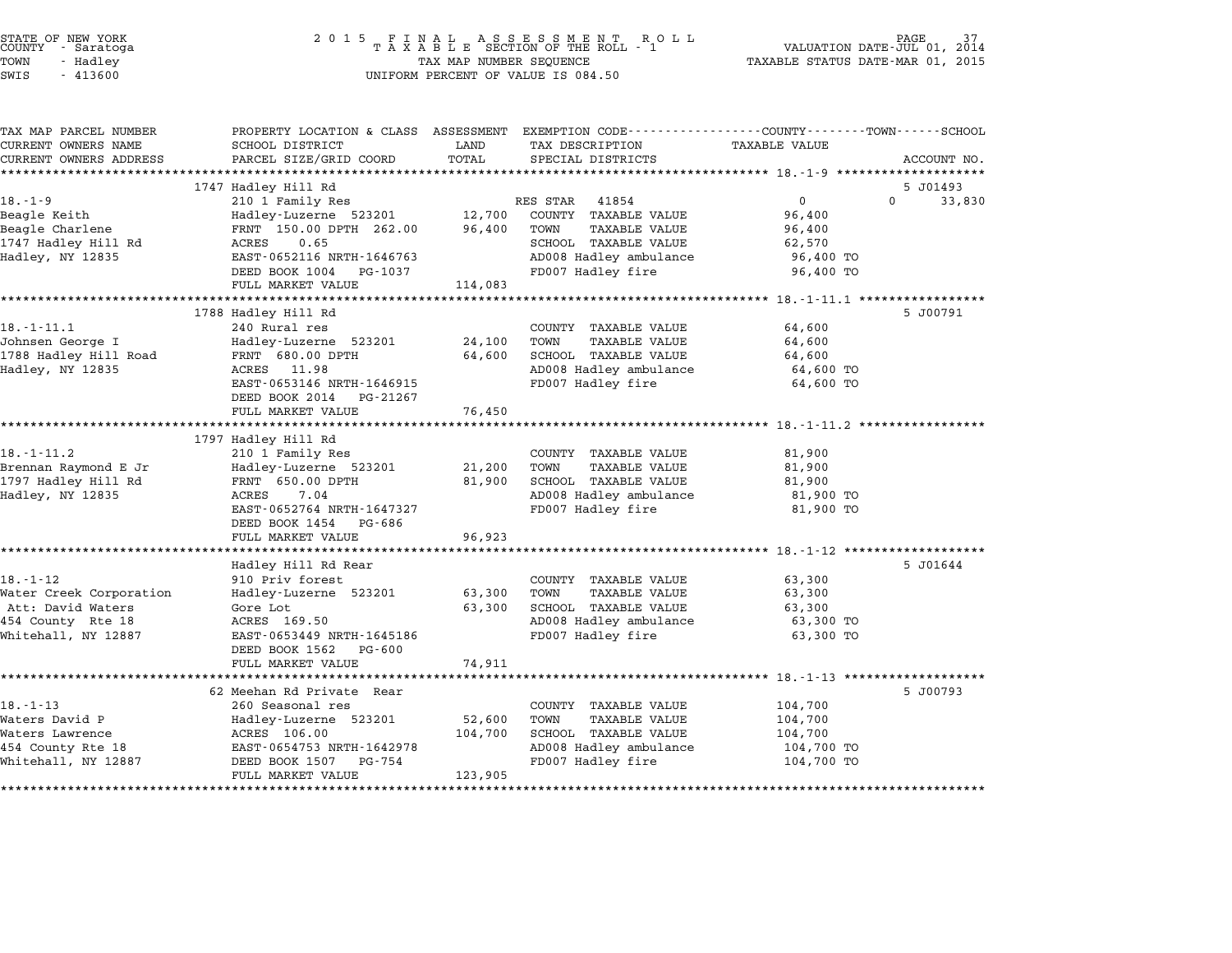STATE OF NEW YORK
COUNTY - Saratoga
TOWN - Hadley
SWIS - 413600

2 0 1 5 F I N A L A S S E S S M E N T R O L L
T A X A B L E SECTION OF THE ROLL - 1
TAX MAP NUMBER SEQUENCE
UNIFORM PERCENT OF VALUE IS 084.50

VALUATION DATE-JUL 01, 2014
TAXABLE STATUS DATE-MAR 01, 2015

| TAX MAP PARCEL NUMBER / CURRENT OWNERS NAME / CURRENT OWNERS ADDRESS | PROPERTY LOCATION & CLASS / SCHOOL DISTRICT / PARCEL SIZE/GRID COORD | ASSESSMENT LAND | ASSESSMENT TOTAL | EXEMPTION CODE / TAX DESCRIPTION / SPECIAL DISTRICTS | COUNTY TAXABLE VALUE | TOWN | SCHOOL / ACCOUNT NO. |
|---|---|---|---|---|---|---|---|
| **18.-1-9** | 1747 Hadley Hill Rd | | | | | | 5 J01493 |
| 18.-1-9 | 210 1 Family Res | | | RES STAR 41854 | 0 | 0 | 33,830 |
| Beagle Keith | Hadley-Luzerne 523201 | 12,700 | | COUNTY TAXABLE VALUE | 96,400 | | |
| Beagle Charlene | FRNT 150.00 DPTH 262.00 | | 96,400 | TOWN TAXABLE VALUE | 96,400 | | |
| 1747 Hadley Hill Rd | ACRES 0.65 | | | SCHOOL TAXABLE VALUE | 62,570 | | |
| Hadley, NY 12835 | EAST-0652116 NRTH-1646763 | | | AD008 Hadley ambulance | 96,400 TO | | |
| | DEED BOOK 1004 PG-1037 | | | FD007 Hadley fire | 96,400 TO | | |
| | FULL MARKET VALUE | | 114,083 | | | | |
| **18.-1-11.1** | 1788 Hadley Hill Rd | | | | | | 5 J00791 |
| 18.-1-11.1 | 240 Rural res | | | COUNTY TAXABLE VALUE | 64,600 | | |
| Johnsen George I | Hadley-Luzerne 523201 | 24,100 | | TOWN TAXABLE VALUE | 64,600 | | |
| 1788 Hadley Hill Road | FRNT 680.00 DPTH | | 64,600 | SCHOOL TAXABLE VALUE | 64,600 | | |
| Hadley, NY 12835 | ACRES 11.98 | | | AD008 Hadley ambulance | 64,600 TO | | |
| | EAST-0653146 NRTH-1646915 | | | FD007 Hadley fire | 64,600 TO | | |
| | DEED BOOK 2014 PG-21267 | | | | | | |
| | FULL MARKET VALUE | | 76,450 | | | | |
| **18.-1-11.2** | 1797 Hadley Hill Rd | | | | | | |
| 18.-1-11.2 | 210 1 Family Res | | | COUNTY TAXABLE VALUE | 81,900 | | |
| Brennan Raymond E Jr | Hadley-Luzerne 523201 | 21,200 | | TOWN TAXABLE VALUE | 81,900 | | |
| 1797 Hadley Hill Rd | FRNT 650.00 DPTH | | 81,900 | SCHOOL TAXABLE VALUE | 81,900 | | |
| Hadley, NY 12835 | ACRES 7.04 | | | AD008 Hadley ambulance | 81,900 TO | | |
| | EAST-0652764 NRTH-1647327 | | | FD007 Hadley fire | 81,900 TO | | |
| | DEED BOOK 1454 PG-686 | | | | | | |
| | FULL MARKET VALUE | | 96,923 | | | | |
| **18.-1-12** | Hadley Hill Rd Rear | | | | | | 5 J01644 |
| 18.-1-12 | 910 Priv forest | | | COUNTY TAXABLE VALUE | 63,300 | | |
| Water Creek Corporation | Hadley-Luzerne 523201 | 63,300 | | TOWN TAXABLE VALUE | 63,300 | | |
| Att: David Waters | Gore Lot | | 63,300 | SCHOOL TAXABLE VALUE | 63,300 | | |
| 454 County Rte 18 | ACRES 169.50 | | | AD008 Hadley ambulance | 63,300 TO | | |
| Whitehall, NY 12887 | EAST-0653449 NRTH-1645186 | | | FD007 Hadley fire | 63,300 TO | | |
| | DEED BOOK 1562 PG-600 | | | | | | |
| | FULL MARKET VALUE | | 74,911 | | | | |
| **18.-1-13** | 62 Meehan Rd Private Rear | | | | | | 5 J00793 |
| 18.-1-13 | 260 Seasonal res | | | COUNTY TAXABLE VALUE | 104,700 | | |
| Waters David P | Hadley-Luzerne 523201 | 52,600 | | TOWN TAXABLE VALUE | 104,700 | | |
| Waters Lawrence | ACRES 106.00 | | 104,700 | SCHOOL TAXABLE VALUE | 104,700 | | |
| 454 County Rte 18 | EAST-0654753 NRTH-1642978 | | | AD008 Hadley ambulance | 104,700 TO | | |
| Whitehall, NY 12887 | DEED BOOK 1507 PG-754 | | | FD007 Hadley fire | 104,700 TO | | |
| | FULL MARKET VALUE | | 123,905 | | | | |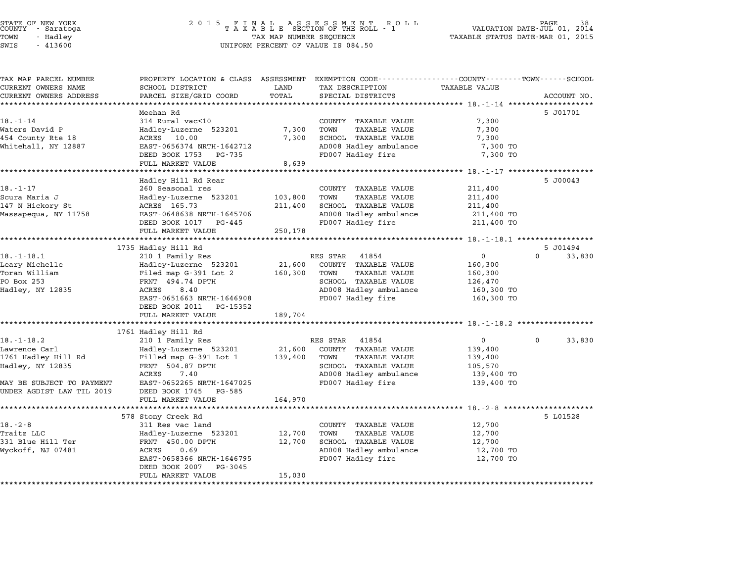STATE OF NEW YORK
COUNTY - Saratoga
TOWN - Hadley
SWIS - 413600

2 0 1 5 F I N A L A S S E S S M E N T R O L L
T A X A B L E SECTION OF THE ROLL - 1
TAX MAP NUMBER SEQUENCE
UNIFORM PERCENT OF VALUE IS 084.50

VALUATION DATE-JUL 01, 2014
TAXABLE STATUS DATE-MAR 01, 2015

| TAX MAP PARCEL NUMBER / CURRENT OWNERS NAME / CURRENT OWNERS ADDRESS | PROPERTY LOCATION & CLASS / SCHOOL DISTRICT / PARCEL SIZE/GRID COORD | ASSESSMENT LAND | TOTAL | EXEMPTION CODE / TAX DESCRIPTION / SPECIAL DISTRICTS | COUNTY / TOWN / SCHOOL TAXABLE VALUE | ACCOUNT NO. |
|---|---|---|---|---|---|---|
| **18.-1-14** | Meehan Rd | | | | | 5 J01701 |
| 18.-1-14 | 314 Rural vac<10 | | | COUNTY TAXABLE VALUE | 7,300 | |
| Waters David P | Hadley-Luzerne 523201 | 7,300 | | TOWN TAXABLE VALUE | 7,300 | |
| 454 County Rte 18 | ACRES 10.00 | | 7,300 | SCHOOL TAXABLE VALUE | 7,300 | |
| Whitehall, NY 12887 | EAST-0656374 NRTH-1642712 | | | AD008 Hadley ambulance | 7,300 TO | |
| | DEED BOOK 1753 PG-735 | | | FD007 Hadley fire | 7,300 TO | |
| | FULL MARKET VALUE | | 8,639 | | | |
| **18.-1-17** | Hadley Hill Rd Rear | | | | | 5 J00043 |
| 18.-1-17 | 260 Seasonal res | | | COUNTY TAXABLE VALUE | 211,400 | |
| Scura Maria J | Hadley-Luzerne 523201 | 103,800 | | TOWN TAXABLE VALUE | 211,400 | |
| 147 N Hickory St | ACRES 165.73 | | 211,400 | SCHOOL TAXABLE VALUE | 211,400 | |
| Massapequa, NY 11758 | EAST-0648638 NRTH-1645706 | | | AD008 Hadley ambulance | 211,400 TO | |
| | DEED BOOK 1017 PG-445 | | | FD007 Hadley fire | 211,400 TO | |
| | FULL MARKET VALUE | | 250,178 | | | |
| **18.-1-18.1** | 1735 Hadley Hill Rd | | | | | 5 J01494 |
| 18.-1-18.1 | 210 1 Family Res | | | RES STAR 41854 | 0 / 0 / 33,830 | |
| Leary Michelle | Hadley-Luzerne 523201 | 21,600 | | COUNTY TAXABLE VALUE | 160,300 | |
| Toran William | Filed map G-391 Lot 2 | | 160,300 | TOWN TAXABLE VALUE | 160,300 | |
| PO Box 253 | FRNT 494.74 DPTH | | | SCHOOL TAXABLE VALUE | 126,470 | |
| Hadley, NY 12835 | ACRES 8.40 | | | AD008 Hadley ambulance | 160,300 TO | |
| | EAST-0651663 NRTH-1646908 | | | FD007 Hadley fire | 160,300 TO | |
| | DEED BOOK 2011 PG-15352 | | | | | |
| | FULL MARKET VALUE | | 189,704 | | | |
| **18.-1-18.2** | 1761 Hadley Hill Rd | | | | | |
| 18.-1-18.2 | 210 1 Family Res | | | RES STAR 41854 | 0 / 0 / 33,830 | |
| Lawrence Carl | Hadley-Luzerne 523201 | 21,600 | | COUNTY TAXABLE VALUE | 139,400 | |
| 1761 Hadley Hill Rd | Filled map G-391 Lot 1 | | 139,400 | TOWN TAXABLE VALUE | 139,400 | |
| Hadley, NY 12835 | FRNT 504.87 DPTH | | | SCHOOL TAXABLE VALUE | 105,570 | |
| | ACRES 7.40 | | | AD008 Hadley ambulance | 139,400 TO | |
| MAY BE SUBJECT TO PAYMENT | EAST-0652265 NRTH-1647025 | | | FD007 Hadley fire | 139,400 TO | |
| UNDER AGDIST LAW TIL 2019 | DEED BOOK 1745 PG-585 | | | | | |
| | FULL MARKET VALUE | | 164,970 | | | |
| **18.-2-8** | 578 Stony Creek Rd | | | | | 5 L01528 |
| 18.-2-8 | 311 Res vac land | | | COUNTY TAXABLE VALUE | 12,700 | |
| Traitz LLC | Hadley-Luzerne 523201 | 12,700 | | TOWN TAXABLE VALUE | 12,700 | |
| 331 Blue Hill Ter | FRNT 450.00 DPTH | | 12,700 | SCHOOL TAXABLE VALUE | 12,700 | |
| Wyckoff, NJ 07481 | ACRES 0.69 | | | AD008 Hadley ambulance | 12,700 TO | |
| | EAST-0658366 NRTH-1646795 | | | FD007 Hadley fire | 12,700 TO | |
| | DEED BOOK 2007 PG-3045 | | | | | |
| | FULL MARKET VALUE | | 15,030 | | | |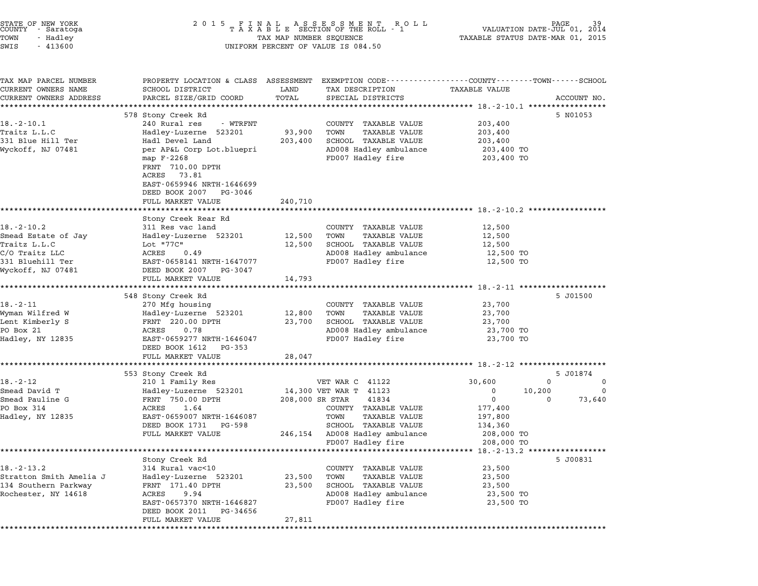STATE OF NEW YORK
COUNTY - Saratoga
TOWN - Hadley
SWIS - 413600

2015 FINAL ASSESSMENT ROLL
TAXABLE SECTION OF THE ROLL - 1
TAX MAP NUMBER SEQUENCE
UNIFORM PERCENT OF VALUE IS 084.50

VALUATION DATE-JUL 01, 2014
TAXABLE STATUS DATE-MAR 01, 2015

| TAX MAP PARCEL NUMBER / CURRENT OWNERS NAME / CURRENT OWNERS ADDRESS | PROPERTY LOCATION & CLASS / SCHOOL DISTRICT / PARCEL SIZE/GRID COORD | ASSESSMENT LAND / TOTAL | EXEMPTION CODE / TAX DESCRIPTION / SPECIAL DISTRICTS | COUNTY TAXABLE VALUE | TOWN | SCHOOL | ACCOUNT NO. |
|---|---|---|---|---|---|---|---|
| **18.-2-10.1** | 578 Stony Creek Rd | | | | | | 5 N01053 |
| 18.-2-10.1 | 240 Rural res - WTRFNT | | COUNTY TAXABLE VALUE | 203,400 | | | |
| Traitz L.L.C | Hadley-Luzerne 523201 | 93,900 | TOWN TAXABLE VALUE | 203,400 | | | |
| 331 Blue Hill Ter | Hadl Devel Land | 203,400 | SCHOOL TAXABLE VALUE | 203,400 | | | |
| Wyckoff, NJ 07481 | per AP&L Corp Lot.bluepri | | AD008 Hadley ambulance | 203,400 TO | | | |
| | map F-2268 | | FD007 Hadley fire | 203,400 TO | | | |
| | FRNT 710.00 DPTH | | | | | | |
| | ACRES 73.81 | | | | | | |
| | EAST-0659946 NRTH-1646699 | | | | | | |
| | DEED BOOK 2007 PG-3046 | | | | | | |
| | FULL MARKET VALUE | 240,710 | | | | | |
| **18.-2-10.2** | Stony Creek Rear Rd | | | | | | |
| 18.-2-10.2 | 311 Res vac land | | COUNTY TAXABLE VALUE | 12,500 | | | |
| Smead Estate of Jay | Hadley-Luzerne 523201 | 12,500 | TOWN TAXABLE VALUE | 12,500 | | | |
| Traitz L.L.C | Lot "77C" | 12,500 | SCHOOL TAXABLE VALUE | 12,500 | | | |
| C/O Traitz LLC | ACRES 0.49 | | AD008 Hadley ambulance | 12,500 TO | | | |
| 331 Bluehill Ter | EAST-0658141 NRTH-1647077 | | FD007 Hadley fire | 12,500 TO | | | |
| Wyckoff, NJ 07481 | DEED BOOK 2007 PG-3047 | | | | | | |
| | FULL MARKET VALUE | 14,793 | | | | | |
| **18.-2-11** | 548 Stony Creek Rd | | | | | | 5 J01500 |
| 18.-2-11 | 270 Mfg housing | | COUNTY TAXABLE VALUE | 23,700 | | | |
| Wyman Wilfred W | Hadley-Luzerne 523201 | 12,800 | TOWN TAXABLE VALUE | 23,700 | | | |
| Lent Kimberly S | FRNT 220.00 DPTH | 23,700 | SCHOOL TAXABLE VALUE | 23,700 | | | |
| PO Box 21 | ACRES 0.78 | | AD008 Hadley ambulance | 23,700 TO | | | |
| Hadley, NY 12835 | EAST-0659277 NRTH-1646047 | | FD007 Hadley fire | 23,700 TO | | | |
| | DEED BOOK 1612 PG-353 | | | | | | |
| | FULL MARKET VALUE | 28,047 | | | | | |
| **18.-2-12** | 553 Stony Creek Rd | | | | | | 5 J01874 |
| 18.-2-12 | 210 1 Family Res | | VET WAR C 41122 | 30,600 | 0 | 0 | |
| Smead David T | Hadley-Luzerne 523201 | 14,300 | VET WAR T 41123 | 0 | 10,200 | 0 | |
| Smead Pauline G | FRNT 750.00 DPTH | 208,000 | SR STAR 41834 | 0 | 0 | 73,640 | |
| PO Box 314 | ACRES 1.64 | | COUNTY TAXABLE VALUE | 177,400 | | | |
| Hadley, NY 12835 | EAST-0659007 NRTH-1646087 | | TOWN TAXABLE VALUE | 197,800 | | | |
| | DEED BOOK 1731 PG-598 | | SCHOOL TAXABLE VALUE | 134,360 | | | |
| | FULL MARKET VALUE | 246,154 | AD008 Hadley ambulance | 208,000 TO | | | |
| | | | FD007 Hadley fire | 208,000 TO | | | |
| **18.-2-13.2** | Stony Creek Rd | | | | | | 5 J00831 |
| 18.-2-13.2 | 314 Rural vac<10 | | COUNTY TAXABLE VALUE | 23,500 | | | |
| Stratton Smith Amelia J | Hadley-Luzerne 523201 | 23,500 | TOWN TAXABLE VALUE | 23,500 | | | |
| 134 Southern Parkway | FRNT 171.40 DPTH | 23,500 | SCHOOL TAXABLE VALUE | 23,500 | | | |
| Rochester, NY 14618 | ACRES 9.94 | | AD008 Hadley ambulance | 23,500 TO | | | |
| | EAST-0657370 NRTH-1646827 | | FD007 Hadley fire | 23,500 TO | | | |
| | DEED BOOK 2011 PG-34656 | | | | | | |
| | FULL MARKET VALUE | 27,811 | | | | | |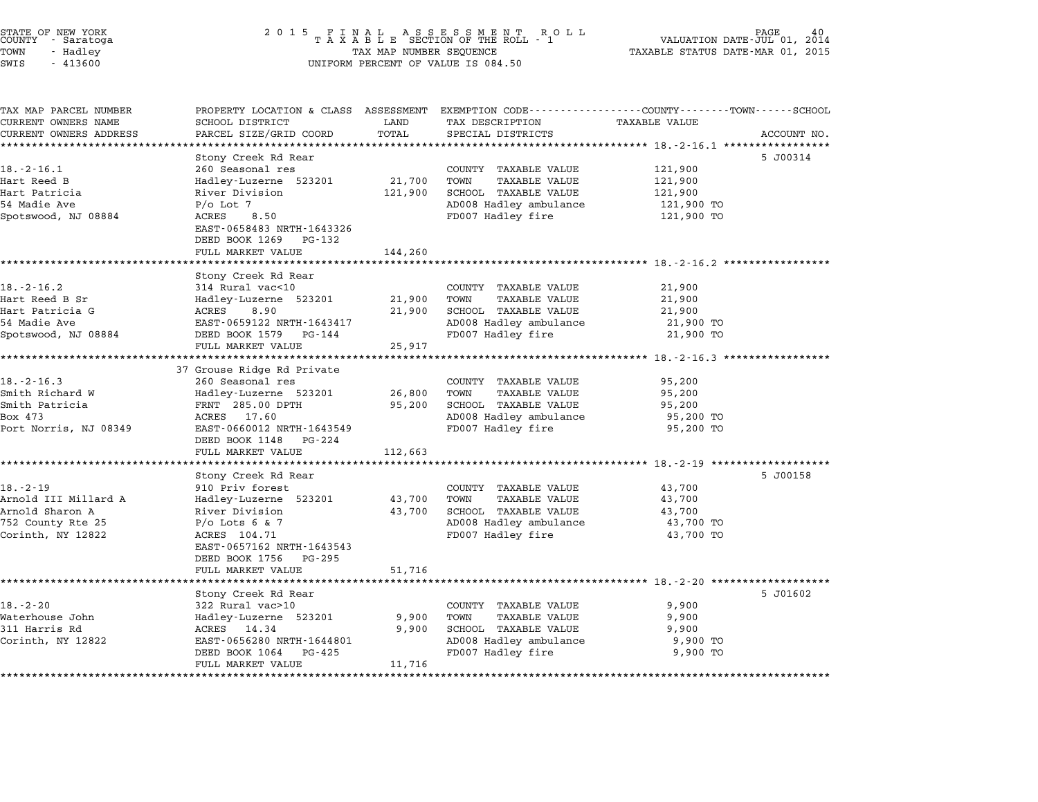STATE OF NEW YORK
COUNTY - Saratoga
TOWN - Hadley
SWIS - 413600

2 0 1 5 F I N A L A S S E S S M E N T R O L L
T A X A B L E SECTION OF THE ROLL - 1
TAX MAP NUMBER SEQUENCE
UNIFORM PERCENT OF VALUE IS 084.50

VALUATION DATE-JUL 01, 2014
TAXABLE STATUS DATE-MAR 01, 2015

| TAX MAP PARCEL NUMBER<br>CURRENT OWNERS NAME<br>CURRENT OWNERS ADDRESS | PROPERTY LOCATION & CLASS<br>SCHOOL DISTRICT<br>PARCEL SIZE/GRID COORD | ASSESSMENT<br>LAND<br>TOTAL | EXEMPTION CODE-----COUNTY-----TOWN-----SCHOOL<br>TAX DESCRIPTION<br>SPECIAL DISTRICTS | TAXABLE VALUE | ACCOUNT NO. |
|---|---|---|---|---|---|
| 18.-2-16.1 | Stony Creek Rd Rear | | | | 5 J00314 |
| | 260 Seasonal res | | COUNTY TAXABLE VALUE | 121,900 | |
| Hart Reed B | Hadley-Luzerne 523201 | 21,700 | TOWN TAXABLE VALUE | 121,900 | |
| Hart Patricia | River Division | 121,900 | SCHOOL TAXABLE VALUE | 121,900 | |
| 54 Madie Ave | P/o Lot 7 | | AD008 Hadley ambulance | 121,900 TO | |
| Spotswood, NJ 08884 | ACRES 8.50 | | FD007 Hadley fire | 121,900 TO | |
| | EAST-0658483 NRTH-1643326 | | | | |
| | DEED BOOK 1269 PG-132 | | | | |
| | FULL MARKET VALUE | 144,260 | | | |
| 18.-2-16.2 | Stony Creek Rd Rear | | | | |
| | 314 Rural vac<10 | | COUNTY TAXABLE VALUE | 21,900 | |
| Hart Reed B Sr | Hadley-Luzerne 523201 | 21,900 | TOWN TAXABLE VALUE | 21,900 | |
| Hart Patricia G | ACRES 8.90 | 21,900 | SCHOOL TAXABLE VALUE | 21,900 | |
| 54 Madie Ave | EAST-0659122 NRTH-1643417 | | AD008 Hadley ambulance | 21,900 TO | |
| Spotswood, NJ 08884 | DEED BOOK 1579 PG-144 | | FD007 Hadley fire | 21,900 TO | |
| | FULL MARKET VALUE | 25,917 | | | |
| 18.-2-16.3 | 37 Grouse Ridge Rd Private | | | | |
| | 260 Seasonal res | | COUNTY TAXABLE VALUE | 95,200 | |
| Smith Richard W | Hadley-Luzerne 523201 | 26,800 | TOWN TAXABLE VALUE | 95,200 | |
| Smith Patricia | FRNT 285.00 DPTH | 95,200 | SCHOOL TAXABLE VALUE | 95,200 | |
| Box 473 | ACRES 17.60 | | AD008 Hadley ambulance | 95,200 TO | |
| Port Norris, NJ 08349 | EAST-0660012 NRTH-1643549 | | FD007 Hadley fire | 95,200 TO | |
| | DEED BOOK 1148 PG-224 | | | | |
| | FULL MARKET VALUE | 112,663 | | | |
| 18.-2-19 | Stony Creek Rd Rear | | | | 5 J00158 |
| | 910 Priv forest | | COUNTY TAXABLE VALUE | 43,700 | |
| Arnold III Millard A | Hadley-Luzerne 523201 | 43,700 | TOWN TAXABLE VALUE | 43,700 | |
| Arnold Sharon A | River Division | 43,700 | SCHOOL TAXABLE VALUE | 43,700 | |
| 752 County Rte 25 | P/o Lots 6 & 7 | | AD008 Hadley ambulance | 43,700 TO | |
| Corinth, NY 12822 | ACRES 104.71 | | FD007 Hadley fire | 43,700 TO | |
| | EAST-0657162 NRTH-1643543 | | | | |
| | DEED BOOK 1756 PG-295 | | | | |
| | FULL MARKET VALUE | 51,716 | | | |
| 18.-2-20 | Stony Creek Rd Rear | | | | 5 J01602 |
| | 322 Rural vac>10 | | COUNTY TAXABLE VALUE | 9,900 | |
| Waterhouse John | Hadley-Luzerne 523201 | 9,900 | TOWN TAXABLE VALUE | 9,900 | |
| 311 Harris Rd | ACRES 14.34 | 9,900 | SCHOOL TAXABLE VALUE | 9,900 | |
| Corinth, NY 12822 | EAST-0656280 NRTH-1644801 | | AD008 Hadley ambulance | 9,900 TO | |
| | DEED BOOK 1064 PG-425 | | FD007 Hadley fire | 9,900 TO | |
| | FULL MARKET VALUE | 11,716 | | | |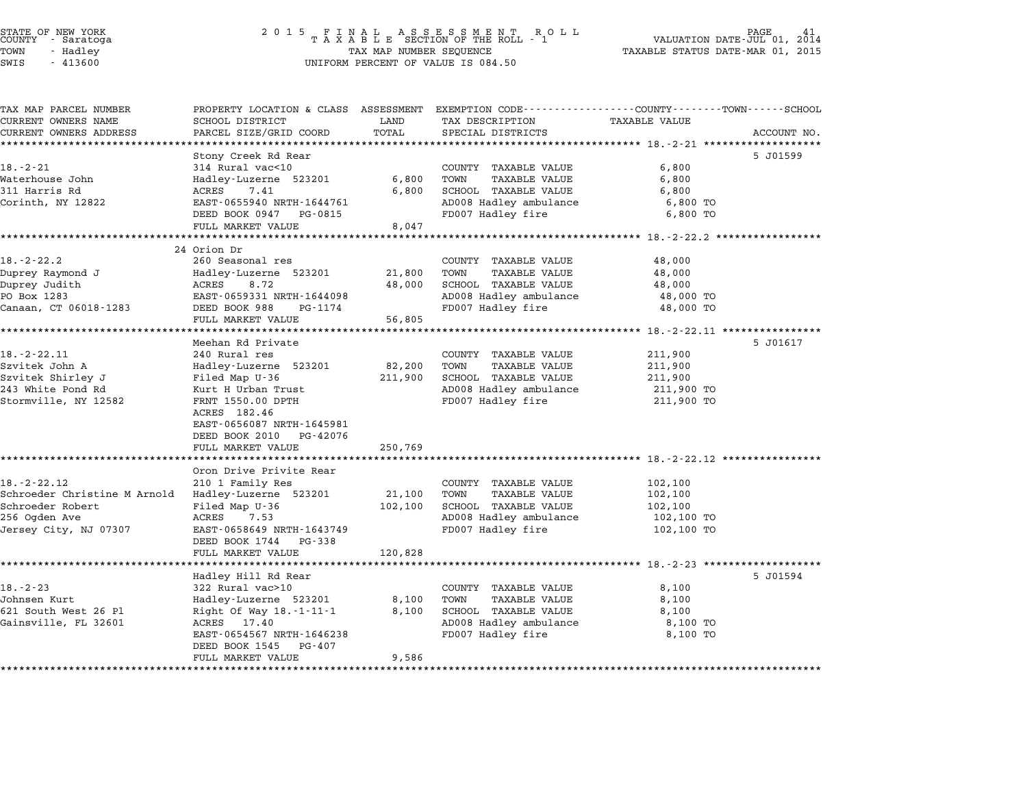STATE OF NEW YORK
COUNTY - Saratoga
TOWN - Hadley
SWIS - 413600

2015 FINAL ASSESSMENT ROLL
TAXABLE SECTION OF THE ROLL - 1
TAX MAP NUMBER SEQUENCE
UNIFORM PERCENT OF VALUE IS 084.50

VALUATION DATE-JUL 01, 2014
TAXABLE STATUS DATE-MAR 01, 2015

| TAX MAP PARCEL NUMBER / CURRENT OWNERS NAME / CURRENT OWNERS ADDRESS | PROPERTY LOCATION & CLASS / SCHOOL DISTRICT / PARCEL SIZE/GRID COORD | ASSESSMENT LAND / TOTAL | EXEMPTION CODE / TAX DESCRIPTION / SPECIAL DISTRICTS | TAXABLE VALUE | ACCOUNT NO. |
|---|---|---|---|---|---|
| **18.-2-21** | Stony Creek Rd Rear | | | | 5 J01599 |
| 18.-2-21 | 314 Rural vac<10 | | COUNTY TAXABLE VALUE | 6,800 | |
| Waterhouse John | Hadley-Luzerne 523201 | 6,800 | TOWN TAXABLE VALUE | 6,800 | |
| 311 Harris Rd | ACRES 7.41 | 6,800 | SCHOOL TAXABLE VALUE | 6,800 | |
| Corinth, NY 12822 | EAST-0655940 NRTH-1644761 | | AD008 Hadley ambulance | 6,800 TO | |
| | DEED BOOK 0947 PG-0815 | | FD007 Hadley fire | 6,800 TO | |
| | FULL MARKET VALUE | 8,047 | | | |
| **18.-2-22.2** | 24 Orion Dr | | | | |
| 18.-2-22.2 | 260 Seasonal res | | COUNTY TAXABLE VALUE | 48,000 | |
| Duprey Raymond J | Hadley-Luzerne 523201 | 21,800 | TOWN TAXABLE VALUE | 48,000 | |
| Duprey Judith | ACRES 8.72 | 48,000 | SCHOOL TAXABLE VALUE | 48,000 | |
| PO Box 1283 | EAST-0659331 NRTH-1644098 | | AD008 Hadley ambulance | 48,000 TO | |
| Canaan, CT 06018-1283 | DEED BOOK 988 PG-1174 | | FD007 Hadley fire | 48,000 TO | |
| | FULL MARKET VALUE | 56,805 | | | |
| **18.-2-22.11** | Meehan Rd Private | | | | 5 J01617 |
| 18.-2-22.11 | 240 Rural res | | COUNTY TAXABLE VALUE | 211,900 | |
| Szvitek John A | Hadley-Luzerne 523201 | 82,200 | TOWN TAXABLE VALUE | 211,900 | |
| Szvitek Shirley J | Filed Map U-36 | 211,900 | SCHOOL TAXABLE VALUE | 211,900 | |
| 243 White Pond Rd | Kurt H Urban Trust | | AD008 Hadley ambulance | 211,900 TO | |
| Stormville, NY 12582 | FRNT 1550.00 DPTH | | FD007 Hadley fire | 211,900 TO | |
| | ACRES 182.46 | | | | |
| | EAST-0656087 NRTH-1645981 | | | | |
| | DEED BOOK 2010 PG-42076 | | | | |
| | FULL MARKET VALUE | 250,769 | | | |
| **18.-2-22.12** | Oron Drive Privite Rear | | | | |
| 18.-2-22.12 | 210 1 Family Res | | COUNTY TAXABLE VALUE | 102,100 | |
| Schroeder Christine M Arnold | Hadley-Luzerne 523201 | 21,100 | TOWN TAXABLE VALUE | 102,100 | |
| Schroeder Robert | Filed Map U-36 | 102,100 | SCHOOL TAXABLE VALUE | 102,100 | |
| 256 Ogden Ave | ACRES 7.53 | | AD008 Hadley ambulance | 102,100 TO | |
| Jersey City, NJ 07307 | EAST-0658649 NRTH-1643749 | | FD007 Hadley fire | 102,100 TO | |
| | DEED BOOK 1744 PG-338 | | | | |
| | FULL MARKET VALUE | 120,828 | | | |
| **18.-2-23** | Hadley Hill Rd Rear | | | | 5 J01594 |
| 18.-2-23 | 322 Rural vac>10 | | COUNTY TAXABLE VALUE | 8,100 | |
| Johnsen Kurt | Hadley-Luzerne 523201 | 8,100 | TOWN TAXABLE VALUE | 8,100 | |
| 621 South West 26 Pl | Right Of Way 18.-1-11-1 | 8,100 | SCHOOL TAXABLE VALUE | 8,100 | |
| Gainsville, FL 32601 | ACRES 17.40 | | AD008 Hadley ambulance | 8,100 TO | |
| | EAST-0654567 NRTH-1646238 | | FD007 Hadley fire | 8,100 TO | |
| | DEED BOOK 1545 PG-407 | | | | |
| | FULL MARKET VALUE | 9,586 | | | |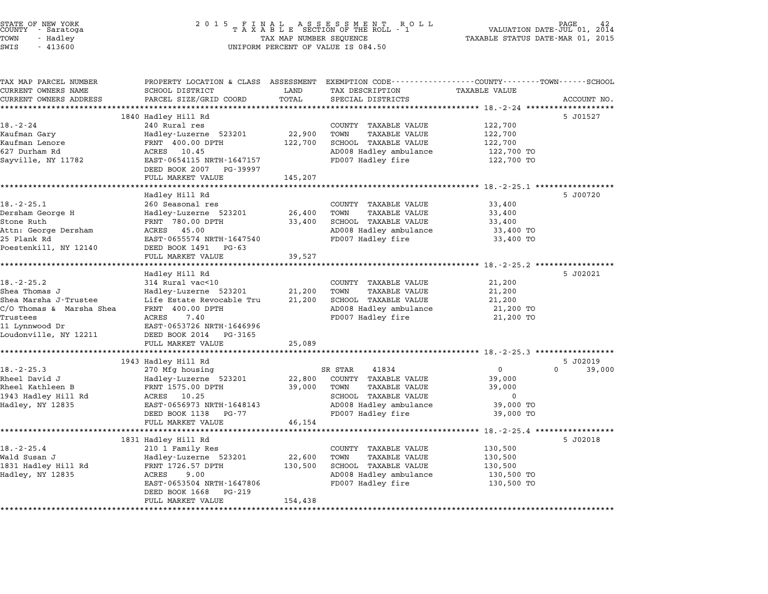STATE OF NEW YORK
COUNTY - Saratoga
TOWN - Hadley
SWIS - 413600

2 0 1 5 F I N A L A S S E S S M E N T R O L L
T A X A B L E SECTION OF THE ROLL - 1
TAX MAP NUMBER SEQUENCE
UNIFORM PERCENT OF VALUE IS 084.50

VALUATION DATE-JUL 01, 2014
TAXABLE STATUS DATE-MAR 01, 2015

| TAX MAP PARCEL NUMBER / CURRENT OWNERS NAME / CURRENT OWNERS ADDRESS | PROPERTY LOCATION & CLASS / SCHOOL DISTRICT / PARCEL SIZE/GRID COORD | ASSESSMENT LAND / TOTAL | EXEMPTION CODE / TAX DESCRIPTION / SPECIAL DISTRICTS | COUNTY / TAXABLE VALUE | TOWN | SCHOOL / ACCOUNT NO. |
|---|---|---|---|---|---|---|
| **18.-2-24** | 1840 Hadley Hill Rd | | | | | 5 J01527 |
| 18.-2-24 | 240 Rural res | | COUNTY TAXABLE VALUE | 122,700 | | |
| Kaufman Gary | Hadley-Luzerne 523201 | 22,900 | TOWN TAXABLE VALUE | 122,700 | | |
| Kaufman Lenore | FRNT 400.00 DPTH | 122,700 | SCHOOL TAXABLE VALUE | 122,700 | | |
| 627 Durham Rd | ACRES 10.45 | | AD008 Hadley ambulance | 122,700 TO | | |
| Sayville, NY 11782 | EAST-0654115 NRTH-1647157 | | FD007 Hadley fire | 122,700 TO | | |
| | DEED BOOK 2007 PG-39997 | | | | | |
| | FULL MARKET VALUE | 145,207 | | | | |
| **18.-2-25.1** | Hadley Hill Rd | | | | | 5 J00720 |
| 18.-2-25.1 | 260 Seasonal res | | COUNTY TAXABLE VALUE | 33,400 | | |
| Dersham George H | Hadley-Luzerne 523201 | 26,400 | TOWN TAXABLE VALUE | 33,400 | | |
| Stone Ruth | FRNT 780.00 DPTH | 33,400 | SCHOOL TAXABLE VALUE | 33,400 | | |
| Attn: George Dersham | ACRES 45.00 | | AD008 Hadley ambulance | 33,400 TO | | |
| 25 Plank Rd | EAST-0655574 NRTH-1647540 | | FD007 Hadley fire | 33,400 TO | | |
| Poestenkill, NY 12140 | DEED BOOK 1491 PG-63 | | | | | |
| | FULL MARKET VALUE | 39,527 | | | | |
| **18.-2-25.2** | Hadley Hill Rd | | | | | 5 J02021 |
| 18.-2-25.2 | 314 Rural vac<10 | | COUNTY TAXABLE VALUE | 21,200 | | |
| Shea Thomas J | Hadley-Luzerne 523201 | 21,200 | TOWN TAXABLE VALUE | 21,200 | | |
| Shea Marsha J-Trustee | Life Estate Revocable Tru | 21,200 | SCHOOL TAXABLE VALUE | 21,200 | | |
| C/O Thomas & Marsha Shea | FRNT 400.00 DPTH | | AD008 Hadley ambulance | 21,200 TO | | |
| Trustees | ACRES 7.40 | | FD007 Hadley fire | 21,200 TO | | |
| 11 Lynnwood Dr | EAST-0653726 NRTH-1646996 | | | | | |
| Loudonville, NY 12211 | DEED BOOK 2014 PG-3165 | | | | | |
| | FULL MARKET VALUE | 25,089 | | | | |
| **18.-2-25.3** | 1943 Hadley Hill Rd | | | | | 5 J02019 |
| 18.-2-25.3 | 270 Mfg housing | | SR STAR 41834 | 0 | 0 | 39,000 |
| Rheel David J | Hadley-Luzerne 523201 | 22,800 | COUNTY TAXABLE VALUE | 39,000 | | |
| Rheel Kathleen B | FRNT 1575.00 DPTH | 39,000 | TOWN TAXABLE VALUE | 39,000 | | |
| 1943 Hadley Hill Rd | ACRES 10.25 | | SCHOOL TAXABLE VALUE | 0 | | |
| Hadley, NY 12835 | EAST-0656973 NRTH-1648143 | | AD008 Hadley ambulance | 39,000 TO | | |
| | DEED BOOK 1138 PG-77 | | FD007 Hadley fire | 39,000 TO | | |
| | FULL MARKET VALUE | 46,154 | | | | |
| **18.-2-25.4** | 1831 Hadley Hill Rd | | | | | 5 J02018 |
| 18.-2-25.4 | 210 1 Family Res | | COUNTY TAXABLE VALUE | 130,500 | | |
| Wald Susan J | Hadley-Luzerne 523201 | 22,600 | TOWN TAXABLE VALUE | 130,500 | | |
| 1831 Hadley Hill Rd | FRNT 1726.57 DPTH | 130,500 | SCHOOL TAXABLE VALUE | 130,500 | | |
| Hadley, NY 12835 | ACRES 9.00 | | AD008 Hadley ambulance | 130,500 TO | | |
| | EAST-0653504 NRTH-1647806 | | FD007 Hadley fire | 130,500 TO | | |
| | DEED BOOK 1668 PG-219 | | | | | |
| | FULL MARKET VALUE | 154,438 | | | | |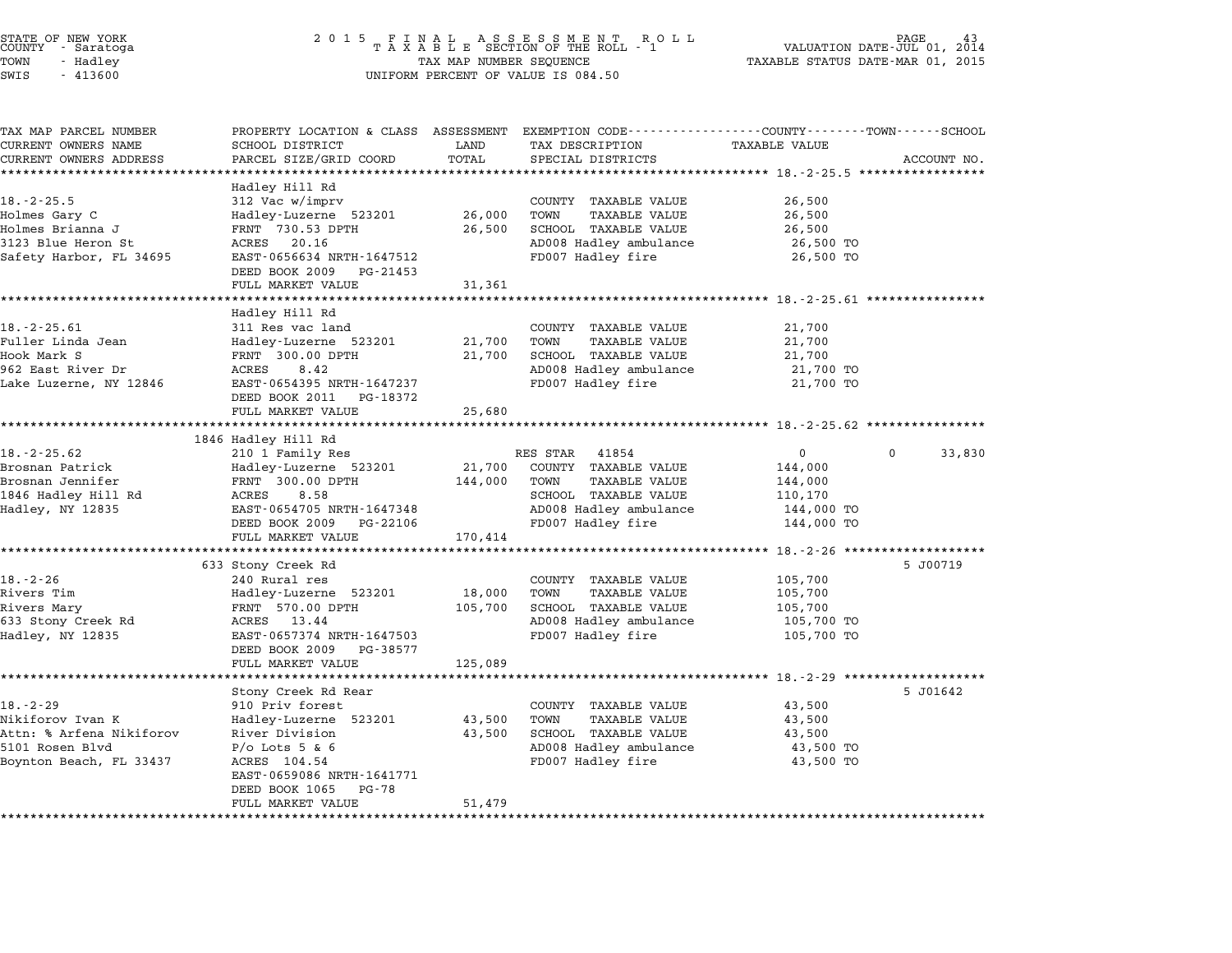STATE OF NEW YORK
COUNTY - Saratoga
TOWN - Hadley
SWIS - 413600

2 0 1 5 F I N A L A S S E S S M E N T R O L L
T A X A B L E SECTION OF THE ROLL - 1
TAX MAP NUMBER SEQUENCE
UNIFORM PERCENT OF VALUE IS 084.50

VALUATION DATE-JUL 01, 2014
TAXABLE STATUS DATE-MAR 01, 2015

| TAX MAP PARCEL NUMBER / CURRENT OWNERS NAME / CURRENT OWNERS ADDRESS | PROPERTY LOCATION & CLASS / SCHOOL DISTRICT / PARCEL SIZE/GRID COORD | ASSESSMENT LAND | TOTAL | EXEMPTION CODE / TAX DESCRIPTION / SPECIAL DISTRICTS | COUNTY / TOWN / SCHOOL TAXABLE VALUE | ACCOUNT NO. |
|---|---|---|---|---|---|---|
| **18.-2-25.5** | Hadley Hill Rd | | | | | |
| 18.-2-25.5 | 312 Vac w/imprv | | | COUNTY TAXABLE VALUE | 26,500 | |
| Holmes Gary C | Hadley-Luzerne 523201 | 26,000 | | TOWN TAXABLE VALUE | 26,500 | |
| Holmes Brianna J | FRNT 730.53 DPTH | | 26,500 | SCHOOL TAXABLE VALUE | 26,500 | |
| 3123 Blue Heron St | ACRES 20.16 | | | AD008 Hadley ambulance | 26,500 TO | |
| Safety Harbor, FL 34695 | EAST-0656634 NRTH-1647512 | | | FD007 Hadley fire | 26,500 TO | |
| | DEED BOOK 2009 PG-21453 | | | | | |
| | FULL MARKET VALUE | 31,361 | | | | |
| **18.-2-25.61** | Hadley Hill Rd | | | | | |
| 18.-2-25.61 | 311 Res vac land | | | COUNTY TAXABLE VALUE | 21,700 | |
| Fuller Linda Jean | Hadley-Luzerne 523201 | 21,700 | | TOWN TAXABLE VALUE | 21,700 | |
| Hook Mark S | FRNT 300.00 DPTH | | 21,700 | SCHOOL TAXABLE VALUE | 21,700 | |
| 962 East River Dr | ACRES 8.42 | | | AD008 Hadley ambulance | 21,700 TO | |
| Lake Luzerne, NY 12846 | EAST-0654395 NRTH-1647237 | | | FD007 Hadley fire | 21,700 TO | |
| | DEED BOOK 2011 PG-18372 | | | | | |
| | FULL MARKET VALUE | 25,680 | | | | |
| **18.-2-25.62** | 1846 Hadley Hill Rd | | | | | |
| 18.-2-25.62 | 210 1 Family Res | | | RES STAR 41854 | 0 0 33,830 | |
| Brosnan Patrick | Hadley-Luzerne 523201 | 21,700 | | COUNTY TAXABLE VALUE | 144,000 | |
| Brosnan Jennifer | FRNT 300.00 DPTH | | 144,000 | TOWN TAXABLE VALUE | 144,000 | |
| 1846 Hadley Hill Rd | ACRES 8.58 | | | SCHOOL TAXABLE VALUE | 110,170 | |
| Hadley, NY 12835 | EAST-0654705 NRTH-1647348 | | | AD008 Hadley ambulance | 144,000 TO | |
| | DEED BOOK 2009 PG-22106 | | | FD007 Hadley fire | 144,000 TO | |
| | FULL MARKET VALUE | 170,414 | | | | |
| **18.-2-26** | 633 Stony Creek Rd | | | | | 5 J00719 |
| 18.-2-26 | 240 Rural res | | | COUNTY TAXABLE VALUE | 105,700 | |
| Rivers Tim | Hadley-Luzerne 523201 | 18,000 | | TOWN TAXABLE VALUE | 105,700 | |
| Rivers Mary | FRNT 570.00 DPTH | | 105,700 | SCHOOL TAXABLE VALUE | 105,700 | |
| 633 Stony Creek Rd | ACRES 13.44 | | | AD008 Hadley ambulance | 105,700 TO | |
| Hadley, NY 12835 | EAST-0657374 NRTH-1647503 | | | FD007 Hadley fire | 105,700 TO | |
| | DEED BOOK 2009 PG-38577 | | | | | |
| | FULL MARKET VALUE | 125,089 | | | | |
| **18.-2-29** | Stony Creek Rd Rear | | | | | 5 J01642 |
| 18.-2-29 | 910 Priv forest | | | COUNTY TAXABLE VALUE | 43,500 | |
| Nikiforov Ivan K | Hadley-Luzerne 523201 | 43,500 | | TOWN TAXABLE VALUE | 43,500 | |
| Attn: % Arfena Nikiforov | River Division | | 43,500 | SCHOOL TAXABLE VALUE | 43,500 | |
| 5101 Rosen Blvd | P/o Lots 5 & 6 | | | AD008 Hadley ambulance | 43,500 TO | |
| Boynton Beach, FL 33437 | ACRES 104.54 | | | FD007 Hadley fire | 43,500 TO | |
| | EAST-0659086 NRTH-1641771 | | | | | |
| | DEED BOOK 1065 PG-78 | | | | | |
| | FULL MARKET VALUE | 51,479 | | | | |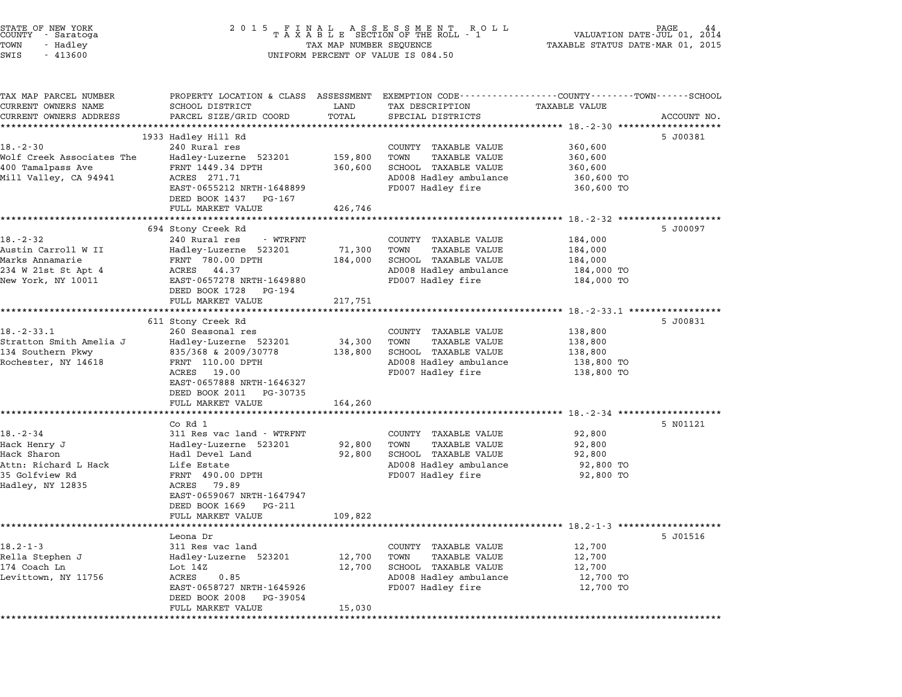STATE OF NEW YORK
COUNTY - Saratoga
TOWN - Hadley
SWIS - 413600

2 0 1 5 F I N A L A S S E S S M E N T R O L L
T A X A B L E SECTION OF THE ROLL - 1
TAX MAP NUMBER SEQUENCE
UNIFORM PERCENT OF VALUE IS 084.50

VALUATION DATE-JUL 01, 2014
TAXABLE STATUS DATE-MAR 01, 2015

| TAX MAP PARCEL NUMBER / CURRENT OWNERS NAME / CURRENT OWNERS ADDRESS | PROPERTY LOCATION & CLASS / SCHOOL DISTRICT / PARCEL SIZE/GRID COORD | ASSESSMENT LAND / TOTAL | EXEMPTION CODE / TAX DESCRIPTION / SPECIAL DISTRICTS | TAXABLE VALUE (COUNTY / TOWN / SCHOOL) | ACCOUNT NO. |
|---|---|---|---|---|---|
| **18.-2-30** | 1933 Hadley Hill Rd | | | | 5 J00381 |
| 18.-2-30 | 240 Rural res | | COUNTY TAXABLE VALUE | 360,600 | |
| Wolf Creek Associates The | Hadley-Luzerne 523201 | 159,800 | TOWN TAXABLE VALUE | 360,600 | |
| 400 Tamalpass Ave | FRNT 1449.34 DPTH | 360,600 | SCHOOL TAXABLE VALUE | 360,600 | |
| Mill Valley, CA 94941 | ACRES 271.71 | | AD008 Hadley ambulance | 360,600 TO | |
| | EAST-0655212 NRTH-1648899 | | FD007 Hadley fire | 360,600 TO | |
| | DEED BOOK 1437 PG-167 | | | | |
| | FULL MARKET VALUE | 426,746 | | | |
| **18.-2-32** | 694 Stony Creek Rd | | | | 5 J00097 |
| 18.-2-32 | 240 Rural res - WTRFNT | | COUNTY TAXABLE VALUE | 184,000 | |
| Austin Carroll W II | Hadley-Luzerne 523201 | 71,300 | TOWN TAXABLE VALUE | 184,000 | |
| Marks Annamarie | FRNT 780.00 DPTH | 184,000 | SCHOOL TAXABLE VALUE | 184,000 | |
| 234 W 21st St Apt 4 | ACRES 44.37 | | AD008 Hadley ambulance | 184,000 TO | |
| New York, NY 10011 | EAST-0657278 NRTH-1649880 | | FD007 Hadley fire | 184,000 TO | |
| | DEED BOOK 1728 PG-194 | | | | |
| | FULL MARKET VALUE | 217,751 | | | |
| **18.-2-33.1** | 611 Stony Creek Rd | | | | 5 J00831 |
| 18.-2-33.1 | 260 Seasonal res | | COUNTY TAXABLE VALUE | 138,800 | |
| Stratton Smith Amelia J | Hadley-Luzerne 523201 | 34,300 | TOWN TAXABLE VALUE | 138,800 | |
| 134 Southern Pkwy | 835/368 & 2009/30778 | 138,800 | SCHOOL TAXABLE VALUE | 138,800 | |
| Rochester, NY 14618 | FRNT 110.00 DPTH | | AD008 Hadley ambulance | 138,800 TO | |
| | ACRES 19.00 | | FD007 Hadley fire | 138,800 TO | |
| | EAST-0657888 NRTH-1646327 | | | | |
| | DEED BOOK 2011 PG-30735 | | | | |
| | FULL MARKET VALUE | 164,260 | | | |
| **18.-2-34** | Co Rd 1 | | | | 5 N01121 |
| 18.-2-34 | 311 Res vac land - WTRFNT | | COUNTY TAXABLE VALUE | 92,800 | |
| Hack Henry J | Hadley-Luzerne 523201 | 92,800 | TOWN TAXABLE VALUE | 92,800 | |
| Hack Sharon | Hadl Devel Land | 92,800 | SCHOOL TAXABLE VALUE | 92,800 | |
| Attn: Richard L Hack | Life Estate | | AD008 Hadley ambulance | 92,800 TO | |
| 35 Golfview Rd | FRNT 490.00 DPTH | | FD007 Hadley fire | 92,800 TO | |
| Hadley, NY 12835 | ACRES 79.89 | | | | |
| | EAST-0659067 NRTH-1647947 | | | | |
| | DEED BOOK 1669 PG-211 | | | | |
| | FULL MARKET VALUE | 109,822 | | | |
| **18.2-1-3** | Leona Dr | | | | 5 J01516 |
| 18.2-1-3 | 311 Res vac land | | COUNTY TAXABLE VALUE | 12,700 | |
| Rella Stephen J | Hadley-Luzerne 523201 | 12,700 | TOWN TAXABLE VALUE | 12,700 | |
| 174 Coach Ln | Lot 14Z | 12,700 | SCHOOL TAXABLE VALUE | 12,700 | |
| Levittown, NY 11756 | ACRES 0.85 | | AD008 Hadley ambulance | 12,700 TO | |
| | EAST-0658727 NRTH-1645926 | | FD007 Hadley fire | 12,700 TO | |
| | DEED BOOK 2008 PG-39054 | | | | |
| | FULL MARKET VALUE | 15,030 | | | |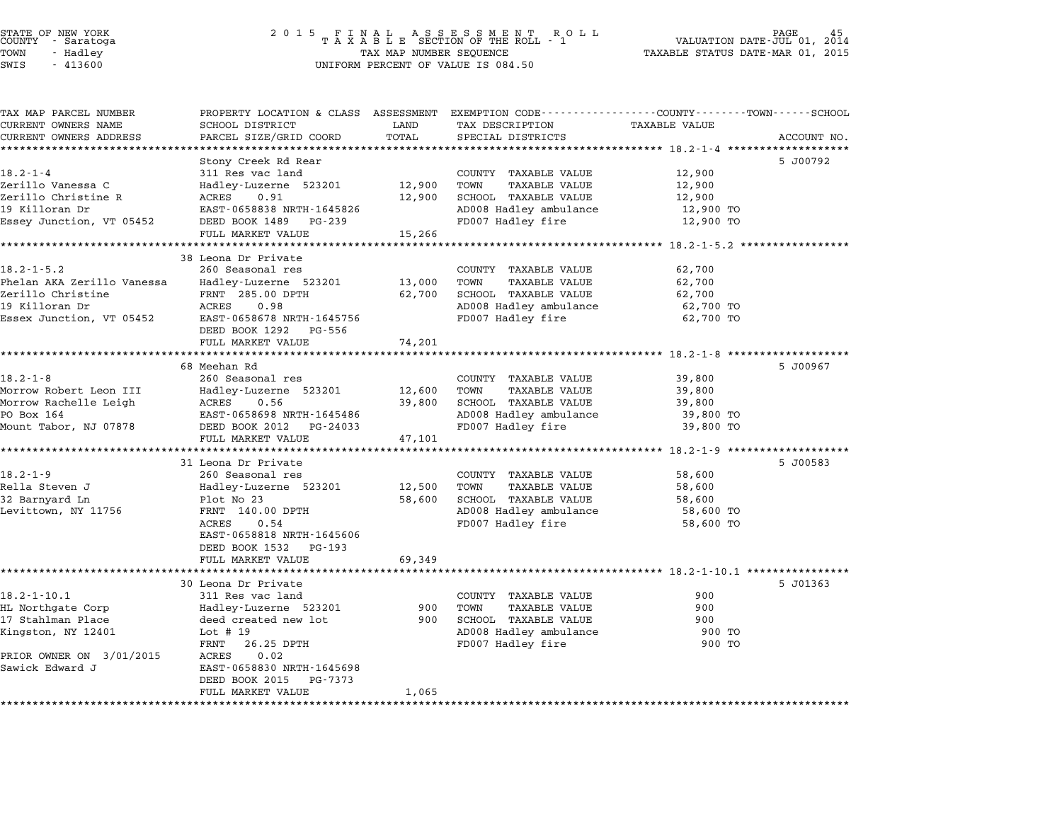STATE OF NEW YORK
COUNTY - Saratoga
TOWN - Hadley
SWIS - 413600

2015 FINAL ASSESSMENT ROLL
TAXABLE SECTION OF THE ROLL - 1
TAX MAP NUMBER SEQUENCE
UNIFORM PERCENT OF VALUE IS 084.50

VALUATION DATE-JUL 01, 2014
TAXABLE STATUS DATE-MAR 01, 2015

| TAX MAP PARCEL NUMBER / CURRENT OWNERS NAME / CURRENT OWNERS ADDRESS | PROPERTY LOCATION & CLASS / SCHOOL DISTRICT / PARCEL SIZE/GRID COORD | ASSESSMENT LAND | TOTAL | EXEMPTION CODE / TAX DESCRIPTION / SPECIAL DISTRICTS | TAXABLE VALUE (COUNTY / TOWN / SCHOOL) | ACCOUNT NO. |
|---|---|---|---|---|---|---|
| **18.2-1-4** | Stony Creek Rd Rear | | | | | 5 J00792 |
| 18.2-1-4 | 311 Res vac land | | | COUNTY TAXABLE VALUE | 12,900 | |
| Zerillo Vanessa C | Hadley-Luzerne 523201 | 12,900 | | TOWN TAXABLE VALUE | 12,900 | |
| Zerillo Christine R | ACRES 0.91 | | 12,900 | SCHOOL TAXABLE VALUE | 12,900 | |
| 19 Killoran Dr | EAST-0658838 NRTH-1645826 | | | AD008 Hadley ambulance | 12,900 TO | |
| Essey Junction, VT 05452 | DEED BOOK 1489 PG-239 | | | FD007 Hadley fire | 12,900 TO | |
| | FULL MARKET VALUE | | 15,266 | | | |
| **18.2-1-5.2** | 38 Leona Dr Private | | | | | |
| 18.2-1-5.2 | 260 Seasonal res | | | COUNTY TAXABLE VALUE | 62,700 | |
| Phelan AKA Zerillo Vanessa | Hadley-Luzerne 523201 | 13,000 | | TOWN TAXABLE VALUE | 62,700 | |
| Zerillo Christine | FRNT 285.00 DPTH | | 62,700 | SCHOOL TAXABLE VALUE | 62,700 | |
| 19 Killoran Dr | ACRES 0.98 | | | AD008 Hadley ambulance | 62,700 TO | |
| Essex Junction, VT 05452 | EAST-0658678 NRTH-1645756 | | | FD007 Hadley fire | 62,700 TO | |
| | DEED BOOK 1292 PG-556 | | | | | |
| | FULL MARKET VALUE | | 74,201 | | | |
| **18.2-1-8** | 68 Meehan Rd | | | | | 5 J00967 |
| 18.2-1-8 | 260 Seasonal res | | | COUNTY TAXABLE VALUE | 39,800 | |
| Morrow Robert Leon III | Hadley-Luzerne 523201 | 12,600 | | TOWN TAXABLE VALUE | 39,800 | |
| Morrow Rachelle Leigh | ACRES 0.56 | | 39,800 | SCHOOL TAXABLE VALUE | 39,800 | |
| PO Box 164 | EAST-0658698 NRTH-1645486 | | | AD008 Hadley ambulance | 39,800 TO | |
| Mount Tabor, NJ 07878 | DEED BOOK 2012 PG-24033 | | | FD007 Hadley fire | 39,800 TO | |
| | FULL MARKET VALUE | | 47,101 | | | |
| **18.2-1-9** | 31 Leona Dr Private | | | | | 5 J00583 |
| 18.2-1-9 | 260 Seasonal res | | | COUNTY TAXABLE VALUE | 58,600 | |
| Rella Steven J | Hadley-Luzerne 523201 | 12,500 | | TOWN TAXABLE VALUE | 58,600 | |
| 32 Barnyard Ln | Plot No 23 | | 58,600 | SCHOOL TAXABLE VALUE | 58,600 | |
| Levittown, NY 11756 | FRNT 140.00 DPTH | | | AD008 Hadley ambulance | 58,600 TO | |
| | ACRES 0.54 | | | FD007 Hadley fire | 58,600 TO | |
| | EAST-0658818 NRTH-1645606 | | | | | |
| | DEED BOOK 1532 PG-193 | | | | | |
| | FULL MARKET VALUE | | 69,349 | | | |
| **18.2-1-10.1** | 30 Leona Dr Private | | | | | 5 J01363 |
| 18.2-1-10.1 | 311 Res vac land | | | COUNTY TAXABLE VALUE | 900 | |
| HL Northgate Corp | Hadley-Luzerne 523201 | 900 | | TOWN TAXABLE VALUE | 900 | |
| 17 Stahlman Place | deed created new lot | | 900 | SCHOOL TAXABLE VALUE | 900 | |
| Kingston, NY 12401 | Lot # 19 | | | AD008 Hadley ambulance | 900 TO | |
| | FRNT 26.25 DPTH | | | FD007 Hadley fire | 900 TO | |
| PRIOR OWNER ON 3/01/2015 | ACRES 0.02 | | | | | |
| Sawick Edward J | EAST-0658830 NRTH-1645698 | | | | | |
| | DEED BOOK 2015 PG-7373 | | | | | |
| | FULL MARKET VALUE | | 1,065 | | | |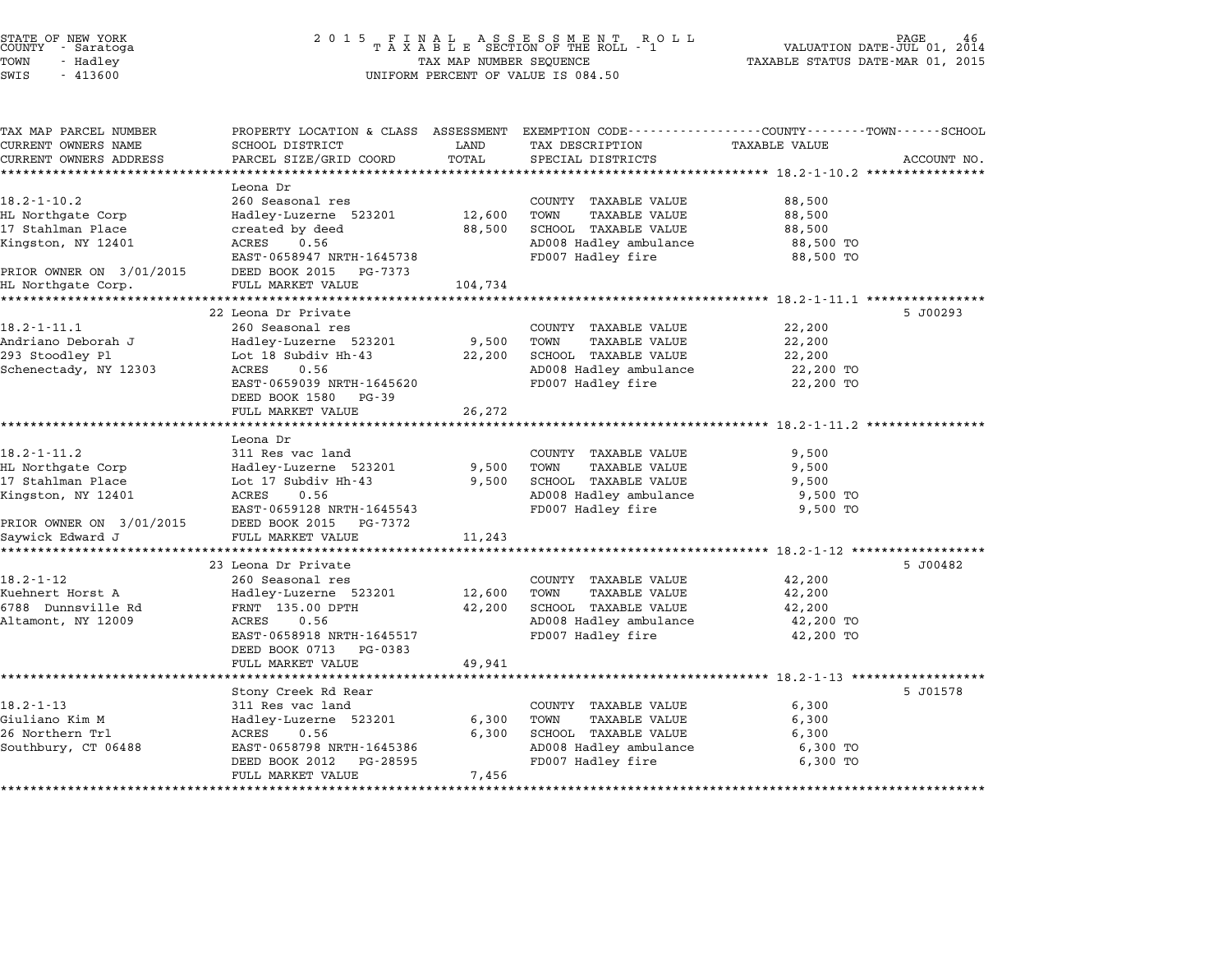STATE OF NEW YORK
COUNTY - Saratoga
TOWN - Hadley
SWIS - 413600

2015 FINAL ASSESSMENT ROLL
TAXABLE SECTION OF THE ROLL - 1
TAX MAP NUMBER SEQUENCE
UNIFORM PERCENT OF VALUE IS 084.50

VALUATION DATE-JUL 01, 2014
TAXABLE STATUS DATE-MAR 01, 2015

| TAX MAP PARCEL NUMBER / CURRENT OWNERS NAME / CURRENT OWNERS ADDRESS | PROPERTY LOCATION & CLASS / SCHOOL DISTRICT / PARCEL SIZE/GRID COORD | ASSESSMENT LAND / TOTAL | EXEMPTION CODE / TAX DESCRIPTION / SPECIAL DISTRICTS | TAXABLE VALUE (COUNTY / TOWN / SCHOOL) | ACCOUNT NO. |
|---|---|---|---|---|---|
| **18.2-1-10.2** | Leona Dr | | | | |
| 18.2-1-10.2 | 260 Seasonal res | | COUNTY TAXABLE VALUE | 88,500 | |
| HL Northgate Corp | Hadley-Luzerne 523201 | 12,600 | TOWN TAXABLE VALUE | 88,500 | |
| 17 Stahlman Place | created by deed | 88,500 | SCHOOL TAXABLE VALUE | 88,500 | |
| Kingston, NY 12401 | ACRES 0.56 | | AD008 Hadley ambulance | 88,500 TO | |
| | EAST-0658947 NRTH-1645738 | | FD007 Hadley fire | 88,500 TO | |
| PRIOR OWNER ON 3/01/2015 | DEED BOOK 2015 PG-7373 | | | | |
| HL Northgate Corp. | FULL MARKET VALUE | 104,734 | | | |
| **18.2-1-11.1** | 22 Leona Dr Private | | | | 5 J00293 |
| 18.2-1-11.1 | 260 Seasonal res | | COUNTY TAXABLE VALUE | 22,200 | |
| Andriano Deborah J | Hadley-Luzerne 523201 | 9,500 | TOWN TAXABLE VALUE | 22,200 | |
| 293 Stoodley Pl | Lot 18 Subdiv Hh-43 | 22,200 | SCHOOL TAXABLE VALUE | 22,200 | |
| Schenectady, NY 12303 | ACRES 0.56 | | AD008 Hadley ambulance | 22,200 TO | |
| | EAST-0659039 NRTH-1645620 | | FD007 Hadley fire | 22,200 TO | |
| | DEED BOOK 1580 PG-39 | | | | |
| | FULL MARKET VALUE | 26,272 | | | |
| **18.2-1-11.2** | Leona Dr | | | | |
| 18.2-1-11.2 | 311 Res vac land | | COUNTY TAXABLE VALUE | 9,500 | |
| HL Northgate Corp | Hadley-Luzerne 523201 | 9,500 | TOWN TAXABLE VALUE | 9,500 | |
| 17 Stahlman Place | Lot 17 Subdiv Hh-43 | 9,500 | SCHOOL TAXABLE VALUE | 9,500 | |
| Kingston, NY 12401 | ACRES 0.56 | | AD008 Hadley ambulance | 9,500 TO | |
| | EAST-0659128 NRTH-1645543 | | FD007 Hadley fire | 9,500 TO | |
| PRIOR OWNER ON 3/01/2015 | DEED BOOK 2015 PG-7372 | | | | |
| Saywick Edward J | FULL MARKET VALUE | 11,243 | | | |
| **18.2-1-12** | 23 Leona Dr Private | | | | 5 J00482 |
| 18.2-1-12 | 260 Seasonal res | | COUNTY TAXABLE VALUE | 42,200 | |
| Kuehnert Horst A | Hadley-Luzerne 523201 | 12,600 | TOWN TAXABLE VALUE | 42,200 | |
| 6788 Dunnsville Rd | FRNT 135.00 DPTH | 42,200 | SCHOOL TAXABLE VALUE | 42,200 | |
| Altamont, NY 12009 | ACRES 0.56 | | AD008 Hadley ambulance | 42,200 TO | |
| | EAST-0658918 NRTH-1645517 | | FD007 Hadley fire | 42,200 TO | |
| | DEED BOOK 0713 PG-0383 | | | | |
| | FULL MARKET VALUE | 49,941 | | | |
| **18.2-1-13** | Stony Creek Rd Rear | | | | 5 J01578 |
| 18.2-1-13 | 311 Res vac land | | COUNTY TAXABLE VALUE | 6,300 | |
| Giuliano Kim M | Hadley-Luzerne 523201 | 6,300 | TOWN TAXABLE VALUE | 6,300 | |
| 26 Northern Trl | ACRES 0.56 | 6,300 | SCHOOL TAXABLE VALUE | 6,300 | |
| Southbury, CT 06488 | EAST-0658798 NRTH-1645386 | | AD008 Hadley ambulance | 6,300 TO | |
| | DEED BOOK 2012 PG-28595 | | FD007 Hadley fire | 6,300 TO | |
| | FULL MARKET VALUE | 7,456 | | | |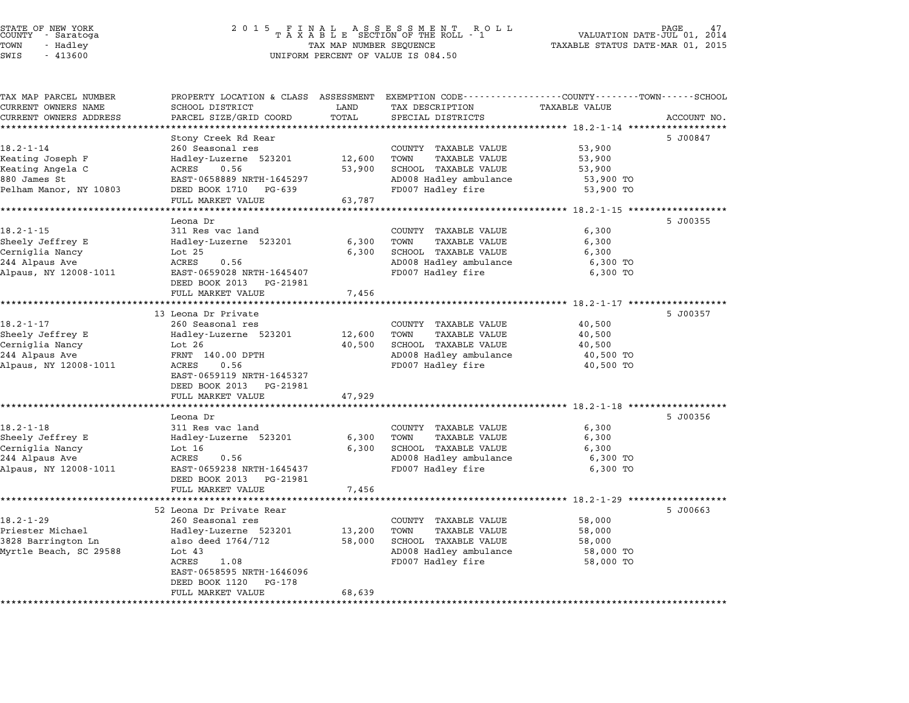STATE OF NEW YORK
COUNTY - Saratoga
TOWN - Hadley
SWIS - 413600

2 0 1 5 F I N A L A S S E S S M E N T R O L L
T A X A B L E SECTION OF THE ROLL - 1
TAX MAP NUMBER SEQUENCE
UNIFORM PERCENT OF VALUE IS 084.50

VALUATION DATE-JUL 01, 2014
TAXABLE STATUS DATE-MAR 01, 2015

| TAX MAP PARCEL NUMBER / CURRENT OWNERS NAME / CURRENT OWNERS ADDRESS | PROPERTY LOCATION & CLASS / SCHOOL DISTRICT / PARCEL SIZE/GRID COORD | ASSESSMENT LAND / TOTAL | EXEMPTION CODE / TAX DESCRIPTION / SPECIAL DISTRICTS | TAXABLE VALUE (COUNTY--TOWN--SCHOOL) | ACCOUNT NO. |
|---|---|---|---|---|---|
| **18.2-1-14** | Stony Creek Rd Rear | | | | 5 J00847 |
| 18.2-1-14 | 260 Seasonal res | | COUNTY TAXABLE VALUE | 53,900 | |
| Keating Joseph F | Hadley-Luzerne 523201 | 12,600 | TOWN TAXABLE VALUE | 53,900 | |
| Keating Angela C | ACRES 0.56 | 53,900 | SCHOOL TAXABLE VALUE | 53,900 | |
| 880 James St | EAST-0658889 NRTH-1645297 | | AD008 Hadley ambulance | 53,900 TO | |
| Pelham Manor, NY 10803 | DEED BOOK 1710 PG-639 | | FD007 Hadley fire | 53,900 TO | |
| | FULL MARKET VALUE | 63,787 | | | |
| **18.2-1-15** | Leona Dr | | | | 5 J00355 |
| 18.2-1-15 | 311 Res vac land | | COUNTY TAXABLE VALUE | 6,300 | |
| Sheely Jeffrey E | Hadley-Luzerne 523201 | 6,300 | TOWN TAXABLE VALUE | 6,300 | |
| Cerniglia Nancy | Lot 25 | 6,300 | SCHOOL TAXABLE VALUE | 6,300 | |
| 244 Alpaus Ave | ACRES 0.56 | | AD008 Hadley ambulance | 6,300 TO | |
| Alpaus, NY 12008-1011 | EAST-0659028 NRTH-1645407 | | FD007 Hadley fire | 6,300 TO | |
| | DEED BOOK 2013 PG-21981 | | | | |
| | FULL MARKET VALUE | 7,456 | | | |
| **18.2-1-17** | 13 Leona Dr Private | | | | 5 J00357 |
| 18.2-1-17 | 260 Seasonal res | | COUNTY TAXABLE VALUE | 40,500 | |
| Sheely Jeffrey E | Hadley-Luzerne 523201 | 12,600 | TOWN TAXABLE VALUE | 40,500 | |
| Cerniglia Nancy | Lot 26 | 40,500 | SCHOOL TAXABLE VALUE | 40,500 | |
| 244 Alpaus Ave | FRNT 140.00 DPTH | | AD008 Hadley ambulance | 40,500 TO | |
| Alpaus, NY 12008-1011 | ACRES 0.56 | | FD007 Hadley fire | 40,500 TO | |
| | EAST-0659119 NRTH-1645327 | | | | |
| | DEED BOOK 2013 PG-21981 | | | | |
| | FULL MARKET VALUE | 47,929 | | | |
| **18.2-1-18** | Leona Dr | | | | 5 J00356 |
| 18.2-1-18 | 311 Res vac land | | COUNTY TAXABLE VALUE | 6,300 | |
| Sheely Jeffrey E | Hadley-Luzerne 523201 | 6,300 | TOWN TAXABLE VALUE | 6,300 | |
| Cerniglia Nancy | Lot 16 | 6,300 | SCHOOL TAXABLE VALUE | 6,300 | |
| 244 Alpaus Ave | ACRES 0.56 | | AD008 Hadley ambulance | 6,300 TO | |
| Alpaus, NY 12008-1011 | EAST-0659238 NRTH-1645437 | | FD007 Hadley fire | 6,300 TO | |
| | DEED BOOK 2013 PG-21981 | | | | |
| | FULL MARKET VALUE | 7,456 | | | |
| **18.2-1-29** | 52 Leona Dr Private Rear | | | | 5 J00663 |
| 18.2-1-29 | 260 Seasonal res | | COUNTY TAXABLE VALUE | 58,000 | |
| Priester Michael | Hadley-Luzerne 523201 | 13,200 | TOWN TAXABLE VALUE | 58,000 | |
| 3828 Barrington Ln | also deed 1764/712 | 58,000 | SCHOOL TAXABLE VALUE | 58,000 | |
| Myrtle Beach, SC 29588 | Lot 43 | | AD008 Hadley ambulance | 58,000 TO | |
| | ACRES 1.08 | | FD007 Hadley fire | 58,000 TO | |
| | EAST-0658595 NRTH-1646096 | | | | |
| | DEED BOOK 1120 PG-178 | | | | |
| | FULL MARKET VALUE | 68,639 | | | |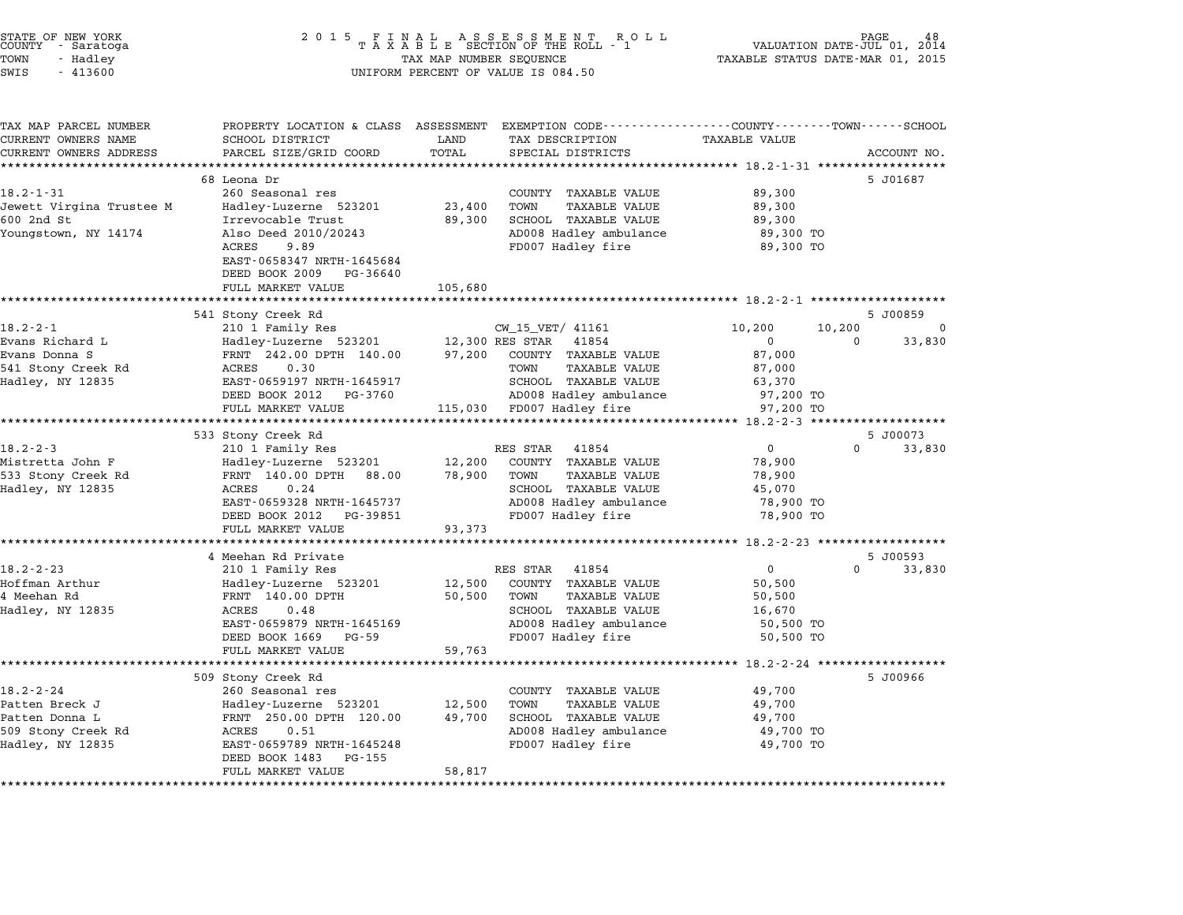STATE OF NEW YORK
COUNTY - Saratoga
TOWN - Hadley
SWIS - 413600

2015 FINAL ASSESSMENT ROLL
TAXABLE SECTION OF THE ROLL - 1
TAX MAP NUMBER SEQUENCE
UNIFORM PERCENT OF VALUE IS 084.50

VALUATION DATE-JUL 01, 2014
TAXABLE STATUS DATE-MAR 01, 2015

| TAX MAP PARCEL NUMBER / CURRENT OWNERS NAME / CURRENT OWNERS ADDRESS | PROPERTY LOCATION & CLASS / SCHOOL DISTRICT / PARCEL SIZE/GRID COORD | ASSESSMENT LAND | TOTAL | EXEMPTION CODE / TAX DESCRIPTION / SPECIAL DISTRICTS | COUNTY TAXABLE VALUE | TOWN | SCHOOL | ACCOUNT NO. |
|---|---|---|---|---|---|---|---|---|
| **18.2-1-31** | 68 Leona Dr | | | | | | | 5 J01687 |
| 18.2-1-31 | 260 Seasonal res | | | COUNTY TAXABLE VALUE | 89,300 | | | |
| Jewett Virgina Trustee M | Hadley-Luzerne 523201 | 23,400 | | TOWN TAXABLE VALUE | 89,300 | | | |
| 600 2nd St | Irrevocable Trust | | 89,300 | SCHOOL TAXABLE VALUE | 89,300 | | | |
| Youngstown, NY 14174 | Also Deed 2010/20243 | | | AD008 Hadley ambulance | 89,300 TO | | | |
| | ACRES 9.89 | | | FD007 Hadley fire | 89,300 TO | | | |
| | EAST-0658347 NRTH-1645684 | | | | | | | |
| | DEED BOOK 2009 PG-36640 | | | | | | | |
| | FULL MARKET VALUE | | 105,680 | | | | | |
| **18.2-2-1** | 541 Stony Creek Rd | | | | | | | 5 J00859 |
| 18.2-2-1 | 210 1 Family Res | | | CW_15_VET/ 41161 | 10,200 | 10,200 | 0 | |
| Evans Richard L | Hadley-Luzerne 523201 | 12,300 | | RES STAR 41854 | 0 | 0 | 33,830 | |
| Evans Donna S | FRNT 242.00 DPTH 140.00 | | 97,200 | COUNTY TAXABLE VALUE | 87,000 | | | |
| 541 Stony Creek Rd | ACRES 0.30 | | | TOWN TAXABLE VALUE | 87,000 | | | |
| Hadley, NY 12835 | EAST-0659197 NRTH-1645917 | | | SCHOOL TAXABLE VALUE | 63,370 | | | |
| | DEED BOOK 2012 PG-3760 | | | AD008 Hadley ambulance | 97,200 TO | | | |
| | FULL MARKET VALUE | | 115,030 | FD007 Hadley fire | 97,200 TO | | | |
| **18.2-2-3** | 533 Stony Creek Rd | | | | | | | 5 J00073 |
| 18.2-2-3 | 210 1 Family Res | | | RES STAR 41854 | 0 | 0 | 33,830 | |
| Mistretta John F | Hadley-Luzerne 523201 | 12,200 | | COUNTY TAXABLE VALUE | 78,900 | | | |
| 533 Stony Creek Rd | FRNT 140.00 DPTH 88.00 | | 78,900 | TOWN TAXABLE VALUE | 78,900 | | | |
| Hadley, NY 12835 | ACRES 0.24 | | | SCHOOL TAXABLE VALUE | 45,070 | | | |
| | EAST-0659328 NRTH-1645737 | | | AD008 Hadley ambulance | 78,900 TO | | | |
| | DEED BOOK 2012 PG-39851 | | | FD007 Hadley fire | 78,900 TO | | | |
| | FULL MARKET VALUE | | 93,373 | | | | | |
| **18.2-2-23** | 4 Meehan Rd Private | | | | | | | 5 J00593 |
| 18.2-2-23 | 210 1 Family Res | | | RES STAR 41854 | 0 | 0 | 33,830 | |
| Hoffman Arthur | Hadley-Luzerne 523201 | 12,500 | | COUNTY TAXABLE VALUE | 50,500 | | | |
| 4 Meehan Rd | FRNT 140.00 DPTH | | 50,500 | TOWN TAXABLE VALUE | 50,500 | | | |
| Hadley, NY 12835 | ACRES 0.48 | | | SCHOOL TAXABLE VALUE | 16,670 | | | |
| | EAST-0659879 NRTH-1645169 | | | AD008 Hadley ambulance | 50,500 TO | | | |
| | DEED BOOK 1669 PG-59 | | | FD007 Hadley fire | 50,500 TO | | | |
| | FULL MARKET VALUE | | 59,763 | | | | | |
| **18.2-2-24** | 509 Stony Creek Rd | | | | | | | 5 J00966 |
| 18.2-2-24 | 260 Seasonal res | | | COUNTY TAXABLE VALUE | 49,700 | | | |
| Patten Breck J | Hadley-Luzerne 523201 | 12,500 | | TOWN TAXABLE VALUE | 49,700 | | | |
| Patten Donna L | FRNT 250.00 DPTH 120.00 | | 49,700 | SCHOOL TAXABLE VALUE | 49,700 | | | |
| 509 Stony Creek Rd | ACRES 0.51 | | | AD008 Hadley ambulance | 49,700 TO | | | |
| Hadley, NY 12835 | EAST-0659789 NRTH-1645248 | | | FD007 Hadley fire | 49,700 TO | | | |
| | DEED BOOK 1483 PG-155 | | | | | | | |
| | FULL MARKET VALUE | | 58,817 | | | | | |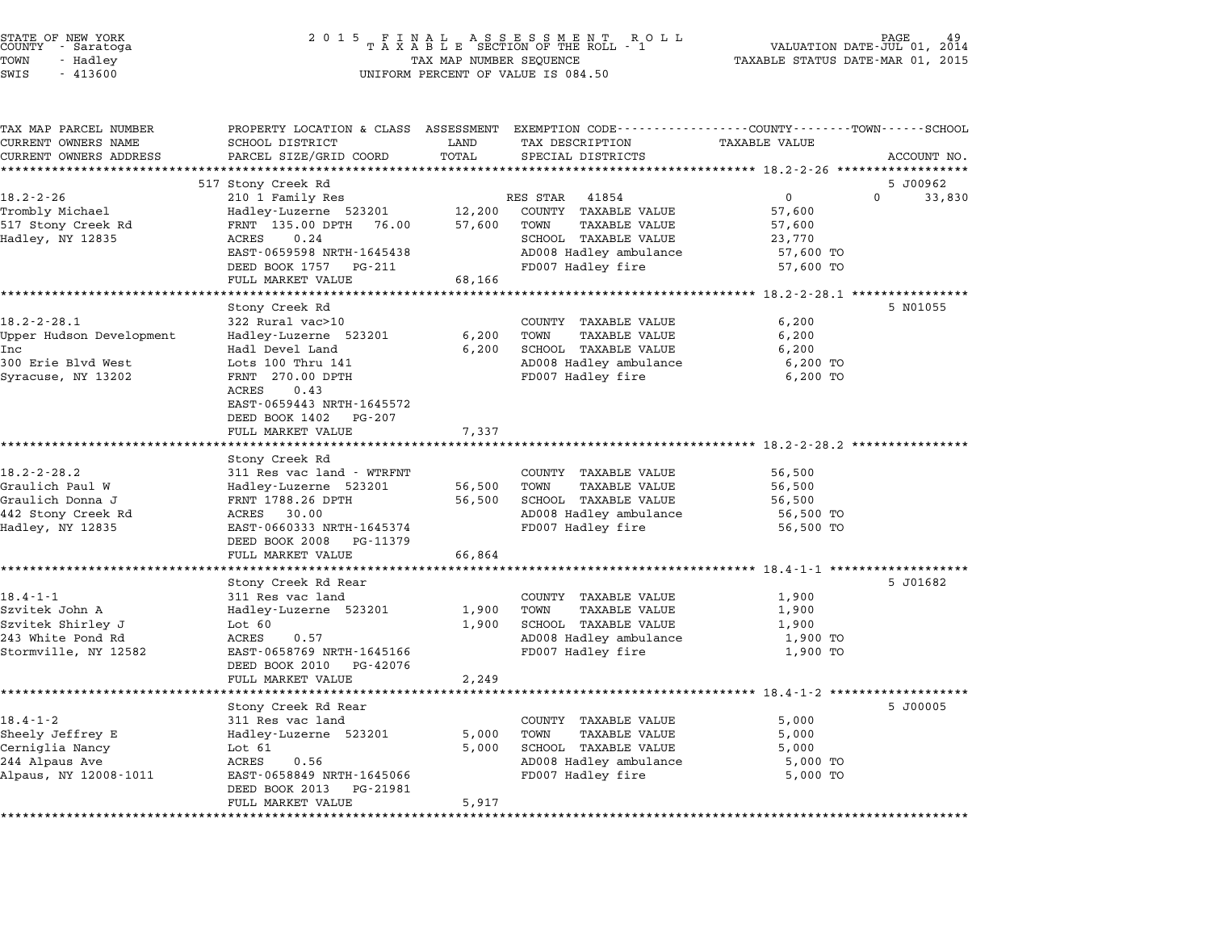STATE OF NEW YORK — COUNTY - Saratoga — TOWN - Hadley — SWIS - 413600

2 0 1 5 F I N A L A S S E S S M E N T R O L L
T A X A B L E SECTION OF THE ROLL - 1
TAX MAP NUMBER SEQUENCE
UNIFORM PERCENT OF VALUE IS 084.50

VALUATION DATE-JUL 01, 2014
TAXABLE STATUS DATE-MAR 01, 2015

| TAX MAP PARCEL NUMBER / CURRENT OWNERS NAME / CURRENT OWNERS ADDRESS | PROPERTY LOCATION & CLASS / SCHOOL DISTRICT / PARCEL SIZE/GRID COORD | ASSESSMENT LAND | TOTAL | EXEMPTION CODE / TAX DESCRIPTION / SPECIAL DISTRICTS | COUNTY TAXABLE VALUE | TOWN | SCHOOL / ACCOUNT NO. |
|---|---|---|---|---|---|---|---|
| | 517 Stony Creek Rd | | | | | | 5 J00962 |
| 18.2-2-26 | 210 1 Family Res | | | RES STAR 41854 | 0 | 0 | 33,830 |
| Trombly Michael | Hadley-Luzerne 523201 | 12,200 | | COUNTY TAXABLE VALUE | 57,600 | | |
| 517 Stony Creek Rd | FRNT 135.00 DPTH 76.00 | | 57,600 | TOWN TAXABLE VALUE | 57,600 | | |
| Hadley, NY 12835 | ACRES 0.24 | | | SCHOOL TAXABLE VALUE | 23,770 | | |
| | EAST-0659598 NRTH-1645438 | | | AD008 Hadley ambulance | 57,600 TO | | |
| | DEED BOOK 1757 PG-211 | | | FD007 Hadley fire | 57,600 TO | | |
| | FULL MARKET VALUE | | 68,166 | | | | |
| | Stony Creek Rd | | | | | | 5 N01055 |
| 18.2-2-28.1 | 322 Rural vac>10 | | | COUNTY TAXABLE VALUE | 6,200 | | |
| Upper Hudson Development Inc | Hadley-Luzerne 523201 | 6,200 | | TOWN TAXABLE VALUE | 6,200 | | |
| 300 Erie Blvd West | Hadl Devel Land | | 6,200 | SCHOOL TAXABLE VALUE | 6,200 | | |
| Syracuse, NY 13202 | Lots 100 Thru 141 | | | AD008 Hadley ambulance | 6,200 TO | | |
| | FRNT 270.00 DPTH | | | FD007 Hadley fire | 6,200 TO | | |
| | ACRES 0.43 | | | | | | |
| | EAST-0659443 NRTH-1645572 | | | | | | |
| | DEED BOOK 1402 PG-207 | | | | | | |
| | FULL MARKET VALUE | | 7,337 | | | | |
| | Stony Creek Rd | | | | | | |
| 18.2-2-28.2 | 311 Res vac land - WTRFNT | | | COUNTY TAXABLE VALUE | 56,500 | | |
| Graulich Paul W | Hadley-Luzerne 523201 | 56,500 | | TOWN TAXABLE VALUE | 56,500 | | |
| Graulich Donna J | FRNT 1788.26 DPTH | | 56,500 | SCHOOL TAXABLE VALUE | 56,500 | | |
| 442 Stony Creek Rd | ACRES 30.00 | | | AD008 Hadley ambulance | 56,500 TO | | |
| Hadley, NY 12835 | EAST-0660333 NRTH-1645374 | | | FD007 Hadley fire | 56,500 TO | | |
| | DEED BOOK 2008 PG-11379 | | | | | | |
| | FULL MARKET VALUE | | 66,864 | | | | |
| | Stony Creek Rd Rear | | | | | | 5 J01682 |
| 18.4-1-1 | 311 Res vac land | | | COUNTY TAXABLE VALUE | 1,900 | | |
| Szvitek John A | Hadley-Luzerne 523201 | 1,900 | | TOWN TAXABLE VALUE | 1,900 | | |
| Szvitek Shirley J | Lot 60 | | 1,900 | SCHOOL TAXABLE VALUE | 1,900 | | |
| 243 White Pond Rd | ACRES 0.57 | | | AD008 Hadley ambulance | 1,900 TO | | |
| Stormville, NY 12582 | EAST-0658769 NRTH-1645166 | | | FD007 Hadley fire | 1,900 TO | | |
| | DEED BOOK 2010 PG-42076 | | | | | | |
| | FULL MARKET VALUE | | 2,249 | | | | |
| | Stony Creek Rd Rear | | | | | | 5 J00005 |
| 18.4-1-2 | 311 Res vac land | | | COUNTY TAXABLE VALUE | 5,000 | | |
| Sheely Jeffrey E | Hadley-Luzerne 523201 | 5,000 | | TOWN TAXABLE VALUE | 5,000 | | |
| Cerniglia Nancy | Lot 61 | | 5,000 | SCHOOL TAXABLE VALUE | 5,000 | | |
| 244 Alpaus Ave | ACRES 0.56 | | | AD008 Hadley ambulance | 5,000 TO | | |
| Alpaus, NY 12008-1011 | EAST-0658849 NRTH-1645066 | | | FD007 Hadley fire | 5,000 TO | | |
| | DEED BOOK 2013 PG-21981 | | | | | | |
| | FULL MARKET VALUE | | 5,917 | | | | |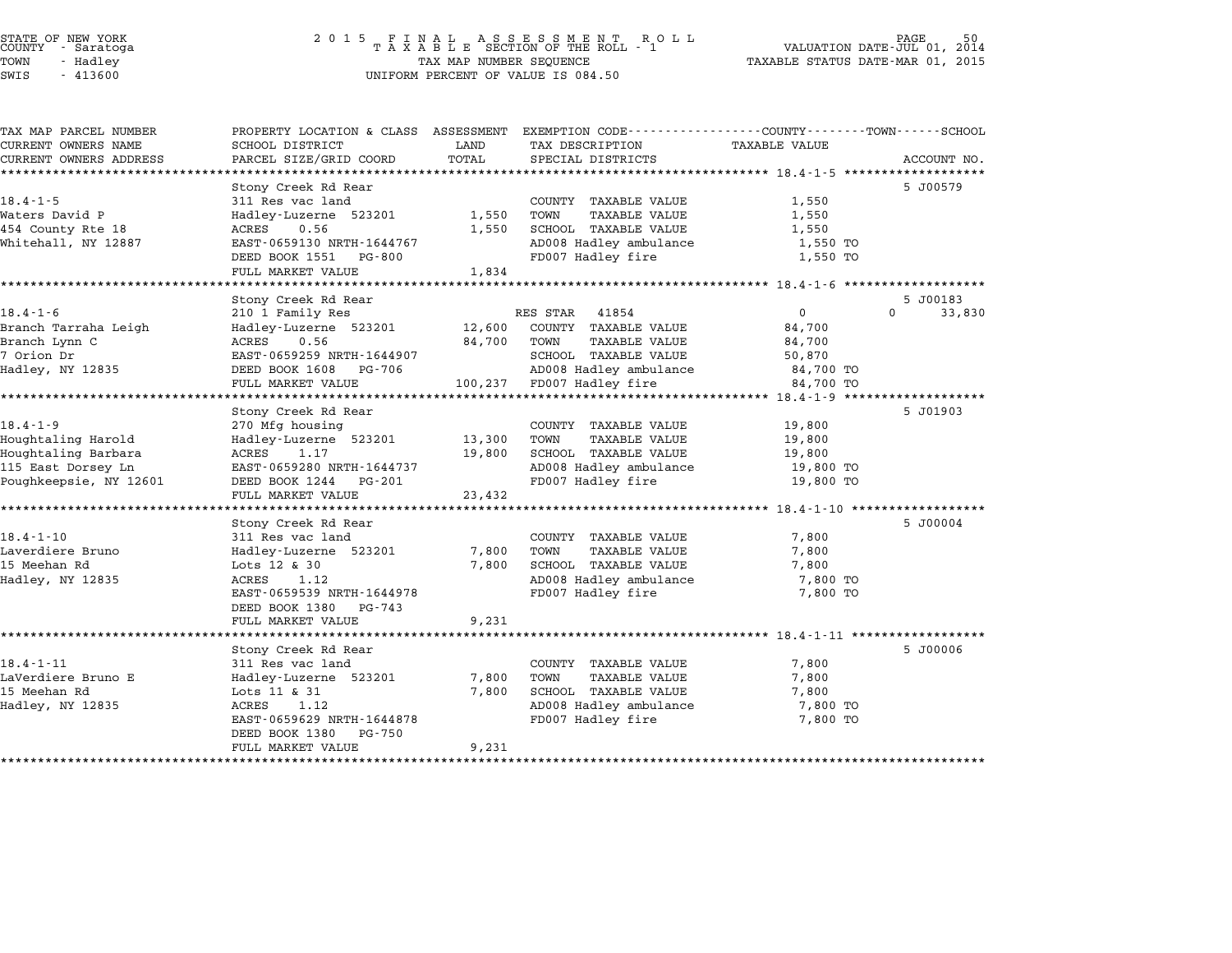STATE OF NEW YORK
COUNTY - Saratoga
TOWN - Hadley
SWIS - 413600

2015 FINAL ASSESSMENT ROLL
TAXABLE SECTION OF THE ROLL - 1
TAX MAP NUMBER SEQUENCE
UNIFORM PERCENT OF VALUE IS 084.50

VALUATION DATE-JUL 01, 2014
TAXABLE STATUS DATE-MAR 01, 2015

| TAX MAP PARCEL NUMBER / CURRENT OWNERS NAME / CURRENT OWNERS ADDRESS | PROPERTY LOCATION & CLASS / SCHOOL DISTRICT / PARCEL SIZE/GRID COORD | ASSESSMENT LAND | TOTAL | EXEMPTION CODE / TAX DESCRIPTION / SPECIAL DISTRICTS | TAXABLE VALUE (COUNTY / TOWN / SCHOOL) | ACCOUNT NO. |
|---|---|---|---|---|---|---|
| 18.4-1-5 | Stony Creek Rd Rear | | | | | 5 J00579 |
| 18.4-1-5 | 311 Res vac land | | | COUNTY TAXABLE VALUE | 1,550 | |
| Waters David P | Hadley-Luzerne 523201 | 1,550 | | TOWN TAXABLE VALUE | 1,550 | |
| 454 County Rte 18 | ACRES 0.56 | | 1,550 | SCHOOL TAXABLE VALUE | 1,550 | |
| Whitehall, NY 12887 | EAST-0659130 NRTH-1644767 | | | AD008 Hadley ambulance | 1,550 TO | |
| | DEED BOOK 1551 PG-800 | | | FD007 Hadley fire | 1,550 TO | |
| | FULL MARKET VALUE | | 1,834 | | | |
| 18.4-1-6 | Stony Creek Rd Rear | | | | | 5 J00183 |
| 18.4-1-6 | 210 1 Family Res | | | RES STAR 41854 | 0 / 0 / 33,830 | |
| Branch Tarraha Leigh | Hadley-Luzerne 523201 | 12,600 | | COUNTY TAXABLE VALUE | 84,700 | |
| Branch Lynn C | ACRES 0.56 | | 84,700 | TOWN TAXABLE VALUE | 84,700 | |
| 7 Orion Dr | EAST-0659259 NRTH-1644907 | | | SCHOOL TAXABLE VALUE | 50,870 | |
| Hadley, NY 12835 | DEED BOOK 1608 PG-706 | | | AD008 Hadley ambulance | 84,700 TO | |
| | FULL MARKET VALUE | | 100,237 | FD007 Hadley fire | 84,700 TO | |
| 18.4-1-9 | Stony Creek Rd Rear | | | | | 5 J01903 |
| 18.4-1-9 | 270 Mfg housing | | | COUNTY TAXABLE VALUE | 19,800 | |
| Houghtaling Harold | Hadley-Luzerne 523201 | 13,300 | | TOWN TAXABLE VALUE | 19,800 | |
| Houghtaling Barbara | ACRES 1.17 | | 19,800 | SCHOOL TAXABLE VALUE | 19,800 | |
| 115 East Dorsey Ln | EAST-0659280 NRTH-1644737 | | | AD008 Hadley ambulance | 19,800 TO | |
| Poughkeepsie, NY 12601 | DEED BOOK 1244 PG-201 | | | FD007 Hadley fire | 19,800 TO | |
| | FULL MARKET VALUE | | 23,432 | | | |
| 18.4-1-10 | Stony Creek Rd Rear | | | | | 5 J00004 |
| 18.4-1-10 | 311 Res vac land | | | COUNTY TAXABLE VALUE | 7,800 | |
| Laverdiere Bruno | Hadley-Luzerne 523201 | 7,800 | | TOWN TAXABLE VALUE | 7,800 | |
| 15 Meehan Rd | Lots 12 & 30 | | 7,800 | SCHOOL TAXABLE VALUE | 7,800 | |
| Hadley, NY 12835 | ACRES 1.12 | | | AD008 Hadley ambulance | 7,800 TO | |
| | EAST-0659539 NRTH-1644978 | | | FD007 Hadley fire | 7,800 TO | |
| | DEED BOOK 1380 PG-743 | | | | | |
| | FULL MARKET VALUE | | 9,231 | | | |
| 18.4-1-11 | Stony Creek Rd Rear | | | | | 5 J00006 |
| 18.4-1-11 | 311 Res vac land | | | COUNTY TAXABLE VALUE | 7,800 | |
| LaVerdiere Bruno E | Hadley-Luzerne 523201 | 7,800 | | TOWN TAXABLE VALUE | 7,800 | |
| 15 Meehan Rd | Lots 11 & 31 | | 7,800 | SCHOOL TAXABLE VALUE | 7,800 | |
| Hadley, NY 12835 | ACRES 1.12 | | | AD008 Hadley ambulance | 7,800 TO | |
| | EAST-0659629 NRTH-1644878 | | | FD007 Hadley fire | 7,800 TO | |
| | DEED BOOK 1380 PG-750 | | | | | |
| | FULL MARKET VALUE | | 9,231 | | | |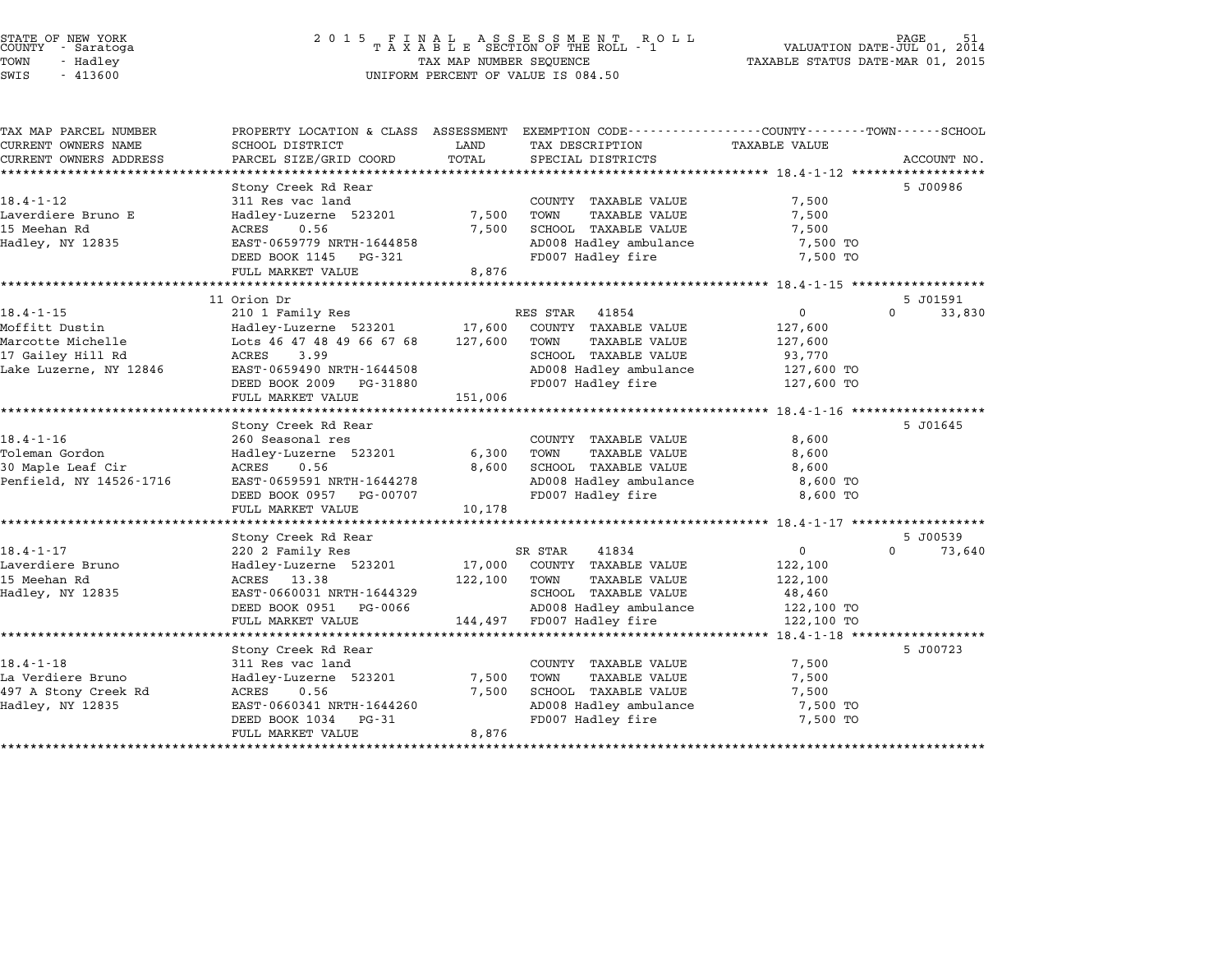STATE OF NEW YORK
COUNTY - Saratoga
TOWN - Hadley
SWIS - 413600

# 2015 FINAL ASSESSMENT ROLL
TAXABLE SECTION OF THE ROLL - 1
TAX MAP NUMBER SEQUENCE
UNIFORM PERCENT OF VALUE IS 084.50

VALUATION DATE-JUL 01, 2014
TAXABLE STATUS DATE-MAR 01, 2015

| TAX MAP PARCEL NUMBER / CURRENT OWNERS NAME / CURRENT OWNERS ADDRESS | PROPERTY LOCATION & CLASS / SCHOOL DISTRICT / PARCEL SIZE/GRID COORD | ASSESSMENT LAND / TOTAL | EXEMPTION CODE / TAX DESCRIPTION / SPECIAL DISTRICTS | COUNTY TAXABLE VALUE | TOWN | SCHOOL / ACCOUNT NO. |
|---|---|---|---|---|---|---|
| **18.4-1-12** | Stony Creek Rd Rear | | | | | 5 J00986 |
| Laverdiere Bruno E | 311 Res vac land | | COUNTY TAXABLE VALUE | 7,500 | | |
| 15 Meehan Rd | Hadley-Luzerne 523201 | 7,500 | TOWN TAXABLE VALUE | 7,500 | | |
| Hadley, NY 12835 | ACRES 0.56 | 7,500 | SCHOOL TAXABLE VALUE | 7,500 | | |
| | EAST-0659779 NRTH-1644858 | | AD008 Hadley ambulance | 7,500 TO | | |
| | DEED BOOK 1145 PG-321 | | FD007 Hadley fire | 7,500 TO | | |
| | FULL MARKET VALUE | 8,876 | | | | |
| **18.4-1-15** | 11 Orion Dr | | | | | 5 J01591 |
| Moffitt Dustin | 210 1 Family Res | | RES STAR 41854 | 0 | 0 | 33,830 |
| Marcotte Michelle | Hadley-Luzerne 523201 | 17,600 | COUNTY TAXABLE VALUE | 127,600 | | |
| 17 Gailey Hill Rd | Lots 46 47 48 49 66 67 68 | 127,600 | TOWN TAXABLE VALUE | 127,600 | | |
| Lake Luzerne, NY 12846 | ACRES 3.99 | | SCHOOL TAXABLE VALUE | 93,770 | | |
| | EAST-0659490 NRTH-1644508 | | AD008 Hadley ambulance | 127,600 TO | | |
| | DEED BOOK 2009 PG-31880 | | FD007 Hadley fire | 127,600 TO | | |
| | FULL MARKET VALUE | 151,006 | | | | |
| **18.4-1-16** | Stony Creek Rd Rear | | | | | 5 J01645 |
| Toleman Gordon | 260 Seasonal res | | COUNTY TAXABLE VALUE | 8,600 | | |
| 30 Maple Leaf Cir | Hadley-Luzerne 523201 | 6,300 | TOWN TAXABLE VALUE | 8,600 | | |
| Penfield, NY 14526-1716 | ACRES 0.56 | 8,600 | SCHOOL TAXABLE VALUE | 8,600 | | |
| | EAST-0659591 NRTH-1644278 | | AD008 Hadley ambulance | 8,600 TO | | |
| | DEED BOOK 0957 PG-00707 | | FD007 Hadley fire | 8,600 TO | | |
| | FULL MARKET VALUE | 10,178 | | | | |
| **18.4-1-17** | Stony Creek Rd Rear | | | | | 5 J00539 |
| Laverdiere Bruno | 220 2 Family Res | | SR STAR 41834 | 0 | 0 | 73,640 |
| 15 Meehan Rd | Hadley-Luzerne 523201 | 17,000 | COUNTY TAXABLE VALUE | 122,100 | | |
| Hadley, NY 12835 | ACRES 13.38 | 122,100 | TOWN TAXABLE VALUE | 122,100 | | |
| | EAST-0660031 NRTH-1644329 | | SCHOOL TAXABLE VALUE | 48,460 | | |
| | DEED BOOK 0951 PG-0066 | | AD008 Hadley ambulance | 122,100 TO | | |
| | FULL MARKET VALUE | 144,497 | FD007 Hadley fire | 122,100 TO | | |
| **18.4-1-18** | Stony Creek Rd Rear | | | | | 5 J00723 |
| La Verdiere Bruno | 311 Res vac land | | COUNTY TAXABLE VALUE | 7,500 | | |
| 497 A Stony Creek Rd | Hadley-Luzerne 523201 | 7,500 | TOWN TAXABLE VALUE | 7,500 | | |
| Hadley, NY 12835 | ACRES 0.56 | 7,500 | SCHOOL TAXABLE VALUE | 7,500 | | |
| | EAST-0660341 NRTH-1644260 | | AD008 Hadley ambulance | 7,500 TO | | |
| | DEED BOOK 1034 PG-31 | | FD007 Hadley fire | 7,500 TO | | |
| | FULL MARKET VALUE | 8,876 | | | | |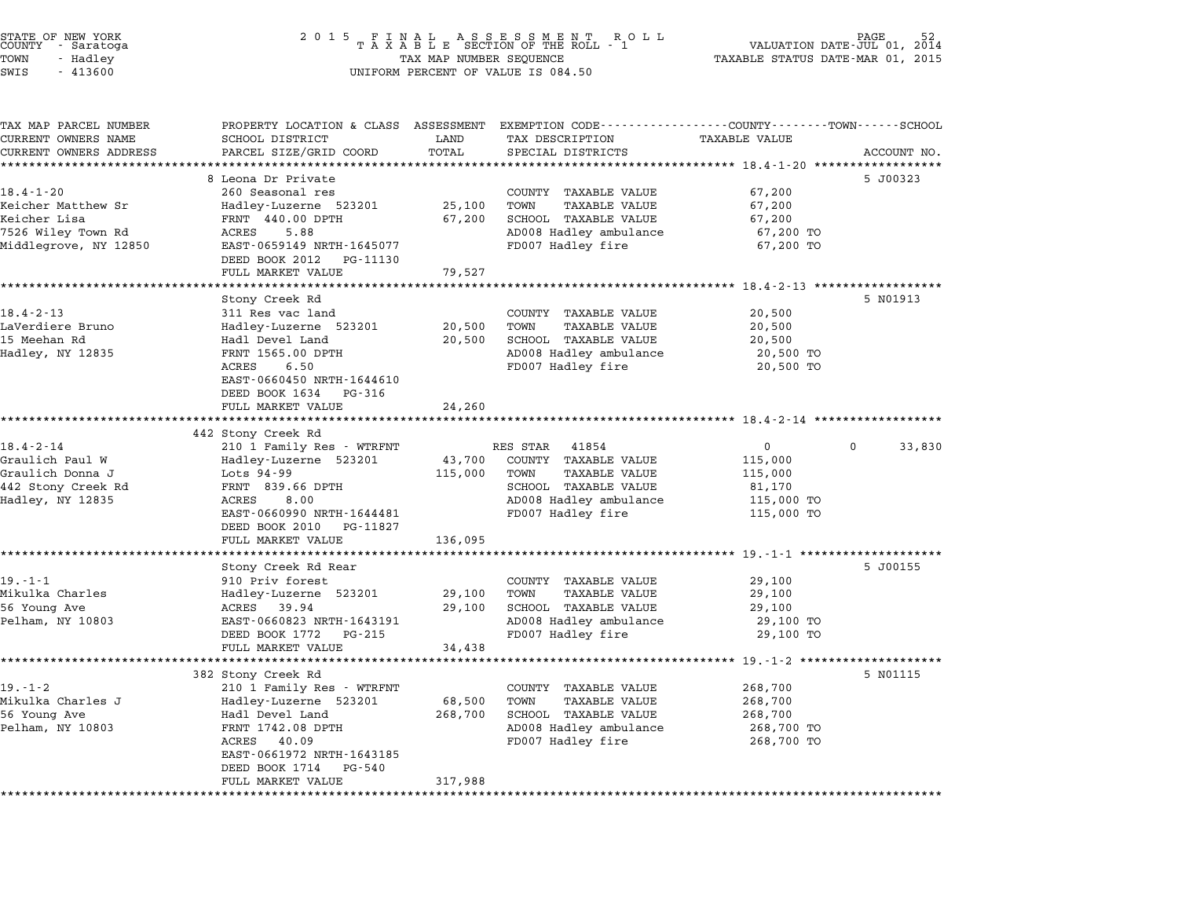STATE OF NEW YORK
COUNTY - Saratoga
TOWN - Hadley
SWIS - 413600

2015 FINAL ASSESSMENT ROLL
TAXABLE SECTION OF THE ROLL - 1
TAX MAP NUMBER SEQUENCE
UNIFORM PERCENT OF VALUE IS 084.50

VALUATION DATE-JUL 01, 2014
TAXABLE STATUS DATE-MAR 01, 2015

| TAX MAP PARCEL NUMBER / CURRENT OWNERS NAME / CURRENT OWNERS ADDRESS | PROPERTY LOCATION & CLASS / SCHOOL DISTRICT / PARCEL SIZE/GRID COORD | ASSESSMENT LAND / TOTAL | EXEMPTION CODE / TAX DESCRIPTION / SPECIAL DISTRICTS | TAXABLE VALUE (COUNTY / TOWN / SCHOOL) | ACCOUNT NO. |
|---|---|---|---|---|---|
| 18.4-1-20 | 8 Leona Dr Private | | | | 5 J00323 |
| | 260 Seasonal res | | COUNTY TAXABLE VALUE | 67,200 | |
| Keicher Matthew Sr | Hadley-Luzerne 523201 | 25,100 | TOWN TAXABLE VALUE | 67,200 | |
| Keicher Lisa | FRNT 440.00 DPTH | 67,200 | SCHOOL TAXABLE VALUE | 67,200 | |
| 7526 Wiley Town Rd | ACRES 5.88 | | AD008 Hadley ambulance | 67,200 TO | |
| Middlegrove, NY 12850 | EAST-0659149 NRTH-1645077 | | FD007 Hadley fire | 67,200 TO | |
| | DEED BOOK 2012 PG-11130 | | | | |
| | FULL MARKET VALUE | 79,527 | | | |
| 18.4-2-13 | Stony Creek Rd | | | | 5 N01913 |
| | 311 Res vac land | | COUNTY TAXABLE VALUE | 20,500 | |
| LaVerdiere Bruno | Hadley-Luzerne 523201 | 20,500 | TOWN TAXABLE VALUE | 20,500 | |
| 15 Meehan Rd | Hadl Devel Land | 20,500 | SCHOOL TAXABLE VALUE | 20,500 | |
| Hadley, NY 12835 | FRNT 1565.00 DPTH | | AD008 Hadley ambulance | 20,500 TO | |
| | ACRES 6.50 | | FD007 Hadley fire | 20,500 TO | |
| | EAST-0660450 NRTH-1644610 | | | | |
| | DEED BOOK 1634 PG-316 | | | | |
| | FULL MARKET VALUE | 24,260 | | | |
| 18.4-2-14 | 442 Stony Creek Rd | | | | |
| | 210 1 Family Res - WTRFNT | | RES STAR 41854 | 0 / 0 / 33,830 | |
| Graulich Paul W | Hadley-Luzerne 523201 | 43,700 | COUNTY TAXABLE VALUE | 115,000 | |
| Graulich Donna J | Lots 94-99 | 115,000 | TOWN TAXABLE VALUE | 115,000 | |
| 442 Stony Creek Rd | FRNT 839.66 DPTH | | SCHOOL TAXABLE VALUE | 81,170 | |
| Hadley, NY 12835 | ACRES 8.00 | | AD008 Hadley ambulance | 115,000 TO | |
| | EAST-0660990 NRTH-1644481 | | FD007 Hadley fire | 115,000 TO | |
| | DEED BOOK 2010 PG-11827 | | | | |
| | FULL MARKET VALUE | 136,095 | | | |
| 19.-1-1 | Stony Creek Rd Rear | | | | 5 J00155 |
| | 910 Priv forest | | COUNTY TAXABLE VALUE | 29,100 | |
| Mikulka Charles | Hadley-Luzerne 523201 | 29,100 | TOWN TAXABLE VALUE | 29,100 | |
| 56 Young Ave | ACRES 39.94 | 29,100 | SCHOOL TAXABLE VALUE | 29,100 | |
| Pelham, NY 10803 | EAST-0660823 NRTH-1643191 | | AD008 Hadley ambulance | 29,100 TO | |
| | DEED BOOK 1772 PG-215 | | FD007 Hadley fire | 29,100 TO | |
| | FULL MARKET VALUE | 34,438 | | | |
| 19.-1-2 | 382 Stony Creek Rd | | | | 5 N01115 |
| | 210 1 Family Res - WTRFNT | | COUNTY TAXABLE VALUE | 268,700 | |
| Mikulka Charles J | Hadley-Luzerne 523201 | 68,500 | TOWN TAXABLE VALUE | 268,700 | |
| 56 Young Ave | Hadl Devel Land | 268,700 | SCHOOL TAXABLE VALUE | 268,700 | |
| Pelham, NY 10803 | FRNT 1742.08 DPTH | | AD008 Hadley ambulance | 268,700 TO | |
| | ACRES 40.09 | | FD007 Hadley fire | 268,700 TO | |
| | EAST-0661972 NRTH-1643185 | | | | |
| | DEED BOOK 1714 PG-540 | | | | |
| | FULL MARKET VALUE | 317,988 | | | |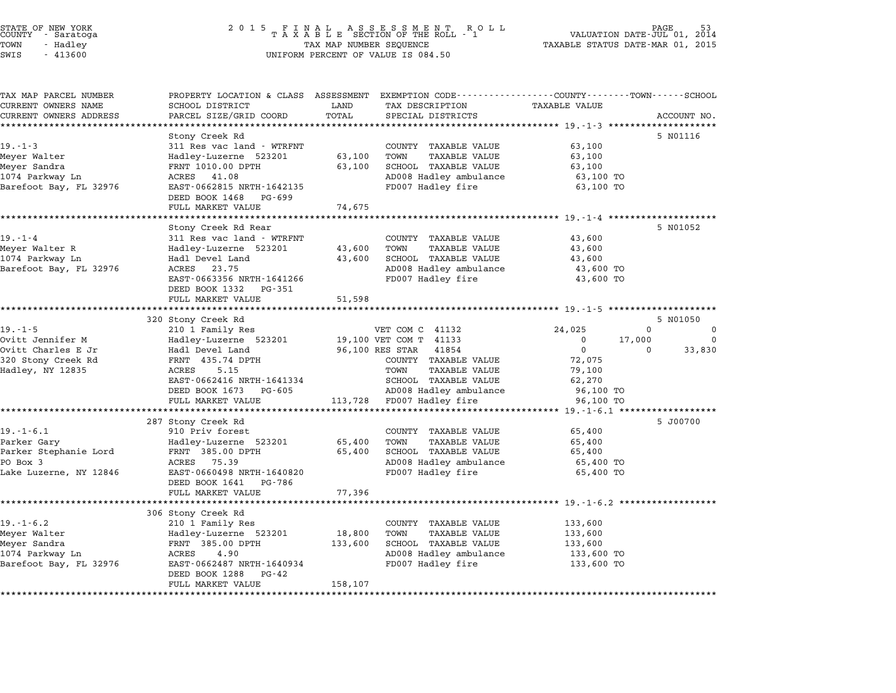STATE OF NEW YORK
COUNTY - Saratoga
TOWN - Hadley
SWIS - 413600

2015 FINAL ASSESSMENT ROLL
TAXABLE SECTION OF THE ROLL - 1
TAX MAP NUMBER SEQUENCE
UNIFORM PERCENT OF VALUE IS 084.50

VALUATION DATE-JUL 01, 2014
TAXABLE STATUS DATE-MAR 01, 2015

| TAX MAP PARCEL NUMBER / CURRENT OWNERS NAME / CURRENT OWNERS ADDRESS | PROPERTY LOCATION & CLASS / SCHOOL DISTRICT / PARCEL SIZE/GRID COORD | ASSESSMENT LAND | ASSESSMENT TOTAL | EXEMPTION CODE / TAX DESCRIPTION / SPECIAL DISTRICTS | COUNTY TAXABLE VALUE | TOWN | SCHOOL | ACCOUNT NO. |
|---|---|---|---|---|---|---|---|---|
| **19.-1-3** | Stony Creek Rd | | | | | | | 5 N01116 |
| 19.-1-3 | 311 Res vac land - WTRFNT | | | COUNTY TAXABLE VALUE | 63,100 | | | |
| Meyer Walter | Hadley-Luzerne 523201 | 63,100 | | TOWN TAXABLE VALUE | 63,100 | | | |
| Meyer Sandra | FRNT 1010.00 DPTH | | 63,100 | SCHOOL TAXABLE VALUE | 63,100 | | | |
| 1074 Parkway Ln | ACRES 41.08 | | | AD008 Hadley ambulance | 63,100 TO | | | |
| Barefoot Bay, FL 32976 | EAST-0662815 NRTH-1642135 | | | FD007 Hadley fire | 63,100 TO | | | |
| | DEED BOOK 1468 PG-699 | | | | | | | |
| | FULL MARKET VALUE | | 74,675 | | | | | |
| **19.-1-4** | Stony Creek Rd Rear | | | | | | | 5 N01052 |
| 19.-1-4 | 311 Res vac land - WTRFNT | | | COUNTY TAXABLE VALUE | 43,600 | | | |
| Meyer Walter R | Hadley-Luzerne 523201 | 43,600 | | TOWN TAXABLE VALUE | 43,600 | | | |
| 1074 Parkway Ln | Hadl Devel Land | | 43,600 | SCHOOL TAXABLE VALUE | 43,600 | | | |
| Barefoot Bay, FL 32976 | ACRES 23.75 | | | AD008 Hadley ambulance | 43,600 TO | | | |
| | EAST-0663356 NRTH-1641266 | | | FD007 Hadley fire | 43,600 TO | | | |
| | DEED BOOK 1332 PG-351 | | | | | | | |
| | FULL MARKET VALUE | | 51,598 | | | | | |
| **19.-1-5** | 320 Stony Creek Rd | | | | | | | 5 N01050 |
| 19.-1-5 | 210 1 Family Res | | | VET COM C 41132 | 24,025 | 0 | 0 | |
| Ovitt Jennifer M | Hadley-Luzerne 523201 | 19,100 | | VET COM T 41133 | 0 | 17,000 | 0 | |
| Ovitt Charles E Jr | Hadl Devel Land | | 96,100 | RES STAR 41854 | 0 | 0 | 33,830 | |
| 320 Stony Creek Rd | FRNT 435.74 DPTH | | | COUNTY TAXABLE VALUE | 72,075 | | | |
| Hadley, NY 12835 | ACRES 5.15 | | | TOWN TAXABLE VALUE | 79,100 | | | |
| | EAST-0662416 NRTH-1641334 | | | SCHOOL TAXABLE VALUE | 62,270 | | | |
| | DEED BOOK 1673 PG-605 | | | AD008 Hadley ambulance | 96,100 TO | | | |
| | FULL MARKET VALUE | | 113,728 | FD007 Hadley fire | 96,100 TO | | | |
| **19.-1-6.1** | 287 Stony Creek Rd | | | | | | | 5 J00700 |
| 19.-1-6.1 | 910 Priv forest | | | COUNTY TAXABLE VALUE | 65,400 | | | |
| Parker Gary | Hadley-Luzerne 523201 | 65,400 | | TOWN TAXABLE VALUE | 65,400 | | | |
| Parker Stephanie Lord | FRNT 385.00 DPTH | | 65,400 | SCHOOL TAXABLE VALUE | 65,400 | | | |
| PO Box 3 | ACRES 75.39 | | | AD008 Hadley ambulance | 65,400 TO | | | |
| Lake Luzerne, NY 12846 | EAST-0660498 NRTH-1640820 | | | FD007 Hadley fire | 65,400 TO | | | |
| | DEED BOOK 1641 PG-786 | | | | | | | |
| | FULL MARKET VALUE | | 77,396 | | | | | |
| **19.-1-6.2** | 306 Stony Creek Rd | | | | | | | |
| 19.-1-6.2 | 210 1 Family Res | | | COUNTY TAXABLE VALUE | 133,600 | | | |
| Meyer Walter | Hadley-Luzerne 523201 | 18,800 | | TOWN TAXABLE VALUE | 133,600 | | | |
| Meyer Sandra | FRNT 385.00 DPTH | | 133,600 | SCHOOL TAXABLE VALUE | 133,600 | | | |
| 1074 Parkway Ln | ACRES 4.90 | | | AD008 Hadley ambulance | 133,600 TO | | | |
| Barefoot Bay, FL 32976 | EAST-0662487 NRTH-1640934 | | | FD007 Hadley fire | 133,600 TO | | | |
| | DEED BOOK 1288 PG-42 | | | | | | | |
| | FULL MARKET VALUE | | 158,107 | | | | | |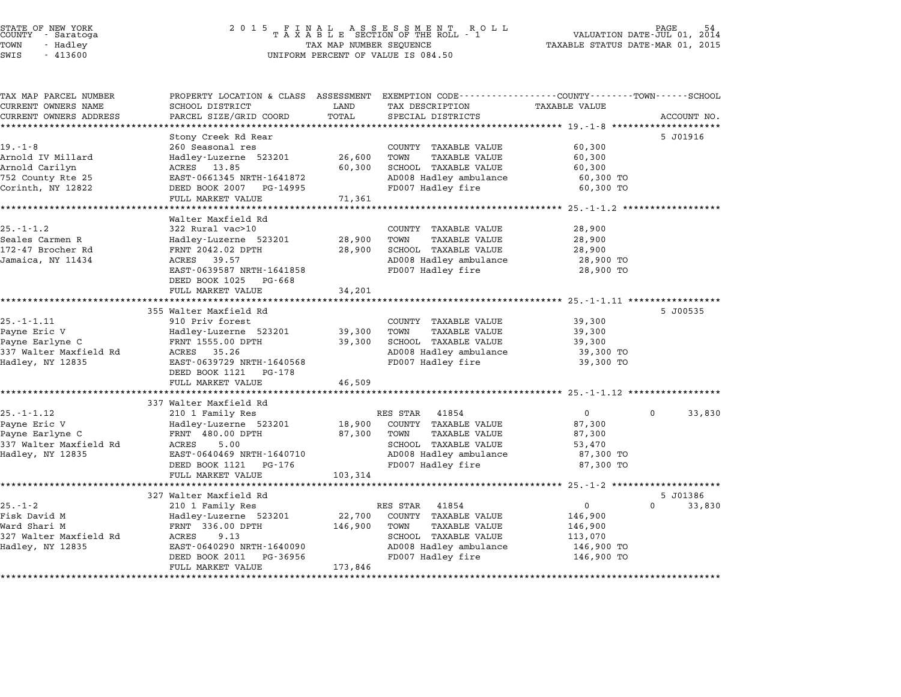STATE OF NEW YORK
COUNTY - Saratoga
TOWN - Hadley
SWIS - 413600

2015 FINAL ASSESSMENT ROLL
TAXABLE SECTION OF THE ROLL - 1
TAX MAP NUMBER SEQUENCE
UNIFORM PERCENT OF VALUE IS 084.50

VALUATION DATE-JUL 01, 2014
TAXABLE STATUS DATE-MAR 01, 2015

| TAX MAP PARCEL NUMBER / CURRENT OWNERS NAME / CURRENT OWNERS ADDRESS | PROPERTY LOCATION & CLASS / SCHOOL DISTRICT / PARCEL SIZE/GRID COORD | ASSESSMENT LAND / TOTAL | EXEMPTION CODE / TAX DESCRIPTION / SPECIAL DISTRICTS | COUNTY / TAXABLE VALUE | TOWN | SCHOOL | ACCOUNT NO. |
|---|---|---|---|---|---|---|---|
| 19.-1-8 | Stony Creek Rd Rear | | | | | | 5 J01916 |
| 19.-1-8 | 260 Seasonal res | | COUNTY TAXABLE VALUE | 60,300 | | | |
| Arnold IV Millard | Hadley-Luzerne 523201 | 26,600 | TOWN TAXABLE VALUE | 60,300 | | | |
| Arnold Carilyn | ACRES 13.85 | 60,300 | SCHOOL TAXABLE VALUE | 60,300 | | | |
| 752 County Rte 25 | EAST-0661345 NRTH-1641872 | | AD008 Hadley ambulance | 60,300 TO | | | |
| Corinth, NY 12822 | DEED BOOK 2007 PG-14995 | | FD007 Hadley fire | 60,300 TO | | | |
| | FULL MARKET VALUE | 71,361 | | | | | |
| 25.-1-1.2 | Walter Maxfield Rd | | | | | | |
| 25.-1-1.2 | 322 Rural vac>10 | | COUNTY TAXABLE VALUE | 28,900 | | | |
| Seales Carmen R | Hadley-Luzerne 523201 | 28,900 | TOWN TAXABLE VALUE | 28,900 | | | |
| 172-47 Brocher Rd | FRNT 2042.02 DPTH | 28,900 | SCHOOL TAXABLE VALUE | 28,900 | | | |
| Jamaica, NY 11434 | ACRES 39.57 | | AD008 Hadley ambulance | 28,900 TO | | | |
| | EAST-0639587 NRTH-1641858 | | FD007 Hadley fire | 28,900 TO | | | |
| | DEED BOOK 1025 PG-668 | | | | | | |
| | FULL MARKET VALUE | 34,201 | | | | | |
| 25.-1-1.11 | 355 Walter Maxfield Rd | | | | | | 5 J00535 |
| 25.-1-1.11 | 910 Priv forest | | COUNTY TAXABLE VALUE | 39,300 | | | |
| Payne Eric V | Hadley-Luzerne 523201 | 39,300 | TOWN TAXABLE VALUE | 39,300 | | | |
| Payne Earlyne C | FRNT 1555.00 DPTH | 39,300 | SCHOOL TAXABLE VALUE | 39,300 | | | |
| 337 Walter Maxfield Rd | ACRES 35.26 | | AD008 Hadley ambulance | 39,300 TO | | | |
| Hadley, NY 12835 | EAST-0639729 NRTH-1640568 | | FD007 Hadley fire | 39,300 TO | | | |
| | DEED BOOK 1121 PG-178 | | | | | | |
| | FULL MARKET VALUE | 46,509 | | | | | |
| 25.-1-1.12 | 337 Walter Maxfield Rd | | | | | | |
| 25.-1-1.12 | 210 1 Family Res | | RES STAR 41854 | 0 | 0 | 33,830 | |
| Payne Eric V | Hadley-Luzerne 523201 | 18,900 | COUNTY TAXABLE VALUE | 87,300 | | | |
| Payne Earlyne C | FRNT 480.00 DPTH | 87,300 | TOWN TAXABLE VALUE | 87,300 | | | |
| 337 Walter Maxfield Rd | ACRES 5.00 | | SCHOOL TAXABLE VALUE | 53,470 | | | |
| Hadley, NY 12835 | EAST-0640469 NRTH-1640710 | | AD008 Hadley ambulance | 87,300 TO | | | |
| | DEED BOOK 1121 PG-176 | | FD007 Hadley fire | 87,300 TO | | | |
| | FULL MARKET VALUE | 103,314 | | | | | |
| 25.-1-2 | 327 Walter Maxfield Rd | | | | | | 5 J01386 |
| 25.-1-2 | 210 1 Family Res | | RES STAR 41854 | 0 | 0 | 33,830 | |
| Fisk David M | Hadley-Luzerne 523201 | 22,700 | COUNTY TAXABLE VALUE | 146,900 | | | |
| Ward Shari M | FRNT 336.00 DPTH | 146,900 | TOWN TAXABLE VALUE | 146,900 | | | |
| 327 Walter Maxfield Rd | ACRES 9.13 | | SCHOOL TAXABLE VALUE | 113,070 | | | |
| Hadley, NY 12835 | EAST-0640290 NRTH-1640090 | | AD008 Hadley ambulance | 146,900 TO | | | |
| | DEED BOOK 2011 PG-36956 | | FD007 Hadley fire | 146,900 TO | | | |
| | FULL MARKET VALUE | 173,846 | | | | | |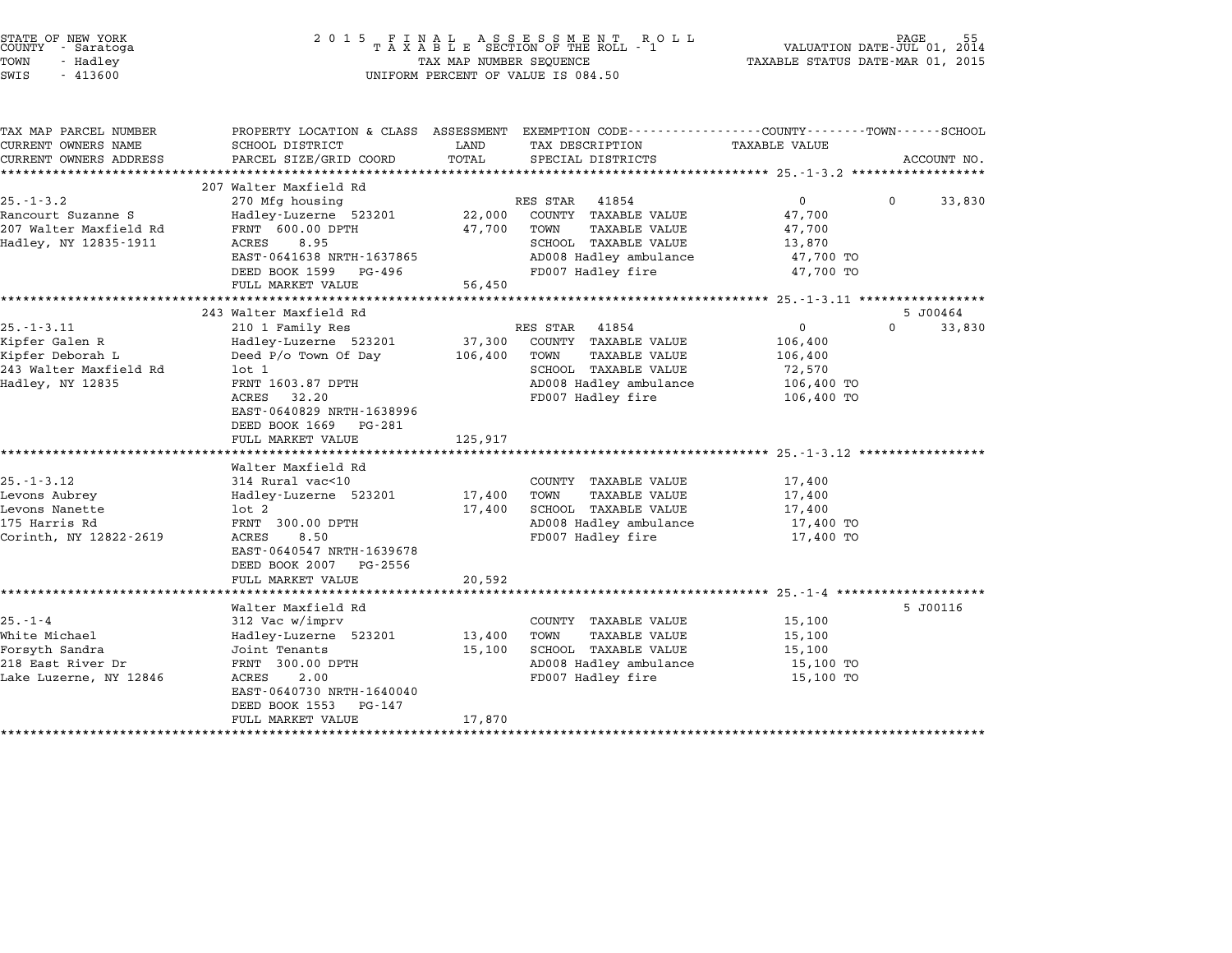STATE OF NEW YORK
COUNTY - Saratoga
TOWN - Hadley
SWIS - 413600

2015 FINAL ASSESSMENT ROLL
TAXABLE SECTION OF THE ROLL - 1
TAX MAP NUMBER SEQUENCE
UNIFORM PERCENT OF VALUE IS 084.50

VALUATION DATE-JUL 01, 2014
TAXABLE STATUS DATE-MAR 01, 2015

| TAX MAP PARCEL NUMBER / CURRENT OWNERS NAME / CURRENT OWNERS ADDRESS | PROPERTY LOCATION & CLASS / SCHOOL DISTRICT / PARCEL SIZE/GRID COORD | ASSESSMENT LAND / TOTAL | EXEMPTION CODE / TAX DESCRIPTION / SPECIAL DISTRICTS | COUNTY / TAXABLE VALUE | TOWN | SCHOOL / ACCOUNT NO. |
|---|---|---|---|---|---|---|
| 25.-1-3.2 | 207 Walter Maxfield Rd | | | | | |
| | 270 Mfg housing | | RES STAR 41854 | 0 | 0 | 33,830 |
| Rancourt Suzanne S | Hadley-Luzerne 523201 | 22,000 | COUNTY TAXABLE VALUE | 47,700 | | |
| 207 Walter Maxfield Rd | FRNT 600.00 DPTH | 47,700 | TOWN TAXABLE VALUE | 47,700 | | |
| Hadley, NY 12835-1911 | ACRES 8.95 | | SCHOOL TAXABLE VALUE | 13,870 | | |
| | EAST-0641638 NRTH-1637865 | | AD008 Hadley ambulance | 47,700 TO | | |
| | DEED BOOK 1599 PG-496 | | FD007 Hadley fire | 47,700 TO | | |
| | FULL MARKET VALUE | 56,450 | | | | |
| 25.-1-3.11 | 243 Walter Maxfield Rd | | | | | 5 J00464 |
| | 210 1 Family Res | | RES STAR 41854 | 0 | 0 | 33,830 |
| Kipfer Galen R | Hadley-Luzerne 523201 | 37,300 | COUNTY TAXABLE VALUE | 106,400 | | |
| Kipfer Deborah L | Deed P/o Town Of Day | 106,400 | TOWN TAXABLE VALUE | 106,400 | | |
| 243 Walter Maxfield Rd | lot 1 | | SCHOOL TAXABLE VALUE | 72,570 | | |
| Hadley, NY 12835 | FRNT 1603.87 DPTH | | AD008 Hadley ambulance | 106,400 TO | | |
| | ACRES 32.20 | | FD007 Hadley fire | 106,400 TO | | |
| | EAST-0640829 NRTH-1638996 | | | | | |
| | DEED BOOK 1669 PG-281 | | | | | |
| | FULL MARKET VALUE | 125,917 | | | | |
| 25.-1-3.12 | Walter Maxfield Rd | | | | | |
| | 314 Rural vac<10 | | COUNTY TAXABLE VALUE | 17,400 | | |
| Levons Aubrey | Hadley-Luzerne 523201 | 17,400 | TOWN TAXABLE VALUE | 17,400 | | |
| Levons Nanette | lot 2 | 17,400 | SCHOOL TAXABLE VALUE | 17,400 | | |
| 175 Harris Rd | FRNT 300.00 DPTH | | AD008 Hadley ambulance | 17,400 TO | | |
| Corinth, NY 12822-2619 | ACRES 8.50 | | FD007 Hadley fire | 17,400 TO | | |
| | EAST-0640547 NRTH-1639678 | | | | | |
| | DEED BOOK 2007 PG-2556 | | | | | |
| | FULL MARKET VALUE | 20,592 | | | | |
| 25.-1-4 | Walter Maxfield Rd | | | | | 5 J00116 |
| | 312 Vac w/imprv | | COUNTY TAXABLE VALUE | 15,100 | | |
| White Michael | Hadley-Luzerne 523201 | 13,400 | TOWN TAXABLE VALUE | 15,100 | | |
| Forsyth Sandra | Joint Tenants | 15,100 | SCHOOL TAXABLE VALUE | 15,100 | | |
| 218 East River Dr | FRNT 300.00 DPTH | | AD008 Hadley ambulance | 15,100 TO | | |
| Lake Luzerne, NY 12846 | ACRES 2.00 | | FD007 Hadley fire | 15,100 TO | | |
| | EAST-0640730 NRTH-1640040 | | | | | |
| | DEED BOOK 1553 PG-147 | | | | | |
| | FULL MARKET VALUE | 17,870 | | | | |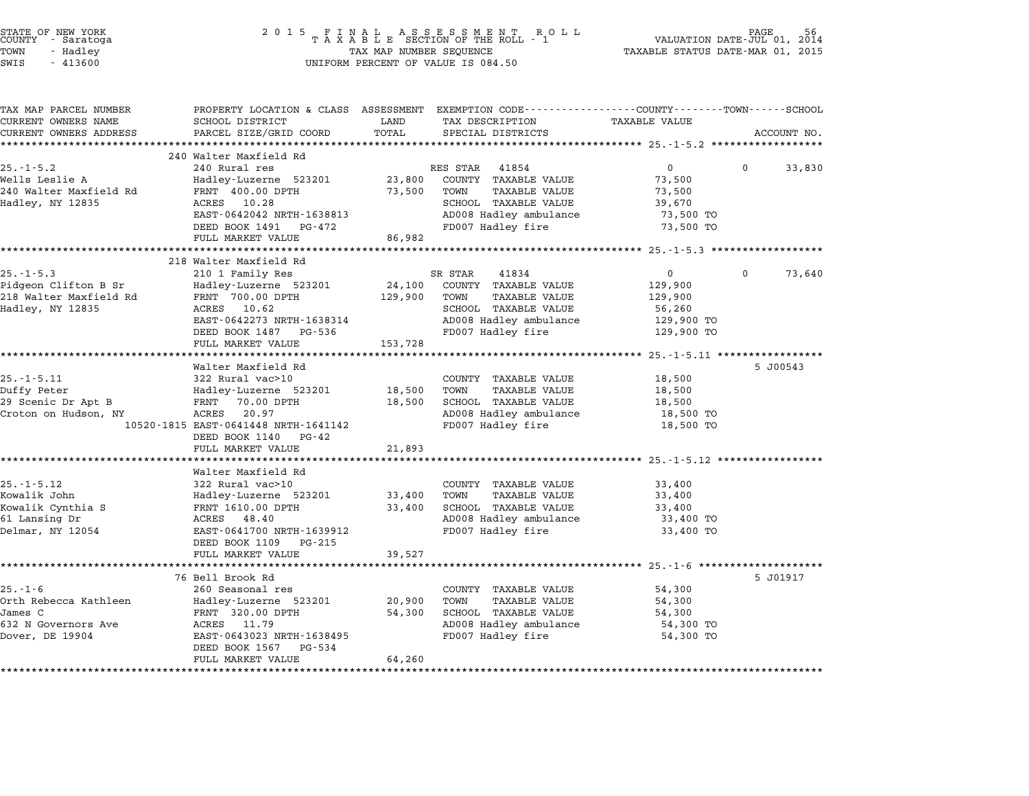STATE OF NEW YORK
COUNTY - Saratoga
TOWN - Hadley
SWIS - 413600

2 0 1 5 F I N A L A S S E S S M E N T R O L L
T A X A B L E SECTION OF THE ROLL - 1
TAX MAP NUMBER SEQUENCE
UNIFORM PERCENT OF VALUE IS 084.50

VALUATION DATE-JUL 01, 2014
TAXABLE STATUS DATE-MAR 01, 2015

| TAX MAP PARCEL NUMBER<br>CURRENT OWNERS NAME<br>CURRENT OWNERS ADDRESS | PROPERTY LOCATION & CLASS<br>SCHOOL DISTRICT<br>PARCEL SIZE/GRID COORD | ASSESSMENT<br>LAND<br>TOTAL | EXEMPTION CODE<br>TAX DESCRIPTION<br>SPECIAL DISTRICTS | COUNTY / TOWN<br>TAXABLE VALUE | SCHOOL<br>ACCOUNT NO. |
|---|---|---|---|---|---|
| **25.-1-5.2** | 240 Walter Maxfield Rd | | | | |
| 25.-1-5.2 | 240 Rural res | | RES STAR 41854 | 0 | 0 / 33,830 |
| Wells Leslie A | Hadley-Luzerne 523201 | 23,800 | COUNTY TAXABLE VALUE | 73,500 | |
| 240 Walter Maxfield Rd | FRNT 400.00 DPTH | 73,500 | TOWN TAXABLE VALUE | 73,500 | |
| Hadley, NY 12835 | ACRES 10.28 | | SCHOOL TAXABLE VALUE | 39,670 | |
| | EAST-0642042 NRTH-1638813 | | AD008 Hadley ambulance | 73,500 TO | |
| | DEED BOOK 1491 PG-472 | | FD007 Hadley fire | 73,500 TO | |
| | FULL MARKET VALUE | 86,982 | | | |
| **25.-1-5.3** | 218 Walter Maxfield Rd | | | | |
| 25.-1-5.3 | 210 1 Family Res | | SR STAR 41834 | 0 | 0 / 73,640 |
| Pidgeon Clifton B Sr | Hadley-Luzerne 523201 | 24,100 | COUNTY TAXABLE VALUE | 129,900 | |
| 218 Walter Maxfield Rd | FRNT 700.00 DPTH | 129,900 | TOWN TAXABLE VALUE | 129,900 | |
| Hadley, NY 12835 | ACRES 10.62 | | SCHOOL TAXABLE VALUE | 56,260 | |
| | EAST-0642273 NRTH-1638314 | | AD008 Hadley ambulance | 129,900 TO | |
| | DEED BOOK 1487 PG-536 | | FD007 Hadley fire | 129,900 TO | |
| | FULL MARKET VALUE | 153,728 | | | |
| **25.-1-5.11** | Walter Maxfield Rd | | | | 5 J00543 |
| 25.-1-5.11 | 322 Rural vac>10 | | COUNTY TAXABLE VALUE | 18,500 | |
| Duffy Peter | Hadley-Luzerne 523201 | 18,500 | TOWN TAXABLE VALUE | 18,500 | |
| 29 Scenic Dr Apt B | FRNT 70.00 DPTH | 18,500 | SCHOOL TAXABLE VALUE | 18,500 | |
| Croton on Hudson, NY | ACRES 20.97 | | AD008 Hadley ambulance | 18,500 TO | |
| 10520-1815 | EAST-0641448 NRTH-1641142 | | FD007 Hadley fire | 18,500 TO | |
| | DEED BOOK 1140 PG-42 | | | | |
| | FULL MARKET VALUE | 21,893 | | | |
| **25.-1-5.12** | Walter Maxfield Rd | | | | |
| 25.-1-5.12 | 322 Rural vac>10 | | COUNTY TAXABLE VALUE | 33,400 | |
| Kowalik John | Hadley-Luzerne 523201 | 33,400 | TOWN TAXABLE VALUE | 33,400 | |
| Kowalik Cynthia S | FRNT 1610.00 DPTH | 33,400 | SCHOOL TAXABLE VALUE | 33,400 | |
| 61 Lansing Dr | ACRES 48.40 | | AD008 Hadley ambulance | 33,400 TO | |
| Delmar, NY 12054 | EAST-0641700 NRTH-1639912 | | FD007 Hadley fire | 33,400 TO | |
| | DEED BOOK 1109 PG-215 | | | | |
| | FULL MARKET VALUE | 39,527 | | | |
| **25.-1-6** | 76 Bell Brook Rd | | | | 5 J01917 |
| 25.-1-6 | 260 Seasonal res | | COUNTY TAXABLE VALUE | 54,300 | |
| Orth Rebecca Kathleen | Hadley-Luzerne 523201 | 20,900 | TOWN TAXABLE VALUE | 54,300 | |
| James C | FRNT 320.00 DPTH | 54,300 | SCHOOL TAXABLE VALUE | 54,300 | |
| 632 N Governors Ave | ACRES 11.79 | | AD008 Hadley ambulance | 54,300 TO | |
| Dover, DE 19904 | EAST-0643023 NRTH-1638495 | | FD007 Hadley fire | 54,300 TO | |
| | DEED BOOK 1567 PG-534 | | | | |
| | FULL MARKET VALUE | 64,260 | | | |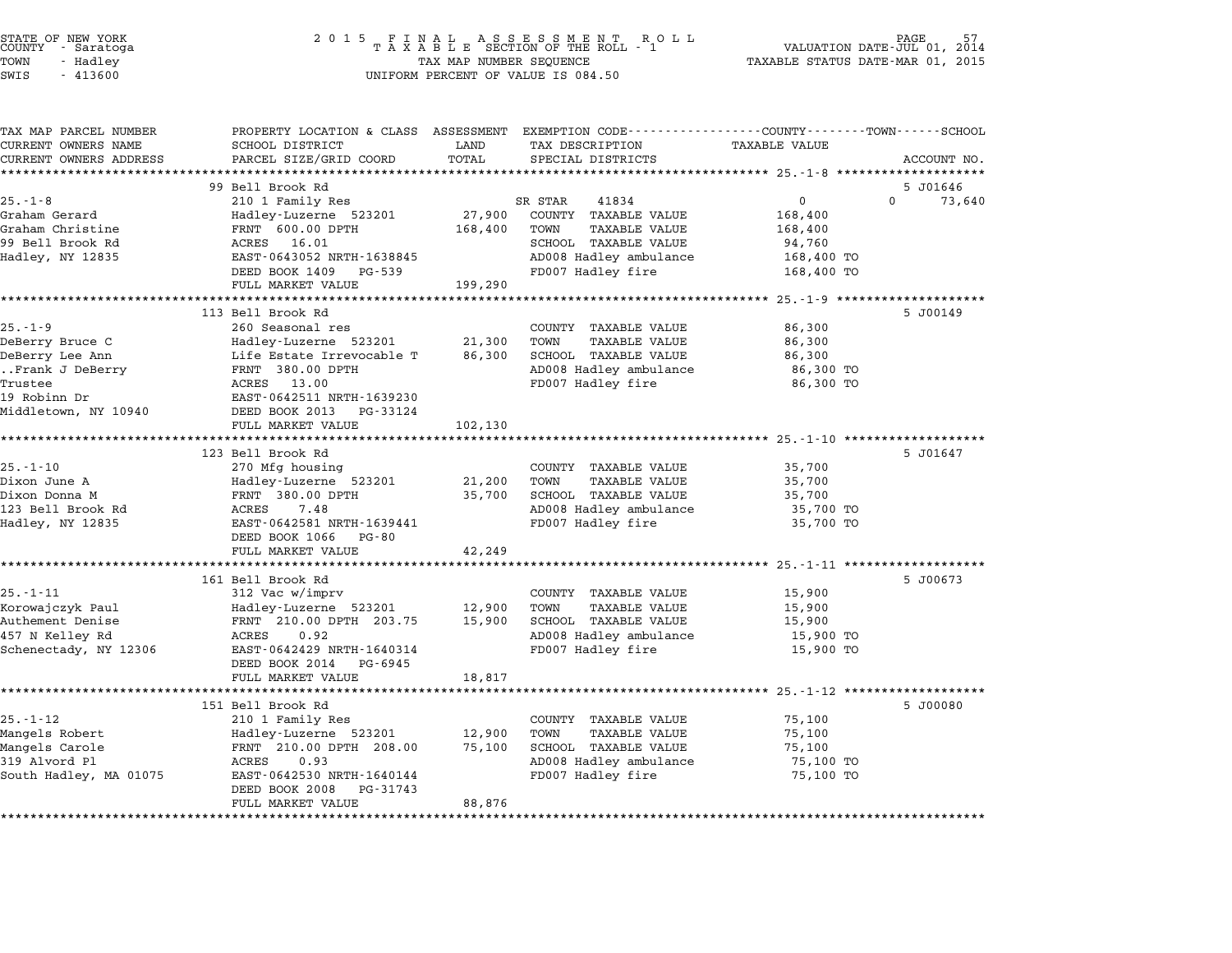STATE OF NEW YORK
COUNTY - Saratoga
TOWN - Hadley
SWIS - 413600

2015 FINAL ASSESSMENT ROLL
TAXABLE SECTION OF THE ROLL - 1
TAX MAP NUMBER SEQUENCE
UNIFORM PERCENT OF VALUE IS 084.50

VALUATION DATE-JUL 01, 2014
TAXABLE STATUS DATE-MAR 01, 2015

| TAX MAP PARCEL NUMBER / CURRENT OWNERS NAME / CURRENT OWNERS ADDRESS | PROPERTY LOCATION & CLASS / SCHOOL DISTRICT / PARCEL SIZE/GRID COORD | ASSESSMENT LAND | TOTAL | EXEMPTION CODE / TAX DESCRIPTION / SPECIAL DISTRICTS | COUNTY / TOWN / SCHOOL TAXABLE VALUE | ACCOUNT NO. |
|---|---|---|---|---|---|---|
| 25.-1-8 | 99 Bell Brook Rd | | | | | 5 J01646 |
| | 210 1 Family Res | | | SR STAR 41834 | 0 0 73,640 | |
| Graham Gerard | Hadley-Luzerne 523201 | 27,900 | | COUNTY TAXABLE VALUE | 168,400 | |
| Graham Christine | FRNT 600.00 DPTH | | 168,400 | TOWN TAXABLE VALUE | 168,400 | |
| 99 Bell Brook Rd | ACRES 16.01 | | | SCHOOL TAXABLE VALUE | 94,760 | |
| Hadley, NY 12835 | EAST-0643052 NRTH-1638845 | | | AD008 Hadley ambulance | 168,400 TO | |
| | DEED BOOK 1409 PG-539 | | | FD007 Hadley fire | 168,400 TO | |
| | FULL MARKET VALUE | | 199,290 | | | |
| 25.-1-9 | 113 Bell Brook Rd | | | | | 5 J00149 |
| | 260 Seasonal res | | | COUNTY TAXABLE VALUE | 86,300 | |
| DeBerry Bruce C | Hadley-Luzerne 523201 | 21,300 | | TOWN TAXABLE VALUE | 86,300 | |
| DeBerry Lee Ann | Life Estate Irrevocable T | | 86,300 | SCHOOL TAXABLE VALUE | 86,300 | |
| ..Frank J DeBerry | FRNT 380.00 DPTH | | | AD008 Hadley ambulance | 86,300 TO | |
| Trustee | ACRES 13.00 | | | FD007 Hadley fire | 86,300 TO | |
| 19 Robinn Dr | EAST-0642511 NRTH-1639230 | | | | | |
| Middletown, NY 10940 | DEED BOOK 2013 PG-33124 | | | | | |
| | FULL MARKET VALUE | | 102,130 | | | |
| 25.-1-10 | 123 Bell Brook Rd | | | | | 5 J01647 |
| | 270 Mfg housing | | | COUNTY TAXABLE VALUE | 35,700 | |
| Dixon June A | Hadley-Luzerne 523201 | 21,200 | | TOWN TAXABLE VALUE | 35,700 | |
| Dixon Donna M | FRNT 380.00 DPTH | | 35,700 | SCHOOL TAXABLE VALUE | 35,700 | |
| 123 Bell Brook Rd | ACRES 7.48 | | | AD008 Hadley ambulance | 35,700 TO | |
| Hadley, NY 12835 | EAST-0642581 NRTH-1639441 | | | FD007 Hadley fire | 35,700 TO | |
| | DEED BOOK 1066 PG-80 | | | | | |
| | FULL MARKET VALUE | | 42,249 | | | |
| 25.-1-11 | 161 Bell Brook Rd | | | | | 5 J00673 |
| | 312 Vac w/imprv | | | COUNTY TAXABLE VALUE | 15,900 | |
| Korowajczyk Paul | Hadley-Luzerne 523201 | 12,900 | | TOWN TAXABLE VALUE | 15,900 | |
| Authement Denise | FRNT 210.00 DPTH 203.75 | | 15,900 | SCHOOL TAXABLE VALUE | 15,900 | |
| 457 N Kelley Rd | ACRES 0.92 | | | AD008 Hadley ambulance | 15,900 TO | |
| Schenectady, NY 12306 | EAST-0642429 NRTH-1640314 | | | FD007 Hadley fire | 15,900 TO | |
| | DEED BOOK 2014 PG-6945 | | | | | |
| | FULL MARKET VALUE | | 18,817 | | | |
| 25.-1-12 | 151 Bell Brook Rd | | | | | 5 J00080 |
| | 210 1 Family Res | | | COUNTY TAXABLE VALUE | 75,100 | |
| Mangels Robert | Hadley-Luzerne 523201 | 12,900 | | TOWN TAXABLE VALUE | 75,100 | |
| Mangels Carole | FRNT 210.00 DPTH 208.00 | | 75,100 | SCHOOL TAXABLE VALUE | 75,100 | |
| 319 Alvord Pl | ACRES 0.93 | | | AD008 Hadley ambulance | 75,100 TO | |
| South Hadley, MA 01075 | EAST-0642530 NRTH-1640144 | | | FD007 Hadley fire | 75,100 TO | |
| | DEED BOOK 2008 PG-31743 | | | | | |
| | FULL MARKET VALUE | | 88,876 | | | |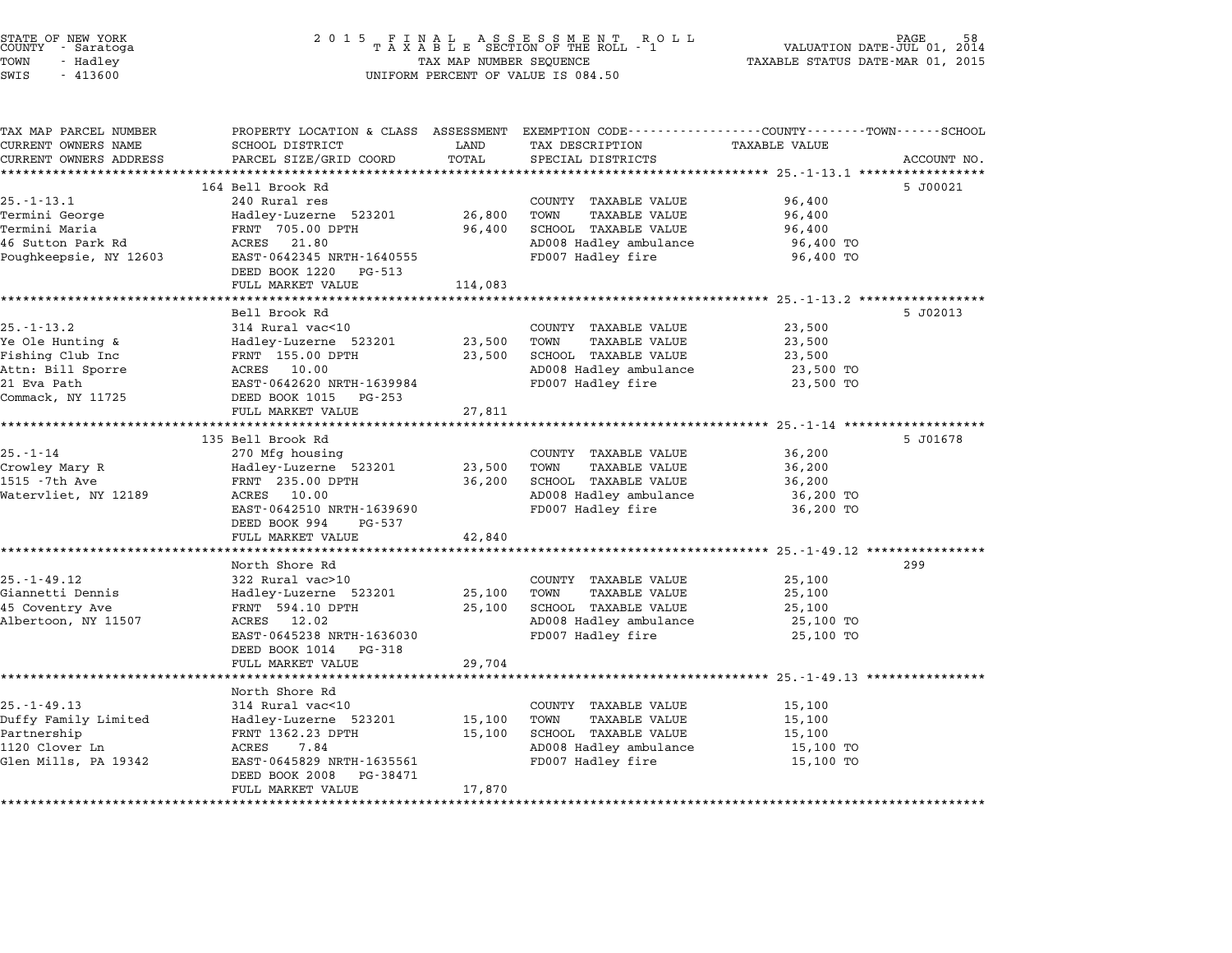STATE OF NEW YORK
COUNTY - Saratoga
TOWN - Hadley
SWIS - 413600

2015 FINAL ASSESSMENT ROLL
TAXABLE SECTION OF THE ROLL - 1
TAX MAP NUMBER SEQUENCE
UNIFORM PERCENT OF VALUE IS 084.50

VALUATION DATE-JUL 01, 2014
TAXABLE STATUS DATE-MAR 01, 2015

| TAX MAP PARCEL NUMBER / CURRENT OWNERS NAME / CURRENT OWNERS ADDRESS | PROPERTY LOCATION & CLASS / SCHOOL DISTRICT / PARCEL SIZE/GRID COORD | ASSESSMENT LAND | TOTAL | EXEMPTION CODE / TAX DESCRIPTION / SPECIAL DISTRICTS | TAXABLE VALUE (COUNTY--TOWN--SCHOOL) | ACCOUNT NO. |
|---|---|---|---|---|---|---|
| 25.-1-13.1 | 164 Bell Brook Rd | | | | | 5 J00021 |
| Termini George | 240 Rural res | | | COUNTY TAXABLE VALUE | 96,400 | |
| Termini Maria | Hadley-Luzerne 523201 | 26,800 | | TOWN TAXABLE VALUE | 96,400 | |
| 46 Sutton Park Rd | FRNT 705.00 DPTH | | 96,400 | SCHOOL TAXABLE VALUE | 96,400 | |
| Poughkeepsie, NY 12603 | ACRES 21.80 | | | AD008 Hadley ambulance | 96,400 TO | |
| | EAST-0642345 NRTH-1640555 | | | FD007 Hadley fire | 96,400 TO | |
| | DEED BOOK 1220 PG-513 | | | | | |
| | FULL MARKET VALUE | | 114,083 | | | |
| 25.-1-13.2 | Bell Brook Rd | | | | | 5 J02013 |
| Ye Ole Hunting & | 314 Rural vac<10 | | | COUNTY TAXABLE VALUE | 23,500 | |
| Fishing Club Inc | Hadley-Luzerne 523201 | 23,500 | | TOWN TAXABLE VALUE | 23,500 | |
| Attn: Bill Sporre | FRNT 155.00 DPTH | | 23,500 | SCHOOL TAXABLE VALUE | 23,500 | |
| 21 Eva Path | ACRES 10.00 | | | AD008 Hadley ambulance | 23,500 TO | |
| Commack, NY 11725 | EAST-0642620 NRTH-1639984 | | | FD007 Hadley fire | 23,500 TO | |
| | DEED BOOK 1015 PG-253 | | | | | |
| | FULL MARKET VALUE | | 27,811 | | | |
| 25.-1-14 | 135 Bell Brook Rd | | | | | 5 J01678 |
| Crowley Mary R | 270 Mfg housing | | | COUNTY TAXABLE VALUE | 36,200 | |
| 1515 -7th Ave | Hadley-Luzerne 523201 | 23,500 | | TOWN TAXABLE VALUE | 36,200 | |
| Watervliet, NY 12189 | FRNT 235.00 DPTH | | 36,200 | SCHOOL TAXABLE VALUE | 36,200 | |
| | ACRES 10.00 | | | AD008 Hadley ambulance | 36,200 TO | |
| | EAST-0642510 NRTH-1639690 | | | FD007 Hadley fire | 36,200 TO | |
| | DEED BOOK 994 PG-537 | | | | | |
| | FULL MARKET VALUE | | 42,840 | | | |
| 25.-1-49.12 | North Shore Rd | | | | | 299 |
| Giannetti Dennis | 322 Rural vac>10 | | | COUNTY TAXABLE VALUE | 25,100 | |
| 45 Coventry Ave | Hadley-Luzerne 523201 | 25,100 | | TOWN TAXABLE VALUE | 25,100 | |
| Albertoon, NY 11507 | FRNT 594.10 DPTH | | 25,100 | SCHOOL TAXABLE VALUE | 25,100 | |
| | ACRES 12.02 | | | AD008 Hadley ambulance | 25,100 TO | |
| | EAST-0645238 NRTH-1636030 | | | FD007 Hadley fire | 25,100 TO | |
| | DEED BOOK 1014 PG-318 | | | | | |
| | FULL MARKET VALUE | | 29,704 | | | |
| 25.-1-49.13 | North Shore Rd | | | | | |
| Duffy Family Limited | 314 Rural vac<10 | | | COUNTY TAXABLE VALUE | 15,100 | |
| Partnership | Hadley-Luzerne 523201 | 15,100 | | TOWN TAXABLE VALUE | 15,100 | |
| 1120 Clover Ln | FRNT 1362.23 DPTH | | 15,100 | SCHOOL TAXABLE VALUE | 15,100 | |
| Glen Mills, PA 19342 | ACRES 7.84 | | | AD008 Hadley ambulance | 15,100 TO | |
| | EAST-0645829 NRTH-1635561 | | | FD007 Hadley fire | 15,100 TO | |
| | DEED BOOK 2008 PG-38471 | | | | | |
| | FULL MARKET VALUE | | 17,870 | | | |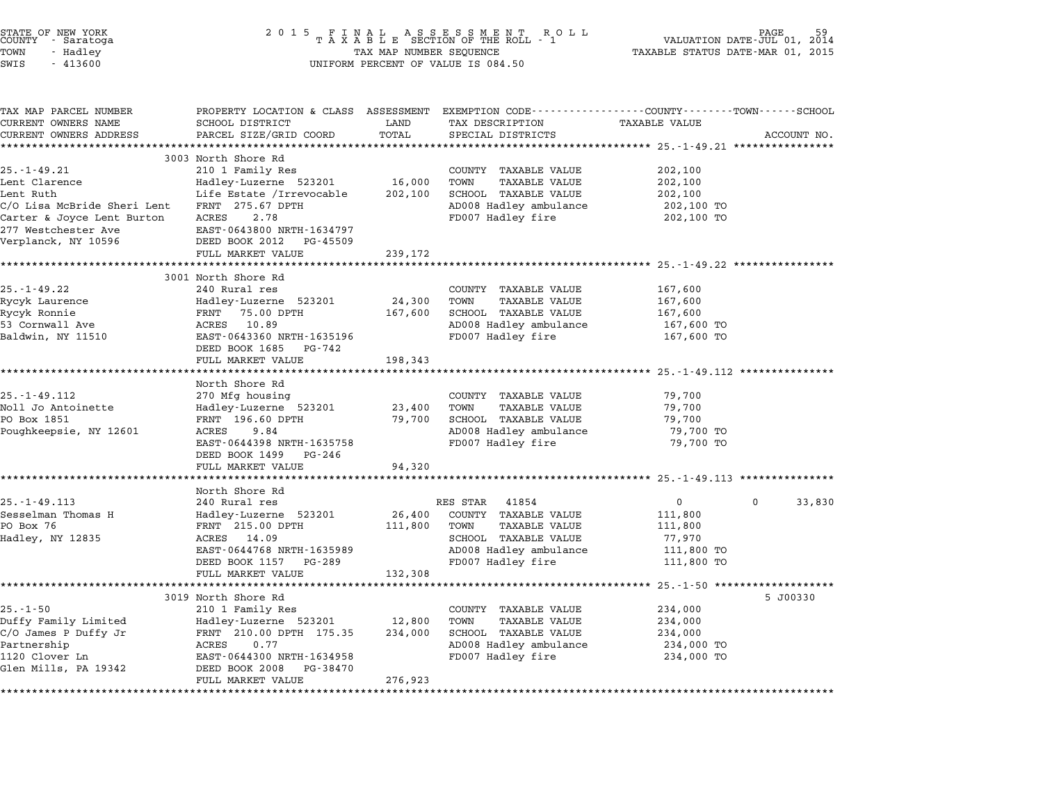STATE OF NEW YORK
COUNTY - Saratoga
TOWN - Hadley
SWIS - 413600

2 0 1 5 F I N A L A S S E S S M E N T R O L L
T A X A B L E SECTION OF THE ROLL - 1
TAX MAP NUMBER SEQUENCE
UNIFORM PERCENT OF VALUE IS 084.50

VALUATION DATE-JUL 01, 2014
TAXABLE STATUS DATE-MAR 01, 2015

| TAX MAP PARCEL NUMBER / CURRENT OWNERS NAME / CURRENT OWNERS ADDRESS | PROPERTY LOCATION & CLASS / SCHOOL DISTRICT / PARCEL SIZE/GRID COORD | ASSESSMENT LAND / TOTAL | EXEMPTION CODE / TAX DESCRIPTION / SPECIAL DISTRICTS | COUNTY TAXABLE VALUE | TOWN | SCHOOL / ACCOUNT NO. |
|---|---|---|---|---|---|---|
| **25.-1-49.21** | 3003 North Shore Rd | | | | | |
| 25.-1-49.21 | 210 1 Family Res | | COUNTY TAXABLE VALUE | 202,100 | | |
| Lent Clarence | Hadley-Luzerne 523201 | 16,000 | TOWN TAXABLE VALUE | 202,100 | | |
| Lent Ruth | Life Estate /Irrevocable | 202,100 | SCHOOL TAXABLE VALUE | 202,100 | | |
| C/O Lisa McBride Sheri Lent | FRNT 275.67 DPTH | | AD008 Hadley ambulance | 202,100 TO | | |
| Carter & Joyce Lent Burton | ACRES 2.78 | | FD007 Hadley fire | 202,100 TO | | |
| 277 Westchester Ave | EAST-0643800 NRTH-1634797 | | | | | |
| Verplanck, NY 10596 | DEED BOOK 2012 PG-45509 | | | | | |
| | FULL MARKET VALUE | 239,172 | | | | |
| **25.-1-49.22** | 3001 North Shore Rd | | | | | |
| 25.-1-49.22 | 240 Rural res | | COUNTY TAXABLE VALUE | 167,600 | | |
| Rycyk Laurence | Hadley-Luzerne 523201 | 24,300 | TOWN TAXABLE VALUE | 167,600 | | |
| Rycyk Ronnie | FRNT 75.00 DPTH | 167,600 | SCHOOL TAXABLE VALUE | 167,600 | | |
| 53 Cornwall Ave | ACRES 10.89 | | AD008 Hadley ambulance | 167,600 TO | | |
| Baldwin, NY 11510 | EAST-0643360 NRTH-1635196 | | FD007 Hadley fire | 167,600 TO | | |
| | DEED BOOK 1685 PG-742 | | | | | |
| | FULL MARKET VALUE | 198,343 | | | | |
| **25.-1-49.112** | North Shore Rd | | | | | |
| 25.-1-49.112 | 270 Mfg housing | | COUNTY TAXABLE VALUE | 79,700 | | |
| Noll Jo Antoinette | Hadley-Luzerne 523201 | 23,400 | TOWN TAXABLE VALUE | 79,700 | | |
| PO Box 1851 | FRNT 196.60 DPTH | 79,700 | SCHOOL TAXABLE VALUE | 79,700 | | |
| Poughkeepsie, NY 12601 | ACRES 9.84 | | AD008 Hadley ambulance | 79,700 TO | | |
| | EAST-0644398 NRTH-1635758 | | FD007 Hadley fire | 79,700 TO | | |
| | DEED BOOK 1499 PG-246 | | | | | |
| | FULL MARKET VALUE | 94,320 | | | | |
| **25.-1-49.113** | North Shore Rd | | | | | |
| 25.-1-49.113 | 240 Rural res | | RES STAR 41854 | 0 | 0 | 33,830 |
| Sesselman Thomas H | Hadley-Luzerne 523201 | 26,400 | COUNTY TAXABLE VALUE | 111,800 | | |
| PO Box 76 | FRNT 215.00 DPTH | 111,800 | TOWN TAXABLE VALUE | 111,800 | | |
| Hadley, NY 12835 | ACRES 14.09 | | SCHOOL TAXABLE VALUE | 77,970 | | |
| | EAST-0644768 NRTH-1635989 | | AD008 Hadley ambulance | 111,800 TO | | |
| | DEED BOOK 1157 PG-289 | | FD007 Hadley fire | 111,800 TO | | |
| | FULL MARKET VALUE | 132,308 | | | | |
| **25.-1-50** | 3019 North Shore Rd | | | | | 5 J00330 |
| 25.-1-50 | 210 1 Family Res | | COUNTY TAXABLE VALUE | 234,000 | | |
| Duffy Family Limited | Hadley-Luzerne 523201 | 12,800 | TOWN TAXABLE VALUE | 234,000 | | |
| C/O James P Duffy Jr | FRNT 210.00 DPTH 175.35 | 234,000 | SCHOOL TAXABLE VALUE | 234,000 | | |
| Partnership | ACRES 0.77 | | AD008 Hadley ambulance | 234,000 TO | | |
| 1120 Clover Ln | EAST-0644300 NRTH-1634958 | | FD007 Hadley fire | 234,000 TO | | |
| Glen Mills, PA 19342 | DEED BOOK 2008 PG-38470 | | | | | |
| | FULL MARKET VALUE | 276,923 | | | | |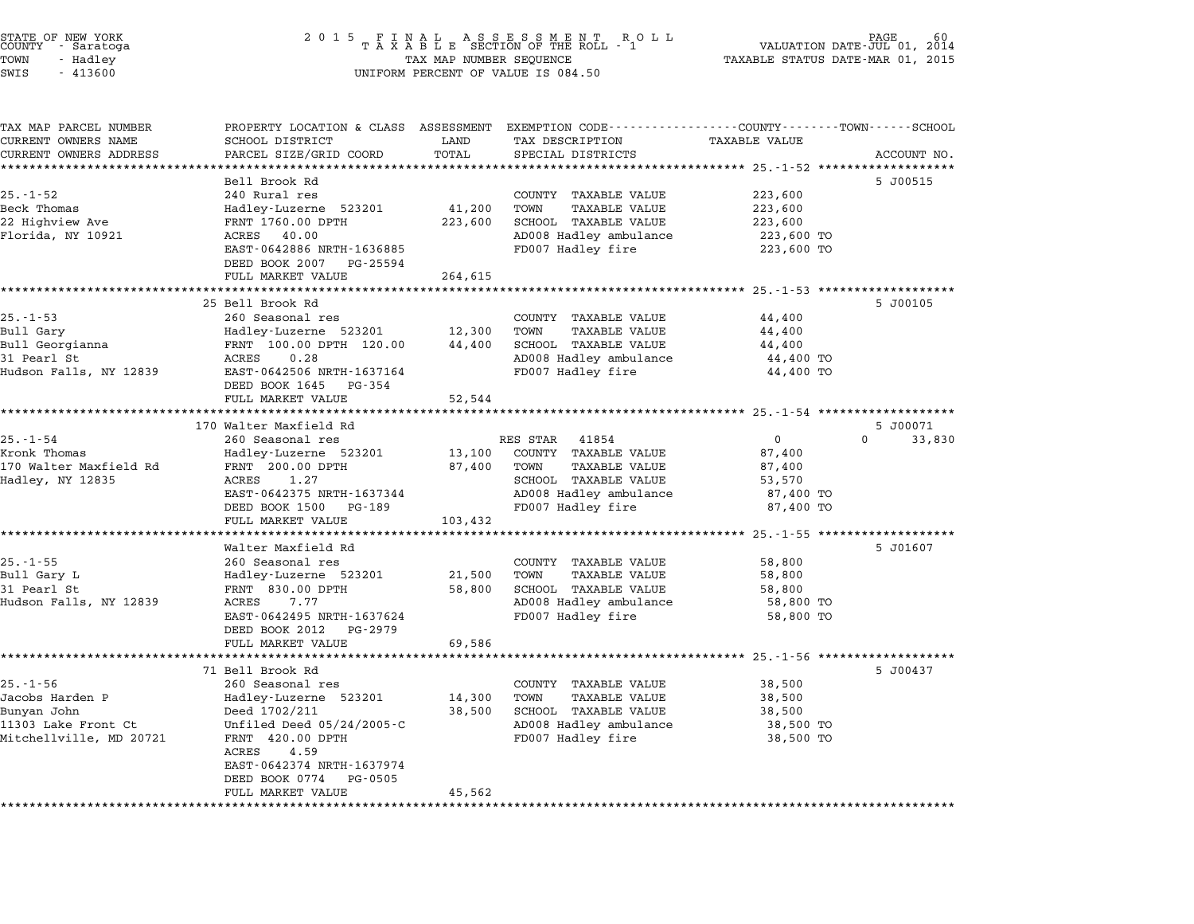STATE OF NEW YORK
COUNTY - Saratoga
TOWN - Hadley
SWIS - 413600

2 0 1 5 F I N A L A S S E S S M E N T R O L L
T A X A B L E SECTION OF THE ROLL - 1
TAX MAP NUMBER SEQUENCE
UNIFORM PERCENT OF VALUE IS 084.50

VALUATION DATE-JUL 01, 2014
TAXABLE STATUS DATE-MAR 01, 2015

| TAX MAP PARCEL NUMBER / CURRENT OWNERS NAME / CURRENT OWNERS ADDRESS | PROPERTY LOCATION & CLASS / SCHOOL DISTRICT / PARCEL SIZE/GRID COORD | ASSESSMENT LAND | TOTAL | EXEMPTION CODE / TAX DESCRIPTION / SPECIAL DISTRICTS | COUNTY / TOWN TAXABLE VALUE | SCHOOL | ACCOUNT NO. |
|---|---|---|---|---|---|---|---|
| 25.-1-52 | Bell Brook Rd | | | | | | 5 J00515 |
| 25.-1-52 | 240 Rural res | | | COUNTY TAXABLE VALUE | 223,600 | | |
| Beck Thomas | Hadley-Luzerne 523201 | 41,200 | | TOWN TAXABLE VALUE | 223,600 | | |
| 22 Highview Ave | FRNT 1760.00 DPTH | | 223,600 | SCHOOL TAXABLE VALUE | 223,600 | | |
| Florida, NY 10921 | ACRES 40.00 | | | AD008 Hadley ambulance | 223,600 TO | | |
| | EAST-0642886 NRTH-1636885 | | | FD007 Hadley fire | 223,600 TO | | |
| | DEED BOOK 2007 PG-25594 | | | | | | |
| | FULL MARKET VALUE | | 264,615 | | | | |
| 25.-1-53 | 25 Bell Brook Rd | | | | | | 5 J00105 |
| 25.-1-53 | 260 Seasonal res | | | COUNTY TAXABLE VALUE | 44,400 | | |
| Bull Gary | Hadley-Luzerne 523201 | 12,300 | | TOWN TAXABLE VALUE | 44,400 | | |
| Bull Georgianna | FRNT 100.00 DPTH 120.00 | | 44,400 | SCHOOL TAXABLE VALUE | 44,400 | | |
| 31 Pearl St | ACRES 0.28 | | | AD008 Hadley ambulance | 44,400 TO | | |
| Hudson Falls, NY 12839 | EAST-0642506 NRTH-1637164 | | | FD007 Hadley fire | 44,400 TO | | |
| | DEED BOOK 1645 PG-354 | | | | | | |
| | FULL MARKET VALUE | | 52,544 | | | | |
| 25.-1-54 | 170 Walter Maxfield Rd | | | | | | 5 J00071 |
| 25.-1-54 | 260 Seasonal res | | | RES STAR 41854 | 0 | 0 33,830 | |
| Kronk Thomas | Hadley-Luzerne 523201 | 13,100 | | COUNTY TAXABLE VALUE | 87,400 | | |
| 170 Walter Maxfield Rd | FRNT 200.00 DPTH | | 87,400 | TOWN TAXABLE VALUE | 87,400 | | |
| Hadley, NY 12835 | ACRES 1.27 | | | SCHOOL TAXABLE VALUE | 53,570 | | |
| | EAST-0642375 NRTH-1637344 | | | AD008 Hadley ambulance | 87,400 TO | | |
| | DEED BOOK 1500 PG-189 | | | FD007 Hadley fire | 87,400 TO | | |
| | FULL MARKET VALUE | | 103,432 | | | | |
| 25.-1-55 | Walter Maxfield Rd | | | | | | 5 J01607 |
| 25.-1-55 | 260 Seasonal res | | | COUNTY TAXABLE VALUE | 58,800 | | |
| Bull Gary L | Hadley-Luzerne 523201 | 21,500 | | TOWN TAXABLE VALUE | 58,800 | | |
| 31 Pearl St | FRNT 830.00 DPTH | | 58,800 | SCHOOL TAXABLE VALUE | 58,800 | | |
| Hudson Falls, NY 12839 | ACRES 7.77 | | | AD008 Hadley ambulance | 58,800 TO | | |
| | EAST-0642495 NRTH-1637624 | | | FD007 Hadley fire | 58,800 TO | | |
| | DEED BOOK 2012 PG-2979 | | | | | | |
| | FULL MARKET VALUE | | 69,586 | | | | |
| 25.-1-56 | 71 Bell Brook Rd | | | | | | 5 J00437 |
| 25.-1-56 | 260 Seasonal res | | | COUNTY TAXABLE VALUE | 38,500 | | |
| Jacobs Harden P | Hadley-Luzerne 523201 | 14,300 | | TOWN TAXABLE VALUE | 38,500 | | |
| Bunyan John | Deed 1702/211 | | 38,500 | SCHOOL TAXABLE VALUE | 38,500 | | |
| 11303 Lake Front Ct | Unfiled Deed 05/24/2005-C | | | AD008 Hadley ambulance | 38,500 TO | | |
| Mitchellville, MD 20721 | FRNT 420.00 DPTH | | | FD007 Hadley fire | 38,500 TO | | |
| | ACRES 4.59 | | | | | | |
| | EAST-0642374 NRTH-1637974 | | | | | | |
| | DEED BOOK 0774 PG-0505 | | | | | | |
| | FULL MARKET VALUE | | 45,562 | | | | |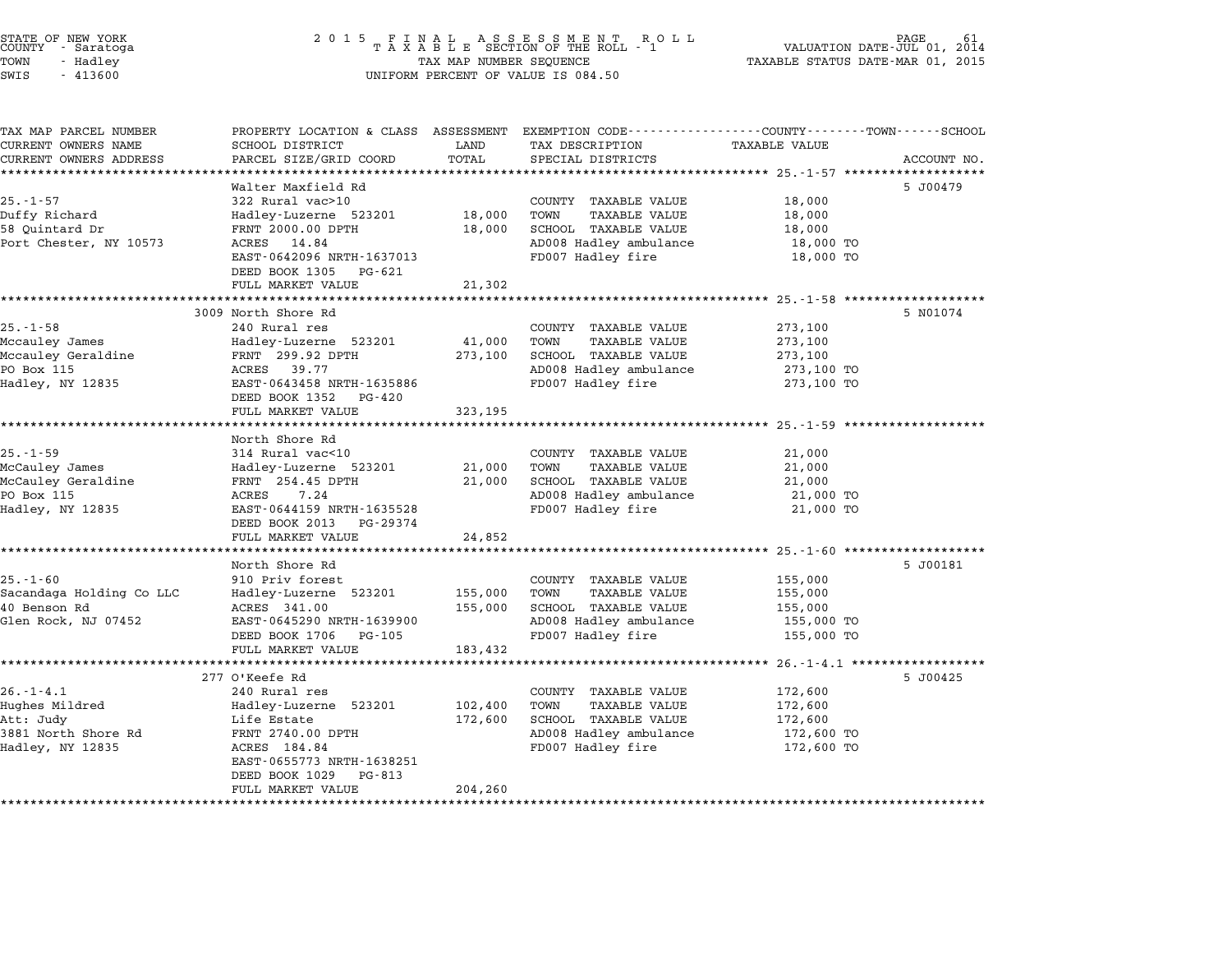STATE OF NEW YORK
COUNTY - Saratoga
TOWN - Hadley
SWIS - 413600

2 0 1 5 F I N A L A S S E S S M E N T R O L L
T A X A B L E SECTION OF THE ROLL - 1
TAX MAP NUMBER SEQUENCE
UNIFORM PERCENT OF VALUE IS 084.50

VALUATION DATE-JUL 01, 2014
TAXABLE STATUS DATE-MAR 01, 2015

| TAX MAP PARCEL NUMBER / CURRENT OWNERS NAME / CURRENT OWNERS ADDRESS | PROPERTY LOCATION & CLASS / SCHOOL DISTRICT / PARCEL SIZE/GRID COORD | ASSESSMENT LAND / TOTAL | EXEMPTION CODE / TAX DESCRIPTION / SPECIAL DISTRICTS | TAXABLE VALUE (COUNTY / TOWN / SCHOOL) | ACCOUNT NO. |
|---|---|---|---|---|---|
| | Walter Maxfield Rd | | | | 5 J00479 |
| 25.-1-57 | 322 Rural vac>10 | | COUNTY TAXABLE VALUE | 18,000 | |
| Duffy Richard | Hadley-Luzerne 523201 | 18,000 | TOWN TAXABLE VALUE | 18,000 | |
| 58 Quintard Dr | FRNT 2000.00 DPTH | 18,000 | SCHOOL TAXABLE VALUE | 18,000 | |
| Port Chester, NY 10573 | ACRES 14.84 | | AD008 Hadley ambulance | 18,000 TO | |
| | EAST-0642096 NRTH-1637013 | | FD007 Hadley fire | 18,000 TO | |
| | DEED BOOK 1305 PG-621 | | | | |
| | FULL MARKET VALUE | 21,302 | | | |
| | 3009 North Shore Rd | | | | 5 N01074 |
| 25.-1-58 | 240 Rural res | | COUNTY TAXABLE VALUE | 273,100 | |
| Mccauley James | Hadley-Luzerne 523201 | 41,000 | TOWN TAXABLE VALUE | 273,100 | |
| Mccauley Geraldine | FRNT 299.92 DPTH | 273,100 | SCHOOL TAXABLE VALUE | 273,100 | |
| PO Box 115 | ACRES 39.77 | | AD008 Hadley ambulance | 273,100 TO | |
| Hadley, NY 12835 | EAST-0643458 NRTH-1635886 | | FD007 Hadley fire | 273,100 TO | |
| | DEED BOOK 1352 PG-420 | | | | |
| | FULL MARKET VALUE | 323,195 | | | |
| | North Shore Rd | | | | |
| 25.-1-59 | 314 Rural vac<10 | | COUNTY TAXABLE VALUE | 21,000 | |
| McCauley James | Hadley-Luzerne 523201 | 21,000 | TOWN TAXABLE VALUE | 21,000 | |
| McCauley Geraldine | FRNT 254.45 DPTH | 21,000 | SCHOOL TAXABLE VALUE | 21,000 | |
| PO Box 115 | ACRES 7.24 | | AD008 Hadley ambulance | 21,000 TO | |
| Hadley, NY 12835 | EAST-0644159 NRTH-1635528 | | FD007 Hadley fire | 21,000 TO | |
| | DEED BOOK 2013 PG-29374 | | | | |
| | FULL MARKET VALUE | 24,852 | | | |
| | North Shore Rd | | | | 5 J00181 |
| 25.-1-60 | 910 Priv forest | | COUNTY TAXABLE VALUE | 155,000 | |
| Sacandaga Holding Co LLC | Hadley-Luzerne 523201 | 155,000 | TOWN TAXABLE VALUE | 155,000 | |
| 40 Benson Rd | ACRES 341.00 | 155,000 | SCHOOL TAXABLE VALUE | 155,000 | |
| Glen Rock, NJ 07452 | EAST-0645290 NRTH-1639900 | | AD008 Hadley ambulance | 155,000 TO | |
| | DEED BOOK 1706 PG-105 | | FD007 Hadley fire | 155,000 TO | |
| | FULL MARKET VALUE | 183,432 | | | |
| | 277 O'Keefe Rd | | | | 5 J00425 |
| 26.-1-4.1 | 240 Rural res | | COUNTY TAXABLE VALUE | 172,600 | |
| Hughes Mildred | Hadley-Luzerne 523201 | 102,400 | TOWN TAXABLE VALUE | 172,600 | |
| Att: Judy | Life Estate | 172,600 | SCHOOL TAXABLE VALUE | 172,600 | |
| 3881 North Shore Rd | FRNT 2740.00 DPTH | | AD008 Hadley ambulance | 172,600 TO | |
| Hadley, NY 12835 | ACRES 184.84 | | FD007 Hadley fire | 172,600 TO | |
| | EAST-0655773 NRTH-1638251 | | | | |
| | DEED BOOK 1029 PG-813 | | | | |
| | FULL MARKET VALUE | 204,260 | | | |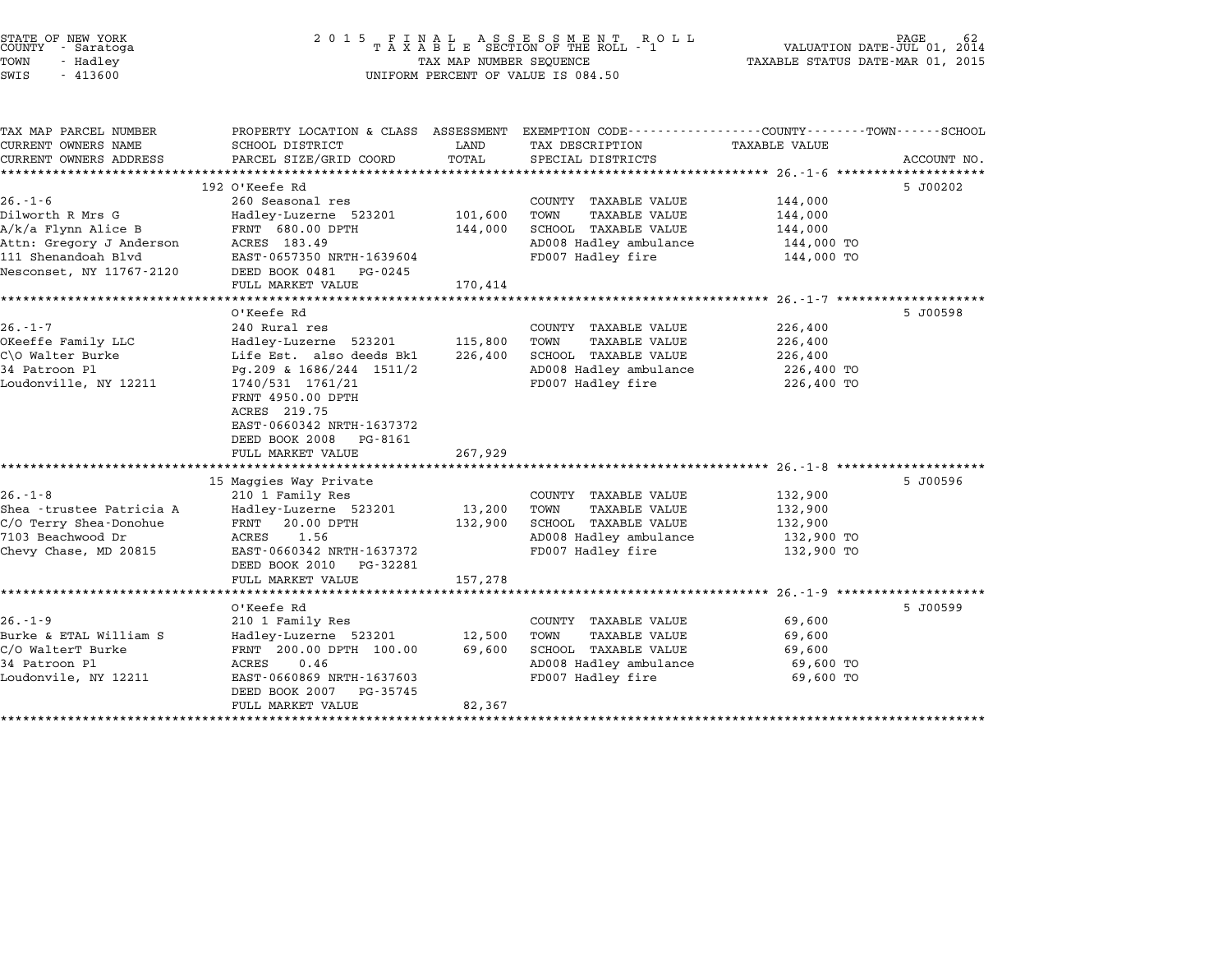STATE OF NEW YORK
COUNTY - Saratoga
TOWN - Hadley
SWIS - 413600

# 2015 FINAL ASSESSMENT ROLL
TAXABLE SECTION OF THE ROLL - 1
TAX MAP NUMBER SEQUENCE
UNIFORM PERCENT OF VALUE IS 084.50

VALUATION DATE-JUL 01, 2014
TAXABLE STATUS DATE-MAR 01, 2015

| TAX MAP PARCEL NUMBER / CURRENT OWNERS NAME / CURRENT OWNERS ADDRESS | PROPERTY LOCATION & CLASS / SCHOOL DISTRICT / PARCEL SIZE/GRID COORD | ASSESSMENT LAND | TOTAL | EXEMPTION CODE / TAX DESCRIPTION / SPECIAL DISTRICTS | TAXABLE VALUE (COUNTY--TOWN--SCHOOL) | ACCOUNT NO. |
|---|---|---|---|---|---|---|
| **26.-1-6** | 192 O'Keefe Rd | | | | | 5 J00202 |
| | 260 Seasonal res | | | COUNTY TAXABLE VALUE | 144,000 | |
| Dilworth R Mrs G | Hadley-Luzerne 523201 | 101,600 | | TOWN TAXABLE VALUE | 144,000 | |
| A/k/a Flynn Alice B | FRNT 680.00 DPTH | | 144,000 | SCHOOL TAXABLE VALUE | 144,000 | |
| Attn: Gregory J Anderson | ACRES 183.49 | | | AD008 Hadley ambulance | 144,000 TO | |
| 111 Shenandoah Blvd | EAST-0657350 NRTH-1639604 | | | FD007 Hadley fire | 144,000 TO | |
| Nesconset, NY 11767-2120 | DEED BOOK 0481 PG-0245 | | | | | |
| | FULL MARKET VALUE | | 170,414 | | | |
| **26.-1-7** | O'Keefe Rd | | | | | 5 J00598 |
| | 240 Rural res | | | COUNTY TAXABLE VALUE | 226,400 | |
| OKeeffe Family LLC | Hadley-Luzerne 523201 | 115,800 | | TOWN TAXABLE VALUE | 226,400 | |
| C\O Walter Burke | Life Est. also deeds Bk1 | | 226,400 | SCHOOL TAXABLE VALUE | 226,400 | |
| 34 Patroon Pl | Pg.209 & 1686/244 1511/2 | | | AD008 Hadley ambulance | 226,400 TO | |
| Loudonville, NY 12211 | 1740/531 1761/21 | | | FD007 Hadley fire | 226,400 TO | |
| | FRNT 4950.00 DPTH | | | | | |
| | ACRES 219.75 | | | | | |
| | EAST-0660342 NRTH-1637372 | | | | | |
| | DEED BOOK 2008 PG-8161 | | | | | |
| | FULL MARKET VALUE | | 267,929 | | | |
| **26.-1-8** | 15 Maggies Way Private | | | | | 5 J00596 |
| | 210 1 Family Res | | | COUNTY TAXABLE VALUE | 132,900 | |
| Shea -trustee Patricia A | Hadley-Luzerne 523201 | 13,200 | | TOWN TAXABLE VALUE | 132,900 | |
| C/O Terry Shea-Donohue | FRNT 20.00 DPTH | | 132,900 | SCHOOL TAXABLE VALUE | 132,900 | |
| 7103 Beachwood Dr | ACRES 1.56 | | | AD008 Hadley ambulance | 132,900 TO | |
| Chevy Chase, MD 20815 | EAST-0660342 NRTH-1637372 | | | FD007 Hadley fire | 132,900 TO | |
| | DEED BOOK 2010 PG-32281 | | | | | |
| | FULL MARKET VALUE | | 157,278 | | | |
| **26.-1-9** | O'Keefe Rd | | | | | 5 J00599 |
| | 210 1 Family Res | | | COUNTY TAXABLE VALUE | 69,600 | |
| Burke & ETAL William S | Hadley-Luzerne 523201 | 12,500 | | TOWN TAXABLE VALUE | 69,600 | |
| C/O WalterT Burke | FRNT 200.00 DPTH 100.00 | | 69,600 | SCHOOL TAXABLE VALUE | 69,600 | |
| 34 Patroon Pl | ACRES 0.46 | | | AD008 Hadley ambulance | 69,600 TO | |
| Loudonvile, NY 12211 | EAST-0660869 NRTH-1637603 | | | FD007 Hadley fire | 69,600 TO | |
| | DEED BOOK 2007 PG-35745 | | | | | |
| | FULL MARKET VALUE | | 82,367 | | | |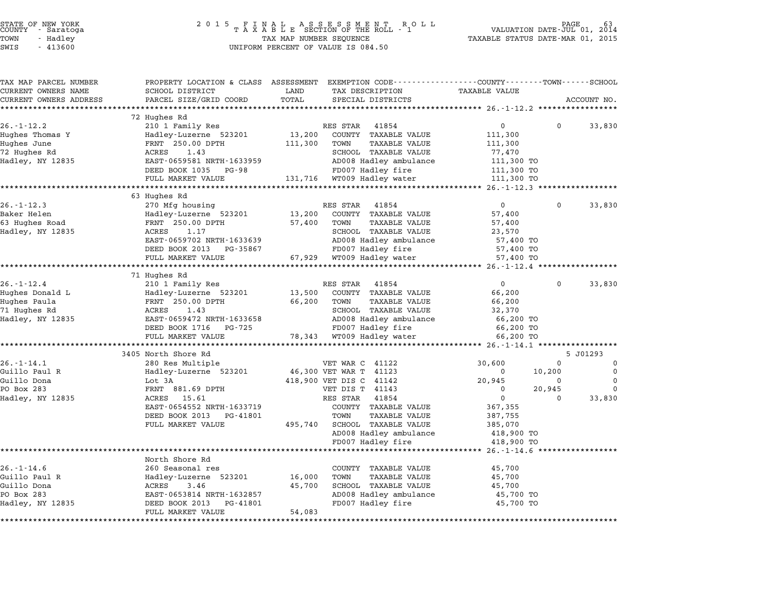STATE OF NEW YORK
COUNTY - Saratoga
TOWN - Hadley
SWIS - 413600

2015 FINAL ASSESSMENT ROLL
TAXABLE SECTION OF THE ROLL - 1
TAX MAP NUMBER SEQUENCE
UNIFORM PERCENT OF VALUE IS 084.50

VALUATION DATE-JUL 01, 2014
TAXABLE STATUS DATE-MAR 01, 2015

| TAX MAP PARCEL NUMBER / CURRENT OWNERS NAME / CURRENT OWNERS ADDRESS | PROPERTY LOCATION & CLASS / SCHOOL DISTRICT / PARCEL SIZE/GRID COORD | ASSESSMENT LAND / TOTAL | EXEMPTION CODE / TAX DESCRIPTION / SPECIAL DISTRICTS | COUNTY TAXABLE VALUE | TOWN | SCHOOL / ACCOUNT NO. |
|---|---|---|---|---|---|---|
| | 72 Hughes Rd | | | | | |
| 26.-1-12.2 | 210 1 Family Res | | RES STAR 41854 | 0 | 0 | 33,830 |
| Hughes Thomas Y | Hadley-Luzerne 523201 | 13,200 | COUNTY TAXABLE VALUE | 111,300 | | |
| Hughes June | FRNT 250.00 DPTH | 111,300 | TOWN TAXABLE VALUE | 111,300 | | |
| 72 Hughes Rd | ACRES 1.43 | | SCHOOL TAXABLE VALUE | 77,470 | | |
| Hadley, NY 12835 | EAST-0659581 NRTH-1633959 | | AD008 Hadley ambulance | 111,300 TO | | |
| | DEED BOOK 1035 PG-98 | | FD007 Hadley fire | 111,300 TO | | |
| | FULL MARKET VALUE | 131,716 | WT009 Hadley water | 111,300 TO | | |
| | 63 Hughes Rd | | | | | |
| 26.-1-12.3 | 270 Mfg housing | | RES STAR 41854 | 0 | 0 | 33,830 |
| Baker Helen | Hadley-Luzerne 523201 | 13,200 | COUNTY TAXABLE VALUE | 57,400 | | |
| 63 Hughes Road | FRNT 250.00 DPTH | 57,400 | TOWN TAXABLE VALUE | 57,400 | | |
| Hadley, NY 12835 | ACRES 1.17 | | SCHOOL TAXABLE VALUE | 23,570 | | |
| | EAST-0659702 NRTH-1633639 | | AD008 Hadley ambulance | 57,400 TO | | |
| | DEED BOOK 2013 PG-35867 | | FD007 Hadley fire | 57,400 TO | | |
| | FULL MARKET VALUE | 67,929 | WT009 Hadley water | 57,400 TO | | |
| | 71 Hughes Rd | | | | | |
| 26.-1-12.4 | 210 1 Family Res | | RES STAR 41854 | 0 | 0 | 33,830 |
| Hughes Donald L | Hadley-Luzerne 523201 | 13,500 | COUNTY TAXABLE VALUE | 66,200 | | |
| Hughes Paula | FRNT 250.00 DPTH | 66,200 | TOWN TAXABLE VALUE | 66,200 | | |
| 71 Hughes Rd | ACRES 1.43 | | SCHOOL TAXABLE VALUE | 32,370 | | |
| Hadley, NY 12835 | EAST-0659472 NRTH-1633658 | | AD008 Hadley ambulance | 66,200 TO | | |
| | DEED BOOK 1716 PG-725 | | FD007 Hadley fire | 66,200 TO | | |
| | FULL MARKET VALUE | 78,343 | WT009 Hadley water | 66,200 TO | | |
| | 3405 North Shore Rd | | | | | 5 J01293 |
| 26.-1-14.1 | 280 Res Multiple | | VET WAR C 41122 | 30,600 | 0 | 0 |
| Guillo Paul R | Hadley-Luzerne 523201 | 46,300 | VET WAR T 41123 | 0 | 10,200 | 0 |
| Guillo Dona | Lot 3A | 418,900 | VET DIS C 41142 | 20,945 | 0 | 0 |
| PO Box 283 | FRNT 881.69 DPTH | | VET DIS T 41143 | 0 | 20,945 | 0 |
| Hadley, NY 12835 | ACRES 15.61 | | RES STAR 41854 | 0 | 0 | 33,830 |
| | EAST-0654552 NRTH-1633719 | | COUNTY TAXABLE VALUE | 367,355 | | |
| | DEED BOOK 2013 PG-41801 | | TOWN TAXABLE VALUE | 387,755 | | |
| | FULL MARKET VALUE | 495,740 | SCHOOL TAXABLE VALUE | 385,070 | | |
| | | | AD008 Hadley ambulance | 418,900 TO | | |
| | | | FD007 Hadley fire | 418,900 TO | | |
| | North Shore Rd | | | | | |
| 26.-1-14.6 | 260 Seasonal res | | COUNTY TAXABLE VALUE | 45,700 | | |
| Guillo Paul R | Hadley-Luzerne 523201 | 16,000 | TOWN TAXABLE VALUE | 45,700 | | |
| Guillo Dona | ACRES 3.46 | 45,700 | SCHOOL TAXABLE VALUE | 45,700 | | |
| PO Box 283 | EAST-0653814 NRTH-1632857 | | AD008 Hadley ambulance | 45,700 TO | | |
| Hadley, NY 12835 | DEED BOOK 2013 PG-41801 | | FD007 Hadley fire | 45,700 TO | | |
| | FULL MARKET VALUE | 54,083 | | | | |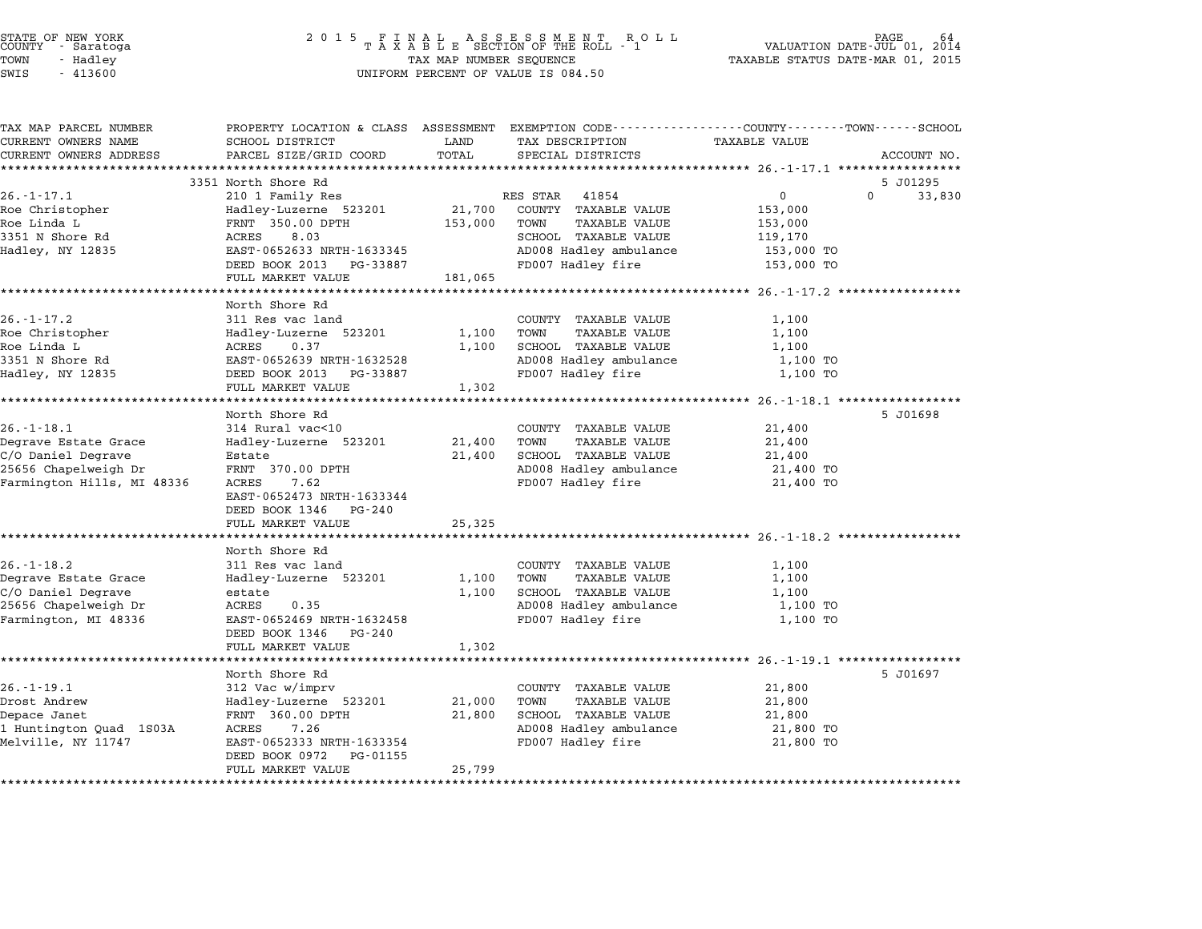STATE OF NEW YORK
COUNTY - Saratoga
TOWN - Hadley
SWIS - 413600

2 0 1 5 F I N A L A S S E S S M E N T R O L L
T A X A B L E SECTION OF THE ROLL - 1
TAX MAP NUMBER SEQUENCE
UNIFORM PERCENT OF VALUE IS 084.50

VALUATION DATE-JUL 01, 2014
TAXABLE STATUS DATE-MAR 01, 2015

| TAX MAP PARCEL NUMBER / CURRENT OWNERS NAME / CURRENT OWNERS ADDRESS | PROPERTY LOCATION & CLASS / SCHOOL DISTRICT / PARCEL SIZE/GRID COORD | ASSESSMENT LAND / TOTAL | EXEMPTION CODE / TAX DESCRIPTION / SPECIAL DISTRICTS | COUNTY / TOWN / SCHOOL TAXABLE VALUE | ACCOUNT NO. |
|---|---|---|---|---|---|
| **26.-1-17.1** | 3351 North Shore Rd | | | | 5 J01295 |
| 26.-1-17.1 | 210 1 Family Res | | RES STAR 41854 | 0 &nbsp;&nbsp; 0 &nbsp;&nbsp; 33,830 | |
| Roe Christopher | Hadley-Luzerne 523201 | 21,700 | COUNTY TAXABLE VALUE | 153,000 | |
| Roe Linda L | FRNT 350.00 DPTH | 153,000 | TOWN TAXABLE VALUE | 153,000 | |
| 3351 N Shore Rd | ACRES 8.03 | | SCHOOL TAXABLE VALUE | 119,170 | |
| Hadley, NY 12835 | EAST-0652633 NRTH-1633345 | | AD008 Hadley ambulance | 153,000 TO | |
| | DEED BOOK 2013 PG-33887 | | FD007 Hadley fire | 153,000 TO | |
| | FULL MARKET VALUE | 181,065 | | | |
| **26.-1-17.2** | North Shore Rd | | | | |
| 26.-1-17.2 | 311 Res vac land | | COUNTY TAXABLE VALUE | 1,100 | |
| Roe Christopher | Hadley-Luzerne 523201 | 1,100 | TOWN TAXABLE VALUE | 1,100 | |
| Roe Linda L | ACRES 0.37 | 1,100 | SCHOOL TAXABLE VALUE | 1,100 | |
| 3351 N Shore Rd | EAST-0652639 NRTH-1632528 | | AD008 Hadley ambulance | 1,100 TO | |
| Hadley, NY 12835 | DEED BOOK 2013 PG-33887 | | FD007 Hadley fire | 1,100 TO | |
| | FULL MARKET VALUE | 1,302 | | | |
| **26.-1-18.1** | North Shore Rd | | | | 5 J01698 |
| 26.-1-18.1 | 314 Rural vac<10 | | COUNTY TAXABLE VALUE | 21,400 | |
| Degrave Estate Grace | Hadley-Luzerne 523201 | 21,400 | TOWN TAXABLE VALUE | 21,400 | |
| C/O Daniel Degrave | Estate | 21,400 | SCHOOL TAXABLE VALUE | 21,400 | |
| 25656 Chapelweigh Dr | FRNT 370.00 DPTH | | AD008 Hadley ambulance | 21,400 TO | |
| Farmington Hills, MI 48336 | ACRES 7.62 | | FD007 Hadley fire | 21,400 TO | |
| | EAST-0652473 NRTH-1633344 | | | | |
| | DEED BOOK 1346 PG-240 | | | | |
| | FULL MARKET VALUE | 25,325 | | | |
| **26.-1-18.2** | North Shore Rd | | | | |
| 26.-1-18.2 | 311 Res vac land | | COUNTY TAXABLE VALUE | 1,100 | |
| Degrave Estate Grace | Hadley-Luzerne 523201 | 1,100 | TOWN TAXABLE VALUE | 1,100 | |
| C/O Daniel Degrave | estate | 1,100 | SCHOOL TAXABLE VALUE | 1,100 | |
| 25656 Chapelweigh Dr | ACRES 0.35 | | AD008 Hadley ambulance | 1,100 TO | |
| Farmington, MI 48336 | EAST-0652469 NRTH-1632458 | | FD007 Hadley fire | 1,100 TO | |
| | DEED BOOK 1346 PG-240 | | | | |
| | FULL MARKET VALUE | 1,302 | | | |
| **26.-1-19.1** | North Shore Rd | | | | 5 J01697 |
| 26.-1-19.1 | 312 Vac w/imprv | | COUNTY TAXABLE VALUE | 21,800 | |
| Drost Andrew | Hadley-Luzerne 523201 | 21,000 | TOWN TAXABLE VALUE | 21,800 | |
| Depace Janet | FRNT 360.00 DPTH | 21,800 | SCHOOL TAXABLE VALUE | 21,800 | |
| 1 Huntington Quad 1S03A | ACRES 7.26 | | AD008 Hadley ambulance | 21,800 TO | |
| Melville, NY 11747 | EAST-0652333 NRTH-1633354 | | FD007 Hadley fire | 21,800 TO | |
| | DEED BOOK 0972 PG-01155 | | | | |
| | FULL MARKET VALUE | 25,799 | | | |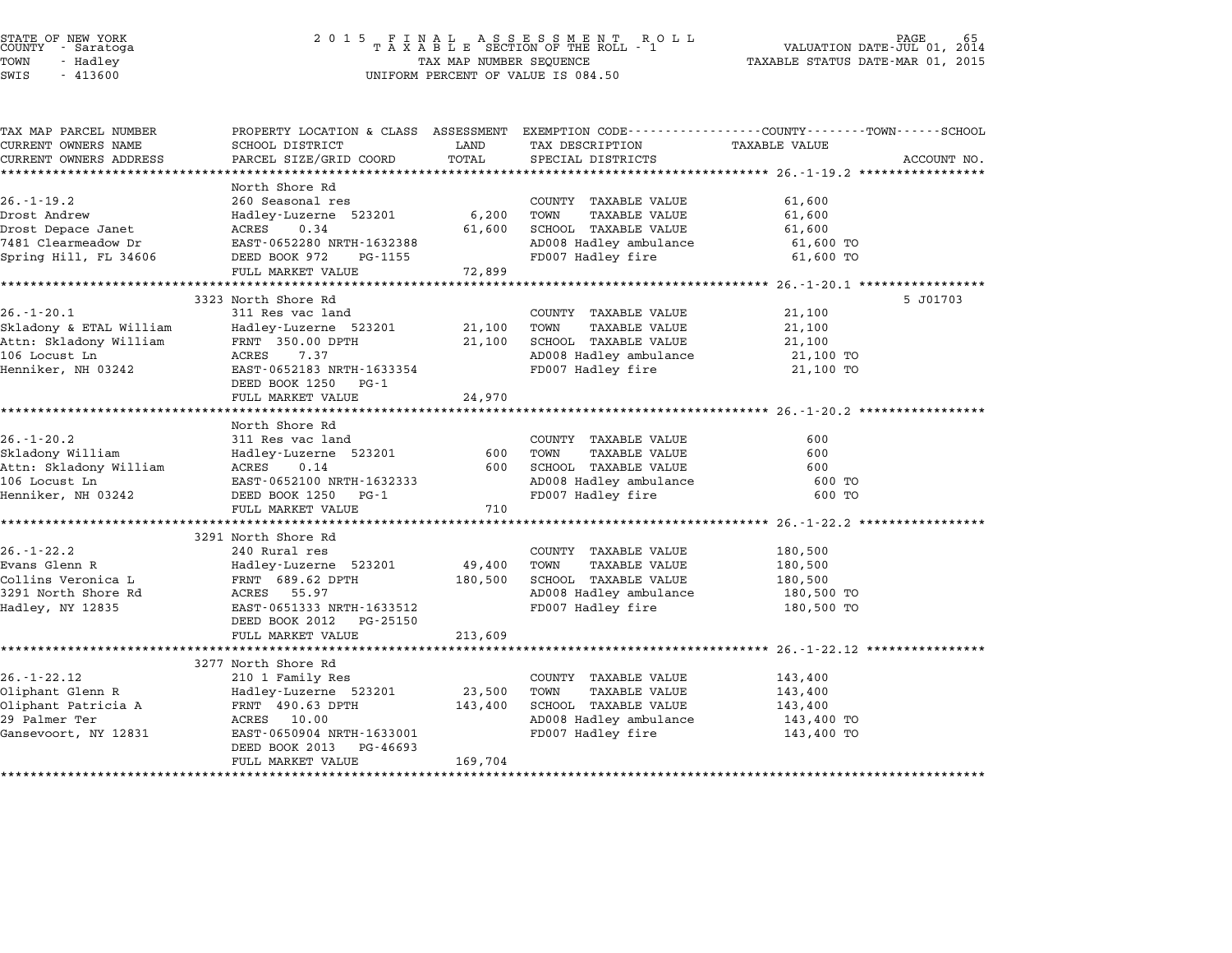STATE OF NEW YORK — 2015 FINAL ASSESSMENT ROLL — PAGE 65
COUNTY - Saratoga — TAXABLE SECTION OF THE ROLL - 1 — VALUATION DATE-JUL 01, 2014
TOWN - Hadley — TAX MAP NUMBER SEQUENCE — TAXABLE STATUS DATE-MAR 01, 2015
SWIS - 413600 — UNIFORM PERCENT OF VALUE IS 084.50

| TAX MAP PARCEL NUMBER / CURRENT OWNERS NAME / CURRENT OWNERS ADDRESS | PROPERTY LOCATION & CLASS / SCHOOL DISTRICT / PARCEL SIZE/GRID COORD | ASSESSMENT LAND / TOTAL | EXEMPTION CODE / TAX DESCRIPTION / SPECIAL DISTRICTS | TAXABLE VALUE (COUNTY / TOWN / SCHOOL) | ACCOUNT NO. |
|---|---|---|---|---|---|
| **26.-1-19.2** | North Shore Rd | | | | |
| 26.-1-19.2 | 260 Seasonal res | | COUNTY TAXABLE VALUE | 61,600 | |
| Drost Andrew | Hadley-Luzerne 523201 | 6,200 | TOWN TAXABLE VALUE | 61,600 | |
| Drost Depace Janet | ACRES 0.34 | 61,600 | SCHOOL TAXABLE VALUE | 61,600 | |
| 7481 Clearmeadow Dr | EAST-0652280 NRTH-1632388 | | AD008 Hadley ambulance | 61,600 TO | |
| Spring Hill, FL 34606 | DEED BOOK 972 PG-1155 | | FD007 Hadley fire | 61,600 TO | |
| | FULL MARKET VALUE | 72,899 | | | |
| **26.-1-20.1** | 3323 North Shore Rd | | | | 5 J01703 |
| 26.-1-20.1 | 311 Res vac land | | COUNTY TAXABLE VALUE | 21,100 | |
| Skladony & ETAL William | Hadley-Luzerne 523201 | 21,100 | TOWN TAXABLE VALUE | 21,100 | |
| Attn: Skladony William | FRNT 350.00 DPTH | 21,100 | SCHOOL TAXABLE VALUE | 21,100 | |
| 106 Locust Ln | ACRES 7.37 | | AD008 Hadley ambulance | 21,100 TO | |
| Henniker, NH 03242 | EAST-0652183 NRTH-1633354 | | FD007 Hadley fire | 21,100 TO | |
| | DEED BOOK 1250 PG-1 | | | | |
| | FULL MARKET VALUE | 24,970 | | | |
| **26.-1-20.2** | North Shore Rd | | | | |
| 26.-1-20.2 | 311 Res vac land | | COUNTY TAXABLE VALUE | 600 | |
| Skladony William | Hadley-Luzerne 523201 | 600 | TOWN TAXABLE VALUE | 600 | |
| Attn: Skladony William | ACRES 0.14 | 600 | SCHOOL TAXABLE VALUE | 600 | |
| 106 Locust Ln | EAST-0652100 NRTH-1632333 | | AD008 Hadley ambulance | 600 TO | |
| Henniker, NH 03242 | DEED BOOK 1250 PG-1 | | FD007 Hadley fire | 600 TO | |
| | FULL MARKET VALUE | 710 | | | |
| **26.-1-22.2** | 3291 North Shore Rd | | | | |
| 26.-1-22.2 | 240 Rural res | | COUNTY TAXABLE VALUE | 180,500 | |
| Evans Glenn R | Hadley-Luzerne 523201 | 49,400 | TOWN TAXABLE VALUE | 180,500 | |
| Collins Veronica L | FRNT 689.62 DPTH | 180,500 | SCHOOL TAXABLE VALUE | 180,500 | |
| 3291 North Shore Rd | ACRES 55.97 | | AD008 Hadley ambulance | 180,500 TO | |
| Hadley, NY 12835 | EAST-0651333 NRTH-1633512 | | FD007 Hadley fire | 180,500 TO | |
| | DEED BOOK 2012 PG-25150 | | | | |
| | FULL MARKET VALUE | 213,609 | | | |
| **26.-1-22.12** | 3277 North Shore Rd | | | | |
| 26.-1-22.12 | 210 1 Family Res | | COUNTY TAXABLE VALUE | 143,400 | |
| Oliphant Glenn R | Hadley-Luzerne 523201 | 23,500 | TOWN TAXABLE VALUE | 143,400 | |
| Oliphant Patricia A | FRNT 490.63 DPTH | 143,400 | SCHOOL TAXABLE VALUE | 143,400 | |
| 29 Palmer Ter | ACRES 10.00 | | AD008 Hadley ambulance | 143,400 TO | |
| Gansevoort, NY 12831 | EAST-0650904 NRTH-1633001 | | FD007 Hadley fire | 143,400 TO | |
| | DEED BOOK 2013 PG-46693 | | | | |
| | FULL MARKET VALUE | 169,704 | | | |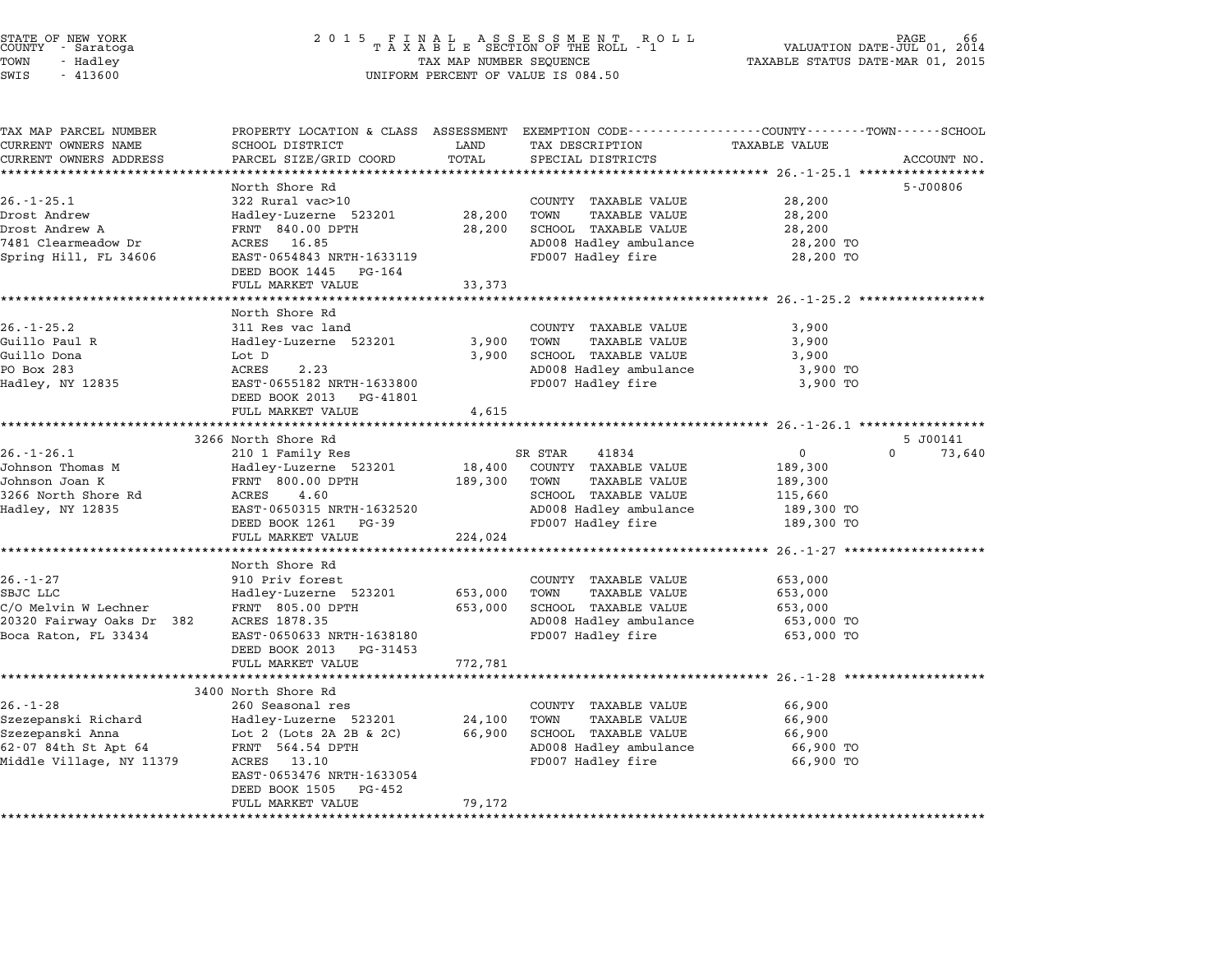STATE OF NEW YORK | 2015 FINAL ASSESSMENT ROLL | VALUATION DATE-JUL 01, 2014
COUNTY - Saratoga | TAXABLE SECTION OF THE ROLL - 1 | TAXABLE STATUS DATE-MAR 01, 2015
TOWN - Hadley | TAX MAP NUMBER SEQUENCE
SWIS - 413600 | UNIFORM PERCENT OF VALUE IS 084.50

| TAX MAP PARCEL NUMBER / CURRENT OWNERS NAME / CURRENT OWNERS ADDRESS | PROPERTY LOCATION & CLASS / SCHOOL DISTRICT / PARCEL SIZE/GRID COORD | ASSESSMENT LAND / TOTAL | EXEMPTION CODE / TAX DESCRIPTION / SPECIAL DISTRICTS | COUNTY / TOWN / SCHOOL TAXABLE VALUE | ACCOUNT NO. |
|---|---|---|---|---|---|
| **26.-1-25.1** | North Shore Rd | | | | 5-J00806 |
| | 322 Rural vac>10 | | COUNTY TAXABLE VALUE | 28,200 | |
| Drost Andrew | Hadley-Luzerne 523201 | 28,200 | TOWN TAXABLE VALUE | 28,200 | |
| Drost Andrew A | FRNT 840.00 DPTH | 28,200 | SCHOOL TAXABLE VALUE | 28,200 | |
| 7481 Clearmeadow Dr | ACRES 16.85 | | AD008 Hadley ambulance | 28,200 TO | |
| Spring Hill, FL 34606 | EAST-0654843 NRTH-1633119 | | FD007 Hadley fire | 28,200 TO | |
| | DEED BOOK 1445 PG-164 | | | | |
| | FULL MARKET VALUE | 33,373 | | | |
| **26.-1-25.2** | North Shore Rd | | | | |
| | 311 Res vac land | | COUNTY TAXABLE VALUE | 3,900 | |
| Guillo Paul R | Hadley-Luzerne 523201 | 3,900 | TOWN TAXABLE VALUE | 3,900 | |
| Guillo Dona | Lot D | 3,900 | SCHOOL TAXABLE VALUE | 3,900 | |
| PO Box 283 | ACRES 2.23 | | AD008 Hadley ambulance | 3,900 TO | |
| Hadley, NY 12835 | EAST-0655182 NRTH-1633800 | | FD007 Hadley fire | 3,900 TO | |
| | DEED BOOK 2013 PG-41801 | | | | |
| | FULL MARKET VALUE | 4,615 | | | |
| **26.-1-26.1** | 3266 North Shore Rd | | | | 5 J00141 |
| | 210 1 Family Res | | SR STAR 41834 | 0 / 0 / 73,640 | |
| Johnson Thomas M | Hadley-Luzerne 523201 | 18,400 | COUNTY TAXABLE VALUE | 189,300 | |
| Johnson Joan K | FRNT 800.00 DPTH | 189,300 | TOWN TAXABLE VALUE | 189,300 | |
| 3266 North Shore Rd | ACRES 4.60 | | SCHOOL TAXABLE VALUE | 115,660 | |
| Hadley, NY 12835 | EAST-0650315 NRTH-1632520 | | AD008 Hadley ambulance | 189,300 TO | |
| | DEED BOOK 1261 PG-39 | | FD007 Hadley fire | 189,300 TO | |
| | FULL MARKET VALUE | 224,024 | | | |
| **26.-1-27** | North Shore Rd | | | | |
| | 910 Priv forest | | COUNTY TAXABLE VALUE | 653,000 | |
| SBJC LLC | Hadley-Luzerne 523201 | 653,000 | TOWN TAXABLE VALUE | 653,000 | |
| C/O Melvin W Lechner | FRNT 805.00 DPTH | 653,000 | SCHOOL TAXABLE VALUE | 653,000 | |
| 20320 Fairway Oaks Dr 382 | ACRES 1878.35 | | AD008 Hadley ambulance | 653,000 TO | |
| Boca Raton, FL 33434 | EAST-0650633 NRTH-1638180 | | FD007 Hadley fire | 653,000 TO | |
| | DEED BOOK 2013 PG-31453 | | | | |
| | FULL MARKET VALUE | 772,781 | | | |
| **26.-1-28** | 3400 North Shore Rd | | | | |
| | 260 Seasonal res | | COUNTY TAXABLE VALUE | 66,900 | |
| Szezepanski Richard | Hadley-Luzerne 523201 | 24,100 | TOWN TAXABLE VALUE | 66,900 | |
| Szezepanski Anna | Lot 2 (Lots 2A 2B & 2C) | 66,900 | SCHOOL TAXABLE VALUE | 66,900 | |
| 62-07 84th St Apt 64 | FRNT 564.54 DPTH | | AD008 Hadley ambulance | 66,900 TO | |
| Middle Village, NY 11379 | ACRES 13.10 | | FD007 Hadley fire | 66,900 TO | |
| | EAST-0653476 NRTH-1633054 | | | | |
| | DEED BOOK 1505 PG-452 | | | | |
| | FULL MARKET VALUE | 79,172 | | | |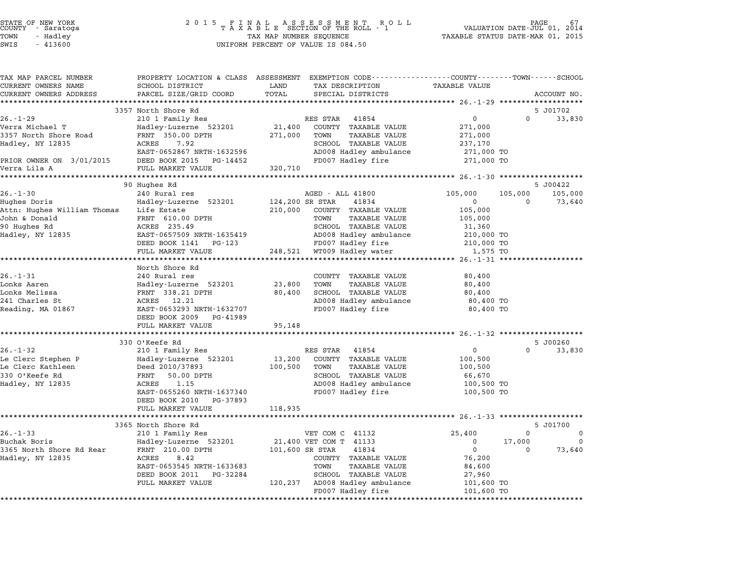STATE OF NEW YORK
COUNTY - Saratoga
TOWN - Hadley
SWIS - 413600

2015 FINAL ASSESSMENT ROLL
TAXABLE SECTION OF THE ROLL - 1
TAX MAP NUMBER SEQUENCE
UNIFORM PERCENT OF VALUE IS 084.50

VALUATION DATE-JUL 01, 2014
TAXABLE STATUS DATE-MAR 01, 2015

```
TAX MAP PARCEL NUMBER       PROPERTY LOCATION & CLASS  ASSESSMENT  EXEMPTION CODE-----------------COUNTY--------TOWN------SCHOOL
CURRENT OWNERS NAME         SCHOOL DISTRICT            LAND        TAX DESCRIPTION              TAXABLE VALUE
CURRENT OWNERS ADDRESS      PARCEL SIZE/GRID COORD     TOTAL       SPECIAL DISTRICTS                                    ACCOUNT NO.
******************************************************************************************************* 26.-1-29 *******************
                            3357 North Shore Rd                                                                         5 J01702
26.-1-29                    210 1 Family Res                       RES STAR   41854              0            0      33,830
Verra Michael T             Hadley-Luzerne  523201       21,400    COUNTY  TAXABLE VALUE         271,000
3357 North Shore Road       FRNT  350.00 DPTH           271,000    TOWN    TAXABLE VALUE         271,000
Hadley, NY 12835            ACRES    7.92                          SCHOOL  TAXABLE VALUE         237,170
                            EAST-0652867 NRTH-1632596              AD008 Hadley ambulance        271,000 TO
PRIOR OWNER ON 3/01/2015    DEED BOOK 2015   PG-14452              FD007 Hadley fire             271,000 TO
Verra Lila A                FULL MARKET VALUE           320,710
******************************************************************************************************* 26.-1-30 *******************
                            90 Hughes Rd                                                                                5 J00422
26.-1-30                    240 Rural res                          AGED - ALL 41800          105,000      105,000     105,000
Hughes Doris                Hadley-Luzerne  523201      124,200 SR STAR     41834                0            0      73,640
Attn: Hughes William Thomas Life Estate                 210,000    COUNTY  TAXABLE VALUE         105,000
John & Donald               FRNT  610.00 DPTH                      TOWN    TAXABLE VALUE         105,000
90 Hughes Rd                ACRES  235.49                          SCHOOL  TAXABLE VALUE          31,360
Hadley, NY 12835            EAST-0657509 NRTH-1635419              AD008 Hadley ambulance        210,000 TO
                            DEED BOOK 1141   PG-123                FD007 Hadley fire             210,000 TO
                            FULL MARKET VALUE           248,521    WT009 Hadley water              1,575 TO
******************************************************************************************************* 26.-1-31 *******************
                            North Shore Rd
26.-1-31                    240 Rural res                          COUNTY  TAXABLE VALUE          80,400
Lonks Aaren                 Hadley-Luzerne  523201       23,800    TOWN    TAXABLE VALUE          80,400
Lonks Melissa               FRNT  338.21 DPTH            80,400    SCHOOL  TAXABLE VALUE          80,400
241 Charles St              ACRES   12.21                          AD008 Hadley ambulance         80,400 TO
Reading, MA 01867           EAST-0653293 NRTH-1632707              FD007 Hadley fire              80,400 TO
                            DEED BOOK 2009   PG-41989
                            FULL MARKET VALUE            95,148
******************************************************************************************************* 26.-1-32 *******************
                            330 O'Keefe Rd                                                                              5 J00260
26.-1-32                    210 1 Family Res                       RES STAR   41854              0            0      33,830
Le Clerc Stephen P          Hadley-Luzerne  523201       13,200    COUNTY  TAXABLE VALUE         100,500
Le Clerc Kathleen           Deed 2010/37893             100,500    TOWN    TAXABLE VALUE         100,500
330 O'Keefe Rd              FRNT   50.00 DPTH                      SCHOOL  TAXABLE VALUE          66,670
Hadley, NY 12835            ACRES    1.15                          AD008 Hadley ambulance        100,500 TO
                            EAST-0655260 NRTH-1637340              FD007 Hadley fire             100,500 TO
                            DEED BOOK 2010   PG-37893
                            FULL MARKET VALUE           118,935
******************************************************************************************************* 26.-1-33 *******************
                            3365 North Shore Rd                                                                         5 J01700
26.-1-33                    210 1 Family Res                       VET COM C  41132           25,400            0           0
Buchak Boris                Hadley-Luzerne  523201       21,400 VET COM T  41133                0       17,000           0
3365 North Shore Rd Rear    FRNT  210.00 DPTH           101,600 SR STAR    41834                0            0      73,640
Hadley, NY 12835            ACRES    8.42                          COUNTY  TAXABLE VALUE          76,200
                            EAST-0653545 NRTH-1633683              TOWN    TAXABLE VALUE          84,600
                            DEED BOOK 2011   PG-32284              SCHOOL  TAXABLE VALUE          27,960
                            FULL MARKET VALUE           120,237    AD008 Hadley ambulance        101,600 TO
                                                                   FD007 Hadley fire             101,600 TO
************************************************************************************************************************************
```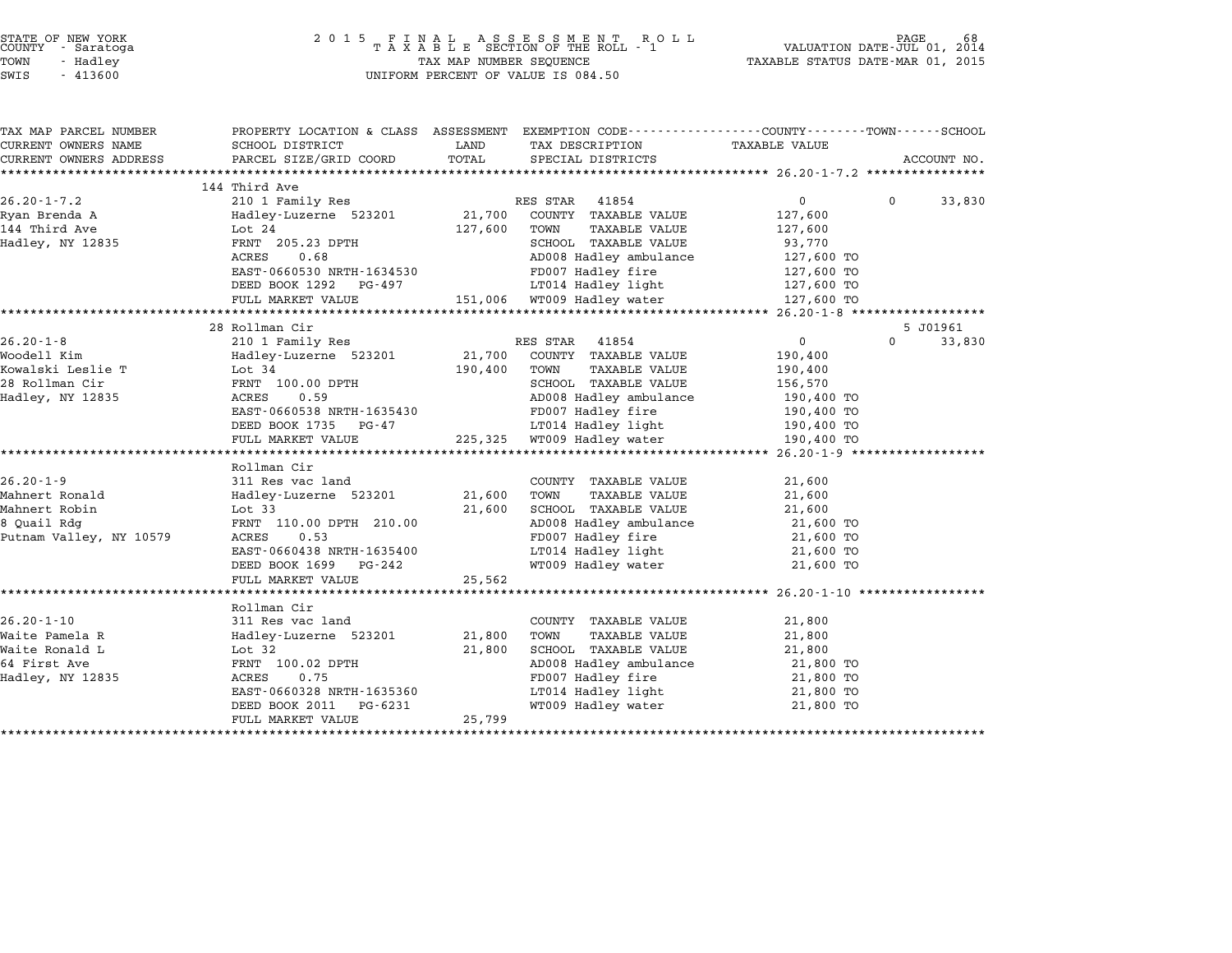STATE OF NEW YORK
COUNTY - Saratoga
TOWN - Hadley
SWIS - 413600

2 0 1 5 F I N A L A S S E S S M E N T R O L L
T A X A B L E SECTION OF THE ROLL - 1
TAX MAP NUMBER SEQUENCE
UNIFORM PERCENT OF VALUE IS 084.50

VALUATION DATE-JUL 01, 2014
TAXABLE STATUS DATE-MAR 01, 2015

| TAX MAP PARCEL NUMBER / CURRENT OWNERS NAME / CURRENT OWNERS ADDRESS | PROPERTY LOCATION & CLASS / SCHOOL DISTRICT / PARCEL SIZE/GRID COORD | ASSESSMENT LAND / TOTAL | EXEMPTION CODE / TAX DESCRIPTION / SPECIAL DISTRICTS | COUNTY / TAXABLE VALUE | TOWN | SCHOOL / ACCOUNT NO. |
|---|---|---|---|---|---|---|
| **26.20-1-7.2** | 144 Third Ave | | | | | |
| 26.20-1-7.2 | 210 1 Family Res | | RES STAR 41854 | 0 | 0 | 33,830 |
| Ryan Brenda A | Hadley-Luzerne 523201 | 21,700 | COUNTY TAXABLE VALUE | 127,600 | | |
| 144 Third Ave | Lot 24 | 127,600 | TOWN TAXABLE VALUE | 127,600 | | |
| Hadley, NY 12835 | FRNT 205.23 DPTH | | SCHOOL TAXABLE VALUE | 93,770 | | |
| | ACRES 0.68 | | AD008 Hadley ambulance | 127,600 TO | | |
| | EAST-0660530 NRTH-1634530 | | FD007 Hadley fire | 127,600 TO | | |
| | DEED BOOK 1292 PG-497 | | LT014 Hadley light | 127,600 TO | | |
| | FULL MARKET VALUE | 151,006 | WT009 Hadley water | 127,600 TO | | |
| **26.20-1-8** | 28 Rollman Cir | | | | | 5 J01961 |
| 26.20-1-8 | 210 1 Family Res | | RES STAR 41854 | 0 | 0 | 33,830 |
| Woodell Kim | Hadley-Luzerne 523201 | 21,700 | COUNTY TAXABLE VALUE | 190,400 | | |
| Kowalski Leslie T | Lot 34 | 190,400 | TOWN TAXABLE VALUE | 190,400 | | |
| 28 Rollman Cir | FRNT 100.00 DPTH | | SCHOOL TAXABLE VALUE | 156,570 | | |
| Hadley, NY 12835 | ACRES 0.59 | | AD008 Hadley ambulance | 190,400 TO | | |
| | EAST-0660538 NRTH-1635430 | | FD007 Hadley fire | 190,400 TO | | |
| | DEED BOOK 1735 PG-47 | | LT014 Hadley light | 190,400 TO | | |
| | FULL MARKET VALUE | 225,325 | WT009 Hadley water | 190,400 TO | | |
| **26.20-1-9** | Rollman Cir | | | | | |
| 26.20-1-9 | 311 Res vac land | | COUNTY TAXABLE VALUE | 21,600 | | |
| Mahnert Ronald | Hadley-Luzerne 523201 | 21,600 | TOWN TAXABLE VALUE | 21,600 | | |
| Mahnert Robin | Lot 33 | 21,600 | SCHOOL TAXABLE VALUE | 21,600 | | |
| 8 Quail Rdg | FRNT 110.00 DPTH 210.00 | | AD008 Hadley ambulance | 21,600 TO | | |
| Putnam Valley, NY 10579 | ACRES 0.53 | | FD007 Hadley fire | 21,600 TO | | |
| | EAST-0660438 NRTH-1635400 | | LT014 Hadley light | 21,600 TO | | |
| | DEED BOOK 1699 PG-242 | | WT009 Hadley water | 21,600 TO | | |
| | FULL MARKET VALUE | 25,562 | | | | |
| **26.20-1-10** | Rollman Cir | | | | | |
| 26.20-1-10 | 311 Res vac land | | COUNTY TAXABLE VALUE | 21,800 | | |
| Waite Pamela R | Hadley-Luzerne 523201 | 21,800 | TOWN TAXABLE VALUE | 21,800 | | |
| Waite Ronald L | Lot 32 | 21,800 | SCHOOL TAXABLE VALUE | 21,800 | | |
| 64 First Ave | FRNT 100.02 DPTH | | AD008 Hadley ambulance | 21,800 TO | | |
| Hadley, NY 12835 | ACRES 0.75 | | FD007 Hadley fire | 21,800 TO | | |
| | EAST-0660328 NRTH-1635360 | | LT014 Hadley light | 21,800 TO | | |
| | DEED BOOK 2011 PG-6231 | | WT009 Hadley water | 21,800 TO | | |
| | FULL MARKET VALUE | 25,799 | | | | |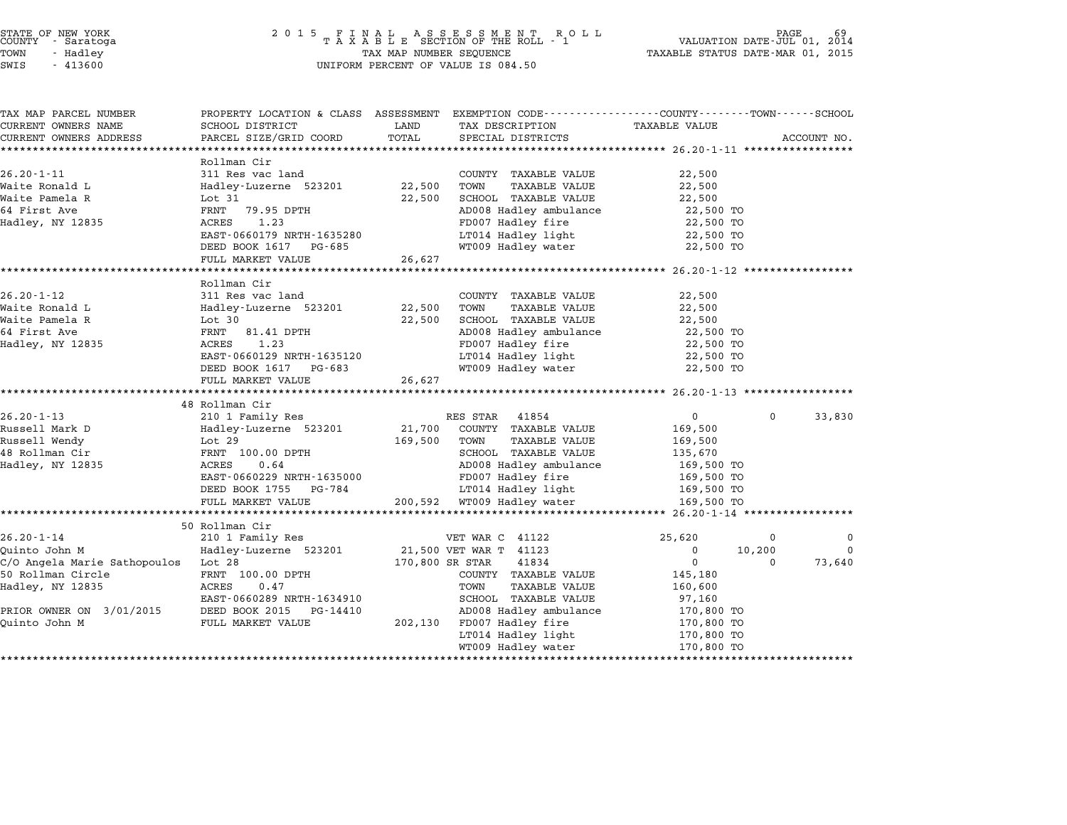STATE OF NEW YORK
COUNTY - Saratoga
TOWN - Hadley
SWIS - 413600

2 0 1 5 F I N A L A S S E S S M E N T R O L L
T A X A B L E SECTION OF THE ROLL - 1
TAX MAP NUMBER SEQUENCE
UNIFORM PERCENT OF VALUE IS 084.50

VALUATION DATE-JUL 01, 2014
TAXABLE STATUS DATE-MAR 01, 2015

| TAX MAP PARCEL NUMBER / CURRENT OWNERS NAME / CURRENT OWNERS ADDRESS | PROPERTY LOCATION & CLASS / SCHOOL DISTRICT / PARCEL SIZE/GRID COORD | ASSESSMENT LAND / TOTAL | EXEMPTION CODE / TAX DESCRIPTION / SPECIAL DISTRICTS | COUNTY TAXABLE VALUE | TOWN | SCHOOL / ACCOUNT NO. |
|---|---|---|---|---|---|---|
| **26.20-1-11** | Rollman Cir | | | | | |
| 26.20-1-11 | 311 Res vac land | | COUNTY TAXABLE VALUE | 22,500 | | |
| Waite Ronald L | Hadley-Luzerne 523201 | 22,500 | TOWN TAXABLE VALUE | 22,500 | | |
| Waite Pamela R | Lot 31 | 22,500 | SCHOOL TAXABLE VALUE | 22,500 | | |
| 64 First Ave | FRNT 79.95 DPTH | | AD008 Hadley ambulance | 22,500 TO | | |
| Hadley, NY 12835 | ACRES 1.23 | | FD007 Hadley fire | 22,500 TO | | |
| | EAST-0660179 NRTH-1635280 | | LT014 Hadley light | 22,500 TO | | |
| | DEED BOOK 1617 PG-685 | | WT009 Hadley water | 22,500 TO | | |
| | FULL MARKET VALUE | 26,627 | | | | |
| **26.20-1-12** | Rollman Cir | | | | | |
| 26.20-1-12 | 311 Res vac land | | COUNTY TAXABLE VALUE | 22,500 | | |
| Waite Ronald L | Hadley-Luzerne 523201 | 22,500 | TOWN TAXABLE VALUE | 22,500 | | |
| Waite Pamela R | Lot 30 | 22,500 | SCHOOL TAXABLE VALUE | 22,500 | | |
| 64 First Ave | FRNT 81.41 DPTH | | AD008 Hadley ambulance | 22,500 TO | | |
| Hadley, NY 12835 | ACRES 1.23 | | FD007 Hadley fire | 22,500 TO | | |
| | EAST-0660129 NRTH-1635120 | | LT014 Hadley light | 22,500 TO | | |
| | DEED BOOK 1617 PG-683 | | WT009 Hadley water | 22,500 TO | | |
| | FULL MARKET VALUE | 26,627 | | | | |
| **26.20-1-13** | 48 Rollman Cir | | | | | |
| 26.20-1-13 | 210 1 Family Res | | RES STAR 41854 | 0 | 0 | 33,830 |
| Russell Mark D | Hadley-Luzerne 523201 | 21,700 | COUNTY TAXABLE VALUE | 169,500 | | |
| Russell Wendy | Lot 29 | 169,500 | TOWN TAXABLE VALUE | 169,500 | | |
| 48 Rollman Cir | FRNT 100.00 DPTH | | SCHOOL TAXABLE VALUE | 135,670 | | |
| Hadley, NY 12835 | ACRES 0.64 | | AD008 Hadley ambulance | 169,500 TO | | |
| | EAST-0660229 NRTH-1635000 | | FD007 Hadley fire | 169,500 TO | | |
| | DEED BOOK 1755 PG-784 | | LT014 Hadley light | 169,500 TO | | |
| | FULL MARKET VALUE | 200,592 | WT009 Hadley water | 169,500 TO | | |
| **26.20-1-14** | 50 Rollman Cir | | | | | |
| 26.20-1-14 | 210 1 Family Res | | VET WAR C 41122 | 25,620 | 0 | 0 |
| Quinto John M | Hadley-Luzerne 523201 | 21,500 | VET WAR T 41123 | 0 | 10,200 | 0 |
| C/O Angela Marie Sathopoulos | Lot 28 | 170,800 | SR STAR 41834 | 0 | 0 | 73,640 |
| 50 Rollman Circle | FRNT 100.00 DPTH | | COUNTY TAXABLE VALUE | 145,180 | | |
| Hadley, NY 12835 | ACRES 0.47 | | TOWN TAXABLE VALUE | 160,600 | | |
| | EAST-0660289 NRTH-1634910 | | SCHOOL TAXABLE VALUE | 97,160 | | |
| PRIOR OWNER ON 3/01/2015 | DEED BOOK 2015 PG-14410 | | AD008 Hadley ambulance | 170,800 TO | | |
| Quinto John M | FULL MARKET VALUE | 202,130 | FD007 Hadley fire | 170,800 TO | | |
| | | | LT014 Hadley light | 170,800 TO | | |
| | | | WT009 Hadley water | 170,800 TO | | |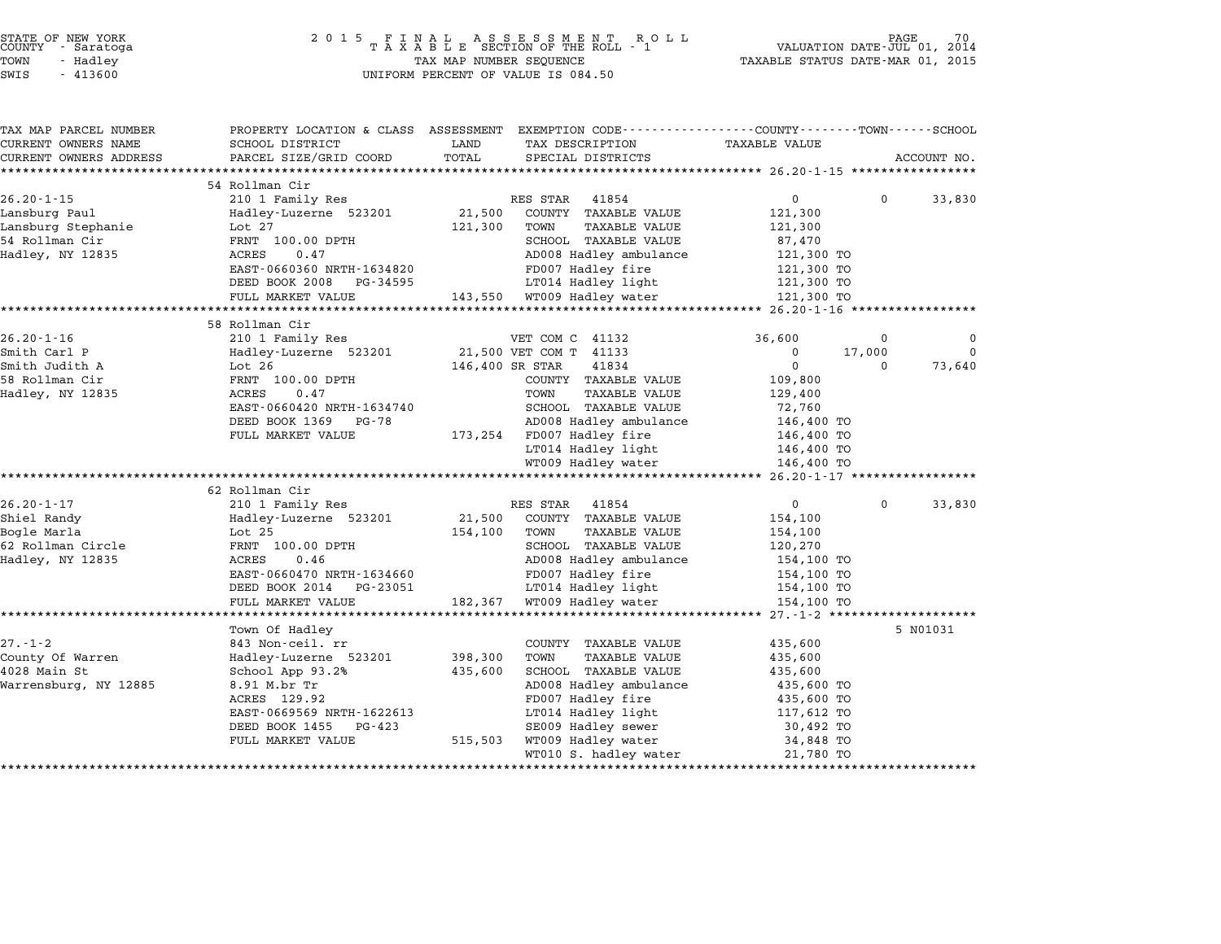STATE OF NEW YORK
COUNTY - Saratoga
TOWN - Hadley
SWIS - 413600

# 2015 FINAL ASSESSMENT ROLL
TAXABLE SECTION OF THE ROLL - 1
TAX MAP NUMBER SEQUENCE
UNIFORM PERCENT OF VALUE IS 084.50

VALUATION DATE-JUL 01, 2014
TAXABLE STATUS DATE-MAR 01, 2015

| TAX MAP PARCEL NUMBER / CURRENT OWNERS NAME / CURRENT OWNERS ADDRESS | PROPERTY LOCATION & CLASS / SCHOOL DISTRICT / PARCEL SIZE/GRID COORD | ASSESSMENT LAND / TOTAL | EXEMPTION CODE / TAX DESCRIPTION / SPECIAL DISTRICTS | COUNTY TAXABLE VALUE | TOWN | SCHOOL / ACCOUNT NO. |
|---|---|---|---|---|---|---|
| | 54 Rollman Cir | | | | | |
| 26.20-1-15 | 210 1 Family Res | | RES STAR 41854 | 0 | 0 | 33,830 |
| Lansburg Paul | Hadley-Luzerne 523201 | 21,500 | COUNTY TAXABLE VALUE | 121,300 | | |
| Lansburg Stephanie | Lot 27 | 121,300 | TOWN TAXABLE VALUE | 121,300 | | |
| 54 Rollman Cir | FRNT 100.00 DPTH | | SCHOOL TAXABLE VALUE | 87,470 | | |
| Hadley, NY 12835 | ACRES 0.47 | | AD008 Hadley ambulance | 121,300 TO | | |
| | EAST-0660360 NRTH-1634820 | | FD007 Hadley fire | 121,300 TO | | |
| | DEED BOOK 2008 PG-34595 | | LT014 Hadley light | 121,300 TO | | |
| | FULL MARKET VALUE | 143,550 | WT009 Hadley water | 121,300 TO | | |
| | 58 Rollman Cir | | | | | |
| 26.20-1-16 | 210 1 Family Res | | VET COM C 41132 | 36,600 | 0 | 0 |
| Smith Carl P | Hadley-Luzerne 523201 | 21,500 | VET COM T 41133 | 0 | 17,000 | 0 |
| Smith Judith A | Lot 26 | 146,400 | SR STAR 41834 | 0 | 0 | 73,640 |
| 58 Rollman Cir | FRNT 100.00 DPTH | | COUNTY TAXABLE VALUE | 109,800 | | |
| Hadley, NY 12835 | ACRES 0.47 | | TOWN TAXABLE VALUE | 129,400 | | |
| | EAST-0660420 NRTH-1634740 | | SCHOOL TAXABLE VALUE | 72,760 | | |
| | DEED BOOK 1369 PG-78 | | AD008 Hadley ambulance | 146,400 TO | | |
| | FULL MARKET VALUE | 173,254 | FD007 Hadley fire | 146,400 TO | | |
| | | | LT014 Hadley light | 146,400 TO | | |
| | | | WT009 Hadley water | 146,400 TO | | |
| | 62 Rollman Cir | | | | | |
| 26.20-1-17 | 210 1 Family Res | | RES STAR 41854 | 0 | 0 | 33,830 |
| Shiel Randy | Hadley-Luzerne 523201 | 21,500 | COUNTY TAXABLE VALUE | 154,100 | | |
| Bogle Marla | Lot 25 | 154,100 | TOWN TAXABLE VALUE | 154,100 | | |
| 62 Rollman Circle | FRNT 100.00 DPTH | | SCHOOL TAXABLE VALUE | 120,270 | | |
| Hadley, NY 12835 | ACRES 0.46 | | AD008 Hadley ambulance | 154,100 TO | | |
| | EAST-0660470 NRTH-1634660 | | FD007 Hadley fire | 154,100 TO | | |
| | DEED BOOK 2014 PG-23051 | | LT014 Hadley light | 154,100 TO | | |
| | FULL MARKET VALUE | 182,367 | WT009 Hadley water | 154,100 TO | | |
| | Town Of Hadley | | | | | 5 N01031 |
| 27.-1-2 | 843 Non-ceil. rr | | COUNTY TAXABLE VALUE | 435,600 | | |
| County Of Warren | Hadley-Luzerne 523201 | 398,300 | TOWN TAXABLE VALUE | 435,600 | | |
| 4028 Main St | School App 93.2% | 435,600 | SCHOOL TAXABLE VALUE | 435,600 | | |
| Warrensburg, NY 12885 | 8.91 M.br Tr | | AD008 Hadley ambulance | 435,600 TO | | |
| | ACRES 129.92 | | FD007 Hadley fire | 435,600 TO | | |
| | EAST-0669569 NRTH-1622613 | | LT014 Hadley light | 117,612 TO | | |
| | DEED BOOK 1455 PG-423 | | SE009 Hadley sewer | 30,492 TO | | |
| | FULL MARKET VALUE | 515,503 | WT009 Hadley water | 34,848 TO | | |
| | | | WT010 S. hadley water | 21,780 TO | | |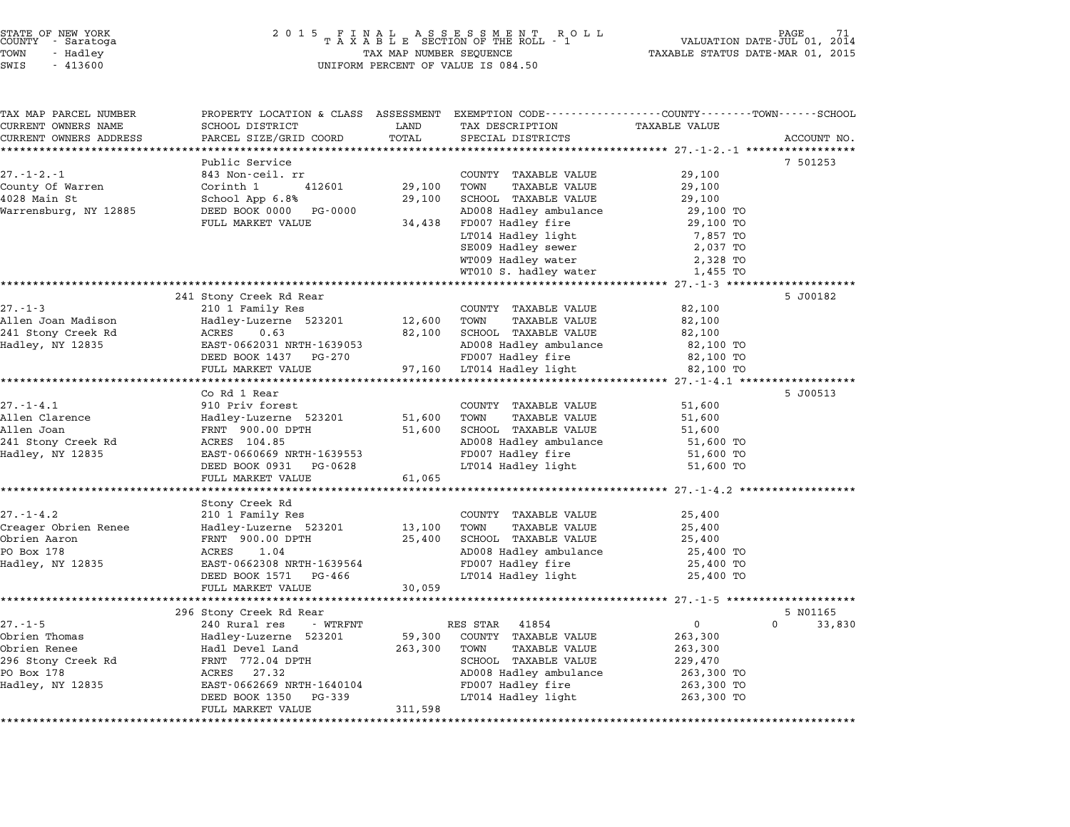STATE OF NEW YORK
COUNTY - Saratoga
TOWN - Hadley
SWIS - 413600

2015 FINAL ASSESSMENT ROLL
TAXABLE SECTION OF THE ROLL - 1
TAX MAP NUMBER SEQUENCE
UNIFORM PERCENT OF VALUE IS 084.50

VALUATION DATE-JUL 01, 2014
TAXABLE STATUS DATE-MAR 01, 2015

| TAX MAP PARCEL NUMBER / CURRENT OWNERS NAME / CURRENT OWNERS ADDRESS | PROPERTY LOCATION & CLASS / SCHOOL DISTRICT / PARCEL SIZE/GRID COORD | ASSESSMENT LAND / TOTAL | EXEMPTION CODE / TAX DESCRIPTION / SPECIAL DISTRICTS | TAXABLE VALUE (COUNTY / TOWN / SCHOOL) | ACCOUNT NO. |
|---|---|---|---|---|---|
| **27.-1-2.-1** | Public Service | | | | 7 501253 |
| | 843 Non-ceil. rr | | COUNTY TAXABLE VALUE | 29,100 | |
| County Of Warren | Corinth 1 412601 | 29,100 | TOWN TAXABLE VALUE | 29,100 | |
| 4028 Main St | School App 6.8% | 29,100 | SCHOOL TAXABLE VALUE | 29,100 | |
| Warrensburg, NY 12885 | DEED BOOK 0000 PG-0000 | | AD008 Hadley ambulance | 29,100 TO | |
| | FULL MARKET VALUE | 34,438 | FD007 Hadley fire | 29,100 TO | |
| | | | LT014 Hadley light | 7,857 TO | |
| | | | SE009 Hadley sewer | 2,037 TO | |
| | | | WT009 Hadley water | 2,328 TO | |
| | | | WT010 S. hadley water | 1,455 TO | |
| **27.-1-3** | 241 Stony Creek Rd Rear | | | | 5 J00182 |
| | 210 1 Family Res | | COUNTY TAXABLE VALUE | 82,100 | |
| Allen Joan Madison | Hadley-Luzerne 523201 | 12,600 | TOWN TAXABLE VALUE | 82,100 | |
| 241 Stony Creek Rd | ACRES 0.63 | 82,100 | SCHOOL TAXABLE VALUE | 82,100 | |
| Hadley, NY 12835 | EAST-0662031 NRTH-1639053 | | AD008 Hadley ambulance | 82,100 TO | |
| | DEED BOOK 1437 PG-270 | | FD007 Hadley fire | 82,100 TO | |
| | FULL MARKET VALUE | 97,160 | LT014 Hadley light | 82,100 TO | |
| **27.-1-4.1** | Co Rd 1 Rear | | | | 5 J00513 |
| | 910 Priv forest | | COUNTY TAXABLE VALUE | 51,600 | |
| Allen Clarence | Hadley-Luzerne 523201 | 51,600 | TOWN TAXABLE VALUE | 51,600 | |
| Allen Joan | FRNT 900.00 DPTH | 51,600 | SCHOOL TAXABLE VALUE | 51,600 | |
| 241 Stony Creek Rd | ACRES 104.85 | | AD008 Hadley ambulance | 51,600 TO | |
| Hadley, NY 12835 | EAST-0660669 NRTH-1639553 | | FD007 Hadley fire | 51,600 TO | |
| | DEED BOOK 0931 PG-0628 | | LT014 Hadley light | 51,600 TO | |
| | FULL MARKET VALUE | 61,065 | | | |
| **27.-1-4.2** | Stony Creek Rd | | | | |
| | 210 1 Family Res | | COUNTY TAXABLE VALUE | 25,400 | |
| Creager Obrien Renee | Hadley-Luzerne 523201 | 13,100 | TOWN TAXABLE VALUE | 25,400 | |
| Obrien Aaron | FRNT 900.00 DPTH | 25,400 | SCHOOL TAXABLE VALUE | 25,400 | |
| PO Box 178 | ACRES 1.04 | | AD008 Hadley ambulance | 25,400 TO | |
| Hadley, NY 12835 | EAST-0662308 NRTH-1639564 | | FD007 Hadley fire | 25,400 TO | |
| | DEED BOOK 1571 PG-466 | | LT014 Hadley light | 25,400 TO | |
| | FULL MARKET VALUE | 30,059 | | | |
| **27.-1-5** | 296 Stony Creek Rd Rear | | | | 5 N01165 |
| | 240 Rural res - WTRFNT | | RES STAR 41854 | 0 0 | 33,830 |
| Obrien Thomas | Hadley-Luzerne 523201 | 59,300 | COUNTY TAXABLE VALUE | 263,300 | |
| Obrien Renee | Hadl Devel Land | 263,300 | TOWN TAXABLE VALUE | 263,300 | |
| 296 Stony Creek Rd | FRNT 772.04 DPTH | | SCHOOL TAXABLE VALUE | 229,470 | |
| PO Box 178 | ACRES 27.32 | | AD008 Hadley ambulance | 263,300 TO | |
| Hadley, NY 12835 | EAST-0662669 NRTH-1640104 | | FD007 Hadley fire | 263,300 TO | |
| | DEED BOOK 1350 PG-339 | | LT014 Hadley light | 263,300 TO | |
| | FULL MARKET VALUE | 311,598 | | | |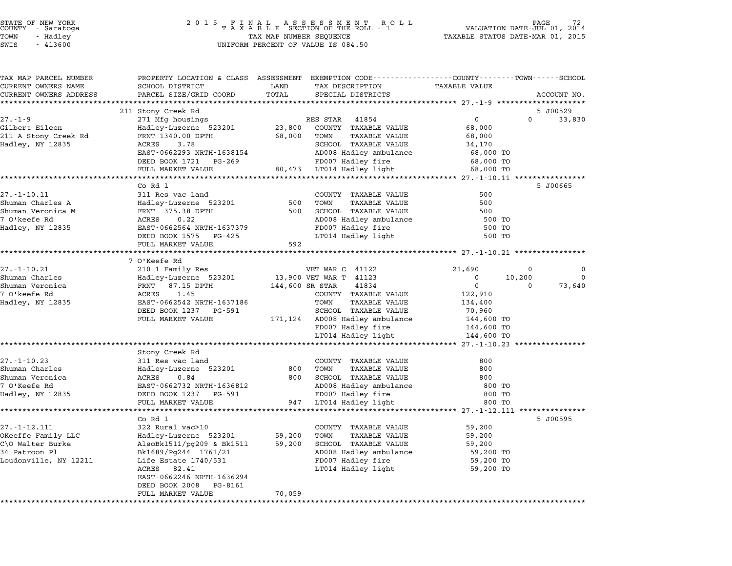STATE OF NEW YORK
COUNTY - Saratoga
TOWN - Hadley
SWIS - 413600

2 0 1 5 F I N A L A S S E S S M E N T R O L L
T A X A B L E SECTION OF THE ROLL - 1
TAX MAP NUMBER SEQUENCE
UNIFORM PERCENT OF VALUE IS 084.50

VALUATION DATE-JUL 01, 2014
TAXABLE STATUS DATE-MAR 01, 2015

| TAX MAP PARCEL NUMBER / CURRENT OWNERS NAME / CURRENT OWNERS ADDRESS | PROPERTY LOCATION & CLASS / SCHOOL DISTRICT / PARCEL SIZE/GRID COORD | ASSESSMENT LAND / TOTAL | EXEMPTION CODE / TAX DESCRIPTION / SPECIAL DISTRICTS | COUNTY TAXABLE VALUE | TOWN | SCHOOL | ACCOUNT NO. |
|---|---|---|---|---|---|---|---|
| **27.-1-9** | 211 Stony Creek Rd | | | | | | 5 J00529 |
| | 271 Mfg housings | | RES STAR 41854 | 0 | 0 | 33,830 | |
| Gilbert Eileen | Hadley-Luzerne 523201 | 23,800 | COUNTY TAXABLE VALUE | 68,000 | | | |
| 211 A Stony Creek Rd | FRNT 1340.00 DPTH | 68,000 | TOWN TAXABLE VALUE | 68,000 | | | |
| Hadley, NY 12835 | ACRES 3.78 | | SCHOOL TAXABLE VALUE | 34,170 | | | |
| | EAST-0662293 NRTH-1638154 | | AD008 Hadley ambulance | 68,000 TO | | | |
| | DEED BOOK 1721 PG-269 | | FD007 Hadley fire | 68,000 TO | | | |
| | FULL MARKET VALUE | 80,473 | LT014 Hadley light | 68,000 TO | | | |
| **27.-1-10.11** | Co Rd 1 | | | | | | 5 J00665 |
| | 311 Res vac land | | COUNTY TAXABLE VALUE | 500 | | | |
| Shuman Charles A | Hadley-Luzerne 523201 | 500 | TOWN TAXABLE VALUE | 500 | | | |
| Shuman Veronica M | FRNT 375.38 DPTH | 500 | SCHOOL TAXABLE VALUE | 500 | | | |
| 7 O'keefe Rd | ACRES 0.22 | | AD008 Hadley ambulance | 500 TO | | | |
| Hadley, NY 12835 | EAST-0662564 NRTH-1637379 | | FD007 Hadley fire | 500 TO | | | |
| | DEED BOOK 1575 PG-425 | | LT014 Hadley light | 500 TO | | | |
| | FULL MARKET VALUE | 592 | | | | | |
| **27.-1-10.21** | 7 O'Keefe Rd | | | | | | |
| | 210 1 Family Res | | VET WAR C 41122 | 21,690 | 0 | 0 | |
| Shuman Charles | Hadley-Luzerne 523201 | 13,900 | VET WAR T 41123 | 0 | 10,200 | 0 | |
| Shuman Veronica | FRNT 87.15 DPTH | 144,600 | SR STAR 41834 | 0 | 0 | 73,640 | |
| 7 O'keefe Rd | ACRES 1.45 | | COUNTY TAXABLE VALUE | 122,910 | | | |
| Hadley, NY 12835 | EAST-0662542 NRTH-1637186 | | TOWN TAXABLE VALUE | 134,400 | | | |
| | DEED BOOK 1237 PG-591 | | SCHOOL TAXABLE VALUE | 70,960 | | | |
| | FULL MARKET VALUE | 171,124 | AD008 Hadley ambulance | 144,600 TO | | | |
| | | | FD007 Hadley fire | 144,600 TO | | | |
| | | | LT014 Hadley light | 144,600 TO | | | |
| **27.-1-10.23** | Stony Creek Rd | | | | | | |
| | 311 Res vac land | | COUNTY TAXABLE VALUE | 800 | | | |
| Shuman Charles | Hadley-Luzerne 523201 | 800 | TOWN TAXABLE VALUE | 800 | | | |
| Shuman Veronica | ACRES 0.84 | 800 | SCHOOL TAXABLE VALUE | 800 | | | |
| 7 O'Keefe Rd | EAST-0662732 NRTH-1636812 | | AD008 Hadley ambulance | 800 TO | | | |
| Hadley, NY 12835 | DEED BOOK 1237 PG-591 | | FD007 Hadley fire | 800 TO | | | |
| | FULL MARKET VALUE | 947 | LT014 Hadley light | 800 TO | | | |
| **27.-1-12.111** | Co Rd 1 | | | | | | 5 J00595 |
| | 322 Rural vac>10 | | COUNTY TAXABLE VALUE | 59,200 | | | |
| OKeeffe Family LLC | Hadley-Luzerne 523201 | 59,200 | TOWN TAXABLE VALUE | 59,200 | | | |
| C\O Walter Burke | AlsoBk1511/pg209 & Bk1511 | 59,200 | SCHOOL TAXABLE VALUE | 59,200 | | | |
| 34 Patroon Pl | Bk1689/Pg244 1761/21 | | AD008 Hadley ambulance | 59,200 TO | | | |
| Loudonville, NY 12211 | Life Estate 1740/531 | | FD007 Hadley fire | 59,200 TO | | | |
| | ACRES 82.41 | | LT014 Hadley light | 59,200 TO | | | |
| | EAST-0662246 NRTH-1636294 | | | | | | |
| | DEED BOOK 2008 PG-8161 | | | | | | |
| | FULL MARKET VALUE | 70,059 | | | | | |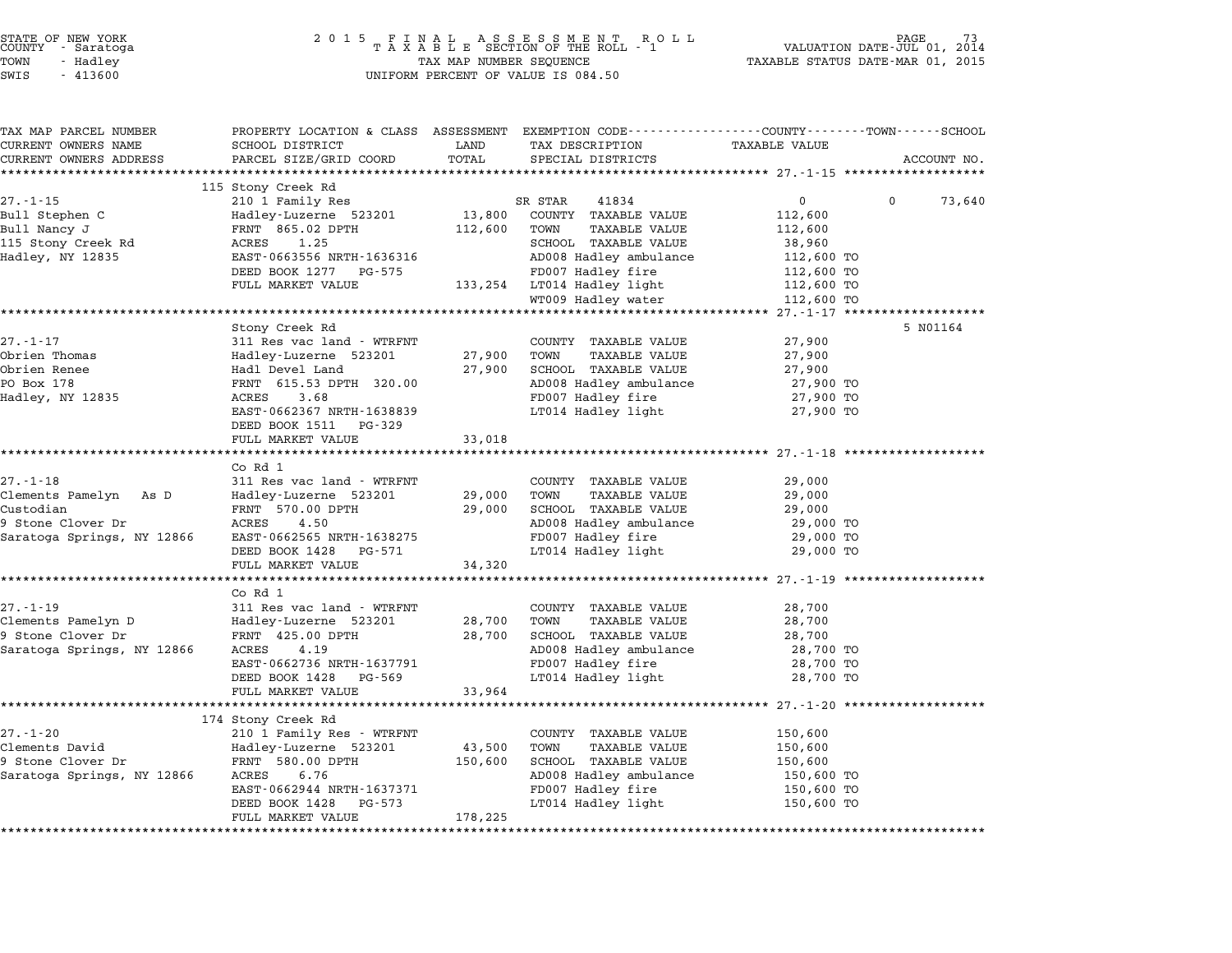STATE OF NEW YORK
COUNTY - Saratoga
TOWN - Hadley
SWIS - 413600

2015 FINAL ASSESSMENT ROLL
TAXABLE SECTION OF THE ROLL - 1
TAX MAP NUMBER SEQUENCE
UNIFORM PERCENT OF VALUE IS 084.50

VALUATION DATE-JUL 01, 2014
TAXABLE STATUS DATE-MAR 01, 2015

| TAX MAP PARCEL NUMBER / CURRENT OWNERS NAME / CURRENT OWNERS ADDRESS | PROPERTY LOCATION & CLASS / SCHOOL DISTRICT / PARCEL SIZE/GRID COORD | ASSESSMENT LAND / TOTAL | EXEMPTION CODE / TAX DESCRIPTION / SPECIAL DISTRICTS | COUNTY / TOWN / SCHOOL TAXABLE VALUE | ACCOUNT NO. |
|---|---|---|---|---|---|
| **27.-1-15** | 115 Stony Creek Rd | | | | |
| 27.-1-15 | 210 1 Family Res | | SR STAR 41834 | 0 0 73,640 | |
| Bull Stephen C | Hadley-Luzerne 523201 | 13,800 | COUNTY TAXABLE VALUE | 112,600 | |
| Bull Nancy J | FRNT 865.02 DPTH | 112,600 | TOWN TAXABLE VALUE | 112,600 | |
| 115 Stony Creek Rd | ACRES 1.25 | | SCHOOL TAXABLE VALUE | 38,960 | |
| Hadley, NY 12835 | EAST-0663556 NRTH-1636316 | | AD008 Hadley ambulance | 112,600 TO | |
| | DEED BOOK 1277 PG-575 | | FD007 Hadley fire | 112,600 TO | |
| | FULL MARKET VALUE | 133,254 | LT014 Hadley light | 112,600 TO | |
| | | | WT009 Hadley water | 112,600 TO | |
| **27.-1-17** | Stony Creek Rd | | | | 5 N01164 |
| 27.-1-17 | 311 Res vac land - WTRFNT | | COUNTY TAXABLE VALUE | 27,900 | |
| Obrien Thomas | Hadley-Luzerne 523201 | 27,900 | TOWN TAXABLE VALUE | 27,900 | |
| Obrien Renee | Hadl Devel Land | 27,900 | SCHOOL TAXABLE VALUE | 27,900 | |
| PO Box 178 | FRNT 615.53 DPTH 320.00 | | AD008 Hadley ambulance | 27,900 TO | |
| Hadley, NY 12835 | ACRES 3.68 | | FD007 Hadley fire | 27,900 TO | |
| | EAST-0662367 NRTH-1638839 | | LT014 Hadley light | 27,900 TO | |
| | DEED BOOK 1511 PG-329 | | | | |
| | FULL MARKET VALUE | 33,018 | | | |
| **27.-1-18** | Co Rd 1 | | | | |
| 27.-1-18 | 311 Res vac land - WTRFNT | | COUNTY TAXABLE VALUE | 29,000 | |
| Clements Pamelyn As D | Hadley-Luzerne 523201 | 29,000 | TOWN TAXABLE VALUE | 29,000 | |
| Custodian | FRNT 570.00 DPTH | 29,000 | SCHOOL TAXABLE VALUE | 29,000 | |
| 9 Stone Clover Dr | ACRES 4.50 | | AD008 Hadley ambulance | 29,000 TO | |
| Saratoga Springs, NY 12866 | EAST-0662565 NRTH-1638275 | | FD007 Hadley fire | 29,000 TO | |
| | DEED BOOK 1428 PG-571 | | LT014 Hadley light | 29,000 TO | |
| | FULL MARKET VALUE | 34,320 | | | |
| **27.-1-19** | Co Rd 1 | | | | |
| 27.-1-19 | 311 Res vac land - WTRFNT | | COUNTY TAXABLE VALUE | 28,700 | |
| Clements Pamelyn D | Hadley-Luzerne 523201 | 28,700 | TOWN TAXABLE VALUE | 28,700 | |
| 9 Stone Clover Dr | FRNT 425.00 DPTH | 28,700 | SCHOOL TAXABLE VALUE | 28,700 | |
| Saratoga Springs, NY 12866 | ACRES 4.19 | | AD008 Hadley ambulance | 28,700 TO | |
| | EAST-0662736 NRTH-1637791 | | FD007 Hadley fire | 28,700 TO | |
| | DEED BOOK 1428 PG-569 | | LT014 Hadley light | 28,700 TO | |
| | FULL MARKET VALUE | 33,964 | | | |
| **27.-1-20** | 174 Stony Creek Rd | | | | |
| 27.-1-20 | 210 1 Family Res - WTRFNT | | COUNTY TAXABLE VALUE | 150,600 | |
| Clements David | Hadley-Luzerne 523201 | 43,500 | TOWN TAXABLE VALUE | 150,600 | |
| 9 Stone Clover Dr | FRNT 580.00 DPTH | 150,600 | SCHOOL TAXABLE VALUE | 150,600 | |
| Saratoga Springs, NY 12866 | ACRES 6.76 | | AD008 Hadley ambulance | 150,600 TO | |
| | EAST-0662944 NRTH-1637371 | | FD007 Hadley fire | 150,600 TO | |
| | DEED BOOK 1428 PG-573 | | LT014 Hadley light | 150,600 TO | |
| | FULL MARKET VALUE | 178,225 | | | |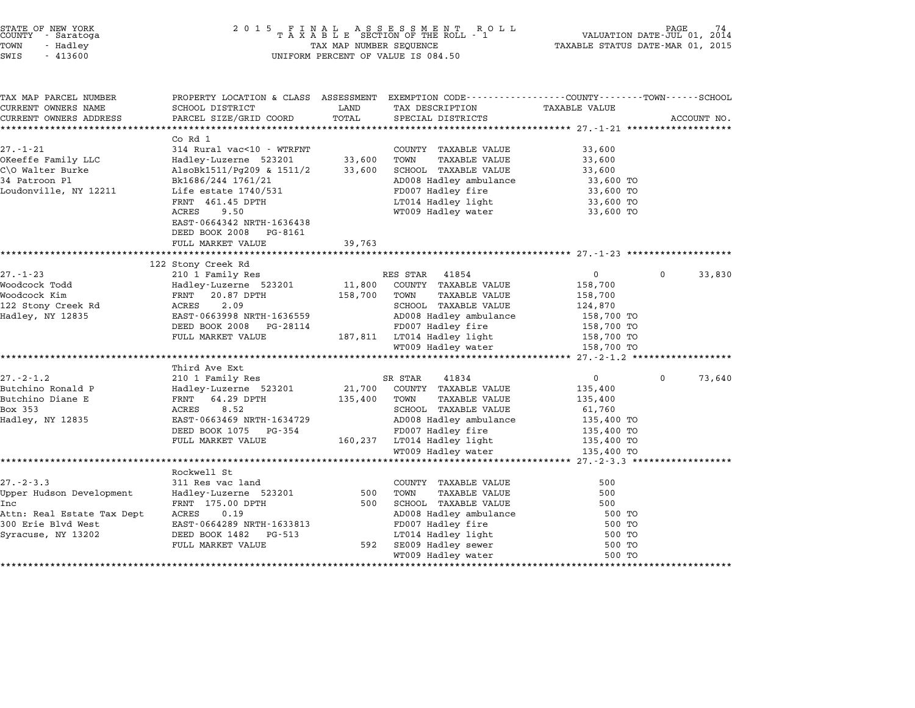STATE OF NEW YORK
COUNTY - Saratoga
TOWN - Hadley
SWIS - 413600

2015 FINAL ASSESSMENT ROLL
TAXABLE SECTION OF THE ROLL - 1
TAX MAP NUMBER SEQUENCE
UNIFORM PERCENT OF VALUE IS 084.50

VALUATION DATE-JUL 01, 2014
TAXABLE STATUS DATE-MAR 01, 2015

| TAX MAP PARCEL NUMBER / CURRENT OWNERS NAME / CURRENT OWNERS ADDRESS | PROPERTY LOCATION & CLASS / SCHOOL DISTRICT / PARCEL SIZE/GRID COORD | ASSESSMENT LAND / TOTAL | EXEMPTION CODE / TAX DESCRIPTION / SPECIAL DISTRICTS | COUNTY / TOWN / SCHOOL TAXABLE VALUE | ACCOUNT NO. |
|---|---|---|---|---|---|
| **27.-1-21** | Co Rd 1 | | | | |
| 27.-1-21 | 314 Rural vac<10 - WTRFNT | | COUNTY TAXABLE VALUE | 33,600 | |
| OKeeffe Family LLC | Hadley-Luzerne 523201 | 33,600 | TOWN TAXABLE VALUE | 33,600 | |
| C\O Walter Burke | AlsoBk1511/Pg209 & 1511/2 | 33,600 | SCHOOL TAXABLE VALUE | 33,600 | |
| 34 Patroon Pl | Bk1686/244 1761/21 | | AD008 Hadley ambulance | 33,600 TO | |
| Loudonville, NY 12211 | Life estate 1740/531 | | FD007 Hadley fire | 33,600 TO | |
| | FRNT 461.45 DPTH | | LT014 Hadley light | 33,600 TO | |
| | ACRES 9.50 | | WT009 Hadley water | 33,600 TO | |
| | EAST-0664342 NRTH-1636438 | | | | |
| | DEED BOOK 2008 PG-8161 | | | | |
| | FULL MARKET VALUE | 39,763 | | | |
| **27.-1-23** | 122 Stony Creek Rd | | | | |
| 27.-1-23 | 210 1 Family Res | | RES STAR 41854 | 0 / 0 / 33,830 | |
| Woodcock Todd | Hadley-Luzerne 523201 | 11,800 | COUNTY TAXABLE VALUE | 158,700 | |
| Woodcock Kim | FRNT 20.87 DPTH | 158,700 | TOWN TAXABLE VALUE | 158,700 | |
| 122 Stony Creek Rd | ACRES 2.09 | | SCHOOL TAXABLE VALUE | 124,870 | |
| Hadley, NY 12835 | EAST-0663998 NRTH-1636559 | | AD008 Hadley ambulance | 158,700 TO | |
| | DEED BOOK 2008 PG-28114 | | FD007 Hadley fire | 158,700 TO | |
| | FULL MARKET VALUE | 187,811 | LT014 Hadley light | 158,700 TO | |
| | | | WT009 Hadley water | 158,700 TO | |
| **27.-2-1.2** | Third Ave Ext | | | | |
| 27.-2-1.2 | 210 1 Family Res | | SR STAR 41834 | 0 / 0 / 73,640 | |
| Butchino Ronald P | Hadley-Luzerne 523201 | 21,700 | COUNTY TAXABLE VALUE | 135,400 | |
| Butchino Diane E | FRNT 64.29 DPTH | 135,400 | TOWN TAXABLE VALUE | 135,400 | |
| Box 353 | ACRES 8.52 | | SCHOOL TAXABLE VALUE | 61,760 | |
| Hadley, NY 12835 | EAST-0663469 NRTH-1634729 | | AD008 Hadley ambulance | 135,400 TO | |
| | DEED BOOK 1075 PG-354 | | FD007 Hadley fire | 135,400 TO | |
| | FULL MARKET VALUE | 160,237 | LT014 Hadley light | 135,400 TO | |
| | | | WT009 Hadley water | 135,400 TO | |
| **27.-2-3.3** | Rockwell St | | | | |
| 27.-2-3.3 | 311 Res vac land | | COUNTY TAXABLE VALUE | 500 | |
| Upper Hudson Development | Hadley-Luzerne 523201 | 500 | TOWN TAXABLE VALUE | 500 | |
| Inc | FRNT 175.00 DPTH | 500 | SCHOOL TAXABLE VALUE | 500 | |
| Attn: Real Estate Tax Dept | ACRES 0.19 | | AD008 Hadley ambulance | 500 TO | |
| 300 Erie Blvd West | EAST-0664289 NRTH-1633813 | | FD007 Hadley fire | 500 TO | |
| Syracuse, NY 13202 | DEED BOOK 1482 PG-513 | | LT014 Hadley light | 500 TO | |
| | FULL MARKET VALUE | 592 | SE009 Hadley sewer | 500 TO | |
| | | | WT009 Hadley water | 500 TO | |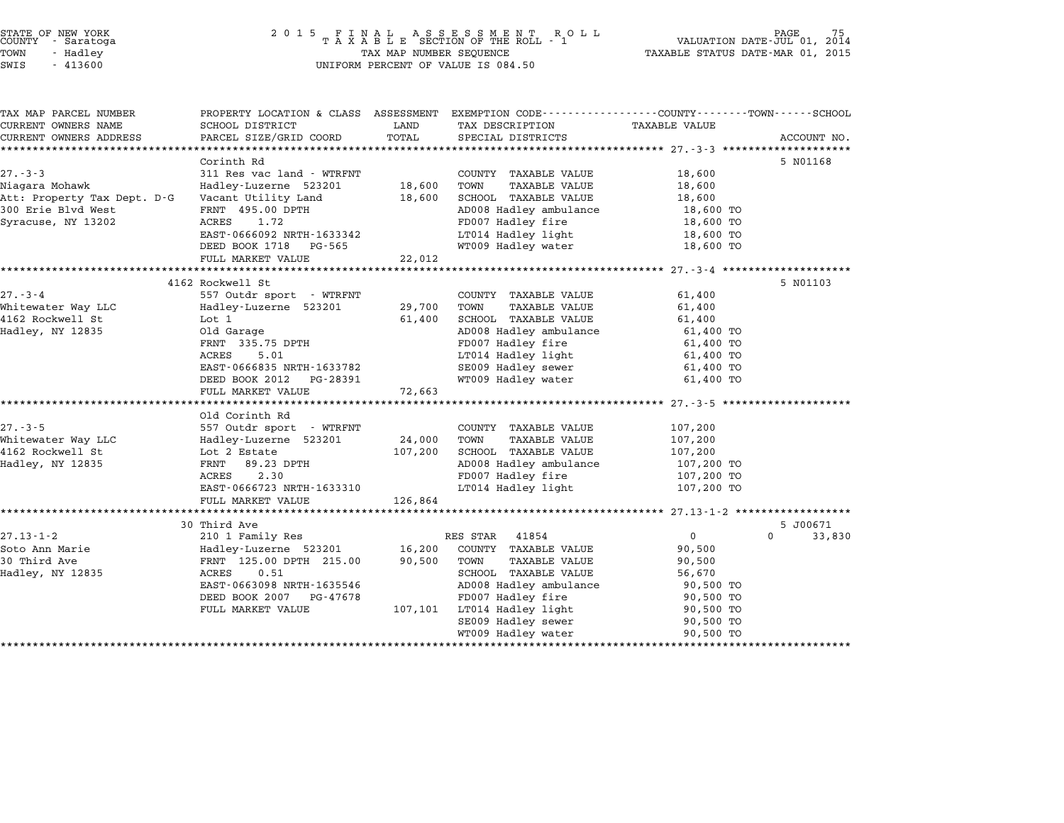STATE OF NEW YORK
COUNTY - Saratoga
TOWN - Hadley
SWIS - 413600

2015 FINAL ASSESSMENT ROLL
TAXABLE SECTION OF THE ROLL - 1
TAX MAP NUMBER SEQUENCE
UNIFORM PERCENT OF VALUE IS 084.50

VALUATION DATE-JUL 01, 2014
TAXABLE STATUS DATE-MAR 01, 2015

| TAX MAP PARCEL NUMBER / CURRENT OWNERS NAME / CURRENT OWNERS ADDRESS | PROPERTY LOCATION & CLASS / SCHOOL DISTRICT / PARCEL SIZE/GRID COORD | ASSESSMENT LAND / TOTAL | EXEMPTION CODE / TAX DESCRIPTION / SPECIAL DISTRICTS | COUNTY / TOWN / SCHOOL TAXABLE VALUE | ACCOUNT NO. |
|---|---|---|---|---|---|
| **27.-3-3** | Corinth Rd | | | | 5 N01168 |
| 27.-3-3 | 311 Res vac land - WTRFNT | | COUNTY TAXABLE VALUE | 18,600 | |
| Niagara Mohawk | Hadley-Luzerne 523201 | 18,600 | TOWN TAXABLE VALUE | 18,600 | |
| Att: Property Tax Dept. D-G | Vacant Utility Land | 18,600 | SCHOOL TAXABLE VALUE | 18,600 | |
| 300 Erie Blvd West | FRNT 495.00 DPTH | | AD008 Hadley ambulance | 18,600 TO | |
| Syracuse, NY 13202 | ACRES 1.72 | | FD007 Hadley fire | 18,600 TO | |
| | EAST-0666092 NRTH-1633342 | | LT014 Hadley light | 18,600 TO | |
| | DEED BOOK 1718 PG-565 | | WT009 Hadley water | 18,600 TO | |
| | FULL MARKET VALUE | 22,012 | | | |
| **27.-3-4** | 4162 Rockwell St | | | | 5 N01103 |
| 27.-3-4 | 557 Outdr sport - WTRFNT | | COUNTY TAXABLE VALUE | 61,400 | |
| Whitewater Way LLC | Hadley-Luzerne 523201 | 29,700 | TOWN TAXABLE VALUE | 61,400 | |
| 4162 Rockwell St | Lot 1 | 61,400 | SCHOOL TAXABLE VALUE | 61,400 | |
| Hadley, NY 12835 | Old Garage | | AD008 Hadley ambulance | 61,400 TO | |
| | FRNT 335.75 DPTH | | FD007 Hadley fire | 61,400 TO | |
| | ACRES 5.01 | | LT014 Hadley light | 61,400 TO | |
| | EAST-0666835 NRTH-1633782 | | SE009 Hadley sewer | 61,400 TO | |
| | DEED BOOK 2012 PG-28391 | | WT009 Hadley water | 61,400 TO | |
| | FULL MARKET VALUE | 72,663 | | | |
| **27.-3-5** | Old Corinth Rd | | | | |
| 27.-3-5 | 557 Outdr sport - WTRFNT | | COUNTY TAXABLE VALUE | 107,200 | |
| Whitewater Way LLC | Hadley-Luzerne 523201 | 24,000 | TOWN TAXABLE VALUE | 107,200 | |
| 4162 Rockwell St | Lot 2 Estate | 107,200 | SCHOOL TAXABLE VALUE | 107,200 | |
| Hadley, NY 12835 | FRNT 89.23 DPTH | | AD008 Hadley ambulance | 107,200 TO | |
| | ACRES 2.30 | | FD007 Hadley fire | 107,200 TO | |
| | EAST-0666723 NRTH-1633310 | | LT014 Hadley light | 107,200 TO | |
| | FULL MARKET VALUE | 126,864 | | | |
| **27.13-1-2** | 30 Third Ave | | | | 5 J00671 |
| 27.13-1-2 | 210 1 Family Res | | RES STAR 41854 | 0 0 33,830 | |
| Soto Ann Marie | Hadley-Luzerne 523201 | 16,200 | COUNTY TAXABLE VALUE | 90,500 | |
| 30 Third Ave | FRNT 125.00 DPTH 215.00 | 90,500 | TOWN TAXABLE VALUE | 90,500 | |
| Hadley, NY 12835 | ACRES 0.51 | | SCHOOL TAXABLE VALUE | 56,670 | |
| | EAST-0663098 NRTH-1635546 | | AD008 Hadley ambulance | 90,500 TO | |
| | DEED BOOK 2007 PG-47678 | | FD007 Hadley fire | 90,500 TO | |
| | FULL MARKET VALUE | 107,101 | LT014 Hadley light | 90,500 TO | |
| | | | SE009 Hadley sewer | 90,500 TO | |
| | | | WT009 Hadley water | 90,500 TO | |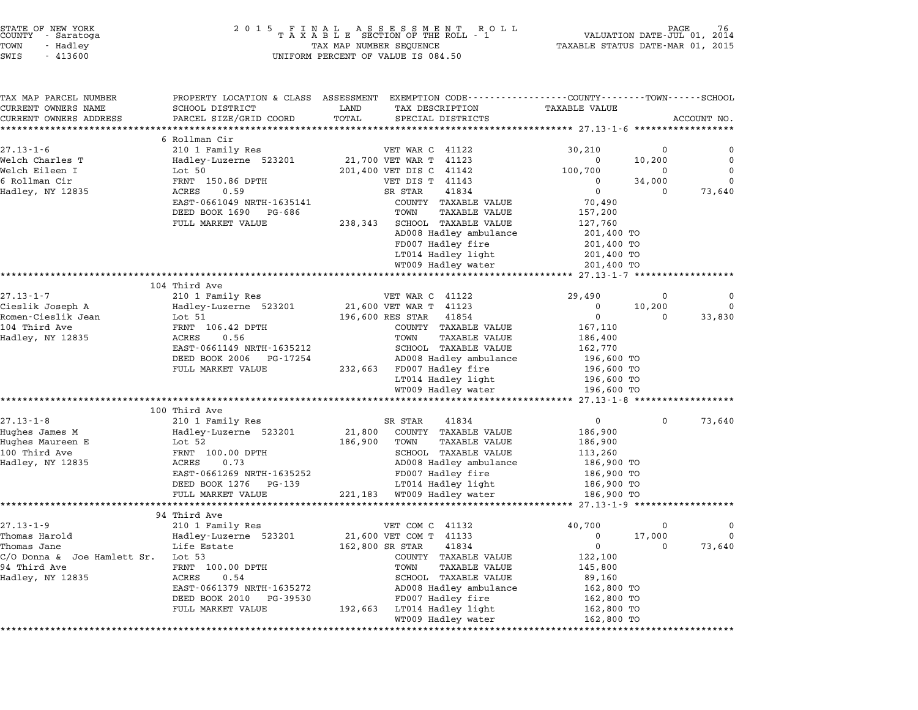STATE OF NEW YORK
COUNTY - Saratoga
TOWN - Hadley
SWIS - 413600

2 0 1 5 F I N A L A S S E S S M E N T R O L L
T A X A B L E SECTION OF THE ROLL - 1
TAX MAP NUMBER SEQUENCE
UNIFORM PERCENT OF VALUE IS 084.50

VALUATION DATE-JUL 01, 2014
TAXABLE STATUS DATE-MAR 01, 2015

| TAX MAP PARCEL NUMBER / CURRENT OWNERS NAME / CURRENT OWNERS ADDRESS | PROPERTY LOCATION & CLASS / SCHOOL DISTRICT / PARCEL SIZE/GRID COORD | ASSESSMENT LAND / TOTAL | EXEMPTION CODE / TAX DESCRIPTION / SPECIAL DISTRICTS | COUNTY TAXABLE VALUE | TOWN | SCHOOL / ACCOUNT NO. |
|---|---|---|---|---|---|---|
| | 6 Rollman Cir | | | | | |
| 27.13-1-6 | 210 1 Family Res | | VET WAR C 41122 | 30,210 | 0 | 0 |
| Welch Charles T | Hadley-Luzerne 523201 | 21,700 | VET WAR T 41123 | 0 | 10,200 | 0 |
| Welch Eileen I | Lot 50 | 201,400 | VET DIS C 41142 | 100,700 | 0 | 0 |
| 6 Rollman Cir | FRNT 150.86 DPTH | | VET DIS T 41143 | 0 | 34,000 | 0 |
| Hadley, NY 12835 | ACRES 0.59 | | SR STAR 41834 | 0 | 0 | 73,640 |
| | EAST-0661049 NRTH-1635141 | | COUNTY TAXABLE VALUE | 70,490 | | |
| | DEED BOOK 1690 PG-686 | | TOWN TAXABLE VALUE | 157,200 | | |
| | FULL MARKET VALUE | 238,343 | SCHOOL TAXABLE VALUE | 127,760 | | |
| | | | AD008 Hadley ambulance | 201,400 TO | | |
| | | | FD007 Hadley fire | 201,400 TO | | |
| | | | LT014 Hadley light | 201,400 TO | | |
| | | | WT009 Hadley water | 201,400 TO | | |
| | 104 Third Ave | | | | | |
| 27.13-1-7 | 210 1 Family Res | | VET WAR C 41122 | 29,490 | 0 | 0 |
| Cieslik Joseph A | Hadley-Luzerne 523201 | 21,600 | VET WAR T 41123 | 0 | 10,200 | 0 |
| Romen-Cieslik Jean | Lot 51 | 196,600 | RES STAR 41854 | 0 | 0 | 33,830 |
| 104 Third Ave | FRNT 106.42 DPTH | | COUNTY TAXABLE VALUE | 167,110 | | |
| Hadley, NY 12835 | ACRES 0.56 | | TOWN TAXABLE VALUE | 186,400 | | |
| | EAST-0661149 NRTH-1635212 | | SCHOOL TAXABLE VALUE | 162,770 | | |
| | DEED BOOK 2006 PG-17254 | | AD008 Hadley ambulance | 196,600 TO | | |
| | FULL MARKET VALUE | 232,663 | FD007 Hadley fire | 196,600 TO | | |
| | | | LT014 Hadley light | 196,600 TO | | |
| | | | WT009 Hadley water | 196,600 TO | | |
| | 100 Third Ave | | | | | |
| 27.13-1-8 | 210 1 Family Res | | SR STAR 41834 | 0 | 0 | 73,640 |
| Hughes James M | Hadley-Luzerne 523201 | 21,800 | COUNTY TAXABLE VALUE | 186,900 | | |
| Hughes Maureen E | Lot 52 | 186,900 | TOWN TAXABLE VALUE | 186,900 | | |
| 100 Third Ave | FRNT 100.00 DPTH | | SCHOOL TAXABLE VALUE | 113,260 | | |
| Hadley, NY 12835 | ACRES 0.73 | | AD008 Hadley ambulance | 186,900 TO | | |
| | EAST-0661269 NRTH-1635252 | | FD007 Hadley fire | 186,900 TO | | |
| | DEED BOOK 1276 PG-139 | | LT014 Hadley light | 186,900 TO | | |
| | FULL MARKET VALUE | 221,183 | WT009 Hadley water | 186,900 TO | | |
| | 94 Third Ave | | | | | |
| 27.13-1-9 | 210 1 Family Res | | VET COM C 41132 | 40,700 | 0 | 0 |
| Thomas Harold | Hadley-Luzerne 523201 | 21,600 | VET COM T 41133 | 0 | 17,000 | 0 |
| Thomas Jane | Life Estate | 162,800 | SR STAR 41834 | 0 | 0 | 73,640 |
| C/O Donna & Joe Hamlett Sr. | Lot 53 | | COUNTY TAXABLE VALUE | 122,100 | | |
| 94 Third Ave | FRNT 100.00 DPTH | | TOWN TAXABLE VALUE | 145,800 | | |
| Hadley, NY 12835 | ACRES 0.54 | | SCHOOL TAXABLE VALUE | 89,160 | | |
| | EAST-0661379 NRTH-1635272 | | AD008 Hadley ambulance | 162,800 TO | | |
| | DEED BOOK 2010 PG-39530 | | FD007 Hadley fire | 162,800 TO | | |
| | FULL MARKET VALUE | 192,663 | LT014 Hadley light | 162,800 TO | | |
| | | | WT009 Hadley water | 162,800 TO | | |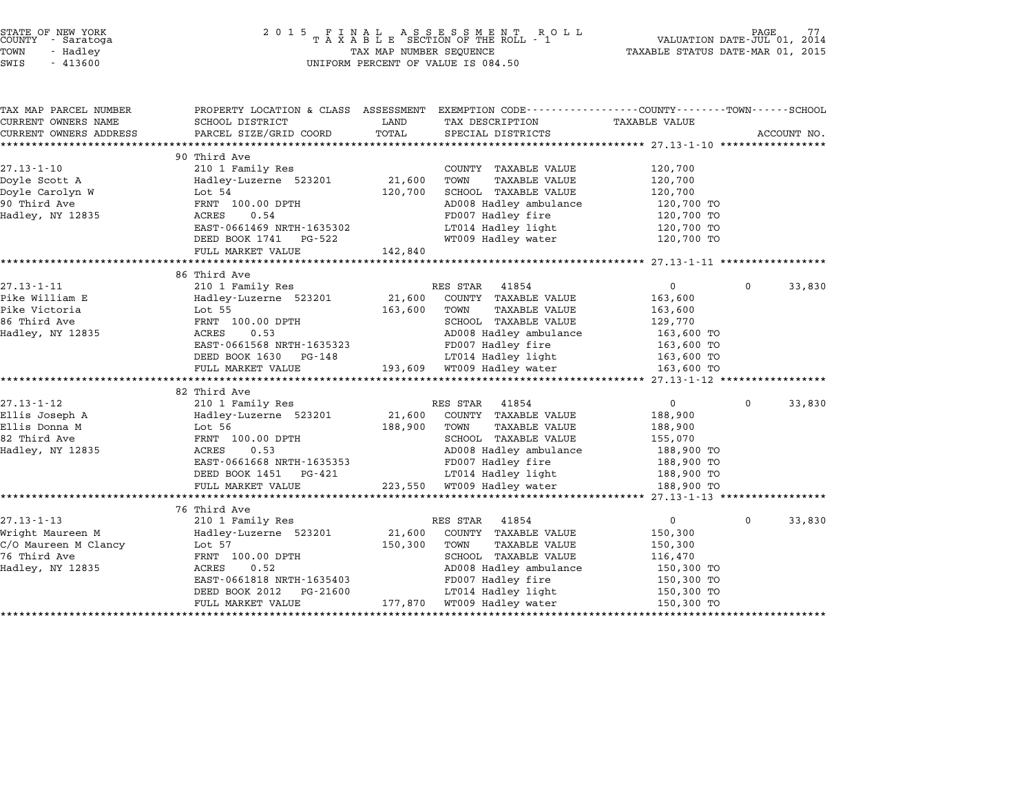STATE OF NEW YORK
COUNTY - Saratoga
TOWN - Hadley
SWIS - 413600

2 0 1 5 F I N A L A S S E S S M E N T R O L L
T A X A B L E SECTION OF THE ROLL - 1
TAX MAP NUMBER SEQUENCE
UNIFORM PERCENT OF VALUE IS 084.50

VALUATION DATE-JUL 01, 2014
TAXABLE STATUS DATE-MAR 01, 2015

| TAX MAP PARCEL NUMBER<br>CURRENT OWNERS NAME<br>CURRENT OWNERS ADDRESS | PROPERTY LOCATION & CLASS<br>SCHOOL DISTRICT<br>PARCEL SIZE/GRID COORD | ASSESSMENT<br>LAND<br>TOTAL | EXEMPTION CODE<br>TAX DESCRIPTION<br>SPECIAL DISTRICTS | COUNTY / TOWN<br>TAXABLE VALUE | SCHOOL<br>ACCOUNT NO. |
|---|---|---|---|---|---|
| **27.13-1-10** | 90 Third Ave | | | | |
| 27.13-1-10 | 210 1 Family Res | | COUNTY TAXABLE VALUE | 120,700 | |
| Doyle Scott A | Hadley-Luzerne 523201 | 21,600 | TOWN TAXABLE VALUE | 120,700 | |
| Doyle Carolyn W | Lot 54 | 120,700 | SCHOOL TAXABLE VALUE | 120,700 | |
| 90 Third Ave | FRNT 100.00 DPTH | | AD008 Hadley ambulance | 120,700 TO | |
| Hadley, NY 12835 | ACRES 0.54 | | FD007 Hadley fire | 120,700 TO | |
| | EAST-0661469 NRTH-1635302 | | LT014 Hadley light | 120,700 TO | |
| | DEED BOOK 1741 PG-522 | | WT009 Hadley water | 120,700 TO | |
| | FULL MARKET VALUE | 142,840 | | | |
| **27.13-1-11** | 86 Third Ave | | | | |
| 27.13-1-11 | 210 1 Family Res | | RES STAR 41854 | 0 | 0 / 33,830 |
| Pike William E | Hadley-Luzerne 523201 | 21,600 | COUNTY TAXABLE VALUE | 163,600 | |
| Pike Victoria | Lot 55 | 163,600 | TOWN TAXABLE VALUE | 163,600 | |
| 86 Third Ave | FRNT 100.00 DPTH | | SCHOOL TAXABLE VALUE | 129,770 | |
| Hadley, NY 12835 | ACRES 0.53 | | AD008 Hadley ambulance | 163,600 TO | |
| | EAST-0661568 NRTH-1635323 | | FD007 Hadley fire | 163,600 TO | |
| | DEED BOOK 1630 PG-148 | | LT014 Hadley light | 163,600 TO | |
| | FULL MARKET VALUE | 193,609 | WT009 Hadley water | 163,600 TO | |
| **27.13-1-12** | 82 Third Ave | | | | |
| 27.13-1-12 | 210 1 Family Res | | RES STAR 41854 | 0 | 0 / 33,830 |
| Ellis Joseph A | Hadley-Luzerne 523201 | 21,600 | COUNTY TAXABLE VALUE | 188,900 | |
| Ellis Donna M | Lot 56 | 188,900 | TOWN TAXABLE VALUE | 188,900 | |
| 82 Third Ave | FRNT 100.00 DPTH | | SCHOOL TAXABLE VALUE | 155,070 | |
| Hadley, NY 12835 | ACRES 0.53 | | AD008 Hadley ambulance | 188,900 TO | |
| | EAST-0661668 NRTH-1635353 | | FD007 Hadley fire | 188,900 TO | |
| | DEED BOOK 1451 PG-421 | | LT014 Hadley light | 188,900 TO | |
| | FULL MARKET VALUE | 223,550 | WT009 Hadley water | 188,900 TO | |
| **27.13-1-13** | 76 Third Ave | | | | |
| 27.13-1-13 | 210 1 Family Res | | RES STAR 41854 | 0 | 0 / 33,830 |
| Wright Maureen M | Hadley-Luzerne 523201 | 21,600 | COUNTY TAXABLE VALUE | 150,300 | |
| C/O Maureen M Clancy | Lot 57 | 150,300 | TOWN TAXABLE VALUE | 150,300 | |
| 76 Third Ave | FRNT 100.00 DPTH | | SCHOOL TAXABLE VALUE | 116,470 | |
| Hadley, NY 12835 | ACRES 0.52 | | AD008 Hadley ambulance | 150,300 TO | |
| | EAST-0661818 NRTH-1635403 | | FD007 Hadley fire | 150,300 TO | |
| | DEED BOOK 2012 PG-21600 | | LT014 Hadley light | 150,300 TO | |
| | FULL MARKET VALUE | 177,870 | WT009 Hadley water | 150,300 TO | |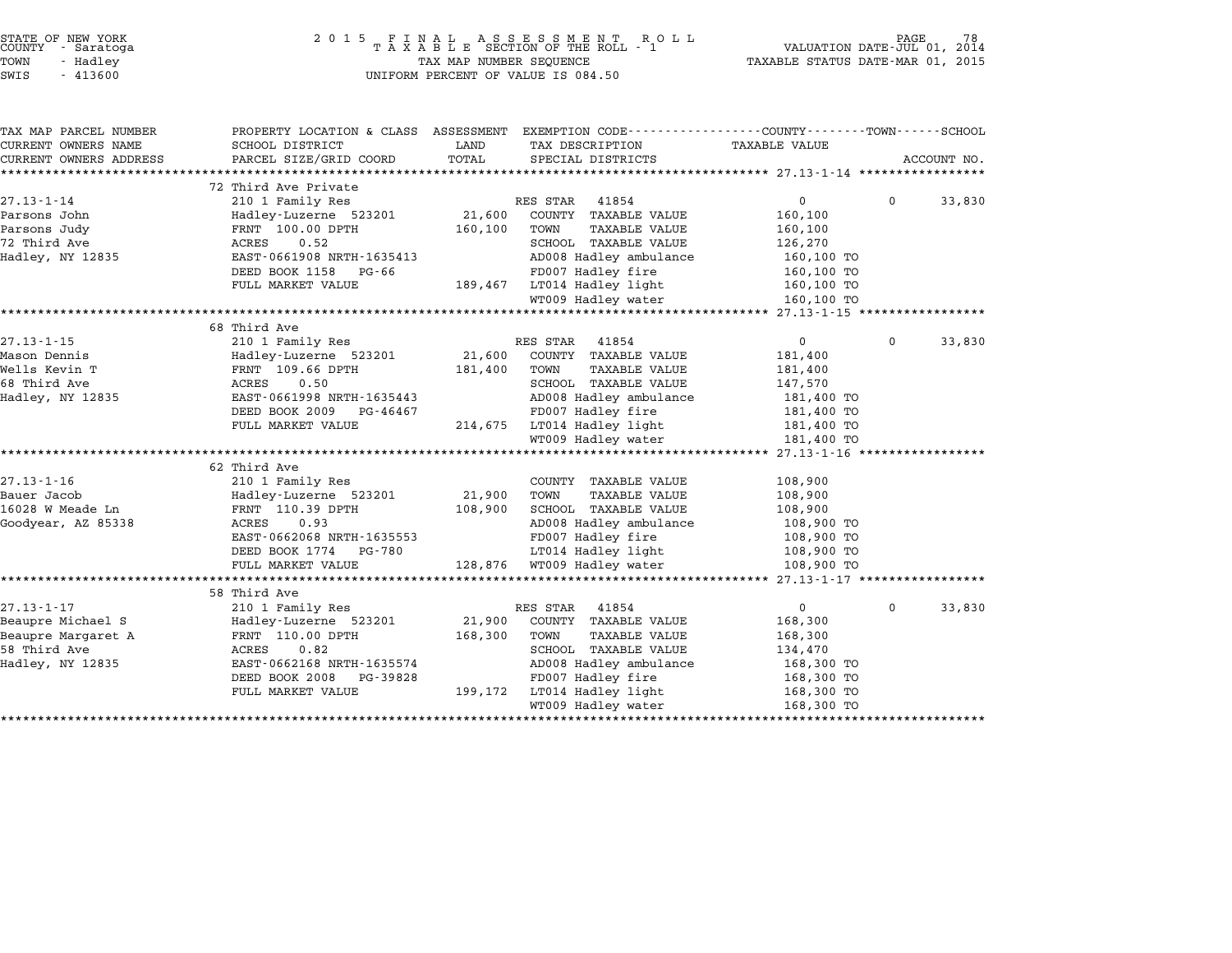STATE OF NEW YORK
COUNTY - Saratoga
TOWN - Hadley
SWIS - 413600

2015 FINAL ASSESSMENT ROLL
TAXABLE SECTION OF THE ROLL - 1
TAX MAP NUMBER SEQUENCE
UNIFORM PERCENT OF VALUE IS 084.50

VALUATION DATE-JUL 01, 2014
TAXABLE STATUS DATE-MAR 01, 2015

| TAX MAP PARCEL NUMBER / CURRENT OWNERS NAME / CURRENT OWNERS ADDRESS | PROPERTY LOCATION & CLASS / SCHOOL DISTRICT / PARCEL SIZE/GRID COORD | ASSESSMENT LAND / TOTAL | EXEMPTION CODE / TAX DESCRIPTION / SPECIAL DISTRICTS | COUNTY TAXABLE VALUE | TOWN | SCHOOL / ACCOUNT NO. |
|---|---|---|---|---|---|---|
| | 72 Third Ave Private | | | | | |
| 27.13-1-14 | 210 1 Family Res | | RES STAR 41854 | 0 | 0 | 33,830 |
| Parsons John | Hadley-Luzerne 523201 | 21,600 | COUNTY TAXABLE VALUE | 160,100 | | |
| Parsons Judy | FRNT 100.00 DPTH | 160,100 | TOWN TAXABLE VALUE | 160,100 | | |
| 72 Third Ave | ACRES 0.52 | | SCHOOL TAXABLE VALUE | 126,270 | | |
| Hadley, NY 12835 | EAST-0661908 NRTH-1635413 | | AD008 Hadley ambulance | 160,100 TO | | |
| | DEED BOOK 1158 PG-66 | | FD007 Hadley fire | 160,100 TO | | |
| | FULL MARKET VALUE | 189,467 | LT014 Hadley light | 160,100 TO | | |
| | | | WT009 Hadley water | 160,100 TO | | |
| | 68 Third Ave | | | | | |
| 27.13-1-15 | 210 1 Family Res | | RES STAR 41854 | 0 | 0 | 33,830 |
| Mason Dennis | Hadley-Luzerne 523201 | 21,600 | COUNTY TAXABLE VALUE | 181,400 | | |
| Wells Kevin T | FRNT 109.66 DPTH | 181,400 | TOWN TAXABLE VALUE | 181,400 | | |
| 68 Third Ave | ACRES 0.50 | | SCHOOL TAXABLE VALUE | 147,570 | | |
| Hadley, NY 12835 | EAST-0661998 NRTH-1635443 | | AD008 Hadley ambulance | 181,400 TO | | |
| | DEED BOOK 2009 PG-46467 | | FD007 Hadley fire | 181,400 TO | | |
| | FULL MARKET VALUE | 214,675 | LT014 Hadley light | 181,400 TO | | |
| | | | WT009 Hadley water | 181,400 TO | | |
| | 62 Third Ave | | | | | |
| 27.13-1-16 | 210 1 Family Res | | COUNTY TAXABLE VALUE | 108,900 | | |
| Bauer Jacob | Hadley-Luzerne 523201 | 21,900 | TOWN TAXABLE VALUE | 108,900 | | |
| 16028 W Meade Ln | FRNT 110.39 DPTH | 108,900 | SCHOOL TAXABLE VALUE | 108,900 | | |
| Goodyear, AZ 85338 | ACRES 0.93 | | AD008 Hadley ambulance | 108,900 TO | | |
| | EAST-0662068 NRTH-1635553 | | FD007 Hadley fire | 108,900 TO | | |
| | DEED BOOK 1774 PG-780 | | LT014 Hadley light | 108,900 TO | | |
| | FULL MARKET VALUE | 128,876 | WT009 Hadley water | 108,900 TO | | |
| | 58 Third Ave | | | | | |
| 27.13-1-17 | 210 1 Family Res | | RES STAR 41854 | 0 | 0 | 33,830 |
| Beaupre Michael S | Hadley-Luzerne 523201 | 21,900 | COUNTY TAXABLE VALUE | 168,300 | | |
| Beaupre Margaret A | FRNT 110.00 DPTH | 168,300 | TOWN TAXABLE VALUE | 168,300 | | |
| 58 Third Ave | ACRES 0.82 | | SCHOOL TAXABLE VALUE | 134,470 | | |
| Hadley, NY 12835 | EAST-0662168 NRTH-1635574 | | AD008 Hadley ambulance | 168,300 TO | | |
| | DEED BOOK 2008 PG-39828 | | FD007 Hadley fire | 168,300 TO | | |
| | FULL MARKET VALUE | 199,172 | LT014 Hadley light | 168,300 TO | | |
| | | | WT009 Hadley water | 168,300 TO | | |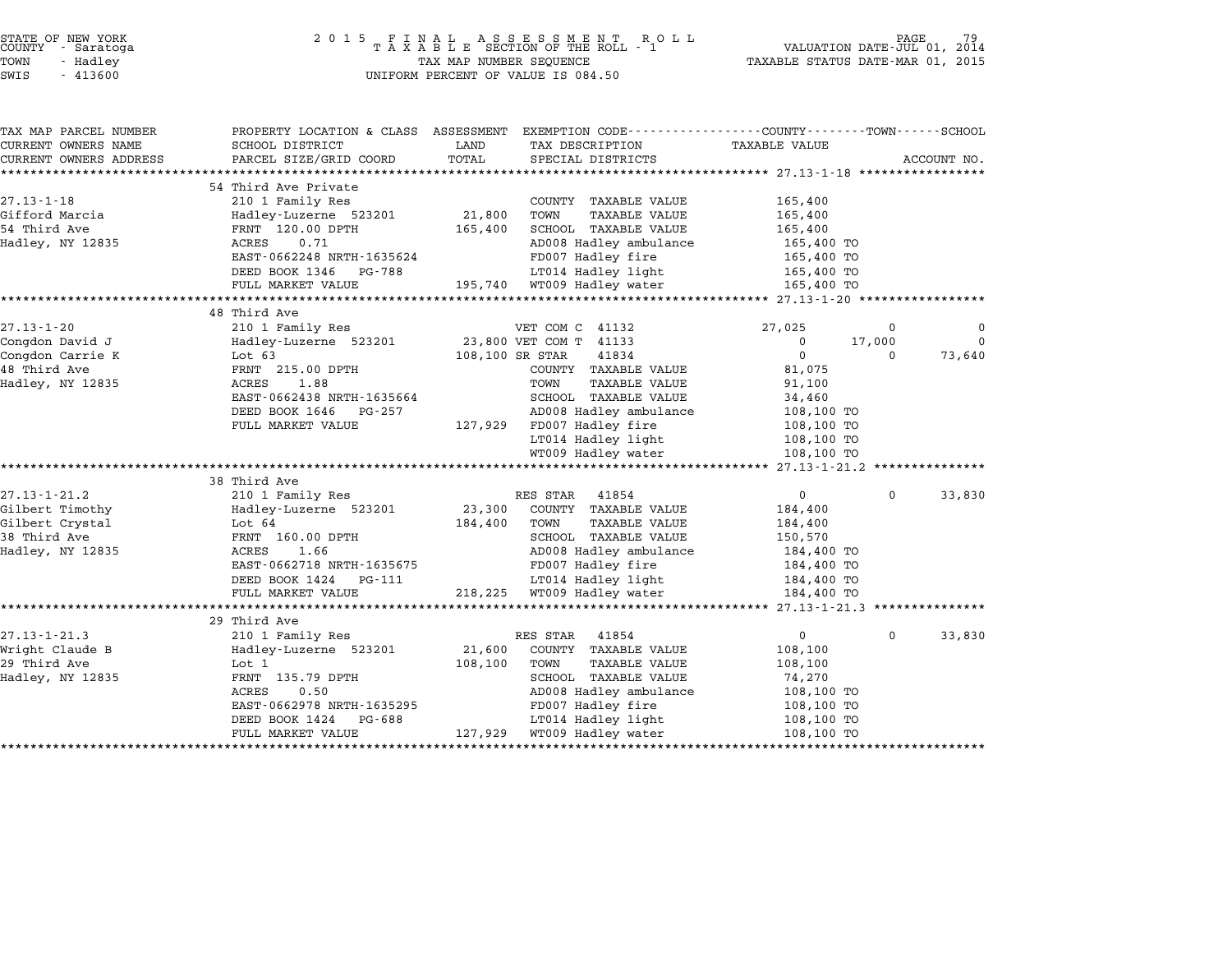STATE OF NEW YORK
COUNTY - Saratoga
TOWN - Hadley
SWIS - 413600

2015 FINAL ASSESSMENT ROLL
TAXABLE SECTION OF THE ROLL - 1
TAX MAP NUMBER SEQUENCE
UNIFORM PERCENT OF VALUE IS 084.50

VALUATION DATE-JUL 01, 2014
TAXABLE STATUS DATE-MAR 01, 2015

| TAX MAP PARCEL NUMBER / CURRENT OWNERS NAME / CURRENT OWNERS ADDRESS | PROPERTY LOCATION & CLASS / SCHOOL DISTRICT / PARCEL SIZE/GRID COORD | ASSESSMENT LAND / TOTAL | EXEMPTION CODE / TAX DESCRIPTION / SPECIAL DISTRICTS | COUNTY TAXABLE VALUE | TOWN | SCHOOL | ACCOUNT NO. |
|---|---|---|---|---|---|---|---|
| **27.13-1-18** | 54 Third Ave Private | | | | | | |
| 27.13-1-18 | 210 1 Family Res | | COUNTY TAXABLE VALUE | 165,400 | | | |
| Gifford Marcia | Hadley-Luzerne 523201 | 21,800 | TOWN TAXABLE VALUE | 165,400 | | | |
| 54 Third Ave | FRNT 120.00 DPTH | 165,400 | SCHOOL TAXABLE VALUE | 165,400 | | | |
| Hadley, NY 12835 | ACRES 0.71 | | AD008 Hadley ambulance | 165,400 TO | | | |
| | EAST-0662248 NRTH-1635624 | | FD007 Hadley fire | 165,400 TO | | | |
| | DEED BOOK 1346 PG-788 | | LT014 Hadley light | 165,400 TO | | | |
| | FULL MARKET VALUE | 195,740 | WT009 Hadley water | 165,400 TO | | | |
| **27.13-1-20** | 48 Third Ave | | | | | | |
| 27.13-1-20 | 210 1 Family Res | | VET COM C 41132 | 27,025 | 0 | 0 | |
| Congdon David J | Hadley-Luzerne 523201 | 23,800 | VET COM T 41133 | 0 | 17,000 | 0 | |
| Congdon Carrie K | Lot 63 | 108,100 | SR STAR 41834 | 0 | 0 | 73,640 | |
| 48 Third Ave | FRNT 215.00 DPTH | | COUNTY TAXABLE VALUE | 81,075 | | | |
| Hadley, NY 12835 | ACRES 1.88 | | TOWN TAXABLE VALUE | 91,100 | | | |
| | EAST-0662438 NRTH-1635664 | | SCHOOL TAXABLE VALUE | 34,460 | | | |
| | DEED BOOK 1646 PG-257 | | AD008 Hadley ambulance | 108,100 TO | | | |
| | FULL MARKET VALUE | 127,929 | FD007 Hadley fire | 108,100 TO | | | |
| | | | LT014 Hadley light | 108,100 TO | | | |
| | | | WT009 Hadley water | 108,100 TO | | | |
| **27.13-1-21.2** | 38 Third Ave | | | | | | |
| 27.13-1-21.2 | 210 1 Family Res | | RES STAR 41854 | 0 | 0 | 33,830 | |
| Gilbert Timothy | Hadley-Luzerne 523201 | 23,300 | COUNTY TAXABLE VALUE | 184,400 | | | |
| Gilbert Crystal | Lot 64 | 184,400 | TOWN TAXABLE VALUE | 184,400 | | | |
| 38 Third Ave | FRNT 160.00 DPTH | | SCHOOL TAXABLE VALUE | 150,570 | | | |
| Hadley, NY 12835 | ACRES 1.66 | | AD008 Hadley ambulance | 184,400 TO | | | |
| | EAST-0662718 NRTH-1635675 | | FD007 Hadley fire | 184,400 TO | | | |
| | DEED BOOK 1424 PG-111 | | LT014 Hadley light | 184,400 TO | | | |
| | FULL MARKET VALUE | 218,225 | WT009 Hadley water | 184,400 TO | | | |
| **27.13-1-21.3** | 29 Third Ave | | | | | | |
| 27.13-1-21.3 | 210 1 Family Res | | RES STAR 41854 | 0 | 0 | 33,830 | |
| Wright Claude B | Hadley-Luzerne 523201 | 21,600 | COUNTY TAXABLE VALUE | 108,100 | | | |
| 29 Third Ave | Lot 1 | 108,100 | TOWN TAXABLE VALUE | 108,100 | | | |
| Hadley, NY 12835 | FRNT 135.79 DPTH | | SCHOOL TAXABLE VALUE | 74,270 | | | |
| | ACRES 0.50 | | AD008 Hadley ambulance | 108,100 TO | | | |
| | EAST-0662978 NRTH-1635295 | | FD007 Hadley fire | 108,100 TO | | | |
| | DEED BOOK 1424 PG-688 | | LT014 Hadley light | 108,100 TO | | | |
| | FULL MARKET VALUE | 127,929 | WT009 Hadley water | 108,100 TO | | | |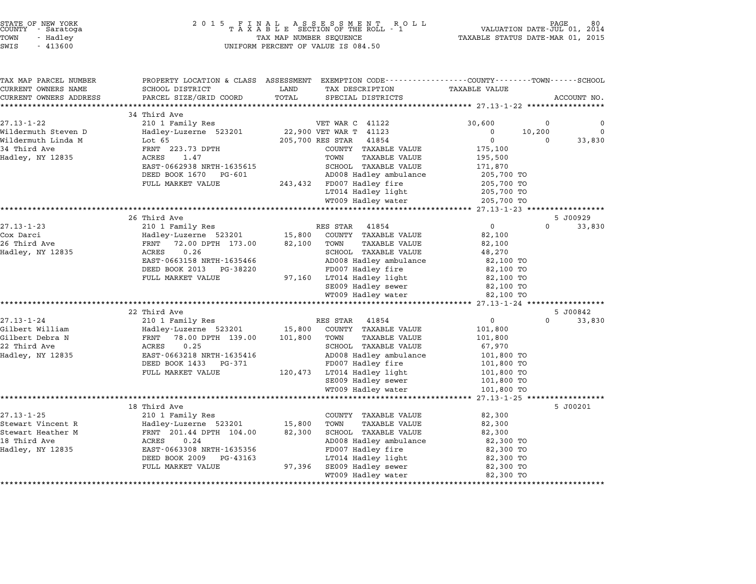STATE OF NEW YORK
COUNTY - Saratoga
TOWN - Hadley
SWIS - 413600

2 0 1 5 F I N A L A S S E S S M E N T R O L L
T A X A B L E SECTION OF THE ROLL - 1
TAX MAP NUMBER SEQUENCE
UNIFORM PERCENT OF VALUE IS 084.50

VALUATION DATE-JUL 01, 2014
TAXABLE STATUS DATE-MAR 01, 2015

| TAX MAP PARCEL NUMBER / CURRENT OWNERS NAME / CURRENT OWNERS ADDRESS | PROPERTY LOCATION & CLASS / SCHOOL DISTRICT / PARCEL SIZE/GRID COORD | ASSESSMENT LAND / TOTAL | EXEMPTION CODE / TAX DESCRIPTION / SPECIAL DISTRICTS | COUNTY TAXABLE VALUE | TOWN | SCHOOL / ACCOUNT NO. |
|---|---|---|---|---|---|---|
| | 34 Third Ave | | | | | |
| 27.13-1-22 | 210 1 Family Res | | VET WAR C 41122 | 30,600 | 0 | 0 |
| Wildermuth Steven D | Hadley-Luzerne 523201 | 22,900 | VET WAR T 41123 | 0 | 10,200 | 0 |
| Wildermuth Linda M | Lot 65 | 205,700 | RES STAR 41854 | 0 | 0 | 33,830 |
| 34 Third Ave | FRNT 223.73 DPTH | | COUNTY TAXABLE VALUE | 175,100 | | |
| Hadley, NY 12835 | ACRES 1.47 | | TOWN TAXABLE VALUE | 195,500 | | |
| | EAST-0662938 NRTH-1635615 | | SCHOOL TAXABLE VALUE | 171,870 | | |
| | DEED BOOK 1670 PG-601 | | AD008 Hadley ambulance | 205,700 TO | | |
| | FULL MARKET VALUE | 243,432 | FD007 Hadley fire | 205,700 TO | | |
| | | | LT014 Hadley light | 205,700 TO | | |
| | | | WT009 Hadley water | 205,700 TO | | |
| | 26 Third Ave | | | | | 5 J00929 |
| 27.13-1-23 | 210 1 Family Res | | RES STAR 41854 | 0 | 0 | 33,830 |
| Cox Darci | Hadley-Luzerne 523201 | 15,800 | COUNTY TAXABLE VALUE | 82,100 | | |
| 26 Third Ave | FRNT 72.00 DPTH 173.00 | 82,100 | TOWN TAXABLE VALUE | 82,100 | | |
| Hadley, NY 12835 | ACRES 0.26 | | SCHOOL TAXABLE VALUE | 48,270 | | |
| | EAST-0663158 NRTH-1635466 | | AD008 Hadley ambulance | 82,100 TO | | |
| | DEED BOOK 2013 PG-38220 | | FD007 Hadley fire | 82,100 TO | | |
| | FULL MARKET VALUE | 97,160 | LT014 Hadley light | 82,100 TO | | |
| | | | SE009 Hadley sewer | 82,100 TO | | |
| | | | WT009 Hadley water | 82,100 TO | | |
| | 22 Third Ave | | | | | 5 J00842 |
| 27.13-1-24 | 210 1 Family Res | | RES STAR 41854 | 0 | 0 | 33,830 |
| Gilbert William | Hadley-Luzerne 523201 | 15,800 | COUNTY TAXABLE VALUE | 101,800 | | |
| Gilbert Debra N | FRNT 78.00 DPTH 139.00 | 101,800 | TOWN TAXABLE VALUE | 101,800 | | |
| 22 Third Ave | ACRES 0.25 | | SCHOOL TAXABLE VALUE | 67,970 | | |
| Hadley, NY 12835 | EAST-0663218 NRTH-1635416 | | AD008 Hadley ambulance | 101,800 TO | | |
| | DEED BOOK 1433 PG-371 | | FD007 Hadley fire | 101,800 TO | | |
| | FULL MARKET VALUE | 120,473 | LT014 Hadley light | 101,800 TO | | |
| | | | SE009 Hadley sewer | 101,800 TO | | |
| | | | WT009 Hadley water | 101,800 TO | | |
| | 18 Third Ave | | | | | 5 J00201 |
| 27.13-1-25 | 210 1 Family Res | | COUNTY TAXABLE VALUE | 82,300 | | |
| Stewart Vincent R | Hadley-Luzerne 523201 | 15,800 | TOWN TAXABLE VALUE | 82,300 | | |
| Stewart Heather M | FRNT 201.44 DPTH 104.00 | 82,300 | SCHOOL TAXABLE VALUE | 82,300 | | |
| 18 Third Ave | ACRES 0.24 | | AD008 Hadley ambulance | 82,300 TO | | |
| Hadley, NY 12835 | EAST-0663308 NRTH-1635356 | | FD007 Hadley fire | 82,300 TO | | |
| | DEED BOOK 2009 PG-43163 | | LT014 Hadley light | 82,300 TO | | |
| | FULL MARKET VALUE | 97,396 | SE009 Hadley sewer | 82,300 TO | | |
| | | | WT009 Hadley water | 82,300 TO | | |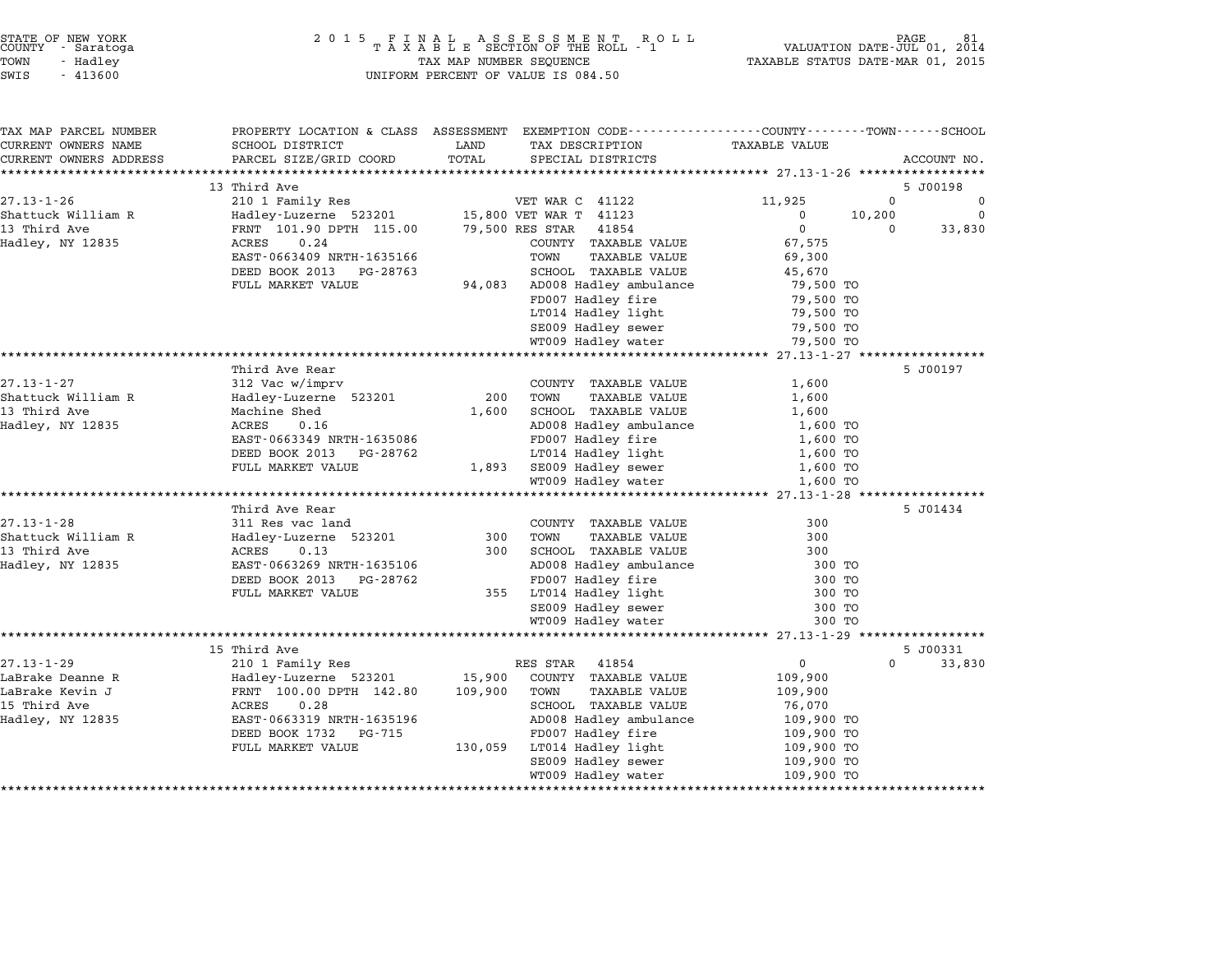STATE OF NEW YORK
COUNTY - Saratoga
TOWN - Hadley
SWIS - 413600

2 0 1 5 F I N A L A S S E S S M E N T R O L L
T A X A B L E SECTION OF THE ROLL - 1
TAX MAP NUMBER SEQUENCE
UNIFORM PERCENT OF VALUE IS 084.50

VALUATION DATE-JUL 01, 2014
TAXABLE STATUS DATE-MAR 01, 2015

| TAX MAP PARCEL NUMBER / CURRENT OWNERS NAME / CURRENT OWNERS ADDRESS | PROPERTY LOCATION & CLASS / SCHOOL DISTRICT / PARCEL SIZE/GRID COORD | ASSESSMENT LAND / TOTAL | EXEMPTION CODE / TAX DESCRIPTION / SPECIAL DISTRICTS | COUNTY TAXABLE VALUE | TOWN | SCHOOL | ACCOUNT NO. |
|---|---|---|---|---|---|---|---|
| | 13 Third Ave | | | | | | 5 J00198 |
| 27.13-1-26 | 210 1 Family Res | | VET WAR C 41122 | 11,925 | 0 | 0 | |
| Shattuck William R | Hadley-Luzerne 523201 | 15,800 | VET WAR T 41123 | 0 | 10,200 | 0 | |
| 13 Third Ave | FRNT 101.90 DPTH 115.00 | 79,500 | RES STAR 41854 | 0 | 0 | 33,830 | |
| Hadley, NY 12835 | ACRES 0.24 | | COUNTY TAXABLE VALUE | 67,575 | | | |
| | EAST-0663409 NRTH-1635166 | | TOWN TAXABLE VALUE | 69,300 | | | |
| | DEED BOOK 2013 PG-28763 | | SCHOOL TAXABLE VALUE | 45,670 | | | |
| | FULL MARKET VALUE | 94,083 | AD008 Hadley ambulance | 79,500 TO | | | |
| | | | FD007 Hadley fire | 79,500 TO | | | |
| | | | LT014 Hadley light | 79,500 TO | | | |
| | | | SE009 Hadley sewer | 79,500 TO | | | |
| | | | WT009 Hadley water | 79,500 TO | | | |
| | Third Ave Rear | | | | | | 5 J00197 |
| 27.13-1-27 | 312 Vac w/imprv | | COUNTY TAXABLE VALUE | 1,600 | | | |
| Shattuck William R | Hadley-Luzerne 523201 | 200 | TOWN TAXABLE VALUE | 1,600 | | | |
| 13 Third Ave | Machine Shed | 1,600 | SCHOOL TAXABLE VALUE | 1,600 | | | |
| Hadley, NY 12835 | ACRES 0.16 | | AD008 Hadley ambulance | 1,600 TO | | | |
| | EAST-0663349 NRTH-1635086 | | FD007 Hadley fire | 1,600 TO | | | |
| | DEED BOOK 2013 PG-28762 | | LT014 Hadley light | 1,600 TO | | | |
| | FULL MARKET VALUE | 1,893 | SE009 Hadley sewer | 1,600 TO | | | |
| | | | WT009 Hadley water | 1,600 TO | | | |
| | Third Ave Rear | | | | | | 5 J01434 |
| 27.13-1-28 | 311 Res vac land | | COUNTY TAXABLE VALUE | 300 | | | |
| Shattuck William R | Hadley-Luzerne 523201 | 300 | TOWN TAXABLE VALUE | 300 | | | |
| 13 Third Ave | ACRES 0.13 | 300 | SCHOOL TAXABLE VALUE | 300 | | | |
| Hadley, NY 12835 | EAST-0663269 NRTH-1635106 | | AD008 Hadley ambulance | 300 TO | | | |
| | DEED BOOK 2013 PG-28762 | | FD007 Hadley fire | 300 TO | | | |
| | FULL MARKET VALUE | 355 | LT014 Hadley light | 300 TO | | | |
| | | | SE009 Hadley sewer | 300 TO | | | |
| | | | WT009 Hadley water | 300 TO | | | |
| | 15 Third Ave | | | | | | 5 J00331 |
| 27.13-1-29 | 210 1 Family Res | | RES STAR 41854 | 0 | | 0 33,830 | |
| LaBrake Deanne R | Hadley-Luzerne 523201 | 15,900 | COUNTY TAXABLE VALUE | 109,900 | | | |
| LaBrake Kevin J | FRNT 100.00 DPTH 142.80 | 109,900 | TOWN TAXABLE VALUE | 109,900 | | | |
| 15 Third Ave | ACRES 0.28 | | SCHOOL TAXABLE VALUE | 76,070 | | | |
| Hadley, NY 12835 | EAST-0663319 NRTH-1635196 | | AD008 Hadley ambulance | 109,900 TO | | | |
| | DEED BOOK 1732 PG-715 | | FD007 Hadley fire | 109,900 TO | | | |
| | FULL MARKET VALUE | 130,059 | LT014 Hadley light | 109,900 TO | | | |
| | | | SE009 Hadley sewer | 109,900 TO | | | |
| | | | WT009 Hadley water | 109,900 TO | | | |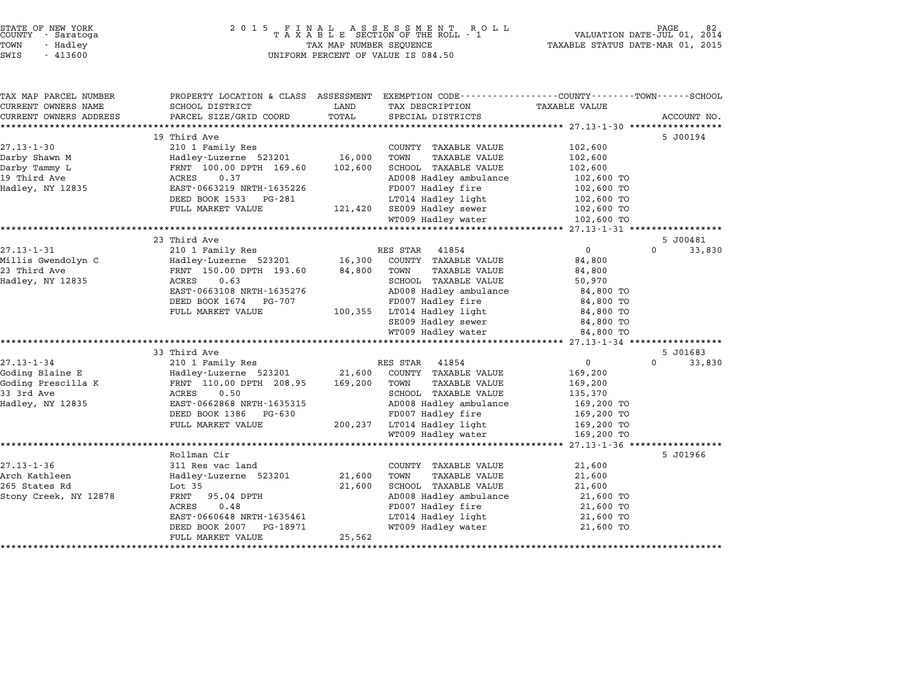STATE OF NEW YORK
COUNTY - Saratoga
TOWN - Hadley
SWIS - 413600

# 2015 FINAL ASSESSMENT ROLL
TAXABLE SECTION OF THE ROLL - 1
TAX MAP NUMBER SEQUENCE
UNIFORM PERCENT OF VALUE IS 084.50

VALUATION DATE-JUL 01, 2014
TAXABLE STATUS DATE-MAR 01, 2015

| TAX MAP PARCEL NUMBER / CURRENT OWNERS NAME / CURRENT OWNERS ADDRESS | PROPERTY LOCATION & CLASS / SCHOOL DISTRICT / PARCEL SIZE/GRID COORD | ASSESSMENT LAND / TOTAL | EXEMPTION CODE / TAX DESCRIPTION / SPECIAL DISTRICTS | COUNTY / TOWN TAXABLE VALUE | SCHOOL | ACCOUNT NO. |
|---|---|---|---|---|---|---|
| | 19 Third Ave | | | | | 5 J00194 |
| 27.13-1-30 | 210 1 Family Res | | COUNTY TAXABLE VALUE | 102,600 | | |
| Darby Shawn M | Hadley-Luzerne 523201 | 16,000 | TOWN TAXABLE VALUE | 102,600 | | |
| Darby Tammy L | FRNT 100.00 DPTH 169.60 | 102,600 | SCHOOL TAXABLE VALUE | 102,600 | | |
| 19 Third Ave | ACRES 0.37 | | AD008 Hadley ambulance | 102,600 TO | | |
| Hadley, NY 12835 | EAST-0663219 NRTH-1635226 | | FD007 Hadley fire | 102,600 TO | | |
| | DEED BOOK 1533 PG-281 | | LT014 Hadley light | 102,600 TO | | |
| | FULL MARKET VALUE | 121,420 | SE009 Hadley sewer | 102,600 TO | | |
| | | | WT009 Hadley water | 102,600 TO | | |
| | 23 Third Ave | | | | | 5 J00481 |
| 27.13-1-31 | 210 1 Family Res | | RES STAR 41854 | 0 | 0 | 33,830 |
| Millis Gwendolyn C | Hadley-Luzerne 523201 | 16,300 | COUNTY TAXABLE VALUE | 84,800 | | |
| 23 Third Ave | FRNT 150.00 DPTH 193.60 | 84,800 | TOWN TAXABLE VALUE | 84,800 | | |
| Hadley, NY 12835 | ACRES 0.63 | | SCHOOL TAXABLE VALUE | 50,970 | | |
| | EAST-0663108 NRTH-1635276 | | AD008 Hadley ambulance | 84,800 TO | | |
| | DEED BOOK 1674 PG-707 | | FD007 Hadley fire | 84,800 TO | | |
| | FULL MARKET VALUE | 100,355 | LT014 Hadley light | 84,800 TO | | |
| | | | SE009 Hadley sewer | 84,800 TO | | |
| | | | WT009 Hadley water | 84,800 TO | | |
| | 33 Third Ave | | | | | 5 J01683 |
| 27.13-1-34 | 210 1 Family Res | | RES STAR 41854 | 0 | 0 | 33,830 |
| Goding Blaine E | Hadley-Luzerne 523201 | 21,600 | COUNTY TAXABLE VALUE | 169,200 | | |
| Goding Prescilla K | FRNT 110.00 DPTH 208.95 | 169,200 | TOWN TAXABLE VALUE | 169,200 | | |
| 33 3rd Ave | ACRES 0.50 | | SCHOOL TAXABLE VALUE | 135,370 | | |
| Hadley, NY 12835 | EAST-0662868 NRTH-1635315 | | AD008 Hadley ambulance | 169,200 TO | | |
| | DEED BOOK 1386 PG-630 | | FD007 Hadley fire | 169,200 TO | | |
| | FULL MARKET VALUE | 200,237 | LT014 Hadley light | 169,200 TO | | |
| | | | WT009 Hadley water | 169,200 TO | | |
| | Rollman Cir | | | | | 5 J01966 |
| 27.13-1-36 | 311 Res vac land | | COUNTY TAXABLE VALUE | 21,600 | | |
| Arch Kathleen | Hadley-Luzerne 523201 | 21,600 | TOWN TAXABLE VALUE | 21,600 | | |
| 265 States Rd | Lot 35 | 21,600 | SCHOOL TAXABLE VALUE | 21,600 | | |
| Stony Creek, NY 12878 | FRNT 95.04 DPTH | | AD008 Hadley ambulance | 21,600 TO | | |
| | ACRES 0.48 | | FD007 Hadley fire | 21,600 TO | | |
| | EAST-0660648 NRTH-1635461 | | LT014 Hadley light | 21,600 TO | | |
| | DEED BOOK 2007 PG-18971 | | WT009 Hadley water | 21,600 TO | | |
| | FULL MARKET VALUE | 25,562 | | | | |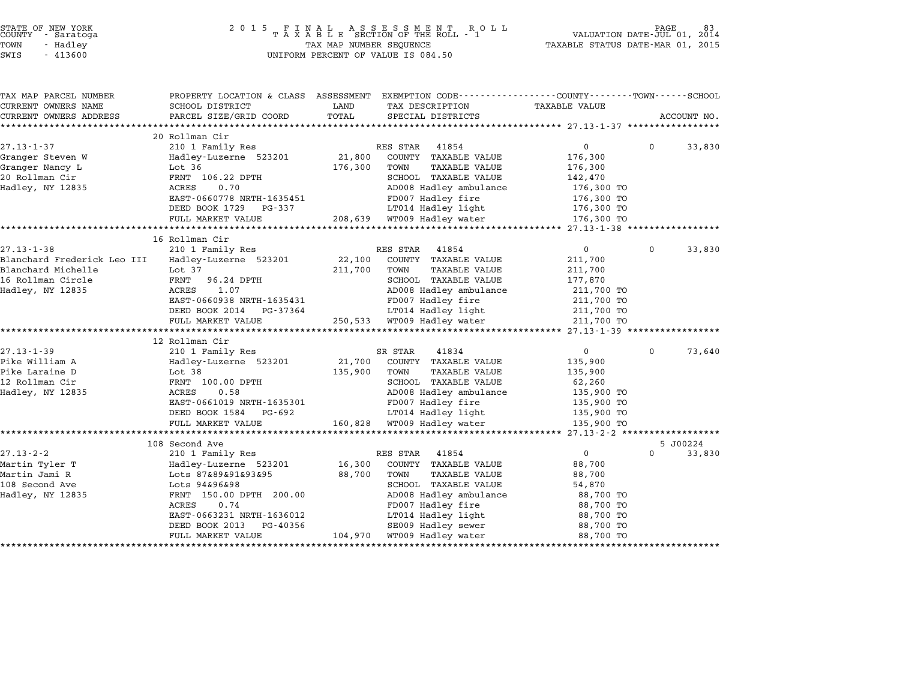STATE OF NEW YORK
COUNTY - Saratoga
TOWN - Hadley
SWIS - 413600

2015 FINAL ASSESSMENT ROLL
TAXABLE SECTION OF THE ROLL - 1
TAX MAP NUMBER SEQUENCE
UNIFORM PERCENT OF VALUE IS 084.50

VALUATION DATE-JUL 01, 2014
TAXABLE STATUS DATE-MAR 01, 2015

| TAX MAP PARCEL NUMBER / CURRENT OWNERS NAME / CURRENT OWNERS ADDRESS | PROPERTY LOCATION & CLASS / SCHOOL DISTRICT / PARCEL SIZE/GRID COORD | ASSESSMENT LAND / TOTAL | EXEMPTION CODE / TAX DESCRIPTION / SPECIAL DISTRICTS | COUNTY TAXABLE VALUE | TOWN | SCHOOL / ACCOUNT NO. |
|---|---|---|---|---|---|---|
| | 20 Rollman Cir | | | | | |
| 27.13-1-37 | 210 1 Family Res | | RES STAR 41854 | 0 | 0 | 33,830 |
| Granger Steven W | Hadley-Luzerne 523201 | 21,800 | COUNTY TAXABLE VALUE | 176,300 | | |
| Granger Nancy L | Lot 36 | 176,300 | TOWN TAXABLE VALUE | 176,300 | | |
| 20 Rollman Cir | FRNT 106.22 DPTH | | SCHOOL TAXABLE VALUE | 142,470 | | |
| Hadley, NY 12835 | ACRES 0.70 | | AD008 Hadley ambulance | 176,300 TO | | |
| | EAST-0660778 NRTH-1635451 | | FD007 Hadley fire | 176,300 TO | | |
| | DEED BOOK 1729 PG-337 | | LT014 Hadley light | 176,300 TO | | |
| | FULL MARKET VALUE | 208,639 | WT009 Hadley water | 176,300 TO | | |
| | 16 Rollman Cir | | | | | |
| 27.13-1-38 | 210 1 Family Res | | RES STAR 41854 | 0 | 0 | 33,830 |
| Blanchard Frederick Leo III | Hadley-Luzerne 523201 | 22,100 | COUNTY TAXABLE VALUE | 211,700 | | |
| Blanchard Michelle | Lot 37 | 211,700 | TOWN TAXABLE VALUE | 211,700 | | |
| 16 Rollman Circle | FRNT 96.24 DPTH | | SCHOOL TAXABLE VALUE | 177,870 | | |
| Hadley, NY 12835 | ACRES 1.07 | | AD008 Hadley ambulance | 211,700 TO | | |
| | EAST-0660938 NRTH-1635431 | | FD007 Hadley fire | 211,700 TO | | |
| | DEED BOOK 2014 PG-37364 | | LT014 Hadley light | 211,700 TO | | |
| | FULL MARKET VALUE | 250,533 | WT009 Hadley water | 211,700 TO | | |
| | 12 Rollman Cir | | | | | |
| 27.13-1-39 | 210 1 Family Res | | SR STAR 41834 | 0 | 0 | 73,640 |
| Pike William A | Hadley-Luzerne 523201 | 21,700 | COUNTY TAXABLE VALUE | 135,900 | | |
| Pike Laraine D | Lot 38 | 135,900 | TOWN TAXABLE VALUE | 135,900 | | |
| 12 Rollman Cir | FRNT 100.00 DPTH | | SCHOOL TAXABLE VALUE | 62,260 | | |
| Hadley, NY 12835 | ACRES 0.58 | | AD008 Hadley ambulance | 135,900 TO | | |
| | EAST-0661019 NRTH-1635301 | | FD007 Hadley fire | 135,900 TO | | |
| | DEED BOOK 1584 PG-692 | | LT014 Hadley light | 135,900 TO | | |
| | FULL MARKET VALUE | 160,828 | WT009 Hadley water | 135,900 TO | | |
| | 108 Second Ave | | | | | 5 J00224 |
| 27.13-2-2 | 210 1 Family Res | | RES STAR 41854 | 0 | 0 | 33,830 |
| Martin Tyler T | Hadley-Luzerne 523201 | 16,300 | COUNTY TAXABLE VALUE | 88,700 | | |
| Martin Jami R | Lots 87&89&91&93&95 | 88,700 | TOWN TAXABLE VALUE | 88,700 | | |
| 108 Second Ave | Lots 94&96&98 | | SCHOOL TAXABLE VALUE | 54,870 | | |
| Hadley, NY 12835 | FRNT 150.00 DPTH 200.00 | | AD008 Hadley ambulance | 88,700 TO | | |
| | ACRES 0.74 | | FD007 Hadley fire | 88,700 TO | | |
| | EAST-0663231 NRTH-1636012 | | LT014 Hadley light | 88,700 TO | | |
| | DEED BOOK 2013 PG-40356 | | SE009 Hadley sewer | 88,700 TO | | |
| | FULL MARKET VALUE | 104,970 | WT009 Hadley water | 88,700 TO | | |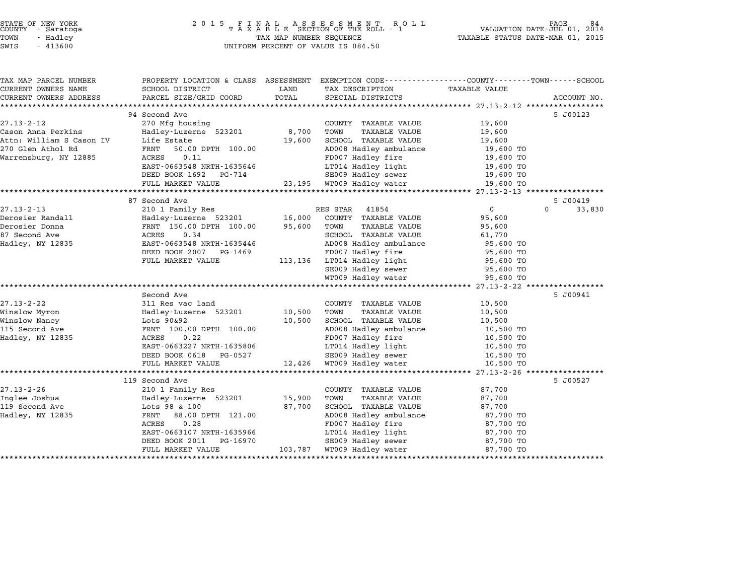STATE OF NEW YORK — COUNTY - Saratoga — TOWN - Hadley — SWIS - 413600

**2015 FINAL ASSESSMENT ROLL**
**TAXABLE SECTION OF THE ROLL - 1**
TAX MAP NUMBER SEQUENCE
UNIFORM PERCENT OF VALUE IS 084.50

VALUATION DATE-JUL 01, 2014
TAXABLE STATUS DATE-MAR 01, 2015

| TAX MAP PARCEL NUMBER / CURRENT OWNERS NAME / CURRENT OWNERS ADDRESS | PROPERTY LOCATION & CLASS / SCHOOL DISTRICT / PARCEL SIZE/GRID COORD | ASSESSMENT LAND | TOTAL | EXEMPTION CODE / TAX DESCRIPTION / SPECIAL DISTRICTS | COUNTY / TOWN TAXABLE VALUE | SCHOOL | ACCOUNT NO. |
|---|---|---|---|---|---|---|---|
| **27.13-2-12** | 94 Second Ave | | | | | | 5 J00123 |
| Cason Anna Perkins | 270 Mfg housing | | | COUNTY TAXABLE VALUE | 19,600 | | |
| Attn: William S Cason IV | Hadley-Luzerne 523201 | 8,700 | | TOWN TAXABLE VALUE | 19,600 | | |
| 270 Glen Athol Rd | Life Estate | | 19,600 | SCHOOL TAXABLE VALUE | 19,600 | | |
| Warrensburg, NY 12885 | FRNT 50.00 DPTH 100.00 | | | AD008 Hadley ambulance | 19,600 TO | | |
| | ACRES 0.11 | | | FD007 Hadley fire | 19,600 TO | | |
| | EAST-0663548 NRTH-1635646 | | | LT014 Hadley light | 19,600 TO | | |
| | DEED BOOK 1692 PG-714 | | | SE009 Hadley sewer | 19,600 TO | | |
| | FULL MARKET VALUE | | 23,195 | WT009 Hadley water | 19,600 TO | | |
| **27.13-2-13** | 87 Second Ave | | | | | | 5 J00419 |
| Derosier Randall | 210 1 Family Res | | | RES STAR 41854 | 0 | 0 33,830 | |
| Derosier Donna | Hadley-Luzerne 523201 | 16,000 | | COUNTY TAXABLE VALUE | 95,600 | | |
| 87 Second Ave | FRNT 150.00 DPTH 100.00 | | 95,600 | TOWN TAXABLE VALUE | 95,600 | | |
| Hadley, NY 12835 | ACRES 0.34 | | | SCHOOL TAXABLE VALUE | 61,770 | | |
| | EAST-0663548 NRTH-1635446 | | | AD008 Hadley ambulance | 95,600 TO | | |
| | DEED BOOK 2007 PG-1469 | | | FD007 Hadley fire | 95,600 TO | | |
| | FULL MARKET VALUE | | 113,136 | LT014 Hadley light | 95,600 TO | | |
| | | | | SE009 Hadley sewer | 95,600 TO | | |
| | | | | WT009 Hadley water | 95,600 TO | | |
| **27.13-2-22** | Second Ave | | | | | | 5 J00941 |
| Winslow Myron | 311 Res vac land | | | COUNTY TAXABLE VALUE | 10,500 | | |
| Winslow Nancy | Hadley-Luzerne 523201 | 10,500 | | TOWN TAXABLE VALUE | 10,500 | | |
| 115 Second Ave | Lots 90&92 | | 10,500 | SCHOOL TAXABLE VALUE | 10,500 | | |
| Hadley, NY 12835 | FRNT 100.00 DPTH 100.00 | | | AD008 Hadley ambulance | 10,500 TO | | |
| | ACRES 0.22 | | | FD007 Hadley fire | 10,500 TO | | |
| | EAST-0663227 NRTH-1635806 | | | LT014 Hadley light | 10,500 TO | | |
| | DEED BOOK 0618 PG-0527 | | | SE009 Hadley sewer | 10,500 TO | | |
| | FULL MARKET VALUE | | 12,426 | WT009 Hadley water | 10,500 TO | | |
| **27.13-2-26** | 119 Second Ave | | | | | | 5 J00527 |
| Inglee Joshua | 210 1 Family Res | | | COUNTY TAXABLE VALUE | 87,700 | | |
| 119 Second Ave | Hadley-Luzerne 523201 | 15,900 | | TOWN TAXABLE VALUE | 87,700 | | |
| Hadley, NY 12835 | Lots 98 & 100 | | 87,700 | SCHOOL TAXABLE VALUE | 87,700 | | |
| | FRNT 88.00 DPTH 121.00 | | | AD008 Hadley ambulance | 87,700 TO | | |
| | ACRES 0.28 | | | FD007 Hadley fire | 87,700 TO | | |
| | EAST-0663107 NRTH-1635966 | | | LT014 Hadley light | 87,700 TO | | |
| | DEED BOOK 2011 PG-16970 | | | SE009 Hadley sewer | 87,700 TO | | |
| | FULL MARKET VALUE | | 103,787 | WT009 Hadley water | 87,700 TO | | |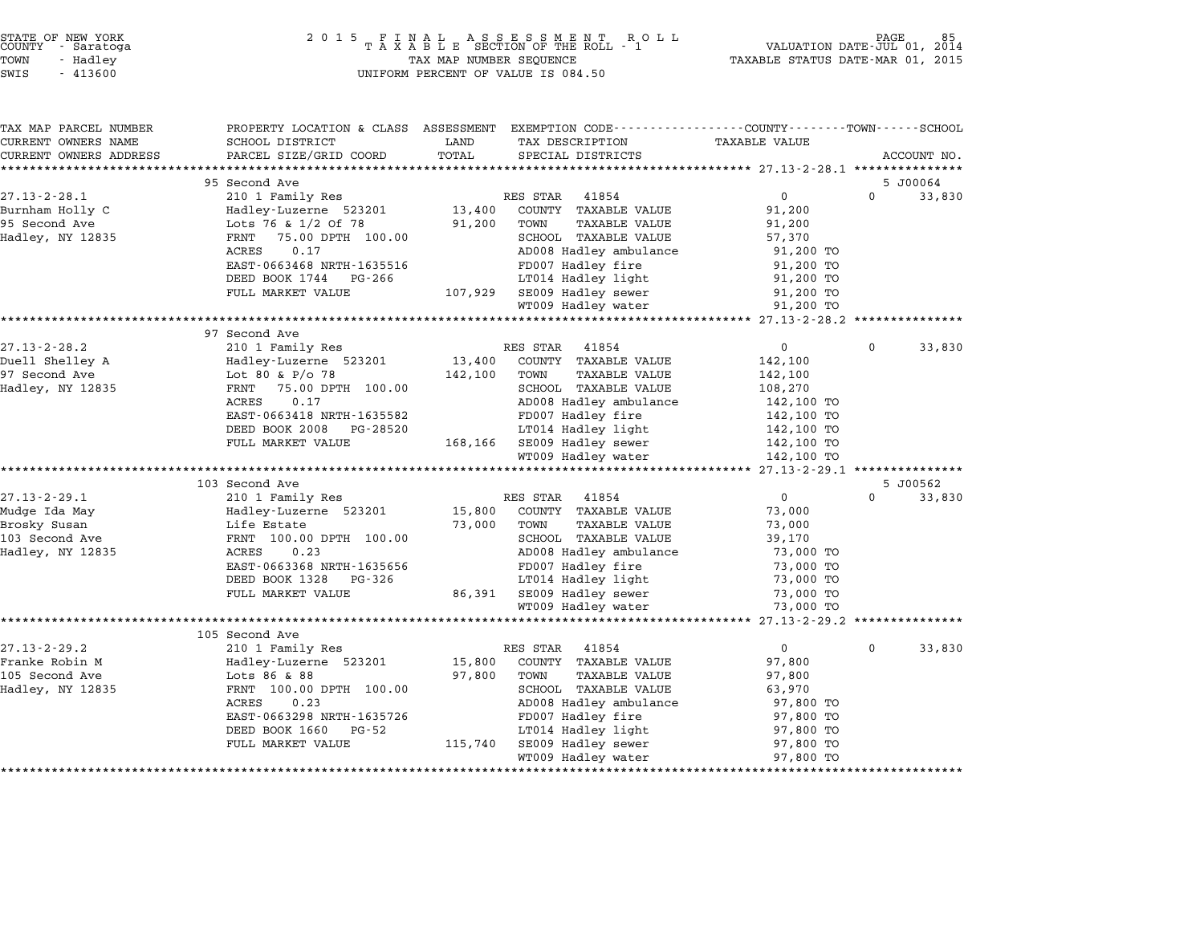STATE OF NEW YORK — COUNTY - Saratoga — TOWN - Hadley — SWIS - 413600

2015 FINAL ASSESSMENT ROLL — TAXABLE SECTION OF THE ROLL - 1 — TAX MAP NUMBER SEQUENCE — UNIFORM PERCENT OF VALUE IS 084.50

VALUATION DATE-JUL 01, 2014 — TAXABLE STATUS DATE-MAR 01, 2015

| TAX MAP PARCEL NUMBER / CURRENT OWNERS NAME / CURRENT OWNERS ADDRESS | PROPERTY LOCATION & CLASS / SCHOOL DISTRICT / PARCEL SIZE/GRID COORD | ASSESSMENT LAND | TOTAL | EXEMPTION CODE / TAX DESCRIPTION / SPECIAL DISTRICTS | COUNTY / TOWN TAXABLE VALUE | SCHOOL | ACCOUNT NO. |
|---|---|---|---|---|---|---|---|
| **27.13-2-28.1** | 95 Second Ave | | | | | | 5 J00064 |
| 27.13-2-28.1 | 210 1 Family Res | | | RES STAR 41854 | 0 | 0 | 33,830 |
| Burnham Holly C | Hadley-Luzerne 523201 | 13,400 | | COUNTY TAXABLE VALUE | 91,200 | | |
| 95 Second Ave | Lots 76 & 1/2 Of 78 | | 91,200 | TOWN TAXABLE VALUE | 91,200 | | |
| Hadley, NY 12835 | FRNT 75.00 DPTH 100.00 | | | SCHOOL TAXABLE VALUE | 57,370 | | |
| | ACRES 0.17 | | | AD008 Hadley ambulance | 91,200 TO | | |
| | EAST-0663468 NRTH-1635516 | | | FD007 Hadley fire | 91,200 TO | | |
| | DEED BOOK 1744 PG-266 | | | LT014 Hadley light | 91,200 TO | | |
| | FULL MARKET VALUE | 107,929 | | SE009 Hadley sewer | 91,200 TO | | |
| | | | | WT009 Hadley water | 91,200 TO | | |
| **27.13-2-28.2** | 97 Second Ave | | | | | | |
| 27.13-2-28.2 | 210 1 Family Res | | | RES STAR 41854 | 0 | 0 | 33,830 |
| Duell Shelley A | Hadley-Luzerne 523201 | 13,400 | | COUNTY TAXABLE VALUE | 142,100 | | |
| 97 Second Ave | Lot 80 & P/o 78 | | 142,100 | TOWN TAXABLE VALUE | 142,100 | | |
| Hadley, NY 12835 | FRNT 75.00 DPTH 100.00 | | | SCHOOL TAXABLE VALUE | 108,270 | | |
| | ACRES 0.17 | | | AD008 Hadley ambulance | 142,100 TO | | |
| | EAST-0663418 NRTH-1635582 | | | FD007 Hadley fire | 142,100 TO | | |
| | DEED BOOK 2008 PG-28520 | | | LT014 Hadley light | 142,100 TO | | |
| | FULL MARKET VALUE | 168,166 | | SE009 Hadley sewer | 142,100 TO | | |
| | | | | WT009 Hadley water | 142,100 TO | | |
| **27.13-2-29.1** | 103 Second Ave | | | | | | 5 J00562 |
| 27.13-2-29.1 | 210 1 Family Res | | | RES STAR 41854 | 0 | 0 | 33,830 |
| Mudge Ida May | Hadley-Luzerne 523201 | 15,800 | | COUNTY TAXABLE VALUE | 73,000 | | |
| Brosky Susan | Life Estate | | 73,000 | TOWN TAXABLE VALUE | 73,000 | | |
| 103 Second Ave | FRNT 100.00 DPTH 100.00 | | | SCHOOL TAXABLE VALUE | 39,170 | | |
| Hadley, NY 12835 | ACRES 0.23 | | | AD008 Hadley ambulance | 73,000 TO | | |
| | EAST-0663368 NRTH-1635656 | | | FD007 Hadley fire | 73,000 TO | | |
| | DEED BOOK 1328 PG-326 | | | LT014 Hadley light | 73,000 TO | | |
| | FULL MARKET VALUE | 86,391 | | SE009 Hadley sewer | 73,000 TO | | |
| | | | | WT009 Hadley water | 73,000 TO | | |
| **27.13-2-29.2** | 105 Second Ave | | | | | | |
| 27.13-2-29.2 | 210 1 Family Res | | | RES STAR 41854 | 0 | 0 | 33,830 |
| Franke Robin M | Hadley-Luzerne 523201 | 15,800 | | COUNTY TAXABLE VALUE | 97,800 | | |
| 105 Second Ave | Lots 86 & 88 | | 97,800 | TOWN TAXABLE VALUE | 97,800 | | |
| Hadley, NY 12835 | FRNT 100.00 DPTH 100.00 | | | SCHOOL TAXABLE VALUE | 63,970 | | |
| | ACRES 0.23 | | | AD008 Hadley ambulance | 97,800 TO | | |
| | EAST-0663298 NRTH-1635726 | | | FD007 Hadley fire | 97,800 TO | | |
| | DEED BOOK 1660 PG-52 | | | LT014 Hadley light | 97,800 TO | | |
| | FULL MARKET VALUE | 115,740 | | SE009 Hadley sewer | 97,800 TO | | |
| | | | | WT009 Hadley water | 97,800 TO | | |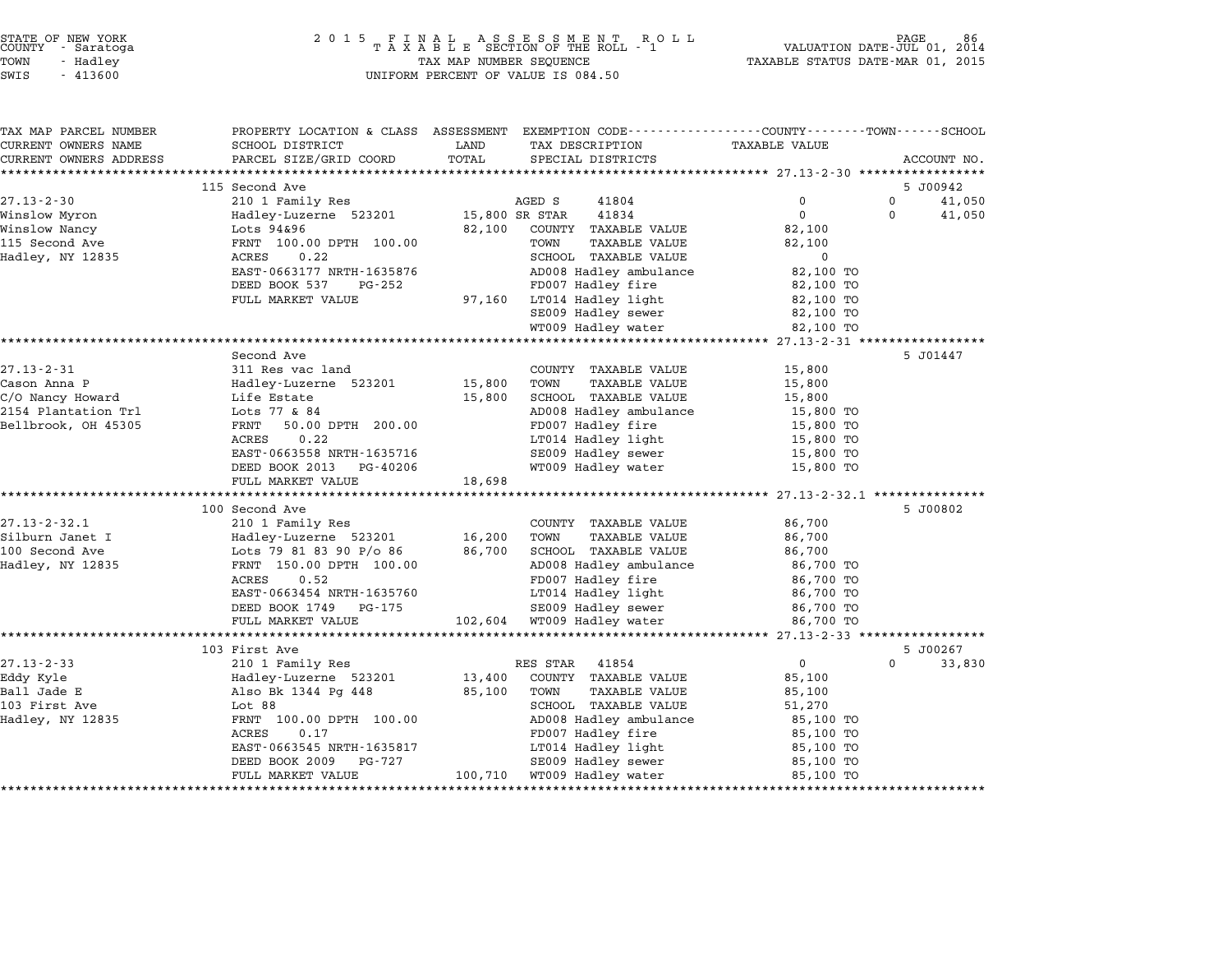STATE OF NEW YORK
COUNTY - Saratoga
TOWN - Hadley
SWIS - 413600

2 0 1 5 F I N A L A S S E S S M E N T R O L L
T A X A B L E SECTION OF THE ROLL - 1
TAX MAP NUMBER SEQUENCE
UNIFORM PERCENT OF VALUE IS 084.50

VALUATION DATE-JUL 01, 2014
TAXABLE STATUS DATE-MAR 01, 2015

| TAX MAP PARCEL NUMBER<br>CURRENT OWNERS NAME<br>CURRENT OWNERS ADDRESS | PROPERTY LOCATION & CLASS<br>SCHOOL DISTRICT<br>PARCEL SIZE/GRID COORD | ASSESSMENT<br>LAND<br>TOTAL | EXEMPTION CODE<br>TAX DESCRIPTION<br>SPECIAL DISTRICTS | COUNTY<br>TAXABLE VALUE | TOWN | SCHOOL<br>ACCOUNT NO. |
|---|---|---|---|---|---|---|
| | 115 Second Ave | | | | | 5 J00942 |
| 27.13-2-30 | 210 1 Family Res | | AGED S 41804 | 0 | 0 | 41,050 |
| Winslow Myron | Hadley-Luzerne 523201 | 15,800 | SR STAR 41834 | 0 | 0 | 41,050 |
| Winslow Nancy | Lots 94&96 | 82,100 | COUNTY TAXABLE VALUE | 82,100 | | |
| 115 Second Ave | FRNT 100.00 DPTH 100.00 | | TOWN TAXABLE VALUE | 82,100 | | |
| Hadley, NY 12835 | ACRES 0.22 | | SCHOOL TAXABLE VALUE | 0 | | |
| | EAST-0663177 NRTH-1635876 | | AD008 Hadley ambulance | 82,100 TO | | |
| | DEED BOOK 537 PG-252 | | FD007 Hadley fire | 82,100 TO | | |
| | FULL MARKET VALUE | 97,160 | LT014 Hadley light | 82,100 TO | | |
| | | | SE009 Hadley sewer | 82,100 TO | | |
| | | | WT009 Hadley water | 82,100 TO | | |
| | Second Ave | | | | | 5 J01447 |
| 27.13-2-31 | 311 Res vac land | | COUNTY TAXABLE VALUE | 15,800 | | |
| Cason Anna P | Hadley-Luzerne 523201 | 15,800 | TOWN TAXABLE VALUE | 15,800 | | |
| C/O Nancy Howard | Life Estate | 15,800 | SCHOOL TAXABLE VALUE | 15,800 | | |
| 2154 Plantation Trl | Lots 77 & 84 | | AD008 Hadley ambulance | 15,800 TO | | |
| Bellbrook, OH 45305 | FRNT 50.00 DPTH 200.00 | | FD007 Hadley fire | 15,800 TO | | |
| | ACRES 0.22 | | LT014 Hadley light | 15,800 TO | | |
| | EAST-0663558 NRTH-1635716 | | SE009 Hadley sewer | 15,800 TO | | |
| | DEED BOOK 2013 PG-40206 | | WT009 Hadley water | 15,800 TO | | |
| | FULL MARKET VALUE | 18,698 | | | | |
| | 100 Second Ave | | | | | 5 J00802 |
| 27.13-2-32.1 | 210 1 Family Res | | COUNTY TAXABLE VALUE | 86,700 | | |
| Silburn Janet I | Hadley-Luzerne 523201 | 16,200 | TOWN TAXABLE VALUE | 86,700 | | |
| 100 Second Ave | Lots 79 81 83 90 P/o 86 | 86,700 | SCHOOL TAXABLE VALUE | 86,700 | | |
| Hadley, NY 12835 | FRNT 150.00 DPTH 100.00 | | AD008 Hadley ambulance | 86,700 TO | | |
| | ACRES 0.52 | | FD007 Hadley fire | 86,700 TO | | |
| | EAST-0663454 NRTH-1635760 | | LT014 Hadley light | 86,700 TO | | |
| | DEED BOOK 1749 PG-175 | | SE009 Hadley sewer | 86,700 TO | | |
| | FULL MARKET VALUE | 102,604 | WT009 Hadley water | 86,700 TO | | |
| | 103 First Ave | | | | | 5 J00267 |
| 27.13-2-33 | 210 1 Family Res | | RES STAR 41854 | 0 | 0 | 33,830 |
| Eddy Kyle | Hadley-Luzerne 523201 | 13,400 | COUNTY TAXABLE VALUE | 85,100 | | |
| Ball Jade E | Also Bk 1344 Pg 448 | 85,100 | TOWN TAXABLE VALUE | 85,100 | | |
| 103 First Ave | Lot 88 | | SCHOOL TAXABLE VALUE | 51,270 | | |
| Hadley, NY 12835 | FRNT 100.00 DPTH 100.00 | | AD008 Hadley ambulance | 85,100 TO | | |
| | ACRES 0.17 | | FD007 Hadley fire | 85,100 TO | | |
| | EAST-0663545 NRTH-1635817 | | LT014 Hadley light | 85,100 TO | | |
| | DEED BOOK 2009 PG-727 | | SE009 Hadley sewer | 85,100 TO | | |
| | FULL MARKET VALUE | 100,710 | WT009 Hadley water | 85,100 TO | | |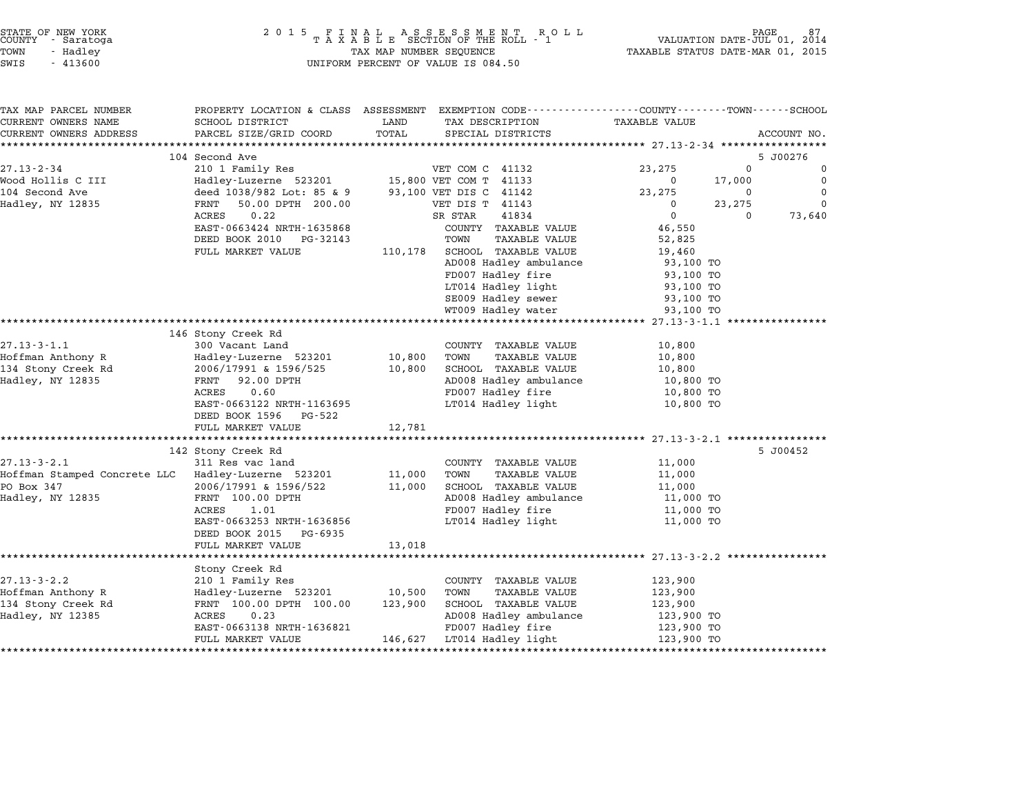STATE OF NEW YORK
COUNTY - Saratoga
TOWN - Hadley
SWIS - 413600

2 0 1 5 F I N A L A S S E S S M E N T R O L L
T A X A B L E SECTION OF THE ROLL - 1
TAX MAP NUMBER SEQUENCE
UNIFORM PERCENT OF VALUE IS 084.50

VALUATION DATE-JUL 01, 2014
TAXABLE STATUS DATE-MAR 01, 2015

| TAX MAP PARCEL NUMBER / CURRENT OWNERS NAME / CURRENT OWNERS ADDRESS | PROPERTY LOCATION & CLASS / SCHOOL DISTRICT / PARCEL SIZE/GRID COORD | ASSESSMENT LAND / TOTAL | EXEMPTION CODE / TAX DESCRIPTION / SPECIAL DISTRICTS | COUNTY TAXABLE VALUE | TOWN | SCHOOL | ACCOUNT NO. |
|---|---|---|---|---|---|---|---|
| **27.13-2-34** | 104 Second Ave | | | | | | 5 J00276 |
| 27.13-2-34 | 210 1 Family Res | | VET COM C 41132 | 23,275 | 0 | 0 | |
| Wood Hollis C III | Hadley-Luzerne 523201 | 15,800 | VET COM T 41133 | 0 | 17,000 | 0 | |
| 104 Second Ave | deed 1038/982 Lot: 85 & 9 | 93,100 | VET DIS C 41142 | 23,275 | 0 | 0 | |
| Hadley, NY 12835 | FRNT 50.00 DPTH 200.00 | | VET DIS T 41143 | 0 | 23,275 | 0 | |
| | ACRES 0.22 | | SR STAR 41834 | 0 | 0 | 73,640 | |
| | EAST-0663424 NRTH-1635868 | | COUNTY TAXABLE VALUE | 46,550 | | | |
| | DEED BOOK 2010 PG-32143 | | TOWN TAXABLE VALUE | 52,825 | | | |
| | FULL MARKET VALUE | 110,178 | SCHOOL TAXABLE VALUE | 19,460 | | | |
| | | | AD008 Hadley ambulance | 93,100 TO | | | |
| | | | FD007 Hadley fire | 93,100 TO | | | |
| | | | LT014 Hadley light | 93,100 TO | | | |
| | | | SE009 Hadley sewer | 93,100 TO | | | |
| | | | WT009 Hadley water | 93,100 TO | | | |
| **27.13-3-1.1** | 146 Stony Creek Rd | | | | | | |
| 27.13-3-1.1 | 300 Vacant Land | | COUNTY TAXABLE VALUE | 10,800 | | | |
| Hoffman Anthony R | Hadley-Luzerne 523201 | 10,800 | TOWN TAXABLE VALUE | 10,800 | | | |
| 134 Stony Creek Rd | 2006/17991 & 1596/525 | 10,800 | SCHOOL TAXABLE VALUE | 10,800 | | | |
| Hadley, NY 12835 | FRNT 92.00 DPTH | | AD008 Hadley ambulance | 10,800 TO | | | |
| | ACRES 0.60 | | FD007 Hadley fire | 10,800 TO | | | |
| | EAST-0663122 NRTH-1163695 | | LT014 Hadley light | 10,800 TO | | | |
| | DEED BOOK 1596 PG-522 | | | | | | |
| | FULL MARKET VALUE | 12,781 | | | | | |
| **27.13-3-2.1** | 142 Stony Creek Rd | | | | | | 5 J00452 |
| 27.13-3-2.1 | 311 Res vac land | | COUNTY TAXABLE VALUE | 11,000 | | | |
| Hoffman Stamped Concrete LLC | Hadley-Luzerne 523201 | 11,000 | TOWN TAXABLE VALUE | 11,000 | | | |
| PO Box 347 | 2006/17991 & 1596/522 | 11,000 | SCHOOL TAXABLE VALUE | 11,000 | | | |
| Hadley, NY 12835 | FRNT 100.00 DPTH | | AD008 Hadley ambulance | 11,000 TO | | | |
| | ACRES 1.01 | | FD007 Hadley fire | 11,000 TO | | | |
| | EAST-0663253 NRTH-1636856 | | LT014 Hadley light | 11,000 TO | | | |
| | DEED BOOK 2015 PG-6935 | | | | | | |
| | FULL MARKET VALUE | 13,018 | | | | | |
| **27.13-3-2.2** | Stony Creek Rd | | | | | | |
| 27.13-3-2.2 | 210 1 Family Res | | COUNTY TAXABLE VALUE | 123,900 | | | |
| Hoffman Anthony R | Hadley-Luzerne 523201 | 10,500 | TOWN TAXABLE VALUE | 123,900 | | | |
| 134 Stony Creek Rd | FRNT 100.00 DPTH 100.00 | 123,900 | SCHOOL TAXABLE VALUE | 123,900 | | | |
| Hadley, NY 12385 | ACRES 0.23 | | AD008 Hadley ambulance | 123,900 TO | | | |
| | EAST-0663138 NRTH-1636821 | | FD007 Hadley fire | 123,900 TO | | | |
| | FULL MARKET VALUE | 146,627 | LT014 Hadley light | 123,900 TO | | | |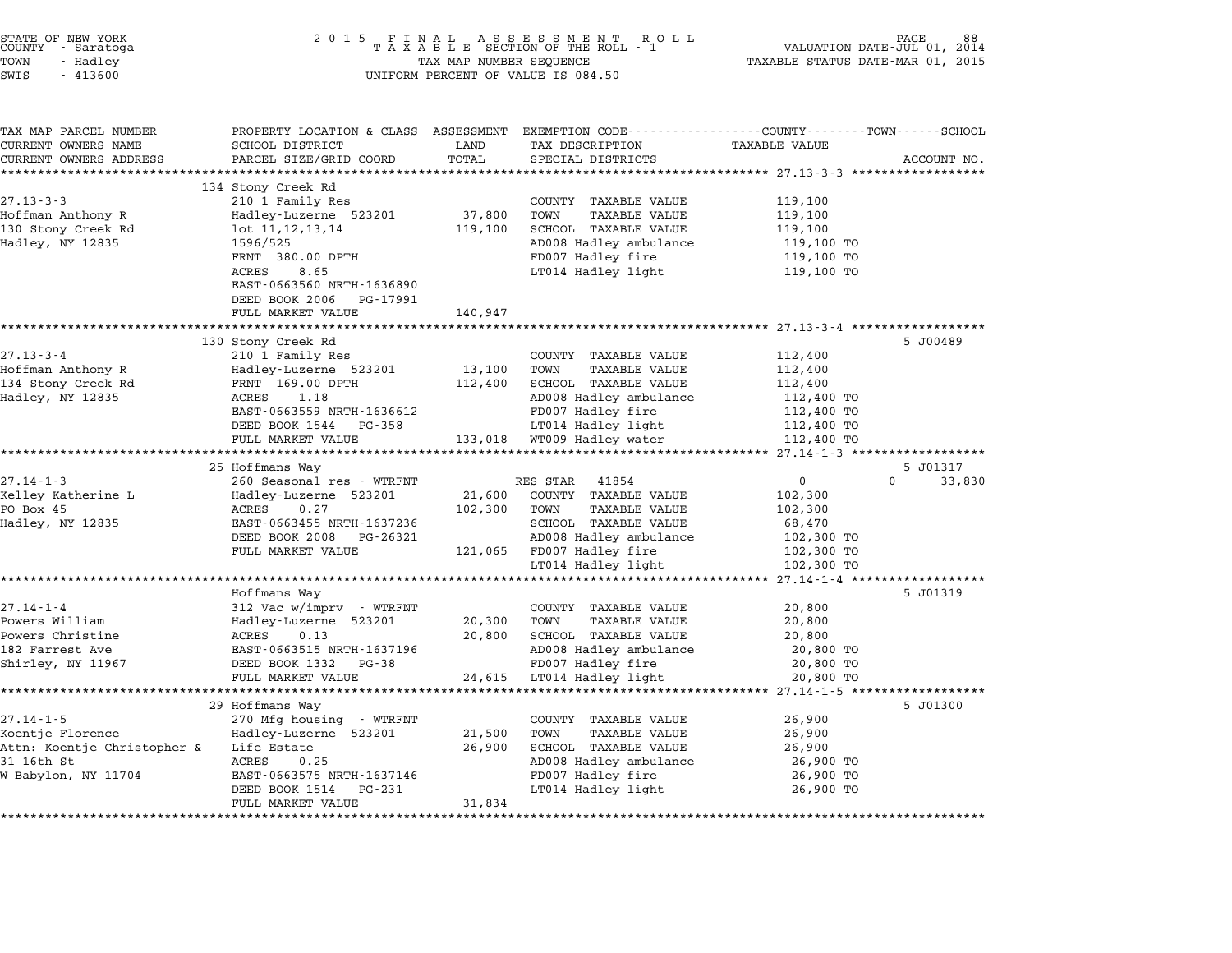STATE OF NEW YORK
COUNTY - Saratoga
TOWN - Hadley
SWIS - 413600

2015 FINAL ASSESSMENT ROLL
TAXABLE SECTION OF THE ROLL - 1
TAX MAP NUMBER SEQUENCE
UNIFORM PERCENT OF VALUE IS 084.50

VALUATION DATE-JUL 01, 2014
TAXABLE STATUS DATE-MAR 01, 2015

| TAX MAP PARCEL NUMBER / CURRENT OWNERS NAME / CURRENT OWNERS ADDRESS | PROPERTY LOCATION & CLASS / SCHOOL DISTRICT / PARCEL SIZE/GRID COORD | ASSESSMENT LAND / TOTAL | EXEMPTION CODE / TAX DESCRIPTION / SPECIAL DISTRICTS | COUNTY / TOWN / SCHOOL TAXABLE VALUE | ACCOUNT NO. |
|---|---|---|---|---|---|
| **27.13-3-3** | 134 Stony Creek Rd | | | | |
| Hoffman Anthony R | 210 1 Family Res | | COUNTY TAXABLE VALUE | 119,100 | |
| 130 Stony Creek Rd | Hadley-Luzerne 523201 | 37,800 | TOWN TAXABLE VALUE | 119,100 | |
| Hadley, NY 12835 | lot 11,12,13,14 | 119,100 | SCHOOL TAXABLE VALUE | 119,100 | |
| | 1596/525 | | AD008 Hadley ambulance | 119,100 TO | |
| | FRNT 380.00 DPTH | | FD007 Hadley fire | 119,100 TO | |
| | ACRES 8.65 | | LT014 Hadley light | 119,100 TO | |
| | EAST-0663560 NRTH-1636890 | | | | |
| | DEED BOOK 2006 PG-17991 | | | | |
| | FULL MARKET VALUE | 140,947 | | | |
| **27.13-3-4** | 130 Stony Creek Rd | | | | 5 J00489 |
| Hoffman Anthony R | 210 1 Family Res | | COUNTY TAXABLE VALUE | 112,400 | |
| 134 Stony Creek Rd | Hadley-Luzerne 523201 | 13,100 | TOWN TAXABLE VALUE | 112,400 | |
| Hadley, NY 12835 | FRNT 169.00 DPTH | 112,400 | SCHOOL TAXABLE VALUE | 112,400 | |
| | ACRES 1.18 | | AD008 Hadley ambulance | 112,400 TO | |
| | EAST-0663559 NRTH-1636612 | | FD007 Hadley fire | 112,400 TO | |
| | DEED BOOK 1544 PG-358 | | LT014 Hadley light | 112,400 TO | |
| | FULL MARKET VALUE | 133,018 | WT009 Hadley water | 112,400 TO | |
| **27.14-1-3** | 25 Hoffmans Way | | | | 5 J01317 |
| Kelley Katherine L | 260 Seasonal res - WTRFNT | | RES STAR 41854 | 0 / 0 / 33,830 | |
| PO Box 45 | Hadley-Luzerne 523201 | 21,600 | COUNTY TAXABLE VALUE | 102,300 | |
| Hadley, NY 12835 | ACRES 0.27 | 102,300 | TOWN TAXABLE VALUE | 102,300 | |
| | EAST-0663455 NRTH-1637236 | | SCHOOL TAXABLE VALUE | 68,470 | |
| | DEED BOOK 2008 PG-26321 | | AD008 Hadley ambulance | 102,300 TO | |
| | FULL MARKET VALUE | 121,065 | FD007 Hadley fire | 102,300 TO | |
| | | | LT014 Hadley light | 102,300 TO | |
| **27.14-1-4** | Hoffmans Way | | | | 5 J01319 |
| Powers William | 312 Vac w/imprv - WTRFNT | | COUNTY TAXABLE VALUE | 20,800 | |
| Powers Christine | Hadley-Luzerne 523201 | 20,300 | TOWN TAXABLE VALUE | 20,800 | |
| 182 Farrest Ave | ACRES 0.13 | 20,800 | SCHOOL TAXABLE VALUE | 20,800 | |
| Shirley, NY 11967 | EAST-0663515 NRTH-1637196 | | AD008 Hadley ambulance | 20,800 TO | |
| | DEED BOOK 1332 PG-38 | | FD007 Hadley fire | 20,800 TO | |
| | FULL MARKET VALUE | 24,615 | LT014 Hadley light | 20,800 TO | |
| **27.14-1-5** | 29 Hoffmans Way | | | | 5 J01300 |
| Koentje Florence | 270 Mfg housing - WTRFNT | | COUNTY TAXABLE VALUE | 26,900 | |
| Attn: Koentje Christopher & | Hadley-Luzerne 523201 | 21,500 | TOWN TAXABLE VALUE | 26,900 | |
| 31 16th St | Life Estate | 26,900 | SCHOOL TAXABLE VALUE | 26,900 | |
| W Babylon, NY 11704 | ACRES 0.25 | | AD008 Hadley ambulance | 26,900 TO | |
| | EAST-0663575 NRTH-1637146 | | FD007 Hadley fire | 26,900 TO | |
| | DEED BOOK 1514 PG-231 | | LT014 Hadley light | 26,900 TO | |
| | FULL MARKET VALUE | 31,834 | | | |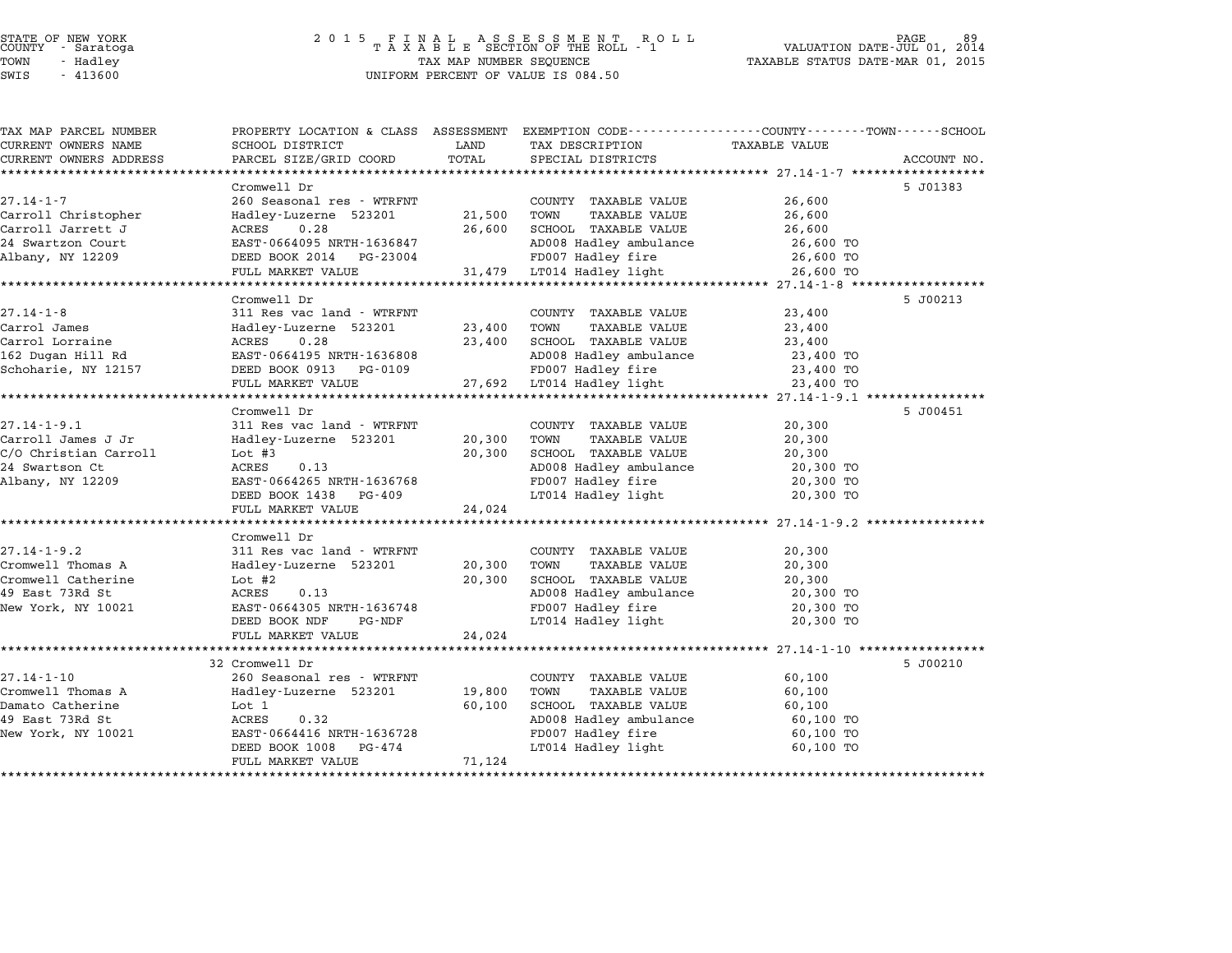STATE OF NEW YORK
COUNTY - Saratoga
TOWN - Hadley
SWIS - 413600

2015 FINAL ASSESSMENT ROLL
TAXABLE SECTION OF THE ROLL - 1
TAX MAP NUMBER SEQUENCE
UNIFORM PERCENT OF VALUE IS 084.50

VALUATION DATE-JUL 01, 2014
TAXABLE STATUS DATE-MAR 01, 2015

| TAX MAP PARCEL NUMBER / CURRENT OWNERS NAME / CURRENT OWNERS ADDRESS | PROPERTY LOCATION & CLASS / SCHOOL DISTRICT / PARCEL SIZE/GRID COORD | ASSESSMENT LAND / TOTAL | EXEMPTION CODE / TAX DESCRIPTION / SPECIAL DISTRICTS | TAXABLE VALUE | ACCOUNT NO. |
|---|---|---|---|---|---|
| | Cromwell Dr | | | | 5 J01383 |
| 27.14-1-7 | 260 Seasonal res - WTRFNT | | COUNTY TAXABLE VALUE | 26,600 | |
| Carroll Christopher | Hadley-Luzerne 523201 | 21,500 | TOWN TAXABLE VALUE | 26,600 | |
| Carroll Jarrett J | ACRES 0.28 | 26,600 | SCHOOL TAXABLE VALUE | 26,600 | |
| 24 Swartzon Court | EAST-0664095 NRTH-1636847 | | AD008 Hadley ambulance | 26,600 TO | |
| Albany, NY 12209 | DEED BOOK 2014 PG-23004 | | FD007 Hadley fire | 26,600 TO | |
| | FULL MARKET VALUE | 31,479 | LT014 Hadley light | 26,600 TO | |
| | Cromwell Dr | | | | 5 J00213 |
| 27.14-1-8 | 311 Res vac land - WTRFNT | | COUNTY TAXABLE VALUE | 23,400 | |
| Carrol James | Hadley-Luzerne 523201 | 23,400 | TOWN TAXABLE VALUE | 23,400 | |
| Carrol Lorraine | ACRES 0.28 | 23,400 | SCHOOL TAXABLE VALUE | 23,400 | |
| 162 Dugan Hill Rd | EAST-0664195 NRTH-1636808 | | AD008 Hadley ambulance | 23,400 TO | |
| Schoharie, NY 12157 | DEED BOOK 0913 PG-0109 | | FD007 Hadley fire | 23,400 TO | |
| | FULL MARKET VALUE | 27,692 | LT014 Hadley light | 23,400 TO | |
| | Cromwell Dr | | | | 5 J00451 |
| 27.14-1-9.1 | 311 Res vac land - WTRFNT | | COUNTY TAXABLE VALUE | 20,300 | |
| Carroll James J Jr | Hadley-Luzerne 523201 | 20,300 | TOWN TAXABLE VALUE | 20,300 | |
| C/O Christian Carroll | Lot #3 | 20,300 | SCHOOL TAXABLE VALUE | 20,300 | |
| 24 Swartson Ct | ACRES 0.13 | | AD008 Hadley ambulance | 20,300 TO | |
| Albany, NY 12209 | EAST-0664265 NRTH-1636768 | | FD007 Hadley fire | 20,300 TO | |
| | DEED BOOK 1438 PG-409 | | LT014 Hadley light | 20,300 TO | |
| | FULL MARKET VALUE | 24,024 | | | |
| | Cromwell Dr | | | | |
| 27.14-1-9.2 | 311 Res vac land - WTRFNT | | COUNTY TAXABLE VALUE | 20,300 | |
| Cromwell Thomas A | Hadley-Luzerne 523201 | 20,300 | TOWN TAXABLE VALUE | 20,300 | |
| Cromwell Catherine | Lot #2 | 20,300 | SCHOOL TAXABLE VALUE | 20,300 | |
| 49 East 73Rd St | ACRES 0.13 | | AD008 Hadley ambulance | 20,300 TO | |
| New York, NY 10021 | EAST-0664305 NRTH-1636748 | | FD007 Hadley fire | 20,300 TO | |
| | DEED BOOK NDF PG-NDF | | LT014 Hadley light | 20,300 TO | |
| | FULL MARKET VALUE | 24,024 | | | |
| | 32 Cromwell Dr | | | | 5 J00210 |
| 27.14-1-10 | 260 Seasonal res - WTRFNT | | COUNTY TAXABLE VALUE | 60,100 | |
| Cromwell Thomas A | Hadley-Luzerne 523201 | 19,800 | TOWN TAXABLE VALUE | 60,100 | |
| Damato Catherine | Lot 1 | 60,100 | SCHOOL TAXABLE VALUE | 60,100 | |
| 49 East 73Rd St | ACRES 0.32 | | AD008 Hadley ambulance | 60,100 TO | |
| New York, NY 10021 | EAST-0664416 NRTH-1636728 | | FD007 Hadley fire | 60,100 TO | |
| | DEED BOOK 1008 PG-474 | | LT014 Hadley light | 60,100 TO | |
| | FULL MARKET VALUE | 71,124 | | | |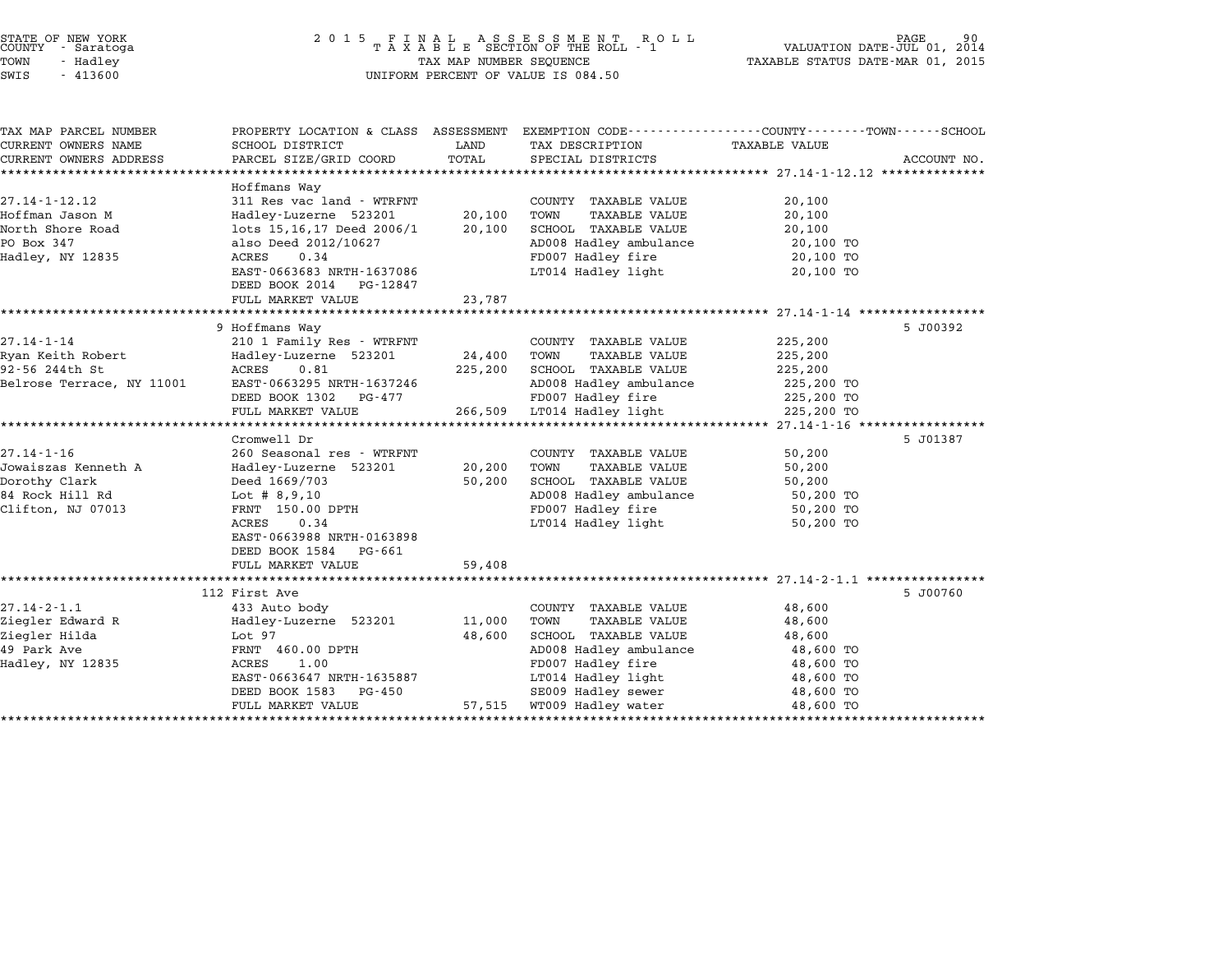STATE OF NEW YORK
COUNTY - Saratoga
TOWN - Hadley
SWIS - 413600

2015 FINAL ASSESSMENT ROLL
TAXABLE SECTION OF THE ROLL - 1
TAX MAP NUMBER SEQUENCE
UNIFORM PERCENT OF VALUE IS 084.50

VALUATION DATE-JUL 01, 2014
TAXABLE STATUS DATE-MAR 01, 2015

| TAX MAP PARCEL NUMBER / CURRENT OWNERS NAME / CURRENT OWNERS ADDRESS | PROPERTY LOCATION & CLASS / SCHOOL DISTRICT / PARCEL SIZE/GRID COORD | ASSESSMENT LAND / TOTAL | EXEMPTION CODE / TAX DESCRIPTION / SPECIAL DISTRICTS | TAXABLE VALUE | ACCOUNT NO. |
|---|---|---|---|---|---|
| **27.14-1-12.12** | Hoffmans Way | | | | |
| 27.14-1-12.12 | 311 Res vac land - WTRFNT | | COUNTY TAXABLE VALUE | 20,100 | |
| Hoffman Jason M | Hadley-Luzerne 523201 | 20,100 | TOWN TAXABLE VALUE | 20,100 | |
| North Shore Road | lots 15,16,17 Deed 2006/1 | 20,100 | SCHOOL TAXABLE VALUE | 20,100 | |
| PO Box 347 | also Deed 2012/10627 | | AD008 Hadley ambulance | 20,100 TO | |
| Hadley, NY 12835 | ACRES 0.34 | | FD007 Hadley fire | 20,100 TO | |
| | EAST-0663683 NRTH-1637086 | | LT014 Hadley light | 20,100 TO | |
| | DEED BOOK 2014 PG-12847 | | | | |
| | FULL MARKET VALUE | 23,787 | | | |
| **27.14-1-14** | 9 Hoffmans Way | | | | 5 J00392 |
| 27.14-1-14 | 210 1 Family Res - WTRFNT | | COUNTY TAXABLE VALUE | 225,200 | |
| Ryan Keith Robert | Hadley-Luzerne 523201 | 24,400 | TOWN TAXABLE VALUE | 225,200 | |
| 92-56 244th St | ACRES 0.81 | 225,200 | SCHOOL TAXABLE VALUE | 225,200 | |
| Belrose Terrace, NY 11001 | EAST-0663295 NRTH-1637246 | | AD008 Hadley ambulance | 225,200 TO | |
| | DEED BOOK 1302 PG-477 | | FD007 Hadley fire | 225,200 TO | |
| | FULL MARKET VALUE | 266,509 | LT014 Hadley light | 225,200 TO | |
| **27.14-1-16** | Cromwell Dr | | | | 5 J01387 |
| 27.14-1-16 | 260 Seasonal res - WTRFNT | | COUNTY TAXABLE VALUE | 50,200 | |
| Jowaiszas Kenneth A | Hadley-Luzerne 523201 | 20,200 | TOWN TAXABLE VALUE | 50,200 | |
| Dorothy Clark | Deed 1669/703 | 50,200 | SCHOOL TAXABLE VALUE | 50,200 | |
| 84 Rock Hill Rd | Lot # 8,9,10 | | AD008 Hadley ambulance | 50,200 TO | |
| Clifton, NJ 07013 | FRNT 150.00 DPTH | | FD007 Hadley fire | 50,200 TO | |
| | ACRES 0.34 | | LT014 Hadley light | 50,200 TO | |
| | EAST-0663988 NRTH-0163898 | | | | |
| | DEED BOOK 1584 PG-661 | | | | |
| | FULL MARKET VALUE | 59,408 | | | |
| **27.14-2-1.1** | 112 First Ave | | | | 5 J00760 |
| 27.14-2-1.1 | 433 Auto body | | COUNTY TAXABLE VALUE | 48,600 | |
| Ziegler Edward R | Hadley-Luzerne 523201 | 11,000 | TOWN TAXABLE VALUE | 48,600 | |
| Ziegler Hilda | Lot 97 | 48,600 | SCHOOL TAXABLE VALUE | 48,600 | |
| 49 Park Ave | FRNT 460.00 DPTH | | AD008 Hadley ambulance | 48,600 TO | |
| Hadley, NY 12835 | ACRES 1.00 | | FD007 Hadley fire | 48,600 TO | |
| | EAST-0663647 NRTH-1635887 | | LT014 Hadley light | 48,600 TO | |
| | DEED BOOK 1583 PG-450 | | SE009 Hadley sewer | 48,600 TO | |
| | FULL MARKET VALUE | 57,515 | WT009 Hadley water | 48,600 TO | |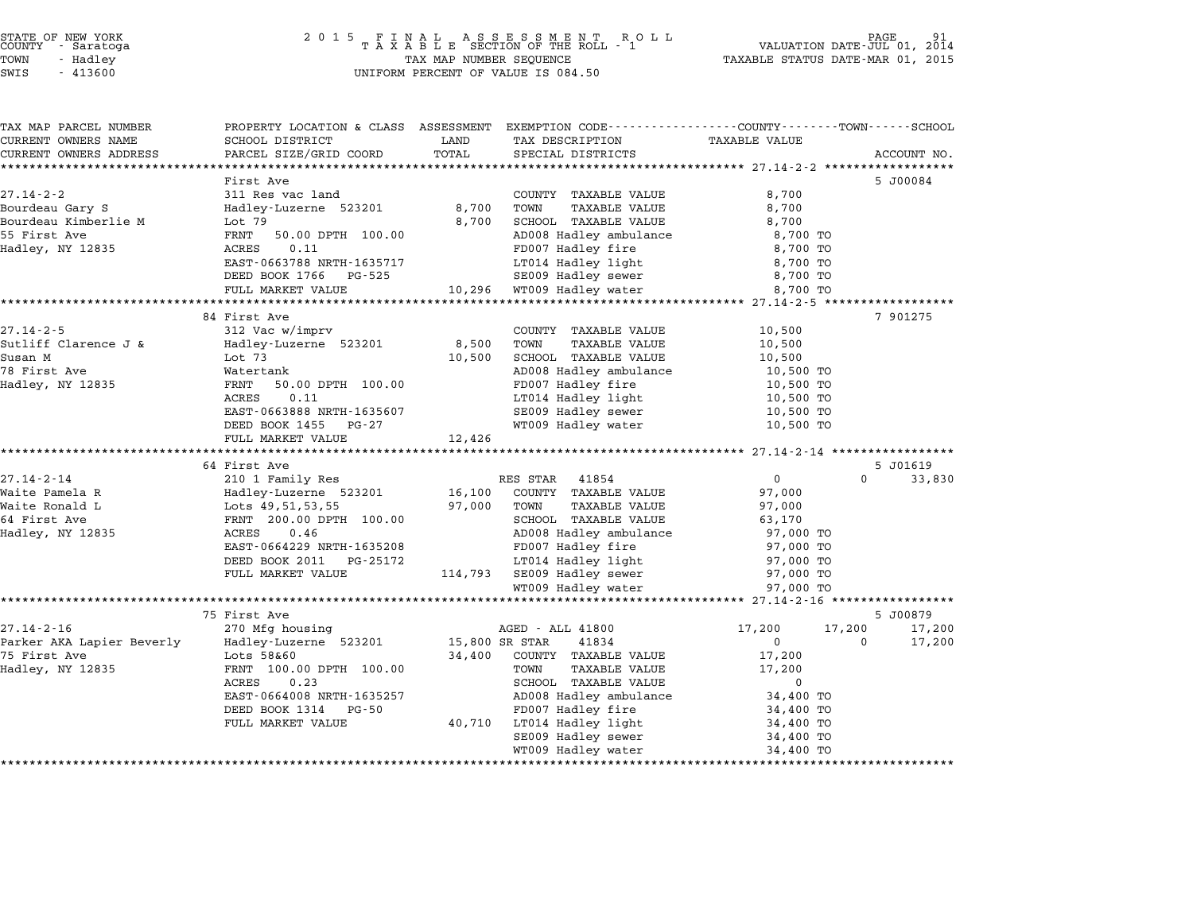STATE OF NEW YORK
COUNTY - Saratoga
TOWN - Hadley
SWIS - 413600

2 0 1 5 F I N A L A S S E S S M E N T R O L L
T A X A B L E SECTION OF THE ROLL - 1
TAX MAP NUMBER SEQUENCE
UNIFORM PERCENT OF VALUE IS 084.50

VALUATION DATE-JUL 01, 2014
TAXABLE STATUS DATE-MAR 01, 2015

| TAX MAP PARCEL NUMBER / CURRENT OWNERS NAME / CURRENT OWNERS ADDRESS | PROPERTY LOCATION & CLASS / SCHOOL DISTRICT / PARCEL SIZE/GRID COORD | ASSESSMENT LAND / TOTAL | EXEMPTION CODE / TAX DESCRIPTION / SPECIAL DISTRICTS | COUNTY TAXABLE VALUE | TOWN | SCHOOL / ACCOUNT NO. |
|---|---|---|---|---|---|---|
| | First Ave | | | | | 5 J00084 |
| 27.14-2-2 | 311 Res vac land | | COUNTY TAXABLE VALUE | 8,700 | | |
| Bourdeau Gary S | Hadley-Luzerne 523201 | 8,700 | TOWN TAXABLE VALUE | 8,700 | | |
| Bourdeau Kimberlie M | Lot 79 | 8,700 | SCHOOL TAXABLE VALUE | 8,700 | | |
| 55 First Ave | FRNT 50.00 DPTH 100.00 | | AD008 Hadley ambulance | 8,700 TO | | |
| Hadley, NY 12835 | ACRES 0.11 | | FD007 Hadley fire | 8,700 TO | | |
| | EAST-0663788 NRTH-1635717 | | LT014 Hadley light | 8,700 TO | | |
| | DEED BOOK 1766 PG-525 | | SE009 Hadley sewer | 8,700 TO | | |
| | FULL MARKET VALUE | 10,296 | WT009 Hadley water | 8,700 TO | | |
| | 84 First Ave | | | | | 7 901275 |
| 27.14-2-5 | 312 Vac w/imprv | | COUNTY TAXABLE VALUE | 10,500 | | |
| Sutliff Clarence J & | Hadley-Luzerne 523201 | 8,500 | TOWN TAXABLE VALUE | 10,500 | | |
| Susan M | Lot 73 | 10,500 | SCHOOL TAXABLE VALUE | 10,500 | | |
| 78 First Ave | Watertank | | AD008 Hadley ambulance | 10,500 TO | | |
| Hadley, NY 12835 | FRNT 50.00 DPTH 100.00 | | FD007 Hadley fire | 10,500 TO | | |
| | ACRES 0.11 | | LT014 Hadley light | 10,500 TO | | |
| | EAST-0663888 NRTH-1635607 | | SE009 Hadley sewer | 10,500 TO | | |
| | DEED BOOK 1455 PG-27 | | WT009 Hadley water | 10,500 TO | | |
| | FULL MARKET VALUE | 12,426 | | | | |
| | 64 First Ave | | | | | 5 J01619 |
| 27.14-2-14 | 210 1 Family Res | | RES STAR 41854 | 0 | 0 | 33,830 |
| Waite Pamela R | Hadley-Luzerne 523201 | 16,100 | COUNTY TAXABLE VALUE | 97,000 | | |
| Waite Ronald L | Lots 49,51,53,55 | 97,000 | TOWN TAXABLE VALUE | 97,000 | | |
| 64 First Ave | FRNT 200.00 DPTH 100.00 | | SCHOOL TAXABLE VALUE | 63,170 | | |
| Hadley, NY 12835 | ACRES 0.46 | | AD008 Hadley ambulance | 97,000 TO | | |
| | EAST-0664229 NRTH-1635208 | | FD007 Hadley fire | 97,000 TO | | |
| | DEED BOOK 2011 PG-25172 | | LT014 Hadley light | 97,000 TO | | |
| | FULL MARKET VALUE | 114,793 | SE009 Hadley sewer | 97,000 TO | | |
| | | | WT009 Hadley water | 97,000 TO | | |
| | 75 First Ave | | | | | 5 J00879 |
| 27.14-2-16 | 270 Mfg housing | | AGED - ALL 41800 | 17,200 | 17,200 | 17,200 |
| Parker AKA Lapier Beverly | Hadley-Luzerne 523201 | 15,800 | SR STAR 41834 | 0 | 0 | 17,200 |
| 75 First Ave | Lots 58&60 | 34,400 | COUNTY TAXABLE VALUE | 17,200 | | |
| Hadley, NY 12835 | FRNT 100.00 DPTH 100.00 | | TOWN TAXABLE VALUE | 17,200 | | |
| | ACRES 0.23 | | SCHOOL TAXABLE VALUE | 0 | | |
| | EAST-0664008 NRTH-1635257 | | AD008 Hadley ambulance | 34,400 TO | | |
| | DEED BOOK 1314 PG-50 | | FD007 Hadley fire | 34,400 TO | | |
| | FULL MARKET VALUE | 40,710 | LT014 Hadley light | 34,400 TO | | |
| | | | SE009 Hadley sewer | 34,400 TO | | |
| | | | WT009 Hadley water | 34,400 TO | | |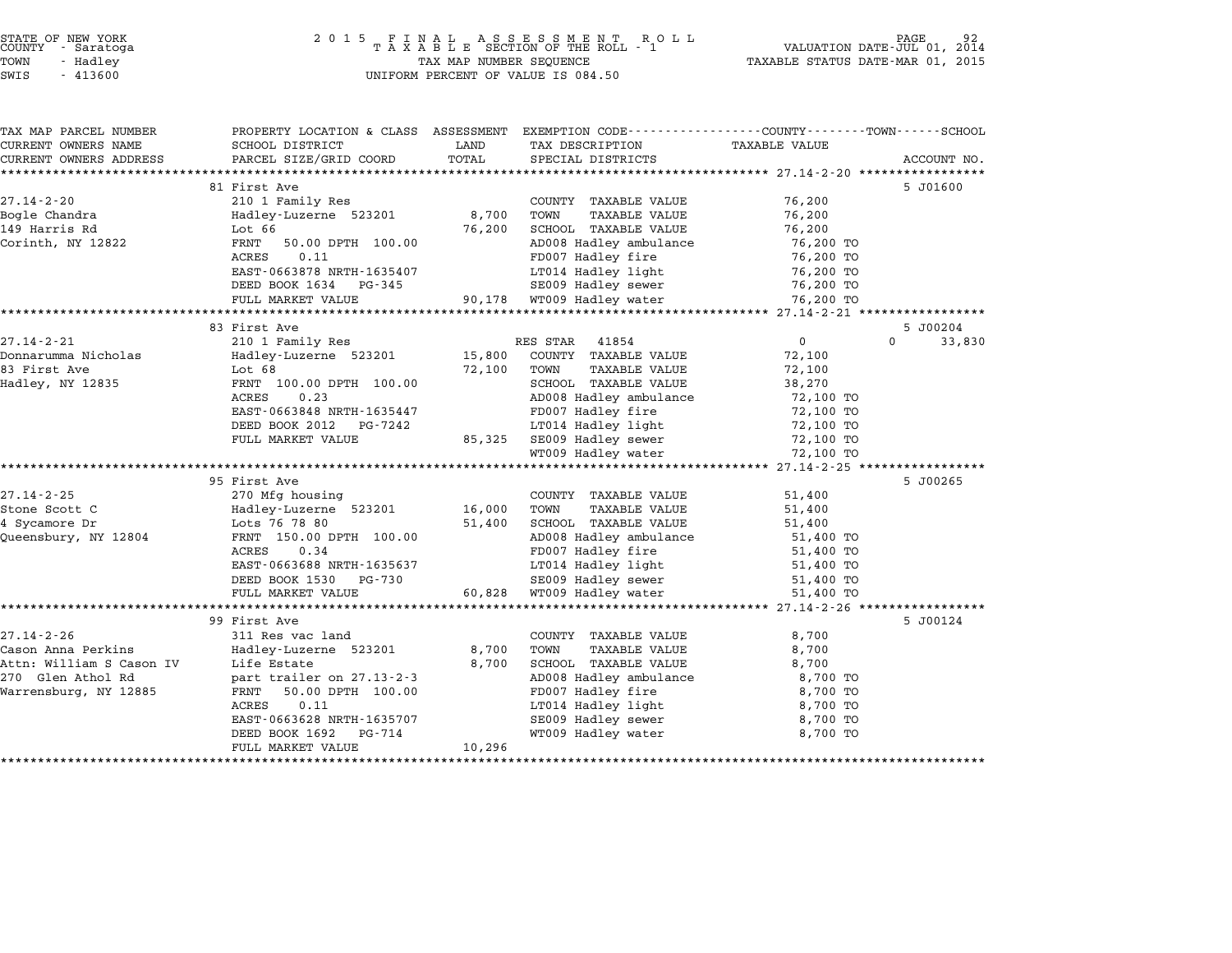STATE OF NEW YORK
COUNTY - Saratoga
TOWN - Hadley
SWIS - 413600

2 0 1 5 F I N A L A S S E S S M E N T R O L L
T A X A B L E SECTION OF THE ROLL - 1
TAX MAP NUMBER SEQUENCE
UNIFORM PERCENT OF VALUE IS 084.50

VALUATION DATE-JUL 01, 2014
TAXABLE STATUS DATE-MAR 01, 2015

| TAX MAP PARCEL NUMBER / CURRENT OWNERS NAME / CURRENT OWNERS ADDRESS | PROPERTY LOCATION & CLASS / SCHOOL DISTRICT / PARCEL SIZE/GRID COORD | ASSESSMENT LAND / TOTAL | EXEMPTION CODE / TAX DESCRIPTION / SPECIAL DISTRICTS | TAXABLE VALUE (COUNTY / TOWN / SCHOOL) | ACCOUNT NO. |
|---|---|---|---|---|---|
| | 81 First Ave | | | | 5 J01600 |
| 27.14-2-20 | 210 1 Family Res | | COUNTY TAXABLE VALUE | 76,200 | |
| Bogle Chandra | Hadley-Luzerne 523201 | 8,700 | TOWN TAXABLE VALUE | 76,200 | |
| 149 Harris Rd | Lot 66 | 76,200 | SCHOOL TAXABLE VALUE | 76,200 | |
| Corinth, NY 12822 | FRNT 50.00 DPTH 100.00 | | AD008 Hadley ambulance | 76,200 TO | |
| | ACRES 0.11 | | FD007 Hadley fire | 76,200 TO | |
| | EAST-0663878 NRTH-1635407 | | LT014 Hadley light | 76,200 TO | |
| | DEED BOOK 1634 PG-345 | | SE009 Hadley sewer | 76,200 TO | |
| | FULL MARKET VALUE | 90,178 | WT009 Hadley water | 76,200 TO | |
| | 83 First Ave | | | | 5 J00204 |
| 27.14-2-21 | 210 1 Family Res | | RES STAR 41854 | 0 0 33,830 | |
| Donnarumma Nicholas | Hadley-Luzerne 523201 | 15,800 | COUNTY TAXABLE VALUE | 72,100 | |
| 83 First Ave | Lot 68 | 72,100 | TOWN TAXABLE VALUE | 72,100 | |
| Hadley, NY 12835 | FRNT 100.00 DPTH 100.00 | | SCHOOL TAXABLE VALUE | 38,270 | |
| | ACRES 0.23 | | AD008 Hadley ambulance | 72,100 TO | |
| | EAST-0663848 NRTH-1635447 | | FD007 Hadley fire | 72,100 TO | |
| | DEED BOOK 2012 PG-7242 | | LT014 Hadley light | 72,100 TO | |
| | FULL MARKET VALUE | 85,325 | SE009 Hadley sewer | 72,100 TO | |
| | | | WT009 Hadley water | 72,100 TO | |
| | 95 First Ave | | | | 5 J00265 |
| 27.14-2-25 | 270 Mfg housing | | COUNTY TAXABLE VALUE | 51,400 | |
| Stone Scott C | Hadley-Luzerne 523201 | 16,000 | TOWN TAXABLE VALUE | 51,400 | |
| 4 Sycamore Dr | Lots 76 78 80 | 51,400 | SCHOOL TAXABLE VALUE | 51,400 | |
| Queensbury, NY 12804 | FRNT 150.00 DPTH 100.00 | | AD008 Hadley ambulance | 51,400 TO | |
| | ACRES 0.34 | | FD007 Hadley fire | 51,400 TO | |
| | EAST-0663688 NRTH-1635637 | | LT014 Hadley light | 51,400 TO | |
| | DEED BOOK 1530 PG-730 | | SE009 Hadley sewer | 51,400 TO | |
| | FULL MARKET VALUE | 60,828 | WT009 Hadley water | 51,400 TO | |
| | 99 First Ave | | | | 5 J00124 |
| 27.14-2-26 | 311 Res vac land | | COUNTY TAXABLE VALUE | 8,700 | |
| Cason Anna Perkins | Hadley-Luzerne 523201 | 8,700 | TOWN TAXABLE VALUE | 8,700 | |
| Attn: William S Cason IV | Life Estate | 8,700 | SCHOOL TAXABLE VALUE | 8,700 | |
| 270 Glen Athol Rd | part trailer on 27.13-2-3 | | AD008 Hadley ambulance | 8,700 TO | |
| Warrensburg, NY 12885 | FRNT 50.00 DPTH 100.00 | | FD007 Hadley fire | 8,700 TO | |
| | ACRES 0.11 | | LT014 Hadley light | 8,700 TO | |
| | EAST-0663628 NRTH-1635707 | | SE009 Hadley sewer | 8,700 TO | |
| | DEED BOOK 1692 PG-714 | | WT009 Hadley water | 8,700 TO | |
| | FULL MARKET VALUE | 10,296 | | | |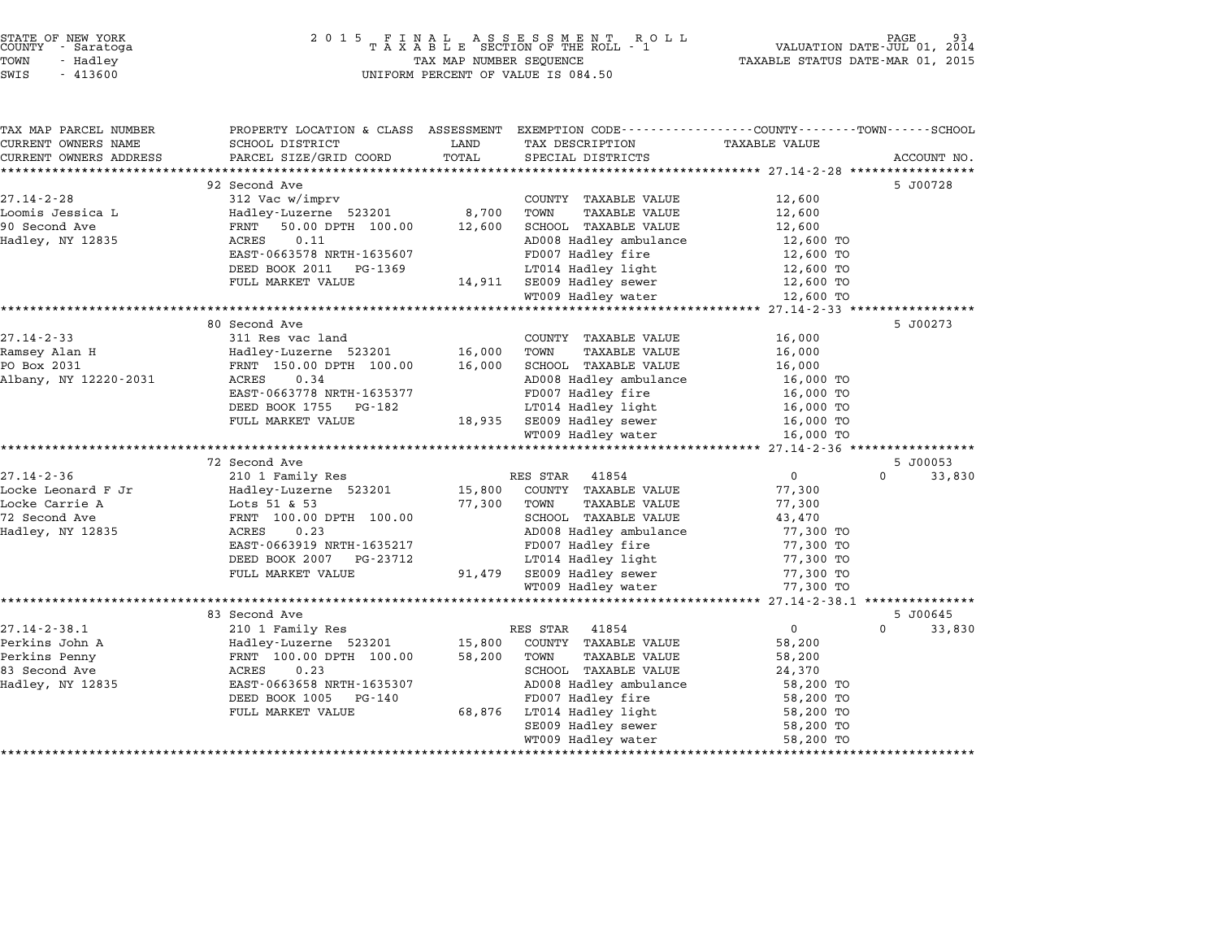STATE OF NEW YORK
COUNTY - Saratoga
TOWN - Hadley
SWIS - 413600

2 0 1 5 F I N A L A S S E S S M E N T R O L L
T A X A B L E SECTION OF THE ROLL - 1
TAX MAP NUMBER SEQUENCE
UNIFORM PERCENT OF VALUE IS 084.50

VALUATION DATE-JUL 01, 2014
TAXABLE STATUS DATE-MAR 01, 2015

| TAX MAP PARCEL NUMBER / CURRENT OWNERS NAME / CURRENT OWNERS ADDRESS | PROPERTY LOCATION & CLASS / SCHOOL DISTRICT / PARCEL SIZE/GRID COORD | ASSESSMENT LAND | ASSESSMENT TOTAL | EXEMPTION CODE / TAX DESCRIPTION / SPECIAL DISTRICTS | COUNTY TAXABLE VALUE | TOWN | SCHOOL / ACCOUNT NO. |
|---|---|---|---|---|---|---|---|
| | 92 Second Ave | | | | | | 5 J00728 |
| 27.14-2-28 | 312 Vac w/imprv | | | COUNTY TAXABLE VALUE | 12,600 | | |
| Loomis Jessica L | Hadley-Luzerne 523201 | 8,700 | | TOWN TAXABLE VALUE | 12,600 | | |
| 90 Second Ave | FRNT 50.00 DPTH 100.00 | | 12,600 | SCHOOL TAXABLE VALUE | 12,600 | | |
| Hadley, NY 12835 | ACRES 0.11 | | | AD008 Hadley ambulance | 12,600 TO | | |
| | EAST-0663578 NRTH-1635607 | | | FD007 Hadley fire | 12,600 TO | | |
| | DEED BOOK 2011 PG-1369 | | | LT014 Hadley light | 12,600 TO | | |
| | FULL MARKET VALUE | | 14,911 | SE009 Hadley sewer | 12,600 TO | | |
| | | | | WT009 Hadley water | 12,600 TO | | |
| | 80 Second Ave | | | | | | 5 J00273 |
| 27.14-2-33 | 311 Res vac land | | | COUNTY TAXABLE VALUE | 16,000 | | |
| Ramsey Alan H | Hadley-Luzerne 523201 | 16,000 | | TOWN TAXABLE VALUE | 16,000 | | |
| PO Box 2031 | FRNT 150.00 DPTH 100.00 | | 16,000 | SCHOOL TAXABLE VALUE | 16,000 | | |
| Albany, NY 12220-2031 | ACRES 0.34 | | | AD008 Hadley ambulance | 16,000 TO | | |
| | EAST-0663778 NRTH-1635377 | | | FD007 Hadley fire | 16,000 TO | | |
| | DEED BOOK 1755 PG-182 | | | LT014 Hadley light | 16,000 TO | | |
| | FULL MARKET VALUE | | 18,935 | SE009 Hadley sewer | 16,000 TO | | |
| | | | | WT009 Hadley water | 16,000 TO | | |
| | 72 Second Ave | | | | | | 5 J00053 |
| 27.14-2-36 | 210 1 Family Res | | | RES STAR 41854 | 0 | 0 | 33,830 |
| Locke Leonard F Jr | Hadley-Luzerne 523201 | 15,800 | | COUNTY TAXABLE VALUE | 77,300 | | |
| Locke Carrie A | Lots 51 & 53 | | 77,300 | TOWN TAXABLE VALUE | 77,300 | | |
| 72 Second Ave | FRNT 100.00 DPTH 100.00 | | | SCHOOL TAXABLE VALUE | 43,470 | | |
| Hadley, NY 12835 | ACRES 0.23 | | | AD008 Hadley ambulance | 77,300 TO | | |
| | EAST-0663919 NRTH-1635217 | | | FD007 Hadley fire | 77,300 TO | | |
| | DEED BOOK 2007 PG-23712 | | | LT014 Hadley light | 77,300 TO | | |
| | FULL MARKET VALUE | | 91,479 | SE009 Hadley sewer | 77,300 TO | | |
| | | | | WT009 Hadley water | 77,300 TO | | |
| | 83 Second Ave | | | | | | 5 J00645 |
| 27.14-2-38.1 | 210 1 Family Res | | | RES STAR 41854 | 0 | 0 | 33,830 |
| Perkins John A | Hadley-Luzerne 523201 | 15,800 | | COUNTY TAXABLE VALUE | 58,200 | | |
| Perkins Penny | FRNT 100.00 DPTH 100.00 | | 58,200 | TOWN TAXABLE VALUE | 58,200 | | |
| 83 Second Ave | ACRES 0.23 | | | SCHOOL TAXABLE VALUE | 24,370 | | |
| Hadley, NY 12835 | EAST-0663658 NRTH-1635307 | | | AD008 Hadley ambulance | 58,200 TO | | |
| | DEED BOOK 1005 PG-140 | | | FD007 Hadley fire | 58,200 TO | | |
| | FULL MARKET VALUE | | 68,876 | LT014 Hadley light | 58,200 TO | | |
| | | | | SE009 Hadley sewer | 58,200 TO | | |
| | | | | WT009 Hadley water | 58,200 TO | | |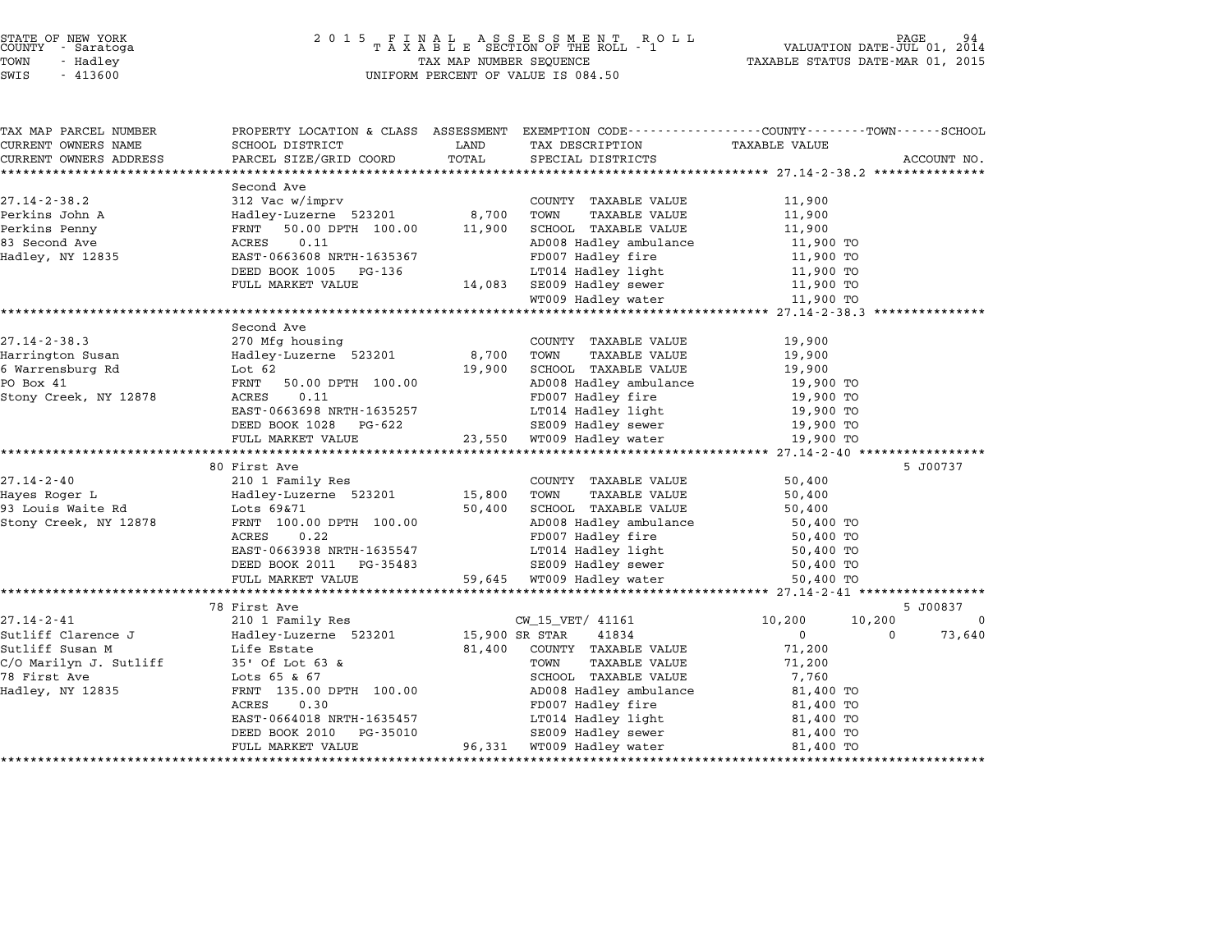STATE OF NEW YORK
COUNTY - Saratoga
TOWN - Hadley
SWIS - 413600

2 0 1 5 F I N A L A S S E S S M E N T R O L L
T A X A B L E SECTION OF THE ROLL - 1
TAX MAP NUMBER SEQUENCE
UNIFORM PERCENT OF VALUE IS 084.50

VALUATION DATE-JUL 01, 2014
TAXABLE STATUS DATE-MAR 01, 2015

| TAX MAP PARCEL NUMBER / CURRENT OWNERS NAME / CURRENT OWNERS ADDRESS | PROPERTY LOCATION & CLASS / SCHOOL DISTRICT / PARCEL SIZE/GRID COORD | ASSESSMENT LAND | TOTAL | EXEMPTION CODE / TAX DESCRIPTION / SPECIAL DISTRICTS | COUNTY TAXABLE VALUE | TOWN | SCHOOL | ACCOUNT NO. |
|---|---|---|---|---|---|---|---|---|
| **27.14-2-38.2** | Second Ave | | | | | | | |
| 27.14-2-38.2 | 312 Vac w/imprv | | | COUNTY TAXABLE VALUE | 11,900 | | | |
| Perkins John A | Hadley-Luzerne 523201 | 8,700 | | TOWN TAXABLE VALUE | 11,900 | | | |
| Perkins Penny | FRNT 50.00 DPTH 100.00 | | 11,900 | SCHOOL TAXABLE VALUE | 11,900 | | | |
| 83 Second Ave | ACRES 0.11 | | | AD008 Hadley ambulance | 11,900 TO | | | |
| Hadley, NY 12835 | EAST-0663608 NRTH-1635367 | | | FD007 Hadley fire | 11,900 TO | | | |
| | DEED BOOK 1005 PG-136 | | | LT014 Hadley light | 11,900 TO | | | |
| | FULL MARKET VALUE | | 14,083 | SE009 Hadley sewer | 11,900 TO | | | |
| | | | | WT009 Hadley water | 11,900 TO | | | |
| **27.14-2-38.3** | Second Ave | | | | | | | |
| 27.14-2-38.3 | 270 Mfg housing | | | COUNTY TAXABLE VALUE | 19,900 | | | |
| Harrington Susan | Hadley-Luzerne 523201 | 8,700 | | TOWN TAXABLE VALUE | 19,900 | | | |
| 6 Warrensburg Rd | Lot 62 | | 19,900 | SCHOOL TAXABLE VALUE | 19,900 | | | |
| PO Box 41 | FRNT 50.00 DPTH 100.00 | | | AD008 Hadley ambulance | 19,900 TO | | | |
| Stony Creek, NY 12878 | ACRES 0.11 | | | FD007 Hadley fire | 19,900 TO | | | |
| | EAST-0663698 NRTH-1635257 | | | LT014 Hadley light | 19,900 TO | | | |
| | DEED BOOK 1028 PG-622 | | | SE009 Hadley sewer | 19,900 TO | | | |
| | FULL MARKET VALUE | | 23,550 | WT009 Hadley water | 19,900 TO | | | |
| **27.14-2-40** | 80 First Ave | | | | | | | 5 J00737 |
| 27.14-2-40 | 210 1 Family Res | | | COUNTY TAXABLE VALUE | 50,400 | | | |
| Hayes Roger L | Hadley-Luzerne 523201 | 15,800 | | TOWN TAXABLE VALUE | 50,400 | | | |
| 93 Louis Waite Rd | Lots 69&71 | | 50,400 | SCHOOL TAXABLE VALUE | 50,400 | | | |
| Stony Creek, NY 12878 | FRNT 100.00 DPTH 100.00 | | | AD008 Hadley ambulance | 50,400 TO | | | |
| | ACRES 0.22 | | | FD007 Hadley fire | 50,400 TO | | | |
| | EAST-0663938 NRTH-1635547 | | | LT014 Hadley light | 50,400 TO | | | |
| | DEED BOOK 2011 PG-35483 | | | SE009 Hadley sewer | 50,400 TO | | | |
| | FULL MARKET VALUE | | 59,645 | WT009 Hadley water | 50,400 TO | | | |
| **27.14-2-41** | 78 First Ave | | | | | | | 5 J00837 |
| 27.14-2-41 | 210 1 Family Res | | | CW_15_VET/ 41161 | 10,200 | 10,200 | 0 | |
| Sutliff Clarence J | Hadley-Luzerne 523201 | 15,900 | | SR STAR 41834 | 0 | 0 | 73,640 | |
| Sutliff Susan M | Life Estate | | 81,400 | COUNTY TAXABLE VALUE | 71,200 | | | |
| C/O Marilyn J. Sutliff | 35' Of Lot 63 & | | | TOWN TAXABLE VALUE | 71,200 | | | |
| 78 First Ave | Lots 65 & 67 | | | SCHOOL TAXABLE VALUE | 7,760 | | | |
| Hadley, NY 12835 | FRNT 135.00 DPTH 100.00 | | | AD008 Hadley ambulance | 81,400 TO | | | |
| | ACRES 0.30 | | | FD007 Hadley fire | 81,400 TO | | | |
| | EAST-0664018 NRTH-1635457 | | | LT014 Hadley light | 81,400 TO | | | |
| | DEED BOOK 2010 PG-35010 | | | SE009 Hadley sewer | 81,400 TO | | | |
| | FULL MARKET VALUE | | 96,331 | WT009 Hadley water | 81,400 TO | | | |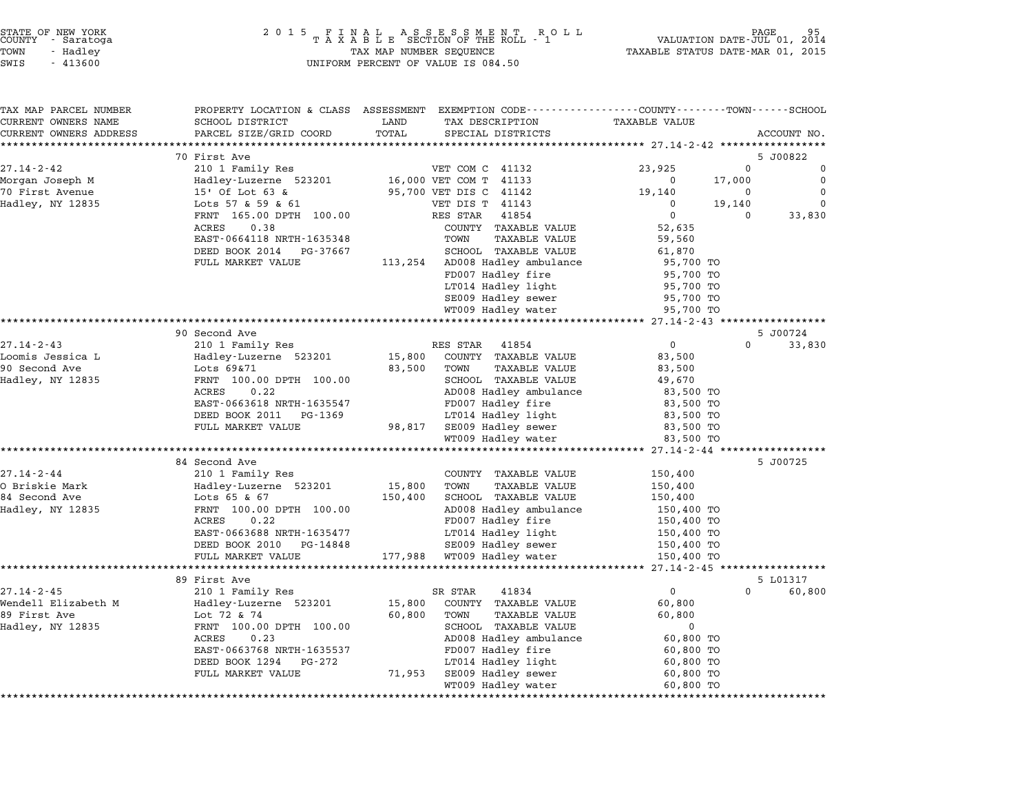STATE OF NEW YORK
COUNTY - Saratoga
TOWN - Hadley
SWIS - 413600

2 0 1 5 F I N A L A S S E S S M E N T R O L L
T A X A B L E SECTION OF THE ROLL - 1
TAX MAP NUMBER SEQUENCE
UNIFORM PERCENT OF VALUE IS 084.50

VALUATION DATE-JUL 01, 2014
TAXABLE STATUS DATE-MAR 01, 2015

| TAX MAP PARCEL NUMBER / CURRENT OWNERS NAME / CURRENT OWNERS ADDRESS | PROPERTY LOCATION & CLASS / SCHOOL DISTRICT / PARCEL SIZE/GRID COORD | ASSESSMENT LAND / TOTAL | EXEMPTION CODE / TAX DESCRIPTION / SPECIAL DISTRICTS | COUNTY TAXABLE VALUE | TOWN | SCHOOL / ACCOUNT NO. |
|---|---|---|---|---|---|---|
| | 70 First Ave | | | | | 5 J00822 |
| 27.14-2-42 | 210 1 Family Res | | VET COM C 41132 | 23,925 | 0 | 0 |
| Morgan Joseph M | Hadley-Luzerne 523201 | 16,000 | VET COM T 41133 | 0 | 17,000 | 0 |
| 70 First Avenue | 15' Of Lot 63 & | 95,700 | VET DIS C 41142 | 19,140 | 0 | 0 |
| Hadley, NY 12835 | Lots 57 & 59 & 61 | | VET DIS T 41143 | 0 | 19,140 | 0 |
| | FRNT 165.00 DPTH 100.00 | | RES STAR 41854 | 0 | 0 | 33,830 |
| | ACRES 0.38 | | COUNTY TAXABLE VALUE | 52,635 | | |
| | EAST-0664118 NRTH-1635348 | | TOWN TAXABLE VALUE | 59,560 | | |
| | DEED BOOK 2014 PG-37667 | | SCHOOL TAXABLE VALUE | 61,870 | | |
| | FULL MARKET VALUE | 113,254 | AD008 Hadley ambulance | 95,700 TO | | |
| | | | FD007 Hadley fire | 95,700 TO | | |
| | | | LT014 Hadley light | 95,700 TO | | |
| | | | SE009 Hadley sewer | 95,700 TO | | |
| | | | WT009 Hadley water | 95,700 TO | | |
| | 90 Second Ave | | | | | 5 J00724 |
| 27.14-2-43 | 210 1 Family Res | | RES STAR 41854 | 0 | 0 | 33,830 |
| Loomis Jessica L | Hadley-Luzerne 523201 | 15,800 | COUNTY TAXABLE VALUE | 83,500 | | |
| 90 Second Ave | Lots 69&71 | 83,500 | TOWN TAXABLE VALUE | 83,500 | | |
| Hadley, NY 12835 | FRNT 100.00 DPTH 100.00 | | SCHOOL TAXABLE VALUE | 49,670 | | |
| | ACRES 0.22 | | AD008 Hadley ambulance | 83,500 TO | | |
| | EAST-0663618 NRTH-1635547 | | FD007 Hadley fire | 83,500 TO | | |
| | DEED BOOK 2011 PG-1369 | | LT014 Hadley light | 83,500 TO | | |
| | FULL MARKET VALUE | 98,817 | SE009 Hadley sewer | 83,500 TO | | |
| | | | WT009 Hadley water | 83,500 TO | | |
| | 84 Second Ave | | | | | 5 J00725 |
| 27.14-2-44 | 210 1 Family Res | | COUNTY TAXABLE VALUE | 150,400 | | |
| O Briskie Mark | Hadley-Luzerne 523201 | 15,800 | TOWN TAXABLE VALUE | 150,400 | | |
| 84 Second Ave | Lots 65 & 67 | 150,400 | SCHOOL TAXABLE VALUE | 150,400 | | |
| Hadley, NY 12835 | FRNT 100.00 DPTH 100.00 | | AD008 Hadley ambulance | 150,400 TO | | |
| | ACRES 0.22 | | FD007 Hadley fire | 150,400 TO | | |
| | EAST-0663688 NRTH-1635477 | | LT014 Hadley light | 150,400 TO | | |
| | DEED BOOK 2010 PG-14848 | | SE009 Hadley sewer | 150,400 TO | | |
| | FULL MARKET VALUE | 177,988 | WT009 Hadley water | 150,400 TO | | |
| | 89 First Ave | | | | | 5 L01317 |
| 27.14-2-45 | 210 1 Family Res | | SR STAR 41834 | 0 | 0 | 60,800 |
| Wendell Elizabeth M | Hadley-Luzerne 523201 | 15,800 | COUNTY TAXABLE VALUE | 60,800 | | |
| 89 First Ave | Lot 72 & 74 | 60,800 | TOWN TAXABLE VALUE | 60,800 | | |
| Hadley, NY 12835 | FRNT 100.00 DPTH 100.00 | | SCHOOL TAXABLE VALUE | 0 | | |
| | ACRES 0.23 | | AD008 Hadley ambulance | 60,800 TO | | |
| | EAST-0663768 NRTH-1635537 | | FD007 Hadley fire | 60,800 TO | | |
| | DEED BOOK 1294 PG-272 | | LT014 Hadley light | 60,800 TO | | |
| | FULL MARKET VALUE | 71,953 | SE009 Hadley sewer | 60,800 TO | | |
| | | | WT009 Hadley water | 60,800 TO | | |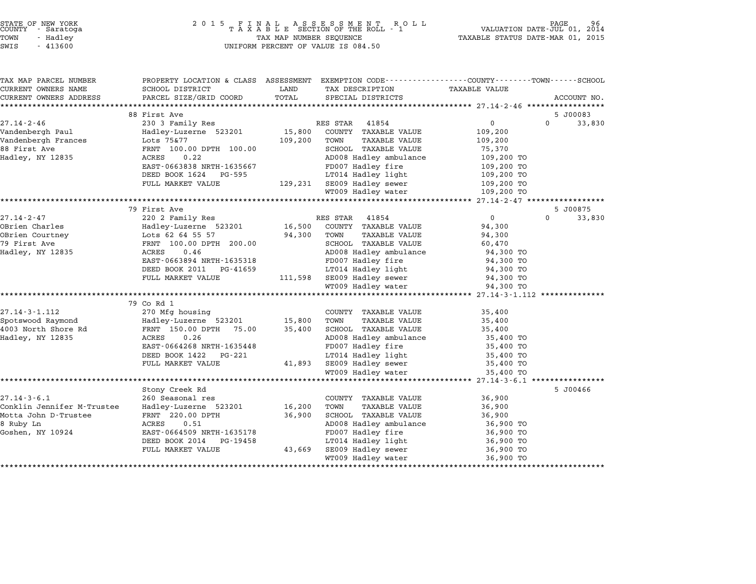STATE OF NEW YORK
COUNTY - Saratoga
TOWN - Hadley
SWIS - 413600

2 0 1 5 F I N A L A S S E S S M E N T R O L L
T A X A B L E SECTION OF THE ROLL - 1
TAX MAP NUMBER SEQUENCE
UNIFORM PERCENT OF VALUE IS 084.50

VALUATION DATE-JUL 01, 2014
TAXABLE STATUS DATE-MAR 01, 2015

| TAX MAP PARCEL NUMBER / CURRENT OWNERS NAME / CURRENT OWNERS ADDRESS | PROPERTY LOCATION & CLASS / SCHOOL DISTRICT / PARCEL SIZE/GRID COORD | ASSESSMENT LAND / TOTAL | EXEMPTION CODE / TAX DESCRIPTION / SPECIAL DISTRICTS | COUNTY TAXABLE VALUE | TOWN | SCHOOL / ACCOUNT NO. |
|---|---|---|---|---|---|---|
| | 88 First Ave | | | | | 5 J00083 |
| 27.14-2-46 | 230 3 Family Res | | RES STAR 41854 | 0 | 0 | 33,830 |
| Vandenbergh Paul | Hadley-Luzerne 523201 | 15,800 | COUNTY TAXABLE VALUE | 109,200 | | |
| Vandenbergh Frances | Lots 75&77 | 109,200 | TOWN TAXABLE VALUE | 109,200 | | |
| 88 First Ave | FRNT 100.00 DPTH 100.00 | | SCHOOL TAXABLE VALUE | 75,370 | | |
| Hadley, NY 12835 | ACRES 0.22 | | AD008 Hadley ambulance | 109,200 TO | | |
| | EAST-0663838 NRTH-1635667 | | FD007 Hadley fire | 109,200 TO | | |
| | DEED BOOK 1624 PG-595 | | LT014 Hadley light | 109,200 TO | | |
| | FULL MARKET VALUE | 129,231 | SE009 Hadley sewer | 109,200 TO | | |
| | | | WT009 Hadley water | 109,200 TO | | |
| | 79 First Ave | | | | | 5 J00875 |
| 27.14-2-47 | 220 2 Family Res | | RES STAR 41854 | 0 | 0 | 33,830 |
| OBrien Charles | Hadley-Luzerne 523201 | 16,500 | COUNTY TAXABLE VALUE | 94,300 | | |
| OBrien Courtney | Lots 62 64 55 57 | 94,300 | TOWN TAXABLE VALUE | 94,300 | | |
| 79 First Ave | FRNT 100.00 DPTH 200.00 | | SCHOOL TAXABLE VALUE | 60,470 | | |
| Hadley, NY 12835 | ACRES 0.46 | | AD008 Hadley ambulance | 94,300 TO | | |
| | EAST-0663894 NRTH-1635318 | | FD007 Hadley fire | 94,300 TO | | |
| | DEED BOOK 2011 PG-41659 | | LT014 Hadley light | 94,300 TO | | |
| | FULL MARKET VALUE | 111,598 | SE009 Hadley sewer | 94,300 TO | | |
| | | | WT009 Hadley water | 94,300 TO | | |
| | 79 Co Rd 1 | | | | | |
| 27.14-3-1.112 | 270 Mfg housing | | COUNTY TAXABLE VALUE | 35,400 | | |
| Spotswood Raymond | Hadley-Luzerne 523201 | 15,800 | TOWN TAXABLE VALUE | 35,400 | | |
| 4003 North Shore Rd | FRNT 150.00 DPTH 75.00 | 35,400 | SCHOOL TAXABLE VALUE | 35,400 | | |
| Hadley, NY 12835 | ACRES 0.26 | | AD008 Hadley ambulance | 35,400 TO | | |
| | EAST-0664268 NRTH-1635448 | | FD007 Hadley fire | 35,400 TO | | |
| | DEED BOOK 1422 PG-221 | | LT014 Hadley light | 35,400 TO | | |
| | FULL MARKET VALUE | 41,893 | SE009 Hadley sewer | 35,400 TO | | |
| | | | WT009 Hadley water | 35,400 TO | | |
| | Stony Creek Rd | | | | | 5 J00466 |
| 27.14-3-6.1 | 260 Seasonal res | | COUNTY TAXABLE VALUE | 36,900 | | |
| Conklin Jennifer M-Trustee | Hadley-Luzerne 523201 | 16,200 | TOWN TAXABLE VALUE | 36,900 | | |
| Motta John D-Trustee | FRNT 220.00 DPTH | 36,900 | SCHOOL TAXABLE VALUE | 36,900 | | |
| 8 Ruby Ln | ACRES 0.51 | | AD008 Hadley ambulance | 36,900 TO | | |
| Goshen, NY 10924 | EAST-0664509 NRTH-1635178 | | FD007 Hadley fire | 36,900 TO | | |
| | DEED BOOK 2014 PG-19458 | | LT014 Hadley light | 36,900 TO | | |
| | FULL MARKET VALUE | 43,669 | SE009 Hadley sewer | 36,900 TO | | |
| | | | WT009 Hadley water | 36,900 TO | | |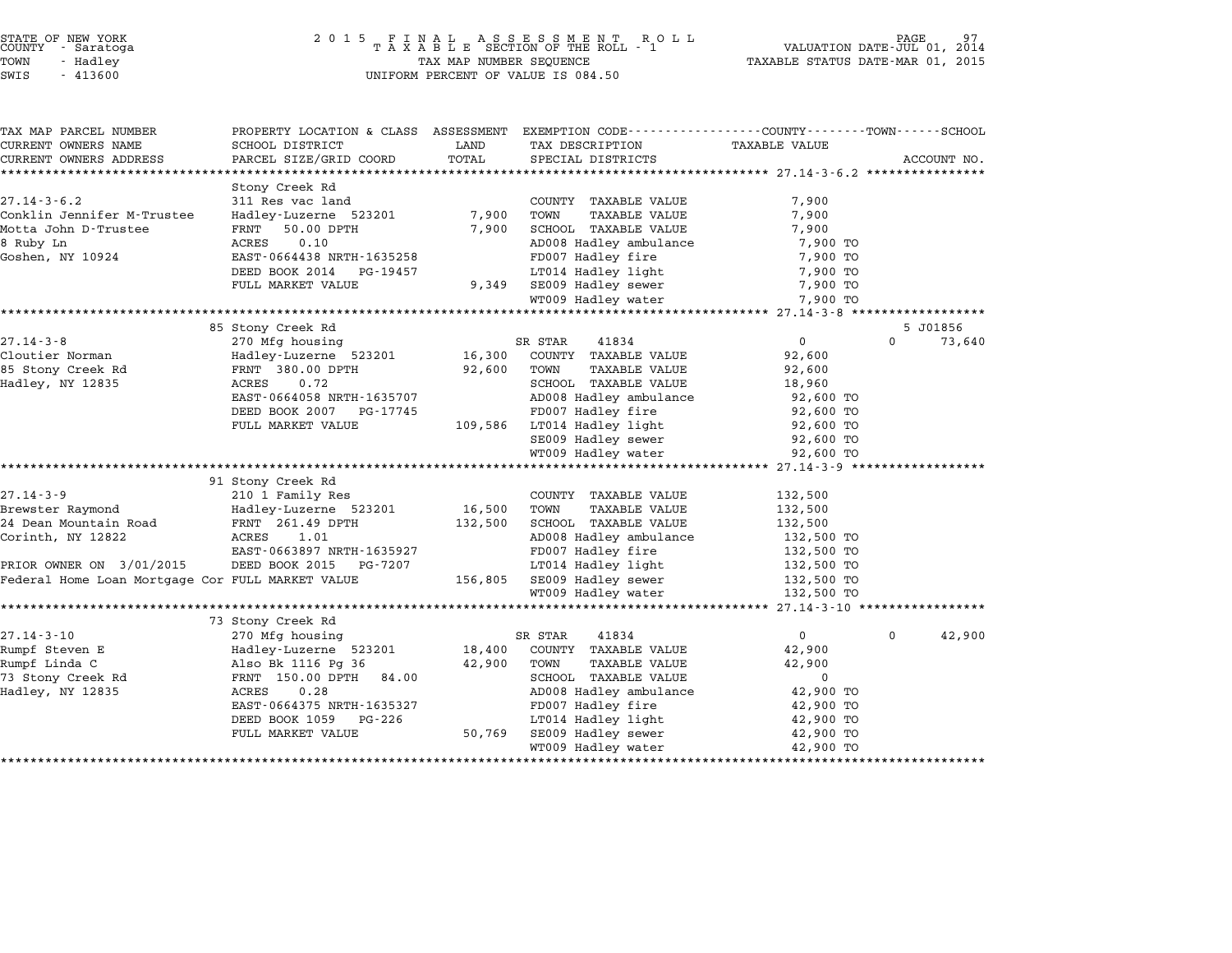STATE OF NEW YORK
COUNTY - Saratoga
TOWN - Hadley
SWIS - 413600

2015 FINAL ASSESSMENT ROLL
TAXABLE SECTION OF THE ROLL - 1
TAX MAP NUMBER SEQUENCE
UNIFORM PERCENT OF VALUE IS 084.50

VALUATION DATE-JUL 01, 2014
TAXABLE STATUS DATE-MAR 01, 2015

| TAX MAP PARCEL NUMBER / CURRENT OWNERS NAME / CURRENT OWNERS ADDRESS | PROPERTY LOCATION & CLASS / SCHOOL DISTRICT / PARCEL SIZE/GRID COORD | ASSESSMENT LAND | TOTAL | EXEMPTION CODE / TAX DESCRIPTION / SPECIAL DISTRICTS | COUNTY TAXABLE VALUE | TOWN | SCHOOL | ACCOUNT NO. |
|---|---|---|---|---|---|---|---|---|
| | Stony Creek Rd | | | | | | | |
| 27.14-3-6.2 | 311 Res vac land | | | COUNTY TAXABLE VALUE | 7,900 | | | |
| Conklin Jennifer M-Trustee | Hadley-Luzerne 523201 | 7,900 | | TOWN TAXABLE VALUE | 7,900 | | | |
| Motta John D-Trustee | FRNT 50.00 DPTH | | 7,900 | SCHOOL TAXABLE VALUE | 7,900 | | | |
| 8 Ruby Ln | ACRES 0.10 | | | AD008 Hadley ambulance | 7,900 TO | | | |
| Goshen, NY 10924 | EAST-0664438 NRTH-1635258 | | | FD007 Hadley fire | 7,900 TO | | | |
| | DEED BOOK 2014 PG-19457 | | | LT014 Hadley light | 7,900 TO | | | |
| | FULL MARKET VALUE | | 9,349 | SE009 Hadley sewer | 7,900 TO | | | |
| | | | | WT009 Hadley water | 7,900 TO | | | |
| | 85 Stony Creek Rd | | | | | | | 5 J01856 |
| 27.14-3-8 | 270 Mfg housing | | | SR STAR 41834 | 0 | 0 | 73,640 | |
| Cloutier Norman | Hadley-Luzerne 523201 | 16,300 | | COUNTY TAXABLE VALUE | 92,600 | | | |
| 85 Stony Creek Rd | FRNT 380.00 DPTH | | 92,600 | TOWN TAXABLE VALUE | 92,600 | | | |
| Hadley, NY 12835 | ACRES 0.72 | | | SCHOOL TAXABLE VALUE | 18,960 | | | |
| | EAST-0664058 NRTH-1635707 | | | AD008 Hadley ambulance | 92,600 TO | | | |
| | DEED BOOK 2007 PG-17745 | | | FD007 Hadley fire | 92,600 TO | | | |
| | FULL MARKET VALUE | | 109,586 | LT014 Hadley light | 92,600 TO | | | |
| | | | | SE009 Hadley sewer | 92,600 TO | | | |
| | | | | WT009 Hadley water | 92,600 TO | | | |
| | 91 Stony Creek Rd | | | | | | | |
| 27.14-3-9 | 210 1 Family Res | | | COUNTY TAXABLE VALUE | 132,500 | | | |
| Brewster Raymond | Hadley-Luzerne 523201 | 16,500 | | TOWN TAXABLE VALUE | 132,500 | | | |
| 24 Dean Mountain Road | FRNT 261.49 DPTH | | 132,500 | SCHOOL TAXABLE VALUE | 132,500 | | | |
| Corinth, NY 12822 | ACRES 1.01 | | | AD008 Hadley ambulance | 132,500 TO | | | |
| | EAST-0663897 NRTH-1635927 | | | FD007 Hadley fire | 132,500 TO | | | |
| PRIOR OWNER ON 3/01/2015 | DEED BOOK 2015 PG-7207 | | | LT014 Hadley light | 132,500 TO | | | |
| Federal Home Loan Mortgage Cor | FULL MARKET VALUE | | 156,805 | SE009 Hadley sewer | 132,500 TO | | | |
| | | | | WT009 Hadley water | 132,500 TO | | | |
| | 73 Stony Creek Rd | | | | | | | |
| 27.14-3-10 | 270 Mfg housing | | | SR STAR 41834 | 0 | 0 | 42,900 | |
| Rumpf Steven E | Hadley-Luzerne 523201 | 18,400 | | COUNTY TAXABLE VALUE | 42,900 | | | |
| Rumpf Linda C | Also Bk 1116 Pg 36 | | 42,900 | TOWN TAXABLE VALUE | 42,900 | | | |
| 73 Stony Creek Rd | FRNT 150.00 DPTH 84.00 | | | SCHOOL TAXABLE VALUE | 0 | | | |
| Hadley, NY 12835 | ACRES 0.28 | | | AD008 Hadley ambulance | 42,900 TO | | | |
| | EAST-0664375 NRTH-1635327 | | | FD007 Hadley fire | 42,900 TO | | | |
| | DEED BOOK 1059 PG-226 | | | LT014 Hadley light | 42,900 TO | | | |
| | FULL MARKET VALUE | | 50,769 | SE009 Hadley sewer | 42,900 TO | | | |
| | | | | WT009 Hadley water | 42,900 TO | | | |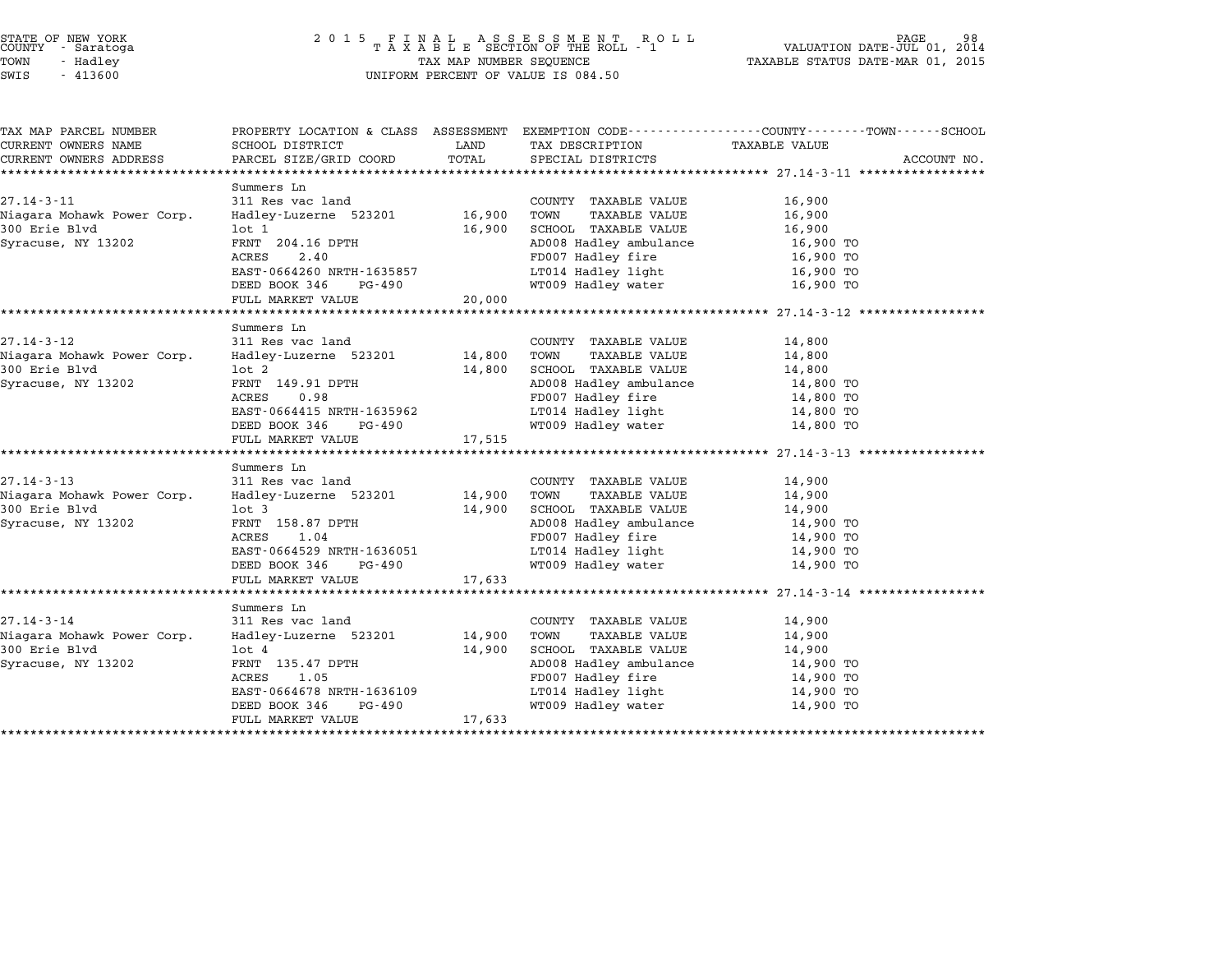STATE OF NEW YORK
COUNTY - Saratoga
TOWN - Hadley
SWIS - 413600

# 2015 FINAL ASSESSMENT ROLL
TAXABLE SECTION OF THE ROLL - 1
TAX MAP NUMBER SEQUENCE
UNIFORM PERCENT OF VALUE IS 084.50

VALUATION DATE-JUL 01, 2014
TAXABLE STATUS DATE-MAR 01, 2015

| TAX MAP PARCEL NUMBER / CURRENT OWNERS NAME / CURRENT OWNERS ADDRESS | PROPERTY LOCATION & CLASS / SCHOOL DISTRICT / PARCEL SIZE/GRID COORD | ASSESSMENT LAND | ASSESSMENT TOTAL | EXEMPTION CODE / TAX DESCRIPTION / SPECIAL DISTRICTS | TAXABLE VALUE (COUNTY / TOWN / SCHOOL) | ACCOUNT NO. |
|---|---|---|---|---|---|---|
| **27.14-3-11** | Summers Ln | | | | | |
| 27.14-3-11 | 311 Res vac land | | | COUNTY TAXABLE VALUE | 16,900 | |
| Niagara Mohawk Power Corp. | Hadley-Luzerne 523201 | 16,900 | | TOWN TAXABLE VALUE | 16,900 | |
| 300 Erie Blvd | lot 1 | | 16,900 | SCHOOL TAXABLE VALUE | 16,900 | |
| Syracuse, NY 13202 | FRNT 204.16 DPTH | | | AD008 Hadley ambulance | 16,900 TO | |
| | ACRES 2.40 | | | FD007 Hadley fire | 16,900 TO | |
| | EAST-0664260 NRTH-1635857 | | | LT014 Hadley light | 16,900 TO | |
| | DEED BOOK 346 PG-490 | | | WT009 Hadley water | 16,900 TO | |
| | FULL MARKET VALUE | | 20,000 | | | |
| **27.14-3-12** | Summers Ln | | | | | |
| 27.14-3-12 | 311 Res vac land | | | COUNTY TAXABLE VALUE | 14,800 | |
| Niagara Mohawk Power Corp. | Hadley-Luzerne 523201 | 14,800 | | TOWN TAXABLE VALUE | 14,800 | |
| 300 Erie Blvd | lot 2 | | 14,800 | SCHOOL TAXABLE VALUE | 14,800 | |
| Syracuse, NY 13202 | FRNT 149.91 DPTH | | | AD008 Hadley ambulance | 14,800 TO | |
| | ACRES 0.98 | | | FD007 Hadley fire | 14,800 TO | |
| | EAST-0664415 NRTH-1635962 | | | LT014 Hadley light | 14,800 TO | |
| | DEED BOOK 346 PG-490 | | | WT009 Hadley water | 14,800 TO | |
| | FULL MARKET VALUE | | 17,515 | | | |
| **27.14-3-13** | Summers Ln | | | | | |
| 27.14-3-13 | 311 Res vac land | | | COUNTY TAXABLE VALUE | 14,900 | |
| Niagara Mohawk Power Corp. | Hadley-Luzerne 523201 | 14,900 | | TOWN TAXABLE VALUE | 14,900 | |
| 300 Erie Blvd | lot 3 | | 14,900 | SCHOOL TAXABLE VALUE | 14,900 | |
| Syracuse, NY 13202 | FRNT 158.87 DPTH | | | AD008 Hadley ambulance | 14,900 TO | |
| | ACRES 1.04 | | | FD007 Hadley fire | 14,900 TO | |
| | EAST-0664529 NRTH-1636051 | | | LT014 Hadley light | 14,900 TO | |
| | DEED BOOK 346 PG-490 | | | WT009 Hadley water | 14,900 TO | |
| | FULL MARKET VALUE | | 17,633 | | | |
| **27.14-3-14** | Summers Ln | | | | | |
| 27.14-3-14 | 311 Res vac land | | | COUNTY TAXABLE VALUE | 14,900 | |
| Niagara Mohawk Power Corp. | Hadley-Luzerne 523201 | 14,900 | | TOWN TAXABLE VALUE | 14,900 | |
| 300 Erie Blvd | lot 4 | | 14,900 | SCHOOL TAXABLE VALUE | 14,900 | |
| Syracuse, NY 13202 | FRNT 135.47 DPTH | | | AD008 Hadley ambulance | 14,900 TO | |
| | ACRES 1.05 | | | FD007 Hadley fire | 14,900 TO | |
| | EAST-0664678 NRTH-1636109 | | | LT014 Hadley light | 14,900 TO | |
| | DEED BOOK 346 PG-490 | | | WT009 Hadley water | 14,900 TO | |
| | FULL MARKET VALUE | | 17,633 | | | |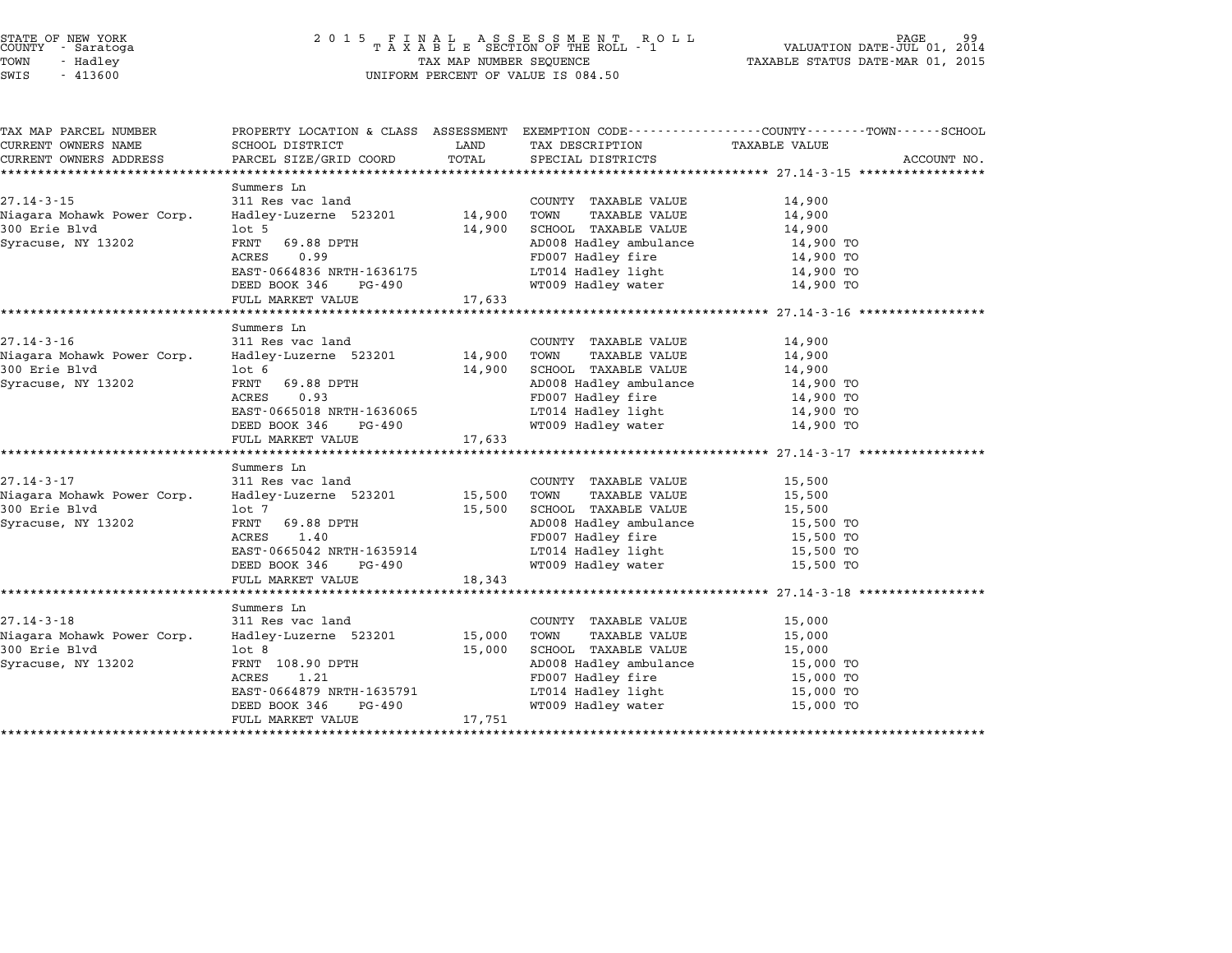STATE OF NEW YORK
COUNTY - Saratoga
TOWN - Hadley
SWIS - 413600

2 0 1 5 F I N A L A S S E S S M E N T R O L L
T A X A B L E SECTION OF THE ROLL - 1
TAX MAP NUMBER SEQUENCE
UNIFORM PERCENT OF VALUE IS 084.50

VALUATION DATE-JUL 01, 2014
TAXABLE STATUS DATE-MAR 01, 2015

| TAX MAP PARCEL NUMBER / CURRENT OWNERS NAME / CURRENT OWNERS ADDRESS | PROPERTY LOCATION & CLASS / SCHOOL DISTRICT / PARCEL SIZE/GRID COORD | ASSESSMENT LAND | TOTAL | EXEMPTION CODE / TAX DESCRIPTION / SPECIAL DISTRICTS | TAXABLE VALUE (COUNTY--------TOWN------SCHOOL) | ACCOUNT NO. |
|---|---|---|---|---|---|---|
| **27.14-3-15** | Summers Ln | | | | | |
| 27.14-3-15 | 311 Res vac land | | | COUNTY TAXABLE VALUE | 14,900 | |
| Niagara Mohawk Power Corp. | Hadley-Luzerne 523201 | 14,900 | | TOWN TAXABLE VALUE | 14,900 | |
| 300 Erie Blvd | lot 5 | | 14,900 | SCHOOL TAXABLE VALUE | 14,900 | |
| Syracuse, NY 13202 | FRNT 69.88 DPTH | | | AD008 Hadley ambulance | 14,900 TO | |
| | ACRES 0.99 | | | FD007 Hadley fire | 14,900 TO | |
| | EAST-0664836 NRTH-1636175 | | | LT014 Hadley light | 14,900 TO | |
| | DEED BOOK 346 PG-490 | | | WT009 Hadley water | 14,900 TO | |
| | FULL MARKET VALUE | | 17,633 | | | |
| **27.14-3-16** | Summers Ln | | | | | |
| 27.14-3-16 | 311 Res vac land | | | COUNTY TAXABLE VALUE | 14,900 | |
| Niagara Mohawk Power Corp. | Hadley-Luzerne 523201 | 14,900 | | TOWN TAXABLE VALUE | 14,900 | |
| 300 Erie Blvd | lot 6 | | 14,900 | SCHOOL TAXABLE VALUE | 14,900 | |
| Syracuse, NY 13202 | FRNT 69.88 DPTH | | | AD008 Hadley ambulance | 14,900 TO | |
| | ACRES 0.93 | | | FD007 Hadley fire | 14,900 TO | |
| | EAST-0665018 NRTH-1636065 | | | LT014 Hadley light | 14,900 TO | |
| | DEED BOOK 346 PG-490 | | | WT009 Hadley water | 14,900 TO | |
| | FULL MARKET VALUE | | 17,633 | | | |
| **27.14-3-17** | Summers Ln | | | | | |
| 27.14-3-17 | 311 Res vac land | | | COUNTY TAXABLE VALUE | 15,500 | |
| Niagara Mohawk Power Corp. | Hadley-Luzerne 523201 | 15,500 | | TOWN TAXABLE VALUE | 15,500 | |
| 300 Erie Blvd | lot 7 | | 15,500 | SCHOOL TAXABLE VALUE | 15,500 | |
| Syracuse, NY 13202 | FRNT 69.88 DPTH | | | AD008 Hadley ambulance | 15,500 TO | |
| | ACRES 1.40 | | | FD007 Hadley fire | 15,500 TO | |
| | EAST-0665042 NRTH-1635914 | | | LT014 Hadley light | 15,500 TO | |
| | DEED BOOK 346 PG-490 | | | WT009 Hadley water | 15,500 TO | |
| | FULL MARKET VALUE | | 18,343 | | | |
| **27.14-3-18** | Summers Ln | | | | | |
| 27.14-3-18 | 311 Res vac land | | | COUNTY TAXABLE VALUE | 15,000 | |
| Niagara Mohawk Power Corp. | Hadley-Luzerne 523201 | 15,000 | | TOWN TAXABLE VALUE | 15,000 | |
| 300 Erie Blvd | lot 8 | | 15,000 | SCHOOL TAXABLE VALUE | 15,000 | |
| Syracuse, NY 13202 | FRNT 108.90 DPTH | | | AD008 Hadley ambulance | 15,000 TO | |
| | ACRES 1.21 | | | FD007 Hadley fire | 15,000 TO | |
| | EAST-0664879 NRTH-1635791 | | | LT014 Hadley light | 15,000 TO | |
| | DEED BOOK 346 PG-490 | | | WT009 Hadley water | 15,000 TO | |
| | FULL MARKET VALUE | | 17,751 | | | |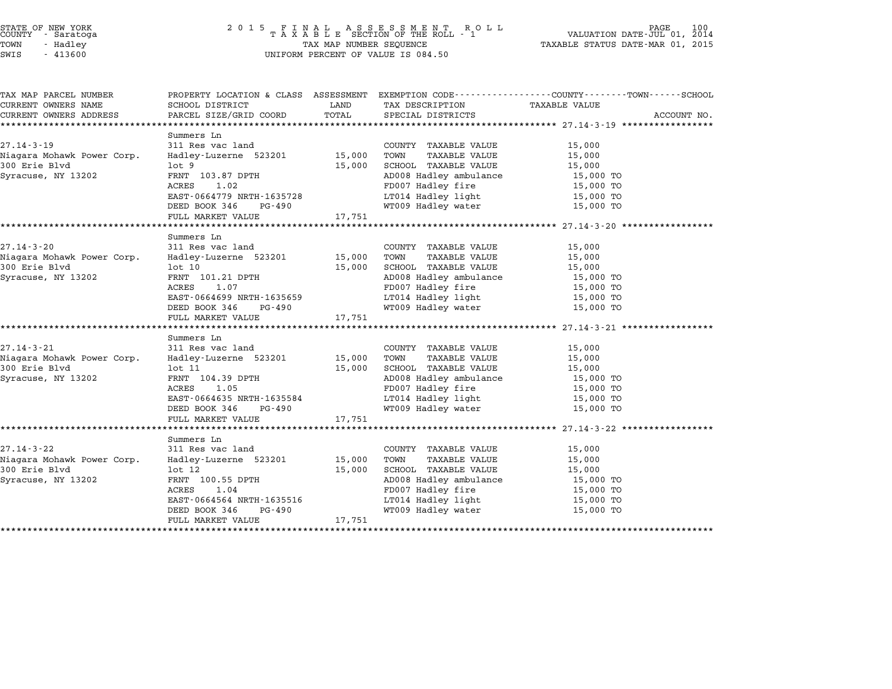STATE OF NEW YORK
COUNTY - Saratoga
TOWN - Hadley
SWIS - 413600

2015 FINAL ASSESSMENT ROLL
TAXABLE SECTION OF THE ROLL - 1
TAX MAP NUMBER SEQUENCE
UNIFORM PERCENT OF VALUE IS 084.50

VALUATION DATE-JUL 01, 2014
TAXABLE STATUS DATE-MAR 01, 2015

| TAX MAP PARCEL NUMBER / CURRENT OWNERS NAME / CURRENT OWNERS ADDRESS | PROPERTY LOCATION & CLASS / SCHOOL DISTRICT / PARCEL SIZE/GRID COORD | ASSESSMENT LAND / TOTAL | EXEMPTION CODE / TAX DESCRIPTION / SPECIAL DISTRICTS | TAXABLE VALUE (COUNTY / TOWN / SCHOOL) | ACCOUNT NO. |
|---|---|---|---|---|---|
| 27.14-3-19 | Summers Ln | | | | |
| | 311 Res vac land | | COUNTY TAXABLE VALUE | 15,000 | |
| Niagara Mohawk Power Corp. | Hadley-Luzerne 523201 | 15,000 | TOWN TAXABLE VALUE | 15,000 | |
| 300 Erie Blvd | lot 9 | 15,000 | SCHOOL TAXABLE VALUE | 15,000 | |
| Syracuse, NY 13202 | FRNT 103.87 DPTH | | AD008 Hadley ambulance | 15,000 TO | |
| | ACRES 1.02 | | FD007 Hadley fire | 15,000 TO | |
| | EAST-0664779 NRTH-1635728 | | LT014 Hadley light | 15,000 TO | |
| | DEED BOOK 346 PG-490 | | WT009 Hadley water | 15,000 TO | |
| | FULL MARKET VALUE | 17,751 | | | |
| 27.14-3-20 | Summers Ln | | | | |
| | 311 Res vac land | | COUNTY TAXABLE VALUE | 15,000 | |
| Niagara Mohawk Power Corp. | Hadley-Luzerne 523201 | 15,000 | TOWN TAXABLE VALUE | 15,000 | |
| 300 Erie Blvd | lot 10 | 15,000 | SCHOOL TAXABLE VALUE | 15,000 | |
| Syracuse, NY 13202 | FRNT 101.21 DPTH | | AD008 Hadley ambulance | 15,000 TO | |
| | ACRES 1.07 | | FD007 Hadley fire | 15,000 TO | |
| | EAST-0664699 NRTH-1635659 | | LT014 Hadley light | 15,000 TO | |
| | DEED BOOK 346 PG-490 | | WT009 Hadley water | 15,000 TO | |
| | FULL MARKET VALUE | 17,751 | | | |
| 27.14-3-21 | Summers Ln | | | | |
| | 311 Res vac land | | COUNTY TAXABLE VALUE | 15,000 | |
| Niagara Mohawk Power Corp. | Hadley-Luzerne 523201 | 15,000 | TOWN TAXABLE VALUE | 15,000 | |
| 300 Erie Blvd | lot 11 | 15,000 | SCHOOL TAXABLE VALUE | 15,000 | |
| Syracuse, NY 13202 | FRNT 104.39 DPTH | | AD008 Hadley ambulance | 15,000 TO | |
| | ACRES 1.05 | | FD007 Hadley fire | 15,000 TO | |
| | EAST-0664635 NRTH-1635584 | | LT014 Hadley light | 15,000 TO | |
| | DEED BOOK 346 PG-490 | | WT009 Hadley water | 15,000 TO | |
| | FULL MARKET VALUE | 17,751 | | | |
| 27.14-3-22 | Summers Ln | | | | |
| | 311 Res vac land | | COUNTY TAXABLE VALUE | 15,000 | |
| Niagara Mohawk Power Corp. | Hadley-Luzerne 523201 | 15,000 | TOWN TAXABLE VALUE | 15,000 | |
| 300 Erie Blvd | lot 12 | 15,000 | SCHOOL TAXABLE VALUE | 15,000 | |
| Syracuse, NY 13202 | FRNT 100.55 DPTH | | AD008 Hadley ambulance | 15,000 TO | |
| | ACRES 1.04 | | FD007 Hadley fire | 15,000 TO | |
| | EAST-0664564 NRTH-1635516 | | LT014 Hadley light | 15,000 TO | |
| | DEED BOOK 346 PG-490 | | WT009 Hadley water | 15,000 TO | |
| | FULL MARKET VALUE | 17,751 | | | |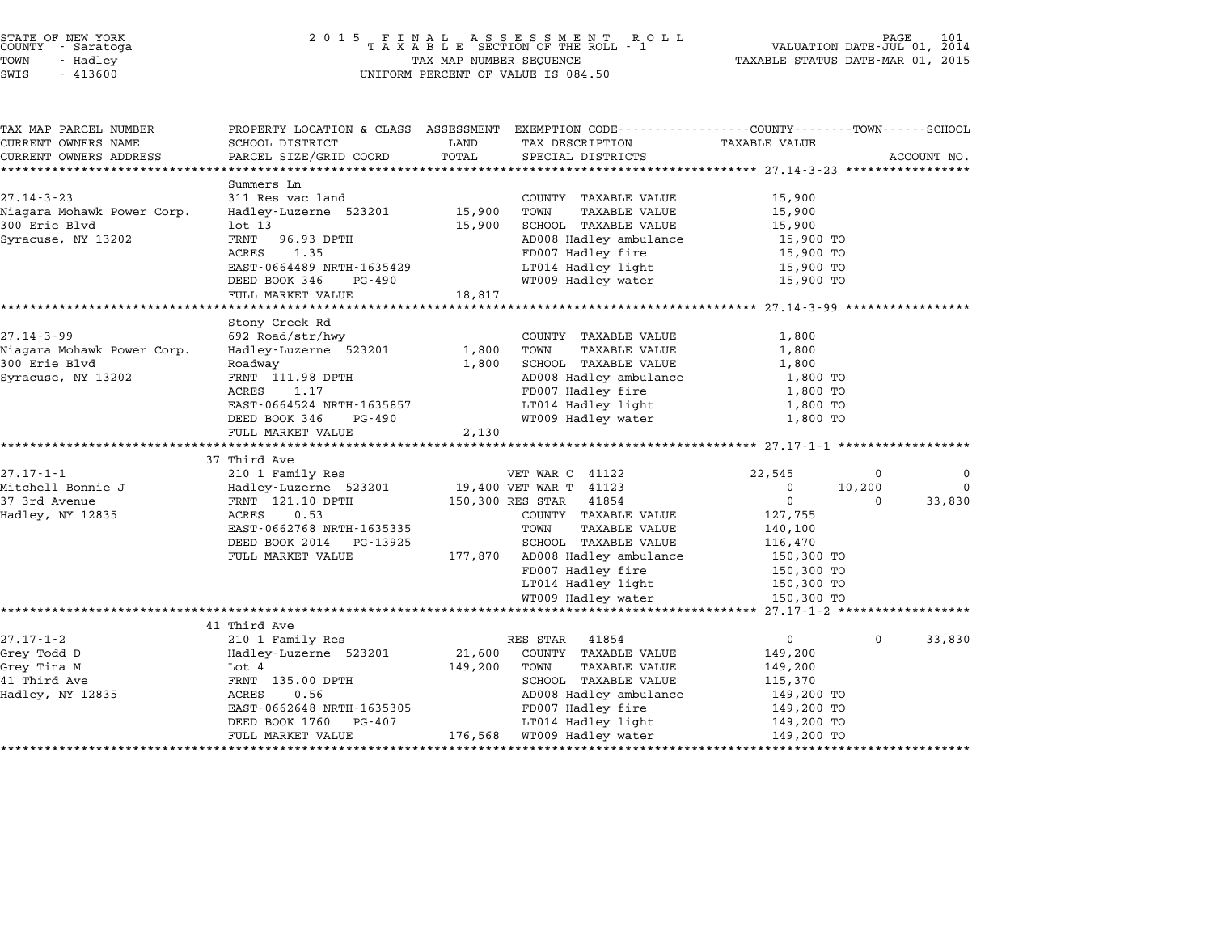STATE OF NEW YORK
COUNTY - Saratoga
TOWN - Hadley
SWIS - 413600

2015 FINAL ASSESSMENT ROLL
TAXABLE SECTION OF THE ROLL - 1
TAX MAP NUMBER SEQUENCE
UNIFORM PERCENT OF VALUE IS 084.50

VALUATION DATE-JUL 01, 2014
TAXABLE STATUS DATE-MAR 01, 2015

| TAX MAP PARCEL NUMBER / CURRENT OWNERS NAME / CURRENT OWNERS ADDRESS | PROPERTY LOCATION & CLASS / SCHOOL DISTRICT / PARCEL SIZE/GRID COORD | ASSESSMENT LAND / TOTAL | EXEMPTION CODE / TAX DESCRIPTION / SPECIAL DISTRICTS | COUNTY TAXABLE VALUE | TOWN | SCHOOL / ACCOUNT NO. |
|---|---|---|---|---|---|---|
| **27.14-3-23** | Summers Ln | | | | | |
| 27.14-3-23 | 311 Res vac land | | COUNTY TAXABLE VALUE | 15,900 | | |
| Niagara Mohawk Power Corp. | Hadley-Luzerne 523201 | 15,900 | TOWN TAXABLE VALUE | 15,900 | | |
| 300 Erie Blvd | lot 13 | 15,900 | SCHOOL TAXABLE VALUE | 15,900 | | |
| Syracuse, NY 13202 | FRNT 96.93 DPTH | | AD008 Hadley ambulance | 15,900 TO | | |
| | ACRES 1.35 | | FD007 Hadley fire | 15,900 TO | | |
| | EAST-0664489 NRTH-1635429 | | LT014 Hadley light | 15,900 TO | | |
| | DEED BOOK 346 PG-490 | | WT009 Hadley water | 15,900 TO | | |
| | FULL MARKET VALUE | 18,817 | | | | |
| **27.14-3-99** | Stony Creek Rd | | | | | |
| 27.14-3-99 | 692 Road/str/hwy | | COUNTY TAXABLE VALUE | 1,800 | | |
| Niagara Mohawk Power Corp. | Hadley-Luzerne 523201 | 1,800 | TOWN TAXABLE VALUE | 1,800 | | |
| 300 Erie Blvd | Roadway | 1,800 | SCHOOL TAXABLE VALUE | 1,800 | | |
| Syracuse, NY 13202 | FRNT 111.98 DPTH | | AD008 Hadley ambulance | 1,800 TO | | |
| | ACRES 1.17 | | FD007 Hadley fire | 1,800 TO | | |
| | EAST-0664524 NRTH-1635857 | | LT014 Hadley light | 1,800 TO | | |
| | DEED BOOK 346 PG-490 | | WT009 Hadley water | 1,800 TO | | |
| | FULL MARKET VALUE | 2,130 | | | | |
| **27.17-1-1** | 37 Third Ave | | | | | |
| 27.17-1-1 | 210 1 Family Res | | VET WAR C 41122 | 22,545 | 0 | 0 |
| Mitchell Bonnie J | Hadley-Luzerne 523201 | 19,400 | VET WAR T 41123 | 0 | 10,200 | 0 |
| 37 3rd Avenue | FRNT 121.10 DPTH | 150,300 | RES STAR 41854 | 0 | 0 | 33,830 |
| Hadley, NY 12835 | ACRES 0.53 | | COUNTY TAXABLE VALUE | 127,755 | | |
| | EAST-0662768 NRTH-1635335 | | TOWN TAXABLE VALUE | 140,100 | | |
| | DEED BOOK 2014 PG-13925 | | SCHOOL TAXABLE VALUE | 116,470 | | |
| | FULL MARKET VALUE | 177,870 | AD008 Hadley ambulance | 150,300 TO | | |
| | | | FD007 Hadley fire | 150,300 TO | | |
| | | | LT014 Hadley light | 150,300 TO | | |
| | | | WT009 Hadley water | 150,300 TO | | |
| **27.17-1-2** | 41 Third Ave | | | | | |
| 27.17-1-2 | 210 1 Family Res | | RES STAR 41854 | 0 | 0 | 33,830 |
| Grey Todd D | Hadley-Luzerne 523201 | 21,600 | COUNTY TAXABLE VALUE | 149,200 | | |
| Grey Tina M | Lot 4 | 149,200 | TOWN TAXABLE VALUE | 149,200 | | |
| 41 Third Ave | FRNT 135.00 DPTH | | SCHOOL TAXABLE VALUE | 115,370 | | |
| Hadley, NY 12835 | ACRES 0.56 | | AD008 Hadley ambulance | 149,200 TO | | |
| | EAST-0662648 NRTH-1635305 | | FD007 Hadley fire | 149,200 TO | | |
| | DEED BOOK 1760 PG-407 | | LT014 Hadley light | 149,200 TO | | |
| | FULL MARKET VALUE | 176,568 | WT009 Hadley water | 149,200 TO | | |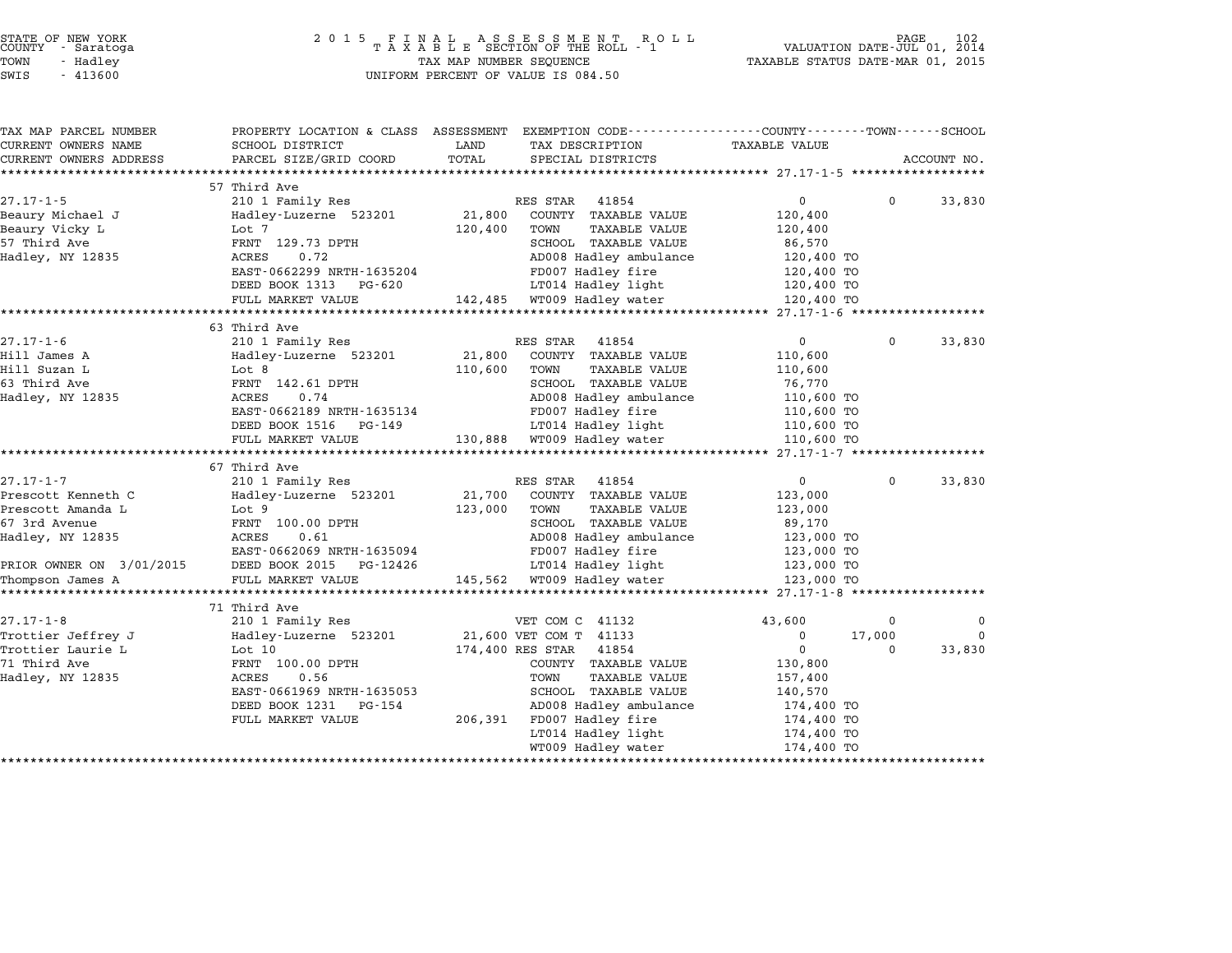STATE OF NEW YORK
COUNTY - Saratoga
TOWN - Hadley
SWIS - 413600

2 0 1 5 F I N A L A S S E S S M E N T R O L L
T A X A B L E SECTION OF THE ROLL - 1
TAX MAP NUMBER SEQUENCE
UNIFORM PERCENT OF VALUE IS 084.50

VALUATION DATE-JUL 01, 2014
TAXABLE STATUS DATE-MAR 01, 2015

| TAX MAP PARCEL NUMBER<br>CURRENT OWNERS NAME<br>CURRENT OWNERS ADDRESS | PROPERTY LOCATION & CLASS<br>SCHOOL DISTRICT<br>PARCEL SIZE/GRID COORD | ASSESSMENT<br>LAND<br>TOTAL | EXEMPTION CODE<br>TAX DESCRIPTION<br>SPECIAL DISTRICTS | COUNTY<br>TAXABLE VALUE | TOWN | SCHOOL<br>ACCOUNT NO. |
|---|---|---|---|---|---|---|
| **27.17-1-5** | 57 Third Ave | | | | | |
| 27.17-1-5 | 210 1 Family Res | | RES STAR 41854 | 0 | 0 | 33,830 |
| Beaury Michael J | Hadley-Luzerne 523201 | 21,800 | COUNTY TAXABLE VALUE | 120,400 | | |
| Beaury Vicky L | Lot 7 | 120,400 | TOWN TAXABLE VALUE | 120,400 | | |
| 57 Third Ave | FRNT 129.73 DPTH | | SCHOOL TAXABLE VALUE | 86,570 | | |
| Hadley, NY 12835 | ACRES 0.72 | | AD008 Hadley ambulance | 120,400 TO | | |
| | EAST-0662299 NRTH-1635204 | | FD007 Hadley fire | 120,400 TO | | |
| | DEED BOOK 1313 PG-620 | | LT014 Hadley light | 120,400 TO | | |
| | FULL MARKET VALUE | 142,485 | WT009 Hadley water | 120,400 TO | | |
| **27.17-1-6** | 63 Third Ave | | | | | |
| 27.17-1-6 | 210 1 Family Res | | RES STAR 41854 | 0 | 0 | 33,830 |
| Hill James A | Hadley-Luzerne 523201 | 21,800 | COUNTY TAXABLE VALUE | 110,600 | | |
| Hill Suzan L | Lot 8 | 110,600 | TOWN TAXABLE VALUE | 110,600 | | |
| 63 Third Ave | FRNT 142.61 DPTH | | SCHOOL TAXABLE VALUE | 76,770 | | |
| Hadley, NY 12835 | ACRES 0.74 | | AD008 Hadley ambulance | 110,600 TO | | |
| | EAST-0662189 NRTH-1635134 | | FD007 Hadley fire | 110,600 TO | | |
| | DEED BOOK 1516 PG-149 | | LT014 Hadley light | 110,600 TO | | |
| | FULL MARKET VALUE | 130,888 | WT009 Hadley water | 110,600 TO | | |
| **27.17-1-7** | 67 Third Ave | | | | | |
| 27.17-1-7 | 210 1 Family Res | | RES STAR 41854 | 0 | 0 | 33,830 |
| Prescott Kenneth C | Hadley-Luzerne 523201 | 21,700 | COUNTY TAXABLE VALUE | 123,000 | | |
| Prescott Amanda L | Lot 9 | 123,000 | TOWN TAXABLE VALUE | 123,000 | | |
| 67 3rd Avenue | FRNT 100.00 DPTH | | SCHOOL TAXABLE VALUE | 89,170 | | |
| Hadley, NY 12835 | ACRES 0.61 | | AD008 Hadley ambulance | 123,000 TO | | |
| | EAST-0662069 NRTH-1635094 | | FD007 Hadley fire | 123,000 TO | | |
| PRIOR OWNER ON 3/01/2015 | DEED BOOK 2015 PG-12426 | | LT014 Hadley light | 123,000 TO | | |
| Thompson James A | FULL MARKET VALUE | 145,562 | WT009 Hadley water | 123,000 TO | | |
| **27.17-1-8** | 71 Third Ave | | | | | |
| 27.17-1-8 | 210 1 Family Res | | VET COM C 41132 | 43,600 | 0 | 0 |
| Trottier Jeffrey J | Hadley-Luzerne 523201 | 21,600 | VET COM T 41133 | 0 | 17,000 | 0 |
| Trottier Laurie L | Lot 10 | 174,400 | RES STAR 41854 | 0 | 0 | 33,830 |
| 71 Third Ave | FRNT 100.00 DPTH | | COUNTY TAXABLE VALUE | 130,800 | | |
| Hadley, NY 12835 | ACRES 0.56 | | TOWN TAXABLE VALUE | 157,400 | | |
| | EAST-0661969 NRTH-1635053 | | SCHOOL TAXABLE VALUE | 140,570 | | |
| | DEED BOOK 1231 PG-154 | | AD008 Hadley ambulance | 174,400 TO | | |
| | FULL MARKET VALUE | 206,391 | FD007 Hadley fire | 174,400 TO | | |
| | | | LT014 Hadley light | 174,400 TO | | |
| | | | WT009 Hadley water | 174,400 TO | | |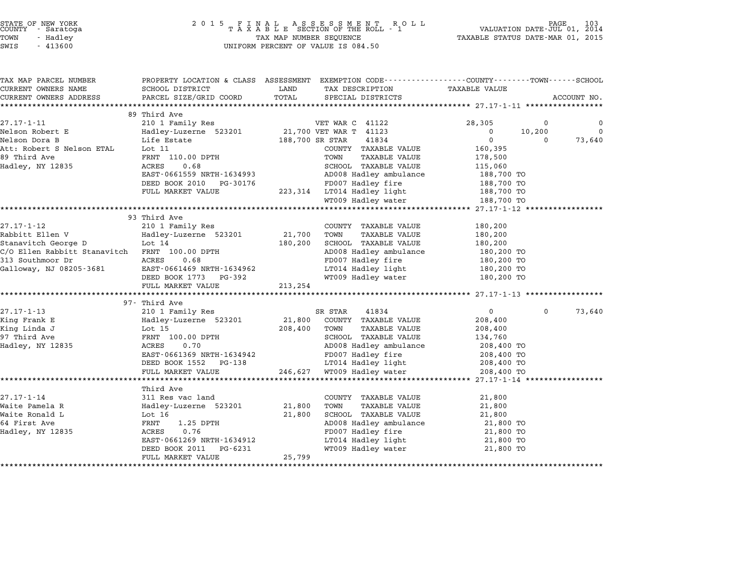STATE OF NEW YORK
COUNTY - Saratoga
TOWN - Hadley
SWIS - 413600

2 0 1 5 F I N A L A S S E S S M E N T R O L L
T A X A B L E SECTION OF THE ROLL - 1
TAX MAP NUMBER SEQUENCE
UNIFORM PERCENT OF VALUE IS 084.50

VALUATION DATE-JUL 01, 2014
TAXABLE STATUS DATE-MAR 01, 2015

| TAX MAP PARCEL NUMBER / CURRENT OWNERS NAME / CURRENT OWNERS ADDRESS | PROPERTY LOCATION & CLASS / SCHOOL DISTRICT / PARCEL SIZE/GRID COORD | ASSESSMENT LAND / TOTAL | EXEMPTION CODE / TAX DESCRIPTION / SPECIAL DISTRICTS | COUNTY TAXABLE VALUE | TOWN | SCHOOL / ACCOUNT NO. |
|---|---|---|---|---|---|---|
| | 89 Third Ave | | | | | |
| 27.17-1-11 | 210 1 Family Res | | VET WAR C 41122 | 28,305 | 0 | 0 |
| Nelson Robert E | Hadley-Luzerne 523201 | 21,700 | VET WAR T 41123 | 0 | 10,200 | 0 |
| Nelson Dora B | Life Estate | 188,700 | SR STAR 41834 | 0 | 0 | 73,640 |
| Att: Robert S Nelson ETAL | Lot 11 | | COUNTY TAXABLE VALUE | 160,395 | | |
| 89 Third Ave | FRNT 110.00 DPTH | | TOWN TAXABLE VALUE | 178,500 | | |
| Hadley, NY 12835 | ACRES 0.68 | | SCHOOL TAXABLE VALUE | 115,060 | | |
| | EAST-0661559 NRTH-1634993 | | AD008 Hadley ambulance | 188,700 TO | | |
| | DEED BOOK 2010 PG-30176 | | FD007 Hadley fire | 188,700 TO | | |
| | FULL MARKET VALUE | 223,314 | LT014 Hadley light | 188,700 TO | | |
| | | | WT009 Hadley water | 188,700 TO | | |
| | 93 Third Ave | | | | | |
| 27.17-1-12 | 210 1 Family Res | | COUNTY TAXABLE VALUE | 180,200 | | |
| Rabbitt Ellen V | Hadley-Luzerne 523201 | 21,700 | TOWN TAXABLE VALUE | 180,200 | | |
| Stanavitch George D | Lot 14 | 180,200 | SCHOOL TAXABLE VALUE | 180,200 | | |
| C/O Ellen Rabbitt Stanavitch | FRNT 100.00 DPTH | | AD008 Hadley ambulance | 180,200 TO | | |
| 313 Southmoor Dr | ACRES 0.68 | | FD007 Hadley fire | 180,200 TO | | |
| Galloway, NJ 08205-3681 | EAST-0661469 NRTH-1634962 | | LT014 Hadley light | 180,200 TO | | |
| | DEED BOOK 1773 PG-392 | | WT009 Hadley water | 180,200 TO | | |
| | FULL MARKET VALUE | 213,254 | | | | |
| | 97- Third Ave | | | | | |
| 27.17-1-13 | 210 1 Family Res | | SR STAR 41834 | 0 | 0 | 73,640 |
| King Frank E | Hadley-Luzerne 523201 | 21,800 | COUNTY TAXABLE VALUE | 208,400 | | |
| King Linda J | Lot 15 | 208,400 | TOWN TAXABLE VALUE | 208,400 | | |
| 97 Third Ave | FRNT 100.00 DPTH | | SCHOOL TAXABLE VALUE | 134,760 | | |
| Hadley, NY 12835 | ACRES 0.70 | | AD008 Hadley ambulance | 208,400 TO | | |
| | EAST-0661369 NRTH-1634942 | | FD007 Hadley fire | 208,400 TO | | |
| | DEED BOOK 1552 PG-138 | | LT014 Hadley light | 208,400 TO | | |
| | FULL MARKET VALUE | 246,627 | WT009 Hadley water | 208,400 TO | | |
| | Third Ave | | | | | |
| 27.17-1-14 | 311 Res vac land | | COUNTY TAXABLE VALUE | 21,800 | | |
| Waite Pamela R | Hadley-Luzerne 523201 | 21,800 | TOWN TAXABLE VALUE | 21,800 | | |
| Waite Ronald L | Lot 16 | 21,800 | SCHOOL TAXABLE VALUE | 21,800 | | |
| 64 First Ave | FRNT 1.25 DPTH | | AD008 Hadley ambulance | 21,800 TO | | |
| Hadley, NY 12835 | ACRES 0.76 | | FD007 Hadley fire | 21,800 TO | | |
| | EAST-0661269 NRTH-1634912 | | LT014 Hadley light | 21,800 TO | | |
| | DEED BOOK 2011 PG-6231 | | WT009 Hadley water | 21,800 TO | | |
| | FULL MARKET VALUE | 25,799 | | | | |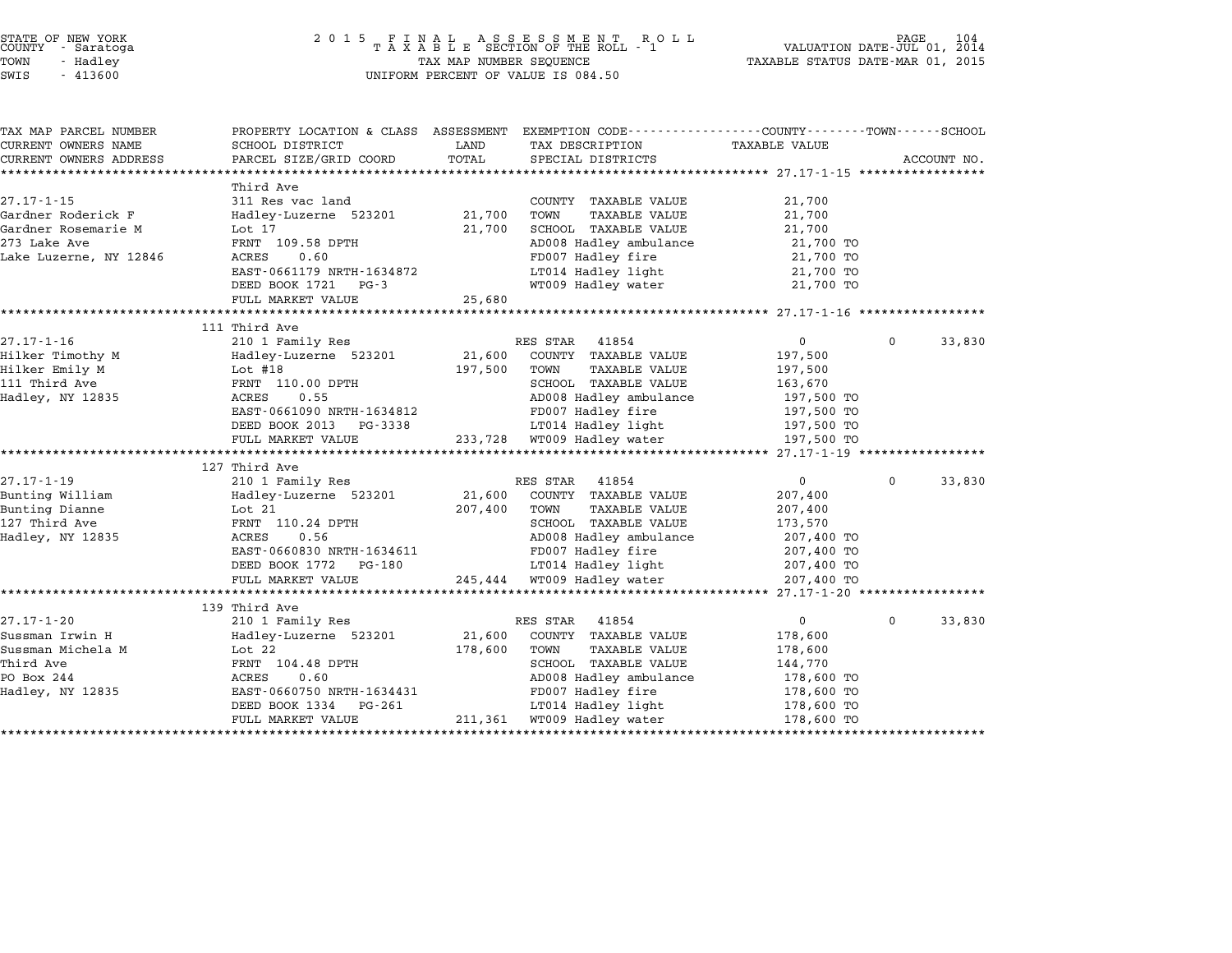STATE OF NEW YORK
COUNTY - Saratoga
TOWN - Hadley
SWIS - 413600

2015 FINAL ASSESSMENT ROLL
TAXABLE SECTION OF THE ROLL - 1
TAX MAP NUMBER SEQUENCE
UNIFORM PERCENT OF VALUE IS 084.50

VALUATION DATE-JUL 01, 2014
TAXABLE STATUS DATE-MAR 01, 2015

| TAX MAP PARCEL NUMBER / CURRENT OWNERS NAME / CURRENT OWNERS ADDRESS | PROPERTY LOCATION & CLASS / SCHOOL DISTRICT / PARCEL SIZE/GRID COORD | ASSESSMENT LAND / TOTAL | EXEMPTION CODE / TAX DESCRIPTION / SPECIAL DISTRICTS | COUNTY / TAXABLE VALUE | TOWN | SCHOOL / ACCOUNT NO. |
|---|---|---|---|---|---|---|
| **27.17-1-15** | Third Ave | | | | | |
| | 311 Res vac land | | COUNTY TAXABLE VALUE | 21,700 | | |
| Gardner Roderick F | Hadley-Luzerne 523201 | 21,700 | TOWN TAXABLE VALUE | 21,700 | | |
| Gardner Rosemarie M | Lot 17 | 21,700 | SCHOOL TAXABLE VALUE | 21,700 | | |
| 273 Lake Ave | FRNT 109.58 DPTH | | AD008 Hadley ambulance | 21,700 TO | | |
| Lake Luzerne, NY 12846 | ACRES 0.60 | | FD007 Hadley fire | 21,700 TO | | |
| | EAST-0661179 NRTH-1634872 | | LT014 Hadley light | 21,700 TO | | |
| | DEED BOOK 1721 PG-3 | | WT009 Hadley water | 21,700 TO | | |
| | FULL MARKET VALUE | 25,680 | | | | |
| **27.17-1-16** | 111 Third Ave | | | | | |
| | 210 1 Family Res | | RES STAR 41854 | 0 | 0 | 33,830 |
| Hilker Timothy M | Hadley-Luzerne 523201 | 21,600 | COUNTY TAXABLE VALUE | 197,500 | | |
| Hilker Emily M | Lot #18 | 197,500 | TOWN TAXABLE VALUE | 197,500 | | |
| 111 Third Ave | FRNT 110.00 DPTH | | SCHOOL TAXABLE VALUE | 163,670 | | |
| Hadley, NY 12835 | ACRES 0.55 | | AD008 Hadley ambulance | 197,500 TO | | |
| | EAST-0661090 NRTH-1634812 | | FD007 Hadley fire | 197,500 TO | | |
| | DEED BOOK 2013 PG-3338 | | LT014 Hadley light | 197,500 TO | | |
| | FULL MARKET VALUE | 233,728 | WT009 Hadley water | 197,500 TO | | |
| **27.17-1-19** | 127 Third Ave | | | | | |
| | 210 1 Family Res | | RES STAR 41854 | 0 | 0 | 33,830 |
| Bunting William | Hadley-Luzerne 523201 | 21,600 | COUNTY TAXABLE VALUE | 207,400 | | |
| Bunting Dianne | Lot 21 | 207,400 | TOWN TAXABLE VALUE | 207,400 | | |
| 127 Third Ave | FRNT 110.24 DPTH | | SCHOOL TAXABLE VALUE | 173,570 | | |
| Hadley, NY 12835 | ACRES 0.56 | | AD008 Hadley ambulance | 207,400 TO | | |
| | EAST-0660830 NRTH-1634611 | | FD007 Hadley fire | 207,400 TO | | |
| | DEED BOOK 1772 PG-180 | | LT014 Hadley light | 207,400 TO | | |
| | FULL MARKET VALUE | 245,444 | WT009 Hadley water | 207,400 TO | | |
| **27.17-1-20** | 139 Third Ave | | | | | |
| | 210 1 Family Res | | RES STAR 41854 | 0 | 0 | 33,830 |
| Sussman Irwin H | Hadley-Luzerne 523201 | 21,600 | COUNTY TAXABLE VALUE | 178,600 | | |
| Sussman Michela M | Lot 22 | 178,600 | TOWN TAXABLE VALUE | 178,600 | | |
| Third Ave | FRNT 104.48 DPTH | | SCHOOL TAXABLE VALUE | 144,770 | | |
| PO Box 244 | ACRES 0.60 | | AD008 Hadley ambulance | 178,600 TO | | |
| Hadley, NY 12835 | EAST-0660750 NRTH-1634431 | | FD007 Hadley fire | 178,600 TO | | |
| | DEED BOOK 1334 PG-261 | | LT014 Hadley light | 178,600 TO | | |
| | FULL MARKET VALUE | 211,361 | WT009 Hadley water | 178,600 TO | | |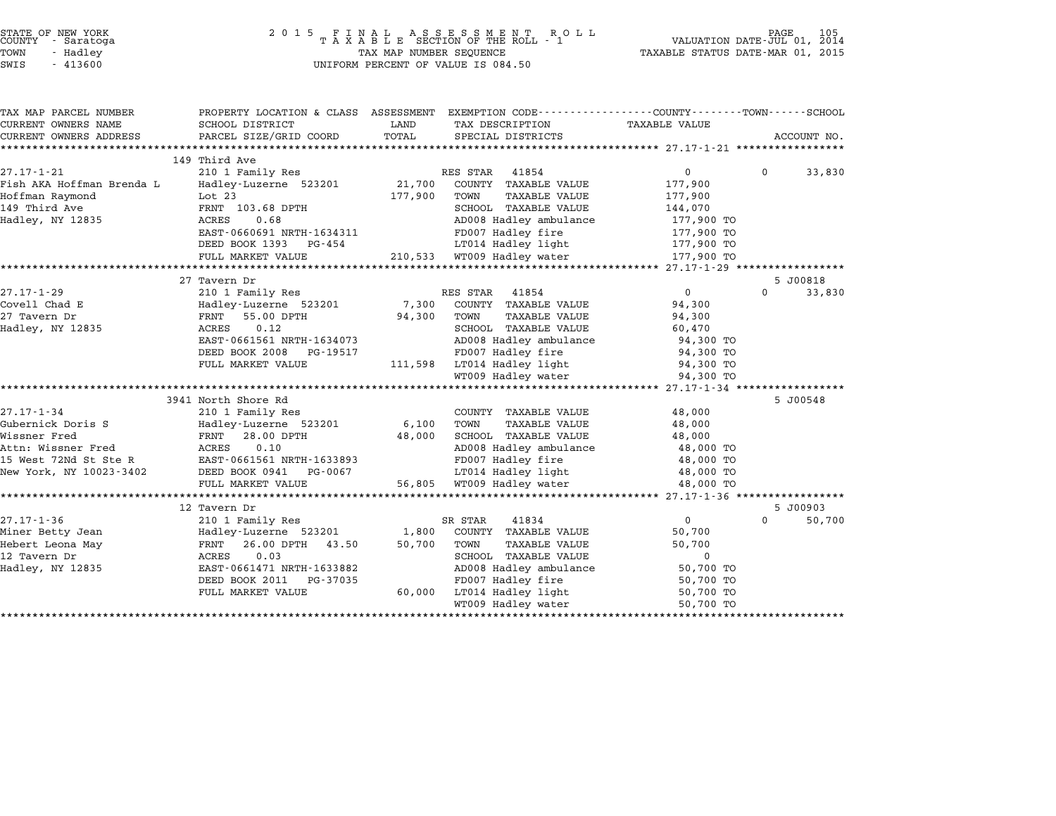STATE OF NEW YORK
COUNTY - Saratoga
TOWN - Hadley
SWIS - 413600

2015 FINAL ASSESSMENT ROLL
TAXABLE SECTION OF THE ROLL - 1
TAX MAP NUMBER SEQUENCE
UNIFORM PERCENT OF VALUE IS 084.50

VALUATION DATE-JUL 01, 2014
TAXABLE STATUS DATE-MAR 01, 2015

| TAX MAP PARCEL NUMBER / CURRENT OWNERS NAME / CURRENT OWNERS ADDRESS | PROPERTY LOCATION & CLASS / SCHOOL DISTRICT / PARCEL SIZE/GRID COORD | ASSESSMENT LAND / TOTAL | EXEMPTION CODE / TAX DESCRIPTION / SPECIAL DISTRICTS | COUNTY / TOWN TAXABLE VALUE | SCHOOL / ACCOUNT NO. |
|---|---|---|---|---|---|
| **27.17-1-21** | 149 Third Ave | | | | |
| | 210 1 Family Res | | RES STAR 41854 | 0 | 0 / 33,830 |
| Fish AKA Hoffman Brenda L | Hadley-Luzerne 523201 | 21,700 | COUNTY TAXABLE VALUE | 177,900 | |
| Hoffman Raymond | Lot 23 | 177,900 | TOWN TAXABLE VALUE | 177,900 | |
| 149 Third Ave | FRNT 103.68 DPTH | | SCHOOL TAXABLE VALUE | 144,070 | |
| Hadley, NY 12835 | ACRES 0.68 | | AD008 Hadley ambulance | 177,900 TO | |
| | EAST-0660691 NRTH-1634311 | | FD007 Hadley fire | 177,900 TO | |
| | DEED BOOK 1393 PG-454 | | LT014 Hadley light | 177,900 TO | |
| | FULL MARKET VALUE | 210,533 | WT009 Hadley water | 177,900 TO | |
| **27.17-1-29** | 27 Tavern Dr | | | | 5 J00818 |
| | 210 1 Family Res | | RES STAR 41854 | 0 | 0 / 33,830 |
| Covell Chad E | Hadley-Luzerne 523201 | 7,300 | COUNTY TAXABLE VALUE | 94,300 | |
| 27 Tavern Dr | FRNT 55.00 DPTH | 94,300 | TOWN TAXABLE VALUE | 94,300 | |
| Hadley, NY 12835 | ACRES 0.12 | | SCHOOL TAXABLE VALUE | 60,470 | |
| | EAST-0661561 NRTH-1634073 | | AD008 Hadley ambulance | 94,300 TO | |
| | DEED BOOK 2008 PG-19517 | | FD007 Hadley fire | 94,300 TO | |
| | FULL MARKET VALUE | 111,598 | LT014 Hadley light | 94,300 TO | |
| | | | WT009 Hadley water | 94,300 TO | |
| **27.17-1-34** | 3941 North Shore Rd | | | | 5 J00548 |
| | 210 1 Family Res | | COUNTY TAXABLE VALUE | 48,000 | |
| Gubernick Doris S | Hadley-Luzerne 523201 | 6,100 | TOWN TAXABLE VALUE | 48,000 | |
| Wissner Fred | FRNT 28.00 DPTH | 48,000 | SCHOOL TAXABLE VALUE | 48,000 | |
| Attn: Wissner Fred | ACRES 0.10 | | AD008 Hadley ambulance | 48,000 TO | |
| 15 West 72Nd St Ste R | EAST-0661561 NRTH-1633893 | | FD007 Hadley fire | 48,000 TO | |
| New York, NY 10023-3402 | DEED BOOK 0941 PG-0067 | | LT014 Hadley light | 48,000 TO | |
| | FULL MARKET VALUE | 56,805 | WT009 Hadley water | 48,000 TO | |
| **27.17-1-36** | 12 Tavern Dr | | | | 5 J00903 |
| | 210 1 Family Res | | SR STAR 41834 | 0 | 0 / 50,700 |
| Miner Betty Jean | Hadley-Luzerne 523201 | 1,800 | COUNTY TAXABLE VALUE | 50,700 | |
| Hebert Leona May | FRNT 26.00 DPTH 43.50 | 50,700 | TOWN TAXABLE VALUE | 50,700 | |
| 12 Tavern Dr | ACRES 0.03 | | SCHOOL TAXABLE VALUE | 0 | |
| Hadley, NY 12835 | EAST-0661471 NRTH-1633882 | | AD008 Hadley ambulance | 50,700 TO | |
| | DEED BOOK 2011 PG-37035 | | FD007 Hadley fire | 50,700 TO | |
| | FULL MARKET VALUE | 60,000 | LT014 Hadley light | 50,700 TO | |
| | | | WT009 Hadley water | 50,700 TO | |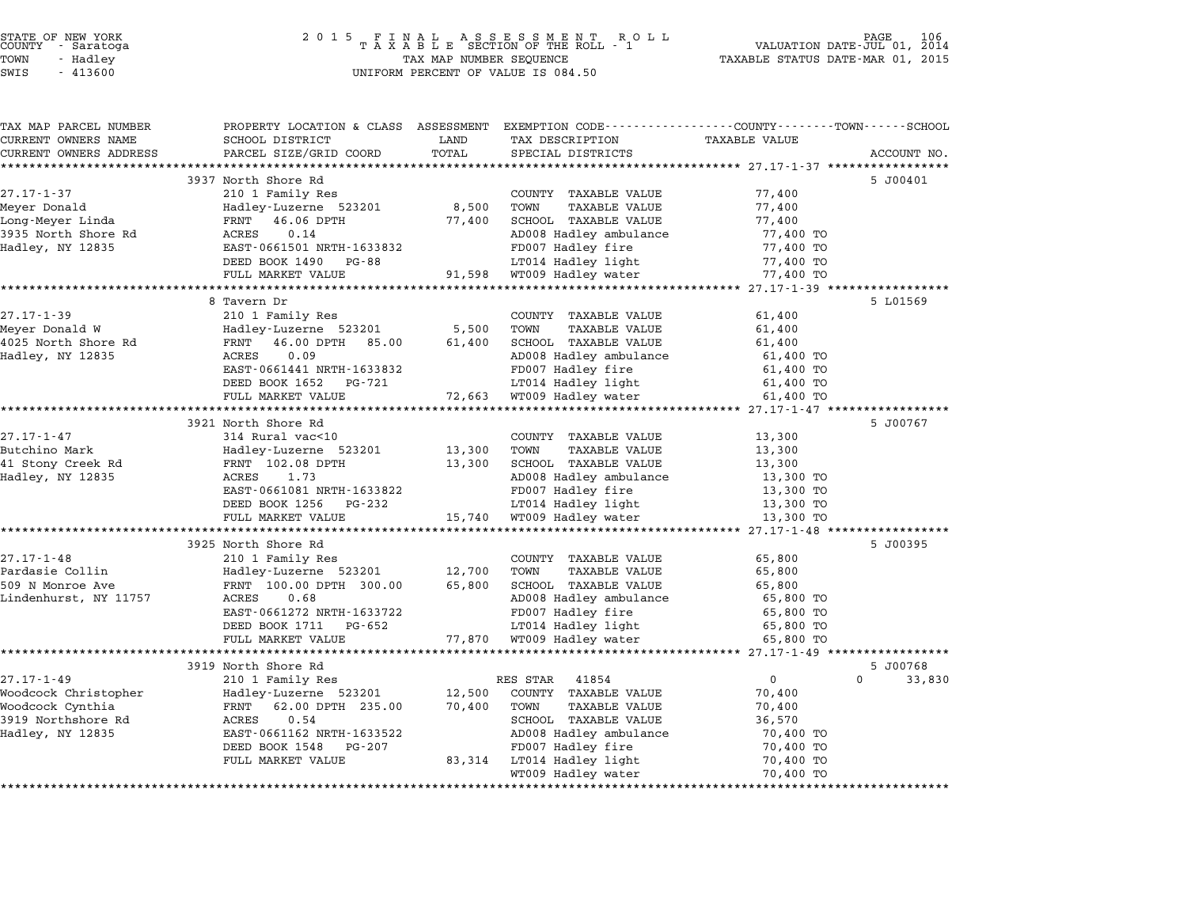STATE OF NEW YORK
COUNTY - Saratoga
TOWN - Hadley
SWIS - 413600

2 0 1 5 F I N A L A S S E S S M E N T R O L L
T A X A B L E SECTION OF THE ROLL - 1
TAX MAP NUMBER SEQUENCE
UNIFORM PERCENT OF VALUE IS 084.50

VALUATION DATE-JUL 01, 2014
TAXABLE STATUS DATE-MAR 01, 2015

| TAX MAP PARCEL NUMBER / CURRENT OWNERS NAME / CURRENT OWNERS ADDRESS | PROPERTY LOCATION & CLASS / SCHOOL DISTRICT / PARCEL SIZE/GRID COORD | ASSESSMENT LAND | ASSESSMENT TOTAL | EXEMPTION CODE / TAX DESCRIPTION / SPECIAL DISTRICTS | COUNTY / TOWN / SCHOOL TAXABLE VALUE | ACCOUNT NO. |
|---|---|---|---|---|---|---|
| | 3937 North Shore Rd | | | | | 5 J00401 |
| 27.17-1-37 | 210 1 Family Res | | | COUNTY TAXABLE VALUE | 77,400 | |
| Meyer Donald | Hadley-Luzerne 523201 | 8,500 | | TOWN TAXABLE VALUE | 77,400 | |
| Long-Meyer Linda | FRNT 46.06 DPTH | | 77,400 | SCHOOL TAXABLE VALUE | 77,400 | |
| 3935 North Shore Rd | ACRES 0.14 | | | AD008 Hadley ambulance | 77,400 TO | |
| Hadley, NY 12835 | EAST-0661501 NRTH-1633832 | | | FD007 Hadley fire | 77,400 TO | |
| | DEED BOOK 1490 PG-88 | | | LT014 Hadley light | 77,400 TO | |
| | FULL MARKET VALUE | | 91,598 | WT009 Hadley water | 77,400 TO | |
| | 8 Tavern Dr | | | | | 5 L01569 |
| 27.17-1-39 | 210 1 Family Res | | | COUNTY TAXABLE VALUE | 61,400 | |
| Meyer Donald W | Hadley-Luzerne 523201 | 5,500 | | TOWN TAXABLE VALUE | 61,400 | |
| 4025 North Shore Rd | FRNT 46.00 DPTH 85.00 | | 61,400 | SCHOOL TAXABLE VALUE | 61,400 | |
| Hadley, NY 12835 | ACRES 0.09 | | | AD008 Hadley ambulance | 61,400 TO | |
| | EAST-0661441 NRTH-1633832 | | | FD007 Hadley fire | 61,400 TO | |
| | DEED BOOK 1652 PG-721 | | | LT014 Hadley light | 61,400 TO | |
| | FULL MARKET VALUE | | 72,663 | WT009 Hadley water | 61,400 TO | |
| | 3921 North Shore Rd | | | | | 5 J00767 |
| 27.17-1-47 | 314 Rural vac<10 | | | COUNTY TAXABLE VALUE | 13,300 | |
| Butchino Mark | Hadley-Luzerne 523201 | 13,300 | | TOWN TAXABLE VALUE | 13,300 | |
| 41 Stony Creek Rd | FRNT 102.08 DPTH | | 13,300 | SCHOOL TAXABLE VALUE | 13,300 | |
| Hadley, NY 12835 | ACRES 1.73 | | | AD008 Hadley ambulance | 13,300 TO | |
| | EAST-0661081 NRTH-1633822 | | | FD007 Hadley fire | 13,300 TO | |
| | DEED BOOK 1256 PG-232 | | | LT014 Hadley light | 13,300 TO | |
| | FULL MARKET VALUE | | 15,740 | WT009 Hadley water | 13,300 TO | |
| | 3925 North Shore Rd | | | | | 5 J00395 |
| 27.17-1-48 | 210 1 Family Res | | | COUNTY TAXABLE VALUE | 65,800 | |
| Pardasie Collin | Hadley-Luzerne 523201 | 12,700 | | TOWN TAXABLE VALUE | 65,800 | |
| 509 N Monroe Ave | FRNT 100.00 DPTH 300.00 | | 65,800 | SCHOOL TAXABLE VALUE | 65,800 | |
| Lindenhurst, NY 11757 | ACRES 0.68 | | | AD008 Hadley ambulance | 65,800 TO | |
| | EAST-0661272 NRTH-1633722 | | | FD007 Hadley fire | 65,800 TO | |
| | DEED BOOK 1711 PG-652 | | | LT014 Hadley light | 65,800 TO | |
| | FULL MARKET VALUE | | 77,870 | WT009 Hadley water | 65,800 TO | |
| | 3919 North Shore Rd | | | | | 5 J00768 |
| 27.17-1-49 | 210 1 Family Res | | | RES STAR 41854 | 0 / 0 | 33,830 |
| Woodcock Christopher | Hadley-Luzerne 523201 | 12,500 | | COUNTY TAXABLE VALUE | 70,400 | |
| Woodcock Cynthia | FRNT 62.00 DPTH 235.00 | | 70,400 | TOWN TAXABLE VALUE | 70,400 | |
| 3919 Northshore Rd | ACRES 0.54 | | | SCHOOL TAXABLE VALUE | 36,570 | |
| Hadley, NY 12835 | EAST-0661162 NRTH-1633522 | | | AD008 Hadley ambulance | 70,400 TO | |
| | DEED BOOK 1548 PG-207 | | | FD007 Hadley fire | 70,400 TO | |
| | FULL MARKET VALUE | | 83,314 | LT014 Hadley light | 70,400 TO | |
| | | | | WT009 Hadley water | 70,400 TO | |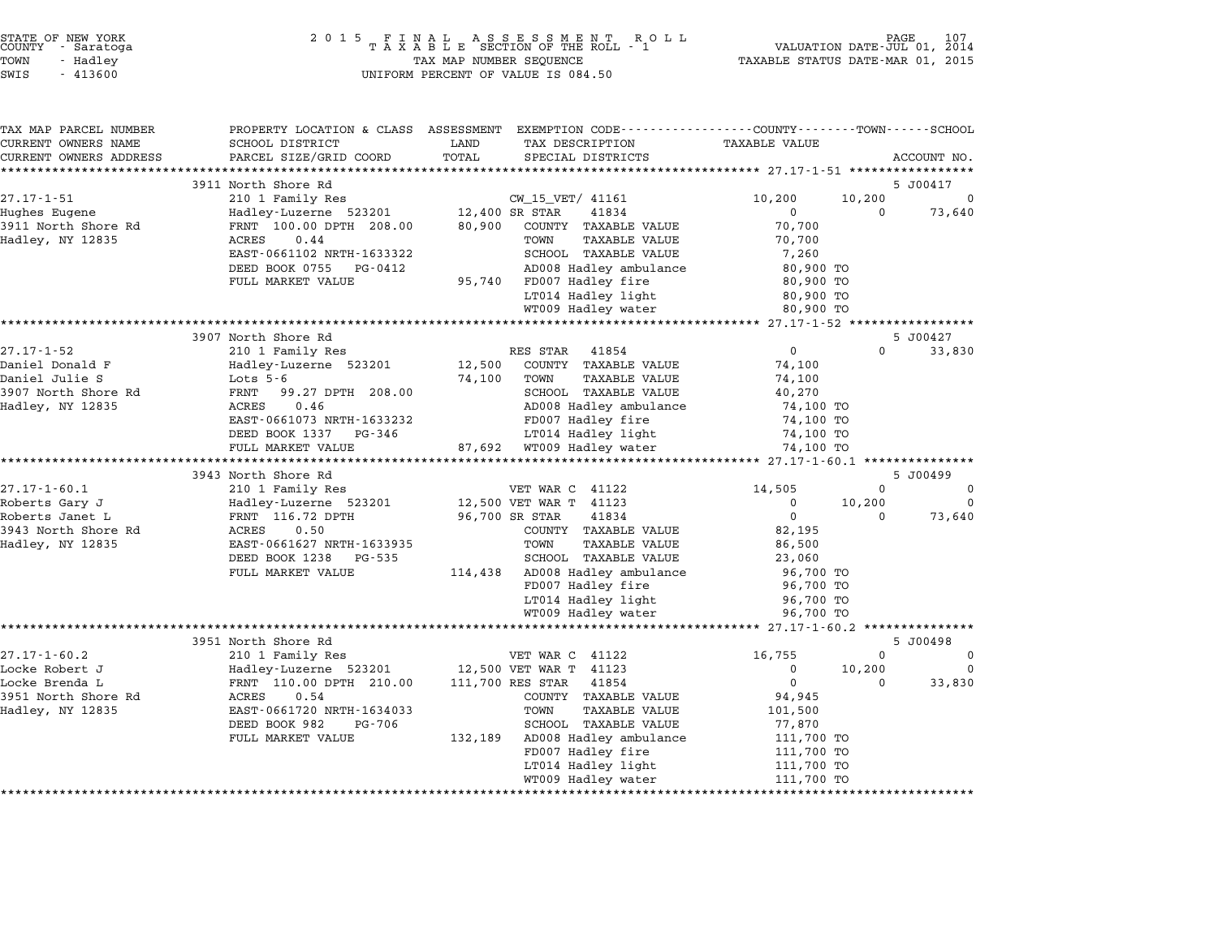STATE OF NEW YORK
COUNTY - Saratoga
TOWN - Hadley
SWIS - 413600

2 0 1 5 F I N A L A S S E S S M E N T R O L L
T A X A B L E SECTION OF THE ROLL - 1
TAX MAP NUMBER SEQUENCE
UNIFORM PERCENT OF VALUE IS 084.50

VALUATION DATE-JUL 01, 2014
TAXABLE STATUS DATE-MAR 01, 2015

| TAX MAP PARCEL NUMBER / CURRENT OWNERS NAME / CURRENT OWNERS ADDRESS | PROPERTY LOCATION & CLASS / SCHOOL DISTRICT / PARCEL SIZE/GRID COORD | ASSESSMENT LAND / TOTAL | EXEMPTION CODE / TAX DESCRIPTION / SPECIAL DISTRICTS | COUNTY TAXABLE VALUE | TOWN | SCHOOL / ACCOUNT NO. |
|---|---|---|---|---|---|---|
| **27.17-1-51** | 3911 North Shore Rd | | | | | 5 J00417 |
| Hughes Eugene | 210 1 Family Res | | CW_15_VET/ 41161 | 10,200 | 10,200 | 0 |
| 3911 North Shore Rd | Hadley-Luzerne 523201 | 12,400 | SR STAR 41834 | 0 | 0 | 73,640 |
| Hadley, NY 12835 | FRNT 100.00 DPTH 208.00 | 80,900 | COUNTY TAXABLE VALUE | 70,700 | | |
| | ACRES 0.44 | | TOWN TAXABLE VALUE | 70,700 | | |
| | EAST-0661102 NRTH-1633322 | | SCHOOL TAXABLE VALUE | 7,260 | | |
| | DEED BOOK 0755 PG-0412 | | AD008 Hadley ambulance | 80,900 TO | | |
| | FULL MARKET VALUE | 95,740 | FD007 Hadley fire | 80,900 TO | | |
| | | | LT014 Hadley light | 80,900 TO | | |
| | | | WT009 Hadley water | 80,900 TO | | |
| **27.17-1-52** | 3907 North Shore Rd | | | | | 5 J00427 |
| Daniel Donald F | 210 1 Family Res | | RES STAR 41854 | 0 | 0 | 33,830 |
| Daniel Julie S | Hadley-Luzerne 523201 | 12,500 | COUNTY TAXABLE VALUE | 74,100 | | |
| 3907 North Shore Rd | Lots 5-6 | 74,100 | TOWN TAXABLE VALUE | 74,100 | | |
| Hadley, NY 12835 | FRNT 99.27 DPTH 208.00 | | SCHOOL TAXABLE VALUE | 40,270 | | |
| | ACRES 0.46 | | AD008 Hadley ambulance | 74,100 TO | | |
| | EAST-0661073 NRTH-1633232 | | FD007 Hadley fire | 74,100 TO | | |
| | DEED BOOK 1337 PG-346 | | LT014 Hadley light | 74,100 TO | | |
| | FULL MARKET VALUE | 87,692 | WT009 Hadley water | 74,100 TO | | |
| **27.17-1-60.1** | 3943 North Shore Rd | | | | | 5 J00499 |
| Roberts Gary J | 210 1 Family Res | | VET WAR C 41122 | 14,505 | 0 | 0 |
| Roberts Janet L | Hadley-Luzerne 523201 | 12,500 | VET WAR T 41123 | 0 | 10,200 | 0 |
| 3943 North Shore Rd | FRNT 116.72 DPTH | 96,700 | SR STAR 41834 | 0 | 0 | 73,640 |
| Hadley, NY 12835 | ACRES 0.50 | | COUNTY TAXABLE VALUE | 82,195 | | |
| | EAST-0661627 NRTH-1633935 | | TOWN TAXABLE VALUE | 86,500 | | |
| | DEED BOOK 1238 PG-535 | | SCHOOL TAXABLE VALUE | 23,060 | | |
| | FULL MARKET VALUE | 114,438 | AD008 Hadley ambulance | 96,700 TO | | |
| | | | FD007 Hadley fire | 96,700 TO | | |
| | | | LT014 Hadley light | 96,700 TO | | |
| | | | WT009 Hadley water | 96,700 TO | | |
| **27.17-1-60.2** | 3951 North Shore Rd | | | | | 5 J00498 |
| Locke Robert J | 210 1 Family Res | | VET WAR C 41122 | 16,755 | 0 | 0 |
| Locke Brenda L | Hadley-Luzerne 523201 | 12,500 | VET WAR T 41123 | 0 | 10,200 | 0 |
| 3951 North Shore Rd | FRNT 110.00 DPTH 210.00 | 111,700 | RES STAR 41854 | 0 | 0 | 33,830 |
| Hadley, NY 12835 | ACRES 0.54 | | COUNTY TAXABLE VALUE | 94,945 | | |
| | EAST-0661720 NRTH-1634033 | | TOWN TAXABLE VALUE | 101,500 | | |
| | DEED BOOK 982 PG-706 | | SCHOOL TAXABLE VALUE | 77,870 | | |
| | FULL MARKET VALUE | 132,189 | AD008 Hadley ambulance | 111,700 TO | | |
| | | | FD007 Hadley fire | 111,700 TO | | |
| | | | LT014 Hadley light | 111,700 TO | | |
| | | | WT009 Hadley water | 111,700 TO | | |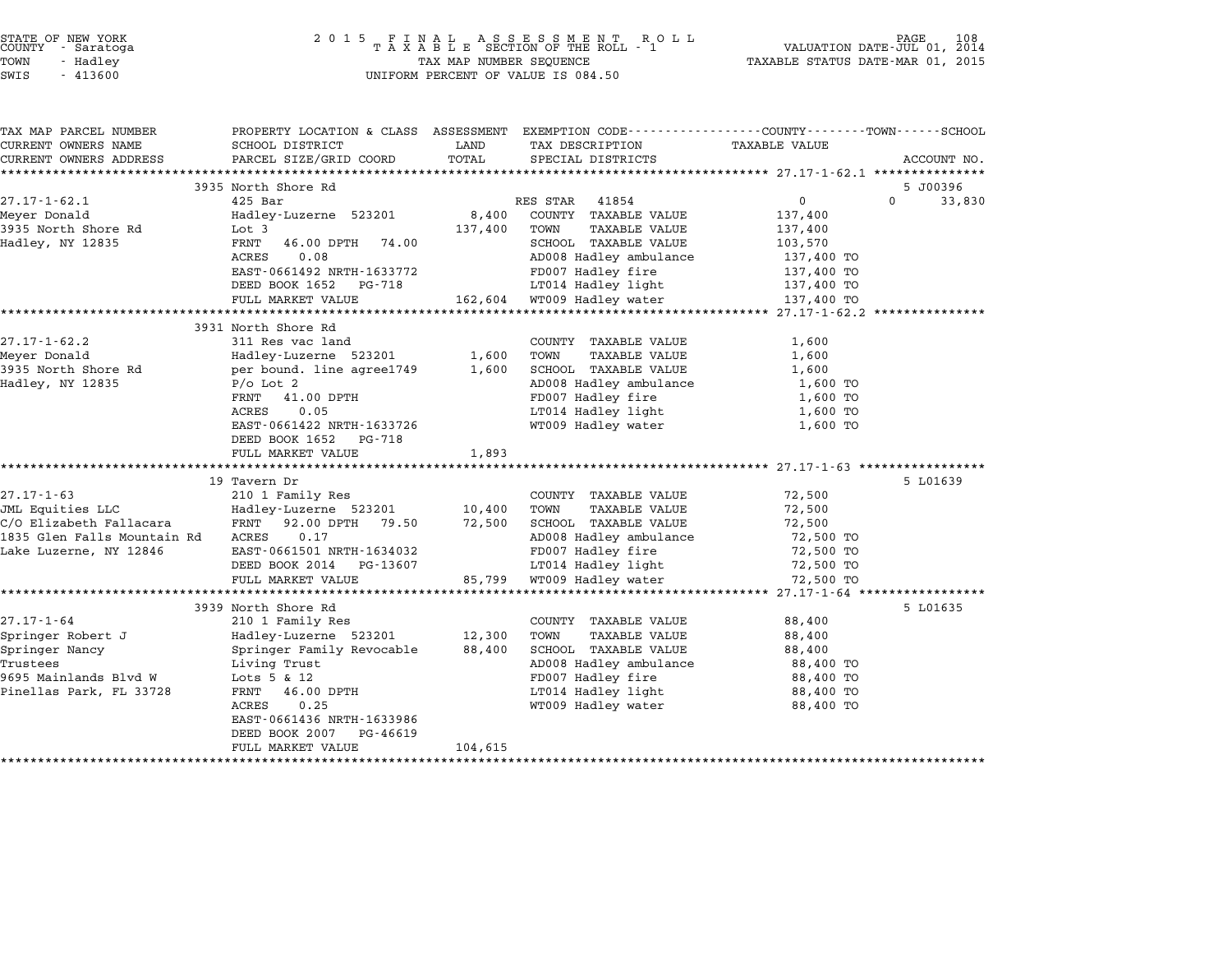STATE OF NEW YORK
COUNTY - Saratoga
TOWN - Hadley
SWIS - 413600

2015 FINAL ASSESSMENT ROLL
TAXABLE SECTION OF THE ROLL - 1
TAX MAP NUMBER SEQUENCE
UNIFORM PERCENT OF VALUE IS 084.50

VALUATION DATE-JUL 01, 2014
TAXABLE STATUS DATE-MAR 01, 2015

| TAX MAP PARCEL NUMBER / CURRENT OWNERS NAME / CURRENT OWNERS ADDRESS | PROPERTY LOCATION & CLASS / SCHOOL DISTRICT / PARCEL SIZE/GRID COORD | ASSESSMENT LAND | TOTAL | EXEMPTION CODE / TAX DESCRIPTION / SPECIAL DISTRICTS | COUNTY--------TOWN------SCHOOL TAXABLE VALUE | ACCOUNT NO. |
|---|---|---|---|---|---|---|
| 27.17-1-62.1 | 3935 North Shore Rd | | | | | 5 J00396 |
| 27.17-1-62.1 | 425 Bar | | | RES STAR 41854 | 0 | 0 33,830 |
| Meyer Donald | Hadley-Luzerne 523201 | 8,400 | | COUNTY TAXABLE VALUE | 137,400 | |
| 3935 North Shore Rd | Lot 3 | | 137,400 | TOWN TAXABLE VALUE | 137,400 | |
| Hadley, NY 12835 | FRNT 46.00 DPTH 74.00 | | | SCHOOL TAXABLE VALUE | 103,570 | |
| | ACRES 0.08 | | | AD008 Hadley ambulance | 137,400 TO | |
| | EAST-0661492 NRTH-1633772 | | | FD007 Hadley fire | 137,400 TO | |
| | DEED BOOK 1652 PG-718 | | | LT014 Hadley light | 137,400 TO | |
| | FULL MARKET VALUE | | 162,604 | WT009 Hadley water | 137,400 TO | |
| 27.17-1-62.2 | 3931 North Shore Rd | | | | | |
| 27.17-1-62.2 | 311 Res vac land | | | COUNTY TAXABLE VALUE | 1,600 | |
| Meyer Donald | Hadley-Luzerne 523201 | 1,600 | | TOWN TAXABLE VALUE | 1,600 | |
| 3935 North Shore Rd | per bound. line agree1749 | | 1,600 | SCHOOL TAXABLE VALUE | 1,600 | |
| Hadley, NY 12835 | P/o Lot 2 | | | AD008 Hadley ambulance | 1,600 TO | |
| | FRNT 41.00 DPTH | | | FD007 Hadley fire | 1,600 TO | |
| | ACRES 0.05 | | | LT014 Hadley light | 1,600 TO | |
| | EAST-0661422 NRTH-1633726 | | | WT009 Hadley water | 1,600 TO | |
| | DEED BOOK 1652 PG-718 | | | | | |
| | FULL MARKET VALUE | | 1,893 | | | |
| 27.17-1-63 | 19 Tavern Dr | | | | | 5 L01639 |
| 27.17-1-63 | 210 1 Family Res | | | COUNTY TAXABLE VALUE | 72,500 | |
| JML Equities LLC | Hadley-Luzerne 523201 | 10,400 | | TOWN TAXABLE VALUE | 72,500 | |
| C/O Elizabeth Fallacara | FRNT 92.00 DPTH 79.50 | | 72,500 | SCHOOL TAXABLE VALUE | 72,500 | |
| 1835 Glen Falls Mountain Rd | ACRES 0.17 | | | AD008 Hadley ambulance | 72,500 TO | |
| Lake Luzerne, NY 12846 | EAST-0661501 NRTH-1634032 | | | FD007 Hadley fire | 72,500 TO | |
| | DEED BOOK 2014 PG-13607 | | | LT014 Hadley light | 72,500 TO | |
| | FULL MARKET VALUE | | 85,799 | WT009 Hadley water | 72,500 TO | |
| 27.17-1-64 | 3939 North Shore Rd | | | | | 5 L01635 |
| 27.17-1-64 | 210 1 Family Res | | | COUNTY TAXABLE VALUE | 88,400 | |
| Springer Robert J | Hadley-Luzerne 523201 | 12,300 | | TOWN TAXABLE VALUE | 88,400 | |
| Springer Nancy | Springer Family Revocable | | 88,400 | SCHOOL TAXABLE VALUE | 88,400 | |
| Trustees | Living Trust | | | AD008 Hadley ambulance | 88,400 TO | |
| 9695 Mainlands Blvd W | Lots 5 & 12 | | | FD007 Hadley fire | 88,400 TO | |
| Pinellas Park, FL 33728 | FRNT 46.00 DPTH | | | LT014 Hadley light | 88,400 TO | |
| | ACRES 0.25 | | | WT009 Hadley water | 88,400 TO | |
| | EAST-0661436 NRTH-1633986 | | | | | |
| | DEED BOOK 2007 PG-46619 | | | | | |
| | FULL MARKET VALUE | | 104,615 | | | |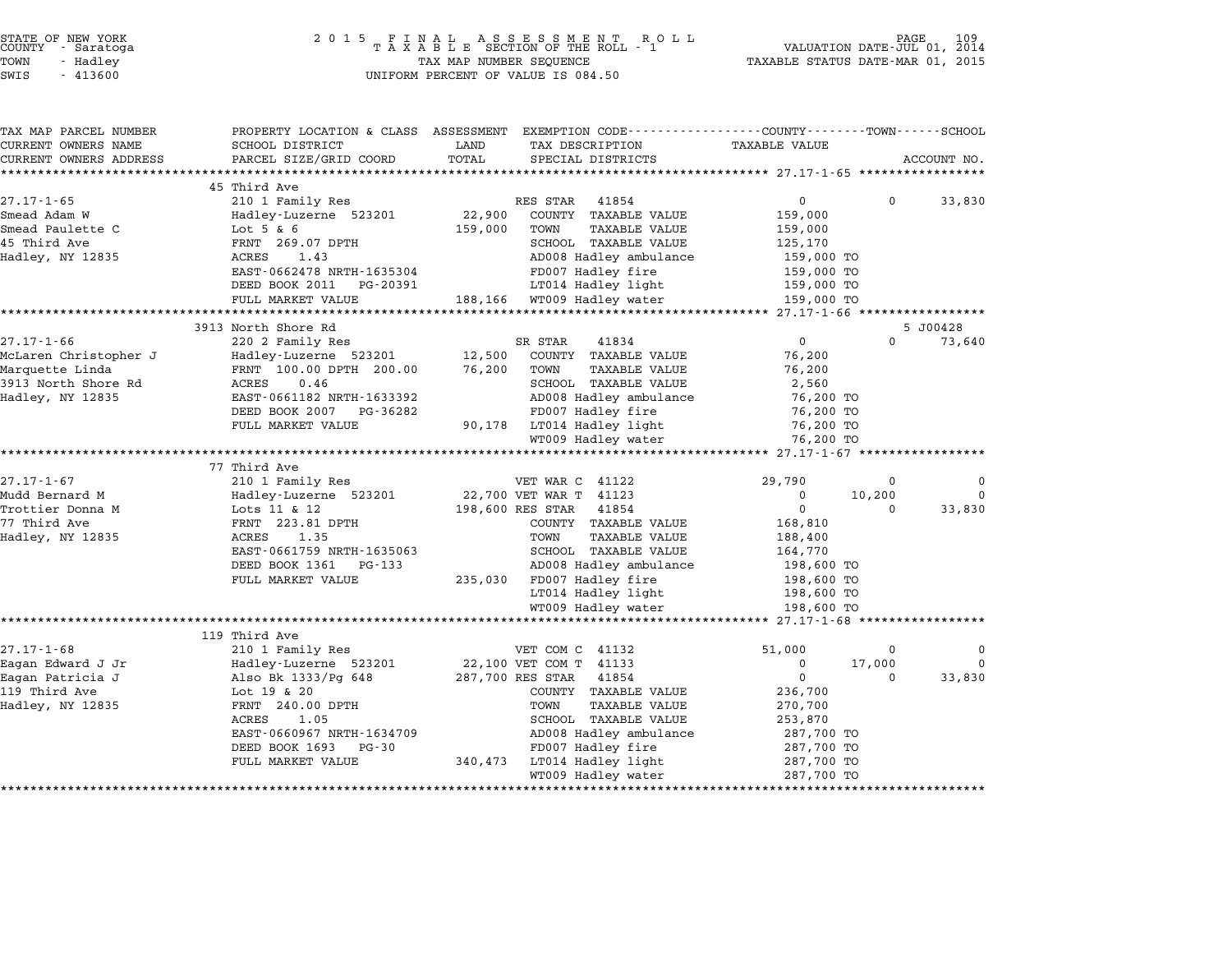STATE OF NEW YORK
COUNTY - Saratoga
TOWN - Hadley
SWIS - 413600

2 0 1 5 F I N A L A S S E S S M E N T R O L L
T A X A B L E SECTION OF THE ROLL - 1
TAX MAP NUMBER SEQUENCE
UNIFORM PERCENT OF VALUE IS 084.50

VALUATION DATE-JUL 01, 2014
TAXABLE STATUS DATE-MAR 01, 2015

| TAX MAP PARCEL NUMBER / CURRENT OWNERS NAME / CURRENT OWNERS ADDRESS | PROPERTY LOCATION & CLASS / SCHOOL DISTRICT / PARCEL SIZE/GRID COORD | ASSESSMENT LAND | TOTAL | EXEMPTION CODE / TAX DESCRIPTION / SPECIAL DISTRICTS | COUNTY TAXABLE VALUE | TOWN | SCHOOL / ACCOUNT NO. |
|---|---|---|---|---|---|---|---|
| **27.17-1-65** | 45 Third Ave | | | | | | |
| | 210 1 Family Res | | | RES STAR 41854 | 0 | 0 | 33,830 |
| Smead Adam W | Hadley-Luzerne 523201 | 22,900 | | COUNTY TAXABLE VALUE | 159,000 | | |
| Smead Paulette C | Lot 5 & 6 | | 159,000 | TOWN TAXABLE VALUE | 159,000 | | |
| 45 Third Ave | FRNT 269.07 DPTH | | | SCHOOL TAXABLE VALUE | 125,170 | | |
| Hadley, NY 12835 | ACRES 1.43 | | | AD008 Hadley ambulance | 159,000 TO | | |
| | EAST-0662478 NRTH-1635304 | | | FD007 Hadley fire | 159,000 TO | | |
| | DEED BOOK 2011 PG-20391 | | | LT014 Hadley light | 159,000 TO | | |
| | FULL MARKET VALUE | | 188,166 | WT009 Hadley water | 159,000 TO | | |
| **27.17-1-66** | 3913 North Shore Rd | | | | | | 5 J00428 |
| | 220 2 Family Res | | | SR STAR 41834 | 0 | 0 | 73,640 |
| McLaren Christopher J | Hadley-Luzerne 523201 | 12,500 | | COUNTY TAXABLE VALUE | 76,200 | | |
| Marquette Linda | FRNT 100.00 DPTH 200.00 | | 76,200 | TOWN TAXABLE VALUE | 76,200 | | |
| 3913 North Shore Rd | ACRES 0.46 | | | SCHOOL TAXABLE VALUE | 2,560 | | |
| Hadley, NY 12835 | EAST-0661182 NRTH-1633392 | | | AD008 Hadley ambulance | 76,200 TO | | |
| | DEED BOOK 2007 PG-36282 | | | FD007 Hadley fire | 76,200 TO | | |
| | FULL MARKET VALUE | | 90,178 | LT014 Hadley light | 76,200 TO | | |
| | | | | WT009 Hadley water | 76,200 TO | | |
| **27.17-1-67** | 77 Third Ave | | | | | | |
| | 210 1 Family Res | | | VET WAR C 41122 | 29,790 | 0 | 0 |
| Mudd Bernard M | Hadley-Luzerne 523201 | 22,700 | | VET WAR T 41123 | 0 | 10,200 | 0 |
| Trottier Donna M | Lots 11 & 12 | | 198,600 | RES STAR 41854 | 0 | 0 | 33,830 |
| 77 Third Ave | FRNT 223.81 DPTH | | | COUNTY TAXABLE VALUE | 168,810 | | |
| Hadley, NY 12835 | ACRES 1.35 | | | TOWN TAXABLE VALUE | 188,400 | | |
| | EAST-0661759 NRTH-1635063 | | | SCHOOL TAXABLE VALUE | 164,770 | | |
| | DEED BOOK 1361 PG-133 | | | AD008 Hadley ambulance | 198,600 TO | | |
| | FULL MARKET VALUE | | 235,030 | FD007 Hadley fire | 198,600 TO | | |
| | | | | LT014 Hadley light | 198,600 TO | | |
| | | | | WT009 Hadley water | 198,600 TO | | |
| **27.17-1-68** | 119 Third Ave | | | | | | |
| | 210 1 Family Res | | | VET COM C 41132 | 51,000 | 0 | 0 |
| Eagan Edward J Jr | Hadley-Luzerne 523201 | 22,100 | | VET COM T 41133 | 0 | 17,000 | 0 |
| Eagan Patricia J | Also Bk 1333/Pg 648 | | 287,700 | RES STAR 41854 | 0 | 0 | 33,830 |
| 119 Third Ave | Lot 19 & 20 | | | COUNTY TAXABLE VALUE | 236,700 | | |
| Hadley, NY 12835 | FRNT 240.00 DPTH | | | TOWN TAXABLE VALUE | 270,700 | | |
| | ACRES 1.05 | | | SCHOOL TAXABLE VALUE | 253,870 | | |
| | EAST-0660967 NRTH-1634709 | | | AD008 Hadley ambulance | 287,700 TO | | |
| | DEED BOOK 1693 PG-30 | | | FD007 Hadley fire | 287,700 TO | | |
| | FULL MARKET VALUE | | 340,473 | LT014 Hadley light | 287,700 TO | | |
| | | | | WT009 Hadley water | 287,700 TO | | |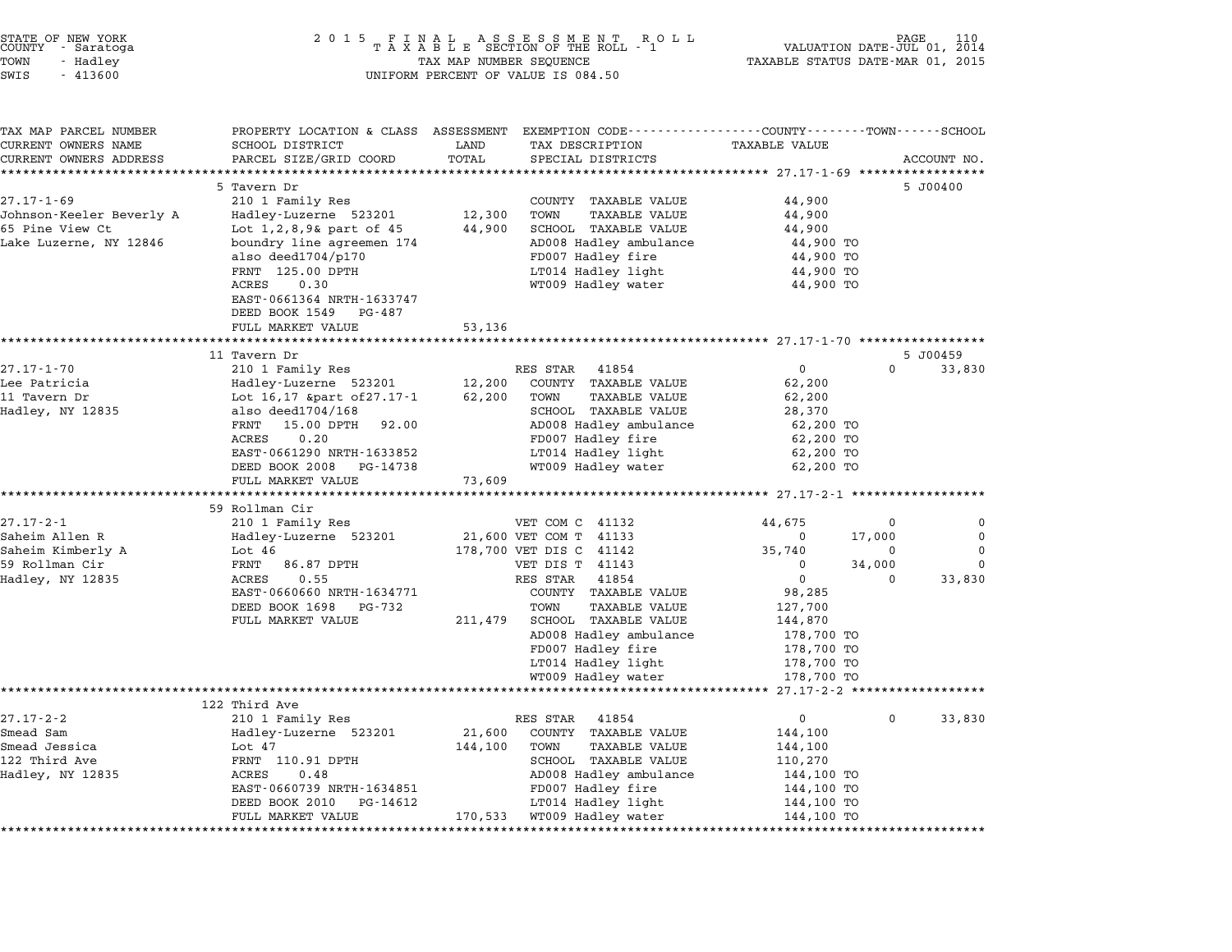STATE OF NEW YORK
COUNTY - Saratoga
TOWN - Hadley
SWIS - 413600

2015 FINAL ASSESSMENT ROLL
TAXABLE SECTION OF THE ROLL - 1
TAX MAP NUMBER SEQUENCE
UNIFORM PERCENT OF VALUE IS 084.50

VALUATION DATE-JUL 01, 2014
TAXABLE STATUS DATE-MAR 01, 2015

| TAX MAP PARCEL NUMBER / CURRENT OWNERS NAME / CURRENT OWNERS ADDRESS | PROPERTY LOCATION & CLASS / SCHOOL DISTRICT / PARCEL SIZE/GRID COORD | ASSESSMENT LAND / TOTAL | EXEMPTION CODE / TAX DESCRIPTION / SPECIAL DISTRICTS | COUNTY TAXABLE VALUE | TOWN | SCHOOL | ACCOUNT NO. |
|---|---|---|---|---|---|---|---|
| **27.17-1-69** | 5 Tavern Dr | | | | | | 5 J00400 |
| 27.17-1-69 | 210 1 Family Res | | COUNTY TAXABLE VALUE | 44,900 | | | |
| Johnson-Keeler Beverly A | Hadley-Luzerne 523201 | 12,300 | TOWN TAXABLE VALUE | 44,900 | | | |
| 65 Pine View Ct | Lot 1,2,8,9& part of 45 | 44,900 | SCHOOL TAXABLE VALUE | 44,900 | | | |
| Lake Luzerne, NY 12846 | boundry line agreemen 174 | | AD008 Hadley ambulance | 44,900 TO | | | |
| | also deed1704/p170 | | FD007 Hadley fire | 44,900 TO | | | |
| | FRNT 125.00 DPTH | | LT014 Hadley light | 44,900 TO | | | |
| | ACRES 0.30 | | WT009 Hadley water | 44,900 TO | | | |
| | EAST-0661364 NRTH-1633747 | | | | | | |
| | DEED BOOK 1549 PG-487 | | | | | | |
| | FULL MARKET VALUE | 53,136 | | | | | |
| **27.17-1-70** | 11 Tavern Dr | | | | | | 5 J00459 |
| 27.17-1-70 | 210 1 Family Res | | RES STAR 41854 | 0 | 0 | 33,830 | |
| Lee Patricia | Hadley-Luzerne 523201 | 12,200 | COUNTY TAXABLE VALUE | 62,200 | | | |
| 11 Tavern Dr | Lot 16,17 &part of27.17-1 | 62,200 | TOWN TAXABLE VALUE | 62,200 | | | |
| Hadley, NY 12835 | also deed1704/168 | | SCHOOL TAXABLE VALUE | 28,370 | | | |
| | FRNT 15.00 DPTH 92.00 | | AD008 Hadley ambulance | 62,200 TO | | | |
| | ACRES 0.20 | | FD007 Hadley fire | 62,200 TO | | | |
| | EAST-0661290 NRTH-1633852 | | LT014 Hadley light | 62,200 TO | | | |
| | DEED BOOK 2008 PG-14738 | | WT009 Hadley water | 62,200 TO | | | |
| | FULL MARKET VALUE | 73,609 | | | | | |
| **27.17-2-1** | 59 Rollman Cir | | | | | | |
| 27.17-2-1 | 210 1 Family Res | | VET COM C 41132 | 44,675 | 0 | 0 | |
| Saheim Allen R | Hadley-Luzerne 523201 | 21,600 | VET COM T 41133 | 0 | 17,000 | 0 | |
| Saheim Kimberly A | Lot 46 | 178,700 | VET DIS C 41142 | 35,740 | 0 | 0 | |
| 59 Rollman Cir | FRNT 86.87 DPTH | | VET DIS T 41143 | 0 | 34,000 | 0 | |
| Hadley, NY 12835 | ACRES 0.55 | | RES STAR 41854 | 0 | 0 | 33,830 | |
| | EAST-0660660 NRTH-1634771 | | COUNTY TAXABLE VALUE | 98,285 | | | |
| | DEED BOOK 1698 PG-732 | | TOWN TAXABLE VALUE | 127,700 | | | |
| | FULL MARKET VALUE | 211,479 | SCHOOL TAXABLE VALUE | 144,870 | | | |
| | | | AD008 Hadley ambulance | 178,700 TO | | | |
| | | | FD007 Hadley fire | 178,700 TO | | | |
| | | | LT014 Hadley light | 178,700 TO | | | |
| | | | WT009 Hadley water | 178,700 TO | | | |
| **27.17-2-2** | 122 Third Ave | | | | | | |
| 27.17-2-2 | 210 1 Family Res | | RES STAR 41854 | 0 | 0 | 33,830 | |
| Smead Sam | Hadley-Luzerne 523201 | 21,600 | COUNTY TAXABLE VALUE | 144,100 | | | |
| Smead Jessica | Lot 47 | 144,100 | TOWN TAXABLE VALUE | 144,100 | | | |
| 122 Third Ave | FRNT 110.91 DPTH | | SCHOOL TAXABLE VALUE | 110,270 | | | |
| Hadley, NY 12835 | ACRES 0.48 | | AD008 Hadley ambulance | 144,100 TO | | | |
| | EAST-0660739 NRTH-1634851 | | FD007 Hadley fire | 144,100 TO | | | |
| | DEED BOOK 2010 PG-14612 | | LT014 Hadley light | 144,100 TO | | | |
| | FULL MARKET VALUE | 170,533 | WT009 Hadley water | 144,100 TO | | | |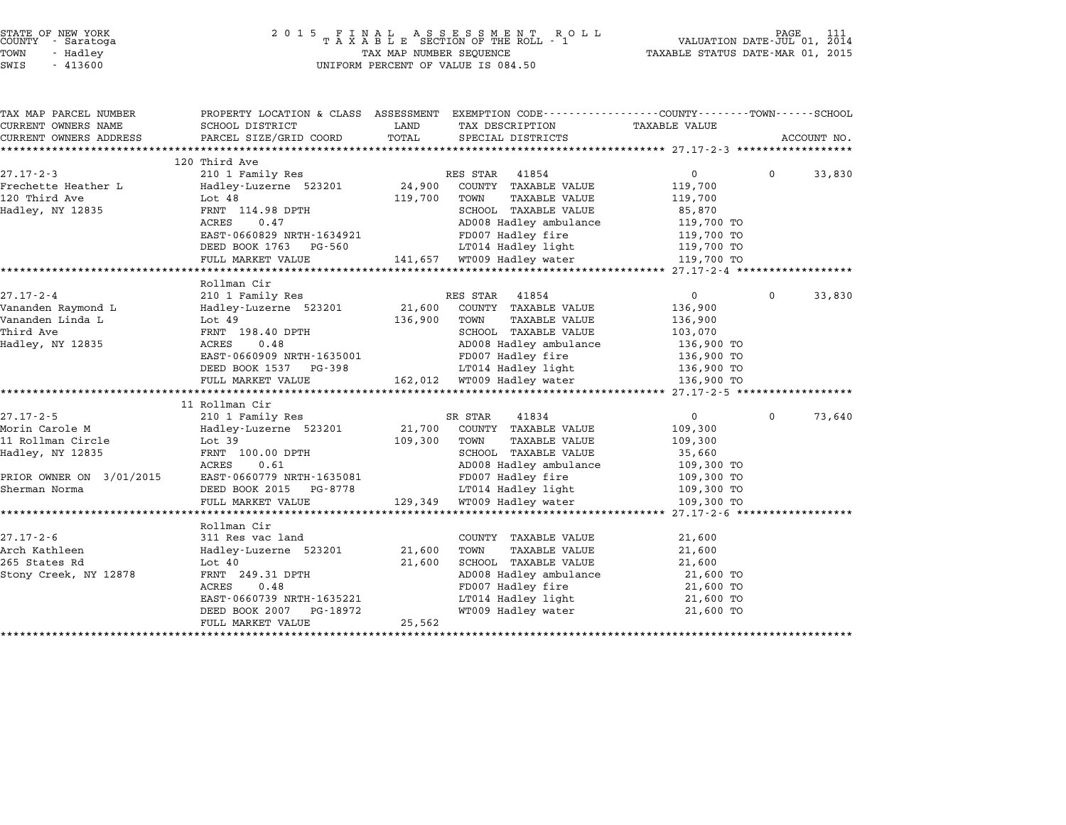STATE OF NEW YORK
COUNTY - Saratoga
TOWN - Hadley
SWIS - 413600

2015 FINAL ASSESSMENT ROLL
TAXABLE SECTION OF THE ROLL - 1
TAX MAP NUMBER SEQUENCE
UNIFORM PERCENT OF VALUE IS 084.50

VALUATION DATE-JUL 01, 2014
TAXABLE STATUS DATE-MAR 01, 2015

| TAX MAP PARCEL NUMBER / CURRENT OWNERS NAME / CURRENT OWNERS ADDRESS | PROPERTY LOCATION & CLASS / SCHOOL DISTRICT / PARCEL SIZE/GRID COORD | ASSESSMENT LAND / TOTAL | EXEMPTION CODE / TAX DESCRIPTION / SPECIAL DISTRICTS | COUNTY / TAXABLE VALUE | TOWN | SCHOOL / ACCOUNT NO. |
|---|---|---|---|---|---|---|
| | 120 Third Ave | | | | | |
| 27.17-2-3 | 210 1 Family Res | | RES STAR 41854 | 0 | 0 | 33,830 |
| Frechette Heather L | Hadley-Luzerne 523201 | 24,900 | COUNTY TAXABLE VALUE | 119,700 | | |
| 120 Third Ave | Lot 48 | 119,700 | TOWN TAXABLE VALUE | 119,700 | | |
| Hadley, NY 12835 | FRNT 114.98 DPTH | | SCHOOL TAXABLE VALUE | 85,870 | | |
| | ACRES 0.47 | | AD008 Hadley ambulance | 119,700 TO | | |
| | EAST-0660829 NRTH-1634921 | | FD007 Hadley fire | 119,700 TO | | |
| | DEED BOOK 1763 PG-560 | | LT014 Hadley light | 119,700 TO | | |
| | FULL MARKET VALUE | 141,657 | WT009 Hadley water | 119,700 TO | | |
| | Rollman Cir | | | | | |
| 27.17-2-4 | 210 1 Family Res | | RES STAR 41854 | 0 | 0 | 33,830 |
| Vananden Raymond L | Hadley-Luzerne 523201 | 21,600 | COUNTY TAXABLE VALUE | 136,900 | | |
| Vananden Linda L | Lot 49 | 136,900 | TOWN TAXABLE VALUE | 136,900 | | |
| Third Ave | FRNT 198.40 DPTH | | SCHOOL TAXABLE VALUE | 103,070 | | |
| Hadley, NY 12835 | ACRES 0.48 | | AD008 Hadley ambulance | 136,900 TO | | |
| | EAST-0660909 NRTH-1635001 | | FD007 Hadley fire | 136,900 TO | | |
| | DEED BOOK 1537 PG-398 | | LT014 Hadley light | 136,900 TO | | |
| | FULL MARKET VALUE | 162,012 | WT009 Hadley water | 136,900 TO | | |
| | 11 Rollman Cir | | | | | |
| 27.17-2-5 | 210 1 Family Res | | SR STAR 41834 | 0 | 0 | 73,640 |
| Morin Carole M | Hadley-Luzerne 523201 | 21,700 | COUNTY TAXABLE VALUE | 109,300 | | |
| 11 Rollman Circle | Lot 39 | 109,300 | TOWN TAXABLE VALUE | 109,300 | | |
| Hadley, NY 12835 | FRNT 100.00 DPTH | | SCHOOL TAXABLE VALUE | 35,660 | | |
| | ACRES 0.61 | | AD008 Hadley ambulance | 109,300 TO | | |
| PRIOR OWNER ON 3/01/2015 | EAST-0660779 NRTH-1635081 | | FD007 Hadley fire | 109,300 TO | | |
| Sherman Norma | DEED BOOK 2015 PG-8778 | | LT014 Hadley light | 109,300 TO | | |
| | FULL MARKET VALUE | 129,349 | WT009 Hadley water | 109,300 TO | | |
| | Rollman Cir | | | | | |
| 27.17-2-6 | 311 Res vac land | | COUNTY TAXABLE VALUE | 21,600 | | |
| Arch Kathleen | Hadley-Luzerne 523201 | 21,600 | TOWN TAXABLE VALUE | 21,600 | | |
| 265 States Rd | Lot 40 | 21,600 | SCHOOL TAXABLE VALUE | 21,600 | | |
| Stony Creek, NY 12878 | FRNT 249.31 DPTH | | AD008 Hadley ambulance | 21,600 TO | | |
| | ACRES 0.48 | | FD007 Hadley fire | 21,600 TO | | |
| | EAST-0660739 NRTH-1635221 | | LT014 Hadley light | 21,600 TO | | |
| | DEED BOOK 2007 PG-18972 | | WT009 Hadley water | 21,600 TO | | |
| | FULL MARKET VALUE | 25,562 | | | | |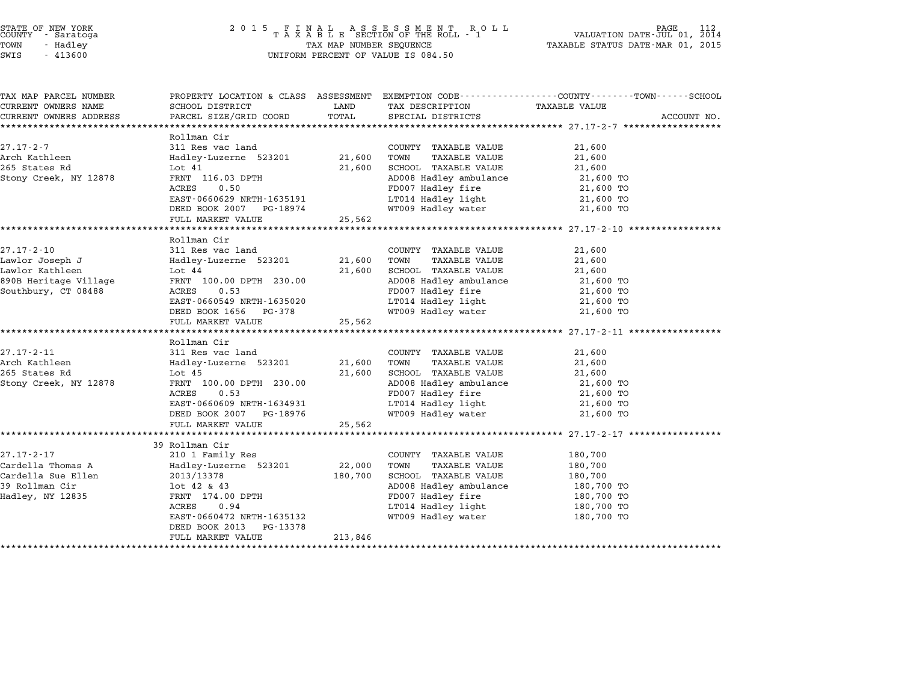STATE OF NEW YORK
COUNTY - Saratoga
TOWN - Hadley
SWIS - 413600

2 0 1 5 F I N A L A S S E S S M E N T R O L L
T A X A B L E SECTION OF THE ROLL - 1
TAX MAP NUMBER SEQUENCE
UNIFORM PERCENT OF VALUE IS 084.50

VALUATION DATE-JUL 01, 2014
TAXABLE STATUS DATE-MAR 01, 2015

| TAX MAP PARCEL NUMBER / CURRENT OWNERS NAME / CURRENT OWNERS ADDRESS | PROPERTY LOCATION & CLASS / SCHOOL DISTRICT / PARCEL SIZE/GRID COORD | ASSESSMENT LAND / TOTAL | EXEMPTION CODE / TAX DESCRIPTION / SPECIAL DISTRICTS | TAXABLE VALUE (COUNTY / TOWN / SCHOOL) | ACCOUNT NO. |
|---|---|---|---|---|---|
| **27.17-2-7** | Rollman Cir | | | | |
| 27.17-2-7 | 311 Res vac land | | COUNTY TAXABLE VALUE | 21,600 | |
| Arch Kathleen | Hadley-Luzerne 523201 | 21,600 | TOWN TAXABLE VALUE | 21,600 | |
| 265 States Rd | Lot 41 | 21,600 | SCHOOL TAXABLE VALUE | 21,600 | |
| Stony Creek, NY 12878 | FRNT 116.03 DPTH | | AD008 Hadley ambulance | 21,600 TO | |
| | ACRES 0.50 | | FD007 Hadley fire | 21,600 TO | |
| | EAST-0660629 NRTH-1635191 | | LT014 Hadley light | 21,600 TO | |
| | DEED BOOK 2007 PG-18974 | | WT009 Hadley water | 21,600 TO | |
| | FULL MARKET VALUE | 25,562 | | | |
| **27.17-2-10** | Rollman Cir | | | | |
| 27.17-2-10 | 311 Res vac land | | COUNTY TAXABLE VALUE | 21,600 | |
| Lawlor Joseph J | Hadley-Luzerne 523201 | 21,600 | TOWN TAXABLE VALUE | 21,600 | |
| Lawlor Kathleen | Lot 44 | 21,600 | SCHOOL TAXABLE VALUE | 21,600 | |
| 890B Heritage Village | FRNT 100.00 DPTH 230.00 | | AD008 Hadley ambulance | 21,600 TO | |
| Southbury, CT 08488 | ACRES 0.53 | | FD007 Hadley fire | 21,600 TO | |
| | EAST-0660549 NRTH-1635020 | | LT014 Hadley light | 21,600 TO | |
| | DEED BOOK 1656 PG-378 | | WT009 Hadley water | 21,600 TO | |
| | FULL MARKET VALUE | 25,562 | | | |
| **27.17-2-11** | Rollman Cir | | | | |
| 27.17-2-11 | 311 Res vac land | | COUNTY TAXABLE VALUE | 21,600 | |
| Arch Kathleen | Hadley-Luzerne 523201 | 21,600 | TOWN TAXABLE VALUE | 21,600 | |
| 265 States Rd | Lot 45 | 21,600 | SCHOOL TAXABLE VALUE | 21,600 | |
| Stony Creek, NY 12878 | FRNT 100.00 DPTH 230.00 | | AD008 Hadley ambulance | 21,600 TO | |
| | ACRES 0.53 | | FD007 Hadley fire | 21,600 TO | |
| | EAST-0660609 NRTH-1634931 | | LT014 Hadley light | 21,600 TO | |
| | DEED BOOK 2007 PG-18976 | | WT009 Hadley water | 21,600 TO | |
| | FULL MARKET VALUE | 25,562 | | | |
| **27.17-2-17** | 39 Rollman Cir | | | | |
| 27.17-2-17 | 210 1 Family Res | | COUNTY TAXABLE VALUE | 180,700 | |
| Cardella Thomas A | Hadley-Luzerne 523201 | 22,000 | TOWN TAXABLE VALUE | 180,700 | |
| Cardella Sue Ellen | 2013/13378 | 180,700 | SCHOOL TAXABLE VALUE | 180,700 | |
| 39 Rollman Cir | lot 42 & 43 | | AD008 Hadley ambulance | 180,700 TO | |
| Hadley, NY 12835 | FRNT 174.00 DPTH | | FD007 Hadley fire | 180,700 TO | |
| | ACRES 0.94 | | LT014 Hadley light | 180,700 TO | |
| | EAST-0660472 NRTH-1635132 | | WT009 Hadley water | 180,700 TO | |
| | DEED BOOK 2013 PG-13378 | | | | |
| | FULL MARKET VALUE | 213,846 | | | |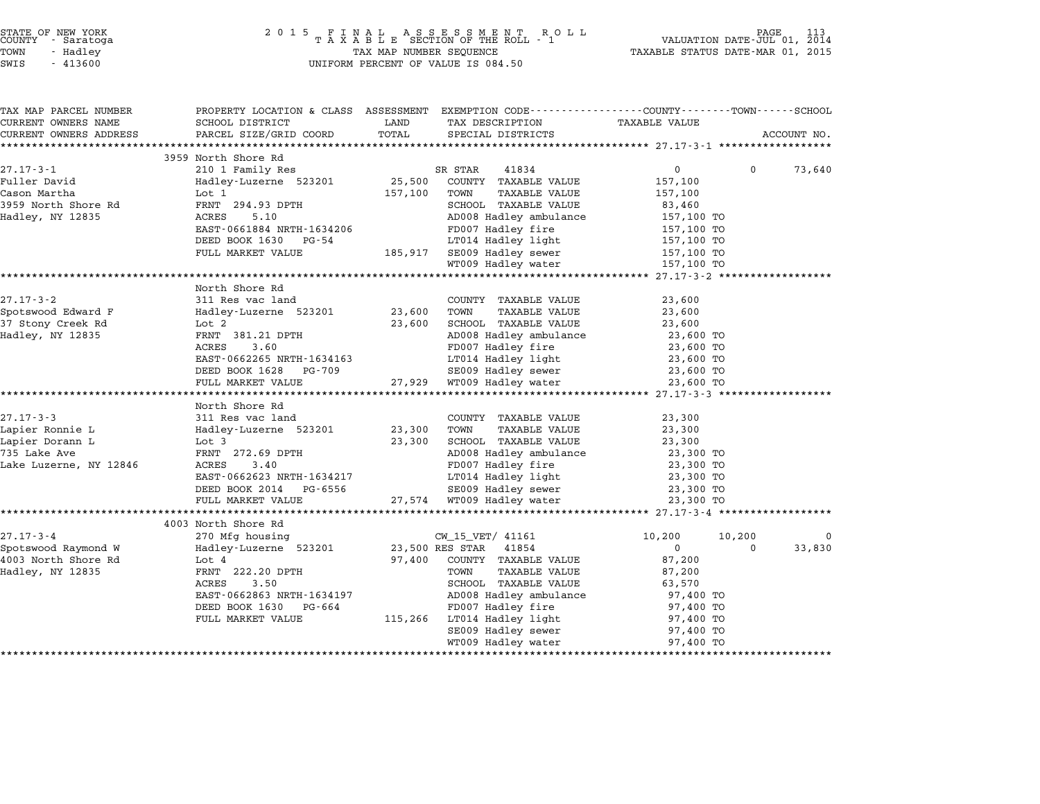STATE OF NEW YORK
COUNTY - Saratoga
TOWN - Hadley
SWIS - 413600

2 0 1 5 F I N A L A S S E S S M E N T R O L L
T A X A B L E SECTION OF THE ROLL - 1
TAX MAP NUMBER SEQUENCE
UNIFORM PERCENT OF VALUE IS 084.50

VALUATION DATE-JUL 01, 2014
TAXABLE STATUS DATE-MAR 01, 2015

| TAX MAP PARCEL NUMBER / CURRENT OWNERS NAME / CURRENT OWNERS ADDRESS | PROPERTY LOCATION & CLASS / SCHOOL DISTRICT / PARCEL SIZE/GRID COORD | ASSESSMENT LAND / TOTAL | EXEMPTION CODE / TAX DESCRIPTION / SPECIAL DISTRICTS | COUNTY TAXABLE VALUE | TOWN | SCHOOL / ACCOUNT NO. |
|---|---|---|---|---|---|---|
| **27.17-3-1** | 3959 North Shore Rd | | | | | |
| 27.17-3-1 | 210 1 Family Res | | SR STAR 41834 | 0 | 0 | 73,640 |
| Fuller David | Hadley-Luzerne 523201 | 25,500 | COUNTY TAXABLE VALUE | 157,100 | | |
| Cason Martha | Lot 1 | 157,100 | TOWN TAXABLE VALUE | 157,100 | | |
| 3959 North Shore Rd | FRNT 294.93 DPTH | | SCHOOL TAXABLE VALUE | 83,460 | | |
| Hadley, NY 12835 | ACRES 5.10 | | AD008 Hadley ambulance | 157,100 TO | | |
| | EAST-0661884 NRTH-1634206 | | FD007 Hadley fire | 157,100 TO | | |
| | DEED BOOK 1630 PG-54 | | LT014 Hadley light | 157,100 TO | | |
| | FULL MARKET VALUE | 185,917 | SE009 Hadley sewer | 157,100 TO | | |
| | | | WT009 Hadley water | 157,100 TO | | |
| **27.17-3-2** | North Shore Rd | | | | | |
| 27.17-3-2 | 311 Res vac land | | COUNTY TAXABLE VALUE | 23,600 | | |
| Spotswood Edward F | Hadley-Luzerne 523201 | 23,600 | TOWN TAXABLE VALUE | 23,600 | | |
| 37 Stony Creek Rd | Lot 2 | 23,600 | SCHOOL TAXABLE VALUE | 23,600 | | |
| Hadley, NY 12835 | FRNT 381.21 DPTH | | AD008 Hadley ambulance | 23,600 TO | | |
| | ACRES 3.60 | | FD007 Hadley fire | 23,600 TO | | |
| | EAST-0662265 NRTH-1634163 | | LT014 Hadley light | 23,600 TO | | |
| | DEED BOOK 1628 PG-709 | | SE009 Hadley sewer | 23,600 TO | | |
| | FULL MARKET VALUE | 27,929 | WT009 Hadley water | 23,600 TO | | |
| **27.17-3-3** | North Shore Rd | | | | | |
| 27.17-3-3 | 311 Res vac land | | COUNTY TAXABLE VALUE | 23,300 | | |
| Lapier Ronnie L | Hadley-Luzerne 523201 | 23,300 | TOWN TAXABLE VALUE | 23,300 | | |
| Lapier Dorann L | Lot 3 | 23,300 | SCHOOL TAXABLE VALUE | 23,300 | | |
| 735 Lake Ave | FRNT 272.69 DPTH | | AD008 Hadley ambulance | 23,300 TO | | |
| Lake Luzerne, NY 12846 | ACRES 3.40 | | FD007 Hadley fire | 23,300 TO | | |
| | EAST-0662623 NRTH-1634217 | | LT014 Hadley light | 23,300 TO | | |
| | DEED BOOK 2014 PG-6556 | | SE009 Hadley sewer | 23,300 TO | | |
| | FULL MARKET VALUE | 27,574 | WT009 Hadley water | 23,300 TO | | |
| **27.17-3-4** | 4003 North Shore Rd | | | | | |
| 27.17-3-4 | 270 Mfg housing | | CW_15_VET/ 41161 | 10,200 | 10,200 | 0 |
| Spotswood Raymond W | Hadley-Luzerne 523201 | 23,500 | RES STAR 41854 | 0 | 0 | 33,830 |
| 4003 North Shore Rd | Lot 4 | 97,400 | COUNTY TAXABLE VALUE | 87,200 | | |
| Hadley, NY 12835 | FRNT 222.20 DPTH | | TOWN TAXABLE VALUE | 87,200 | | |
| | ACRES 3.50 | | SCHOOL TAXABLE VALUE | 63,570 | | |
| | EAST-0662863 NRTH-1634197 | | AD008 Hadley ambulance | 97,400 TO | | |
| | DEED BOOK 1630 PG-664 | | FD007 Hadley fire | 97,400 TO | | |
| | FULL MARKET VALUE | 115,266 | LT014 Hadley light | 97,400 TO | | |
| | | | SE009 Hadley sewer | 97,400 TO | | |
| | | | WT009 Hadley water | 97,400 TO | | |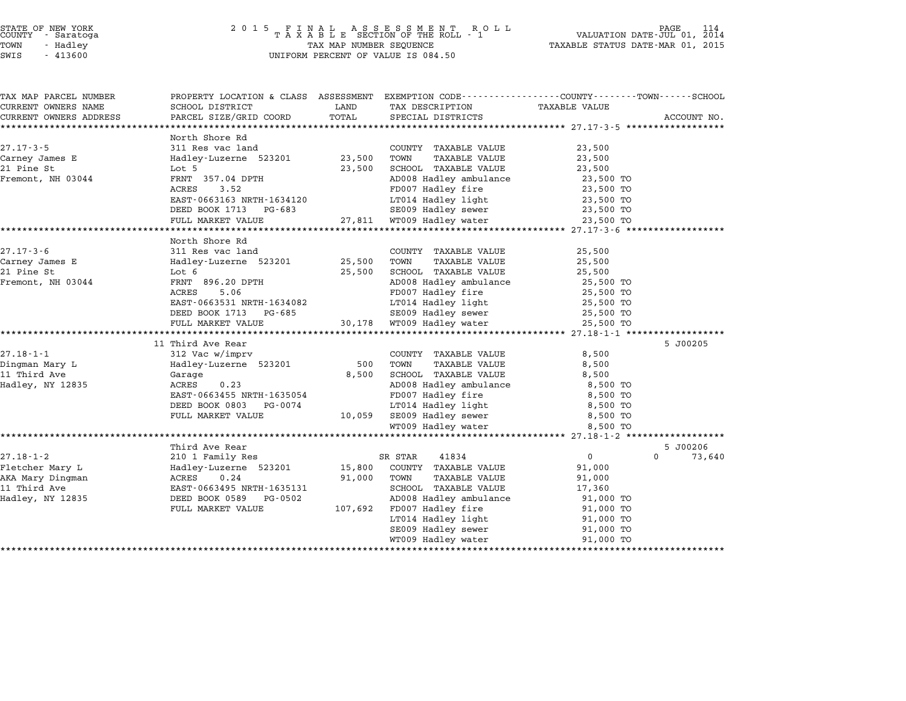STATE OF NEW YORK — COUNTY - Saratoga — TOWN - Hadley — SWIS - 413600

2015 FINAL ASSESSMENT ROLL — TAXABLE SECTION OF THE ROLL - 1 — TAX MAP NUMBER SEQUENCE — UNIFORM PERCENT OF VALUE IS 084.50

VALUATION DATE-JUL 01, 2014 — TAXABLE STATUS DATE-MAR 01, 2015

| TAX MAP PARCEL NUMBER / CURRENT OWNERS NAME / CURRENT OWNERS ADDRESS | PROPERTY LOCATION & CLASS / SCHOOL DISTRICT / PARCEL SIZE/GRID COORD | ASSESSMENT LAND / TOTAL | EXEMPTION CODE / TAX DESCRIPTION / SPECIAL DISTRICTS | TAXABLE VALUE (COUNTY / TOWN / SCHOOL) | ACCOUNT NO. |
|---|---|---|---|---|---|
| 27.17-3-5 | North Shore Rd | | | | |
| | 311 Res vac land | | COUNTY TAXABLE VALUE | 23,500 | |
| Carney James E | Hadley-Luzerne 523201 | 23,500 | TOWN TAXABLE VALUE | 23,500 | |
| 21 Pine St | Lot 5 | 23,500 | SCHOOL TAXABLE VALUE | 23,500 | |
| Fremont, NH 03044 | FRNT 357.04 DPTH | | AD008 Hadley ambulance | 23,500 TO | |
| | ACRES 3.52 | | FD007 Hadley fire | 23,500 TO | |
| | EAST-0663163 NRTH-1634120 | | LT014 Hadley light | 23,500 TO | |
| | DEED BOOK 1713 PG-683 | | SE009 Hadley sewer | 23,500 TO | |
| | FULL MARKET VALUE | 27,811 | WT009 Hadley water | 23,500 TO | |
| 27.17-3-6 | North Shore Rd | | | | |
| | 311 Res vac land | | COUNTY TAXABLE VALUE | 25,500 | |
| Carney James E | Hadley-Luzerne 523201 | 25,500 | TOWN TAXABLE VALUE | 25,500 | |
| 21 Pine St | Lot 6 | 25,500 | SCHOOL TAXABLE VALUE | 25,500 | |
| Fremont, NH 03044 | FRNT 896.20 DPTH | | AD008 Hadley ambulance | 25,500 TO | |
| | ACRES 5.06 | | FD007 Hadley fire | 25,500 TO | |
| | EAST-0663531 NRTH-1634082 | | LT014 Hadley light | 25,500 TO | |
| | DEED BOOK 1713 PG-685 | | SE009 Hadley sewer | 25,500 TO | |
| | FULL MARKET VALUE | 30,178 | WT009 Hadley water | 25,500 TO | |
| 27.18-1-1 | 11 Third Ave Rear | | | | 5 J00205 |
| | 312 Vac w/imprv | | COUNTY TAXABLE VALUE | 8,500 | |
| Dingman Mary L | Hadley-Luzerne 523201 | 500 | TOWN TAXABLE VALUE | 8,500 | |
| 11 Third Ave | Garage | 8,500 | SCHOOL TAXABLE VALUE | 8,500 | |
| Hadley, NY 12835 | ACRES 0.23 | | AD008 Hadley ambulance | 8,500 TO | |
| | EAST-0663455 NRTH-1635054 | | FD007 Hadley fire | 8,500 TO | |
| | DEED BOOK 0803 PG-0074 | | LT014 Hadley light | 8,500 TO | |
| | FULL MARKET VALUE | 10,059 | SE009 Hadley sewer | 8,500 TO | |
| | | | WT009 Hadley water | 8,500 TO | |
| 27.18-1-2 | Third Ave Rear | | | | 5 J00206 |
| | 210 1 Family Res | | SR STAR 41834 | 0 / 0 / 73,640 | |
| Fletcher Mary L | Hadley-Luzerne 523201 | 15,800 | COUNTY TAXABLE VALUE | 91,000 | |
| AKA Mary Dingman | ACRES 0.24 | 91,000 | TOWN TAXABLE VALUE | 91,000 | |
| 11 Third Ave | EAST-0663495 NRTH-1635131 | | SCHOOL TAXABLE VALUE | 17,360 | |
| Hadley, NY 12835 | DEED BOOK 0589 PG-0502 | | AD008 Hadley ambulance | 91,000 TO | |
| | FULL MARKET VALUE | 107,692 | FD007 Hadley fire | 91,000 TO | |
| | | | LT014 Hadley light | 91,000 TO | |
| | | | SE009 Hadley sewer | 91,000 TO | |
| | | | WT009 Hadley water | 91,000 TO | |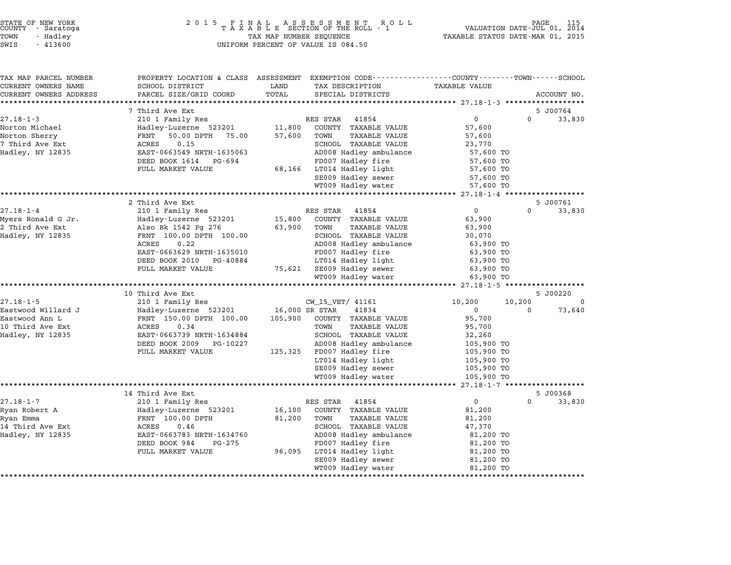STATE OF NEW YORK
COUNTY - Saratoga
TOWN - Hadley
SWIS - 413600

2 0 1 5 F I N A L A S S E S S M E N T R O L L
T A X A B L E SECTION OF THE ROLL - 1
TAX MAP NUMBER SEQUENCE
UNIFORM PERCENT OF VALUE IS 084.50

VALUATION DATE-JUL 01, 2014
TAXABLE STATUS DATE-MAR 01, 2015

| TAX MAP PARCEL NUMBER / CURRENT OWNERS NAME / CURRENT OWNERS ADDRESS | PROPERTY LOCATION & CLASS / SCHOOL DISTRICT / PARCEL SIZE/GRID COORD | ASSESSMENT LAND / TOTAL | EXEMPTION CODE / TAX DESCRIPTION / SPECIAL DISTRICTS | COUNTY TAXABLE VALUE | TOWN | SCHOOL | ACCOUNT NO. |
|---|---|---|---|---|---|---|---|
| **27.18-1-3** | 7 Third Ave Ext | | | | | | 5 J00764 |
| 27.18-1-3 | 210 1 Family Res | | RES STAR 41854 | 0 | 0 | 33,830 | |
| Norton Michael | Hadley-Luzerne 523201 | 11,800 | COUNTY TAXABLE VALUE | 57,600 | | | |
| Norton Sherry | FRNT 50.00 DPTH 75.00 | 57,600 | TOWN TAXABLE VALUE | 57,600 | | | |
| 7 Third Ave Ext | ACRES 0.15 | | SCHOOL TAXABLE VALUE | 23,770 | | | |
| Hadley, NY 12835 | EAST-0663549 NRTH-1635063 | | AD008 Hadley ambulance | 57,600 TO | | | |
| | DEED BOOK 1614 PG-694 | | FD007 Hadley fire | 57,600 TO | | | |
| | FULL MARKET VALUE | 68,166 | LT014 Hadley light | 57,600 TO | | | |
| | | | SE009 Hadley sewer | 57,600 TO | | | |
| | | | WT009 Hadley water | 57,600 TO | | | |
| **27.18-1-4** | 2 Third Ave Ext | | | | | | 5 J00761 |
| 27.18-1-4 | 210 1 Family Res | | RES STAR 41854 | 0 | 0 | 33,830 | |
| Myers Ronald G Jr. | Hadley-Luzerne 523201 | 15,800 | COUNTY TAXABLE VALUE | 63,900 | | | |
| 2 Third Ave Ext | Also Bk 1542 Pg 276 | 63,900 | TOWN TAXABLE VALUE | 63,900 | | | |
| Hadley, NY 12835 | FRNT 100.00 DPTH 100.00 | | SCHOOL TAXABLE VALUE | 30,070 | | | |
| | ACRES 0.22 | | AD008 Hadley ambulance | 63,900 TO | | | |
| | EAST-0663629 NRTH-1635010 | | FD007 Hadley fire | 63,900 TO | | | |
| | DEED BOOK 2010 PG-40884 | | LT014 Hadley light | 63,900 TO | | | |
| | FULL MARKET VALUE | 75,621 | SE009 Hadley sewer | 63,900 TO | | | |
| | | | WT009 Hadley water | 63,900 TO | | | |
| **27.18-1-5** | 10 Third Ave Ext | | | | | | 5 J00220 |
| 27.18-1-5 | 210 1 Family Res | | CW_15_VET/ 41161 | 10,200 | 10,200 | 0 | |
| Eastwood Willard J | Hadley-Luzerne 523201 | 16,000 | SR STAR 41834 | 0 | 0 | 73,640 | |
| Eastwood Ann L | FRNT 150.00 DPTH 100.00 | 105,900 | COUNTY TAXABLE VALUE | 95,700 | | | |
| 10 Third Ave Ext | ACRES 0.34 | | TOWN TAXABLE VALUE | 95,700 | | | |
| Hadley, NY 12835 | EAST-0663739 NRTH-1634884 | | SCHOOL TAXABLE VALUE | 32,260 | | | |
| | DEED BOOK 2009 PG-10227 | | AD008 Hadley ambulance | 105,900 TO | | | |
| | FULL MARKET VALUE | 125,325 | FD007 Hadley fire | 105,900 TO | | | |
| | | | LT014 Hadley light | 105,900 TO | | | |
| | | | SE009 Hadley sewer | 105,900 TO | | | |
| | | | WT009 Hadley water | 105,900 TO | | | |
| **27.18-1-7** | 14 Third Ave Ext | | | | | | 5 J00368 |
| 27.18-1-7 | 210 1 Family Res | | RES STAR 41854 | 0 | 0 | 33,830 | |
| Ryan Robert A | Hadley-Luzerne 523201 | 16,100 | COUNTY TAXABLE VALUE | 81,200 | | | |
| Ryan Emma | FRNT 100.00 DPTH | 81,200 | TOWN TAXABLE VALUE | 81,200 | | | |
| 14 Third Ave Ext | ACRES 0.46 | | SCHOOL TAXABLE VALUE | 47,370 | | | |
| Hadley, NY 12835 | EAST-0663783 NRTH-1634760 | | AD008 Hadley ambulance | 81,200 TO | | | |
| | DEED BOOK 984 PG-275 | | FD007 Hadley fire | 81,200 TO | | | |
| | FULL MARKET VALUE | 96,095 | LT014 Hadley light | 81,200 TO | | | |
| | | | SE009 Hadley sewer | 81,200 TO | | | |
| | | | WT009 Hadley water | 81,200 TO | | | |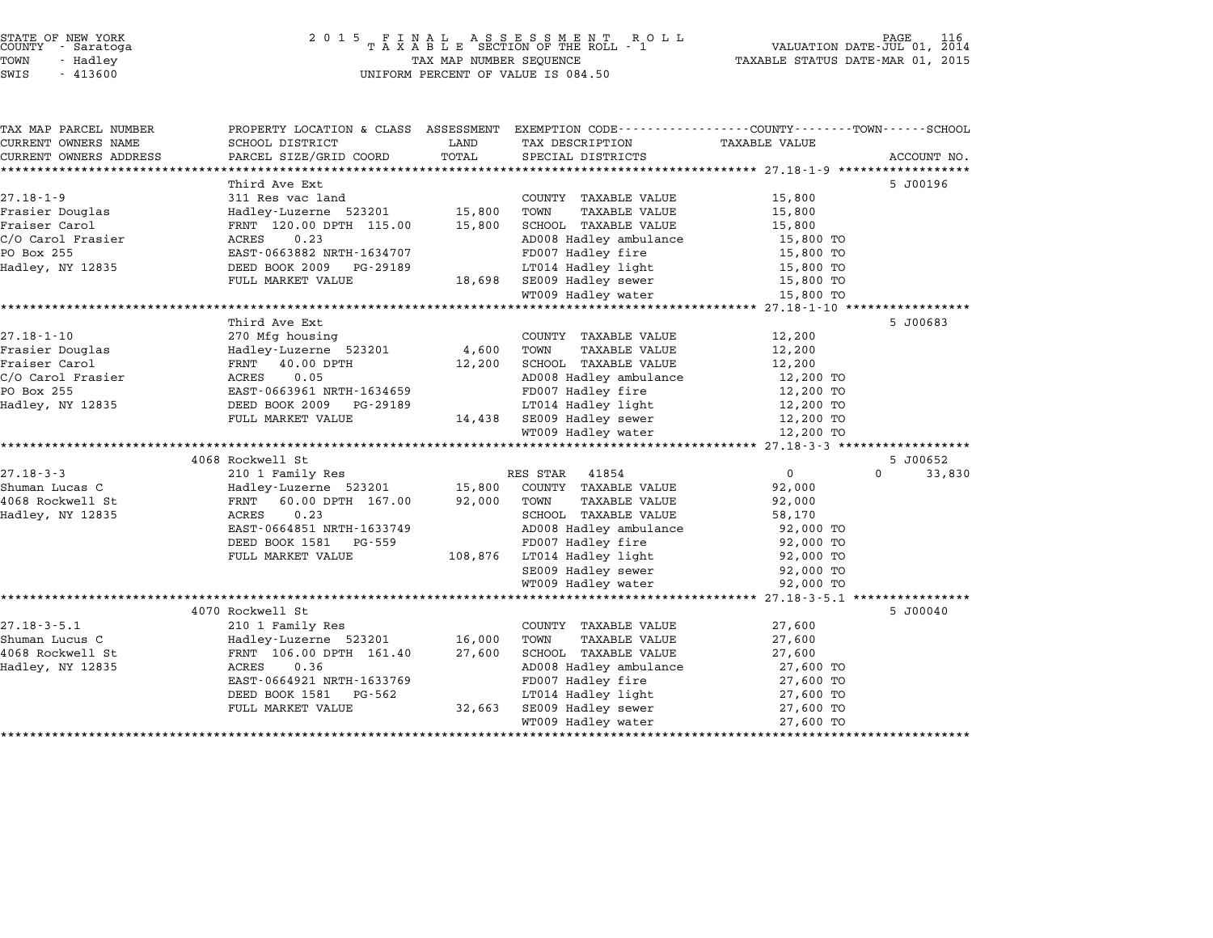STATE OF NEW YORK
COUNTY - Saratoga
TOWN - Hadley
SWIS - 413600

2015 FINAL ASSESSMENT ROLL
TAXABLE SECTION OF THE ROLL - 1
TAX MAP NUMBER SEQUENCE
UNIFORM PERCENT OF VALUE IS 084.50

VALUATION DATE-JUL 01, 2014
TAXABLE STATUS DATE-MAR 01, 2015

| TAX MAP PARCEL NUMBER / CURRENT OWNERS NAME / CURRENT OWNERS ADDRESS | PROPERTY LOCATION & CLASS / SCHOOL DISTRICT / PARCEL SIZE/GRID COORD | ASSESSMENT LAND / TOTAL | EXEMPTION CODE / TAX DESCRIPTION / SPECIAL DISTRICTS | COUNTY / TOWN / SCHOOL TAXABLE VALUE | ACCOUNT NO. |
|---|---|---|---|---|---|
| **27.18-1-9** | Third Ave Ext | | | | 5 J00196 |
| 27.18-1-9 | 311 Res vac land | | COUNTY TAXABLE VALUE | 15,800 | |
| Frasier Douglas | Hadley-Luzerne 523201 | 15,800 | TOWN TAXABLE VALUE | 15,800 | |
| Fraiser Carol | FRNT 120.00 DPTH 115.00 | 15,800 | SCHOOL TAXABLE VALUE | 15,800 | |
| C/O Carol Frasier | ACRES 0.23 | | AD008 Hadley ambulance | 15,800 TO | |
| PO Box 255 | EAST-0663882 NRTH-1634707 | | FD007 Hadley fire | 15,800 TO | |
| Hadley, NY 12835 | DEED BOOK 2009 PG-29189 | | LT014 Hadley light | 15,800 TO | |
| | FULL MARKET VALUE | 18,698 | SE009 Hadley sewer | 15,800 TO | |
| | | | WT009 Hadley water | 15,800 TO | |
| **27.18-1-10** | Third Ave Ext | | | | 5 J00683 |
| 27.18-1-10 | 270 Mfg housing | | COUNTY TAXABLE VALUE | 12,200 | |
| Frasier Douglas | Hadley-Luzerne 523201 | 4,600 | TOWN TAXABLE VALUE | 12,200 | |
| Fraiser Carol | FRNT 40.00 DPTH | 12,200 | SCHOOL TAXABLE VALUE | 12,200 | |
| C/O Carol Frasier | ACRES 0.05 | | AD008 Hadley ambulance | 12,200 TO | |
| PO Box 255 | EAST-0663961 NRTH-1634659 | | FD007 Hadley fire | 12,200 TO | |
| Hadley, NY 12835 | DEED BOOK 2009 PG-29189 | | LT014 Hadley light | 12,200 TO | |
| | FULL MARKET VALUE | 14,438 | SE009 Hadley sewer | 12,200 TO | |
| | | | WT009 Hadley water | 12,200 TO | |
| **27.18-3-3** | 4068 Rockwell St | | | | 5 J00652 |
| 27.18-3-3 | 210 1 Family Res | | RES STAR 41854 | 0 0 | 33,830 |
| Shuman Lucas C | Hadley-Luzerne 523201 | 15,800 | COUNTY TAXABLE VALUE | 92,000 | |
| 4068 Rockwell St | FRNT 60.00 DPTH 167.00 | 92,000 | TOWN TAXABLE VALUE | 92,000 | |
| Hadley, NY 12835 | ACRES 0.23 | | SCHOOL TAXABLE VALUE | 58,170 | |
| | EAST-0664851 NRTH-1633749 | | AD008 Hadley ambulance | 92,000 TO | |
| | DEED BOOK 1581 PG-559 | | FD007 Hadley fire | 92,000 TO | |
| | FULL MARKET VALUE | 108,876 | LT014 Hadley light | 92,000 TO | |
| | | | SE009 Hadley sewer | 92,000 TO | |
| | | | WT009 Hadley water | 92,000 TO | |
| **27.18-3-5.1** | 4070 Rockwell St | | | | 5 J00040 |
| 27.18-3-5.1 | 210 1 Family Res | | COUNTY TAXABLE VALUE | 27,600 | |
| Shuman Lucus C | Hadley-Luzerne 523201 | 16,000 | TOWN TAXABLE VALUE | 27,600 | |
| 4068 Rockwell St | FRNT 106.00 DPTH 161.40 | 27,600 | SCHOOL TAXABLE VALUE | 27,600 | |
| Hadley, NY 12835 | ACRES 0.36 | | AD008 Hadley ambulance | 27,600 TO | |
| | EAST-0664921 NRTH-1633769 | | FD007 Hadley fire | 27,600 TO | |
| | DEED BOOK 1581 PG-562 | | LT014 Hadley light | 27,600 TO | |
| | FULL MARKET VALUE | 32,663 | SE009 Hadley sewer | 27,600 TO | |
| | | | WT009 Hadley water | 27,600 TO | |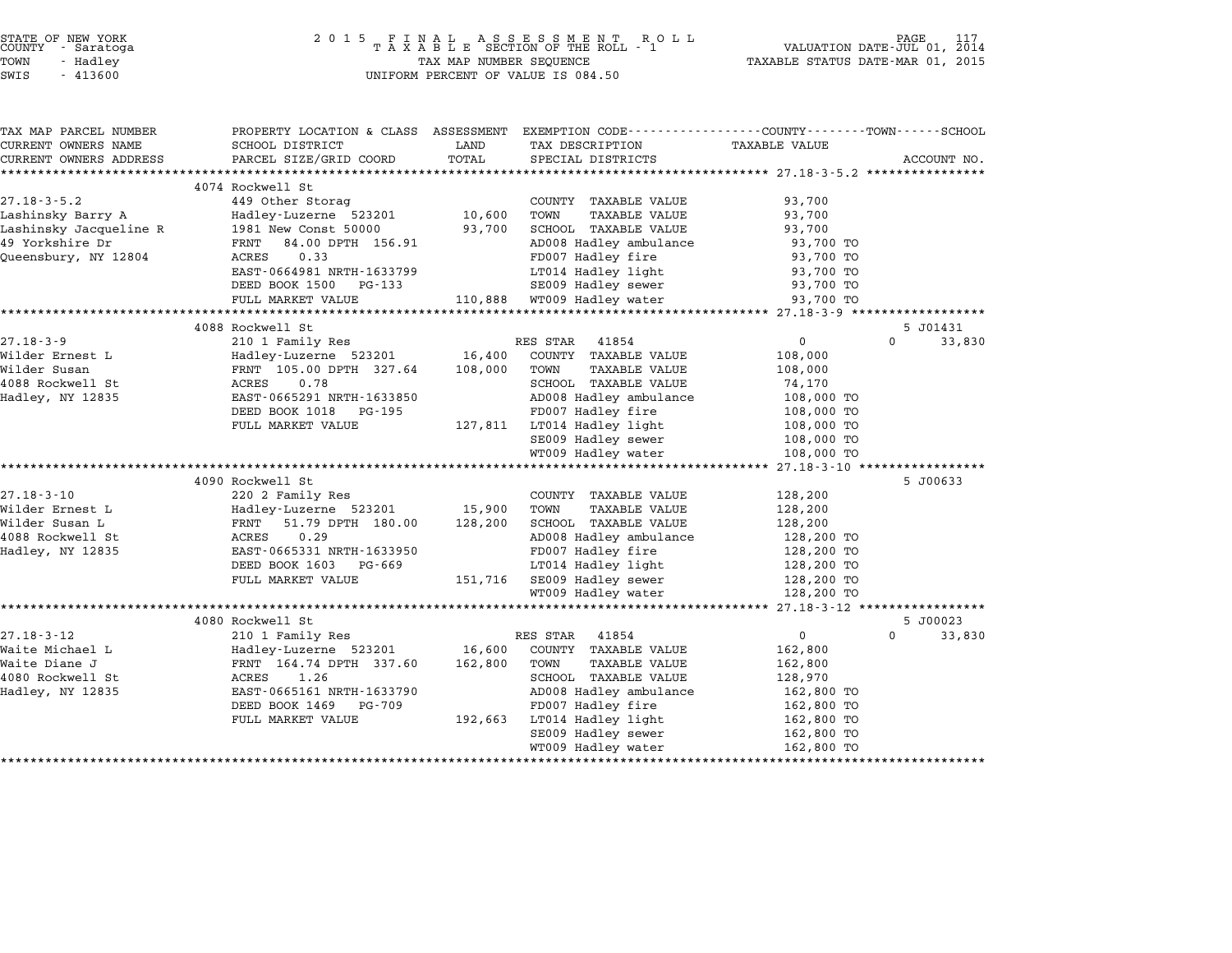STATE OF NEW YORK
COUNTY - Saratoga
TOWN - Hadley
SWIS - 413600

2015 FINAL ASSESSMENT ROLL
TAXABLE SECTION OF THE ROLL - 1
TAX MAP NUMBER SEQUENCE
UNIFORM PERCENT OF VALUE IS 084.50

VALUATION DATE-JUL 01, 2014
TAXABLE STATUS DATE-MAR 01, 2015

| TAX MAP PARCEL NUMBER / CURRENT OWNERS NAME / CURRENT OWNERS ADDRESS | PROPERTY LOCATION & CLASS / SCHOOL DISTRICT / PARCEL SIZE/GRID COORD | ASSESSMENT LAND / TOTAL | EXEMPTION CODE / TAX DESCRIPTION / SPECIAL DISTRICTS | COUNTY / TOWN TAXABLE VALUE | SCHOOL | ACCOUNT NO. |
|---|---|---|---|---|---|---|
| **27.18-3-5.2** | 4074 Rockwell St | | | | | |
| 27.18-3-5.2 | 449 Other Storag | | COUNTY TAXABLE VALUE | 93,700 | | |
| Lashinsky Barry A | Hadley-Luzerne 523201 | 10,600 | TOWN TAXABLE VALUE | 93,700 | | |
| Lashinsky Jacqueline R | 1981 New Const 50000 | 93,700 | SCHOOL TAXABLE VALUE | 93,700 | | |
| 49 Yorkshire Dr | FRNT 84.00 DPTH 156.91 | | AD008 Hadley ambulance | 93,700 TO | | |
| Queensbury, NY 12804 | ACRES 0.33 | | FD007 Hadley fire | 93,700 TO | | |
| | EAST-0664981 NRTH-1633799 | | LT014 Hadley light | 93,700 TO | | |
| | DEED BOOK 1500 PG-133 | | SE009 Hadley sewer | 93,700 TO | | |
| | FULL MARKET VALUE | 110,888 | WT009 Hadley water | 93,700 TO | | |
| **27.18-3-9** | 4088 Rockwell St | | | | | 5 J01431 |
| 27.18-3-9 | 210 1 Family Res | | RES STAR 41854 | 0 | 0 | 33,830 |
| Wilder Ernest L | Hadley-Luzerne 523201 | 16,400 | COUNTY TAXABLE VALUE | 108,000 | | |
| Wilder Susan | FRNT 105.00 DPTH 327.64 | 108,000 | TOWN TAXABLE VALUE | 108,000 | | |
| 4088 Rockwell St | ACRES 0.78 | | SCHOOL TAXABLE VALUE | 74,170 | | |
| Hadley, NY 12835 | EAST-0665291 NRTH-1633850 | | AD008 Hadley ambulance | 108,000 TO | | |
| | DEED BOOK 1018 PG-195 | | FD007 Hadley fire | 108,000 TO | | |
| | FULL MARKET VALUE | 127,811 | LT014 Hadley light | 108,000 TO | | |
| | | | SE009 Hadley sewer | 108,000 TO | | |
| | | | WT009 Hadley water | 108,000 TO | | |
| **27.18-3-10** | 4090 Rockwell St | | | | | 5 J00633 |
| 27.18-3-10 | 220 2 Family Res | | COUNTY TAXABLE VALUE | 128,200 | | |
| Wilder Ernest L | Hadley-Luzerne 523201 | 15,900 | TOWN TAXABLE VALUE | 128,200 | | |
| Wilder Susan L | FRNT 51.79 DPTH 180.00 | 128,200 | SCHOOL TAXABLE VALUE | 128,200 | | |
| 4088 Rockwell St | ACRES 0.29 | | AD008 Hadley ambulance | 128,200 TO | | |
| Hadley, NY 12835 | EAST-0665331 NRTH-1633950 | | FD007 Hadley fire | 128,200 TO | | |
| | DEED BOOK 1603 PG-669 | | LT014 Hadley light | 128,200 TO | | |
| | FULL MARKET VALUE | 151,716 | SE009 Hadley sewer | 128,200 TO | | |
| | | | WT009 Hadley water | 128,200 TO | | |
| **27.18-3-12** | 4080 Rockwell St | | | | | 5 J00023 |
| 27.18-3-12 | 210 1 Family Res | | RES STAR 41854 | 0 | 0 | 33,830 |
| Waite Michael L | Hadley-Luzerne 523201 | 16,600 | COUNTY TAXABLE VALUE | 162,800 | | |
| Waite Diane J | FRNT 164.74 DPTH 337.60 | 162,800 | TOWN TAXABLE VALUE | 162,800 | | |
| 4080 Rockwell St | ACRES 1.26 | | SCHOOL TAXABLE VALUE | 128,970 | | |
| Hadley, NY 12835 | EAST-0665161 NRTH-1633790 | | AD008 Hadley ambulance | 162,800 TO | | |
| | DEED BOOK 1469 PG-709 | | FD007 Hadley fire | 162,800 TO | | |
| | FULL MARKET VALUE | 192,663 | LT014 Hadley light | 162,800 TO | | |
| | | | SE009 Hadley sewer | 162,800 TO | | |
| | | | WT009 Hadley water | 162,800 TO | | |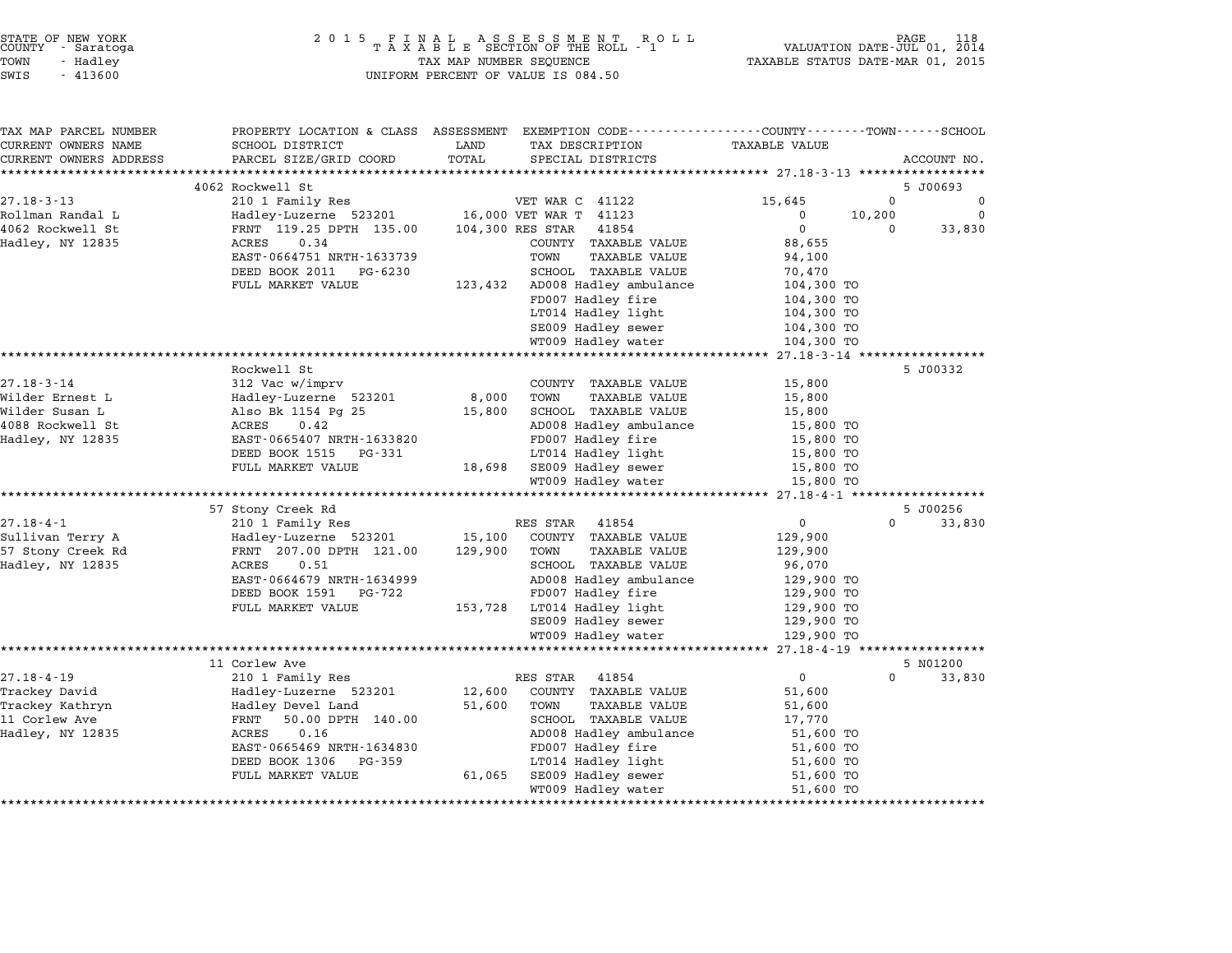STATE OF NEW YORK
COUNTY - Saratoga
TOWN - Hadley
SWIS - 413600

2 0 1 5 F I N A L A S S E S S M E N T R O L L
T A X A B L E SECTION OF THE ROLL - 1
TAX MAP NUMBER SEQUENCE
UNIFORM PERCENT OF VALUE IS 084.50

VALUATION DATE-JUL 01, 2014
TAXABLE STATUS DATE-MAR 01, 2015

| TAX MAP PARCEL NUMBER / CURRENT OWNERS NAME / CURRENT OWNERS ADDRESS | PROPERTY LOCATION & CLASS / SCHOOL DISTRICT / PARCEL SIZE/GRID COORD | ASSESSMENT LAND | TOTAL | EXEMPTION CODE / TAX DESCRIPTION / SPECIAL DISTRICTS | COUNTY TAXABLE VALUE | TOWN | SCHOOL | ACCOUNT NO. |
|---|---|---|---|---|---|---|---|---|
| | 4062 Rockwell St | | | | | | | 5 J00693 |
| 27.18-3-13 | 210 1 Family Res | | | VET WAR C 41122 | 15,645 | 0 | 0 | |
| Rollman Randal L | Hadley-Luzerne 523201 | 16,000 | | VET WAR T 41123 | 0 | 10,200 | 0 | |
| 4062 Rockwell St | FRNT 119.25 DPTH 135.00 | | 104,300 | RES STAR 41854 | 0 | 0 | 33,830 | |
| Hadley, NY 12835 | ACRES 0.34 | | | COUNTY TAXABLE VALUE | 88,655 | | | |
| | EAST-0664751 NRTH-1633739 | | | TOWN TAXABLE VALUE | 94,100 | | | |
| | DEED BOOK 2011 PG-6230 | | | SCHOOL TAXABLE VALUE | 70,470 | | | |
| | FULL MARKET VALUE | | 123,432 | AD008 Hadley ambulance | 104,300 TO | | | |
| | | | | FD007 Hadley fire | 104,300 TO | | | |
| | | | | LT014 Hadley light | 104,300 TO | | | |
| | | | | SE009 Hadley sewer | 104,300 TO | | | |
| | | | | WT009 Hadley water | 104,300 TO | | | |
| | Rockwell St | | | | | | | 5 J00332 |
| 27.18-3-14 | 312 Vac w/imprv | | | COUNTY TAXABLE VALUE | 15,800 | | | |
| Wilder Ernest L | Hadley-Luzerne 523201 | 8,000 | | TOWN TAXABLE VALUE | 15,800 | | | |
| Wilder Susan L | Also Bk 1154 Pg 25 | | 15,800 | SCHOOL TAXABLE VALUE | 15,800 | | | |
| 4088 Rockwell St | ACRES 0.42 | | | AD008 Hadley ambulance | 15,800 TO | | | |
| Hadley, NY 12835 | EAST-0665407 NRTH-1633820 | | | FD007 Hadley fire | 15,800 TO | | | |
| | DEED BOOK 1515 PG-331 | | | LT014 Hadley light | 15,800 TO | | | |
| | FULL MARKET VALUE | | 18,698 | SE009 Hadley sewer | 15,800 TO | | | |
| | | | | WT009 Hadley water | 15,800 TO | | | |
| | 57 Stony Creek Rd | | | | | | | 5 J00256 |
| 27.18-4-1 | 210 1 Family Res | | | RES STAR 41854 | 0 | 0 | 33,830 | |
| Sullivan Terry A | Hadley-Luzerne 523201 | 15,100 | | COUNTY TAXABLE VALUE | 129,900 | | | |
| 57 Stony Creek Rd | FRNT 207.00 DPTH 121.00 | | 129,900 | TOWN TAXABLE VALUE | 129,900 | | | |
| Hadley, NY 12835 | ACRES 0.51 | | | SCHOOL TAXABLE VALUE | 96,070 | | | |
| | EAST-0664679 NRTH-1634999 | | | AD008 Hadley ambulance | 129,900 TO | | | |
| | DEED BOOK 1591 PG-722 | | | FD007 Hadley fire | 129,900 TO | | | |
| | FULL MARKET VALUE | | 153,728 | LT014 Hadley light | 129,900 TO | | | |
| | | | | SE009 Hadley sewer | 129,900 TO | | | |
| | | | | WT009 Hadley water | 129,900 TO | | | |
| | 11 Corlew Ave | | | | | | | 5 N01200 |
| 27.18-4-19 | 210 1 Family Res | | | RES STAR 41854 | 0 | 0 | 33,830 | |
| Trackey David | Hadley-Luzerne 523201 | 12,600 | | COUNTY TAXABLE VALUE | 51,600 | | | |
| Trackey Kathryn | Hadley Devel Land | | 51,600 | TOWN TAXABLE VALUE | 51,600 | | | |
| 11 Corlew Ave | FRNT 50.00 DPTH 140.00 | | | SCHOOL TAXABLE VALUE | 17,770 | | | |
| Hadley, NY 12835 | ACRES 0.16 | | | AD008 Hadley ambulance | 51,600 TO | | | |
| | EAST-0665469 NRTH-1634830 | | | FD007 Hadley fire | 51,600 TO | | | |
| | DEED BOOK 1306 PG-359 | | | LT014 Hadley light | 51,600 TO | | | |
| | FULL MARKET VALUE | | 61,065 | SE009 Hadley sewer | 51,600 TO | | | |
| | | | | WT009 Hadley water | 51,600 TO | | | |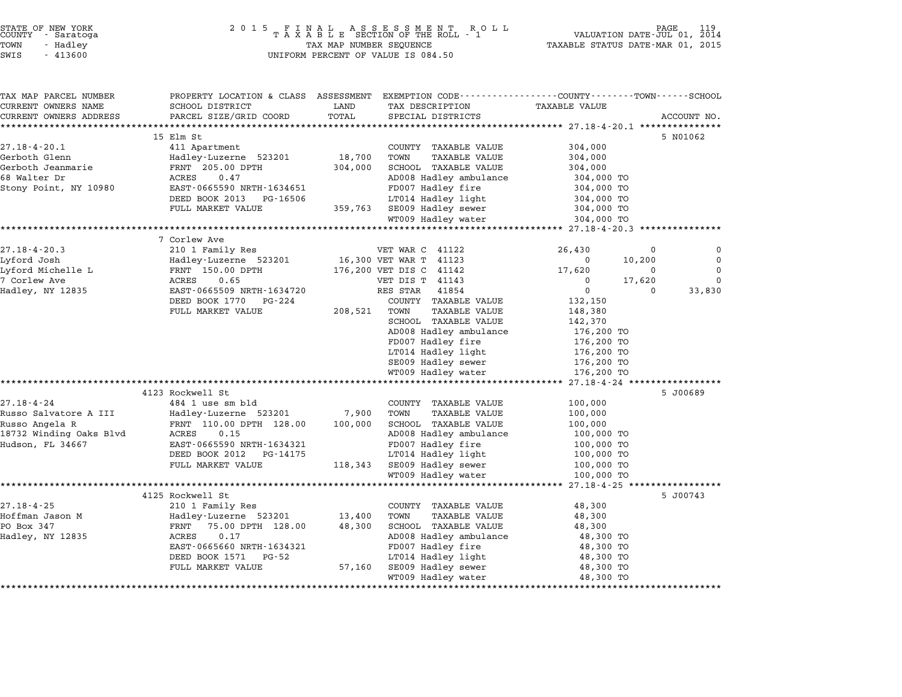STATE OF NEW YORK — 2015 FINAL ASSESSMENT ROLL — TAXABLE SECTION OF THE ROLL - 1 — VALUATION DATE-JUL 01, 2014
COUNTY - Saratoga — TAX MAP NUMBER SEQUENCE — TAXABLE STATUS DATE-MAR 01, 2015
TOWN - Hadley — UNIFORM PERCENT OF VALUE IS 084.50
SWIS - 413600

| TAX MAP PARCEL NUMBER / CURRENT OWNERS NAME / CURRENT OWNERS ADDRESS | PROPERTY LOCATION & CLASS / SCHOOL DISTRICT / PARCEL SIZE/GRID COORD | ASSESSMENT LAND / TOTAL | EXEMPTION CODE / TAX DESCRIPTION / SPECIAL DISTRICTS | COUNTY TAXABLE VALUE | TOWN | SCHOOL / ACCOUNT NO. |
|---|---|---|---|---|---|---|
| **27.18-4-20.1** | 15 Elm St | | | | | 5 N01062 |
| 27.18-4-20.1 | 411 Apartment | | COUNTY TAXABLE VALUE | 304,000 | | |
| Gerboth Glenn | Hadley-Luzerne 523201 | 18,700 | TOWN TAXABLE VALUE | 304,000 | | |
| Gerboth Jeanmarie | FRNT 205.00 DPTH | 304,000 | SCHOOL TAXABLE VALUE | 304,000 | | |
| 68 Walter Dr | ACRES 0.47 | | AD008 Hadley ambulance | 304,000 TO | | |
| Stony Point, NY 10980 | EAST-0665590 NRTH-1634651 | | FD007 Hadley fire | 304,000 TO | | |
| | DEED BOOK 2013 PG-16506 | | LT014 Hadley light | 304,000 TO | | |
| | FULL MARKET VALUE | 359,763 | SE009 Hadley sewer | 304,000 TO | | |
| | | | WT009 Hadley water | 304,000 TO | | |
| **27.18-4-20.3** | 7 Corlew Ave | | | | | |
| 27.18-4-20.3 | 210 1 Family Res | | VET WAR C 41122 | 26,430 | 0 | 0 |
| Lyford Josh | Hadley-Luzerne 523201 | 16,300 | VET WAR T 41123 | 0 | 10,200 | 0 |
| Lyford Michelle L | FRNT 150.00 DPTH | 176,200 | VET DIS C 41142 | 17,620 | 0 | 0 |
| 7 Corlew Ave | ACRES 0.65 | | VET DIS T 41143 | 0 | 17,620 | 0 |
| Hadley, NY 12835 | EAST-0665509 NRTH-1634720 | | RES STAR 41854 | 0 | 0 | 33,830 |
| | DEED BOOK 1770 PG-224 | | COUNTY TAXABLE VALUE | 132,150 | | |
| | FULL MARKET VALUE | 208,521 | TOWN TAXABLE VALUE | 148,380 | | |
| | | | SCHOOL TAXABLE VALUE | 142,370 | | |
| | | | AD008 Hadley ambulance | 176,200 TO | | |
| | | | FD007 Hadley fire | 176,200 TO | | |
| | | | LT014 Hadley light | 176,200 TO | | |
| | | | SE009 Hadley sewer | 176,200 TO | | |
| | | | WT009 Hadley water | 176,200 TO | | |
| **27.18-4-24** | 4123 Rockwell St | | | | | 5 J00689 |
| 27.18-4-24 | 484 1 use sm bld | | COUNTY TAXABLE VALUE | 100,000 | | |
| Russo Salvatore A III | Hadley-Luzerne 523201 | 7,900 | TOWN TAXABLE VALUE | 100,000 | | |
| Russo Angela R | FRNT 110.00 DPTH 128.00 | 100,000 | SCHOOL TAXABLE VALUE | 100,000 | | |
| 18732 Winding Oaks Blvd | ACRES 0.15 | | AD008 Hadley ambulance | 100,000 TO | | |
| Hudson, FL 34667 | EAST-0665590 NRTH-1634321 | | FD007 Hadley fire | 100,000 TO | | |
| | DEED BOOK 2012 PG-14175 | | LT014 Hadley light | 100,000 TO | | |
| | FULL MARKET VALUE | 118,343 | SE009 Hadley sewer | 100,000 TO | | |
| | | | WT009 Hadley water | 100,000 TO | | |
| **27.18-4-25** | 4125 Rockwell St | | | | | 5 J00743 |
| 27.18-4-25 | 210 1 Family Res | | COUNTY TAXABLE VALUE | 48,300 | | |
| Hoffman Jason M | Hadley-Luzerne 523201 | 13,400 | TOWN TAXABLE VALUE | 48,300 | | |
| PO Box 347 | FRNT 75.00 DPTH 128.00 | 48,300 | SCHOOL TAXABLE VALUE | 48,300 | | |
| Hadley, NY 12835 | ACRES 0.17 | | AD008 Hadley ambulance | 48,300 TO | | |
| | EAST-0665660 NRTH-1634321 | | FD007 Hadley fire | 48,300 TO | | |
| | DEED BOOK 1571 PG-52 | | LT014 Hadley light | 48,300 TO | | |
| | FULL MARKET VALUE | 57,160 | SE009 Hadley sewer | 48,300 TO | | |
| | | | WT009 Hadley water | 48,300 TO | | |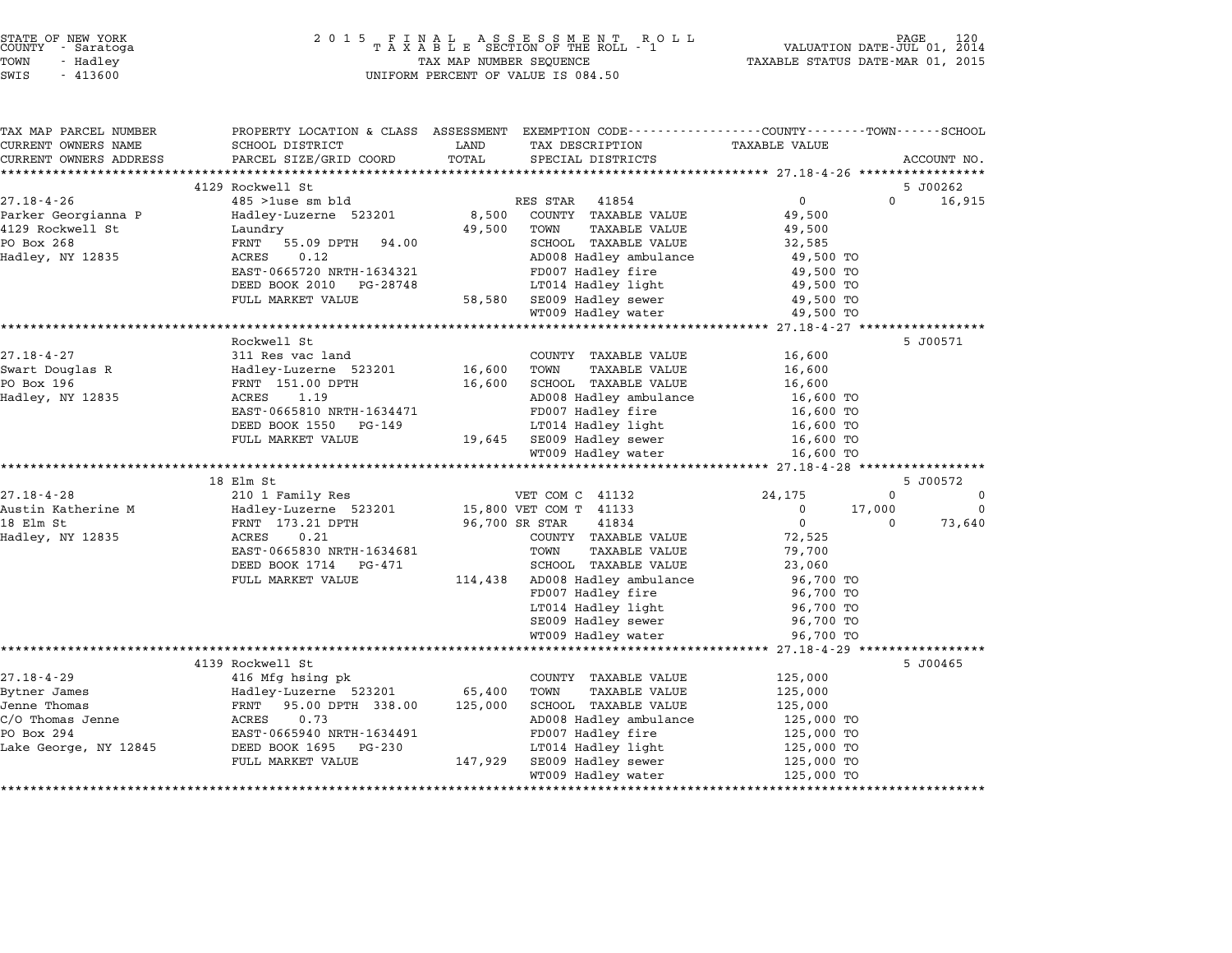STATE OF NEW YORK
COUNTY - Saratoga
TOWN - Hadley
SWIS - 413600

2 0 1 5 F I N A L A S S E S S M E N T R O L L
T A X A B L E SECTION OF THE ROLL - 1
TAX MAP NUMBER SEQUENCE
UNIFORM PERCENT OF VALUE IS 084.50

VALUATION DATE-JUL 01, 2014
TAXABLE STATUS DATE-MAR 01, 2015

```
TAX MAP PARCEL NUMBER      PROPERTY LOCATION & CLASS  ASSESSMENT  EXEMPTION CODE-----------------COUNTY--------TOWN------SCHOOL
CURRENT OWNERS NAME        SCHOOL DISTRICT              LAND      TAX DESCRIPTION              TAXABLE VALUE
CURRENT OWNERS ADDRESS     PARCEL SIZE/GRID COORD       TOTAL     SPECIAL DISTRICTS                                      ACCOUNT NO.
******************************************************************************************************* 27.18-4-26 *****************
                           4129 Rockwell St                                                                                5 J00262
27.18-4-26                 485 >1use sm bld                       RES STAR  41854               0             0      16,915
Parker Georgianna P        Hadley-Luzerne  523201        8,500    COUNTY  TAXABLE VALUE         49,500
4129 Rockwell St           Laundry                      49,500    TOWN    TAXABLE VALUE         49,500
PO Box 268                 FRNT   55.09 DPTH   94.00              SCHOOL  TAXABLE VALUE         32,585
Hadley, NY 12835           ACRES    0.12                          AD008 Hadley ambulance         49,500 TO
                           EAST-0665720 NRTH-1634321              FD007 Hadley fire              49,500 TO
                           DEED BOOK 2010   PG-28748              LT014 Hadley light             49,500 TO
                           FULL MARKET VALUE            58,580    SE009 Hadley sewer             49,500 TO
                                                                  WT009 Hadley water             49,500 TO
******************************************************************************************************* 27.18-4-27 *****************
                           Rockwell St                                                                                     5 J00571
27.18-4-27                 311 Res vac land                       COUNTY  TAXABLE VALUE         16,600
Swart Douglas R            Hadley-Luzerne  523201       16,600    TOWN    TAXABLE VALUE         16,600
PO Box 196                 FRNT  151.00 DPTH            16,600    SCHOOL  TAXABLE VALUE         16,600
Hadley, NY 12835           ACRES    1.19                          AD008 Hadley ambulance         16,600 TO
                           EAST-0665810 NRTH-1634471              FD007 Hadley fire              16,600 TO
                           DEED BOOK 1550   PG-149                LT014 Hadley light             16,600 TO
                           FULL MARKET VALUE            19,645    SE009 Hadley sewer             16,600 TO
                                                                  WT009 Hadley water             16,600 TO
******************************************************************************************************* 27.18-4-28 *****************
                           18 Elm St                                                                                       5 J00572
27.18-4-28                 210 1 Family Res                       VET COM C 41132               24,175        0           0
Austin Katherine M         Hadley-Luzerne  523201       15,800 VET COM T 41133                   0       17,000           0
18 Elm St                  FRNT  173.21 DPTH            96,700 SR STAR    41834                  0            0      73,640
Hadley, NY 12835           ACRES    0.21                          COUNTY  TAXABLE VALUE         72,525
                           EAST-0665830 NRTH-1634681              TOWN    TAXABLE VALUE         79,700
                           DEED BOOK 1714   PG-471                SCHOOL  TAXABLE VALUE         23,060
                           FULL MARKET VALUE           114,438    AD008 Hadley ambulance         96,700 TO
                                                                  FD007 Hadley fire              96,700 TO
                                                                  LT014 Hadley light             96,700 TO
                                                                  SE009 Hadley sewer             96,700 TO
                                                                  WT009 Hadley water             96,700 TO
******************************************************************************************************* 27.18-4-29 *****************
                           4139 Rockwell St                                                                                5 J00465
27.18-4-29                 416 Mfg hsing pk                       COUNTY  TAXABLE VALUE        125,000
Bytner James               Hadley-Luzerne  523201       65,400    TOWN    TAXABLE VALUE        125,000
Jenne Thomas               FRNT   95.00 DPTH  338.00   125,000    SCHOOL  TAXABLE VALUE        125,000
C/O Thomas Jenne           ACRES    0.73                          AD008 Hadley ambulance        125,000 TO
PO Box 294                 EAST-0665940 NRTH-1634491              FD007 Hadley fire             125,000 TO
Lake George, NY 12845      DEED BOOK 1695   PG-230                LT014 Hadley light            125,000 TO
                           FULL MARKET VALUE           147,929    SE009 Hadley sewer            125,000 TO
                                                                  WT009 Hadley water            125,000 TO
************************************************************************************************************************************
```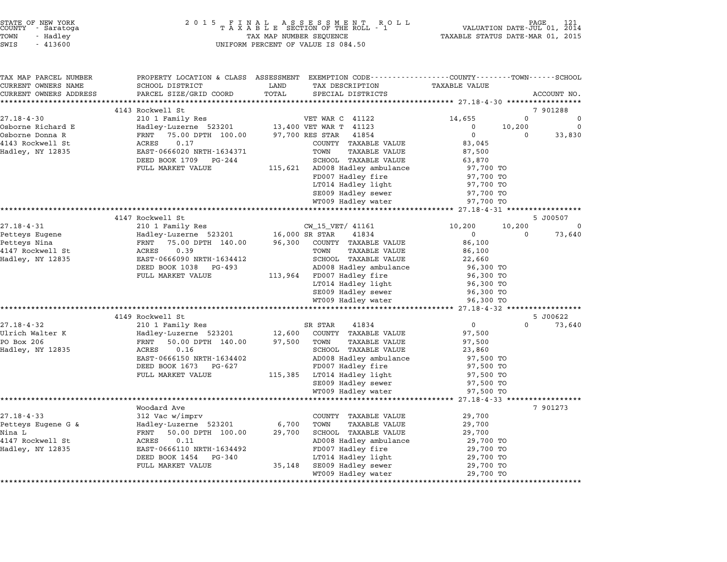STATE OF NEW YORK
COUNTY - Saratoga
TOWN - Hadley
SWIS - 413600

2015 FINAL ASSESSMENT ROLL
TAXABLE SECTION OF THE ROLL - 1
TAX MAP NUMBER SEQUENCE
UNIFORM PERCENT OF VALUE IS 084.50

VALUATION DATE-JUL 01, 2014
TAXABLE STATUS DATE-MAR 01, 2015

| TAX MAP PARCEL NUMBER / CURRENT OWNERS NAME / CURRENT OWNERS ADDRESS | PROPERTY LOCATION & CLASS / SCHOOL DISTRICT / PARCEL SIZE/GRID COORD | ASSESSMENT LAND / TOTAL | EXEMPTION CODE / TAX DESCRIPTION / SPECIAL DISTRICTS | COUNTY TAXABLE VALUE | TOWN | SCHOOL | ACCOUNT NO. |
|---|---|---|---|---|---|---|---|
| | 4143 Rockwell St | | | | | | 7 901288 |
| 27.18-4-30 | 210 1 Family Res | | VET WAR C 41122 | 14,655 | 0 | 0 | |
| Osborne Richard E | Hadley-Luzerne 523201 | 13,400 | VET WAR T 41123 | 0 | 10,200 | 0 | |
| Osborne Donna R | FRNT 75.00 DPTH 100.00 | 97,700 | RES STAR 41854 | 0 | 0 | 33,830 | |
| 4143 Rockwell St | ACRES 0.17 | | COUNTY TAXABLE VALUE | 83,045 | | | |
| Hadley, NY 12835 | EAST-0666020 NRTH-1634371 | | TOWN TAXABLE VALUE | 87,500 | | | |
| | DEED BOOK 1709 PG-244 | | SCHOOL TAXABLE VALUE | 63,870 | | | |
| | FULL MARKET VALUE | 115,621 | AD008 Hadley ambulance | 97,700 TO | | | |
| | | | FD007 Hadley fire | 97,700 TO | | | |
| | | | LT014 Hadley light | 97,700 TO | | | |
| | | | SE009 Hadley sewer | 97,700 TO | | | |
| | | | WT009 Hadley water | 97,700 TO | | | |
| | 4147 Rockwell St | | | | | | 5 J00507 |
| 27.18-4-31 | 210 1 Family Res | | CW_15_VET/ 41161 | 10,200 | 10,200 | 0 | |
| Petteys Eugene | Hadley-Luzerne 523201 | 16,000 | SR STAR 41834 | 0 | 0 | 73,640 | |
| Petteys Nina | FRNT 75.00 DPTH 140.00 | 96,300 | COUNTY TAXABLE VALUE | 86,100 | | | |
| 4147 Rockwell St | ACRES 0.39 | | TOWN TAXABLE VALUE | 86,100 | | | |
| Hadley, NY 12835 | EAST-0666090 NRTH-1634412 | | SCHOOL TAXABLE VALUE | 22,660 | | | |
| | DEED BOOK 1038 PG-493 | | AD008 Hadley ambulance | 96,300 TO | | | |
| | FULL MARKET VALUE | 113,964 | FD007 Hadley fire | 96,300 TO | | | |
| | | | LT014 Hadley light | 96,300 TO | | | |
| | | | SE009 Hadley sewer | 96,300 TO | | | |
| | | | WT009 Hadley water | 96,300 TO | | | |
| | 4149 Rockwell St | | | | | | 5 J00622 |
| 27.18-4-32 | 210 1 Family Res | | SR STAR 41834 | 0 | 0 | 73,640 | |
| Ulrich Walter K | Hadley-Luzerne 523201 | 12,600 | COUNTY TAXABLE VALUE | 97,500 | | | |
| PO Box 206 | FRNT 50.00 DPTH 140.00 | 97,500 | TOWN TAXABLE VALUE | 97,500 | | | |
| Hadley, NY 12835 | ACRES 0.16 | | SCHOOL TAXABLE VALUE | 23,860 | | | |
| | EAST-0666150 NRTH-1634402 | | AD008 Hadley ambulance | 97,500 TO | | | |
| | DEED BOOK 1673 PG-627 | | FD007 Hadley fire | 97,500 TO | | | |
| | FULL MARKET VALUE | 115,385 | LT014 Hadley light | 97,500 TO | | | |
| | | | SE009 Hadley sewer | 97,500 TO | | | |
| | | | WT009 Hadley water | 97,500 TO | | | |
| | Woodard Ave | | | | | | 7 901273 |
| 27.18-4-33 | 312 Vac w/imprv | | COUNTY TAXABLE VALUE | 29,700 | | | |
| Petteys Eugene G & | Hadley-Luzerne 523201 | 6,700 | TOWN TAXABLE VALUE | 29,700 | | | |
| Nina L | FRNT 50.00 DPTH 100.00 | 29,700 | SCHOOL TAXABLE VALUE | 29,700 | | | |
| 4147 Rockwell St | ACRES 0.11 | | AD008 Hadley ambulance | 29,700 TO | | | |
| Hadley, NY 12835 | EAST-0666110 NRTH-1634492 | | FD007 Hadley fire | 29,700 TO | | | |
| | DEED BOOK 1454 PG-340 | | LT014 Hadley light | 29,700 TO | | | |
| | FULL MARKET VALUE | 35,148 | SE009 Hadley sewer | 29,700 TO | | | |
| | | | WT009 Hadley water | 29,700 TO | | | |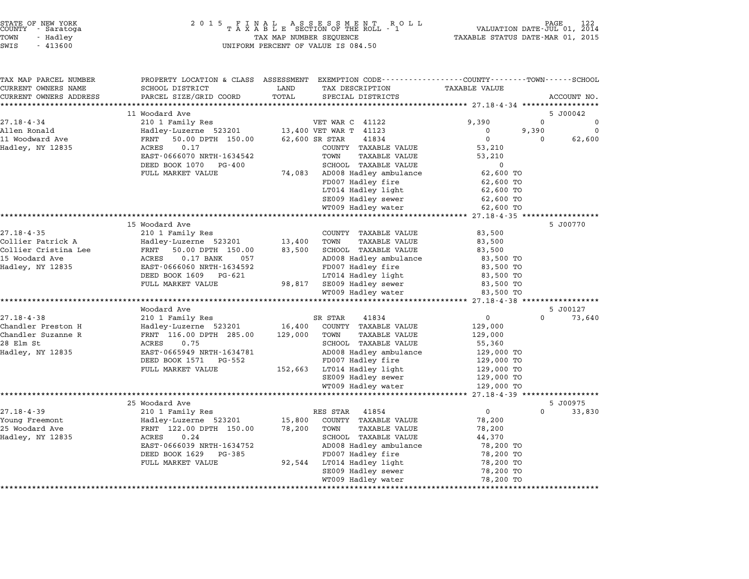STATE OF NEW YORK
COUNTY - Saratoga
TOWN - Hadley
SWIS - 413600

2015 FINAL ASSESSMENT ROLL
TAXABLE SECTION OF THE ROLL - 1
TAX MAP NUMBER SEQUENCE
UNIFORM PERCENT OF VALUE IS 084.50

VALUATION DATE-JUL 01, 2014
TAXABLE STATUS DATE-MAR 01, 2015

| TAX MAP PARCEL NUMBER / CURRENT OWNERS NAME / CURRENT OWNERS ADDRESS | PROPERTY LOCATION & CLASS / SCHOOL DISTRICT / PARCEL SIZE/GRID COORD | ASSESSMENT LAND | TOTAL | EXEMPTION CODE / TAX DESCRIPTION / SPECIAL DISTRICTS | COUNTY TAXABLE VALUE | TOWN | SCHOOL | ACCOUNT NO. |
|---|---|---|---|---|---|---|---|---|
| **27.18-4-34** | 11 Woodard Ave | | | | | | | 5 J00042 |
| Allen Ronald | 210 1 Family Res | | | VET WAR C 41122 | 9,390 | 0 | 0 | |
| 11 Woodward Ave | Hadley-Luzerne 523201 | 13,400 | | VET WAR T 41123 | 0 | 9,390 | 0 | |
| Hadley, NY 12835 | FRNT 50.00 DPTH 150.00 | | 62,600 | SR STAR 41834 | 0 | 0 | 62,600 | |
| | ACRES 0.17 | | | COUNTY TAXABLE VALUE | 53,210 | | | |
| | EAST-0666070 NRTH-1634542 | | | TOWN TAXABLE VALUE | 53,210 | | | |
| | DEED BOOK 1070 PG-400 | | | SCHOOL TAXABLE VALUE | 0 | | | |
| | FULL MARKET VALUE | 74,083 | | AD008 Hadley ambulance | 62,600 TO | | | |
| | | | | FD007 Hadley fire | 62,600 TO | | | |
| | | | | LT014 Hadley light | 62,600 TO | | | |
| | | | | SE009 Hadley sewer | 62,600 TO | | | |
| | | | | WT009 Hadley water | 62,600 TO | | | |
| **27.18-4-35** | 15 Woodard Ave | | | | | | | 5 J00770 |
| Collier Patrick A | 210 1 Family Res | | | COUNTY TAXABLE VALUE | 83,500 | | | |
| Collier Cristina Lee | Hadley-Luzerne 523201 | 13,400 | | TOWN TAXABLE VALUE | 83,500 | | | |
| 15 Woodard Ave | FRNT 50.00 DPTH 150.00 | | 83,500 | SCHOOL TAXABLE VALUE | 83,500 | | | |
| Hadley, NY 12835 | ACRES 0.17 BANK 057 | | | AD008 Hadley ambulance | 83,500 TO | | | |
| | EAST-0666060 NRTH-1634592 | | | FD007 Hadley fire | 83,500 TO | | | |
| | DEED BOOK 1609 PG-621 | | | LT014 Hadley light | 83,500 TO | | | |
| | FULL MARKET VALUE | 98,817 | | SE009 Hadley sewer | 83,500 TO | | | |
| | | | | WT009 Hadley water | 83,500 TO | | | |
| **27.18-4-38** | Woodard Ave | | | | | | | 5 J00127 |
| Chandler Preston H | 210 1 Family Res | | | SR STAR 41834 | 0 | 0 | 73,640 | |
| Chandler Suzanne R | Hadley-Luzerne 523201 | 16,400 | | COUNTY TAXABLE VALUE | 129,000 | | | |
| 28 Elm St | FRNT 116.00 DPTH 285.00 | | 129,000 | TOWN TAXABLE VALUE | 129,000 | | | |
| Hadley, NY 12835 | ACRES 0.75 | | | SCHOOL TAXABLE VALUE | 55,360 | | | |
| | EAST-0665949 NRTH-1634781 | | | AD008 Hadley ambulance | 129,000 TO | | | |
| | DEED BOOK 1571 PG-552 | | | FD007 Hadley fire | 129,000 TO | | | |
| | FULL MARKET VALUE | 152,663 | | LT014 Hadley light | 129,000 TO | | | |
| | | | | SE009 Hadley sewer | 129,000 TO | | | |
| | | | | WT009 Hadley water | 129,000 TO | | | |
| **27.18-4-39** | 25 Woodard Ave | | | | | | | 5 J00975 |
| Young Freemont | 210 1 Family Res | | | RES STAR 41854 | 0 | 0 | 33,830 | |
| 25 Woodard Ave | Hadley-Luzerne 523201 | 15,800 | | COUNTY TAXABLE VALUE | 78,200 | | | |
| Hadley, NY 12835 | FRNT 122.00 DPTH 150.00 | | 78,200 | TOWN TAXABLE VALUE | 78,200 | | | |
| | ACRES 0.24 | | | SCHOOL TAXABLE VALUE | 44,370 | | | |
| | EAST-0666039 NRTH-1634752 | | | AD008 Hadley ambulance | 78,200 TO | | | |
| | DEED BOOK 1629 PG-385 | | | FD007 Hadley fire | 78,200 TO | | | |
| | FULL MARKET VALUE | 92,544 | | LT014 Hadley light | 78,200 TO | | | |
| | | | | SE009 Hadley sewer | 78,200 TO | | | |
| | | | | WT009 Hadley water | 78,200 TO | | | |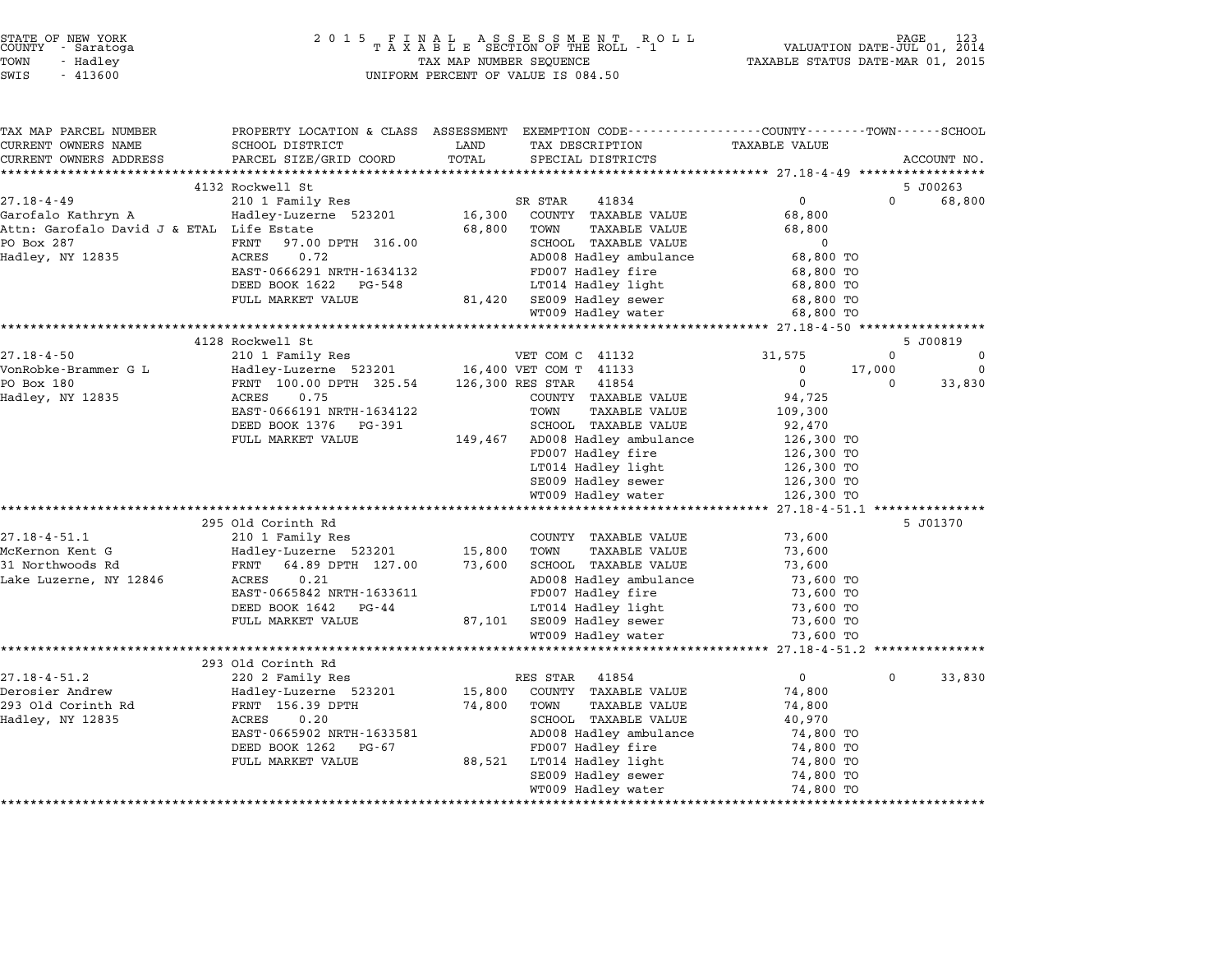STATE OF NEW YORK
COUNTY - Saratoga
TOWN - Hadley
SWIS - 413600

2015 FINAL ASSESSMENT ROLL
TAXABLE SECTION OF THE ROLL - 1
TAX MAP NUMBER SEQUENCE
UNIFORM PERCENT OF VALUE IS 084.50

VALUATION DATE-JUL 01, 2014
TAXABLE STATUS DATE-MAR 01, 2015

| TAX MAP PARCEL NUMBER / CURRENT OWNERS NAME / CURRENT OWNERS ADDRESS | PROPERTY LOCATION & CLASS / SCHOOL DISTRICT / PARCEL SIZE/GRID COORD | ASSESSMENT LAND / TOTAL | EXEMPTION CODE / TAX DESCRIPTION / SPECIAL DISTRICTS | COUNTY TAXABLE VALUE | TOWN | SCHOOL | ACCOUNT NO. |
|---|---|---|---|---|---|---|---|
| | 4132 Rockwell St | | | | | | 5 J00263 |
| 27.18-4-49 | 210 1 Family Res | | SR STAR 41834 | 0 | 0 | 68,800 | |
| Garofalo Kathryn A | Hadley-Luzerne 523201 | 16,300 | COUNTY TAXABLE VALUE | 68,800 | | | |
| Attn: Garofalo David J & ETAL | Life Estate | 68,800 | TOWN TAXABLE VALUE | 68,800 | | | |
| PO Box 287 | FRNT 97.00 DPTH 316.00 | | SCHOOL TAXABLE VALUE | 0 | | | |
| Hadley, NY 12835 | ACRES 0.72 | | AD008 Hadley ambulance | 68,800 TO | | | |
| | EAST-0666291 NRTH-1634132 | | FD007 Hadley fire | 68,800 TO | | | |
| | DEED BOOK 1622 PG-548 | | LT014 Hadley light | 68,800 TO | | | |
| | FULL MARKET VALUE | 81,420 | SE009 Hadley sewer | 68,800 TO | | | |
| | | | WT009 Hadley water | 68,800 TO | | | |
| | 4128 Rockwell St | | | | | | 5 J00819 |
| 27.18-4-50 | 210 1 Family Res | | VET COM C 41132 | 31,575 | 0 | 0 | |
| VonRobke-Brammer G L | Hadley-Luzerne 523201 | 16,400 | VET COM T 41133 | 0 | 17,000 | 0 | |
| PO Box 180 | FRNT 100.00 DPTH 325.54 | 126,300 | RES STAR 41854 | 0 | 0 | 33,830 | |
| Hadley, NY 12835 | ACRES 0.75 | | COUNTY TAXABLE VALUE | 94,725 | | | |
| | EAST-0666191 NRTH-1634122 | | TOWN TAXABLE VALUE | 109,300 | | | |
| | DEED BOOK 1376 PG-391 | | SCHOOL TAXABLE VALUE | 92,470 | | | |
| | FULL MARKET VALUE | 149,467 | AD008 Hadley ambulance | 126,300 TO | | | |
| | | | FD007 Hadley fire | 126,300 TO | | | |
| | | | LT014 Hadley light | 126,300 TO | | | |
| | | | SE009 Hadley sewer | 126,300 TO | | | |
| | | | WT009 Hadley water | 126,300 TO | | | |
| | 295 Old Corinth Rd | | | | | | 5 J01370 |
| 27.18-4-51.1 | 210 1 Family Res | | COUNTY TAXABLE VALUE | 73,600 | | | |
| McKernon Kent G | Hadley-Luzerne 523201 | 15,800 | TOWN TAXABLE VALUE | 73,600 | | | |
| 31 Northwoods Rd | FRNT 64.89 DPTH 127.00 | 73,600 | SCHOOL TAXABLE VALUE | 73,600 | | | |
| Lake Luzerne, NY 12846 | ACRES 0.21 | | AD008 Hadley ambulance | 73,600 TO | | | |
| | EAST-0665842 NRTH-1633611 | | FD007 Hadley fire | 73,600 TO | | | |
| | DEED BOOK 1642 PG-44 | | LT014 Hadley light | 73,600 TO | | | |
| | FULL MARKET VALUE | 87,101 | SE009 Hadley sewer | 73,600 TO | | | |
| | | | WT009 Hadley water | 73,600 TO | | | |
| | 293 Old Corinth Rd | | | | | | |
| 27.18-4-51.2 | 220 2 Family Res | | RES STAR 41854 | 0 | 0 | 33,830 | |
| Derosier Andrew | Hadley-Luzerne 523201 | 15,800 | COUNTY TAXABLE VALUE | 74,800 | | | |
| 293 Old Corinth Rd | FRNT 156.39 DPTH | 74,800 | TOWN TAXABLE VALUE | 74,800 | | | |
| Hadley, NY 12835 | ACRES 0.20 | | SCHOOL TAXABLE VALUE | 40,970 | | | |
| | EAST-0665902 NRTH-1633581 | | AD008 Hadley ambulance | 74,800 TO | | | |
| | DEED BOOK 1262 PG-67 | | FD007 Hadley fire | 74,800 TO | | | |
| | FULL MARKET VALUE | 88,521 | LT014 Hadley light | 74,800 TO | | | |
| | | | SE009 Hadley sewer | 74,800 TO | | | |
| | | | WT009 Hadley water | 74,800 TO | | | |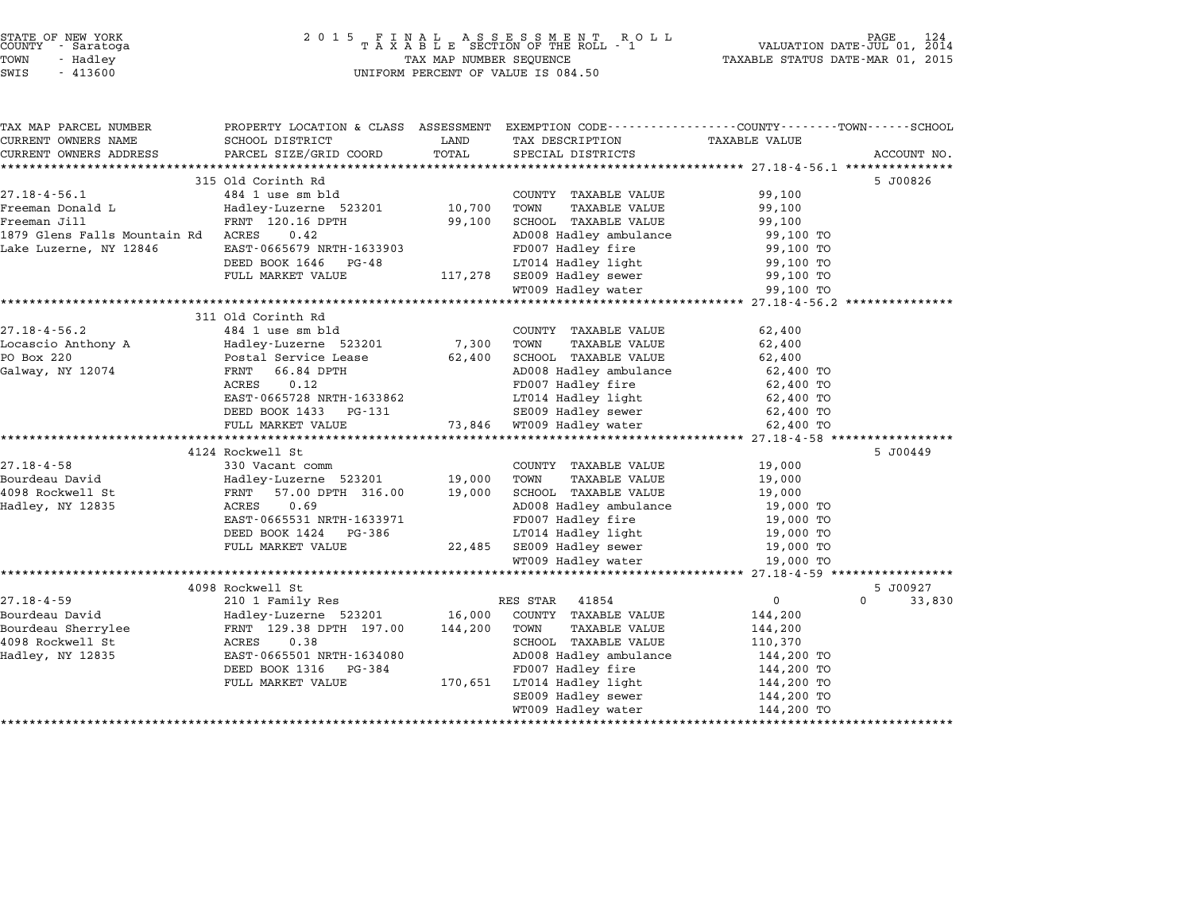STATE OF NEW YORK
COUNTY - Saratoga
TOWN - Hadley
SWIS - 413600

2015 FINAL ASSESSMENT ROLL
TAXABLE SECTION OF THE ROLL - 1
TAX MAP NUMBER SEQUENCE
UNIFORM PERCENT OF VALUE IS 084.50

VALUATION DATE-JUL 01, 2014
TAXABLE STATUS DATE-MAR 01, 2015

| TAX MAP PARCEL NUMBER / CURRENT OWNERS NAME / CURRENT OWNERS ADDRESS | PROPERTY LOCATION & CLASS / SCHOOL DISTRICT / PARCEL SIZE/GRID COORD | ASSESSMENT LAND / TOTAL | EXEMPTION CODE / TAX DESCRIPTION / SPECIAL DISTRICTS | COUNTY | TOWN | SCHOOL / TAXABLE VALUE | ACCOUNT NO. |
|---|---|---|---|---|---|---|---|
| **27.18-4-56.1** | 315 Old Corinth Rd | | | | | | 5 J00826 |
| Freeman Donald L | 484 1 use sm bld | | COUNTY TAXABLE VALUE | 99,100 | | | |
| Freeman Jill | Hadley-Luzerne 523201 | 10,700 | TOWN TAXABLE VALUE | | 99,100 | | |
| 1879 Glens Falls Mountain Rd | FRNT 120.16 DPTH | 99,100 | SCHOOL TAXABLE VALUE | | | 99,100 | |
| Lake Luzerne, NY 12846 | ACRES 0.42 | | AD008 Hadley ambulance | 99,100 TO | | | |
| | EAST-0665679 NRTH-1633903 | | FD007 Hadley fire | 99,100 TO | | | |
| | DEED BOOK 1646 PG-48 | | LT014 Hadley light | 99,100 TO | | | |
| | FULL MARKET VALUE | 117,278 | SE009 Hadley sewer | 99,100 TO | | | |
| | | | WT009 Hadley water | 99,100 TO | | | |
| **27.18-4-56.2** | 311 Old Corinth Rd | | | | | | |
| Locascio Anthony A | 484 1 use sm bld | | COUNTY TAXABLE VALUE | 62,400 | | | |
| PO Box 220 | Hadley-Luzerne 523201 | 7,300 | TOWN TAXABLE VALUE | | 62,400 | | |
| Galway, NY 12074 | Postal Service Lease | 62,400 | SCHOOL TAXABLE VALUE | | | 62,400 | |
| | FRNT 66.84 DPTH | | AD008 Hadley ambulance | 62,400 TO | | | |
| | ACRES 0.12 | | FD007 Hadley fire | 62,400 TO | | | |
| | EAST-0665728 NRTH-1633862 | | LT014 Hadley light | 62,400 TO | | | |
| | DEED BOOK 1433 PG-131 | | SE009 Hadley sewer | 62,400 TO | | | |
| | FULL MARKET VALUE | 73,846 | WT009 Hadley water | 62,400 TO | | | |
| **27.18-4-58** | 4124 Rockwell St | | | | | | 5 J00449 |
| Bourdeau David | 330 Vacant comm | | COUNTY TAXABLE VALUE | 19,000 | | | |
| 4098 Rockwell St | Hadley-Luzerne 523201 | 19,000 | TOWN TAXABLE VALUE | | 19,000 | | |
| Hadley, NY 12835 | FRNT 57.00 DPTH 316.00 | 19,000 | SCHOOL TAXABLE VALUE | | | 19,000 | |
| | ACRES 0.69 | | AD008 Hadley ambulance | 19,000 TO | | | |
| | EAST-0665531 NRTH-1633971 | | FD007 Hadley fire | 19,000 TO | | | |
| | DEED BOOK 1424 PG-386 | | LT014 Hadley light | 19,000 TO | | | |
| | FULL MARKET VALUE | 22,485 | SE009 Hadley sewer | 19,000 TO | | | |
| | | | WT009 Hadley water | 19,000 TO | | | |
| **27.18-4-59** | 4098 Rockwell St | | | | | | 5 J00927 |
| Bourdeau David | 210 1 Family Res | | RES STAR 41854 | 0 | | 0 | 33,830 |
| Bourdeau Sherrylee | Hadley-Luzerne 523201 | 16,000 | COUNTY TAXABLE VALUE | 144,200 | | | |
| 4098 Rockwell St | FRNT 129.38 DPTH 197.00 | 144,200 | TOWN TAXABLE VALUE | | 144,200 | | |
| Hadley, NY 12835 | ACRES 0.38 | | SCHOOL TAXABLE VALUE | | | 110,370 | |
| | EAST-0665501 NRTH-1634080 | | AD008 Hadley ambulance | 144,200 TO | | | |
| | DEED BOOK 1316 PG-384 | | FD007 Hadley fire | 144,200 TO | | | |
| | FULL MARKET VALUE | 170,651 | LT014 Hadley light | 144,200 TO | | | |
| | | | SE009 Hadley sewer | 144,200 TO | | | |
| | | | WT009 Hadley water | 144,200 TO | | | |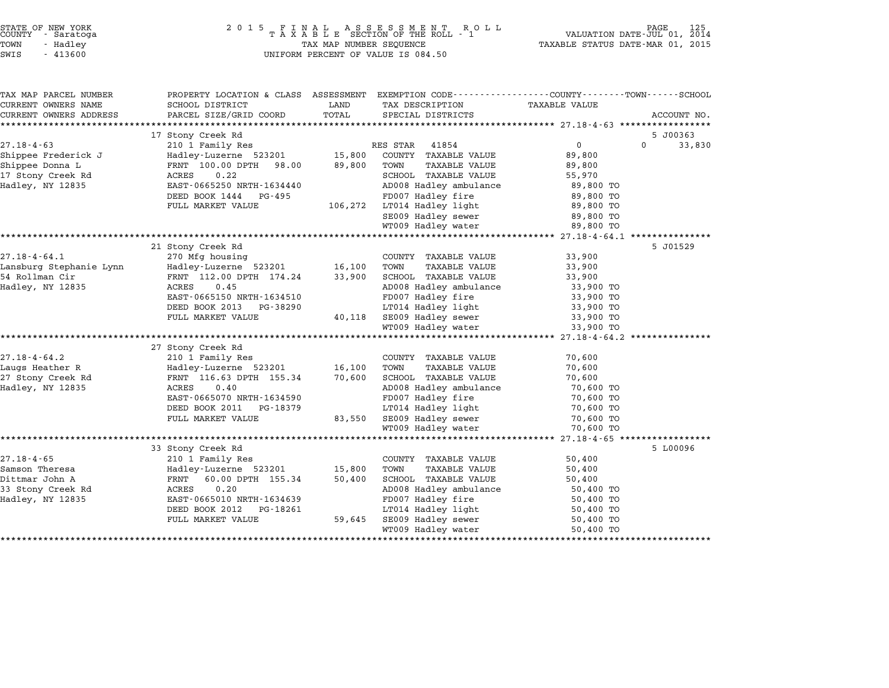STATE OF NEW YORK
COUNTY - Saratoga
TOWN - Hadley
SWIS - 413600

2015 FINAL ASSESSMENT ROLL
TAXABLE SECTION OF THE ROLL - 1
TAX MAP NUMBER SEQUENCE
UNIFORM PERCENT OF VALUE IS 084.50

VALUATION DATE-JUL 01, 2014
TAXABLE STATUS DATE-MAR 01, 2015

| TAX MAP PARCEL NUMBER / CURRENT OWNERS NAME / CURRENT OWNERS ADDRESS | PROPERTY LOCATION & CLASS / SCHOOL DISTRICT / PARCEL SIZE/GRID COORD | ASSESSMENT LAND / TOTAL | EXEMPTION CODE / TAX DESCRIPTION / SPECIAL DISTRICTS | COUNTY / TOWN / SCHOOL TAXABLE VALUE | ACCOUNT NO. |
|---|---|---|---|---|---|
| | 17 Stony Creek Rd | | | | 5 J00363 |
| 27.18-4-63 | 210 1 Family Res | | RES STAR 41854 | 0 / 0 / 33,830 | |
| Shippee Frederick J | Hadley-Luzerne 523201 | 15,800 | COUNTY TAXABLE VALUE | 89,800 | |
| Shippee Donna L | FRNT 100.00 DPTH 98.00 | 89,800 | TOWN TAXABLE VALUE | 89,800 | |
| 17 Stony Creek Rd | ACRES 0.22 | | SCHOOL TAXABLE VALUE | 55,970 | |
| Hadley, NY 12835 | EAST-0665250 NRTH-1634440 | | AD008 Hadley ambulance | 89,800 TO | |
| | DEED BOOK 1444 PG-495 | | FD007 Hadley fire | 89,800 TO | |
| | FULL MARKET VALUE | 106,272 | LT014 Hadley light | 89,800 TO | |
| | | | SE009 Hadley sewer | 89,800 TO | |
| | | | WT009 Hadley water | 89,800 TO | |
| | 21 Stony Creek Rd | | | | 5 J01529 |
| 27.18-4-64.1 | 270 Mfg housing | | COUNTY TAXABLE VALUE | 33,900 | |
| Lansburg Stephanie Lynn | Hadley-Luzerne 523201 | 16,100 | TOWN TAXABLE VALUE | 33,900 | |
| 54 Rollman Cir | FRNT 112.00 DPTH 174.24 | 33,900 | SCHOOL TAXABLE VALUE | 33,900 | |
| Hadley, NY 12835 | ACRES 0.45 | | AD008 Hadley ambulance | 33,900 TO | |
| | EAST-0665150 NRTH-1634510 | | FD007 Hadley fire | 33,900 TO | |
| | DEED BOOK 2013 PG-38290 | | LT014 Hadley light | 33,900 TO | |
| | FULL MARKET VALUE | 40,118 | SE009 Hadley sewer | 33,900 TO | |
| | | | WT009 Hadley water | 33,900 TO | |
| | 27 Stony Creek Rd | | | | |
| 27.18-4-64.2 | 210 1 Family Res | | COUNTY TAXABLE VALUE | 70,600 | |
| Laugs Heather R | Hadley-Luzerne 523201 | 16,100 | TOWN TAXABLE VALUE | 70,600 | |
| 27 Stony Creek Rd | FRNT 116.63 DPTH 155.34 | 70,600 | SCHOOL TAXABLE VALUE | 70,600 | |
| Hadley, NY 12835 | ACRES 0.40 | | AD008 Hadley ambulance | 70,600 TO | |
| | EAST-0665070 NRTH-1634590 | | FD007 Hadley fire | 70,600 TO | |
| | DEED BOOK 2011 PG-18379 | | LT014 Hadley light | 70,600 TO | |
| | FULL MARKET VALUE | 83,550 | SE009 Hadley sewer | 70,600 TO | |
| | | | WT009 Hadley water | 70,600 TO | |
| | 33 Stony Creek Rd | | | | 5 L00096 |
| 27.18-4-65 | 210 1 Family Res | | COUNTY TAXABLE VALUE | 50,400 | |
| Samson Theresa | Hadley-Luzerne 523201 | 15,800 | TOWN TAXABLE VALUE | 50,400 | |
| Dittmar John A | FRNT 60.00 DPTH 155.34 | 50,400 | SCHOOL TAXABLE VALUE | 50,400 | |
| 33 Stony Creek Rd | ACRES 0.20 | | AD008 Hadley ambulance | 50,400 TO | |
| Hadley, NY 12835 | EAST-0665010 NRTH-1634639 | | FD007 Hadley fire | 50,400 TO | |
| | DEED BOOK 2012 PG-18261 | | LT014 Hadley light | 50,400 TO | |
| | FULL MARKET VALUE | 59,645 | SE009 Hadley sewer | 50,400 TO | |
| | | | WT009 Hadley water | 50,400 TO | |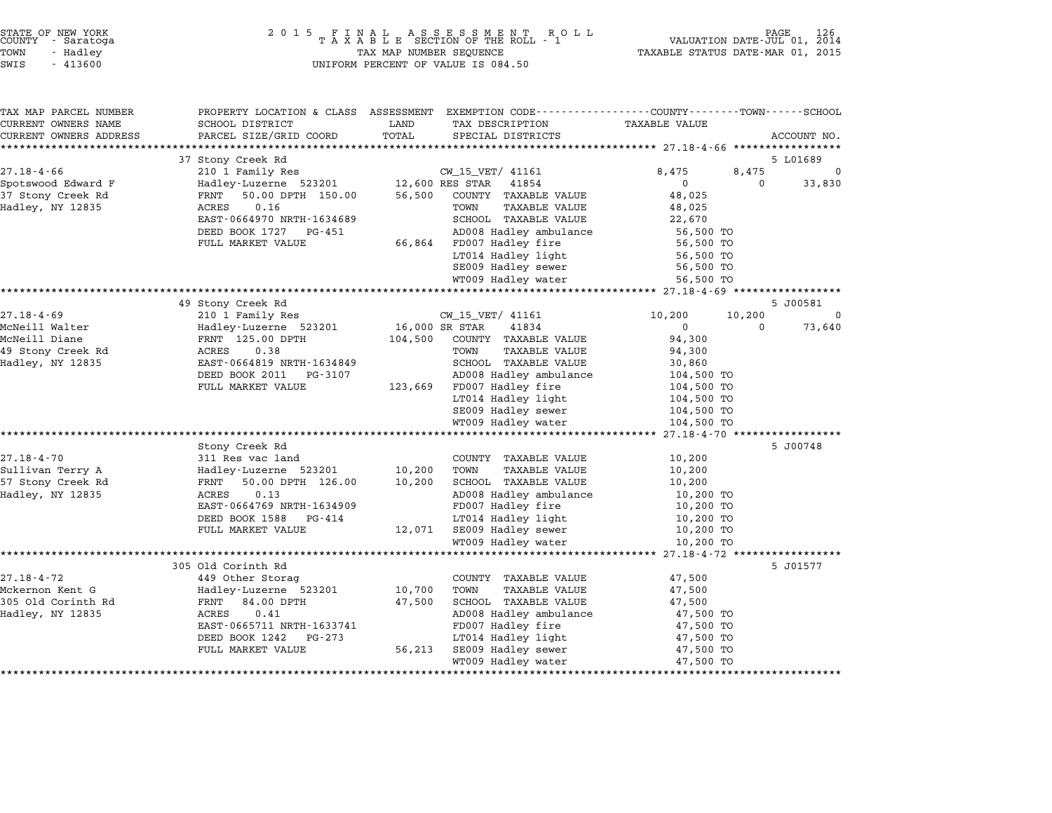STATE OF NEW YORK
COUNTY - Saratoga
TOWN - Hadley
SWIS - 413600

2 0 1 5 F I N A L A S S E S S M E N T R O L L
T A X A B L E SECTION OF THE ROLL - 1
TAX MAP NUMBER SEQUENCE
UNIFORM PERCENT OF VALUE IS 084.50

VALUATION DATE-JUL 01, 2014
TAXABLE STATUS DATE-MAR 01, 2015

| TAX MAP PARCEL NUMBER / CURRENT OWNERS NAME / CURRENT OWNERS ADDRESS | PROPERTY LOCATION & CLASS / SCHOOL DISTRICT / PARCEL SIZE/GRID COORD | ASSESSMENT LAND / TOTAL | EXEMPTION CODE / TAX DESCRIPTION / SPECIAL DISTRICTS | COUNTY TAXABLE VALUE | TOWN | SCHOOL | ACCOUNT NO. |
|---|---|---|---|---|---|---|---|
| | 37 Stony Creek Rd | | | | | | 5 L01689 |
| 27.18-4-66 | 210 1 Family Res | | CW_15_VET/ 41161 | 8,475 | 8,475 | 0 | |
| Spotswood Edward F | Hadley-Luzerne 523201 | 12,600 | RES STAR 41854 | 0 | 0 | 33,830 | |
| 37 Stony Creek Rd | FRNT 50.00 DPTH 150.00 | 56,500 | COUNTY TAXABLE VALUE | 48,025 | | | |
| Hadley, NY 12835 | ACRES 0.16 | | TOWN TAXABLE VALUE | 48,025 | | | |
| | EAST-0664970 NRTH-1634689 | | SCHOOL TAXABLE VALUE | 22,670 | | | |
| | DEED BOOK 1727 PG-451 | | AD008 Hadley ambulance | 56,500 TO | | | |
| | FULL MARKET VALUE | 66,864 | FD007 Hadley fire | 56,500 TO | | | |
| | | | LT014 Hadley light | 56,500 TO | | | |
| | | | SE009 Hadley sewer | 56,500 TO | | | |
| | | | WT009 Hadley water | 56,500 TO | | | |
| | 49 Stony Creek Rd | | | | | | 5 J00581 |
| 27.18-4-69 | 210 1 Family Res | | CW_15_VET/ 41161 | 10,200 | 10,200 | 0 | |
| McNeill Walter | Hadley-Luzerne 523201 | 16,000 | SR STAR 41834 | 0 | 0 | 73,640 | |
| McNeill Diane | FRNT 125.00 DPTH | 104,500 | COUNTY TAXABLE VALUE | 94,300 | | | |
| 49 Stony Creek Rd | ACRES 0.38 | | TOWN TAXABLE VALUE | 94,300 | | | |
| Hadley, NY 12835 | EAST-0664819 NRTH-1634849 | | SCHOOL TAXABLE VALUE | 30,860 | | | |
| | DEED BOOK 2011 PG-3107 | | AD008 Hadley ambulance | 104,500 TO | | | |
| | FULL MARKET VALUE | 123,669 | FD007 Hadley fire | 104,500 TO | | | |
| | | | LT014 Hadley light | 104,500 TO | | | |
| | | | SE009 Hadley sewer | 104,500 TO | | | |
| | | | WT009 Hadley water | 104,500 TO | | | |
| | Stony Creek Rd | | | | | | 5 J00748 |
| 27.18-4-70 | 311 Res vac land | | COUNTY TAXABLE VALUE | 10,200 | | | |
| Sullivan Terry A | Hadley-Luzerne 523201 | 10,200 | TOWN TAXABLE VALUE | 10,200 | | | |
| 57 Stony Creek Rd | FRNT 50.00 DPTH 126.00 | 10,200 | SCHOOL TAXABLE VALUE | 10,200 | | | |
| Hadley, NY 12835 | ACRES 0.13 | | AD008 Hadley ambulance | 10,200 TO | | | |
| | EAST-0664769 NRTH-1634909 | | FD007 Hadley fire | 10,200 TO | | | |
| | DEED BOOK 1588 PG-414 | | LT014 Hadley light | 10,200 TO | | | |
| | FULL MARKET VALUE | 12,071 | SE009 Hadley sewer | 10,200 TO | | | |
| | | | WT009 Hadley water | 10,200 TO | | | |
| | 305 Old Corinth Rd | | | | | | 5 J01577 |
| 27.18-4-72 | 449 Other Storag | | COUNTY TAXABLE VALUE | 47,500 | | | |
| Mckernon Kent G | Hadley-Luzerne 523201 | 10,700 | TOWN TAXABLE VALUE | 47,500 | | | |
| 305 Old Corinth Rd | FRNT 84.00 DPTH | 47,500 | SCHOOL TAXABLE VALUE | 47,500 | | | |
| Hadley, NY 12835 | ACRES 0.41 | | AD008 Hadley ambulance | 47,500 TO | | | |
| | EAST-0665711 NRTH-1633741 | | FD007 Hadley fire | 47,500 TO | | | |
| | DEED BOOK 1242 PG-273 | | LT014 Hadley light | 47,500 TO | | | |
| | FULL MARKET VALUE | 56,213 | SE009 Hadley sewer | 47,500 TO | | | |
| | | | WT009 Hadley water | 47,500 TO | | | |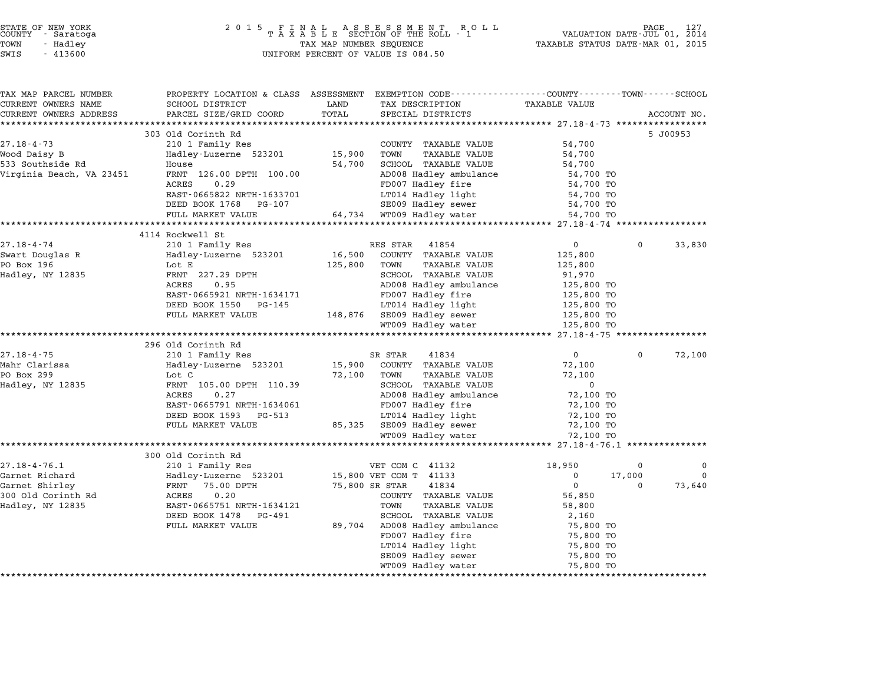STATE OF NEW YORK
COUNTY - Saratoga
TOWN - Hadley
SWIS - 413600

2 0 1 5 F I N A L A S S E S S M E N T R O L L
T A X A B L E SECTION OF THE ROLL - 1
TAX MAP NUMBER SEQUENCE
UNIFORM PERCENT OF VALUE IS 084.50

VALUATION DATE-JUL 01, 2014
TAXABLE STATUS DATE-MAR 01, 2015

| TAX MAP PARCEL NUMBER / CURRENT OWNERS NAME / CURRENT OWNERS ADDRESS | PROPERTY LOCATION & CLASS / SCHOOL DISTRICT / PARCEL SIZE/GRID COORD | ASSESSMENT LAND | ASSESSMENT TOTAL | EXEMPTION CODE / TAX DESCRIPTION / SPECIAL DISTRICTS | COUNTY TAXABLE VALUE | TOWN | SCHOOL / ACCOUNT NO. |
|---|---|---|---|---|---|---|---|
| **27.18-4-73** | 303 Old Corinth Rd | | | | | | 5 J00953 |
| 27.18-4-73 | 210 1 Family Res | | | COUNTY TAXABLE VALUE | 54,700 | | |
| Wood Daisy B | Hadley-Luzerne 523201 | 15,900 | | TOWN TAXABLE VALUE | 54,700 | | |
| 533 Southside Rd | House | | 54,700 | SCHOOL TAXABLE VALUE | 54,700 | | |
| Virginia Beach, VA 23451 | FRNT 126.00 DPTH 100.00 | | | AD008 Hadley ambulance | 54,700 TO | | |
| | ACRES 0.29 | | | FD007 Hadley fire | 54,700 TO | | |
| | EAST-0665822 NRTH-1633701 | | | LT014 Hadley light | 54,700 TO | | |
| | DEED BOOK 1768 PG-107 | | | SE009 Hadley sewer | 54,700 TO | | |
| | FULL MARKET VALUE | | 64,734 | WT009 Hadley water | 54,700 TO | | |
| **27.18-4-74** | 4114 Rockwell St | | | | | | |
| 27.18-4-74 | 210 1 Family Res | | | RES STAR 41854 | 0 | 0 | 33,830 |
| Swart Douglas R | Hadley-Luzerne 523201 | 16,500 | | COUNTY TAXABLE VALUE | 125,800 | | |
| PO Box 196 | Lot E | | 125,800 | TOWN TAXABLE VALUE | 125,800 | | |
| Hadley, NY 12835 | FRNT 227.29 DPTH | | | SCHOOL TAXABLE VALUE | 91,970 | | |
| | ACRES 0.95 | | | AD008 Hadley ambulance | 125,800 TO | | |
| | EAST-0665921 NRTH-1634171 | | | FD007 Hadley fire | 125,800 TO | | |
| | DEED BOOK 1550 PG-145 | | | LT014 Hadley light | 125,800 TO | | |
| | FULL MARKET VALUE | | 148,876 | SE009 Hadley sewer | 125,800 TO | | |
| | | | | WT009 Hadley water | 125,800 TO | | |
| **27.18-4-75** | 296 Old Corinth Rd | | | | | | |
| 27.18-4-75 | 210 1 Family Res | | | SR STAR 41834 | 0 | 0 | 72,100 |
| Mahr Clarissa | Hadley-Luzerne 523201 | 15,900 | | COUNTY TAXABLE VALUE | 72,100 | | |
| PO Box 299 | Lot C | | 72,100 | TOWN TAXABLE VALUE | 72,100 | | |
| Hadley, NY 12835 | FRNT 105.00 DPTH 110.39 | | | SCHOOL TAXABLE VALUE | 0 | | |
| | ACRES 0.27 | | | AD008 Hadley ambulance | 72,100 TO | | |
| | EAST-0665791 NRTH-1634061 | | | FD007 Hadley fire | 72,100 TO | | |
| | DEED BOOK 1593 PG-513 | | | LT014 Hadley light | 72,100 TO | | |
| | FULL MARKET VALUE | | 85,325 | SE009 Hadley sewer | 72,100 TO | | |
| | | | | WT009 Hadley water | 72,100 TO | | |
| **27.18-4-76.1** | 300 Old Corinth Rd | | | | | | |
| 27.18-4-76.1 | 210 1 Family Res | | | VET COM C 41132 | 18,950 | 0 | 0 |
| Garnet Richard | Hadley-Luzerne 523201 | 15,800 | | VET COM T 41133 | 0 | 17,000 | 0 |
| Garnet Shirley | FRNT 75.00 DPTH | | 75,800 | SR STAR 41834 | 0 | 0 | 73,640 |
| 300 Old Corinth Rd | ACRES 0.20 | | | COUNTY TAXABLE VALUE | 56,850 | | |
| Hadley, NY 12835 | EAST-0665751 NRTH-1634121 | | | TOWN TAXABLE VALUE | 58,800 | | |
| | DEED BOOK 1478 PG-491 | | | SCHOOL TAXABLE VALUE | 2,160 | | |
| | FULL MARKET VALUE | | 89,704 | AD008 Hadley ambulance | 75,800 TO | | |
| | | | | FD007 Hadley fire | 75,800 TO | | |
| | | | | LT014 Hadley light | 75,800 TO | | |
| | | | | SE009 Hadley sewer | 75,800 TO | | |
| | | | | WT009 Hadley water | 75,800 TO | | |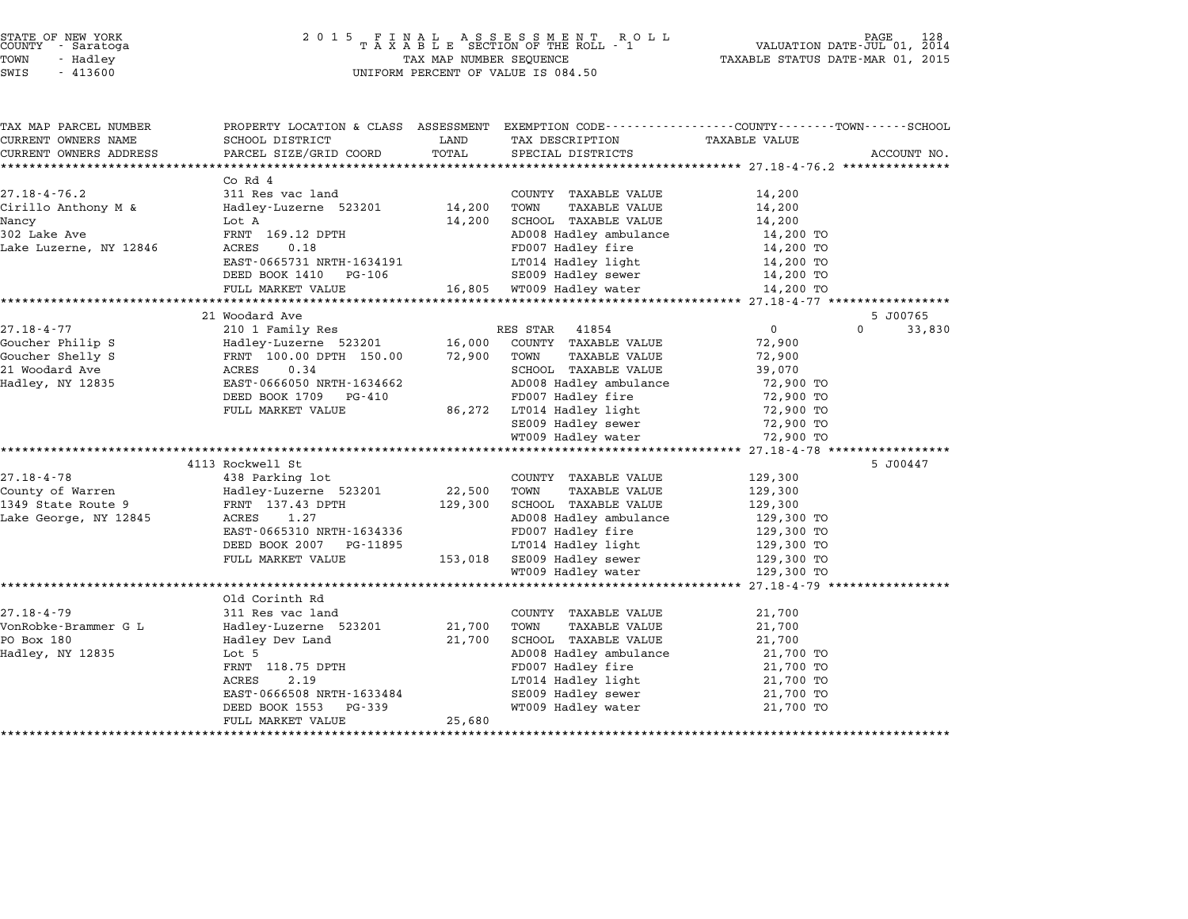STATE OF NEW YORK
COUNTY - Saratoga
TOWN - Hadley
SWIS - 413600

**2015 FINAL ASSESSMENT ROLL**
**TAXABLE SECTION OF THE ROLL - 1**
TAX MAP NUMBER SEQUENCE
UNIFORM PERCENT OF VALUE IS 084.50

VALUATION DATE-JUL 01, 2014
TAXABLE STATUS DATE-MAR 01, 2015

| TAX MAP PARCEL NUMBER / CURRENT OWNERS NAME / CURRENT OWNERS ADDRESS | PROPERTY LOCATION & CLASS / SCHOOL DISTRICT / PARCEL SIZE/GRID COORD | ASSESSMENT LAND | TOTAL | EXEMPTION CODE / TAX DESCRIPTION / SPECIAL DISTRICTS | COUNTY / TOWN TAXABLE VALUE | SCHOOL | ACCOUNT NO. |
|---|---|---|---|---|---|---|---|
| 27.18-4-76.2 | Co Rd 4 | | | | | | |
| | 311 Res vac land | | | COUNTY TAXABLE VALUE | 14,200 | | |
| Cirillo Anthony M & | Hadley-Luzerne 523201 | 14,200 | | TOWN TAXABLE VALUE | 14,200 | | |
| Nancy | Lot A | | 14,200 | SCHOOL TAXABLE VALUE | 14,200 | | |
| 302 Lake Ave | FRNT 169.12 DPTH | | | AD008 Hadley ambulance | 14,200 TO | | |
| Lake Luzerne, NY 12846 | ACRES 0.18 | | | FD007 Hadley fire | 14,200 TO | | |
| | EAST-0665731 NRTH-1634191 | | | LT014 Hadley light | 14,200 TO | | |
| | DEED BOOK 1410 PG-106 | | | SE009 Hadley sewer | 14,200 TO | | |
| | FULL MARKET VALUE | | 16,805 | WT009 Hadley water | 14,200 TO | | |
| 27.18-4-77 | 21 Woodard Ave | | | | | | 5 J00765 |
| | 210 1 Family Res | | | RES STAR 41854 | 0 | 0 33,830 | |
| Goucher Philip S | Hadley-Luzerne 523201 | 16,000 | | COUNTY TAXABLE VALUE | 72,900 | | |
| Goucher Shelly S | FRNT 100.00 DPTH 150.00 | | 72,900 | TOWN TAXABLE VALUE | 72,900 | | |
| 21 Woodard Ave | ACRES 0.34 | | | SCHOOL TAXABLE VALUE | 39,070 | | |
| Hadley, NY 12835 | EAST-0666050 NRTH-1634662 | | | AD008 Hadley ambulance | 72,900 TO | | |
| | DEED BOOK 1709 PG-410 | | | FD007 Hadley fire | 72,900 TO | | |
| | FULL MARKET VALUE | | 86,272 | LT014 Hadley light | 72,900 TO | | |
| | | | | SE009 Hadley sewer | 72,900 TO | | |
| | | | | WT009 Hadley water | 72,900 TO | | |
| 27.18-4-78 | 4113 Rockwell St | | | | | | 5 J00447 |
| | 438 Parking lot | | | COUNTY TAXABLE VALUE | 129,300 | | |
| County of Warren | Hadley-Luzerne 523201 | 22,500 | | TOWN TAXABLE VALUE | 129,300 | | |
| 1349 State Route 9 | FRNT 137.43 DPTH | | 129,300 | SCHOOL TAXABLE VALUE | 129,300 | | |
| Lake George, NY 12845 | ACRES 1.27 | | | AD008 Hadley ambulance | 129,300 TO | | |
| | EAST-0665310 NRTH-1634336 | | | FD007 Hadley fire | 129,300 TO | | |
| | DEED BOOK 2007 PG-11895 | | | LT014 Hadley light | 129,300 TO | | |
| | FULL MARKET VALUE | | 153,018 | SE009 Hadley sewer | 129,300 TO | | |
| | | | | WT009 Hadley water | 129,300 TO | | |
| 27.18-4-79 | Old Corinth Rd | | | | | | |
| | 311 Res vac land | | | COUNTY TAXABLE VALUE | 21,700 | | |
| VonRobke-Brammer G L | Hadley-Luzerne 523201 | 21,700 | | TOWN TAXABLE VALUE | 21,700 | | |
| PO Box 180 | Hadley Dev Land | | 21,700 | SCHOOL TAXABLE VALUE | 21,700 | | |
| Hadley, NY 12835 | Lot 5 | | | AD008 Hadley ambulance | 21,700 TO | | |
| | FRNT 118.75 DPTH | | | FD007 Hadley fire | 21,700 TO | | |
| | ACRES 2.19 | | | LT014 Hadley light | 21,700 TO | | |
| | EAST-0666508 NRTH-1633484 | | | SE009 Hadley sewer | 21,700 TO | | |
| | DEED BOOK 1553 PG-339 | | | WT009 Hadley water | 21,700 TO | | |
| | FULL MARKET VALUE | | 25,680 | | | | |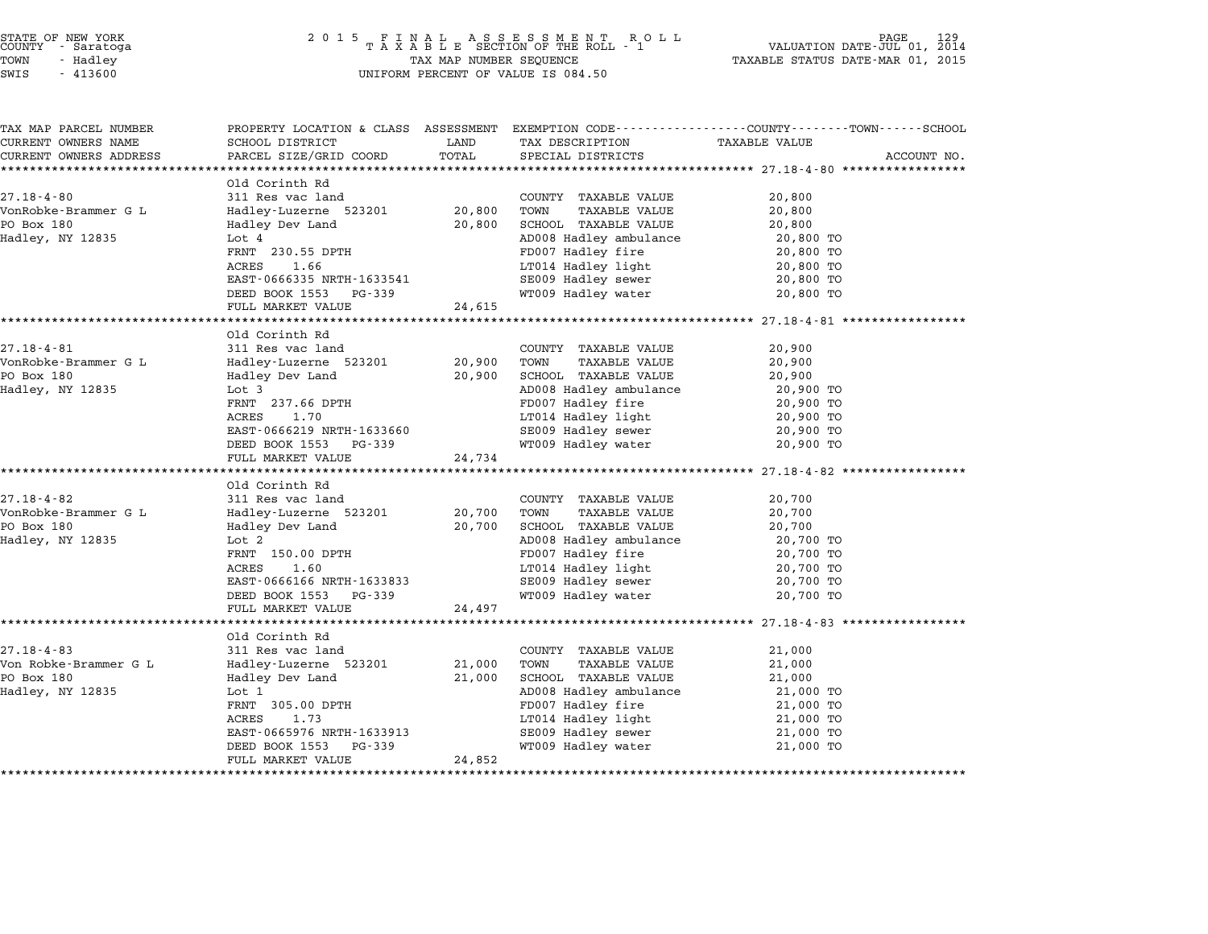STATE OF NEW YORK
COUNTY - Saratoga
TOWN - Hadley
SWIS - 413600

2 0 1 5 F I N A L A S S E S S M E N T R O L L
T A X A B L E SECTION OF THE ROLL - 1
TAX MAP NUMBER SEQUENCE
UNIFORM PERCENT OF VALUE IS 084.50

VALUATION DATE-JUL 01, 2014
TAXABLE STATUS DATE-MAR 01, 2015

| TAX MAP PARCEL NUMBER / CURRENT OWNERS NAME / CURRENT OWNERS ADDRESS | PROPERTY LOCATION & CLASS / SCHOOL DISTRICT / PARCEL SIZE/GRID COORD | ASSESSMENT LAND / TOTAL | EXEMPTION CODE / TAX DESCRIPTION / SPECIAL DISTRICTS | TAXABLE VALUE (COUNTY--TOWN--SCHOOL) | ACCOUNT NO. |
|---|---|---|---|---|---|
| **27.18-4-80** | Old Corinth Rd | | | | |
| 27.18-4-80 | 311 Res vac land | | COUNTY TAXABLE VALUE | 20,800 | |
| VonRobke-Brammer G L | Hadley-Luzerne 523201 | 20,800 | TOWN TAXABLE VALUE | 20,800 | |
| PO Box 180 | Hadley Dev Land | 20,800 | SCHOOL TAXABLE VALUE | 20,800 | |
| Hadley, NY 12835 | Lot 4 | | AD008 Hadley ambulance | 20,800 TO | |
| | FRNT 230.55 DPTH | | FD007 Hadley fire | 20,800 TO | |
| | ACRES 1.66 | | LT014 Hadley light | 20,800 TO | |
| | EAST-0666335 NRTH-1633541 | | SE009 Hadley sewer | 20,800 TO | |
| | DEED BOOK 1553 PG-339 | | WT009 Hadley water | 20,800 TO | |
| | FULL MARKET VALUE | 24,615 | | | |
| **27.18-4-81** | Old Corinth Rd | | | | |
| 27.18-4-81 | 311 Res vac land | | COUNTY TAXABLE VALUE | 20,900 | |
| VonRobke-Brammer G L | Hadley-Luzerne 523201 | 20,900 | TOWN TAXABLE VALUE | 20,900 | |
| PO Box 180 | Hadley Dev Land | 20,900 | SCHOOL TAXABLE VALUE | 20,900 | |
| Hadley, NY 12835 | Lot 3 | | AD008 Hadley ambulance | 20,900 TO | |
| | FRNT 237.66 DPTH | | FD007 Hadley fire | 20,900 TO | |
| | ACRES 1.70 | | LT014 Hadley light | 20,900 TO | |
| | EAST-0666219 NRTH-1633660 | | SE009 Hadley sewer | 20,900 TO | |
| | DEED BOOK 1553 PG-339 | | WT009 Hadley water | 20,900 TO | |
| | FULL MARKET VALUE | 24,734 | | | |
| **27.18-4-82** | Old Corinth Rd | | | | |
| 27.18-4-82 | 311 Res vac land | | COUNTY TAXABLE VALUE | 20,700 | |
| VonRobke-Brammer G L | Hadley-Luzerne 523201 | 20,700 | TOWN TAXABLE VALUE | 20,700 | |
| PO Box 180 | Hadley Dev Land | 20,700 | SCHOOL TAXABLE VALUE | 20,700 | |
| Hadley, NY 12835 | Lot 2 | | AD008 Hadley ambulance | 20,700 TO | |
| | FRNT 150.00 DPTH | | FD007 Hadley fire | 20,700 TO | |
| | ACRES 1.60 | | LT014 Hadley light | 20,700 TO | |
| | EAST-0666166 NRTH-1633833 | | SE009 Hadley sewer | 20,700 TO | |
| | DEED BOOK 1553 PG-339 | | WT009 Hadley water | 20,700 TO | |
| | FULL MARKET VALUE | 24,497 | | | |
| **27.18-4-83** | Old Corinth Rd | | | | |
| 27.18-4-83 | 311 Res vac land | | COUNTY TAXABLE VALUE | 21,000 | |
| Von Robke-Brammer G L | Hadley-Luzerne 523201 | 21,000 | TOWN TAXABLE VALUE | 21,000 | |
| PO Box 180 | Hadley Dev Land | 21,000 | SCHOOL TAXABLE VALUE | 21,000 | |
| Hadley, NY 12835 | Lot 1 | | AD008 Hadley ambulance | 21,000 TO | |
| | FRNT 305.00 DPTH | | FD007 Hadley fire | 21,000 TO | |
| | ACRES 1.73 | | LT014 Hadley light | 21,000 TO | |
| | EAST-0665976 NRTH-1633913 | | SE009 Hadley sewer | 21,000 TO | |
| | DEED BOOK 1553 PG-339 | | WT009 Hadley water | 21,000 TO | |
| | FULL MARKET VALUE | 24,852 | | | |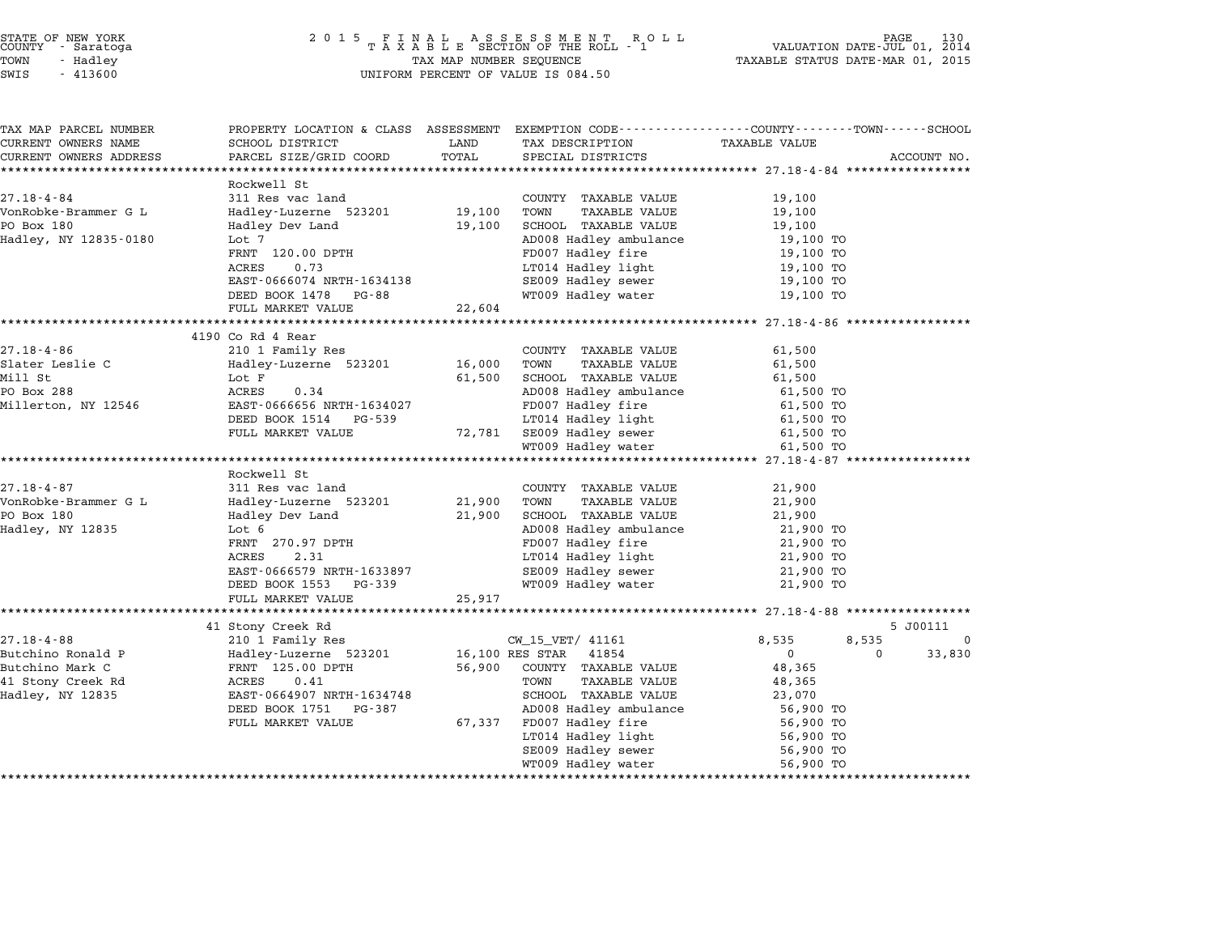STATE OF NEW YORK
COUNTY - Saratoga
TOWN - Hadley
SWIS - 413600

2015 FINAL ASSESSMENT ROLL
TAXABLE SECTION OF THE ROLL - 1
TAX MAP NUMBER SEQUENCE
UNIFORM PERCENT OF VALUE IS 084.50

VALUATION DATE-JUL 01, 2014
TAXABLE STATUS DATE-MAR 01, 2015

| TAX MAP PARCEL NUMBER / CURRENT OWNERS NAME / CURRENT OWNERS ADDRESS | PROPERTY LOCATION & CLASS / SCHOOL DISTRICT / PARCEL SIZE/GRID COORD | ASSESSMENT LAND / TOTAL | EXEMPTION CODE / TAX DESCRIPTION / SPECIAL DISTRICTS | COUNTY TAXABLE VALUE | TOWN | SCHOOL / ACCOUNT NO. |
|---|---|---|---|---|---|---|
| **27.18-4-84** | Rockwell St | | | | | |
| | 311 Res vac land | | COUNTY TAXABLE VALUE | 19,100 | | |
| VonRobke-Brammer G L | Hadley-Luzerne 523201 | 19,100 | TOWN TAXABLE VALUE | 19,100 | | |
| PO Box 180 | Hadley Dev Land | 19,100 | SCHOOL TAXABLE VALUE | 19,100 | | |
| Hadley, NY 12835-0180 | Lot 7 | | AD008 Hadley ambulance | 19,100 TO | | |
| | FRNT 120.00 DPTH | | FD007 Hadley fire | 19,100 TO | | |
| | ACRES 0.73 | | LT014 Hadley light | 19,100 TO | | |
| | EAST-0666074 NRTH-1634138 | | SE009 Hadley sewer | 19,100 TO | | |
| | DEED BOOK 1478 PG-88 | | WT009 Hadley water | 19,100 TO | | |
| | FULL MARKET VALUE | 22,604 | | | | |
| **27.18-4-86** | 4190 Co Rd 4 Rear | | | | | |
| | 210 1 Family Res | | COUNTY TAXABLE VALUE | 61,500 | | |
| Slater Leslie C | Hadley-Luzerne 523201 | 16,000 | TOWN TAXABLE VALUE | 61,500 | | |
| Mill St | Lot F | 61,500 | SCHOOL TAXABLE VALUE | 61,500 | | |
| PO Box 288 | ACRES 0.34 | | AD008 Hadley ambulance | 61,500 TO | | |
| Millerton, NY 12546 | EAST-0666656 NRTH-1634027 | | FD007 Hadley fire | 61,500 TO | | |
| | DEED BOOK 1514 PG-539 | | LT014 Hadley light | 61,500 TO | | |
| | FULL MARKET VALUE | 72,781 | SE009 Hadley sewer | 61,500 TO | | |
| | | | WT009 Hadley water | 61,500 TO | | |
| **27.18-4-87** | Rockwell St | | | | | |
| | 311 Res vac land | | COUNTY TAXABLE VALUE | 21,900 | | |
| VonRobke-Brammer G L | Hadley-Luzerne 523201 | 21,900 | TOWN TAXABLE VALUE | 21,900 | | |
| PO Box 180 | Hadley Dev Land | 21,900 | SCHOOL TAXABLE VALUE | 21,900 | | |
| Hadley, NY 12835 | Lot 6 | | AD008 Hadley ambulance | 21,900 TO | | |
| | FRNT 270.97 DPTH | | FD007 Hadley fire | 21,900 TO | | |
| | ACRES 2.31 | | LT014 Hadley light | 21,900 TO | | |
| | EAST-0666579 NRTH-1633897 | | SE009 Hadley sewer | 21,900 TO | | |
| | DEED BOOK 1553 PG-339 | | WT009 Hadley water | 21,900 TO | | |
| | FULL MARKET VALUE | 25,917 | | | | |
| **27.18-4-88** | 41 Stony Creek Rd | | | | | 5 J00111 |
| | 210 1 Family Res | | CW_15_VET/ 41161 | 8,535 | 8,535 | 0 |
| Butchino Ronald P | Hadley-Luzerne 523201 | 16,100 | RES STAR 41854 | 0 | 0 | 33,830 |
| Butchino Mark C | FRNT 125.00 DPTH | 56,900 | COUNTY TAXABLE VALUE | 48,365 | | |
| 41 Stony Creek Rd | ACRES 0.41 | | TOWN TAXABLE VALUE | 48,365 | | |
| Hadley, NY 12835 | EAST-0664907 NRTH-1634748 | | SCHOOL TAXABLE VALUE | 23,070 | | |
| | DEED BOOK 1751 PG-387 | | AD008 Hadley ambulance | 56,900 TO | | |
| | FULL MARKET VALUE | 67,337 | FD007 Hadley fire | 56,900 TO | | |
| | | | LT014 Hadley light | 56,900 TO | | |
| | | | SE009 Hadley sewer | 56,900 TO | | |
| | | | WT009 Hadley water | 56,900 TO | | |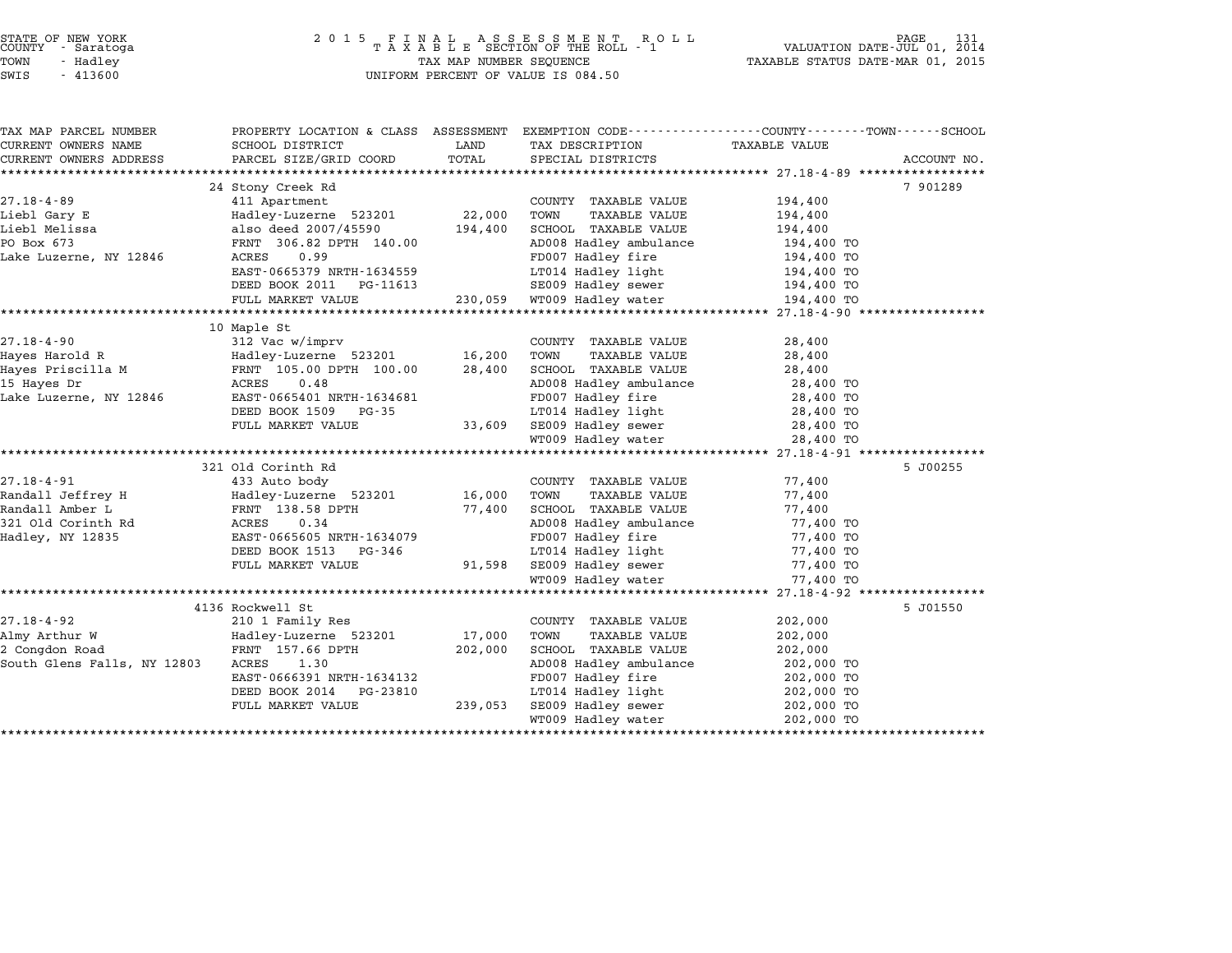STATE OF NEW YORK
COUNTY - Saratoga
TOWN - Hadley
SWIS - 413600

2 0 1 5 F I N A L A S S E S S M E N T R O L L
T A X A B L E SECTION OF THE ROLL - 1
TAX MAP NUMBER SEQUENCE
UNIFORM PERCENT OF VALUE IS 084.50

VALUATION DATE-JUL 01, 2014
TAXABLE STATUS DATE-MAR 01, 2015

| TAX MAP PARCEL NUMBER / CURRENT OWNERS NAME / CURRENT OWNERS ADDRESS | PROPERTY LOCATION & CLASS / SCHOOL DISTRICT / PARCEL SIZE/GRID COORD | ASSESSMENT LAND | TOTAL | EXEMPTION CODE / TAX DESCRIPTION / SPECIAL DISTRICTS | TAXABLE VALUE | ACCOUNT NO. |
|---|---|---|---|---|---|---|
| | 24 Stony Creek Rd | | | | | 7 901289 |
| 27.18-4-89 | 411 Apartment | | | COUNTY TAXABLE VALUE | 194,400 | |
| Liebl Gary E | Hadley-Luzerne 523201 | 22,000 | | TOWN TAXABLE VALUE | 194,400 | |
| Liebl Melissa | also deed 2007/45590 | | 194,400 | SCHOOL TAXABLE VALUE | 194,400 | |
| PO Box 673 | FRNT 306.82 DPTH 140.00 | | | AD008 Hadley ambulance | 194,400 TO | |
| Lake Luzerne, NY 12846 | ACRES 0.99 | | | FD007 Hadley fire | 194,400 TO | |
| | EAST-0665379 NRTH-1634559 | | | LT014 Hadley light | 194,400 TO | |
| | DEED BOOK 2011 PG-11613 | | | SE009 Hadley sewer | 194,400 TO | |
| | FULL MARKET VALUE | | 230,059 | WT009 Hadley water | 194,400 TO | |
| | 10 Maple St | | | | | |
| 27.18-4-90 | 312 Vac w/imprv | | | COUNTY TAXABLE VALUE | 28,400 | |
| Hayes Harold R | Hadley-Luzerne 523201 | 16,200 | | TOWN TAXABLE VALUE | 28,400 | |
| Hayes Priscilla M | FRNT 105.00 DPTH 100.00 | | 28,400 | SCHOOL TAXABLE VALUE | 28,400 | |
| 15 Hayes Dr | ACRES 0.48 | | | AD008 Hadley ambulance | 28,400 TO | |
| Lake Luzerne, NY 12846 | EAST-0665401 NRTH-1634681 | | | FD007 Hadley fire | 28,400 TO | |
| | DEED BOOK 1509 PG-35 | | | LT014 Hadley light | 28,400 TO | |
| | FULL MARKET VALUE | | 33,609 | SE009 Hadley sewer | 28,400 TO | |
| | | | | WT009 Hadley water | 28,400 TO | |
| | 321 Old Corinth Rd | | | | | 5 J00255 |
| 27.18-4-91 | 433 Auto body | | | COUNTY TAXABLE VALUE | 77,400 | |
| Randall Jeffrey H | Hadley-Luzerne 523201 | 16,000 | | TOWN TAXABLE VALUE | 77,400 | |
| Randall Amber L | FRNT 138.58 DPTH | | 77,400 | SCHOOL TAXABLE VALUE | 77,400 | |
| 321 Old Corinth Rd | ACRES 0.34 | | | AD008 Hadley ambulance | 77,400 TO | |
| Hadley, NY 12835 | EAST-0665605 NRTH-1634079 | | | FD007 Hadley fire | 77,400 TO | |
| | DEED BOOK 1513 PG-346 | | | LT014 Hadley light | 77,400 TO | |
| | FULL MARKET VALUE | | 91,598 | SE009 Hadley sewer | 77,400 TO | |
| | | | | WT009 Hadley water | 77,400 TO | |
| | 4136 Rockwell St | | | | | 5 J01550 |
| 27.18-4-92 | 210 1 Family Res | | | COUNTY TAXABLE VALUE | 202,000 | |
| Almy Arthur W | Hadley-Luzerne 523201 | 17,000 | | TOWN TAXABLE VALUE | 202,000 | |
| 2 Congdon Road | FRNT 157.66 DPTH | | 202,000 | SCHOOL TAXABLE VALUE | 202,000 | |
| South Glens Falls, NY 12803 | ACRES 1.30 | | | AD008 Hadley ambulance | 202,000 TO | |
| | EAST-0666391 NRTH-1634132 | | | FD007 Hadley fire | 202,000 TO | |
| | DEED BOOK 2014 PG-23810 | | | LT014 Hadley light | 202,000 TO | |
| | FULL MARKET VALUE | | 239,053 | SE009 Hadley sewer | 202,000 TO | |
| | | | | WT009 Hadley water | 202,000 TO | |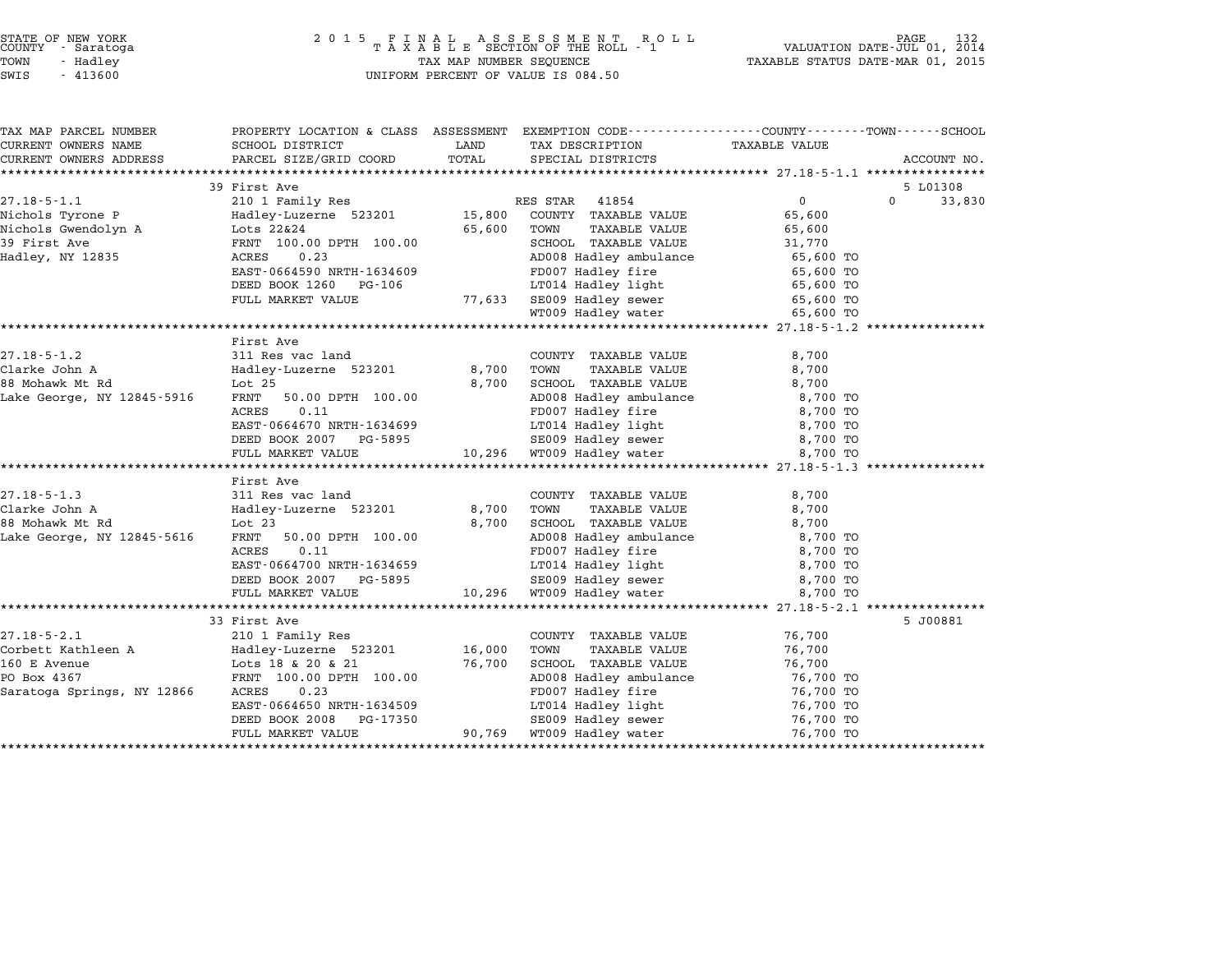STATE OF NEW YORK
COUNTY - Saratoga
TOWN - Hadley
SWIS - 413600

# 2015 FINAL ASSESSMENT ROLL
TAXABLE SECTION OF THE ROLL - 1
TAX MAP NUMBER SEQUENCE
UNIFORM PERCENT OF VALUE IS 084.50

VALUATION DATE-JUL 01, 2014
TAXABLE STATUS DATE-MAR 01, 2015

| TAX MAP PARCEL NUMBER / CURRENT OWNERS NAME / CURRENT OWNERS ADDRESS | PROPERTY LOCATION & CLASS / SCHOOL DISTRICT / PARCEL SIZE/GRID COORD | ASSESSMENT LAND | ASSESSMENT TOTAL | EXEMPTION CODE / TAX DESCRIPTION / SPECIAL DISTRICTS | COUNTY / TOWN TAXABLE VALUE | SCHOOL | ACCOUNT NO. |
|---|---|---|---|---|---|---|---|
| **27.18-5-1.1** | 39 First Ave | | | | | | 5 L01308 |
| 27.18-5-1.1 | 210 1 Family Res | | | RES STAR 41854 | 0 | 0 | 33,830 |
| Nichols Tyrone P | Hadley-Luzerne 523201 | 15,800 | | COUNTY TAXABLE VALUE | 65,600 | | |
| Nichols Gwendolyn A | Lots 22&24 | | 65,600 | TOWN TAXABLE VALUE | 65,600 | | |
| 39 First Ave | FRNT 100.00 DPTH 100.00 | | | SCHOOL TAXABLE VALUE | 31,770 | | |
| Hadley, NY 12835 | ACRES 0.23 | | | AD008 Hadley ambulance | 65,600 TO | | |
| | EAST-0664590 NRTH-1634609 | | | FD007 Hadley fire | 65,600 TO | | |
| | DEED BOOK 1260 PG-106 | | | LT014 Hadley light | 65,600 TO | | |
| | FULL MARKET VALUE | | 77,633 | SE009 Hadley sewer | 65,600 TO | | |
| | | | | WT009 Hadley water | 65,600 TO | | |
| **27.18-5-1.2** | First Ave | | | | | | |
| 27.18-5-1.2 | 311 Res vac land | | | COUNTY TAXABLE VALUE | 8,700 | | |
| Clarke John A | Hadley-Luzerne 523201 | 8,700 | | TOWN TAXABLE VALUE | 8,700 | | |
| 88 Mohawk Mt Rd | Lot 25 | | 8,700 | SCHOOL TAXABLE VALUE | 8,700 | | |
| Lake George, NY 12845-5916 | FRNT 50.00 DPTH 100.00 | | | AD008 Hadley ambulance | 8,700 TO | | |
| | ACRES 0.11 | | | FD007 Hadley fire | 8,700 TO | | |
| | EAST-0664670 NRTH-1634699 | | | LT014 Hadley light | 8,700 TO | | |
| | DEED BOOK 2007 PG-5895 | | | SE009 Hadley sewer | 8,700 TO | | |
| | FULL MARKET VALUE | | 10,296 | WT009 Hadley water | 8,700 TO | | |
| **27.18-5-1.3** | First Ave | | | | | | |
| 27.18-5-1.3 | 311 Res vac land | | | COUNTY TAXABLE VALUE | 8,700 | | |
| Clarke John A | Hadley-Luzerne 523201 | 8,700 | | TOWN TAXABLE VALUE | 8,700 | | |
| 88 Mohawk Mt Rd | Lot 23 | | 8,700 | SCHOOL TAXABLE VALUE | 8,700 | | |
| Lake George, NY 12845-5616 | FRNT 50.00 DPTH 100.00 | | | AD008 Hadley ambulance | 8,700 TO | | |
| | ACRES 0.11 | | | FD007 Hadley fire | 8,700 TO | | |
| | EAST-0664700 NRTH-1634659 | | | LT014 Hadley light | 8,700 TO | | |
| | DEED BOOK 2007 PG-5895 | | | SE009 Hadley sewer | 8,700 TO | | |
| | FULL MARKET VALUE | | 10,296 | WT009 Hadley water | 8,700 TO | | |
| **27.18-5-2.1** | 33 First Ave | | | | | | 5 J00881 |
| 27.18-5-2.1 | 210 1 Family Res | | | COUNTY TAXABLE VALUE | 76,700 | | |
| Corbett Kathleen A | Hadley-Luzerne 523201 | 16,000 | | TOWN TAXABLE VALUE | 76,700 | | |
| 160 E Avenue | Lots 18 & 20 & 21 | | 76,700 | SCHOOL TAXABLE VALUE | 76,700 | | |
| PO Box 4367 | FRNT 100.00 DPTH 100.00 | | | AD008 Hadley ambulance | 76,700 TO | | |
| Saratoga Springs, NY 12866 | ACRES 0.23 | | | FD007 Hadley fire | 76,700 TO | | |
| | EAST-0664650 NRTH-1634509 | | | LT014 Hadley light | 76,700 TO | | |
| | DEED BOOK 2008 PG-17350 | | | SE009 Hadley sewer | 76,700 TO | | |
| | FULL MARKET VALUE | | 90,769 | WT009 Hadley water | 76,700 TO | | |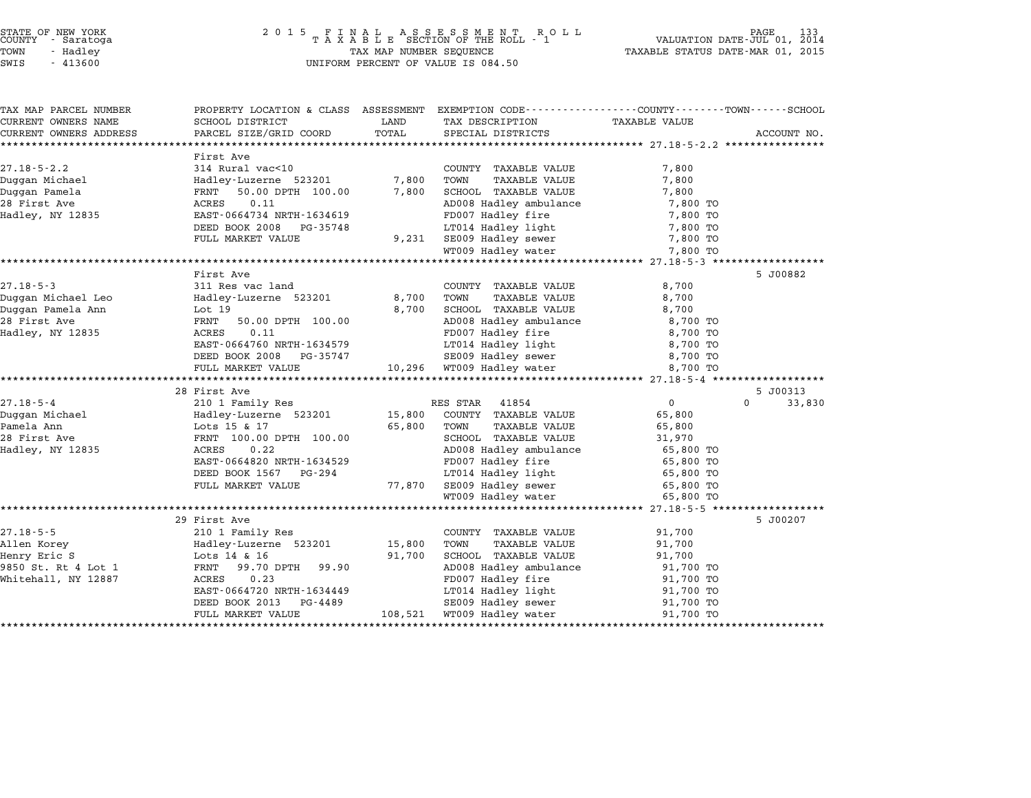STATE OF NEW YORK
COUNTY - Saratoga
TOWN - Hadley
SWIS - 413600

2015 FINAL ASSESSMENT ROLL
TAXABLE SECTION OF THE ROLL - 1
TAX MAP NUMBER SEQUENCE
UNIFORM PERCENT OF VALUE IS 084.50

VALUATION DATE-JUL 01, 2014
TAXABLE STATUS DATE-MAR 01, 2015

| TAX MAP PARCEL NUMBER / CURRENT OWNERS NAME / CURRENT OWNERS ADDRESS | PROPERTY LOCATION & CLASS / SCHOOL DISTRICT / PARCEL SIZE/GRID COORD | ASSESSMENT LAND / TOTAL | EXEMPTION CODE / TAX DESCRIPTION / SPECIAL DISTRICTS | COUNTY TAXABLE VALUE | TOWN | SCHOOL | ACCOUNT NO. |
|---|---|---|---|---|---|---|---|
| **27.18-5-2.2** | First Ave | | | | | | |
| 27.18-5-2.2 | 314 Rural vac<10 | | COUNTY TAXABLE VALUE | 7,800 | | | |
| Duggan Michael | Hadley-Luzerne 523201 | 7,800 | TOWN TAXABLE VALUE | 7,800 | | | |
| Duggan Pamela | FRNT 50.00 DPTH 100.00 | 7,800 | SCHOOL TAXABLE VALUE | 7,800 | | | |
| 28 First Ave | ACRES 0.11 | | AD008 Hadley ambulance | 7,800 TO | | | |
| Hadley, NY 12835 | EAST-0664734 NRTH-1634619 | | FD007 Hadley fire | 7,800 TO | | | |
| | DEED BOOK 2008 PG-35748 | | LT014 Hadley light | 7,800 TO | | | |
| | FULL MARKET VALUE | 9,231 | SE009 Hadley sewer | 7,800 TO | | | |
| | | | WT009 Hadley water | 7,800 TO | | | |
| **27.18-5-3** | First Ave | | | | | | 5 J00882 |
| 27.18-5-3 | 311 Res vac land | | COUNTY TAXABLE VALUE | 8,700 | | | |
| Duggan Michael Leo | Hadley-Luzerne 523201 | 8,700 | TOWN TAXABLE VALUE | 8,700 | | | |
| Duggan Pamela Ann | Lot 19 | 8,700 | SCHOOL TAXABLE VALUE | 8,700 | | | |
| 28 First Ave | FRNT 50.00 DPTH 100.00 | | AD008 Hadley ambulance | 8,700 TO | | | |
| Hadley, NY 12835 | ACRES 0.11 | | FD007 Hadley fire | 8,700 TO | | | |
| | EAST-0664760 NRTH-1634579 | | LT014 Hadley light | 8,700 TO | | | |
| | DEED BOOK 2008 PG-35747 | | SE009 Hadley sewer | 8,700 TO | | | |
| | FULL MARKET VALUE | 10,296 | WT009 Hadley water | 8,700 TO | | | |
| **27.18-5-4** | 28 First Ave | | | | | | 5 J00313 |
| 27.18-5-4 | 210 1 Family Res | | RES STAR 41854 | 0 | 0 | 33,830 | |
| Duggan Michael | Hadley-Luzerne 523201 | 15,800 | COUNTY TAXABLE VALUE | 65,800 | | | |
| Pamela Ann | Lots 15 & 17 | 65,800 | TOWN TAXABLE VALUE | 65,800 | | | |
| 28 First Ave | FRNT 100.00 DPTH 100.00 | | SCHOOL TAXABLE VALUE | 31,970 | | | |
| Hadley, NY 12835 | ACRES 0.22 | | AD008 Hadley ambulance | 65,800 TO | | | |
| | EAST-0664820 NRTH-1634529 | | FD007 Hadley fire | 65,800 TO | | | |
| | DEED BOOK 1567 PG-294 | | LT014 Hadley light | 65,800 TO | | | |
| | FULL MARKET VALUE | 77,870 | SE009 Hadley sewer | 65,800 TO | | | |
| | | | WT009 Hadley water | 65,800 TO | | | |
| **27.18-5-5** | 29 First Ave | | | | | | 5 J00207 |
| 27.18-5-5 | 210 1 Family Res | | COUNTY TAXABLE VALUE | 91,700 | | | |
| Allen Korey | Hadley-Luzerne 523201 | 15,800 | TOWN TAXABLE VALUE | 91,700 | | | |
| Henry Eric S | Lots 14 & 16 | 91,700 | SCHOOL TAXABLE VALUE | 91,700 | | | |
| 9850 St. Rt 4 Lot 1 | FRNT 99.70 DPTH 99.90 | | AD008 Hadley ambulance | 91,700 TO | | | |
| Whitehall, NY 12887 | ACRES 0.23 | | FD007 Hadley fire | 91,700 TO | | | |
| | EAST-0664720 NRTH-1634449 | | LT014 Hadley light | 91,700 TO | | | |
| | DEED BOOK 2013 PG-4489 | | SE009 Hadley sewer | 91,700 TO | | | |
| | FULL MARKET VALUE | 108,521 | WT009 Hadley water | 91,700 TO | | | |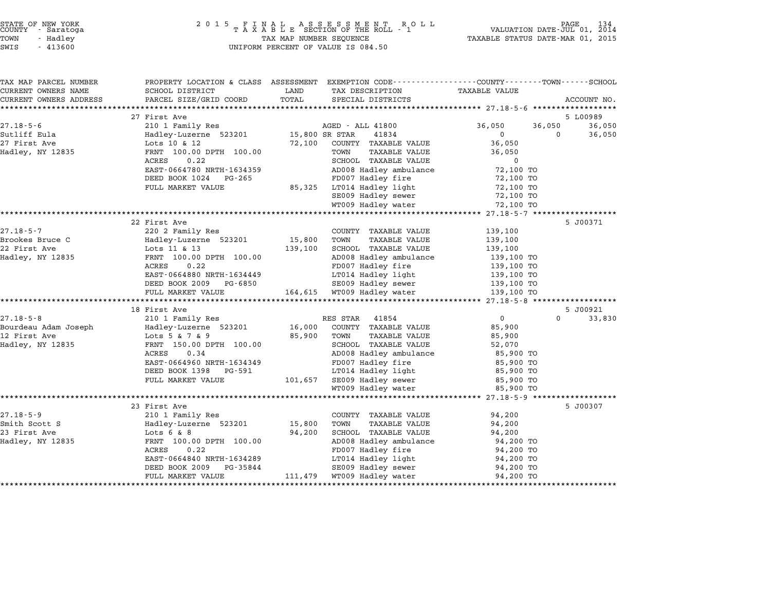STATE OF NEW YORK
COUNTY - Saratoga
TOWN - Hadley
SWIS - 413600

2015 FINAL ASSESSMENT ROLL
TAXABLE SECTION OF THE ROLL - 1
TAX MAP NUMBER SEQUENCE
UNIFORM PERCENT OF VALUE IS 084.50

VALUATION DATE-JUL 01, 2014
TAXABLE STATUS DATE-MAR 01, 2015

| TAX MAP PARCEL NUMBER / CURRENT OWNERS NAME / CURRENT OWNERS ADDRESS | PROPERTY LOCATION & CLASS / SCHOOL DISTRICT / PARCEL SIZE/GRID COORD | ASSESSMENT LAND / TOTAL | EXEMPTION CODE / TAX DESCRIPTION / SPECIAL DISTRICTS | COUNTY TAXABLE VALUE | TOWN | SCHOOL | ACCOUNT NO. |
|---|---|---|---|---|---|---|---|
| | 27 First Ave | | | | | | 5 L00989 |
| 27.18-5-6 | 210 1 Family Res | | AGED - ALL 41800 | 36,050 | 36,050 | 36,050 | |
| Sutliff Eula | Hadley-Luzerne 523201 | 15,800 | SR STAR 41834 | 0 | 0 | 36,050 | |
| 27 First Ave | Lots 10 & 12 | 72,100 | COUNTY TAXABLE VALUE | 36,050 | | | |
| Hadley, NY 12835 | FRNT 100.00 DPTH 100.00 | | TOWN TAXABLE VALUE | 36,050 | | | |
| | ACRES 0.22 | | SCHOOL TAXABLE VALUE | 0 | | | |
| | EAST-0664780 NRTH-1634359 | | AD008 Hadley ambulance | 72,100 TO | | | |
| | DEED BOOK 1024 PG-265 | | FD007 Hadley fire | 72,100 TO | | | |
| | FULL MARKET VALUE | 85,325 | LT014 Hadley light | 72,100 TO | | | |
| | | | SE009 Hadley sewer | 72,100 TO | | | |
| | | | WT009 Hadley water | 72,100 TO | | | |
| | 22 First Ave | | | | | | 5 J00371 |
| 27.18-5-7 | 220 2 Family Res | | COUNTY TAXABLE VALUE | 139,100 | | | |
| Brookes Bruce C | Hadley-Luzerne 523201 | 15,800 | TOWN TAXABLE VALUE | 139,100 | | | |
| 22 First Ave | Lots 11 & 13 | 139,100 | SCHOOL TAXABLE VALUE | 139,100 | | | |
| Hadley, NY 12835 | FRNT 100.00 DPTH 100.00 | | AD008 Hadley ambulance | 139,100 TO | | | |
| | ACRES 0.22 | | FD007 Hadley fire | 139,100 TO | | | |
| | EAST-0664880 NRTH-1634449 | | LT014 Hadley light | 139,100 TO | | | |
| | DEED BOOK 2009 PG-6850 | | SE009 Hadley sewer | 139,100 TO | | | |
| | FULL MARKET VALUE | 164,615 | WT009 Hadley water | 139,100 TO | | | |
| | 18 First Ave | | | | | | 5 J00921 |
| 27.18-5-8 | 210 1 Family Res | | RES STAR 41854 | 0 | 0 | 33,830 | |
| Bourdeau Adam Joseph | Hadley-Luzerne 523201 | 16,000 | COUNTY TAXABLE VALUE | 85,900 | | | |
| 12 First Ave | Lots 5 & 7 & 9 | 85,900 | TOWN TAXABLE VALUE | 85,900 | | | |
| Hadley, NY 12835 | FRNT 150.00 DPTH 100.00 | | SCHOOL TAXABLE VALUE | 52,070 | | | |
| | ACRES 0.34 | | AD008 Hadley ambulance | 85,900 TO | | | |
| | EAST-0664960 NRTH-1634349 | | FD007 Hadley fire | 85,900 TO | | | |
| | DEED BOOK 1398 PG-591 | | LT014 Hadley light | 85,900 TO | | | |
| | FULL MARKET VALUE | 101,657 | SE009 Hadley sewer | 85,900 TO | | | |
| | | | WT009 Hadley water | 85,900 TO | | | |
| | 23 First Ave | | | | | | 5 J00307 |
| 27.18-5-9 | 210 1 Family Res | | COUNTY TAXABLE VALUE | 94,200 | | | |
| Smith Scott S | Hadley-Luzerne 523201 | 15,800 | TOWN TAXABLE VALUE | 94,200 | | | |
| 23 First Ave | Lots 6 & 8 | 94,200 | SCHOOL TAXABLE VALUE | 94,200 | | | |
| Hadley, NY 12835 | FRNT 100.00 DPTH 100.00 | | AD008 Hadley ambulance | 94,200 TO | | | |
| | ACRES 0.22 | | FD007 Hadley fire | 94,200 TO | | | |
| | EAST-0664840 NRTH-1634289 | | LT014 Hadley light | 94,200 TO | | | |
| | DEED BOOK 2009 PG-35844 | | SE009 Hadley sewer | 94,200 TO | | | |
| | FULL MARKET VALUE | 111,479 | WT009 Hadley water | 94,200 TO | | | |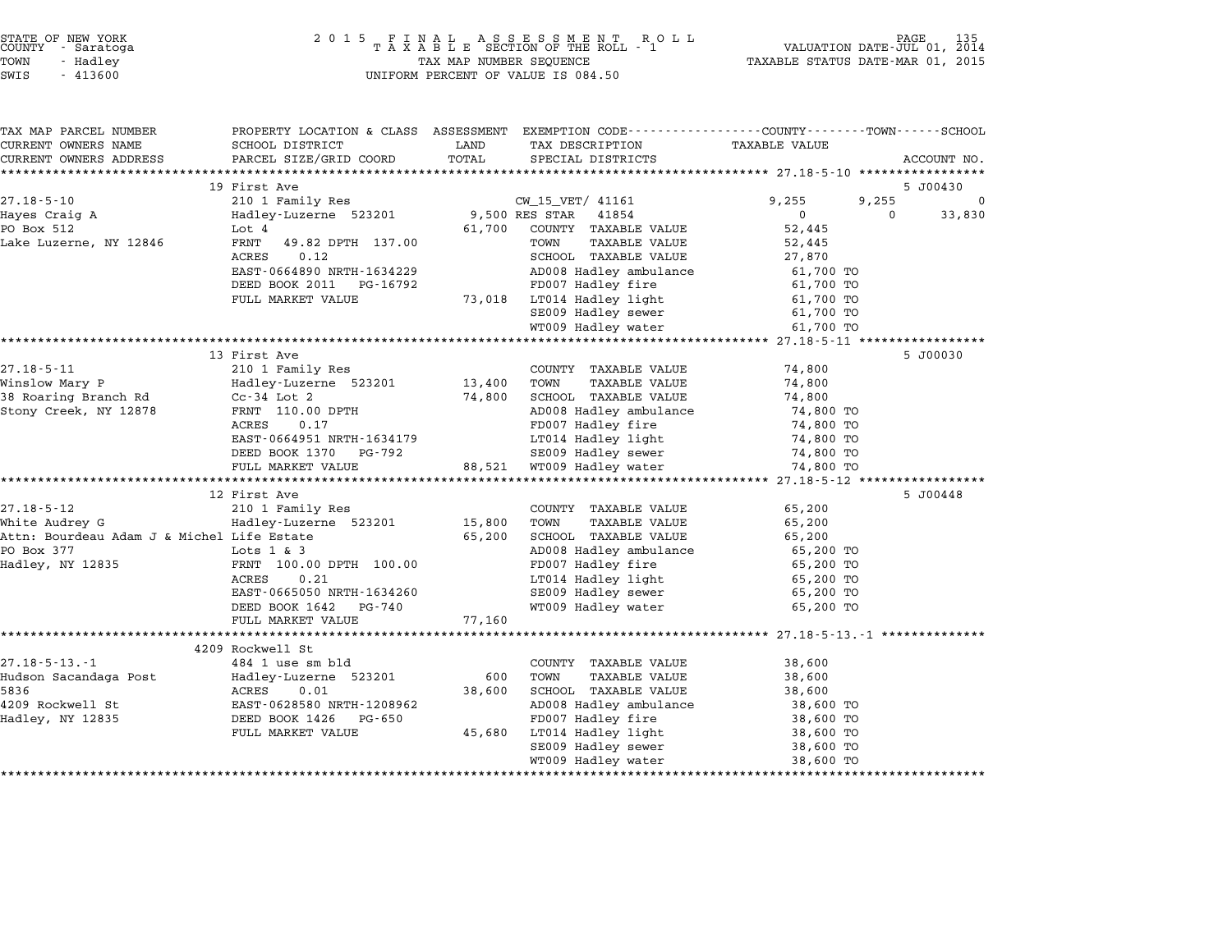STATE OF NEW YORK
COUNTY - Saratoga
TOWN - Hadley
SWIS - 413600

2 0 1 5 F I N A L A S S E S S M E N T R O L L
T A X A B L E SECTION OF THE ROLL - 1
TAX MAP NUMBER SEQUENCE
UNIFORM PERCENT OF VALUE IS 084.50

VALUATION DATE-JUL 01, 2014
TAXABLE STATUS DATE-MAR 01, 2015

```
TAX MAP PARCEL NUMBER     PROPERTY LOCATION & CLASS  ASSESSMENT  EXEMPTION CODE-----------------COUNTY--------TOWN------SCHOOL
CURRENT OWNERS NAME       SCHOOL DISTRICT               LAND      TAX DESCRIPTION              TAXABLE VALUE
CURRENT OWNERS ADDRESS    PARCEL SIZE/GRID COORD        TOTAL     SPECIAL DISTRICTS                                     ACCOUNT NO.
******************************************************************************************************* 27.18-5-10 *****************
                          19 First Ave                                                                                5 J00430
27.18-5-10                210 1 Family Res                         CW_15_VET/ 41161           9,255        9,255             0
Hayes Craig A             Hadley-Luzerne  523201       9,500 RES STAR   41854                  0            0         33,830
PO Box 512                Lot 4                       61,700   COUNTY  TAXABLE VALUE          52,445
Lake Luzerne, NY 12846    FRNT   49.82 DPTH 137.00             TOWN    TAXABLE VALUE          52,445
                          ACRES    0.12                        SCHOOL  TAXABLE VALUE          27,870
                          EAST-0664890 NRTH-1634229            AD008 Hadley ambulance          61,700 TO
                          DEED BOOK 2011   PG-16792            FD007 Hadley fire               61,700 TO
                          FULL MARKET VALUE           73,018   LT014 Hadley light              61,700 TO
                                                               SE009 Hadley sewer              61,700 TO
                                                               WT009 Hadley water              61,700 TO
******************************************************************************************************* 27.18-5-11 *****************
                          13 First Ave                                                                                5 J00030
27.18-5-11                210 1 Family Res                         COUNTY  TAXABLE VALUE          74,800
Winslow Mary P            Hadley-Luzerne  523201      13,400   TOWN    TAXABLE VALUE          74,800
38 Roaring Branch Rd      Cc-34 Lot 2                 74,800   SCHOOL  TAXABLE VALUE          74,800
Stony Creek, NY 12878     FRNT 110.00 DPTH                     AD008 Hadley ambulance          74,800 TO
                          ACRES    0.17                        FD007 Hadley fire               74,800 TO
                          EAST-0664951 NRTH-1634179            LT014 Hadley light              74,800 TO
                          DEED BOOK 1370   PG-792              SE009 Hadley sewer              74,800 TO
                          FULL MARKET VALUE           88,521   WT009 Hadley water              74,800 TO
******************************************************************************************************* 27.18-5-12 *****************
                          12 First Ave                                                                                5 J00448
27.18-5-12                210 1 Family Res                         COUNTY  TAXABLE VALUE          65,200
White Audrey G            Hadley-Luzerne  523201      15,800   TOWN    TAXABLE VALUE          65,200
Attn: Bourdeau Adam J & Michel Life Estate            65,200   SCHOOL  TAXABLE VALUE          65,200
PO Box 377                Lots 1 & 3                           AD008 Hadley ambulance          65,200 TO
Hadley, NY 12835          FRNT 100.00 DPTH 100.00              FD007 Hadley fire               65,200 TO
                          ACRES    0.21                        LT014 Hadley light              65,200 TO
                          EAST-0665050 NRTH-1634260            SE009 Hadley sewer              65,200 TO
                          DEED BOOK 1642   PG-740              WT009 Hadley water              65,200 TO
                          FULL MARKET VALUE           77,160
******************************************************************************************************* 27.18-5-13.-1 **************
                          4209 Rockwell St
27.18-5-13.-1             484 1 use sm bld                         COUNTY  TAXABLE VALUE          38,600
Hudson Sacandaga Post     Hadley-Luzerne  523201         600   TOWN    TAXABLE VALUE          38,600
5836                      ACRES    0.01               38,600   SCHOOL  TAXABLE VALUE          38,600
4209 Rockwell St          EAST-0628580 NRTH-1208962            AD008 Hadley ambulance          38,600 TO
Hadley, NY 12835          DEED BOOK 1426   PG-650              FD007 Hadley fire               38,600 TO
                          FULL MARKET VALUE           45,680   LT014 Hadley light              38,600 TO
                                                               SE009 Hadley sewer              38,600 TO
                                                               WT009 Hadley water              38,600 TO
************************************************************************************************************************************
```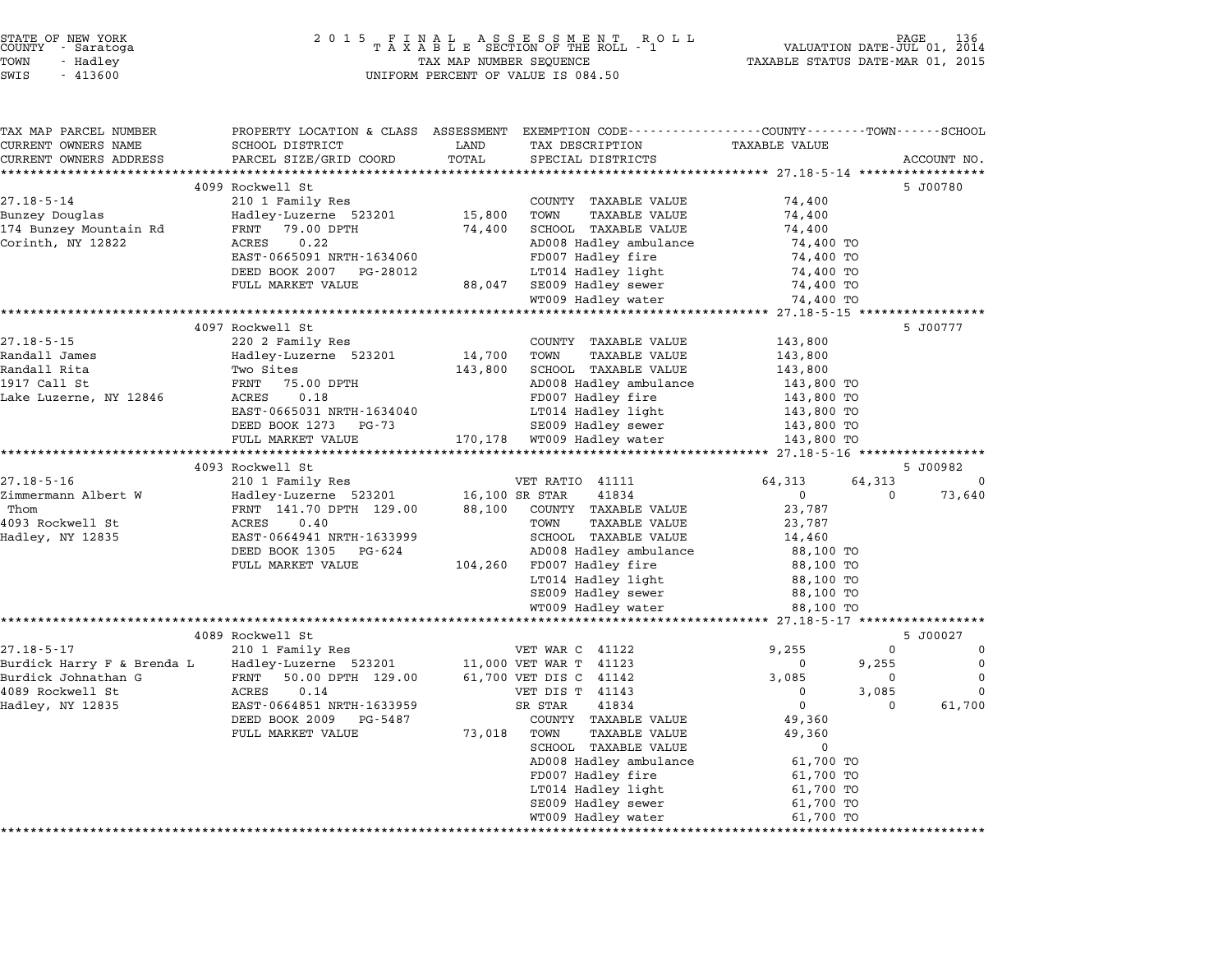STATE OF NEW YORK
COUNTY - Saratoga
TOWN - Hadley
SWIS - 413600

2 0 1 5 F I N A L A S S E S S M E N T R O L L
T A X A B L E SECTION OF THE ROLL - 1
TAX MAP NUMBER SEQUENCE
UNIFORM PERCENT OF VALUE IS 084.50

VALUATION DATE-JUL 01, 2014
TAXABLE STATUS DATE-MAR 01, 2015

| TAX MAP PARCEL NUMBER / CURRENT OWNERS NAME / CURRENT OWNERS ADDRESS | PROPERTY LOCATION & CLASS / SCHOOL DISTRICT / PARCEL SIZE/GRID COORD | ASSESSMENT LAND / TOTAL | EXEMPTION CODE / TAX DESCRIPTION / SPECIAL DISTRICTS | COUNTY TAXABLE VALUE | TOWN | SCHOOL | ACCOUNT NO. |
|---|---|---|---|---|---|---|---|
| | 4099 Rockwell St | | | | | | 5 J00780 |
| 27.18-5-14 | 210 1 Family Res | | COUNTY TAXABLE VALUE | 74,400 | | | |
| Bunzey Douglas | Hadley-Luzerne 523201 | 15,800 | TOWN TAXABLE VALUE | 74,400 | | | |
| 174 Bunzey Mountain Rd | FRNT 79.00 DPTH | 74,400 | SCHOOL TAXABLE VALUE | 74,400 | | | |
| Corinth, NY 12822 | ACRES 0.22 | | AD008 Hadley ambulance | 74,400 TO | | | |
| | EAST-0665091 NRTH-1634060 | | FD007 Hadley fire | 74,400 TO | | | |
| | DEED BOOK 2007 PG-28012 | | LT014 Hadley light | 74,400 TO | | | |
| | FULL MARKET VALUE | 88,047 | SE009 Hadley sewer | 74,400 TO | | | |
| | | | WT009 Hadley water | 74,400 TO | | | |
| | 4097 Rockwell St | | | | | | 5 J00777 |
| 27.18-5-15 | 220 2 Family Res | | COUNTY TAXABLE VALUE | 143,800 | | | |
| Randall James | Hadley-Luzerne 523201 | 14,700 | TOWN TAXABLE VALUE | 143,800 | | | |
| Randall Rita | Two Sites | 143,800 | SCHOOL TAXABLE VALUE | 143,800 | | | |
| 1917 Call St | FRNT 75.00 DPTH | | AD008 Hadley ambulance | 143,800 TO | | | |
| Lake Luzerne, NY 12846 | ACRES 0.18 | | FD007 Hadley fire | 143,800 TO | | | |
| | EAST-0665031 NRTH-1634040 | | LT014 Hadley light | 143,800 TO | | | |
| | DEED BOOK 1273 PG-73 | | SE009 Hadley sewer | 143,800 TO | | | |
| | FULL MARKET VALUE | 170,178 | WT009 Hadley water | 143,800 TO | | | |
| | 4093 Rockwell St | | | | | | 5 J00982 |
| 27.18-5-16 | 210 1 Family Res | | VET RATIO 41111 | 64,313 | 64,313 | 0 | |
| Zimmermann Albert W | Hadley-Luzerne 523201 | 16,100 | SR STAR 41834 | 0 | 0 | 73,640 | |
| Thom | FRNT 141.70 DPTH 129.00 | 88,100 | COUNTY TAXABLE VALUE | 23,787 | | | |
| 4093 Rockwell St | ACRES 0.40 | | TOWN TAXABLE VALUE | 23,787 | | | |
| Hadley, NY 12835 | EAST-0664941 NRTH-1633999 | | SCHOOL TAXABLE VALUE | 14,460 | | | |
| | DEED BOOK 1305 PG-624 | | AD008 Hadley ambulance | 88,100 TO | | | |
| | FULL MARKET VALUE | 104,260 | FD007 Hadley fire | 88,100 TO | | | |
| | | | LT014 Hadley light | 88,100 TO | | | |
| | | | SE009 Hadley sewer | 88,100 TO | | | |
| | | | WT009 Hadley water | 88,100 TO | | | |
| | 4089 Rockwell St | | | | | | 5 J00027 |
| 27.18-5-17 | 210 1 Family Res | | VET WAR C 41122 | 9,255 | 0 | 0 | |
| Burdick Harry F & Brenda L | Hadley-Luzerne 523201 | 11,000 | VET WAR T 41123 | 0 | 9,255 | 0 | |
| Burdick Johnathan G | FRNT 50.00 DPTH 129.00 | 61,700 | VET DIS C 41142 | 3,085 | 0 | 0 | |
| 4089 Rockwell St | ACRES 0.14 | | VET DIS T 41143 | 0 | 3,085 | 0 | |
| Hadley, NY 12835 | EAST-0664851 NRTH-1633959 | | SR STAR 41834 | 0 | 0 | 61,700 | |
| | DEED BOOK 2009 PG-5487 | | COUNTY TAXABLE VALUE | 49,360 | | | |
| | FULL MARKET VALUE | 73,018 | TOWN TAXABLE VALUE | 49,360 | | | |
| | | | SCHOOL TAXABLE VALUE | 0 | | | |
| | | | AD008 Hadley ambulance | 61,700 TO | | | |
| | | | FD007 Hadley fire | 61,700 TO | | | |
| | | | LT014 Hadley light | 61,700 TO | | | |
| | | | SE009 Hadley sewer | 61,700 TO | | | |
| | | | WT009 Hadley water | 61,700 TO | | | |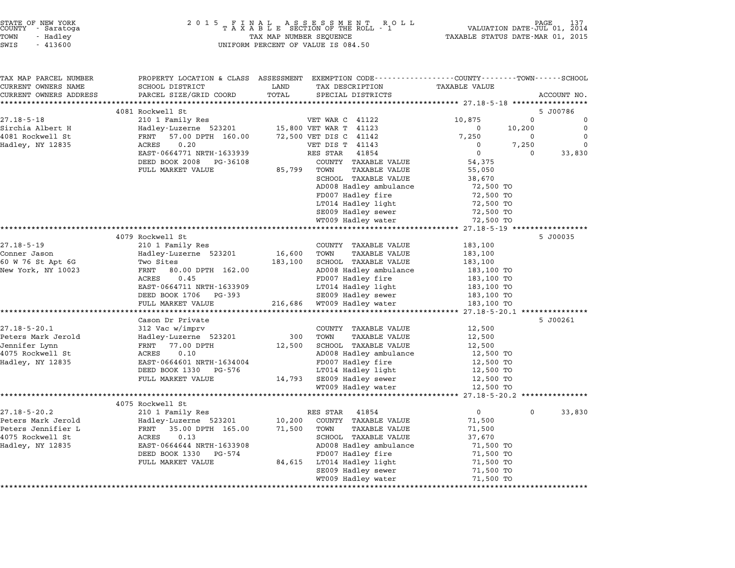STATE OF NEW YORK · COUNTY - Saratoga · TOWN - Hadley · SWIS - 413600

2015 FINAL ASSESSMENT ROLL — TAXABLE SECTION OF THE ROLL - 1 — TAX MAP NUMBER SEQUENCE — UNIFORM PERCENT OF VALUE IS 084.50

VALUATION DATE-JUL 01, 2014 · TAXABLE STATUS DATE-MAR 01, 2015

| TAX MAP PARCEL NUMBER / CURRENT OWNERS NAME / CURRENT OWNERS ADDRESS | PROPERTY LOCATION & CLASS / SCHOOL DISTRICT / PARCEL SIZE/GRID COORD | ASSESSMENT LAND | TOTAL | EXEMPTION CODE / TAX DESCRIPTION / SPECIAL DISTRICTS | COUNTY TAXABLE VALUE | TOWN | SCHOOL | ACCOUNT NO. |
|---|---|---|---|---|---|---|---|---|
| | 4081 Rockwell St | | | | | | | 5 J00786 |
| 27.18-5-18 | 210 1 Family Res | | | VET WAR C 41122 | 10,875 | 0 | 0 | |
| Sirchia Albert H | Hadley-Luzerne 523201 | 15,800 | | VET WAR T 41123 | 0 | 10,200 | 0 | |
| 4081 Rockwell St | FRNT 57.00 DPTH 160.00 | | 72,500 | VET DIS C 41142 | 7,250 | 0 | 0 | |
| Hadley, NY 12835 | ACRES 0.20 | | | VET DIS T 41143 | 0 | 7,250 | 0 | |
| | EAST-0664771 NRTH-1633939 | | | RES STAR 41854 | 0 | 0 | 33,830 | |
| | DEED BOOK 2008 PG-36108 | | | COUNTY TAXABLE VALUE | 54,375 | | | |
| | FULL MARKET VALUE | 85,799 | | TOWN TAXABLE VALUE | 55,050 | | | |
| | | | | SCHOOL TAXABLE VALUE | 38,670 | | | |
| | | | | AD008 Hadley ambulance | 72,500 TO | | | |
| | | | | FD007 Hadley fire | 72,500 TO | | | |
| | | | | LT014 Hadley light | 72,500 TO | | | |
| | | | | SE009 Hadley sewer | 72,500 TO | | | |
| | | | | WT009 Hadley water | 72,500 TO | | | |
| | 4079 Rockwell St | | | | | | | 5 J00035 |
| 27.18-5-19 | 210 1 Family Res | | | COUNTY TAXABLE VALUE | 183,100 | | | |
| Conner Jason | Hadley-Luzerne 523201 | 16,600 | | TOWN TAXABLE VALUE | 183,100 | | | |
| 60 W 76 St Apt 6G | Two Sites | | 183,100 | SCHOOL TAXABLE VALUE | 183,100 | | | |
| New York, NY 10023 | FRNT 80.00 DPTH 162.00 | | | AD008 Hadley ambulance | 183,100 TO | | | |
| | ACRES 0.45 | | | FD007 Hadley fire | 183,100 TO | | | |
| | EAST-0664711 NRTH-1633909 | | | LT014 Hadley light | 183,100 TO | | | |
| | DEED BOOK 1706 PG-393 | | | SE009 Hadley sewer | 183,100 TO | | | |
| | FULL MARKET VALUE | 216,686 | | WT009 Hadley water | 183,100 TO | | | |
| | Cason Dr Private | | | | | | | 5 J00261 |
| 27.18-5-20.1 | 312 Vac w/imprv | | | COUNTY TAXABLE VALUE | 12,500 | | | |
| Peters Mark Jerold | Hadley-Luzerne 523201 | 300 | | TOWN TAXABLE VALUE | 12,500 | | | |
| Jennifer Lynn | FRNT 77.00 DPTH | | 12,500 | SCHOOL TAXABLE VALUE | 12,500 | | | |
| 4075 Rockwell St | ACRES 0.10 | | | AD008 Hadley ambulance | 12,500 TO | | | |
| Hadley, NY 12835 | EAST-0664601 NRTH-1634004 | | | FD007 Hadley fire | 12,500 TO | | | |
| | DEED BOOK 1330 PG-576 | | | LT014 Hadley light | 12,500 TO | | | |
| | FULL MARKET VALUE | 14,793 | | SE009 Hadley sewer | 12,500 TO | | | |
| | | | | WT009 Hadley water | 12,500 TO | | | |
| | 4075 Rockwell St | | | | | | | |
| 27.18-5-20.2 | 210 1 Family Res | | | RES STAR 41854 | 0 | 0 | 33,830 | |
| Peters Mark Jerold | Hadley-Luzerne 523201 | 10,200 | | COUNTY TAXABLE VALUE | 71,500 | | | |
| Peters Jennifier L | FRNT 35.00 DPTH 165.00 | | 71,500 | TOWN TAXABLE VALUE | 71,500 | | | |
| 4075 Rockwell St | ACRES 0.13 | | | SCHOOL TAXABLE VALUE | 37,670 | | | |
| Hadley, NY 12835 | EAST-0664644 NRTH-1633908 | | | AD008 Hadley ambulance | 71,500 TO | | | |
| | DEED BOOK 1330 PG-574 | | | FD007 Hadley fire | 71,500 TO | | | |
| | FULL MARKET VALUE | 84,615 | | LT014 Hadley light | 71,500 TO | | | |
| | | | | SE009 Hadley sewer | 71,500 TO | | | |
| | | | | WT009 Hadley water | 71,500 TO | | | |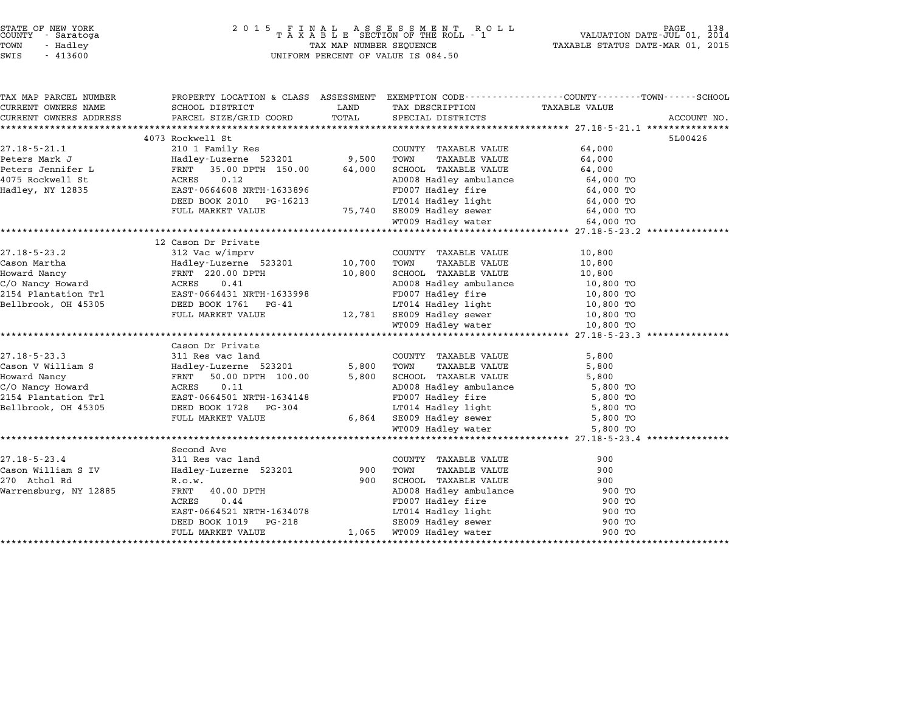STATE OF NEW YORK
COUNTY - Saratoga
TOWN - Hadley
SWIS - 413600

# 2015 FINAL ASSESSMENT ROLL
TAXABLE SECTION OF THE ROLL - 1
TAX MAP NUMBER SEQUENCE
UNIFORM PERCENT OF VALUE IS 084.50

VALUATION DATE-JUL 01, 2014
TAXABLE STATUS DATE-MAR 01, 2015

| TAX MAP PARCEL NUMBER / CURRENT OWNERS NAME / CURRENT OWNERS ADDRESS | PROPERTY LOCATION & CLASS / SCHOOL DISTRICT / PARCEL SIZE/GRID COORD | ASSESSMENT LAND | TOTAL | EXEMPTION CODE / TAX DESCRIPTION / SPECIAL DISTRICTS | TAXABLE VALUE (COUNTY / TOWN / SCHOOL) | ACCOUNT NO. |
|---|---|---|---|---|---|---|
| | 4073 Rockwell St | | | | | 5L00426 |
| 27.18-5-21.1 | 210 1 Family Res | | | COUNTY TAXABLE VALUE | 64,000 | |
| Peters Mark J | Hadley-Luzerne 523201 | 9,500 | | TOWN TAXABLE VALUE | 64,000 | |
| Peters Jennifer L | FRNT 35.00 DPTH 150.00 | | 64,000 | SCHOOL TAXABLE VALUE | 64,000 | |
| 4075 Rockwell St | ACRES 0.12 | | | AD008 Hadley ambulance | 64,000 TO | |
| Hadley, NY 12835 | EAST-0664608 NRTH-1633896 | | | FD007 Hadley fire | 64,000 TO | |
| | DEED BOOK 2010 PG-16213 | | | LT014 Hadley light | 64,000 TO | |
| | FULL MARKET VALUE | | 75,740 | SE009 Hadley sewer | 64,000 TO | |
| | | | | WT009 Hadley water | 64,000 TO | |
| | 12 Cason Dr Private | | | | | |
| 27.18-5-23.2 | 312 Vac w/imprv | | | COUNTY TAXABLE VALUE | 10,800 | |
| Cason Martha | Hadley-Luzerne 523201 | 10,700 | | TOWN TAXABLE VALUE | 10,800 | |
| Howard Nancy | FRNT 220.00 DPTH | | 10,800 | SCHOOL TAXABLE VALUE | 10,800 | |
| C/O Nancy Howard | ACRES 0.41 | | | AD008 Hadley ambulance | 10,800 TO | |
| 2154 Plantation Trl | EAST-0664431 NRTH-1633998 | | | FD007 Hadley fire | 10,800 TO | |
| Bellbrook, OH 45305 | DEED BOOK 1761 PG-41 | | | LT014 Hadley light | 10,800 TO | |
| | FULL MARKET VALUE | | 12,781 | SE009 Hadley sewer | 10,800 TO | |
| | | | | WT009 Hadley water | 10,800 TO | |
| | Cason Dr Private | | | | | |
| 27.18-5-23.3 | 311 Res vac land | | | COUNTY TAXABLE VALUE | 5,800 | |
| Cason V William S | Hadley-Luzerne 523201 | 5,800 | | TOWN TAXABLE VALUE | 5,800 | |
| Howard Nancy | FRNT 50.00 DPTH 100.00 | | 5,800 | SCHOOL TAXABLE VALUE | 5,800 | |
| C/O Nancy Howard | ACRES 0.11 | | | AD008 Hadley ambulance | 5,800 TO | |
| 2154 Plantation Trl | EAST-0664501 NRTH-1634148 | | | FD007 Hadley fire | 5,800 TO | |
| Bellbrook, OH 45305 | DEED BOOK 1728 PG-304 | | | LT014 Hadley light | 5,800 TO | |
| | FULL MARKET VALUE | | 6,864 | SE009 Hadley sewer | 5,800 TO | |
| | | | | WT009 Hadley water | 5,800 TO | |
| | Second Ave | | | | | |
| 27.18-5-23.4 | 311 Res vac land | | | COUNTY TAXABLE VALUE | 900 | |
| Cason William S IV | Hadley-Luzerne 523201 | 900 | | TOWN TAXABLE VALUE | 900 | |
| 270 Athol Rd | R.o.w. | | 900 | SCHOOL TAXABLE VALUE | 900 | |
| Warrensburg, NY 12885 | FRNT 40.00 DPTH | | | AD008 Hadley ambulance | 900 TO | |
| | ACRES 0.44 | | | FD007 Hadley fire | 900 TO | |
| | EAST-0664521 NRTH-1634078 | | | LT014 Hadley light | 900 TO | |
| | DEED BOOK 1019 PG-218 | | | SE009 Hadley sewer | 900 TO | |
| | FULL MARKET VALUE | | 1,065 | WT009 Hadley water | 900 TO | |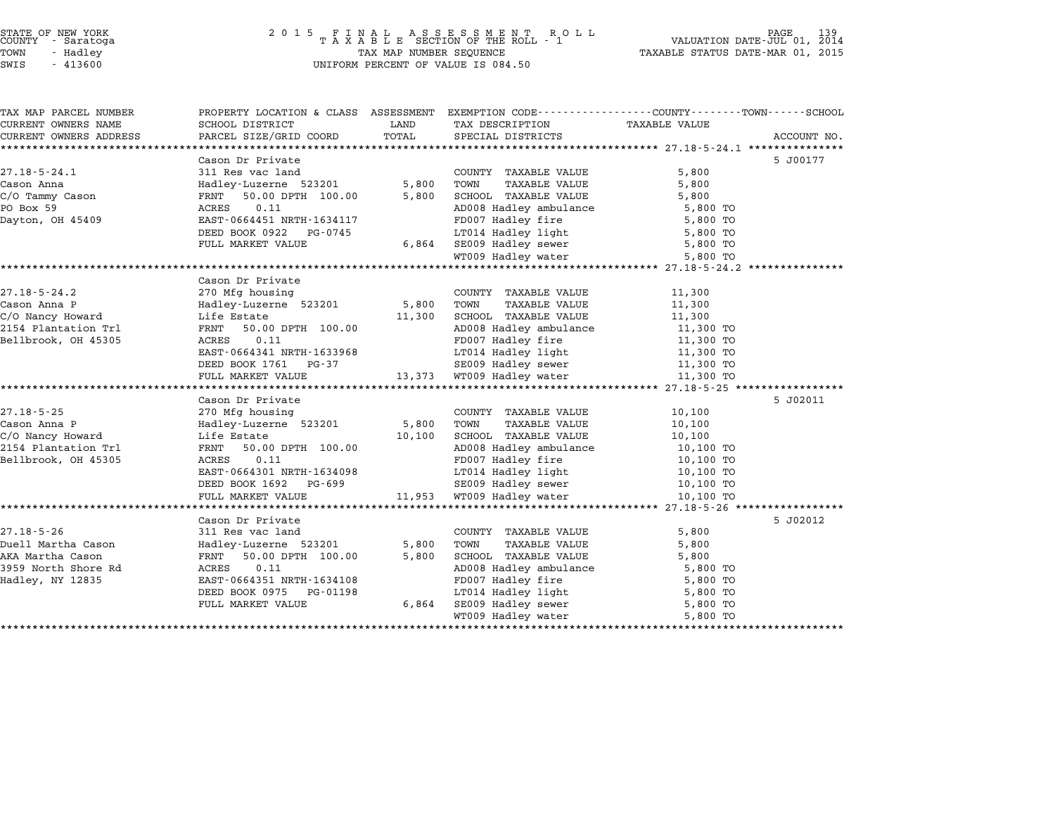STATE OF NEW YORK
COUNTY - Saratoga
TOWN - Hadley
SWIS - 413600

2 0 1 5 F I N A L A S S E S S M E N T R O L L
T A X A B L E SECTION OF THE ROLL - 1
TAX MAP NUMBER SEQUENCE
UNIFORM PERCENT OF VALUE IS 084.50

VALUATION DATE-JUL 01, 2014
TAXABLE STATUS DATE-MAR 01, 2015

| TAX MAP PARCEL NUMBER / CURRENT OWNERS NAME / CURRENT OWNERS ADDRESS | PROPERTY LOCATION & CLASS / SCHOOL DISTRICT / PARCEL SIZE/GRID COORD | ASSESSMENT LAND / TOTAL | EXEMPTION CODE / TAX DESCRIPTION / SPECIAL DISTRICTS | TAXABLE VALUE (COUNTY / TOWN / SCHOOL) | ACCOUNT NO. |
|---|---|---|---|---|---|
| 27.18-5-24.1 | Cason Dr Private | | | | 5 J00177 |
| 27.18-5-24.1 | 311 Res vac land | | COUNTY TAXABLE VALUE | 5,800 | |
| Cason Anna | Hadley-Luzerne 523201 | 5,800 | TOWN TAXABLE VALUE | 5,800 | |
| C/O Tammy Cason | FRNT 50.00 DPTH 100.00 | 5,800 | SCHOOL TAXABLE VALUE | 5,800 | |
| PO Box 59 | ACRES 0.11 | | AD008 Hadley ambulance | 5,800 TO | |
| Dayton, OH 45409 | EAST-0664451 NRTH-1634117 | | FD007 Hadley fire | 5,800 TO | |
| | DEED BOOK 0922 PG-0745 | | LT014 Hadley light | 5,800 TO | |
| | FULL MARKET VALUE | 6,864 | SE009 Hadley sewer | 5,800 TO | |
| | | | WT009 Hadley water | 5,800 TO | |
| 27.18-5-24.2 | Cason Dr Private | | | | |
| 27.18-5-24.2 | 270 Mfg housing | | COUNTY TAXABLE VALUE | 11,300 | |
| Cason Anna P | Hadley-Luzerne 523201 | 5,800 | TOWN TAXABLE VALUE | 11,300 | |
| C/O Nancy Howard | Life Estate | 11,300 | SCHOOL TAXABLE VALUE | 11,300 | |
| 2154 Plantation Trl | FRNT 50.00 DPTH 100.00 | | AD008 Hadley ambulance | 11,300 TO | |
| Bellbrook, OH 45305 | ACRES 0.11 | | FD007 Hadley fire | 11,300 TO | |
| | EAST-0664341 NRTH-1633968 | | LT014 Hadley light | 11,300 TO | |
| | DEED BOOK 1761 PG-37 | | SE009 Hadley sewer | 11,300 TO | |
| | FULL MARKET VALUE | 13,373 | WT009 Hadley water | 11,300 TO | |
| 27.18-5-25 | Cason Dr Private | | | | 5 J02011 |
| 27.18-5-25 | 270 Mfg housing | | COUNTY TAXABLE VALUE | 10,100 | |
| Cason Anna P | Hadley-Luzerne 523201 | 5,800 | TOWN TAXABLE VALUE | 10,100 | |
| C/O Nancy Howard | Life Estate | 10,100 | SCHOOL TAXABLE VALUE | 10,100 | |
| 2154 Plantation Trl | FRNT 50.00 DPTH 100.00 | | AD008 Hadley ambulance | 10,100 TO | |
| Bellbrook, OH 45305 | ACRES 0.11 | | FD007 Hadley fire | 10,100 TO | |
| | EAST-0664301 NRTH-1634098 | | LT014 Hadley light | 10,100 TO | |
| | DEED BOOK 1692 PG-699 | | SE009 Hadley sewer | 10,100 TO | |
| | FULL MARKET VALUE | 11,953 | WT009 Hadley water | 10,100 TO | |
| 27.18-5-26 | Cason Dr Private | | | | 5 J02012 |
| 27.18-5-26 | 311 Res vac land | | COUNTY TAXABLE VALUE | 5,800 | |
| Duell Martha Cason | Hadley-Luzerne 523201 | 5,800 | TOWN TAXABLE VALUE | 5,800 | |
| AKA Martha Cason | FRNT 50.00 DPTH 100.00 | 5,800 | SCHOOL TAXABLE VALUE | 5,800 | |
| 3959 North Shore Rd | ACRES 0.11 | | AD008 Hadley ambulance | 5,800 TO | |
| Hadley, NY 12835 | EAST-0664351 NRTH-1634108 | | FD007 Hadley fire | 5,800 TO | |
| | DEED BOOK 0975 PG-01198 | | LT014 Hadley light | 5,800 TO | |
| | FULL MARKET VALUE | 6,864 | SE009 Hadley sewer | 5,800 TO | |
| | | | WT009 Hadley water | 5,800 TO | |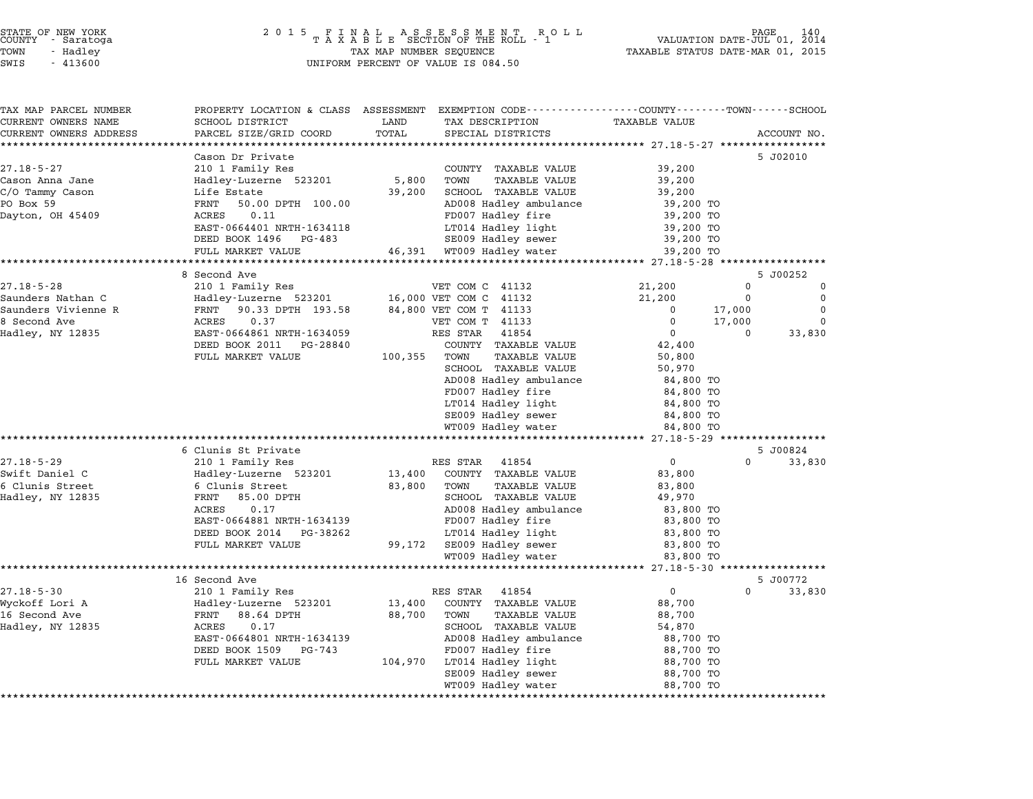STATE OF NEW YORK
COUNTY - Saratoga
TOWN - Hadley
SWIS - 413600

2015 FINAL ASSESSMENT ROLL
TAXABLE SECTION OF THE ROLL - 1
TAX MAP NUMBER SEQUENCE
UNIFORM PERCENT OF VALUE IS 084.50

VALUATION DATE-JUL 01, 2014
TAXABLE STATUS DATE-MAR 01, 2015

| TAX MAP PARCEL NUMBER / CURRENT OWNERS NAME / CURRENT OWNERS ADDRESS | PROPERTY LOCATION & CLASS / SCHOOL DISTRICT / PARCEL SIZE/GRID COORD | ASSESSMENT LAND / TOTAL | EXEMPTION CODE / TAX DESCRIPTION / SPECIAL DISTRICTS | COUNTY TAXABLE VALUE | TOWN | SCHOOL / ACCOUNT NO. |
|---|---|---|---|---|---|---|
| **27.18-5-27** | Cason Dr Private | | | | | 5 J02010 |
| 27.18-5-27 | 210 1 Family Res | | COUNTY TAXABLE VALUE | 39,200 | | |
| Cason Anna Jane | Hadley-Luzerne 523201 | 5,800 | TOWN TAXABLE VALUE | 39,200 | | |
| C/O Tammy Cason | Life Estate | 39,200 | SCHOOL TAXABLE VALUE | 39,200 | | |
| PO Box 59 | FRNT 50.00 DPTH 100.00 | | AD008 Hadley ambulance | 39,200 TO | | |
| Dayton, OH 45409 | ACRES 0.11 | | FD007 Hadley fire | 39,200 TO | | |
| | EAST-0664401 NRTH-1634118 | | LT014 Hadley light | 39,200 TO | | |
| | DEED BOOK 1496 PG-483 | | SE009 Hadley sewer | 39,200 TO | | |
| | FULL MARKET VALUE | 46,391 | WT009 Hadley water | 39,200 TO | | |
| **27.18-5-28** | 8 Second Ave | | | | | 5 J00252 |
| 27.18-5-28 | 210 1 Family Res | | VET COM C 41132 | 21,200 | 0 | 0 |
| Saunders Nathan C | Hadley-Luzerne 523201 | 16,000 | VET COM C 41132 | 21,200 | 0 | 0 |
| Saunders Vivienne R | FRNT 90.33 DPTH 193.58 | 84,800 | VET COM T 41133 | 0 | 17,000 | 0 |
| 8 Second Ave | ACRES 0.37 | | VET COM T 41133 | 0 | 17,000 | 0 |
| Hadley, NY 12835 | EAST-0664861 NRTH-1634059 | | RES STAR 41854 | 0 | 0 | 33,830 |
| | DEED BOOK 2011 PG-28840 | | COUNTY TAXABLE VALUE | 42,400 | | |
| | FULL MARKET VALUE | 100,355 | TOWN TAXABLE VALUE | 50,800 | | |
| | | | SCHOOL TAXABLE VALUE | 50,970 | | |
| | | | AD008 Hadley ambulance | 84,800 TO | | |
| | | | FD007 Hadley fire | 84,800 TO | | |
| | | | LT014 Hadley light | 84,800 TO | | |
| | | | SE009 Hadley sewer | 84,800 TO | | |
| | | | WT009 Hadley water | 84,800 TO | | |
| **27.18-5-29** | 6 Clunis St Private | | | | | 5 J00824 |
| 27.18-5-29 | 210 1 Family Res | | RES STAR 41854 | 0 | 0 | 33,830 |
| Swift Daniel C | Hadley-Luzerne 523201 | 13,400 | COUNTY TAXABLE VALUE | 83,800 | | |
| 6 Clunis Street | 6 Clunis Street | 83,800 | TOWN TAXABLE VALUE | 83,800 | | |
| Hadley, NY 12835 | FRNT 85.00 DPTH | | SCHOOL TAXABLE VALUE | 49,970 | | |
| | ACRES 0.17 | | AD008 Hadley ambulance | 83,800 TO | | |
| | EAST-0664881 NRTH-1634139 | | FD007 Hadley fire | 83,800 TO | | |
| | DEED BOOK 2014 PG-38262 | | LT014 Hadley light | 83,800 TO | | |
| | FULL MARKET VALUE | 99,172 | SE009 Hadley sewer | 83,800 TO | | |
| | | | WT009 Hadley water | 83,800 TO | | |
| **27.18-5-30** | 16 Second Ave | | | | | 5 J00772 |
| 27.18-5-30 | 210 1 Family Res | | RES STAR 41854 | 0 | 0 | 33,830 |
| Wyckoff Lori A | Hadley-Luzerne 523201 | 13,400 | COUNTY TAXABLE VALUE | 88,700 | | |
| 16 Second Ave | FRNT 88.64 DPTH | 88,700 | TOWN TAXABLE VALUE | 88,700 | | |
| Hadley, NY 12835 | ACRES 0.17 | | SCHOOL TAXABLE VALUE | 54,870 | | |
| | EAST-0664801 NRTH-1634139 | | AD008 Hadley ambulance | 88,700 TO | | |
| | DEED BOOK 1509 PG-743 | | FD007 Hadley fire | 88,700 TO | | |
| | FULL MARKET VALUE | 104,970 | LT014 Hadley light | 88,700 TO | | |
| | | | SE009 Hadley sewer | 88,700 TO | | |
| | | | WT009 Hadley water | 88,700 TO | | |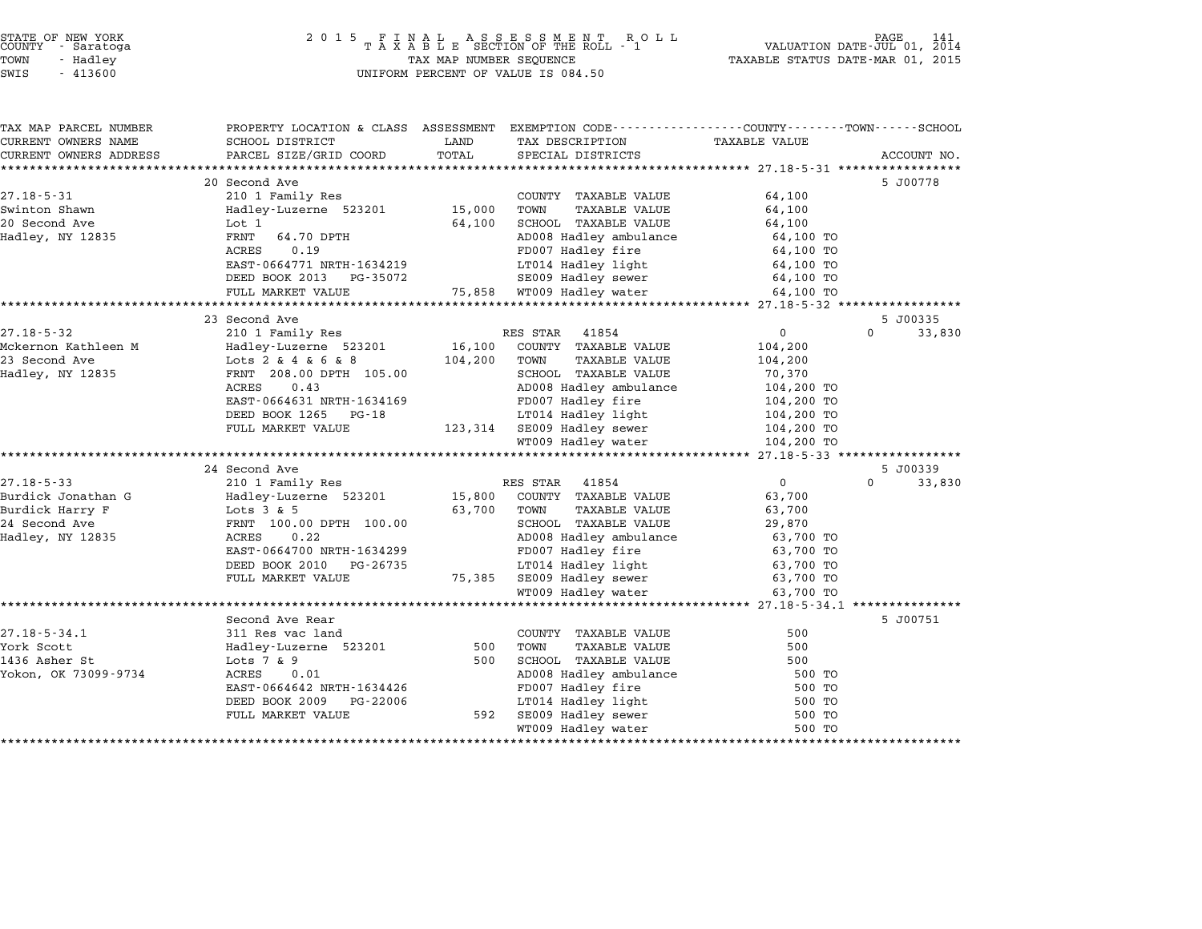STATE OF NEW YORK
COUNTY - Saratoga
TOWN - Hadley
SWIS - 413600

2 0 1 5 F I N A L A S S E S S M E N T R O L L
T A X A B L E SECTION OF THE ROLL - 1
TAX MAP NUMBER SEQUENCE
UNIFORM PERCENT OF VALUE IS 084.50

VALUATION DATE-JUL 01, 2014
TAXABLE STATUS DATE-MAR 01, 2015

| TAX MAP PARCEL NUMBER / CURRENT OWNERS NAME / CURRENT OWNERS ADDRESS | PROPERTY LOCATION & CLASS / SCHOOL DISTRICT / PARCEL SIZE/GRID COORD | ASSESSMENT LAND / TOTAL | EXEMPTION CODE / TAX DESCRIPTION / SPECIAL DISTRICTS | COUNTY / TAXABLE VALUE | TOWN | SCHOOL / ACCOUNT NO. |
|---|---|---|---|---|---|---|
| **27.18-5-31** | 20 Second Ave | | | | | 5 J00778 |
| 27.18-5-31 | 210 1 Family Res | | COUNTY TAXABLE VALUE | 64,100 | | |
| Swinton Shawn | Hadley-Luzerne 523201 | 15,000 | TOWN TAXABLE VALUE | 64,100 | | |
| 20 Second Ave | Lot 1 | 64,100 | SCHOOL TAXABLE VALUE | 64,100 | | |
| Hadley, NY 12835 | FRNT 64.70 DPTH | | AD008 Hadley ambulance | 64,100 TO | | |
| | ACRES 0.19 | | FD007 Hadley fire | 64,100 TO | | |
| | EAST-0664771 NRTH-1634219 | | LT014 Hadley light | 64,100 TO | | |
| | DEED BOOK 2013 PG-35072 | | SE009 Hadley sewer | 64,100 TO | | |
| | FULL MARKET VALUE | 75,858 | WT009 Hadley water | 64,100 TO | | |
| **27.18-5-32** | 23 Second Ave | | | | | 5 J00335 |
| 27.18-5-32 | 210 1 Family Res | | RES STAR 41854 | 0 | 0 | 33,830 |
| Mckernon Kathleen M | Hadley-Luzerne 523201 | 16,100 | COUNTY TAXABLE VALUE | 104,200 | | |
| 23 Second Ave | Lots 2 & 4 & 6 & 8 | 104,200 | TOWN TAXABLE VALUE | 104,200 | | |
| Hadley, NY 12835 | FRNT 208.00 DPTH 105.00 | | SCHOOL TAXABLE VALUE | 70,370 | | |
| | ACRES 0.43 | | AD008 Hadley ambulance | 104,200 TO | | |
| | EAST-0664631 NRTH-1634169 | | FD007 Hadley fire | 104,200 TO | | |
| | DEED BOOK 1265 PG-18 | | LT014 Hadley light | 104,200 TO | | |
| | FULL MARKET VALUE | 123,314 | SE009 Hadley sewer | 104,200 TO | | |
| | | | WT009 Hadley water | 104,200 TO | | |
| **27.18-5-33** | 24 Second Ave | | | | | 5 J00339 |
| 27.18-5-33 | 210 1 Family Res | | RES STAR 41854 | 0 | 0 | 33,830 |
| Burdick Jonathan G | Hadley-Luzerne 523201 | 15,800 | COUNTY TAXABLE VALUE | 63,700 | | |
| Burdick Harry F | Lots 3 & 5 | 63,700 | TOWN TAXABLE VALUE | 63,700 | | |
| 24 Second Ave | FRNT 100.00 DPTH 100.00 | | SCHOOL TAXABLE VALUE | 29,870 | | |
| Hadley, NY 12835 | ACRES 0.22 | | AD008 Hadley ambulance | 63,700 TO | | |
| | EAST-0664700 NRTH-1634299 | | FD007 Hadley fire | 63,700 TO | | |
| | DEED BOOK 2010 PG-26735 | | LT014 Hadley light | 63,700 TO | | |
| | FULL MARKET VALUE | 75,385 | SE009 Hadley sewer | 63,700 TO | | |
| | | | WT009 Hadley water | 63,700 TO | | |
| **27.18-5-34.1** | Second Ave Rear | | | | | 5 J00751 |
| 27.18-5-34.1 | 311 Res vac land | | COUNTY TAXABLE VALUE | 500 | | |
| York Scott | Hadley-Luzerne 523201 | 500 | TOWN TAXABLE VALUE | 500 | | |
| 1436 Asher St | Lots 7 & 9 | 500 | SCHOOL TAXABLE VALUE | 500 | | |
| Yokon, OK 73099-9734 | ACRES 0.01 | | AD008 Hadley ambulance | 500 TO | | |
| | EAST-0664642 NRTH-1634426 | | FD007 Hadley fire | 500 TO | | |
| | DEED BOOK 2009 PG-22006 | | LT014 Hadley light | 500 TO | | |
| | FULL MARKET VALUE | 592 | SE009 Hadley sewer | 500 TO | | |
| | | | WT009 Hadley water | 500 TO | | |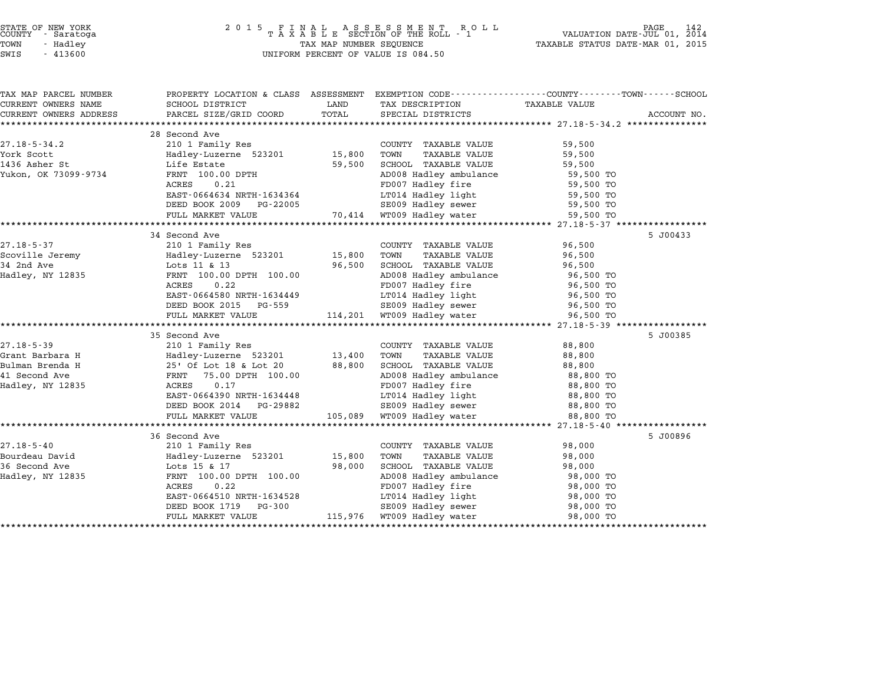STATE OF NEW YORK
COUNTY - Saratoga
TOWN - Hadley
SWIS - 413600

2015 FINAL ASSESSMENT ROLL
TAXABLE SECTION OF THE ROLL - 1
TAX MAP NUMBER SEQUENCE
UNIFORM PERCENT OF VALUE IS 084.50

VALUATION DATE-JUL 01, 2014
TAXABLE STATUS DATE-MAR 01, 2015

| TAX MAP PARCEL NUMBER / CURRENT OWNERS NAME / CURRENT OWNERS ADDRESS | PROPERTY LOCATION & CLASS / SCHOOL DISTRICT / PARCEL SIZE/GRID COORD | ASSESSMENT LAND / TOTAL | EXEMPTION CODE / TAX DESCRIPTION / SPECIAL DISTRICTS | TAXABLE VALUE (COUNTY / TOWN / SCHOOL) | ACCOUNT NO. |
|---|---|---|---|---|---|
| | 28 Second Ave | | | | |
| 27.18-5-34.2 | 210 1 Family Res | | COUNTY TAXABLE VALUE | 59,500 | |
| York Scott | Hadley-Luzerne 523201 | 15,800 | TOWN TAXABLE VALUE | 59,500 | |
| 1436 Asher St | Life Estate | 59,500 | SCHOOL TAXABLE VALUE | 59,500 | |
| Yukon, OK 73099-9734 | FRNT 100.00 DPTH | | AD008 Hadley ambulance | 59,500 TO | |
| | ACRES 0.21 | | FD007 Hadley fire | 59,500 TO | |
| | EAST-0664634 NRTH-1634364 | | LT014 Hadley light | 59,500 TO | |
| | DEED BOOK 2009 PG-22005 | | SE009 Hadley sewer | 59,500 TO | |
| | FULL MARKET VALUE | 70,414 | WT009 Hadley water | 59,500 TO | |
| | 34 Second Ave | | | | 5 J00433 |
| 27.18-5-37 | 210 1 Family Res | | COUNTY TAXABLE VALUE | 96,500 | |
| Scoville Jeremy | Hadley-Luzerne 523201 | 15,800 | TOWN TAXABLE VALUE | 96,500 | |
| 34 2nd Ave | Lots 11 & 13 | 96,500 | SCHOOL TAXABLE VALUE | 96,500 | |
| Hadley, NY 12835 | FRNT 100.00 DPTH 100.00 | | AD008 Hadley ambulance | 96,500 TO | |
| | ACRES 0.22 | | FD007 Hadley fire | 96,500 TO | |
| | EAST-0664580 NRTH-1634449 | | LT014 Hadley light | 96,500 TO | |
| | DEED BOOK 2015 PG-559 | | SE009 Hadley sewer | 96,500 TO | |
| | FULL MARKET VALUE | 114,201 | WT009 Hadley water | 96,500 TO | |
| | 35 Second Ave | | | | 5 J00385 |
| 27.18-5-39 | 210 1 Family Res | | COUNTY TAXABLE VALUE | 88,800 | |
| Grant Barbara H | Hadley-Luzerne 523201 | 13,400 | TOWN TAXABLE VALUE | 88,800 | |
| Bulman Brenda H | 25' Of Lot 18 & Lot 20 | 88,800 | SCHOOL TAXABLE VALUE | 88,800 | |
| 41 Second Ave | FRNT 75.00 DPTH 100.00 | | AD008 Hadley ambulance | 88,800 TO | |
| Hadley, NY 12835 | ACRES 0.17 | | FD007 Hadley fire | 88,800 TO | |
| | EAST-0664390 NRTH-1634448 | | LT014 Hadley light | 88,800 TO | |
| | DEED BOOK 2014 PG-29882 | | SE009 Hadley sewer | 88,800 TO | |
| | FULL MARKET VALUE | 105,089 | WT009 Hadley water | 88,800 TO | |
| | 36 Second Ave | | | | 5 J00896 |
| 27.18-5-40 | 210 1 Family Res | | COUNTY TAXABLE VALUE | 98,000 | |
| Bourdeau David | Hadley-Luzerne 523201 | 15,800 | TOWN TAXABLE VALUE | 98,000 | |
| 36 Second Ave | Lots 15 & 17 | 98,000 | SCHOOL TAXABLE VALUE | 98,000 | |
| Hadley, NY 12835 | FRNT 100.00 DPTH 100.00 | | AD008 Hadley ambulance | 98,000 TO | |
| | ACRES 0.22 | | FD007 Hadley fire | 98,000 TO | |
| | EAST-0664510 NRTH-1634528 | | LT014 Hadley light | 98,000 TO | |
| | DEED BOOK 1719 PG-300 | | SE009 Hadley sewer | 98,000 TO | |
| | FULL MARKET VALUE | 115,976 | WT009 Hadley water | 98,000 TO | |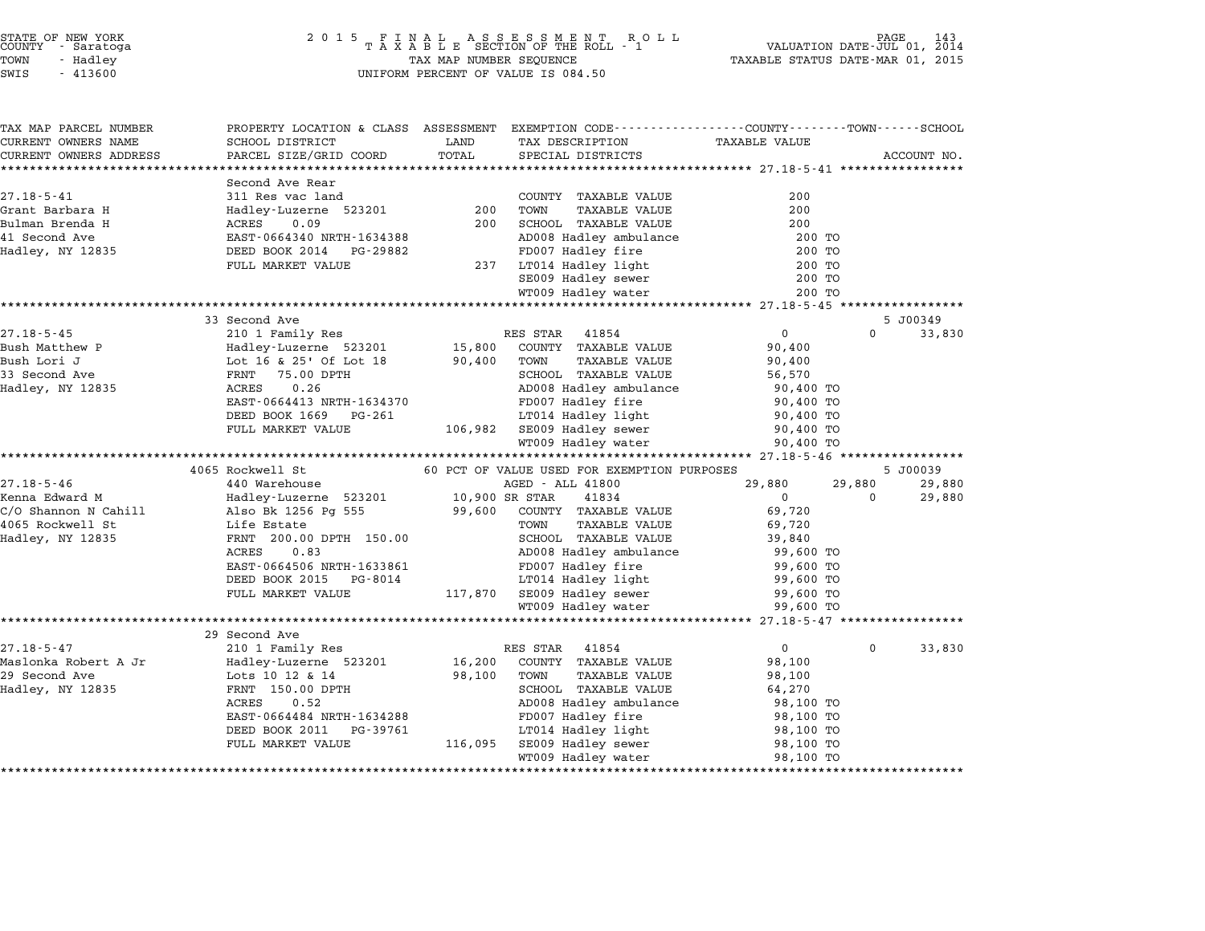STATE OF NEW YORK
COUNTY - Saratoga
TOWN - Hadley
SWIS - 413600

2015 FINAL ASSESSMENT ROLL
TAXABLE SECTION OF THE ROLL - 1
TAX MAP NUMBER SEQUENCE
UNIFORM PERCENT OF VALUE IS 084.50

VALUATION DATE-JUL 01, 2014
TAXABLE STATUS DATE-MAR 01, 2015

| TAX MAP PARCEL NUMBER / CURRENT OWNERS NAME / CURRENT OWNERS ADDRESS | PROPERTY LOCATION & CLASS / SCHOOL DISTRICT / PARCEL SIZE/GRID COORD | ASSESSMENT LAND / TOTAL | EXEMPTION CODE / TAX DESCRIPTION / SPECIAL DISTRICTS | COUNTY TAXABLE VALUE | TOWN | SCHOOL / ACCOUNT NO. |
|---|---|---|---|---|---|---|
| 27.18-5-41 | Second Ave Rear | | | | | |
| | 311 Res vac land | | COUNTY TAXABLE VALUE | 200 | | |
| Grant Barbara H | Hadley-Luzerne 523201 | 200 | TOWN TAXABLE VALUE | 200 | | |
| Bulman Brenda H | ACRES 0.09 | 200 | SCHOOL TAXABLE VALUE | 200 | | |
| 41 Second Ave | EAST-0664340 NRTH-1634388 | | AD008 Hadley ambulance | 200 TO | | |
| Hadley, NY 12835 | DEED BOOK 2014 PG-29882 | | FD007 Hadley fire | 200 TO | | |
| | FULL MARKET VALUE | 237 | LT014 Hadley light | 200 TO | | |
| | | | SE009 Hadley sewer | 200 TO | | |
| | | | WT009 Hadley water | 200 TO | | |
| 27.18-5-45 | 33 Second Ave | | | | | 5 J00349 |
| | 210 1 Family Res | | RES STAR 41854 | 0 | 0 | 33,830 |
| Bush Matthew P | Hadley-Luzerne 523201 | 15,800 | COUNTY TAXABLE VALUE | 90,400 | | |
| Bush Lori J | Lot 16 & 25' Of Lot 18 | 90,400 | TOWN TAXABLE VALUE | 90,400 | | |
| 33 Second Ave | FRNT 75.00 DPTH | | SCHOOL TAXABLE VALUE | 56,570 | | |
| Hadley, NY 12835 | ACRES 0.26 | | AD008 Hadley ambulance | 90,400 TO | | |
| | EAST-0664413 NRTH-1634370 | | FD007 Hadley fire | 90,400 TO | | |
| | DEED BOOK 1669 PG-261 | | LT014 Hadley light | 90,400 TO | | |
| | FULL MARKET VALUE | 106,982 | SE009 Hadley sewer | 90,400 TO | | |
| | | | WT009 Hadley water | 90,400 TO | | |
| 27.18-5-46 | 4065 Rockwell St | | 60 PCT OF VALUE USED FOR EXEMPTION PURPOSES | | | 5 J00039 |
| | 440 Warehouse | | AGED - ALL 41800 | 29,880 | 29,880 | 29,880 |
| Kenna Edward M | Hadley-Luzerne 523201 | 10,900 | SR STAR 41834 | 0 | 0 | 29,880 |
| C/O Shannon N Cahill | Also Bk 1256 Pg 555 | 99,600 | COUNTY TAXABLE VALUE | 69,720 | | |
| 4065 Rockwell St | Life Estate | | TOWN TAXABLE VALUE | 69,720 | | |
| Hadley, NY 12835 | FRNT 200.00 DPTH 150.00 | | SCHOOL TAXABLE VALUE | 39,840 | | |
| | ACRES 0.83 | | AD008 Hadley ambulance | 99,600 TO | | |
| | EAST-0664506 NRTH-1633861 | | FD007 Hadley fire | 99,600 TO | | |
| | DEED BOOK 2015 PG-8014 | | LT014 Hadley light | 99,600 TO | | |
| | FULL MARKET VALUE | 117,870 | SE009 Hadley sewer | 99,600 TO | | |
| | | | WT009 Hadley water | 99,600 TO | | |
| 27.18-5-47 | 29 Second Ave | | | | | |
| | 210 1 Family Res | | RES STAR 41854 | 0 | 0 | 33,830 |
| Maslonka Robert A Jr | Hadley-Luzerne 523201 | 16,200 | COUNTY TAXABLE VALUE | 98,100 | | |
| 29 Second Ave | Lots 10 12 & 14 | 98,100 | TOWN TAXABLE VALUE | 98,100 | | |
| Hadley, NY 12835 | FRNT 150.00 DPTH | | SCHOOL TAXABLE VALUE | 64,270 | | |
| | ACRES 0.52 | | AD008 Hadley ambulance | 98,100 TO | | |
| | EAST-0664484 NRTH-1634288 | | FD007 Hadley fire | 98,100 TO | | |
| | DEED BOOK 2011 PG-39761 | | LT014 Hadley light | 98,100 TO | | |
| | FULL MARKET VALUE | 116,095 | SE009 Hadley sewer | 98,100 TO | | |
| | | | WT009 Hadley water | 98,100 TO | | |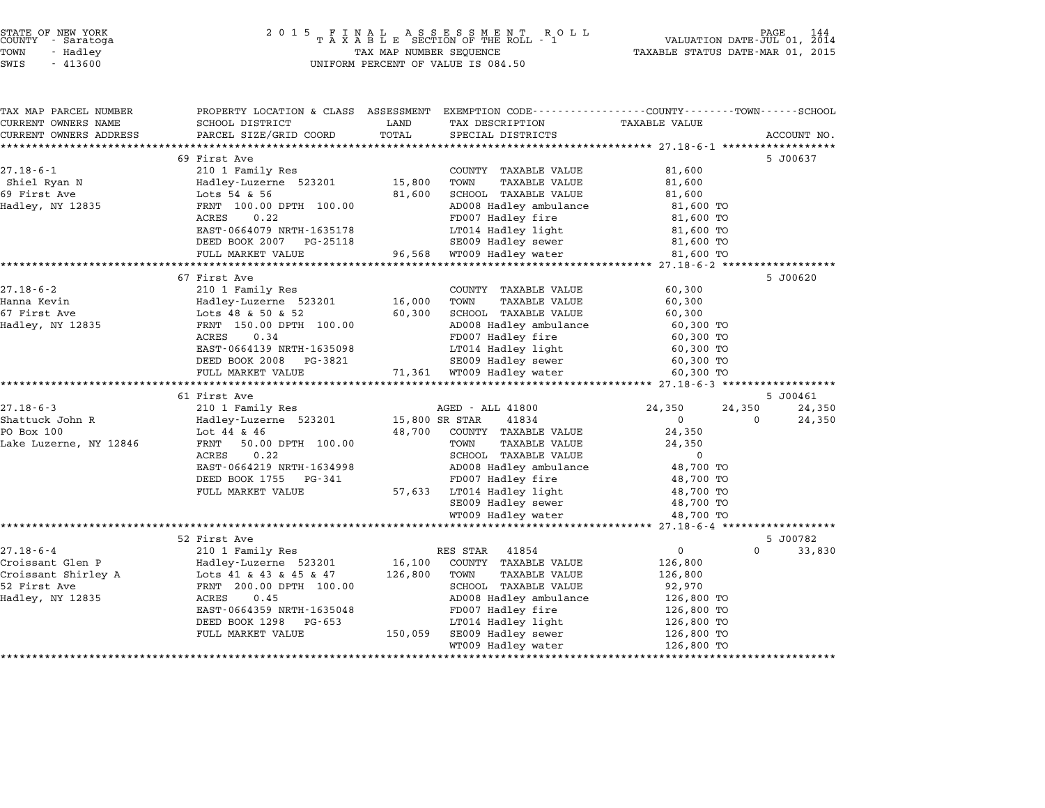STATE OF NEW YORK
COUNTY - Saratoga
TOWN - Hadley
SWIS - 413600

# 2015 FINAL ASSESSMENT ROLL
TAXABLE SECTION OF THE ROLL - 1
TAX MAP NUMBER SEQUENCE
UNIFORM PERCENT OF VALUE IS 084.50

VALUATION DATE-JUL 01, 2014
TAXABLE STATUS DATE-MAR 01, 2015

| TAX MAP PARCEL NUMBER / CURRENT OWNERS NAME / CURRENT OWNERS ADDRESS | PROPERTY LOCATION & CLASS / SCHOOL DISTRICT / PARCEL SIZE/GRID COORD | ASSESSMENT LAND | TOTAL | EXEMPTION CODE / TAX DESCRIPTION / SPECIAL DISTRICTS | COUNTY | TOWN | SCHOOL | ACCOUNT NO. |
|---|---|---|---|---|---|---|---|---|
| **27.18-6-1** | 69 First Ave | | | | | | | 5 J00637 |
| Shiel Ryan N | 210 1 Family Res | | | COUNTY TAXABLE VALUE | 81,600 | | | |
| 69 First Ave | Hadley-Luzerne 523201 | 15,800 | | TOWN TAXABLE VALUE | | 81,600 | | |
| Hadley, NY 12835 | Lots 54 & 56 | | 81,600 | SCHOOL TAXABLE VALUE | | | 81,600 | |
| | FRNT 100.00 DPTH 100.00 | | | AD008 Hadley ambulance | 81,600 TO | | | |
| | ACRES 0.22 | | | FD007 Hadley fire | 81,600 TO | | | |
| | EAST-0664079 NRTH-1635178 | | | LT014 Hadley light | 81,600 TO | | | |
| | DEED BOOK 2007 PG-25118 | | | SE009 Hadley sewer | 81,600 TO | | | |
| | FULL MARKET VALUE | 96,568 | | WT009 Hadley water | 81,600 TO | | | |
| **27.18-6-2** | 67 First Ave | | | | | | | 5 J00620 |
| Hanna Kevin | 210 1 Family Res | | | COUNTY TAXABLE VALUE | 60,300 | | | |
| 67 First Ave | Hadley-Luzerne 523201 | 16,000 | | TOWN TAXABLE VALUE | | 60,300 | | |
| Hadley, NY 12835 | Lots 48 & 50 & 52 | | 60,300 | SCHOOL TAXABLE VALUE | | | 60,300 | |
| | FRNT 150.00 DPTH 100.00 | | | AD008 Hadley ambulance | 60,300 TO | | | |
| | ACRES 0.34 | | | FD007 Hadley fire | 60,300 TO | | | |
| | EAST-0664139 NRTH-1635098 | | | LT014 Hadley light | 60,300 TO | | | |
| | DEED BOOK 2008 PG-3821 | | | SE009 Hadley sewer | 60,300 TO | | | |
| | FULL MARKET VALUE | 71,361 | | WT009 Hadley water | 60,300 TO | | | |
| **27.18-6-3** | 61 First Ave | | | | | | | 5 J00461 |
| Shattuck John R | 210 1 Family Res | | | AGED - ALL 41800 | 24,350 | 24,350 | 24,350 | |
| PO Box 100 | Hadley-Luzerne 523201 | 15,800 | | SR STAR 41834 | 0 | 0 | 24,350 | |
| Lake Luzerne, NY 12846 | Lot 44 & 46 | | 48,700 | COUNTY TAXABLE VALUE | 24,350 | | | |
| | FRNT 50.00 DPTH 100.00 | | | TOWN TAXABLE VALUE | | 24,350 | | |
| | ACRES 0.22 | | | SCHOOL TAXABLE VALUE | | | 0 | |
| | EAST-0664219 NRTH-1634998 | | | AD008 Hadley ambulance | 48,700 TO | | | |
| | DEED BOOK 1755 PG-341 | | | FD007 Hadley fire | 48,700 TO | | | |
| | FULL MARKET VALUE | 57,633 | | LT014 Hadley light | 48,700 TO | | | |
| | | | | SE009 Hadley sewer | 48,700 TO | | | |
| | | | | WT009 Hadley water | 48,700 TO | | | |
| **27.18-6-4** | 52 First Ave | | | | | | | 5 J00782 |
| Croissant Glen P | 210 1 Family Res | | | RES STAR 41854 | 0 | 0 | 33,830 | |
| Croissant Shirley A | Hadley-Luzerne 523201 | 16,100 | | COUNTY TAXABLE VALUE | 126,800 | | | |
| 52 First Ave | Lots 41 & 43 & 45 & 47 | | 126,800 | TOWN TAXABLE VALUE | | 126,800 | | |
| Hadley, NY 12835 | FRNT 200.00 DPTH 100.00 | | | SCHOOL TAXABLE VALUE | | | 92,970 | |
| | ACRES 0.45 | | | AD008 Hadley ambulance | 126,800 TO | | | |
| | EAST-0664359 NRTH-1635048 | | | FD007 Hadley fire | 126,800 TO | | | |
| | DEED BOOK 1298 PG-653 | | | LT014 Hadley light | 126,800 TO | | | |
| | FULL MARKET VALUE | 150,059 | | SE009 Hadley sewer | 126,800 TO | | | |
| | | | | WT009 Hadley water | 126,800 TO | | | |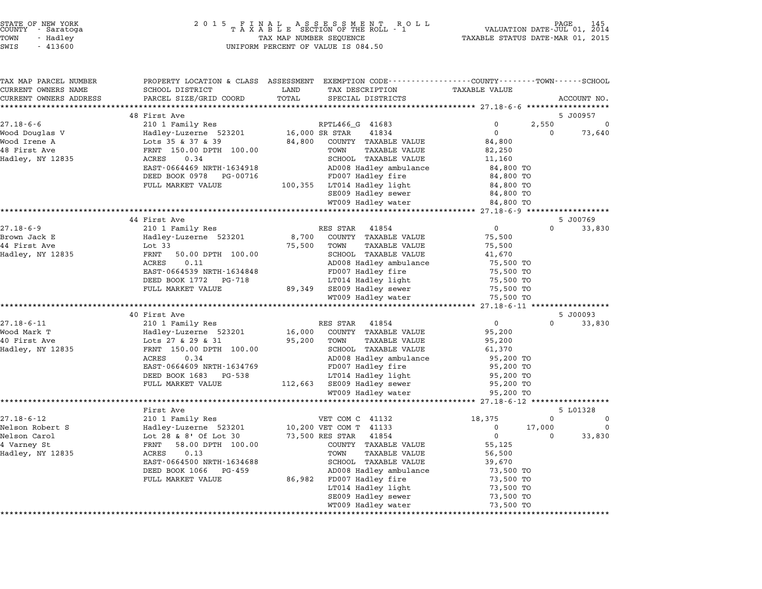STATE OF NEW YORK — COUNTY - Saratoga — TOWN - Hadley — SWIS - 413600

2015 FINAL ASSESSMENT ROLL — TAXABLE SECTION OF THE ROLL - 1 — TAX MAP NUMBER SEQUENCE — UNIFORM PERCENT OF VALUE IS 084.50

VALUATION DATE-JUL 01, 2014 — TAXABLE STATUS DATE-MAR 01, 2015

| TAX MAP PARCEL NUMBER / CURRENT OWNERS NAME / CURRENT OWNERS ADDRESS | PROPERTY LOCATION & CLASS / SCHOOL DISTRICT / PARCEL SIZE/GRID COORD | LAND / TOTAL (ASSESSMENT) | EXEMPTION CODE / TAX DESCRIPTION / SPECIAL DISTRICTS | COUNTY TAXABLE VALUE | TOWN | SCHOOL | ACCOUNT NO. |
|---|---|---|---|---|---|---|---|
| 27.18-6-6 | 48 First Ave | | | | | | 5 J00957 |
| 27.18-6-6 | 210 1 Family Res | | RPTL466_G 41683 | 0 | 2,550 | 0 | |
| Wood Douglas V | Hadley-Luzerne 523201 | 16,000 | SR STAR 41834 | 0 | 0 | 73,640 | |
| Wood Irene A | Lots 35 & 37 & 39 | 84,800 | COUNTY TAXABLE VALUE | 84,800 | | | |
| 48 First Ave | FRNT 150.00 DPTH 100.00 | | TOWN TAXABLE VALUE | 82,250 | | | |
| Hadley, NY 12835 | ACRES 0.34 | | SCHOOL TAXABLE VALUE | 11,160 | | | |
| | EAST-0664469 NRTH-1634918 | | AD008 Hadley ambulance | 84,800 TO | | | |
| | DEED BOOK 0978 PG-00716 | | FD007 Hadley fire | 84,800 TO | | | |
| | FULL MARKET VALUE | 100,355 | LT014 Hadley light | 84,800 TO | | | |
| | | | SE009 Hadley sewer | 84,800 TO | | | |
| | | | WT009 Hadley water | 84,800 TO | | | |
| 27.18-6-9 | 44 First Ave | | | | | | 5 J00769 |
| 27.18-6-9 | 210 1 Family Res | | RES STAR 41854 | 0 | 0 | 33,830 | |
| Brown Jack E | Hadley-Luzerne 523201 | 8,700 | COUNTY TAXABLE VALUE | 75,500 | | | |
| 44 First Ave | Lot 33 | 75,500 | TOWN TAXABLE VALUE | 75,500 | | | |
| Hadley, NY 12835 | FRNT 50.00 DPTH 100.00 | | SCHOOL TAXABLE VALUE | 41,670 | | | |
| | ACRES 0.11 | | AD008 Hadley ambulance | 75,500 TO | | | |
| | EAST-0664539 NRTH-1634848 | | FD007 Hadley fire | 75,500 TO | | | |
| | DEED BOOK 1772 PG-718 | | LT014 Hadley light | 75,500 TO | | | |
| | FULL MARKET VALUE | 89,349 | SE009 Hadley sewer | 75,500 TO | | | |
| | | | WT009 Hadley water | 75,500 TO | | | |
| 27.18-6-11 | 40 First Ave | | | | | | 5 J00093 |
| 27.18-6-11 | 210 1 Family Res | | RES STAR 41854 | 0 | 0 | 33,830 | |
| Wood Mark T | Hadley-Luzerne 523201 | 16,000 | COUNTY TAXABLE VALUE | 95,200 | | | |
| 40 First Ave | Lots 27 & 29 & 31 | 95,200 | TOWN TAXABLE VALUE | 95,200 | | | |
| Hadley, NY 12835 | FRNT 150.00 DPTH 100.00 | | SCHOOL TAXABLE VALUE | 61,370 | | | |
| | ACRES 0.34 | | AD008 Hadley ambulance | 95,200 TO | | | |
| | EAST-0664609 NRTH-1634769 | | FD007 Hadley fire | 95,200 TO | | | |
| | DEED BOOK 1683 PG-538 | | LT014 Hadley light | 95,200 TO | | | |
| | FULL MARKET VALUE | 112,663 | SE009 Hadley sewer | 95,200 TO | | | |
| | | | WT009 Hadley water | 95,200 TO | | | |
| 27.18-6-12 | First Ave | | | | | | 5 L01328 |
| 27.18-6-12 | 210 1 Family Res | | VET COM C 41132 | 18,375 | 0 | 0 | |
| Nelson Robert S | Hadley-Luzerne 523201 | 10,200 | VET COM T 41133 | 0 | 17,000 | 0 | |
| Nelson Carol | Lot 28 & 8' Of Lot 30 | 73,500 | RES STAR 41854 | 0 | 0 | 33,830 | |
| 4 Varney St | FRNT 58.00 DPTH 100.00 | | COUNTY TAXABLE VALUE | 55,125 | | | |
| Hadley, NY 12835 | ACRES 0.13 | | TOWN TAXABLE VALUE | 56,500 | | | |
| | EAST-0664500 NRTH-1634688 | | SCHOOL TAXABLE VALUE | 39,670 | | | |
| | DEED BOOK 1066 PG-459 | | AD008 Hadley ambulance | 73,500 TO | | | |
| | FULL MARKET VALUE | 86,982 | FD007 Hadley fire | 73,500 TO | | | |
| | | | LT014 Hadley light | 73,500 TO | | | |
| | | | SE009 Hadley sewer | 73,500 TO | | | |
| | | | WT009 Hadley water | 73,500 TO | | | |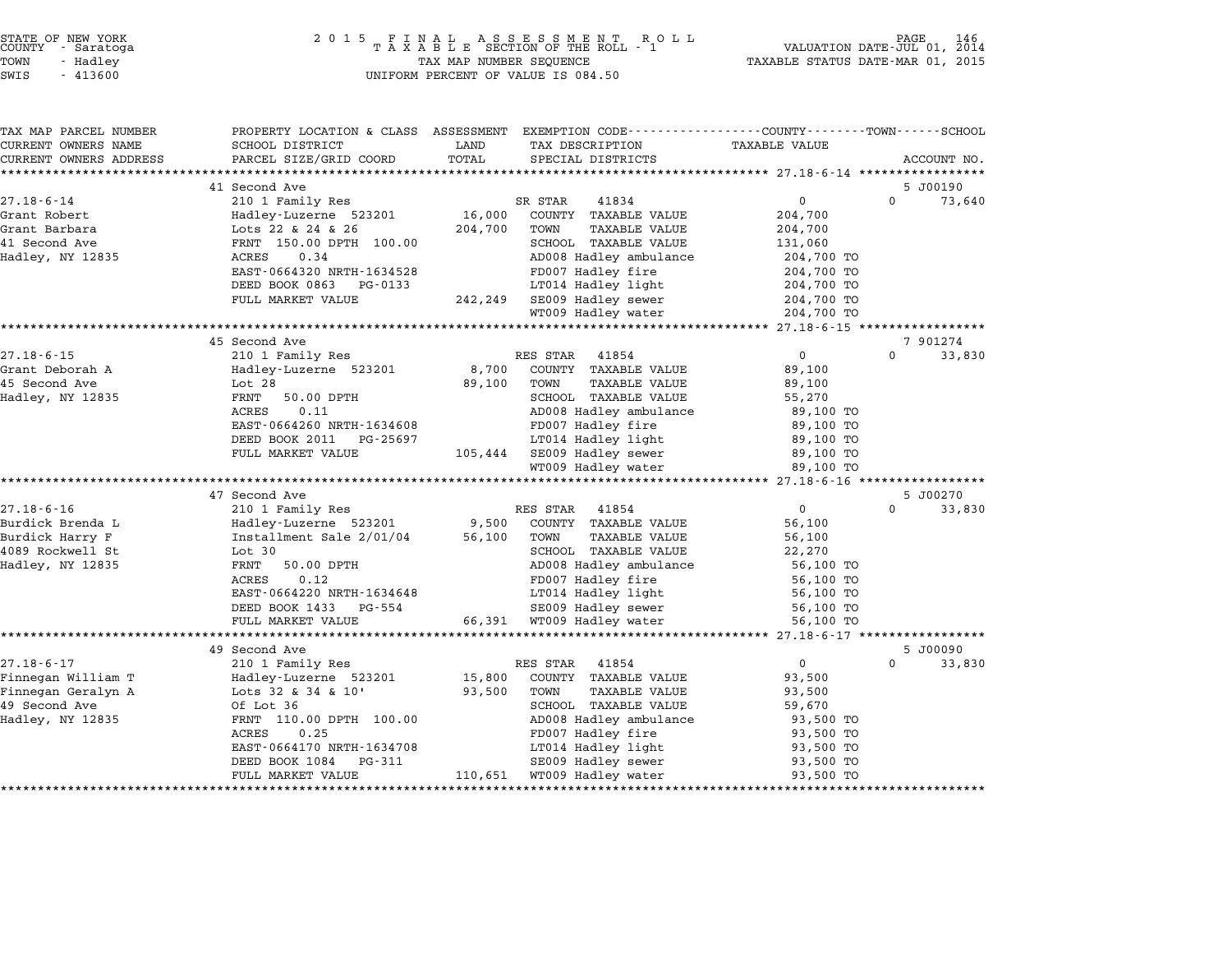STATE OF NEW YORK
COUNTY - Saratoga
TOWN - Hadley
SWIS - 413600

2015 FINAL ASSESSMENT ROLL
TAXABLE SECTION OF THE ROLL - 1
TAX MAP NUMBER SEQUENCE
UNIFORM PERCENT OF VALUE IS 084.50

VALUATION DATE-JUL 01, 2014
TAXABLE STATUS DATE-MAR 01, 2015

| TAX MAP PARCEL NUMBER / CURRENT OWNERS NAME / CURRENT OWNERS ADDRESS | PROPERTY LOCATION & CLASS / SCHOOL DISTRICT / PARCEL SIZE/GRID COORD | ASSESSMENT LAND / TOTAL | EXEMPTION CODE / TAX DESCRIPTION / SPECIAL DISTRICTS | COUNTY / TOWN TAXABLE VALUE | SCHOOL / ACCOUNT NO. |
|---|---|---|---|---|---|
| **27.18-6-14** | 41 Second Ave | | | | 5 J00190 |
| | 210 1 Family Res | | SR STAR 41834 | 0 | 0 73,640 |
| Grant Robert | Hadley-Luzerne 523201 | 16,000 | COUNTY TAXABLE VALUE | 204,700 | |
| Grant Barbara | Lots 22 & 24 & 26 | 204,700 | TOWN TAXABLE VALUE | 204,700 | |
| 41 Second Ave | FRNT 150.00 DPTH 100.00 | | SCHOOL TAXABLE VALUE | 131,060 | |
| Hadley, NY 12835 | ACRES 0.34 | | AD008 Hadley ambulance | 204,700 TO | |
| | EAST-0664320 NRTH-1634528 | | FD007 Hadley fire | 204,700 TO | |
| | DEED BOOK 0863 PG-0133 | | LT014 Hadley light | 204,700 TO | |
| | FULL MARKET VALUE | 242,249 | SE009 Hadley sewer | 204,700 TO | |
| | | | WT009 Hadley water | 204,700 TO | |
| **27.18-6-15** | 45 Second Ave | | | | 7 901274 |
| | 210 1 Family Res | | RES STAR 41854 | 0 | 0 33,830 |
| Grant Deborah A | Hadley-Luzerne 523201 | 8,700 | COUNTY TAXABLE VALUE | 89,100 | |
| 45 Second Ave | Lot 28 | 89,100 | TOWN TAXABLE VALUE | 89,100 | |
| Hadley, NY 12835 | FRNT 50.00 DPTH | | SCHOOL TAXABLE VALUE | 55,270 | |
| | ACRES 0.11 | | AD008 Hadley ambulance | 89,100 TO | |
| | EAST-0664260 NRTH-1634608 | | FD007 Hadley fire | 89,100 TO | |
| | DEED BOOK 2011 PG-25697 | | LT014 Hadley light | 89,100 TO | |
| | FULL MARKET VALUE | 105,444 | SE009 Hadley sewer | 89,100 TO | |
| | | | WT009 Hadley water | 89,100 TO | |
| **27.18-6-16** | 47 Second Ave | | | | 5 J00270 |
| | 210 1 Family Res | | RES STAR 41854 | 0 | 0 33,830 |
| Burdick Brenda L | Hadley-Luzerne 523201 | 9,500 | COUNTY TAXABLE VALUE | 56,100 | |
| Burdick Harry F | Installment Sale 2/01/04 | 56,100 | TOWN TAXABLE VALUE | 56,100 | |
| 4089 Rockwell St | Lot 30 | | SCHOOL TAXABLE VALUE | 22,270 | |
| Hadley, NY 12835 | FRNT 50.00 DPTH | | AD008 Hadley ambulance | 56,100 TO | |
| | ACRES 0.12 | | FD007 Hadley fire | 56,100 TO | |
| | EAST-0664220 NRTH-1634648 | | LT014 Hadley light | 56,100 TO | |
| | DEED BOOK 1433 PG-554 | | SE009 Hadley sewer | 56,100 TO | |
| | FULL MARKET VALUE | 66,391 | WT009 Hadley water | 56,100 TO | |
| **27.18-6-17** | 49 Second Ave | | | | 5 J00090 |
| | 210 1 Family Res | | RES STAR 41854 | 0 | 0 33,830 |
| Finnegan William T | Hadley-Luzerne 523201 | 15,800 | COUNTY TAXABLE VALUE | 93,500 | |
| Finnegan Geralyn A | Lots 32 & 34 & 10' | 93,500 | TOWN TAXABLE VALUE | 93,500 | |
| 49 Second Ave | Of Lot 36 | | SCHOOL TAXABLE VALUE | 59,670 | |
| Hadley, NY 12835 | FRNT 110.00 DPTH 100.00 | | AD008 Hadley ambulance | 93,500 TO | |
| | ACRES 0.25 | | FD007 Hadley fire | 93,500 TO | |
| | EAST-0664170 NRTH-1634708 | | LT014 Hadley light | 93,500 TO | |
| | DEED BOOK 1084 PG-311 | | SE009 Hadley sewer | 93,500 TO | |
| | FULL MARKET VALUE | 110,651 | WT009 Hadley water | 93,500 TO | |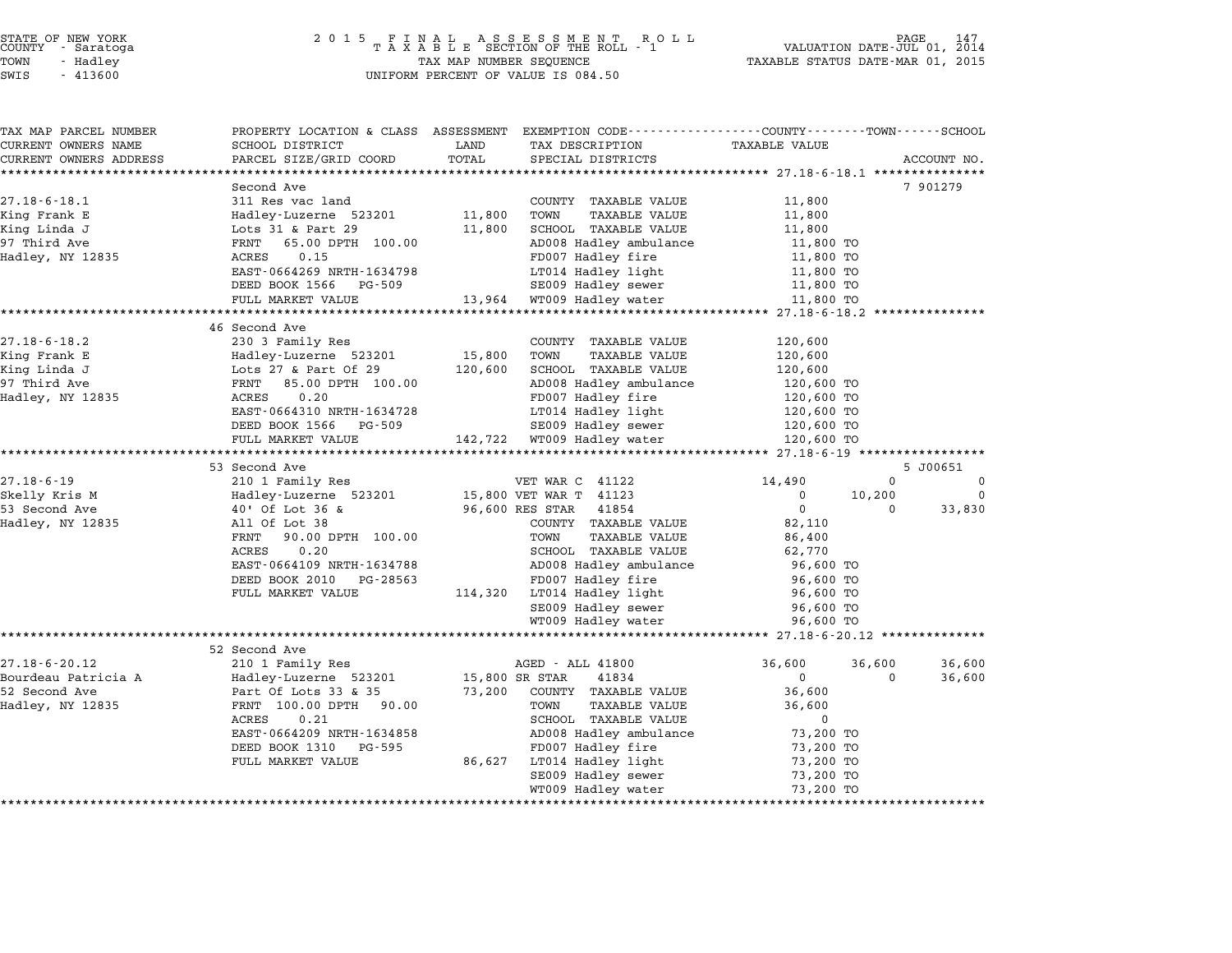STATE OF NEW YORK
COUNTY - Saratoga
TOWN - Hadley
SWIS - 413600

2 0 1 5 F I N A L A S S E S S M E N T R O L L
T A X A B L E SECTION OF THE ROLL - 1
TAX MAP NUMBER SEQUENCE
UNIFORM PERCENT OF VALUE IS 084.50

VALUATION DATE-JUL 01, 2014
TAXABLE STATUS DATE-MAR 01, 2015

| TAX MAP PARCEL NUMBER / CURRENT OWNERS NAME / CURRENT OWNERS ADDRESS | PROPERTY LOCATION & CLASS / SCHOOL DISTRICT / PARCEL SIZE/GRID COORD | ASSESSMENT LAND / TOTAL | EXEMPTION CODE / TAX DESCRIPTION / SPECIAL DISTRICTS | COUNTY TAXABLE VALUE | TOWN | SCHOOL | ACCOUNT NO. |
|---|---|---|---|---|---|---|---|
| **27.18-6-18.1** | Second Ave | | | | | | 7 901279 |
| 27.18-6-18.1 | 311 Res vac land | | COUNTY TAXABLE VALUE | 11,800 | | | |
| King Frank E | Hadley-Luzerne 523201 | 11,800 | TOWN TAXABLE VALUE | 11,800 | | | |
| King Linda J | Lots 31 & Part 29 | 11,800 | SCHOOL TAXABLE VALUE | 11,800 | | | |
| 97 Third Ave | FRNT 65.00 DPTH 100.00 | | AD008 Hadley ambulance | 11,800 TO | | | |
| Hadley, NY 12835 | ACRES 0.15 | | FD007 Hadley fire | 11,800 TO | | | |
| | EAST-0664269 NRTH-1634798 | | LT014 Hadley light | 11,800 TO | | | |
| | DEED BOOK 1566 PG-509 | | SE009 Hadley sewer | 11,800 TO | | | |
| | FULL MARKET VALUE | 13,964 | WT009 Hadley water | 11,800 TO | | | |
| **27.18-6-18.2** | 46 Second Ave | | | | | | |
| 27.18-6-18.2 | 230 3 Family Res | | COUNTY TAXABLE VALUE | 120,600 | | | |
| King Frank E | Hadley-Luzerne 523201 | 15,800 | TOWN TAXABLE VALUE | 120,600 | | | |
| King Linda J | Lots 27 & Part Of 29 | 120,600 | SCHOOL TAXABLE VALUE | 120,600 | | | |
| 97 Third Ave | FRNT 85.00 DPTH 100.00 | | AD008 Hadley ambulance | 120,600 TO | | | |
| Hadley, NY 12835 | ACRES 0.20 | | FD007 Hadley fire | 120,600 TO | | | |
| | EAST-0664310 NRTH-1634728 | | LT014 Hadley light | 120,600 TO | | | |
| | DEED BOOK 1566 PG-509 | | SE009 Hadley sewer | 120,600 TO | | | |
| | FULL MARKET VALUE | 142,722 | WT009 Hadley water | 120,600 TO | | | |
| **27.18-6-19** | 53 Second Ave | | | | | | 5 J00651 |
| 27.18-6-19 | 210 1 Family Res | | VET WAR C 41122 | 14,490 | 0 | 0 | |
| Skelly Kris M | Hadley-Luzerne 523201 | 15,800 | VET WAR T 41123 | 0 | 10,200 | 0 | |
| 53 Second Ave | 40' Of Lot 36 & | 96,600 | RES STAR 41854 | 0 | 0 | 33,830 | |
| Hadley, NY 12835 | All Of Lot 38 | | COUNTY TAXABLE VALUE | 82,110 | | | |
| | FRNT 90.00 DPTH 100.00 | | TOWN TAXABLE VALUE | 86,400 | | | |
| | ACRES 0.20 | | SCHOOL TAXABLE VALUE | 62,770 | | | |
| | EAST-0664109 NRTH-1634788 | | AD008 Hadley ambulance | 96,600 TO | | | |
| | DEED BOOK 2010 PG-28563 | | FD007 Hadley fire | 96,600 TO | | | |
| | FULL MARKET VALUE | 114,320 | LT014 Hadley light | 96,600 TO | | | |
| | | | SE009 Hadley sewer | 96,600 TO | | | |
| | | | WT009 Hadley water | 96,600 TO | | | |
| **27.18-6-20.12** | 52 Second Ave | | | | | | |
| 27.18-6-20.12 | 210 1 Family Res | | AGED - ALL 41800 | 36,600 | 36,600 | 36,600 | |
| Bourdeau Patricia A | Hadley-Luzerne 523201 | 15,800 | SR STAR 41834 | 0 | 0 | 36,600 | |
| 52 Second Ave | Part Of Lots 33 & 35 | 73,200 | COUNTY TAXABLE VALUE | 36,600 | | | |
| Hadley, NY 12835 | FRNT 100.00 DPTH 90.00 | | TOWN TAXABLE VALUE | 36,600 | | | |
| | ACRES 0.21 | | SCHOOL TAXABLE VALUE | 0 | | | |
| | EAST-0664209 NRTH-1634858 | | AD008 Hadley ambulance | 73,200 TO | | | |
| | DEED BOOK 1310 PG-595 | | FD007 Hadley fire | 73,200 TO | | | |
| | FULL MARKET VALUE | 86,627 | LT014 Hadley light | 73,200 TO | | | |
| | | | SE009 Hadley sewer | 73,200 TO | | | |
| | | | WT009 Hadley water | 73,200 TO | | | |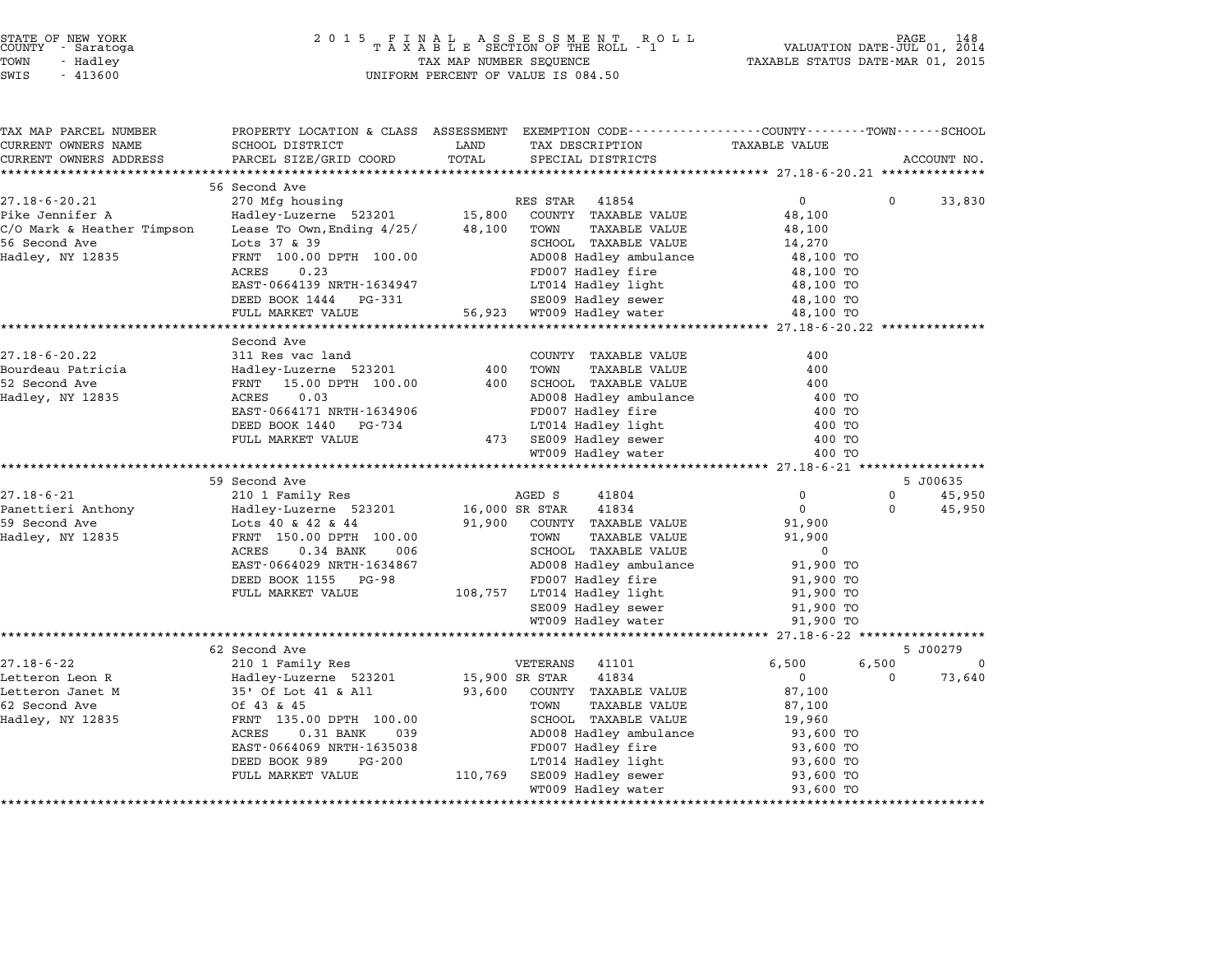STATE OF NEW YORK — 2015 FINAL ASSESSMENT ROLL — TAXABLE SECTION OF THE ROLL - 1 — VALUATION DATE-JUL 01, 2014
COUNTY - Saratoga — TAX MAP NUMBER SEQUENCE — TAXABLE STATUS DATE-MAR 01, 2015
TOWN - Hadley — UNIFORM PERCENT OF VALUE IS 084.50
SWIS - 413600

| TAX MAP PARCEL NUMBER / CURRENT OWNERS NAME / CURRENT OWNERS ADDRESS | PROPERTY LOCATION & CLASS / SCHOOL DISTRICT / PARCEL SIZE/GRID COORD | ASSESSMENT LAND | ASSESSMENT TOTAL | EXEMPTION CODE / TAX DESCRIPTION / SPECIAL DISTRICTS | COUNTY TAXABLE VALUE | TOWN | SCHOOL / ACCOUNT NO. |
|---|---|---|---|---|---|---|---|
| **27.18-6-20.21** | 56 Second Ave | | | | | | |
| 27.18-6-20.21 | 270 Mfg housing | | | RES STAR 41854 | 0 | 0 | 33,830 |
| Pike Jennifer A | Hadley-Luzerne 523201 | 15,800 | | COUNTY TAXABLE VALUE | 48,100 | | |
| C/O Mark & Heather Timpson | Lease To Own,Ending 4/25/ | | 48,100 | TOWN TAXABLE VALUE | 48,100 | | |
| 56 Second Ave | Lots 37 & 39 | | | SCHOOL TAXABLE VALUE | 14,270 | | |
| Hadley, NY 12835 | FRNT 100.00 DPTH 100.00 | | | AD008 Hadley ambulance | 48,100 TO | | |
| | ACRES 0.23 | | | FD007 Hadley fire | 48,100 TO | | |
| | EAST-0664139 NRTH-1634947 | | | LT014 Hadley light | 48,100 TO | | |
| | DEED BOOK 1444 PG-331 | | | SE009 Hadley sewer | 48,100 TO | | |
| | FULL MARKET VALUE | | 56,923 | WT009 Hadley water | 48,100 TO | | |
| **27.18-6-20.22** | Second Ave | | | | | | |
| 27.18-6-20.22 | 311 Res vac land | | | COUNTY TAXABLE VALUE | 400 | | |
| Bourdeau Patricia | Hadley-Luzerne 523201 | 400 | | TOWN TAXABLE VALUE | 400 | | |
| 52 Second Ave | FRNT 15.00 DPTH 100.00 | | 400 | SCHOOL TAXABLE VALUE | 400 | | |
| Hadley, NY 12835 | ACRES 0.03 | | | AD008 Hadley ambulance | 400 TO | | |
| | EAST-0664171 NRTH-1634906 | | | FD007 Hadley fire | 400 TO | | |
| | DEED BOOK 1440 PG-734 | | | LT014 Hadley light | 400 TO | | |
| | FULL MARKET VALUE | | 473 | SE009 Hadley sewer | 400 TO | | |
| | | | | WT009 Hadley water | 400 TO | | |
| **27.18-6-21** | 59 Second Ave | | | | | | 5 J00635 |
| 27.18-6-21 | 210 1 Family Res | | | AGED S 41804 | 0 | 0 | 45,950 |
| Panettieri Anthony | Hadley-Luzerne 523201 | 16,000 | | SR STAR 41834 | 0 | 0 | 45,950 |
| 59 Second Ave | Lots 40 & 42 & 44 | | 91,900 | COUNTY TAXABLE VALUE | 91,900 | | |
| Hadley, NY 12835 | FRNT 150.00 DPTH 100.00 | | | TOWN TAXABLE VALUE | 91,900 | | |
| | ACRES 0.34 BANK 006 | | | SCHOOL TAXABLE VALUE | 0 | | |
| | EAST-0664029 NRTH-1634867 | | | AD008 Hadley ambulance | 91,900 TO | | |
| | DEED BOOK 1155 PG-98 | | | FD007 Hadley fire | 91,900 TO | | |
| | FULL MARKET VALUE | | 108,757 | LT014 Hadley light | 91,900 TO | | |
| | | | | SE009 Hadley sewer | 91,900 TO | | |
| | | | | WT009 Hadley water | 91,900 TO | | |
| **27.18-6-22** | 62 Second Ave | | | | | | 5 J00279 |
| 27.18-6-22 | 210 1 Family Res | | | VETERANS 41101 | 6,500 | 6,500 | 0 |
| Letteron Leon R | Hadley-Luzerne 523201 | 15,900 | | SR STAR 41834 | 0 | 0 | 73,640 |
| Letteron Janet M | 35' Of Lot 41 & All | | 93,600 | COUNTY TAXABLE VALUE | 87,100 | | |
| 62 Second Ave | Of 43 & 45 | | | TOWN TAXABLE VALUE | 87,100 | | |
| Hadley, NY 12835 | FRNT 135.00 DPTH 100.00 | | | SCHOOL TAXABLE VALUE | 19,960 | | |
| | ACRES 0.31 BANK 039 | | | AD008 Hadley ambulance | 93,600 TO | | |
| | EAST-0664069 NRTH-1635038 | | | FD007 Hadley fire | 93,600 TO | | |
| | DEED BOOK 989 PG-200 | | | LT014 Hadley light | 93,600 TO | | |
| | FULL MARKET VALUE | | 110,769 | SE009 Hadley sewer | 93,600 TO | | |
| | | | | WT009 Hadley water | 93,600 TO | | |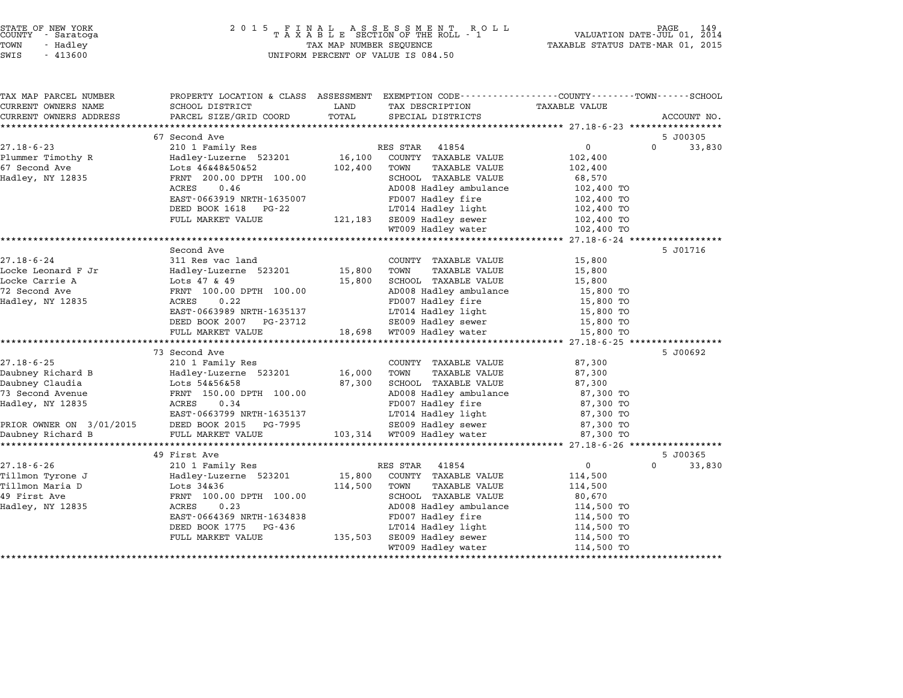STATE OF NEW YORK
COUNTY - Saratoga
TOWN - Hadley
SWIS - 413600

2 0 1 5 F I N A L A S S E S S M E N T R O L L
T A X A B L E SECTION OF THE ROLL - 1
TAX MAP NUMBER SEQUENCE
UNIFORM PERCENT OF VALUE IS 084.50

VALUATION DATE-JUL 01, 2014
TAXABLE STATUS DATE-MAR 01, 2015

| TAX MAP PARCEL NUMBER / CURRENT OWNERS NAME / CURRENT OWNERS ADDRESS | PROPERTY LOCATION & CLASS / SCHOOL DISTRICT / PARCEL SIZE/GRID COORD | ASSESSMENT LAND / TOTAL | EXEMPTION CODE / TAX DESCRIPTION / SPECIAL DISTRICTS | TAXABLE VALUE (COUNTY / TOWN / SCHOOL) | ACCOUNT NO. |
|---|---|---|---|---|---|
| | 67 Second Ave | | | | 5 J00305 |
| 27.18-6-23 | 210 1 Family Res | | RES STAR 41854 | 0 | 0 33,830 |
| Plummer Timothy R | Hadley-Luzerne 523201 | 16,100 | COUNTY TAXABLE VALUE | 102,400 | |
| 67 Second Ave | Lots 46&48&50&52 | 102,400 | TOWN TAXABLE VALUE | 102,400 | |
| Hadley, NY 12835 | FRNT 200.00 DPTH 100.00 | | SCHOOL TAXABLE VALUE | 68,570 | |
| | ACRES 0.46 | | AD008 Hadley ambulance | 102,400 TO | |
| | EAST-0663919 NRTH-1635007 | | FD007 Hadley fire | 102,400 TO | |
| | DEED BOOK 1618 PG-22 | | LT014 Hadley light | 102,400 TO | |
| | FULL MARKET VALUE | 121,183 | SE009 Hadley sewer | 102,400 TO | |
| | | | WT009 Hadley water | 102,400 TO | |
| | Second Ave | | | | 5 J01716 |
| 27.18-6-24 | 311 Res vac land | | COUNTY TAXABLE VALUE | 15,800 | |
| Locke Leonard F Jr | Hadley-Luzerne 523201 | 15,800 | TOWN TAXABLE VALUE | 15,800 | |
| Locke Carrie A | Lots 47 & 49 | 15,800 | SCHOOL TAXABLE VALUE | 15,800 | |
| 72 Second Ave | FRNT 100.00 DPTH 100.00 | | AD008 Hadley ambulance | 15,800 TO | |
| Hadley, NY 12835 | ACRES 0.22 | | FD007 Hadley fire | 15,800 TO | |
| | EAST-0663989 NRTH-1635137 | | LT014 Hadley light | 15,800 TO | |
| | DEED BOOK 2007 PG-23712 | | SE009 Hadley sewer | 15,800 TO | |
| | FULL MARKET VALUE | 18,698 | WT009 Hadley water | 15,800 TO | |
| | 73 Second Ave | | | | 5 J00692 |
| 27.18-6-25 | 210 1 Family Res | | COUNTY TAXABLE VALUE | 87,300 | |
| Daubney Richard B | Hadley-Luzerne 523201 | 16,000 | TOWN TAXABLE VALUE | 87,300 | |
| Daubney Claudia | Lots 54&56&58 | 87,300 | SCHOOL TAXABLE VALUE | 87,300 | |
| 73 Second Avenue | FRNT 150.00 DPTH 100.00 | | AD008 Hadley ambulance | 87,300 TO | |
| Hadley, NY 12835 | ACRES 0.34 | | FD007 Hadley fire | 87,300 TO | |
| | EAST-0663799 NRTH-1635137 | | LT014 Hadley light | 87,300 TO | |
| PRIOR OWNER ON 3/01/2015 | DEED BOOK 2015 PG-7995 | | SE009 Hadley sewer | 87,300 TO | |
| Daubney Richard B | FULL MARKET VALUE | 103,314 | WT009 Hadley water | 87,300 TO | |
| | 49 First Ave | | | | 5 J00365 |
| 27.18-6-26 | 210 1 Family Res | | RES STAR 41854 | 0 | 0 33,830 |
| Tillmon Tyrone J | Hadley-Luzerne 523201 | 15,800 | COUNTY TAXABLE VALUE | 114,500 | |
| Tillmon Maria D | Lots 34&36 | 114,500 | TOWN TAXABLE VALUE | 114,500 | |
| 49 First Ave | FRNT 100.00 DPTH 100.00 | | SCHOOL TAXABLE VALUE | 80,670 | |
| Hadley, NY 12835 | ACRES 0.23 | | AD008 Hadley ambulance | 114,500 TO | |
| | EAST-0664369 NRTH-1634838 | | FD007 Hadley fire | 114,500 TO | |
| | DEED BOOK 1775 PG-436 | | LT014 Hadley light | 114,500 TO | |
| | FULL MARKET VALUE | 135,503 | SE009 Hadley sewer | 114,500 TO | |
| | | | WT009 Hadley water | 114,500 TO | |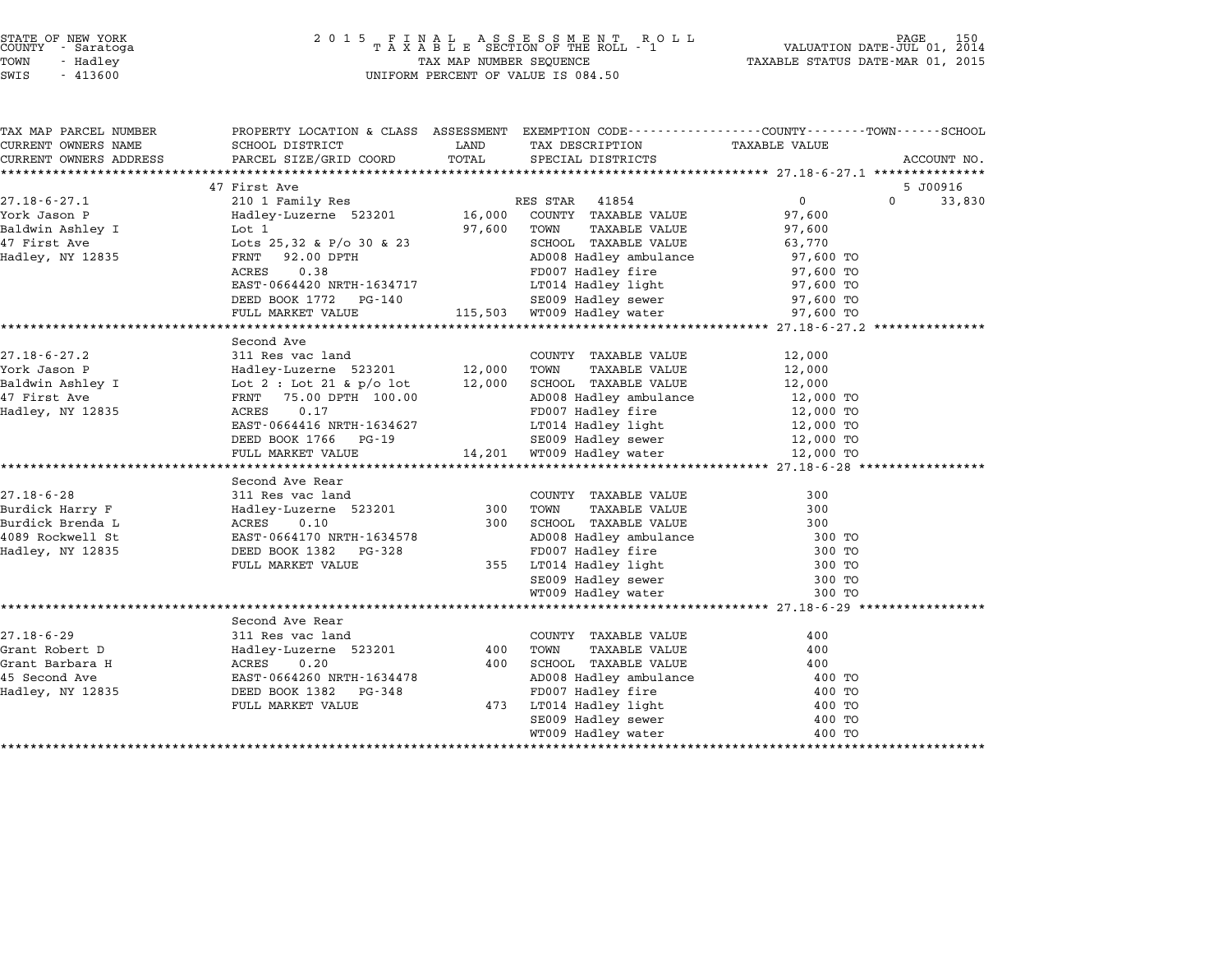STATE OF NEW YORK
COUNTY - Saratoga
TOWN - Hadley
SWIS - 413600

2 0 1 5 F I N A L A S S E S S M E N T R O L L
T A X A B L E SECTION OF THE ROLL - 1
TAX MAP NUMBER SEQUENCE
UNIFORM PERCENT OF VALUE IS 084.50

VALUATION DATE-JUL 01, 2014
TAXABLE STATUS DATE-MAR 01, 2015

| TAX MAP PARCEL NUMBER / CURRENT OWNERS NAME / CURRENT OWNERS ADDRESS | PROPERTY LOCATION & CLASS / SCHOOL DISTRICT / PARCEL SIZE/GRID COORD | ASSESSMENT LAND | TOTAL | EXEMPTION CODE / TAX DESCRIPTION / SPECIAL DISTRICTS | COUNTY TAXABLE VALUE | TOWN | SCHOOL / ACCOUNT NO. |
|---|---|---|---|---|---|---|---|
| **27.18-6-27.1** | 47 First Ave | | | | | | 5 J00916 |
| 27.18-6-27.1 | 210 1 Family Res | | | RES STAR 41854 | 0 | 0 | 33,830 |
| York Jason P | Hadley-Luzerne 523201 | 16,000 | | COUNTY TAXABLE VALUE | 97,600 | | |
| Baldwin Ashley I | Lot 1 | | 97,600 | TOWN TAXABLE VALUE | 97,600 | | |
| 47 First Ave | Lots 25,32 & P/o 30 & 23 | | | SCHOOL TAXABLE VALUE | 63,770 | | |
| Hadley, NY 12835 | FRNT 92.00 DPTH | | | AD008 Hadley ambulance | 97,600 TO | | |
| | ACRES 0.38 | | | FD007 Hadley fire | 97,600 TO | | |
| | EAST-0664420 NRTH-1634717 | | | LT014 Hadley light | 97,600 TO | | |
| | DEED BOOK 1772 PG-140 | | | SE009 Hadley sewer | 97,600 TO | | |
| | FULL MARKET VALUE | | 115,503 | WT009 Hadley water | 97,600 TO | | |
| **27.18-6-27.2** | Second Ave | | | | | | |
| 27.18-6-27.2 | 311 Res vac land | | | COUNTY TAXABLE VALUE | 12,000 | | |
| York Jason P | Hadley-Luzerne 523201 | 12,000 | | TOWN TAXABLE VALUE | 12,000 | | |
| Baldwin Ashley I | Lot 2 : Lot 21 & p/o lot | | 12,000 | SCHOOL TAXABLE VALUE | 12,000 | | |
| 47 First Ave | FRNT 75.00 DPTH 100.00 | | | AD008 Hadley ambulance | 12,000 TO | | |
| Hadley, NY 12835 | ACRES 0.17 | | | FD007 Hadley fire | 12,000 TO | | |
| | EAST-0664416 NRTH-1634627 | | | LT014 Hadley light | 12,000 TO | | |
| | DEED BOOK 1766 PG-19 | | | SE009 Hadley sewer | 12,000 TO | | |
| | FULL MARKET VALUE | | 14,201 | WT009 Hadley water | 12,000 TO | | |
| **27.18-6-28** | Second Ave Rear | | | | | | |
| 27.18-6-28 | 311 Res vac land | | | COUNTY TAXABLE VALUE | 300 | | |
| Burdick Harry F | Hadley-Luzerne 523201 | 300 | | TOWN TAXABLE VALUE | 300 | | |
| Burdick Brenda L | ACRES 0.10 | | 300 | SCHOOL TAXABLE VALUE | 300 | | |
| 4089 Rockwell St | EAST-0664170 NRTH-1634578 | | | AD008 Hadley ambulance | 300 TO | | |
| Hadley, NY 12835 | DEED BOOK 1382 PG-328 | | | FD007 Hadley fire | 300 TO | | |
| | FULL MARKET VALUE | | 355 | LT014 Hadley light | 300 TO | | |
| | | | | SE009 Hadley sewer | 300 TO | | |
| | | | | WT009 Hadley water | 300 TO | | |
| **27.18-6-29** | Second Ave Rear | | | | | | |
| 27.18-6-29 | 311 Res vac land | | | COUNTY TAXABLE VALUE | 400 | | |
| Grant Robert D | Hadley-Luzerne 523201 | 400 | | TOWN TAXABLE VALUE | 400 | | |
| Grant Barbara H | ACRES 0.20 | | 400 | SCHOOL TAXABLE VALUE | 400 | | |
| 45 Second Ave | EAST-0664260 NRTH-1634478 | | | AD008 Hadley ambulance | 400 TO | | |
| Hadley, NY 12835 | DEED BOOK 1382 PG-348 | | | FD007 Hadley fire | 400 TO | | |
| | FULL MARKET VALUE | | 473 | LT014 Hadley light | 400 TO | | |
| | | | | SE009 Hadley sewer | 400 TO | | |
| | | | | WT009 Hadley water | 400 TO | | |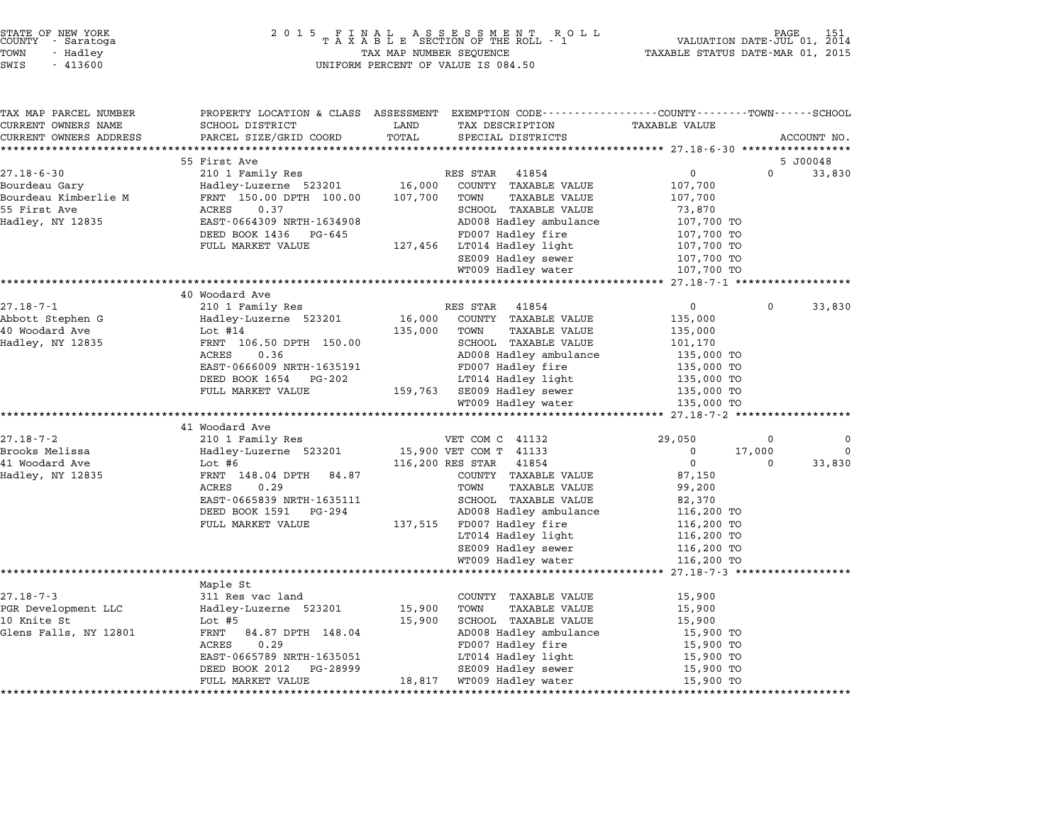STATE OF NEW YORK — 2015 FINAL ASSESSMENT ROLL — VALUATION DATE-JUL 01, 2014
COUNTY - Saratoga — TAXABLE SECTION OF THE ROLL - 1 — TAXABLE STATUS DATE-MAR 01, 2015
TOWN - Hadley — TAX MAP NUMBER SEQUENCE
SWIS - 413600 — UNIFORM PERCENT OF VALUE IS 084.50

| TAX MAP PARCEL NUMBER / CURRENT OWNERS NAME / CURRENT OWNERS ADDRESS | PROPERTY LOCATION & CLASS / SCHOOL DISTRICT / PARCEL SIZE/GRID COORD | ASSESSMENT LAND / TOTAL | EXEMPTION CODE / TAX DESCRIPTION / SPECIAL DISTRICTS | COUNTY TAXABLE VALUE | TOWN | SCHOOL / ACCOUNT NO. |
|---|---|---|---|---|---|---|
| | 55 First Ave | | | | | 5 J00048 |
| 27.18-6-30 | 210 1 Family Res | | RES STAR 41854 | 0 | 0 | 33,830 |
| Bourdeau Gary | Hadley-Luzerne 523201 | 16,000 | COUNTY TAXABLE VALUE | 107,700 | | |
| Bourdeau Kimberlie M | FRNT 150.00 DPTH 100.00 | 107,700 | TOWN TAXABLE VALUE | 107,700 | | |
| 55 First Ave | ACRES 0.37 | | SCHOOL TAXABLE VALUE | 73,870 | | |
| Hadley, NY 12835 | EAST-0664309 NRTH-1634908 | | AD008 Hadley ambulance | 107,700 TO | | |
| | DEED BOOK 1436 PG-645 | | FD007 Hadley fire | 107,700 TO | | |
| | FULL MARKET VALUE | 127,456 | LT014 Hadley light | 107,700 TO | | |
| | | | SE009 Hadley sewer | 107,700 TO | | |
| | | | WT009 Hadley water | 107,700 TO | | |
| | 40 Woodard Ave | | | | | |
| 27.18-7-1 | 210 1 Family Res | | RES STAR 41854 | 0 | 0 | 33,830 |
| Abbott Stephen G | Hadley-Luzerne 523201 | 16,000 | COUNTY TAXABLE VALUE | 135,000 | | |
| 40 Woodard Ave | Lot #14 | 135,000 | TOWN TAXABLE VALUE | 135,000 | | |
| Hadley, NY 12835 | FRNT 106.50 DPTH 150.00 | | SCHOOL TAXABLE VALUE | 101,170 | | |
| | ACRES 0.36 | | AD008 Hadley ambulance | 135,000 TO | | |
| | EAST-0666009 NRTH-1635191 | | FD007 Hadley fire | 135,000 TO | | |
| | DEED BOOK 1654 PG-202 | | LT014 Hadley light | 135,000 TO | | |
| | FULL MARKET VALUE | 159,763 | SE009 Hadley sewer | 135,000 TO | | |
| | | | WT009 Hadley water | 135,000 TO | | |
| | 41 Woodard Ave | | | | | |
| 27.18-7-2 | 210 1 Family Res | | VET COM C 41132 | 29,050 | 0 | 0 |
| Brooks Melissa | Hadley-Luzerne 523201 | 15,900 | VET COM T 41133 | 0 | 17,000 | 0 |
| 41 Woodard Ave | Lot #6 | 116,200 | RES STAR 41854 | 0 | 0 | 33,830 |
| Hadley, NY 12835 | FRNT 148.04 DPTH 84.87 | | COUNTY TAXABLE VALUE | 87,150 | | |
| | ACRES 0.29 | | TOWN TAXABLE VALUE | 99,200 | | |
| | EAST-0665839 NRTH-1635111 | | SCHOOL TAXABLE VALUE | 82,370 | | |
| | DEED BOOK 1591 PG-294 | | AD008 Hadley ambulance | 116,200 TO | | |
| | FULL MARKET VALUE | 137,515 | FD007 Hadley fire | 116,200 TO | | |
| | | | LT014 Hadley light | 116,200 TO | | |
| | | | SE009 Hadley sewer | 116,200 TO | | |
| | | | WT009 Hadley water | 116,200 TO | | |
| | Maple St | | | | | |
| 27.18-7-3 | 311 Res vac land | | COUNTY TAXABLE VALUE | 15,900 | | |
| PGR Development LLC | Hadley-Luzerne 523201 | 15,900 | TOWN TAXABLE VALUE | 15,900 | | |
| 10 Knite St | Lot #5 | 15,900 | SCHOOL TAXABLE VALUE | 15,900 | | |
| Glens Falls, NY 12801 | FRNT 84.87 DPTH 148.04 | | AD008 Hadley ambulance | 15,900 TO | | |
| | ACRES 0.29 | | FD007 Hadley fire | 15,900 TO | | |
| | EAST-0665789 NRTH-1635051 | | LT014 Hadley light | 15,900 TO | | |
| | DEED BOOK 2012 PG-28999 | | SE009 Hadley sewer | 15,900 TO | | |
| | FULL MARKET VALUE | 18,817 | WT009 Hadley water | 15,900 TO | | |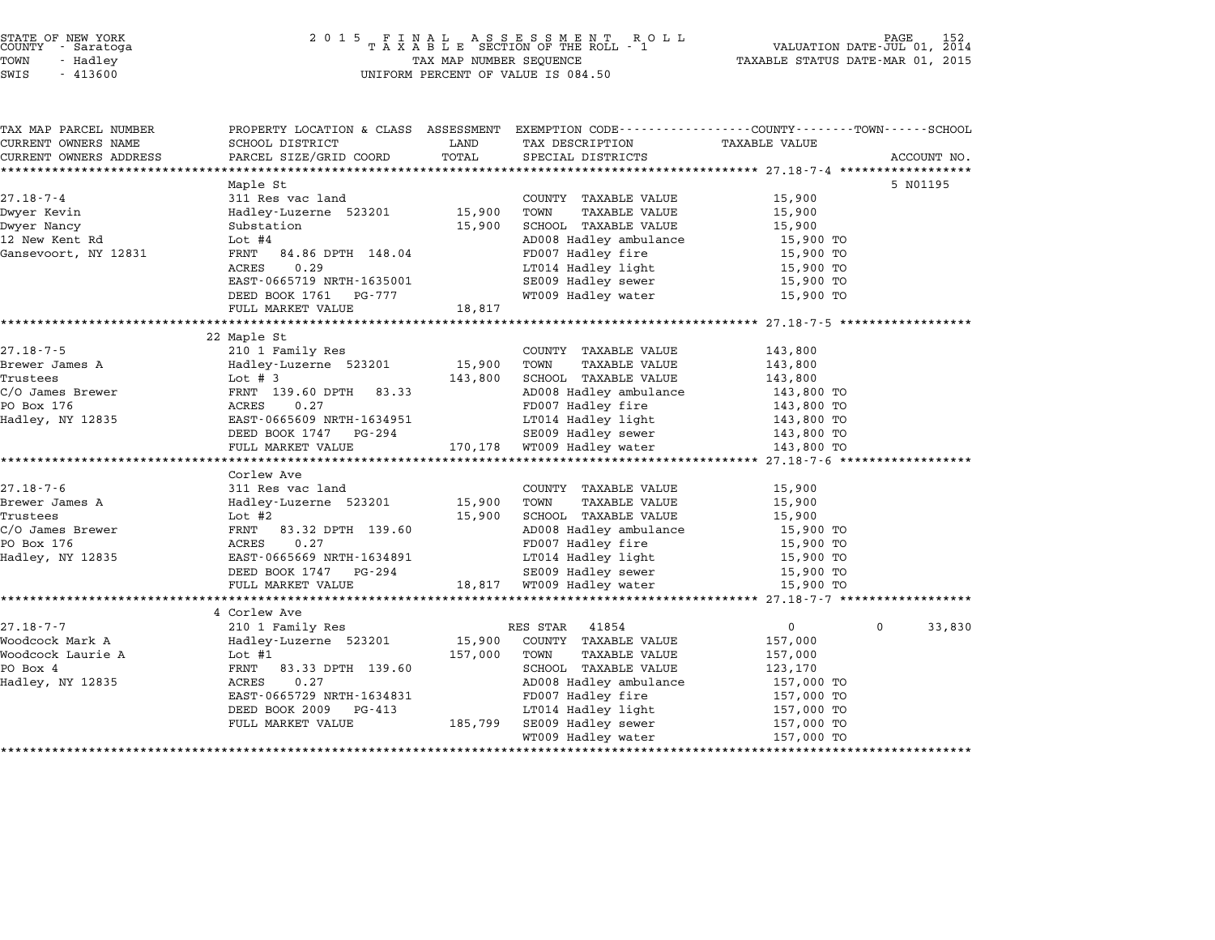STATE OF NEW YORK
COUNTY - Saratoga
TOWN - Hadley
SWIS - 413600

2 0 1 5 F I N A L A S S E S S M E N T R O L L
T A X A B L E SECTION OF THE ROLL - 1
TAX MAP NUMBER SEQUENCE
UNIFORM PERCENT OF VALUE IS 084.50

VALUATION DATE-JUL 01, 2014
TAXABLE STATUS DATE-MAR 01, 2015

| TAX MAP PARCEL NUMBER / CURRENT OWNERS NAME / CURRENT OWNERS ADDRESS | PROPERTY LOCATION & CLASS / SCHOOL DISTRICT / PARCEL SIZE/GRID COORD | ASSESSMENT LAND / TOTAL | EXEMPTION CODE / TAX DESCRIPTION / SPECIAL DISTRICTS | COUNTY / TOWN / SCHOOL TAXABLE VALUE | ACCOUNT NO. |
|---|---|---|---|---|---|
| **27.18-7-4** | Maple St | | | | 5 N01195 |
| 27.18-7-4 | 311 Res vac land | | COUNTY TAXABLE VALUE | 15,900 | |
| Dwyer Kevin | Hadley-Luzerne 523201 | 15,900 | TOWN TAXABLE VALUE | 15,900 | |
| Dwyer Nancy | Substation | 15,900 | SCHOOL TAXABLE VALUE | 15,900 | |
| 12 New Kent Rd | Lot #4 | | AD008 Hadley ambulance | 15,900 TO | |
| Gansevoort, NY 12831 | FRNT 84.86 DPTH 148.04 | | FD007 Hadley fire | 15,900 TO | |
| | ACRES 0.29 | | LT014 Hadley light | 15,900 TO | |
| | EAST-0665719 NRTH-1635001 | | SE009 Hadley sewer | 15,900 TO | |
| | DEED BOOK 1761 PG-777 | | WT009 Hadley water | 15,900 TO | |
| | FULL MARKET VALUE | 18,817 | | | |
| **27.18-7-5** | 22 Maple St | | | | |
| 27.18-7-5 | 210 1 Family Res | | COUNTY TAXABLE VALUE | 143,800 | |
| Brewer James A | Hadley-Luzerne 523201 | 15,900 | TOWN TAXABLE VALUE | 143,800 | |
| Trustees | Lot # 3 | 143,800 | SCHOOL TAXABLE VALUE | 143,800 | |
| C/O James Brewer | FRNT 139.60 DPTH 83.33 | | AD008 Hadley ambulance | 143,800 TO | |
| PO Box 176 | ACRES 0.27 | | FD007 Hadley fire | 143,800 TO | |
| Hadley, NY 12835 | EAST-0665609 NRTH-1634951 | | LT014 Hadley light | 143,800 TO | |
| | DEED BOOK 1747 PG-294 | | SE009 Hadley sewer | 143,800 TO | |
| | FULL MARKET VALUE | 170,178 | WT009 Hadley water | 143,800 TO | |
| **27.18-7-6** | Corlew Ave | | | | |
| 27.18-7-6 | 311 Res vac land | | COUNTY TAXABLE VALUE | 15,900 | |
| Brewer James A | Hadley-Luzerne 523201 | 15,900 | TOWN TAXABLE VALUE | 15,900 | |
| Trustees | Lot #2 | 15,900 | SCHOOL TAXABLE VALUE | 15,900 | |
| C/O James Brewer | FRNT 83.32 DPTH 139.60 | | AD008 Hadley ambulance | 15,900 TO | |
| PO Box 176 | ACRES 0.27 | | FD007 Hadley fire | 15,900 TO | |
| Hadley, NY 12835 | EAST-0665669 NRTH-1634891 | | LT014 Hadley light | 15,900 TO | |
| | DEED BOOK 1747 PG-294 | | SE009 Hadley sewer | 15,900 TO | |
| | FULL MARKET VALUE | 18,817 | WT009 Hadley water | 15,900 TO | |
| **27.18-7-7** | 4 Corlew Ave | | | | |
| 27.18-7-7 | 210 1 Family Res | | RES STAR 41854 | 0 0 33,830 | |
| Woodcock Mark A | Hadley-Luzerne 523201 | 15,900 | COUNTY TAXABLE VALUE | 157,000 | |
| Woodcock Laurie A | Lot #1 | 157,000 | TOWN TAXABLE VALUE | 157,000 | |
| PO Box 4 | FRNT 83.33 DPTH 139.60 | | SCHOOL TAXABLE VALUE | 123,170 | |
| Hadley, NY 12835 | ACRES 0.27 | | AD008 Hadley ambulance | 157,000 TO | |
| | EAST-0665729 NRTH-1634831 | | FD007 Hadley fire | 157,000 TO | |
| | DEED BOOK 2009 PG-413 | | LT014 Hadley light | 157,000 TO | |
| | FULL MARKET VALUE | 185,799 | SE009 Hadley sewer | 157,000 TO | |
| | | | WT009 Hadley water | 157,000 TO | |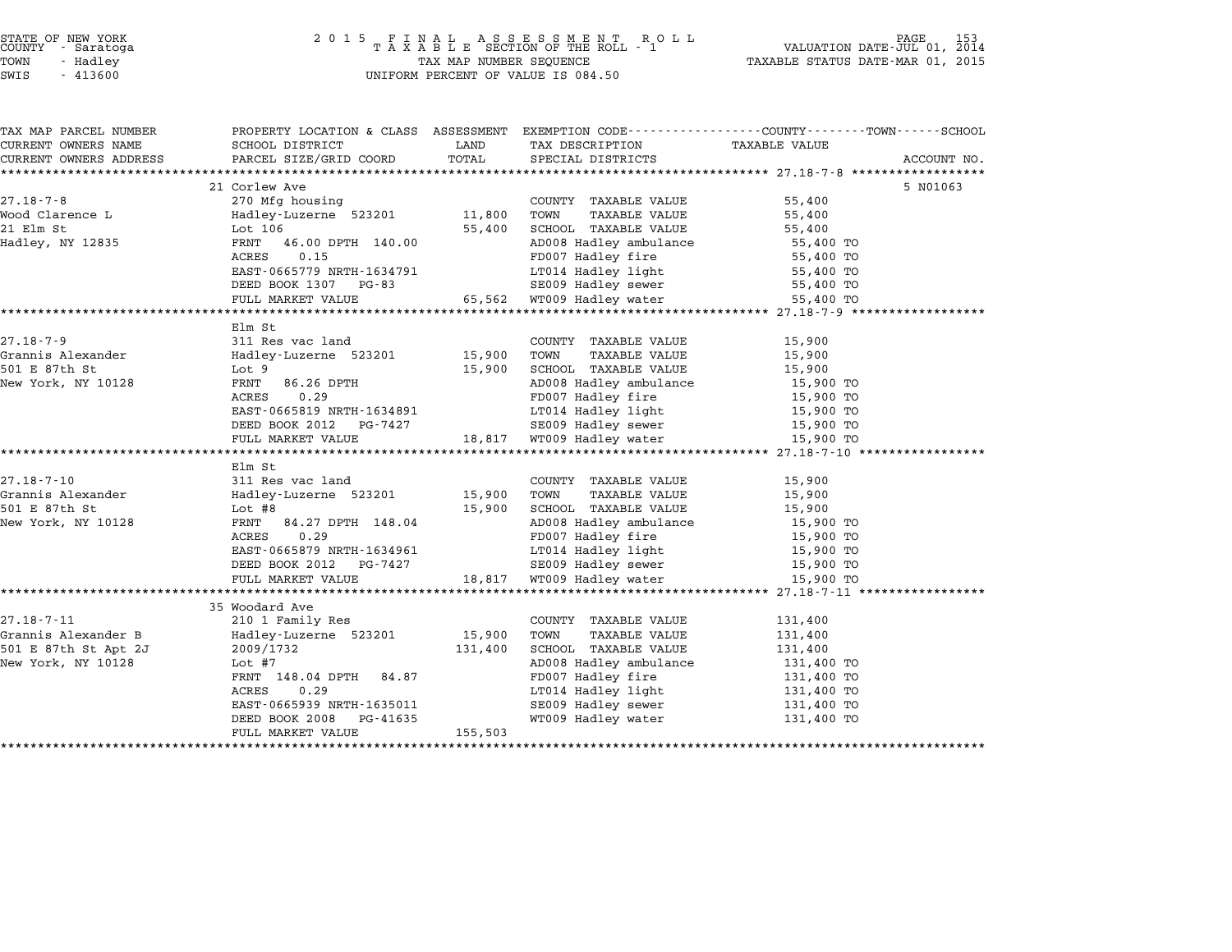STATE OF NEW YORK
COUNTY - Saratoga
TOWN - Hadley
SWIS - 413600

2 0 1 5 F I N A L A S S E S S M E N T R O L L
T A X A B L E SECTION OF THE ROLL - 1
TAX MAP NUMBER SEQUENCE
UNIFORM PERCENT OF VALUE IS 084.50

VALUATION DATE-JUL 01, 2014
TAXABLE STATUS DATE-MAR 01, 2015

| TAX MAP PARCEL NUMBER / CURRENT OWNERS NAME / CURRENT OWNERS ADDRESS | PROPERTY LOCATION & CLASS / SCHOOL DISTRICT / PARCEL SIZE/GRID COORD | ASSESSMENT LAND / TOTAL | EXEMPTION CODE / TAX DESCRIPTION / SPECIAL DISTRICTS | TAXABLE VALUE (COUNTY--------TOWN------SCHOOL) | ACCOUNT NO. |
|---|---|---|---|---|---|
| | 21 Corlew Ave | | | | 5 N01063 |
| 27.18-7-8 | 270 Mfg housing | | COUNTY TAXABLE VALUE | 55,400 | |
| Wood Clarence L | Hadley-Luzerne 523201 | 11,800 | TOWN TAXABLE VALUE | 55,400 | |
| 21 Elm St | Lot 106 | 55,400 | SCHOOL TAXABLE VALUE | 55,400 | |
| Hadley, NY 12835 | FRNT 46.00 DPTH 140.00 | | AD008 Hadley ambulance | 55,400 TO | |
| | ACRES 0.15 | | FD007 Hadley fire | 55,400 TO | |
| | EAST-0665779 NRTH-1634791 | | LT014 Hadley light | 55,400 TO | |
| | DEED BOOK 1307 PG-83 | | SE009 Hadley sewer | 55,400 TO | |
| | FULL MARKET VALUE | 65,562 | WT009 Hadley water | 55,400 TO | |
| | Elm St | | | | |
| 27.18-7-9 | 311 Res vac land | | COUNTY TAXABLE VALUE | 15,900 | |
| Grannis Alexander | Hadley-Luzerne 523201 | 15,900 | TOWN TAXABLE VALUE | 15,900 | |
| 501 E 87th St | Lot 9 | 15,900 | SCHOOL TAXABLE VALUE | 15,900 | |
| New York, NY 10128 | FRNT 86.26 DPTH | | AD008 Hadley ambulance | 15,900 TO | |
| | ACRES 0.29 | | FD007 Hadley fire | 15,900 TO | |
| | EAST-0665819 NRTH-1634891 | | LT014 Hadley light | 15,900 TO | |
| | DEED BOOK 2012 PG-7427 | | SE009 Hadley sewer | 15,900 TO | |
| | FULL MARKET VALUE | 18,817 | WT009 Hadley water | 15,900 TO | |
| | Elm St | | | | |
| 27.18-7-10 | 311 Res vac land | | COUNTY TAXABLE VALUE | 15,900 | |
| Grannis Alexander | Hadley-Luzerne 523201 | 15,900 | TOWN TAXABLE VALUE | 15,900 | |
| 501 E 87th St | Lot #8 | 15,900 | SCHOOL TAXABLE VALUE | 15,900 | |
| New York, NY 10128 | FRNT 84.27 DPTH 148.04 | | AD008 Hadley ambulance | 15,900 TO | |
| | ACRES 0.29 | | FD007 Hadley fire | 15,900 TO | |
| | EAST-0665879 NRTH-1634961 | | LT014 Hadley light | 15,900 TO | |
| | DEED BOOK 2012 PG-7427 | | SE009 Hadley sewer | 15,900 TO | |
| | FULL MARKET VALUE | 18,817 | WT009 Hadley water | 15,900 TO | |
| | 35 Woodard Ave | | | | |
| 27.18-7-11 | 210 1 Family Res | | COUNTY TAXABLE VALUE | 131,400 | |
| Grannis Alexander B | Hadley-Luzerne 523201 | 15,900 | TOWN TAXABLE VALUE | 131,400 | |
| 501 E 87th St Apt 2J | 2009/1732 | 131,400 | SCHOOL TAXABLE VALUE | 131,400 | |
| New York, NY 10128 | Lot #7 | | AD008 Hadley ambulance | 131,400 TO | |
| | FRNT 148.04 DPTH 84.87 | | FD007 Hadley fire | 131,400 TO | |
| | ACRES 0.29 | | LT014 Hadley light | 131,400 TO | |
| | EAST-0665939 NRTH-1635011 | | SE009 Hadley sewer | 131,400 TO | |
| | DEED BOOK 2008 PG-41635 | | WT009 Hadley water | 131,400 TO | |
| | FULL MARKET VALUE | 155,503 | | | |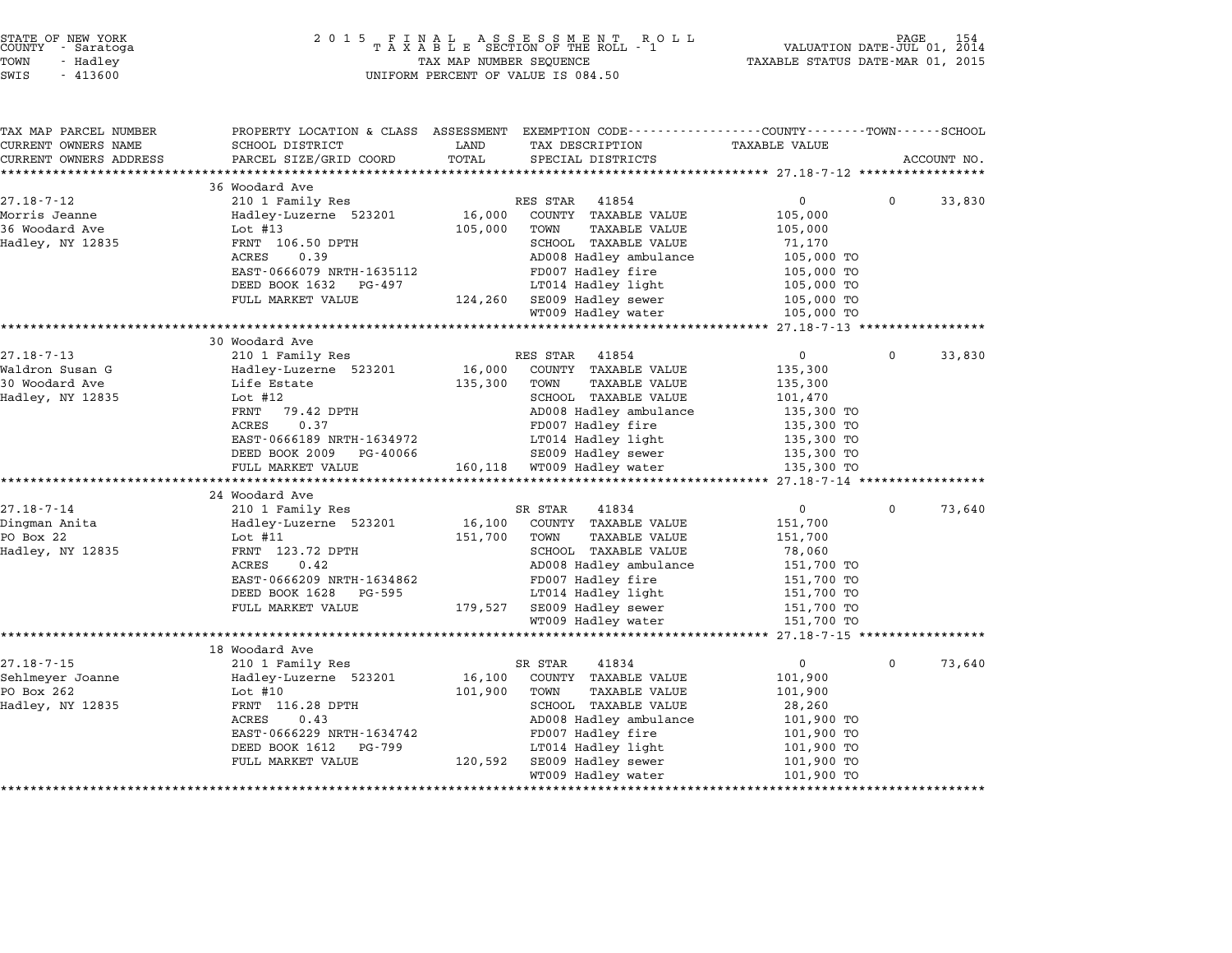STATE OF NEW YORK
COUNTY - Saratoga
TOWN - Hadley
SWIS - 413600

2015 FINAL ASSESSMENT ROLL
TAXABLE SECTION OF THE ROLL - 1
TAX MAP NUMBER SEQUENCE
UNIFORM PERCENT OF VALUE IS 084.50

VALUATION DATE-JUL 01, 2014
TAXABLE STATUS DATE-MAR 01, 2015

| TAX MAP PARCEL NUMBER / CURRENT OWNERS NAME / CURRENT OWNERS ADDRESS | PROPERTY LOCATION & CLASS / SCHOOL DISTRICT / PARCEL SIZE/GRID COORD | ASSESSMENT LAND / TOTAL | EXEMPTION CODE / TAX DESCRIPTION / SPECIAL DISTRICTS | COUNTY / TOWN TAXABLE VALUE | SCHOOL |
|---|---|---|---|---|---|
| **27.18-7-12** | 36 Woodard Ave | | | | |
| 27.18-7-12 | 210 1 Family Res | | RES STAR 41854 | 0 | 0 33,830 |
| Morris Jeanne | Hadley-Luzerne 523201 | 16,000 | COUNTY TAXABLE VALUE | 105,000 | |
| 36 Woodard Ave | Lot #13 | 105,000 | TOWN TAXABLE VALUE | 105,000 | |
| Hadley, NY 12835 | FRNT 106.50 DPTH | | SCHOOL TAXABLE VALUE | 71,170 | |
| | ACRES 0.39 | | AD008 Hadley ambulance | 105,000 TO | |
| | EAST-0666079 NRTH-1635112 | | FD007 Hadley fire | 105,000 TO | |
| | DEED BOOK 1632 PG-497 | | LT014 Hadley light | 105,000 TO | |
| | FULL MARKET VALUE | 124,260 | SE009 Hadley sewer | 105,000 TO | |
| | | | WT009 Hadley water | 105,000 TO | |
| **27.18-7-13** | 30 Woodard Ave | | | | |
| 27.18-7-13 | 210 1 Family Res | | RES STAR 41854 | 0 | 0 33,830 |
| Waldron Susan G | Hadley-Luzerne 523201 | 16,000 | COUNTY TAXABLE VALUE | 135,300 | |
| 30 Woodard Ave | Life Estate | 135,300 | TOWN TAXABLE VALUE | 135,300 | |
| Hadley, NY 12835 | Lot #12 | | SCHOOL TAXABLE VALUE | 101,470 | |
| | FRNT 79.42 DPTH | | AD008 Hadley ambulance | 135,300 TO | |
| | ACRES 0.37 | | FD007 Hadley fire | 135,300 TO | |
| | EAST-0666189 NRTH-1634972 | | LT014 Hadley light | 135,300 TO | |
| | DEED BOOK 2009 PG-40066 | | SE009 Hadley sewer | 135,300 TO | |
| | FULL MARKET VALUE | 160,118 | WT009 Hadley water | 135,300 TO | |
| **27.18-7-14** | 24 Woodard Ave | | | | |
| 27.18-7-14 | 210 1 Family Res | | SR STAR 41834 | 0 | 0 73,640 |
| Dingman Anita | Hadley-Luzerne 523201 | 16,100 | COUNTY TAXABLE VALUE | 151,700 | |
| PO Box 22 | Lot #11 | 151,700 | TOWN TAXABLE VALUE | 151,700 | |
| Hadley, NY 12835 | FRNT 123.72 DPTH | | SCHOOL TAXABLE VALUE | 78,060 | |
| | ACRES 0.42 | | AD008 Hadley ambulance | 151,700 TO | |
| | EAST-0666209 NRTH-1634862 | | FD007 Hadley fire | 151,700 TO | |
| | DEED BOOK 1628 PG-595 | | LT014 Hadley light | 151,700 TO | |
| | FULL MARKET VALUE | 179,527 | SE009 Hadley sewer | 151,700 TO | |
| | | | WT009 Hadley water | 151,700 TO | |
| **27.18-7-15** | 18 Woodard Ave | | | | |
| 27.18-7-15 | 210 1 Family Res | | SR STAR 41834 | 0 | 0 73,640 |
| Sehlmeyer Joanne | Hadley-Luzerne 523201 | 16,100 | COUNTY TAXABLE VALUE | 101,900 | |
| PO Box 262 | Lot #10 | 101,900 | TOWN TAXABLE VALUE | 101,900 | |
| Hadley, NY 12835 | FRNT 116.28 DPTH | | SCHOOL TAXABLE VALUE | 28,260 | |
| | ACRES 0.43 | | AD008 Hadley ambulance | 101,900 TO | |
| | EAST-0666229 NRTH-1634742 | | FD007 Hadley fire | 101,900 TO | |
| | DEED BOOK 1612 PG-799 | | LT014 Hadley light | 101,900 TO | |
| | FULL MARKET VALUE | 120,592 | SE009 Hadley sewer | 101,900 TO | |
| | | | WT009 Hadley water | 101,900 TO | |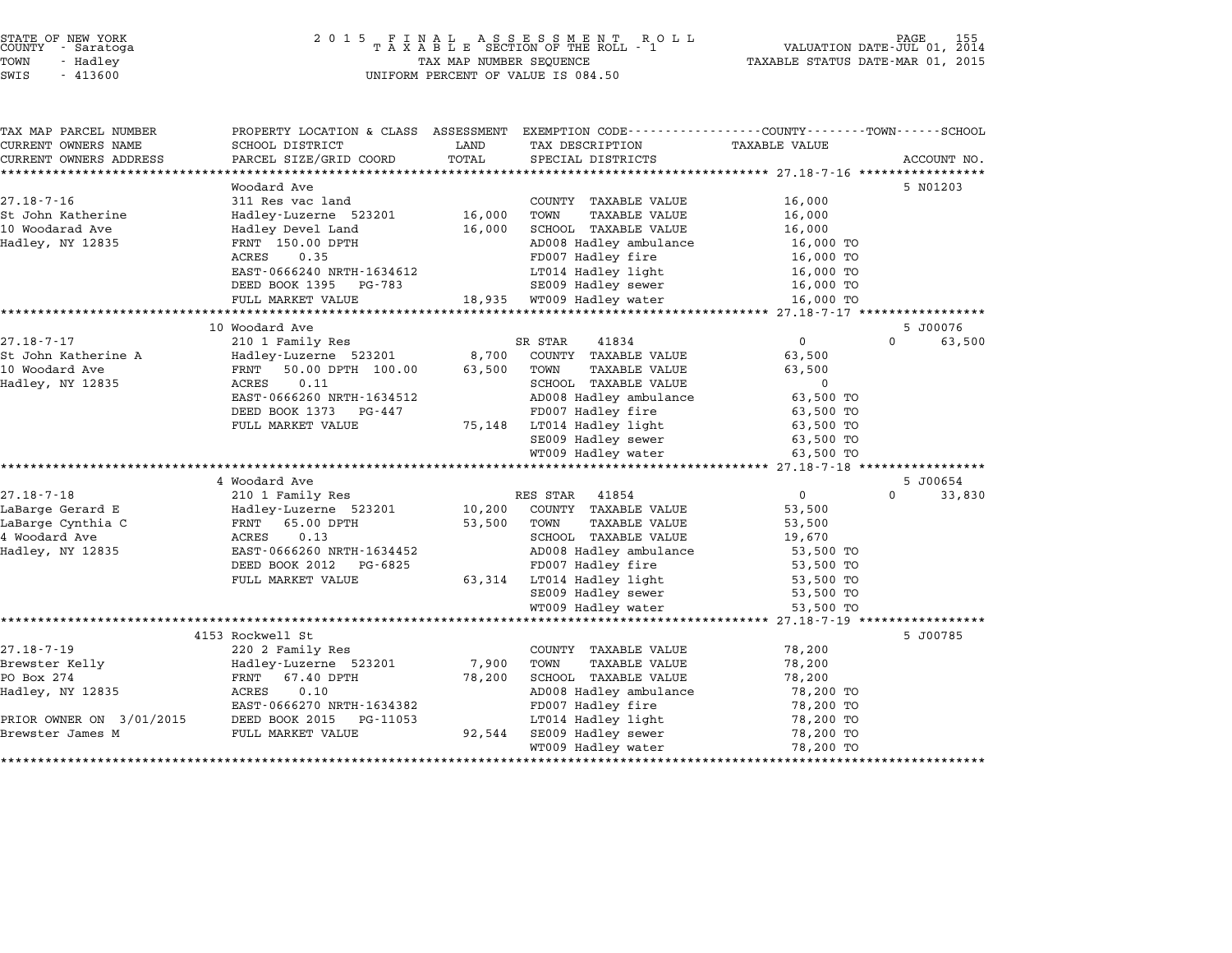STATE OF NEW YORK
COUNTY - Saratoga
TOWN - Hadley
SWIS - 413600

2 0 1 5 F I N A L A S S E S S M E N T R O L L
T A X A B L E SECTION OF THE ROLL - 1
TAX MAP NUMBER SEQUENCE
UNIFORM PERCENT OF VALUE IS 084.50

VALUATION DATE-JUL 01, 2014
TAXABLE STATUS DATE-MAR 01, 2015

| TAX MAP PARCEL NUMBER / CURRENT OWNERS NAME / CURRENT OWNERS ADDRESS | PROPERTY LOCATION & CLASS / SCHOOL DISTRICT / PARCEL SIZE/GRID COORD | ASSESSMENT LAND / TOTAL | EXEMPTION CODE / TAX DESCRIPTION / SPECIAL DISTRICTS | COUNTY / TOWN / SCHOOL TAXABLE VALUE | ACCOUNT NO. |
|---|---|---|---|---|---|
| | Woodard Ave | | | | 5 N01203 |
| 27.18-7-16 | 311 Res vac land | | COUNTY TAXABLE VALUE | 16,000 | |
| St John Katherine | Hadley-Luzerne 523201 | 16,000 | TOWN TAXABLE VALUE | 16,000 | |
| 10 Woodarad Ave | Hadley Devel Land | 16,000 | SCHOOL TAXABLE VALUE | 16,000 | |
| Hadley, NY 12835 | FRNT 150.00 DPTH | | AD008 Hadley ambulance | 16,000 TO | |
| | ACRES 0.35 | | FD007 Hadley fire | 16,000 TO | |
| | EAST-0666240 NRTH-1634612 | | LT014 Hadley light | 16,000 TO | |
| | DEED BOOK 1395 PG-783 | | SE009 Hadley sewer | 16,000 TO | |
| | FULL MARKET VALUE | 18,935 | WT009 Hadley water | 16,000 TO | |
| | 10 Woodard Ave | | | | 5 J00076 |
| 27.18-7-17 | 210 1 Family Res | | SR STAR 41834 | 0 0 63,500 | |
| St John Katherine A | Hadley-Luzerne 523201 | 8,700 | COUNTY TAXABLE VALUE | 63,500 | |
| 10 Woodard Ave | FRNT 50.00 DPTH 100.00 | 63,500 | TOWN TAXABLE VALUE | 63,500 | |
| Hadley, NY 12835 | ACRES 0.11 | | SCHOOL TAXABLE VALUE | 0 | |
| | EAST-0666260 NRTH-1634512 | | AD008 Hadley ambulance | 63,500 TO | |
| | DEED BOOK 1373 PG-447 | | FD007 Hadley fire | 63,500 TO | |
| | FULL MARKET VALUE | 75,148 | LT014 Hadley light | 63,500 TO | |
| | | | SE009 Hadley sewer | 63,500 TO | |
| | | | WT009 Hadley water | 63,500 TO | |
| | 4 Woodard Ave | | | | 5 J00654 |
| 27.18-7-18 | 210 1 Family Res | | RES STAR 41854 | 0 0 33,830 | |
| LaBarge Gerard E | Hadley-Luzerne 523201 | 10,200 | COUNTY TAXABLE VALUE | 53,500 | |
| LaBarge Cynthia C | FRNT 65.00 DPTH | 53,500 | TOWN TAXABLE VALUE | 53,500 | |
| 4 Woodard Ave | ACRES 0.13 | | SCHOOL TAXABLE VALUE | 19,670 | |
| Hadley, NY 12835 | EAST-0666260 NRTH-1634452 | | AD008 Hadley ambulance | 53,500 TO | |
| | DEED BOOK 2012 PG-6825 | | FD007 Hadley fire | 53,500 TO | |
| | FULL MARKET VALUE | 63,314 | LT014 Hadley light | 53,500 TO | |
| | | | SE009 Hadley sewer | 53,500 TO | |
| | | | WT009 Hadley water | 53,500 TO | |
| | 4153 Rockwell St | | | | 5 J00785 |
| 27.18-7-19 | 220 2 Family Res | | COUNTY TAXABLE VALUE | 78,200 | |
| Brewster Kelly | Hadley-Luzerne 523201 | 7,900 | TOWN TAXABLE VALUE | 78,200 | |
| PO Box 274 | FRNT 67.40 DPTH | 78,200 | SCHOOL TAXABLE VALUE | 78,200 | |
| Hadley, NY 12835 | ACRES 0.10 | | AD008 Hadley ambulance | 78,200 TO | |
| | EAST-0666270 NRTH-1634382 | | FD007 Hadley fire | 78,200 TO | |
| PRIOR OWNER ON 3/01/2015 | DEED BOOK 2015 PG-11053 | | LT014 Hadley light | 78,200 TO | |
| Brewster James M | FULL MARKET VALUE | 92,544 | SE009 Hadley sewer | 78,200 TO | |
| | | | WT009 Hadley water | 78,200 TO | |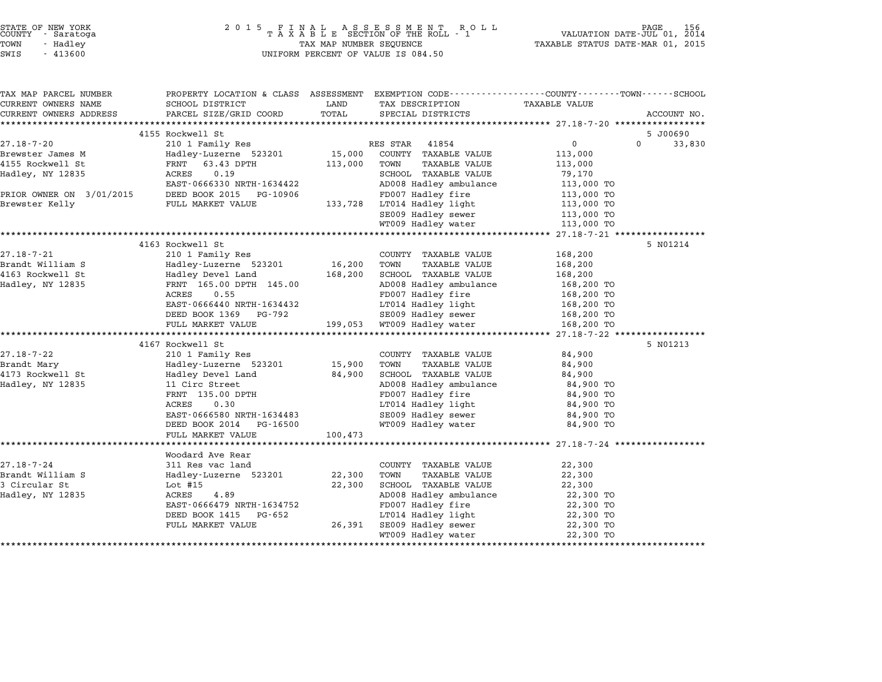STATE OF NEW YORK
COUNTY - Saratoga
TOWN - Hadley
SWIS - 413600

2 0 1 5 F I N A L A S S E S S M E N T R O L L
T A X A B L E SECTION OF THE ROLL - 1
TAX MAP NUMBER SEQUENCE
UNIFORM PERCENT OF VALUE IS 084.50

VALUATION DATE-JUL 01, 2014
TAXABLE STATUS DATE-MAR 01, 2015

| TAX MAP PARCEL NUMBER / CURRENT OWNERS NAME / CURRENT OWNERS ADDRESS | PROPERTY LOCATION & CLASS / SCHOOL DISTRICT / PARCEL SIZE/GRID COORD | ASSESSMENT LAND / TOTAL | EXEMPTION CODE / TAX DESCRIPTION / SPECIAL DISTRICTS | COUNTY / TOWN / SCHOOL TAXABLE VALUE | ACCOUNT NO. |
|---|---|---|---|---|---|
| | 4155 Rockwell St | | | | 5 J00690 |
| 27.18-7-20 | 210 1 Family Res | | RES STAR 41854 | 0 | 0 33,830 |
| Brewster James M | Hadley-Luzerne 523201 | 15,000 | COUNTY TAXABLE VALUE | 113,000 | |
| 4155 Rockwell St | FRNT 63.43 DPTH | 113,000 | TOWN TAXABLE VALUE | 113,000 | |
| Hadley, NY 12835 | ACRES 0.19 | | SCHOOL TAXABLE VALUE | 79,170 | |
| | EAST-0666330 NRTH-1634422 | | AD008 Hadley ambulance | 113,000 TO | |
| PRIOR OWNER ON 3/01/2015 | DEED BOOK 2015 PG-10906 | | FD007 Hadley fire | 113,000 TO | |
| Brewster Kelly | FULL MARKET VALUE | 133,728 | LT014 Hadley light | 113,000 TO | |
| | | | SE009 Hadley sewer | 113,000 TO | |
| | | | WT009 Hadley water | 113,000 TO | |
| | 4163 Rockwell St | | | | 5 N01214 |
| 27.18-7-21 | 210 1 Family Res | | COUNTY TAXABLE VALUE | 168,200 | |
| Brandt William S | Hadley-Luzerne 523201 | 16,200 | TOWN TAXABLE VALUE | 168,200 | |
| 4163 Rockwell St | Hadley Devel Land | 168,200 | SCHOOL TAXABLE VALUE | 168,200 | |
| Hadley, NY 12835 | FRNT 165.00 DPTH 145.00 | | AD008 Hadley ambulance | 168,200 TO | |
| | ACRES 0.55 | | FD007 Hadley fire | 168,200 TO | |
| | EAST-0666440 NRTH-1634432 | | LT014 Hadley light | 168,200 TO | |
| | DEED BOOK 1369 PG-792 | | SE009 Hadley sewer | 168,200 TO | |
| | FULL MARKET VALUE | 199,053 | WT009 Hadley water | 168,200 TO | |
| | 4167 Rockwell St | | | | 5 N01213 |
| 27.18-7-22 | 210 1 Family Res | | COUNTY TAXABLE VALUE | 84,900 | |
| Brandt Mary | Hadley-Luzerne 523201 | 15,900 | TOWN TAXABLE VALUE | 84,900 | |
| 4173 Rockwell St | Hadley Devel Land | 84,900 | SCHOOL TAXABLE VALUE | 84,900 | |
| Hadley, NY 12835 | 11 Circ Street | | AD008 Hadley ambulance | 84,900 TO | |
| | FRNT 135.00 DPTH | | FD007 Hadley fire | 84,900 TO | |
| | ACRES 0.30 | | LT014 Hadley light | 84,900 TO | |
| | EAST-0666580 NRTH-1634483 | | SE009 Hadley sewer | 84,900 TO | |
| | DEED BOOK 2014 PG-16500 | | WT009 Hadley water | 84,900 TO | |
| | FULL MARKET VALUE | 100,473 | | | |
| | Woodard Ave Rear | | | | |
| 27.18-7-24 | 311 Res vac land | | COUNTY TAXABLE VALUE | 22,300 | |
| Brandt William S | Hadley-Luzerne 523201 | 22,300 | TOWN TAXABLE VALUE | 22,300 | |
| 3 Circular St | Lot #15 | 22,300 | SCHOOL TAXABLE VALUE | 22,300 | |
| Hadley, NY 12835 | ACRES 4.89 | | AD008 Hadley ambulance | 22,300 TO | |
| | EAST-0666479 NRTH-1634752 | | FD007 Hadley fire | 22,300 TO | |
| | DEED BOOK 1415 PG-652 | | LT014 Hadley light | 22,300 TO | |
| | FULL MARKET VALUE | 26,391 | SE009 Hadley sewer | 22,300 TO | |
| | | | WT009 Hadley water | 22,300 TO | |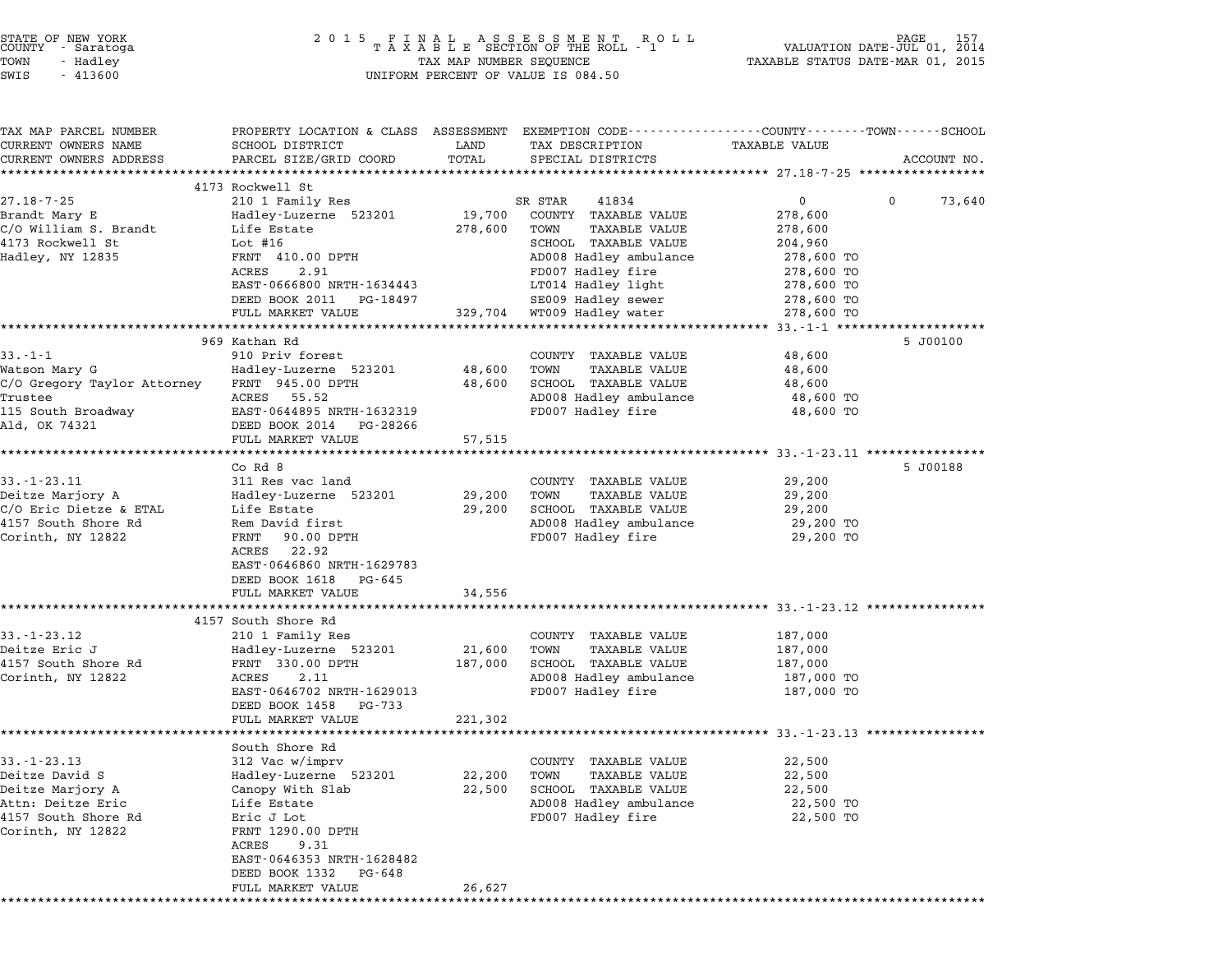STATE OF NEW YORK
COUNTY - Saratoga
TOWN - Hadley
SWIS - 413600

2 0 1 5 F I N A L A S S E S S M E N T R O L L
T A X A B L E SECTION OF THE ROLL - 1
TAX MAP NUMBER SEQUENCE
UNIFORM PERCENT OF VALUE IS 084.50

VALUATION DATE-JUL 01, 2014
TAXABLE STATUS DATE-MAR 01, 2015

| TAX MAP PARCEL NUMBER / CURRENT OWNERS NAME / CURRENT OWNERS ADDRESS | PROPERTY LOCATION & CLASS / SCHOOL DISTRICT / PARCEL SIZE/GRID COORD | ASSESSMENT LAND | TOTAL | EXEMPTION CODE / TAX DESCRIPTION / SPECIAL DISTRICTS | COUNTY / TAXABLE VALUE | TOWN | SCHOOL | ACCOUNT NO. |
|---|---|---|---|---|---|---|---|---|
| **27.18-7-25** | 4173 Rockwell St | | | | | | | |
| 27.18-7-25 | 210 1 Family Res | | | SR STAR 41834 | 0 | 0 | 73,640 | |
| Brandt Mary E | Hadley-Luzerne 523201 | 19,700 | | COUNTY TAXABLE VALUE | 278,600 | | | |
| C/O William S. Brandt | Life Estate | | 278,600 | TOWN TAXABLE VALUE | 278,600 | | | |
| 4173 Rockwell St | Lot #16 | | | SCHOOL TAXABLE VALUE | 204,960 | | | |
| Hadley, NY 12835 | FRNT 410.00 DPTH | | | AD008 Hadley ambulance | 278,600 TO | | | |
| | ACRES 2.91 | | | FD007 Hadley fire | 278,600 TO | | | |
| | EAST-0666800 NRTH-1634443 | | | LT014 Hadley light | 278,600 TO | | | |
| | DEED BOOK 2011 PG-18497 | | | SE009 Hadley sewer | 278,600 TO | | | |
| | FULL MARKET VALUE | | 329,704 | WT009 Hadley water | 278,600 TO | | | |
| **33.-1-1** | 969 Kathan Rd | | | | | | | 5 J00100 |
| 33.-1-1 | 910 Priv forest | | | COUNTY TAXABLE VALUE | 48,600 | | | |
| Watson Mary G | Hadley-Luzerne 523201 | 48,600 | | TOWN TAXABLE VALUE | 48,600 | | | |
| C/O Gregory Taylor Attorney | FRNT 945.00 DPTH | | 48,600 | SCHOOL TAXABLE VALUE | 48,600 | | | |
| Trustee | ACRES 55.52 | | | AD008 Hadley ambulance | 48,600 TO | | | |
| 115 South Broadway | EAST-0644895 NRTH-1632319 | | | FD007 Hadley fire | 48,600 TO | | | |
| Ald, OK 74321 | DEED BOOK 2014 PG-28266 | | | | | | | |
| | FULL MARKET VALUE | | 57,515 | | | | | |
| **33.-1-23.11** | Co Rd 8 | | | | | | | 5 J00188 |
| 33.-1-23.11 | 311 Res vac land | | | COUNTY TAXABLE VALUE | 29,200 | | | |
| Deitze Marjory A | Hadley-Luzerne 523201 | 29,200 | | TOWN TAXABLE VALUE | 29,200 | | | |
| C/O Eric Dietze & ETAL | Life Estate | | 29,200 | SCHOOL TAXABLE VALUE | 29,200 | | | |
| 4157 South Shore Rd | Rem David first | | | AD008 Hadley ambulance | 29,200 TO | | | |
| Corinth, NY 12822 | FRNT 90.00 DPTH | | | FD007 Hadley fire | 29,200 TO | | | |
| | ACRES 22.92 | | | | | | | |
| | EAST-0646860 NRTH-1629783 | | | | | | | |
| | DEED BOOK 1618 PG-645 | | | | | | | |
| | FULL MARKET VALUE | | 34,556 | | | | | |
| **33.-1-23.12** | 4157 South Shore Rd | | | | | | | |
| 33.-1-23.12 | 210 1 Family Res | | | COUNTY TAXABLE VALUE | 187,000 | | | |
| Deitze Eric J | Hadley-Luzerne 523201 | 21,600 | | TOWN TAXABLE VALUE | 187,000 | | | |
| 4157 South Shore Rd | FRNT 330.00 DPTH | | 187,000 | SCHOOL TAXABLE VALUE | 187,000 | | | |
| Corinth, NY 12822 | ACRES 2.11 | | | AD008 Hadley ambulance | 187,000 TO | | | |
| | EAST-0646702 NRTH-1629013 | | | FD007 Hadley fire | 187,000 TO | | | |
| | DEED BOOK 1458 PG-733 | | | | | | | |
| | FULL MARKET VALUE | | 221,302 | | | | | |
| **33.-1-23.13** | South Shore Rd | | | | | | | |
| 33.-1-23.13 | 312 Vac w/imprv | | | COUNTY TAXABLE VALUE | 22,500 | | | |
| Deitze David S | Hadley-Luzerne 523201 | 22,200 | | TOWN TAXABLE VALUE | 22,500 | | | |
| Deitze Marjory A | Canopy With Slab | | 22,500 | SCHOOL TAXABLE VALUE | 22,500 | | | |
| Attn: Deitze Eric | Life Estate | | | AD008 Hadley ambulance | 22,500 TO | | | |
| 4157 South Shore Rd | Eric J Lot | | | FD007 Hadley fire | 22,500 TO | | | |
| Corinth, NY 12822 | FRNT 1290.00 DPTH | | | | | | | |
| | ACRES 9.31 | | | | | | | |
| | EAST-0646353 NRTH-1628482 | | | | | | | |
| | DEED BOOK 1332 PG-648 | | | | | | | |
| | FULL MARKET VALUE | | 26,627 | | | | | |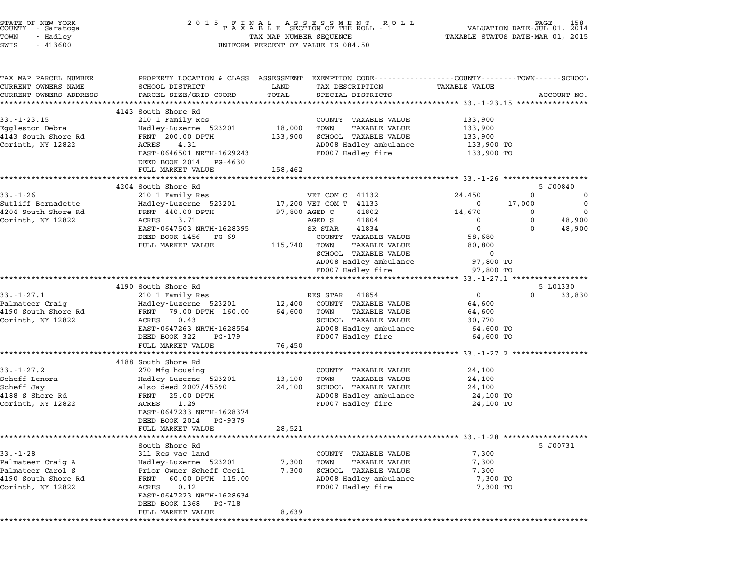STATE OF NEW YORK
COUNTY - Saratoga
TOWN - Hadley
SWIS - 413600

2015 FINAL ASSESSMENT ROLL
TAXABLE SECTION OF THE ROLL - 1
TAX MAP NUMBER SEQUENCE
UNIFORM PERCENT OF VALUE IS 084.50

VALUATION DATE-JUL 01, 2014
TAXABLE STATUS DATE-MAR 01, 2015

| TAX MAP PARCEL NUMBER / CURRENT OWNERS NAME / CURRENT OWNERS ADDRESS | PROPERTY LOCATION & CLASS / SCHOOL DISTRICT / PARCEL SIZE/GRID COORD | ASSESSMENT LAND / TOTAL | EXEMPTION CODE / TAX DESCRIPTION / SPECIAL DISTRICTS | COUNTY TAXABLE VALUE | TOWN | SCHOOL | ACCOUNT NO. |
|---|---|---|---|---|---|---|---|
| **33.-1-23.15** | 4143 South Shore Rd | | | | | | |
| 33.-1-23.15 | 210 1 Family Res | | COUNTY TAXABLE VALUE | 133,900 | | | |
| Eggleston Debra | Hadley-Luzerne 523201 | 18,000 | TOWN TAXABLE VALUE | 133,900 | | | |
| 4143 South Shore Rd | FRNT 200.00 DPTH | 133,900 | SCHOOL TAXABLE VALUE | 133,900 | | | |
| Corinth, NY 12822 | ACRES 4.31 | | AD008 Hadley ambulance | 133,900 TO | | | |
| | EAST-0646501 NRTH-1629243 | | FD007 Hadley fire | 133,900 TO | | | |
| | DEED BOOK 2014 PG-4630 | | | | | | |
| | FULL MARKET VALUE | 158,462 | | | | | |
| **33.-1-26** | 4204 South Shore Rd | | | | | | 5 J00840 |
| 33.-1-26 | 210 1 Family Res | | VET COM C 41132 | 24,450 | 0 | 0 | |
| Sutliff Bernadette | Hadley-Luzerne 523201 | 17,200 | VET COM T 41133 | 0 | 17,000 | 0 | |
| 4204 South Shore Rd | FRNT 440.00 DPTH | 97,800 | AGED C 41802 | 14,670 | 0 | 0 | |
| Corinth, NY 12822 | ACRES 3.71 | | AGED S 41804 | 0 | 0 | 48,900 | |
| | EAST-0647503 NRTH-1628395 | | SR STAR 41834 | 0 | 0 | 48,900 | |
| | DEED BOOK 1456 PG-69 | | COUNTY TAXABLE VALUE | 58,680 | | | |
| | FULL MARKET VALUE | 115,740 | TOWN TAXABLE VALUE | 80,800 | | | |
| | | | SCHOOL TAXABLE VALUE | 0 | | | |
| | | | AD008 Hadley ambulance | 97,800 TO | | | |
| | | | FD007 Hadley fire | 97,800 TO | | | |
| **33.-1-27.1** | 4190 South Shore Rd | | | | | | 5 L01330 |
| 33.-1-27.1 | 210 1 Family Res | | RES STAR 41854 | 0 | 0 | 33,830 | |
| Palmateer Craig | Hadley-Luzerne 523201 | 12,400 | COUNTY TAXABLE VALUE | 64,600 | | | |
| 4190 South Shore Rd | FRNT 79.00 DPTH 160.00 | 64,600 | TOWN TAXABLE VALUE | 64,600 | | | |
| Corinth, NY 12822 | ACRES 0.43 | | SCHOOL TAXABLE VALUE | 30,770 | | | |
| | EAST-0647263 NRTH-1628554 | | AD008 Hadley ambulance | 64,600 TO | | | |
| | DEED BOOK 322 PG-179 | | FD007 Hadley fire | 64,600 TO | | | |
| | FULL MARKET VALUE | 76,450 | | | | | |
| **33.-1-27.2** | 4188 South Shore Rd | | | | | | |
| 33.-1-27.2 | 270 Mfg housing | | COUNTY TAXABLE VALUE | 24,100 | | | |
| Scheff Lenora | Hadley-Luzerne 523201 | 13,100 | TOWN TAXABLE VALUE | 24,100 | | | |
| Scheff Jay | also deed 2007/45590 | 24,100 | SCHOOL TAXABLE VALUE | 24,100 | | | |
| 4188 S Shore Rd | FRNT 25.00 DPTH | | AD008 Hadley ambulance | 24,100 TO | | | |
| Corinth, NY 12822 | ACRES 1.29 | | FD007 Hadley fire | 24,100 TO | | | |
| | EAST-0647233 NRTH-1628374 | | | | | | |
| | DEED BOOK 2014 PG-9379 | | | | | | |
| | FULL MARKET VALUE | 28,521 | | | | | |
| **33.-1-28** | South Shore Rd | | | | | | 5 J00731 |
| 33.-1-28 | 311 Res vac land | | COUNTY TAXABLE VALUE | 7,300 | | | |
| Palmateer Craig A | Hadley-Luzerne 523201 | 7,300 | TOWN TAXABLE VALUE | 7,300 | | | |
| Palmateer Carol S | Prior Owner Scheff Cecil | 7,300 | SCHOOL TAXABLE VALUE | 7,300 | | | |
| 4190 South Shore Rd | FRNT 60.00 DPTH 115.00 | | AD008 Hadley ambulance | 7,300 TO | | | |
| Corinth, NY 12822 | ACRES 0.12 | | FD007 Hadley fire | 7,300 TO | | | |
| | EAST-0647223 NRTH-1628634 | | | | | | |
| | DEED BOOK 1368 PG-718 | | | | | | |
| | FULL MARKET VALUE | 8,639 | | | | | |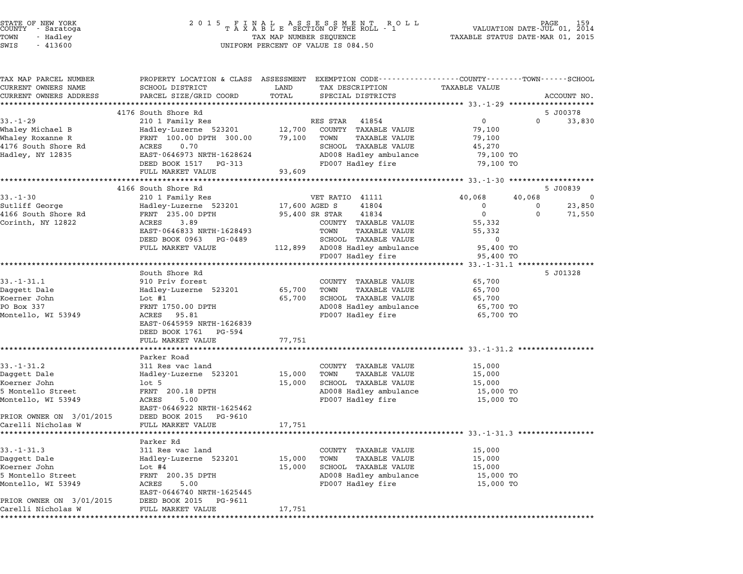STATE OF NEW YORK
COUNTY - Saratoga
TOWN - Hadley
SWIS - 413600

2015 FINAL ASSESSMENT ROLL
TAXABLE SECTION OF THE ROLL - 1
TAX MAP NUMBER SEQUENCE
UNIFORM PERCENT OF VALUE IS 084.50

VALUATION DATE-JUL 01, 2014
TAXABLE STATUS DATE-MAR 01, 2015

| TAX MAP PARCEL NUMBER / CURRENT OWNERS NAME / CURRENT OWNERS ADDRESS | PROPERTY LOCATION & CLASS / SCHOOL DISTRICT / PARCEL SIZE/GRID COORD | ASSESSMENT LAND / TOTAL | EXEMPTION CODE / TAX DESCRIPTION / SPECIAL DISTRICTS | COUNTY | TOWN | SCHOOL | ACCOUNT NO. |
|---|---|---|---|---|---|---|---|
| | 4176 South Shore Rd | | | | | | 5 J00378 |
| 33.-1-29 | 210 1 Family Res | | RES STAR 41854 | 0 | 0 | 33,830 | |
| Whaley Michael B | Hadley-Luzerne 523201 | 12,700 | COUNTY TAXABLE VALUE | 79,100 | | | |
| Whaley Roxanne R | FRNT 100.00 DPTH 300.00 | 79,100 | TOWN TAXABLE VALUE | | 79,100 | | |
| 4176 South Shore Rd | ACRES 0.70 | | SCHOOL TAXABLE VALUE | | | 45,270 | |
| Hadley, NY 12835 | EAST-0646973 NRTH-1628624 | | AD008 Hadley ambulance | 79,100 TO | | | |
| | DEED BOOK 1517 PG-313 | | FD007 Hadley fire | 79,100 TO | | | |
| | FULL MARKET VALUE | 93,609 | | | | | |
| | 4166 South Shore Rd | | | | | | 5 J00839 |
| 33.-1-30 | 210 1 Family Res | | VET RATIO 41111 | 40,068 | 40,068 | 0 | |
| Sutliff George | Hadley-Luzerne 523201 | 17,600 | AGED S 41804 | 0 | 0 | 23,850 | |
| 4166 South Shore Rd | FRNT 235.00 DPTH | 95,400 | SR STAR 41834 | 0 | 0 | 71,550 | |
| Corinth, NY 12822 | ACRES 3.89 | | COUNTY TAXABLE VALUE | 55,332 | | | |
| | EAST-0646833 NRTH-1628493 | | TOWN TAXABLE VALUE | | 55,332 | | |
| | DEED BOOK 0963 PG-0489 | | SCHOOL TAXABLE VALUE | | | 0 | |
| | FULL MARKET VALUE | 112,899 | AD008 Hadley ambulance | 95,400 TO | | | |
| | | | FD007 Hadley fire | 95,400 TO | | | |
| | South Shore Rd | | | | | | 5 J01328 |
| 33.-1-31.1 | 910 Priv forest | | COUNTY TAXABLE VALUE | 65,700 | | | |
| Daggett Dale | Hadley-Luzerne 523201 | 65,700 | TOWN TAXABLE VALUE | | 65,700 | | |
| Koerner John | Lot #1 | 65,700 | SCHOOL TAXABLE VALUE | | | 65,700 | |
| PO Box 337 | FRNT 1750.00 DPTH | | AD008 Hadley ambulance | 65,700 TO | | | |
| Montello, WI 53949 | ACRES 95.81 | | FD007 Hadley fire | 65,700 TO | | | |
| | EAST-0645959 NRTH-1626839 | | | | | | |
| | DEED BOOK 1761 PG-594 | | | | | | |
| | FULL MARKET VALUE | 77,751 | | | | | |
| | Parker Road | | | | | | |
| 33.-1-31.2 | 311 Res vac land | | COUNTY TAXABLE VALUE | 15,000 | | | |
| Daggett Dale | Hadley-Luzerne 523201 | 15,000 | TOWN TAXABLE VALUE | | 15,000 | | |
| Koerner John | lot 5 | 15,000 | SCHOOL TAXABLE VALUE | | | 15,000 | |
| 5 Montello Street | FRNT 200.18 DPTH | | AD008 Hadley ambulance | 15,000 TO | | | |
| Montello, WI 53949 | ACRES 5.00 | | FD007 Hadley fire | 15,000 TO | | | |
| | EAST-0646922 NRTH-1625462 | | | | | | |
| PRIOR OWNER ON 3/01/2015 | DEED BOOK 2015 PG-9610 | | | | | | |
| Carelli Nicholas W | FULL MARKET VALUE | 17,751 | | | | | |
| | Parker Rd | | | | | | |
| 33.-1-31.3 | 311 Res vac land | | COUNTY TAXABLE VALUE | 15,000 | | | |
| Daggett Dale | Hadley-Luzerne 523201 | 15,000 | TOWN TAXABLE VALUE | | 15,000 | | |
| Koerner John | Lot #4 | 15,000 | SCHOOL TAXABLE VALUE | | | 15,000 | |
| 5 Montello Street | FRNT 200.35 DPTH | | AD008 Hadley ambulance | 15,000 TO | | | |
| Montello, WI 53949 | ACRES 5.00 | | FD007 Hadley fire | 15,000 TO | | | |
| | EAST-0646740 NRTH-1625445 | | | | | | |
| PRIOR OWNER ON 3/01/2015 | DEED BOOK 2015 PG-9611 | | | | | | |
| Carelli Nicholas W | FULL MARKET VALUE | 17,751 | | | | | |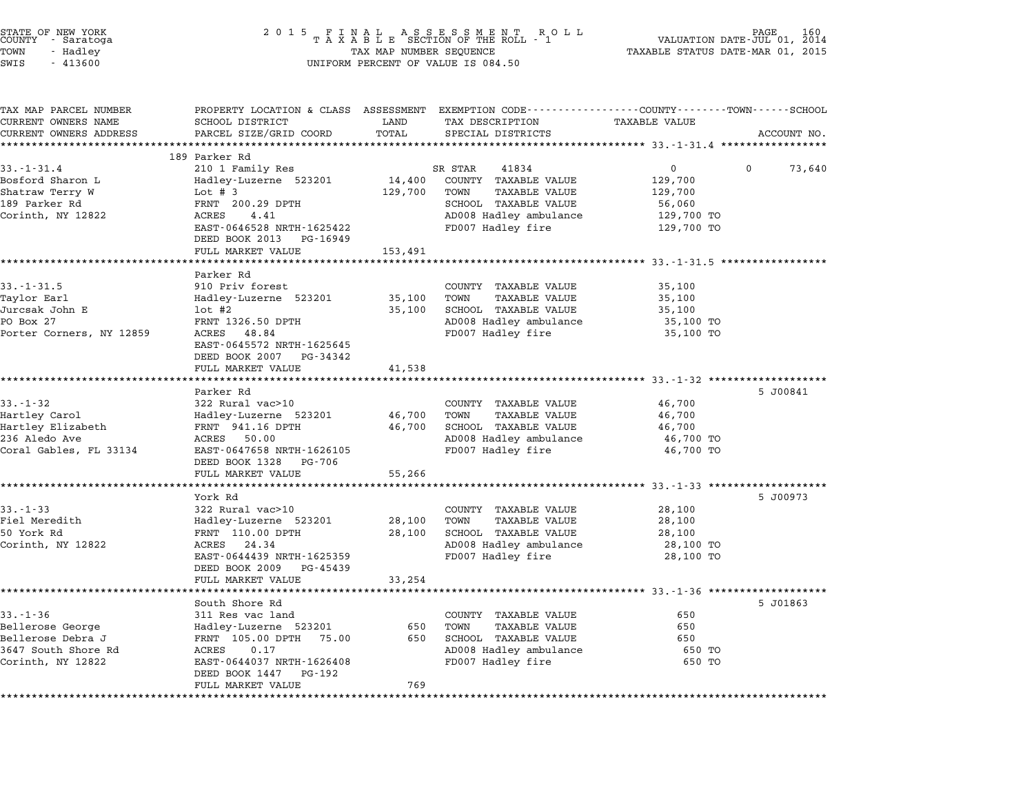STATE OF NEW YORK
COUNTY - Saratoga
TOWN - Hadley
SWIS - 413600

2015 FINAL ASSESSMENT ROLL
TAXABLE SECTION OF THE ROLL - 1
TAX MAP NUMBER SEQUENCE
UNIFORM PERCENT OF VALUE IS 084.50

VALUATION DATE-JUL 01, 2014
TAXABLE STATUS DATE-MAR 01, 2015

| TAX MAP PARCEL NUMBER / CURRENT OWNERS NAME / CURRENT OWNERS ADDRESS | PROPERTY LOCATION & CLASS / SCHOOL DISTRICT / PARCEL SIZE/GRID COORD | ASSESSMENT LAND | TOTAL | EXEMPTION CODE / TAX DESCRIPTION / SPECIAL DISTRICTS | COUNTY TAXABLE VALUE | TOWN | SCHOOL | ACCOUNT NO. |
|---|---|---|---|---|---|---|---|---|
| **33.-1-31.4** | 189 Parker Rd | | | | | | | |
| 33.-1-31.4 | 210 1 Family Res | | | SR STAR 41834 | 0 | 0 | 73,640 | |
| Bosford Sharon L | Hadley-Luzerne 523201 | 14,400 | | COUNTY TAXABLE VALUE | 129,700 | | | |
| Shatraw Terry W | Lot # 3 | | 129,700 | TOWN TAXABLE VALUE | 129,700 | | | |
| 189 Parker Rd | FRNT 200.29 DPTH | | | SCHOOL TAXABLE VALUE | 56,060 | | | |
| Corinth, NY 12822 | ACRES 4.41 | | | AD008 Hadley ambulance | 129,700 TO | | | |
| | EAST-0646528 NRTH-1625422 | | | FD007 Hadley fire | 129,700 TO | | | |
| | DEED BOOK 2013 PG-16949 | | | | | | | |
| | FULL MARKET VALUE | | 153,491 | | | | | |
| **33.-1-31.5** | Parker Rd | | | | | | | |
| 33.-1-31.5 | 910 Priv forest | | | COUNTY TAXABLE VALUE | 35,100 | | | |
| Taylor Earl | Hadley-Luzerne 523201 | 35,100 | | TOWN TAXABLE VALUE | 35,100 | | | |
| Jurcsak John E | lot #2 | | 35,100 | SCHOOL TAXABLE VALUE | 35,100 | | | |
| PO Box 27 | FRNT 1326.50 DPTH | | | AD008 Hadley ambulance | 35,100 TO | | | |
| Porter Corners, NY 12859 | ACRES 48.84 | | | FD007 Hadley fire | 35,100 TO | | | |
| | EAST-0645572 NRTH-1625645 | | | | | | | |
| | DEED BOOK 2007 PG-34342 | | | | | | | |
| | FULL MARKET VALUE | | 41,538 | | | | | |
| **33.-1-32** | Parker Rd | | | | | | | 5 J00841 |
| 33.-1-32 | 322 Rural vac>10 | | | COUNTY TAXABLE VALUE | 46,700 | | | |
| Hartley Carol | Hadley-Luzerne 523201 | 46,700 | | TOWN TAXABLE VALUE | 46,700 | | | |
| Hartley Elizabeth | FRNT 941.16 DPTH | | 46,700 | SCHOOL TAXABLE VALUE | 46,700 | | | |
| 236 Aledo Ave | ACRES 50.00 | | | AD008 Hadley ambulance | 46,700 TO | | | |
| Coral Gables, FL 33134 | EAST-0647658 NRTH-1626105 | | | FD007 Hadley fire | 46,700 TO | | | |
| | DEED BOOK 1328 PG-706 | | | | | | | |
| | FULL MARKET VALUE | | 55,266 | | | | | |
| **33.-1-33** | York Rd | | | | | | | 5 J00973 |
| 33.-1-33 | 322 Rural vac>10 | | | COUNTY TAXABLE VALUE | 28,100 | | | |
| Fiel Meredith | Hadley-Luzerne 523201 | 28,100 | | TOWN TAXABLE VALUE | 28,100 | | | |
| 50 York Rd | FRNT 110.00 DPTH | | 28,100 | SCHOOL TAXABLE VALUE | 28,100 | | | |
| Corinth, NY 12822 | ACRES 24.34 | | | AD008 Hadley ambulance | 28,100 TO | | | |
| | EAST-0644439 NRTH-1625359 | | | FD007 Hadley fire | 28,100 TO | | | |
| | DEED BOOK 2009 PG-45439 | | | | | | | |
| | FULL MARKET VALUE | | 33,254 | | | | | |
| **33.-1-36** | South Shore Rd | | | | | | | 5 J01863 |
| 33.-1-36 | 311 Res vac land | | | COUNTY TAXABLE VALUE | 650 | | | |
| Bellerose George | Hadley-Luzerne 523201 | 650 | | TOWN TAXABLE VALUE | 650 | | | |
| Bellerose Debra J | FRNT 105.00 DPTH 75.00 | | 650 | SCHOOL TAXABLE VALUE | 650 | | | |
| 3647 South Shore Rd | ACRES 0.17 | | | AD008 Hadley ambulance | 650 TO | | | |
| Corinth, NY 12822 | EAST-0644037 NRTH-1626408 | | | FD007 Hadley fire | 650 TO | | | |
| | DEED BOOK 1447 PG-192 | | | | | | | |
| | FULL MARKET VALUE | | 769 | | | | | |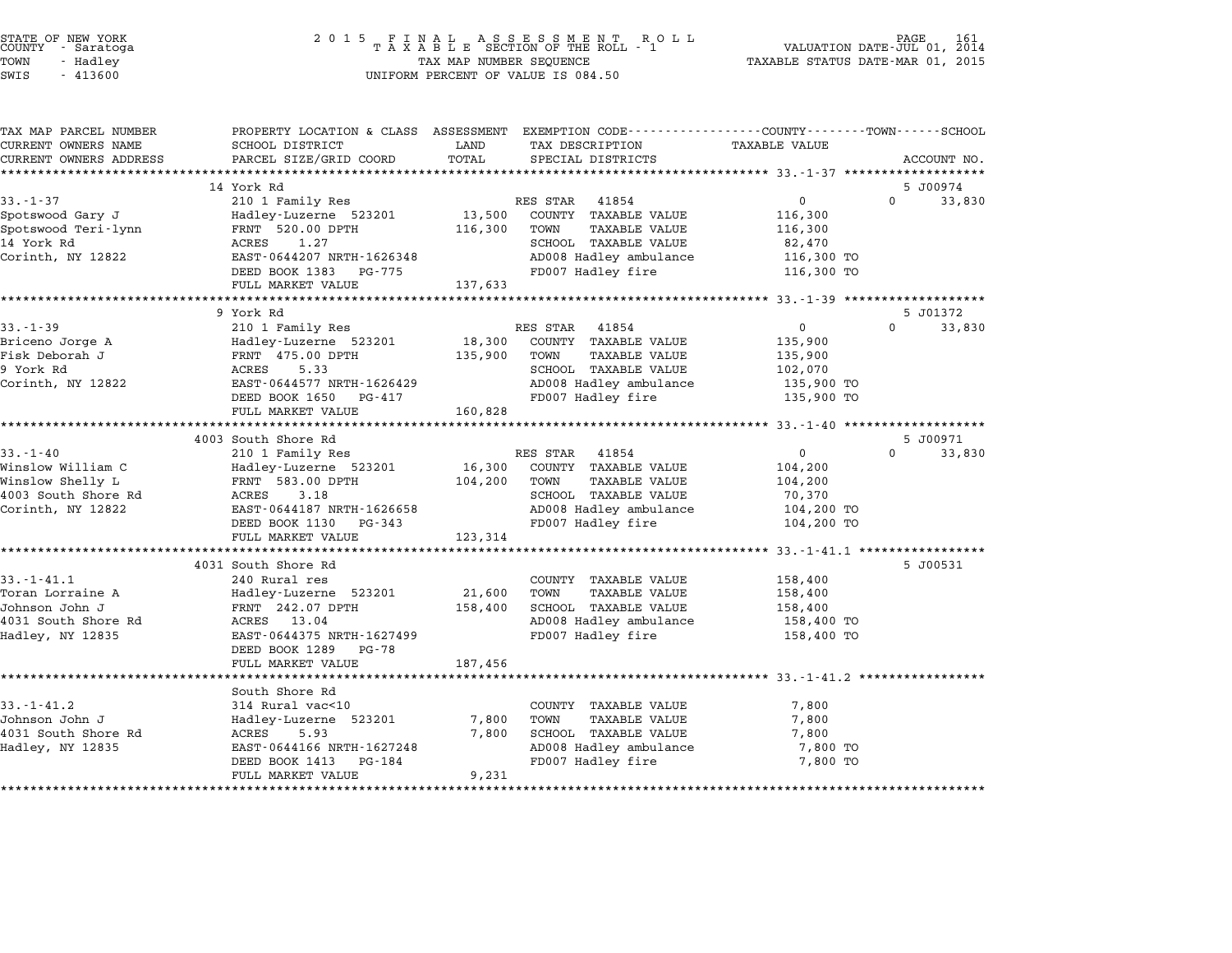STATE OF NEW YORK
COUNTY - Saratoga
TOWN - Hadley
SWIS - 413600

2015 FINAL ASSESSMENT ROLL
TAXABLE SECTION OF THE ROLL - 1
TAX MAP NUMBER SEQUENCE
UNIFORM PERCENT OF VALUE IS 084.50

VALUATION DATE-JUL 01, 2014
TAXABLE STATUS DATE-MAR 01, 2015

| TAX MAP PARCEL NUMBER / CURRENT OWNERS NAME / CURRENT OWNERS ADDRESS | PROPERTY LOCATION & CLASS / SCHOOL DISTRICT / PARCEL SIZE/GRID COORD | ASSESSMENT LAND / TOTAL | EXEMPTION CODE / TAX DESCRIPTION / SPECIAL DISTRICTS | COUNTY / TOWN / SCHOOL TAXABLE VALUE | ACCOUNT NO. |
|---|---|---|---|---|---|
| **33.-1-37** | 14 York Rd | | | | 5 J00974 |
| 33.-1-37 | 210 1 Family Res | | RES STAR 41854 | 0 | 0 33,830 |
| Spotswood Gary J | Hadley-Luzerne 523201 | 13,500 | COUNTY TAXABLE VALUE | 116,300 | |
| Spotswood Teri-lynn | FRNT 520.00 DPTH | 116,300 | TOWN TAXABLE VALUE | 116,300 | |
| 14 York Rd | ACRES 1.27 | | SCHOOL TAXABLE VALUE | 82,470 | |
| Corinth, NY 12822 | EAST-0644207 NRTH-1626348 | | AD008 Hadley ambulance | 116,300 TO | |
| | DEED BOOK 1383 PG-775 | | FD007 Hadley fire | 116,300 TO | |
| | FULL MARKET VALUE | 137,633 | | | |
| **33.-1-39** | 9 York Rd | | | | 5 J01372 |
| 33.-1-39 | 210 1 Family Res | | RES STAR 41854 | 0 | 0 33,830 |
| Briceno Jorge A | Hadley-Luzerne 523201 | 18,300 | COUNTY TAXABLE VALUE | 135,900 | |
| Fisk Deborah J | FRNT 475.00 DPTH | 135,900 | TOWN TAXABLE VALUE | 135,900 | |
| 9 York Rd | ACRES 5.33 | | SCHOOL TAXABLE VALUE | 102,070 | |
| Corinth, NY 12822 | EAST-0644577 NRTH-1626429 | | AD008 Hadley ambulance | 135,900 TO | |
| | DEED BOOK 1650 PG-417 | | FD007 Hadley fire | 135,900 TO | |
| | FULL MARKET VALUE | 160,828 | | | |
| **33.-1-40** | 4003 South Shore Rd | | | | 5 J00971 |
| 33.-1-40 | 210 1 Family Res | | RES STAR 41854 | 0 | 0 33,830 |
| Winslow William C | Hadley-Luzerne 523201 | 16,300 | COUNTY TAXABLE VALUE | 104,200 | |
| Winslow Shelly L | FRNT 583.00 DPTH | 104,200 | TOWN TAXABLE VALUE | 104,200 | |
| 4003 South Shore Rd | ACRES 3.18 | | SCHOOL TAXABLE VALUE | 70,370 | |
| Corinth, NY 12822 | EAST-0644187 NRTH-1626658 | | AD008 Hadley ambulance | 104,200 TO | |
| | DEED BOOK 1130 PG-343 | | FD007 Hadley fire | 104,200 TO | |
| | FULL MARKET VALUE | 123,314 | | | |
| **33.-1-41.1** | 4031 South Shore Rd | | | | 5 J00531 |
| 33.-1-41.1 | 240 Rural res | | COUNTY TAXABLE VALUE | 158,400 | |
| Toran Lorraine A | Hadley-Luzerne 523201 | 21,600 | TOWN TAXABLE VALUE | 158,400 | |
| Johnson John J | FRNT 242.07 DPTH | 158,400 | SCHOOL TAXABLE VALUE | 158,400 | |
| 4031 South Shore Rd | ACRES 13.04 | | AD008 Hadley ambulance | 158,400 TO | |
| Hadley, NY 12835 | EAST-0644375 NRTH-1627499 | | FD007 Hadley fire | 158,400 TO | |
| | DEED BOOK 1289 PG-78 | | | | |
| | FULL MARKET VALUE | 187,456 | | | |
| **33.-1-41.2** | South Shore Rd | | | | |
| 33.-1-41.2 | 314 Rural vac<10 | | COUNTY TAXABLE VALUE | 7,800 | |
| Johnson John J | Hadley-Luzerne 523201 | 7,800 | TOWN TAXABLE VALUE | 7,800 | |
| 4031 South Shore Rd | ACRES 5.93 | 7,800 | SCHOOL TAXABLE VALUE | 7,800 | |
| Hadley, NY 12835 | EAST-0644166 NRTH-1627248 | | AD008 Hadley ambulance | 7,800 TO | |
| | DEED BOOK 1413 PG-184 | | FD007 Hadley fire | 7,800 TO | |
| | FULL MARKET VALUE | 9,231 | | | |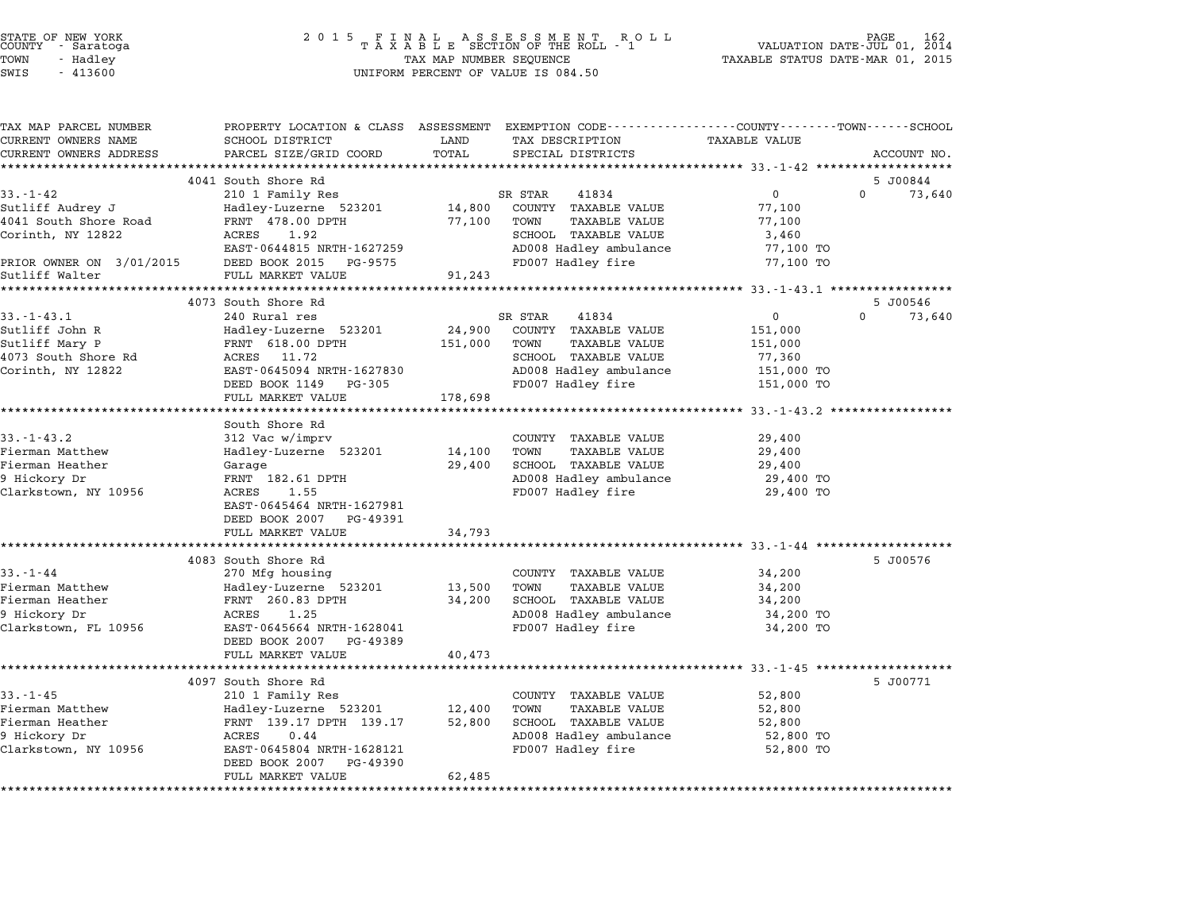STATE OF NEW YORK
COUNTY - Saratoga
TOWN - Hadley
SWIS - 413600

2015 FINAL ASSESSMENT ROLL
TAXABLE SECTION OF THE ROLL - 1
TAX MAP NUMBER SEQUENCE
UNIFORM PERCENT OF VALUE IS 084.50

VALUATION DATE-JUL 01, 2014
TAXABLE STATUS DATE-MAR 01, 2015

| TAX MAP PARCEL NUMBER / CURRENT OWNERS NAME / CURRENT OWNERS ADDRESS | PROPERTY LOCATION & CLASS / SCHOOL DISTRICT / PARCEL SIZE/GRID COORD | ASSESSMENT LAND / TOTAL | EXEMPTION CODE / TAX DESCRIPTION / SPECIAL DISTRICTS | COUNTY / TOWN TAXABLE VALUE | SCHOOL / ACCOUNT NO. |
|---|---|---|---|---|---|
| | 4041 South Shore Rd | | | | 5 J00844 |
| 33.-1-42 | 210 1 Family Res | | SR STAR 41834 | 0 | 0 73,640 |
| Sutliff Audrey J | Hadley-Luzerne 523201 | 14,800 | COUNTY TAXABLE VALUE | 77,100 | |
| 4041 South Shore Road | FRNT 478.00 DPTH | 77,100 | TOWN TAXABLE VALUE | 77,100 | |
| Corinth, NY 12822 | ACRES 1.92 | | SCHOOL TAXABLE VALUE | 3,460 | |
| | EAST-0644815 NRTH-1627259 | | AD008 Hadley ambulance | 77,100 TO | |
| PRIOR OWNER ON 3/01/2015 | DEED BOOK 2015 PG-9575 | | FD007 Hadley fire | 77,100 TO | |
| Sutliff Walter | FULL MARKET VALUE | 91,243 | | | |
| | 4073 South Shore Rd | | | | 5 J00546 |
| 33.-1-43.1 | 240 Rural res | | SR STAR 41834 | 0 | 0 73,640 |
| Sutliff John R | Hadley-Luzerne 523201 | 24,900 | COUNTY TAXABLE VALUE | 151,000 | |
| Sutliff Mary P | FRNT 618.00 DPTH | 151,000 | TOWN TAXABLE VALUE | 151,000 | |
| 4073 South Shore Rd | ACRES 11.72 | | SCHOOL TAXABLE VALUE | 77,360 | |
| Corinth, NY 12822 | EAST-0645094 NRTH-1627830 | | AD008 Hadley ambulance | 151,000 TO | |
| | DEED BOOK 1149 PG-305 | | FD007 Hadley fire | 151,000 TO | |
| | FULL MARKET VALUE | 178,698 | | | |
| | South Shore Rd | | | | |
| 33.-1-43.2 | 312 Vac w/imprv | | COUNTY TAXABLE VALUE | 29,400 | |
| Fierman Matthew | Hadley-Luzerne 523201 | 14,100 | TOWN TAXABLE VALUE | 29,400 | |
| Fierman Heather | Garage | 29,400 | SCHOOL TAXABLE VALUE | 29,400 | |
| 9 Hickory Dr | FRNT 182.61 DPTH | | AD008 Hadley ambulance | 29,400 TO | |
| Clarkstown, NY 10956 | ACRES 1.55 | | FD007 Hadley fire | 29,400 TO | |
| | EAST-0645464 NRTH-1627981 | | | | |
| | DEED BOOK 2007 PG-49391 | | | | |
| | FULL MARKET VALUE | 34,793 | | | |
| | 4083 South Shore Rd | | | | 5 J00576 |
| 33.-1-44 | 270 Mfg housing | | COUNTY TAXABLE VALUE | 34,200 | |
| Fierman Matthew | Hadley-Luzerne 523201 | 13,500 | TOWN TAXABLE VALUE | 34,200 | |
| Fierman Heather | FRNT 260.83 DPTH | 34,200 | SCHOOL TAXABLE VALUE | 34,200 | |
| 9 Hickory Dr | ACRES 1.25 | | AD008 Hadley ambulance | 34,200 TO | |
| Clarkstown, FL 10956 | EAST-0645664 NRTH-1628041 | | FD007 Hadley fire | 34,200 TO | |
| | DEED BOOK 2007 PG-49389 | | | | |
| | FULL MARKET VALUE | 40,473 | | | |
| | 4097 South Shore Rd | | | | 5 J00771 |
| 33.-1-45 | 210 1 Family Res | | COUNTY TAXABLE VALUE | 52,800 | |
| Fierman Matthew | Hadley-Luzerne 523201 | 12,400 | TOWN TAXABLE VALUE | 52,800 | |
| Fierman Heather | FRNT 139.17 DPTH 139.17 | 52,800 | SCHOOL TAXABLE VALUE | 52,800 | |
| 9 Hickory Dr | ACRES 0.44 | | AD008 Hadley ambulance | 52,800 TO | |
| Clarkstown, NY 10956 | EAST-0645804 NRTH-1628121 | | FD007 Hadley fire | 52,800 TO | |
| | DEED BOOK 2007 PG-49390 | | | | |
| | FULL MARKET VALUE | 62,485 | | | |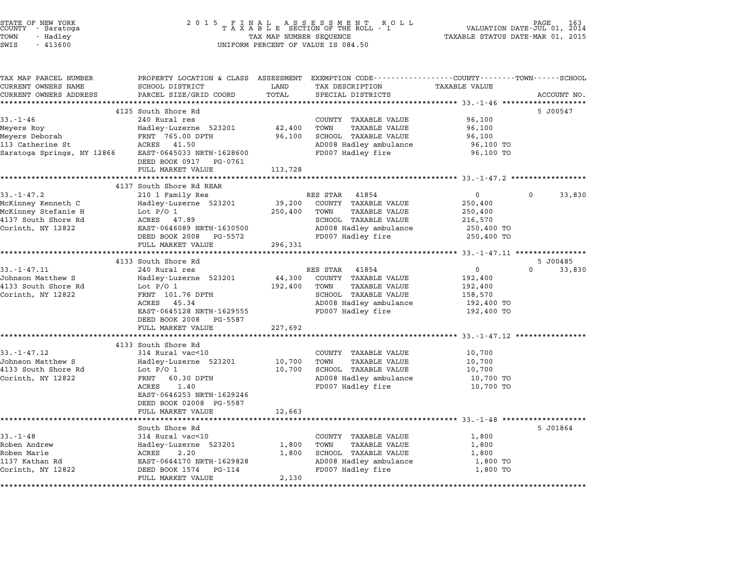STATE OF NEW YORK
COUNTY - Saratoga
TOWN - Hadley
SWIS - 413600

2 0 1 5 F I N A L A S S E S S M E N T R O L L
T A X A B L E SECTION OF THE ROLL - 1
TAX MAP NUMBER SEQUENCE
UNIFORM PERCENT OF VALUE IS 084.50

VALUATION DATE-JUL 01, 2014
TAXABLE STATUS DATE-MAR 01, 2015

| TAX MAP PARCEL NUMBER / CURRENT OWNERS NAME / CURRENT OWNERS ADDRESS | PROPERTY LOCATION & CLASS / SCHOOL DISTRICT / PARCEL SIZE/GRID COORD | ASSESSMENT LAND / TOTAL | EXEMPTION CODE / TAX DESCRIPTION / SPECIAL DISTRICTS | COUNTY TAXABLE VALUE | TOWN | SCHOOL | ACCOUNT NO. |
|---|---|---|---|---|---|---|---|
| **33.-1-46** | 4125 South Shore Rd | | | | | | 5 J00547 |
| 33.-1-46 | 240 Rural res | | COUNTY TAXABLE VALUE | 96,100 | | | |
| Meyers Roy | Hadley-Luzerne 523201 | 42,400 | TOWN TAXABLE VALUE | 96,100 | | | |
| Meyers Deborah | FRNT 765.00 DPTH | 96,100 | SCHOOL TAXABLE VALUE | 96,100 | | | |
| 113 Catherine St | ACRES 41.50 | | AD008 Hadley ambulance | 96,100 TO | | | |
| Saratoga Springs, NY 12866 | EAST-0645033 NRTH-1628600 | | FD007 Hadley fire | 96,100 TO | | | |
| | DEED BOOK 0917 PG-0761 | | | | | | |
| | FULL MARKET VALUE | 113,728 | | | | | |
| **33.-1-47.2** | 4137 South Shore Rd REAR | | | | | | |
| 33.-1-47.2 | 210 1 Family Res | | RES STAR 41854 | 0 | 0 | 33,830 | |
| McKinney Kenneth C | Hadley-Luzerne 523201 | 39,200 | COUNTY TAXABLE VALUE | 250,400 | | | |
| McKinney Stefanie H | Lot P/O 1 | 250,400 | TOWN TAXABLE VALUE | 250,400 | | | |
| 4137 South Shore Rd | ACRES 47.89 | | SCHOOL TAXABLE VALUE | 216,570 | | | |
| Corinth, NY 12822 | EAST-0646089 NRTH-1630500 | | AD008 Hadley ambulance | 250,400 TO | | | |
| | DEED BOOK 2008 PG-5572 | | FD007 Hadley fire | 250,400 TO | | | |
| | FULL MARKET VALUE | 296,331 | | | | | |
| **33.-1-47.11** | 4133 South Shore Rd | | | | | | 5 J00485 |
| 33.-1-47.11 | 240 Rural res | | RES STAR 41854 | 0 | 0 | 33,830 | |
| Johnson Matthew S | Hadley-Luzerne 523201 | 44,300 | COUNTY TAXABLE VALUE | 192,400 | | | |
| 4133 South Shore Rd | Lot P/O 1 | 192,400 | TOWN TAXABLE VALUE | 192,400 | | | |
| Corinth, NY 12822 | FRNT 101.76 DPTH | | SCHOOL TAXABLE VALUE | 158,570 | | | |
| | ACRES 45.34 | | AD008 Hadley ambulance | 192,400 TO | | | |
| | EAST-0645128 NRTH-1629555 | | FD007 Hadley fire | 192,400 TO | | | |
| | DEED BOOK 2008 PG-5587 | | | | | | |
| | FULL MARKET VALUE | 227,692 | | | | | |
| **33.-1-47.12** | 4133 South Shore Rd | | | | | | |
| 33.-1-47.12 | 314 Rural vac<10 | | COUNTY TAXABLE VALUE | 10,700 | | | |
| Johnson Matthew S | Hadley-Luzerne 523201 | 10,700 | TOWN TAXABLE VALUE | 10,700 | | | |
| 4133 South Shore Rd | Lot P/O 1 | 10,700 | SCHOOL TAXABLE VALUE | 10,700 | | | |
| Corinth, NY 12822 | FRNT 60.30 DPTH | | AD008 Hadley ambulance | 10,700 TO | | | |
| | ACRES 1.40 | | FD007 Hadley fire | 10,700 TO | | | |
| | EAST-0646253 NRTH-1629246 | | | | | | |
| | DEED BOOK 02008 PG-5587 | | | | | | |
| | FULL MARKET VALUE | 12,663 | | | | | |
| **33.-1-48** | South Shore Rd | | | | | | 5 J01864 |
| 33.-1-48 | 314 Rural vac<10 | | COUNTY TAXABLE VALUE | 1,800 | | | |
| Roben Andrew | Hadley-Luzerne 523201 | 1,800 | TOWN TAXABLE VALUE | 1,800 | | | |
| Roben Marie | ACRES 2.20 | 1,800 | SCHOOL TAXABLE VALUE | 1,800 | | | |
| 1137 Kathan Rd | EAST-0644170 NRTH-1629828 | | AD008 Hadley ambulance | 1,800 TO | | | |
| Corinth, NY 12822 | DEED BOOK 1574 PG-114 | | FD007 Hadley fire | 1,800 TO | | | |
| | FULL MARKET VALUE | 2,130 | | | | | |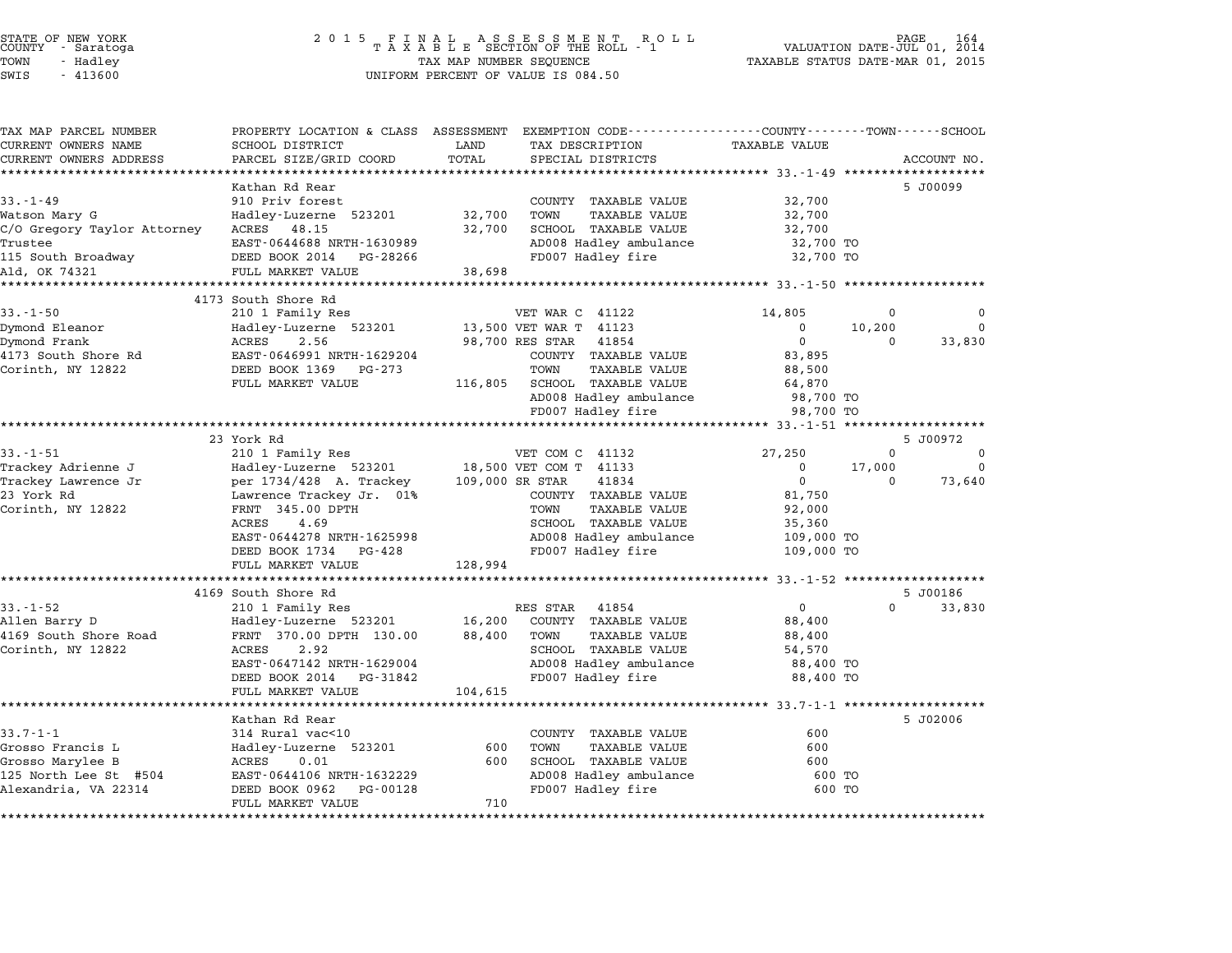STATE OF NEW YORK
COUNTY - Saratoga
TOWN - Hadley
SWIS - 413600

2 0 1 5 F I N A L A S S E S S M E N T R O L L
T A X A B L E SECTION OF THE ROLL - 1
TAX MAP NUMBER SEQUENCE
UNIFORM PERCENT OF VALUE IS 084.50

VALUATION DATE-JUL 01, 2014
TAXABLE STATUS DATE-MAR 01, 2015

| TAX MAP PARCEL NUMBER<br>CURRENT OWNERS NAME<br>CURRENT OWNERS ADDRESS | PROPERTY LOCATION & CLASS<br>SCHOOL DISTRICT<br>PARCEL SIZE/GRID COORD | ASSESSMENT<br>LAND<br>TOTAL | EXEMPTION CODE<br>TAX DESCRIPTION<br>SPECIAL DISTRICTS | COUNTY<br>TAXABLE VALUE | TOWN | SCHOOL<br>ACCOUNT NO. |
|---|---|---|---|---|---|---|
| | Kathan Rd Rear | | | | | 5 J00099 |
| 33.-1-49 | 910 Priv forest | | COUNTY TAXABLE VALUE | 32,700 | | |
| Watson Mary G | Hadley-Luzerne 523201 | 32,700 | TOWN TAXABLE VALUE | 32,700 | | |
| C/O Gregory Taylor Attorney | ACRES 48.15 | 32,700 | SCHOOL TAXABLE VALUE | 32,700 | | |
| Trustee | EAST-0644688 NRTH-1630989 | | AD008 Hadley ambulance | 32,700 TO | | |
| 115 South Broadway | DEED BOOK 2014 PG-28266 | | FD007 Hadley fire | 32,700 TO | | |
| Ald, OK 74321 | FULL MARKET VALUE | 38,698 | | | | |
| | 4173 South Shore Rd | | | | | |
| 33.-1-50 | 210 1 Family Res | | VET WAR C 41122 | 14,805 | 0 | 0 |
| Dymond Eleanor | Hadley-Luzerne 523201 | 13,500 | VET WAR T 41123 | 0 | 10,200 | 0 |
| Dymond Frank | ACRES 2.56 | 98,700 | RES STAR 41854 | 0 | 0 | 33,830 |
| 4173 South Shore Rd | EAST-0646991 NRTH-1629204 | | COUNTY TAXABLE VALUE | 83,895 | | |
| Corinth, NY 12822 | DEED BOOK 1369 PG-273 | | TOWN TAXABLE VALUE | 88,500 | | |
| | FULL MARKET VALUE | 116,805 | SCHOOL TAXABLE VALUE | 64,870 | | |
| | | | AD008 Hadley ambulance | 98,700 TO | | |
| | | | FD007 Hadley fire | 98,700 TO | | |
| | 23 York Rd | | | | | 5 J00972 |
| 33.-1-51 | 210 1 Family Res | | VET COM C 41132 | 27,250 | 0 | 0 |
| Trackey Adrienne J | Hadley-Luzerne 523201 | 18,500 | VET COM T 41133 | 0 | 17,000 | 0 |
| Trackey Lawrence Jr | per 1734/428 A. Trackey | 109,000 | SR STAR 41834 | 0 | 0 | 73,640 |
| 23 York Rd | Lawrence Trackey Jr. 01% | | COUNTY TAXABLE VALUE | 81,750 | | |
| Corinth, NY 12822 | FRNT 345.00 DPTH | | TOWN TAXABLE VALUE | 92,000 | | |
| | ACRES 4.69 | | SCHOOL TAXABLE VALUE | 35,360 | | |
| | EAST-0644278 NRTH-1625998 | | AD008 Hadley ambulance | 109,000 TO | | |
| | DEED BOOK 1734 PG-428 | | FD007 Hadley fire | 109,000 TO | | |
| | FULL MARKET VALUE | 128,994 | | | | |
| | 4169 South Shore Rd | | | | | 5 J00186 |
| 33.-1-52 | 210 1 Family Res | | RES STAR 41854 | 0 | 0 | 33,830 |
| Allen Barry D | Hadley-Luzerne 523201 | 16,200 | COUNTY TAXABLE VALUE | 88,400 | | |
| 4169 South Shore Road | FRNT 370.00 DPTH 130.00 | 88,400 | TOWN TAXABLE VALUE | 88,400 | | |
| Corinth, NY 12822 | ACRES 2.92 | | SCHOOL TAXABLE VALUE | 54,570 | | |
| | EAST-0647142 NRTH-1629004 | | AD008 Hadley ambulance | 88,400 TO | | |
| | DEED BOOK 2014 PG-31842 | | FD007 Hadley fire | 88,400 TO | | |
| | FULL MARKET VALUE | 104,615 | | | | |
| | Kathan Rd Rear | | | | | 5 J02006 |
| 33.7-1-1 | 314 Rural vac<10 | | COUNTY TAXABLE VALUE | 600 | | |
| Grosso Francis L | Hadley-Luzerne 523201 | 600 | TOWN TAXABLE VALUE | 600 | | |
| Grosso Marylee B | ACRES 0.01 | 600 | SCHOOL TAXABLE VALUE | 600 | | |
| 125 North Lee St #504 | EAST-0644106 NRTH-1632229 | | AD008 Hadley ambulance | 600 TO | | |
| Alexandria, VA 22314 | DEED BOOK 0962 PG-00128 | | FD007 Hadley fire | 600 TO | | |
| | FULL MARKET VALUE | 710 | | | | |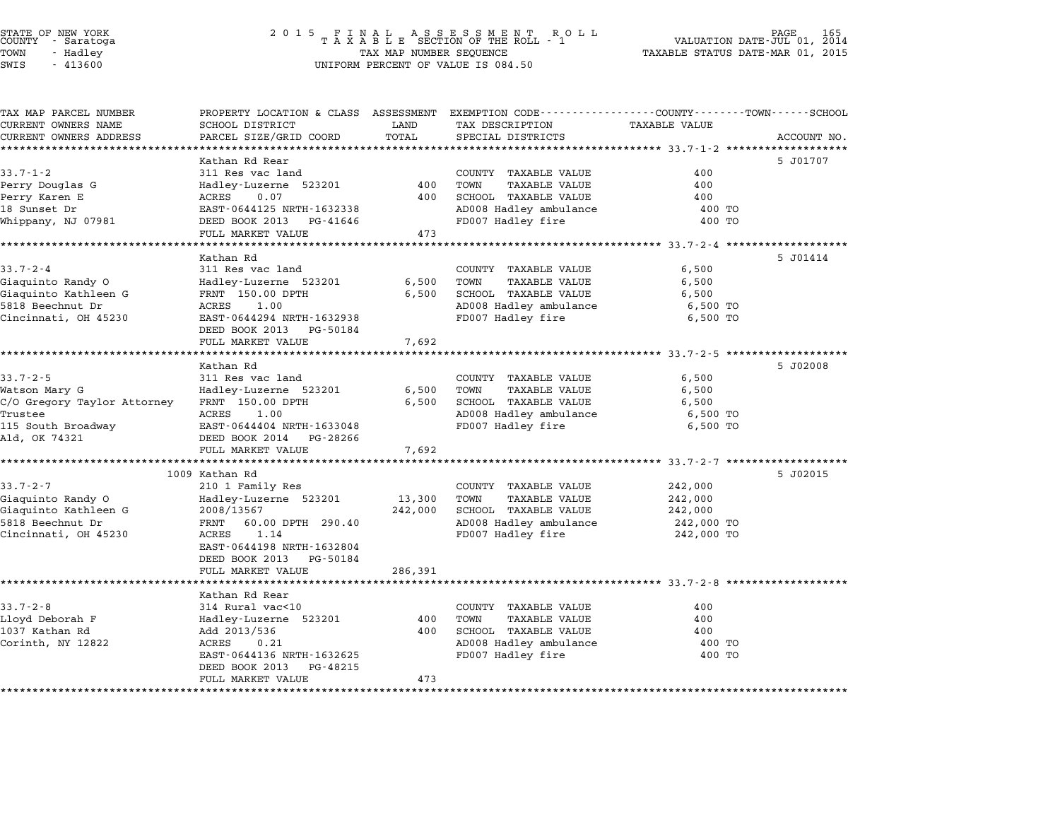STATE OF NEW YORK
COUNTY - Saratoga
TOWN - Hadley
SWIS - 413600

2015 FINAL ASSESSMENT ROLL
TAXABLE SECTION OF THE ROLL - 1
TAX MAP NUMBER SEQUENCE
UNIFORM PERCENT OF VALUE IS 084.50

VALUATION DATE-JUL 01, 2014
TAXABLE STATUS DATE-MAR 01, 2015

| TAX MAP PARCEL NUMBER / CURRENT OWNERS NAME / CURRENT OWNERS ADDRESS | PROPERTY LOCATION & CLASS / SCHOOL DISTRICT / PARCEL SIZE/GRID COORD | ASSESSMENT LAND | TOTAL | EXEMPTION CODE / TAX DESCRIPTION / SPECIAL DISTRICTS | TAXABLE VALUE (COUNTY / TOWN / SCHOOL) | ACCOUNT NO. |
|---|---|---|---|---|---|---|
| **33.7-1-2** | Kathan Rd Rear | | | | | 5 J01707 |
| Perry Douglas G | 311 Res vac land | | | COUNTY TAXABLE VALUE | 400 | |
| Perry Karen E | Hadley-Luzerne 523201 | 400 | | TOWN TAXABLE VALUE | 400 | |
| 18 Sunset Dr | ACRES 0.07 | | 400 | SCHOOL TAXABLE VALUE | 400 | |
| Whippany, NJ 07981 | EAST-0644125 NRTH-1632338 | | | AD008 Hadley ambulance | 400 TO | |
| | DEED BOOK 2013 PG-41646 | | | FD007 Hadley fire | 400 TO | |
| | FULL MARKET VALUE | | 473 | | | |
| **33.7-2-4** | Kathan Rd | | | | | 5 J01414 |
| Giaquinto Randy O | 311 Res vac land | | | COUNTY TAXABLE VALUE | 6,500 | |
| Giaquinto Kathleen G | Hadley-Luzerne 523201 | 6,500 | | TOWN TAXABLE VALUE | 6,500 | |
| 5818 Beechnut Dr | FRNT 150.00 DPTH | | 6,500 | SCHOOL TAXABLE VALUE | 6,500 | |
| Cincinnati, OH 45230 | ACRES 1.00 | | | AD008 Hadley ambulance | 6,500 TO | |
| | EAST-0644294 NRTH-1632938 | | | FD007 Hadley fire | 6,500 TO | |
| | DEED BOOK 2013 PG-50184 | | | | | |
| | FULL MARKET VALUE | | 7,692 | | | |
| **33.7-2-5** | Kathan Rd | | | | | 5 J02008 |
| Watson Mary G | 311 Res vac land | | | COUNTY TAXABLE VALUE | 6,500 | |
| C/O Gregory Taylor Attorney | Hadley-Luzerne 523201 | 6,500 | | TOWN TAXABLE VALUE | 6,500 | |
| Trustee | FRNT 150.00 DPTH | | 6,500 | SCHOOL TAXABLE VALUE | 6,500 | |
| 115 South Broadway | ACRES 1.00 | | | AD008 Hadley ambulance | 6,500 TO | |
| Ald, OK 74321 | EAST-0644404 NRTH-1633048 | | | FD007 Hadley fire | 6,500 TO | |
| | DEED BOOK 2014 PG-28266 | | | | | |
| | FULL MARKET VALUE | | 7,692 | | | |
| **33.7-2-7** | 1009 Kathan Rd | | | | | 5 J02015 |
| Giaquinto Randy O | 210 1 Family Res | | | COUNTY TAXABLE VALUE | 242,000 | |
| Giaquinto Kathleen G | Hadley-Luzerne 523201 | 13,300 | | TOWN TAXABLE VALUE | 242,000 | |
| 5818 Beechnut Dr | 2008/13567 | | 242,000 | SCHOOL TAXABLE VALUE | 242,000 | |
| Cincinnati, OH 45230 | FRNT 60.00 DPTH 290.40 | | | AD008 Hadley ambulance | 242,000 TO | |
| | ACRES 1.14 | | | FD007 Hadley fire | 242,000 TO | |
| | EAST-0644198 NRTH-1632804 | | | | | |
| | DEED BOOK 2013 PG-50184 | | | | | |
| | FULL MARKET VALUE | | 286,391 | | | |
| **33.7-2-8** | Kathan Rd Rear | | | | | |
| Lloyd Deborah F | 314 Rural vac<10 | | | COUNTY TAXABLE VALUE | 400 | |
| 1037 Kathan Rd | Hadley-Luzerne 523201 | 400 | | TOWN TAXABLE VALUE | 400 | |
| Corinth, NY 12822 | Add 2013/536 | | 400 | SCHOOL TAXABLE VALUE | 400 | |
| | ACRES 0.21 | | | AD008 Hadley ambulance | 400 TO | |
| | EAST-0644136 NRTH-1632625 | | | FD007 Hadley fire | 400 TO | |
| | DEED BOOK 2013 PG-48215 | | | | | |
| | FULL MARKET VALUE | | 473 | | | |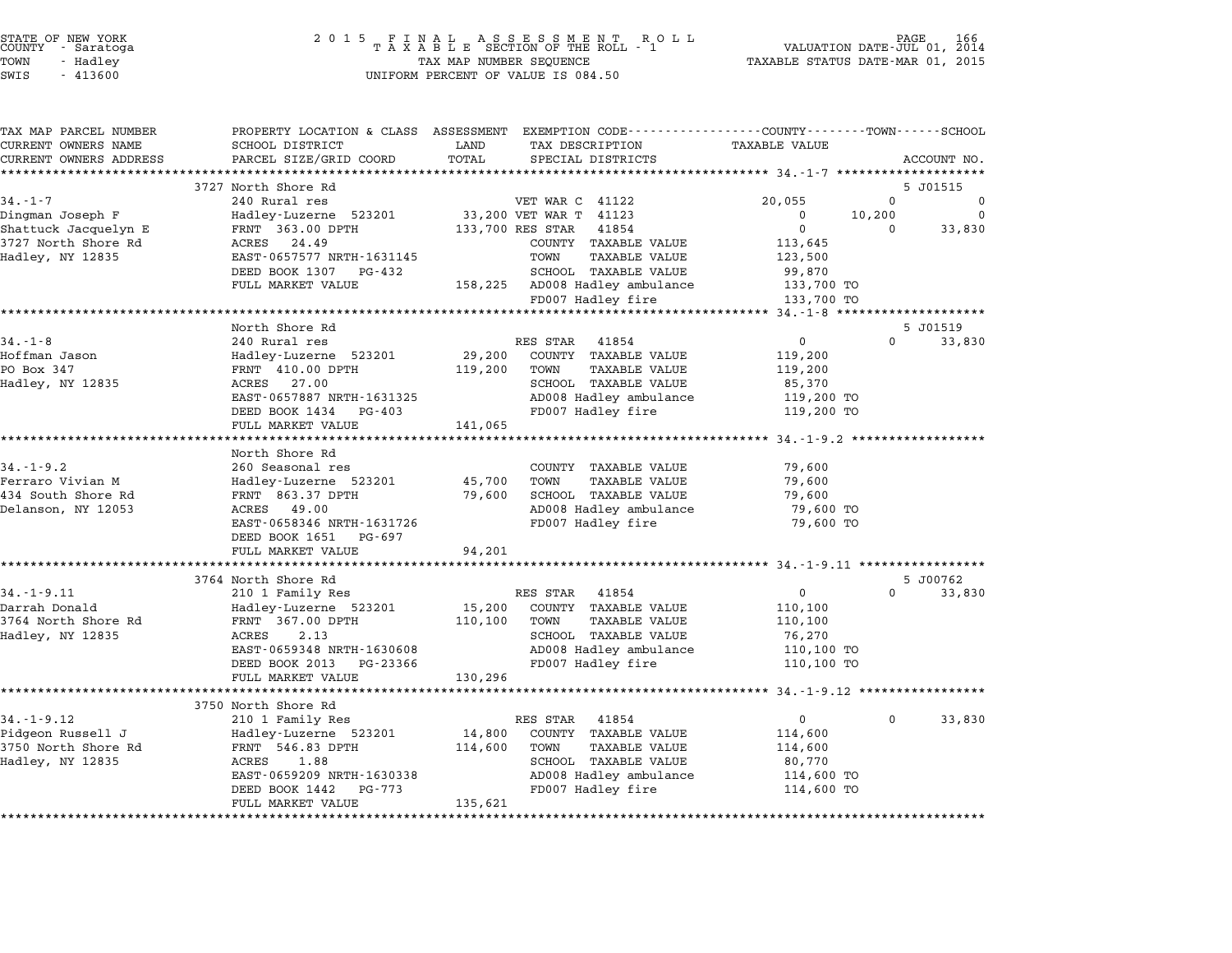STATE OF NEW YORK
COUNTY - Saratoga
TOWN - Hadley
SWIS - 413600

2 0 1 5 F I N A L A S S E S S M E N T R O L L
T A X A B L E SECTION OF THE ROLL - 1
TAX MAP NUMBER SEQUENCE
UNIFORM PERCENT OF VALUE IS 084.50

VALUATION DATE-JUL 01, 2014
TAXABLE STATUS DATE-MAR 01, 2015

| TAX MAP PARCEL NUMBER / CURRENT OWNERS NAME / CURRENT OWNERS ADDRESS | PROPERTY LOCATION & CLASS / SCHOOL DISTRICT / PARCEL SIZE/GRID COORD | ASSESSMENT LAND | TOTAL | EXEMPTION CODE / TAX DESCRIPTION / SPECIAL DISTRICTS | COUNTY TAXABLE VALUE | TOWN | SCHOOL / ACCOUNT NO. |
|---|---|---|---|---|---|---|---|
| **34.-1-7** | 3727 North Shore Rd | | | | | | 5 J01515 |
| 34.-1-7 | 240 Rural res | | | VET WAR C 41122 | 20,055 | 0 | 0 |
| Dingman Joseph F | Hadley-Luzerne 523201 | 33,200 | | VET WAR T 41123 | 0 | 10,200 | 0 |
| Shattuck Jacquelyn E | FRNT 363.00 DPTH | | 133,700 | RES STAR 41854 | 0 | 0 | 33,830 |
| 3727 North Shore Rd | ACRES 24.49 | | | COUNTY TAXABLE VALUE | 113,645 | | |
| Hadley, NY 12835 | EAST-0657577 NRTH-1631145 | | | TOWN TAXABLE VALUE | 123,500 | | |
| | DEED BOOK 1307 PG-432 | | | SCHOOL TAXABLE VALUE | 99,870 | | |
| | FULL MARKET VALUE | | 158,225 | AD008 Hadley ambulance | 133,700 TO | | |
| | | | | FD007 Hadley fire | 133,700 TO | | |
| **34.-1-8** | North Shore Rd | | | | | | 5 J01519 |
| 34.-1-8 | 240 Rural res | | | RES STAR 41854 | 0 | 0 | 33,830 |
| Hoffman Jason | Hadley-Luzerne 523201 | 29,200 | | COUNTY TAXABLE VALUE | 119,200 | | |
| PO Box 347 | FRNT 410.00 DPTH | | 119,200 | TOWN TAXABLE VALUE | 119,200 | | |
| Hadley, NY 12835 | ACRES 27.00 | | | SCHOOL TAXABLE VALUE | 85,370 | | |
| | EAST-0657887 NRTH-1631325 | | | AD008 Hadley ambulance | 119,200 TO | | |
| | DEED BOOK 1434 PG-403 | | | FD007 Hadley fire | 119,200 TO | | |
| | FULL MARKET VALUE | | 141,065 | | | | |
| **34.-1-9.2** | North Shore Rd | | | | | | |
| 34.-1-9.2 | 260 Seasonal res | | | COUNTY TAXABLE VALUE | 79,600 | | |
| Ferraro Vivian M | Hadley-Luzerne 523201 | 45,700 | | TOWN TAXABLE VALUE | 79,600 | | |
| 434 South Shore Rd | FRNT 863.37 DPTH | | 79,600 | SCHOOL TAXABLE VALUE | 79,600 | | |
| Delanson, NY 12053 | ACRES 49.00 | | | AD008 Hadley ambulance | 79,600 TO | | |
| | EAST-0658346 NRTH-1631726 | | | FD007 Hadley fire | 79,600 TO | | |
| | DEED BOOK 1651 PG-697 | | | | | | |
| | FULL MARKET VALUE | | 94,201 | | | | |
| **34.-1-9.11** | 3764 North Shore Rd | | | | | | 5 J00762 |
| 34.-1-9.11 | 210 1 Family Res | | | RES STAR 41854 | 0 | 0 | 33,830 |
| Darrah Donald | Hadley-Luzerne 523201 | 15,200 | | COUNTY TAXABLE VALUE | 110,100 | | |
| 3764 North Shore Rd | FRNT 367.00 DPTH | | 110,100 | TOWN TAXABLE VALUE | 110,100 | | |
| Hadley, NY 12835 | ACRES 2.13 | | | SCHOOL TAXABLE VALUE | 76,270 | | |
| | EAST-0659348 NRTH-1630608 | | | AD008 Hadley ambulance | 110,100 TO | | |
| | DEED BOOK 2013 PG-23366 | | | FD007 Hadley fire | 110,100 TO | | |
| | FULL MARKET VALUE | | 130,296 | | | | |
| **34.-1-9.12** | 3750 North Shore Rd | | | | | | |
| 34.-1-9.12 | 210 1 Family Res | | | RES STAR 41854 | 0 | 0 | 33,830 |
| Pidgeon Russell J | Hadley-Luzerne 523201 | 14,800 | | COUNTY TAXABLE VALUE | 114,600 | | |
| 3750 North Shore Rd | FRNT 546.83 DPTH | | 114,600 | TOWN TAXABLE VALUE | 114,600 | | |
| Hadley, NY 12835 | ACRES 1.88 | | | SCHOOL TAXABLE VALUE | 80,770 | | |
| | EAST-0659209 NRTH-1630338 | | | AD008 Hadley ambulance | 114,600 TO | | |
| | DEED BOOK 1442 PG-773 | | | FD007 Hadley fire | 114,600 TO | | |
| | FULL MARKET VALUE | | 135,621 | | | | |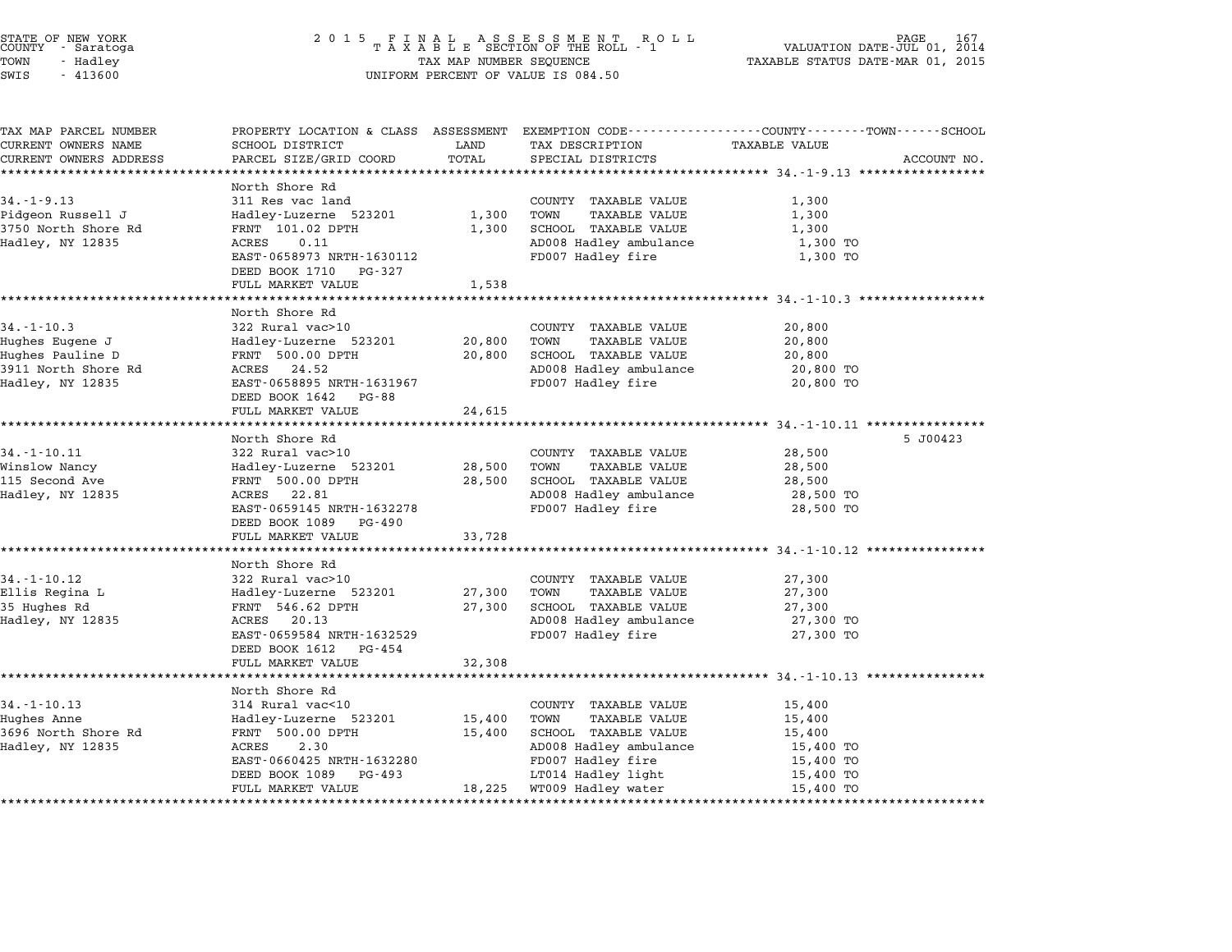STATE OF NEW YORK
COUNTY - Saratoga
TOWN - Hadley
SWIS - 413600

2015 FINAL ASSESSMENT ROLL
TAXABLE SECTION OF THE ROLL - 1
TAX MAP NUMBER SEQUENCE
UNIFORM PERCENT OF VALUE IS 084.50

VALUATION DATE-JUL 01, 2014
TAXABLE STATUS DATE-MAR 01, 2015

| TAX MAP PARCEL NUMBER / CURRENT OWNERS NAME / CURRENT OWNERS ADDRESS | PROPERTY LOCATION & CLASS / SCHOOL DISTRICT / PARCEL SIZE/GRID COORD | ASSESSMENT LAND | TOTAL | EXEMPTION CODE / TAX DESCRIPTION / SPECIAL DISTRICTS | TAXABLE VALUE (COUNTY / TOWN / SCHOOL) | ACCOUNT NO. |
|---|---|---|---|---|---|---|
| **34.-1-9.13** | North Shore Rd | | | | | |
| 34.-1-9.13 | 311 Res vac land | | | COUNTY TAXABLE VALUE | 1,300 | |
| Pidgeon Russell J | Hadley-Luzerne 523201 | 1,300 | | TOWN TAXABLE VALUE | 1,300 | |
| 3750 North Shore Rd | FRNT 101.02 DPTH | | 1,300 | SCHOOL TAXABLE VALUE | 1,300 | |
| Hadley, NY 12835 | ACRES 0.11 | | | AD008 Hadley ambulance | 1,300 TO | |
| | EAST-0658973 NRTH-1630112 | | | FD007 Hadley fire | 1,300 TO | |
| | DEED BOOK 1710 PG-327 | | | | | |
| | FULL MARKET VALUE | | 1,538 | | | |
| **34.-1-10.3** | North Shore Rd | | | | | |
| 34.-1-10.3 | 322 Rural vac>10 | | | COUNTY TAXABLE VALUE | 20,800 | |
| Hughes Eugene J | Hadley-Luzerne 523201 | 20,800 | | TOWN TAXABLE VALUE | 20,800 | |
| Hughes Pauline D | FRNT 500.00 DPTH | | 20,800 | SCHOOL TAXABLE VALUE | 20,800 | |
| 3911 North Shore Rd | ACRES 24.52 | | | AD008 Hadley ambulance | 20,800 TO | |
| Hadley, NY 12835 | EAST-0658895 NRTH-1631967 | | | FD007 Hadley fire | 20,800 TO | |
| | DEED BOOK 1642 PG-88 | | | | | |
| | FULL MARKET VALUE | | 24,615 | | | |
| **34.-1-10.11** | North Shore Rd | | | | | 5 J00423 |
| 34.-1-10.11 | 322 Rural vac>10 | | | COUNTY TAXABLE VALUE | 28,500 | |
| Winslow Nancy | Hadley-Luzerne 523201 | 28,500 | | TOWN TAXABLE VALUE | 28,500 | |
| 115 Second Ave | FRNT 500.00 DPTH | | 28,500 | SCHOOL TAXABLE VALUE | 28,500 | |
| Hadley, NY 12835 | ACRES 22.81 | | | AD008 Hadley ambulance | 28,500 TO | |
| | EAST-0659145 NRTH-1632278 | | | FD007 Hadley fire | 28,500 TO | |
| | DEED BOOK 1089 PG-490 | | | | | |
| | FULL MARKET VALUE | | 33,728 | | | |
| **34.-1-10.12** | North Shore Rd | | | | | |
| 34.-1-10.12 | 322 Rural vac>10 | | | COUNTY TAXABLE VALUE | 27,300 | |
| Ellis Regina L | Hadley-Luzerne 523201 | 27,300 | | TOWN TAXABLE VALUE | 27,300 | |
| 35 Hughes Rd | FRNT 546.62 DPTH | | 27,300 | SCHOOL TAXABLE VALUE | 27,300 | |
| Hadley, NY 12835 | ACRES 20.13 | | | AD008 Hadley ambulance | 27,300 TO | |
| | EAST-0659584 NRTH-1632529 | | | FD007 Hadley fire | 27,300 TO | |
| | DEED BOOK 1612 PG-454 | | | | | |
| | FULL MARKET VALUE | | 32,308 | | | |
| **34.-1-10.13** | North Shore Rd | | | | | |
| 34.-1-10.13 | 314 Rural vac<10 | | | COUNTY TAXABLE VALUE | 15,400 | |
| Hughes Anne | Hadley-Luzerne 523201 | 15,400 | | TOWN TAXABLE VALUE | 15,400 | |
| 3696 North Shore Rd | FRNT 500.00 DPTH | | 15,400 | SCHOOL TAXABLE VALUE | 15,400 | |
| Hadley, NY 12835 | ACRES 2.30 | | | AD008 Hadley ambulance | 15,400 TO | |
| | EAST-0660425 NRTH-1632280 | | | FD007 Hadley fire | 15,400 TO | |
| | DEED BOOK 1089 PG-493 | | | LT014 Hadley light | 15,400 TO | |
| | FULL MARKET VALUE | | 18,225 | WT009 Hadley water | 15,400 TO | |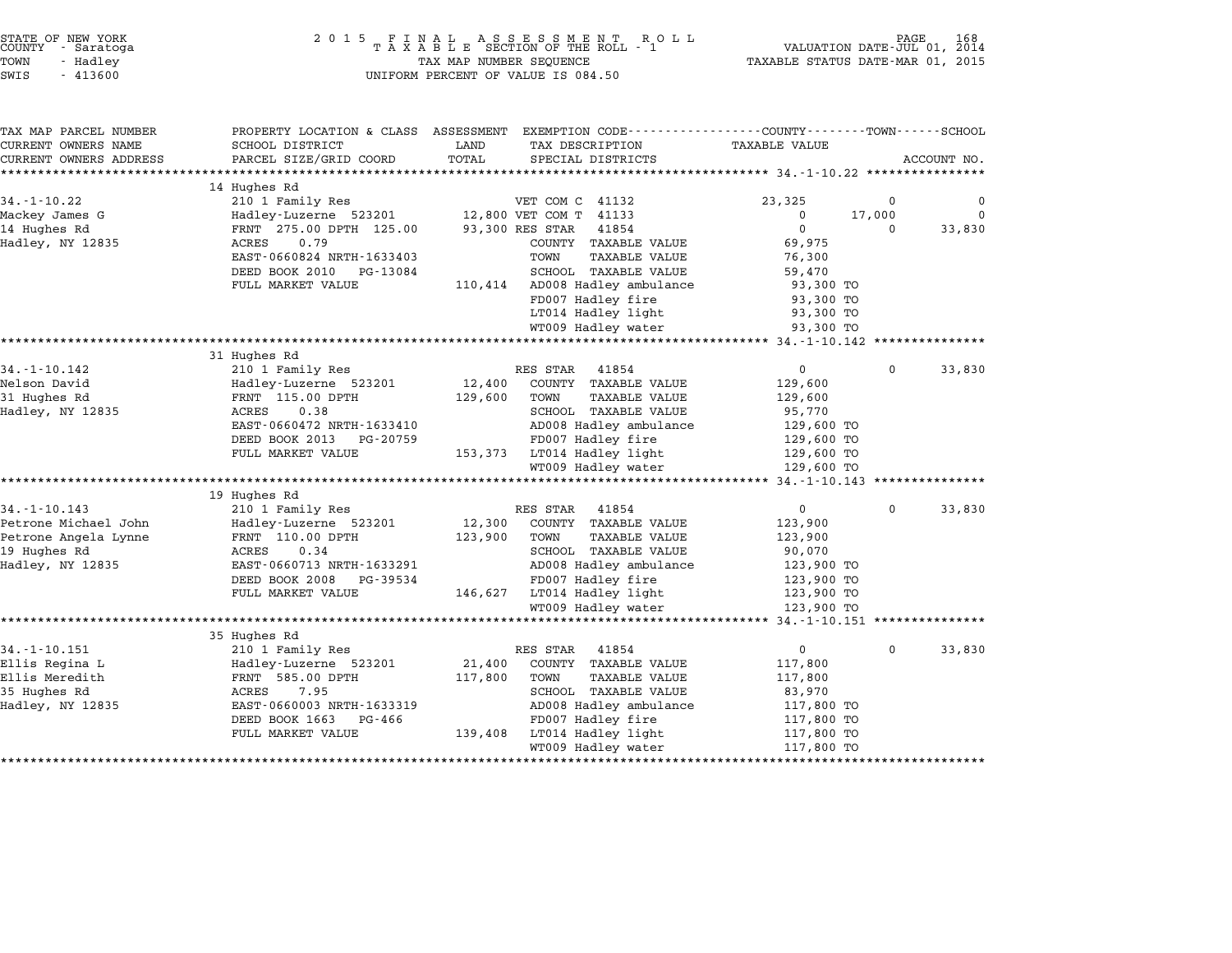STATE OF NEW YORK
COUNTY - Saratoga
TOWN - Hadley
SWIS - 413600

2 0 1 5 F I N A L A S S E S S M E N T R O L L
T A X A B L E SECTION OF THE ROLL - 1
TAX MAP NUMBER SEQUENCE
UNIFORM PERCENT OF VALUE IS 084.50

VALUATION DATE-JUL 01, 2014
TAXABLE STATUS DATE-MAR 01, 2015

| TAX MAP PARCEL NUMBER / CURRENT OWNERS NAME / CURRENT OWNERS ADDRESS | PROPERTY LOCATION & CLASS / SCHOOL DISTRICT / PARCEL SIZE/GRID COORD | ASSESSMENT LAND / TOTAL | EXEMPTION CODE / TAX DESCRIPTION / SPECIAL DISTRICTS | COUNTY TAXABLE VALUE | TOWN | SCHOOL / ACCOUNT NO. |
|---|---|---|---|---|---|---|
| **34.-1-10.22** | 14 Hughes Rd | | | | | |
| 34.-1-10.22 | 210 1 Family Res | | VET COM C 41132 | 23,325 | 0 | 0 |
| Mackey James G | Hadley-Luzerne 523201 | 12,800 | VET COM T 41133 | 0 | 17,000 | 0 |
| 14 Hughes Rd | FRNT 275.00 DPTH 125.00 | 93,300 | RES STAR 41854 | 0 | 0 | 33,830 |
| Hadley, NY 12835 | ACRES 0.79 | | COUNTY TAXABLE VALUE | 69,975 | | |
| | EAST-0660824 NRTH-1633403 | | TOWN TAXABLE VALUE | 76,300 | | |
| | DEED BOOK 2010 PG-13084 | | SCHOOL TAXABLE VALUE | 59,470 | | |
| | FULL MARKET VALUE | 110,414 | AD008 Hadley ambulance | 93,300 TO | | |
| | | | FD007 Hadley fire | 93,300 TO | | |
| | | | LT014 Hadley light | 93,300 TO | | |
| | | | WT009 Hadley water | 93,300 TO | | |
| **34.-1-10.142** | 31 Hughes Rd | | | | | |
| 34.-1-10.142 | 210 1 Family Res | | RES STAR 41854 | 0 | 0 | 33,830 |
| Nelson David | Hadley-Luzerne 523201 | 12,400 | COUNTY TAXABLE VALUE | 129,600 | | |
| 31 Hughes Rd | FRNT 115.00 DPTH | 129,600 | TOWN TAXABLE VALUE | 129,600 | | |
| Hadley, NY 12835 | ACRES 0.38 | | SCHOOL TAXABLE VALUE | 95,770 | | |
| | EAST-0660472 NRTH-1633410 | | AD008 Hadley ambulance | 129,600 TO | | |
| | DEED BOOK 2013 PG-20759 | | FD007 Hadley fire | 129,600 TO | | |
| | FULL MARKET VALUE | 153,373 | LT014 Hadley light | 129,600 TO | | |
| | | | WT009 Hadley water | 129,600 TO | | |
| **34.-1-10.143** | 19 Hughes Rd | | | | | |
| 34.-1-10.143 | 210 1 Family Res | | RES STAR 41854 | 0 | 0 | 33,830 |
| Petrone Michael John | Hadley-Luzerne 523201 | 12,300 | COUNTY TAXABLE VALUE | 123,900 | | |
| Petrone Angela Lynne | FRNT 110.00 DPTH | 123,900 | TOWN TAXABLE VALUE | 123,900 | | |
| 19 Hughes Rd | ACRES 0.34 | | SCHOOL TAXABLE VALUE | 90,070 | | |
| Hadley, NY 12835 | EAST-0660713 NRTH-1633291 | | AD008 Hadley ambulance | 123,900 TO | | |
| | DEED BOOK 2008 PG-39534 | | FD007 Hadley fire | 123,900 TO | | |
| | FULL MARKET VALUE | 146,627 | LT014 Hadley light | 123,900 TO | | |
| | | | WT009 Hadley water | 123,900 TO | | |
| **34.-1-10.151** | 35 Hughes Rd | | | | | |
| 34.-1-10.151 | 210 1 Family Res | | RES STAR 41854 | 0 | 0 | 33,830 |
| Ellis Regina L | Hadley-Luzerne 523201 | 21,400 | COUNTY TAXABLE VALUE | 117,800 | | |
| Ellis Meredith | FRNT 585.00 DPTH | 117,800 | TOWN TAXABLE VALUE | 117,800 | | |
| 35 Hughes Rd | ACRES 7.95 | | SCHOOL TAXABLE VALUE | 83,970 | | |
| Hadley, NY 12835 | EAST-0660003 NRTH-1633319 | | AD008 Hadley ambulance | 117,800 TO | | |
| | DEED BOOK 1663 PG-466 | | FD007 Hadley fire | 117,800 TO | | |
| | FULL MARKET VALUE | 139,408 | LT014 Hadley light | 117,800 TO | | |
| | | | WT009 Hadley water | 117,800 TO | | |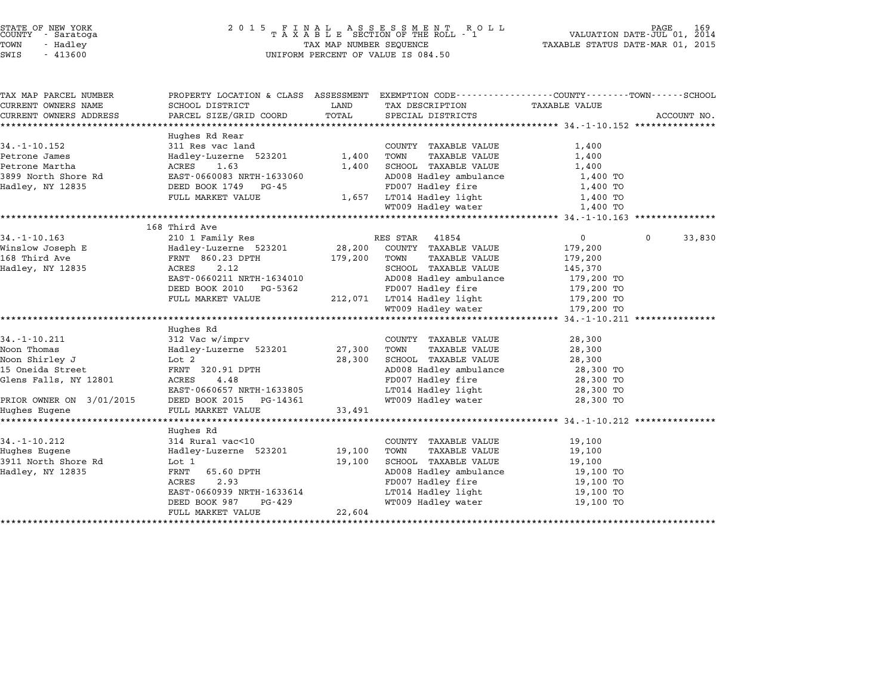STATE OF NEW YORK
COUNTY - Saratoga
TOWN - Hadley
SWIS - 413600

# 2015 FINAL ASSESSMENT ROLL
TAXABLE SECTION OF THE ROLL - 1
TAX MAP NUMBER SEQUENCE
UNIFORM PERCENT OF VALUE IS 084.50

VALUATION DATE-JUL 01, 2014
TAXABLE STATUS DATE-MAR 01, 2015

| TAX MAP PARCEL NUMBER / CURRENT OWNERS NAME / CURRENT OWNERS ADDRESS | PROPERTY LOCATION & CLASS / SCHOOL DISTRICT / PARCEL SIZE/GRID COORD | ASSESSMENT LAND | TOTAL | EXEMPTION CODE / TAX DESCRIPTION / SPECIAL DISTRICTS | COUNTY / TOWN TAXABLE VALUE | SCHOOL | ACCOUNT NO. |
|---|---|---|---|---|---|---|---|
| | Hughes Rd Rear | | | | | | |
| 34.-1-10.152 | 311 Res vac land | | | COUNTY TAXABLE VALUE | 1,400 | | |
| Petrone James | Hadley-Luzerne 523201 | 1,400 | | TOWN TAXABLE VALUE | 1,400 | | |
| Petrone Martha | ACRES 1.63 | | 1,400 | SCHOOL TAXABLE VALUE | 1,400 | | |
| 3899 North Shore Rd | EAST-0660083 NRTH-1633060 | | | AD008 Hadley ambulance | 1,400 TO | | |
| Hadley, NY 12835 | DEED BOOK 1749 PG-45 | | | FD007 Hadley fire | 1,400 TO | | |
| | FULL MARKET VALUE | | 1,657 | LT014 Hadley light | 1,400 TO | | |
| | | | | WT009 Hadley water | 1,400 TO | | |
| | 168 Third Ave | | | | | | |
| 34.-1-10.163 | 210 1 Family Res | | | RES STAR 41854 | 0 | 0 | 33,830 |
| Winslow Joseph E | Hadley-Luzerne 523201 | 28,200 | | COUNTY TAXABLE VALUE | 179,200 | | |
| 168 Third Ave | FRNT 860.23 DPTH | | 179,200 | TOWN TAXABLE VALUE | 179,200 | | |
| Hadley, NY 12835 | ACRES 2.12 | | | SCHOOL TAXABLE VALUE | 145,370 | | |
| | EAST-0660211 NRTH-1634010 | | | AD008 Hadley ambulance | 179,200 TO | | |
| | DEED BOOK 2010 PG-5362 | | | FD007 Hadley fire | 179,200 TO | | |
| | FULL MARKET VALUE | | 212,071 | LT014 Hadley light | 179,200 TO | | |
| | | | | WT009 Hadley water | 179,200 TO | | |
| | Hughes Rd | | | | | | |
| 34.-1-10.211 | 312 Vac w/imprv | | | COUNTY TAXABLE VALUE | 28,300 | | |
| Noon Thomas | Hadley-Luzerne 523201 | 27,300 | | TOWN TAXABLE VALUE | 28,300 | | |
| Noon Shirley J | Lot 2 | | 28,300 | SCHOOL TAXABLE VALUE | 28,300 | | |
| 15 Oneida Street | FRNT 320.91 DPTH | | | AD008 Hadley ambulance | 28,300 TO | | |
| Glens Falls, NY 12801 | ACRES 4.48 | | | FD007 Hadley fire | 28,300 TO | | |
| | EAST-0660657 NRTH-1633805 | | | LT014 Hadley light | 28,300 TO | | |
| PRIOR OWNER ON 3/01/2015 | DEED BOOK 2015 PG-14361 | | | WT009 Hadley water | 28,300 TO | | |
| Hughes Eugene | FULL MARKET VALUE | | 33,491 | | | | |
| | Hughes Rd | | | | | | |
| 34.-1-10.212 | 314 Rural vac<10 | | | COUNTY TAXABLE VALUE | 19,100 | | |
| Hughes Eugene | Hadley-Luzerne 523201 | 19,100 | | TOWN TAXABLE VALUE | 19,100 | | |
| 3911 North Shore Rd | Lot 1 | | 19,100 | SCHOOL TAXABLE VALUE | 19,100 | | |
| Hadley, NY 12835 | FRNT 65.60 DPTH | | | AD008 Hadley ambulance | 19,100 TO | | |
| | ACRES 2.93 | | | FD007 Hadley fire | 19,100 TO | | |
| | EAST-0660939 NRTH-1633614 | | | LT014 Hadley light | 19,100 TO | | |
| | DEED BOOK 987 PG-429 | | | WT009 Hadley water | 19,100 TO | | |
| | FULL MARKET VALUE | | 22,604 | | | | |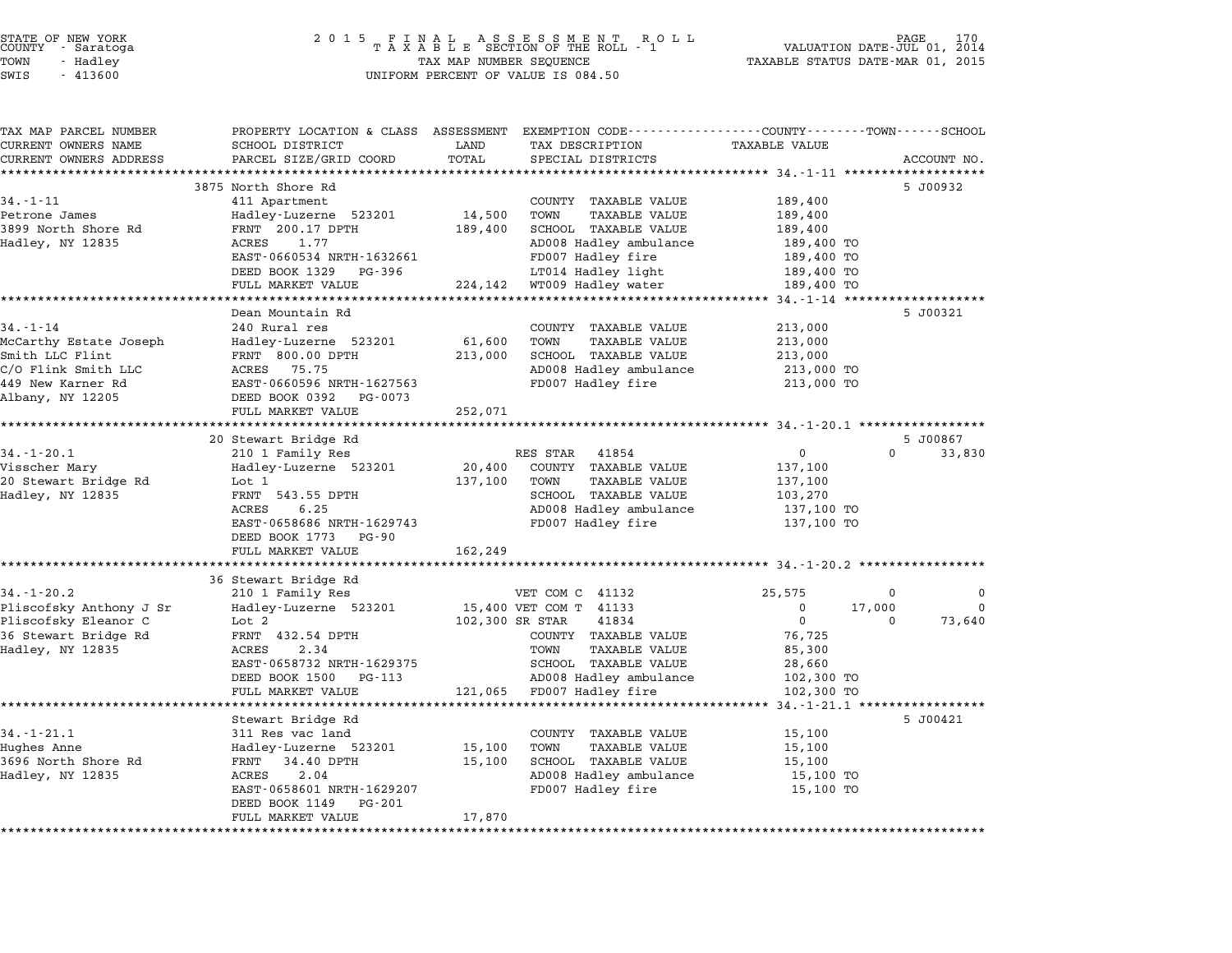STATE OF NEW YORK
COUNTY - Saratoga
TOWN - Hadley
SWIS - 413600

2 0 1 5 F I N A L A S S E S S M E N T R O L L
T A X A B L E SECTION OF THE ROLL - 1
TAX MAP NUMBER SEQUENCE
UNIFORM PERCENT OF VALUE IS 084.50

VALUATION DATE-JUL 01, 2014
TAXABLE STATUS DATE-MAR 01, 2015

| TAX MAP PARCEL NUMBER / CURRENT OWNERS NAME / CURRENT OWNERS ADDRESS | PROPERTY LOCATION & CLASS / SCHOOL DISTRICT / PARCEL SIZE/GRID COORD | ASSESSMENT LAND / TOTAL | EXEMPTION CODE / TAX DESCRIPTION / SPECIAL DISTRICTS | COUNTY TAXABLE VALUE | TOWN | SCHOOL | ACCOUNT NO. |
|---|---|---|---|---|---|---|---|
| **34.-1-11** | 3875 North Shore Rd | | | | | | 5 J00932 |
| | 411 Apartment | | COUNTY TAXABLE VALUE | 189,400 | | | |
| Petrone James | Hadley-Luzerne 523201 | 14,500 | TOWN TAXABLE VALUE | 189,400 | | | |
| 3899 North Shore Rd | FRNT 200.17 DPTH | 189,400 | SCHOOL TAXABLE VALUE | 189,400 | | | |
| Hadley, NY 12835 | ACRES 1.77 | | AD008 Hadley ambulance | 189,400 TO | | | |
| | EAST-0660534 NRTH-1632661 | | FD007 Hadley fire | 189,400 TO | | | |
| | DEED BOOK 1329 PG-396 | | LT014 Hadley light | 189,400 TO | | | |
| | FULL MARKET VALUE | 224,142 | WT009 Hadley water | 189,400 TO | | | |
| **34.-1-14** | Dean Mountain Rd | | | | | | 5 J00321 |
| | 240 Rural res | | COUNTY TAXABLE VALUE | 213,000 | | | |
| McCarthy Estate Joseph | Hadley-Luzerne 523201 | 61,600 | TOWN TAXABLE VALUE | 213,000 | | | |
| Smith LLC Flint | FRNT 800.00 DPTH | 213,000 | SCHOOL TAXABLE VALUE | 213,000 | | | |
| C/O Flink Smith LLC | ACRES 75.75 | | AD008 Hadley ambulance | 213,000 TO | | | |
| 449 New Karner Rd | EAST-0660596 NRTH-1627563 | | FD007 Hadley fire | 213,000 TO | | | |
| Albany, NY 12205 | DEED BOOK 0392 PG-0073 | | | | | | |
| | FULL MARKET VALUE | 252,071 | | | | | |
| **34.-1-20.1** | 20 Stewart Bridge Rd | | | | | | 5 J00867 |
| | 210 1 Family Res | | RES STAR 41854 | 0 | 0 | 33,830 | |
| Visscher Mary | Hadley-Luzerne 523201 | 20,400 | COUNTY TAXABLE VALUE | 137,100 | | | |
| 20 Stewart Bridge Rd | Lot 1 | 137,100 | TOWN TAXABLE VALUE | 137,100 | | | |
| Hadley, NY 12835 | FRNT 543.55 DPTH | | SCHOOL TAXABLE VALUE | 103,270 | | | |
| | ACRES 6.25 | | AD008 Hadley ambulance | 137,100 TO | | | |
| | EAST-0658686 NRTH-1629743 | | FD007 Hadley fire | 137,100 TO | | | |
| | DEED BOOK 1773 PG-90 | | | | | | |
| | FULL MARKET VALUE | 162,249 | | | | | |
| **34.-1-20.2** | 36 Stewart Bridge Rd | | | | | | |
| | 210 1 Family Res | | VET COM C 41132 | 25,575 | 0 | 0 | |
| Pliscofsky Anthony J Sr | Hadley-Luzerne 523201 | 15,400 | VET COM T 41133 | 0 | 17,000 | 0 | |
| Pliscofsky Eleanor C | Lot 2 | 102,300 | SR STAR 41834 | 0 | 0 | 73,640 | |
| 36 Stewart Bridge Rd | FRNT 432.54 DPTH | | COUNTY TAXABLE VALUE | 76,725 | | | |
| Hadley, NY 12835 | ACRES 2.34 | | TOWN TAXABLE VALUE | 85,300 | | | |
| | EAST-0658732 NRTH-1629375 | | SCHOOL TAXABLE VALUE | 28,660 | | | |
| | DEED BOOK 1500 PG-113 | | AD008 Hadley ambulance | 102,300 TO | | | |
| | FULL MARKET VALUE | 121,065 | FD007 Hadley fire | 102,300 TO | | | |
| **34.-1-21.1** | Stewart Bridge Rd | | | | | | 5 J00421 |
| | 311 Res vac land | | COUNTY TAXABLE VALUE | 15,100 | | | |
| Hughes Anne | Hadley-Luzerne 523201 | 15,100 | TOWN TAXABLE VALUE | 15,100 | | | |
| 3696 North Shore Rd | FRNT 34.40 DPTH | 15,100 | SCHOOL TAXABLE VALUE | 15,100 | | | |
| Hadley, NY 12835 | ACRES 2.04 | | AD008 Hadley ambulance | 15,100 TO | | | |
| | EAST-0658601 NRTH-1629207 | | FD007 Hadley fire | 15,100 TO | | | |
| | DEED BOOK 1149 PG-201 | | | | | | |
| | FULL MARKET VALUE | 17,870 | | | | | |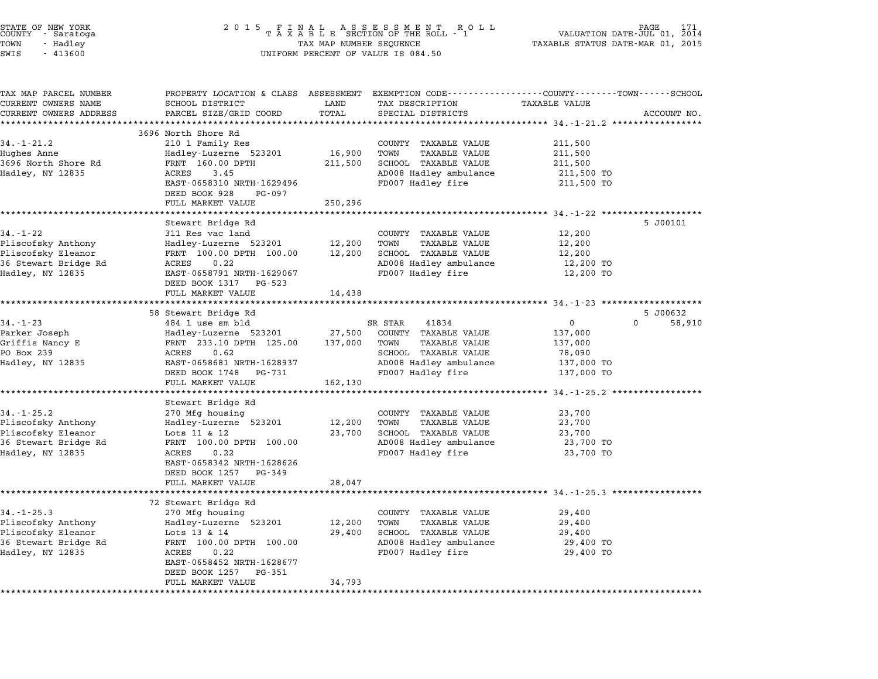STATE OF NEW YORK
COUNTY - Saratoga
TOWN - Hadley
SWIS - 413600

# 2015 FINAL ASSESSMENT ROLL
TAXABLE SECTION OF THE ROLL - 1
TAX MAP NUMBER SEQUENCE
UNIFORM PERCENT OF VALUE IS 084.50

VALUATION DATE-JUL 01, 2014
TAXABLE STATUS DATE-MAR 01, 2015

| TAX MAP PARCEL NUMBER / CURRENT OWNERS NAME / CURRENT OWNERS ADDRESS | PROPERTY LOCATION & CLASS / SCHOOL DISTRICT / PARCEL SIZE/GRID COORD | ASSESSMENT LAND | TOTAL | EXEMPTION CODE / TAX DESCRIPTION / SPECIAL DISTRICTS | COUNTY / TOWN / SCHOOL TAXABLE VALUE | ACCOUNT NO. |
|---|---|---|---|---|---|---|
| **34.-1-21.2** | 3696 North Shore Rd | | | | | |
| 34.-1-21.2 | 210 1 Family Res | | | COUNTY TAXABLE VALUE | 211,500 | |
| Hughes Anne | Hadley-Luzerne 523201 | 16,900 | | TOWN TAXABLE VALUE | 211,500 | |
| 3696 North Shore Rd | FRNT 160.00 DPTH | | 211,500 | SCHOOL TAXABLE VALUE | 211,500 | |
| Hadley, NY 12835 | ACRES 3.45 | | | AD008 Hadley ambulance | 211,500 TO | |
| | EAST-0658310 NRTH-1629496 | | | FD007 Hadley fire | 211,500 TO | |
| | DEED BOOK 928 PG-097 | | | | | |
| | FULL MARKET VALUE | | 250,296 | | | |
| **34.-1-22** | Stewart Bridge Rd | | | | | 5 J00101 |
| 34.-1-22 | 311 Res vac land | | | COUNTY TAXABLE VALUE | 12,200 | |
| Pliscofsky Anthony | Hadley-Luzerne 523201 | 12,200 | | TOWN TAXABLE VALUE | 12,200 | |
| Pliscofsky Eleanor | FRNT 100.00 DPTH 100.00 | | 12,200 | SCHOOL TAXABLE VALUE | 12,200 | |
| 36 Stewart Bridge Rd | ACRES 0.22 | | | AD008 Hadley ambulance | 12,200 TO | |
| Hadley, NY 12835 | EAST-0658791 NRTH-1629067 | | | FD007 Hadley fire | 12,200 TO | |
| | DEED BOOK 1317 PG-523 | | | | | |
| | FULL MARKET VALUE | | 14,438 | | | |
| **34.-1-23** | 58 Stewart Bridge Rd | | | | | 5 J00632 |
| 34.-1-23 | 484 1 use sm bld | | | SR STAR 41834 | 0 / 0 / 58,910 | |
| Parker Joseph | Hadley-Luzerne 523201 | 27,500 | | COUNTY TAXABLE VALUE | 137,000 | |
| Griffis Nancy E | FRNT 233.10 DPTH 125.00 | | 137,000 | TOWN TAXABLE VALUE | 137,000 | |
| PO Box 239 | ACRES 0.62 | | | SCHOOL TAXABLE VALUE | 78,090 | |
| Hadley, NY 12835 | EAST-0658681 NRTH-1628937 | | | AD008 Hadley ambulance | 137,000 TO | |
| | DEED BOOK 1748 PG-731 | | | FD007 Hadley fire | 137,000 TO | |
| | FULL MARKET VALUE | | 162,130 | | | |
| **34.-1-25.2** | Stewart Bridge Rd | | | | | |
| 34.-1-25.2 | 270 Mfg housing | | | COUNTY TAXABLE VALUE | 23,700 | |
| Pliscofsky Anthony | Hadley-Luzerne 523201 | 12,200 | | TOWN TAXABLE VALUE | 23,700 | |
| Pliscofsky Eleanor | Lots 11 & 12 | | 23,700 | SCHOOL TAXABLE VALUE | 23,700 | |
| 36 Stewart Bridge Rd | FRNT 100.00 DPTH 100.00 | | | AD008 Hadley ambulance | 23,700 TO | |
| Hadley, NY 12835 | ACRES 0.22 | | | FD007 Hadley fire | 23,700 TO | |
| | EAST-0658342 NRTH-1628626 | | | | | |
| | DEED BOOK 1257 PG-349 | | | | | |
| | FULL MARKET VALUE | | 28,047 | | | |
| **34.-1-25.3** | 72 Stewart Bridge Rd | | | | | |
| 34.-1-25.3 | 270 Mfg housing | | | COUNTY TAXABLE VALUE | 29,400 | |
| Pliscofsky Anthony | Hadley-Luzerne 523201 | 12,200 | | TOWN TAXABLE VALUE | 29,400 | |
| Pliscofsky Eleanor | Lots 13 & 14 | | 29,400 | SCHOOL TAXABLE VALUE | 29,400 | |
| 36 Stewart Bridge Rd | FRNT 100.00 DPTH 100.00 | | | AD008 Hadley ambulance | 29,400 TO | |
| Hadley, NY 12835 | ACRES 0.22 | | | FD007 Hadley fire | 29,400 TO | |
| | EAST-0658452 NRTH-1628677 | | | | | |
| | DEED BOOK 1257 PG-351 | | | | | |
| | FULL MARKET VALUE | | 34,793 | | | |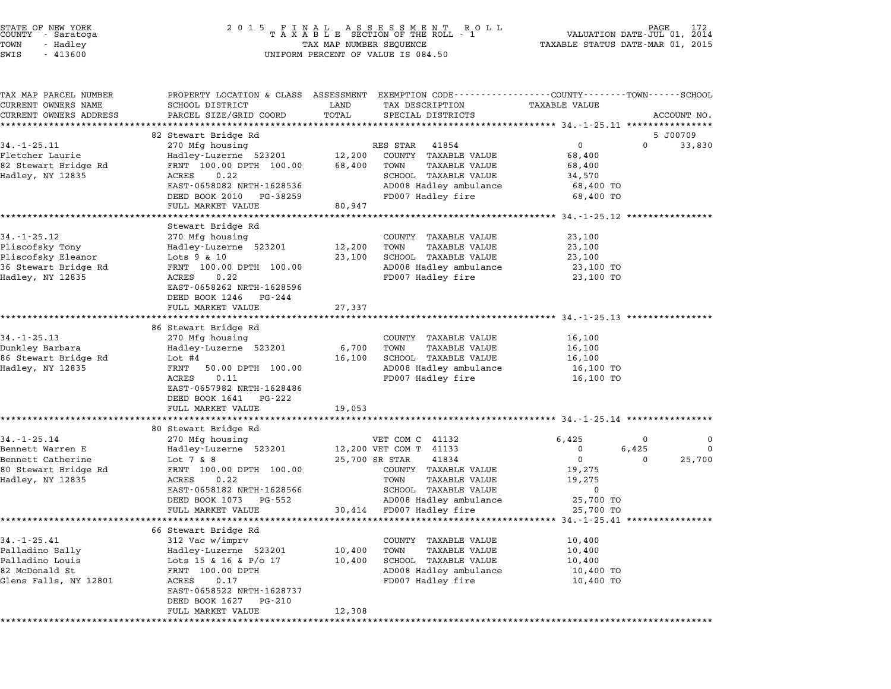STATE OF NEW YORK
COUNTY - Saratoga
TOWN - Hadley
SWIS - 413600

2015 FINAL ASSESSMENT ROLL
TAXABLE SECTION OF THE ROLL - 1
TAX MAP NUMBER SEQUENCE
UNIFORM PERCENT OF VALUE IS 084.50

VALUATION DATE-JUL 01, 2014
TAXABLE STATUS DATE-MAR 01, 2015

| TAX MAP PARCEL NUMBER / CURRENT OWNERS NAME / CURRENT OWNERS ADDRESS | PROPERTY LOCATION & CLASS / SCHOOL DISTRICT / PARCEL SIZE/GRID COORD | ASSESSMENT LAND / TOTAL | EXEMPTION CODE / TAX DESCRIPTION / SPECIAL DISTRICTS | COUNTY TAXABLE VALUE | TOWN | SCHOOL / ACCOUNT NO. |
|---|---|---|---|---|---|---|
| | 82 Stewart Bridge Rd | | | | | 5 J00709 |
| 34.-1-25.11 | 270 Mfg housing | | RES STAR 41854 | 0 | 0 | 33,830 |
| Fletcher Laurie | Hadley-Luzerne 523201 | 12,200 | COUNTY TAXABLE VALUE | 68,400 | | |
| 82 Stewart Bridge Rd | FRNT 100.00 DPTH 100.00 | 68,400 | TOWN TAXABLE VALUE | 68,400 | | |
| Hadley, NY 12835 | ACRES 0.22 | | SCHOOL TAXABLE VALUE | 34,570 | | |
| | EAST-0658082 NRTH-1628536 | | AD008 Hadley ambulance | 68,400 TO | | |
| | DEED BOOK 2010 PG-38259 | | FD007 Hadley fire | 68,400 TO | | |
| | FULL MARKET VALUE | 80,947 | | | | |
| | Stewart Bridge Rd | | | | | |
| 34.-1-25.12 | 270 Mfg housing | | COUNTY TAXABLE VALUE | 23,100 | | |
| Pliscofsky Tony | Hadley-Luzerne 523201 | 12,200 | TOWN TAXABLE VALUE | 23,100 | | |
| Pliscofsky Eleanor | Lots 9 & 10 | 23,100 | SCHOOL TAXABLE VALUE | 23,100 | | |
| 36 Stewart Bridge Rd | FRNT 100.00 DPTH 100.00 | | AD008 Hadley ambulance | 23,100 TO | | |
| Hadley, NY 12835 | ACRES 0.22 | | FD007 Hadley fire | 23,100 TO | | |
| | EAST-0658262 NRTH-1628596 | | | | | |
| | DEED BOOK 1246 PG-244 | | | | | |
| | FULL MARKET VALUE | 27,337 | | | | |
| | 86 Stewart Bridge Rd | | | | | |
| 34.-1-25.13 | 270 Mfg housing | | COUNTY TAXABLE VALUE | 16,100 | | |
| Dunkley Barbara | Hadley-Luzerne 523201 | 6,700 | TOWN TAXABLE VALUE | 16,100 | | |
| 86 Stewart Bridge Rd | Lot #4 | 16,100 | SCHOOL TAXABLE VALUE | 16,100 | | |
| Hadley, NY 12835 | FRNT 50.00 DPTH 100.00 | | AD008 Hadley ambulance | 16,100 TO | | |
| | ACRES 0.11 | | FD007 Hadley fire | 16,100 TO | | |
| | EAST-0657982 NRTH-1628486 | | | | | |
| | DEED BOOK 1641 PG-222 | | | | | |
| | FULL MARKET VALUE | 19,053 | | | | |
| | 80 Stewart Bridge Rd | | | | | |
| 34.-1-25.14 | 270 Mfg housing | | VET COM C 41132 | 6,425 | 0 | 0 |
| Bennett Warren E | Hadley-Luzerne 523201 | 12,200 | VET COM T 41133 | 0 | 6,425 | 0 |
| Bennett Catherine | Lot 7 & 8 | 25,700 | SR STAR 41834 | 0 | 0 | 25,700 |
| 80 Stewart Bridge Rd | FRNT 100.00 DPTH 100.00 | | COUNTY TAXABLE VALUE | 19,275 | | |
| Hadley, NY 12835 | ACRES 0.22 | | TOWN TAXABLE VALUE | 19,275 | | |
| | EAST-0658182 NRTH-1628566 | | SCHOOL TAXABLE VALUE | 0 | | |
| | DEED BOOK 1073 PG-552 | | AD008 Hadley ambulance | 25,700 TO | | |
| | FULL MARKET VALUE | 30,414 | FD007 Hadley fire | 25,700 TO | | |
| | 66 Stewart Bridge Rd | | | | | |
| 34.-1-25.41 | 312 Vac w/imprv | | COUNTY TAXABLE VALUE | 10,400 | | |
| Palladino Sally | Hadley-Luzerne 523201 | 10,400 | TOWN TAXABLE VALUE | 10,400 | | |
| Palladino Louis | Lots 15 & 16 & P/o 17 | 10,400 | SCHOOL TAXABLE VALUE | 10,400 | | |
| 82 McDonald St | FRNT 100.00 DPTH | | AD008 Hadley ambulance | 10,400 TO | | |
| Glens Falls, NY 12801 | ACRES 0.17 | | FD007 Hadley fire | 10,400 TO | | |
| | EAST-0658522 NRTH-1628737 | | | | | |
| | DEED BOOK 1627 PG-210 | | | | | |
| | FULL MARKET VALUE | 12,308 | | | | |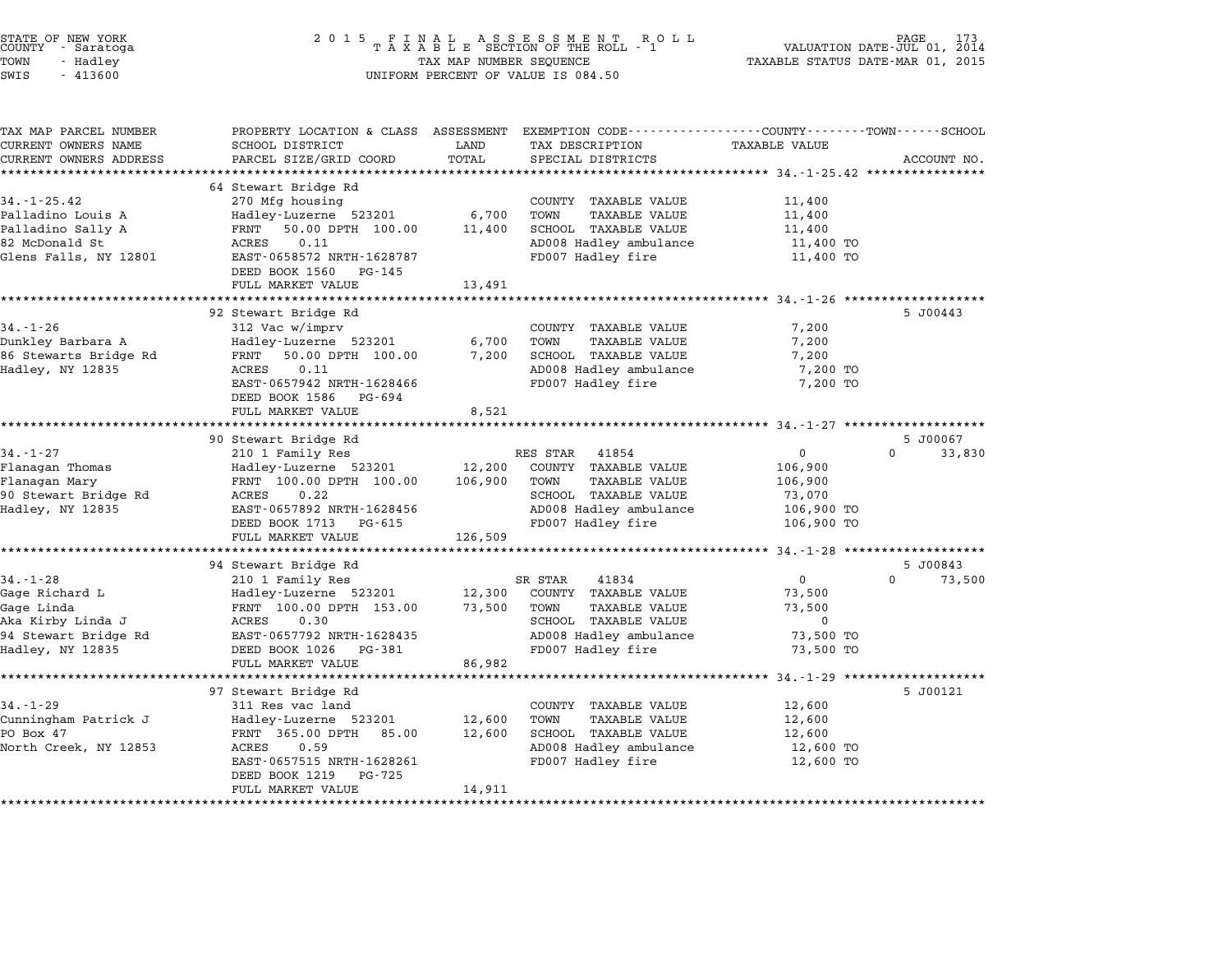STATE OF NEW YORK
COUNTY - Saratoga
TOWN - Hadley
SWIS - 413600

2015 FINAL ASSESSMENT ROLL
TAXABLE SECTION OF THE ROLL - 1
TAX MAP NUMBER SEQUENCE
UNIFORM PERCENT OF VALUE IS 084.50

VALUATION DATE-JUL 01, 2014
TAXABLE STATUS DATE-MAR 01, 2015

| TAX MAP PARCEL NUMBER / CURRENT OWNERS NAME / CURRENT OWNERS ADDRESS | PROPERTY LOCATION & CLASS / SCHOOL DISTRICT / PARCEL SIZE/GRID COORD | ASSESSMENT LAND / TOTAL | EXEMPTION CODE / TAX DESCRIPTION / SPECIAL DISTRICTS | COUNTY / TOWN / SCHOOL TAXABLE VALUE | ACCOUNT NO. |
|---|---|---|---|---|---|
| **34.-1-25.42** | 64 Stewart Bridge Rd | | | | |
| 34.-1-25.42 | 270 Mfg housing | | COUNTY TAXABLE VALUE | 11,400 | |
| Palladino Louis A | Hadley-Luzerne 523201 | 6,700 | TOWN TAXABLE VALUE | 11,400 | |
| Palladino Sally A | FRNT 50.00 DPTH 100.00 | 11,400 | SCHOOL TAXABLE VALUE | 11,400 | |
| 82 McDonald St | ACRES 0.11 | | AD008 Hadley ambulance | 11,400 TO | |
| Glens Falls, NY 12801 | EAST-0658572 NRTH-1628787 | | FD007 Hadley fire | 11,400 TO | |
| | DEED BOOK 1560 PG-145 | | | | |
| | FULL MARKET VALUE | 13,491 | | | |
| **34.-1-26** | 92 Stewart Bridge Rd | | | | 5 J00443 |
| 34.-1-26 | 312 Vac w/imprv | | COUNTY TAXABLE VALUE | 7,200 | |
| Dunkley Barbara A | Hadley-Luzerne 523201 | 6,700 | TOWN TAXABLE VALUE | 7,200 | |
| 86 Stewarts Bridge Rd | FRNT 50.00 DPTH 100.00 | 7,200 | SCHOOL TAXABLE VALUE | 7,200 | |
| Hadley, NY 12835 | ACRES 0.11 | | AD008 Hadley ambulance | 7,200 TO | |
| | EAST-0657942 NRTH-1628466 | | FD007 Hadley fire | 7,200 TO | |
| | DEED BOOK 1586 PG-694 | | | | |
| | FULL MARKET VALUE | 8,521 | | | |
| **34.-1-27** | 90 Stewart Bridge Rd | | | | 5 J00067 |
| 34.-1-27 | 210 1 Family Res | | RES STAR 41854 | 0 / 0 / 33,830 | |
| Flanagan Thomas | Hadley-Luzerne 523201 | 12,200 | COUNTY TAXABLE VALUE | 106,900 | |
| Flanagan Mary | FRNT 100.00 DPTH 100.00 | 106,900 | TOWN TAXABLE VALUE | 106,900 | |
| 90 Stewart Bridge Rd | ACRES 0.22 | | SCHOOL TAXABLE VALUE | 73,070 | |
| Hadley, NY 12835 | EAST-0657892 NRTH-1628456 | | AD008 Hadley ambulance | 106,900 TO | |
| | DEED BOOK 1713 PG-615 | | FD007 Hadley fire | 106,900 TO | |
| | FULL MARKET VALUE | 126,509 | | | |
| **34.-1-28** | 94 Stewart Bridge Rd | | | | 5 J00843 |
| 34.-1-28 | 210 1 Family Res | | SR STAR 41834 | 0 / 0 / 73,500 | |
| Gage Richard L | Hadley-Luzerne 523201 | 12,300 | COUNTY TAXABLE VALUE | 73,500 | |
| Gage Linda | FRNT 100.00 DPTH 153.00 | 73,500 | TOWN TAXABLE VALUE | 73,500 | |
| Aka Kirby Linda J | ACRES 0.30 | | SCHOOL TAXABLE VALUE | 0 | |
| 94 Stewart Bridge Rd | EAST-0657792 NRTH-1628435 | | AD008 Hadley ambulance | 73,500 TO | |
| Hadley, NY 12835 | DEED BOOK 1026 PG-381 | | FD007 Hadley fire | 73,500 TO | |
| | FULL MARKET VALUE | 86,982 | | | |
| **34.-1-29** | 97 Stewart Bridge Rd | | | | 5 J00121 |
| 34.-1-29 | 311 Res vac land | | COUNTY TAXABLE VALUE | 12,600 | |
| Cunningham Patrick J | Hadley-Luzerne 523201 | 12,600 | TOWN TAXABLE VALUE | 12,600 | |
| PO Box 47 | FRNT 365.00 DPTH 85.00 | 12,600 | SCHOOL TAXABLE VALUE | 12,600 | |
| North Creek, NY 12853 | ACRES 0.59 | | AD008 Hadley ambulance | 12,600 TO | |
| | EAST-0657515 NRTH-1628261 | | FD007 Hadley fire | 12,600 TO | |
| | DEED BOOK 1219 PG-725 | | | | |
| | FULL MARKET VALUE | 14,911 | | | |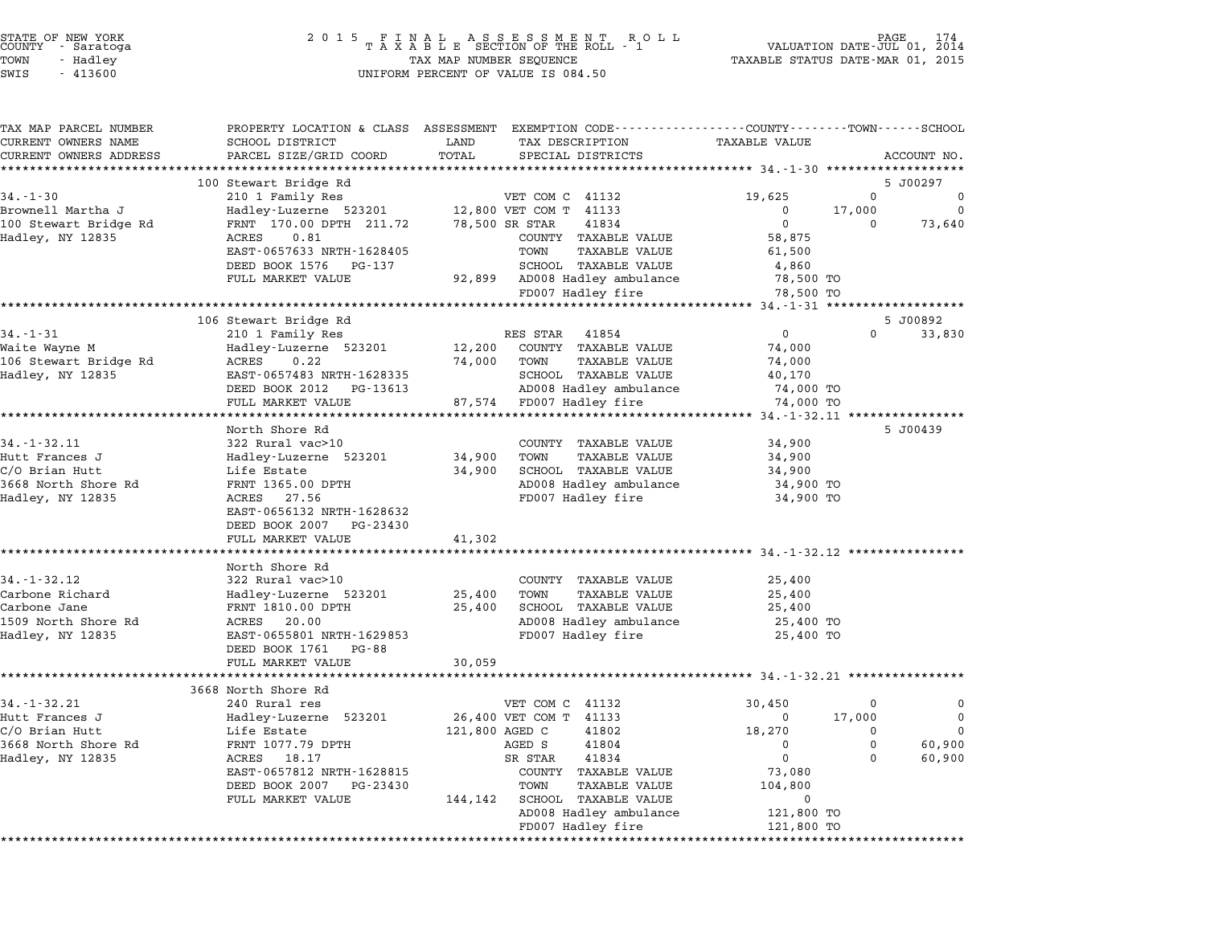STATE OF NEW YORK
COUNTY - Saratoga
TOWN - Hadley
SWIS - 413600

2 0 1 5 F I N A L A S S E S S M E N T R O L L
T A X A B L E SECTION OF THE ROLL - 1
TAX MAP NUMBER SEQUENCE
UNIFORM PERCENT OF VALUE IS 084.50

VALUATION DATE-JUL 01, 2014
TAXABLE STATUS DATE-MAR 01, 2015

```
TAX MAP PARCEL NUMBER     PROPERTY LOCATION & CLASS  ASSESSMENT  EXEMPTION CODE-----------------COUNTY--------TOWN------SCHOOL
CURRENT OWNERS NAME       SCHOOL DISTRICT               LAND      TAX DESCRIPTION              TAXABLE VALUE
CURRENT OWNERS ADDRESS    PARCEL SIZE/GRID COORD        TOTAL     SPECIAL DISTRICTS                                        ACCOUNT NO.
******************************************************************************************************* 34.-1-30 *******************
                          100 Stewart Bridge Rd                                                                            5 J00297
34.-1-30                  210 1 Family Res                         VET COM C  41132            19,625            0              0
Brownell Martha J         Hadley-Luzerne  523201        12,800 VET COM T  41133                 0           17,000              0
100 Stewart Bridge Rd     FRNT  170.00 DPTH  211.72     78,500 SR STAR     41834                 0                0         73,640
Hadley, NY 12835          ACRES     0.81                          COUNTY  TAXABLE VALUE        58,875
                          EAST-0657633 NRTH-1628405               TOWN    TAXABLE VALUE        61,500
                          DEED BOOK 1576   PG-137                 SCHOOL  TAXABLE VALUE         4,860
                          FULL MARKET VALUE            92,899  AD008 Hadley ambulance          78,500 TO
                                                                  FD007 Hadley fire              78,500 TO
******************************************************************************************************* 34.-1-31 *******************
                          106 Stewart Bridge Rd                                                                            5 J00892
34.-1-31                  210 1 Family Res                        RES STAR    41854                 0                0         33,830
Waite Wayne M             Hadley-Luzerne  523201        12,200    COUNTY  TAXABLE VALUE        74,000
106 Stewart Bridge Rd     ACRES     0.22                74,000    TOWN    TAXABLE VALUE        74,000
Hadley, NY 12835          EAST-0657483 NRTH-1628335               SCHOOL  TAXABLE VALUE        40,170
                          DEED BOOK 2012   PG-13613               AD008 Hadley ambulance       74,000 TO
                          FULL MARKET VALUE            87,574  FD007 Hadley fire               74,000 TO
******************************************************************************************************* 34.-1-32.11 ****************
                          North Shore Rd                                                                                   5 J00439
34.-1-32.11               322 Rural vac>10                        COUNTY  TAXABLE VALUE        34,900
Hutt Frances J            Hadley-Luzerne  523201        34,900    TOWN    TAXABLE VALUE        34,900
C/O Brian Hutt            Life Estate                   34,900    SCHOOL  TAXABLE VALUE        34,900
3668 North Shore Rd       FRNT 1365.00 DPTH                       AD008 Hadley ambulance       34,900 TO
Hadley, NY 12835          ACRES    27.56                          FD007 Hadley fire            34,900 TO
                          EAST-0656132 NRTH-1628632
                          DEED BOOK 2007   PG-23430
                          FULL MARKET VALUE            41,302
******************************************************************************************************* 34.-1-32.12 ****************
                          North Shore Rd
34.-1-32.12               322 Rural vac>10                        COUNTY  TAXABLE VALUE        25,400
Carbone Richard           Hadley-Luzerne  523201        25,400    TOWN    TAXABLE VALUE        25,400
Carbone Jane              FRNT 1810.00 DPTH             25,400    SCHOOL  TAXABLE VALUE        25,400
1509 North Shore Rd       ACRES    20.00                          AD008 Hadley ambulance       25,400 TO
Hadley, NY 12835          EAST-0655801 NRTH-1629853               FD007 Hadley fire            25,400 TO
                          DEED BOOK 1761   PG-88
                          FULL MARKET VALUE            30,059
******************************************************************************************************* 34.-1-32.21 ****************
                          3668 North Shore Rd
34.-1-32.21               240 Rural res                           VET COM C  41132             30,450            0              0
Hutt Frances J            Hadley-Luzerne  523201        26,400 VET COM T  41133                 0           17,000              0
C/O Brian Hutt            Life Estate                  121,800 AGED C      41802            18,270               0              0
3668 North Shore Rd       FRNT 1077.79 DPTH                       AGED S      41804                 0                0         60,900
Hadley, NY 12835          ACRES    18.17                          SR STAR     41834                 0                0         60,900
                          EAST-0657812 NRTH-1628815               COUNTY  TAXABLE VALUE        73,080
                          DEED BOOK 2007   PG-23430               TOWN    TAXABLE VALUE       104,800
                          FULL MARKET VALUE           144,142    SCHOOL  TAXABLE VALUE             0
                                                                  AD008 Hadley ambulance      121,800 TO
                                                                  FD007 Hadley fire           121,800 TO
************************************************************************************************************************************
```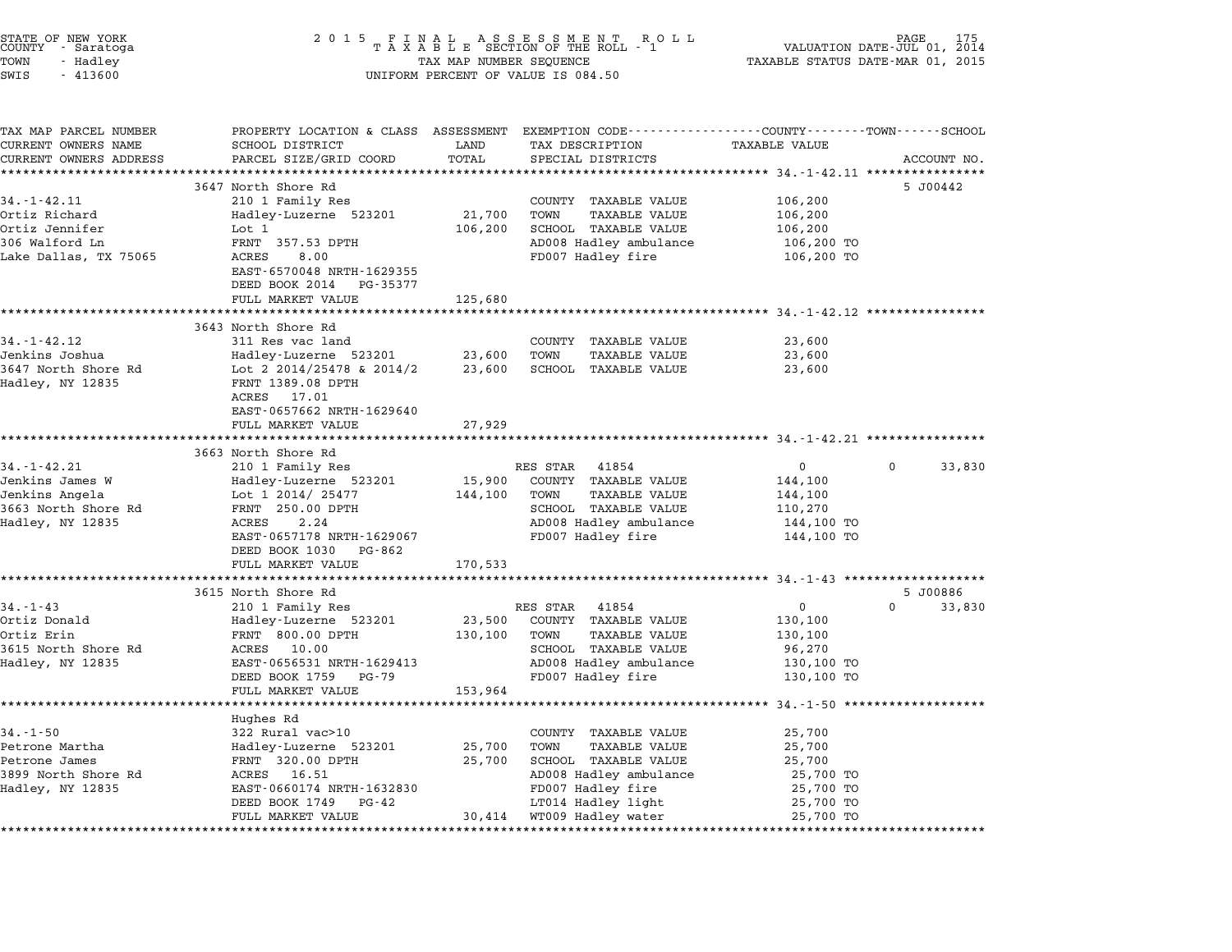STATE OF NEW YORK
COUNTY - Saratoga
TOWN - Hadley
SWIS - 413600

2015 FINAL ASSESSMENT ROLL
TAXABLE SECTION OF THE ROLL - 1
TAX MAP NUMBER SEQUENCE
UNIFORM PERCENT OF VALUE IS 084.50

VALUATION DATE-JUL 01, 2014
TAXABLE STATUS DATE-MAR 01, 2015

| TAX MAP PARCEL NUMBER / CURRENT OWNERS NAME / CURRENT OWNERS ADDRESS | PROPERTY LOCATION & CLASS / SCHOOL DISTRICT / PARCEL SIZE/GRID COORD | ASSESSMENT LAND | TOTAL | EXEMPTION CODE / TAX DESCRIPTION / SPECIAL DISTRICTS | COUNTY | TOWN | SCHOOL | TAXABLE VALUE | ACCOUNT NO. |
|---|---|---|---|---|---|---|---|---|---|
| 34.-1-42.11 | 3647 North Shore Rd | | | | | | | | 5 J00442 |
| Ortiz Richard | 210 1 Family Res | | | COUNTY TAXABLE VALUE | | | | 106,200 | |
| Ortiz Jennifer | Hadley-Luzerne 523201 | 21,700 | | TOWN TAXABLE VALUE | | | | 106,200 | |
| 306 Walford Ln | Lot 1 | | 106,200 | SCHOOL TAXABLE VALUE | | | | 106,200 | |
| Lake Dallas, TX 75065 | FRNT 357.53 DPTH | | | AD008 Hadley ambulance | | | | 106,200 TO | |
| | ACRES 8.00 | | | FD007 Hadley fire | | | | 106,200 TO | |
| | EAST-6570048 NRTH-1629355 | | | | | | | | |
| | DEED BOOK 2014 PG-35377 | | | | | | | | |
| | FULL MARKET VALUE | | 125,680 | | | | | | |
| 34.-1-42.12 | 3643 North Shore Rd | | | | | | | | |
| Jenkins Joshua | 311 Res vac land | | | COUNTY TAXABLE VALUE | | | | 23,600 | |
| 3647 North Shore Rd | Hadley-Luzerne 523201 | 23,600 | | TOWN TAXABLE VALUE | | | | 23,600 | |
| Hadley, NY 12835 | Lot 2 2014/25478 & 2014/2 | | 23,600 | SCHOOL TAXABLE VALUE | | | | 23,600 | |
| | FRNT 1389.08 DPTH | | | | | | | | |
| | ACRES 17.01 | | | | | | | | |
| | EAST-0657662 NRTH-1629640 | | | | | | | | |
| | FULL MARKET VALUE | | 27,929 | | | | | | |
| 34.-1-42.21 | 3663 North Shore Rd | | | | | | | | |
| Jenkins James W | 210 1 Family Res | | | RES STAR 41854 | 0 | 0 | 33,830 | | |
| Jenkins Angela | Hadley-Luzerne 523201 | 15,900 | | COUNTY TAXABLE VALUE | | | | 144,100 | |
| 3663 North Shore Rd | Lot 1 2014/ 25477 | | 144,100 | TOWN TAXABLE VALUE | | | | 144,100 | |
| Hadley, NY 12835 | FRNT 250.00 DPTH | | | SCHOOL TAXABLE VALUE | | | | 110,270 | |
| | ACRES 2.24 | | | AD008 Hadley ambulance | | | | 144,100 TO | |
| | EAST-0657178 NRTH-1629067 | | | FD007 Hadley fire | | | | 144,100 TO | |
| | DEED BOOK 1030 PG-862 | | | | | | | | |
| | FULL MARKET VALUE | | 170,533 | | | | | | |
| 34.-1-43 | 3615 North Shore Rd | | | | | | | | 5 J00886 |
| Ortiz Donald | 210 1 Family Res | | | RES STAR 41854 | 0 | 0 | 33,830 | | |
| Ortiz Erin | Hadley-Luzerne 523201 | 23,500 | | COUNTY TAXABLE VALUE | | | | 130,100 | |
| 3615 North Shore Rd | FRNT 800.00 DPTH | | 130,100 | TOWN TAXABLE VALUE | | | | 130,100 | |
| Hadley, NY 12835 | ACRES 10.00 | | | SCHOOL TAXABLE VALUE | | | | 96,270 | |
| | EAST-0656531 NRTH-1629413 | | | AD008 Hadley ambulance | | | | 130,100 TO | |
| | DEED BOOK 1759 PG-79 | | | FD007 Hadley fire | | | | 130,100 TO | |
| | FULL MARKET VALUE | | 153,964 | | | | | | |
| 34.-1-50 | Hughes Rd | | | | | | | | |
| Petrone Martha | 322 Rural vac>10 | | | COUNTY TAXABLE VALUE | | | | 25,700 | |
| Petrone James | Hadley-Luzerne 523201 | 25,700 | | TOWN TAXABLE VALUE | | | | 25,700 | |
| 3899 North Shore Rd | FRNT 320.00 DPTH | | 25,700 | SCHOOL TAXABLE VALUE | | | | 25,700 | |
| Hadley, NY 12835 | ACRES 16.51 | | | AD008 Hadley ambulance | | | | 25,700 TO | |
| | EAST-0660174 NRTH-1632830 | | | FD007 Hadley fire | | | | 25,700 TO | |
| | DEED BOOK 1749 PG-42 | | | LT014 Hadley light | | | | 25,700 TO | |
| | FULL MARKET VALUE | | 30,414 | WT009 Hadley water | | | | 25,700 TO | |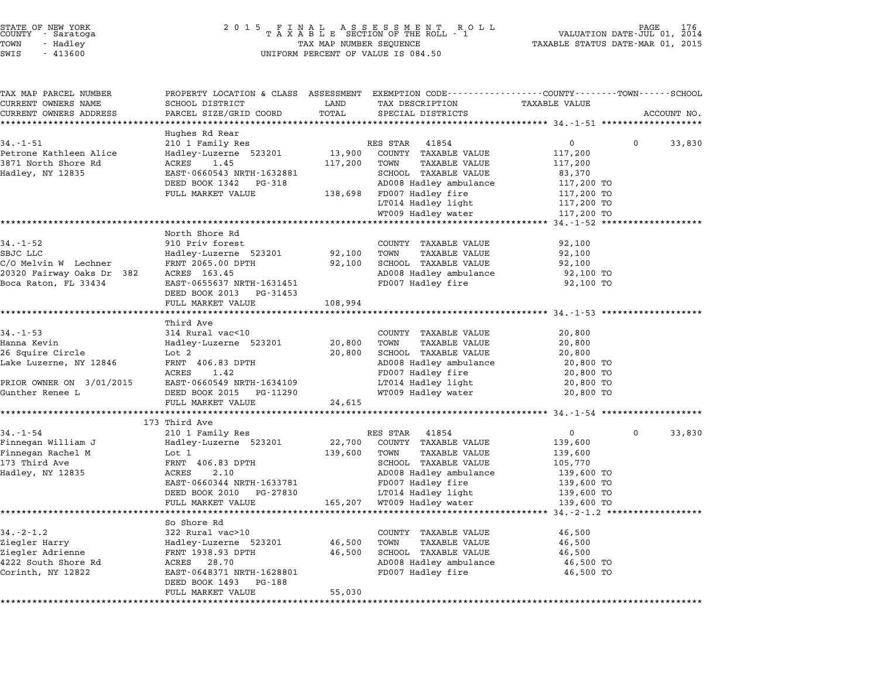STATE OF NEW YORK
COUNTY - Saratoga
TOWN - Hadley
SWIS - 413600

2 0 1 5 F I N A L A S S E S S M E N T R O L L
T A X A B L E SECTION OF THE ROLL - 1
TAX MAP NUMBER SEQUENCE
UNIFORM PERCENT OF VALUE IS 084.50

VALUATION DATE-JUL 01, 2014
TAXABLE STATUS DATE-MAR 01, 2015

| TAX MAP PARCEL NUMBER / CURRENT OWNERS NAME / CURRENT OWNERS ADDRESS | PROPERTY LOCATION & CLASS / SCHOOL DISTRICT / PARCEL SIZE/GRID COORD | ASSESSMENT LAND | TOTAL | EXEMPTION CODE / TAX DESCRIPTION / SPECIAL DISTRICTS | COUNTY TAXABLE VALUE | TOWN | SCHOOL / ACCOUNT NO. |
|---|---|---|---|---|---|---|---|
| **34.-1-51** | Hughes Rd Rear | | | | | | |
| | 210 1 Family Res | | | RES STAR 41854 | 0 | 0 | 33,830 |
| Petrone Kathleen Alice | Hadley-Luzerne 523201 | 13,900 | | COUNTY TAXABLE VALUE | 117,200 | | |
| 3871 North Shore Rd | ACRES 1.45 | | 117,200 | TOWN TAXABLE VALUE | 117,200 | | |
| Hadley, NY 12835 | EAST-0660543 NRTH-1632881 | | | SCHOOL TAXABLE VALUE | 83,370 | | |
| | DEED BOOK 1342 PG-318 | | | AD008 Hadley ambulance | 117,200 TO | | |
| | FULL MARKET VALUE | | 138,698 | FD007 Hadley fire | 117,200 TO | | |
| | | | | LT014 Hadley light | 117,200 TO | | |
| | | | | WT009 Hadley water | 117,200 TO | | |
| **34.-1-52** | North Shore Rd | | | | | | |
| | 910 Priv forest | | | COUNTY TAXABLE VALUE | 92,100 | | |
| SBJC LLC | Hadley-Luzerne 523201 | 92,100 | | TOWN TAXABLE VALUE | 92,100 | | |
| C/O Melvin W Lechner | FRNT 2065.00 DPTH | | 92,100 | SCHOOL TAXABLE VALUE | 92,100 | | |
| 20320 Fairway Oaks Dr 382 | ACRES 163.45 | | | AD008 Hadley ambulance | 92,100 TO | | |
| Boca Raton, FL 33434 | EAST-0655637 NRTH-1631451 | | | FD007 Hadley fire | 92,100 TO | | |
| | DEED BOOK 2013 PG-31453 | | | | | | |
| | FULL MARKET VALUE | | 108,994 | | | | |
| **34.-1-53** | Third Ave | | | | | | |
| | 314 Rural vac<10 | | | COUNTY TAXABLE VALUE | 20,800 | | |
| Hanna Kevin | Hadley-Luzerne 523201 | 20,800 | | TOWN TAXABLE VALUE | 20,800 | | |
| 26 Squire Circle | Lot 2 | | 20,800 | SCHOOL TAXABLE VALUE | 20,800 | | |
| Lake Luzerne, NY 12846 | FRNT 406.83 DPTH | | | AD008 Hadley ambulance | 20,800 TO | | |
| | ACRES 1.42 | | | FD007 Hadley fire | 20,800 TO | | |
| PRIOR OWNER ON 3/01/2015 | EAST-0660549 NRTH-1634109 | | | LT014 Hadley light | 20,800 TO | | |
| Gunther Renee L | DEED BOOK 2015 PG-11290 | | | WT009 Hadley water | 20,800 TO | | |
| | FULL MARKET VALUE | | 24,615 | | | | |
| **34.-1-54** | 173 Third Ave | | | | | | |
| | 210 1 Family Res | | | RES STAR 41854 | 0 | 0 | 33,830 |
| Finnegan William J | Hadley-Luzerne 523201 | 22,700 | | COUNTY TAXABLE VALUE | 139,600 | | |
| Finnegan Rachel M | Lot 1 | | 139,600 | TOWN TAXABLE VALUE | 139,600 | | |
| 173 Third Ave | FRNT 406.83 DPTH | | | SCHOOL TAXABLE VALUE | 105,770 | | |
| Hadley, NY 12835 | ACRES 2.10 | | | AD008 Hadley ambulance | 139,600 TO | | |
| | EAST-0660344 NRTH-1633781 | | | FD007 Hadley fire | 139,600 TO | | |
| | DEED BOOK 2010 PG-27830 | | | LT014 Hadley light | 139,600 TO | | |
| | FULL MARKET VALUE | | 165,207 | WT009 Hadley water | 139,600 TO | | |
| **34.-2-1.2** | So Shore Rd | | | | | | |
| | 322 Rural vac>10 | | | COUNTY TAXABLE VALUE | 46,500 | | |
| Ziegler Harry | Hadley-Luzerne 523201 | 46,500 | | TOWN TAXABLE VALUE | 46,500 | | |
| Ziegler Adrienne | FRNT 1938.93 DPTH | | 46,500 | SCHOOL TAXABLE VALUE | 46,500 | | |
| 4222 South Shore Rd | ACRES 28.70 | | | AD008 Hadley ambulance | 46,500 TO | | |
| Corinth, NY 12822 | EAST-0648371 NRTH-1628801 | | | FD007 Hadley fire | 46,500 TO | | |
| | DEED BOOK 1493 PG-188 | | | | | | |
| | FULL MARKET VALUE | | 55,030 | | | | |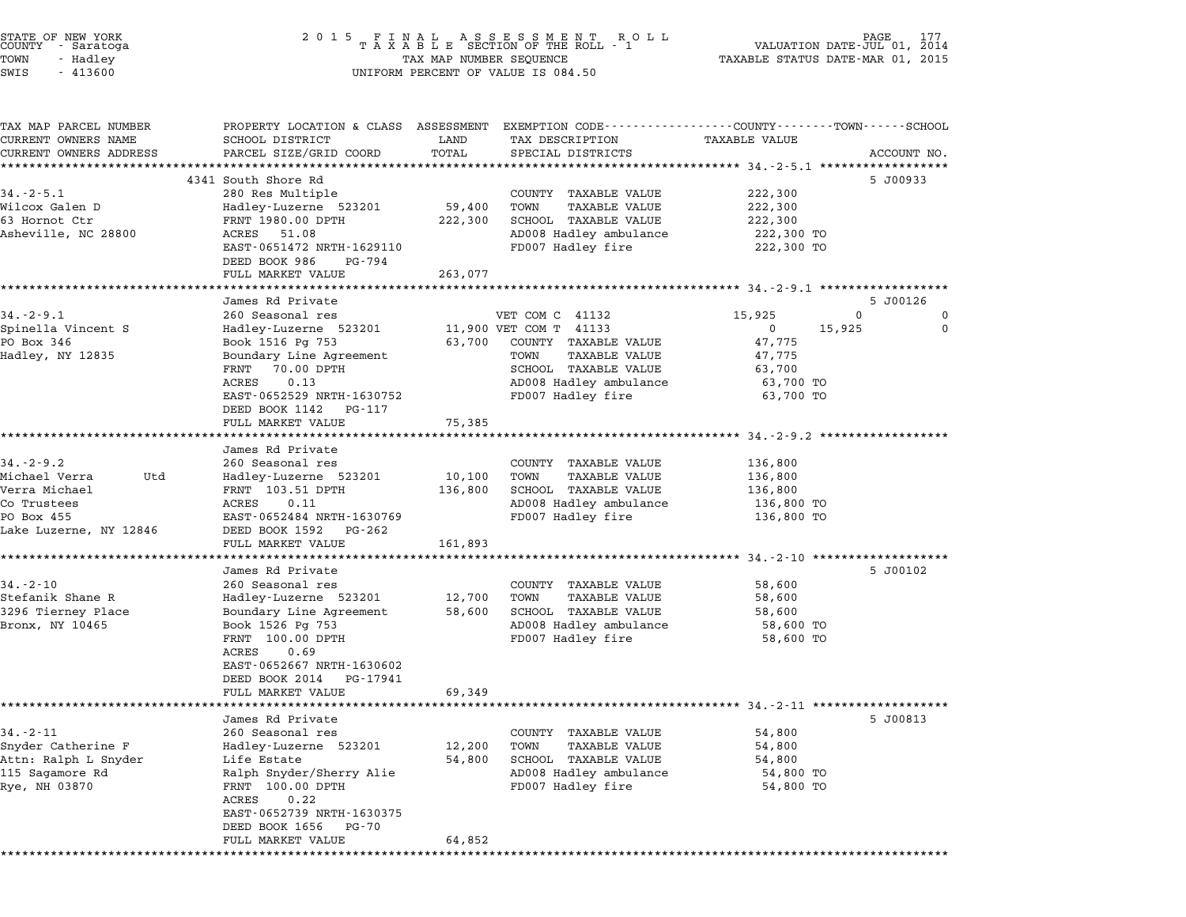STATE OF NEW YORK
COUNTY - Saratoga
TOWN - Hadley
SWIS - 413600

2015 FINAL ASSESSMENT ROLL
TAXABLE SECTION OF THE ROLL - 1
TAX MAP NUMBER SEQUENCE
UNIFORM PERCENT OF VALUE IS 084.50

VALUATION DATE-JUL 01, 2014
TAXABLE STATUS DATE-MAR 01, 2015

| TAX MAP PARCEL NUMBER / CURRENT OWNERS NAME / CURRENT OWNERS ADDRESS | PROPERTY LOCATION & CLASS / SCHOOL DISTRICT / PARCEL SIZE/GRID COORD | ASSESSMENT LAND / TOTAL | EXEMPTION CODE / TAX DESCRIPTION / SPECIAL DISTRICTS | COUNTY | TOWN | SCHOOL | ACCOUNT NO. |
|---|---|---|---|---|---|---|---|
| **34.-2-5.1** | 4341 South Shore Rd | | | | | | 5 J00933 |
| 34.-2-5.1 | 280 Res Multiple | | COUNTY TAXABLE VALUE | 222,300 | | | |
| Wilcox Galen D | Hadley-Luzerne 523201 | 59,400 | TOWN TAXABLE VALUE | 222,300 | | | |
| 63 Hornot Ctr | FRNT 1980.00 DPTH | 222,300 | SCHOOL TAXABLE VALUE | 222,300 | | | |
| Asheville, NC 28800 | ACRES 51.08 | | AD008 Hadley ambulance | 222,300 TO | | | |
| | EAST-0651472 NRTH-1629110 | | FD007 Hadley fire | 222,300 TO | | | |
| | DEED BOOK 986 PG-794 | | | | | | |
| | FULL MARKET VALUE | 263,077 | | | | | |
| **34.-2-9.1** | James Rd Private | | | | | | 5 J00126 |
| 34.-2-9.1 | 260 Seasonal res | | VET COM C 41132 | 15,925 | 0 | 0 | |
| Spinella Vincent S | Hadley-Luzerne 523201 | 11,900 | VET COM T 41133 | 0 | 15,925 | 0 | |
| PO Box 346 | Book 1516 Pg 753 | 63,700 | COUNTY TAXABLE VALUE | 47,775 | | | |
| Hadley, NY 12835 | Boundary Line Agreement | | TOWN TAXABLE VALUE | 47,775 | | | |
| | FRNT 70.00 DPTH | | SCHOOL TAXABLE VALUE | 63,700 | | | |
| | ACRES 0.13 | | AD008 Hadley ambulance | 63,700 TO | | | |
| | EAST-0652529 NRTH-1630752 | | FD007 Hadley fire | 63,700 TO | | | |
| | DEED BOOK 1142 PG-117 | | | | | | |
| | FULL MARKET VALUE | 75,385 | | | | | |
| **34.-2-9.2** | James Rd Private | | | | | | |
| 34.-2-9.2 | 260 Seasonal res | | COUNTY TAXABLE VALUE | 136,800 | | | |
| Michael Verra Utd | Hadley-Luzerne 523201 | 10,100 | TOWN TAXABLE VALUE | 136,800 | | | |
| Verra Michael | FRNT 103.51 DPTH | 136,800 | SCHOOL TAXABLE VALUE | 136,800 | | | |
| Co Trustees | ACRES 0.11 | | AD008 Hadley ambulance | 136,800 TO | | | |
| PO Box 455 | EAST-0652484 NRTH-1630769 | | FD007 Hadley fire | 136,800 TO | | | |
| Lake Luzerne, NY 12846 | DEED BOOK 1592 PG-262 | | | | | | |
| | FULL MARKET VALUE | 161,893 | | | | | |
| **34.-2-10** | James Rd Private | | | | | | 5 J00102 |
| 34.-2-10 | 260 Seasonal res | | COUNTY TAXABLE VALUE | 58,600 | | | |
| Stefanik Shane R | Hadley-Luzerne 523201 | 12,700 | TOWN TAXABLE VALUE | 58,600 | | | |
| 3296 Tierney Place | Boundary Line Agreement | 58,600 | SCHOOL TAXABLE VALUE | 58,600 | | | |
| Bronx, NY 10465 | Book 1526 Pg 753 | | AD008 Hadley ambulance | 58,600 TO | | | |
| | FRNT 100.00 DPTH | | FD007 Hadley fire | 58,600 TO | | | |
| | ACRES 0.69 | | | | | | |
| | EAST-0652667 NRTH-1630602 | | | | | | |
| | DEED BOOK 2014 PG-17941 | | | | | | |
| | FULL MARKET VALUE | 69,349 | | | | | |
| **34.-2-11** | James Rd Private | | | | | | 5 J00813 |
| 34.-2-11 | 260 Seasonal res | | COUNTY TAXABLE VALUE | 54,800 | | | |
| Snyder Catherine F | Hadley-Luzerne 523201 | 12,200 | TOWN TAXABLE VALUE | 54,800 | | | |
| Attn: Ralph L Snyder | Life Estate | 54,800 | SCHOOL TAXABLE VALUE | 54,800 | | | |
| 115 Sagamore Rd | Ralph Snyder/Sherry Alie | | AD008 Hadley ambulance | 54,800 TO | | | |
| Rye, NH 03870 | FRNT 100.00 DPTH | | FD007 Hadley fire | 54,800 TO | | | |
| | ACRES 0.22 | | | | | | |
| | EAST-0652739 NRTH-1630375 | | | | | | |
| | DEED BOOK 1656 PG-70 | | | | | | |
| | FULL MARKET VALUE | 64,852 | | | | | |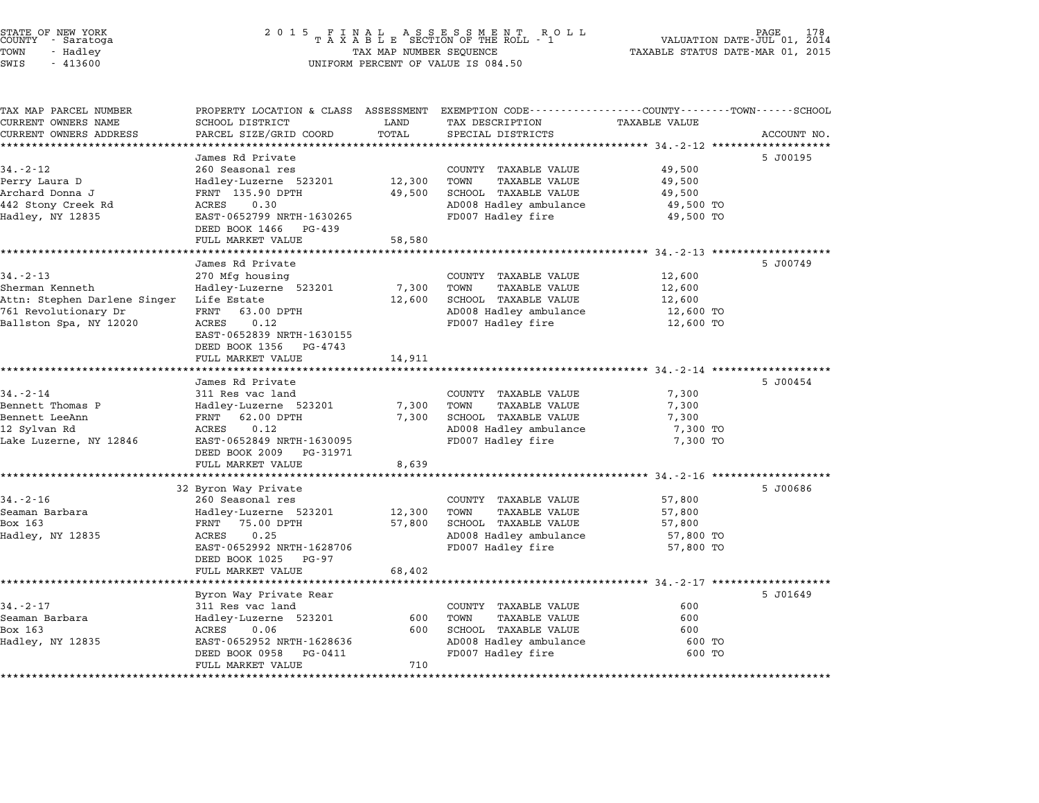STATE OF NEW YORK
COUNTY - Saratoga
TOWN - Hadley
SWIS - 413600

2 0 1 5 F I N A L A S S E S S M E N T R O L L
T A X A B L E SECTION OF THE ROLL - 1
TAX MAP NUMBER SEQUENCE
UNIFORM PERCENT OF VALUE IS 084.50

VALUATION DATE-JUL 01, 2014
TAXABLE STATUS DATE-MAR 01, 2015

| TAX MAP PARCEL NUMBER / CURRENT OWNERS NAME / CURRENT OWNERS ADDRESS | PROPERTY LOCATION & CLASS / SCHOOL DISTRICT / PARCEL SIZE/GRID COORD | ASSESSMENT LAND / TOTAL | EXEMPTION CODE / TAX DESCRIPTION / SPECIAL DISTRICTS | TAXABLE VALUE (COUNTY / TOWN / SCHOOL) | ACCOUNT NO. |
|---|---|---|---|---|---|
| **34.-2-12** | James Rd Private | | | | 5 J00195 |
| | 260 Seasonal res | | COUNTY TAXABLE VALUE | 49,500 | |
| Perry Laura D | Hadley-Luzerne 523201 | 12,300 | TOWN TAXABLE VALUE | 49,500 | |
| Archard Donna J | FRNT 135.90 DPTH | 49,500 | SCHOOL TAXABLE VALUE | 49,500 | |
| 442 Stony Creek Rd | ACRES 0.30 | | AD008 Hadley ambulance | 49,500 TO | |
| Hadley, NY 12835 | EAST-0652799 NRTH-1630265 | | FD007 Hadley fire | 49,500 TO | |
| | DEED BOOK 1466 PG-439 | | | | |
| | FULL MARKET VALUE | 58,580 | | | |
| **34.-2-13** | James Rd Private | | | | 5 J00749 |
| | 270 Mfg housing | | COUNTY TAXABLE VALUE | 12,600 | |
| Sherman Kenneth | Hadley-Luzerne 523201 | 7,300 | TOWN TAXABLE VALUE | 12,600 | |
| Attn: Stephen Darlene Singer | Life Estate | 12,600 | SCHOOL TAXABLE VALUE | 12,600 | |
| 761 Revolutionary Dr | FRNT 63.00 DPTH | | AD008 Hadley ambulance | 12,600 TO | |
| Ballston Spa, NY 12020 | ACRES 0.12 | | FD007 Hadley fire | 12,600 TO | |
| | EAST-0652839 NRTH-1630155 | | | | |
| | DEED BOOK 1356 PG-4743 | | | | |
| | FULL MARKET VALUE | 14,911 | | | |
| **34.-2-14** | James Rd Private | | | | 5 J00454 |
| | 311 Res vac land | | COUNTY TAXABLE VALUE | 7,300 | |
| Bennett Thomas P | Hadley-Luzerne 523201 | 7,300 | TOWN TAXABLE VALUE | 7,300 | |
| Bennett LeeAnn | FRNT 62.00 DPTH | 7,300 | SCHOOL TAXABLE VALUE | 7,300 | |
| 12 Sylvan Rd | ACRES 0.12 | | AD008 Hadley ambulance | 7,300 TO | |
| Lake Luzerne, NY 12846 | EAST-0652849 NRTH-1630095 | | FD007 Hadley fire | 7,300 TO | |
| | DEED BOOK 2009 PG-31971 | | | | |
| | FULL MARKET VALUE | 8,639 | | | |
| **34.-2-16** | 32 Byron Way Private | | | | 5 J00686 |
| | 260 Seasonal res | | COUNTY TAXABLE VALUE | 57,800 | |
| Seaman Barbara | Hadley-Luzerne 523201 | 12,300 | TOWN TAXABLE VALUE | 57,800 | |
| Box 163 | FRNT 75.00 DPTH | 57,800 | SCHOOL TAXABLE VALUE | 57,800 | |
| Hadley, NY 12835 | ACRES 0.25 | | AD008 Hadley ambulance | 57,800 TO | |
| | EAST-0652992 NRTH-1628706 | | FD007 Hadley fire | 57,800 TO | |
| | DEED BOOK 1025 PG-97 | | | | |
| | FULL MARKET VALUE | 68,402 | | | |
| **34.-2-17** | Byron Way Private Rear | | | | 5 J01649 |
| | 311 Res vac land | | COUNTY TAXABLE VALUE | 600 | |
| Seaman Barbara | Hadley-Luzerne 523201 | 600 | TOWN TAXABLE VALUE | 600 | |
| Box 163 | ACRES 0.06 | 600 | SCHOOL TAXABLE VALUE | 600 | |
| Hadley, NY 12835 | EAST-0652952 NRTH-1628636 | | AD008 Hadley ambulance | 600 TO | |
| | DEED BOOK 0958 PG-0411 | | FD007 Hadley fire | 600 TO | |
| | FULL MARKET VALUE | 710 | | | |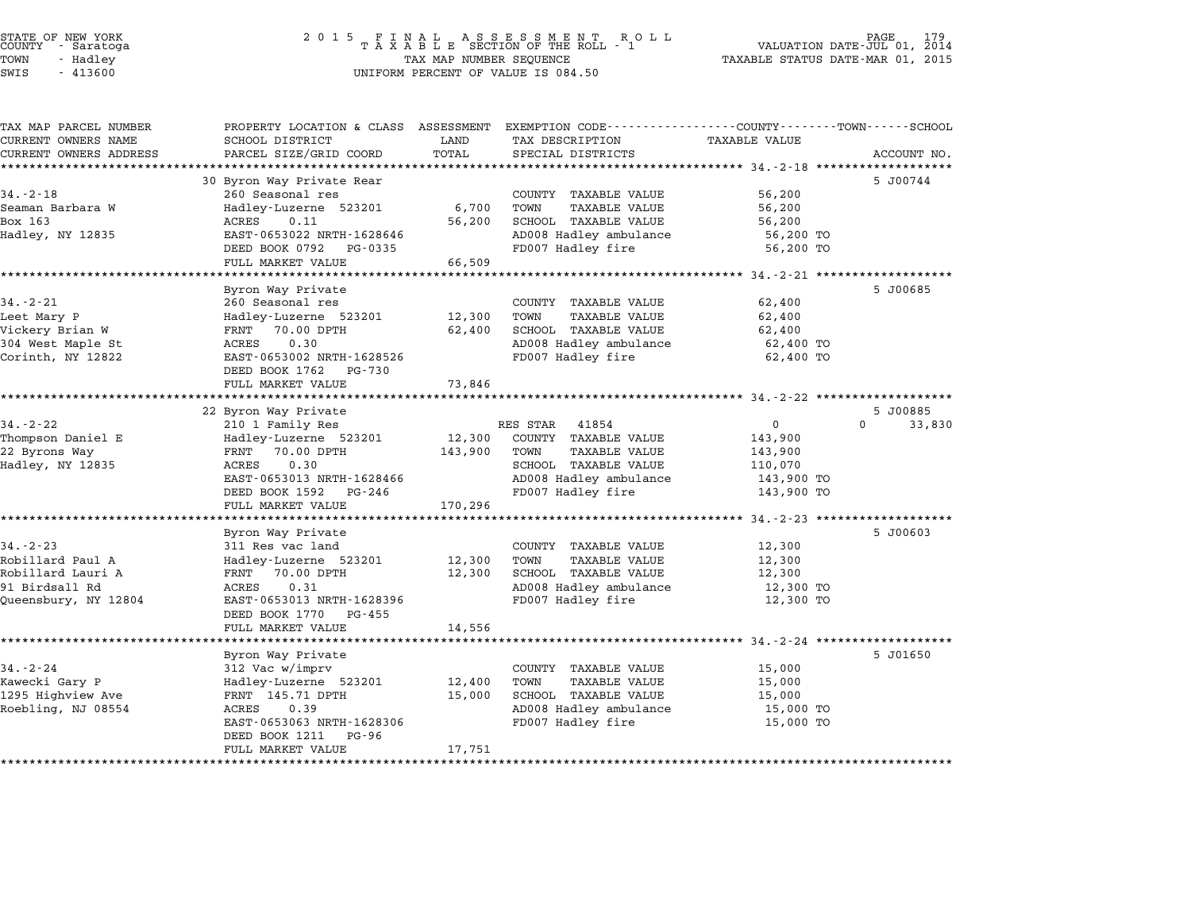STATE OF NEW YORK
COUNTY - Saratoga
TOWN - Hadley
SWIS - 413600

2015 FINAL ASSESSMENT ROLL
TAXABLE SECTION OF THE ROLL - 1
TAX MAP NUMBER SEQUENCE
UNIFORM PERCENT OF VALUE IS 084.50

VALUATION DATE-JUL 01, 2014
TAXABLE STATUS DATE-MAR 01, 2015

| TAX MAP PARCEL NUMBER / CURRENT OWNERS NAME / CURRENT OWNERS ADDRESS | PROPERTY LOCATION & CLASS / SCHOOL DISTRICT / PARCEL SIZE/GRID COORD | ASSESSMENT LAND / TOTAL | EXEMPTION CODE / TAX DESCRIPTION / SPECIAL DISTRICTS | COUNTY / TOWN / SCHOOL TAXABLE VALUE | ACCOUNT NO. |
|---|---|---|---|---|---|
| **34.-2-18** | 30 Byron Way Private Rear | | | | 5 J00744 |
| Seaman Barbara W | 260 Seasonal res | | COUNTY TAXABLE VALUE | 56,200 | |
| Box 163 | Hadley-Luzerne 523201 | 6,700 | TOWN TAXABLE VALUE | 56,200 | |
| Hadley, NY 12835 | ACRES 0.11 | 56,200 | SCHOOL TAXABLE VALUE | 56,200 | |
| | EAST-0653022 NRTH-1628646 | | AD008 Hadley ambulance | 56,200 TO | |
| | DEED BOOK 0792 PG-0335 | | FD007 Hadley fire | 56,200 TO | |
| | FULL MARKET VALUE | 66,509 | | | |
| **34.-2-21** | Byron Way Private | | | | 5 J00685 |
| Leet Mary P | 260 Seasonal res | | COUNTY TAXABLE VALUE | 62,400 | |
| Vickery Brian W | Hadley-Luzerne 523201 | 12,300 | TOWN TAXABLE VALUE | 62,400 | |
| 304 West Maple St | FRNT 70.00 DPTH | 62,400 | SCHOOL TAXABLE VALUE | 62,400 | |
| Corinth, NY 12822 | ACRES 0.30 | | AD008 Hadley ambulance | 62,400 TO | |
| | EAST-0653002 NRTH-1628526 | | FD007 Hadley fire | 62,400 TO | |
| | DEED BOOK 1762 PG-730 | | | | |
| | FULL MARKET VALUE | 73,846 | | | |
| **34.-2-22** | 22 Byron Way Private | | | | 5 J00885 |
| Thompson Daniel E | 210 1 Family Res | | RES STAR 41854 | 0 0 33,830 | |
| 22 Byrons Way | Hadley-Luzerne 523201 | 12,300 | COUNTY TAXABLE VALUE | 143,900 | |
| Hadley, NY 12835 | FRNT 70.00 DPTH | 143,900 | TOWN TAXABLE VALUE | 143,900 | |
| | ACRES 0.30 | | SCHOOL TAXABLE VALUE | 110,070 | |
| | EAST-0653013 NRTH-1628466 | | AD008 Hadley ambulance | 143,900 TO | |
| | DEED BOOK 1592 PG-246 | | FD007 Hadley fire | 143,900 TO | |
| | FULL MARKET VALUE | 170,296 | | | |
| **34.-2-23** | Byron Way Private | | | | 5 J00603 |
| Robillard Paul A | 311 Res vac land | | COUNTY TAXABLE VALUE | 12,300 | |
| Robillard Lauri A | Hadley-Luzerne 523201 | 12,300 | TOWN TAXABLE VALUE | 12,300 | |
| 91 Birdsall Rd | FRNT 70.00 DPTH | 12,300 | SCHOOL TAXABLE VALUE | 12,300 | |
| Queensbury, NY 12804 | ACRES 0.31 | | AD008 Hadley ambulance | 12,300 TO | |
| | EAST-0653013 NRTH-1628396 | | FD007 Hadley fire | 12,300 TO | |
| | DEED BOOK 1770 PG-455 | | | | |
| | FULL MARKET VALUE | 14,556 | | | |
| **34.-2-24** | Byron Way Private | | | | 5 J01650 |
| Kawecki Gary P | 312 Vac w/imprv | | COUNTY TAXABLE VALUE | 15,000 | |
| 1295 Highview Ave | Hadley-Luzerne 523201 | 12,400 | TOWN TAXABLE VALUE | 15,000 | |
| Roebling, NJ 08554 | FRNT 145.71 DPTH | 15,000 | SCHOOL TAXABLE VALUE | 15,000 | |
| | ACRES 0.39 | | AD008 Hadley ambulance | 15,000 TO | |
| | EAST-0653063 NRTH-1628306 | | FD007 Hadley fire | 15,000 TO | |
| | DEED BOOK 1211 PG-96 | | | | |
| | FULL MARKET VALUE | 17,751 | | | |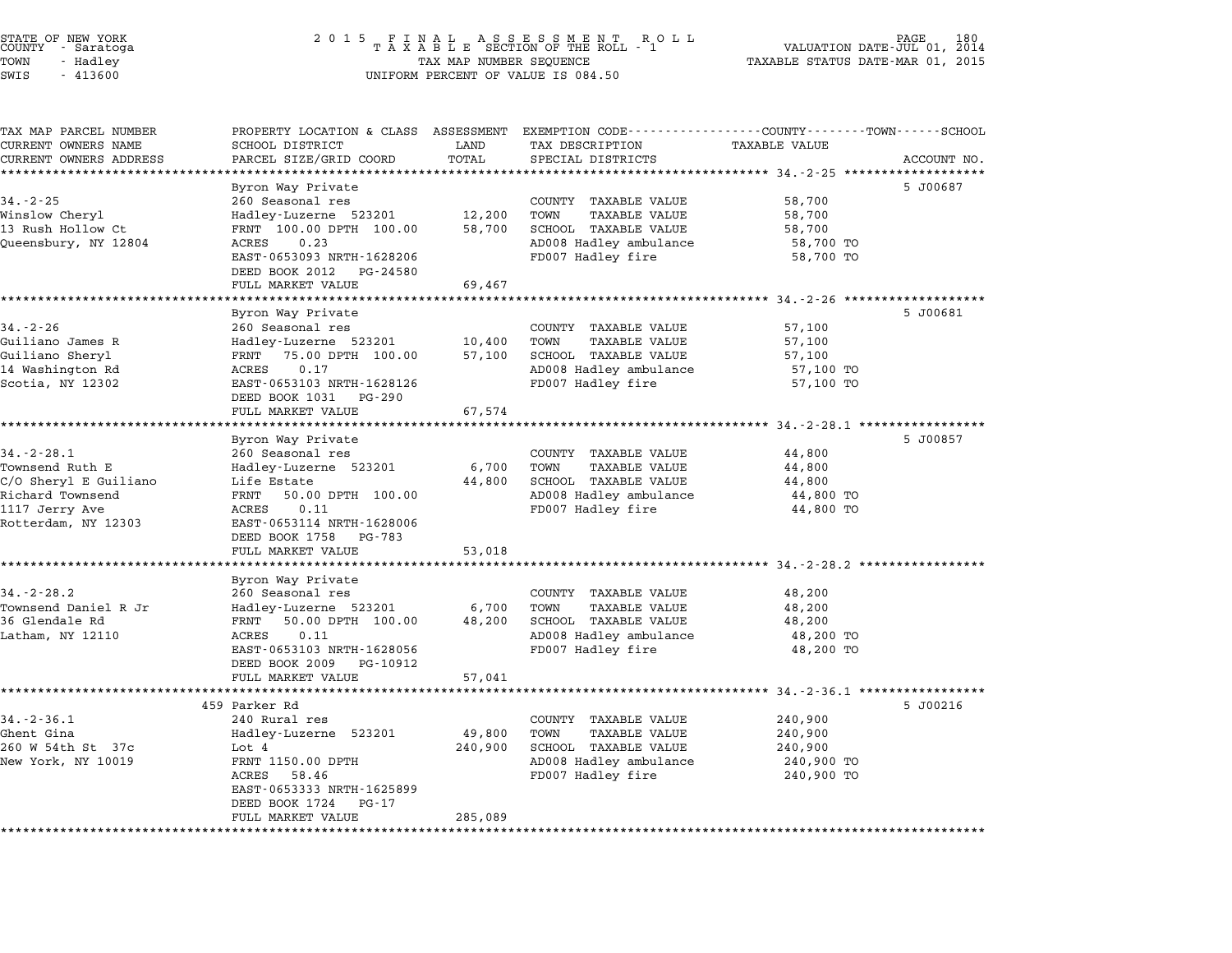STATE OF NEW YORK
COUNTY - Saratoga
TOWN - Hadley
SWIS - 413600

2015 FINAL ASSESSMENT ROLL
TAXABLE SECTION OF THE ROLL - 1
TAX MAP NUMBER SEQUENCE
UNIFORM PERCENT OF VALUE IS 084.50

VALUATION DATE-JUL 01, 2014
TAXABLE STATUS DATE-MAR 01, 2015

| TAX MAP PARCEL NUMBER / CURRENT OWNERS NAME / CURRENT OWNERS ADDRESS | PROPERTY LOCATION & CLASS / SCHOOL DISTRICT / PARCEL SIZE/GRID COORD | ASSESSMENT LAND / TOTAL | EXEMPTION CODE / TAX DESCRIPTION / SPECIAL DISTRICTS | TAXABLE VALUE (COUNTY--TOWN--SCHOOL) | ACCOUNT NO. |
|---|---|---|---|---|---|
| **34.-2-25** | Byron Way Private | | | | 5 J00687 |
| | 260 Seasonal res | | COUNTY TAXABLE VALUE | 58,700 | |
| Winslow Cheryl | Hadley-Luzerne 523201 | 12,200 | TOWN TAXABLE VALUE | 58,700 | |
| 13 Rush Hollow Ct | FRNT 100.00 DPTH 100.00 | 58,700 | SCHOOL TAXABLE VALUE | 58,700 | |
| Queensbury, NY 12804 | ACRES 0.23 | | AD008 Hadley ambulance | 58,700 TO | |
| | EAST-0653093 NRTH-1628206 | | FD007 Hadley fire | 58,700 TO | |
| | DEED BOOK 2012 PG-24580 | | | | |
| | FULL MARKET VALUE | 69,467 | | | |
| **34.-2-26** | Byron Way Private | | | | 5 J00681 |
| | 260 Seasonal res | | COUNTY TAXABLE VALUE | 57,100 | |
| Guiliano James R | Hadley-Luzerne 523201 | 10,400 | TOWN TAXABLE VALUE | 57,100 | |
| Guiliano Sheryl | FRNT 75.00 DPTH 100.00 | 57,100 | SCHOOL TAXABLE VALUE | 57,100 | |
| 14 Washington Rd | ACRES 0.17 | | AD008 Hadley ambulance | 57,100 TO | |
| Scotia, NY 12302 | EAST-0653103 NRTH-1628126 | | FD007 Hadley fire | 57,100 TO | |
| | DEED BOOK 1031 PG-290 | | | | |
| | FULL MARKET VALUE | 67,574 | | | |
| **34.-2-28.1** | Byron Way Private | | | | 5 J00857 |
| | 260 Seasonal res | | COUNTY TAXABLE VALUE | 44,800 | |
| Townsend Ruth E | Hadley-Luzerne 523201 | 6,700 | TOWN TAXABLE VALUE | 44,800 | |
| C/O Sheryl E Guiliano | Life Estate | 44,800 | SCHOOL TAXABLE VALUE | 44,800 | |
| Richard Townsend | FRNT 50.00 DPTH 100.00 | | AD008 Hadley ambulance | 44,800 TO | |
| 1117 Jerry Ave | ACRES 0.11 | | FD007 Hadley fire | 44,800 TO | |
| Rotterdam, NY 12303 | EAST-0653114 NRTH-1628006 | | | | |
| | DEED BOOK 1758 PG-783 | | | | |
| | FULL MARKET VALUE | 53,018 | | | |
| **34.-2-28.2** | Byron Way Private | | | | |
| | 260 Seasonal res | | COUNTY TAXABLE VALUE | 48,200 | |
| Townsend Daniel R Jr | Hadley-Luzerne 523201 | 6,700 | TOWN TAXABLE VALUE | 48,200 | |
| 36 Glendale Rd | FRNT 50.00 DPTH 100.00 | 48,200 | SCHOOL TAXABLE VALUE | 48,200 | |
| Latham, NY 12110 | ACRES 0.11 | | AD008 Hadley ambulance | 48,200 TO | |
| | EAST-0653103 NRTH-1628056 | | FD007 Hadley fire | 48,200 TO | |
| | DEED BOOK 2009 PG-10912 | | | | |
| | FULL MARKET VALUE | 57,041 | | | |
| **34.-2-36.1** | 459 Parker Rd | | | | 5 J00216 |
| | 240 Rural res | | COUNTY TAXABLE VALUE | 240,900 | |
| Ghent Gina | Hadley-Luzerne 523201 | 49,800 | TOWN TAXABLE VALUE | 240,900 | |
| 260 W 54th St 37c | Lot 4 | 240,900 | SCHOOL TAXABLE VALUE | 240,900 | |
| New York, NY 10019 | FRNT 1150.00 DPTH | | AD008 Hadley ambulance | 240,900 TO | |
| | ACRES 58.46 | | FD007 Hadley fire | 240,900 TO | |
| | EAST-0653333 NRTH-1625899 | | | | |
| | DEED BOOK 1724 PG-17 | | | | |
| | FULL MARKET VALUE | 285,089 | | | |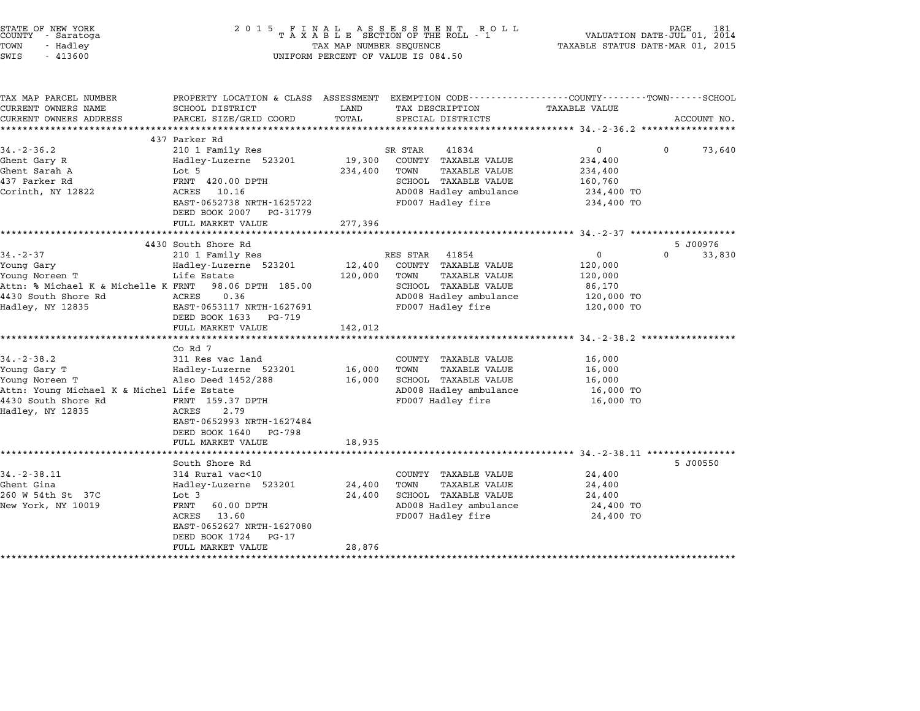STATE OF NEW YORK
COUNTY - Saratoga
TOWN - Hadley
SWIS - 413600

2 0 1 5 F I N A L A S S E S S M E N T R O L L
T A X A B L E SECTION OF THE ROLL - 1
TAX MAP NUMBER SEQUENCE
UNIFORM PERCENT OF VALUE IS 084.50

VALUATION DATE-JUL 01, 2014
TAXABLE STATUS DATE-MAR 01, 2015

| TAX MAP PARCEL NUMBER / CURRENT OWNERS NAME / CURRENT OWNERS ADDRESS | PROPERTY LOCATION & CLASS / SCHOOL DISTRICT / PARCEL SIZE/GRID COORD | ASSESSMENT LAND | TOTAL | EXEMPTION CODE / TAX DESCRIPTION / SPECIAL DISTRICTS | COUNTY | TOWN | SCHOOL / ACCOUNT NO. |
|---|---|---|---|---|---|---|---|
| **34.-2-36.2** | 437 Parker Rd | | | | | | |
| 34.-2-36.2 | 210 1 Family Res | | | SR STAR 41834 | 0 | 0 | 73,640 |
| Ghent Gary R | Hadley-Luzerne 523201 | 19,300 | | COUNTY TAXABLE VALUE | 234,400 | | |
| Ghent Sarah A | Lot 5 | | 234,400 | TOWN TAXABLE VALUE | | 234,400 | |
| 437 Parker Rd | FRNT 420.00 DPTH | | | SCHOOL TAXABLE VALUE | | | 160,760 |
| Corinth, NY 12822 | ACRES 10.16 | | | AD008 Hadley ambulance | 234,400 TO | | |
| | EAST-0652738 NRTH-1625722 | | | FD007 Hadley fire | 234,400 TO | | |
| | DEED BOOK 2007 PG-31779 | | | | | | |
| | FULL MARKET VALUE | | 277,396 | | | | |
| **34.-2-37** | 4430 South Shore Rd | | | | | | 5 J00976 |
| 34.-2-37 | 210 1 Family Res | | | RES STAR 41854 | 0 | 0 | 33,830 |
| Young Gary | Hadley-Luzerne 523201 | 12,400 | | COUNTY TAXABLE VALUE | 120,000 | | |
| Young Noreen T | Life Estate | | 120,000 | TOWN TAXABLE VALUE | | 120,000 | |
| Attn: % Michael K & Michelle K | FRNT 98.06 DPTH 185.00 | | | SCHOOL TAXABLE VALUE | | | 86,170 |
| 4430 South Shore Rd | ACRES 0.36 | | | AD008 Hadley ambulance | 120,000 TO | | |
| Hadley, NY 12835 | EAST-0653117 NRTH-1627691 | | | FD007 Hadley fire | 120,000 TO | | |
| | DEED BOOK 1633 PG-719 | | | | | | |
| | FULL MARKET VALUE | | 142,012 | | | | |
| **34.-2-38.2** | Co Rd 7 | | | | | | |
| 34.-2-38.2 | 311 Res vac land | | | COUNTY TAXABLE VALUE | 16,000 | | |
| Young Gary T | Hadley-Luzerne 523201 | 16,000 | | TOWN TAXABLE VALUE | | 16,000 | |
| Young Noreen T | Also Deed 1452/288 | | 16,000 | SCHOOL TAXABLE VALUE | | | 16,000 |
| Attn: Young Michael K & Michel | Life Estate | | | AD008 Hadley ambulance | 16,000 TO | | |
| 4430 South Shore Rd | FRNT 159.37 DPTH | | | FD007 Hadley fire | 16,000 TO | | |
| Hadley, NY 12835 | ACRES 2.79 | | | | | | |
| | EAST-0652993 NRTH-1627484 | | | | | | |
| | DEED BOOK 1640 PG-798 | | | | | | |
| | FULL MARKET VALUE | | 18,935 | | | | |
| **34.-2-38.11** | South Shore Rd | | | | | | 5 J00550 |
| 34.-2-38.11 | 314 Rural vac<10 | | | COUNTY TAXABLE VALUE | 24,400 | | |
| Ghent Gina | Hadley-Luzerne 523201 | 24,400 | | TOWN TAXABLE VALUE | | 24,400 | |
| 260 W 54th St 37C | Lot 3 | | 24,400 | SCHOOL TAXABLE VALUE | | | 24,400 |
| New York, NY 10019 | FRNT 60.00 DPTH | | | AD008 Hadley ambulance | 24,400 TO | | |
| | ACRES 13.60 | | | FD007 Hadley fire | 24,400 TO | | |
| | EAST-0652627 NRTH-1627080 | | | | | | |
| | DEED BOOK 1724 PG-17 | | | | | | |
| | FULL MARKET VALUE | | 28,876 | | | | |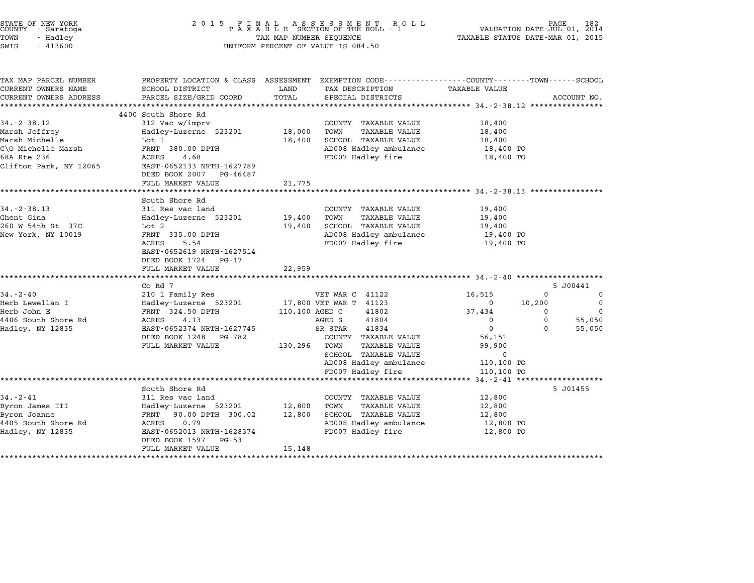STATE OF NEW YORK
COUNTY - Saratoga
TOWN - Hadley
SWIS - 413600

2015 FINAL ASSESSMENT ROLL
TAXABLE SECTION OF THE ROLL - 1
TAX MAP NUMBER SEQUENCE
UNIFORM PERCENT OF VALUE IS 084.50

VALUATION DATE-JUL 01, 2014
TAXABLE STATUS DATE-MAR 01, 2015

| TAX MAP PARCEL NUMBER / CURRENT OWNERS NAME / CURRENT OWNERS ADDRESS | PROPERTY LOCATION & CLASS / SCHOOL DISTRICT / PARCEL SIZE/GRID COORD | ASSESSMENT LAND / TOTAL | EXEMPTION CODE / TAX DESCRIPTION / SPECIAL DISTRICTS | COUNTY TAXABLE VALUE | TOWN | SCHOOL | ACCOUNT NO. |
|---|---|---|---|---|---|---|---|
| **34.-2-38.12** | 4400 South Shore Rd | | | | | | |
| 34.-2-38.12 | 312 Vac w/imprv | | COUNTY TAXABLE VALUE | 18,400 | | | |
| Marsh Jeffrey | Hadley-Luzerne 523201 | 18,000 | TOWN TAXABLE VALUE | 18,400 | | | |
| Marsh Michelle | Lot 1 | 18,400 | SCHOOL TAXABLE VALUE | 18,400 | | | |
| C\O Michelle Marsh | FRNT 380.00 DPTH | | AD008 Hadley ambulance | 18,400 TO | | | |
| 68A Rte 236 | ACRES 4.68 | | FD007 Hadley fire | 18,400 TO | | | |
| Clifton Park, NY 12065 | EAST-0652133 NRTH-1627789 | | | | | | |
| | DEED BOOK 2007 PG-46487 | | | | | | |
| | FULL MARKET VALUE | 21,775 | | | | | |
| **34.-2-38.13** | South Shore Rd | | | | | | |
| 34.-2-38.13 | 311 Res vac land | | COUNTY TAXABLE VALUE | 19,400 | | | |
| Ghent Gina | Hadley-Luzerne 523201 | 19,400 | TOWN TAXABLE VALUE | 19,400 | | | |
| 260 W 54th St 37C | Lot 2 | 19,400 | SCHOOL TAXABLE VALUE | 19,400 | | | |
| New York, NY 10019 | FRNT 335.00 DPTH | | AD008 Hadley ambulance | 19,400 TO | | | |
| | ACRES 5.54 | | FD007 Hadley fire | 19,400 TO | | | |
| | EAST-0652619 NRTH-1627514 | | | | | | |
| | DEED BOOK 1724 PG-17 | | | | | | |
| | FULL MARKET VALUE | 22,959 | | | | | |
| **34.-2-40** | Co Rd 7 | | | | | | 5 J00441 |
| 34.-2-40 | 210 1 Family Res | | VET WAR C 41122 | 16,515 | 0 | 0 | |
| Herb Lewellan I | Hadley-Luzerne 523201 | 17,800 | VET WAR T 41123 | 0 | 10,200 | 0 | |
| Herb John E | FRNT 324.50 DPTH | 110,100 | AGED C 41802 | 37,434 | 0 | 0 | |
| 4406 South Shore Rd | ACRES 4.13 | | AGED S 41804 | 0 | 0 | 55,050 | |
| Hadley, NY 12835 | EAST-0652374 NRTH-1627745 | | SR STAR 41834 | 0 | 0 | 55,050 | |
| | DEED BOOK 1248 PG-782 | | COUNTY TAXABLE VALUE | 56,151 | | | |
| | FULL MARKET VALUE | 130,296 | TOWN TAXABLE VALUE | 99,900 | | | |
| | | | SCHOOL TAXABLE VALUE | 0 | | | |
| | | | AD008 Hadley ambulance | 110,100 TO | | | |
| | | | FD007 Hadley fire | 110,100 TO | | | |
| **34.-2-41** | South Shore Rd | | | | | | 5 J01455 |
| 34.-2-41 | 311 Res vac land | | COUNTY TAXABLE VALUE | 12,800 | | | |
| Byron James III | Hadley-Luzerne 523201 | 12,800 | TOWN TAXABLE VALUE | 12,800 | | | |
| Byron Joanne | FRNT 90.00 DPTH 300.02 | 12,800 | SCHOOL TAXABLE VALUE | 12,800 | | | |
| 4405 South Shore Rd | ACRES 0.79 | | AD008 Hadley ambulance | 12,800 TO | | | |
| Hadley, NY 12835 | EAST-0652013 NRTH-1628374 | | FD007 Hadley fire | 12,800 TO | | | |
| | DEED BOOK 1597 PG-53 | | | | | | |
| | FULL MARKET VALUE | 15,148 | | | | | |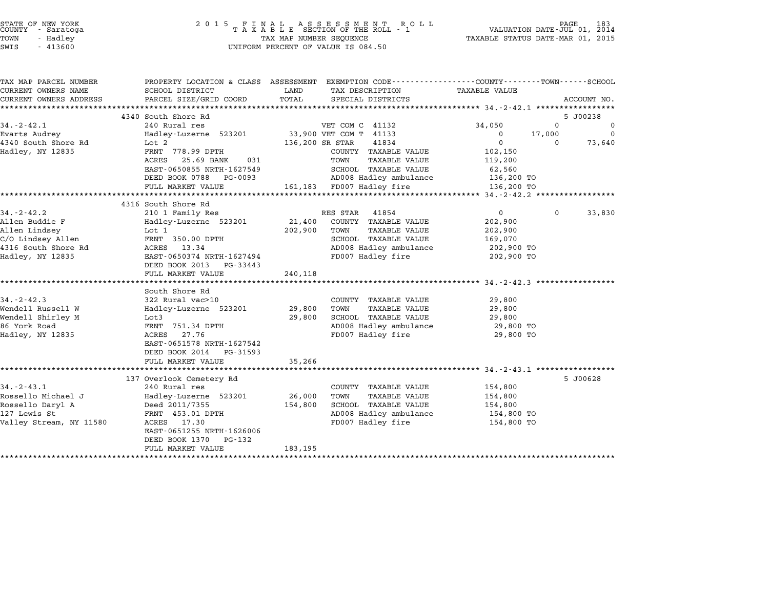STATE OF NEW YORK
COUNTY - Saratoga
TOWN - Hadley
SWIS - 413600

2015 FINAL ASSESSMENT ROLL
TAXABLE SECTION OF THE ROLL - 1
TAX MAP NUMBER SEQUENCE
UNIFORM PERCENT OF VALUE IS 084.50

VALUATION DATE-JUL 01, 2014
TAXABLE STATUS DATE-MAR 01, 2015

| TAX MAP PARCEL NUMBER / CURRENT OWNERS NAME / CURRENT OWNERS ADDRESS | PROPERTY LOCATION & CLASS / SCHOOL DISTRICT / PARCEL SIZE/GRID COORD | ASSESSMENT LAND | ASSESSMENT TOTAL | EXEMPTION CODE / TAX DESCRIPTION / SPECIAL DISTRICTS | COUNTY | TOWN | SCHOOL | ACCOUNT NO. |
|---|---|---|---|---|---|---|---|---|
| 34.-2-42.1 | 4340 South Shore Rd | | | | | | | 5 J00238 |
| 34.-2-42.1 | 240 Rural res | | | VET COM C 41132 | 34,050 | 0 | 0 | |
| Evarts Audrey | Hadley-Luzerne 523201 | 33,900 | | VET COM T 41133 | 0 | 17,000 | 0 | |
| 4340 South Shore Rd | Lot 2 | | 136,200 | SR STAR 41834 | 0 | 0 | 73,640 | |
| Hadley, NY 12835 | FRNT 778.99 DPTH | | | COUNTY TAXABLE VALUE | 102,150 | | | |
| | ACRES 25.69 BANK 031 | | | TOWN TAXABLE VALUE | | 119,200 | | |
| | EAST-0650855 NRTH-1627549 | | | SCHOOL TAXABLE VALUE | | | 62,560 | |
| | DEED BOOK 0788 PG-0093 | | | AD008 Hadley ambulance | 136,200 TO | | | |
| | FULL MARKET VALUE | | 161,183 | FD007 Hadley fire | 136,200 TO | | | |
| 34.-2-42.2 | 4316 South Shore Rd | | | | | | | |
| 34.-2-42.2 | 210 1 Family Res | | | RES STAR 41854 | 0 | 0 | 33,830 | |
| Allen Buddie F | Hadley-Luzerne 523201 | 21,400 | | COUNTY TAXABLE VALUE | 202,900 | | | |
| Allen Lindsey | Lot 1 | | 202,900 | TOWN TAXABLE VALUE | | 202,900 | | |
| C/O Lindsey Allen | FRNT 350.00 DPTH | | | SCHOOL TAXABLE VALUE | | | 169,070 | |
| 4316 South Shore Rd | ACRES 13.34 | | | AD008 Hadley ambulance | 202,900 TO | | | |
| Hadley, NY 12835 | EAST-0650374 NRTH-1627494 | | | FD007 Hadley fire | 202,900 TO | | | |
| | DEED BOOK 2013 PG-33443 | | | | | | | |
| | FULL MARKET VALUE | | 240,118 | | | | | |
| 34.-2-42.3 | South Shore Rd | | | | | | | |
| 34.-2-42.3 | 322 Rural vac>10 | | | COUNTY TAXABLE VALUE | 29,800 | | | |
| Wendell Russell W | Hadley-Luzerne 523201 | 29,800 | | TOWN TAXABLE VALUE | | 29,800 | | |
| Wendell Shirley M | Lot3 | | 29,800 | SCHOOL TAXABLE VALUE | | | 29,800 | |
| 86 York Road | FRNT 751.34 DPTH | | | AD008 Hadley ambulance | 29,800 TO | | | |
| Hadley, NY 12835 | ACRES 27.76 | | | FD007 Hadley fire | 29,800 TO | | | |
| | EAST-0651578 NRTH-1627542 | | | | | | | |
| | DEED BOOK 2014 PG-31593 | | | | | | | |
| | FULL MARKET VALUE | | 35,266 | | | | | |
| 34.-2-43.1 | 137 Overlook Cemetery Rd | | | | | | | 5 J00628 |
| 34.-2-43.1 | 240 Rural res | | | COUNTY TAXABLE VALUE | 154,800 | | | |
| Rossello Michael J | Hadley-Luzerne 523201 | 26,000 | | TOWN TAXABLE VALUE | | 154,800 | | |
| Rossello Daryl A | Deed 2011/7355 | | 154,800 | SCHOOL TAXABLE VALUE | | | 154,800 | |
| 127 Lewis St | FRNT 453.01 DPTH | | | AD008 Hadley ambulance | 154,800 TO | | | |
| Valley Stream, NY 11580 | ACRES 17.30 | | | FD007 Hadley fire | 154,800 TO | | | |
| | EAST-0651255 NRTH-1626006 | | | | | | | |
| | DEED BOOK 1370 PG-132 | | | | | | | |
| | FULL MARKET VALUE | | 183,195 | | | | | |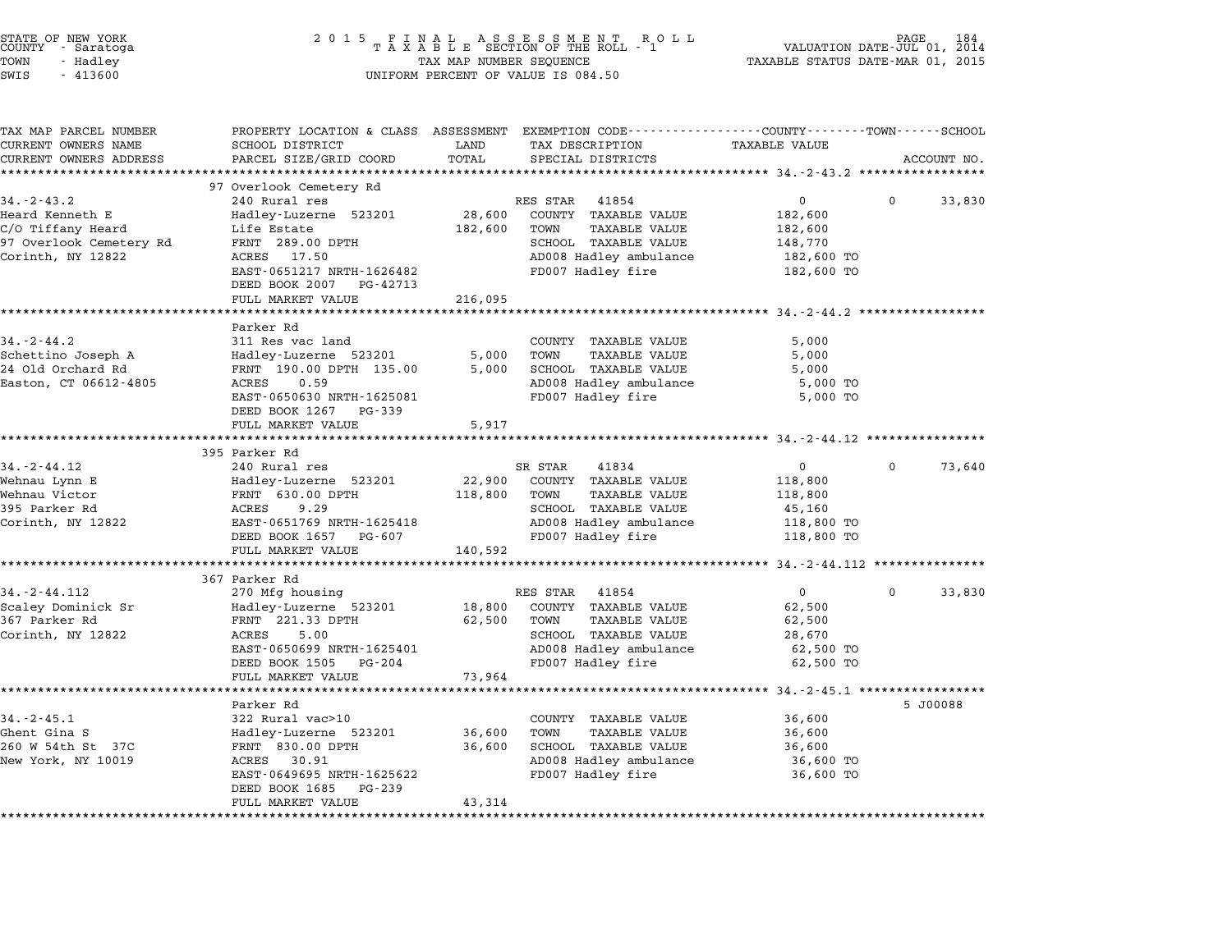STATE OF NEW YORK
COUNTY - Saratoga
TOWN - Hadley
SWIS - 413600

2 0 1 5 F I N A L A S S E S S M E N T R O L L
T A X A B L E SECTION OF THE ROLL - 1
TAX MAP NUMBER SEQUENCE
UNIFORM PERCENT OF VALUE IS 084.50

VALUATION DATE-JUL 01, 2014
TAXABLE STATUS DATE-MAR 01, 2015

| TAX MAP PARCEL NUMBER / CURRENT OWNERS NAME / CURRENT OWNERS ADDRESS | PROPERTY LOCATION & CLASS / SCHOOL DISTRICT / PARCEL SIZE/GRID COORD | ASSESSMENT LAND / TOTAL | EXEMPTION CODE / TAX DESCRIPTION / SPECIAL DISTRICTS | COUNTY TAXABLE VALUE | TOWN | SCHOOL / ACCOUNT NO. |
|---|---|---|---|---|---|---|
| | 97 Overlook Cemetery Rd | | | | | |
| 34.-2-43.2 | 240 Rural res | | RES STAR 41854 | 0 | 0 | 33,830 |
| Heard Kenneth E | Hadley-Luzerne 523201 | 28,600 | COUNTY TAXABLE VALUE | 182,600 | | |
| C/O Tiffany Heard | Life Estate | 182,600 | TOWN TAXABLE VALUE | 182,600 | | |
| 97 Overlook Cemetery Rd | FRNT 289.00 DPTH | | SCHOOL TAXABLE VALUE | 148,770 | | |
| Corinth, NY 12822 | ACRES 17.50 | | AD008 Hadley ambulance | 182,600 TO | | |
| | EAST-0651217 NRTH-1626482 | | FD007 Hadley fire | 182,600 TO | | |
| | DEED BOOK 2007 PG-42713 | | | | | |
| | FULL MARKET VALUE | 216,095 | | | | |
| | Parker Rd | | | | | |
| 34.-2-44.2 | 311 Res vac land | | COUNTY TAXABLE VALUE | 5,000 | | |
| Schettino Joseph A | Hadley-Luzerne 523201 | 5,000 | TOWN TAXABLE VALUE | 5,000 | | |
| 24 Old Orchard Rd | FRNT 190.00 DPTH 135.00 | 5,000 | SCHOOL TAXABLE VALUE | 5,000 | | |
| Easton, CT 06612-4805 | ACRES 0.59 | | AD008 Hadley ambulance | 5,000 TO | | |
| | EAST-0650630 NRTH-1625081 | | FD007 Hadley fire | 5,000 TO | | |
| | DEED BOOK 1267 PG-339 | | | | | |
| | FULL MARKET VALUE | 5,917 | | | | |
| | 395 Parker Rd | | | | | |
| 34.-2-44.12 | 240 Rural res | | SR STAR 41834 | 0 | 0 | 73,640 |
| Wehnau Lynn E | Hadley-Luzerne 523201 | 22,900 | COUNTY TAXABLE VALUE | 118,800 | | |
| Wehnau Victor | FRNT 630.00 DPTH | 118,800 | TOWN TAXABLE VALUE | 118,800 | | |
| 395 Parker Rd | ACRES 9.29 | | SCHOOL TAXABLE VALUE | 45,160 | | |
| Corinth, NY 12822 | EAST-0651769 NRTH-1625418 | | AD008 Hadley ambulance | 118,800 TO | | |
| | DEED BOOK 1657 PG-607 | | FD007 Hadley fire | 118,800 TO | | |
| | FULL MARKET VALUE | 140,592 | | | | |
| | 367 Parker Rd | | | | | |
| 34.-2-44.112 | 270 Mfg housing | | RES STAR 41854 | 0 | 0 | 33,830 |
| Scaley Dominick Sr | Hadley-Luzerne 523201 | 18,800 | COUNTY TAXABLE VALUE | 62,500 | | |
| 367 Parker Rd | FRNT 221.33 DPTH | 62,500 | TOWN TAXABLE VALUE | 62,500 | | |
| Corinth, NY 12822 | ACRES 5.00 | | SCHOOL TAXABLE VALUE | 28,670 | | |
| | EAST-0650699 NRTH-1625401 | | AD008 Hadley ambulance | 62,500 TO | | |
| | DEED BOOK 1505 PG-204 | | FD007 Hadley fire | 62,500 TO | | |
| | FULL MARKET VALUE | 73,964 | | | | |
| | Parker Rd | | | | | 5 J00088 |
| 34.-2-45.1 | 322 Rural vac>10 | | COUNTY TAXABLE VALUE | 36,600 | | |
| Ghent Gina S | Hadley-Luzerne 523201 | 36,600 | TOWN TAXABLE VALUE | 36,600 | | |
| 260 W 54th St 37C | FRNT 830.00 DPTH | 36,600 | SCHOOL TAXABLE VALUE | 36,600 | | |
| New York, NY 10019 | ACRES 30.91 | | AD008 Hadley ambulance | 36,600 TO | | |
| | EAST-0649695 NRTH-1625622 | | FD007 Hadley fire | 36,600 TO | | |
| | DEED BOOK 1685 PG-239 | | | | | |
| | FULL MARKET VALUE | 43,314 | | | | |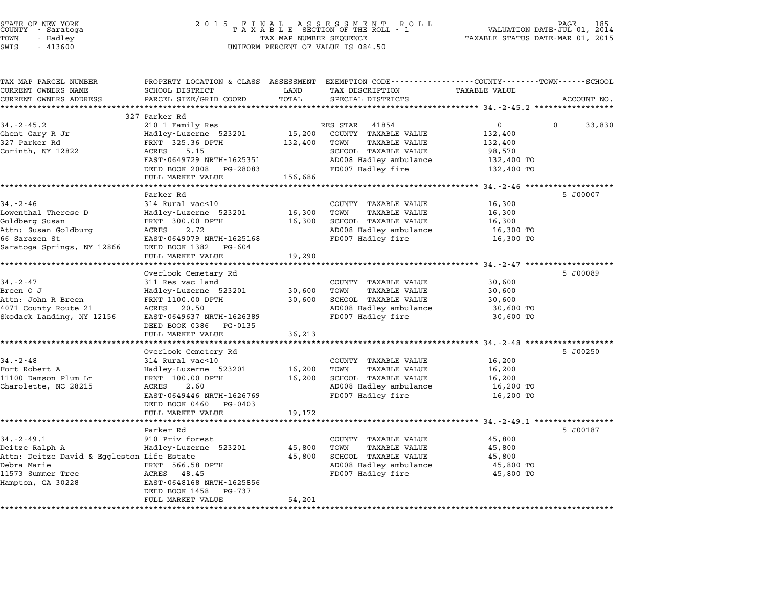STATE OF NEW YORK
COUNTY - Saratoga
TOWN - Hadley
SWIS - 413600

2 0 1 5 F I N A L A S S E S S M E N T R O L L
T A X A B L E SECTION OF THE ROLL - 1
TAX MAP NUMBER SEQUENCE
UNIFORM PERCENT OF VALUE IS 084.50

VALUATION DATE-JUL 01, 2014
TAXABLE STATUS DATE-MAR 01, 2015

| TAX MAP PARCEL NUMBER / CURRENT OWNERS NAME / CURRENT OWNERS ADDRESS | PROPERTY LOCATION & CLASS / SCHOOL DISTRICT / PARCEL SIZE/GRID COORD | ASSESSMENT LAND / TOTAL | EXEMPTION CODE / TAX DESCRIPTION / SPECIAL DISTRICTS | TAXABLE VALUE (COUNTY--TOWN--SCHOOL) | ACCOUNT NO. |
|---|---|---|---|---|---|
| **34.-2-45.2** | 327 Parker Rd | | | | |
| 34.-2-45.2 | 210 1 Family Res | | RES STAR 41854 | 0 0 33,830 | |
| Ghent Gary R Jr | Hadley-Luzerne 523201 | 15,200 | COUNTY TAXABLE VALUE | 132,400 | |
| 327 Parker Rd | FRNT 325.36 DPTH | 132,400 | TOWN TAXABLE VALUE | 132,400 | |
| Corinth, NY 12822 | ACRES 5.15 | | SCHOOL TAXABLE VALUE | 98,570 | |
| | EAST-0649729 NRTH-1625351 | | AD008 Hadley ambulance | 132,400 TO | |
| | DEED BOOK 2008 PG-28083 | | FD007 Hadley fire | 132,400 TO | |
| | FULL MARKET VALUE | 156,686 | | | |
| **34.-2-46** | Parker Rd | | | | 5 J00007 |
| 34.-2-46 | 314 Rural vac<10 | | COUNTY TAXABLE VALUE | 16,300 | |
| Lowenthal Therese D | Hadley-Luzerne 523201 | 16,300 | TOWN TAXABLE VALUE | 16,300 | |
| Goldberg Susan | FRNT 300.00 DPTH | 16,300 | SCHOOL TAXABLE VALUE | 16,300 | |
| Attn: Susan Goldburg | ACRES 2.72 | | AD008 Hadley ambulance | 16,300 TO | |
| 66 Sarazen St | EAST-0649079 NRTH-1625168 | | FD007 Hadley fire | 16,300 TO | |
| Saratoga Springs, NY 12866 | DEED BOOK 1382 PG-604 | | | | |
| | FULL MARKET VALUE | 19,290 | | | |
| **34.-2-47** | Overlook Cemetary Rd | | | | 5 J00089 |
| 34.-2-47 | 311 Res vac land | | COUNTY TAXABLE VALUE | 30,600 | |
| Breen O J | Hadley-Luzerne 523201 | 30,600 | TOWN TAXABLE VALUE | 30,600 | |
| Attn: John R Breen | FRNT 1100.00 DPTH | 30,600 | SCHOOL TAXABLE VALUE | 30,600 | |
| 4071 County Route 21 | ACRES 20.50 | | AD008 Hadley ambulance | 30,600 TO | |
| Skodack Landing, NY 12156 | EAST-0649637 NRTH-1626389 | | FD007 Hadley fire | 30,600 TO | |
| | DEED BOOK 0386 PG-0135 | | | | |
| | FULL MARKET VALUE | 36,213 | | | |
| **34.-2-48** | Overlook Cemetery Rd | | | | 5 J00250 |
| 34.-2-48 | 314 Rural vac<10 | | COUNTY TAXABLE VALUE | 16,200 | |
| Fort Robert A | Hadley-Luzerne 523201 | 16,200 | TOWN TAXABLE VALUE | 16,200 | |
| 11100 Damson Plum Ln | FRNT 100.00 DPTH | 16,200 | SCHOOL TAXABLE VALUE | 16,200 | |
| Charolette, NC 28215 | ACRES 2.60 | | AD008 Hadley ambulance | 16,200 TO | |
| | EAST-0649446 NRTH-1626769 | | FD007 Hadley fire | 16,200 TO | |
| | DEED BOOK 0460 PG-0403 | | | | |
| | FULL MARKET VALUE | 19,172 | | | |
| **34.-2-49.1** | Parker Rd | | | | 5 J00187 |
| 34.-2-49.1 | 910 Priv forest | | COUNTY TAXABLE VALUE | 45,800 | |
| Deitze Ralph A | Hadley-Luzerne 523201 | 45,800 | TOWN TAXABLE VALUE | 45,800 | |
| Attn: Deitze David & Eggleston Life Estate | | 45,800 | SCHOOL TAXABLE VALUE | 45,800 | |
| Debra Marie | FRNT 566.58 DPTH | | AD008 Hadley ambulance | 45,800 TO | |
| 11573 Summer Trce | ACRES 48.45 | | FD007 Hadley fire | 45,800 TO | |
| Hampton, GA 30228 | EAST-0648168 NRTH-1625856 | | | | |
| | DEED BOOK 1458 PG-737 | | | | |
| | FULL MARKET VALUE | 54,201 | | | |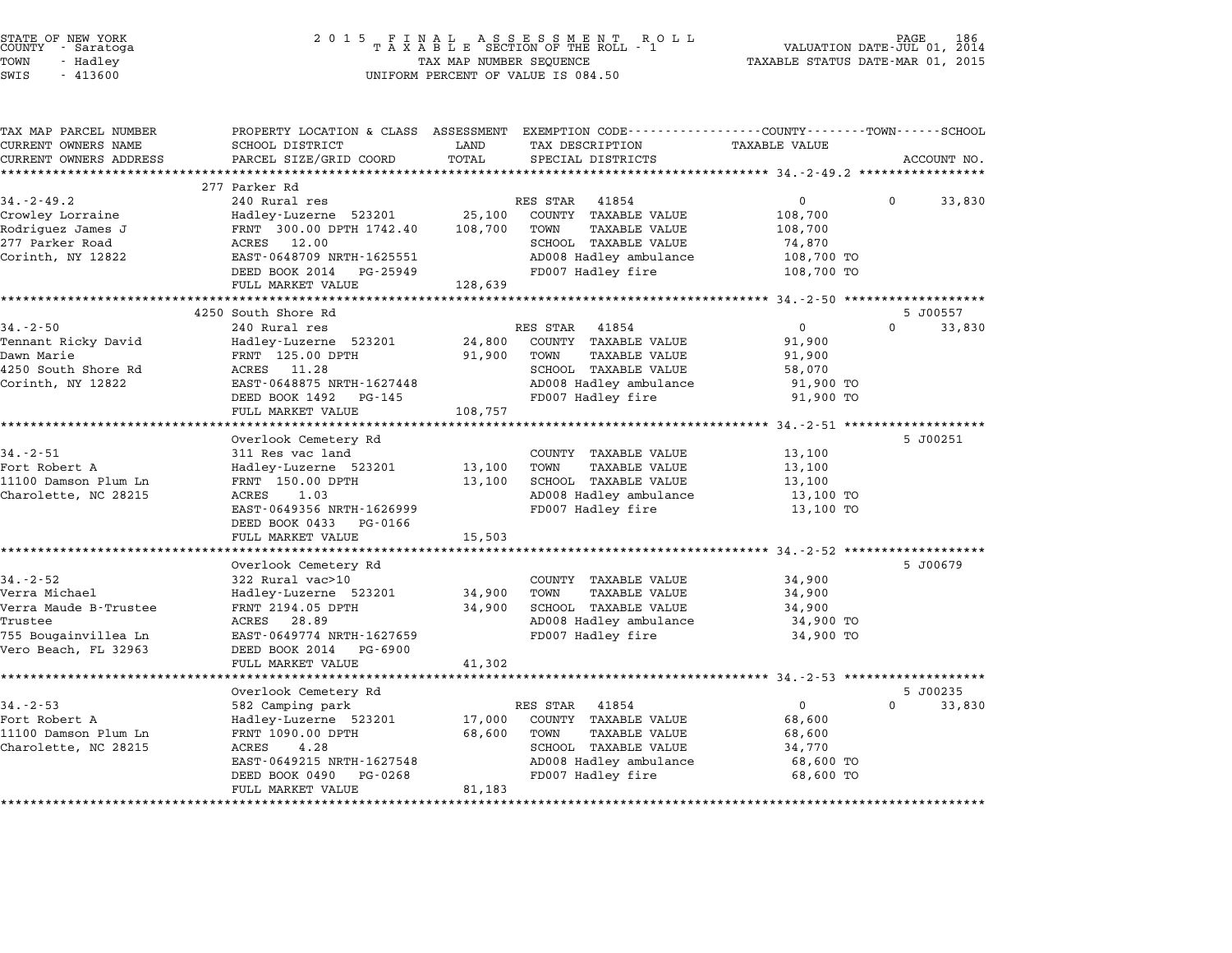STATE OF NEW YORK
COUNTY - Saratoga
TOWN - Hadley
SWIS - 413600

2015 FINAL ASSESSMENT ROLL
TAXABLE SECTION OF THE ROLL - 1
TAX MAP NUMBER SEQUENCE
UNIFORM PERCENT OF VALUE IS 084.50

VALUATION DATE-JUL 01, 2014
TAXABLE STATUS DATE-MAR 01, 2015

| TAX MAP PARCEL NUMBER / CURRENT OWNERS NAME / CURRENT OWNERS ADDRESS | PROPERTY LOCATION & CLASS / SCHOOL DISTRICT / PARCEL SIZE/GRID COORD | ASSESSMENT LAND / TOTAL | EXEMPTION CODE / TAX DESCRIPTION / SPECIAL DISTRICTS | COUNTY / TOWN TAXABLE VALUE | SCHOOL / ACCOUNT NO. |
|---|---|---|---|---|---|
| **34.-2-49.2** | 277 Parker Rd | | | | |
| 34.-2-49.2 | 240 Rural res | | RES STAR 41854 | 0 | 0 33,830 |
| Crowley Lorraine | Hadley-Luzerne 523201 | 25,100 | COUNTY TAXABLE VALUE | 108,700 | |
| Rodriguez James J | FRNT 300.00 DPTH 1742.40 | 108,700 | TOWN TAXABLE VALUE | 108,700 | |
| 277 Parker Road | ACRES 12.00 | | SCHOOL TAXABLE VALUE | 74,870 | |
| Corinth, NY 12822 | EAST-0648709 NRTH-1625551 | | AD008 Hadley ambulance | 108,700 TO | |
| | DEED BOOK 2014 PG-25949 | | FD007 Hadley fire | 108,700 TO | |
| | FULL MARKET VALUE | 128,639 | | | |
| **34.-2-50** | 4250 South Shore Rd | | | | 5 J00557 |
| 34.-2-50 | 240 Rural res | | RES STAR 41854 | 0 | 0 33,830 |
| Tennant Ricky David | Hadley-Luzerne 523201 | 24,800 | COUNTY TAXABLE VALUE | 91,900 | |
| Dawn Marie | FRNT 125.00 DPTH | 91,900 | TOWN TAXABLE VALUE | 91,900 | |
| 4250 South Shore Rd | ACRES 11.28 | | SCHOOL TAXABLE VALUE | 58,070 | |
| Corinth, NY 12822 | EAST-0648875 NRTH-1627448 | | AD008 Hadley ambulance | 91,900 TO | |
| | DEED BOOK 1492 PG-145 | | FD007 Hadley fire | 91,900 TO | |
| | FULL MARKET VALUE | 108,757 | | | |
| **34.-2-51** | Overlook Cemetery Rd | | | | 5 J00251 |
| 34.-2-51 | 311 Res vac land | | COUNTY TAXABLE VALUE | 13,100 | |
| Fort Robert A | Hadley-Luzerne 523201 | 13,100 | TOWN TAXABLE VALUE | 13,100 | |
| 11100 Damson Plum Ln | FRNT 150.00 DPTH | 13,100 | SCHOOL TAXABLE VALUE | 13,100 | |
| Charolette, NC 28215 | ACRES 1.03 | | AD008 Hadley ambulance | 13,100 TO | |
| | EAST-0649356 NRTH-1626999 | | FD007 Hadley fire | 13,100 TO | |
| | DEED BOOK 0433 PG-0166 | | | | |
| | FULL MARKET VALUE | 15,503 | | | |
| **34.-2-52** | Overlook Cemetery Rd | | | | 5 J00679 |
| 34.-2-52 | 322 Rural vac>10 | | COUNTY TAXABLE VALUE | 34,900 | |
| Verra Michael | Hadley-Luzerne 523201 | 34,900 | TOWN TAXABLE VALUE | 34,900 | |
| Verra Maude B-Trustee | FRNT 2194.05 DPTH | 34,900 | SCHOOL TAXABLE VALUE | 34,900 | |
| Trustee | ACRES 28.89 | | AD008 Hadley ambulance | 34,900 TO | |
| 755 Bougainvillea Ln | EAST-0649774 NRTH-1627659 | | FD007 Hadley fire | 34,900 TO | |
| Vero Beach, FL 32963 | DEED BOOK 2014 PG-6900 | | | | |
| | FULL MARKET VALUE | 41,302 | | | |
| **34.-2-53** | Overlook Cemetery Rd | | | | 5 J00235 |
| 34.-2-53 | 582 Camping park | | RES STAR 41854 | 0 | 0 33,830 |
| Fort Robert A | Hadley-Luzerne 523201 | 17,000 | COUNTY TAXABLE VALUE | 68,600 | |
| 11100 Damson Plum Ln | FRNT 1090.00 DPTH | 68,600 | TOWN TAXABLE VALUE | 68,600 | |
| Charolette, NC 28215 | ACRES 4.28 | | SCHOOL TAXABLE VALUE | 34,770 | |
| | EAST-0649215 NRTH-1627548 | | AD008 Hadley ambulance | 68,600 TO | |
| | DEED BOOK 0490 PG-0268 | | FD007 Hadley fire | 68,600 TO | |
| | FULL MARKET VALUE | 81,183 | | | |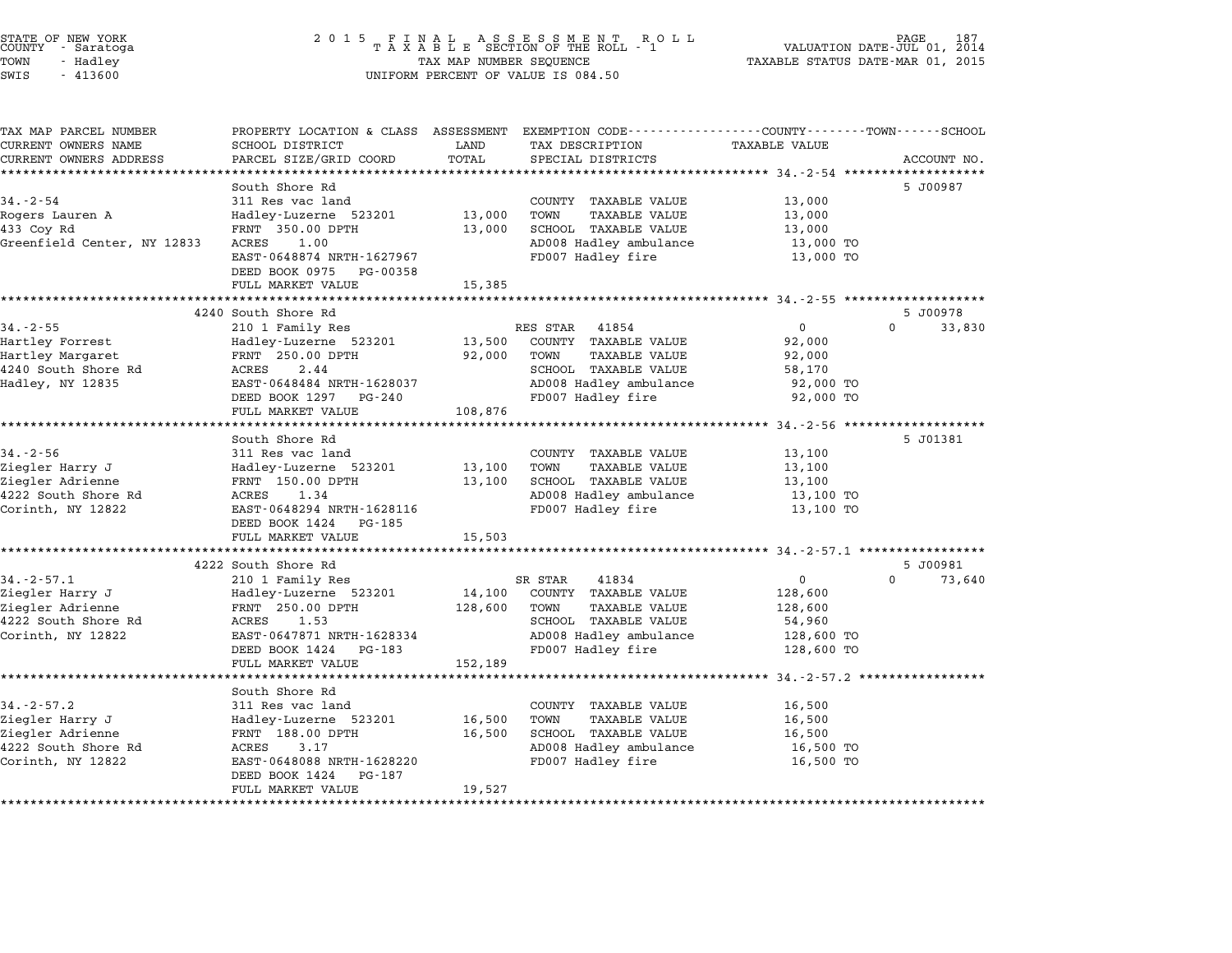STATE OF NEW YORK
COUNTY - Saratoga
TOWN - Hadley
SWIS - 413600

2 0 1 5 F I N A L A S S E S S M E N T R O L L
T A X A B L E SECTION OF THE ROLL - 1
TAX MAP NUMBER SEQUENCE
UNIFORM PERCENT OF VALUE IS 084.50

VALUATION DATE-JUL 01, 2014
TAXABLE STATUS DATE-MAR 01, 2015

| TAX MAP PARCEL NUMBER / CURRENT OWNERS NAME / CURRENT OWNERS ADDRESS | PROPERTY LOCATION & CLASS / SCHOOL DISTRICT / PARCEL SIZE/GRID COORD | ASSESSMENT LAND / TOTAL | EXEMPTION CODE / TAX DESCRIPTION / SPECIAL DISTRICTS | COUNTY TAXABLE VALUE | TOWN | SCHOOL / ACCOUNT NO. |
|---|---|---|---|---|---|---|
| **34.-2-54** | South Shore Rd | | | | | 5 J00987 |
| 34.-2-54 | 311 Res vac land | | COUNTY TAXABLE VALUE | 13,000 | | |
| Rogers Lauren A | Hadley-Luzerne 523201 | 13,000 | TOWN TAXABLE VALUE | 13,000 | | |
| 433 Coy Rd | FRNT 350.00 DPTH | 13,000 | SCHOOL TAXABLE VALUE | 13,000 | | |
| Greenfield Center, NY 12833 | ACRES 1.00 | | AD008 Hadley ambulance | 13,000 TO | | |
| | EAST-0648874 NRTH-1627967 | | FD007 Hadley fire | 13,000 TO | | |
| | DEED BOOK 0975 PG-00358 | | | | | |
| | FULL MARKET VALUE | 15,385 | | | | |
| **34.-2-55** | 4240 South Shore Rd | | | | | 5 J00978 |
| 34.-2-55 | 210 1 Family Res | | RES STAR 41854 | 0 | 0 | 33,830 |
| Hartley Forrest | Hadley-Luzerne 523201 | 13,500 | COUNTY TAXABLE VALUE | 92,000 | | |
| Hartley Margaret | FRNT 250.00 DPTH | 92,000 | TOWN TAXABLE VALUE | 92,000 | | |
| 4240 South Shore Rd | ACRES 2.44 | | SCHOOL TAXABLE VALUE | 58,170 | | |
| Hadley, NY 12835 | EAST-0648484 NRTH-1628037 | | AD008 Hadley ambulance | 92,000 TO | | |
| | DEED BOOK 1297 PG-240 | | FD007 Hadley fire | 92,000 TO | | |
| | FULL MARKET VALUE | 108,876 | | | | |
| **34.-2-56** | South Shore Rd | | | | | 5 J01381 |
| 34.-2-56 | 311 Res vac land | | COUNTY TAXABLE VALUE | 13,100 | | |
| Ziegler Harry J | Hadley-Luzerne 523201 | 13,100 | TOWN TAXABLE VALUE | 13,100 | | |
| Ziegler Adrienne | FRNT 150.00 DPTH | 13,100 | SCHOOL TAXABLE VALUE | 13,100 | | |
| 4222 South Shore Rd | ACRES 1.34 | | AD008 Hadley ambulance | 13,100 TO | | |
| Corinth, NY 12822 | EAST-0648294 NRTH-1628116 | | FD007 Hadley fire | 13,100 TO | | |
| | DEED BOOK 1424 PG-185 | | | | | |
| | FULL MARKET VALUE | 15,503 | | | | |
| **34.-2-57.1** | 4222 South Shore Rd | | | | | 5 J00981 |
| 34.-2-57.1 | 210 1 Family Res | | SR STAR 41834 | 0 | 0 | 73,640 |
| Ziegler Harry J | Hadley-Luzerne 523201 | 14,100 | COUNTY TAXABLE VALUE | 128,600 | | |
| Ziegler Adrienne | FRNT 250.00 DPTH | 128,600 | TOWN TAXABLE VALUE | 128,600 | | |
| 4222 South Shore Rd | ACRES 1.53 | | SCHOOL TAXABLE VALUE | 54,960 | | |
| Corinth, NY 12822 | EAST-0647871 NRTH-1628334 | | AD008 Hadley ambulance | 128,600 TO | | |
| | DEED BOOK 1424 PG-183 | | FD007 Hadley fire | 128,600 TO | | |
| | FULL MARKET VALUE | 152,189 | | | | |
| **34.-2-57.2** | South Shore Rd | | | | | |
| 34.-2-57.2 | 311 Res vac land | | COUNTY TAXABLE VALUE | 16,500 | | |
| Ziegler Harry J | Hadley-Luzerne 523201 | 16,500 | TOWN TAXABLE VALUE | 16,500 | | |
| Ziegler Adrienne | FRNT 188.00 DPTH | 16,500 | SCHOOL TAXABLE VALUE | 16,500 | | |
| 4222 South Shore Rd | ACRES 3.17 | | AD008 Hadley ambulance | 16,500 TO | | |
| Corinth, NY 12822 | EAST-0648088 NRTH-1628220 | | FD007 Hadley fire | 16,500 TO | | |
| | DEED BOOK 1424 PG-187 | | | | | |
| | FULL MARKET VALUE | 19,527 | | | | |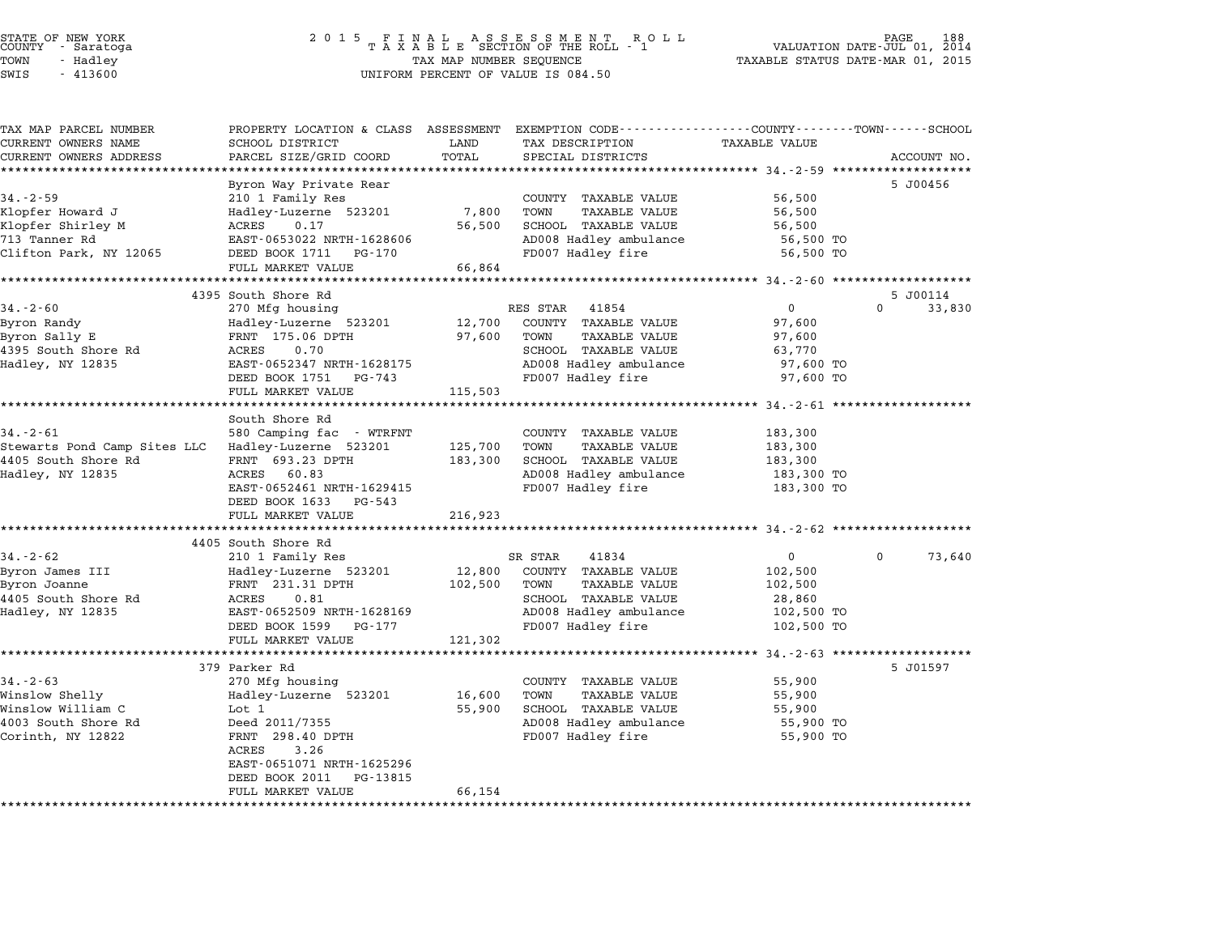STATE OF NEW YORK
COUNTY - Saratoga
TOWN - Hadley
SWIS - 413600

2 0 1 5 F I N A L A S S E S S M E N T R O L L
T A X A B L E SECTION OF THE ROLL - 1
TAX MAP NUMBER SEQUENCE
UNIFORM PERCENT OF VALUE IS 084.50

VALUATION DATE-JUL 01, 2014
TAXABLE STATUS DATE-MAR 01, 2015

| TAX MAP PARCEL NUMBER / CURRENT OWNERS NAME / CURRENT OWNERS ADDRESS | PROPERTY LOCATION & CLASS / SCHOOL DISTRICT / PARCEL SIZE/GRID COORD | ASSESSMENT LAND | TOTAL | EXEMPTION CODE / TAX DESCRIPTION / SPECIAL DISTRICTS | COUNTY / TAXABLE VALUE | TOWN | SCHOOL / ACCOUNT NO. |
|---|---|---|---|---|---|---|---|
| **34.-2-59** | Byron Way Private Rear | | | | | | 5 J00456 |
| | 210 1 Family Res | | | COUNTY TAXABLE VALUE | 56,500 | | |
| Klopfer Howard J | Hadley-Luzerne 523201 | 7,800 | | TOWN TAXABLE VALUE | 56,500 | | |
| Klopfer Shirley M | ACRES 0.17 | | 56,500 | SCHOOL TAXABLE VALUE | 56,500 | | |
| 713 Tanner Rd | EAST-0653022 NRTH-1628606 | | | AD008 Hadley ambulance | 56,500 TO | | |
| Clifton Park, NY 12065 | DEED BOOK 1711 PG-170 | | | FD007 Hadley fire | 56,500 TO | | |
| | FULL MARKET VALUE | | 66,864 | | | | |
| **34.-2-60** | 4395 South Shore Rd | | | | | | 5 J00114 |
| | 270 Mfg housing | | | RES STAR 41854 | 0 | 0 | 33,830 |
| Byron Randy | Hadley-Luzerne 523201 | 12,700 | | COUNTY TAXABLE VALUE | 97,600 | | |
| Byron Sally E | FRNT 175.06 DPTH | | 97,600 | TOWN TAXABLE VALUE | 97,600 | | |
| 4395 South Shore Rd | ACRES 0.70 | | | SCHOOL TAXABLE VALUE | 63,770 | | |
| Hadley, NY 12835 | EAST-0652347 NRTH-1628175 | | | AD008 Hadley ambulance | 97,600 TO | | |
| | DEED BOOK 1751 PG-743 | | | FD007 Hadley fire | 97,600 TO | | |
| | FULL MARKET VALUE | | 115,503 | | | | |
| **34.-2-61** | South Shore Rd | | | | | | |
| | 580 Camping fac - WTRFNT | | | COUNTY TAXABLE VALUE | 183,300 | | |
| Stewarts Pond Camp Sites LLC | Hadley-Luzerne 523201 | 125,700 | | TOWN TAXABLE VALUE | 183,300 | | |
| 4405 South Shore Rd | FRNT 693.23 DPTH | | 183,300 | SCHOOL TAXABLE VALUE | 183,300 | | |
| Hadley, NY 12835 | ACRES 60.83 | | | AD008 Hadley ambulance | 183,300 TO | | |
| | EAST-0652461 NRTH-1629415 | | | FD007 Hadley fire | 183,300 TO | | |
| | DEED BOOK 1633 PG-543 | | | | | | |
| | FULL MARKET VALUE | | 216,923 | | | | |
| **34.-2-62** | 4405 South Shore Rd | | | | | | |
| | 210 1 Family Res | | | SR STAR 41834 | 0 | 0 | 73,640 |
| Byron James III | Hadley-Luzerne 523201 | 12,800 | | COUNTY TAXABLE VALUE | 102,500 | | |
| Byron Joanne | FRNT 231.31 DPTH | | 102,500 | TOWN TAXABLE VALUE | 102,500 | | |
| 4405 South Shore Rd | ACRES 0.81 | | | SCHOOL TAXABLE VALUE | 28,860 | | |
| Hadley, NY 12835 | EAST-0652509 NRTH-1628169 | | | AD008 Hadley ambulance | 102,500 TO | | |
| | DEED BOOK 1599 PG-177 | | | FD007 Hadley fire | 102,500 TO | | |
| | FULL MARKET VALUE | | 121,302 | | | | |
| **34.-2-63** | 379 Parker Rd | | | | | | 5 J01597 |
| | 270 Mfg housing | | | COUNTY TAXABLE VALUE | 55,900 | | |
| Winslow Shelly | Hadley-Luzerne 523201 | 16,600 | | TOWN TAXABLE VALUE | 55,900 | | |
| Winslow William C | Lot 1 | | 55,900 | SCHOOL TAXABLE VALUE | 55,900 | | |
| 4003 South Shore Rd | Deed 2011/7355 | | | AD008 Hadley ambulance | 55,900 TO | | |
| Corinth, NY 12822 | FRNT 298.40 DPTH | | | FD007 Hadley fire | 55,900 TO | | |
| | ACRES 3.26 | | | | | | |
| | EAST-0651071 NRTH-1625296 | | | | | | |
| | DEED BOOK 2011 PG-13815 | | | | | | |
| | FULL MARKET VALUE | | 66,154 | | | | |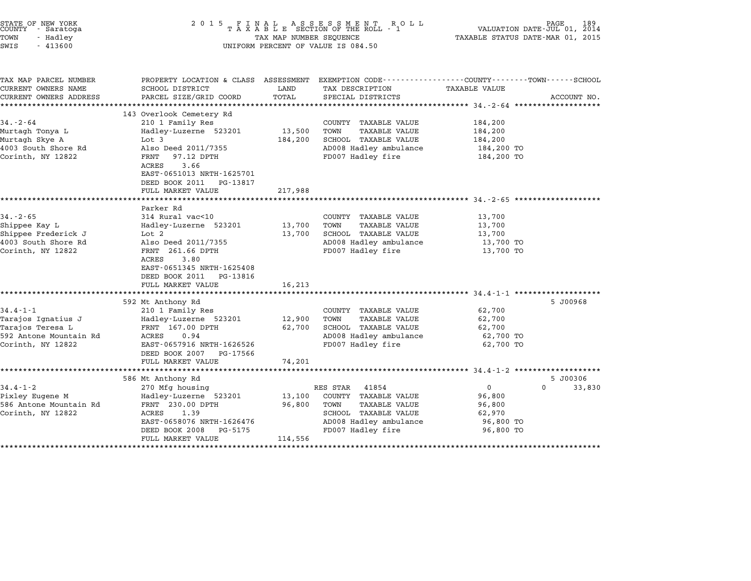STATE OF NEW YORK
COUNTY - Saratoga
TOWN - Hadley
SWIS - 413600

2 0 1 5 F I N A L A S S E S S M E N T R O L L
T A X A B L E SECTION OF THE ROLL - 1
TAX MAP NUMBER SEQUENCE
UNIFORM PERCENT OF VALUE IS 084.50

VALUATION DATE-JUL 01, 2014
TAXABLE STATUS DATE-MAR 01, 2015

| TAX MAP PARCEL NUMBER / CURRENT OWNERS NAME / CURRENT OWNERS ADDRESS | PROPERTY LOCATION & CLASS / SCHOOL DISTRICT / PARCEL SIZE/GRID COORD | ASSESSMENT LAND / TOTAL | EXEMPTION CODE / TAX DESCRIPTION / SPECIAL DISTRICTS | COUNTY / TAXABLE VALUE | TOWN / SCHOOL / ACCOUNT NO. |
|---|---|---|---|---|---|
| 34.-2-64 | 143 Overlook Cemetery Rd | | | | |
| | 210 1 Family Res | | COUNTY TAXABLE VALUE | 184,200 | |
| Murtagh Tonya L | Hadley-Luzerne 523201 | 13,500 | TOWN TAXABLE VALUE | 184,200 | |
| Murtagh Skye A | Lot 3 | 184,200 | SCHOOL TAXABLE VALUE | 184,200 | |
| 4003 South Shore Rd | Also Deed 2011/7355 | | AD008 Hadley ambulance | 184,200 TO | |
| Corinth, NY 12822 | FRNT 97.12 DPTH | | FD007 Hadley fire | 184,200 TO | |
| | ACRES 3.66 | | | | |
| | EAST-0651013 NRTH-1625701 | | | | |
| | DEED BOOK 2011 PG-13817 | | | | |
| | FULL MARKET VALUE | 217,988 | | | |
| 34.-2-65 | Parker Rd | | | | |
| | 314 Rural vac<10 | | COUNTY TAXABLE VALUE | 13,700 | |
| Shippee Kay L | Hadley-Luzerne 523201 | 13,700 | TOWN TAXABLE VALUE | 13,700 | |
| Shippee Frederick J | Lot 2 | 13,700 | SCHOOL TAXABLE VALUE | 13,700 | |
| 4003 South Shore Rd | Also Deed 2011/7355 | | AD008 Hadley ambulance | 13,700 TO | |
| Corinth, NY 12822 | FRNT 261.66 DPTH | | FD007 Hadley fire | 13,700 TO | |
| | ACRES 3.80 | | | | |
| | EAST-0651345 NRTH-1625408 | | | | |
| | DEED BOOK 2011 PG-13816 | | | | |
| | FULL MARKET VALUE | 16,213 | | | |
| 34.4-1-1 | 592 Mt Anthony Rd | | | | 5 J00968 |
| | 210 1 Family Res | | COUNTY TAXABLE VALUE | 62,700 | |
| Tarajos Ignatius J | Hadley-Luzerne 523201 | 12,900 | TOWN TAXABLE VALUE | 62,700 | |
| Tarajos Teresa L | FRNT 167.00 DPTH | 62,700 | SCHOOL TAXABLE VALUE | 62,700 | |
| 592 Antone Mountain Rd | ACRES 0.94 | | AD008 Hadley ambulance | 62,700 TO | |
| Corinth, NY 12822 | EAST-0657916 NRTH-1626526 | | FD007 Hadley fire | 62,700 TO | |
| | DEED BOOK 2007 PG-17566 | | | | |
| | FULL MARKET VALUE | 74,201 | | | |
| 34.4-1-2 | 586 Mt Anthony Rd | | | | 5 J00306 |
| | 270 Mfg housing | | RES STAR 41854 | 0 | 0 33,830 |
| Pixley Eugene M | Hadley-Luzerne 523201 | 13,100 | COUNTY TAXABLE VALUE | 96,800 | |
| 586 Antone Mountain Rd | FRNT 230.00 DPTH | 96,800 | TOWN TAXABLE VALUE | 96,800 | |
| Corinth, NY 12822 | ACRES 1.39 | | SCHOOL TAXABLE VALUE | 62,970 | |
| | EAST-0658076 NRTH-1626476 | | AD008 Hadley ambulance | 96,800 TO | |
| | DEED BOOK 2008 PG-5175 | | FD007 Hadley fire | 96,800 TO | |
| | FULL MARKET VALUE | 114,556 | | | |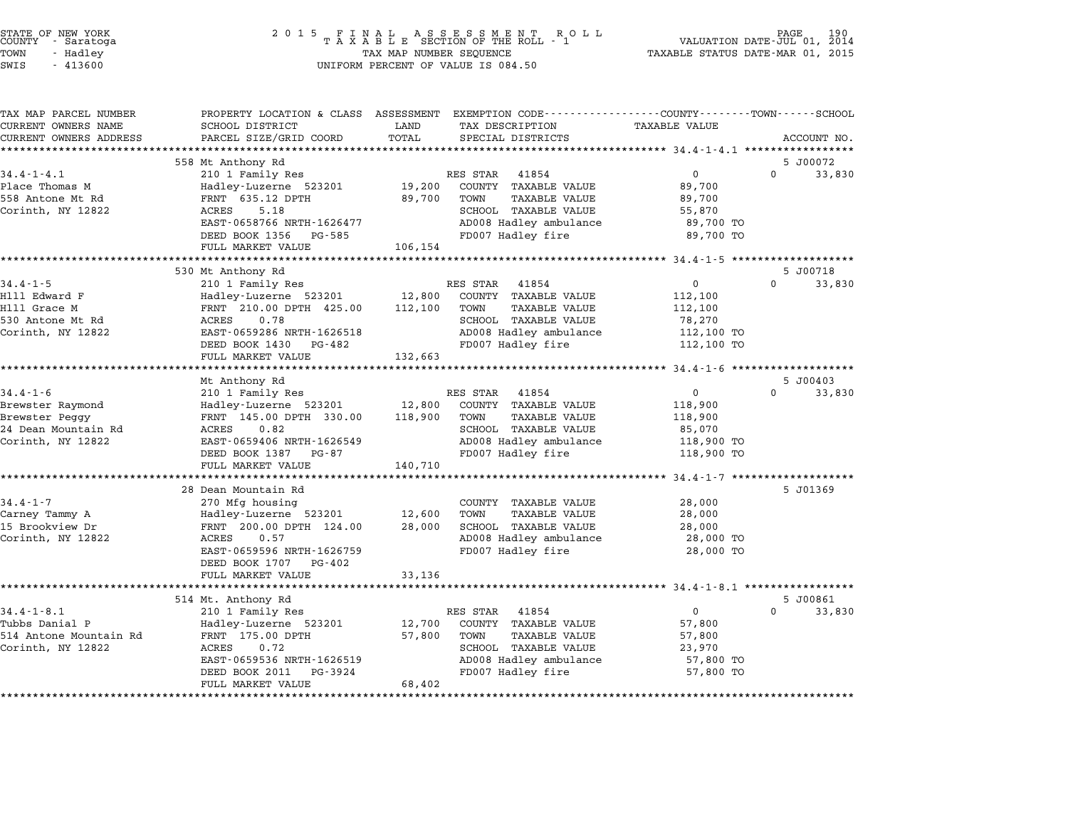STATE OF NEW YORK
COUNTY - Saratoga
TOWN - Hadley
SWIS - 413600

2015 FINAL ASSESSMENT ROLL
TAXABLE SECTION OF THE ROLL - 1
TAX MAP NUMBER SEQUENCE
UNIFORM PERCENT OF VALUE IS 084.50

VALUATION DATE-JUL 01, 2014
TAXABLE STATUS DATE-MAR 01, 2015

| TAX MAP PARCEL NUMBER / CURRENT OWNERS NAME / CURRENT OWNERS ADDRESS | PROPERTY LOCATION & CLASS / SCHOOL DISTRICT / PARCEL SIZE/GRID COORD | ASSESSMENT LAND / TOTAL | EXEMPTION CODE / TAX DESCRIPTION / SPECIAL DISTRICTS | COUNTY / TOWN TAXABLE VALUE | SCHOOL / ACCOUNT NO. |
|---|---|---|---|---|---|
| | 558 Mt Anthony Rd | | | | 5 J00072 |
| 34.4-1-4.1 | 210 1 Family Res | | RES STAR 41854 | 0 | 0 33,830 |
| Place Thomas M | Hadley-Luzerne 523201 | 19,200 | COUNTY TAXABLE VALUE | 89,700 | |
| 558 Antone Mt Rd | FRNT 635.12 DPTH | 89,700 | TOWN TAXABLE VALUE | 89,700 | |
| Corinth, NY 12822 | ACRES 5.18 | | SCHOOL TAXABLE VALUE | 55,870 | |
| | EAST-0658766 NRTH-1626477 | | AD008 Hadley ambulance | 89,700 TO | |
| | DEED BOOK 1356 PG-585 | | FD007 Hadley fire | 89,700 TO | |
| | FULL MARKET VALUE | 106,154 | | | |
| | 530 Mt Anthony Rd | | | | 5 J00718 |
| 34.4-1-5 | 210 1 Family Res | | RES STAR 41854 | 0 | 0 33,830 |
| Hlll Edward F | Hadley-Luzerne 523201 | 12,800 | COUNTY TAXABLE VALUE | 112,100 | |
| Hlll Grace M | FRNT 210.00 DPTH 425.00 | 112,100 | TOWN TAXABLE VALUE | 112,100 | |
| 530 Antone Mt Rd | ACRES 0.78 | | SCHOOL TAXABLE VALUE | 78,270 | |
| Corinth, NY 12822 | EAST-0659286 NRTH-1626518 | | AD008 Hadley ambulance | 112,100 TO | |
| | DEED BOOK 1430 PG-482 | | FD007 Hadley fire | 112,100 TO | |
| | FULL MARKET VALUE | 132,663 | | | |
| | Mt Anthony Rd | | | | 5 J00403 |
| 34.4-1-6 | 210 1 Family Res | | RES STAR 41854 | 0 | 0 33,830 |
| Brewster Raymond | Hadley-Luzerne 523201 | 12,800 | COUNTY TAXABLE VALUE | 118,900 | |
| Brewster Peggy | FRNT 145.00 DPTH 330.00 | 118,900 | TOWN TAXABLE VALUE | 118,900 | |
| 24 Dean Mountain Rd | ACRES 0.82 | | SCHOOL TAXABLE VALUE | 85,070 | |
| Corinth, NY 12822 | EAST-0659406 NRTH-1626549 | | AD008 Hadley ambulance | 118,900 TO | |
| | DEED BOOK 1387 PG-87 | | FD007 Hadley fire | 118,900 TO | |
| | FULL MARKET VALUE | 140,710 | | | |
| | 28 Dean Mountain Rd | | | | 5 J01369 |
| 34.4-1-7 | 270 Mfg housing | | COUNTY TAXABLE VALUE | 28,000 | |
| Carney Tammy A | Hadley-Luzerne 523201 | 12,600 | TOWN TAXABLE VALUE | 28,000 | |
| 15 Brookview Dr | FRNT 200.00 DPTH 124.00 | 28,000 | SCHOOL TAXABLE VALUE | 28,000 | |
| Corinth, NY 12822 | ACRES 0.57 | | AD008 Hadley ambulance | 28,000 TO | |
| | EAST-0659596 NRTH-1626759 | | FD007 Hadley fire | 28,000 TO | |
| | DEED BOOK 1707 PG-402 | | | | |
| | FULL MARKET VALUE | 33,136 | | | |
| | 514 Mt. Anthony Rd | | | | 5 J00861 |
| 34.4-1-8.1 | 210 1 Family Res | | RES STAR 41854 | 0 | 0 33,830 |
| Tubbs Danial P | Hadley-Luzerne 523201 | 12,700 | COUNTY TAXABLE VALUE | 57,800 | |
| 514 Antone Mountain Rd | FRNT 175.00 DPTH | 57,800 | TOWN TAXABLE VALUE | 57,800 | |
| Corinth, NY 12822 | ACRES 0.72 | | SCHOOL TAXABLE VALUE | 23,970 | |
| | EAST-0659536 NRTH-1626519 | | AD008 Hadley ambulance | 57,800 TO | |
| | DEED BOOK 2011 PG-3924 | | FD007 Hadley fire | 57,800 TO | |
| | FULL MARKET VALUE | 68,402 | | | |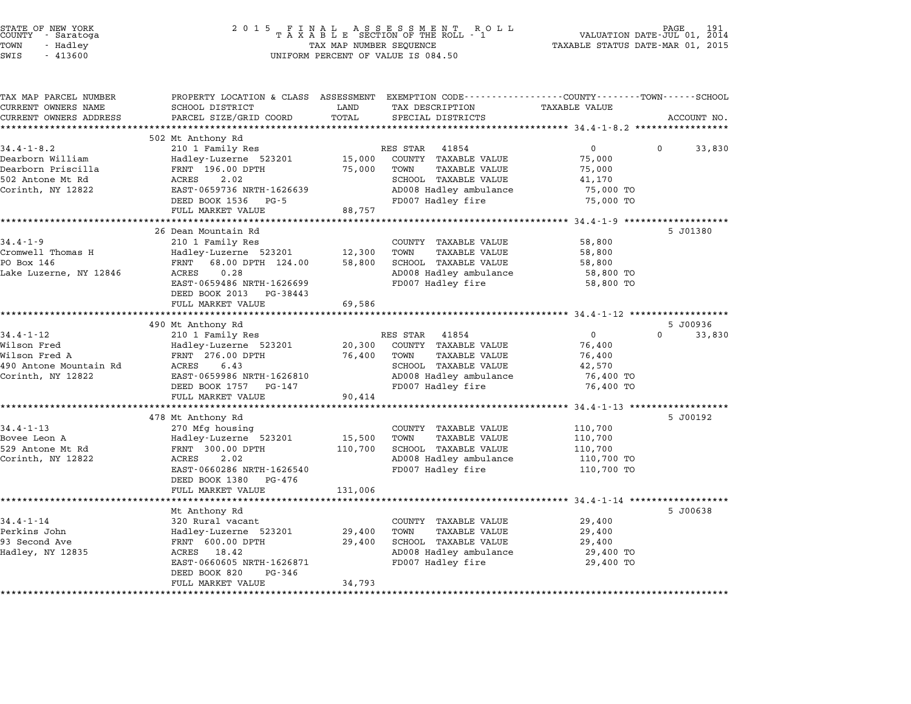STATE OF NEW YORK
COUNTY - Saratoga
TOWN - Hadley
SWIS - 413600

# 2015 FINAL ASSESSMENT ROLL
TAXABLE SECTION OF THE ROLL - 1
TAX MAP NUMBER SEQUENCE
UNIFORM PERCENT OF VALUE IS 084.50

VALUATION DATE-JUL 01, 2014
TAXABLE STATUS DATE-MAR 01, 2015

| TAX MAP PARCEL NUMBER / CURRENT OWNERS NAME / CURRENT OWNERS ADDRESS | PROPERTY LOCATION & CLASS / SCHOOL DISTRICT / PARCEL SIZE/GRID COORD | ASSESSMENT LAND / TOTAL | EXEMPTION CODE / TAX DESCRIPTION / SPECIAL DISTRICTS | COUNTY TAXABLE VALUE | TOWN | SCHOOL / ACCOUNT NO. |
|---|---|---|---|---|---|---|
| | 502 Mt Anthony Rd | | | | | |
| 34.4-1-8.2 | 210 1 Family Res | | RES STAR 41854 | 0 | 0 | 33,830 |
| Dearborn William | Hadley-Luzerne 523201 | 15,000 | COUNTY TAXABLE VALUE | 75,000 | | |
| Dearborn Priscilla | FRNT 196.00 DPTH | 75,000 | TOWN TAXABLE VALUE | 75,000 | | |
| 502 Antone Mt Rd | ACRES 2.02 | | SCHOOL TAXABLE VALUE | 41,170 | | |
| Corinth, NY 12822 | EAST-0659736 NRTH-1626639 | | AD008 Hadley ambulance | 75,000 TO | | |
| | DEED BOOK 1536 PG-5 | | FD007 Hadley fire | 75,000 TO | | |
| | FULL MARKET VALUE | 88,757 | | | | |
| | 26 Dean Mountain Rd | | | | | 5 J01380 |
| 34.4-1-9 | 210 1 Family Res | | COUNTY TAXABLE VALUE | 58,800 | | |
| Cromwell Thomas H | Hadley-Luzerne 523201 | 12,300 | TOWN TAXABLE VALUE | 58,800 | | |
| PO Box 146 | FRNT 68.00 DPTH 124.00 | 58,800 | SCHOOL TAXABLE VALUE | 58,800 | | |
| Lake Luzerne, NY 12846 | ACRES 0.28 | | AD008 Hadley ambulance | 58,800 TO | | |
| | EAST-0659486 NRTH-1626699 | | FD007 Hadley fire | 58,800 TO | | |
| | DEED BOOK 2013 PG-38443 | | | | | |
| | FULL MARKET VALUE | 69,586 | | | | |
| | 490 Mt Anthony Rd | | | | | 5 J00936 |
| 34.4-1-12 | 210 1 Family Res | | RES STAR 41854 | 0 | 0 | 33,830 |
| Wilson Fred | Hadley-Luzerne 523201 | 20,300 | COUNTY TAXABLE VALUE | 76,400 | | |
| Wilson Fred A | FRNT 276.00 DPTH | 76,400 | TOWN TAXABLE VALUE | 76,400 | | |
| 490 Antone Mountain Rd | ACRES 6.43 | | SCHOOL TAXABLE VALUE | 42,570 | | |
| Corinth, NY 12822 | EAST-0659986 NRTH-1626810 | | AD008 Hadley ambulance | 76,400 TO | | |
| | DEED BOOK 1757 PG-147 | | FD007 Hadley fire | 76,400 TO | | |
| | FULL MARKET VALUE | 90,414 | | | | |
| | 478 Mt Anthony Rd | | | | | 5 J00192 |
| 34.4-1-13 | 270 Mfg housing | | COUNTY TAXABLE VALUE | 110,700 | | |
| Bovee Leon A | Hadley-Luzerne 523201 | 15,500 | TOWN TAXABLE VALUE | 110,700 | | |
| 529 Antone Mt Rd | FRNT 300.00 DPTH | 110,700 | SCHOOL TAXABLE VALUE | 110,700 | | |
| Corinth, NY 12822 | ACRES 2.02 | | AD008 Hadley ambulance | 110,700 TO | | |
| | EAST-0660286 NRTH-1626540 | | FD007 Hadley fire | 110,700 TO | | |
| | DEED BOOK 1380 PG-476 | | | | | |
| | FULL MARKET VALUE | 131,006 | | | | |
| | Mt Anthony Rd | | | | | 5 J00638 |
| 34.4-1-14 | 320 Rural vacant | | COUNTY TAXABLE VALUE | 29,400 | | |
| Perkins John | Hadley-Luzerne 523201 | 29,400 | TOWN TAXABLE VALUE | 29,400 | | |
| 93 Second Ave | FRNT 600.00 DPTH | 29,400 | SCHOOL TAXABLE VALUE | 29,400 | | |
| Hadley, NY 12835 | ACRES 18.42 | | AD008 Hadley ambulance | 29,400 TO | | |
| | EAST-0660605 NRTH-1626871 | | FD007 Hadley fire | 29,400 TO | | |
| | DEED BOOK 820 PG-346 | | | | | |
| | FULL MARKET VALUE | 34,793 | | | | |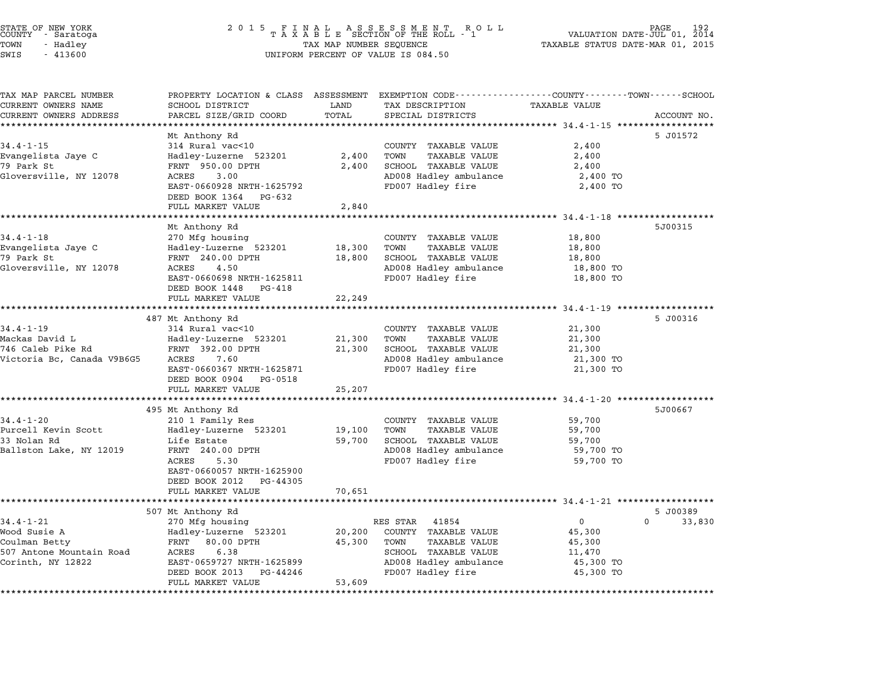STATE OF NEW YORK
COUNTY - Saratoga
TOWN - Hadley
SWIS - 413600

# 2015 FINAL ASSESSMENT ROLL
TAXABLE SECTION OF THE ROLL - 1
TAX MAP NUMBER SEQUENCE
UNIFORM PERCENT OF VALUE IS 084.50

VALUATION DATE-JUL 01, 2014
TAXABLE STATUS DATE-MAR 01, 2015

| TAX MAP PARCEL NUMBER / CURRENT OWNERS NAME / CURRENT OWNERS ADDRESS | PROPERTY LOCATION & CLASS / SCHOOL DISTRICT / PARCEL SIZE/GRID COORD | ASSESSMENT LAND | TOTAL | EXEMPTION CODE / TAX DESCRIPTION / SPECIAL DISTRICTS | COUNTY / TOWN / SCHOOL TAXABLE VALUE | ACCOUNT NO. |
|---|---|---|---|---|---|---|
| 34.4-1-15 | Mt Anthony Rd | | | | | 5 J01572 |
| | 314 Rural vac<10 | | | COUNTY TAXABLE VALUE | 2,400 | |
| Evangelista Jaye C | Hadley-Luzerne 523201 | 2,400 | | TOWN TAXABLE VALUE | 2,400 | |
| 79 Park St | FRNT 950.00 DPTH | | 2,400 | SCHOOL TAXABLE VALUE | 2,400 | |
| Gloversville, NY 12078 | ACRES 3.00 | | | AD008 Hadley ambulance | 2,400 TO | |
| | EAST-0660928 NRTH-1625792 | | | FD007 Hadley fire | 2,400 TO | |
| | DEED BOOK 1364 PG-632 | | | | | |
| | FULL MARKET VALUE | | 2,840 | | | |
| 34.4-1-18 | Mt Anthony Rd | | | | | 5J00315 |
| | 270 Mfg housing | | | COUNTY TAXABLE VALUE | 18,800 | |
| Evangelista Jaye C | Hadley-Luzerne 523201 | 18,300 | | TOWN TAXABLE VALUE | 18,800 | |
| 79 Park St | FRNT 240.00 DPTH | | 18,800 | SCHOOL TAXABLE VALUE | 18,800 | |
| Gloversville, NY 12078 | ACRES 4.50 | | | AD008 Hadley ambulance | 18,800 TO | |
| | EAST-0660698 NRTH-1625811 | | | FD007 Hadley fire | 18,800 TO | |
| | DEED BOOK 1448 PG-418 | | | | | |
| | FULL MARKET VALUE | | 22,249 | | | |
| 34.4-1-19 | 487 Mt Anthony Rd | | | | | 5 J00316 |
| | 314 Rural vac<10 | | | COUNTY TAXABLE VALUE | 21,300 | |
| Mackas David L | Hadley-Luzerne 523201 | 21,300 | | TOWN TAXABLE VALUE | 21,300 | |
| 746 Caleb Pike Rd | FRNT 392.00 DPTH | | 21,300 | SCHOOL TAXABLE VALUE | 21,300 | |
| Victoria Bc, Canada V9B6G5 | ACRES 7.60 | | | AD008 Hadley ambulance | 21,300 TO | |
| | EAST-0660367 NRTH-1625871 | | | FD007 Hadley fire | 21,300 TO | |
| | DEED BOOK 0904 PG-0518 | | | | | |
| | FULL MARKET VALUE | | 25,207 | | | |
| 34.4-1-20 | 495 Mt Anthony Rd | | | | | 5J00667 |
| | 210 1 Family Res | | | COUNTY TAXABLE VALUE | 59,700 | |
| Purcell Kevin Scott | Hadley-Luzerne 523201 | 19,100 | | TOWN TAXABLE VALUE | 59,700 | |
| 33 Nolan Rd | Life Estate | | 59,700 | SCHOOL TAXABLE VALUE | 59,700 | |
| Ballston Lake, NY 12019 | FRNT 240.00 DPTH | | | AD008 Hadley ambulance | 59,700 TO | |
| | ACRES 5.30 | | | FD007 Hadley fire | 59,700 TO | |
| | EAST-0660057 NRTH-1625900 | | | | | |
| | DEED BOOK 2012 PG-44305 | | | | | |
| | FULL MARKET VALUE | | 70,651 | | | |
| 34.4-1-21 | 507 Mt Anthony Rd | | | | | 5 J00389 |
| | 270 Mfg housing | | | RES STAR 41854 | 0 / 0 / 33,830 | |
| Wood Susie A | Hadley-Luzerne 523201 | 20,200 | | COUNTY TAXABLE VALUE | 45,300 | |
| Coulman Betty | FRNT 80.00 DPTH | | 45,300 | TOWN TAXABLE VALUE | 45,300 | |
| 507 Antone Mountain Road | ACRES 6.38 | | | SCHOOL TAXABLE VALUE | 11,470 | |
| Corinth, NY 12822 | EAST-0659727 NRTH-1625899 | | | AD008 Hadley ambulance | 45,300 TO | |
| | DEED BOOK 2013 PG-44246 | | | FD007 Hadley fire | 45,300 TO | |
| | FULL MARKET VALUE | | 53,609 | | | |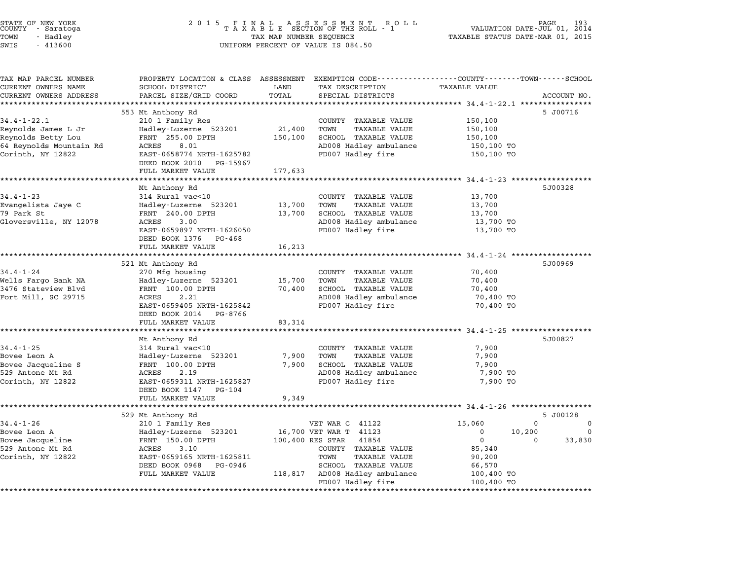STATE OF NEW YORK
COUNTY - Saratoga
TOWN - Hadley
SWIS - 413600

2 0 1 5 F I N A L A S S E S S M E N T R O L L
T A X A B L E SECTION OF THE ROLL - 1
TAX MAP NUMBER SEQUENCE
UNIFORM PERCENT OF VALUE IS 084.50

VALUATION DATE-JUL 01, 2014
TAXABLE STATUS DATE-MAR 01, 2015

| TAX MAP PARCEL NUMBER / CURRENT OWNERS NAME / CURRENT OWNERS ADDRESS | PROPERTY LOCATION & CLASS / SCHOOL DISTRICT / PARCEL SIZE/GRID COORD | ASSESSMENT LAND / TOTAL | EXEMPTION CODE / TAX DESCRIPTION / SPECIAL DISTRICTS | COUNTY TAXABLE VALUE | TOWN | SCHOOL / ACCOUNT NO. |
|---|---|---|---|---|---|---|
| **34.4-1-22.1** | 553 Mt Anthony Rd | | | | | 5 J00716 |
| 34.4-1-22.1 | 210 1 Family Res | | COUNTY TAXABLE VALUE | 150,100 | | |
| Reynolds James L Jr | Hadley-Luzerne 523201 | 21,400 | TOWN TAXABLE VALUE | 150,100 | | |
| Reynolds Betty Lou | FRNT 255.00 DPTH | 150,100 | SCHOOL TAXABLE VALUE | 150,100 | | |
| 64 Reynolds Mountain Rd | ACRES 8.01 | | AD008 Hadley ambulance | 150,100 TO | | |
| Corinth, NY 12822 | EAST-0658774 NRTH-1625782 | | FD007 Hadley fire | 150,100 TO | | |
| | DEED BOOK 2010 PG-15967 | | | | | |
| | FULL MARKET VALUE | 177,633 | | | | |
| **34.4-1-23** | Mt Anthony Rd | | | | | 5J00328 |
| 34.4-1-23 | 314 Rural vac<10 | | COUNTY TAXABLE VALUE | 13,700 | | |
| Evangelista Jaye C | Hadley-Luzerne 523201 | 13,700 | TOWN TAXABLE VALUE | 13,700 | | |
| 79 Park St | FRNT 240.00 DPTH | 13,700 | SCHOOL TAXABLE VALUE | 13,700 | | |
| Gloversville, NY 12078 | ACRES 3.00 | | AD008 Hadley ambulance | 13,700 TO | | |
| | EAST-0659897 NRTH-1626050 | | FD007 Hadley fire | 13,700 TO | | |
| | DEED BOOK 1376 PG-468 | | | | | |
| | FULL MARKET VALUE | 16,213 | | | | |
| **34.4-1-24** | 521 Mt Anthony Rd | | | | | 5J00969 |
| 34.4-1-24 | 270 Mfg housing | | COUNTY TAXABLE VALUE | 70,400 | | |
| Wells Fargo Bank NA | Hadley-Luzerne 523201 | 15,700 | TOWN TAXABLE VALUE | 70,400 | | |
| 3476 Stateview Blvd | FRNT 100.00 DPTH | 70,400 | SCHOOL TAXABLE VALUE | 70,400 | | |
| Fort Mill, SC 29715 | ACRES 2.21 | | AD008 Hadley ambulance | 70,400 TO | | |
| | EAST-0659405 NRTH-1625842 | | FD007 Hadley fire | 70,400 TO | | |
| | DEED BOOK 2014 PG-8766 | | | | | |
| | FULL MARKET VALUE | 83,314 | | | | |
| **34.4-1-25** | Mt Anthony Rd | | | | | 5J00827 |
| 34.4-1-25 | 314 Rural vac<10 | | COUNTY TAXABLE VALUE | 7,900 | | |
| Bovee Leon A | Hadley-Luzerne 523201 | 7,900 | TOWN TAXABLE VALUE | 7,900 | | |
| Bovee Jacqueline S | FRNT 100.00 DPTH | 7,900 | SCHOOL TAXABLE VALUE | 7,900 | | |
| 529 Antone Mt Rd | ACRES 2.19 | | AD008 Hadley ambulance | 7,900 TO | | |
| Corinth, NY 12822 | EAST-0659311 NRTH-1625827 | | FD007 Hadley fire | 7,900 TO | | |
| | DEED BOOK 1147 PG-104 | | | | | |
| | FULL MARKET VALUE | 9,349 | | | | |
| **34.4-1-26** | 529 Mt Anthony Rd | | | | | 5 J00128 |
| 34.4-1-26 | 210 1 Family Res | | VET WAR C 41122 | 15,060 | 0 | 0 |
| Bovee Leon A | Hadley-Luzerne 523201 | 16,700 | VET WAR T 41123 | 0 | 10,200 | 0 |
| Bovee Jacqueline | FRNT 150.00 DPTH | 100,400 | RES STAR 41854 | 0 | 0 | 33,830 |
| 529 Antone Mt Rd | ACRES 3.10 | | COUNTY TAXABLE VALUE | 85,340 | | |
| Corinth, NY 12822 | EAST-0659165 NRTH-1625811 | | TOWN TAXABLE VALUE | 90,200 | | |
| | DEED BOOK 0968 PG-0946 | | SCHOOL TAXABLE VALUE | 66,570 | | |
| | FULL MARKET VALUE | 118,817 | AD008 Hadley ambulance | 100,400 TO | | |
| | | | FD007 Hadley fire | 100,400 TO | | |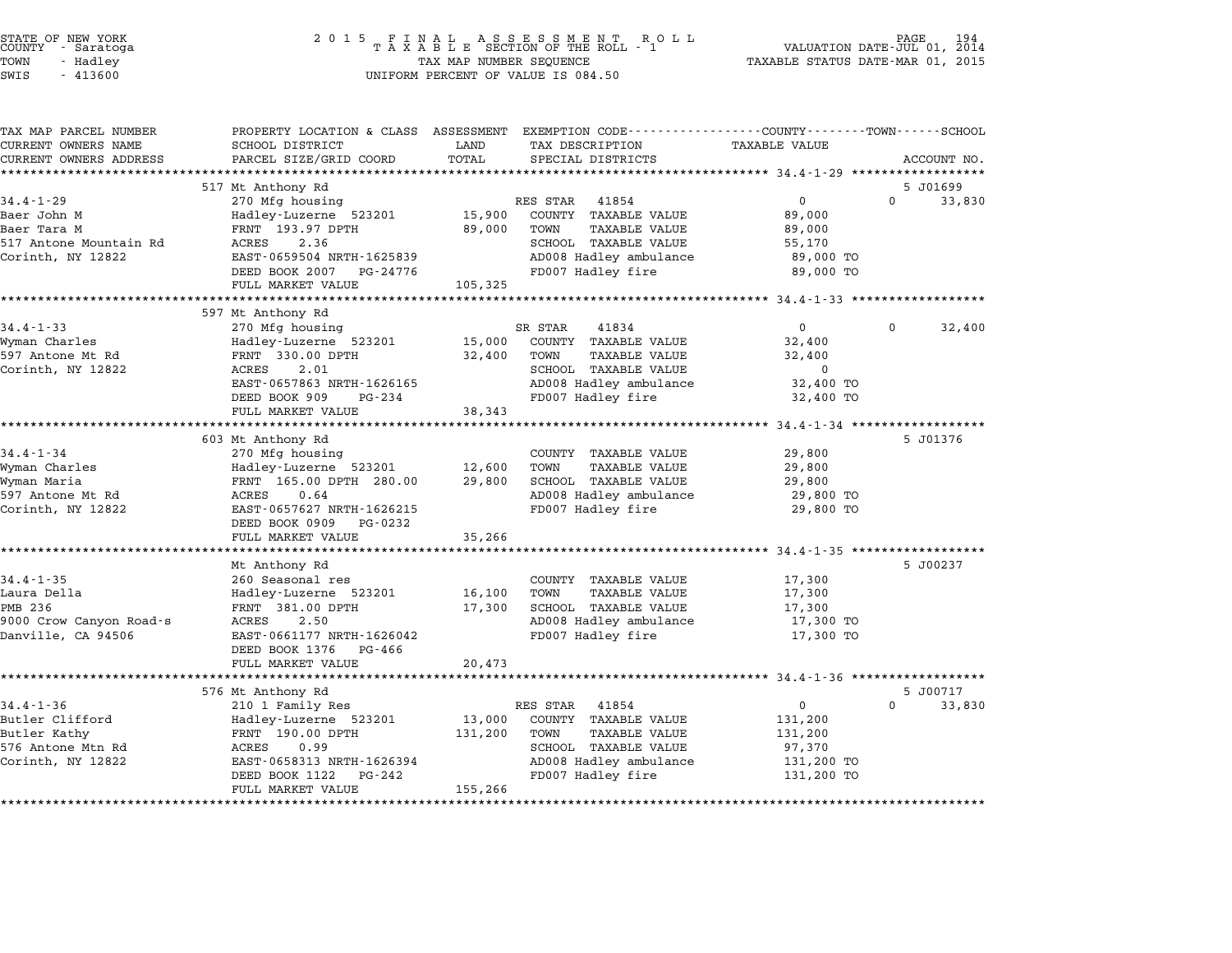STATE OF NEW YORK
COUNTY - Saratoga
TOWN - Hadley
SWIS - 413600

2 0 1 5 F I N A L A S S E S S M E N T R O L L
T A X A B L E SECTION OF THE ROLL - 1
TAX MAP NUMBER SEQUENCE
UNIFORM PERCENT OF VALUE IS 084.50

VALUATION DATE-JUL 01, 2014
TAXABLE STATUS DATE-MAR 01, 2015

| TAX MAP PARCEL NUMBER / CURRENT OWNERS NAME / CURRENT OWNERS ADDRESS | PROPERTY LOCATION & CLASS / SCHOOL DISTRICT / PARCEL SIZE/GRID COORD | ASSESSMENT LAND / TOTAL | EXEMPTION CODE / TAX DESCRIPTION / SPECIAL DISTRICTS | COUNTY / TOWN TAXABLE VALUE | SCHOOL / ACCOUNT NO. |
|---|---|---|---|---|---|
| | 517 Mt Anthony Rd | | | | 5 J01699 |
| 34.4-1-29 | 270 Mfg housing | | RES STAR 41854 | 0 | 0 33,830 |
| Baer John M | Hadley-Luzerne 523201 | 15,900 | COUNTY TAXABLE VALUE | 89,000 | |
| Baer Tara M | FRNT 193.97 DPTH | 89,000 | TOWN TAXABLE VALUE | 89,000 | |
| 517 Antone Mountain Rd | ACRES 2.36 | | SCHOOL TAXABLE VALUE | 55,170 | |
| Corinth, NY 12822 | EAST-0659504 NRTH-1625839 | | AD008 Hadley ambulance | 89,000 TO | |
| | DEED BOOK 2007 PG-24776 | | FD007 Hadley fire | 89,000 TO | |
| | FULL MARKET VALUE | 105,325 | | | |
| | 597 Mt Anthony Rd | | | | |
| 34.4-1-33 | 270 Mfg housing | | SR STAR 41834 | 0 | 0 32,400 |
| Wyman Charles | Hadley-Luzerne 523201 | 15,000 | COUNTY TAXABLE VALUE | 32,400 | |
| 597 Antone Mt Rd | FRNT 330.00 DPTH | 32,400 | TOWN TAXABLE VALUE | 32,400 | |
| Corinth, NY 12822 | ACRES 2.01 | | SCHOOL TAXABLE VALUE | 0 | |
| | EAST-0657863 NRTH-1626165 | | AD008 Hadley ambulance | 32,400 TO | |
| | DEED BOOK 909 PG-234 | | FD007 Hadley fire | 32,400 TO | |
| | FULL MARKET VALUE | 38,343 | | | |
| | 603 Mt Anthony Rd | | | | 5 J01376 |
| 34.4-1-34 | 270 Mfg housing | | COUNTY TAXABLE VALUE | 29,800 | |
| Wyman Charles | Hadley-Luzerne 523201 | 12,600 | TOWN TAXABLE VALUE | 29,800 | |
| Wyman Maria | FRNT 165.00 DPTH 280.00 | 29,800 | SCHOOL TAXABLE VALUE | 29,800 | |
| 597 Antone Mt Rd | ACRES 0.64 | | AD008 Hadley ambulance | 29,800 TO | |
| Corinth, NY 12822 | EAST-0657627 NRTH-1626215 | | FD007 Hadley fire | 29,800 TO | |
| | DEED BOOK 0909 PG-0232 | | | | |
| | FULL MARKET VALUE | 35,266 | | | |
| | Mt Anthony Rd | | | | 5 J00237 |
| 34.4-1-35 | 260 Seasonal res | | COUNTY TAXABLE VALUE | 17,300 | |
| Laura Della | Hadley-Luzerne 523201 | 16,100 | TOWN TAXABLE VALUE | 17,300 | |
| PMB 236 | FRNT 381.00 DPTH | 17,300 | SCHOOL TAXABLE VALUE | 17,300 | |
| 9000 Crow Canyon Road-s | ACRES 2.50 | | AD008 Hadley ambulance | 17,300 TO | |
| Danville, CA 94506 | EAST-0661177 NRTH-1626042 | | FD007 Hadley fire | 17,300 TO | |
| | DEED BOOK 1376 PG-466 | | | | |
| | FULL MARKET VALUE | 20,473 | | | |
| | 576 Mt Anthony Rd | | | | 5 J00717 |
| 34.4-1-36 | 210 1 Family Res | | RES STAR 41854 | 0 | 0 33,830 |
| Butler Clifford | Hadley-Luzerne 523201 | 13,000 | COUNTY TAXABLE VALUE | 131,200 | |
| Butler Kathy | FRNT 190.00 DPTH | 131,200 | TOWN TAXABLE VALUE | 131,200 | |
| 576 Antone Mtn Rd | ACRES 0.99 | | SCHOOL TAXABLE VALUE | 97,370 | |
| Corinth, NY 12822 | EAST-0658313 NRTH-1626394 | | AD008 Hadley ambulance | 131,200 TO | |
| | DEED BOOK 1122 PG-242 | | FD007 Hadley fire | 131,200 TO | |
| | FULL MARKET VALUE | 155,266 | | | |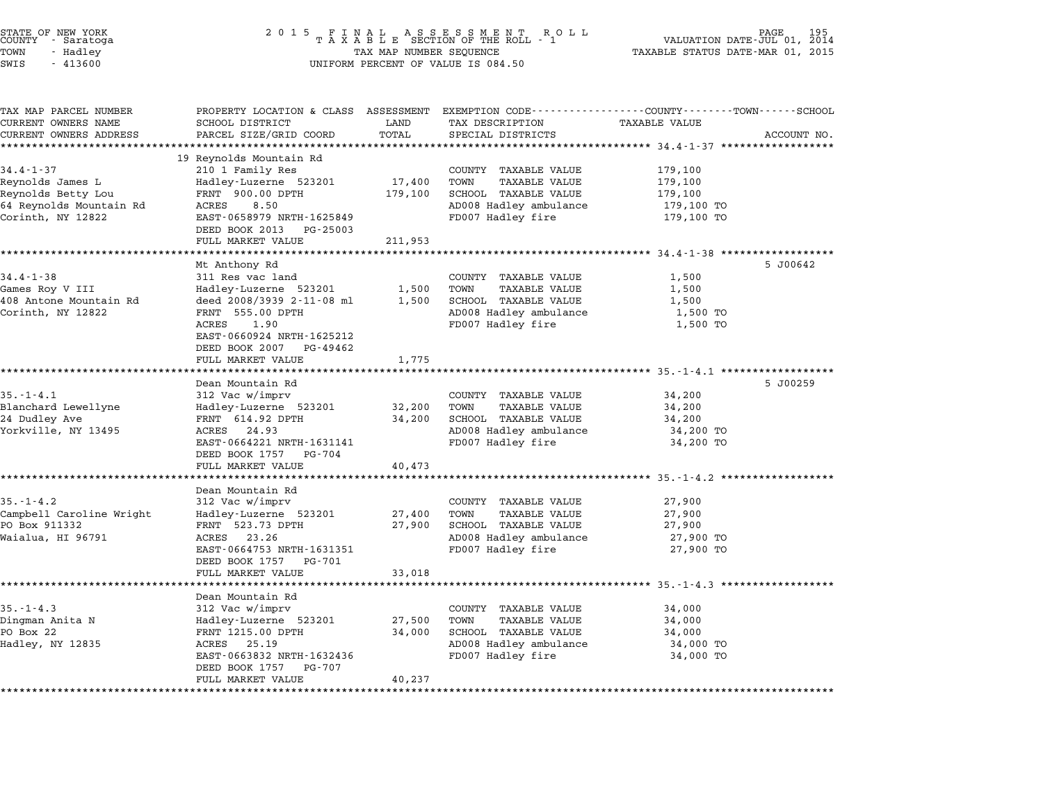STATE OF NEW YORK
COUNTY - Saratoga
TOWN - Hadley
SWIS - 413600

2 0 1 5 F I N A L A S S E S S M E N T R O L L
T A X A B L E SECTION OF THE ROLL - 1
TAX MAP NUMBER SEQUENCE
UNIFORM PERCENT OF VALUE IS 084.50

VALUATION DATE-JUL 01, 2014
TAXABLE STATUS DATE-MAR 01, 2015

| TAX MAP PARCEL NUMBER / CURRENT OWNERS NAME / CURRENT OWNERS ADDRESS | PROPERTY LOCATION & CLASS / SCHOOL DISTRICT / PARCEL SIZE/GRID COORD | ASSESSMENT LAND | ASSESSMENT TOTAL | EXEMPTION CODE / TAX DESCRIPTION / SPECIAL DISTRICTS | TAXABLE VALUE (COUNTY / TOWN / SCHOOL) | ACCOUNT NO. |
|---|---|---|---|---|---|---|
| 34.4-1-37 | 19 Reynolds Mountain Rd | | | | | |
| | 210 1 Family Res | | | COUNTY TAXABLE VALUE | 179,100 | |
| Reynolds James L | Hadley-Luzerne 523201 | 17,400 | | TOWN TAXABLE VALUE | 179,100 | |
| Reynolds Betty Lou | FRNT 900.00 DPTH | | 179,100 | SCHOOL TAXABLE VALUE | 179,100 | |
| 64 Reynolds Mountain Rd | ACRES 8.50 | | | AD008 Hadley ambulance | 179,100 TO | |
| Corinth, NY 12822 | EAST-0658979 NRTH-1625849 | | | FD007 Hadley fire | 179,100 TO | |
| | DEED BOOK 2013 PG-25003 | | | | | |
| | FULL MARKET VALUE | | 211,953 | | | |
| 34.4-1-38 | Mt Anthony Rd | | | | | 5 J00642 |
| | 311 Res vac land | | | COUNTY TAXABLE VALUE | 1,500 | |
| Games Roy V III | Hadley-Luzerne 523201 | 1,500 | | TOWN TAXABLE VALUE | 1,500 | |
| 408 Antone Mountain Rd | deed 2008/3939 2-11-08 ml | | 1,500 | SCHOOL TAXABLE VALUE | 1,500 | |
| Corinth, NY 12822 | FRNT 555.00 DPTH | | | AD008 Hadley ambulance | 1,500 TO | |
| | ACRES 1.90 | | | FD007 Hadley fire | 1,500 TO | |
| | EAST-0660924 NRTH-1625212 | | | | | |
| | DEED BOOK 2007 PG-49462 | | | | | |
| | FULL MARKET VALUE | | 1,775 | | | |
| 35.-1-4.1 | Dean Mountain Rd | | | | | 5 J00259 |
| | 312 Vac w/imprv | | | COUNTY TAXABLE VALUE | 34,200 | |
| Blanchard Lewellyne | Hadley-Luzerne 523201 | 32,200 | | TOWN TAXABLE VALUE | 34,200 | |
| 24 Dudley Ave | FRNT 614.92 DPTH | | 34,200 | SCHOOL TAXABLE VALUE | 34,200 | |
| Yorkville, NY 13495 | ACRES 24.93 | | | AD008 Hadley ambulance | 34,200 TO | |
| | EAST-0664221 NRTH-1631141 | | | FD007 Hadley fire | 34,200 TO | |
| | DEED BOOK 1757 PG-704 | | | | | |
| | FULL MARKET VALUE | | 40,473 | | | |
| 35.-1-4.2 | Dean Mountain Rd | | | | | |
| | 312 Vac w/imprv | | | COUNTY TAXABLE VALUE | 27,900 | |
| Campbell Caroline Wright | Hadley-Luzerne 523201 | 27,400 | | TOWN TAXABLE VALUE | 27,900 | |
| PO Box 911332 | FRNT 523.73 DPTH | | 27,900 | SCHOOL TAXABLE VALUE | 27,900 | |
| Waialua, HI 96791 | ACRES 23.26 | | | AD008 Hadley ambulance | 27,900 TO | |
| | EAST-0664753 NRTH-1631351 | | | FD007 Hadley fire | 27,900 TO | |
| | DEED BOOK 1757 PG-701 | | | | | |
| | FULL MARKET VALUE | | 33,018 | | | |
| 35.-1-4.3 | Dean Mountain Rd | | | | | |
| | 312 Vac w/imprv | | | COUNTY TAXABLE VALUE | 34,000 | |
| Dingman Anita N | Hadley-Luzerne 523201 | 27,500 | | TOWN TAXABLE VALUE | 34,000 | |
| PO Box 22 | FRNT 1215.00 DPTH | | 34,000 | SCHOOL TAXABLE VALUE | 34,000 | |
| Hadley, NY 12835 | ACRES 25.19 | | | AD008 Hadley ambulance | 34,000 TO | |
| | EAST-0663832 NRTH-1632436 | | | FD007 Hadley fire | 34,000 TO | |
| | DEED BOOK 1757 PG-707 | | | | | |
| | FULL MARKET VALUE | | 40,237 | | | |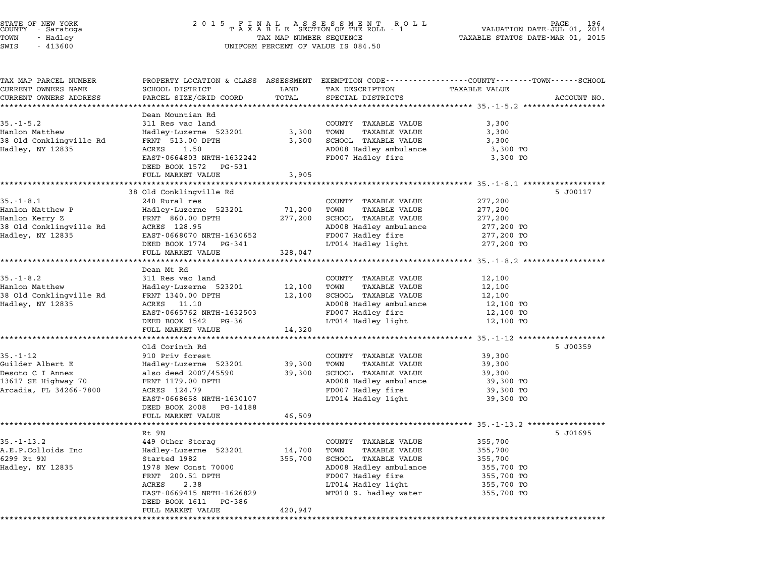STATE OF NEW YORK
COUNTY - Saratoga
TOWN - Hadley
SWIS - 413600

2015 FINAL ASSESSMENT ROLL
TAXABLE SECTION OF THE ROLL - 1
TAX MAP NUMBER SEQUENCE
UNIFORM PERCENT OF VALUE IS 084.50

VALUATION DATE-JUL 01, 2014
TAXABLE STATUS DATE-MAR 01, 2015

| TAX MAP PARCEL NUMBER / CURRENT OWNERS NAME / CURRENT OWNERS ADDRESS | PROPERTY LOCATION & CLASS / SCHOOL DISTRICT / PARCEL SIZE/GRID COORD | ASSESSMENT LAND | TOTAL | EXEMPTION CODE / TAX DESCRIPTION / SPECIAL DISTRICTS | TAXABLE VALUE | ACCOUNT NO. |
|---|---|---|---|---|---|---|
| **35.-1-5.2** | Dean Mountian Rd | | | | | |
| 35.-1-5.2 | 311 Res vac land | | | COUNTY TAXABLE VALUE | 3,300 | |
| Hanlon Matthew | Hadley-Luzerne 523201 | 3,300 | | TOWN TAXABLE VALUE | 3,300 | |
| 38 Old Conklingville Rd | FRNT 513.00 DPTH | | 3,300 | SCHOOL TAXABLE VALUE | 3,300 | |
| Hadley, NY 12835 | ACRES 1.50 | | | AD008 Hadley ambulance | 3,300 TO | |
| | EAST-0664803 NRTH-1632242 | | | FD007 Hadley fire | 3,300 TO | |
| | DEED BOOK 1572 PG-531 | | | | | |
| | FULL MARKET VALUE | | 3,905 | | | |
| **35.-1-8.1** | 38 Old Conklingville Rd | | | | | 5 J00117 |
| 35.-1-8.1 | 240 Rural res | | | COUNTY TAXABLE VALUE | 277,200 | |
| Hanlon Matthew P | Hadley-Luzerne 523201 | 71,200 | | TOWN TAXABLE VALUE | 277,200 | |
| Hanlon Kerry Z | FRNT 860.00 DPTH | | 277,200 | SCHOOL TAXABLE VALUE | 277,200 | |
| 38 Old Conklingville Rd | ACRES 128.95 | | | AD008 Hadley ambulance | 277,200 TO | |
| Hadley, NY 12835 | EAST-0668070 NRTH-1630652 | | | FD007 Hadley fire | 277,200 TO | |
| | DEED BOOK 1774 PG-341 | | | LT014 Hadley light | 277,200 TO | |
| | FULL MARKET VALUE | | 328,047 | | | |
| **35.-1-8.2** | Dean Mt Rd | | | | | |
| 35.-1-8.2 | 311 Res vac land | | | COUNTY TAXABLE VALUE | 12,100 | |
| Hanlon Matthew | Hadley-Luzerne 523201 | 12,100 | | TOWN TAXABLE VALUE | 12,100 | |
| 38 Old Conklingville Rd | FRNT 1340.00 DPTH | | 12,100 | SCHOOL TAXABLE VALUE | 12,100 | |
| Hadley, NY 12835 | ACRES 11.10 | | | AD008 Hadley ambulance | 12,100 TO | |
| | EAST-0665762 NRTH-1632503 | | | FD007 Hadley fire | 12,100 TO | |
| | DEED BOOK 1542 PG-36 | | | LT014 Hadley light | 12,100 TO | |
| | FULL MARKET VALUE | | 14,320 | | | |
| **35.-1-12** | Old Corinth Rd | | | | | 5 J00359 |
| 35.-1-12 | 910 Priv forest | | | COUNTY TAXABLE VALUE | 39,300 | |
| Guilder Albert E | Hadley-Luzerne 523201 | 39,300 | | TOWN TAXABLE VALUE | 39,300 | |
| Desoto C I Annex | also deed 2007/45590 | | 39,300 | SCHOOL TAXABLE VALUE | 39,300 | |
| 13617 SE Highway 70 | FRNT 1179.00 DPTH | | | AD008 Hadley ambulance | 39,300 TO | |
| Arcadia, FL 34266-7800 | ACRES 124.79 | | | FD007 Hadley fire | 39,300 TO | |
| | EAST-0668658 NRTH-1630107 | | | LT014 Hadley light | 39,300 TO | |
| | DEED BOOK 2008 PG-14188 | | | | | |
| | FULL MARKET VALUE | | 46,509 | | | |
| **35.-1-13.2** | Rt 9N | | | | | 5 J01695 |
| 35.-1-13.2 | 449 Other Storag | | | COUNTY TAXABLE VALUE | 355,700 | |
| A.E.P.Colloids Inc | Hadley-Luzerne 523201 | 14,700 | | TOWN TAXABLE VALUE | 355,700 | |
| 6299 Rt 9N | Started 1982 | | 355,700 | SCHOOL TAXABLE VALUE | 355,700 | |
| Hadley, NY 12835 | 1978 New Const 70000 | | | AD008 Hadley ambulance | 355,700 TO | |
| | FRNT 200.51 DPTH | | | FD007 Hadley fire | 355,700 TO | |
| | ACRES 2.38 | | | LT014 Hadley light | 355,700 TO | |
| | EAST-0669415 NRTH-1626829 | | | WT010 S. hadley water | 355,700 TO | |
| | DEED BOOK 1611 PG-386 | | | | | |
| | FULL MARKET VALUE | | 420,947 | | | |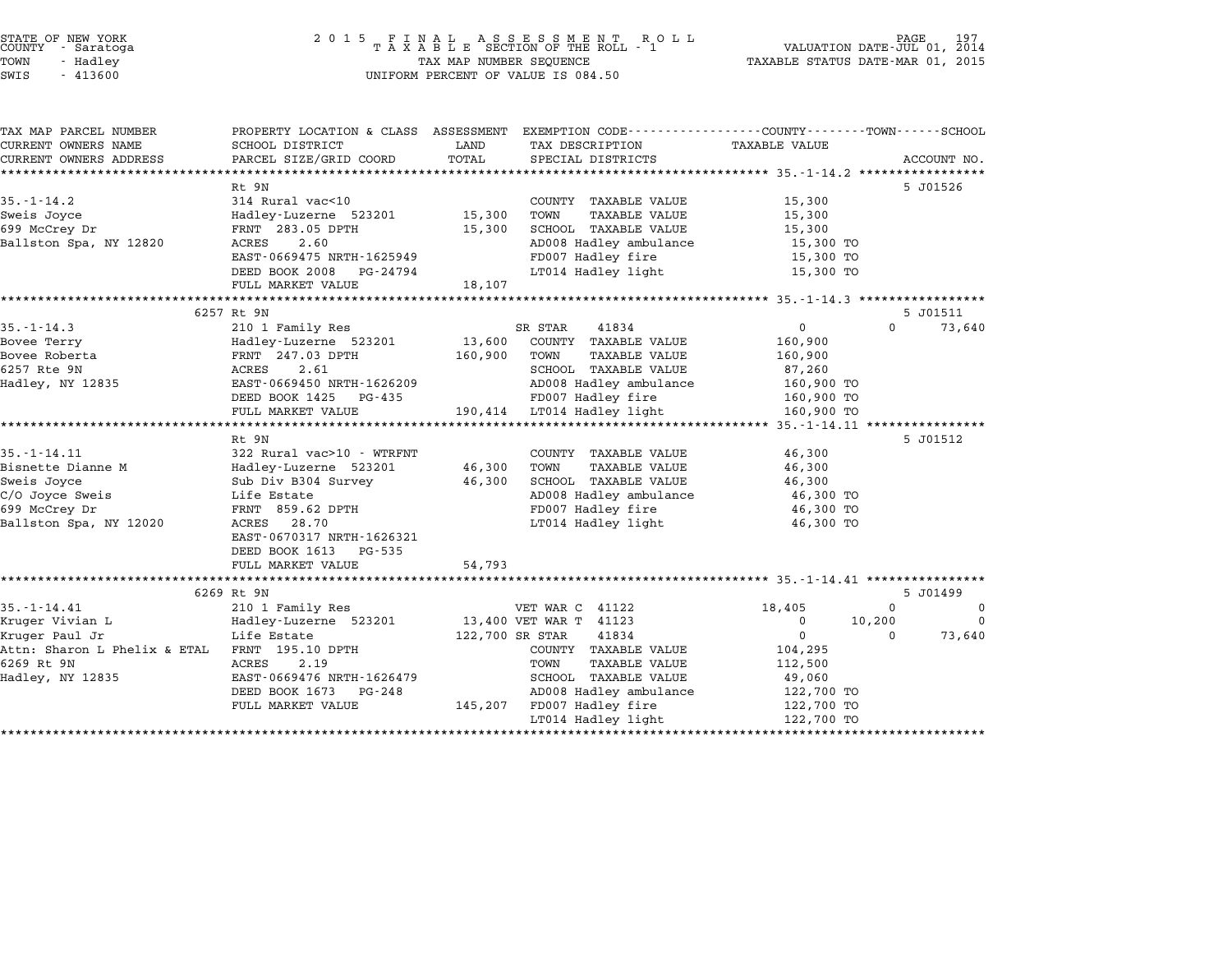STATE OF NEW YORK
COUNTY - Saratoga
TOWN - Hadley
SWIS - 413600

2 0 1 5 F I N A L A S S E S S M E N T R O L L
T A X A B L E SECTION OF THE ROLL - 1
TAX MAP NUMBER SEQUENCE
UNIFORM PERCENT OF VALUE IS 084.50

VALUATION DATE-JUL 01, 2014
TAXABLE STATUS DATE-MAR 01, 2015

| TAX MAP PARCEL NUMBER / CURRENT OWNERS NAME / CURRENT OWNERS ADDRESS | PROPERTY LOCATION & CLASS / SCHOOL DISTRICT / PARCEL SIZE/GRID COORD | ASSESSMENT LAND / TOTAL | EXEMPTION CODE / TAX DESCRIPTION / SPECIAL DISTRICTS | COUNTY TAXABLE VALUE | TOWN | SCHOOL | ACCOUNT NO. |
|---|---|---|---|---|---|---|---|
| 35.-1-14.2 | Rt 9N | | | | | | 5 J01526 |
| | 314 Rural vac<10 | | COUNTY TAXABLE VALUE | 15,300 | | | |
| Sweis Joyce | Hadley-Luzerne 523201 | 15,300 | TOWN TAXABLE VALUE | 15,300 | | | |
| 699 McCrey Dr | FRNT 283.05 DPTH | 15,300 | SCHOOL TAXABLE VALUE | 15,300 | | | |
| Ballston Spa, NY 12820 | ACRES 2.60 | | AD008 Hadley ambulance | 15,300 TO | | | |
| | EAST-0669475 NRTH-1625949 | | FD007 Hadley fire | 15,300 TO | | | |
| | DEED BOOK 2008 PG-24794 | | LT014 Hadley light | 15,300 TO | | | |
| | FULL MARKET VALUE | 18,107 | | | | | |
| 35.-1-14.3 | 6257 Rt 9N | | | | | | 5 J01511 |
| | 210 1 Family Res | | SR STAR 41834 | 0 | 0 | 73,640 | |
| Bovee Terry | Hadley-Luzerne 523201 | 13,600 | COUNTY TAXABLE VALUE | 160,900 | | | |
| Bovee Roberta | FRNT 247.03 DPTH | 160,900 | TOWN TAXABLE VALUE | 160,900 | | | |
| 6257 Rte 9N | ACRES 2.61 | | SCHOOL TAXABLE VALUE | 87,260 | | | |
| Hadley, NY 12835 | EAST-0669450 NRTH-1626209 | | AD008 Hadley ambulance | 160,900 TO | | | |
| | DEED BOOK 1425 PG-435 | | FD007 Hadley fire | 160,900 TO | | | |
| | FULL MARKET VALUE | 190,414 | LT014 Hadley light | 160,900 TO | | | |
| 35.-1-14.11 | Rt 9N | | | | | | 5 J01512 |
| | 322 Rural vac>10 - WTRFNT | | COUNTY TAXABLE VALUE | 46,300 | | | |
| Bisnette Dianne M | Hadley-Luzerne 523201 | 46,300 | TOWN TAXABLE VALUE | 46,300 | | | |
| Sweis Joyce | Sub Div B304 Survey | 46,300 | SCHOOL TAXABLE VALUE | 46,300 | | | |
| C/O Joyce Sweis | Life Estate | | AD008 Hadley ambulance | 46,300 TO | | | |
| 699 McCrey Dr | FRNT 859.62 DPTH | | FD007 Hadley fire | 46,300 TO | | | |
| Ballston Spa, NY 12020 | ACRES 28.70 | | LT014 Hadley light | 46,300 TO | | | |
| | EAST-0670317 NRTH-1626321 | | | | | | |
| | DEED BOOK 1613 PG-535 | | | | | | |
| | FULL MARKET VALUE | 54,793 | | | | | |
| 35.-1-14.41 | 6269 Rt 9N | | | | | | 5 J01499 |
| | 210 1 Family Res | | VET WAR C 41122 | 18,405 | 0 | 0 | |
| Kruger Vivian L | Hadley-Luzerne 523201 | 13,400 | VET WAR T 41123 | 0 | 10,200 | 0 | |
| Kruger Paul Jr | Life Estate | 122,700 | SR STAR 41834 | 0 | 0 | 73,640 | |
| Attn: Sharon L Phelix & ETAL | FRNT 195.10 DPTH | | COUNTY TAXABLE VALUE | 104,295 | | | |
| 6269 Rt 9N | ACRES 2.19 | | TOWN TAXABLE VALUE | 112,500 | | | |
| Hadley, NY 12835 | EAST-0669476 NRTH-1626479 | | SCHOOL TAXABLE VALUE | 49,060 | | | |
| | DEED BOOK 1673 PG-248 | | AD008 Hadley ambulance | 122,700 TO | | | |
| | FULL MARKET VALUE | 145,207 | FD007 Hadley fire | 122,700 TO | | | |
| | | | LT014 Hadley light | 122,700 TO | | | |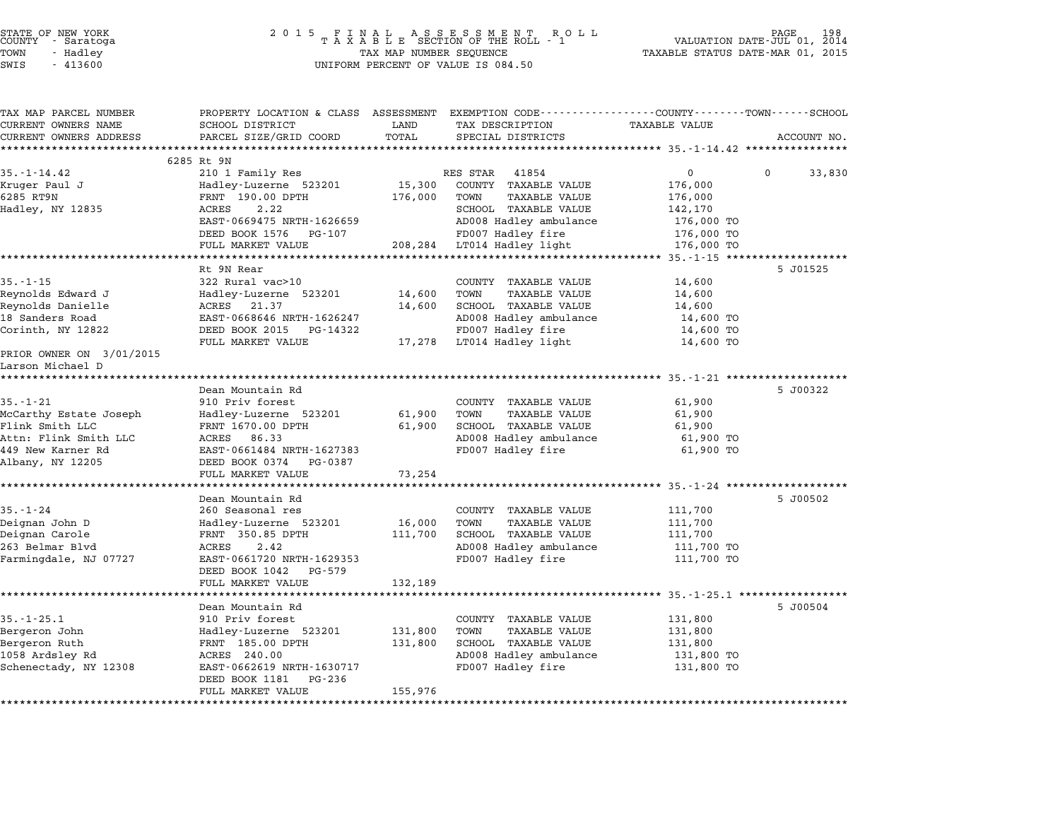STATE OF NEW YORK
COUNTY - Saratoga
TOWN - Hadley
SWIS - 413600

2 0 1 5 F I N A L A S S E S S M E N T R O L L
T A X A B L E SECTION OF THE ROLL - 1
TAX MAP NUMBER SEQUENCE
UNIFORM PERCENT OF VALUE IS 084.50

VALUATION DATE-JUL 01, 2014
TAXABLE STATUS DATE-MAR 01, 2015

| TAX MAP PARCEL NUMBER / CURRENT OWNERS NAME / CURRENT OWNERS ADDRESS | PROPERTY LOCATION & CLASS / SCHOOL DISTRICT / PARCEL SIZE/GRID COORD | ASSESSMENT LAND / TOTAL | EXEMPTION CODE / TAX DESCRIPTION / SPECIAL DISTRICTS | COUNTY | TOWN | SCHOOL | ACCOUNT NO. |
|---|---|---|---|---|---|---|---|
| **35.-1-14.42** | 6285 Rt 9N | | | | | | |
| 35.-1-14.42 | 210 1 Family Res | | RES STAR 41854 | 0 | 0 | 33,830 | |
| Kruger Paul J | Hadley-Luzerne 523201 | 15,300 | COUNTY TAXABLE VALUE | 176,000 | | | |
| 6285 RT9N | FRNT 190.00 DPTH | 176,000 | TOWN TAXABLE VALUE | | 176,000 | | |
| Hadley, NY 12835 | ACRES 2.22 | | SCHOOL TAXABLE VALUE | | | 142,170 | |
| | EAST-0669475 NRTH-1626659 | | AD008 Hadley ambulance | 176,000 TO | | | |
| | DEED BOOK 1576 PG-107 | | FD007 Hadley fire | 176,000 TO | | | |
| | FULL MARKET VALUE | 208,284 | LT014 Hadley light | 176,000 TO | | | |
| **35.-1-15** | Rt 9N Rear | | | | | | 5 J01525 |
| 35.-1-15 | 322 Rural vac>10 | | COUNTY TAXABLE VALUE | 14,600 | | | |
| Reynolds Edward J | Hadley-Luzerne 523201 | 14,600 | TOWN TAXABLE VALUE | | 14,600 | | |
| Reynolds Danielle | ACRES 21.37 | 14,600 | SCHOOL TAXABLE VALUE | | | 14,600 | |
| 18 Sanders Road | EAST-0668646 NRTH-1626247 | | AD008 Hadley ambulance | 14,600 TO | | | |
| Corinth, NY 12822 | DEED BOOK 2015 PG-14322 | | FD007 Hadley fire | 14,600 TO | | | |
| | FULL MARKET VALUE | 17,278 | LT014 Hadley light | 14,600 TO | | | |
| PRIOR OWNER ON 3/01/2015 | | | | | | | |
| Larson Michael D | | | | | | | |
| **35.-1-21** | Dean Mountain Rd | | | | | | 5 J00322 |
| 35.-1-21 | 910 Priv forest | | COUNTY TAXABLE VALUE | 61,900 | | | |
| McCarthy Estate Joseph | Hadley-Luzerne 523201 | 61,900 | TOWN TAXABLE VALUE | | 61,900 | | |
| Flink Smith LLC | FRNT 1670.00 DPTH | 61,900 | SCHOOL TAXABLE VALUE | | | 61,900 | |
| Attn: Flink Smith LLC | ACRES 86.33 | | AD008 Hadley ambulance | 61,900 TO | | | |
| 449 New Karner Rd | EAST-0661484 NRTH-1627383 | | FD007 Hadley fire | 61,900 TO | | | |
| Albany, NY 12205 | DEED BOOK 0374 PG-0387 | | | | | | |
| | FULL MARKET VALUE | 73,254 | | | | | |
| **35.-1-24** | Dean Mountain Rd | | | | | | 5 J00502 |
| 35.-1-24 | 260 Seasonal res | | COUNTY TAXABLE VALUE | 111,700 | | | |
| Deignan John D | Hadley-Luzerne 523201 | 16,000 | TOWN TAXABLE VALUE | | 111,700 | | |
| Deignan Carole | FRNT 350.85 DPTH | 111,700 | SCHOOL TAXABLE VALUE | | | 111,700 | |
| 263 Belmar Blvd | ACRES 2.42 | | AD008 Hadley ambulance | 111,700 TO | | | |
| Farmingdale, NJ 07727 | EAST-0661720 NRTH-1629353 | | FD007 Hadley fire | 111,700 TO | | | |
| | DEED BOOK 1042 PG-579 | | | | | | |
| | FULL MARKET VALUE | 132,189 | | | | | |
| **35.-1-25.1** | Dean Mountain Rd | | | | | | 5 J00504 |
| 35.-1-25.1 | 910 Priv forest | | COUNTY TAXABLE VALUE | 131,800 | | | |
| Bergeron John | Hadley-Luzerne 523201 | 131,800 | TOWN TAXABLE VALUE | | 131,800 | | |
| Bergeron Ruth | FRNT 185.00 DPTH | 131,800 | SCHOOL TAXABLE VALUE | | | 131,800 | |
| 1058 Ardsley Rd | ACRES 240.00 | | AD008 Hadley ambulance | 131,800 TO | | | |
| Schenectady, NY 12308 | EAST-0662619 NRTH-1630717 | | FD007 Hadley fire | 131,800 TO | | | |
| | DEED BOOK 1181 PG-236 | | | | | | |
| | FULL MARKET VALUE | 155,976 | | | | | |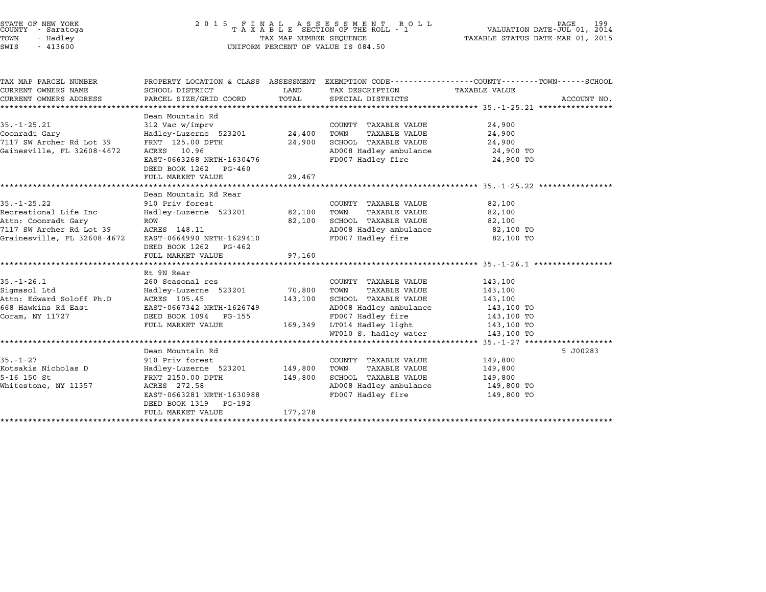STATE OF NEW YORK
COUNTY - Saratoga
TOWN - Hadley
SWIS - 413600

2 0 1 5 F I N A L A S S E S S M E N T R O L L
T A X A B L E SECTION OF THE ROLL - 1
TAX MAP NUMBER SEQUENCE
UNIFORM PERCENT OF VALUE IS 084.50

VALUATION DATE-JUL 01, 2014
TAXABLE STATUS DATE-MAR 01, 2015

| TAX MAP PARCEL NUMBER / CURRENT OWNERS NAME / CURRENT OWNERS ADDRESS | PROPERTY LOCATION & CLASS / SCHOOL DISTRICT / PARCEL SIZE/GRID COORD | ASSESSMENT LAND | TOTAL | EXEMPTION CODE / TAX DESCRIPTION / SPECIAL DISTRICTS | TAXABLE VALUE | ACCOUNT NO. |
|---|---|---|---|---|---|---|
| **35.-1-25.21** | Dean Mountain Rd | | | | | |
| 35.-1-25.21 | 312 Vac w/imprv | | | COUNTY TAXABLE VALUE | 24,900 | |
| Coonradt Gary | Hadley-Luzerne 523201 | 24,400 | | TOWN TAXABLE VALUE | 24,900 | |
| 7117 SW Archer Rd Lot 39 | FRNT 125.00 DPTH | | 24,900 | SCHOOL TAXABLE VALUE | 24,900 | |
| Gainesville, FL 32608-4672 | ACRES 10.96 | | | AD008 Hadley ambulance | 24,900 TO | |
| | EAST-0663268 NRTH-1630476 | | | FD007 Hadley fire | 24,900 TO | |
| | DEED BOOK 1262 PG-460 | | | | | |
| | FULL MARKET VALUE | | 29,467 | | | |
| **35.-1-25.22** | Dean Mountain Rd Rear | | | | | |
| 35.-1-25.22 | 910 Priv forest | | | COUNTY TAXABLE VALUE | 82,100 | |
| Recreational Life Inc | Hadley-Luzerne 523201 | 82,100 | | TOWN TAXABLE VALUE | 82,100 | |
| Attn: Coonradt Gary | ROW | | 82,100 | SCHOOL TAXABLE VALUE | 82,100 | |
| 7117 SW Archer Rd Lot 39 | ACRES 148.11 | | | AD008 Hadley ambulance | 82,100 TO | |
| Grainesville, FL 32608-4672 | EAST-0664990 NRTH-1629410 | | | FD007 Hadley fire | 82,100 TO | |
| | DEED BOOK 1262 PG-462 | | | | | |
| | FULL MARKET VALUE | | 97,160 | | | |
| **35.-1-26.1** | Rt 9N Rear | | | | | |
| 35.-1-26.1 | 260 Seasonal res | | | COUNTY TAXABLE VALUE | 143,100 | |
| Sigmasol Ltd | Hadley-Luzerne 523201 | 70,800 | | TOWN TAXABLE VALUE | 143,100 | |
| Attn: Edward Soloff Ph.D | ACRES 105.45 | | 143,100 | SCHOOL TAXABLE VALUE | 143,100 | |
| 668 Hawkins Rd East | EAST-0667342 NRTH-1626749 | | | AD008 Hadley ambulance | 143,100 TO | |
| Coram, NY 11727 | DEED BOOK 1094 PG-155 | | | FD007 Hadley fire | 143,100 TO | |
| | FULL MARKET VALUE | | 169,349 | LT014 Hadley light | 143,100 TO | |
| | | | | WT010 S. hadley water | 143,100 TO | |
| **35.-1-27** | Dean Mountain Rd | | | | | 5 J00283 |
| 35.-1-27 | 910 Priv forest | | | COUNTY TAXABLE VALUE | 149,800 | |
| Kotsakis Nicholas D | Hadley-Luzerne 523201 | 149,800 | | TOWN TAXABLE VALUE | 149,800 | |
| 5-16 150 St | FRNT 2150.00 DPTH | | 149,800 | SCHOOL TAXABLE VALUE | 149,800 | |
| Whitestone, NY 11357 | ACRES 272.58 | | | AD008 Hadley ambulance | 149,800 TO | |
| | EAST-0663281 NRTH-1630988 | | | FD007 Hadley fire | 149,800 TO | |
| | DEED BOOK 1319 PG-192 | | | | | |
| | FULL MARKET VALUE | | 177,278 | | | |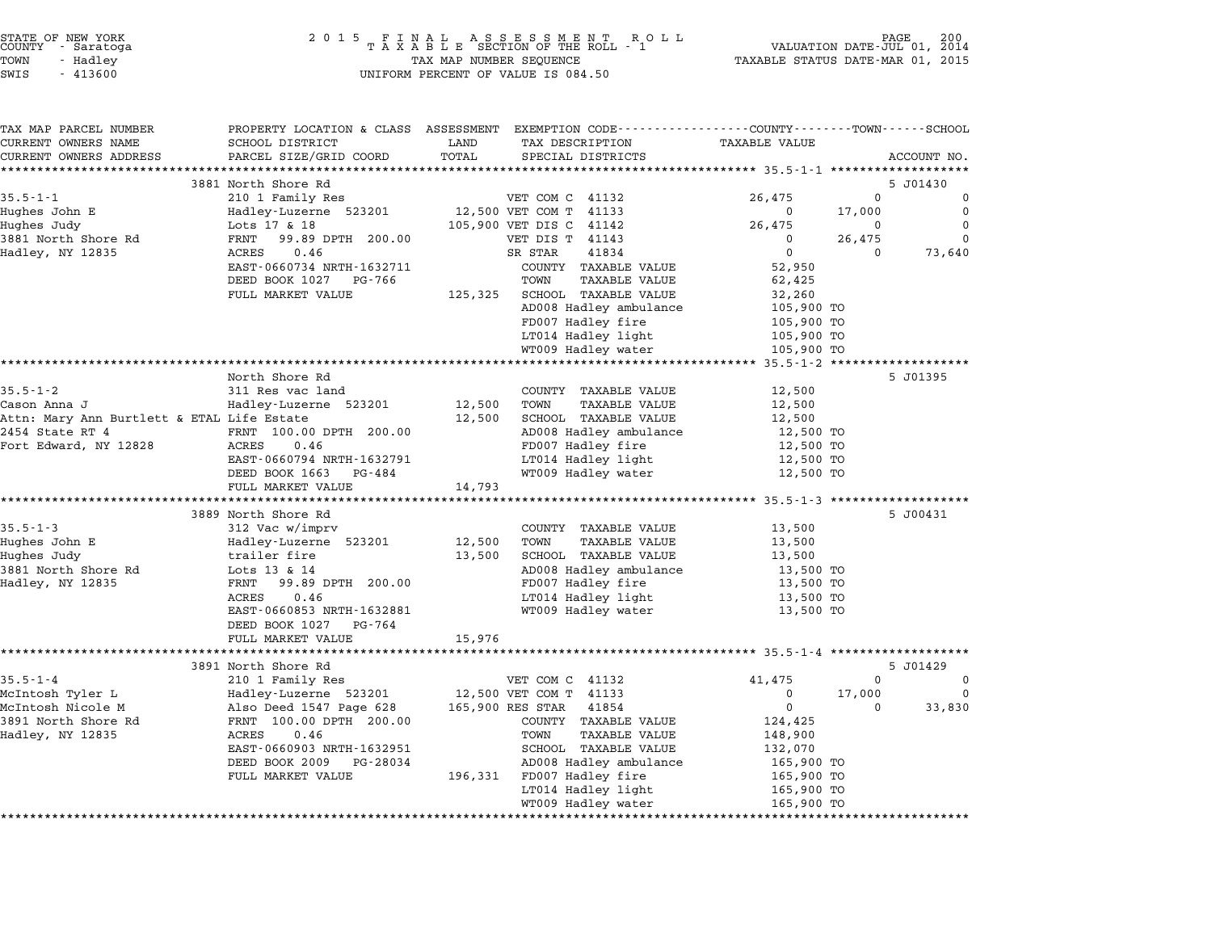STATE OF NEW YORK
COUNTY - Saratoga
TOWN - Hadley
SWIS - 413600

2015 FINAL ASSESSMENT ROLL
TAXABLE SECTION OF THE ROLL - 1
TAX MAP NUMBER SEQUENCE
UNIFORM PERCENT OF VALUE IS 084.50

VALUATION DATE-JUL 01, 2014
TAXABLE STATUS DATE-MAR 01, 2015

| TAX MAP PARCEL NUMBER / CURRENT OWNERS NAME / CURRENT OWNERS ADDRESS | PROPERTY LOCATION & CLASS / SCHOOL DISTRICT / PARCEL SIZE/GRID COORD | ASSESSMENT LAND / TOTAL | EXEMPTION CODE / TAX DESCRIPTION / SPECIAL DISTRICTS | COUNTY TAXABLE VALUE | TOWN | SCHOOL | ACCOUNT NO. |
|---|---|---|---|---|---|---|---|
| | 3881 North Shore Rd | | | | | | 5 J01430 |
| 35.5-1-1 | 210 1 Family Res | | VET COM C 41132 | 26,475 | 0 | 0 | |
| Hughes John E | Hadley-Luzerne 523201 | 12,500 | VET COM T 41133 | 0 | 17,000 | 0 | |
| Hughes Judy | Lots 17 & 18 | 105,900 | VET DIS C 41142 | 26,475 | 0 | 0 | |
| 3881 North Shore Rd | FRNT 99.89 DPTH 200.00 | | VET DIS T 41143 | 0 | 26,475 | 0 | |
| Hadley, NY 12835 | ACRES 0.46 | | SR STAR 41834 | 0 | 0 | 73,640 | |
| | EAST-0660734 NRTH-1632711 | | COUNTY TAXABLE VALUE | 52,950 | | | |
| | DEED BOOK 1027 PG-766 | | TOWN TAXABLE VALUE | 62,425 | | | |
| | FULL MARKET VALUE | 125,325 | SCHOOL TAXABLE VALUE | 32,260 | | | |
| | | | AD008 Hadley ambulance | 105,900 TO | | | |
| | | | FD007 Hadley fire | 105,900 TO | | | |
| | | | LT014 Hadley light | 105,900 TO | | | |
| | | | WT009 Hadley water | 105,900 TO | | | |
| | North Shore Rd | | | | | | 5 J01395 |
| 35.5-1-2 | 311 Res vac land | | COUNTY TAXABLE VALUE | 12,500 | | | |
| Cason Anna J | Hadley-Luzerne 523201 | 12,500 | TOWN TAXABLE VALUE | 12,500 | | | |
| Attn: Mary Ann Burtlett & ETAL Life Estate | | 12,500 | SCHOOL TAXABLE VALUE | 12,500 | | | |
| 2454 State RT 4 | FRNT 100.00 DPTH 200.00 | | AD008 Hadley ambulance | 12,500 TO | | | |
| Fort Edward, NY 12828 | ACRES 0.46 | | FD007 Hadley fire | 12,500 TO | | | |
| | EAST-0660794 NRTH-1632791 | | LT014 Hadley light | 12,500 TO | | | |
| | DEED BOOK 1663 PG-484 | | WT009 Hadley water | 12,500 TO | | | |
| | FULL MARKET VALUE | 14,793 | | | | | |
| | 3889 North Shore Rd | | | | | | 5 J00431 |
| 35.5-1-3 | 312 Vac w/imprv | | COUNTY TAXABLE VALUE | 13,500 | | | |
| Hughes John E | Hadley-Luzerne 523201 | 12,500 | TOWN TAXABLE VALUE | 13,500 | | | |
| Hughes Judy | trailer fire | 13,500 | SCHOOL TAXABLE VALUE | 13,500 | | | |
| 3881 North Shore Rd | Lots 13 & 14 | | AD008 Hadley ambulance | 13,500 TO | | | |
| Hadley, NY 12835 | FRNT 99.89 DPTH 200.00 | | FD007 Hadley fire | 13,500 TO | | | |
| | ACRES 0.46 | | LT014 Hadley light | 13,500 TO | | | |
| | EAST-0660853 NRTH-1632881 | | WT009 Hadley water | 13,500 TO | | | |
| | DEED BOOK 1027 PG-764 | | | | | | |
| | FULL MARKET VALUE | 15,976 | | | | | |
| | 3891 North Shore Rd | | | | | | 5 J01429 |
| 35.5-1-4 | 210 1 Family Res | | VET COM C 41132 | 41,475 | 0 | 0 | |
| McIntosh Tyler L | Hadley-Luzerne 523201 | 12,500 | VET COM T 41133 | 0 | 17,000 | 0 | |
| McIntosh Nicole M | Also Deed 1547 Page 628 | 165,900 | RES STAR 41854 | 0 | 0 | 33,830 | |
| 3891 North Shore Rd | FRNT 100.00 DPTH 200.00 | | COUNTY TAXABLE VALUE | 124,425 | | | |
| Hadley, NY 12835 | ACRES 0.46 | | TOWN TAXABLE VALUE | 148,900 | | | |
| | EAST-0660903 NRTH-1632951 | | SCHOOL TAXABLE VALUE | 132,070 | | | |
| | DEED BOOK 2009 PG-28034 | | AD008 Hadley ambulance | 165,900 TO | | | |
| | FULL MARKET VALUE | 196,331 | FD007 Hadley fire | 165,900 TO | | | |
| | | | LT014 Hadley light | 165,900 TO | | | |
| | | | WT009 Hadley water | 165,900 TO | | | |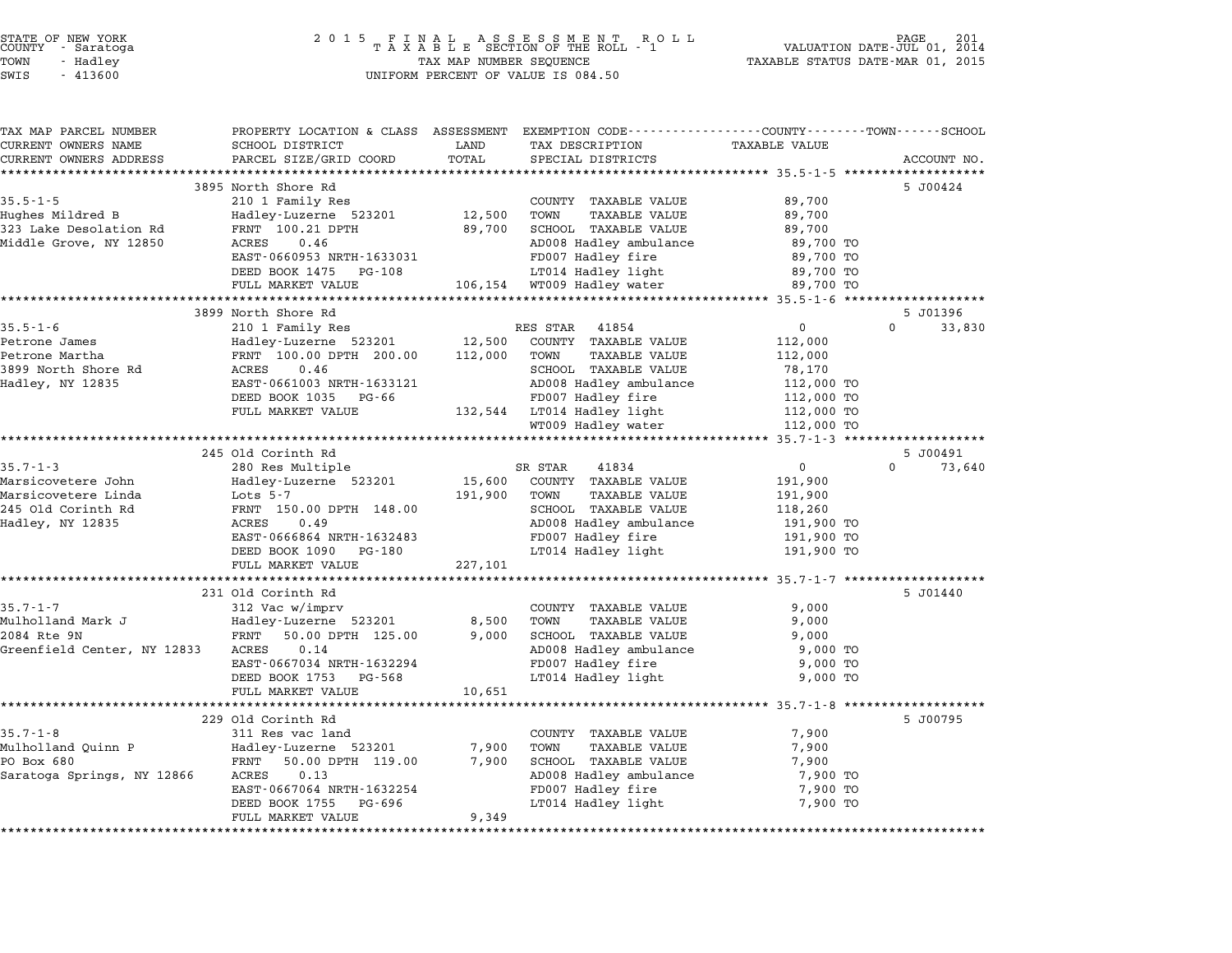STATE OF NEW YORK
COUNTY - Saratoga
TOWN - Hadley
SWIS - 413600

2015 FINAL ASSESSMENT ROLL
TAXABLE SECTION OF THE ROLL - 1
TAX MAP NUMBER SEQUENCE
UNIFORM PERCENT OF VALUE IS 084.50

VALUATION DATE-JUL 01, 2014
TAXABLE STATUS DATE-MAR 01, 2015

| TAX MAP PARCEL NUMBER / CURRENT OWNERS NAME / CURRENT OWNERS ADDRESS | PROPERTY LOCATION & CLASS / SCHOOL DISTRICT / PARCEL SIZE/GRID COORD | ASSESSMENT LAND / TOTAL | EXEMPTION CODE / TAX DESCRIPTION / SPECIAL DISTRICTS | COUNTY / TOWN TAXABLE VALUE | SCHOOL | ACCOUNT NO. |
|---|---|---|---|---|---|---|
| **35.5-1-5** | 3895 North Shore Rd | | | | | 5 J00424 |
| | 210 1 Family Res | | COUNTY TAXABLE VALUE | 89,700 | | |
| Hughes Mildred B | Hadley-Luzerne 523201 | 12,500 | TOWN TAXABLE VALUE | 89,700 | | |
| 323 Lake Desolation Rd | FRNT 100.21 DPTH | 89,700 | SCHOOL TAXABLE VALUE | 89,700 | | |
| Middle Grove, NY 12850 | ACRES 0.46 | | AD008 Hadley ambulance | 89,700 TO | | |
| | EAST-0660953 NRTH-1633031 | | FD007 Hadley fire | 89,700 TO | | |
| | DEED BOOK 1475 PG-108 | | LT014 Hadley light | 89,700 TO | | |
| | FULL MARKET VALUE | 106,154 | WT009 Hadley water | 89,700 TO | | |
| **35.5-1-6** | 3899 North Shore Rd | | | | | 5 J01396 |
| | 210 1 Family Res | | RES STAR 41854 | 0 | 0 | 33,830 |
| Petrone James | Hadley-Luzerne 523201 | 12,500 | COUNTY TAXABLE VALUE | 112,000 | | |
| Petrone Martha | FRNT 100.00 DPTH 200.00 | 112,000 | TOWN TAXABLE VALUE | 112,000 | | |
| 3899 North Shore Rd | ACRES 0.46 | | SCHOOL TAXABLE VALUE | 78,170 | | |
| Hadley, NY 12835 | EAST-0661003 NRTH-1633121 | | AD008 Hadley ambulance | 112,000 TO | | |
| | DEED BOOK 1035 PG-66 | | FD007 Hadley fire | 112,000 TO | | |
| | FULL MARKET VALUE | 132,544 | LT014 Hadley light | 112,000 TO | | |
| | | | WT009 Hadley water | 112,000 TO | | |
| **35.7-1-3** | 245 Old Corinth Rd | | | | | 5 J00491 |
| | 280 Res Multiple | | SR STAR 41834 | 0 | 0 | 73,640 |
| Marsicovetere John | Hadley-Luzerne 523201 | 15,600 | COUNTY TAXABLE VALUE | 191,900 | | |
| Marsicovetere Linda | Lots 5-7 | 191,900 | TOWN TAXABLE VALUE | 191,900 | | |
| 245 Old Corinth Rd | FRNT 150.00 DPTH 148.00 | | SCHOOL TAXABLE VALUE | 118,260 | | |
| Hadley, NY 12835 | ACRES 0.49 | | AD008 Hadley ambulance | 191,900 TO | | |
| | EAST-0666864 NRTH-1632483 | | FD007 Hadley fire | 191,900 TO | | |
| | DEED BOOK 1090 PG-180 | | LT014 Hadley light | 191,900 TO | | |
| | FULL MARKET VALUE | 227,101 | | | | |
| **35.7-1-7** | 231 Old Corinth Rd | | | | | 5 J01440 |
| | 312 Vac w/imprv | | COUNTY TAXABLE VALUE | 9,000 | | |
| Mulholland Mark J | Hadley-Luzerne 523201 | 8,500 | TOWN TAXABLE VALUE | 9,000 | | |
| 2084 Rte 9N | FRNT 50.00 DPTH 125.00 | 9,000 | SCHOOL TAXABLE VALUE | 9,000 | | |
| Greenfield Center, NY 12833 | ACRES 0.14 | | AD008 Hadley ambulance | 9,000 TO | | |
| | EAST-0667034 NRTH-1632294 | | FD007 Hadley fire | 9,000 TO | | |
| | DEED BOOK 1753 PG-568 | | LT014 Hadley light | 9,000 TO | | |
| | FULL MARKET VALUE | 10,651 | | | | |
| **35.7-1-8** | 229 Old Corinth Rd | | | | | 5 J00795 |
| | 311 Res vac land | | COUNTY TAXABLE VALUE | 7,900 | | |
| Mulholland Quinn P | Hadley-Luzerne 523201 | 7,900 | TOWN TAXABLE VALUE | 7,900 | | |
| PO Box 680 | FRNT 50.00 DPTH 119.00 | 7,900 | SCHOOL TAXABLE VALUE | 7,900 | | |
| Saratoga Springs, NY 12866 | ACRES 0.13 | | AD008 Hadley ambulance | 7,900 TO | | |
| | EAST-0667064 NRTH-1632254 | | FD007 Hadley fire | 7,900 TO | | |
| | DEED BOOK 1755 PG-696 | | LT014 Hadley light | 7,900 TO | | |
| | FULL MARKET VALUE | 9,349 | | | | |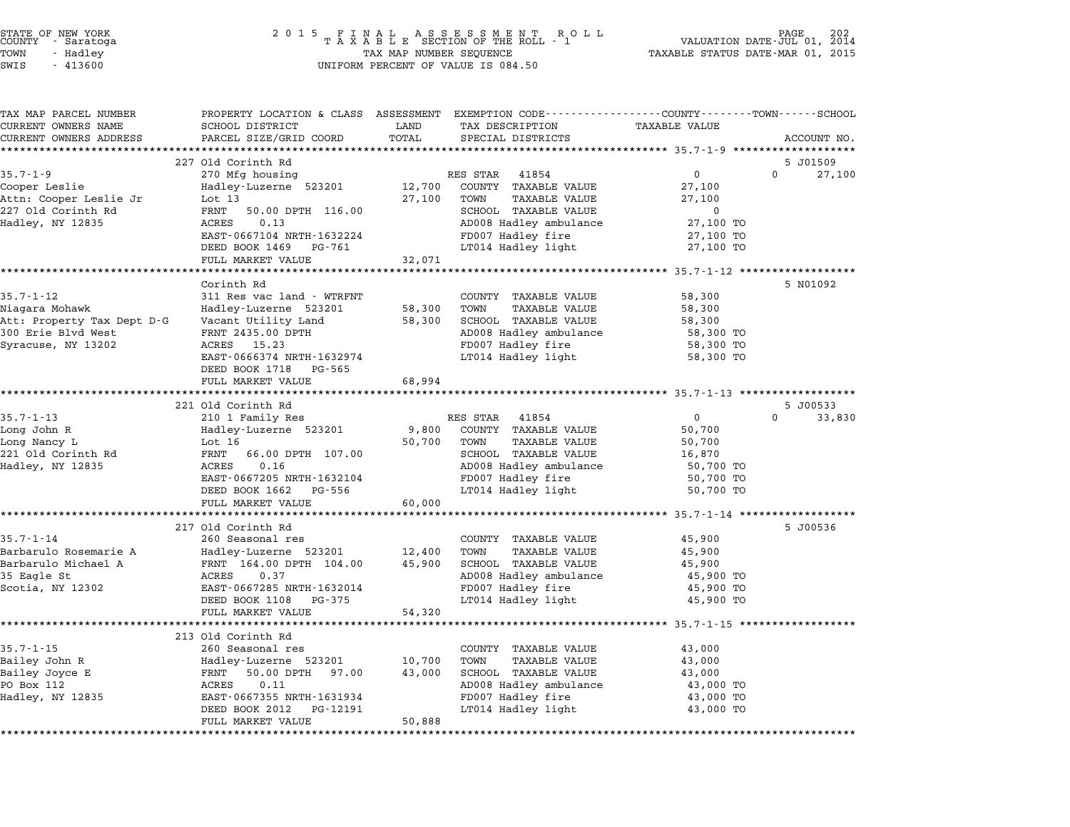STATE OF NEW YORK
COUNTY - Saratoga
TOWN - Hadley
SWIS - 413600

2 0 1 5 F I N A L A S S E S S M E N T R O L L
T A X A B L E SECTION OF THE ROLL - 1
TAX MAP NUMBER SEQUENCE
UNIFORM PERCENT OF VALUE IS 084.50

VALUATION DATE-JUL 01, 2014
TAXABLE STATUS DATE-MAR 01, 2015

| TAX MAP PARCEL NUMBER / CURRENT OWNERS NAME / CURRENT OWNERS ADDRESS | PROPERTY LOCATION & CLASS / SCHOOL DISTRICT / PARCEL SIZE/GRID COORD | ASSESSMENT LAND / TOTAL | EXEMPTION CODE / TAX DESCRIPTION / SPECIAL DISTRICTS | COUNTY TAXABLE VALUE | TOWN | SCHOOL / ACCOUNT NO. |
|---|---|---|---|---|---|---|
| **35.7-1-9** | 227 Old Corinth Rd | | | | | 5 J01509 |
| 35.7-1-9 | 270 Mfg housing | | RES STAR 41854 | 0 | 0 | 27,100 |
| Cooper Leslie | Hadley-Luzerne 523201 | 12,700 | COUNTY TAXABLE VALUE | 27,100 | | |
| Attn: Cooper Leslie Jr | Lot 13 | 27,100 | TOWN TAXABLE VALUE | 27,100 | | |
| 227 Old Corinth Rd | FRNT 50.00 DPTH 116.00 | | SCHOOL TAXABLE VALUE | 0 | | |
| Hadley, NY 12835 | ACRES 0.13 | | AD008 Hadley ambulance | 27,100 TO | | |
| | EAST-0667104 NRTH-1632224 | | FD007 Hadley fire | 27,100 TO | | |
| | DEED BOOK 1469 PG-761 | | LT014 Hadley light | 27,100 TO | | |
| | FULL MARKET VALUE | 32,071 | | | | |
| **35.7-1-12** | Corinth Rd | | | | | 5 N01092 |
| 35.7-1-12 | 311 Res vac land - WTRFNT | | COUNTY TAXABLE VALUE | 58,300 | | |
| Niagara Mohawk | Hadley-Luzerne 523201 | 58,300 | TOWN TAXABLE VALUE | 58,300 | | |
| Att: Property Tax Dept D-G | Vacant Utility Land | 58,300 | SCHOOL TAXABLE VALUE | 58,300 | | |
| 300 Erie Blvd West | FRNT 2435.00 DPTH | | AD008 Hadley ambulance | 58,300 TO | | |
| Syracuse, NY 13202 | ACRES 15.23 | | FD007 Hadley fire | 58,300 TO | | |
| | EAST-0666374 NRTH-1632974 | | LT014 Hadley light | 58,300 TO | | |
| | DEED BOOK 1718 PG-565 | | | | | |
| | FULL MARKET VALUE | 68,994 | | | | |
| **35.7-1-13** | 221 Old Corinth Rd | | | | | 5 J00533 |
| 35.7-1-13 | 210 1 Family Res | | RES STAR 41854 | 0 | 0 | 33,830 |
| Long John R | Hadley-Luzerne 523201 | 9,800 | COUNTY TAXABLE VALUE | 50,700 | | |
| Long Nancy L | Lot 16 | 50,700 | TOWN TAXABLE VALUE | 50,700 | | |
| 221 Old Corinth Rd | FRNT 66.00 DPTH 107.00 | | SCHOOL TAXABLE VALUE | 16,870 | | |
| Hadley, NY 12835 | ACRES 0.16 | | AD008 Hadley ambulance | 50,700 TO | | |
| | EAST-0667205 NRTH-1632104 | | FD007 Hadley fire | 50,700 TO | | |
| | DEED BOOK 1662 PG-556 | | LT014 Hadley light | 50,700 TO | | |
| | FULL MARKET VALUE | 60,000 | | | | |
| **35.7-1-14** | 217 Old Corinth Rd | | | | | 5 J00536 |
| 35.7-1-14 | 260 Seasonal res | | COUNTY TAXABLE VALUE | 45,900 | | |
| Barbarulo Rosemarie A | Hadley-Luzerne 523201 | 12,400 | TOWN TAXABLE VALUE | 45,900 | | |
| Barbarulo Michael A | FRNT 164.00 DPTH 104.00 | 45,900 | SCHOOL TAXABLE VALUE | 45,900 | | |
| 35 Eagle St | ACRES 0.37 | | AD008 Hadley ambulance | 45,900 TO | | |
| Scotia, NY 12302 | EAST-0667285 NRTH-1632014 | | FD007 Hadley fire | 45,900 TO | | |
| | DEED BOOK 1108 PG-375 | | LT014 Hadley light | 45,900 TO | | |
| | FULL MARKET VALUE | 54,320 | | | | |
| **35.7-1-15** | 213 Old Corinth Rd | | | | | |
| 35.7-1-15 | 260 Seasonal res | | COUNTY TAXABLE VALUE | 43,000 | | |
| Bailey John R | Hadley-Luzerne 523201 | 10,700 | TOWN TAXABLE VALUE | 43,000 | | |
| Bailey Joyce E | FRNT 50.00 DPTH 97.00 | 43,000 | SCHOOL TAXABLE VALUE | 43,000 | | |
| PO Box 112 | ACRES 0.11 | | AD008 Hadley ambulance | 43,000 TO | | |
| Hadley, NY 12835 | EAST-0667355 NRTH-1631934 | | FD007 Hadley fire | 43,000 TO | | |
| | DEED BOOK 2012 PG-12191 | | LT014 Hadley light | 43,000 TO | | |
| | FULL MARKET VALUE | 50,888 | | | | |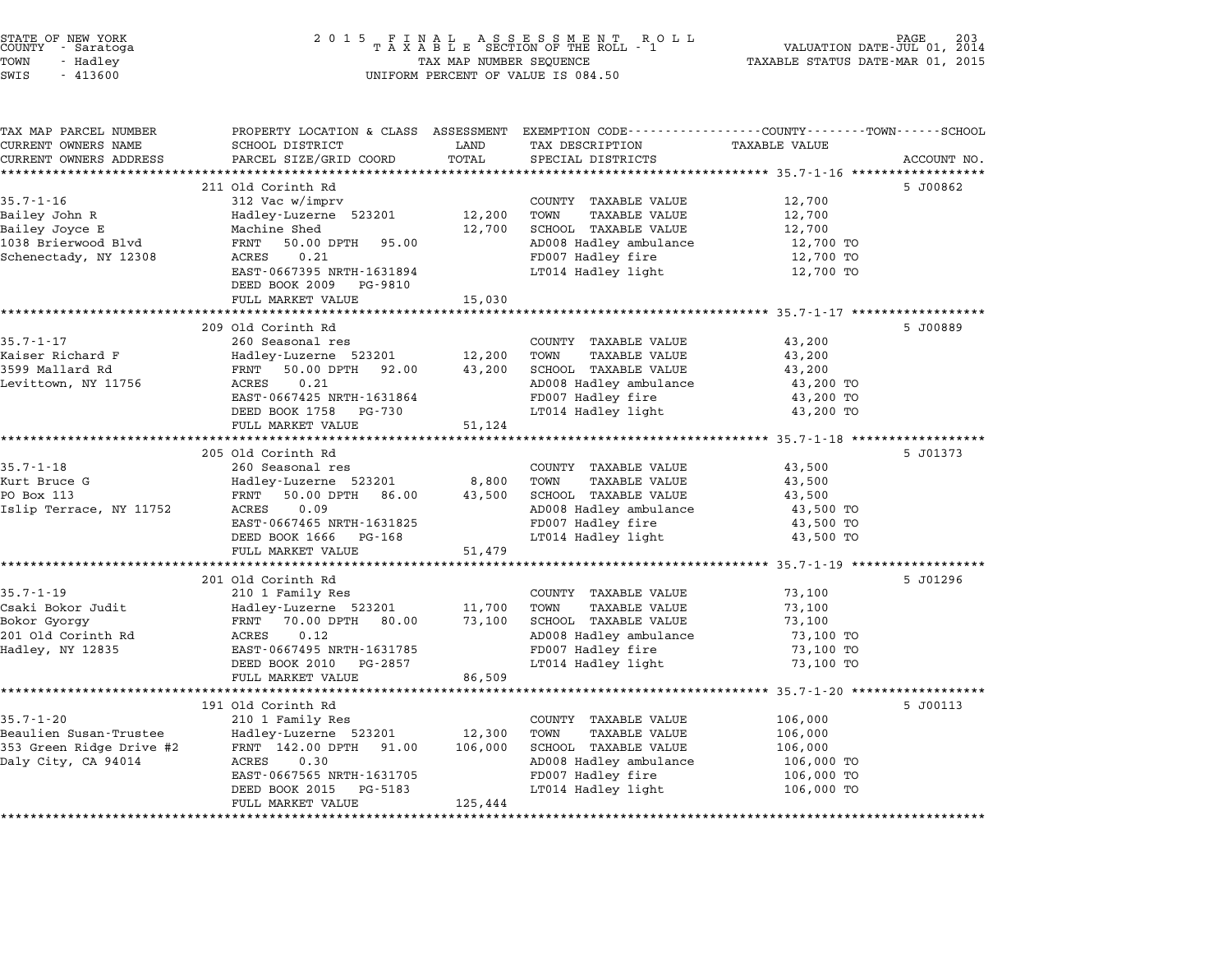STATE OF NEW YORK
COUNTY - Saratoga
TOWN - Hadley
SWIS - 413600

2015 FINAL ASSESSMENT ROLL
TAXABLE SECTION OF THE ROLL - 1
TAX MAP NUMBER SEQUENCE
UNIFORM PERCENT OF VALUE IS 084.50

VALUATION DATE-JUL 01, 2014
TAXABLE STATUS DATE-MAR 01, 2015

| TAX MAP PARCEL NUMBER / CURRENT OWNERS NAME / CURRENT OWNERS ADDRESS | PROPERTY LOCATION & CLASS / SCHOOL DISTRICT / PARCEL SIZE/GRID COORD | ASSESSMENT LAND | TOTAL | EXEMPTION CODE / TAX DESCRIPTION / SPECIAL DISTRICTS | TAXABLE VALUE (COUNTY / TOWN / SCHOOL) | ACCOUNT NO. |
|---|---|---|---|---|---|---|
| | 211 Old Corinth Rd | | | | | 5 J00862 |
| 35.7-1-16 | 312 Vac w/imprv | | | COUNTY TAXABLE VALUE | 12,700 | |
| Bailey John R | Hadley-Luzerne 523201 | 12,200 | | TOWN TAXABLE VALUE | 12,700 | |
| Bailey Joyce E | Machine Shed | | 12,700 | SCHOOL TAXABLE VALUE | 12,700 | |
| 1038 Brierwood Blvd | FRNT 50.00 DPTH 95.00 | | | AD008 Hadley ambulance | 12,700 TO | |
| Schenectady, NY 12308 | ACRES 0.21 | | | FD007 Hadley fire | 12,700 TO | |
| | EAST-0667395 NRTH-1631894 | | | LT014 Hadley light | 12,700 TO | |
| | DEED BOOK 2009 PG-9810 | | | | | |
| | FULL MARKET VALUE | | 15,030 | | | |
| | 209 Old Corinth Rd | | | | | 5 J00889 |
| 35.7-1-17 | 260 Seasonal res | | | COUNTY TAXABLE VALUE | 43,200 | |
| Kaiser Richard F | Hadley-Luzerne 523201 | 12,200 | | TOWN TAXABLE VALUE | 43,200 | |
| 3599 Mallard Rd | FRNT 50.00 DPTH 92.00 | | 43,200 | SCHOOL TAXABLE VALUE | 43,200 | |
| Levittown, NY 11756 | ACRES 0.21 | | | AD008 Hadley ambulance | 43,200 TO | |
| | EAST-0667425 NRTH-1631864 | | | FD007 Hadley fire | 43,200 TO | |
| | DEED BOOK 1758 PG-730 | | | LT014 Hadley light | 43,200 TO | |
| | FULL MARKET VALUE | | 51,124 | | | |
| | 205 Old Corinth Rd | | | | | 5 J01373 |
| 35.7-1-18 | 260 Seasonal res | | | COUNTY TAXABLE VALUE | 43,500 | |
| Kurt Bruce G | Hadley-Luzerne 523201 | 8,800 | | TOWN TAXABLE VALUE | 43,500 | |
| PO Box 113 | FRNT 50.00 DPTH 86.00 | | 43,500 | SCHOOL TAXABLE VALUE | 43,500 | |
| Islip Terrace, NY 11752 | ACRES 0.09 | | | AD008 Hadley ambulance | 43,500 TO | |
| | EAST-0667465 NRTH-1631825 | | | FD007 Hadley fire | 43,500 TO | |
| | DEED BOOK 1666 PG-168 | | | LT014 Hadley light | 43,500 TO | |
| | FULL MARKET VALUE | | 51,479 | | | |
| | 201 Old Corinth Rd | | | | | 5 J01296 |
| 35.7-1-19 | 210 1 Family Res | | | COUNTY TAXABLE VALUE | 73,100 | |
| Csaki Bokor Judit | Hadley-Luzerne 523201 | 11,700 | | TOWN TAXABLE VALUE | 73,100 | |
| Bokor Gyorgy | FRNT 70.00 DPTH 80.00 | | 73,100 | SCHOOL TAXABLE VALUE | 73,100 | |
| 201 Old Corinth Rd | ACRES 0.12 | | | AD008 Hadley ambulance | 73,100 TO | |
| Hadley, NY 12835 | EAST-0667495 NRTH-1631785 | | | FD007 Hadley fire | 73,100 TO | |
| | DEED BOOK 2010 PG-2857 | | | LT014 Hadley light | 73,100 TO | |
| | FULL MARKET VALUE | | 86,509 | | | |
| | 191 Old Corinth Rd | | | | | 5 J00113 |
| 35.7-1-20 | 210 1 Family Res | | | COUNTY TAXABLE VALUE | 106,000 | |
| Beaulien Susan-Trustee | Hadley-Luzerne 523201 | 12,300 | | TOWN TAXABLE VALUE | 106,000 | |
| 353 Green Ridge Drive #2 | FRNT 142.00 DPTH 91.00 | | 106,000 | SCHOOL TAXABLE VALUE | 106,000 | |
| Daly City, CA 94014 | ACRES 0.30 | | | AD008 Hadley ambulance | 106,000 TO | |
| | EAST-0667565 NRTH-1631705 | | | FD007 Hadley fire | 106,000 TO | |
| | DEED BOOK 2015 PG-5183 | | | LT014 Hadley light | 106,000 TO | |
| | FULL MARKET VALUE | | 125,444 | | | |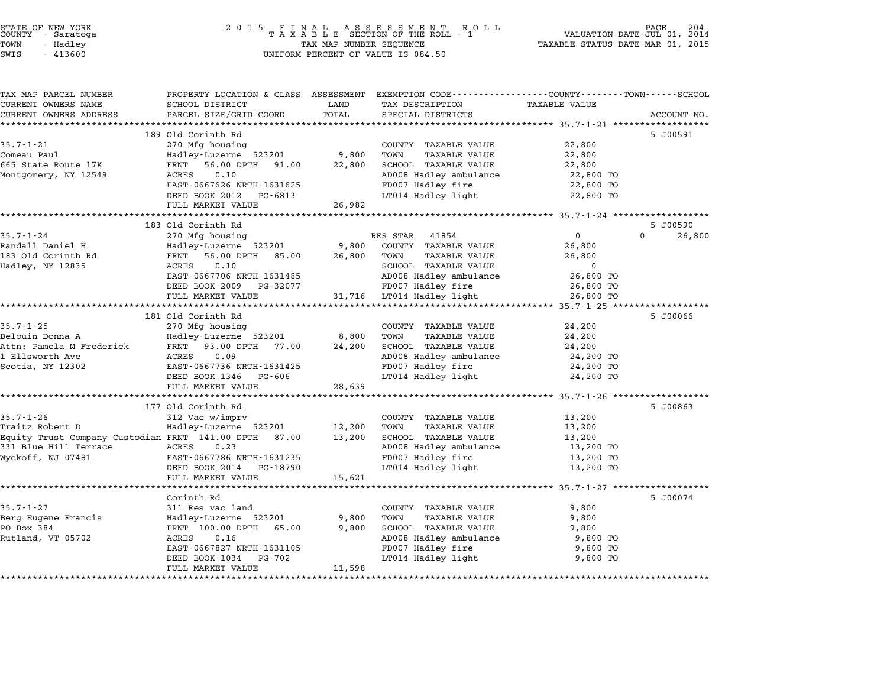STATE OF NEW YORK
COUNTY - Saratoga
TOWN - Hadley
SWIS - 413600

2015 FINAL ASSESSMENT ROLL
TAXABLE SECTION OF THE ROLL - 1
TAX MAP NUMBER SEQUENCE
UNIFORM PERCENT OF VALUE IS 084.50

VALUATION DATE-JUL 01, 2014
TAXABLE STATUS DATE-MAR 01, 2015

| TAX MAP PARCEL NUMBER / CURRENT OWNERS NAME / CURRENT OWNERS ADDRESS | PROPERTY LOCATION & CLASS / SCHOOL DISTRICT / PARCEL SIZE/GRID COORD | ASSESSMENT LAND | TOTAL | EXEMPTION CODE / TAX DESCRIPTION / SPECIAL DISTRICTS | COUNTY / TOWN / SCHOOL TAXABLE VALUE | ACCOUNT NO. |
|---|---|---|---|---|---|---|
| **35.7-1-21** | 189 Old Corinth Rd | | | | | 5 J00591 |
| 35.7-1-21 | 270 Mfg housing | | | COUNTY TAXABLE VALUE | 22,800 | |
| Comeau Paul | Hadley-Luzerne 523201 | 9,800 | | TOWN TAXABLE VALUE | 22,800 | |
| 665 State Route 17K | FRNT 56.00 DPTH 91.00 | | 22,800 | SCHOOL TAXABLE VALUE | 22,800 | |
| Montgomery, NY 12549 | ACRES 0.10 | | | AD008 Hadley ambulance | 22,800 TO | |
| | EAST-0667626 NRTH-1631625 | | | FD007 Hadley fire | 22,800 TO | |
| | DEED BOOK 2012 PG-6813 | | | LT014 Hadley light | 22,800 TO | |
| | FULL MARKET VALUE | | 26,982 | | | |
| **35.7-1-24** | 183 Old Corinth Rd | | | | | 5 J00590 |
| 35.7-1-24 | 270 Mfg housing | | | RES STAR 41854 | 0 / 0 / 26,800 | |
| Randall Daniel H | Hadley-Luzerne 523201 | 9,800 | | COUNTY TAXABLE VALUE | 26,800 | |
| 183 Old Corinth Rd | FRNT 56.00 DPTH 85.00 | | 26,800 | TOWN TAXABLE VALUE | 26,800 | |
| Hadley, NY 12835 | ACRES 0.10 | | | SCHOOL TAXABLE VALUE | 0 | |
| | EAST-0667706 NRTH-1631485 | | | AD008 Hadley ambulance | 26,800 TO | |
| | DEED BOOK 2009 PG-32077 | | | FD007 Hadley fire | 26,800 TO | |
| | FULL MARKET VALUE | | 31,716 | LT014 Hadley light | 26,800 TO | |
| **35.7-1-25** | 181 Old Corinth Rd | | | | | 5 J00066 |
| 35.7-1-25 | 270 Mfg housing | | | COUNTY TAXABLE VALUE | 24,200 | |
| Belouin Donna A | Hadley-Luzerne 523201 | 8,800 | | TOWN TAXABLE VALUE | 24,200 | |
| Attn: Pamela M Frederick | FRNT 93.00 DPTH 77.00 | | 24,200 | SCHOOL TAXABLE VALUE | 24,200 | |
| 1 Ellsworth Ave | ACRES 0.09 | | | AD008 Hadley ambulance | 24,200 TO | |
| Scotia, NY 12302 | EAST-0667736 NRTH-1631425 | | | FD007 Hadley fire | 24,200 TO | |
| | DEED BOOK 1346 PG-606 | | | LT014 Hadley light | 24,200 TO | |
| | FULL MARKET VALUE | | 28,639 | | | |
| **35.7-1-26** | 177 Old Corinth Rd | | | | | 5 J00863 |
| 35.7-1-26 | 312 Vac w/imprv | | | COUNTY TAXABLE VALUE | 13,200 | |
| Traitz Robert D | Hadley-Luzerne 523201 | 12,200 | | TOWN TAXABLE VALUE | 13,200 | |
| Equity Trust Company Custodian | FRNT 141.00 DPTH 87.00 | | 13,200 | SCHOOL TAXABLE VALUE | 13,200 | |
| 331 Blue Hill Terrace | ACRES 0.23 | | | AD008 Hadley ambulance | 13,200 TO | |
| Wyckoff, NJ 07481 | EAST-0667786 NRTH-1631235 | | | FD007 Hadley fire | 13,200 TO | |
| | DEED BOOK 2014 PG-18790 | | | LT014 Hadley light | 13,200 TO | |
| | FULL MARKET VALUE | | 15,621 | | | |
| **35.7-1-27** | Corinth Rd | | | | | 5 J00074 |
| 35.7-1-27 | 311 Res vac land | | | COUNTY TAXABLE VALUE | 9,800 | |
| Berg Eugene Francis | Hadley-Luzerne 523201 | 9,800 | | TOWN TAXABLE VALUE | 9,800 | |
| PO Box 384 | FRNT 100.00 DPTH 65.00 | | 9,800 | SCHOOL TAXABLE VALUE | 9,800 | |
| Rutland, VT 05702 | ACRES 0.16 | | | AD008 Hadley ambulance | 9,800 TO | |
| | EAST-0667827 NRTH-1631105 | | | FD007 Hadley fire | 9,800 TO | |
| | DEED BOOK 1034 PG-702 | | | LT014 Hadley light | 9,800 TO | |
| | FULL MARKET VALUE | | 11,598 | | | |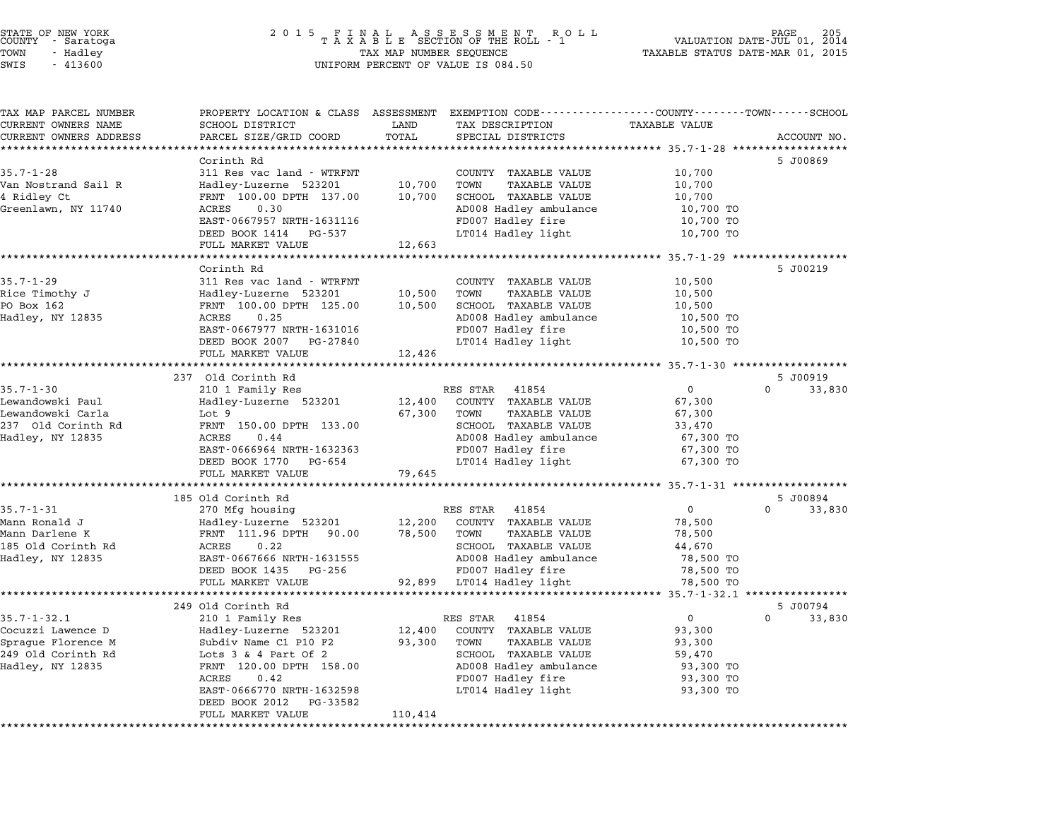STATE OF NEW YORK
COUNTY - Saratoga
TOWN - Hadley
SWIS - 413600

2015 FINAL ASSESSMENT ROLL
TAXABLE SECTION OF THE ROLL - 1
TAX MAP NUMBER SEQUENCE
UNIFORM PERCENT OF VALUE IS 084.50

VALUATION DATE-JUL 01, 2014
TAXABLE STATUS DATE-MAR 01, 2015

| TAX MAP PARCEL NUMBER / CURRENT OWNERS NAME / CURRENT OWNERS ADDRESS | PROPERTY LOCATION & CLASS / SCHOOL DISTRICT / PARCEL SIZE/GRID COORD | ASSESSMENT LAND | ASSESSMENT TOTAL | EXEMPTION CODE / TAX DESCRIPTION / SPECIAL DISTRICTS | COUNTY / TOWN TAXABLE VALUE | SCHOOL / ACCOUNT NO. |
|---|---|---|---|---|---|---|
| 35.7-1-28 | Corinth Rd | | | | | 5 J00869 |
| 35.7-1-28 | 311 Res vac land - WTRFNT | | | COUNTY TAXABLE VALUE | 10,700 | |
| Van Nostrand Sail R | Hadley-Luzerne 523201 | 10,700 | | TOWN TAXABLE VALUE | 10,700 | |
| 4 Ridley Ct | FRNT 100.00 DPTH 137.00 | | 10,700 | SCHOOL TAXABLE VALUE | 10,700 | |
| Greenlawn, NY 11740 | ACRES 0.30 | | | AD008 Hadley ambulance | 10,700 TO | |
| | EAST-0667957 NRTH-1631116 | | | FD007 Hadley fire | 10,700 TO | |
| | DEED BOOK 1414 PG-537 | | | LT014 Hadley light | 10,700 TO | |
| | FULL MARKET VALUE | | 12,663 | | | |
| 35.7-1-29 | Corinth Rd | | | | | 5 J00219 |
| 35.7-1-29 | 311 Res vac land - WTRFNT | | | COUNTY TAXABLE VALUE | 10,500 | |
| Rice Timothy J | Hadley-Luzerne 523201 | 10,500 | | TOWN TAXABLE VALUE | 10,500 | |
| PO Box 162 | FRNT 100.00 DPTH 125.00 | | 10,500 | SCHOOL TAXABLE VALUE | 10,500 | |
| Hadley, NY 12835 | ACRES 0.25 | | | AD008 Hadley ambulance | 10,500 TO | |
| | EAST-0667977 NRTH-1631016 | | | FD007 Hadley fire | 10,500 TO | |
| | DEED BOOK 2007 PG-27840 | | | LT014 Hadley light | 10,500 TO | |
| | FULL MARKET VALUE | | 12,426 | | | |
| 35.7-1-30 | 237 Old Corinth Rd | | | | | 5 J00919 |
| 35.7-1-30 | 210 1 Family Res | | | RES STAR 41854 | 0 | 0 33,830 |
| Lewandowski Paul | Hadley-Luzerne 523201 | 12,400 | | COUNTY TAXABLE VALUE | 67,300 | |
| Lewandowski Carla | Lot 9 | | 67,300 | TOWN TAXABLE VALUE | 67,300 | |
| 237 Old Corinth Rd | FRNT 150.00 DPTH 133.00 | | | SCHOOL TAXABLE VALUE | 33,470 | |
| Hadley, NY 12835 | ACRES 0.44 | | | AD008 Hadley ambulance | 67,300 TO | |
| | EAST-0666964 NRTH-1632363 | | | FD007 Hadley fire | 67,300 TO | |
| | DEED BOOK 1770 PG-654 | | | LT014 Hadley light | 67,300 TO | |
| | FULL MARKET VALUE | | 79,645 | | | |
| 35.7-1-31 | 185 Old Corinth Rd | | | | | 5 J00894 |
| 35.7-1-31 | 270 Mfg housing | | | RES STAR 41854 | 0 | 0 33,830 |
| Mann Ronald J | Hadley-Luzerne 523201 | 12,200 | | COUNTY TAXABLE VALUE | 78,500 | |
| Mann Darlene K | FRNT 111.96 DPTH 90.00 | | 78,500 | TOWN TAXABLE VALUE | 78,500 | |
| 185 Old Corinth Rd | ACRES 0.22 | | | SCHOOL TAXABLE VALUE | 44,670 | |
| Hadley, NY 12835 | EAST-0667666 NRTH-1631555 | | | AD008 Hadley ambulance | 78,500 TO | |
| | DEED BOOK 1435 PG-256 | | | FD007 Hadley fire | 78,500 TO | |
| | FULL MARKET VALUE | | 92,899 | LT014 Hadley light | 78,500 TO | |
| 35.7-1-32.1 | 249 Old Corinth Rd | | | | | 5 J00794 |
| 35.7-1-32.1 | 210 1 Family Res | | | RES STAR 41854 | 0 | 0 33,830 |
| Cocuzzi Lawence D | Hadley-Luzerne 523201 | 12,400 | | COUNTY TAXABLE VALUE | 93,300 | |
| Sprague Florence M | Subdiv Name C1 P10 F2 | | 93,300 | TOWN TAXABLE VALUE | 93,300 | |
| 249 Old Corinth Rd | Lots 3 & 4 Part Of 2 | | | SCHOOL TAXABLE VALUE | 59,470 | |
| Hadley, NY 12835 | FRNT 120.00 DPTH 158.00 | | | AD008 Hadley ambulance | 93,300 TO | |
| | ACRES 0.42 | | | FD007 Hadley fire | 93,300 TO | |
| | EAST-0666770 NRTH-1632598 | | | LT014 Hadley light | 93,300 TO | |
| | DEED BOOK 2012 PG-33582 | | | | | |
| | FULL MARKET VALUE | | 110,414 | | | |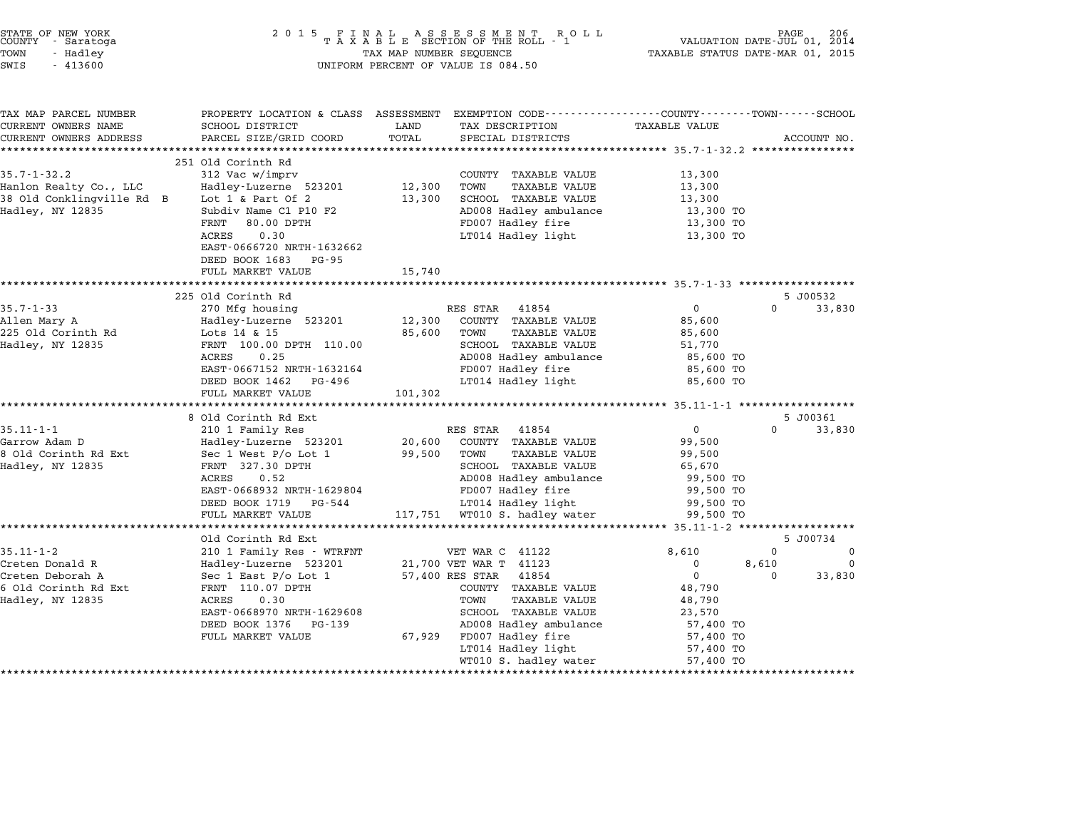STATE OF NEW YORK — COUNTY - Saratoga — TOWN - Hadley — SWIS - 413600

2015 FINAL ASSESSMENT ROLL — TAXABLE SECTION OF THE ROLL - 1 — TAX MAP NUMBER SEQUENCE — UNIFORM PERCENT OF VALUE IS 084.50

VALUATION DATE-JUL 01, 2014 — TAXABLE STATUS DATE-MAR 01, 2015

| TAX MAP PARCEL NUMBER / CURRENT OWNERS NAME / CURRENT OWNERS ADDRESS | PROPERTY LOCATION & CLASS / SCHOOL DISTRICT / PARCEL SIZE/GRID COORD | ASSESSMENT LAND / TOTAL | EXEMPTION CODE / TAX DESCRIPTION / SPECIAL DISTRICTS | COUNTY TAXABLE VALUE | TOWN | SCHOOL | ACCOUNT NO. |
|---|---|---|---|---|---|---|---|
| 35.7-1-32.2 | 251 Old Corinth Rd | | | | | | |
| | 312 Vac w/imprv | | COUNTY TAXABLE VALUE | 13,300 | | | |
| Hanlon Realty Co., LLC | Hadley-Luzerne 523201 | 12,300 | TOWN TAXABLE VALUE | 13,300 | | | |
| 38 Old Conklingville Rd B | Lot 1 & Part Of 2 | 13,300 | SCHOOL TAXABLE VALUE | 13,300 | | | |
| Hadley, NY 12835 | Subdiv Name C1 P10 F2 | | AD008 Hadley ambulance | 13,300 TO | | | |
| | FRNT 80.00 DPTH | | FD007 Hadley fire | 13,300 TO | | | |
| | ACRES 0.30 | | LT014 Hadley light | 13,300 TO | | | |
| | EAST-0666720 NRTH-1632662 | | | | | | |
| | DEED BOOK 1683 PG-95 | | | | | | |
| | FULL MARKET VALUE | 15,740 | | | | | |
| 35.7-1-33 | 225 Old Corinth Rd | | | | | | 5 J00532 |
| | 270 Mfg housing | | RES STAR 41854 | 0 | 0 | 33,830 | |
| Allen Mary A | Hadley-Luzerne 523201 | 12,300 | COUNTY TAXABLE VALUE | 85,600 | | | |
| 225 Old Corinth Rd | Lots 14 & 15 | 85,600 | TOWN TAXABLE VALUE | 85,600 | | | |
| Hadley, NY 12835 | FRNT 100.00 DPTH 110.00 | | SCHOOL TAXABLE VALUE | 51,770 | | | |
| | ACRES 0.25 | | AD008 Hadley ambulance | 85,600 TO | | | |
| | EAST-0667152 NRTH-1632164 | | FD007 Hadley fire | 85,600 TO | | | |
| | DEED BOOK 1462 PG-496 | | LT014 Hadley light | 85,600 TO | | | |
| | FULL MARKET VALUE | 101,302 | | | | | |
| 35.11-1-1 | 8 Old Corinth Rd Ext | | | | | | 5 J00361 |
| | 210 1 Family Res | | RES STAR 41854 | 0 | 0 | 33,830 | |
| Garrow Adam D | Hadley-Luzerne 523201 | 20,600 | COUNTY TAXABLE VALUE | 99,500 | | | |
| 8 Old Corinth Rd Ext | Sec 1 West P/o Lot 1 | 99,500 | TOWN TAXABLE VALUE | 99,500 | | | |
| Hadley, NY 12835 | FRNT 327.30 DPTH | | SCHOOL TAXABLE VALUE | 65,670 | | | |
| | ACRES 0.52 | | AD008 Hadley ambulance | 99,500 TO | | | |
| | EAST-0668932 NRTH-1629804 | | FD007 Hadley fire | 99,500 TO | | | |
| | DEED BOOK 1719 PG-544 | | LT014 Hadley light | 99,500 TO | | | |
| | FULL MARKET VALUE | 117,751 | WT010 S. hadley water | 99,500 TO | | | |
| 35.11-1-2 | Old Corinth Rd Ext | | | | | | 5 J00734 |
| | 210 1 Family Res - WTRFNT | | VET WAR C 41122 | 8,610 | 0 | 0 | |
| Creten Donald R | Hadley-Luzerne 523201 | 21,700 | VET WAR T 41123 | 0 | 8,610 | 0 | |
| Creten Deborah A | Sec 1 East P/o Lot 1 | 57,400 | RES STAR 41854 | 0 | 0 | 33,830 | |
| 6 Old Corinth Rd Ext | FRNT 110.07 DPTH | | COUNTY TAXABLE VALUE | 48,790 | | | |
| Hadley, NY 12835 | ACRES 0.30 | | TOWN TAXABLE VALUE | 48,790 | | | |
| | EAST-0668970 NRTH-1629608 | | SCHOOL TAXABLE VALUE | 23,570 | | | |
| | DEED BOOK 1376 PG-139 | | AD008 Hadley ambulance | 57,400 TO | | | |
| | FULL MARKET VALUE | 67,929 | FD007 Hadley fire | 57,400 TO | | | |
| | | | LT014 Hadley light | 57,400 TO | | | |
| | | | WT010 S. hadley water | 57,400 TO | | | |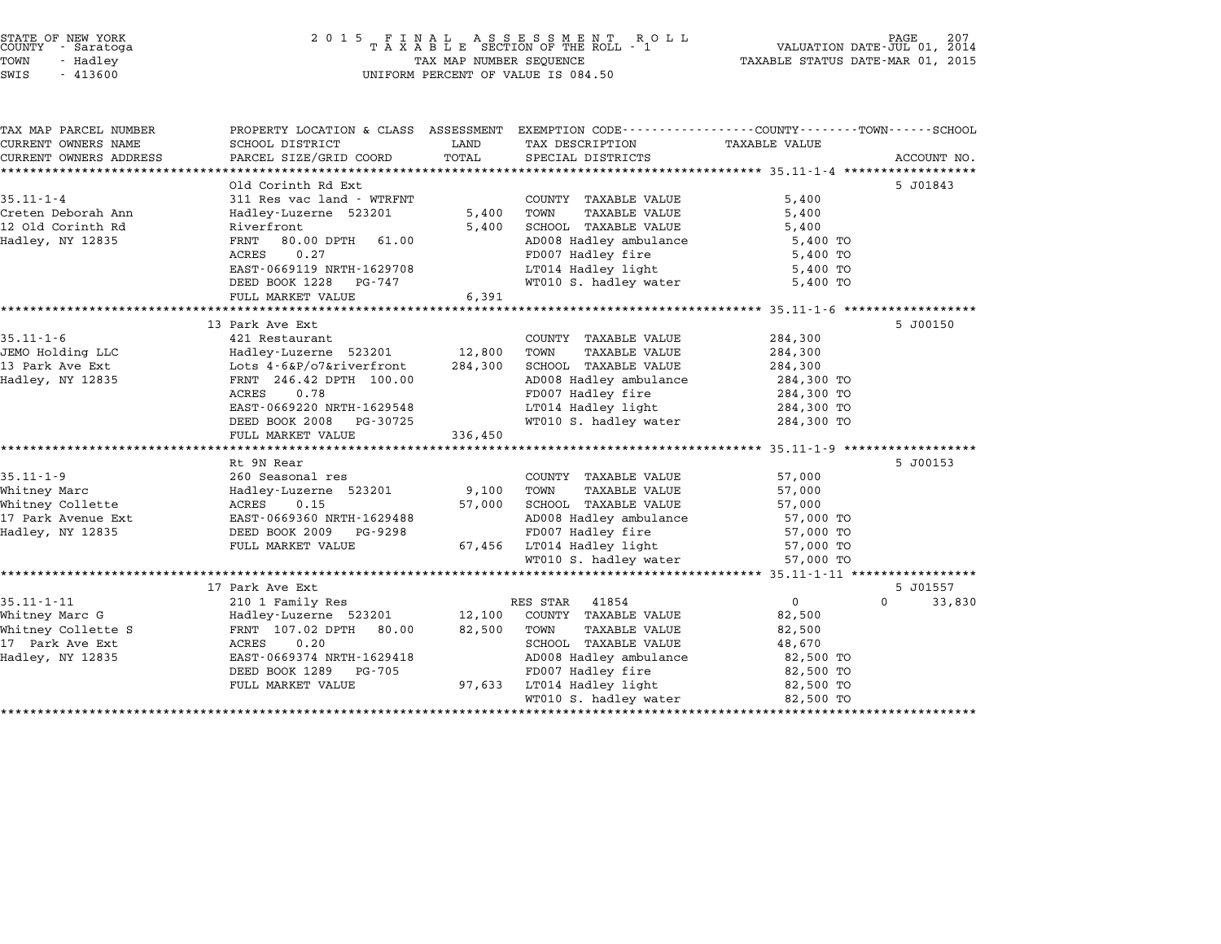STATE OF NEW YORK
COUNTY - Saratoga
TOWN - Hadley
SWIS - 413600

2 0 1 5 F I N A L A S S E S S M E N T R O L L
T A X A B L E SECTION OF THE ROLL - 1
TAX MAP NUMBER SEQUENCE
UNIFORM PERCENT OF VALUE IS 084.50

VALUATION DATE-JUL 01, 2014
TAXABLE STATUS DATE-MAR 01, 2015

| TAX MAP PARCEL NUMBER / CURRENT OWNERS NAME / CURRENT OWNERS ADDRESS | PROPERTY LOCATION & CLASS / SCHOOL DISTRICT / PARCEL SIZE/GRID COORD | ASSESSMENT LAND | TOTAL | EXEMPTION CODE / TAX DESCRIPTION / SPECIAL DISTRICTS | COUNTY / TOWN TAXABLE VALUE | SCHOOL / ACCOUNT NO. |
|---|---|---|---|---|---|---|
| | Old Corinth Rd Ext | | | | | 5 J01843 |
| 35.11-1-4 | 311 Res vac land - WTRFNT | | | COUNTY TAXABLE VALUE | 5,400 | |
| Creten Deborah Ann | Hadley-Luzerne 523201 | 5,400 | | TOWN TAXABLE VALUE | 5,400 | |
| 12 Old Corinth Rd | Riverfront | | 5,400 | SCHOOL TAXABLE VALUE | 5,400 | |
| Hadley, NY 12835 | FRNT 80.00 DPTH 61.00 | | | AD008 Hadley ambulance | 5,400 TO | |
| | ACRES 0.27 | | | FD007 Hadley fire | 5,400 TO | |
| | EAST-0669119 NRTH-1629708 | | | LT014 Hadley light | 5,400 TO | |
| | DEED BOOK 1228 PG-747 | | | WT010 S. hadley water | 5,400 TO | |
| | FULL MARKET VALUE | | 6,391 | | | |
| | 13 Park Ave Ext | | | | | 5 J00150 |
| 35.11-1-6 | 421 Restaurant | | | COUNTY TAXABLE VALUE | 284,300 | |
| JEMO Holding LLC | Hadley-Luzerne 523201 | 12,800 | | TOWN TAXABLE VALUE | 284,300 | |
| 13 Park Ave Ext | Lots 4-6&P/o7&riverfront | | 284,300 | SCHOOL TAXABLE VALUE | 284,300 | |
| Hadley, NY 12835 | FRNT 246.42 DPTH 100.00 | | | AD008 Hadley ambulance | 284,300 TO | |
| | ACRES 0.78 | | | FD007 Hadley fire | 284,300 TO | |
| | EAST-0669220 NRTH-1629548 | | | LT014 Hadley light | 284,300 TO | |
| | DEED BOOK 2008 PG-30725 | | | WT010 S. hadley water | 284,300 TO | |
| | FULL MARKET VALUE | | 336,450 | | | |
| | Rt 9N Rear | | | | | 5 J00153 |
| 35.11-1-9 | 260 Seasonal res | | | COUNTY TAXABLE VALUE | 57,000 | |
| Whitney Marc | Hadley-Luzerne 523201 | 9,100 | | TOWN TAXABLE VALUE | 57,000 | |
| Whitney Collette | ACRES 0.15 | | 57,000 | SCHOOL TAXABLE VALUE | 57,000 | |
| 17 Park Avenue Ext | EAST-0669360 NRTH-1629488 | | | AD008 Hadley ambulance | 57,000 TO | |
| Hadley, NY 12835 | DEED BOOK 2009 PG-9298 | | | FD007 Hadley fire | 57,000 TO | |
| | FULL MARKET VALUE | | 67,456 | LT014 Hadley light | 57,000 TO | |
| | | | | WT010 S. hadley water | 57,000 TO | |
| | 17 Park Ave Ext | | | | | 5 J01557 |
| 35.11-1-11 | 210 1 Family Res | | | RES STAR 41854 | 0 | 0 33,830 |
| Whitney Marc G | Hadley-Luzerne 523201 | 12,100 | | COUNTY TAXABLE VALUE | 82,500 | |
| Whitney Collette S | FRNT 107.02 DPTH 80.00 | | 82,500 | TOWN TAXABLE VALUE | 82,500 | |
| 17 Park Ave Ext | ACRES 0.20 | | | SCHOOL TAXABLE VALUE | 48,670 | |
| Hadley, NY 12835 | EAST-0669374 NRTH-1629418 | | | AD008 Hadley ambulance | 82,500 TO | |
| | DEED BOOK 1289 PG-705 | | | FD007 Hadley fire | 82,500 TO | |
| | FULL MARKET VALUE | | 97,633 | LT014 Hadley light | 82,500 TO | |
| | | | | WT010 S. hadley water | 82,500 TO | |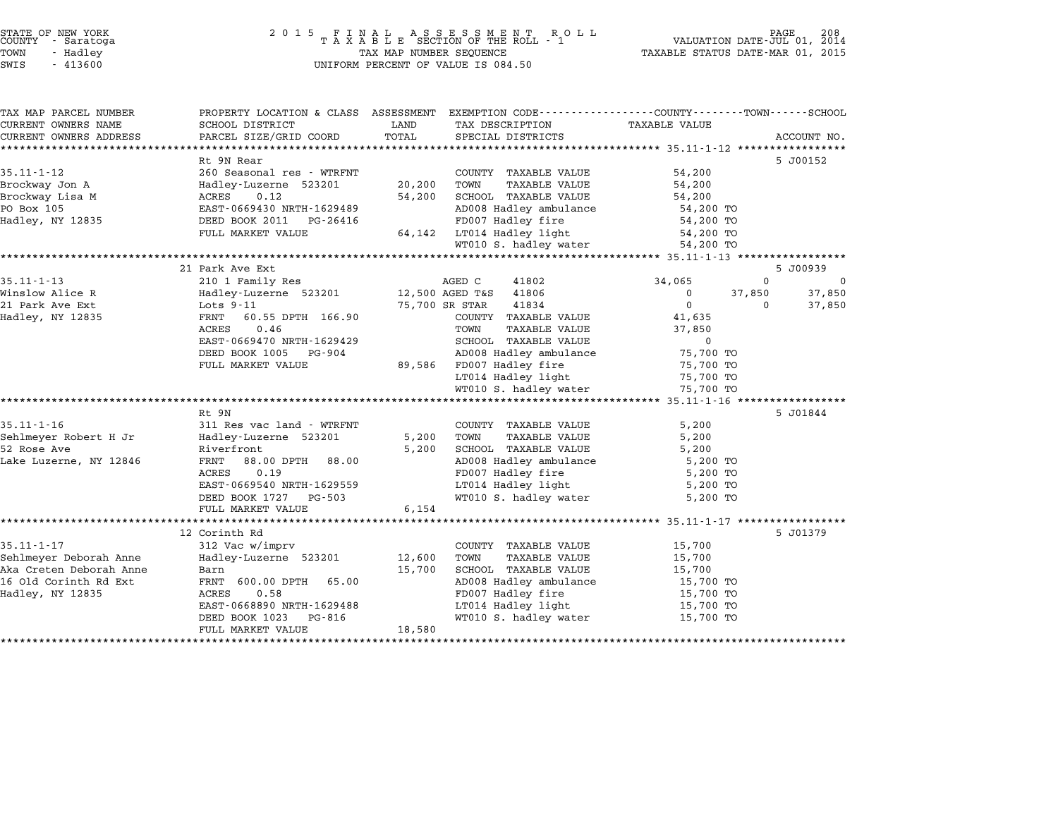STATE OF NEW YORK
COUNTY - Saratoga
TOWN - Hadley
SWIS - 413600

2015 FINAL ASSESSMENT ROLL
TAXABLE SECTION OF THE ROLL - 1
TAX MAP NUMBER SEQUENCE
UNIFORM PERCENT OF VALUE IS 084.50

VALUATION DATE-JUL 01, 2014
TAXABLE STATUS DATE-MAR 01, 2015

| TAX MAP PARCEL NUMBER / CURRENT OWNERS NAME / CURRENT OWNERS ADDRESS | PROPERTY LOCATION & CLASS / SCHOOL DISTRICT / PARCEL SIZE/GRID COORD | ASSESSMENT LAND / TOTAL | EXEMPTION CODE / TAX DESCRIPTION / SPECIAL DISTRICTS | COUNTY TAXABLE VALUE | TOWN | SCHOOL | ACCOUNT NO. |
|---|---|---|---|---|---|---|---|
| | Rt 9N Rear | | | | | | 5 J00152 |
| 35.11-1-12 | 260 Seasonal res - WTRFNT | | COUNTY TAXABLE VALUE | 54,200 | | | |
| Brockway Jon A | Hadley-Luzerne 523201 | 20,200 | TOWN TAXABLE VALUE | 54,200 | | | |
| Brockway Lisa M | ACRES 0.12 | 54,200 | SCHOOL TAXABLE VALUE | 54,200 | | | |
| PO Box 105 | EAST-0669430 NRTH-1629489 | | AD008 Hadley ambulance | 54,200 TO | | | |
| Hadley, NY 12835 | DEED BOOK 2011 PG-26416 | | FD007 Hadley fire | 54,200 TO | | | |
| | FULL MARKET VALUE | 64,142 | LT014 Hadley light | 54,200 TO | | | |
| | | | WT010 S. hadley water | 54,200 TO | | | |
| | 21 Park Ave Ext | | | | | | 5 J00939 |
| 35.11-1-13 | 210 1 Family Res | | AGED C 41802 | 34,065 | 0 | 0 | |
| Winslow Alice R | Hadley-Luzerne 523201 | 12,500 | AGED T&S 41806 | 0 | 37,850 | 37,850 | |
| 21 Park Ave Ext | Lots 9-11 | 75,700 | SR STAR 41834 | 0 | 0 | 37,850 | |
| Hadley, NY 12835 | FRNT 60.55 DPTH 166.90 | | COUNTY TAXABLE VALUE | 41,635 | | | |
| | ACRES 0.46 | | TOWN TAXABLE VALUE | 37,850 | | | |
| | EAST-0669470 NRTH-1629429 | | SCHOOL TAXABLE VALUE | 0 | | | |
| | DEED BOOK 1005 PG-904 | | AD008 Hadley ambulance | 75,700 TO | | | |
| | FULL MARKET VALUE | 89,586 | FD007 Hadley fire | 75,700 TO | | | |
| | | | LT014 Hadley light | 75,700 TO | | | |
| | | | WT010 S. hadley water | 75,700 TO | | | |
| | Rt 9N | | | | | | 5 J01844 |
| 35.11-1-16 | 311 Res vac land - WTRFNT | | COUNTY TAXABLE VALUE | 5,200 | | | |
| Sehlmeyer Robert H Jr | Hadley-Luzerne 523201 | 5,200 | TOWN TAXABLE VALUE | 5,200 | | | |
| 52 Rose Ave | Riverfront | 5,200 | SCHOOL TAXABLE VALUE | 5,200 | | | |
| Lake Luzerne, NY 12846 | FRNT 88.00 DPTH 88.00 | | AD008 Hadley ambulance | 5,200 TO | | | |
| | ACRES 0.19 | | FD007 Hadley fire | 5,200 TO | | | |
| | EAST-0669540 NRTH-1629559 | | LT014 Hadley light | 5,200 TO | | | |
| | DEED BOOK 1727 PG-503 | | WT010 S. hadley water | 5,200 TO | | | |
| | FULL MARKET VALUE | 6,154 | | | | | |
| | 12 Corinth Rd | | | | | | 5 J01379 |
| 35.11-1-17 | 312 Vac w/imprv | | COUNTY TAXABLE VALUE | 15,700 | | | |
| Sehlmeyer Deborah Anne | Hadley-Luzerne 523201 | 12,600 | TOWN TAXABLE VALUE | 15,700 | | | |
| Aka Creten Deborah Anne | Barn | 15,700 | SCHOOL TAXABLE VALUE | 15,700 | | | |
| 16 Old Corinth Rd Ext | FRNT 600.00 DPTH 65.00 | | AD008 Hadley ambulance | 15,700 TO | | | |
| Hadley, NY 12835 | ACRES 0.58 | | FD007 Hadley fire | 15,700 TO | | | |
| | EAST-0668890 NRTH-1629488 | | LT014 Hadley light | 15,700 TO | | | |
| | DEED BOOK 1023 PG-816 | | WT010 S. hadley water | 15,700 TO | | | |
| | FULL MARKET VALUE | 18,580 | | | | | |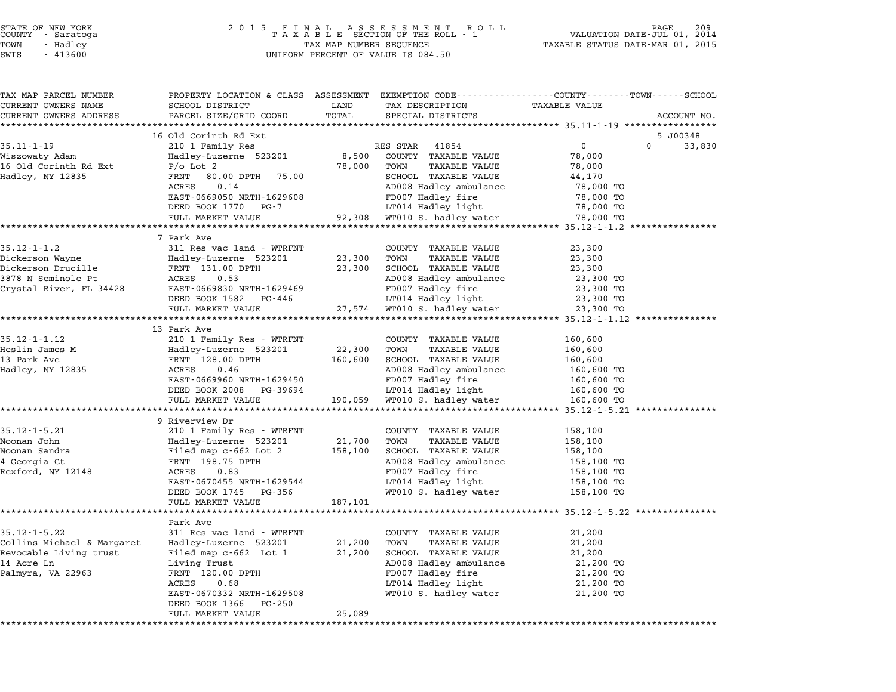STATE OF NEW YORK
COUNTY - Saratoga
TOWN - Hadley
SWIS - 413600

2 0 1 5 F I N A L A S S E S S M E N T R O L L
T A X A B L E SECTION OF THE ROLL - 1
TAX MAP NUMBER SEQUENCE
UNIFORM PERCENT OF VALUE IS 084.50

VALUATION DATE-JUL 01, 2014
TAXABLE STATUS DATE-MAR 01, 2015

| TAX MAP PARCEL NUMBER / CURRENT OWNERS NAME / CURRENT OWNERS ADDRESS | PROPERTY LOCATION & CLASS / SCHOOL DISTRICT / PARCEL SIZE/GRID COORD | ASSESSMENT LAND / TOTAL | EXEMPTION CODE / TAX DESCRIPTION / SPECIAL DISTRICTS | COUNTY / TAXABLE VALUE | TOWN | SCHOOL / ACCOUNT NO. |
|---|---|---|---|---|---|---|
| **35.11-1-19** | 16 Old Corinth Rd Ext | | | | | 5 J00348 |
| Wiszowaty Adam | 210 1 Family Res | | RES STAR 41854 | 0 | 0 | 33,830 |
| 16 Old Corinth Rd Ext | Hadley-Luzerne 523201 | 8,500 | COUNTY TAXABLE VALUE | 78,000 | | |
| Hadley, NY 12835 | P/o Lot 2 | 78,000 | TOWN TAXABLE VALUE | 78,000 | | |
| | FRNT 80.00 DPTH 75.00 | | SCHOOL TAXABLE VALUE | 44,170 | | |
| | ACRES 0.14 | | AD008 Hadley ambulance | 78,000 TO | | |
| | EAST-0669050 NRTH-1629608 | | FD007 Hadley fire | 78,000 TO | | |
| | DEED BOOK 1770 PG-7 | | LT014 Hadley light | 78,000 TO | | |
| | FULL MARKET VALUE | 92,308 | WT010 S. hadley water | 78,000 TO | | |
| **35.12-1-1.2** | 7 Park Ave | | | | | |
| Dickerson Wayne | 311 Res vac land - WTRFNT | | COUNTY TAXABLE VALUE | 23,300 | | |
| Dickerson Drucille | Hadley-Luzerne 523201 | 23,300 | TOWN TAXABLE VALUE | 23,300 | | |
| 3878 N Seminole Pt | FRNT 131.00 DPTH | 23,300 | SCHOOL TAXABLE VALUE | 23,300 | | |
| Crystal River, FL 34428 | ACRES 0.53 | | AD008 Hadley ambulance | 23,300 TO | | |
| | EAST-0669830 NRTH-1629469 | | FD007 Hadley fire | 23,300 TO | | |
| | DEED BOOK 1582 PG-446 | | LT014 Hadley light | 23,300 TO | | |
| | FULL MARKET VALUE | 27,574 | WT010 S. hadley water | 23,300 TO | | |
| **35.12-1-1.12** | 13 Park Ave | | | | | |
| Heslin James M | 210 1 Family Res - WTRFNT | | COUNTY TAXABLE VALUE | 160,600 | | |
| 13 Park Ave | Hadley-Luzerne 523201 | 22,300 | TOWN TAXABLE VALUE | 160,600 | | |
| Hadley, NY 12835 | FRNT 128.00 DPTH | 160,600 | SCHOOL TAXABLE VALUE | 160,600 | | |
| | ACRES 0.46 | | AD008 Hadley ambulance | 160,600 TO | | |
| | EAST-0669960 NRTH-1629450 | | FD007 Hadley fire | 160,600 TO | | |
| | DEED BOOK 2008 PG-39694 | | LT014 Hadley light | 160,600 TO | | |
| | FULL MARKET VALUE | 190,059 | WT010 S. hadley water | 160,600 TO | | |
| **35.12-1-5.21** | 9 Riverview Dr | | | | | |
| Noonan John | 210 1 Family Res - WTRFNT | | COUNTY TAXABLE VALUE | 158,100 | | |
| Noonan Sandra | Hadley-Luzerne 523201 | 21,700 | TOWN TAXABLE VALUE | 158,100 | | |
| 4 Georgia Ct | Filed map c-662 Lot 2 | 158,100 | SCHOOL TAXABLE VALUE | 158,100 | | |
| Rexford, NY 12148 | FRNT 198.75 DPTH | | AD008 Hadley ambulance | 158,100 TO | | |
| | ACRES 0.83 | | FD007 Hadley fire | 158,100 TO | | |
| | EAST-0670455 NRTH-1629544 | | LT014 Hadley light | 158,100 TO | | |
| | DEED BOOK 1745 PG-356 | | WT010 S. hadley water | 158,100 TO | | |
| | FULL MARKET VALUE | 187,101 | | | | |
| **35.12-1-5.22** | Park Ave | | | | | |
| Collins Michael & Margaret | 311 Res vac land - WTRFNT | | COUNTY TAXABLE VALUE | 21,200 | | |
| Revocable Living trust | Hadley-Luzerne 523201 | 21,200 | TOWN TAXABLE VALUE | 21,200 | | |
| 14 Acre Ln | Filed map c-662 Lot 1 | 21,200 | SCHOOL TAXABLE VALUE | 21,200 | | |
| Palmyra, VA 22963 | Living Trust | | AD008 Hadley ambulance | 21,200 TO | | |
| | FRNT 120.00 DPTH | | FD007 Hadley fire | 21,200 TO | | |
| | ACRES 0.68 | | LT014 Hadley light | 21,200 TO | | |
| | EAST-0670332 NRTH-1629508 | | WT010 S. hadley water | 21,200 TO | | |
| | DEED BOOK 1366 PG-250 | | | | | |
| | FULL MARKET VALUE | 25,089 | | | | |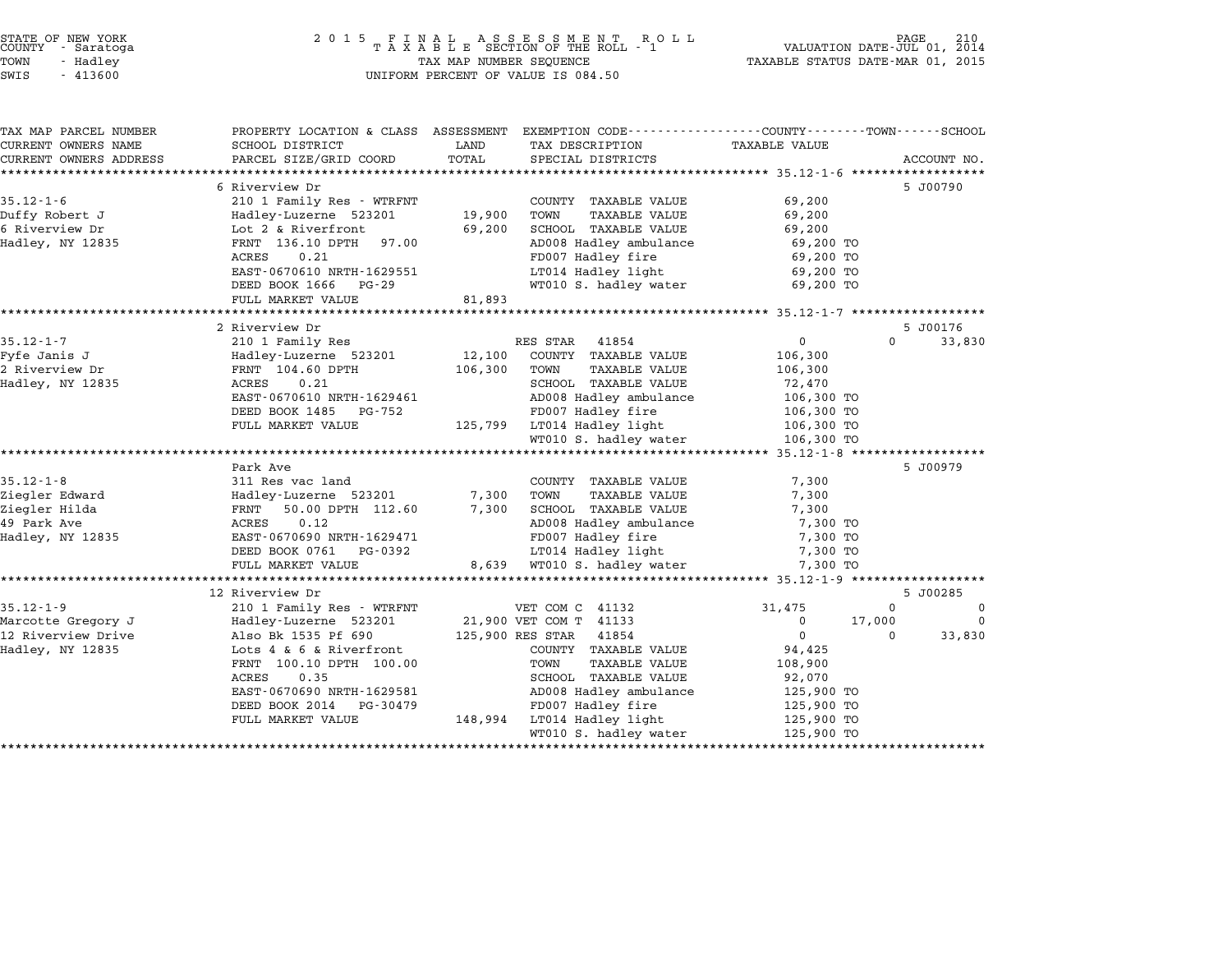STATE OF NEW YORK
COUNTY - Saratoga
TOWN - Hadley
SWIS - 413600

2 0 1 5 F I N A L A S S E S S M E N T R O L L
T A X A B L E SECTION OF THE ROLL - 1
TAX MAP NUMBER SEQUENCE
UNIFORM PERCENT OF VALUE IS 084.50

VALUATION DATE-JUL 01, 2014
TAXABLE STATUS DATE-MAR 01, 2015

| TAX MAP PARCEL NUMBER / CURRENT OWNERS NAME / CURRENT OWNERS ADDRESS | PROPERTY LOCATION & CLASS / SCHOOL DISTRICT / PARCEL SIZE/GRID COORD | ASSESSMENT LAND / TOTAL | EXEMPTION CODE / TAX DESCRIPTION / SPECIAL DISTRICTS | COUNTY TAXABLE VALUE | TOWN | SCHOOL / ACCOUNT NO. |
|---|---|---|---|---|---|---|
| | 6 Riverview Dr | | | | | 5 J00790 |
| 35.12-1-6 | 210 1 Family Res - WTRFNT | | COUNTY TAXABLE VALUE | 69,200 | | |
| Duffy Robert J | Hadley-Luzerne 523201 | 19,900 | TOWN TAXABLE VALUE | 69,200 | | |
| 6 Riverview Dr | Lot 2 & Riverfront | 69,200 | SCHOOL TAXABLE VALUE | 69,200 | | |
| Hadley, NY 12835 | FRNT 136.10 DPTH 97.00 | | AD008 Hadley ambulance | 69,200 TO | | |
| | ACRES 0.21 | | FD007 Hadley fire | 69,200 TO | | |
| | EAST-0670610 NRTH-1629551 | | LT014 Hadley light | 69,200 TO | | |
| | DEED BOOK 1666 PG-29 | | WT010 S. hadley water | 69,200 TO | | |
| | FULL MARKET VALUE | 81,893 | | | | |
| | 2 Riverview Dr | | | | | 5 J00176 |
| 35.12-1-7 | 210 1 Family Res | | RES STAR 41854 | 0 | 0 | 33,830 |
| Fyfe Janis J | Hadley-Luzerne 523201 | 12,100 | COUNTY TAXABLE VALUE | 106,300 | | |
| 2 Riverview Dr | FRNT 104.60 DPTH | 106,300 | TOWN TAXABLE VALUE | 106,300 | | |
| Hadley, NY 12835 | ACRES 0.21 | | SCHOOL TAXABLE VALUE | 72,470 | | |
| | EAST-0670610 NRTH-1629461 | | AD008 Hadley ambulance | 106,300 TO | | |
| | DEED BOOK 1485 PG-752 | | FD007 Hadley fire | 106,300 TO | | |
| | FULL MARKET VALUE | 125,799 | LT014 Hadley light | 106,300 TO | | |
| | | | WT010 S. hadley water | 106,300 TO | | |
| | Park Ave | | | | | 5 J00979 |
| 35.12-1-8 | 311 Res vac land | | COUNTY TAXABLE VALUE | 7,300 | | |
| Ziegler Edward | Hadley-Luzerne 523201 | 7,300 | TOWN TAXABLE VALUE | 7,300 | | |
| Ziegler Hilda | FRNT 50.00 DPTH 112.60 | 7,300 | SCHOOL TAXABLE VALUE | 7,300 | | |
| 49 Park Ave | ACRES 0.12 | | AD008 Hadley ambulance | 7,300 TO | | |
| Hadley, NY 12835 | EAST-0670690 NRTH-1629471 | | FD007 Hadley fire | 7,300 TO | | |
| | DEED BOOK 0761 PG-0392 | | LT014 Hadley light | 7,300 TO | | |
| | FULL MARKET VALUE | 8,639 | WT010 S. hadley water | 7,300 TO | | |
| | 12 Riverview Dr | | | | | 5 J00285 |
| 35.12-1-9 | 210 1 Family Res - WTRFNT | | VET COM C 41132 | 31,475 | 0 | 0 |
| Marcotte Gregory J | Hadley-Luzerne 523201 | 21,900 | VET COM T 41133 | 0 | 17,000 | 0 |
| 12 Riverview Drive | Also Bk 1535 Pf 690 | 125,900 | RES STAR 41854 | 0 | 0 | 33,830 |
| Hadley, NY 12835 | Lots 4 & 6 & Riverfront | | COUNTY TAXABLE VALUE | 94,425 | | |
| | FRNT 100.10 DPTH 100.00 | | TOWN TAXABLE VALUE | 108,900 | | |
| | ACRES 0.35 | | SCHOOL TAXABLE VALUE | 92,070 | | |
| | EAST-0670690 NRTH-1629581 | | AD008 Hadley ambulance | 125,900 TO | | |
| | DEED BOOK 2014 PG-30479 | | FD007 Hadley fire | 125,900 TO | | |
| | FULL MARKET VALUE | 148,994 | LT014 Hadley light | 125,900 TO | | |
| | | | WT010 S. hadley water | 125,900 TO | | |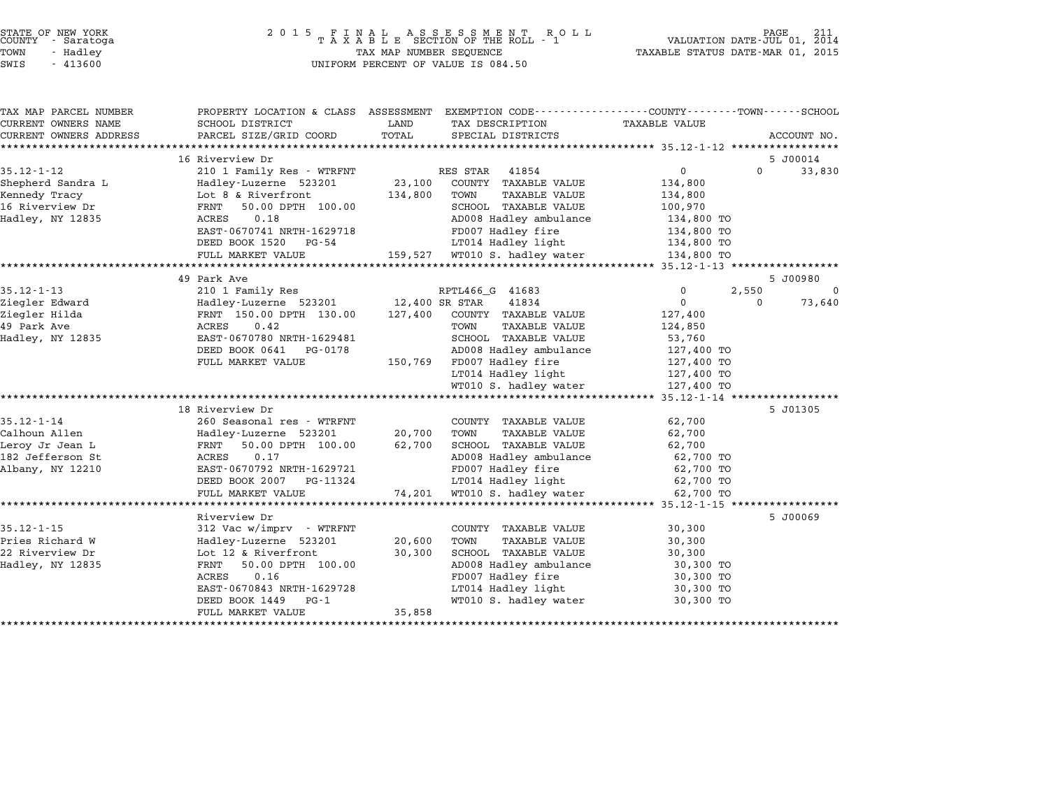STATE OF NEW YORK
COUNTY - Saratoga
TOWN - Hadley
SWIS - 413600

2015 FINAL ASSESSMENT ROLL
TAXABLE SECTION OF THE ROLL - 1
TAX MAP NUMBER SEQUENCE
UNIFORM PERCENT OF VALUE IS 084.50

VALUATION DATE-JUL 01, 2014
TAXABLE STATUS DATE-MAR 01, 2015

| TAX MAP PARCEL NUMBER / CURRENT OWNERS NAME / CURRENT OWNERS ADDRESS | PROPERTY LOCATION & CLASS / SCHOOL DISTRICT / PARCEL SIZE/GRID COORD | ASSESSMENT LAND / TOTAL | EXEMPTION CODE / TAX DESCRIPTION / SPECIAL DISTRICTS | COUNTY TAXABLE VALUE | TOWN | SCHOOL / ACCOUNT NO. |
|---|---|---|---|---|---|---|
| | 16 Riverview Dr | | | | | 5 J00014 |
| 35.12-1-12 | 210 1 Family Res - WTRFNT | | RES STAR 41854 | 0 | 0 | 33,830 |
| Shepherd Sandra L | Hadley-Luzerne 523201 | 23,100 | COUNTY TAXABLE VALUE | 134,800 | | |
| Kennedy Tracy | Lot 8 & Riverfront | 134,800 | TOWN TAXABLE VALUE | 134,800 | | |
| 16 Riverview Dr | FRNT 50.00 DPTH 100.00 | | SCHOOL TAXABLE VALUE | 100,970 | | |
| Hadley, NY 12835 | ACRES 0.18 | | AD008 Hadley ambulance | 134,800 TO | | |
| | EAST-0670741 NRTH-1629718 | | FD007 Hadley fire | 134,800 TO | | |
| | DEED BOOK 1520 PG-54 | | LT014 Hadley light | 134,800 TO | | |
| | FULL MARKET VALUE | 159,527 | WT010 S. hadley water | 134,800 TO | | |
| | 49 Park Ave | | | | | 5 J00980 |
| 35.12-1-13 | 210 1 Family Res | | RPTL466_G 41683 | 0 | 2,550 | 0 |
| Ziegler Edward | Hadley-Luzerne 523201 | 12,400 | SR STAR 41834 | 0 | 0 | 73,640 |
| Ziegler Hilda | FRNT 150.00 DPTH 130.00 | 127,400 | COUNTY TAXABLE VALUE | 127,400 | | |
| 49 Park Ave | ACRES 0.42 | | TOWN TAXABLE VALUE | 124,850 | | |
| Hadley, NY 12835 | EAST-0670780 NRTH-1629481 | | SCHOOL TAXABLE VALUE | 53,760 | | |
| | DEED BOOK 0641 PG-0178 | | AD008 Hadley ambulance | 127,400 TO | | |
| | FULL MARKET VALUE | 150,769 | FD007 Hadley fire | 127,400 TO | | |
| | | | LT014 Hadley light | 127,400 TO | | |
| | | | WT010 S. hadley water | 127,400 TO | | |
| | 18 Riverview Dr | | | | | 5 J01305 |
| 35.12-1-14 | 260 Seasonal res - WTRFNT | | COUNTY TAXABLE VALUE | 62,700 | | |
| Calhoun Allen | Hadley-Luzerne 523201 | 20,700 | TOWN TAXABLE VALUE | 62,700 | | |
| Leroy Jr Jean L | FRNT 50.00 DPTH 100.00 | 62,700 | SCHOOL TAXABLE VALUE | 62,700 | | |
| 182 Jefferson St | ACRES 0.17 | | AD008 Hadley ambulance | 62,700 TO | | |
| Albany, NY 12210 | EAST-0670792 NRTH-1629721 | | FD007 Hadley fire | 62,700 TO | | |
| | DEED BOOK 2007 PG-11324 | | LT014 Hadley light | 62,700 TO | | |
| | FULL MARKET VALUE | 74,201 | WT010 S. hadley water | 62,700 TO | | |
| | Riverview Dr | | | | | 5 J00069 |
| 35.12-1-15 | 312 Vac w/imprv - WTRFNT | | COUNTY TAXABLE VALUE | 30,300 | | |
| Pries Richard W | Hadley-Luzerne 523201 | 20,600 | TOWN TAXABLE VALUE | 30,300 | | |
| 22 Riverview Dr | Lot 12 & Riverfront | 30,300 | SCHOOL TAXABLE VALUE | 30,300 | | |
| Hadley, NY 12835 | FRNT 50.00 DPTH 100.00 | | AD008 Hadley ambulance | 30,300 TO | | |
| | ACRES 0.16 | | FD007 Hadley fire | 30,300 TO | | |
| | EAST-0670843 NRTH-1629728 | | LT014 Hadley light | 30,300 TO | | |
| | DEED BOOK 1449 PG-1 | | WT010 S. hadley water | 30,300 TO | | |
| | FULL MARKET VALUE | 35,858 | | | | |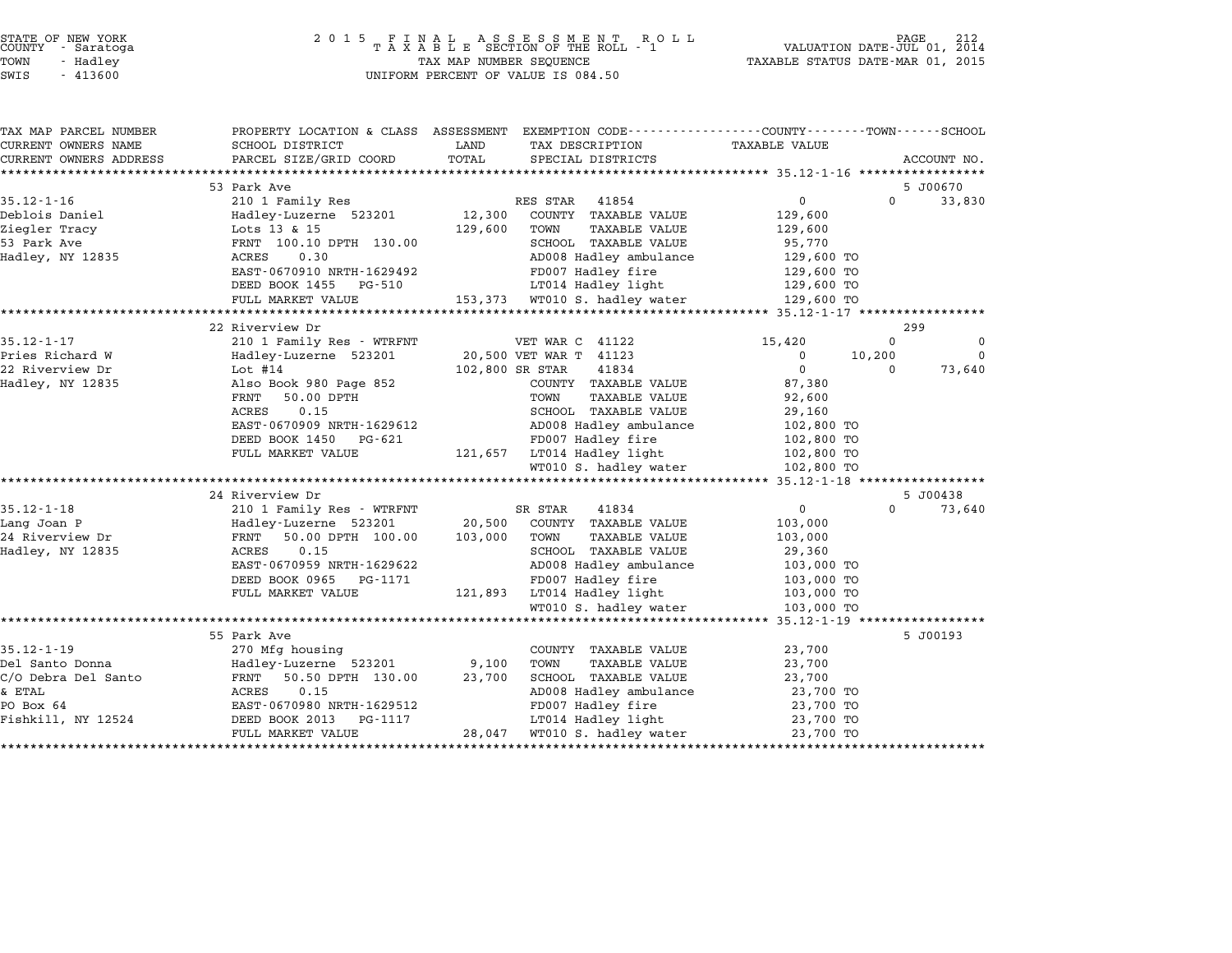STATE OF NEW YORK
COUNTY - Saratoga
TOWN - Hadley
SWIS - 413600

2 0 1 5 F I N A L A S S E S S M E N T R O L L
T A X A B L E SECTION OF THE ROLL - 1
TAX MAP NUMBER SEQUENCE
UNIFORM PERCENT OF VALUE IS 084.50

VALUATION DATE-JUL 01, 2014
TAXABLE STATUS DATE-MAR 01, 2015

| TAX MAP PARCEL NUMBER / CURRENT OWNERS NAME / CURRENT OWNERS ADDRESS | PROPERTY LOCATION & CLASS / SCHOOL DISTRICT / PARCEL SIZE/GRID COORD | ASSESSMENT LAND / TOTAL | EXEMPTION CODE / TAX DESCRIPTION / SPECIAL DISTRICTS | COUNTY TAXABLE VALUE | TOWN | SCHOOL / ACCOUNT NO. |
|---|---|---|---|---|---|---|
| | 53 Park Ave | | | | | 5 J00670 |
| 35.12-1-16 | 210 1 Family Res | | RES STAR 41854 | 0 | 0 | 33,830 |
| Deblois Daniel | Hadley-Luzerne 523201 | 12,300 | COUNTY TAXABLE VALUE | 129,600 | | |
| Ziegler Tracy | Lots 13 & 15 | 129,600 | TOWN TAXABLE VALUE | 129,600 | | |
| 53 Park Ave | FRNT 100.10 DPTH 130.00 | | SCHOOL TAXABLE VALUE | 95,770 | | |
| Hadley, NY 12835 | ACRES 0.30 | | AD008 Hadley ambulance | 129,600 TO | | |
| | EAST-0670910 NRTH-1629492 | | FD007 Hadley fire | 129,600 TO | | |
| | DEED BOOK 1455 PG-510 | | LT014 Hadley light | 129,600 TO | | |
| | FULL MARKET VALUE | 153,373 | WT010 S. hadley water | 129,600 TO | | |
| | 22 Riverview Dr | | | | | 299 |
| 35.12-1-17 | 210 1 Family Res - WTRFNT | | VET WAR C 41122 | 15,420 | 0 | 0 |
| Pries Richard W | Hadley-Luzerne 523201 | 20,500 | VET WAR T 41123 | 0 | 10,200 | 0 |
| 22 Riverview Dr | Lot #14 | 102,800 | SR STAR 41834 | 0 | 0 | 73,640 |
| Hadley, NY 12835 | Also Book 980 Page 852 | | COUNTY TAXABLE VALUE | 87,380 | | |
| | FRNT 50.00 DPTH | | TOWN TAXABLE VALUE | 92,600 | | |
| | ACRES 0.15 | | SCHOOL TAXABLE VALUE | 29,160 | | |
| | EAST-0670909 NRTH-1629612 | | AD008 Hadley ambulance | 102,800 TO | | |
| | DEED BOOK 1450 PG-621 | | FD007 Hadley fire | 102,800 TO | | |
| | FULL MARKET VALUE | 121,657 | LT014 Hadley light | 102,800 TO | | |
| | | | WT010 S. hadley water | 102,800 TO | | |
| | 24 Riverview Dr | | | | | 5 J00438 |
| 35.12-1-18 | 210 1 Family Res - WTRFNT | | SR STAR 41834 | 0 | 0 | 73,640 |
| Lang Joan P | Hadley-Luzerne 523201 | 20,500 | COUNTY TAXABLE VALUE | 103,000 | | |
| 24 Riverview Dr | FRNT 50.00 DPTH 100.00 | 103,000 | TOWN TAXABLE VALUE | 103,000 | | |
| Hadley, NY 12835 | ACRES 0.15 | | SCHOOL TAXABLE VALUE | 29,360 | | |
| | EAST-0670959 NRTH-1629622 | | AD008 Hadley ambulance | 103,000 TO | | |
| | DEED BOOK 0965 PG-1171 | | FD007 Hadley fire | 103,000 TO | | |
| | FULL MARKET VALUE | 121,893 | LT014 Hadley light | 103,000 TO | | |
| | | | WT010 S. hadley water | 103,000 TO | | |
| | 55 Park Ave | | | | | 5 J00193 |
| 35.12-1-19 | 270 Mfg housing | | COUNTY TAXABLE VALUE | 23,700 | | |
| Del Santo Donna | Hadley-Luzerne 523201 | 9,100 | TOWN TAXABLE VALUE | 23,700 | | |
| C/O Debra Del Santo | FRNT 50.50 DPTH 130.00 | 23,700 | SCHOOL TAXABLE VALUE | 23,700 | | |
| & ETAL | ACRES 0.15 | | AD008 Hadley ambulance | 23,700 TO | | |
| PO Box 64 | EAST-0670980 NRTH-1629512 | | FD007 Hadley fire | 23,700 TO | | |
| Fishkill, NY 12524 | DEED BOOK 2013 PG-1117 | | LT014 Hadley light | 23,700 TO | | |
| | FULL MARKET VALUE | 28,047 | WT010 S. hadley water | 23,700 TO | | |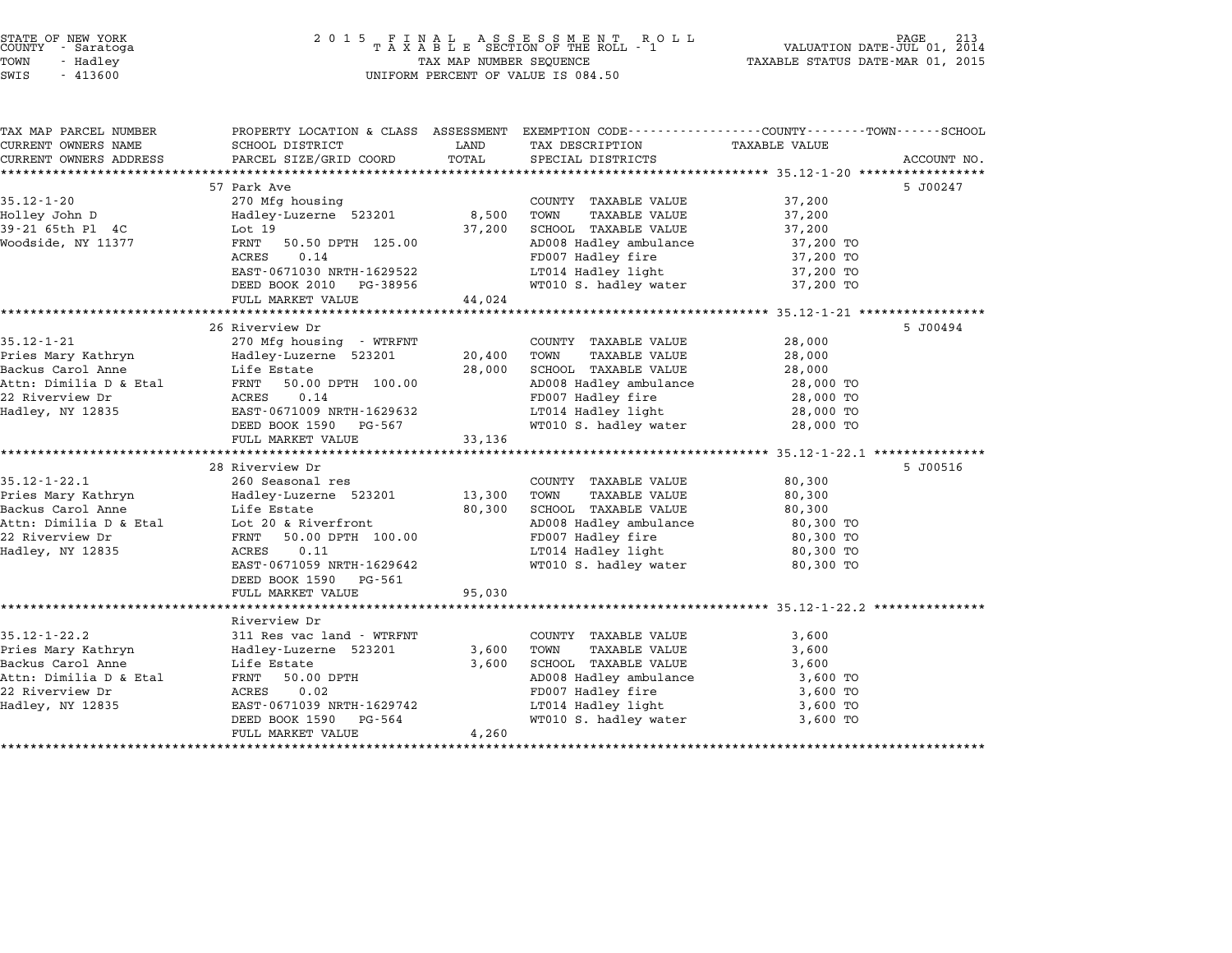STATE OF NEW YORK
COUNTY - Saratoga
TOWN - Hadley
SWIS - 413600

2 0 1 5 F I N A L A S S E S S M E N T R O L L
T A X A B L E SECTION OF THE ROLL - 1
TAX MAP NUMBER SEQUENCE
UNIFORM PERCENT OF VALUE IS 084.50

VALUATION DATE-JUL 01, 2014
TAXABLE STATUS DATE-MAR 01, 2015

| TAX MAP PARCEL NUMBER / CURRENT OWNERS NAME / CURRENT OWNERS ADDRESS | PROPERTY LOCATION & CLASS / SCHOOL DISTRICT / PARCEL SIZE/GRID COORD | ASSESSMENT LAND / TOTAL | EXEMPTION CODE / TAX DESCRIPTION / SPECIAL DISTRICTS | COUNTY--------TOWN------SCHOOL TAXABLE VALUE | ACCOUNT NO. |
|---|---|---|---|---|---|
| **35.12-1-20** | 57 Park Ave | | | | 5 J00247 |
| 35.12-1-20 | 270 Mfg housing | | COUNTY TAXABLE VALUE | 37,200 | |
| Holley John D | Hadley-Luzerne 523201 | 8,500 | TOWN TAXABLE VALUE | 37,200 | |
| 39-21 65th Pl 4C | Lot 19 | 37,200 | SCHOOL TAXABLE VALUE | 37,200 | |
| Woodside, NY 11377 | FRNT 50.50 DPTH 125.00 | | AD008 Hadley ambulance | 37,200 TO | |
| | ACRES 0.14 | | FD007 Hadley fire | 37,200 TO | |
| | EAST-0671030 NRTH-1629522 | | LT014 Hadley light | 37,200 TO | |
| | DEED BOOK 2010 PG-38956 | | WT010 S. hadley water | 37,200 TO | |
| | FULL MARKET VALUE | 44,024 | | | |
| **35.12-1-21** | 26 Riverview Dr | | | | 5 J00494 |
| 35.12-1-21 | 270 Mfg housing - WTRFNT | | COUNTY TAXABLE VALUE | 28,000 | |
| Pries Mary Kathryn | Hadley-Luzerne 523201 | 20,400 | TOWN TAXABLE VALUE | 28,000 | |
| Backus Carol Anne | Life Estate | 28,000 | SCHOOL TAXABLE VALUE | 28,000 | |
| Attn: Dimilia D & Etal | FRNT 50.00 DPTH 100.00 | | AD008 Hadley ambulance | 28,000 TO | |
| 22 Riverview Dr | ACRES 0.14 | | FD007 Hadley fire | 28,000 TO | |
| Hadley, NY 12835 | EAST-0671009 NRTH-1629632 | | LT014 Hadley light | 28,000 TO | |
| | DEED BOOK 1590 PG-567 | | WT010 S. hadley water | 28,000 TO | |
| | FULL MARKET VALUE | 33,136 | | | |
| **35.12-1-22.1** | 28 Riverview Dr | | | | 5 J00516 |
| 35.12-1-22.1 | 260 Seasonal res | | COUNTY TAXABLE VALUE | 80,300 | |
| Pries Mary Kathryn | Hadley-Luzerne 523201 | 13,300 | TOWN TAXABLE VALUE | 80,300 | |
| Backus Carol Anne | Life Estate | 80,300 | SCHOOL TAXABLE VALUE | 80,300 | |
| Attn: Dimilia D & Etal | Lot 20 & Riverfront | | AD008 Hadley ambulance | 80,300 TO | |
| 22 Riverview Dr | FRNT 50.00 DPTH 100.00 | | FD007 Hadley fire | 80,300 TO | |
| Hadley, NY 12835 | ACRES 0.11 | | LT014 Hadley light | 80,300 TO | |
| | EAST-0671059 NRTH-1629642 | | WT010 S. hadley water | 80,300 TO | |
| | DEED BOOK 1590 PG-561 | | | | |
| | FULL MARKET VALUE | 95,030 | | | |
| **35.12-1-22.2** | Riverview Dr | | | | |
| 35.12-1-22.2 | 311 Res vac land - WTRFNT | | COUNTY TAXABLE VALUE | 3,600 | |
| Pries Mary Kathryn | Hadley-Luzerne 523201 | 3,600 | TOWN TAXABLE VALUE | 3,600 | |
| Backus Carol Anne | Life Estate | 3,600 | SCHOOL TAXABLE VALUE | 3,600 | |
| Attn: Dimilia D & Etal | FRNT 50.00 DPTH | | AD008 Hadley ambulance | 3,600 TO | |
| 22 Riverview Dr | ACRES 0.02 | | FD007 Hadley fire | 3,600 TO | |
| Hadley, NY 12835 | EAST-0671039 NRTH-1629742 | | LT014 Hadley light | 3,600 TO | |
| | DEED BOOK 1590 PG-564 | | WT010 S. hadley water | 3,600 TO | |
| | FULL MARKET VALUE | 4,260 | | | |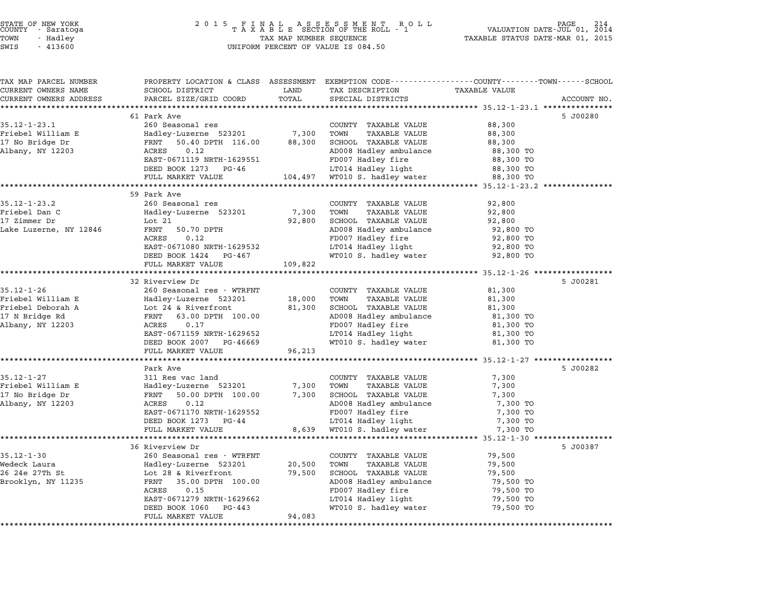STATE OF NEW YORK
COUNTY - Saratoga
TOWN - Hadley
SWIS - 413600

2015 FINAL ASSESSMENT ROLL
TAXABLE SECTION OF THE ROLL - 1
TAX MAP NUMBER SEQUENCE
UNIFORM PERCENT OF VALUE IS 084.50

VALUATION DATE-JUL 01, 2014
TAXABLE STATUS DATE-MAR 01, 2015

| TAX MAP PARCEL NUMBER / CURRENT OWNERS NAME / CURRENT OWNERS ADDRESS | PROPERTY LOCATION & CLASS / SCHOOL DISTRICT / PARCEL SIZE/GRID COORD | ASSESSMENT LAND / TOTAL | EXEMPTION CODE / TAX DESCRIPTION / SPECIAL DISTRICTS | TAXABLE VALUE (COUNTY / TOWN / SCHOOL) | ACCOUNT NO. |
|---|---|---|---|---|---|
| **35.12-1-23.1** | 61 Park Ave | | | | 5 J00280 |
| 35.12-1-23.1 | 260 Seasonal res | | COUNTY TAXABLE VALUE | 88,300 | |
| Friebel William E | Hadley-Luzerne 523201 | 7,300 | TOWN TAXABLE VALUE | 88,300 | |
| 17 No Bridge Dr | FRNT 50.40 DPTH 116.00 | 88,300 | SCHOOL TAXABLE VALUE | 88,300 | |
| Albany, NY 12203 | ACRES 0.12 | | AD008 Hadley ambulance | 88,300 TO | |
| | EAST-0671119 NRTH-1629551 | | FD007 Hadley fire | 88,300 TO | |
| | DEED BOOK 1273 PG-46 | | LT014 Hadley light | 88,300 TO | |
| | FULL MARKET VALUE | 104,497 | WT010 S. hadley water | 88,300 TO | |
| **35.12-1-23.2** | 59 Park Ave | | | | |
| 35.12-1-23.2 | 260 Seasonal res | | COUNTY TAXABLE VALUE | 92,800 | |
| Friebel Dan C | Hadley-Luzerne 523201 | 7,300 | TOWN TAXABLE VALUE | 92,800 | |
| 17 Zimmer Dr | Lot 21 | 92,800 | SCHOOL TAXABLE VALUE | 92,800 | |
| Lake Luzerne, NY 12846 | FRNT 50.70 DPTH | | AD008 Hadley ambulance | 92,800 TO | |
| | ACRES 0.12 | | FD007 Hadley fire | 92,800 TO | |
| | EAST-0671080 NRTH-1629532 | | LT014 Hadley light | 92,800 TO | |
| | DEED BOOK 1424 PG-467 | | WT010 S. hadley water | 92,800 TO | |
| | FULL MARKET VALUE | 109,822 | | | |
| **35.12-1-26** | 32 Riverview Dr | | | | 5 J00281 |
| 35.12-1-26 | 260 Seasonal res - WTRFNT | | COUNTY TAXABLE VALUE | 81,300 | |
| Friebel William E | Hadley-Luzerne 523201 | 18,000 | TOWN TAXABLE VALUE | 81,300 | |
| Friebel Deborah A | Lot 24 & Riverfront | 81,300 | SCHOOL TAXABLE VALUE | 81,300 | |
| 17 N Bridge Rd | FRNT 63.00 DPTH 100.00 | | AD008 Hadley ambulance | 81,300 TO | |
| Albany, NY 12203 | ACRES 0.17 | | FD007 Hadley fire | 81,300 TO | |
| | EAST-0671159 NRTH-1629652 | | LT014 Hadley light | 81,300 TO | |
| | DEED BOOK 2007 PG-46669 | | WT010 S. hadley water | 81,300 TO | |
| | FULL MARKET VALUE | 96,213 | | | |
| **35.12-1-27** | Park Ave | | | | 5 J00282 |
| 35.12-1-27 | 311 Res vac land | | COUNTY TAXABLE VALUE | 7,300 | |
| Friebel William E | Hadley-Luzerne 523201 | 7,300 | TOWN TAXABLE VALUE | 7,300 | |
| 17 No Bridge Dr | FRNT 50.00 DPTH 100.00 | 7,300 | SCHOOL TAXABLE VALUE | 7,300 | |
| Albany, NY 12203 | ACRES 0.12 | | AD008 Hadley ambulance | 7,300 TO | |
| | EAST-0671170 NRTH-1629552 | | FD007 Hadley fire | 7,300 TO | |
| | DEED BOOK 1273 PG-44 | | LT014 Hadley light | 7,300 TO | |
| | FULL MARKET VALUE | 8,639 | WT010 S. hadley water | 7,300 TO | |
| **35.12-1-30** | 36 Riverview Dr | | | | 5 J00387 |
| 35.12-1-30 | 260 Seasonal res - WTRFNT | | COUNTY TAXABLE VALUE | 79,500 | |
| Wedeck Laura | Hadley-Luzerne 523201 | 20,500 | TOWN TAXABLE VALUE | 79,500 | |
| 26 24e 27Th St | Lot 28 & Riverfront | 79,500 | SCHOOL TAXABLE VALUE | 79,500 | |
| Brooklyn, NY 11235 | FRNT 35.00 DPTH 100.00 | | AD008 Hadley ambulance | 79,500 TO | |
| | ACRES 0.15 | | FD007 Hadley fire | 79,500 TO | |
| | EAST-0671279 NRTH-1629662 | | LT014 Hadley light | 79,500 TO | |
| | DEED BOOK 1060 PG-443 | | WT010 S. hadley water | 79,500 TO | |
| | FULL MARKET VALUE | 94,083 | | | |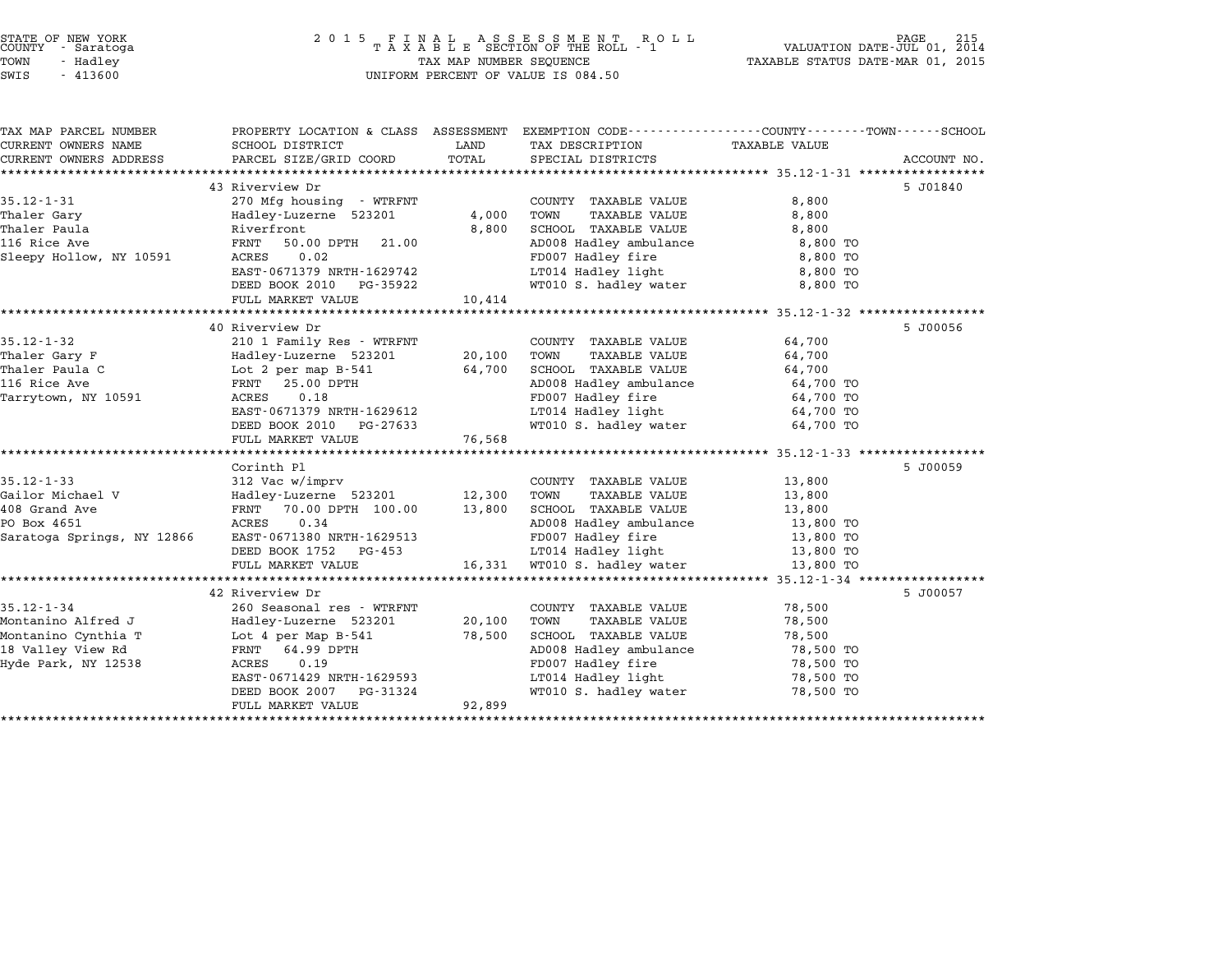STATE OF NEW YORK
COUNTY - Saratoga
TOWN - Hadley
SWIS - 413600

2015 FINAL ASSESSMENT ROLL
TAXABLE SECTION OF THE ROLL - 1
TAX MAP NUMBER SEQUENCE
UNIFORM PERCENT OF VALUE IS 084.50

VALUATION DATE-JUL 01, 2014
TAXABLE STATUS DATE-MAR 01, 2015

| TAX MAP PARCEL NUMBER / CURRENT OWNERS NAME / CURRENT OWNERS ADDRESS | PROPERTY LOCATION & CLASS / SCHOOL DISTRICT / PARCEL SIZE/GRID COORD | ASSESSMENT LAND / TOTAL | EXEMPTION CODE / TAX DESCRIPTION / SPECIAL DISTRICTS | TAXABLE VALUE (COUNTY / TOWN / SCHOOL) | ACCOUNT NO. |
|---|---|---|---|---|---|
| **35.12-1-31** | 43 Riverview Dr | | | | 5 J01840 |
| Thaler Gary | 270 Mfg housing - WTRFNT | | COUNTY TAXABLE VALUE | 8,800 | |
| Thaler Paula | Hadley-Luzerne 523201 | 4,000 | TOWN TAXABLE VALUE | 8,800 | |
| 116 Rice Ave | Riverfront | 8,800 | SCHOOL TAXABLE VALUE | 8,800 | |
| Sleepy Hollow, NY 10591 | FRNT 50.00 DPTH 21.00 | | AD008 Hadley ambulance | 8,800 TO | |
| | ACRES 0.02 | | FD007 Hadley fire | 8,800 TO | |
| | EAST-0671379 NRTH-1629742 | | LT014 Hadley light | 8,800 TO | |
| | DEED BOOK 2010 PG-35922 | | WT010 S. hadley water | 8,800 TO | |
| | FULL MARKET VALUE | 10,414 | | | |
| **35.12-1-32** | 40 Riverview Dr | | | | 5 J00056 |
| Thaler Gary F | 210 1 Family Res - WTRFNT | | COUNTY TAXABLE VALUE | 64,700 | |
| Thaler Paula C | Hadley-Luzerne 523201 | 20,100 | TOWN TAXABLE VALUE | 64,700 | |
| 116 Rice Ave | Lot 2 per map B-541 | 64,700 | SCHOOL TAXABLE VALUE | 64,700 | |
| Tarrytown, NY 10591 | FRNT 25.00 DPTH | | AD008 Hadley ambulance | 64,700 TO | |
| | ACRES 0.18 | | FD007 Hadley fire | 64,700 TO | |
| | EAST-0671379 NRTH-1629612 | | LT014 Hadley light | 64,700 TO | |
| | DEED BOOK 2010 PG-27633 | | WT010 S. hadley water | 64,700 TO | |
| | FULL MARKET VALUE | 76,568 | | | |
| **35.12-1-33** | Corinth Pl | | | | 5 J00059 |
| Gailor Michael V | 312 Vac w/imprv | | COUNTY TAXABLE VALUE | 13,800 | |
| 408 Grand Ave | Hadley-Luzerne 523201 | 12,300 | TOWN TAXABLE VALUE | 13,800 | |
| PO Box 4651 | FRNT 70.00 DPTH 100.00 | 13,800 | SCHOOL TAXABLE VALUE | 13,800 | |
| Saratoga Springs, NY 12866 | ACRES 0.34 | | AD008 Hadley ambulance | 13,800 TO | |
| | EAST-0671380 NRTH-1629513 | | FD007 Hadley fire | 13,800 TO | |
| | DEED BOOK 1752 PG-453 | | LT014 Hadley light | 13,800 TO | |
| | FULL MARKET VALUE | 16,331 | WT010 S. hadley water | 13,800 TO | |
| **35.12-1-34** | 42 Riverview Dr | | | | 5 J00057 |
| Montanino Alfred J | 260 Seasonal res - WTRFNT | | COUNTY TAXABLE VALUE | 78,500 | |
| Montanino Cynthia T | Hadley-Luzerne 523201 | 20,100 | TOWN TAXABLE VALUE | 78,500 | |
| 18 Valley View Rd | Lot 4 per Map B-541 | 78,500 | SCHOOL TAXABLE VALUE | 78,500 | |
| Hyde Park, NY 12538 | FRNT 64.99 DPTH | | AD008 Hadley ambulance | 78,500 TO | |
| | ACRES 0.19 | | FD007 Hadley fire | 78,500 TO | |
| | EAST-0671429 NRTH-1629593 | | LT014 Hadley light | 78,500 TO | |
| | DEED BOOK 2007 PG-31324 | | WT010 S. hadley water | 78,500 TO | |
| | FULL MARKET VALUE | 92,899 | | | |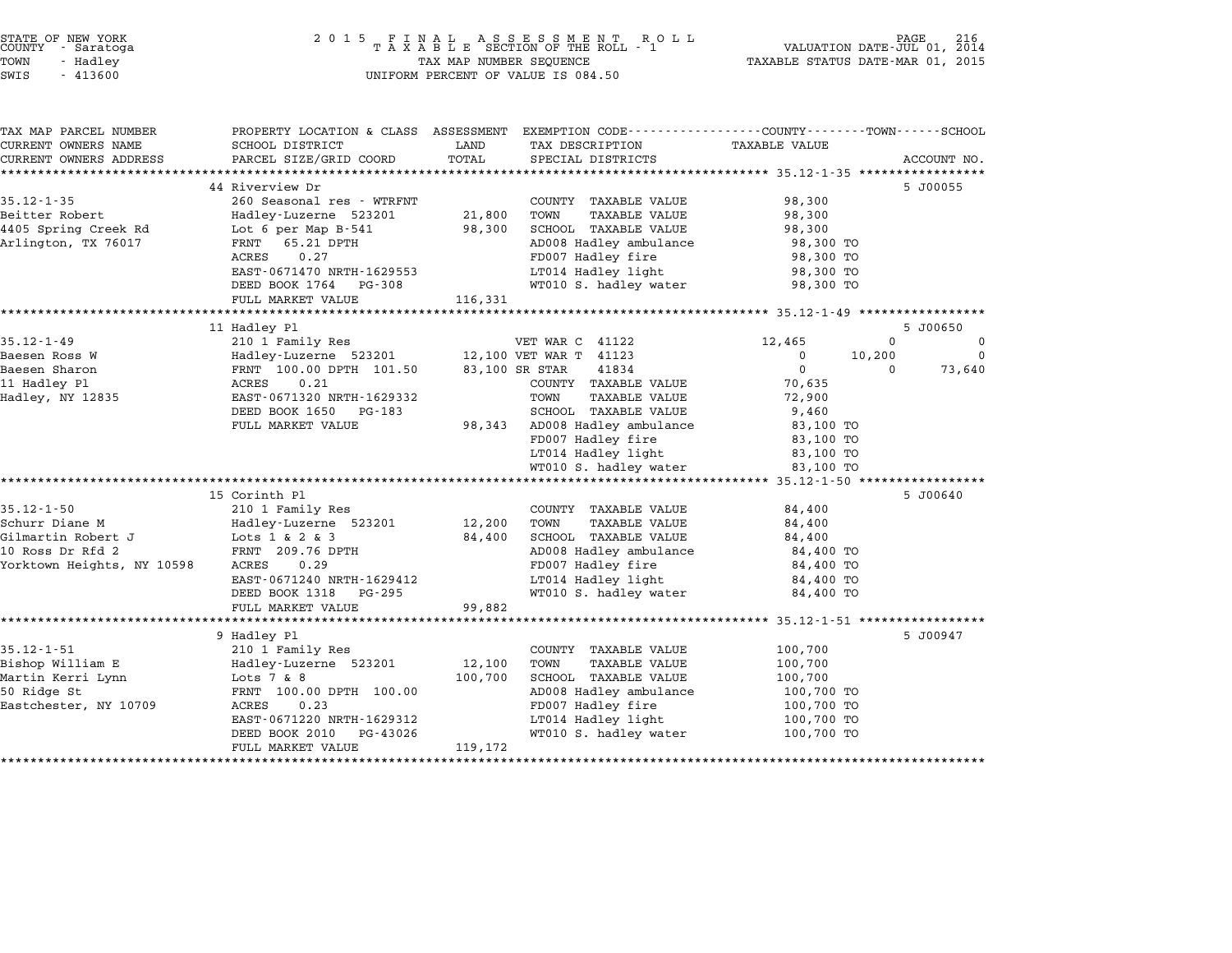STATE OF NEW YORK — 2015 FINAL ASSESSMENT ROLL — PAGE 216
COUNTY - Saratoga — TAXABLE SECTION OF THE ROLL - 1 — VALUATION DATE-JUL 01, 2014
TOWN - Hadley — TAX MAP NUMBER SEQUENCE — TAXABLE STATUS DATE-MAR 01, 2015
SWIS - 413600 — UNIFORM PERCENT OF VALUE IS 084.50

| TAX MAP PARCEL NUMBER / CURRENT OWNERS NAME / CURRENT OWNERS ADDRESS | PROPERTY LOCATION & CLASS / SCHOOL DISTRICT / PARCEL SIZE/GRID COORD | ASSESSMENT LAND | TOTAL | EXEMPTION CODE / TAX DESCRIPTION / SPECIAL DISTRICTS | COUNTY TAXABLE VALUE | TOWN | SCHOOL | ACCOUNT NO. |
|---|---|---|---|---|---|---|---|---|
| **35.12-1-35** | 44 Riverview Dr | | | | | | | 5 J00055 |
| Beitter Robert | 260 Seasonal res - WTRFNT | 21,800 | | COUNTY TAXABLE VALUE | 98,300 | | | |
| 4405 Spring Creek Rd | Hadley-Luzerne 523201 | | 98,300 | TOWN TAXABLE VALUE | 98,300 | | | |
| Arlington, TX 76017 | Lot 6 per Map B-541 | | | SCHOOL TAXABLE VALUE | 98,300 | | | |
| | FRNT 65.21 DPTH | | | AD008 Hadley ambulance | 98,300 TO | | | |
| | ACRES 0.27 | | | FD007 Hadley fire | 98,300 TO | | | |
| | EAST-0671470 NRTH-1629553 | | | LT014 Hadley light | 98,300 TO | | | |
| | DEED BOOK 1764 PG-308 | | | WT010 S. hadley water | 98,300 TO | | | |
| | FULL MARKET VALUE | | 116,331 | | | | | |
| **35.12-1-49** | 11 Hadley Pl | | | | | | | 5 J00650 |
| Baesen Ross W | 210 1 Family Res | | | VET WAR C 41122 | 12,465 | 0 | 0 | |
| Baesen Sharon | Hadley-Luzerne 523201 | 12,100 | | VET WAR T 41123 | 0 | 10,200 | 0 | |
| 11 Hadley Pl | FRNT 100.00 DPTH 101.50 | | 83,100 | SR STAR 41834 | 0 | 0 | 73,640 | |
| Hadley, NY 12835 | ACRES 0.21 | | | COUNTY TAXABLE VALUE | 70,635 | | | |
| | EAST-0671320 NRTH-1629332 | | | TOWN TAXABLE VALUE | 72,900 | | | |
| | DEED BOOK 1650 PG-183 | | | SCHOOL TAXABLE VALUE | 9,460 | | | |
| | FULL MARKET VALUE | | 98,343 | AD008 Hadley ambulance | 83,100 TO | | | |
| | | | | FD007 Hadley fire | 83,100 TO | | | |
| | | | | LT014 Hadley light | 83,100 TO | | | |
| | | | | WT010 S. hadley water | 83,100 TO | | | |
| **35.12-1-50** | 15 Corinth Pl | | | | | | | 5 J00640 |
| Schurr Diane M | 210 1 Family Res | | | COUNTY TAXABLE VALUE | 84,400 | | | |
| Gilmartin Robert J | Hadley-Luzerne 523201 | 12,200 | | TOWN TAXABLE VALUE | 84,400 | | | |
| 10 Ross Dr Rfd 2 | Lots 1 & 2 & 3 | | 84,400 | SCHOOL TAXABLE VALUE | 84,400 | | | |
| Yorktown Heights, NY 10598 | FRNT 209.76 DPTH | | | AD008 Hadley ambulance | 84,400 TO | | | |
| | ACRES 0.29 | | | FD007 Hadley fire | 84,400 TO | | | |
| | EAST-0671240 NRTH-1629412 | | | LT014 Hadley light | 84,400 TO | | | |
| | DEED BOOK 1318 PG-295 | | | WT010 S. hadley water | 84,400 TO | | | |
| | FULL MARKET VALUE | | 99,882 | | | | | |
| **35.12-1-51** | 9 Hadley Pl | | | | | | | 5 J00947 |
| Bishop William E | 210 1 Family Res | | | COUNTY TAXABLE VALUE | 100,700 | | | |
| Martin Kerri Lynn | Hadley-Luzerne 523201 | 12,100 | | TOWN TAXABLE VALUE | 100,700 | | | |
| 50 Ridge St | Lots 7 & 8 | | 100,700 | SCHOOL TAXABLE VALUE | 100,700 | | | |
| Eastchester, NY 10709 | FRNT 100.00 DPTH 100.00 | | | AD008 Hadley ambulance | 100,700 TO | | | |
| | ACRES 0.23 | | | FD007 Hadley fire | 100,700 TO | | | |
| | EAST-0671220 NRTH-1629312 | | | LT014 Hadley light | 100,700 TO | | | |
| | DEED BOOK 2010 PG-43026 | | | WT010 S. hadley water | 100,700 TO | | | |
| | FULL MARKET VALUE | | 119,172 | | | | | |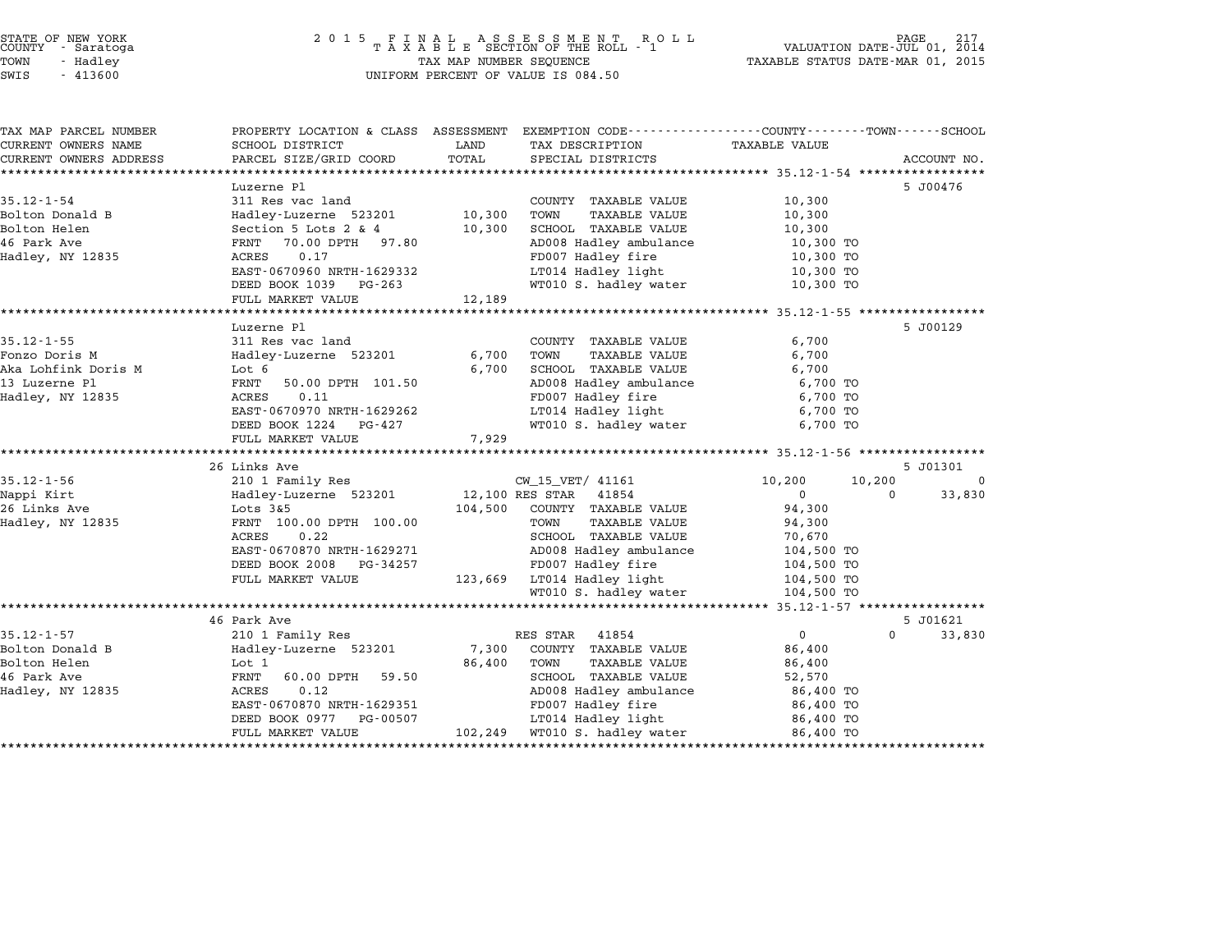STATE OF NEW YORK
COUNTY - Saratoga
TOWN - Hadley
SWIS - 413600

2 0 1 5 F I N A L A S S E S S M E N T R O L L
T A X A B L E SECTION OF THE ROLL - 1
TAX MAP NUMBER SEQUENCE
UNIFORM PERCENT OF VALUE IS 084.50

VALUATION DATE-JUL 01, 2014
TAXABLE STATUS DATE-MAR 01, 2015

| TAX MAP PARCEL NUMBER / CURRENT OWNERS NAME / CURRENT OWNERS ADDRESS | PROPERTY LOCATION & CLASS / SCHOOL DISTRICT / PARCEL SIZE/GRID COORD | ASSESSMENT LAND | TOTAL | EXEMPTION CODE / TAX DESCRIPTION / SPECIAL DISTRICTS | COUNTY TAXABLE VALUE | TOWN | SCHOOL | ACCOUNT NO. |
|---|---|---|---|---|---|---|---|---|
| 35.12-1-54 | Luzerne Pl | | | | | | | 5 J00476 |
| 35.12-1-54 | 311 Res vac land | | | COUNTY TAXABLE VALUE | 10,300 | | | |
| Bolton Donald B | Hadley-Luzerne 523201 | 10,300 | | TOWN TAXABLE VALUE | 10,300 | | | |
| Bolton Helen | Section 5 Lots 2 & 4 | | 10,300 | SCHOOL TAXABLE VALUE | 10,300 | | | |
| 46 Park Ave | FRNT 70.00 DPTH 97.80 | | | AD008 Hadley ambulance | 10,300 TO | | | |
| Hadley, NY 12835 | ACRES 0.17 | | | FD007 Hadley fire | 10,300 TO | | | |
| | EAST-0670960 NRTH-1629332 | | | LT014 Hadley light | 10,300 TO | | | |
| | DEED BOOK 1039 PG-263 | | | WT010 S. hadley water | 10,300 TO | | | |
| | FULL MARKET VALUE | | 12,189 | | | | | |
| 35.12-1-55 | Luzerne Pl | | | | | | | 5 J00129 |
| 35.12-1-55 | 311 Res vac land | | | COUNTY TAXABLE VALUE | 6,700 | | | |
| Fonzo Doris M | Hadley-Luzerne 523201 | 6,700 | | TOWN TAXABLE VALUE | 6,700 | | | |
| Aka Lohfink Doris M | Lot 6 | | 6,700 | SCHOOL TAXABLE VALUE | 6,700 | | | |
| 13 Luzerne Pl | FRNT 50.00 DPTH 101.50 | | | AD008 Hadley ambulance | 6,700 TO | | | |
| Hadley, NY 12835 | ACRES 0.11 | | | FD007 Hadley fire | 6,700 TO | | | |
| | EAST-0670970 NRTH-1629262 | | | LT014 Hadley light | 6,700 TO | | | |
| | DEED BOOK 1224 PG-427 | | | WT010 S. hadley water | 6,700 TO | | | |
| | FULL MARKET VALUE | | 7,929 | | | | | |
| 35.12-1-56 | 26 Links Ave | | | | | | | 5 J01301 |
| 35.12-1-56 | 210 1 Family Res | | | CW_15_VET/ 41161 | 10,200 | 10,200 | 0 | |
| Nappi Kirt | Hadley-Luzerne 523201 | 12,100 | | RES STAR 41854 | 0 | 0 | 33,830 | |
| 26 Links Ave | Lots 3&5 | | 104,500 | COUNTY TAXABLE VALUE | 94,300 | | | |
| Hadley, NY 12835 | FRNT 100.00 DPTH 100.00 | | | TOWN TAXABLE VALUE | 94,300 | | | |
| | ACRES 0.22 | | | SCHOOL TAXABLE VALUE | 70,670 | | | |
| | EAST-0670870 NRTH-1629271 | | | AD008 Hadley ambulance | 104,500 TO | | | |
| | DEED BOOK 2008 PG-34257 | | | FD007 Hadley fire | 104,500 TO | | | |
| | FULL MARKET VALUE | | 123,669 | LT014 Hadley light | 104,500 TO | | | |
| | | | | WT010 S. hadley water | 104,500 TO | | | |
| 35.12-1-57 | 46 Park Ave | | | | | | | 5 J01621 |
| 35.12-1-57 | 210 1 Family Res | | | RES STAR 41854 | 0 | 0 | 33,830 | |
| Bolton Donald B | Hadley-Luzerne 523201 | 7,300 | | COUNTY TAXABLE VALUE | 86,400 | | | |
| Bolton Helen | Lot 1 | | 86,400 | TOWN TAXABLE VALUE | 86,400 | | | |
| 46 Park Ave | FRNT 60.00 DPTH 59.50 | | | SCHOOL TAXABLE VALUE | 52,570 | | | |
| Hadley, NY 12835 | ACRES 0.12 | | | AD008 Hadley ambulance | 86,400 TO | | | |
| | EAST-0670870 NRTH-1629351 | | | FD007 Hadley fire | 86,400 TO | | | |
| | DEED BOOK 0977 PG-00507 | | | LT014 Hadley light | 86,400 TO | | | |
| | FULL MARKET VALUE | | 102,249 | WT010 S. hadley water | 86,400 TO | | | |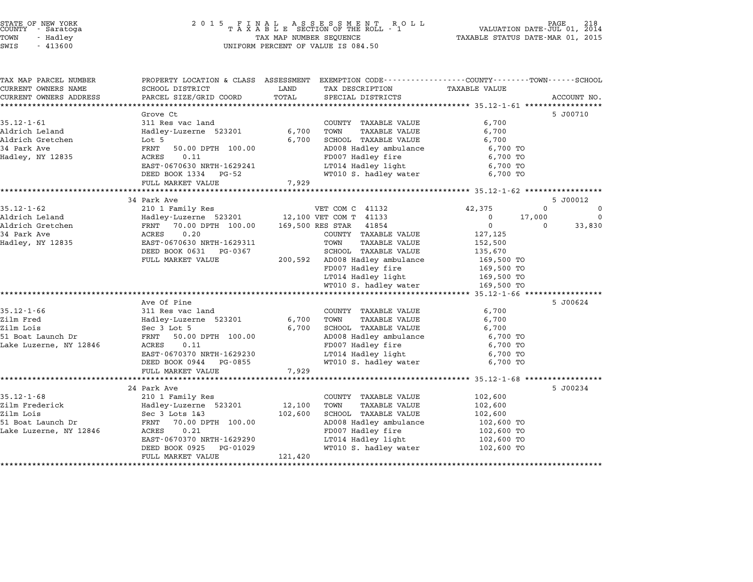STATE OF NEW YORK
COUNTY - Saratoga
TOWN - Hadley
SWIS - 413600

2 0 1 5 F I N A L A S S E S S M E N T R O L L
T A X A B L E SECTION OF THE ROLL - 1
TAX MAP NUMBER SEQUENCE
UNIFORM PERCENT OF VALUE IS 084.50

VALUATION DATE-JUL 01, 2014
TAXABLE STATUS DATE-MAR 01, 2015

| TAX MAP PARCEL NUMBER / CURRENT OWNERS NAME / CURRENT OWNERS ADDRESS | PROPERTY LOCATION & CLASS / SCHOOL DISTRICT / PARCEL SIZE/GRID COORD | ASSESSMENT LAND / TOTAL | EXEMPTION CODE / TAX DESCRIPTION / SPECIAL DISTRICTS | COUNTY TAXABLE VALUE | TOWN | SCHOOL | ACCOUNT NO. |
|---|---|---|---|---|---|---|---|
| 35.12-1-61 | Grove Ct | | | | | | 5 J00710 |
| | 311 Res vac land | | COUNTY TAXABLE VALUE | 6,700 | | | |
| Aldrich Leland | Hadley-Luzerne 523201 | 6,700 | TOWN TAXABLE VALUE | 6,700 | | | |
| Aldrich Gretchen | Lot 5 | 6,700 | SCHOOL TAXABLE VALUE | 6,700 | | | |
| 34 Park Ave | FRNT 50.00 DPTH 100.00 | | AD008 Hadley ambulance | 6,700 TO | | | |
| Hadley, NY 12835 | ACRES 0.11 | | FD007 Hadley fire | 6,700 TO | | | |
| | EAST-0670630 NRTH-1629241 | | LT014 Hadley light | 6,700 TO | | | |
| | DEED BOOK 1334 PG-52 | | WT010 S. hadley water | 6,700 TO | | | |
| | FULL MARKET VALUE | 7,929 | | | | | |
| 35.12-1-62 | 34 Park Ave | | | | | | 5 J00012 |
| | 210 1 Family Res | | VET COM C 41132 | 42,375 | 0 | 0 | |
| Aldrich Leland | Hadley-Luzerne 523201 | 12,100 | VET COM T 41133 | 0 | 17,000 | 0 | |
| Aldrich Gretchen | FRNT 70.00 DPTH 100.00 | 169,500 | RES STAR 41854 | 0 | 0 | 33,830 | |
| 34 Park Ave | ACRES 0.20 | | COUNTY TAXABLE VALUE | 127,125 | | | |
| Hadley, NY 12835 | EAST-0670630 NRTH-1629311 | | TOWN TAXABLE VALUE | 152,500 | | | |
| | DEED BOOK 0631 PG-0367 | | SCHOOL TAXABLE VALUE | 135,670 | | | |
| | FULL MARKET VALUE | 200,592 | AD008 Hadley ambulance | 169,500 TO | | | |
| | | | FD007 Hadley fire | 169,500 TO | | | |
| | | | LT014 Hadley light | 169,500 TO | | | |
| | | | WT010 S. hadley water | 169,500 TO | | | |
| 35.12-1-66 | Ave Of Pine | | | | | | 5 J00624 |
| | 311 Res vac land | | COUNTY TAXABLE VALUE | 6,700 | | | |
| Zilm Fred | Hadley-Luzerne 523201 | 6,700 | TOWN TAXABLE VALUE | 6,700 | | | |
| Zilm Lois | Sec 3 Lot 5 | 6,700 | SCHOOL TAXABLE VALUE | 6,700 | | | |
| 51 Boat Launch Dr | FRNT 50.00 DPTH 100.00 | | AD008 Hadley ambulance | 6,700 TO | | | |
| Lake Luzerne, NY 12846 | ACRES 0.11 | | FD007 Hadley fire | 6,700 TO | | | |
| | EAST-0670370 NRTH-1629230 | | LT014 Hadley light | 6,700 TO | | | |
| | DEED BOOK 0944 PG-0855 | | WT010 S. hadley water | 6,700 TO | | | |
| | FULL MARKET VALUE | 7,929 | | | | | |
| 35.12-1-68 | 24 Park Ave | | | | | | 5 J00234 |
| | 210 1 Family Res | | COUNTY TAXABLE VALUE | 102,600 | | | |
| Zilm Frederick | Hadley-Luzerne 523201 | 12,100 | TOWN TAXABLE VALUE | 102,600 | | | |
| Zilm Lois | Sec 3 Lots 1&3 | 102,600 | SCHOOL TAXABLE VALUE | 102,600 | | | |
| 51 Boat Launch Dr | FRNT 70.00 DPTH 100.00 | | AD008 Hadley ambulance | 102,600 TO | | | |
| Lake Luzerne, NY 12846 | ACRES 0.21 | | FD007 Hadley fire | 102,600 TO | | | |
| | EAST-0670370 NRTH-1629290 | | LT014 Hadley light | 102,600 TO | | | |
| | DEED BOOK 0925 PG-01029 | | WT010 S. hadley water | 102,600 TO | | | |
| | FULL MARKET VALUE | 121,420 | | | | | |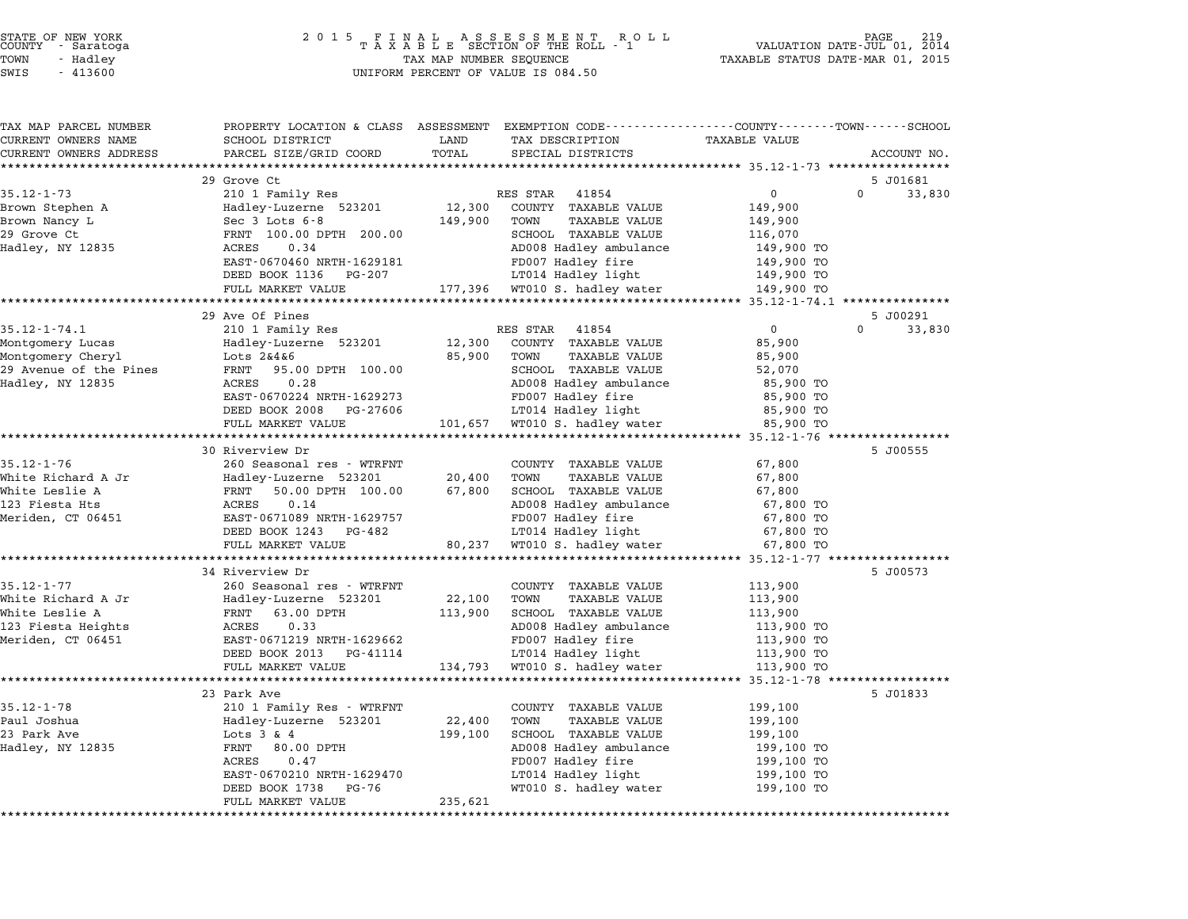STATE OF NEW YORK
COUNTY - Saratoga
TOWN - Hadley
SWIS - 413600

2015 FINAL ASSESSMENT ROLL
TAXABLE SECTION OF THE ROLL - 1
TAX MAP NUMBER SEQUENCE
UNIFORM PERCENT OF VALUE IS 084.50

VALUATION DATE-JUL 01, 2014
TAXABLE STATUS DATE-MAR 01, 2015

| TAX MAP PARCEL NUMBER / CURRENT OWNERS NAME / CURRENT OWNERS ADDRESS | PROPERTY LOCATION & CLASS / SCHOOL DISTRICT / PARCEL SIZE/GRID COORD | ASSESSMENT LAND / TOTAL | EXEMPTION CODE / TAX DESCRIPTION / SPECIAL DISTRICTS | COUNTY / TOWN TAXABLE VALUE | SCHOOL / ACCOUNT NO. |
|---|---|---|---|---|---|
| | 29 Grove Ct | | | | 5 J01681 |
| 35.12-1-73 | 210 1 Family Res | | RES STAR 41854 | 0 | 0 33,830 |
| Brown Stephen A | Hadley-Luzerne 523201 | 12,300 | COUNTY TAXABLE VALUE | 149,900 | |
| Brown Nancy L | Sec 3 Lots 6-8 | 149,900 | TOWN TAXABLE VALUE | 149,900 | |
| 29 Grove Ct | FRNT 100.00 DPTH 200.00 | | SCHOOL TAXABLE VALUE | 116,070 | |
| Hadley, NY 12835 | ACRES 0.34 | | AD008 Hadley ambulance | 149,900 TO | |
| | EAST-0670460 NRTH-1629181 | | FD007 Hadley fire | 149,900 TO | |
| | DEED BOOK 1136 PG-207 | | LT014 Hadley light | 149,900 TO | |
| | FULL MARKET VALUE | 177,396 | WT010 S. hadley water | 149,900 TO | |
| | 29 Ave Of Pines | | | | 5 J00291 |
| 35.12-1-74.1 | 210 1 Family Res | | RES STAR 41854 | 0 | 0 33,830 |
| Montgomery Lucas | Hadley-Luzerne 523201 | 12,300 | COUNTY TAXABLE VALUE | 85,900 | |
| Montgomery Cheryl | Lots 2&4&6 | 85,900 | TOWN TAXABLE VALUE | 85,900 | |
| 29 Avenue of the Pines | FRNT 95.00 DPTH 100.00 | | SCHOOL TAXABLE VALUE | 52,070 | |
| Hadley, NY 12835 | ACRES 0.28 | | AD008 Hadley ambulance | 85,900 TO | |
| | EAST-0670224 NRTH-1629273 | | FD007 Hadley fire | 85,900 TO | |
| | DEED BOOK 2008 PG-27606 | | LT014 Hadley light | 85,900 TO | |
| | FULL MARKET VALUE | 101,657 | WT010 S. hadley water | 85,900 TO | |
| | 30 Riverview Dr | | | | 5 J00555 |
| 35.12-1-76 | 260 Seasonal res - WTRFNT | | COUNTY TAXABLE VALUE | 67,800 | |
| White Richard A Jr | Hadley-Luzerne 523201 | 20,400 | TOWN TAXABLE VALUE | 67,800 | |
| White Leslie A | FRNT 50.00 DPTH 100.00 | 67,800 | SCHOOL TAXABLE VALUE | 67,800 | |
| 123 Fiesta Hts | ACRES 0.14 | | AD008 Hadley ambulance | 67,800 TO | |
| Meriden, CT 06451 | EAST-0671089 NRTH-1629757 | | FD007 Hadley fire | 67,800 TO | |
| | DEED BOOK 1243 PG-482 | | LT014 Hadley light | 67,800 TO | |
| | FULL MARKET VALUE | 80,237 | WT010 S. hadley water | 67,800 TO | |
| | 34 Riverview Dr | | | | 5 J00573 |
| 35.12-1-77 | 260 Seasonal res - WTRFNT | | COUNTY TAXABLE VALUE | 113,900 | |
| White Richard A Jr | Hadley-Luzerne 523201 | 22,100 | TOWN TAXABLE VALUE | 113,900 | |
| White Leslie A | FRNT 63.00 DPTH | 113,900 | SCHOOL TAXABLE VALUE | 113,900 | |
| 123 Fiesta Heights | ACRES 0.33 | | AD008 Hadley ambulance | 113,900 TO | |
| Meriden, CT 06451 | EAST-0671219 NRTH-1629662 | | FD007 Hadley fire | 113,900 TO | |
| | DEED BOOK 2013 PG-41114 | | LT014 Hadley light | 113,900 TO | |
| | FULL MARKET VALUE | 134,793 | WT010 S. hadley water | 113,900 TO | |
| | 23 Park Ave | | | | 5 J01833 |
| 35.12-1-78 | 210 1 Family Res - WTRFNT | | COUNTY TAXABLE VALUE | 199,100 | |
| Paul Joshua | Hadley-Luzerne 523201 | 22,400 | TOWN TAXABLE VALUE | 199,100 | |
| 23 Park Ave | Lots 3 & 4 | 199,100 | SCHOOL TAXABLE VALUE | 199,100 | |
| Hadley, NY 12835 | FRNT 80.00 DPTH | | AD008 Hadley ambulance | 199,100 TO | |
| | ACRES 0.47 | | FD007 Hadley fire | 199,100 TO | |
| | EAST-0670210 NRTH-1629470 | | LT014 Hadley light | 199,100 TO | |
| | DEED BOOK 1738 PG-76 | | WT010 S. hadley water | 199,100 TO | |
| | FULL MARKET VALUE | 235,621 | | | |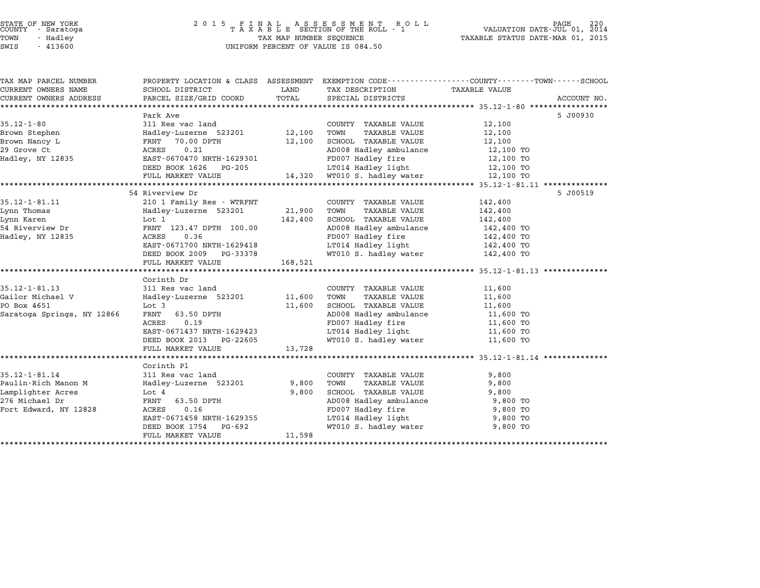STATE OF NEW YORK
COUNTY - Saratoga
TOWN - Hadley
SWIS - 413600

2015 FINAL ASSESSMENT ROLL
TAXABLE SECTION OF THE ROLL - 1
TAX MAP NUMBER SEQUENCE
UNIFORM PERCENT OF VALUE IS 084.50

VALUATION DATE-JUL 01, 2014
TAXABLE STATUS DATE-MAR 01, 2015

| TAX MAP PARCEL NUMBER / CURRENT OWNERS NAME / CURRENT OWNERS ADDRESS | PROPERTY LOCATION & CLASS / SCHOOL DISTRICT / PARCEL SIZE/GRID COORD | ASSESSMENT LAND / TOTAL | EXEMPTION CODE / TAX DESCRIPTION / SPECIAL DISTRICTS | TAXABLE VALUE (COUNTY--TOWN--SCHOOL) | ACCOUNT NO. |
|---|---|---|---|---|---|
| | Park Ave | | | | 5 J00930 |
| 35.12-1-80 | 311 Res vac land | | COUNTY TAXABLE VALUE | 12,100 | |
| Brown Stephen | Hadley-Luzerne 523201 | 12,100 | TOWN TAXABLE VALUE | 12,100 | |
| Brown Nancy L | FRNT 70.00 DPTH | 12,100 | SCHOOL TAXABLE VALUE | 12,100 | |
| 29 Grove Ct | ACRES 0.21 | | AD008 Hadley ambulance | 12,100 TO | |
| Hadley, NY 12835 | EAST-0670470 NRTH-1629301 | | FD007 Hadley fire | 12,100 TO | |
| | DEED BOOK 1626 PG-205 | | LT014 Hadley light | 12,100 TO | |
| | FULL MARKET VALUE | 14,320 | WT010 S. hadley water | 12,100 TO | |
| | 54 Riverview Dr | | | | 5 J00519 |
| 35.12-1-81.11 | 210 1 Family Res - WTRFNT | | COUNTY TAXABLE VALUE | 142,400 | |
| Lynn Thomas | Hadley-Luzerne 523201 | 21,900 | TOWN TAXABLE VALUE | 142,400 | |
| Lynn Karen | Lot 1 | 142,400 | SCHOOL TAXABLE VALUE | 142,400 | |
| 54 Riverview Dr | FRNT 123.47 DPTH 100.00 | | AD008 Hadley ambulance | 142,400 TO | |
| Hadley, NY 12835 | ACRES 0.36 | | FD007 Hadley fire | 142,400 TO | |
| | EAST-0671700 NRTH-1629418 | | LT014 Hadley light | 142,400 TO | |
| | DEED BOOK 2009 PG-33378 | | WT010 S. hadley water | 142,400 TO | |
| | FULL MARKET VALUE | 168,521 | | | |
| | Corinth Dr | | | | |
| 35.12-1-81.13 | 311 Res vac land | | COUNTY TAXABLE VALUE | 11,600 | |
| Gailor Michael V | Hadley-Luzerne 523201 | 11,600 | TOWN TAXABLE VALUE | 11,600 | |
| PO Box 4651 | Lot 3 | 11,600 | SCHOOL TAXABLE VALUE | 11,600 | |
| Saratoga Springs, NY 12866 | FRNT 63.50 DPTH | | AD008 Hadley ambulance | 11,600 TO | |
| | ACRES 0.19 | | FD007 Hadley fire | 11,600 TO | |
| | EAST-0671437 NRTH-1629423 | | LT014 Hadley light | 11,600 TO | |
| | DEED BOOK 2013 PG-22605 | | WT010 S. hadley water | 11,600 TO | |
| | FULL MARKET VALUE | 13,728 | | | |
| | Corinth Pl | | | | |
| 35.12-1-81.14 | 311 Res vac land | | COUNTY TAXABLE VALUE | 9,800 | |
| Paulin-Rich Manon M | Hadley-Luzerne 523201 | 9,800 | TOWN TAXABLE VALUE | 9,800 | |
| Lamplighter Acres | Lot 4 | 9,800 | SCHOOL TAXABLE VALUE | 9,800 | |
| 276 Michael Dr | FRNT 63.50 DPTH | | AD008 Hadley ambulance | 9,800 TO | |
| Fort Edward, NY 12828 | ACRES 0.16 | | FD007 Hadley fire | 9,800 TO | |
| | EAST-0671458 NRTH-1629355 | | LT014 Hadley light | 9,800 TO | |
| | DEED BOOK 1754 PG-692 | | WT010 S. hadley water | 9,800 TO | |
| | FULL MARKET VALUE | 11,598 | | | |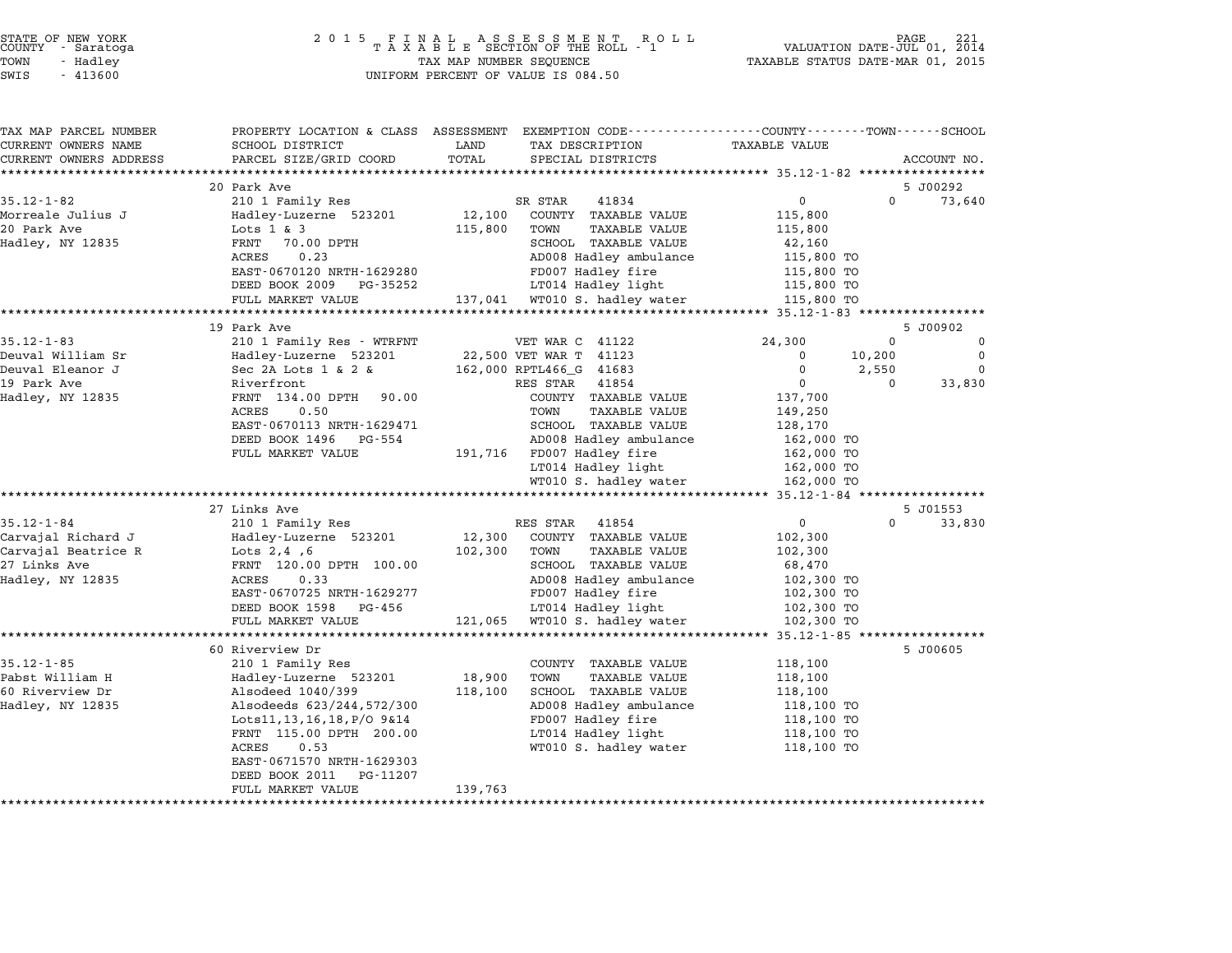STATE OF NEW YORK — 2015 FINAL ASSESSMENT ROLL — VALUATION DATE-JUL 01, 2014
COUNTY - Saratoga — TAXABLE SECTION OF THE ROLL - 1 — TAXABLE STATUS DATE-MAR 01, 2015
TOWN - Hadley — TAX MAP NUMBER SEQUENCE
SWIS - 413600 — UNIFORM PERCENT OF VALUE IS 084.50

| TAX MAP PARCEL NUMBER / CURRENT OWNERS NAME / CURRENT OWNERS ADDRESS | PROPERTY LOCATION & CLASS / SCHOOL DISTRICT / PARCEL SIZE/GRID COORD | ASSESSMENT LAND / TOTAL | EXEMPTION CODE / TAX DESCRIPTION / SPECIAL DISTRICTS | COUNTY TAXABLE VALUE | TOWN | SCHOOL / ACCOUNT NO. |
|---|---|---|---|---|---|---|
| | 20 Park Ave | | | | | 5 J00292 |
| 35.12-1-82 | 210 1 Family Res | | SR STAR 41834 | 0 | 0 | 73,640 |
| Morreale Julius J | Hadley-Luzerne 523201 | 12,100 | COUNTY TAXABLE VALUE | 115,800 | | |
| 20 Park Ave | Lots 1 & 3 | 115,800 | TOWN TAXABLE VALUE | 115,800 | | |
| Hadley, NY 12835 | FRNT 70.00 DPTH | | SCHOOL TAXABLE VALUE | 42,160 | | |
| | ACRES 0.23 | | AD008 Hadley ambulance | 115,800 TO | | |
| | EAST-0670120 NRTH-1629280 | | FD007 Hadley fire | 115,800 TO | | |
| | DEED BOOK 2009 PG-35252 | | LT014 Hadley light | 115,800 TO | | |
| | FULL MARKET VALUE | 137,041 | WT010 S. hadley water | 115,800 TO | | |
| | 19 Park Ave | | | | | 5 J00902 |
| 35.12-1-83 | 210 1 Family Res - WTRFNT | | VET WAR C 41122 | 24,300 | 0 | 0 |
| Deuval William Sr | Hadley-Luzerne 523201 | 22,500 | VET WAR T 41123 | 0 | 10,200 | 0 |
| Deuval Eleanor J | Sec 2A Lots 1 & 2 & | 162,000 | RPTL466_G 41683 | 0 | 2,550 | 0 |
| 19 Park Ave | Riverfront | | RES STAR 41854 | 0 | 0 | 33,830 |
| Hadley, NY 12835 | FRNT 134.00 DPTH 90.00 | | COUNTY TAXABLE VALUE | 137,700 | | |
| | ACRES 0.50 | | TOWN TAXABLE VALUE | 149,250 | | |
| | EAST-0670113 NRTH-1629471 | | SCHOOL TAXABLE VALUE | 128,170 | | |
| | DEED BOOK 1496 PG-554 | | AD008 Hadley ambulance | 162,000 TO | | |
| | FULL MARKET VALUE | 191,716 | FD007 Hadley fire | 162,000 TO | | |
| | | | LT014 Hadley light | 162,000 TO | | |
| | | | WT010 S. hadley water | 162,000 TO | | |
| | 27 Links Ave | | | | | 5 J01553 |
| 35.12-1-84 | 210 1 Family Res | | RES STAR 41854 | 0 | 0 | 33,830 |
| Carvajal Richard J | Hadley-Luzerne 523201 | 12,300 | COUNTY TAXABLE VALUE | 102,300 | | |
| Carvajal Beatrice R | Lots 2,4 ,6 | 102,300 | TOWN TAXABLE VALUE | 102,300 | | |
| 27 Links Ave | FRNT 120.00 DPTH 100.00 | | SCHOOL TAXABLE VALUE | 68,470 | | |
| Hadley, NY 12835 | ACRES 0.33 | | AD008 Hadley ambulance | 102,300 TO | | |
| | EAST-0670725 NRTH-1629277 | | FD007 Hadley fire | 102,300 TO | | |
| | DEED BOOK 1598 PG-456 | | LT014 Hadley light | 102,300 TO | | |
| | FULL MARKET VALUE | 121,065 | WT010 S. hadley water | 102,300 TO | | |
| | 60 Riverview Dr | | | | | 5 J00605 |
| 35.12-1-85 | 210 1 Family Res | | COUNTY TAXABLE VALUE | 118,100 | | |
| Pabst William H | Hadley-Luzerne 523201 | 18,900 | TOWN TAXABLE VALUE | 118,100 | | |
| 60 Riverview Dr | Alsodeed 1040/399 | 118,100 | SCHOOL TAXABLE VALUE | 118,100 | | |
| Hadley, NY 12835 | Alsodeeds 623/244,572/300 | | AD008 Hadley ambulance | 118,100 TO | | |
| | Lots11,13,16,18,P/O 9&14 | | FD007 Hadley fire | 118,100 TO | | |
| | FRNT 115.00 DPTH 200.00 | | LT014 Hadley light | 118,100 TO | | |
| | ACRES 0.53 | | WT010 S. hadley water | 118,100 TO | | |
| | EAST-0671570 NRTH-1629303 | | | | | |
| | DEED BOOK 2011 PG-11207 | | | | | |
| | FULL MARKET VALUE | 139,763 | | | | |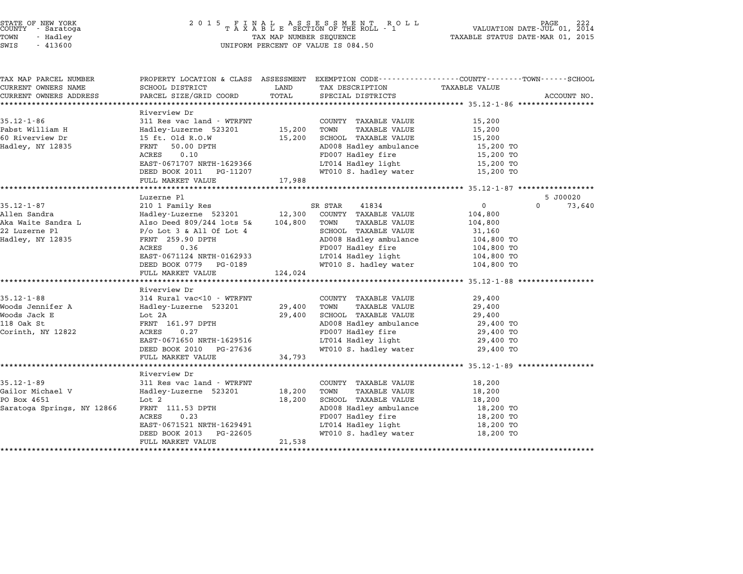STATE OF NEW YORK
COUNTY - Saratoga
TOWN - Hadley
SWIS - 413600

# 2015 FINAL ASSESSMENT ROLL
TAXABLE SECTION OF THE ROLL - 1
TAX MAP NUMBER SEQUENCE
UNIFORM PERCENT OF VALUE IS 084.50

VALUATION DATE-JUL 01, 2014
TAXABLE STATUS DATE-MAR 01, 2015

| TAX MAP PARCEL NUMBER / CURRENT OWNERS NAME / CURRENT OWNERS ADDRESS | PROPERTY LOCATION & CLASS / SCHOOL DISTRICT / PARCEL SIZE/GRID COORD | ASSESSMENT LAND | TOTAL | EXEMPTION CODE / TAX DESCRIPTION / SPECIAL DISTRICTS | COUNTY / TAXABLE VALUE | TOWN | SCHOOL / ACCOUNT NO. |
|---|---|---|---|---|---|---|---|
| **35.12-1-86** | Riverview Dr | | | | | | |
| | 311 Res vac land - WTRFNT | | | COUNTY TAXABLE VALUE | 15,200 | | |
| Pabst William H | Hadley-Luzerne 523201 | 15,200 | | TOWN TAXABLE VALUE | 15,200 | | |
| 60 Riverview Dr | 15 ft. Old R.O.W | | 15,200 | SCHOOL TAXABLE VALUE | 15,200 | | |
| Hadley, NY 12835 | FRNT 50.00 DPTH | | | AD008 Hadley ambulance | 15,200 TO | | |
| | ACRES 0.10 | | | FD007 Hadley fire | 15,200 TO | | |
| | EAST-0671707 NRTH-1629366 | | | LT014 Hadley light | 15,200 TO | | |
| | DEED BOOK 2011 PG-11207 | | | WT010 S. hadley water | 15,200 TO | | |
| | FULL MARKET VALUE | | 17,988 | | | | |
| **35.12-1-87** | Luzerne Pl | | | | | | 5 J00020 |
| | 210 1 Family Res | | | SR STAR 41834 | 0 | 0 | 73,640 |
| Allen Sandra | Hadley-Luzerne 523201 | 12,300 | | COUNTY TAXABLE VALUE | 104,800 | | |
| Aka Waite Sandra L | Also Deed 809/244 lots 5& | | 104,800 | TOWN TAXABLE VALUE | 104,800 | | |
| 22 Luzerne Pl | P/o Lot 3 & All Of Lot 4 | | | SCHOOL TAXABLE VALUE | 31,160 | | |
| Hadley, NY 12835 | FRNT 259.90 DPTH | | | AD008 Hadley ambulance | 104,800 TO | | |
| | ACRES 0.36 | | | FD007 Hadley fire | 104,800 TO | | |
| | EAST-0671124 NRTH-0162933 | | | LT014 Hadley light | 104,800 TO | | |
| | DEED BOOK 0779 PG-0189 | | | WT010 S. hadley water | 104,800 TO | | |
| | FULL MARKET VALUE | | 124,024 | | | | |
| **35.12-1-88** | Riverview Dr | | | | | | |
| | 314 Rural vac<10 - WTRFNT | | | COUNTY TAXABLE VALUE | 29,400 | | |
| Woods Jennifer A | Hadley-Luzerne 523201 | 29,400 | | TOWN TAXABLE VALUE | 29,400 | | |
| Woods Jack E | Lot 2A | | 29,400 | SCHOOL TAXABLE VALUE | 29,400 | | |
| 118 Oak St | FRNT 161.97 DPTH | | | AD008 Hadley ambulance | 29,400 TO | | |
| Corinth, NY 12822 | ACRES 0.27 | | | FD007 Hadley fire | 29,400 TO | | |
| | EAST-0671650 NRTH-1629516 | | | LT014 Hadley light | 29,400 TO | | |
| | DEED BOOK 2010 PG-27636 | | | WT010 S. hadley water | 29,400 TO | | |
| | FULL MARKET VALUE | | 34,793 | | | | |
| **35.12-1-89** | Riverview Dr | | | | | | |
| | 311 Res vac land - WTRFNT | | | COUNTY TAXABLE VALUE | 18,200 | | |
| Gailor Michael V | Hadley-Luzerne 523201 | 18,200 | | TOWN TAXABLE VALUE | 18,200 | | |
| PO Box 4651 | Lot 2 | | 18,200 | SCHOOL TAXABLE VALUE | 18,200 | | |
| Saratoga Springs, NY 12866 | FRNT 111.53 DPTH | | | AD008 Hadley ambulance | 18,200 TO | | |
| | ACRES 0.23 | | | FD007 Hadley fire | 18,200 TO | | |
| | EAST-0671521 NRTH-1629491 | | | LT014 Hadley light | 18,200 TO | | |
| | DEED BOOK 2013 PG-22605 | | | WT010 S. hadley water | 18,200 TO | | |
| | FULL MARKET VALUE | | 21,538 | | | | |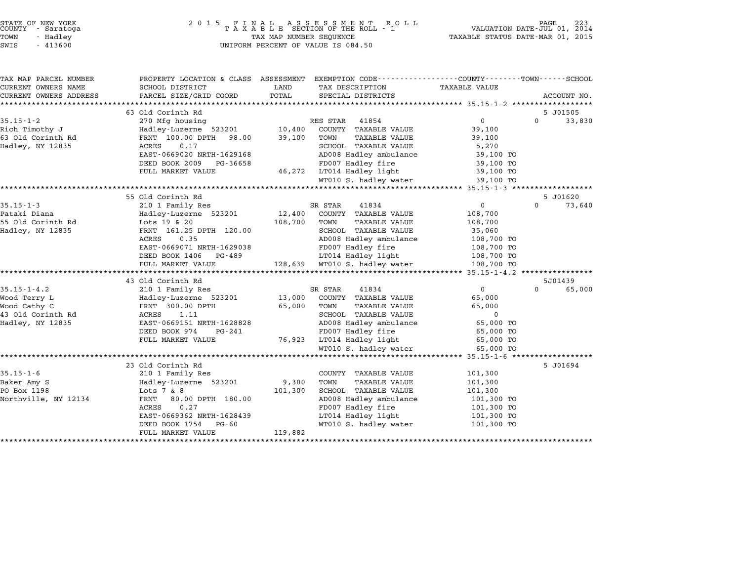STATE OF NEW YORK
COUNTY - Saratoga
TOWN - Hadley
SWIS - 413600

2 0 1 5 F I N A L A S S E S S M E N T R O L L
T A X A B L E SECTION OF THE ROLL - 1
TAX MAP NUMBER SEQUENCE
UNIFORM PERCENT OF VALUE IS 084.50

VALUATION DATE-JUL 01, 2014
TAXABLE STATUS DATE-MAR 01, 2015

| TAX MAP PARCEL NUMBER / CURRENT OWNERS NAME / CURRENT OWNERS ADDRESS | PROPERTY LOCATION & CLASS / SCHOOL DISTRICT / PARCEL SIZE/GRID COORD | ASSESSMENT LAND / TOTAL | EXEMPTION CODE / TAX DESCRIPTION / SPECIAL DISTRICTS | COUNTY / TAXABLE VALUE | TOWN / SCHOOL / ACCOUNT NO. |
|---|---|---|---|---|---|
| | 63 Old Corinth Rd | | | | 5 J01505 |
| 35.15-1-2 | 270 Mfg housing | | RES STAR 41854 | 0 | 0 33,830 |
| Rich Timothy J | Hadley-Luzerne 523201 | 10,400 | COUNTY TAXABLE VALUE | 39,100 | |
| 63 Old Corinth Rd | FRNT 100.00 DPTH 98.00 | 39,100 | TOWN TAXABLE VALUE | 39,100 | |
| Hadley, NY 12835 | ACRES 0.17 | | SCHOOL TAXABLE VALUE | 5,270 | |
| | EAST-0669020 NRTH-1629168 | | AD008 Hadley ambulance | 39,100 TO | |
| | DEED BOOK 2009 PG-36658 | | FD007 Hadley fire | 39,100 TO | |
| | FULL MARKET VALUE | 46,272 | LT014 Hadley light | 39,100 TO | |
| | | | WT010 S. hadley water | 39,100 TO | |
| | 55 Old Corinth Rd | | | | 5 J01620 |
| 35.15-1-3 | 210 1 Family Res | | SR STAR 41834 | 0 | 0 73,640 |
| Pataki Diana | Hadley-Luzerne 523201 | 12,400 | COUNTY TAXABLE VALUE | 108,700 | |
| 55 Old Corinth Rd | Lots 19 & 20 | 108,700 | TOWN TAXABLE VALUE | 108,700 | |
| Hadley, NY 12835 | FRNT 161.25 DPTH 120.00 | | SCHOOL TAXABLE VALUE | 35,060 | |
| | ACRES 0.35 | | AD008 Hadley ambulance | 108,700 TO | |
| | EAST-0669071 NRTH-1629038 | | FD007 Hadley fire | 108,700 TO | |
| | DEED BOOK 1406 PG-489 | | LT014 Hadley light | 108,700 TO | |
| | FULL MARKET VALUE | 128,639 | WT010 S. hadley water | 108,700 TO | |
| | 43 Old Corinth Rd | | | | 5J01439 |
| 35.15-1-4.2 | 210 1 Family Res | | SR STAR 41834 | 0 | 0 65,000 |
| Wood Terry L | Hadley-Luzerne 523201 | 13,000 | COUNTY TAXABLE VALUE | 65,000 | |
| Wood Cathy C | FRNT 300.00 DPTH | 65,000 | TOWN TAXABLE VALUE | 65,000 | |
| 43 Old Corinth Rd | ACRES 1.11 | | SCHOOL TAXABLE VALUE | 0 | |
| Hadley, NY 12835 | EAST-0669151 NRTH-1628828 | | AD008 Hadley ambulance | 65,000 TO | |
| | DEED BOOK 974 PG-241 | | FD007 Hadley fire | 65,000 TO | |
| | FULL MARKET VALUE | 76,923 | LT014 Hadley light | 65,000 TO | |
| | | | WT010 S. hadley water | 65,000 TO | |
| | 23 Old Corinth Rd | | | | 5 J01694 |
| 35.15-1-6 | 210 1 Family Res | | COUNTY TAXABLE VALUE | 101,300 | |
| Baker Amy S | Hadley-Luzerne 523201 | 9,300 | TOWN TAXABLE VALUE | 101,300 | |
| PO Box 1198 | Lots 7 & 8 | 101,300 | SCHOOL TAXABLE VALUE | 101,300 | |
| Northville, NY 12134 | FRNT 80.00 DPTH 180.00 | | AD008 Hadley ambulance | 101,300 TO | |
| | ACRES 0.27 | | FD007 Hadley fire | 101,300 TO | |
| | EAST-0669362 NRTH-1628439 | | LT014 Hadley light | 101,300 TO | |
| | DEED BOOK 1754 PG-60 | | WT010 S. hadley water | 101,300 TO | |
| | FULL MARKET VALUE | 119,882 | | | |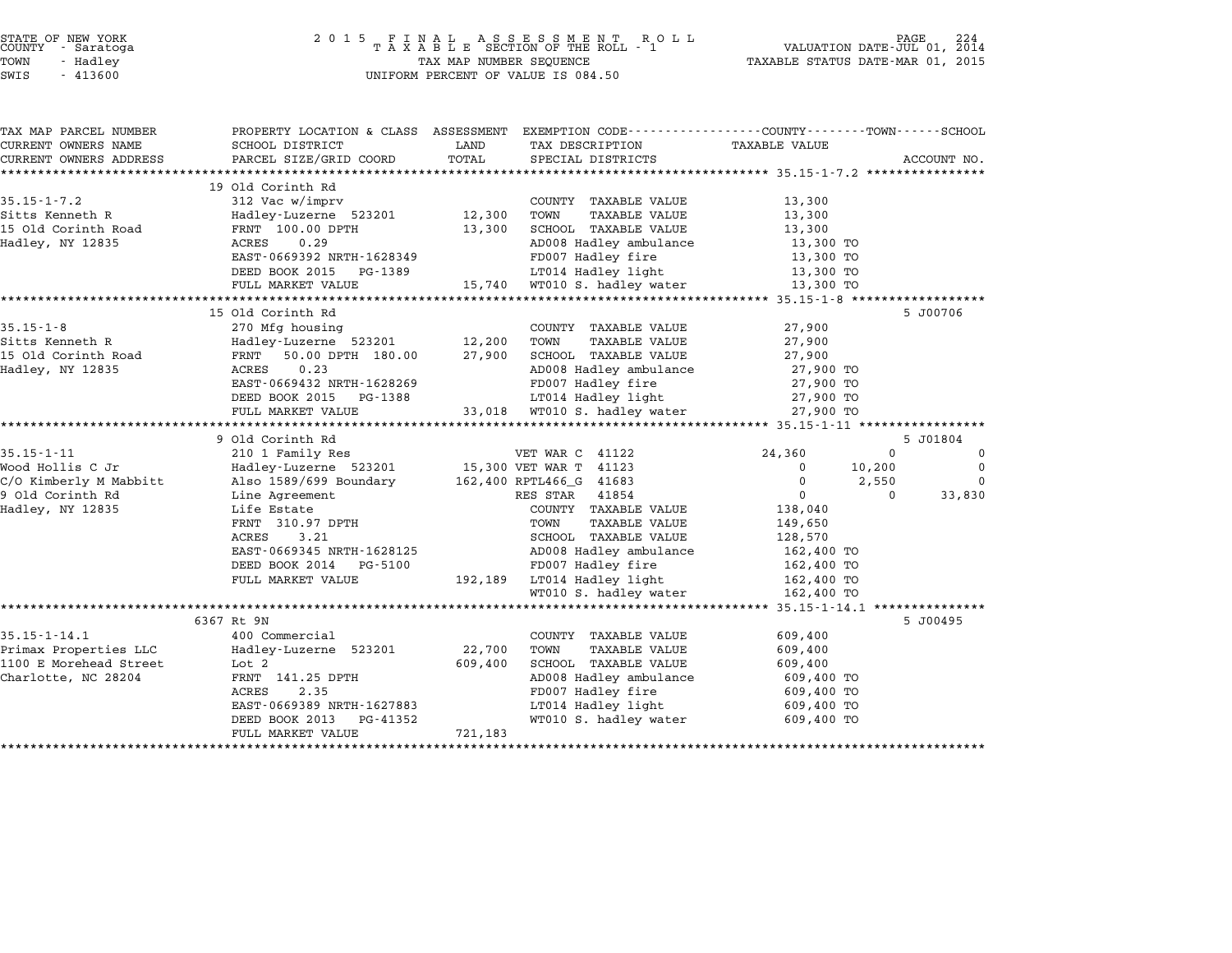STATE OF NEW YORK
COUNTY - Saratoga
TOWN - Hadley
SWIS - 413600

2015 FINAL ASSESSMENT ROLL
TAXABLE SECTION OF THE ROLL - 1
TAX MAP NUMBER SEQUENCE
UNIFORM PERCENT OF VALUE IS 084.50

VALUATION DATE-JUL 01, 2014
TAXABLE STATUS DATE-MAR 01, 2015

| TAX MAP PARCEL NUMBER / CURRENT OWNERS NAME / CURRENT OWNERS ADDRESS | PROPERTY LOCATION & CLASS / SCHOOL DISTRICT / PARCEL SIZE/GRID COORD | ASSESSMENT LAND / TOTAL | EXEMPTION CODE / TAX DESCRIPTION / SPECIAL DISTRICTS | COUNTY TAXABLE VALUE | TOWN | SCHOOL | ACCOUNT NO. |
|---|---|---|---|---|---|---|---|
| | 19 Old Corinth Rd | | | | | | |
| 35.15-1-7.2 | 312 Vac w/imprv | | COUNTY TAXABLE VALUE | 13,300 | | | |
| Sitts Kenneth R | Hadley-Luzerne 523201 | 12,300 | TOWN TAXABLE VALUE | 13,300 | | | |
| 15 Old Corinth Road | FRNT 100.00 DPTH | 13,300 | SCHOOL TAXABLE VALUE | 13,300 | | | |
| Hadley, NY 12835 | ACRES 0.29 | | AD008 Hadley ambulance | 13,300 TO | | | |
| | EAST-0669392 NRTH-1628349 | | FD007 Hadley fire | 13,300 TO | | | |
| | DEED BOOK 2015 PG-1389 | | LT014 Hadley light | 13,300 TO | | | |
| | FULL MARKET VALUE | 15,740 | WT010 S. hadley water | 13,300 TO | | | |
| | 15 Old Corinth Rd | | | | | | 5 J00706 |
| 35.15-1-8 | 270 Mfg housing | | COUNTY TAXABLE VALUE | 27,900 | | | |
| Sitts Kenneth R | Hadley-Luzerne 523201 | 12,200 | TOWN TAXABLE VALUE | 27,900 | | | |
| 15 Old Corinth Road | FRNT 50.00 DPTH 180.00 | 27,900 | SCHOOL TAXABLE VALUE | 27,900 | | | |
| Hadley, NY 12835 | ACRES 0.23 | | AD008 Hadley ambulance | 27,900 TO | | | |
| | EAST-0669432 NRTH-1628269 | | FD007 Hadley fire | 27,900 TO | | | |
| | DEED BOOK 2015 PG-1388 | | LT014 Hadley light | 27,900 TO | | | |
| | FULL MARKET VALUE | 33,018 | WT010 S. hadley water | 27,900 TO | | | |
| | 9 Old Corinth Rd | | | | | | 5 J01804 |
| 35.15-1-11 | 210 1 Family Res | | VET WAR C 41122 | 24,360 | 0 | 0 | |
| Wood Hollis C Jr | Hadley-Luzerne 523201 | 15,300 | VET WAR T 41123 | 0 | 10,200 | 0 | |
| C/O Kimberly M Mabbitt | Also 1589/699 Boundary | 162,400 | RPTL466_G 41683 | 0 | 2,550 | 0 | |
| 9 Old Corinth Rd | Line Agreement | | RES STAR 41854 | 0 | 0 | 33,830 | |
| Hadley, NY 12835 | Life Estate | | COUNTY TAXABLE VALUE | 138,040 | | | |
| | FRNT 310.97 DPTH | | TOWN TAXABLE VALUE | 149,650 | | | |
| | ACRES 3.21 | | SCHOOL TAXABLE VALUE | 128,570 | | | |
| | EAST-0669345 NRTH-1628125 | | AD008 Hadley ambulance | 162,400 TO | | | |
| | DEED BOOK 2014 PG-5100 | | FD007 Hadley fire | 162,400 TO | | | |
| | FULL MARKET VALUE | 192,189 | LT014 Hadley light | 162,400 TO | | | |
| | | | WT010 S. hadley water | 162,400 TO | | | |
| | 6367 Rt 9N | | | | | | 5 J00495 |
| 35.15-1-14.1 | 400 Commercial | | COUNTY TAXABLE VALUE | 609,400 | | | |
| Primax Properties LLC | Hadley-Luzerne 523201 | 22,700 | TOWN TAXABLE VALUE | 609,400 | | | |
| 1100 E Morehead Street | Lot 2 | 609,400 | SCHOOL TAXABLE VALUE | 609,400 | | | |
| Charlotte, NC 28204 | FRNT 141.25 DPTH | | AD008 Hadley ambulance | 609,400 TO | | | |
| | ACRES 2.35 | | FD007 Hadley fire | 609,400 TO | | | |
| | EAST-0669389 NRTH-1627883 | | LT014 Hadley light | 609,400 TO | | | |
| | DEED BOOK 2013 PG-41352 | | WT010 S. hadley water | 609,400 TO | | | |
| | FULL MARKET VALUE | 721,183 | | | | | |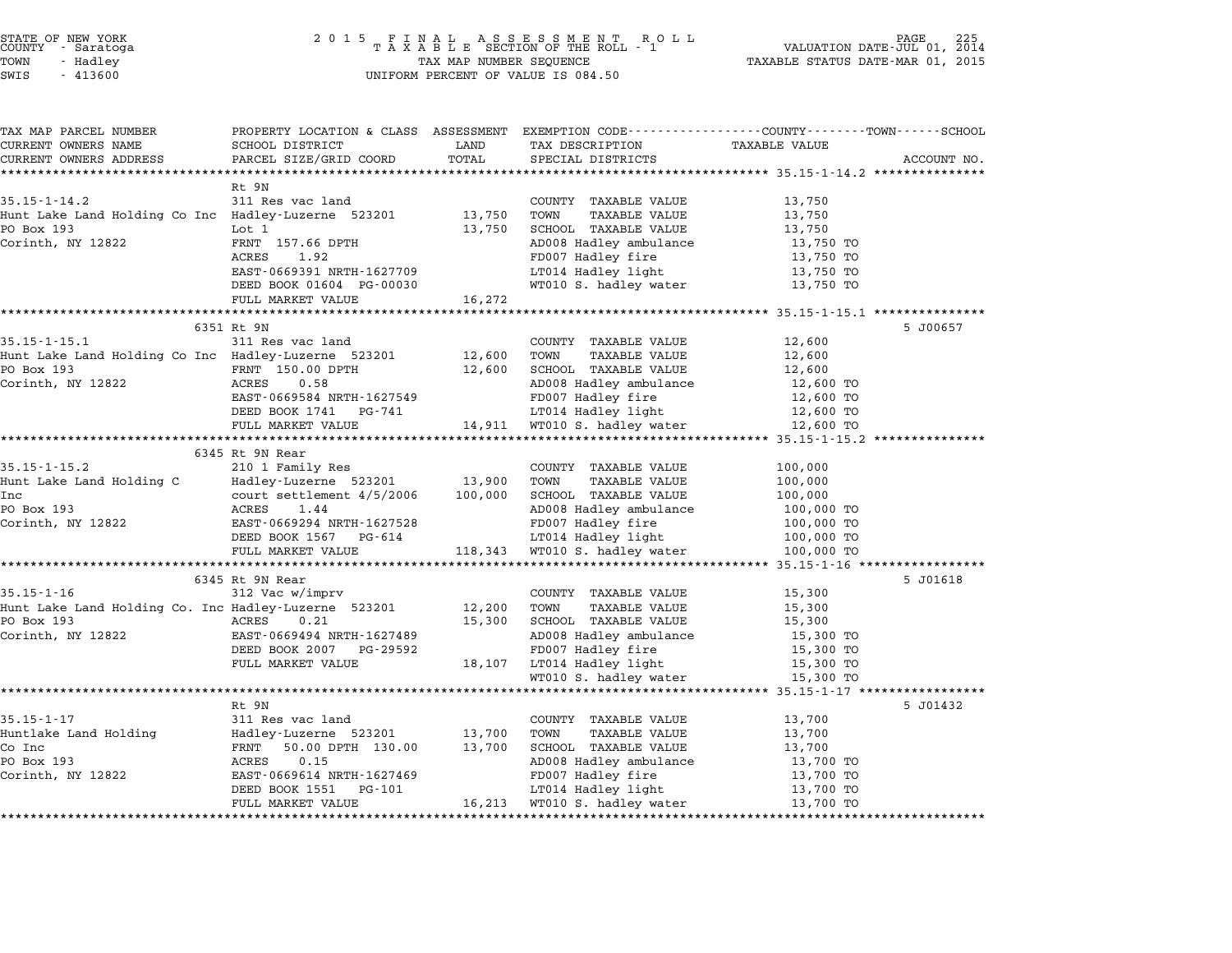STATE OF NEW YORK
COUNTY - Saratoga
TOWN - Hadley
SWIS - 413600

# 2015 FINAL ASSESSMENT ROLL
TAXABLE SECTION OF THE ROLL - 1
TAX MAP NUMBER SEQUENCE
UNIFORM PERCENT OF VALUE IS 084.50

VALUATION DATE-JUL 01, 2014
TAXABLE STATUS DATE-MAR 01, 2015

| TAX MAP PARCEL NUMBER / CURRENT OWNERS NAME / CURRENT OWNERS ADDRESS | PROPERTY LOCATION & CLASS / SCHOOL DISTRICT / PARCEL SIZE/GRID COORD | ASSESSMENT LAND / TOTAL | EXEMPTION CODE / TAX DESCRIPTION / SPECIAL DISTRICTS | TAXABLE VALUE (COUNTY / TOWN / SCHOOL) | ACCOUNT NO. |
|---|---|---|---|---|---|
| 35.15-1-14.2 | Rt 9N | | | | |
| | 311 Res vac land | | COUNTY TAXABLE VALUE | 13,750 | |
| Hunt Lake Land Holding Co Inc | Hadley-Luzerne 523201 | 13,750 | TOWN TAXABLE VALUE | 13,750 | |
| PO Box 193 | Lot 1 | 13,750 | SCHOOL TAXABLE VALUE | 13,750 | |
| Corinth, NY 12822 | FRNT 157.66 DPTH | | AD008 Hadley ambulance | 13,750 TO | |
| | ACRES 1.92 | | FD007 Hadley fire | 13,750 TO | |
| | EAST-0669391 NRTH-1627709 | | LT014 Hadley light | 13,750 TO | |
| | DEED BOOK 01604 PG-00030 | | WT010 S. hadley water | 13,750 TO | |
| | FULL MARKET VALUE | 16,272 | | | |
| 35.15-1-15.1 | 6351 Rt 9N | | | | 5 J00657 |
| | 311 Res vac land | | COUNTY TAXABLE VALUE | 12,600 | |
| Hunt Lake Land Holding Co Inc | Hadley-Luzerne 523201 | 12,600 | TOWN TAXABLE VALUE | 12,600 | |
| PO Box 193 | FRNT 150.00 DPTH | 12,600 | SCHOOL TAXABLE VALUE | 12,600 | |
| Corinth, NY 12822 | ACRES 0.58 | | AD008 Hadley ambulance | 12,600 TO | |
| | EAST-0669584 NRTH-1627549 | | FD007 Hadley fire | 12,600 TO | |
| | DEED BOOK 1741 PG-741 | | LT014 Hadley light | 12,600 TO | |
| | FULL MARKET VALUE | 14,911 | WT010 S. hadley water | 12,600 TO | |
| 35.15-1-15.2 | 6345 Rt 9N Rear | | | | |
| | 210 1 Family Res | | COUNTY TAXABLE VALUE | 100,000 | |
| Hunt Lake Land Holding C | Hadley-Luzerne 523201 | 13,900 | TOWN TAXABLE VALUE | 100,000 | |
| Inc | court settlement 4/5/2006 | 100,000 | SCHOOL TAXABLE VALUE | 100,000 | |
| PO Box 193 | ACRES 1.44 | | AD008 Hadley ambulance | 100,000 TO | |
| Corinth, NY 12822 | EAST-0669294 NRTH-1627528 | | FD007 Hadley fire | 100,000 TO | |
| | DEED BOOK 1567 PG-614 | | LT014 Hadley light | 100,000 TO | |
| | FULL MARKET VALUE | 118,343 | WT010 S. hadley water | 100,000 TO | |
| 35.15-1-16 | 6345 Rt 9N Rear | | | | 5 J01618 |
| | 312 Vac w/imprv | | COUNTY TAXABLE VALUE | 15,300 | |
| Hunt Lake Land Holding Co. Inc | Hadley-Luzerne 523201 | 12,200 | TOWN TAXABLE VALUE | 15,300 | |
| PO Box 193 | ACRES 0.21 | 15,300 | SCHOOL TAXABLE VALUE | 15,300 | |
| Corinth, NY 12822 | EAST-0669494 NRTH-1627489 | | AD008 Hadley ambulance | 15,300 TO | |
| | DEED BOOK 2007 PG-29592 | | FD007 Hadley fire | 15,300 TO | |
| | FULL MARKET VALUE | 18,107 | LT014 Hadley light | 15,300 TO | |
| | | | WT010 S. hadley water | 15,300 TO | |
| 35.15-1-17 | Rt 9N | | | | 5 J01432 |
| | 311 Res vac land | | COUNTY TAXABLE VALUE | 13,700 | |
| Huntlake Land Holding | Hadley-Luzerne 523201 | 13,700 | TOWN TAXABLE VALUE | 13,700 | |
| Co Inc | FRNT 50.00 DPTH 130.00 | 13,700 | SCHOOL TAXABLE VALUE | 13,700 | |
| PO Box 193 | ACRES 0.15 | | AD008 Hadley ambulance | 13,700 TO | |
| Corinth, NY 12822 | EAST-0669614 NRTH-1627469 | | FD007 Hadley fire | 13,700 TO | |
| | DEED BOOK 1551 PG-101 | | LT014 Hadley light | 13,700 TO | |
| | FULL MARKET VALUE | 16,213 | WT010 S. hadley water | 13,700 TO | |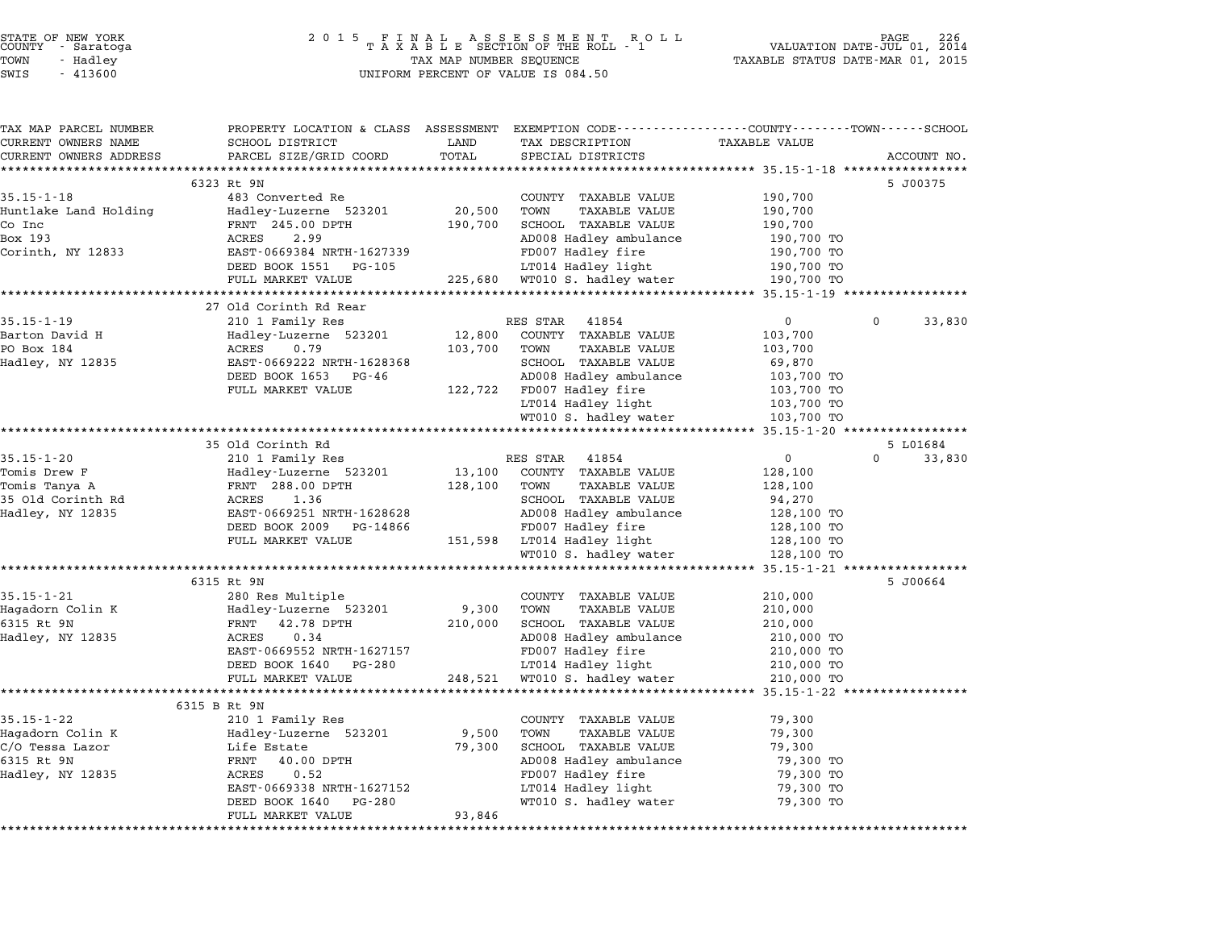STATE OF NEW YORK
COUNTY - Saratoga
TOWN - Hadley
SWIS - 413600

2015 FINAL ASSESSMENT ROLL
TAXABLE SECTION OF THE ROLL - 1
TAX MAP NUMBER SEQUENCE
UNIFORM PERCENT OF VALUE IS 084.50

VALUATION DATE-JUL 01, 2014
TAXABLE STATUS DATE-MAR 01, 2015

| TAX MAP PARCEL NUMBER / CURRENT OWNERS NAME / CURRENT OWNERS ADDRESS | PROPERTY LOCATION & CLASS / SCHOOL DISTRICT / PARCEL SIZE/GRID COORD | ASSESSMENT LAND / TOTAL | EXEMPTION CODE / TAX DESCRIPTION / SPECIAL DISTRICTS | COUNTY / TOWN TAXABLE VALUE | SCHOOL | ACCOUNT NO. |
|---|---|---|---|---|---|---|
| | 6323 Rt 9N | | | | | 5 J00375 |
| 35.15-1-18 | 483 Converted Re | | COUNTY TAXABLE VALUE | 190,700 | | |
| Huntlake Land Holding | Hadley-Luzerne 523201 | 20,500 | TOWN TAXABLE VALUE | 190,700 | | |
| Co Inc | FRNT 245.00 DPTH | 190,700 | SCHOOL TAXABLE VALUE | 190,700 | | |
| Box 193 | ACRES 2.99 | | AD008 Hadley ambulance | 190,700 TO | | |
| Corinth, NY 12833 | EAST-0669384 NRTH-1627339 | | FD007 Hadley fire | 190,700 TO | | |
| | DEED BOOK 1551 PG-105 | | LT014 Hadley light | 190,700 TO | | |
| | FULL MARKET VALUE | 225,680 | WT010 S. hadley water | 190,700 TO | | |
| | 27 Old Corinth Rd Rear | | | | | |
| 35.15-1-19 | 210 1 Family Res | | RES STAR 41854 | 0 | 0 | 33,830 |
| Barton David H | Hadley-Luzerne 523201 | 12,800 | COUNTY TAXABLE VALUE | 103,700 | | |
| PO Box 184 | ACRES 0.79 | 103,700 | TOWN TAXABLE VALUE | 103,700 | | |
| Hadley, NY 12835 | EAST-0669222 NRTH-1628368 | | SCHOOL TAXABLE VALUE | 69,870 | | |
| | DEED BOOK 1653 PG-46 | | AD008 Hadley ambulance | 103,700 TO | | |
| | FULL MARKET VALUE | 122,722 | FD007 Hadley fire | 103,700 TO | | |
| | | | LT014 Hadley light | 103,700 TO | | |
| | | | WT010 S. hadley water | 103,700 TO | | |
| | 35 Old Corinth Rd | | | | | 5 L01684 |
| 35.15-1-20 | 210 1 Family Res | | RES STAR 41854 | 0 | 0 | 33,830 |
| Tomis Drew F | Hadley-Luzerne 523201 | 13,100 | COUNTY TAXABLE VALUE | 128,100 | | |
| Tomis Tanya A | FRNT 288.00 DPTH | 128,100 | TOWN TAXABLE VALUE | 128,100 | | |
| 35 Old Corinth Rd | ACRES 1.36 | | SCHOOL TAXABLE VALUE | 94,270 | | |
| Hadley, NY 12835 | EAST-0669251 NRTH-1628628 | | AD008 Hadley ambulance | 128,100 TO | | |
| | DEED BOOK 2009 PG-14866 | | FD007 Hadley fire | 128,100 TO | | |
| | FULL MARKET VALUE | 151,598 | LT014 Hadley light | 128,100 TO | | |
| | | | WT010 S. hadley water | 128,100 TO | | |
| | 6315 Rt 9N | | | | | 5 J00664 |
| 35.15-1-21 | 280 Res Multiple | | COUNTY TAXABLE VALUE | 210,000 | | |
| Hagadorn Colin K | Hadley-Luzerne 523201 | 9,300 | TOWN TAXABLE VALUE | 210,000 | | |
| 6315 Rt 9N | FRNT 42.78 DPTH | 210,000 | SCHOOL TAXABLE VALUE | 210,000 | | |
| Hadley, NY 12835 | ACRES 0.34 | | AD008 Hadley ambulance | 210,000 TO | | |
| | EAST-0669552 NRTH-1627157 | | FD007 Hadley fire | 210,000 TO | | |
| | DEED BOOK 1640 PG-280 | | LT014 Hadley light | 210,000 TO | | |
| | FULL MARKET VALUE | 248,521 | WT010 S. hadley water | 210,000 TO | | |
| | 6315 B Rt 9N | | | | | |
| 35.15-1-22 | 210 1 Family Res | | COUNTY TAXABLE VALUE | 79,300 | | |
| Hagadorn Colin K | Hadley-Luzerne 523201 | 9,500 | TOWN TAXABLE VALUE | 79,300 | | |
| C/O Tessa Lazor | Life Estate | 79,300 | SCHOOL TAXABLE VALUE | 79,300 | | |
| 6315 Rt 9N | FRNT 40.00 DPTH | | AD008 Hadley ambulance | 79,300 TO | | |
| Hadley, NY 12835 | ACRES 0.52 | | FD007 Hadley fire | 79,300 TO | | |
| | EAST-0669338 NRTH-1627152 | | LT014 Hadley light | 79,300 TO | | |
| | DEED BOOK 1640 PG-280 | | WT010 S. hadley water | 79,300 TO | | |
| | FULL MARKET VALUE | 93,846 | | | | |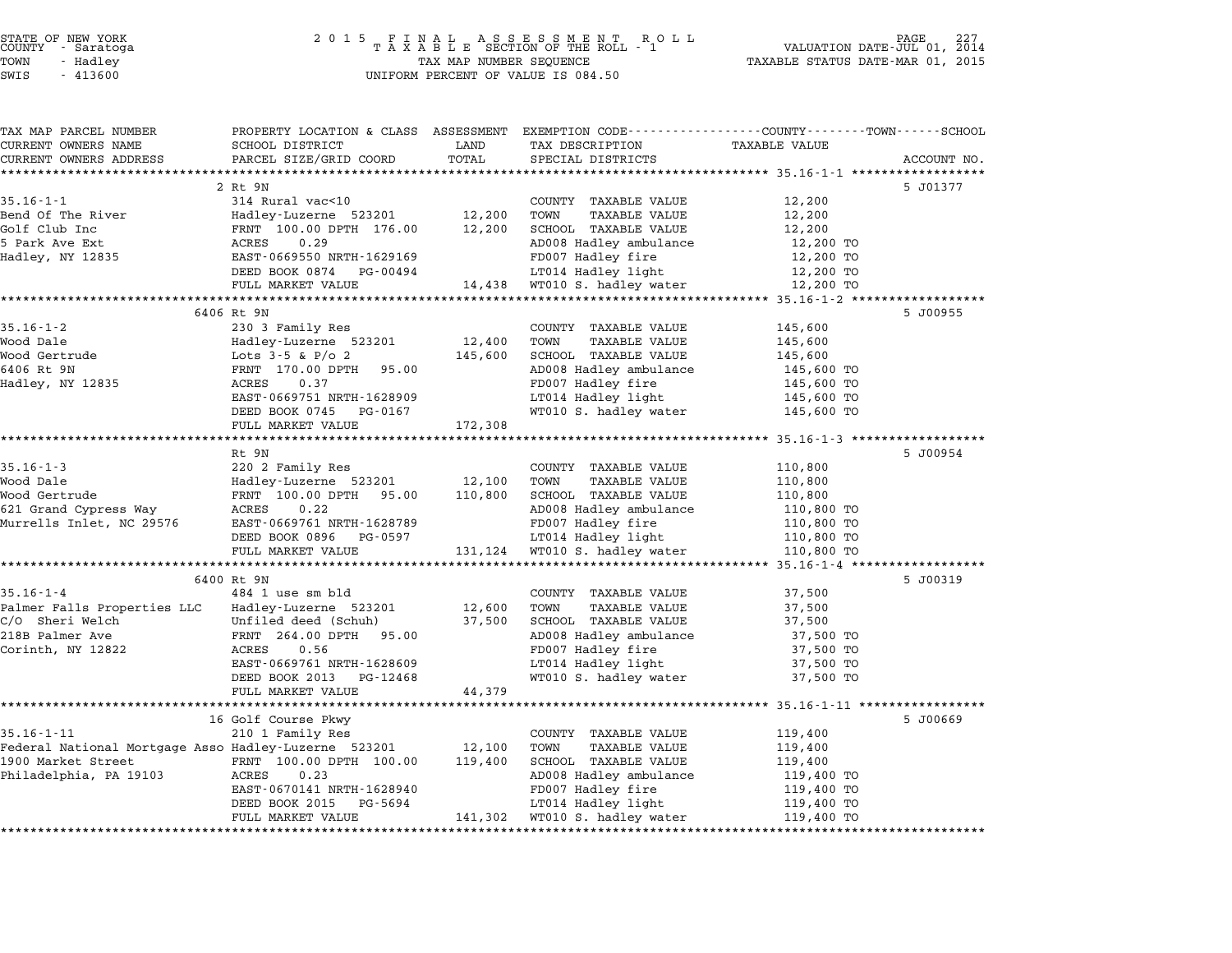STATE OF NEW YORK
COUNTY - Saratoga
TOWN - Hadley
SWIS - 413600

2 0 1 5 F I N A L A S S E S S M E N T R O L L
T A X A B L E SECTION OF THE ROLL - 1
TAX MAP NUMBER SEQUENCE
UNIFORM PERCENT OF VALUE IS 084.50

VALUATION DATE-JUL 01, 2014
TAXABLE STATUS DATE-MAR 01, 2015

| TAX MAP PARCEL NUMBER / CURRENT OWNERS NAME / CURRENT OWNERS ADDRESS | PROPERTY LOCATION & CLASS / SCHOOL DISTRICT / PARCEL SIZE/GRID COORD | ASSESSMENT LAND / TOTAL | EXEMPTION CODE / TAX DESCRIPTION / SPECIAL DISTRICTS | TAXABLE VALUE | ACCOUNT NO. |
|---|---|---|---|---|---|
| | 2 Rt 9N | | | | 5 J01377 |
| 35.16-1-1 | 314 Rural vac<10 | | COUNTY TAXABLE VALUE | 12,200 | |
| Bend Of The River | Hadley-Luzerne 523201 | 12,200 | TOWN TAXABLE VALUE | 12,200 | |
| Golf Club Inc | FRNT 100.00 DPTH 176.00 | 12,200 | SCHOOL TAXABLE VALUE | 12,200 | |
| 5 Park Ave Ext | ACRES 0.29 | | AD008 Hadley ambulance | 12,200 TO | |
| Hadley, NY 12835 | EAST-0669550 NRTH-1629169 | | FD007 Hadley fire | 12,200 TO | |
| | DEED BOOK 0874 PG-00494 | | LT014 Hadley light | 12,200 TO | |
| | FULL MARKET VALUE | 14,438 | WT010 S. hadley water | 12,200 TO | |
| | 6406 Rt 9N | | | | 5 J00955 |
| 35.16-1-2 | 230 3 Family Res | | COUNTY TAXABLE VALUE | 145,600 | |
| Wood Dale | Hadley-Luzerne 523201 | 12,400 | TOWN TAXABLE VALUE | 145,600 | |
| Wood Gertrude | Lots 3-5 & P/o 2 | 145,600 | SCHOOL TAXABLE VALUE | 145,600 | |
| 6406 Rt 9N | FRNT 170.00 DPTH 95.00 | | AD008 Hadley ambulance | 145,600 TO | |
| Hadley, NY 12835 | ACRES 0.37 | | FD007 Hadley fire | 145,600 TO | |
| | EAST-0669751 NRTH-1628909 | | LT014 Hadley light | 145,600 TO | |
| | DEED BOOK 0745 PG-0167 | | WT010 S. hadley water | 145,600 TO | |
| | FULL MARKET VALUE | 172,308 | | | |
| | Rt 9N | | | | 5 J00954 |
| 35.16-1-3 | 220 2 Family Res | | COUNTY TAXABLE VALUE | 110,800 | |
| Wood Dale | Hadley-Luzerne 523201 | 12,100 | TOWN TAXABLE VALUE | 110,800 | |
| Wood Gertrude | FRNT 100.00 DPTH 95.00 | 110,800 | SCHOOL TAXABLE VALUE | 110,800 | |
| 621 Grand Cypress Way | ACRES 0.22 | | AD008 Hadley ambulance | 110,800 TO | |
| Murrells Inlet, NC 29576 | EAST-0669761 NRTH-1628789 | | FD007 Hadley fire | 110,800 TO | |
| | DEED BOOK 0896 PG-0597 | | LT014 Hadley light | 110,800 TO | |
| | FULL MARKET VALUE | 131,124 | WT010 S. hadley water | 110,800 TO | |
| | 6400 Rt 9N | | | | 5 J00319 |
| 35.16-1-4 | 484 1 use sm bld | | COUNTY TAXABLE VALUE | 37,500 | |
| Palmer Falls Properties LLC | Hadley-Luzerne 523201 | 12,600 | TOWN TAXABLE VALUE | 37,500 | |
| C/O Sheri Welch | Unfiled deed (Schuh) | 37,500 | SCHOOL TAXABLE VALUE | 37,500 | |
| 218B Palmer Ave | FRNT 264.00 DPTH 95.00 | | AD008 Hadley ambulance | 37,500 TO | |
| Corinth, NY 12822 | ACRES 0.56 | | FD007 Hadley fire | 37,500 TO | |
| | EAST-0669761 NRTH-1628609 | | LT014 Hadley light | 37,500 TO | |
| | DEED BOOK 2013 PG-12468 | | WT010 S. hadley water | 37,500 TO | |
| | FULL MARKET VALUE | 44,379 | | | |
| | 16 Golf Course Pkwy | | | | 5 J00669 |
| 35.16-1-11 | 210 1 Family Res | | COUNTY TAXABLE VALUE | 119,400 | |
| Federal National Mortgage Asso | Hadley-Luzerne 523201 | 12,100 | TOWN TAXABLE VALUE | 119,400 | |
| 1900 Market Street | FRNT 100.00 DPTH 100.00 | 119,400 | SCHOOL TAXABLE VALUE | 119,400 | |
| Philadelphia, PA 19103 | ACRES 0.23 | | AD008 Hadley ambulance | 119,400 TO | |
| | EAST-0670141 NRTH-1628940 | | FD007 Hadley fire | 119,400 TO | |
| | DEED BOOK 2015 PG-5694 | | LT014 Hadley light | 119,400 TO | |
| | FULL MARKET VALUE | 141,302 | WT010 S. hadley water | 119,400 TO | |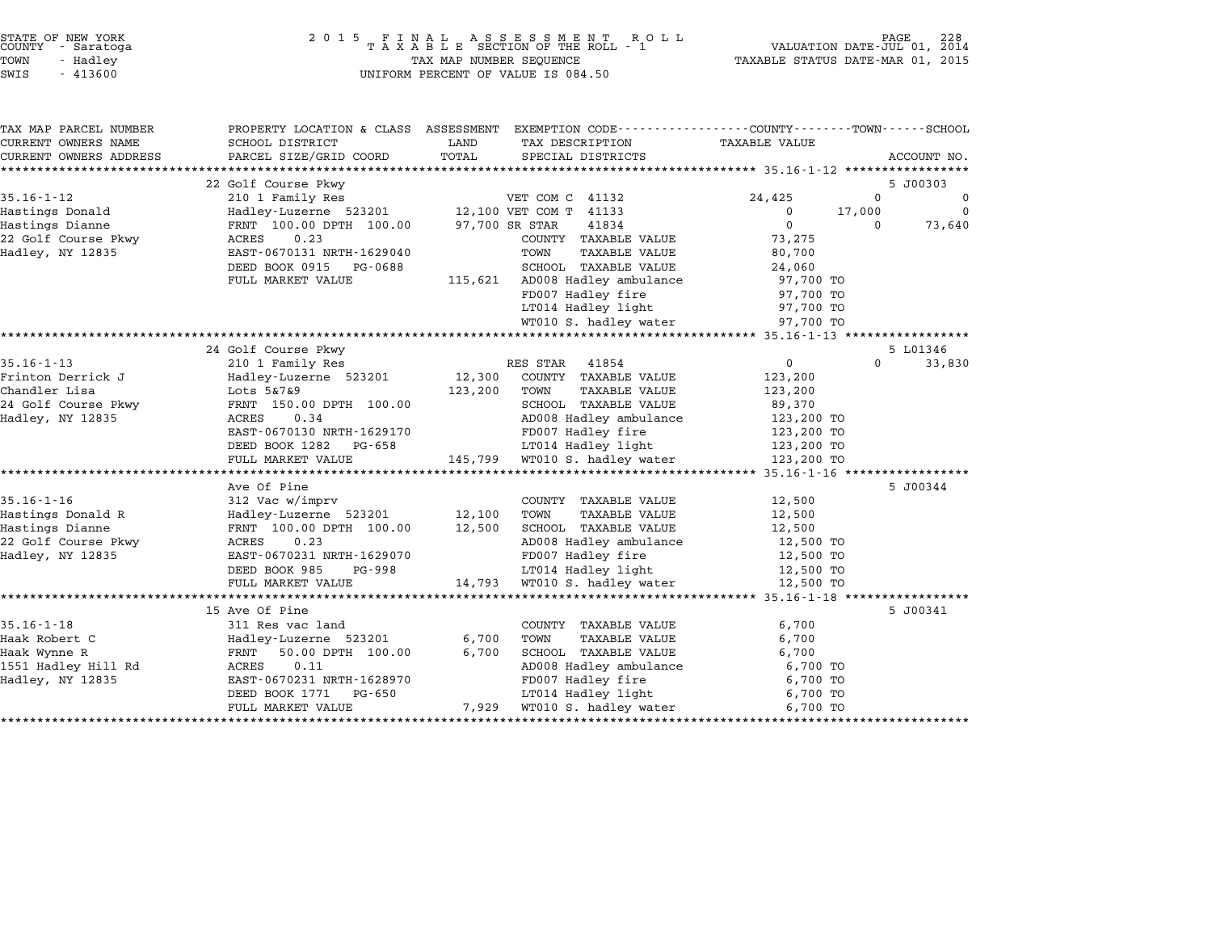STATE OF NEW YORK
COUNTY - Saratoga
TOWN - Hadley
SWIS - 413600

2015 FINAL ASSESSMENT ROLL
TAXABLE SECTION OF THE ROLL - 1
TAX MAP NUMBER SEQUENCE
UNIFORM PERCENT OF VALUE IS 084.50

VALUATION DATE-JUL 01, 2014
TAXABLE STATUS DATE-MAR 01, 2015

| TAX MAP PARCEL NUMBER / CURRENT OWNERS NAME / CURRENT OWNERS ADDRESS | PROPERTY LOCATION & CLASS / SCHOOL DISTRICT / PARCEL SIZE/GRID COORD | LAND / TOTAL | EXEMPTION CODE / TAX DESCRIPTION / SPECIAL DISTRICTS | COUNTY TAXABLE VALUE | TOWN | SCHOOL / ACCOUNT NO. |
|---|---|---|---|---|---|---|
| | 22 Golf Course Pkwy | | | | | 5 J00303 |
| 35.16-1-12 | 210 1 Family Res | | VET COM C 41132 | 24,425 | 0 | 0 |
| Hastings Donald | Hadley-Luzerne 523201 | 12,100 | VET COM T 41133 | 0 | 17,000 | 0 |
| Hastings Dianne | FRNT 100.00 DPTH 100.00 | 97,700 | SR STAR 41834 | 0 | 0 | 73,640 |
| 22 Golf Course Pkwy | ACRES 0.23 | | COUNTY TAXABLE VALUE | 73,275 | | |
| Hadley, NY 12835 | EAST-0670131 NRTH-1629040 | | TOWN TAXABLE VALUE | 80,700 | | |
| | DEED BOOK 0915 PG-0688 | | SCHOOL TAXABLE VALUE | 24,060 | | |
| | FULL MARKET VALUE | 115,621 | AD008 Hadley ambulance | 97,700 TO | | |
| | | | FD007 Hadley fire | 97,700 TO | | |
| | | | LT014 Hadley light | 97,700 TO | | |
| | | | WT010 S. hadley water | 97,700 TO | | |
| | 24 Golf Course Pkwy | | | | | 5 L01346 |
| 35.16-1-13 | 210 1 Family Res | | RES STAR 41854 | 0 | 0 | 33,830 |
| Frinton Derrick J | Hadley-Luzerne 523201 | 12,300 | COUNTY TAXABLE VALUE | 123,200 | | |
| Chandler Lisa | Lots 5&7&9 | 123,200 | TOWN TAXABLE VALUE | 123,200 | | |
| 24 Golf Course Pkwy | FRNT 150.00 DPTH 100.00 | | SCHOOL TAXABLE VALUE | 89,370 | | |
| Hadley, NY 12835 | ACRES 0.34 | | AD008 Hadley ambulance | 123,200 TO | | |
| | EAST-0670130 NRTH-1629170 | | FD007 Hadley fire | 123,200 TO | | |
| | DEED BOOK 1282 PG-658 | | LT014 Hadley light | 123,200 TO | | |
| | FULL MARKET VALUE | 145,799 | WT010 S. hadley water | 123,200 TO | | |
| | Ave Of Pine | | | | | 5 J00344 |
| 35.16-1-16 | 312 Vac w/imprv | | COUNTY TAXABLE VALUE | 12,500 | | |
| Hastings Donald R | Hadley-Luzerne 523201 | 12,100 | TOWN TAXABLE VALUE | 12,500 | | |
| Hastings Dianne | FRNT 100.00 DPTH 100.00 | 12,500 | SCHOOL TAXABLE VALUE | 12,500 | | |
| 22 Golf Course Pkwy | ACRES 0.23 | | AD008 Hadley ambulance | 12,500 TO | | |
| Hadley, NY 12835 | EAST-0670231 NRTH-1629070 | | FD007 Hadley fire | 12,500 TO | | |
| | DEED BOOK 985 PG-998 | | LT014 Hadley light | 12,500 TO | | |
| | FULL MARKET VALUE | 14,793 | WT010 S. hadley water | 12,500 TO | | |
| | 15 Ave Of Pine | | | | | 5 J00341 |
| 35.16-1-18 | 311 Res vac land | | COUNTY TAXABLE VALUE | 6,700 | | |
| Haak Robert C | Hadley-Luzerne 523201 | 6,700 | TOWN TAXABLE VALUE | 6,700 | | |
| Haak Wynne R | FRNT 50.00 DPTH 100.00 | 6,700 | SCHOOL TAXABLE VALUE | 6,700 | | |
| 1551 Hadley Hill Rd | ACRES 0.11 | | AD008 Hadley ambulance | 6,700 TO | | |
| Hadley, NY 12835 | EAST-0670231 NRTH-1628970 | | FD007 Hadley fire | 6,700 TO | | |
| | DEED BOOK 1771 PG-650 | | LT014 Hadley light | 6,700 TO | | |
| | FULL MARKET VALUE | 7,929 | WT010 S. hadley water | 6,700 TO | | |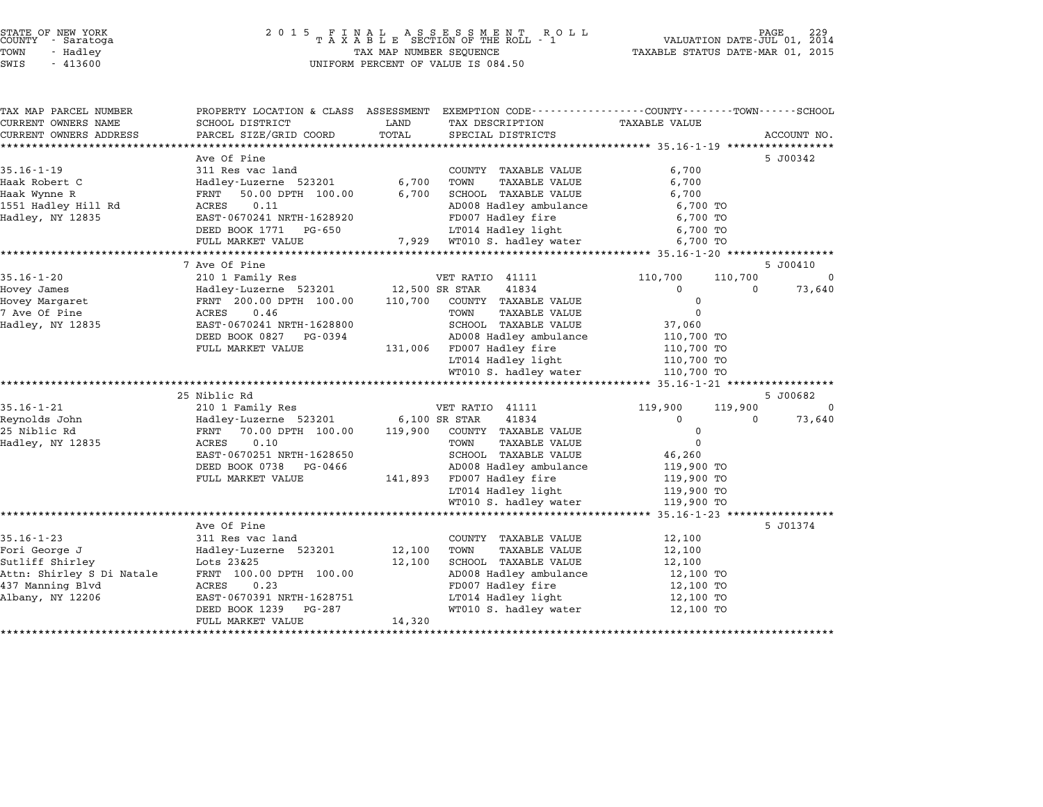STATE OF NEW YORK
COUNTY - Saratoga
TOWN - Hadley
SWIS - 413600

2015 FINAL ASSESSMENT ROLL
TAXABLE SECTION OF THE ROLL - 1
TAX MAP NUMBER SEQUENCE
UNIFORM PERCENT OF VALUE IS 084.50

VALUATION DATE-JUL 01, 2014
TAXABLE STATUS DATE-MAR 01, 2015

| TAX MAP PARCEL NUMBER / CURRENT OWNERS NAME / CURRENT OWNERS ADDRESS | PROPERTY LOCATION & CLASS / SCHOOL DISTRICT / PARCEL SIZE/GRID COORD | ASSESSMENT LAND | ASSESSMENT TOTAL | EXEMPTION CODE / TAX DESCRIPTION / SPECIAL DISTRICTS | COUNTY TAXABLE VALUE | TOWN | SCHOOL | ACCOUNT NO. |
|---|---|---|---|---|---|---|---|---|
| | Ave Of Pine | | | | | | | 5 J00342 |
| 35.16-1-19 | 311 Res vac land | | | COUNTY TAXABLE VALUE | 6,700 | | | |
| Haak Robert C | Hadley-Luzerne 523201 | 6,700 | | TOWN TAXABLE VALUE | 6,700 | | | |
| Haak Wynne R | FRNT 50.00 DPTH 100.00 | | 6,700 | SCHOOL TAXABLE VALUE | 6,700 | | | |
| 1551 Hadley Hill Rd | ACRES 0.11 | | | AD008 Hadley ambulance | 6,700 TO | | | |
| Hadley, NY 12835 | EAST-0670241 NRTH-1628920 | | | FD007 Hadley fire | 6,700 TO | | | |
| | DEED BOOK 1771 PG-650 | | | LT014 Hadley light | 6,700 TO | | | |
| | FULL MARKET VALUE | | 7,929 | WT010 S. hadley water | 6,700 TO | | | |
| | 7 Ave Of Pine | | | | | | | 5 J00410 |
| 35.16-1-20 | 210 1 Family Res | | | VET RATIO 41111 | 110,700 | 110,700 | 0 | |
| Hovey James | Hadley-Luzerne 523201 | 12,500 | | SR STAR 41834 | 0 | 0 | 73,640 | |
| Hovey Margaret | FRNT 200.00 DPTH 100.00 | | 110,700 | COUNTY TAXABLE VALUE | 0 | | | |
| 7 Ave Of Pine | ACRES 0.46 | | | TOWN TAXABLE VALUE | 0 | | | |
| Hadley, NY 12835 | EAST-0670241 NRTH-1628800 | | | SCHOOL TAXABLE VALUE | 37,060 | | | |
| | DEED BOOK 0827 PG-0394 | | | AD008 Hadley ambulance | 110,700 TO | | | |
| | FULL MARKET VALUE | | 131,006 | FD007 Hadley fire | 110,700 TO | | | |
| | | | | LT014 Hadley light | 110,700 TO | | | |
| | | | | WT010 S. hadley water | 110,700 TO | | | |
| | 25 Niblic Rd | | | | | | | 5 J00682 |
| 35.16-1-21 | 210 1 Family Res | | | VET RATIO 41111 | 119,900 | 119,900 | 0 | |
| Reynolds John | Hadley-Luzerne 523201 | 6,100 | | SR STAR 41834 | 0 | 0 | 73,640 | |
| 25 Niblic Rd | FRNT 70.00 DPTH 100.00 | | 119,900 | COUNTY TAXABLE VALUE | 0 | | | |
| Hadley, NY 12835 | ACRES 0.10 | | | TOWN TAXABLE VALUE | 0 | | | |
| | EAST-0670251 NRTH-1628650 | | | SCHOOL TAXABLE VALUE | 46,260 | | | |
| | DEED BOOK 0738 PG-0466 | | | AD008 Hadley ambulance | 119,900 TO | | | |
| | FULL MARKET VALUE | | 141,893 | FD007 Hadley fire | 119,900 TO | | | |
| | | | | LT014 Hadley light | 119,900 TO | | | |
| | | | | WT010 S. hadley water | 119,900 TO | | | |
| | Ave Of Pine | | | | | | | 5 J01374 |
| 35.16-1-23 | 311 Res vac land | | | COUNTY TAXABLE VALUE | 12,100 | | | |
| Fori George J | Hadley-Luzerne 523201 | 12,100 | | TOWN TAXABLE VALUE | 12,100 | | | |
| Sutliff Shirley | Lots 23&25 | | 12,100 | SCHOOL TAXABLE VALUE | 12,100 | | | |
| Attn: Shirley S Di Natale | FRNT 100.00 DPTH 100.00 | | | AD008 Hadley ambulance | 12,100 TO | | | |
| 437 Manning Blvd | ACRES 0.23 | | | FD007 Hadley fire | 12,100 TO | | | |
| Albany, NY 12206 | EAST-0670391 NRTH-1628751 | | | LT014 Hadley light | 12,100 TO | | | |
| | DEED BOOK 1239 PG-287 | | | WT010 S. hadley water | 12,100 TO | | | |
| | FULL MARKET VALUE | | 14,320 | | | | | |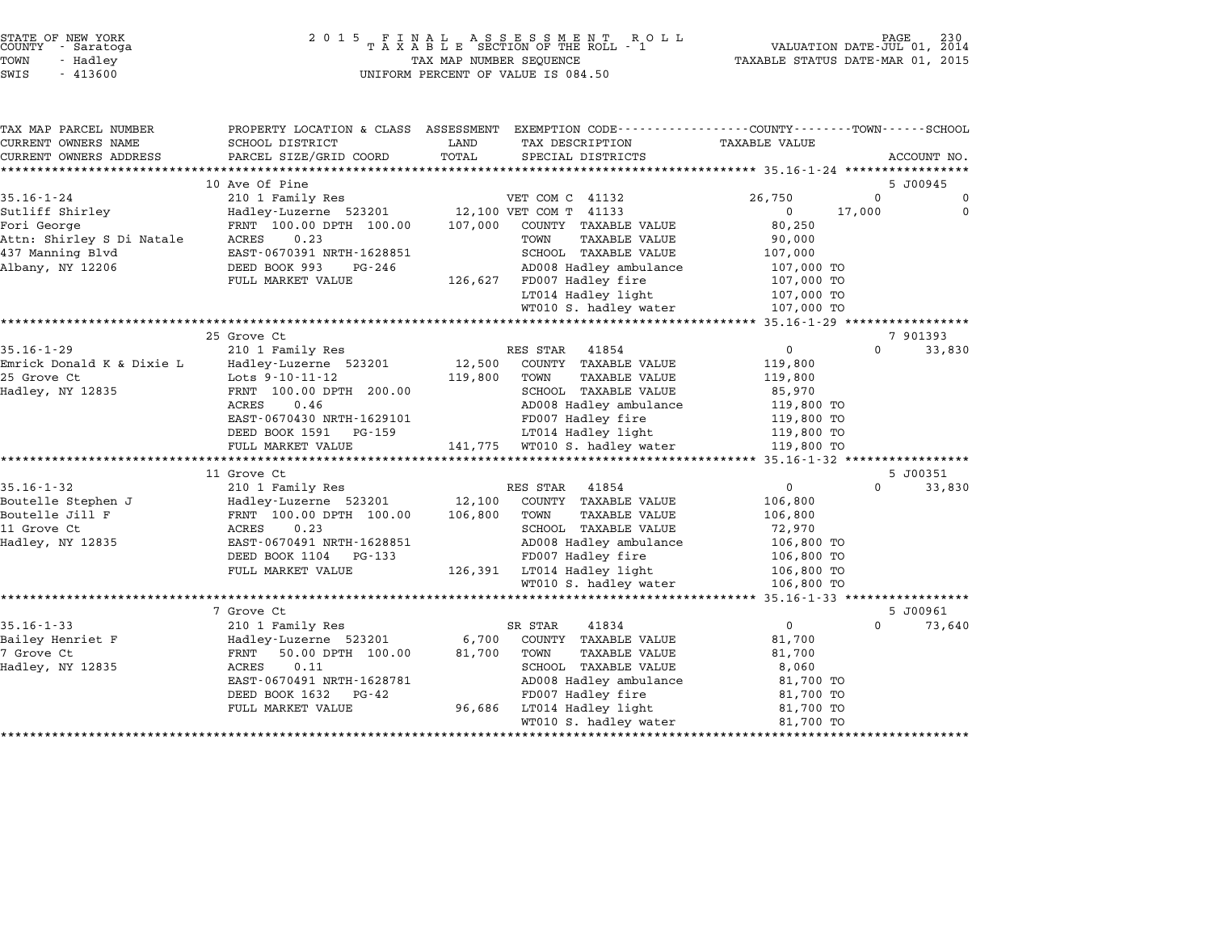STATE OF NEW YORK
COUNTY - Saratoga
TOWN - Hadley
SWIS - 413600

# 2015 FINAL ASSESSMENT ROLL
TAXABLE SECTION OF THE ROLL - 1
TAX MAP NUMBER SEQUENCE
UNIFORM PERCENT OF VALUE IS 084.50

VALUATION DATE-JUL 01, 2014
TAXABLE STATUS DATE-MAR 01, 2015

| TAX MAP PARCEL NUMBER / CURRENT OWNERS NAME / CURRENT OWNERS ADDRESS | PROPERTY LOCATION & CLASS / SCHOOL DISTRICT / PARCEL SIZE/GRID COORD | ASSESSMENT LAND / TOTAL | EXEMPTION CODE / TAX DESCRIPTION / SPECIAL DISTRICTS | COUNTY TAXABLE VALUE | TOWN | SCHOOL | ACCOUNT NO. |
|---|---|---|---|---|---|---|---|
| **35.16-1-24** | 10 Ave Of Pine | | | | | | 5 J00945 |
| 35.16-1-24 | 210 1 Family Res | | VET COM C 41132 | 26,750 | 0 | 0 | |
| Sutliff Shirley | Hadley-Luzerne 523201 | 12,100 | VET COM T 41133 | 0 | 17,000 | 0 | |
| Fori George | FRNT 100.00 DPTH 100.00 | 107,000 | COUNTY TAXABLE VALUE | 80,250 | | | |
| Attn: Shirley S Di Natale | ACRES 0.23 | | TOWN TAXABLE VALUE | 90,000 | | | |
| 437 Manning Blvd | EAST-0670391 NRTH-1628851 | | SCHOOL TAXABLE VALUE | 107,000 | | | |
| Albany, NY 12206 | DEED BOOK 993 PG-246 | | AD008 Hadley ambulance | 107,000 TO | | | |
| | FULL MARKET VALUE | 126,627 | FD007 Hadley fire | 107,000 TO | | | |
| | | | LT014 Hadley light | 107,000 TO | | | |
| | | | WT010 S. hadley water | 107,000 TO | | | |
| **35.16-1-29** | 25 Grove Ct | | | | | | 7 901393 |
| 35.16-1-29 | 210 1 Family Res | | RES STAR 41854 | 0 | 0 | 33,830 | |
| Emrick Donald K & Dixie L | Hadley-Luzerne 523201 | 12,500 | COUNTY TAXABLE VALUE | 119,800 | | | |
| 25 Grove Ct | Lots 9-10-11-12 | 119,800 | TOWN TAXABLE VALUE | 119,800 | | | |
| Hadley, NY 12835 | FRNT 100.00 DPTH 200.00 | | SCHOOL TAXABLE VALUE | 85,970 | | | |
| | ACRES 0.46 | | AD008 Hadley ambulance | 119,800 TO | | | |
| | EAST-0670430 NRTH-1629101 | | FD007 Hadley fire | 119,800 TO | | | |
| | DEED BOOK 1591 PG-159 | | LT014 Hadley light | 119,800 TO | | | |
| | FULL MARKET VALUE | 141,775 | WT010 S. hadley water | 119,800 TO | | | |
| **35.16-1-32** | 11 Grove Ct | | | | | | 5 J00351 |
| 35.16-1-32 | 210 1 Family Res | | RES STAR 41854 | 0 | 0 | 33,830 | |
| Boutelle Stephen J | Hadley-Luzerne 523201 | 12,100 | COUNTY TAXABLE VALUE | 106,800 | | | |
| Boutelle Jill F | FRNT 100.00 DPTH 100.00 | 106,800 | TOWN TAXABLE VALUE | 106,800 | | | |
| 11 Grove Ct | ACRES 0.23 | | SCHOOL TAXABLE VALUE | 72,970 | | | |
| Hadley, NY 12835 | EAST-0670491 NRTH-1628851 | | AD008 Hadley ambulance | 106,800 TO | | | |
| | DEED BOOK 1104 PG-133 | | FD007 Hadley fire | 106,800 TO | | | |
| | FULL MARKET VALUE | 126,391 | LT014 Hadley light | 106,800 TO | | | |
| | | | WT010 S. hadley water | 106,800 TO | | | |
| **35.16-1-33** | 7 Grove Ct | | | | | | 5 J00961 |
| 35.16-1-33 | 210 1 Family Res | | SR STAR 41834 | 0 | 0 | 73,640 | |
| Bailey Henriet F | Hadley-Luzerne 523201 | 6,700 | COUNTY TAXABLE VALUE | 81,700 | | | |
| 7 Grove Ct | FRNT 50.00 DPTH 100.00 | 81,700 | TOWN TAXABLE VALUE | 81,700 | | | |
| Hadley, NY 12835 | ACRES 0.11 | | SCHOOL TAXABLE VALUE | 8,060 | | | |
| | EAST-0670491 NRTH-1628781 | | AD008 Hadley ambulance | 81,700 TO | | | |
| | DEED BOOK 1632 PG-42 | | FD007 Hadley fire | 81,700 TO | | | |
| | FULL MARKET VALUE | 96,686 | LT014 Hadley light | 81,700 TO | | | |
| | | | WT010 S. hadley water | 81,700 TO | | | |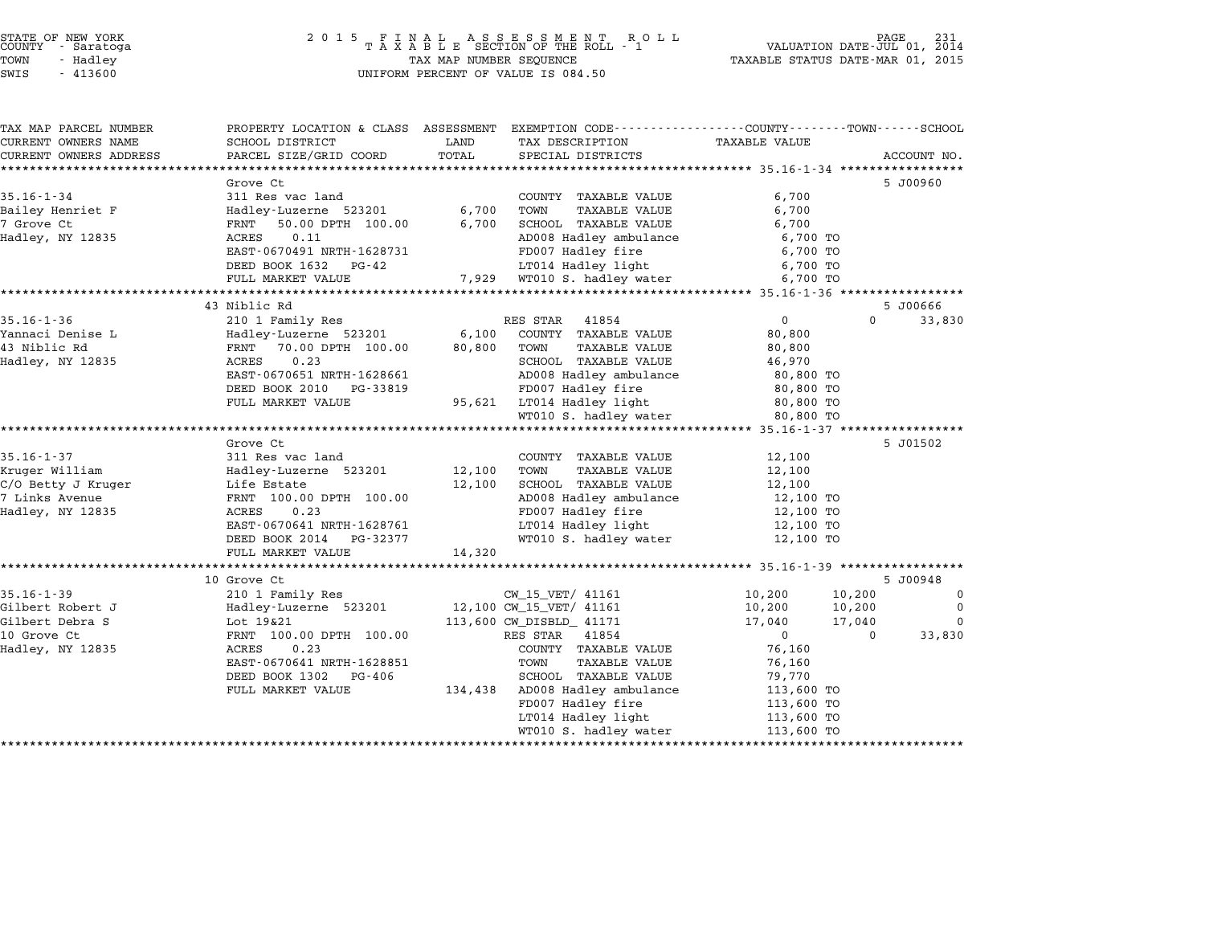STATE OF NEW YORK
COUNTY - Saratoga
TOWN - Hadley
SWIS - 413600

2 0 1 5 F I N A L A S S E S S M E N T R O L L
T A X A B L E SECTION OF THE ROLL - 1
TAX MAP NUMBER SEQUENCE
UNIFORM PERCENT OF VALUE IS 084.50

VALUATION DATE-JUL 01, 2014
TAXABLE STATUS DATE-MAR 01, 2015

```
TAX MAP PARCEL NUMBER     PROPERTY LOCATION & CLASS  ASSESSMENT  EXEMPTION CODE-----------------COUNTY--------TOWN------SCHOOL
CURRENT OWNERS NAME       SCHOOL DISTRICT               LAND      TAX DESCRIPTION             TAXABLE VALUE
CURRENT OWNERS ADDRESS    PARCEL SIZE/GRID COORD        TOTAL     SPECIAL DISTRICTS                                    ACCOUNT NO.
******************************************************************************************************* 35.16-1-34 *****************
                          Grove Ct                                                                                     5 J00960
35.16-1-34                311 Res vac land                         COUNTY  TAXABLE VALUE             6,700
Bailey Henriet F          Hadley-Luzerne  523201       6,700       TOWN    TAXABLE VALUE             6,700
7 Grove Ct                FRNT   50.00 DPTH 100.00     6,700       SCHOOL  TAXABLE VALUE             6,700
Hadley, NY 12835          ACRES    0.11                            AD008 Hadley ambulance            6,700 TO
                          EAST-0670491 NRTH-1628731                FD007 Hadley fire                 6,700 TO
                          DEED BOOK 1632   PG-42                   LT014 Hadley light                6,700 TO
                          FULL MARKET VALUE            7,929       WT010 S. hadley water             6,700 TO
******************************************************************************************************* 35.16-1-36 *****************
                          43 Niblic Rd                                                                                 5 J00666
35.16-1-36                210 1 Family Res                         RES STAR   41854                  0            0     33,830
Yannaci Denise L          Hadley-Luzerne  523201       6,100       COUNTY  TAXABLE VALUE            80,800
43 Niblic Rd              FRNT   70.00 DPTH 100.00    80,800       TOWN    TAXABLE VALUE            80,800
Hadley, NY 12835          ACRES    0.23                            SCHOOL  TAXABLE VALUE            46,970
                          EAST-0670651 NRTH-1628661                AD008 Hadley ambulance           80,800 TO
                          DEED BOOK 2010   PG-33819                FD007 Hadley fire                80,800 TO
                          FULL MARKET VALUE           95,621       LT014 Hadley light               80,800 TO
                                                                   WT010 S. hadley water            80,800 TO
******************************************************************************************************* 35.16-1-37 *****************
                          Grove Ct                                                                                     5 J01502
35.16-1-37                311 Res vac land                         COUNTY  TAXABLE VALUE            12,100
Kruger William            Hadley-Luzerne  523201      12,100       TOWN    TAXABLE VALUE            12,100
C/O Betty J Kruger        Life Estate                 12,100       SCHOOL  TAXABLE VALUE            12,100
7 Links Avenue            FRNT  100.00 DPTH 100.00                 AD008 Hadley ambulance           12,100 TO
Hadley, NY 12835          ACRES    0.23                            FD007 Hadley fire                12,100 TO
                          EAST-0670641 NRTH-1628761                LT014 Hadley light               12,100 TO
                          DEED BOOK 2014   PG-32377                WT010 S. hadley water            12,100 TO
                          FULL MARKET VALUE           14,320
******************************************************************************************************* 35.16-1-39 *****************
                          10 Grove Ct                                                                                  5 J00948
35.16-1-39                210 1 Family Res                         CW_15_VET/ 41161             10,200       10,200          0
Gilbert Robert J          Hadley-Luzerne  523201      12,100 CW_15_VET/ 41161                   10,200       10,200          0
Gilbert Debra S           Lot 19&21                  113,600 CW_DISBLD_ 41171                   17,040       17,040          0
10 Grove Ct               FRNT  100.00 DPTH 100.00                 RES STAR   41854                  0            0     33,830
Hadley, NY 12835          ACRES    0.23                            COUNTY  TAXABLE VALUE            76,160
                          EAST-0670641 NRTH-1628851                TOWN    TAXABLE VALUE            76,160
                          DEED BOOK 1302   PG-406                  SCHOOL  TAXABLE VALUE            79,770
                          FULL MARKET VALUE          134,438       AD008 Hadley ambulance          113,600 TO
                                                                   FD007 Hadley fire               113,600 TO
                                                                   LT014 Hadley light              113,600 TO
                                                                   WT010 S. hadley water           113,600 TO
************************************************************************************************************************************
```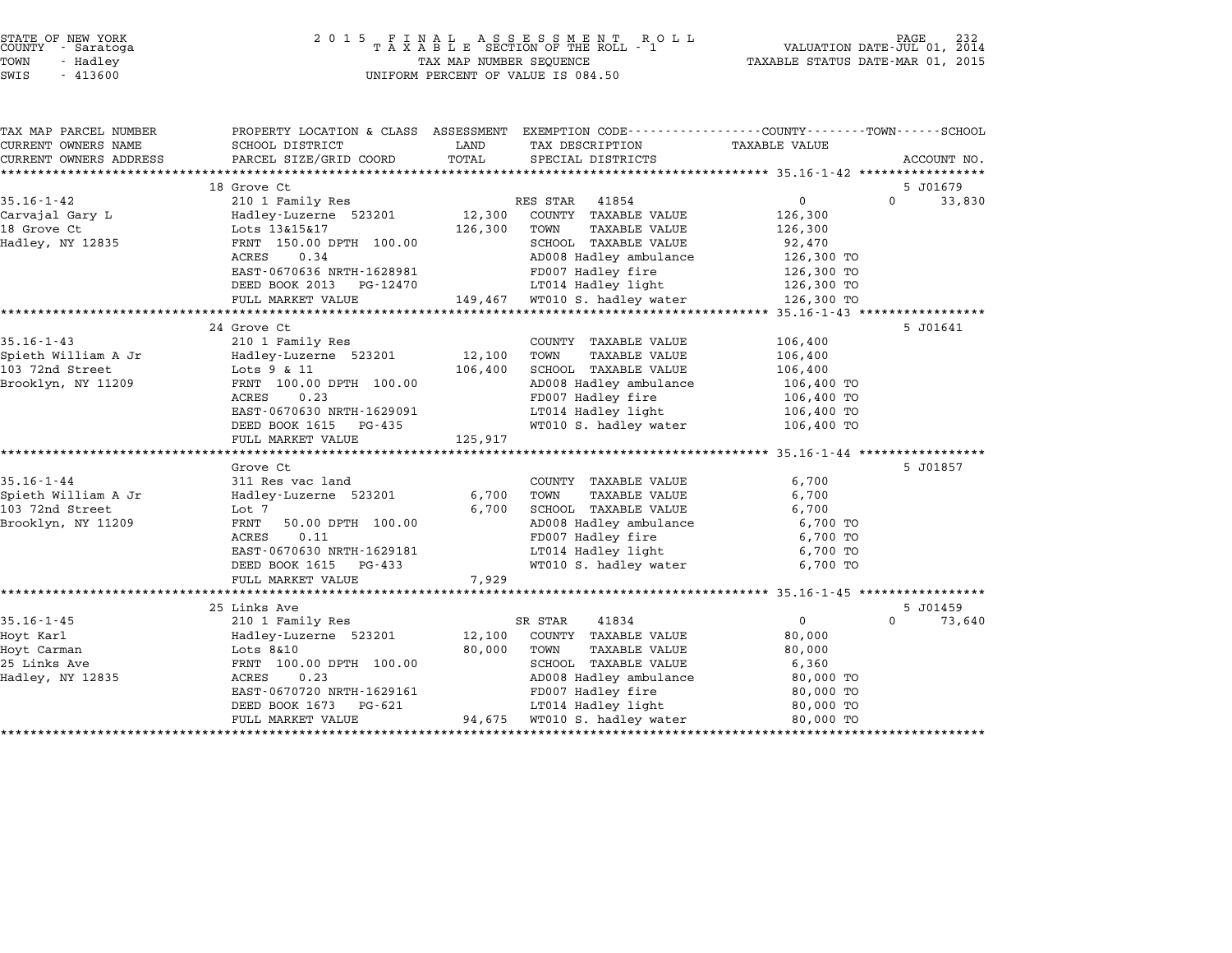STATE OF NEW YORK
COUNTY - Saratoga
TOWN - Hadley
SWIS - 413600

2 0 1 5 F I N A L A S S E S S M E N T R O L L
T A X A B L E SECTION OF THE ROLL - 1
TAX MAP NUMBER SEQUENCE
UNIFORM PERCENT OF VALUE IS 084.50

VALUATION DATE-JUL 01, 2014
TAXABLE STATUS DATE-MAR 01, 2015

| TAX MAP PARCEL NUMBER<br>CURRENT OWNERS NAME<br>CURRENT OWNERS ADDRESS | PROPERTY LOCATION & CLASS<br>SCHOOL DISTRICT<br>PARCEL SIZE/GRID COORD | ASSESSMENT<br>LAND<br>TOTAL | EXEMPTION CODE<br>TAX DESCRIPTION<br>SPECIAL DISTRICTS | COUNTY / TOWN<br>TAXABLE VALUE | SCHOOL<br>ACCOUNT NO. |
|---|---|---|---|---|---|
| | 18 Grove Ct | | | | 5 J01679 |
| 35.16-1-42 | 210 1 Family Res | | RES STAR 41854 | 0 | 0 33,830 |
| Carvajal Gary L | Hadley-Luzerne 523201 | 12,300 | COUNTY TAXABLE VALUE | 126,300 | |
| 18 Grove Ct | Lots 13&15&17 | 126,300 | TOWN TAXABLE VALUE | 126,300 | |
| Hadley, NY 12835 | FRNT 150.00 DPTH 100.00 | | SCHOOL TAXABLE VALUE | 92,470 | |
| | ACRES 0.34 | | AD008 Hadley ambulance | 126,300 TO | |
| | EAST-0670636 NRTH-1628981 | | FD007 Hadley fire | 126,300 TO | |
| | DEED BOOK 2013 PG-12470 | | LT014 Hadley light | 126,300 TO | |
| | FULL MARKET VALUE | 149,467 | WT010 S. hadley water | 126,300 TO | |
| | 24 Grove Ct | | | | 5 J01641 |
| 35.16-1-43 | 210 1 Family Res | | COUNTY TAXABLE VALUE | 106,400 | |
| Spieth William A Jr | Hadley-Luzerne 523201 | 12,100 | TOWN TAXABLE VALUE | 106,400 | |
| 103 72nd Street | Lots 9 & 11 | 106,400 | SCHOOL TAXABLE VALUE | 106,400 | |
| Brooklyn, NY 11209 | FRNT 100.00 DPTH 100.00 | | AD008 Hadley ambulance | 106,400 TO | |
| | ACRES 0.23 | | FD007 Hadley fire | 106,400 TO | |
| | EAST-0670630 NRTH-1629091 | | LT014 Hadley light | 106,400 TO | |
| | DEED BOOK 1615 PG-435 | | WT010 S. hadley water | 106,400 TO | |
| | FULL MARKET VALUE | 125,917 | | | |
| | Grove Ct | | | | 5 J01857 |
| 35.16-1-44 | 311 Res vac land | | COUNTY TAXABLE VALUE | 6,700 | |
| Spieth William A Jr | Hadley-Luzerne 523201 | 6,700 | TOWN TAXABLE VALUE | 6,700 | |
| 103 72nd Street | Lot 7 | 6,700 | SCHOOL TAXABLE VALUE | 6,700 | |
| Brooklyn, NY 11209 | FRNT 50.00 DPTH 100.00 | | AD008 Hadley ambulance | 6,700 TO | |
| | ACRES 0.11 | | FD007 Hadley fire | 6,700 TO | |
| | EAST-0670630 NRTH-1629181 | | LT014 Hadley light | 6,700 TO | |
| | DEED BOOK 1615 PG-433 | | WT010 S. hadley water | 6,700 TO | |
| | FULL MARKET VALUE | 7,929 | | | |
| | 25 Links Ave | | | | 5 J01459 |
| 35.16-1-45 | 210 1 Family Res | | SR STAR 41834 | 0 | 0 73,640 |
| Hoyt Karl | Hadley-Luzerne 523201 | 12,100 | COUNTY TAXABLE VALUE | 80,000 | |
| Hoyt Carman | Lots 8&10 | 80,000 | TOWN TAXABLE VALUE | 80,000 | |
| 25 Links Ave | FRNT 100.00 DPTH 100.00 | | SCHOOL TAXABLE VALUE | 6,360 | |
| Hadley, NY 12835 | ACRES 0.23 | | AD008 Hadley ambulance | 80,000 TO | |
| | EAST-0670720 NRTH-1629161 | | FD007 Hadley fire | 80,000 TO | |
| | DEED BOOK 1673 PG-621 | | LT014 Hadley light | 80,000 TO | |
| | FULL MARKET VALUE | 94,675 | WT010 S. hadley water | 80,000 TO | |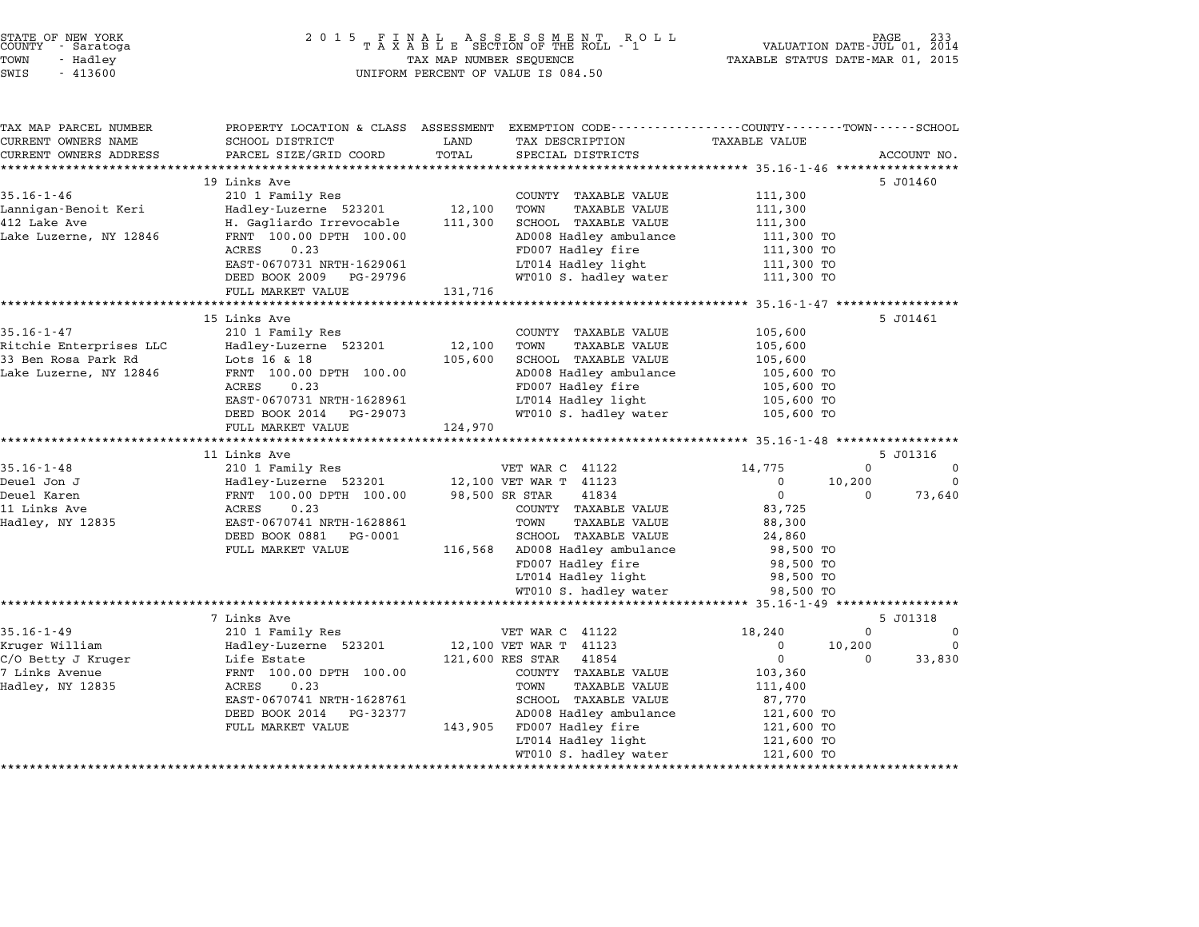STATE OF NEW YORK
COUNTY - Saratoga
TOWN - Hadley
SWIS - 413600

2015 FINAL ASSESSMENT ROLL
TAXABLE SECTION OF THE ROLL - 1
TAX MAP NUMBER SEQUENCE
UNIFORM PERCENT OF VALUE IS 084.50

VALUATION DATE-JUL 01, 2014
TAXABLE STATUS DATE-MAR 01, 2015

| TAX MAP PARCEL NUMBER / CURRENT OWNERS NAME / CURRENT OWNERS ADDRESS | PROPERTY LOCATION & CLASS / SCHOOL DISTRICT / PARCEL SIZE/GRID COORD | ASSESSMENT LAND / TOTAL | EXEMPTION CODE / TAX DESCRIPTION / SPECIAL DISTRICTS | COUNTY TAXABLE VALUE | TOWN | SCHOOL | ACCOUNT NO. |
|---|---|---|---|---|---|---|---|
| **35.16-1-46** | 19 Links Ave | | | | | | 5 J01460 |
| 35.16-1-46 | 210 1 Family Res | | COUNTY TAXABLE VALUE | 111,300 | | | |
| Lannigan-Benoit Keri | Hadley-Luzerne 523201 | 12,100 | TOWN TAXABLE VALUE | 111,300 | | | |
| 412 Lake Ave | H. Gagliardo Irrevocable | 111,300 | SCHOOL TAXABLE VALUE | 111,300 | | | |
| Lake Luzerne, NY 12846 | FRNT 100.00 DPTH 100.00 | | AD008 Hadley ambulance | 111,300 TO | | | |
| | ACRES 0.23 | | FD007 Hadley fire | 111,300 TO | | | |
| | EAST-0670731 NRTH-1629061 | | LT014 Hadley light | 111,300 TO | | | |
| | DEED BOOK 2009 PG-29796 | | WT010 S. hadley water | 111,300 TO | | | |
| | FULL MARKET VALUE | 131,716 | | | | | |
| **35.16-1-47** | 15 Links Ave | | | | | | 5 J01461 |
| 35.16-1-47 | 210 1 Family Res | | COUNTY TAXABLE VALUE | 105,600 | | | |
| Ritchie Enterprises LLC | Hadley-Luzerne 523201 | 12,100 | TOWN TAXABLE VALUE | 105,600 | | | |
| 33 Ben Rosa Park Rd | Lots 16 & 18 | 105,600 | SCHOOL TAXABLE VALUE | 105,600 | | | |
| Lake Luzerne, NY 12846 | FRNT 100.00 DPTH 100.00 | | AD008 Hadley ambulance | 105,600 TO | | | |
| | ACRES 0.23 | | FD007 Hadley fire | 105,600 TO | | | |
| | EAST-0670731 NRTH-1628961 | | LT014 Hadley light | 105,600 TO | | | |
| | DEED BOOK 2014 PG-29073 | | WT010 S. hadley water | 105,600 TO | | | |
| | FULL MARKET VALUE | 124,970 | | | | | |
| **35.16-1-48** | 11 Links Ave | | | | | | 5 J01316 |
| 35.16-1-48 | 210 1 Family Res | | VET WAR C 41122 | 14,775 | 0 | 0 | |
| Deuel Jon J | Hadley-Luzerne 523201 | 12,100 | VET WAR T 41123 | 0 | 10,200 | 0 | |
| Deuel Karen | FRNT 100.00 DPTH 100.00 | 98,500 | SR STAR 41834 | 0 | 0 | 73,640 | |
| 11 Links Ave | ACRES 0.23 | | COUNTY TAXABLE VALUE | 83,725 | | | |
| Hadley, NY 12835 | EAST-0670741 NRTH-1628861 | | TOWN TAXABLE VALUE | 88,300 | | | |
| | DEED BOOK 0881 PG-0001 | | SCHOOL TAXABLE VALUE | 24,860 | | | |
| | FULL MARKET VALUE | 116,568 | AD008 Hadley ambulance | 98,500 TO | | | |
| | | | FD007 Hadley fire | 98,500 TO | | | |
| | | | LT014 Hadley light | 98,500 TO | | | |
| | | | WT010 S. hadley water | 98,500 TO | | | |
| **35.16-1-49** | 7 Links Ave | | | | | | 5 J01318 |
| 35.16-1-49 | 210 1 Family Res | | VET WAR C 41122 | 18,240 | 0 | 0 | |
| Kruger William | Hadley-Luzerne 523201 | 12,100 | VET WAR T 41123 | 0 | 10,200 | 0 | |
| C/O Betty J Kruger | Life Estate | 121,600 | RES STAR 41854 | 0 | 0 | 33,830 | |
| 7 Links Avenue | FRNT 100.00 DPTH 100.00 | | COUNTY TAXABLE VALUE | 103,360 | | | |
| Hadley, NY 12835 | ACRES 0.23 | | TOWN TAXABLE VALUE | 111,400 | | | |
| | EAST-0670741 NRTH-1628761 | | SCHOOL TAXABLE VALUE | 87,770 | | | |
| | DEED BOOK 2014 PG-32377 | | AD008 Hadley ambulance | 121,600 TO | | | |
| | FULL MARKET VALUE | 143,905 | FD007 Hadley fire | 121,600 TO | | | |
| | | | LT014 Hadley light | 121,600 TO | | | |
| | | | WT010 S. hadley water | 121,600 TO | | | |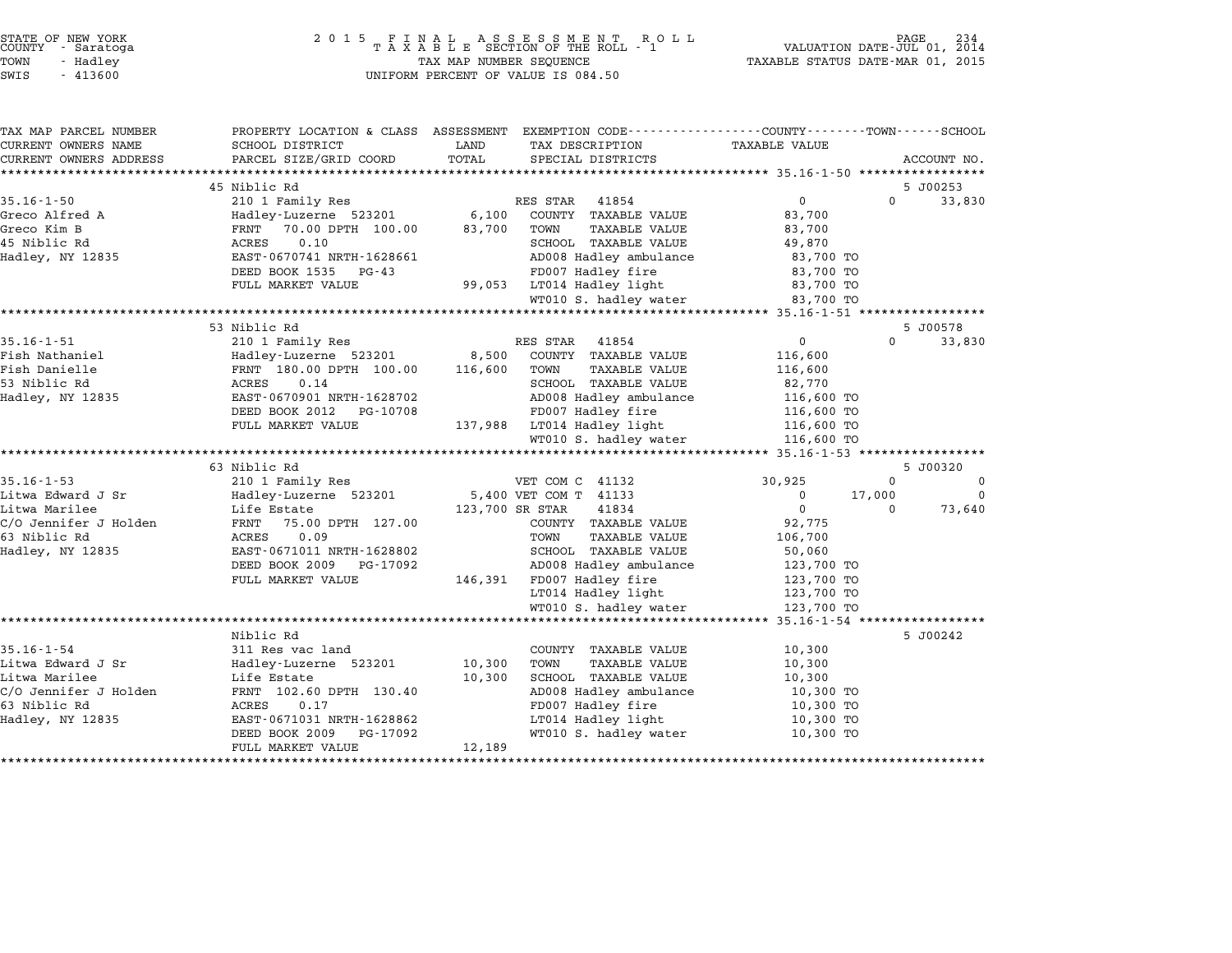STATE OF NEW YORK
COUNTY - Saratoga
TOWN - Hadley
SWIS - 413600

2015 FINAL ASSESSMENT ROLL
TAXABLE SECTION OF THE ROLL - 1
TAX MAP NUMBER SEQUENCE
UNIFORM PERCENT OF VALUE IS 084.50

VALUATION DATE-JUL 01, 2014
TAXABLE STATUS DATE-MAR 01, 2015

| TAX MAP PARCEL NUMBER / CURRENT OWNERS NAME / CURRENT OWNERS ADDRESS | PROPERTY LOCATION & CLASS / SCHOOL DISTRICT / PARCEL SIZE/GRID COORD | ASSESSMENT LAND / TOTAL | EXEMPTION CODE / TAX DESCRIPTION / SPECIAL DISTRICTS | COUNTY TAXABLE VALUE | TOWN | SCHOOL | ACCOUNT NO. |
|---|---|---|---|---|---|---|---|
| | 45 Niblic Rd | | | | | | 5 J00253 |
| 35.16-1-50 | 210 1 Family Res | | RES STAR 41854 | 0 | 0 | 33,830 | |
| Greco Alfred A | Hadley-Luzerne 523201 | 6,100 | COUNTY TAXABLE VALUE | 83,700 | | | |
| Greco Kim B | FRNT 70.00 DPTH 100.00 | 83,700 | TOWN TAXABLE VALUE | 83,700 | | | |
| 45 Niblic Rd | ACRES 0.10 | | SCHOOL TAXABLE VALUE | 49,870 | | | |
| Hadley, NY 12835 | EAST-0670741 NRTH-1628661 | | AD008 Hadley ambulance | 83,700 TO | | | |
| | DEED BOOK 1535 PG-43 | | FD007 Hadley fire | 83,700 TO | | | |
| | FULL MARKET VALUE | 99,053 | LT014 Hadley light | 83,700 TO | | | |
| | | | WT010 S. hadley water | 83,700 TO | | | |
| | 53 Niblic Rd | | | | | | 5 J00578 |
| 35.16-1-51 | 210 1 Family Res | | RES STAR 41854 | 0 | 0 | 33,830 | |
| Fish Nathaniel | Hadley-Luzerne 523201 | 8,500 | COUNTY TAXABLE VALUE | 116,600 | | | |
| Fish Danielle | FRNT 180.00 DPTH 100.00 | 116,600 | TOWN TAXABLE VALUE | 116,600 | | | |
| 53 Niblic Rd | ACRES 0.14 | | SCHOOL TAXABLE VALUE | 82,770 | | | |
| Hadley, NY 12835 | EAST-0670901 NRTH-1628702 | | AD008 Hadley ambulance | 116,600 TO | | | |
| | DEED BOOK 2012 PG-10708 | | FD007 Hadley fire | 116,600 TO | | | |
| | FULL MARKET VALUE | 137,988 | LT014 Hadley light | 116,600 TO | | | |
| | | | WT010 S. hadley water | 116,600 TO | | | |
| | 63 Niblic Rd | | | | | | 5 J00320 |
| 35.16-1-53 | 210 1 Family Res | | VET COM C 41132 | 30,925 | 0 | 0 | |
| Litwa Edward J Sr | Hadley-Luzerne 523201 | 5,400 | VET COM T 41133 | 0 | 17,000 | 0 | |
| Litwa Marilee | Life Estate | 123,700 | SR STAR 41834 | 0 | 0 | 73,640 | |
| C/O Jennifer J Holden | FRNT 75.00 DPTH 127.00 | | COUNTY TAXABLE VALUE | 92,775 | | | |
| 63 Niblic Rd | ACRES 0.09 | | TOWN TAXABLE VALUE | 106,700 | | | |
| Hadley, NY 12835 | EAST-0671011 NRTH-1628802 | | SCHOOL TAXABLE VALUE | 50,060 | | | |
| | DEED BOOK 2009 PG-17092 | | AD008 Hadley ambulance | 123,700 TO | | | |
| | FULL MARKET VALUE | 146,391 | FD007 Hadley fire | 123,700 TO | | | |
| | | | LT014 Hadley light | 123,700 TO | | | |
| | | | WT010 S. hadley water | 123,700 TO | | | |
| | Niblic Rd | | | | | | 5 J00242 |
| 35.16-1-54 | 311 Res vac land | | COUNTY TAXABLE VALUE | 10,300 | | | |
| Litwa Edward J Sr | Hadley-Luzerne 523201 | 10,300 | TOWN TAXABLE VALUE | 10,300 | | | |
| Litwa Marilee | Life Estate | 10,300 | SCHOOL TAXABLE VALUE | 10,300 | | | |
| C/O Jennifer J Holden | FRNT 102.60 DPTH 130.40 | | AD008 Hadley ambulance | 10,300 TO | | | |
| 63 Niblic Rd | ACRES 0.17 | | FD007 Hadley fire | 10,300 TO | | | |
| Hadley, NY 12835 | EAST-0671031 NRTH-1628862 | | LT014 Hadley light | 10,300 TO | | | |
| | DEED BOOK 2009 PG-17092 | | WT010 S. hadley water | 10,300 TO | | | |
| | FULL MARKET VALUE | 12,189 | | | | | |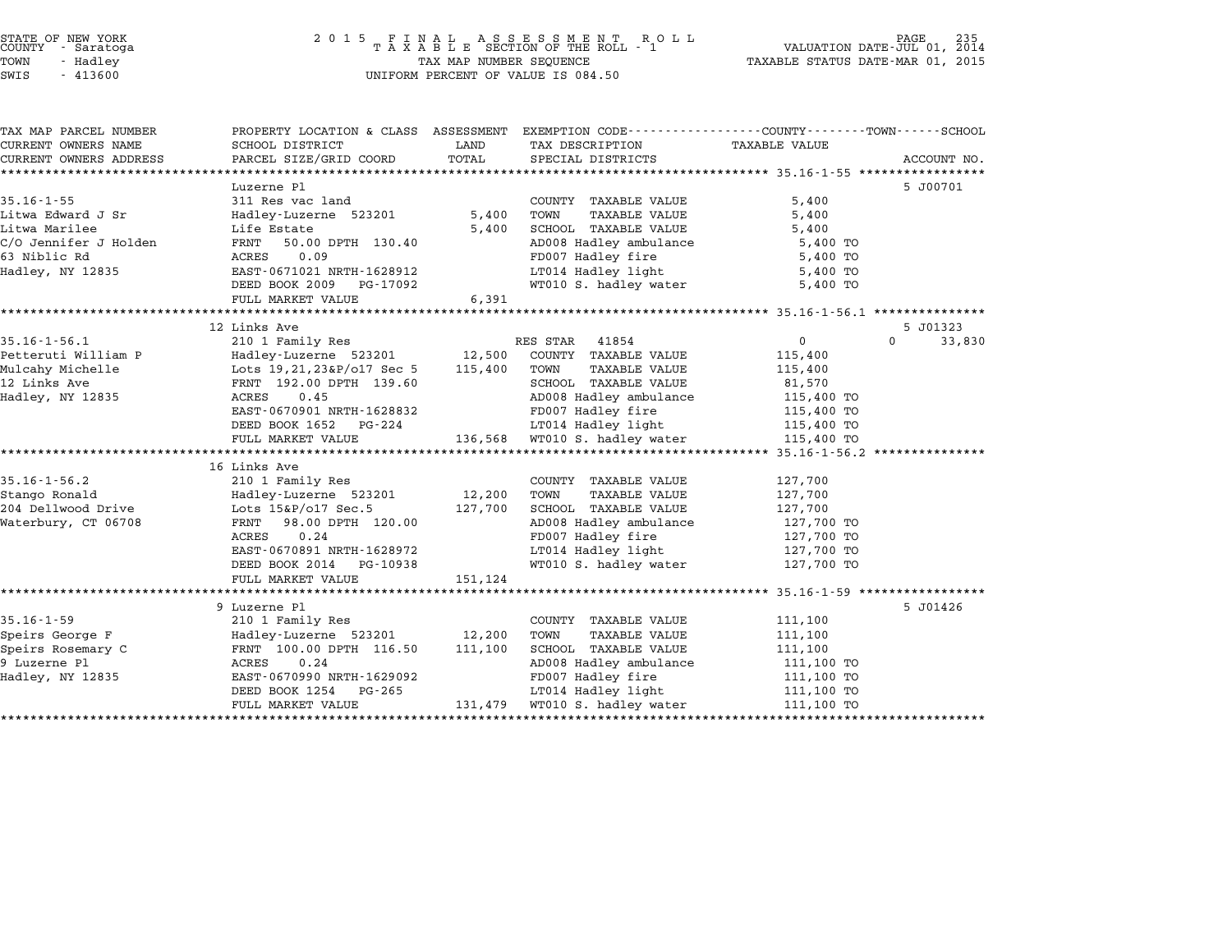STATE OF NEW YORK — COUNTY - Saratoga — TOWN - Hadley — SWIS - 413600

2015 FINAL ASSESSMENT ROLL — TAXABLE SECTION OF THE ROLL - 1 — TAX MAP NUMBER SEQUENCE — UNIFORM PERCENT OF VALUE IS 084.50

VALUATION DATE-JUL 01, 2014 — TAXABLE STATUS DATE-MAR 01, 2015

| TAX MAP PARCEL NUMBER / CURRENT OWNERS NAME / CURRENT OWNERS ADDRESS | PROPERTY LOCATION & CLASS / SCHOOL DISTRICT / PARCEL SIZE/GRID COORD | ASSESSMENT LAND / TOTAL | EXEMPTION CODE / TAX DESCRIPTION / SPECIAL DISTRICTS | COUNTY / TOWN / SCHOOL TAXABLE VALUE | ACCOUNT NO. |
|---|---|---|---|---|---|
| **35.16-1-55** | Luzerne Pl | | | | 5 J00701 |
| | 311 Res vac land | | COUNTY TAXABLE VALUE | 5,400 | |
| Litwa Edward J Sr | Hadley-Luzerne 523201 | 5,400 | TOWN TAXABLE VALUE | 5,400 | |
| Litwa Marilee | Life Estate | 5,400 | SCHOOL TAXABLE VALUE | 5,400 | |
| C/O Jennifer J Holden | FRNT 50.00 DPTH 130.40 | | AD008 Hadley ambulance | 5,400 TO | |
| 63 Niblic Rd | ACRES 0.09 | | FD007 Hadley fire | 5,400 TO | |
| Hadley, NY 12835 | EAST-0671021 NRTH-1628912 | | LT014 Hadley light | 5,400 TO | |
| | DEED BOOK 2009 PG-17092 | | WT010 S. hadley water | 5,400 TO | |
| | FULL MARKET VALUE | 6,391 | | | |
| **35.16-1-56.1** | 12 Links Ave | | | | 5 J01323 |
| | 210 1 Family Res | | RES STAR 41854 | 0 / 0 / 33,830 | |
| Petteruti William P | Hadley-Luzerne 523201 | 12,500 | COUNTY TAXABLE VALUE | 115,400 | |
| Mulcahy Michelle | Lots 19,21,23&P/o17 Sec 5 | 115,400 | TOWN TAXABLE VALUE | 115,400 | |
| 12 Links Ave | FRNT 192.00 DPTH 139.60 | | SCHOOL TAXABLE VALUE | 81,570 | |
| Hadley, NY 12835 | ACRES 0.45 | | AD008 Hadley ambulance | 115,400 TO | |
| | EAST-0670901 NRTH-1628832 | | FD007 Hadley fire | 115,400 TO | |
| | DEED BOOK 1652 PG-224 | | LT014 Hadley light | 115,400 TO | |
| | FULL MARKET VALUE | 136,568 | WT010 S. hadley water | 115,400 TO | |
| **35.16-1-56.2** | 16 Links Ave | | | | |
| | 210 1 Family Res | | COUNTY TAXABLE VALUE | 127,700 | |
| Stango Ronald | Hadley-Luzerne 523201 | 12,200 | TOWN TAXABLE VALUE | 127,700 | |
| 204 Dellwood Drive | Lots 15&P/o17 Sec.5 | 127,700 | SCHOOL TAXABLE VALUE | 127,700 | |
| Waterbury, CT 06708 | FRNT 98.00 DPTH 120.00 | | AD008 Hadley ambulance | 127,700 TO | |
| | ACRES 0.24 | | FD007 Hadley fire | 127,700 TO | |
| | EAST-0670891 NRTH-1628972 | | LT014 Hadley light | 127,700 TO | |
| | DEED BOOK 2014 PG-10938 | | WT010 S. hadley water | 127,700 TO | |
| | FULL MARKET VALUE | 151,124 | | | |
| **35.16-1-59** | 9 Luzerne Pl | | | | 5 J01426 |
| | 210 1 Family Res | | COUNTY TAXABLE VALUE | 111,100 | |
| Speirs George F | Hadley-Luzerne 523201 | 12,200 | TOWN TAXABLE VALUE | 111,100 | |
| Speirs Rosemary C | FRNT 100.00 DPTH 116.50 | 111,100 | SCHOOL TAXABLE VALUE | 111,100 | |
| 9 Luzerne Pl | ACRES 0.24 | | AD008 Hadley ambulance | 111,100 TO | |
| Hadley, NY 12835 | EAST-0670990 NRTH-1629092 | | FD007 Hadley fire | 111,100 TO | |
| | DEED BOOK 1254 PG-265 | | LT014 Hadley light | 111,100 TO | |
| | FULL MARKET VALUE | 131,479 | WT010 S. hadley water | 111,100 TO | |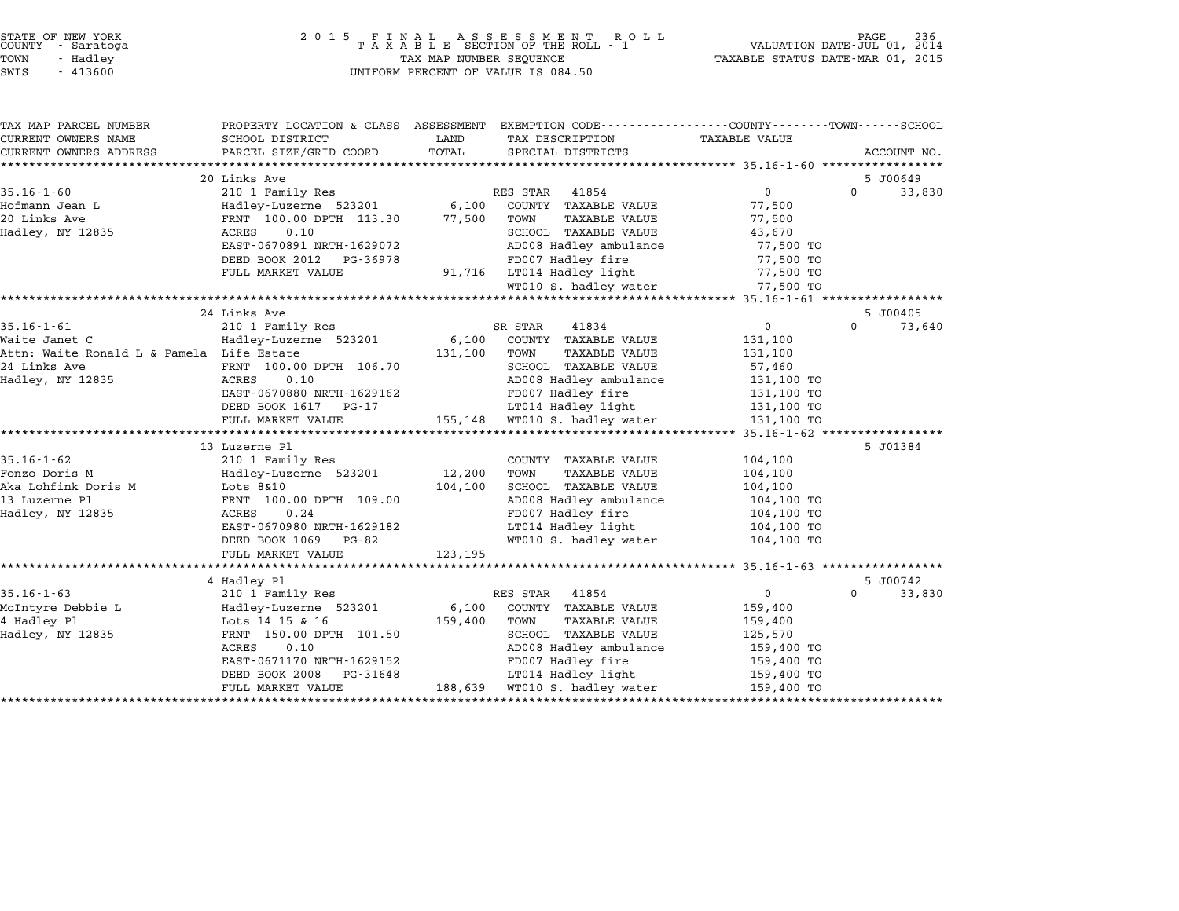STATE OF NEW YORK
COUNTY - Saratoga
TOWN - Hadley
SWIS - 413600

2015 FINAL ASSESSMENT ROLL
TAXABLE SECTION OF THE ROLL - 1
TAX MAP NUMBER SEQUENCE
UNIFORM PERCENT OF VALUE IS 084.50

VALUATION DATE-JUL 01, 2014
TAXABLE STATUS DATE-MAR 01, 2015

| TAX MAP PARCEL NUMBER / CURRENT OWNERS NAME / CURRENT OWNERS ADDRESS | PROPERTY LOCATION & CLASS / SCHOOL DISTRICT / PARCEL SIZE/GRID COORD | ASSESSMENT LAND / TOTAL | EXEMPTION CODE / TAX DESCRIPTION / SPECIAL DISTRICTS | COUNTY / TOWN TAXABLE VALUE | SCHOOL / ACCOUNT NO. |
|---|---|---|---|---|---|
| **35.16-1-60** | 20 Links Ave | | | | 5 J00649 |
| 35.16-1-60 | 210 1 Family Res | | RES STAR 41854 | 0 | 0 33,830 |
| Hofmann Jean L | Hadley-Luzerne 523201 | 6,100 | COUNTY TAXABLE VALUE | 77,500 | |
| 20 Links Ave | FRNT 100.00 DPTH 113.30 | 77,500 | TOWN TAXABLE VALUE | 77,500 | |
| Hadley, NY 12835 | ACRES 0.10 | | SCHOOL TAXABLE VALUE | 43,670 | |
| | EAST-0670891 NRTH-1629072 | | AD008 Hadley ambulance | 77,500 TO | |
| | DEED BOOK 2012 PG-36978 | | FD007 Hadley fire | 77,500 TO | |
| | FULL MARKET VALUE | 91,716 | LT014 Hadley light | 77,500 TO | |
| | | | WT010 S. hadley water | 77,500 TO | |
| **35.16-1-61** | 24 Links Ave | | | | 5 J00405 |
| 35.16-1-61 | 210 1 Family Res | | SR STAR 41834 | 0 | 0 73,640 |
| Waite Janet C | Hadley-Luzerne 523201 | 6,100 | COUNTY TAXABLE VALUE | 131,100 | |
| Attn: Waite Ronald L & Pamela | Life Estate | 131,100 | TOWN TAXABLE VALUE | 131,100 | |
| 24 Links Ave | FRNT 100.00 DPTH 106.70 | | SCHOOL TAXABLE VALUE | 57,460 | |
| Hadley, NY 12835 | ACRES 0.10 | | AD008 Hadley ambulance | 131,100 TO | |
| | EAST-0670880 NRTH-1629162 | | FD007 Hadley fire | 131,100 TO | |
| | DEED BOOK 1617 PG-17 | | LT014 Hadley light | 131,100 TO | |
| | FULL MARKET VALUE | 155,148 | WT010 S. hadley water | 131,100 TO | |
| **35.16-1-62** | 13 Luzerne Pl | | | | 5 J01384 |
| 35.16-1-62 | 210 1 Family Res | | COUNTY TAXABLE VALUE | 104,100 | |
| Fonzo Doris M | Hadley-Luzerne 523201 | 12,200 | TOWN TAXABLE VALUE | 104,100 | |
| Aka Lohfink Doris M | Lots 8&10 | 104,100 | SCHOOL TAXABLE VALUE | 104,100 | |
| 13 Luzerne Pl | FRNT 100.00 DPTH 109.00 | | AD008 Hadley ambulance | 104,100 TO | |
| Hadley, NY 12835 | ACRES 0.24 | | FD007 Hadley fire | 104,100 TO | |
| | EAST-0670980 NRTH-1629182 | | LT014 Hadley light | 104,100 TO | |
| | DEED BOOK 1069 PG-82 | | WT010 S. hadley water | 104,100 TO | |
| | FULL MARKET VALUE | 123,195 | | | |
| **35.16-1-63** | 4 Hadley Pl | | | | 5 J00742 |
| 35.16-1-63 | 210 1 Family Res | | RES STAR 41854 | 0 | 0 33,830 |
| McIntyre Debbie L | Hadley-Luzerne 523201 | 6,100 | COUNTY TAXABLE VALUE | 159,400 | |
| 4 Hadley Pl | Lots 14 15 & 16 | 159,400 | TOWN TAXABLE VALUE | 159,400 | |
| Hadley, NY 12835 | FRNT 150.00 DPTH 101.50 | | SCHOOL TAXABLE VALUE | 125,570 | |
| | ACRES 0.10 | | AD008 Hadley ambulance | 159,400 TO | |
| | EAST-0671170 NRTH-1629152 | | FD007 Hadley fire | 159,400 TO | |
| | DEED BOOK 2008 PG-31648 | | LT014 Hadley light | 159,400 TO | |
| | FULL MARKET VALUE | 188,639 | WT010 S. hadley water | 159,400 TO | |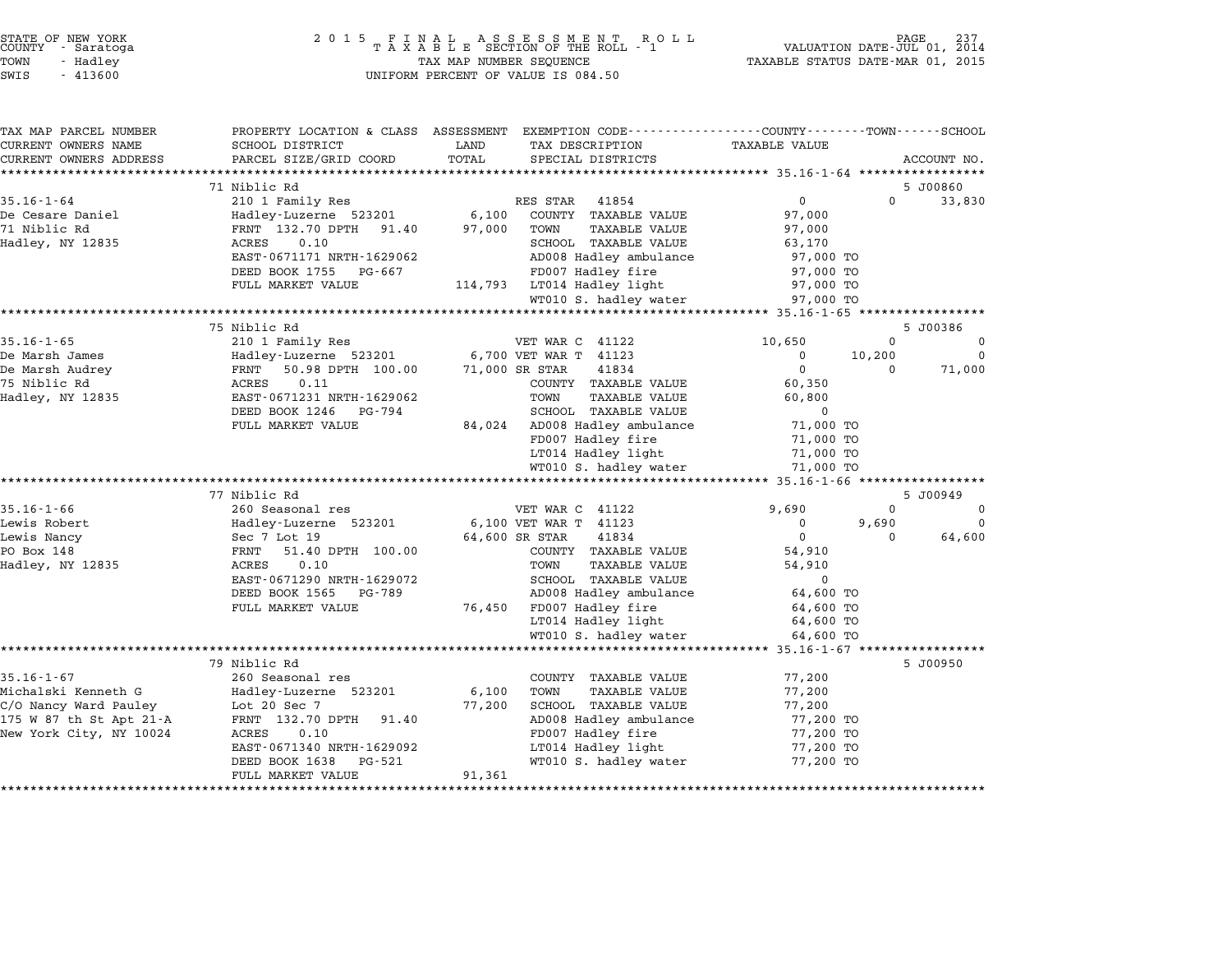STATE OF NEW YORK
COUNTY - Saratoga
TOWN - Hadley
SWIS - 413600

2015 FINAL ASSESSMENT ROLL
TAXABLE SECTION OF THE ROLL - 1
TAX MAP NUMBER SEQUENCE
UNIFORM PERCENT OF VALUE IS 084.50

VALUATION DATE-JUL 01, 2014
TAXABLE STATUS DATE-MAR 01, 2015

| TAX MAP PARCEL NUMBER / CURRENT OWNERS NAME / CURRENT OWNERS ADDRESS | PROPERTY LOCATION & CLASS / SCHOOL DISTRICT / PARCEL SIZE/GRID COORD | ASSESSMENT LAND | TOTAL | EXEMPTION CODE / TAX DESCRIPTION / SPECIAL DISTRICTS | COUNTY TAXABLE VALUE | TOWN | SCHOOL | ACCOUNT NO. |
|---|---|---|---|---|---|---|---|---|
| **35.16-1-64** | 71 Niblic Rd | | | | | | | 5 J00860 |
| De Cesare Daniel | 210 1 Family Res | | | RES STAR 41854 | 0 | 0 | 33,830 | |
| 71 Niblic Rd | Hadley-Luzerne 523201 | 6,100 | | COUNTY TAXABLE VALUE | 97,000 | | | |
| Hadley, NY 12835 | FRNT 132.70 DPTH 91.40 | | 97,000 | TOWN TAXABLE VALUE | 97,000 | | | |
| | ACRES 0.10 | | | SCHOOL TAXABLE VALUE | 63,170 | | | |
| | EAST-0671171 NRTH-1629062 | | | AD008 Hadley ambulance | 97,000 TO | | | |
| | DEED BOOK 1755 PG-667 | | | FD007 Hadley fire | 97,000 TO | | | |
| | FULL MARKET VALUE | | 114,793 | LT014 Hadley light | 97,000 TO | | | |
| | | | | WT010 S. hadley water | 97,000 TO | | | |
| **35.16-1-65** | 75 Niblic Rd | | | | | | | 5 J00386 |
| De Marsh James | 210 1 Family Res | | | VET WAR C 41122 | 10,650 | 0 | 0 | |
| De Marsh Audrey | Hadley-Luzerne 523201 | 6,700 | | VET WAR T 41123 | 0 | 10,200 | 0 | |
| 75 Niblic Rd | FRNT 50.98 DPTH 100.00 | | 71,000 | SR STAR 41834 | 0 | 0 | 71,000 | |
| Hadley, NY 12835 | ACRES 0.11 | | | COUNTY TAXABLE VALUE | 60,350 | | | |
| | EAST-0671231 NRTH-1629062 | | | TOWN TAXABLE VALUE | 60,800 | | | |
| | DEED BOOK 1246 PG-794 | | | SCHOOL TAXABLE VALUE | 0 | | | |
| | FULL MARKET VALUE | | 84,024 | AD008 Hadley ambulance | 71,000 TO | | | |
| | | | | FD007 Hadley fire | 71,000 TO | | | |
| | | | | LT014 Hadley light | 71,000 TO | | | |
| | | | | WT010 S. hadley water | 71,000 TO | | | |
| **35.16-1-66** | 77 Niblic Rd | | | | | | | 5 J00949 |
| Lewis Robert | 260 Seasonal res | | | VET WAR C 41122 | 9,690 | 0 | 0 | |
| Lewis Nancy | Hadley-Luzerne 523201 | 6,100 | | VET WAR T 41123 | 0 | 9,690 | 0 | |
| PO Box 148 | Sec 7 Lot 19 | | 64,600 | SR STAR 41834 | 0 | 0 | 64,600 | |
| Hadley, NY 12835 | FRNT 51.40 DPTH 100.00 | | | COUNTY TAXABLE VALUE | 54,910 | | | |
| | ACRES 0.10 | | | TOWN TAXABLE VALUE | 54,910 | | | |
| | EAST-0671290 NRTH-1629072 | | | SCHOOL TAXABLE VALUE | 0 | | | |
| | DEED BOOK 1565 PG-789 | | | AD008 Hadley ambulance | 64,600 TO | | | |
| | FULL MARKET VALUE | | 76,450 | FD007 Hadley fire | 64,600 TO | | | |
| | | | | LT014 Hadley light | 64,600 TO | | | |
| | | | | WT010 S. hadley water | 64,600 TO | | | |
| **35.16-1-67** | 79 Niblic Rd | | | | | | | 5 J00950 |
| Michalski Kenneth G | 260 Seasonal res | | | COUNTY TAXABLE VALUE | 77,200 | | | |
| C/O Nancy Ward Pauley | Hadley-Luzerne 523201 | 6,100 | | TOWN TAXABLE VALUE | 77,200 | | | |
| 175 W 87 th St Apt 21-A | Lot 20 Sec 7 | | 77,200 | SCHOOL TAXABLE VALUE | 77,200 | | | |
| New York City, NY 10024 | FRNT 132.70 DPTH 91.40 | | | AD008 Hadley ambulance | 77,200 TO | | | |
| | ACRES 0.10 | | | FD007 Hadley fire | 77,200 TO | | | |
| | EAST-0671340 NRTH-1629092 | | | LT014 Hadley light | 77,200 TO | | | |
| | DEED BOOK 1638 PG-521 | | | WT010 S. hadley water | 77,200 TO | | | |
| | FULL MARKET VALUE | | 91,361 | | | | | |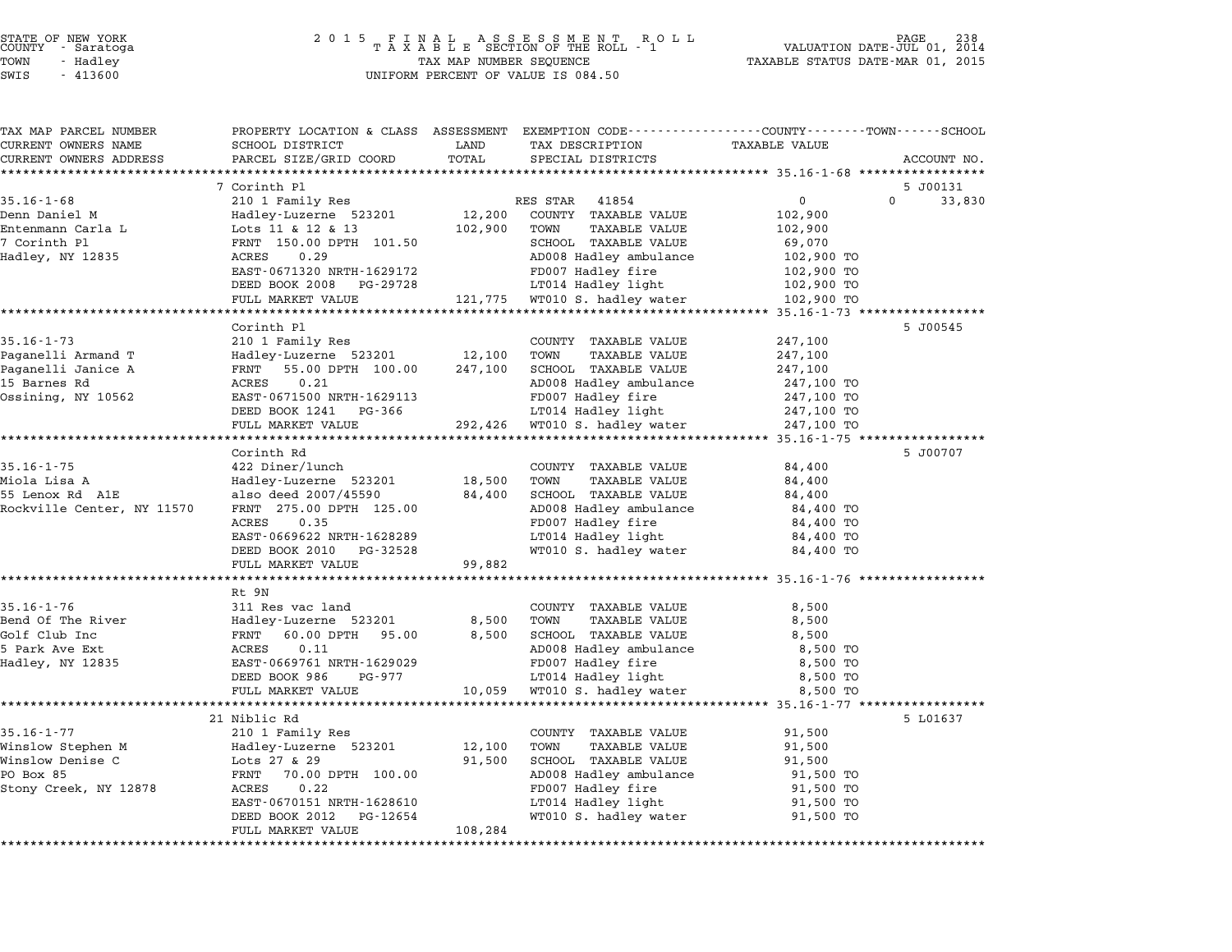STATE OF NEW YORK
COUNTY - Saratoga
TOWN - Hadley
SWIS - 413600

2015 FINAL ASSESSMENT ROLL
TAXABLE SECTION OF THE ROLL - 1
TAX MAP NUMBER SEQUENCE
UNIFORM PERCENT OF VALUE IS 084.50

VALUATION DATE-JUL 01, 2014
TAXABLE STATUS DATE-MAR 01, 2015

| TAX MAP PARCEL NUMBER / CURRENT OWNERS NAME / CURRENT OWNERS ADDRESS | PROPERTY LOCATION & CLASS / SCHOOL DISTRICT / PARCEL SIZE/GRID COORD | ASSESSMENT LAND / TOTAL | EXEMPTION CODE / TAX DESCRIPTION / SPECIAL DISTRICTS | COUNTY / TOWN / SCHOOL TAXABLE VALUE | ACCOUNT NO. |
|---|---|---|---|---|---|
| | 7 Corinth Pl | | | | 5 J00131 |
| 35.16-1-68 | 210 1 Family Res | | RES STAR 41854 | 0 | 0 33,830 |
| Denn Daniel M | Hadley-Luzerne 523201 | 12,200 | COUNTY TAXABLE VALUE | 102,900 | |
| Entenmann Carla L | Lots 11 & 12 & 13 | 102,900 | TOWN TAXABLE VALUE | 102,900 | |
| 7 Corinth Pl | FRNT 150.00 DPTH 101.50 | | SCHOOL TAXABLE VALUE | 69,070 | |
| Hadley, NY 12835 | ACRES 0.29 | | AD008 Hadley ambulance | 102,900 TO | |
| | EAST-0671320 NRTH-1629172 | | FD007 Hadley fire | 102,900 TO | |
| | DEED BOOK 2008 PG-29728 | | LT014 Hadley light | 102,900 TO | |
| | FULL MARKET VALUE | 121,775 | WT010 S. hadley water | 102,900 TO | |
| | Corinth Pl | | | | 5 J00545 |
| 35.16-1-73 | 210 1 Family Res | | COUNTY TAXABLE VALUE | 247,100 | |
| Paganelli Armand T | Hadley-Luzerne 523201 | 12,100 | TOWN TAXABLE VALUE | 247,100 | |
| Paganelli Janice A | FRNT 55.00 DPTH 100.00 | 247,100 | SCHOOL TAXABLE VALUE | 247,100 | |
| 15 Barnes Rd | ACRES 0.21 | | AD008 Hadley ambulance | 247,100 TO | |
| Ossining, NY 10562 | EAST-0671500 NRTH-1629113 | | FD007 Hadley fire | 247,100 TO | |
| | DEED BOOK 1241 PG-366 | | LT014 Hadley light | 247,100 TO | |
| | FULL MARKET VALUE | 292,426 | WT010 S. hadley water | 247,100 TO | |
| | Corinth Rd | | | | 5 J00707 |
| 35.16-1-75 | 422 Diner/lunch | | COUNTY TAXABLE VALUE | 84,400 | |
| Miola Lisa A | Hadley-Luzerne 523201 | 18,500 | TOWN TAXABLE VALUE | 84,400 | |
| 55 Lenox Rd A1E | also deed 2007/45590 | 84,400 | SCHOOL TAXABLE VALUE | 84,400 | |
| Rockville Center, NY 11570 | FRNT 275.00 DPTH 125.00 | | AD008 Hadley ambulance | 84,400 TO | |
| | ACRES 0.35 | | FD007 Hadley fire | 84,400 TO | |
| | EAST-0669622 NRTH-1628289 | | LT014 Hadley light | 84,400 TO | |
| | DEED BOOK 2010 PG-32528 | | WT010 S. hadley water | 84,400 TO | |
| | FULL MARKET VALUE | 99,882 | | | |
| | Rt 9N | | | | |
| 35.16-1-76 | 311 Res vac land | | COUNTY TAXABLE VALUE | 8,500 | |
| Bend Of The River | Hadley-Luzerne 523201 | 8,500 | TOWN TAXABLE VALUE | 8,500 | |
| Golf Club Inc | FRNT 60.00 DPTH 95.00 | 8,500 | SCHOOL TAXABLE VALUE | 8,500 | |
| 5 Park Ave Ext | ACRES 0.11 | | AD008 Hadley ambulance | 8,500 TO | |
| Hadley, NY 12835 | EAST-0669761 NRTH-1629029 | | FD007 Hadley fire | 8,500 TO | |
| | DEED BOOK 986 PG-977 | | LT014 Hadley light | 8,500 TO | |
| | FULL MARKET VALUE | 10,059 | WT010 S. hadley water | 8,500 TO | |
| | 21 Niblic Rd | | | | 5 L01637 |
| 35.16-1-77 | 210 1 Family Res | | COUNTY TAXABLE VALUE | 91,500 | |
| Winslow Stephen M | Hadley-Luzerne 523201 | 12,100 | TOWN TAXABLE VALUE | 91,500 | |
| Winslow Denise C | Lots 27 & 29 | 91,500 | SCHOOL TAXABLE VALUE | 91,500 | |
| PO Box 85 | FRNT 70.00 DPTH 100.00 | | AD008 Hadley ambulance | 91,500 TO | |
| Stony Creek, NY 12878 | ACRES 0.22 | | FD007 Hadley fire | 91,500 TO | |
| | EAST-0670151 NRTH-1628610 | | LT014 Hadley light | 91,500 TO | |
| | DEED BOOK 2012 PG-12654 | | WT010 S. hadley water | 91,500 TO | |
| | FULL MARKET VALUE | 108,284 | | | |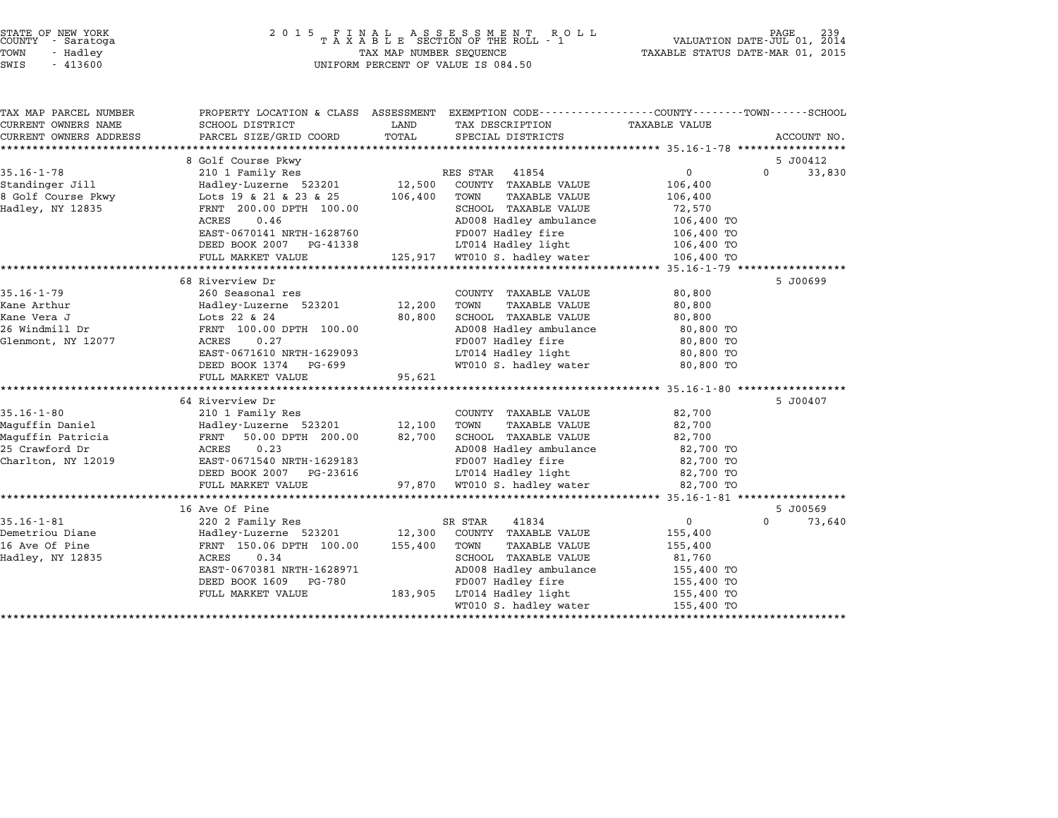STATE OF NEW YORK
COUNTY - Saratoga
TOWN - Hadley
SWIS - 413600

2015 FINAL ASSESSMENT ROLL
TAXABLE SECTION OF THE ROLL - 1
TAX MAP NUMBER SEQUENCE
UNIFORM PERCENT OF VALUE IS 084.50

VALUATION DATE-JUL 01, 2014
TAXABLE STATUS DATE-MAR 01, 2015

| TAX MAP PARCEL NUMBER / CURRENT OWNERS NAME / CURRENT OWNERS ADDRESS | PROPERTY LOCATION & CLASS / SCHOOL DISTRICT / PARCEL SIZE/GRID COORD | ASSESSMENT LAND / TOTAL | EXEMPTION CODE / TAX DESCRIPTION / SPECIAL DISTRICTS | COUNTY / TOWN / SCHOOL TAXABLE VALUE | ACCOUNT NO. |
|---|---|---|---|---|---|
| **35.16-1-78** | 8 Golf Course Pkwy | | | | 5 J00412 |
| | 210 1 Family Res | | RES STAR 41854 | 0 | 0 33,830 |
| Standinger Jill | Hadley-Luzerne 523201 | 12,500 | COUNTY TAXABLE VALUE | 106,400 | |
| 8 Golf Course Pkwy | Lots 19 & 21 & 23 & 25 | 106,400 | TOWN TAXABLE VALUE | 106,400 | |
| Hadley, NY 12835 | FRNT 200.00 DPTH 100.00 | | SCHOOL TAXABLE VALUE | 72,570 | |
| | ACRES 0.46 | | AD008 Hadley ambulance | 106,400 TO | |
| | EAST-0670141 NRTH-1628760 | | FD007 Hadley fire | 106,400 TO | |
| | DEED BOOK 2007 PG-41338 | | LT014 Hadley light | 106,400 TO | |
| | FULL MARKET VALUE | 125,917 | WT010 S. hadley water | 106,400 TO | |
| **35.16-1-79** | 68 Riverview Dr | | | | 5 J00699 |
| | 260 Seasonal res | | COUNTY TAXABLE VALUE | 80,800 | |
| Kane Arthur | Hadley-Luzerne 523201 | 12,200 | TOWN TAXABLE VALUE | 80,800 | |
| Kane Vera J | Lots 22 & 24 | 80,800 | SCHOOL TAXABLE VALUE | 80,800 | |
| 26 Windmill Dr | FRNT 100.00 DPTH 100.00 | | AD008 Hadley ambulance | 80,800 TO | |
| Glenmont, NY 12077 | ACRES 0.27 | | FD007 Hadley fire | 80,800 TO | |
| | EAST-0671610 NRTH-1629093 | | LT014 Hadley light | 80,800 TO | |
| | DEED BOOK 1374 PG-699 | | WT010 S. hadley water | 80,800 TO | |
| | FULL MARKET VALUE | 95,621 | | | |
| **35.16-1-80** | 64 Riverview Dr | | | | 5 J00407 |
| | 210 1 Family Res | | COUNTY TAXABLE VALUE | 82,700 | |
| Maguffin Daniel | Hadley-Luzerne 523201 | 12,100 | TOWN TAXABLE VALUE | 82,700 | |
| Maguffin Patricia | FRNT 50.00 DPTH 200.00 | 82,700 | SCHOOL TAXABLE VALUE | 82,700 | |
| 25 Crawford Dr | ACRES 0.23 | | AD008 Hadley ambulance | 82,700 TO | |
| Charlton, NY 12019 | EAST-0671540 NRTH-1629183 | | FD007 Hadley fire | 82,700 TO | |
| | DEED BOOK 2007 PG-23616 | | LT014 Hadley light | 82,700 TO | |
| | FULL MARKET VALUE | 97,870 | WT010 S. hadley water | 82,700 TO | |
| **35.16-1-81** | 16 Ave Of Pine | | | | 5 J00569 |
| | 220 2 Family Res | | SR STAR 41834 | 0 | 0 73,640 |
| Demetriou Diane | Hadley-Luzerne 523201 | 12,300 | COUNTY TAXABLE VALUE | 155,400 | |
| 16 Ave Of Pine | FRNT 150.06 DPTH 100.00 | 155,400 | TOWN TAXABLE VALUE | 155,400 | |
| Hadley, NY 12835 | ACRES 0.34 | | SCHOOL TAXABLE VALUE | 81,760 | |
| | EAST-0670381 NRTH-1628971 | | AD008 Hadley ambulance | 155,400 TO | |
| | DEED BOOK 1609 PG-780 | | FD007 Hadley fire | 155,400 TO | |
| | FULL MARKET VALUE | 183,905 | LT014 Hadley light | 155,400 TO | |
| | | | WT010 S. hadley water | 155,400 TO | |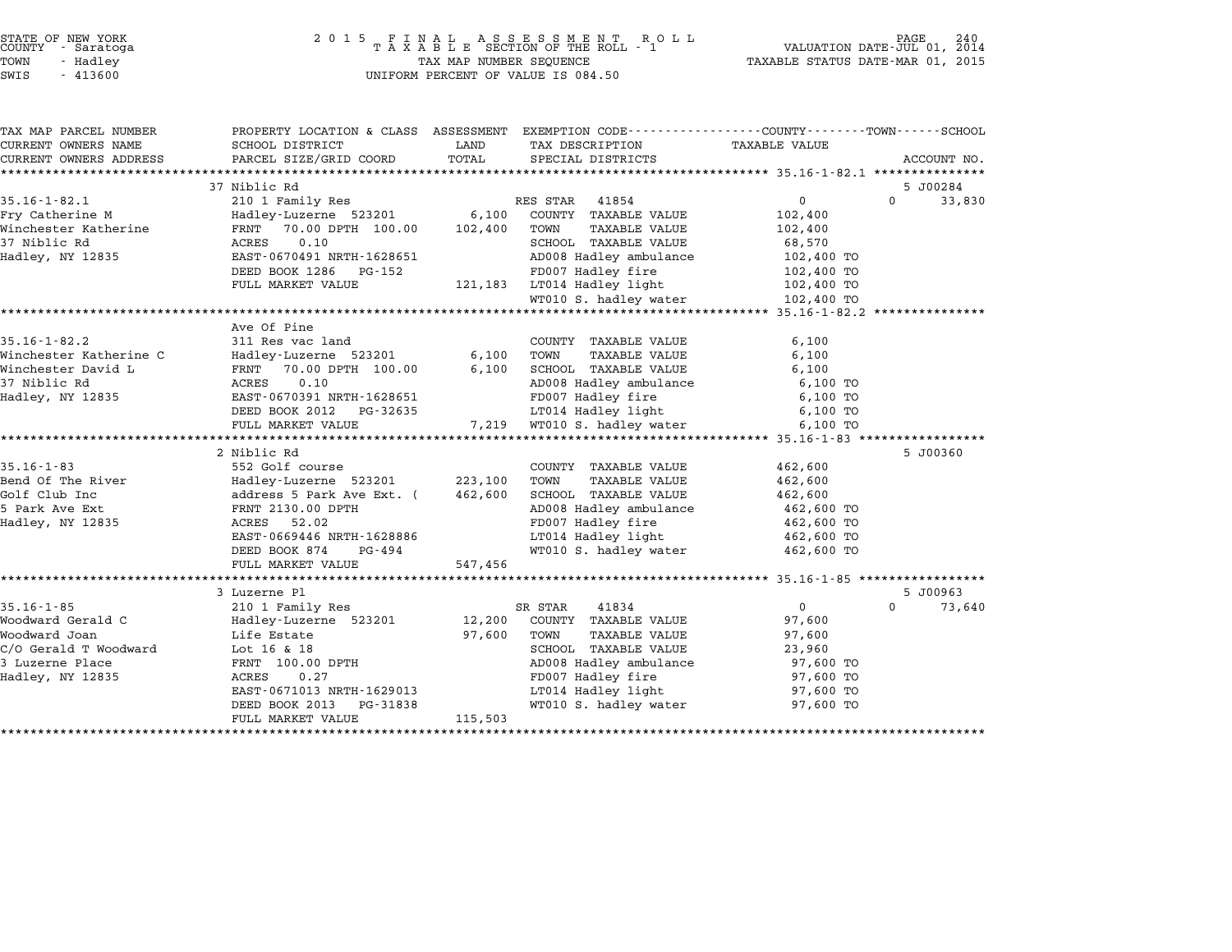STATE OF NEW YORK
COUNTY - Saratoga
TOWN - Hadley
SWIS - 413600

2 0 1 5 F I N A L A S S E S S M E N T R O L L
T A X A B L E SECTION OF THE ROLL - 1
TAX MAP NUMBER SEQUENCE
UNIFORM PERCENT OF VALUE IS 084.50

VALUATION DATE-JUL 01, 2014
TAXABLE STATUS DATE-MAR 01, 2015

| TAX MAP PARCEL NUMBER / CURRENT OWNERS NAME / CURRENT OWNERS ADDRESS | PROPERTY LOCATION & CLASS / SCHOOL DISTRICT / PARCEL SIZE/GRID COORD | ASSESSMENT LAND / TOTAL | EXEMPTION CODE / TAX DESCRIPTION / SPECIAL DISTRICTS | COUNTY / TOWN TAXABLE VALUE | SCHOOL / ACCOUNT NO. |
|---|---|---|---|---|---|
| | 37 Niblic Rd | | | | 5 J00284 |
| 35.16-1-82.1 | 210 1 Family Res | | RES STAR 41854 | 0 | 0 33,830 |
| Fry Catherine M | Hadley-Luzerne 523201 | 6,100 | COUNTY TAXABLE VALUE | 102,400 | |
| Winchester Katherine | FRNT 70.00 DPTH 100.00 | 102,400 | TOWN TAXABLE VALUE | 102,400 | |
| 37 Niblic Rd | ACRES 0.10 | | SCHOOL TAXABLE VALUE | 68,570 | |
| Hadley, NY 12835 | EAST-0670491 NRTH-1628651 | | AD008 Hadley ambulance | 102,400 TO | |
| | DEED BOOK 1286 PG-152 | | FD007 Hadley fire | 102,400 TO | |
| | FULL MARKET VALUE | 121,183 | LT014 Hadley light | 102,400 TO | |
| | | | WT010 S. hadley water | 102,400 TO | |
| | Ave Of Pine | | | | |
| 35.16-1-82.2 | 311 Res vac land | | COUNTY TAXABLE VALUE | 6,100 | |
| Winchester Katherine C | Hadley-Luzerne 523201 | 6,100 | TOWN TAXABLE VALUE | 6,100 | |
| Winchester David L | FRNT 70.00 DPTH 100.00 | 6,100 | SCHOOL TAXABLE VALUE | 6,100 | |
| 37 Niblic Rd | ACRES 0.10 | | AD008 Hadley ambulance | 6,100 TO | |
| Hadley, NY 12835 | EAST-0670391 NRTH-1628651 | | FD007 Hadley fire | 6,100 TO | |
| | DEED BOOK 2012 PG-32635 | | LT014 Hadley light | 6,100 TO | |
| | FULL MARKET VALUE | 7,219 | WT010 S. hadley water | 6,100 TO | |
| | 2 Niblic Rd | | | | 5 J00360 |
| 35.16-1-83 | 552 Golf course | | COUNTY TAXABLE VALUE | 462,600 | |
| Bend Of The River | Hadley-Luzerne 523201 | 223,100 | TOWN TAXABLE VALUE | 462,600 | |
| Golf Club Inc | address 5 Park Ave Ext. ( | 462,600 | SCHOOL TAXABLE VALUE | 462,600 | |
| 5 Park Ave Ext | FRNT 2130.00 DPTH | | AD008 Hadley ambulance | 462,600 TO | |
| Hadley, NY 12835 | ACRES 52.02 | | FD007 Hadley fire | 462,600 TO | |
| | EAST-0669446 NRTH-1628886 | | LT014 Hadley light | 462,600 TO | |
| | DEED BOOK 874 PG-494 | | WT010 S. hadley water | 462,600 TO | |
| | FULL MARKET VALUE | 547,456 | | | |
| | 3 Luzerne Pl | | | | 5 J00963 |
| 35.16-1-85 | 210 1 Family Res | | SR STAR 41834 | 0 | 0 73,640 |
| Woodward Gerald C | Hadley-Luzerne 523201 | 12,200 | COUNTY TAXABLE VALUE | 97,600 | |
| Woodward Joan | Life Estate | 97,600 | TOWN TAXABLE VALUE | 97,600 | |
| C/O Gerald T Woodward | Lot 16 & 18 | | SCHOOL TAXABLE VALUE | 23,960 | |
| 3 Luzerne Place | FRNT 100.00 DPTH | | AD008 Hadley ambulance | 97,600 TO | |
| Hadley, NY 12835 | ACRES 0.27 | | FD007 Hadley fire | 97,600 TO | |
| | EAST-0671013 NRTH-1629013 | | LT014 Hadley light | 97,600 TO | |
| | DEED BOOK 2013 PG-31838 | | WT010 S. hadley water | 97,600 TO | |
| | FULL MARKET VALUE | 115,503 | | | |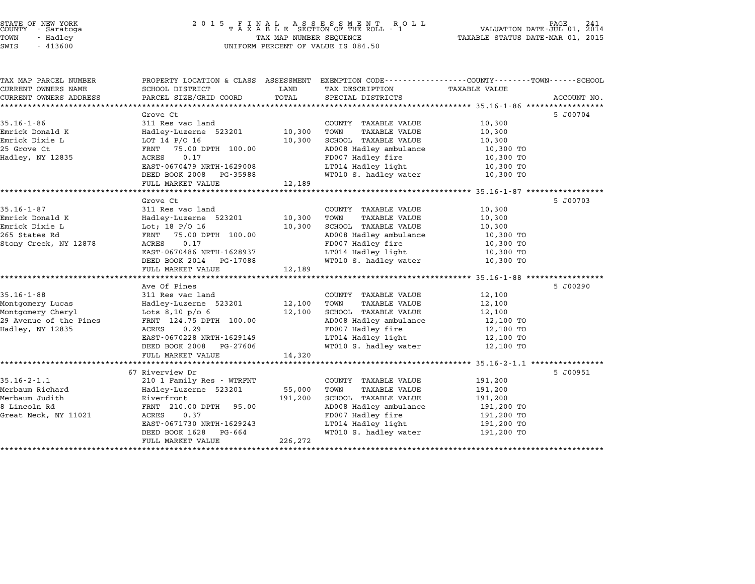STATE OF NEW YORK
COUNTY - Saratoga
TOWN - Hadley
SWIS - 413600

2015 FINAL ASSESSMENT ROLL
TAXABLE SECTION OF THE ROLL - 1
TAX MAP NUMBER SEQUENCE
UNIFORM PERCENT OF VALUE IS 084.50

VALUATION DATE-JUL 01, 2014
TAXABLE STATUS DATE-MAR 01, 2015

| TAX MAP PARCEL NUMBER / CURRENT OWNERS NAME / CURRENT OWNERS ADDRESS | PROPERTY LOCATION & CLASS / SCHOOL DISTRICT / PARCEL SIZE/GRID COORD | ASSESSMENT LAND | TOTAL | EXEMPTION CODE / TAX DESCRIPTION / SPECIAL DISTRICTS | TAXABLE VALUE (COUNTY / TOWN / SCHOOL) | ACCOUNT NO. |
|---|---|---|---|---|---|---|
| | Grove Ct | | | | | 5 J00704 |
| 35.16-1-86 | 311 Res vac land | | | COUNTY TAXABLE VALUE | 10,300 | |
| Emrick Donald K | Hadley-Luzerne 523201 | 10,300 | | TOWN TAXABLE VALUE | 10,300 | |
| Emrick Dixie L | LOT 14 P/O 16 | | 10,300 | SCHOOL TAXABLE VALUE | 10,300 | |
| 25 Grove Ct | FRNT 75.00 DPTH 100.00 | | | AD008 Hadley ambulance | 10,300 TO | |
| Hadley, NY 12835 | ACRES 0.17 | | | FD007 Hadley fire | 10,300 TO | |
| | EAST-0670479 NRTH-1629008 | | | LT014 Hadley light | 10,300 TO | |
| | DEED BOOK 2008 PG-35988 | | | WT010 S. hadley water | 10,300 TO | |
| | FULL MARKET VALUE | | 12,189 | | | |
| | Grove Ct | | | | | 5 J00703 |
| 35.16-1-87 | 311 Res vac land | | | COUNTY TAXABLE VALUE | 10,300 | |
| Emrick Donald K | Hadley-Luzerne 523201 | 10,300 | | TOWN TAXABLE VALUE | 10,300 | |
| Emrick Dixie L | Lot; 18 P/O 16 | | 10,300 | SCHOOL TAXABLE VALUE | 10,300 | |
| 265 States Rd | FRNT 75.00 DPTH 100.00 | | | AD008 Hadley ambulance | 10,300 TO | |
| Stony Creek, NY 12878 | ACRES 0.17 | | | FD007 Hadley fire | 10,300 TO | |
| | EAST-0670486 NRTH-1628937 | | | LT014 Hadley light | 10,300 TO | |
| | DEED BOOK 2014 PG-17088 | | | WT010 S. hadley water | 10,300 TO | |
| | FULL MARKET VALUE | | 12,189 | | | |
| | Ave Of Pines | | | | | 5 J00290 |
| 35.16-1-88 | 311 Res vac land | | | COUNTY TAXABLE VALUE | 12,100 | |
| Montgomery Lucas | Hadley-Luzerne 523201 | 12,100 | | TOWN TAXABLE VALUE | 12,100 | |
| Montgomery Cheryl | Lots 8,10 p/o 6 | | 12,100 | SCHOOL TAXABLE VALUE | 12,100 | |
| 29 Avenue of the Pines | FRNT 124.75 DPTH 100.00 | | | AD008 Hadley ambulance | 12,100 TO | |
| Hadley, NY 12835 | ACRES 0.29 | | | FD007 Hadley fire | 12,100 TO | |
| | EAST-0670228 NRTH-1629149 | | | LT014 Hadley light | 12,100 TO | |
| | DEED BOOK 2008 PG-27606 | | | WT010 S. hadley water | 12,100 TO | |
| | FULL MARKET VALUE | | 14,320 | | | |
| | 67 Riverview Dr | | | | | 5 J00951 |
| 35.16-2-1.1 | 210 1 Family Res - WTRFNT | | | COUNTY TAXABLE VALUE | 191,200 | |
| Merbaum Richard | Hadley-Luzerne 523201 | 55,000 | | TOWN TAXABLE VALUE | 191,200 | |
| Merbaum Judith | Riverfront | | 191,200 | SCHOOL TAXABLE VALUE | 191,200 | |
| 8 Lincoln Rd | FRNT 210.00 DPTH 95.00 | | | AD008 Hadley ambulance | 191,200 TO | |
| Great Neck, NY 11021 | ACRES 0.37 | | | FD007 Hadley fire | 191,200 TO | |
| | EAST-0671730 NRTH-1629243 | | | LT014 Hadley light | 191,200 TO | |
| | DEED BOOK 1628 PG-664 | | | WT010 S. hadley water | 191,200 TO | |
| | FULL MARKET VALUE | | 226,272 | | | |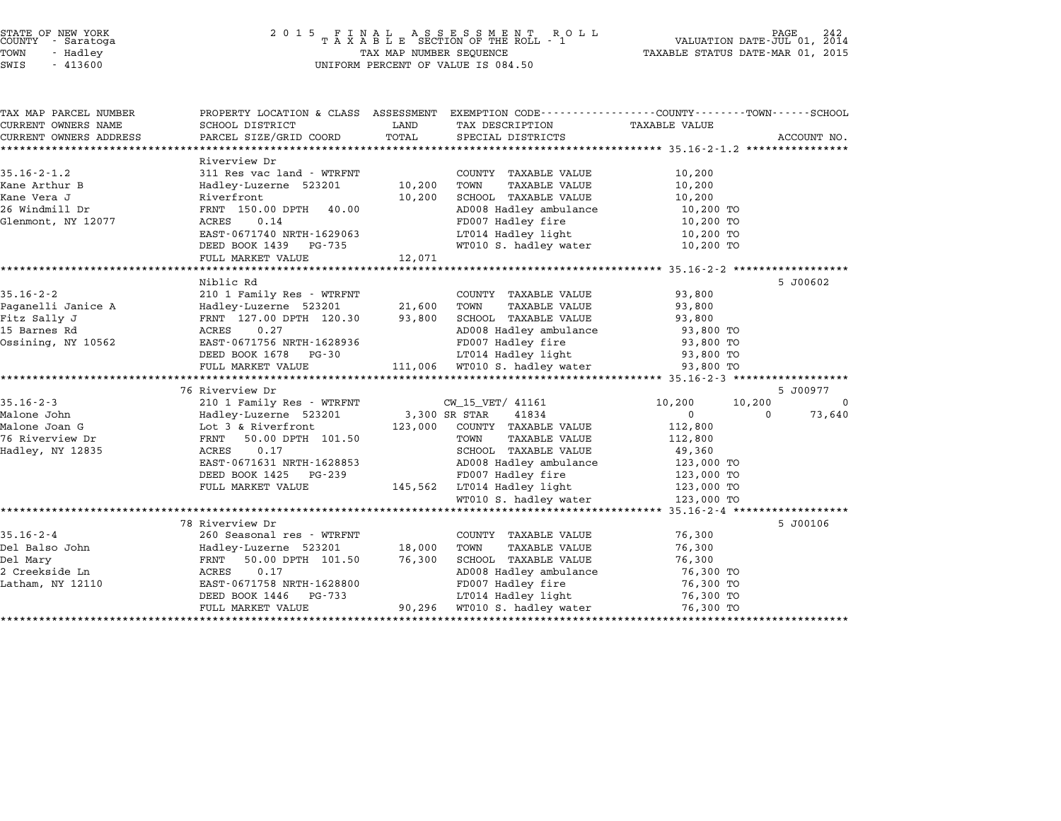STATE OF NEW YORK
COUNTY - Saratoga
TOWN - Hadley
SWIS - 413600

2 0 1 5 F I N A L A S S E S S M E N T R O L L
T A X A B L E SECTION OF THE ROLL - 1
TAX MAP NUMBER SEQUENCE
UNIFORM PERCENT OF VALUE IS 084.50

VALUATION DATE-JUL 01, 2014
TAXABLE STATUS DATE-MAR 01, 2015

| TAX MAP PARCEL NUMBER / CURRENT OWNERS NAME / CURRENT OWNERS ADDRESS | PROPERTY LOCATION & CLASS / SCHOOL DISTRICT / PARCEL SIZE/GRID COORD | ASSESSMENT LAND / TOTAL | EXEMPTION CODE / TAX DESCRIPTION / SPECIAL DISTRICTS | COUNTY TAXABLE VALUE | TOWN | SCHOOL | ACCOUNT NO. |
|---|---|---|---|---|---|---|---|
| **35.16-2-1.2** | Riverview Dr | | | | | | |
| 35.16-2-1.2 | 311 Res vac land - WTRFNT | | COUNTY TAXABLE VALUE | 10,200 | | | |
| Kane Arthur B | Hadley-Luzerne 523201 | 10,200 | TOWN TAXABLE VALUE | 10,200 | | | |
| Kane Vera J | Riverfront | 10,200 | SCHOOL TAXABLE VALUE | 10,200 | | | |
| 26 Windmill Dr | FRNT 150.00 DPTH 40.00 | | AD008 Hadley ambulance | 10,200 TO | | | |
| Glenmont, NY 12077 | ACRES 0.14 | | FD007 Hadley fire | 10,200 TO | | | |
| | EAST-0671740 NRTH-1629063 | | LT014 Hadley light | 10,200 TO | | | |
| | DEED BOOK 1439 PG-735 | | WT010 S. hadley water | 10,200 TO | | | |
| | FULL MARKET VALUE | 12,071 | | | | | |
| **35.16-2-2** | Niblic Rd | | | | | | 5 J00602 |
| 35.16-2-2 | 210 1 Family Res - WTRFNT | | COUNTY TAXABLE VALUE | 93,800 | | | |
| Paganelli Janice A | Hadley-Luzerne 523201 | 21,600 | TOWN TAXABLE VALUE | 93,800 | | | |
| Fitz Sally J | FRNT 127.00 DPTH 120.30 | 93,800 | SCHOOL TAXABLE VALUE | 93,800 | | | |
| 15 Barnes Rd | ACRES 0.27 | | AD008 Hadley ambulance | 93,800 TO | | | |
| Ossining, NY 10562 | EAST-0671756 NRTH-1628936 | | FD007 Hadley fire | 93,800 TO | | | |
| | DEED BOOK 1678 PG-30 | | LT014 Hadley light | 93,800 TO | | | |
| | FULL MARKET VALUE | 111,006 | WT010 S. hadley water | 93,800 TO | | | |
| **35.16-2-3** | 76 Riverview Dr | | | | | | 5 J00977 |
| 35.16-2-3 | 210 1 Family Res - WTRFNT | | CW_15_VET/ 41161 | 10,200 | 10,200 | 0 | |
| Malone John | Hadley-Luzerne 523201 | 3,300 | SR STAR 41834 | 0 | 0 | 73,640 | |
| Malone Joan G | Lot 3 & Riverfront | 123,000 | COUNTY TAXABLE VALUE | 112,800 | | | |
| 76 Riverview Dr | FRNT 50.00 DPTH 101.50 | | TOWN TAXABLE VALUE | 112,800 | | | |
| Hadley, NY 12835 | ACRES 0.17 | | SCHOOL TAXABLE VALUE | 49,360 | | | |
| | EAST-0671631 NRTH-1628853 | | AD008 Hadley ambulance | 123,000 TO | | | |
| | DEED BOOK 1425 PG-239 | | FD007 Hadley fire | 123,000 TO | | | |
| | FULL MARKET VALUE | 145,562 | LT014 Hadley light | 123,000 TO | | | |
| | | | WT010 S. hadley water | 123,000 TO | | | |
| **35.16-2-4** | 78 Riverview Dr | | | | | | 5 J00106 |
| 35.16-2-4 | 260 Seasonal res - WTRFNT | | COUNTY TAXABLE VALUE | 76,300 | | | |
| Del Balso John | Hadley-Luzerne 523201 | 18,000 | TOWN TAXABLE VALUE | 76,300 | | | |
| Del Mary | FRNT 50.00 DPTH 101.50 | 76,300 | SCHOOL TAXABLE VALUE | 76,300 | | | |
| 2 Creekside Ln | ACRES 0.17 | | AD008 Hadley ambulance | 76,300 TO | | | |
| Latham, NY 12110 | EAST-0671758 NRTH-1628800 | | FD007 Hadley fire | 76,300 TO | | | |
| | DEED BOOK 1446 PG-733 | | LT014 Hadley light | 76,300 TO | | | |
| | FULL MARKET VALUE | 90,296 | WT010 S. hadley water | 76,300 TO | | | |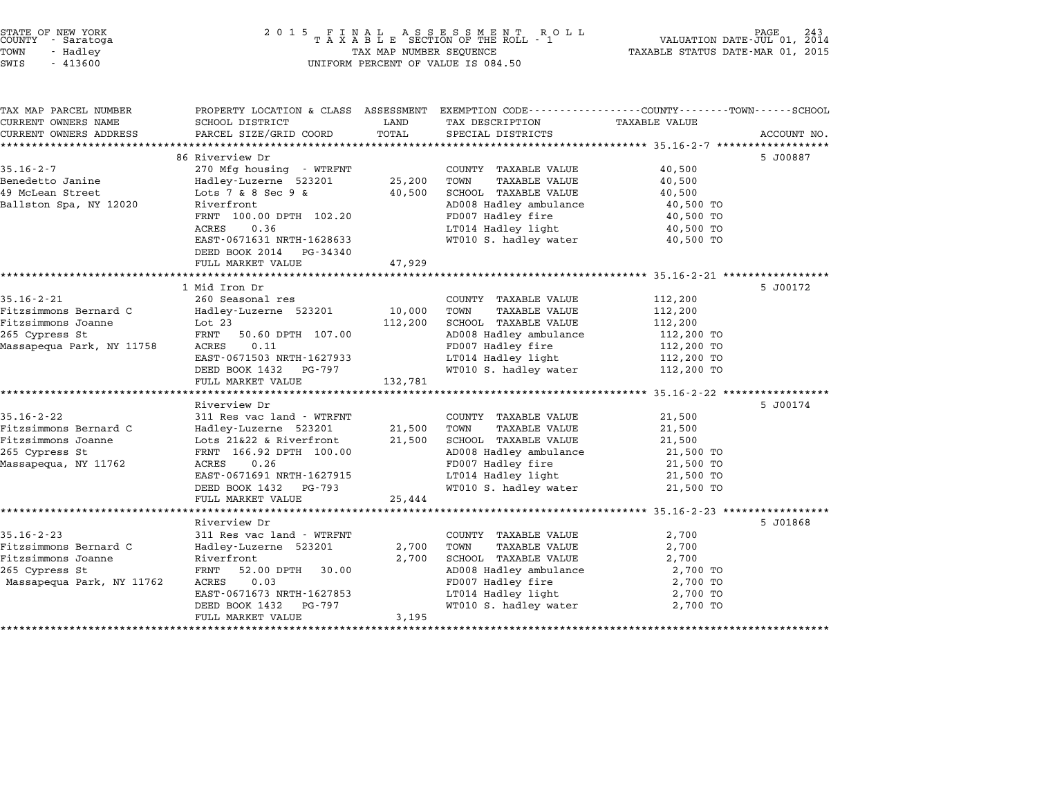STATE OF NEW YORK
COUNTY - Saratoga
TOWN - Hadley
SWIS - 413600

2015 FINAL ASSESSMENT ROLL
TAXABLE SECTION OF THE ROLL - 1
TAX MAP NUMBER SEQUENCE
UNIFORM PERCENT OF VALUE IS 084.50

VALUATION DATE-JUL 01, 2014
TAXABLE STATUS DATE-MAR 01, 2015

| TAX MAP PARCEL NUMBER / CURRENT OWNERS NAME / CURRENT OWNERS ADDRESS | PROPERTY LOCATION & CLASS / SCHOOL DISTRICT / PARCEL SIZE/GRID COORD | ASSESSMENT LAND / TOTAL | EXEMPTION CODE / TAX DESCRIPTION / SPECIAL DISTRICTS | TAXABLE VALUE (COUNTY--TOWN--SCHOOL) | ACCOUNT NO. |
|---|---|---|---|---|---|
| | 86 Riverview Dr | | | | 5 J00887 |
| 35.16-2-7 | 270 Mfg housing - WTRFNT | | COUNTY TAXABLE VALUE | 40,500 | |
| Benedetto Janine | Hadley-Luzerne 523201 | 25,200 | TOWN TAXABLE VALUE | 40,500 | |
| 49 McLean Street | Lots 7 & 8 Sec 9 & | 40,500 | SCHOOL TAXABLE VALUE | 40,500 | |
| Ballston Spa, NY 12020 | Riverfront | | AD008 Hadley ambulance | 40,500 TO | |
| | FRNT 100.00 DPTH 102.20 | | FD007 Hadley fire | 40,500 TO | |
| | ACRES 0.36 | | LT014 Hadley light | 40,500 TO | |
| | EAST-0671631 NRTH-1628633 | | WT010 S. hadley water | 40,500 TO | |
| | DEED BOOK 2014 PG-34340 | | | | |
| | FULL MARKET VALUE | 47,929 | | | |
| | 1 Mid Iron Dr | | | | 5 J00172 |
| 35.16-2-21 | 260 Seasonal res | | COUNTY TAXABLE VALUE | 112,200 | |
| Fitzsimmons Bernard C | Hadley-Luzerne 523201 | 10,000 | TOWN TAXABLE VALUE | 112,200 | |
| Fitzsimmons Joanne | Lot 23 | 112,200 | SCHOOL TAXABLE VALUE | 112,200 | |
| 265 Cypress St | FRNT 50.60 DPTH 107.00 | | AD008 Hadley ambulance | 112,200 TO | |
| Massapequa Park, NY 11758 | ACRES 0.11 | | FD007 Hadley fire | 112,200 TO | |
| | EAST-0671503 NRTH-1627933 | | LT014 Hadley light | 112,200 TO | |
| | DEED BOOK 1432 PG-797 | | WT010 S. hadley water | 112,200 TO | |
| | FULL MARKET VALUE | 132,781 | | | |
| | Riverview Dr | | | | 5 J00174 |
| 35.16-2-22 | 311 Res vac land - WTRFNT | | COUNTY TAXABLE VALUE | 21,500 | |
| Fitzsimmons Bernard C | Hadley-Luzerne 523201 | 21,500 | TOWN TAXABLE VALUE | 21,500 | |
| Fitzsimmons Joanne | Lots 21&22 & Riverfront | 21,500 | SCHOOL TAXABLE VALUE | 21,500 | |
| 265 Cypress St | FRNT 166.92 DPTH 100.00 | | AD008 Hadley ambulance | 21,500 TO | |
| Massapequa, NY 11762 | ACRES 0.26 | | FD007 Hadley fire | 21,500 TO | |
| | EAST-0671691 NRTH-1627915 | | LT014 Hadley light | 21,500 TO | |
| | DEED BOOK 1432 PG-793 | | WT010 S. hadley water | 21,500 TO | |
| | FULL MARKET VALUE | 25,444 | | | |
| | Riverview Dr | | | | 5 J01868 |
| 35.16-2-23 | 311 Res vac land - WTRFNT | | COUNTY TAXABLE VALUE | 2,700 | |
| Fitzsimmons Bernard C | Hadley-Luzerne 523201 | 2,700 | TOWN TAXABLE VALUE | 2,700 | |
| Fitzsimmons Joanne | Riverfront | 2,700 | SCHOOL TAXABLE VALUE | 2,700 | |
| 265 Cypress St | FRNT 52.00 DPTH 30.00 | | AD008 Hadley ambulance | 2,700 TO | |
| Massapequa Park, NY 11762 | ACRES 0.03 | | FD007 Hadley fire | 2,700 TO | |
| | EAST-0671673 NRTH-1627853 | | LT014 Hadley light | 2,700 TO | |
| | DEED BOOK 1432 PG-797 | | WT010 S. hadley water | 2,700 TO | |
| | FULL MARKET VALUE | 3,195 | | | |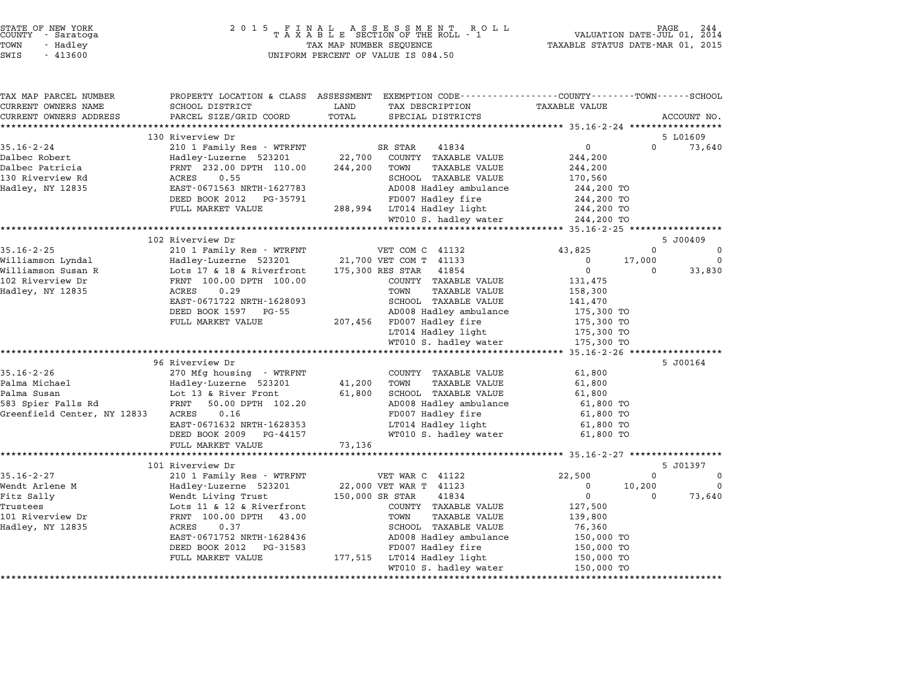STATE OF NEW YORK
COUNTY - Saratoga
TOWN - Hadley
SWIS - 413600

# 2015 FINAL ASSESSMENT ROLL
TAXABLE SECTION OF THE ROLL - 1
TAX MAP NUMBER SEQUENCE
UNIFORM PERCENT OF VALUE IS 084.50

VALUATION DATE-JUL 01, 2014
TAXABLE STATUS DATE-MAR 01, 2015

| TAX MAP PARCEL NUMBER / CURRENT OWNERS NAME / CURRENT OWNERS ADDRESS | PROPERTY LOCATION & CLASS / SCHOOL DISTRICT / PARCEL SIZE/GRID COORD | ASSESSMENT LAND / TOTAL | EXEMPTION CODE / TAX DESCRIPTION / SPECIAL DISTRICTS | COUNTY TAXABLE VALUE | TOWN | SCHOOL / ACCOUNT NO. |
|---|---|---|---|---|---|---|
| | 130 Riverview Dr | | | | | 5 L01609 |
| 35.16-2-24 | 210 1 Family Res - WTRFNT | | SR STAR 41834 | 0 | 0 | 73,640 |
| Dalbec Robert | Hadley-Luzerne 523201 | 22,700 | COUNTY TAXABLE VALUE | 244,200 | | |
| Dalbec Patricia | FRNT 232.00 DPTH 110.00 | 244,200 | TOWN TAXABLE VALUE | 244,200 | | |
| 130 Riverview Rd | ACRES 0.55 | | SCHOOL TAXABLE VALUE | 170,560 | | |
| Hadley, NY 12835 | EAST-0671563 NRTH-1627783 | | AD008 Hadley ambulance | 244,200 TO | | |
| | DEED BOOK 2012 PG-35791 | | FD007 Hadley fire | 244,200 TO | | |
| | FULL MARKET VALUE | 288,994 | LT014 Hadley light | 244,200 TO | | |
| | | | WT010 S. hadley water | 244,200 TO | | |
| | 102 Riverview Dr | | | | | 5 J00409 |
| 35.16-2-25 | 210 1 Family Res - WTRFNT | | VET COM C 41132 | 43,825 | 0 | 0 |
| Williamson Lyndal | Hadley-Luzerne 523201 | 21,700 | VET COM T 41133 | 0 | 17,000 | 0 |
| Williamson Susan R | Lots 17 & 18 & Riverfront | 175,300 | RES STAR 41854 | 0 | 0 | 33,830 |
| 102 Riverview Dr | FRNT 100.00 DPTH 100.00 | | COUNTY TAXABLE VALUE | 131,475 | | |
| Hadley, NY 12835 | ACRES 0.29 | | TOWN TAXABLE VALUE | 158,300 | | |
| | EAST-0671722 NRTH-1628093 | | SCHOOL TAXABLE VALUE | 141,470 | | |
| | DEED BOOK 1597 PG-55 | | AD008 Hadley ambulance | 175,300 TO | | |
| | FULL MARKET VALUE | 207,456 | FD007 Hadley fire | 175,300 TO | | |
| | | | LT014 Hadley light | 175,300 TO | | |
| | | | WT010 S. hadley water | 175,300 TO | | |
| | 96 Riverview Dr | | | | | 5 J00164 |
| 35.16-2-26 | 270 Mfg housing - WTRFNT | | COUNTY TAXABLE VALUE | 61,800 | | |
| Palma Michael | Hadley-Luzerne 523201 | 41,200 | TOWN TAXABLE VALUE | 61,800 | | |
| Palma Susan | Lot 13 & River Front | 61,800 | SCHOOL TAXABLE VALUE | 61,800 | | |
| 583 Spier Falls Rd | FRNT 50.00 DPTH 102.20 | | AD008 Hadley ambulance | 61,800 TO | | |
| Greenfield Center, NY 12833 | ACRES 0.16 | | FD007 Hadley fire | 61,800 TO | | |
| | EAST-0671632 NRTH-1628353 | | LT014 Hadley light | 61,800 TO | | |
| | DEED BOOK 2009 PG-44157 | | WT010 S. hadley water | 61,800 TO | | |
| | FULL MARKET VALUE | 73,136 | | | | |
| | 101 Riverview Dr | | | | | 5 J01397 |
| 35.16-2-27 | 210 1 Family Res - WTRFNT | | VET WAR C 41122 | 22,500 | 0 | 0 |
| Wendt Arlene M | Hadley-Luzerne 523201 | 22,000 | VET WAR T 41123 | 0 | 10,200 | 0 |
| Fitz Sally | Wendt Living Trust | 150,000 | SR STAR 41834 | 0 | 0 | 73,640 |
| Trustees | Lots 11 & 12 & Riverfront | | COUNTY TAXABLE VALUE | 127,500 | | |
| 101 Riverview Dr | FRNT 100.00 DPTH 43.00 | | TOWN TAXABLE VALUE | 139,800 | | |
| Hadley, NY 12835 | ACRES 0.37 | | SCHOOL TAXABLE VALUE | 76,360 | | |
| | EAST-0671752 NRTH-1628436 | | AD008 Hadley ambulance | 150,000 TO | | |
| | DEED BOOK 2012 PG-31583 | | FD007 Hadley fire | 150,000 TO | | |
| | FULL MARKET VALUE | 177,515 | LT014 Hadley light | 150,000 TO | | |
| | | | WT010 S. hadley water | 150,000 TO | | |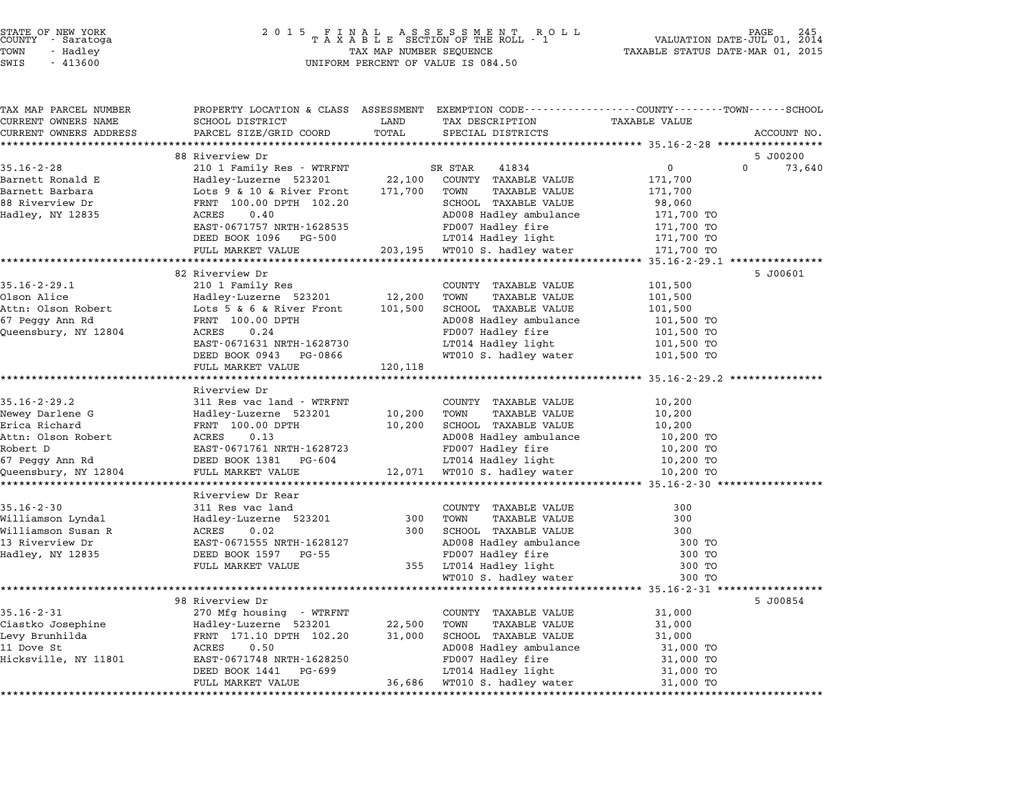STATE OF NEW YORK　　　　　2 0 1 5 　F I N A L 　A S S E S S M E N T 　R O L L
COUNTY - Saratoga　　　　　T A X A B L E SECTION OF THE ROLL - 1　　　　　VALUATION DATE-JUL 01, 2014
TOWN - Hadley　　　　　TAX MAP NUMBER SEQUENCE　　　　　TAXABLE STATUS DATE-MAR 01, 2015
SWIS - 413600　　　　　UNIFORM PERCENT OF VALUE IS 084.50

| TAX MAP PARCEL NUMBER<br>CURRENT OWNERS NAME<br>CURRENT OWNERS ADDRESS | PROPERTY LOCATION & CLASS<br>SCHOOL DISTRICT<br>PARCEL SIZE/GRID COORD | ASSESSMENT<br>LAND<br>TOTAL | EXEMPTION CODE<br>TAX DESCRIPTION<br>SPECIAL DISTRICTS | COUNTY / TOWN / SCHOOL<br>TAXABLE VALUE | ACCOUNT NO. |
|---|---|---|---|---|---|
| 35.16-2-28 | 88 Riverview Dr | | | | 5 J00200 |
| 35.16-2-28 | 210 1 Family Res - WTRFNT | | SR STAR 41834 | 0　0　73,640 | |
| Barnett Ronald E | Hadley-Luzerne 523201 | 22,100 | COUNTY TAXABLE VALUE | 171,700 | |
| Barnett Barbara | Lots 9 & 10 & River Front | 171,700 | TOWN TAXABLE VALUE | 171,700 | |
| 88 Riverview Dr | FRNT 100.00 DPTH 102.20 | | SCHOOL TAXABLE VALUE | 98,060 | |
| Hadley, NY 12835 | ACRES 0.40 | | AD008 Hadley ambulance | 171,700 TO | |
| | EAST-0671757 NRTH-1628535 | | FD007 Hadley fire | 171,700 TO | |
| | DEED BOOK 1096 PG-500 | | LT014 Hadley light | 171,700 TO | |
| | FULL MARKET VALUE | 203,195 | WT010 S. hadley water | 171,700 TO | |
| 35.16-2-29.1 | 82 Riverview Dr | | | | 5 J00601 |
| 35.16-2-29.1 | 210 1 Family Res | | COUNTY TAXABLE VALUE | 101,500 | |
| Olson Alice | Hadley-Luzerne 523201 | 12,200 | TOWN TAXABLE VALUE | 101,500 | |
| Attn: Olson Robert | Lots 5 & 6 & River Front | 101,500 | SCHOOL TAXABLE VALUE | 101,500 | |
| 67 Peggy Ann Rd | FRNT 100.00 DPTH | | AD008 Hadley ambulance | 101,500 TO | |
| Queensbury, NY 12804 | ACRES 0.24 | | FD007 Hadley fire | 101,500 TO | |
| | EAST-0671631 NRTH-1628730 | | LT014 Hadley light | 101,500 TO | |
| | DEED BOOK 0943 PG-0866 | | WT010 S. hadley water | 101,500 TO | |
| | FULL MARKET VALUE | 120,118 | | | |
| 35.16-2-29.2 | Riverview Dr | | | | |
| 35.16-2-29.2 | 311 Res vac land - WTRFNT | | COUNTY TAXABLE VALUE | 10,200 | |
| Newey Darlene G | Hadley-Luzerne 523201 | 10,200 | TOWN TAXABLE VALUE | 10,200 | |
| Erica Richard | FRNT 100.00 DPTH | 10,200 | SCHOOL TAXABLE VALUE | 10,200 | |
| Attn: Olson Robert | ACRES 0.13 | | AD008 Hadley ambulance | 10,200 TO | |
| Robert D | EAST-0671761 NRTH-1628723 | | FD007 Hadley fire | 10,200 TO | |
| 67 Peggy Ann Rd | DEED BOOK 1381 PG-604 | | LT014 Hadley light | 10,200 TO | |
| Queensbury, NY 12804 | FULL MARKET VALUE | 12,071 | WT010 S. hadley water | 10,200 TO | |
| 35.16-2-30 | Riverview Dr Rear | | | | |
| 35.16-2-30 | 311 Res vac land | | COUNTY TAXABLE VALUE | 300 | |
| Williamson Lyndal | Hadley-Luzerne 523201 | 300 | TOWN TAXABLE VALUE | 300 | |
| Williamson Susan R | ACRES 0.02 | 300 | SCHOOL TAXABLE VALUE | 300 | |
| 13 Riverview Dr | EAST-0671555 NRTH-1628127 | | AD008 Hadley ambulance | 300 TO | |
| Hadley, NY 12835 | DEED BOOK 1597 PG-55 | | FD007 Hadley fire | 300 TO | |
| | FULL MARKET VALUE | 355 | LT014 Hadley light | 300 TO | |
| | | | WT010 S. hadley water | 300 TO | |
| 35.16-2-31 | 98 Riverview Dr | | | | 5 J00854 |
| 35.16-2-31 | 270 Mfg housing - WTRFNT | | COUNTY TAXABLE VALUE | 31,000 | |
| Ciastko Josephine | Hadley-Luzerne 523201 | 22,500 | TOWN TAXABLE VALUE | 31,000 | |
| Levy Brunhilda | FRNT 171.10 DPTH 102.20 | 31,000 | SCHOOL TAXABLE VALUE | 31,000 | |
| 11 Dove St | ACRES 0.50 | | AD008 Hadley ambulance | 31,000 TO | |
| Hicksville, NY 11801 | EAST-0671748 NRTH-1628250 | | FD007 Hadley fire | 31,000 TO | |
| | DEED BOOK 1441 PG-699 | | LT014 Hadley light | 31,000 TO | |
| | FULL MARKET VALUE | 36,686 | WT010 S. hadley water | 31,000 TO | |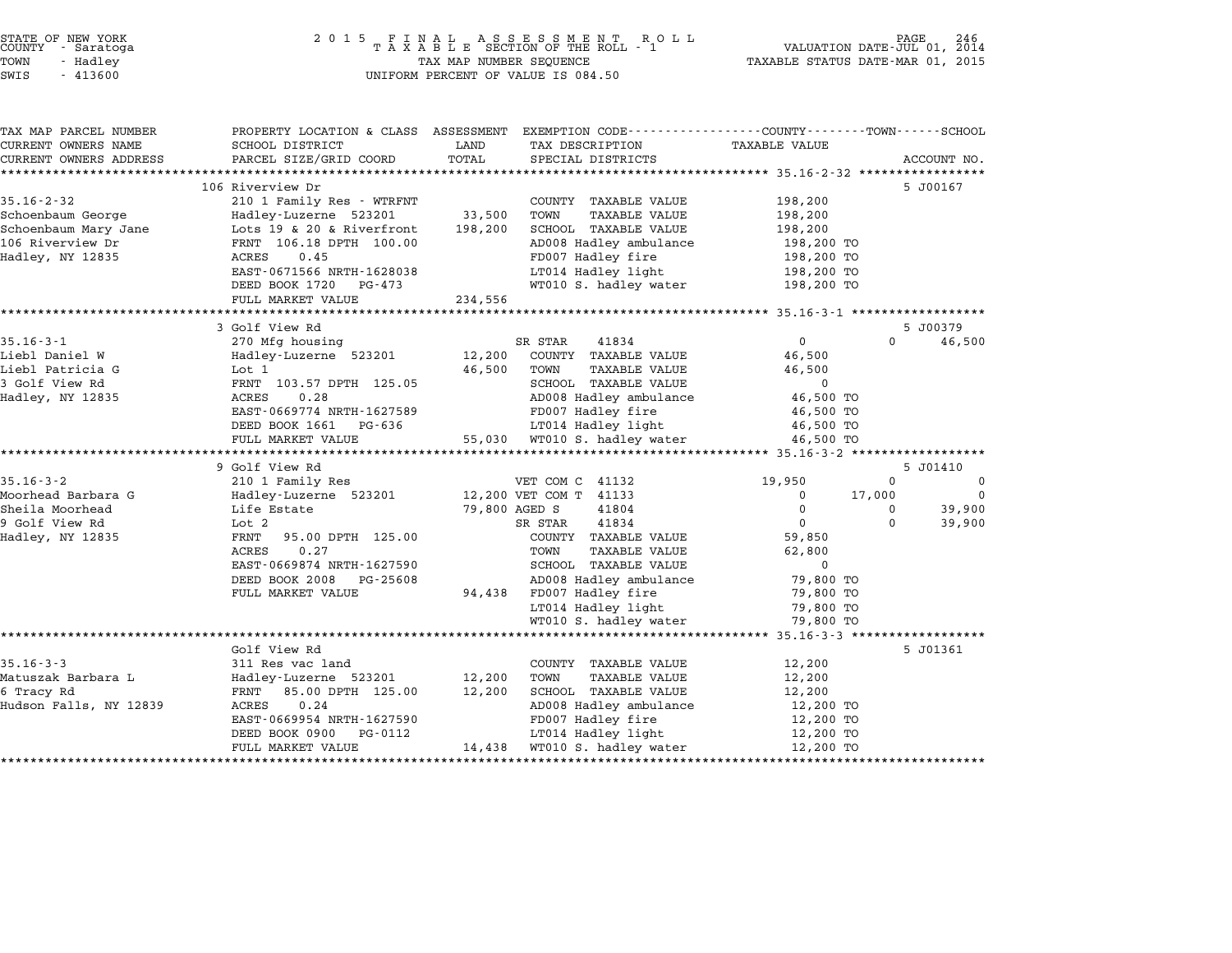STATE OF NEW YORK — 2015 FINAL ASSESSMENT ROLL — VALUATION DATE-JUL 01, 2014
COUNTY - Saratoga — TAXABLE SECTION OF THE ROLL - 1 — TAXABLE STATUS DATE-MAR 01, 2015
TOWN - Hadley — TAX MAP NUMBER SEQUENCE
SWIS - 413600 — UNIFORM PERCENT OF VALUE IS 084.50

| TAX MAP PARCEL NUMBER / CURRENT OWNERS NAME / CURRENT OWNERS ADDRESS | PROPERTY LOCATION & CLASS / SCHOOL DISTRICT / PARCEL SIZE/GRID COORD | ASSESSMENT LAND | TOTAL | EXEMPTION CODE / TAX DESCRIPTION / SPECIAL DISTRICTS | COUNTY | TOWN | SCHOOL | ACCOUNT NO. |
|---|---|---|---|---|---|---|---|---|
| **35.16-2-32** | 106 Riverview Dr | | | | | | | 5 J00167 |
| Schoenbaum George | 210 1 Family Res - WTRFNT | 33,500 | | COUNTY TAXABLE VALUE | 198,200 | | | |
| Schoenbaum Mary Jane | Hadley-Luzerne 523201 | | 198,200 | TOWN TAXABLE VALUE | | 198,200 | | |
| 106 Riverview Dr | Lots 19 & 20 & Riverfront | | | SCHOOL TAXABLE VALUE | | | 198,200 | |
| Hadley, NY 12835 | FRNT 106.18 DPTH 100.00 | | | AD008 Hadley ambulance | 198,200 TO | | | |
| | ACRES 0.45 | | | FD007 Hadley fire | 198,200 TO | | | |
| | EAST-0671566 NRTH-1628038 | | | LT014 Hadley light | 198,200 TO | | | |
| | DEED BOOK 1720 PG-473 | | | WT010 S. hadley water | 198,200 TO | | | |
| | FULL MARKET VALUE | | 234,556 | | | | | |
| **35.16-3-1** | 3 Golf View Rd | | | | | | | 5 J00379 |
| Liebl Daniel W | 270 Mfg housing | | | SR STAR 41834 | 0 | 0 | 46,500 | |
| Liebl Patricia G | Hadley-Luzerne 523201 | 12,200 | | COUNTY TAXABLE VALUE | 46,500 | | | |
| 3 Golf View Rd | Lot 1 | | 46,500 | TOWN TAXABLE VALUE | | 46,500 | | |
| Hadley, NY 12835 | FRNT 103.57 DPTH 125.05 | | | SCHOOL TAXABLE VALUE | | | 0 | |
| | ACRES 0.28 | | | AD008 Hadley ambulance | 46,500 TO | | | |
| | EAST-0669774 NRTH-1627589 | | | FD007 Hadley fire | 46,500 TO | | | |
| | DEED BOOK 1661 PG-636 | | | LT014 Hadley light | 46,500 TO | | | |
| | FULL MARKET VALUE | | 55,030 | WT010 S. hadley water | 46,500 TO | | | |
| **35.16-3-2** | 9 Golf View Rd | | | | | | | 5 J01410 |
| Moorhead Barbara G | 210 1 Family Res | | | VET COM C 41132 | 19,950 | 0 | 0 | |
| Sheila Moorhead | Hadley-Luzerne 523201 | 12,200 | | VET COM T 41133 | 0 | 17,000 | 0 | |
| 9 Golf View Rd | Life Estate | | 79,800 | AGED S 41804 | 0 | 0 | 39,900 | |
| Hadley, NY 12835 | Lot 2 | | | SR STAR 41834 | 0 | 0 | 39,900 | |
| | FRNT 95.00 DPTH 125.00 | | | COUNTY TAXABLE VALUE | 59,850 | | | |
| | ACRES 0.27 | | | TOWN TAXABLE VALUE | | 62,800 | | |
| | EAST-0669874 NRTH-1627590 | | | SCHOOL TAXABLE VALUE | | | 0 | |
| | DEED BOOK 2008 PG-25608 | | | AD008 Hadley ambulance | 79,800 TO | | | |
| | FULL MARKET VALUE | | 94,438 | FD007 Hadley fire | 79,800 TO | | | |
| | | | | LT014 Hadley light | 79,800 TO | | | |
| | | | | WT010 S. hadley water | 79,800 TO | | | |
| **35.16-3-3** | Golf View Rd | | | | | | | 5 J01361 |
| Matuszak Barbara L | 311 Res vac land | | | COUNTY TAXABLE VALUE | 12,200 | | | |
| 6 Tracy Rd | Hadley-Luzerne 523201 | 12,200 | | TOWN TAXABLE VALUE | | 12,200 | | |
| Hudson Falls, NY 12839 | FRNT 85.00 DPTH 125.00 | | 12,200 | SCHOOL TAXABLE VALUE | | | 12,200 | |
| | ACRES 0.24 | | | AD008 Hadley ambulance | 12,200 TO | | | |
| | EAST-0669954 NRTH-1627590 | | | FD007 Hadley fire | 12,200 TO | | | |
| | DEED BOOK 0900 PG-0112 | | | LT014 Hadley light | 12,200 TO | | | |
| | FULL MARKET VALUE | | 14,438 | WT010 S. hadley water | 12,200 TO | | | |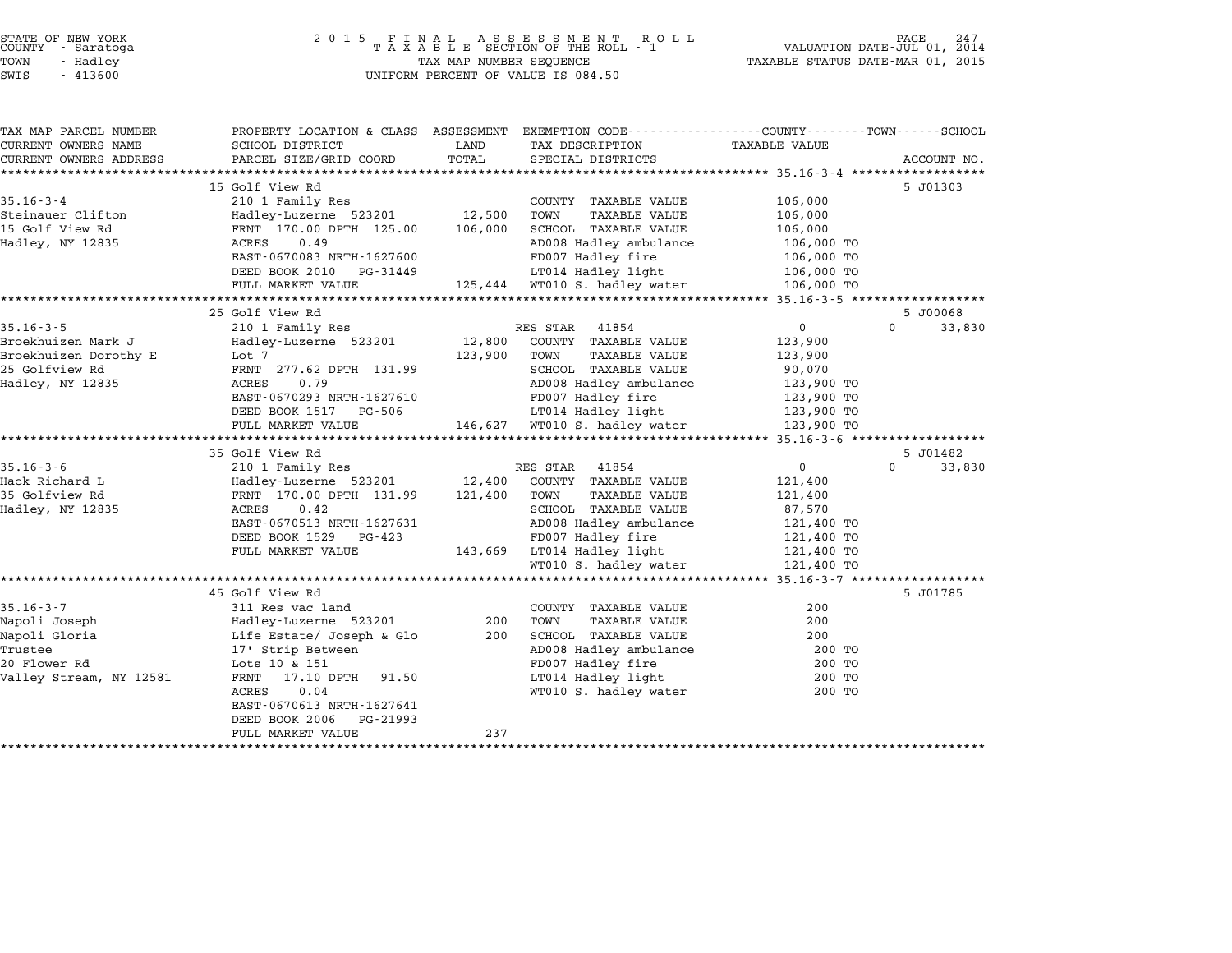STATE OF NEW YORK  
COUNTY - Saratoga  
TOWN - Hadley  
SWIS - 413600

2015 FINAL ASSESSMENT ROLL  
TAXABLE SECTION OF THE ROLL - 1  
TAX MAP NUMBER SEQUENCE  
UNIFORM PERCENT OF VALUE IS 084.50

VALUATION DATE-JUL 01, 2014  
TAXABLE STATUS DATE-MAR 01, 2015

| TAX MAP PARCEL NUMBER / CURRENT OWNERS NAME / CURRENT OWNERS ADDRESS | PROPERTY LOCATION & CLASS / SCHOOL DISTRICT / PARCEL SIZE/GRID COORD | ASSESSMENT LAND | TOTAL | EXEMPTION CODE / TAX DESCRIPTION / SPECIAL DISTRICTS | COUNTY TAXABLE VALUE | TOWN | SCHOOL | ACCOUNT NO. |
|---|---|---|---|---|---|---|---|---|
| | 15 Golf View Rd | | | | | | | 5 J01303 |
| 35.16-3-4 | 210 1 Family Res | | | COUNTY TAXABLE VALUE | 106,000 | | | |
| Steinauer Clifton | Hadley-Luzerne 523201 | 12,500 | | TOWN TAXABLE VALUE | 106,000 | | | |
| 15 Golf View Rd | FRNT 170.00 DPTH 125.00 | | 106,000 | SCHOOL TAXABLE VALUE | 106,000 | | | |
| Hadley, NY 12835 | ACRES 0.49 | | | AD008 Hadley ambulance | 106,000 TO | | | |
| | EAST-0670083 NRTH-1627600 | | | FD007 Hadley fire | 106,000 TO | | | |
| | DEED BOOK 2010 PG-31449 | | | LT014 Hadley light | 106,000 TO | | | |
| | FULL MARKET VALUE | | 125,444 | WT010 S. hadley water | 106,000 TO | | | |
| | 25 Golf View Rd | | | | | | | 5 J00068 |
| 35.16-3-5 | 210 1 Family Res | | | RES STAR 41854 | 0 | | 0 | 33,830 |
| Broekhuizen Mark J | Hadley-Luzerne 523201 | 12,800 | | COUNTY TAXABLE VALUE | 123,900 | | | |
| Broekhuizen Dorothy E | Lot 7 | | 123,900 | TOWN TAXABLE VALUE | 123,900 | | | |
| 25 Golfview Rd | FRNT 277.62 DPTH 131.99 | | | SCHOOL TAXABLE VALUE | 90,070 | | | |
| Hadley, NY 12835 | ACRES 0.79 | | | AD008 Hadley ambulance | 123,900 TO | | | |
| | EAST-0670293 NRTH-1627610 | | | FD007 Hadley fire | 123,900 TO | | | |
| | DEED BOOK 1517 PG-506 | | | LT014 Hadley light | 123,900 TO | | | |
| | FULL MARKET VALUE | | 146,627 | WT010 S. hadley water | 123,900 TO | | | |
| | 35 Golf View Rd | | | | | | | 5 J01482 |
| 35.16-3-6 | 210 1 Family Res | | | RES STAR 41854 | 0 | | 0 | 33,830 |
| Hack Richard L | Hadley-Luzerne 523201 | 12,400 | | COUNTY TAXABLE VALUE | 121,400 | | | |
| 35 Golfview Rd | FRNT 170.00 DPTH 131.99 | | 121,400 | TOWN TAXABLE VALUE | 121,400 | | | |
| Hadley, NY 12835 | ACRES 0.42 | | | SCHOOL TAXABLE VALUE | 87,570 | | | |
| | EAST-0670513 NRTH-1627631 | | | AD008 Hadley ambulance | 121,400 TO | | | |
| | DEED BOOK 1529 PG-423 | | | FD007 Hadley fire | 121,400 TO | | | |
| | FULL MARKET VALUE | | 143,669 | LT014 Hadley light | 121,400 TO | | | |
| | | | | WT010 S. hadley water | 121,400 TO | | | |
| | 45 Golf View Rd | | | | | | | 5 J01785 |
| 35.16-3-7 | 311 Res vac land | | | COUNTY TAXABLE VALUE | 200 | | | |
| Napoli Joseph | Hadley-Luzerne 523201 | 200 | | TOWN TAXABLE VALUE | 200 | | | |
| Napoli Gloria | Life Estate/ Joseph & Glo | | 200 | SCHOOL TAXABLE VALUE | 200 | | | |
| Trustee | 17' Strip Between | | | AD008 Hadley ambulance | 200 TO | | | |
| 20 Flower Rd | Lots 10 & 151 | | | FD007 Hadley fire | 200 TO | | | |
| Valley Stream, NY 12581 | FRNT 17.10 DPTH 91.50 | | | LT014 Hadley light | 200 TO | | | |
| | ACRES 0.04 | | | WT010 S. hadley water | 200 TO | | | |
| | EAST-0670613 NRTH-1627641 | | | | | | | |
| | DEED BOOK 2006 PG-21993 | | | | | | | |
| | FULL MARKET VALUE | | 237 | | | | | |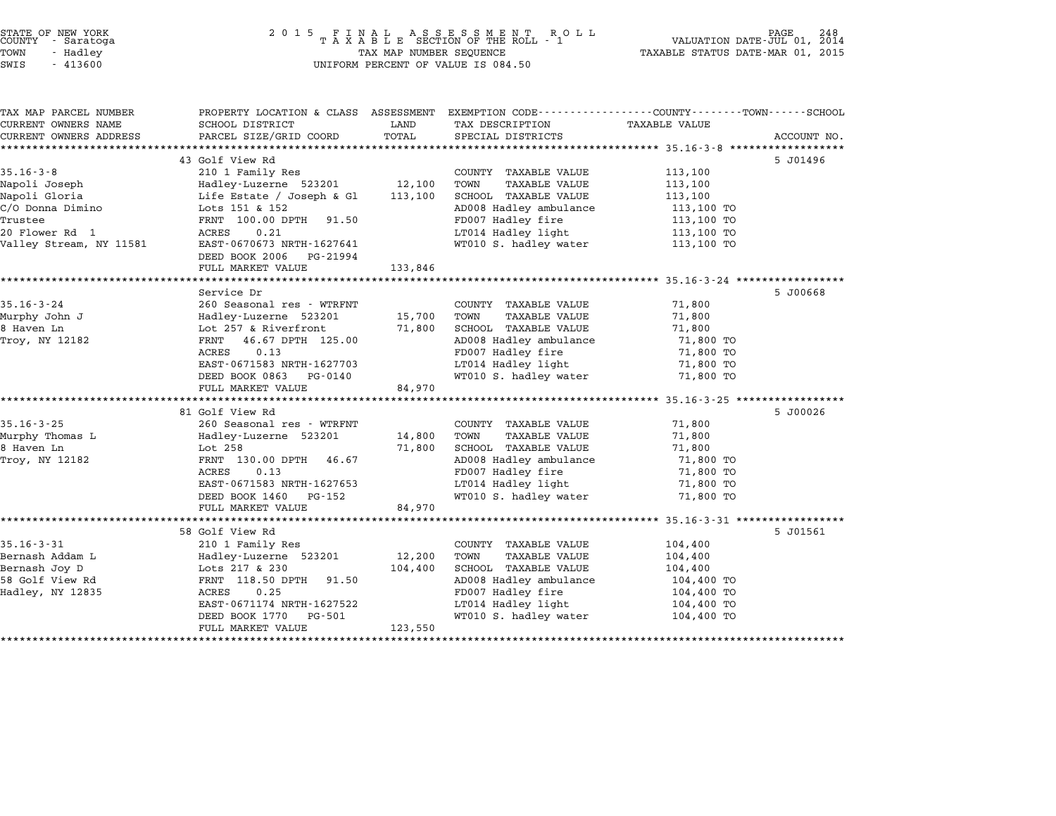STATE OF NEW YORK
COUNTY - Saratoga
TOWN - Hadley
SWIS - 413600

2 0 1 5 F I N A L A S S E S S M E N T R O L L
T A X A B L E SECTION OF THE ROLL - 1
TAX MAP NUMBER SEQUENCE
UNIFORM PERCENT OF VALUE IS 084.50

VALUATION DATE-JUL 01, 2014
TAXABLE STATUS DATE-MAR 01, 2015

| TAX MAP PARCEL NUMBER / CURRENT OWNERS NAME / CURRENT OWNERS ADDRESS | PROPERTY LOCATION & CLASS / SCHOOL DISTRICT / PARCEL SIZE/GRID COORD | ASSESSMENT LAND | TOTAL | EXEMPTION CODE / TAX DESCRIPTION / SPECIAL DISTRICTS | TAXABLE VALUE (COUNTY--TOWN--SCHOOL) | ACCOUNT NO. |
|---|---|---|---|---|---|---|
| | 43 Golf View Rd | | | | | 5 J01496 |
| 35.16-3-8 | 210 1 Family Res | | | COUNTY TAXABLE VALUE | 113,100 | |
| Napoli Joseph | Hadley-Luzerne 523201 | 12,100 | | TOWN TAXABLE VALUE | 113,100 | |
| Napoli Gloria | Life Estate / Joseph & Gl | | 113,100 | SCHOOL TAXABLE VALUE | 113,100 | |
| C/O Donna Dimino | Lots 151 & 152 | | | AD008 Hadley ambulance | 113,100 TO | |
| Trustee | FRNT 100.00 DPTH 91.50 | | | FD007 Hadley fire | 113,100 TO | |
| 20 Flower Rd 1 | ACRES 0.21 | | | LT014 Hadley light | 113,100 TO | |
| Valley Stream, NY 11581 | EAST-0670673 NRTH-1627641 | | | WT010 S. hadley water | 113,100 TO | |
| | DEED BOOK 2006 PG-21994 | | | | | |
| | FULL MARKET VALUE | | 133,846 | | | |
| | Service Dr | | | | | 5 J00668 |
| 35.16-3-24 | 260 Seasonal res - WTRFNT | | | COUNTY TAXABLE VALUE | 71,800 | |
| Murphy John J | Hadley-Luzerne 523201 | 15,700 | | TOWN TAXABLE VALUE | 71,800 | |
| 8 Haven Ln | Lot 257 & Riverfront | | 71,800 | SCHOOL TAXABLE VALUE | 71,800 | |
| Troy, NY 12182 | FRNT 46.67 DPTH 125.00 | | | AD008 Hadley ambulance | 71,800 TO | |
| | ACRES 0.13 | | | FD007 Hadley fire | 71,800 TO | |
| | EAST-0671583 NRTH-1627703 | | | LT014 Hadley light | 71,800 TO | |
| | DEED BOOK 0863 PG-0140 | | | WT010 S. hadley water | 71,800 TO | |
| | FULL MARKET VALUE | | 84,970 | | | |
| | 81 Golf View Rd | | | | | 5 J00026 |
| 35.16-3-25 | 260 Seasonal res - WTRFNT | | | COUNTY TAXABLE VALUE | 71,800 | |
| Murphy Thomas L | Hadley-Luzerne 523201 | 14,800 | | TOWN TAXABLE VALUE | 71,800 | |
| 8 Haven Ln | Lot 258 | | 71,800 | SCHOOL TAXABLE VALUE | 71,800 | |
| Troy, NY 12182 | FRNT 130.00 DPTH 46.67 | | | AD008 Hadley ambulance | 71,800 TO | |
| | ACRES 0.13 | | | FD007 Hadley fire | 71,800 TO | |
| | EAST-0671583 NRTH-1627653 | | | LT014 Hadley light | 71,800 TO | |
| | DEED BOOK 1460 PG-152 | | | WT010 S. hadley water | 71,800 TO | |
| | FULL MARKET VALUE | | 84,970 | | | |
| | 58 Golf View Rd | | | | | 5 J01561 |
| 35.16-3-31 | 210 1 Family Res | | | COUNTY TAXABLE VALUE | 104,400 | |
| Bernash Addam L | Hadley-Luzerne 523201 | 12,200 | | TOWN TAXABLE VALUE | 104,400 | |
| Bernash Joy D | Lots 217 & 230 | | 104,400 | SCHOOL TAXABLE VALUE | 104,400 | |
| 58 Golf View Rd | FRNT 118.50 DPTH 91.50 | | | AD008 Hadley ambulance | 104,400 TO | |
| Hadley, NY 12835 | ACRES 0.25 | | | FD007 Hadley fire | 104,400 TO | |
| | EAST-0671174 NRTH-1627522 | | | LT014 Hadley light | 104,400 TO | |
| | DEED BOOK 1770 PG-501 | | | WT010 S. hadley water | 104,400 TO | |
| | FULL MARKET VALUE | | 123,550 | | | |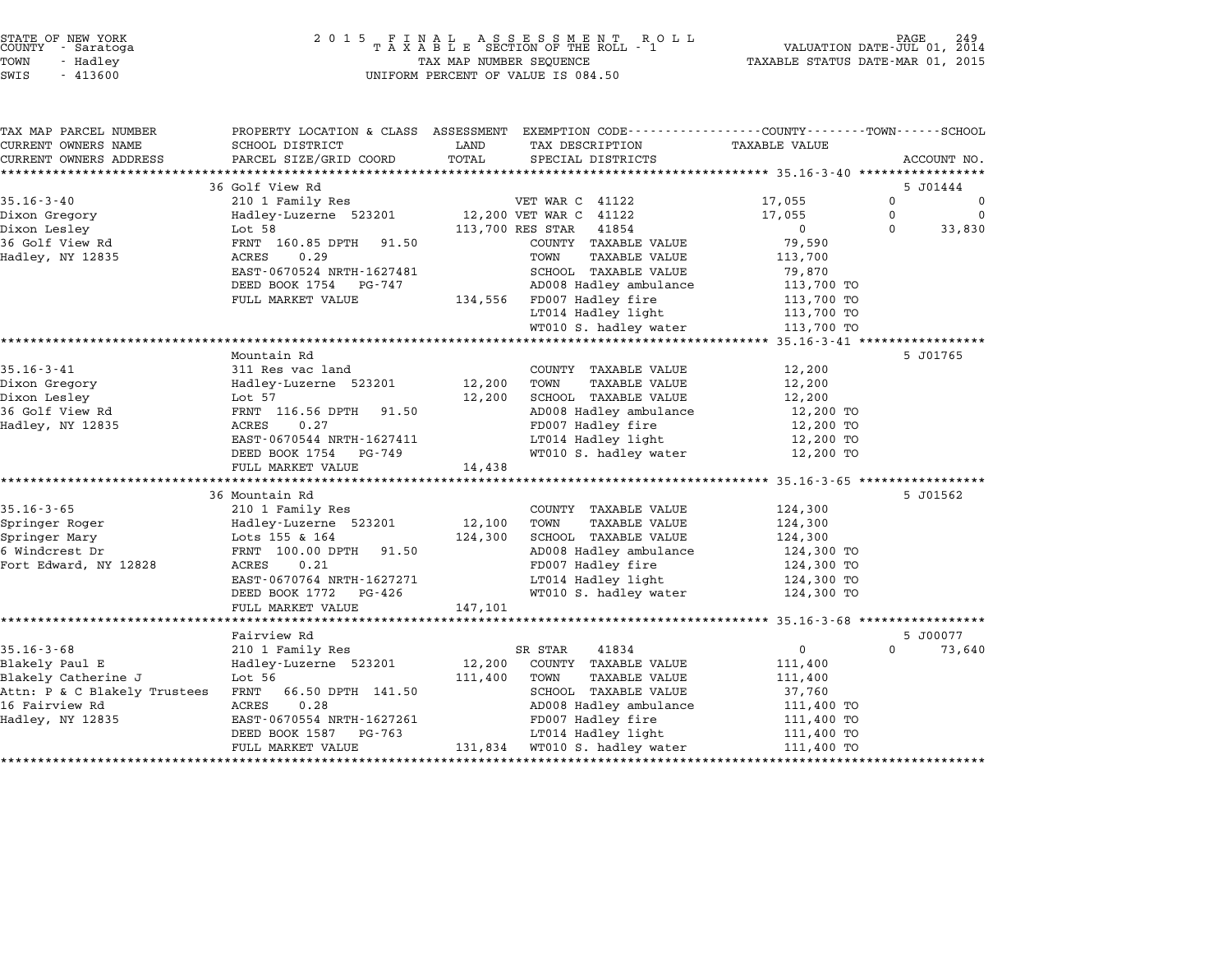STATE OF NEW YORK
COUNTY - Saratoga
TOWN - Hadley
SWIS - 413600

2015 FINAL ASSESSMENT ROLL
TAXABLE SECTION OF THE ROLL - 1
TAX MAP NUMBER SEQUENCE
UNIFORM PERCENT OF VALUE IS 084.50

VALUATION DATE-JUL 01, 2014
TAXABLE STATUS DATE-MAR 01, 2015

| TAX MAP PARCEL NUMBER / CURRENT OWNERS NAME / CURRENT OWNERS ADDRESS | PROPERTY LOCATION & CLASS / SCHOOL DISTRICT / PARCEL SIZE/GRID COORD | ASSESSMENT LAND / TOTAL | EXEMPTION CODE / TAX DESCRIPTION / SPECIAL DISTRICTS | COUNTY TAXABLE VALUE | TOWN | SCHOOL / ACCOUNT NO. |
|---|---|---|---|---|---|---|
| | 36 Golf View Rd | | | | | 5 J01444 |
| 35.16-3-40 | 210 1 Family Res | | VET WAR C 41122 | 17,055 | 0 | 0 |
| Dixon Gregory | Hadley-Luzerne 523201 | 12,200 | VET WAR C 41122 | 17,055 | 0 | 0 |
| Dixon Lesley | Lot 58 | 113,700 | RES STAR 41854 | 0 | 0 | 33,830 |
| 36 Golf View Rd | FRNT 160.85 DPTH 91.50 | | COUNTY TAXABLE VALUE | 79,590 | | |
| Hadley, NY 12835 | ACRES 0.29 | | TOWN TAXABLE VALUE | 113,700 | | |
| | EAST-0670524 NRTH-1627481 | | SCHOOL TAXABLE VALUE | 79,870 | | |
| | DEED BOOK 1754 PG-747 | | AD008 Hadley ambulance | 113,700 TO | | |
| | FULL MARKET VALUE | 134,556 | FD007 Hadley fire | 113,700 TO | | |
| | | | LT014 Hadley light | 113,700 TO | | |
| | | | WT010 S. hadley water | 113,700 TO | | |
| | Mountain Rd | | | | | 5 J01765 |
| 35.16-3-41 | 311 Res vac land | | COUNTY TAXABLE VALUE | 12,200 | | |
| Dixon Gregory | Hadley-Luzerne 523201 | 12,200 | TOWN TAXABLE VALUE | 12,200 | | |
| Dixon Lesley | Lot 57 | 12,200 | SCHOOL TAXABLE VALUE | 12,200 | | |
| 36 Golf View Rd | FRNT 116.56 DPTH 91.50 | | AD008 Hadley ambulance | 12,200 TO | | |
| Hadley, NY 12835 | ACRES 0.27 | | FD007 Hadley fire | 12,200 TO | | |
| | EAST-0670544 NRTH-1627411 | | LT014 Hadley light | 12,200 TO | | |
| | DEED BOOK 1754 PG-749 | | WT010 S. hadley water | 12,200 TO | | |
| | FULL MARKET VALUE | 14,438 | | | | |
| | 36 Mountain Rd | | | | | 5 J01562 |
| 35.16-3-65 | 210 1 Family Res | | COUNTY TAXABLE VALUE | 124,300 | | |
| Springer Roger | Hadley-Luzerne 523201 | 12,100 | TOWN TAXABLE VALUE | 124,300 | | |
| Springer Mary | Lots 155 & 164 | 124,300 | SCHOOL TAXABLE VALUE | 124,300 | | |
| 6 Windcrest Dr | FRNT 100.00 DPTH 91.50 | | AD008 Hadley ambulance | 124,300 TO | | |
| Fort Edward, NY 12828 | ACRES 0.21 | | FD007 Hadley fire | 124,300 TO | | |
| | EAST-0670764 NRTH-1627271 | | LT014 Hadley light | 124,300 TO | | |
| | DEED BOOK 1772 PG-426 | | WT010 S. hadley water | 124,300 TO | | |
| | FULL MARKET VALUE | 147,101 | | | | |
| | Fairview Rd | | | | | 5 J00077 |
| 35.16-3-68 | 210 1 Family Res | | SR STAR 41834 | 0 | 0 | 73,640 |
| Blakely Paul E | Hadley-Luzerne 523201 | 12,200 | COUNTY TAXABLE VALUE | 111,400 | | |
| Blakely Catherine J | Lot 56 | 111,400 | TOWN TAXABLE VALUE | 111,400 | | |
| Attn: P & C Blakely Trustees | FRNT 66.50 DPTH 141.50 | | SCHOOL TAXABLE VALUE | 37,760 | | |
| 16 Fairview Rd | ACRES 0.28 | | AD008 Hadley ambulance | 111,400 TO | | |
| Hadley, NY 12835 | EAST-0670554 NRTH-1627261 | | FD007 Hadley fire | 111,400 TO | | |
| | DEED BOOK 1587 PG-763 | | LT014 Hadley light | 111,400 TO | | |
| | FULL MARKET VALUE | 131,834 | WT010 S. hadley water | 111,400 TO | | |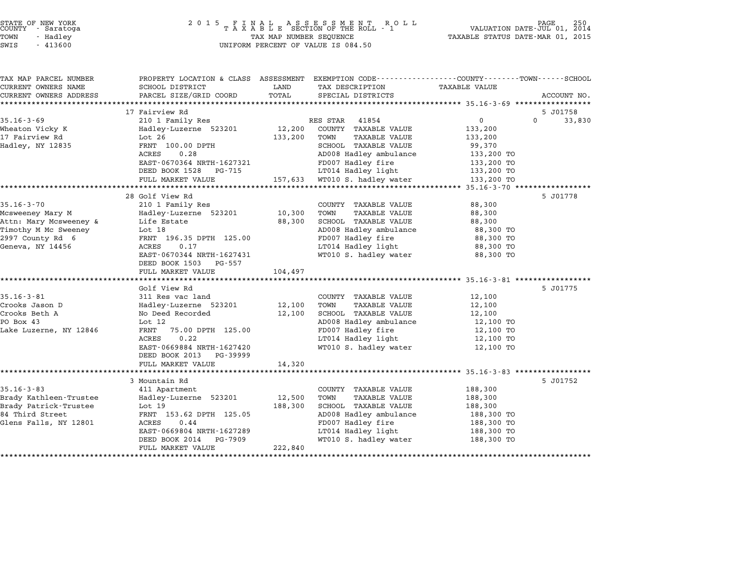STATE OF NEW YORK
COUNTY - Saratoga
TOWN - Hadley
SWIS - 413600

2015 FINAL ASSESSMENT ROLL
TAXABLE SECTION OF THE ROLL - 1
TAX MAP NUMBER SEQUENCE
UNIFORM PERCENT OF VALUE IS 084.50

VALUATION DATE-JUL 01, 2014
TAXABLE STATUS DATE-MAR 01, 2015

| TAX MAP PARCEL NUMBER / CURRENT OWNERS NAME / CURRENT OWNERS ADDRESS | PROPERTY LOCATION & CLASS / SCHOOL DISTRICT / PARCEL SIZE/GRID COORD | ASSESSMENT LAND / TOTAL | EXEMPTION CODE / TAX DESCRIPTION / SPECIAL DISTRICTS | COUNTY / TOWN / SCHOOL TAXABLE VALUE | ACCOUNT NO. |
|---|---|---|---|---|---|
| | 17 Fairview Rd | | | | 5 J01758 |
| 35.16-3-69 | 210 1 Family Res | | RES STAR 41854 | 0 | 0 33,830 |
| Wheaton Vicky K | Hadley-Luzerne 523201 | 12,200 | COUNTY TAXABLE VALUE | 133,200 | |
| 17 Fairview Rd | Lot 26 | 133,200 | TOWN TAXABLE VALUE | 133,200 | |
| Hadley, NY 12835 | FRNT 100.00 DPTH | | SCHOOL TAXABLE VALUE | 99,370 | |
| | ACRES 0.28 | | AD008 Hadley ambulance | 133,200 TO | |
| | EAST-0670364 NRTH-1627321 | | FD007 Hadley fire | 133,200 TO | |
| | DEED BOOK 1528 PG-715 | | LT014 Hadley light | 133,200 TO | |
| | FULL MARKET VALUE | 157,633 | WT010 S. hadley water | 133,200 TO | |
| | 28 Golf View Rd | | | | 5 J01778 |
| 35.16-3-70 | 210 1 Family Res | | COUNTY TAXABLE VALUE | 88,300 | |
| Mcsweeney Mary M | Hadley-Luzerne 523201 | 10,300 | TOWN TAXABLE VALUE | 88,300 | |
| Attn: Mary Mcsweeney & | Life Estate | 88,300 | SCHOOL TAXABLE VALUE | 88,300 | |
| Timothy M Mc Sweeney | Lot 18 | | AD008 Hadley ambulance | 88,300 TO | |
| 2997 County Rd 6 | FRNT 196.35 DPTH 125.00 | | FD007 Hadley fire | 88,300 TO | |
| Geneva, NY 14456 | ACRES 0.17 | | LT014 Hadley light | 88,300 TO | |
| | EAST-0670344 NRTH-1627431 | | WT010 S. hadley water | 88,300 TO | |
| | DEED BOOK 1503 PG-557 | | | | |
| | FULL MARKET VALUE | 104,497 | | | |
| | Golf View Rd | | | | 5 J01775 |
| 35.16-3-81 | 311 Res vac land | | COUNTY TAXABLE VALUE | 12,100 | |
| Crooks Jason D | Hadley-Luzerne 523201 | 12,100 | TOWN TAXABLE VALUE | 12,100 | |
| Crooks Beth A | No Deed Recorded | 12,100 | SCHOOL TAXABLE VALUE | 12,100 | |
| PO Box 43 | Lot 12 | | AD008 Hadley ambulance | 12,100 TO | |
| Lake Luzerne, NY 12846 | FRNT 75.00 DPTH 125.00 | | FD007 Hadley fire | 12,100 TO | |
| | ACRES 0.22 | | LT014 Hadley light | 12,100 TO | |
| | EAST-0669884 NRTH-1627420 | | WT010 S. hadley water | 12,100 TO | |
| | DEED BOOK 2013 PG-39999 | | | | |
| | FULL MARKET VALUE | 14,320 | | | |
| | 3 Mountain Rd | | | | 5 J01752 |
| 35.16-3-83 | 411 Apartment | | COUNTY TAXABLE VALUE | 188,300 | |
| Brady Kathleen-Trustee | Hadley-Luzerne 523201 | 12,500 | TOWN TAXABLE VALUE | 188,300 | |
| Brady Patrick-Trustee | Lot 19 | 188,300 | SCHOOL TAXABLE VALUE | 188,300 | |
| 84 Third Street | FRNT 153.62 DPTH 125.05 | | AD008 Hadley ambulance | 188,300 TO | |
| Glens Falls, NY 12801 | ACRES 0.44 | | FD007 Hadley fire | 188,300 TO | |
| | EAST-0669804 NRTH-1627289 | | LT014 Hadley light | 188,300 TO | |
| | DEED BOOK 2014 PG-7909 | | WT010 S. hadley water | 188,300 TO | |
| | FULL MARKET VALUE | 222,840 | | | |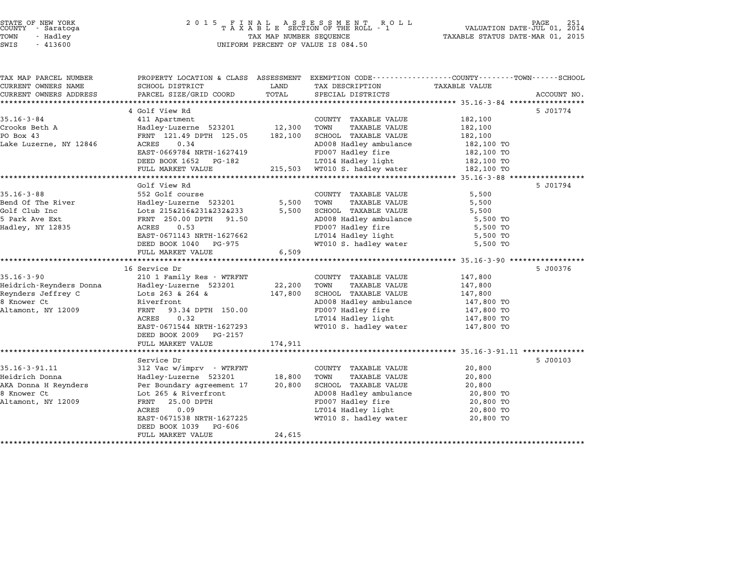STATE OF NEW YORK · COUNTY - Saratoga · TOWN - Hadley · SWIS - 413600

**2015 FINAL ASSESSMENT ROLL**
**TAXABLE SECTION OF THE ROLL - 1**
TAX MAP NUMBER SEQUENCE
UNIFORM PERCENT OF VALUE IS 084.50

VALUATION DATE-JUL 01, 2014
TAXABLE STATUS DATE-MAR 01, 2015

| TAX MAP PARCEL NUMBER / CURRENT OWNERS NAME / CURRENT OWNERS ADDRESS | PROPERTY LOCATION & CLASS / SCHOOL DISTRICT / PARCEL SIZE/GRID COORD | ASSESSMENT LAND | ASSESSMENT TOTAL | EXEMPTION CODE / TAX DESCRIPTION / SPECIAL DISTRICTS | TAXABLE VALUE (COUNTY / TOWN / SCHOOL) | ACCOUNT NO. |
|---|---|---|---|---|---|---|
| 35.16-3-84 | 4 Golf View Rd | | | | | 5 J01774 |
| | 411 Apartment | | | COUNTY TAXABLE VALUE | 182,100 | |
| Crooks Beth A | Hadley-Luzerne 523201 | 12,300 | | TOWN TAXABLE VALUE | 182,100 | |
| PO Box 43 | FRNT 121.49 DPTH 125.05 | | 182,100 | SCHOOL TAXABLE VALUE | 182,100 | |
| Lake Luzerne, NY 12846 | ACRES 0.34 | | | AD008 Hadley ambulance | 182,100 TO | |
| | EAST-0669784 NRTH-1627419 | | | FD007 Hadley fire | 182,100 TO | |
| | DEED BOOK 1652 PG-182 | | | LT014 Hadley light | 182,100 TO | |
| | FULL MARKET VALUE | | 215,503 | WT010 S. hadley water | 182,100 TO | |
| 35.16-3-88 | Golf View Rd | | | | | 5 J01794 |
| | 552 Golf course | | | COUNTY TAXABLE VALUE | 5,500 | |
| Bend Of The River | Hadley-Luzerne 523201 | 5,500 | | TOWN TAXABLE VALUE | 5,500 | |
| Golf Club Inc | Lots 215&216&231&232&233 | | 5,500 | SCHOOL TAXABLE VALUE | 5,500 | |
| 5 Park Ave Ext | FRNT 250.00 DPTH 91.50 | | | AD008 Hadley ambulance | 5,500 TO | |
| Hadley, NY 12835 | ACRES 0.53 | | | FD007 Hadley fire | 5,500 TO | |
| | EAST-0671143 NRTH-1627662 | | | LT014 Hadley light | 5,500 TO | |
| | DEED BOOK 1040 PG-975 | | | WT010 S. hadley water | 5,500 TO | |
| | FULL MARKET VALUE | | 6,509 | | | |
| 35.16-3-90 | 16 Service Dr | | | | | 5 J00376 |
| | 210 1 Family Res - WTRFNT | | | COUNTY TAXABLE VALUE | 147,800 | |
| Heidrich-Reynders Donna | Hadley-Luzerne 523201 | 22,200 | | TOWN TAXABLE VALUE | 147,800 | |
| Reynders Jeffrey C | Lots 263 & 264 & | | 147,800 | SCHOOL TAXABLE VALUE | 147,800 | |
| 8 Knower Ct | Riverfront | | | AD008 Hadley ambulance | 147,800 TO | |
| Altamont, NY 12009 | FRNT 93.34 DPTH 150.00 | | | FD007 Hadley fire | 147,800 TO | |
| | ACRES 0.32 | | | LT014 Hadley light | 147,800 TO | |
| | EAST-0671544 NRTH-1627293 | | | WT010 S. hadley water | 147,800 TO | |
| | DEED BOOK 2009 PG-2157 | | | | | |
| | FULL MARKET VALUE | | 174,911 | | | |
| 35.16-3-91.11 | Service Dr | | | | | 5 J00103 |
| | 312 Vac w/imprv - WTRFNT | | | COUNTY TAXABLE VALUE | 20,800 | |
| Heidrich Donna | Hadley-Luzerne 523201 | 18,800 | | TOWN TAXABLE VALUE | 20,800 | |
| AKA Donna H Reynders | Per Boundary agreement 17 | | 20,800 | SCHOOL TAXABLE VALUE | 20,800 | |
| 8 Knower Ct | Lot 265 & Riverfront | | | AD008 Hadley ambulance | 20,800 TO | |
| Altamont, NY 12009 | FRNT 25.00 DPTH | | | FD007 Hadley fire | 20,800 TO | |
| | ACRES 0.09 | | | LT014 Hadley light | 20,800 TO | |
| | EAST-0671538 NRTH-1627225 | | | WT010 S. hadley water | 20,800 TO | |
| | DEED BOOK 1039 PG-606 | | | | | |
| | FULL MARKET VALUE | | 24,615 | | | |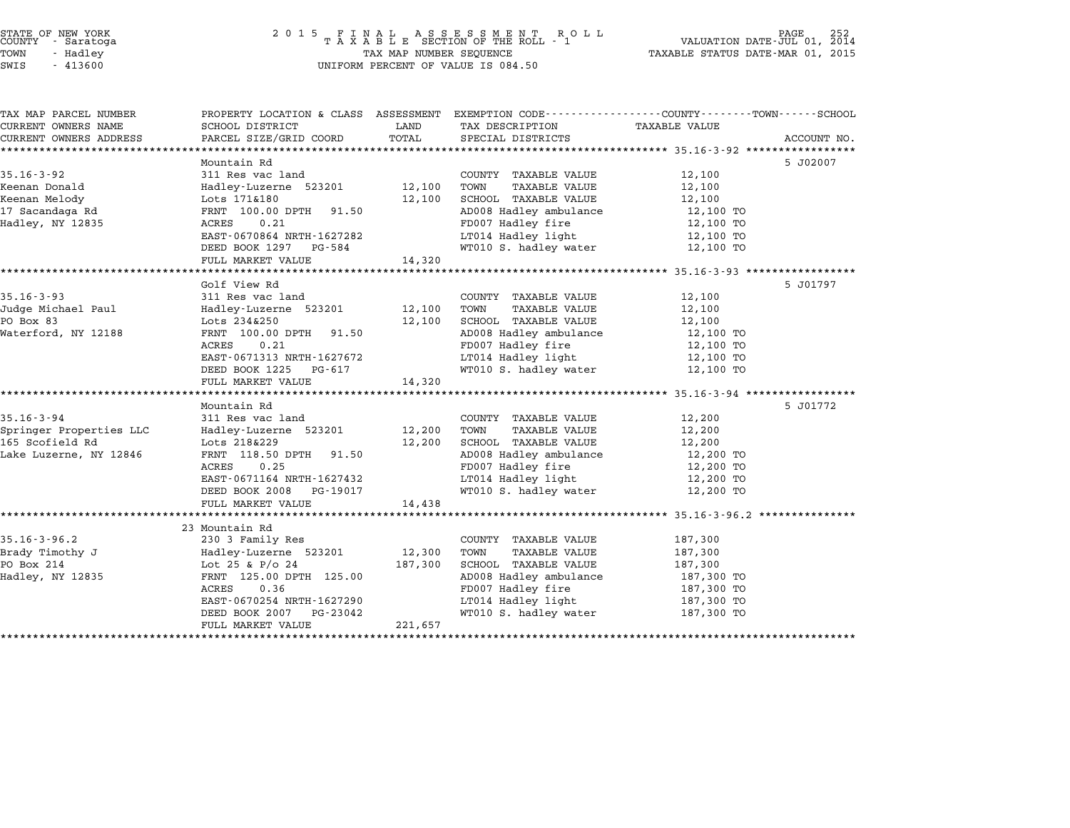STATE OF NEW YORK
COUNTY - Saratoga
TOWN - Hadley
SWIS - 413600

2015 FINAL ASSESSMENT ROLL
TAXABLE SECTION OF THE ROLL - 1
TAX MAP NUMBER SEQUENCE
UNIFORM PERCENT OF VALUE IS 084.50

VALUATION DATE-JUL 01, 2014
TAXABLE STATUS DATE-MAR 01, 2015

| TAX MAP PARCEL NUMBER / CURRENT OWNERS NAME / CURRENT OWNERS ADDRESS | PROPERTY LOCATION & CLASS / SCHOOL DISTRICT / PARCEL SIZE/GRID COORD | ASSESSMENT LAND / TOTAL | EXEMPTION CODE / TAX DESCRIPTION / SPECIAL DISTRICTS | TAXABLE VALUE | ACCOUNT NO. |
|---|---|---|---|---|---|
| **35.16-3-92** | Mountain Rd | | | | 5 J02007 |
| 35.16-3-92 | 311 Res vac land | | COUNTY TAXABLE VALUE | 12,100 | |
| Keenan Donald | Hadley-Luzerne 523201 | 12,100 | TOWN TAXABLE VALUE | 12,100 | |
| Keenan Melody | Lots 171&180 | 12,100 | SCHOOL TAXABLE VALUE | 12,100 | |
| 17 Sacandaga Rd | FRNT 100.00 DPTH 91.50 | | AD008 Hadley ambulance | 12,100 TO | |
| Hadley, NY 12835 | ACRES 0.21 | | FD007 Hadley fire | 12,100 TO | |
| | EAST-0670864 NRTH-1627282 | | LT014 Hadley light | 12,100 TO | |
| | DEED BOOK 1297 PG-584 | | WT010 S. hadley water | 12,100 TO | |
| | FULL MARKET VALUE | 14,320 | | | |
| **35.16-3-93** | Golf View Rd | | | | 5 J01797 |
| 35.16-3-93 | 311 Res vac land | | COUNTY TAXABLE VALUE | 12,100 | |
| Judge Michael Paul | Hadley-Luzerne 523201 | 12,100 | TOWN TAXABLE VALUE | 12,100 | |
| PO Box 83 | Lots 234&250 | 12,100 | SCHOOL TAXABLE VALUE | 12,100 | |
| Waterford, NY 12188 | FRNT 100.00 DPTH 91.50 | | AD008 Hadley ambulance | 12,100 TO | |
| | ACRES 0.21 | | FD007 Hadley fire | 12,100 TO | |
| | EAST-0671313 NRTH-1627672 | | LT014 Hadley light | 12,100 TO | |
| | DEED BOOK 1225 PG-617 | | WT010 S. hadley water | 12,100 TO | |
| | FULL MARKET VALUE | 14,320 | | | |
| **35.16-3-94** | Mountain Rd | | | | 5 J01772 |
| 35.16-3-94 | 311 Res vac land | | COUNTY TAXABLE VALUE | 12,200 | |
| Springer Properties LLC | Hadley-Luzerne 523201 | 12,200 | TOWN TAXABLE VALUE | 12,200 | |
| 165 Scofield Rd | Lots 218&229 | 12,200 | SCHOOL TAXABLE VALUE | 12,200 | |
| Lake Luzerne, NY 12846 | FRNT 118.50 DPTH 91.50 | | AD008 Hadley ambulance | 12,200 TO | |
| | ACRES 0.25 | | FD007 Hadley fire | 12,200 TO | |
| | EAST-0671164 NRTH-1627432 | | LT014 Hadley light | 12,200 TO | |
| | DEED BOOK 2008 PG-19017 | | WT010 S. hadley water | 12,200 TO | |
| | FULL MARKET VALUE | 14,438 | | | |
| **35.16-3-96.2** | 23 Mountain Rd | | | | |
| 35.16-3-96.2 | 230 3 Family Res | | COUNTY TAXABLE VALUE | 187,300 | |
| Brady Timothy J | Hadley-Luzerne 523201 | 12,300 | TOWN TAXABLE VALUE | 187,300 | |
| PO Box 214 | Lot 25 & P/o 24 | 187,300 | SCHOOL TAXABLE VALUE | 187,300 | |
| Hadley, NY 12835 | FRNT 125.00 DPTH 125.00 | | AD008 Hadley ambulance | 187,300 TO | |
| | ACRES 0.36 | | FD007 Hadley fire | 187,300 TO | |
| | EAST-0670254 NRTH-1627290 | | LT014 Hadley light | 187,300 TO | |
| | DEED BOOK 2007 PG-23042 | | WT010 S. hadley water | 187,300 TO | |
| | FULL MARKET VALUE | 221,657 | | | |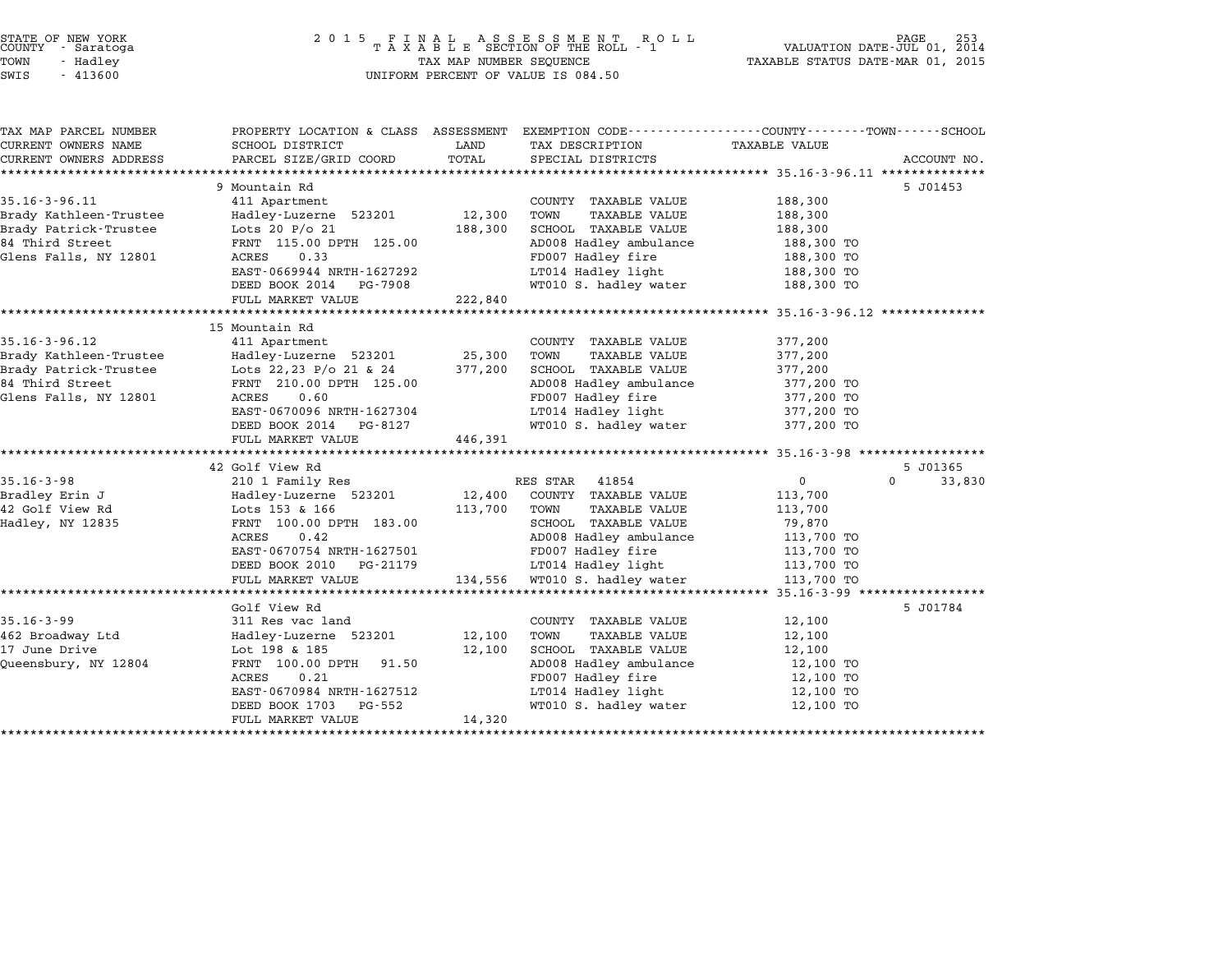STATE OF NEW YORK
COUNTY - Saratoga
TOWN - Hadley
SWIS - 413600

2015 FINAL ASSESSMENT ROLL
TAXABLE SECTION OF THE ROLL - 1
TAX MAP NUMBER SEQUENCE
UNIFORM PERCENT OF VALUE IS 084.50

VALUATION DATE-JUL 01, 2014
TAXABLE STATUS DATE-MAR 01, 2015

| TAX MAP PARCEL NUMBER / CURRENT OWNERS NAME / CURRENT OWNERS ADDRESS | PROPERTY LOCATION & CLASS / SCHOOL DISTRICT / PARCEL SIZE/GRID COORD | ASSESSMENT LAND / TOTAL | EXEMPTION CODE / TAX DESCRIPTION / SPECIAL DISTRICTS | COUNTY / TOWN / SCHOOL TAXABLE VALUE | ACCOUNT NO. |
|---|---|---|---|---|---|
| **35.16-3-96.11** | 9 Mountain Rd | | | | 5 J01453 |
| 35.16-3-96.11 | 411 Apartment | | COUNTY TAXABLE VALUE | 188,300 | |
| Brady Kathleen-Trustee | Hadley-Luzerne 523201 | 12,300 | TOWN TAXABLE VALUE | 188,300 | |
| Brady Patrick-Trustee | Lots 20 P/o 21 | 188,300 | SCHOOL TAXABLE VALUE | 188,300 | |
| 84 Third Street | FRNT 115.00 DPTH 125.00 | | AD008 Hadley ambulance | 188,300 TO | |
| Glens Falls, NY 12801 | ACRES 0.33 | | FD007 Hadley fire | 188,300 TO | |
| | EAST-0669944 NRTH-1627292 | | LT014 Hadley light | 188,300 TO | |
| | DEED BOOK 2014 PG-7908 | | WT010 S. hadley water | 188,300 TO | |
| | FULL MARKET VALUE | 222,840 | | | |
| **35.16-3-96.12** | 15 Mountain Rd | | | | |
| 35.16-3-96.12 | 411 Apartment | | COUNTY TAXABLE VALUE | 377,200 | |
| Brady Kathleen-Trustee | Hadley-Luzerne 523201 | 25,300 | TOWN TAXABLE VALUE | 377,200 | |
| Brady Patrick-Trustee | Lots 22,23 P/o 21 & 24 | 377,200 | SCHOOL TAXABLE VALUE | 377,200 | |
| 84 Third Street | FRNT 210.00 DPTH 125.00 | | AD008 Hadley ambulance | 377,200 TO | |
| Glens Falls, NY 12801 | ACRES 0.60 | | FD007 Hadley fire | 377,200 TO | |
| | EAST-0670096 NRTH-1627304 | | LT014 Hadley light | 377,200 TO | |
| | DEED BOOK 2014 PG-8127 | | WT010 S. hadley water | 377,200 TO | |
| | FULL MARKET VALUE | 446,391 | | | |
| **35.16-3-98** | 42 Golf View Rd | | | | 5 J01365 |
| 35.16-3-98 | 210 1 Family Res | | RES STAR 41854 | 0 / 0 / 33,830 | |
| Bradley Erin J | Hadley-Luzerne 523201 | 12,400 | COUNTY TAXABLE VALUE | 113,700 | |
| 42 Golf View Rd | Lots 153 & 166 | 113,700 | TOWN TAXABLE VALUE | 113,700 | |
| Hadley, NY 12835 | FRNT 100.00 DPTH 183.00 | | SCHOOL TAXABLE VALUE | 79,870 | |
| | ACRES 0.42 | | AD008 Hadley ambulance | 113,700 TO | |
| | EAST-0670754 NRTH-1627501 | | FD007 Hadley fire | 113,700 TO | |
| | DEED BOOK 2010 PG-21179 | | LT014 Hadley light | 113,700 TO | |
| | FULL MARKET VALUE | 134,556 | WT010 S. hadley water | 113,700 TO | |
| **35.16-3-99** | Golf View Rd | | | | 5 J01784 |
| 35.16-3-99 | 311 Res vac land | | COUNTY TAXABLE VALUE | 12,100 | |
| 462 Broadway Ltd | Hadley-Luzerne 523201 | 12,100 | TOWN TAXABLE VALUE | 12,100 | |
| 17 June Drive | Lot 198 & 185 | 12,100 | SCHOOL TAXABLE VALUE | 12,100 | |
| Queensbury, NY 12804 | FRNT 100.00 DPTH 91.50 | | AD008 Hadley ambulance | 12,100 TO | |
| | ACRES 0.21 | | FD007 Hadley fire | 12,100 TO | |
| | EAST-0670984 NRTH-1627512 | | LT014 Hadley light | 12,100 TO | |
| | DEED BOOK 1703 PG-552 | | WT010 S. hadley water | 12,100 TO | |
| | FULL MARKET VALUE | 14,320 | | | |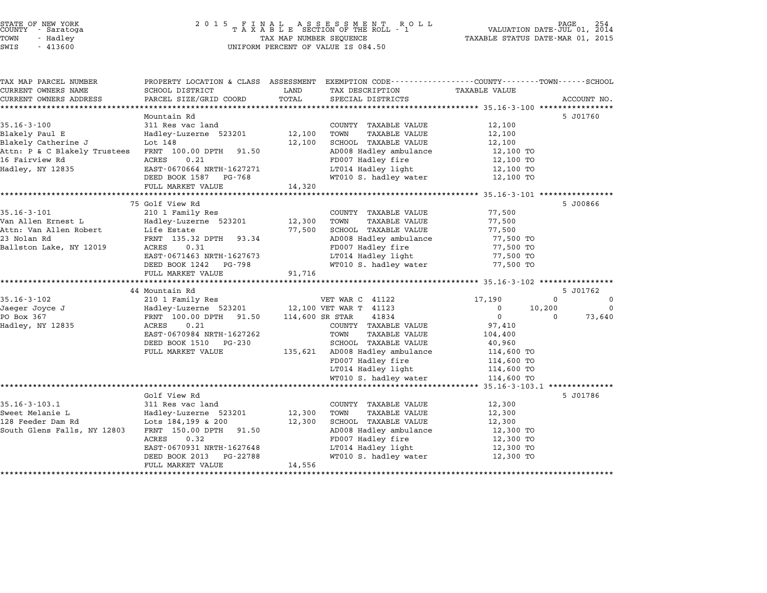STATE OF NEW YORK
COUNTY - Saratoga
TOWN - Hadley
SWIS - 413600

# 2015 FINAL ASSESSMENT ROLL
TAXABLE SECTION OF THE ROLL - 1
TAX MAP NUMBER SEQUENCE
UNIFORM PERCENT OF VALUE IS 084.50

VALUATION DATE-JUL 01, 2014
TAXABLE STATUS DATE-MAR 01, 2015

| TAX MAP PARCEL NUMBER / CURRENT OWNERS NAME / CURRENT OWNERS ADDRESS | PROPERTY LOCATION & CLASS / SCHOOL DISTRICT / PARCEL SIZE/GRID COORD | ASSESSMENT LAND / TOTAL | EXEMPTION CODE / TAX DESCRIPTION / SPECIAL DISTRICTS | COUNTY TAXABLE VALUE | TOWN | SCHOOL / ACCOUNT NO. |
|---|---|---|---|---|---|---|
| **35.16-3-100** | Mountain Rd | | | | | 5 J01760 |
| 35.16-3-100 | 311 Res vac land | | COUNTY TAXABLE VALUE | 12,100 | | |
| Blakely Paul E | Hadley-Luzerne 523201 | 12,100 | TOWN TAXABLE VALUE | 12,100 | | |
| Blakely Catherine J | Lot 148 | 12,100 | SCHOOL TAXABLE VALUE | 12,100 | | |
| Attn: P & C Blakely Trustees | FRNT 100.00 DPTH 91.50 | | AD008 Hadley ambulance | 12,100 TO | | |
| 16 Fairview Rd | ACRES 0.21 | | FD007 Hadley fire | 12,100 TO | | |
| Hadley, NY 12835 | EAST-0670664 NRTH-1627271 | | LT014 Hadley light | 12,100 TO | | |
| | DEED BOOK 1587 PG-768 | | WT010 S. hadley water | 12,100 TO | | |
| | FULL MARKET VALUE | 14,320 | | | | |
| **35.16-3-101** | 75 Golf View Rd | | | | | 5 J00866 |
| 35.16-3-101 | 210 1 Family Res | | COUNTY TAXABLE VALUE | 77,500 | | |
| Van Allen Ernest L | Hadley-Luzerne 523201 | 12,300 | TOWN TAXABLE VALUE | 77,500 | | |
| Attn: Van Allen Robert | Life Estate | 77,500 | SCHOOL TAXABLE VALUE | 77,500 | | |
| 23 Nolan Rd | FRNT 135.32 DPTH 93.34 | | AD008 Hadley ambulance | 77,500 TO | | |
| Ballston Lake, NY 12019 | ACRES 0.31 | | FD007 Hadley fire | 77,500 TO | | |
| | EAST-0671463 NRTH-1627673 | | LT014 Hadley light | 77,500 TO | | |
| | DEED BOOK 1242 PG-798 | | WT010 S. hadley water | 77,500 TO | | |
| | FULL MARKET VALUE | 91,716 | | | | |
| **35.16-3-102** | 44 Mountain Rd | | | | | 5 J01762 |
| 35.16-3-102 | 210 1 Family Res | | VET WAR C 41122 | 17,190 | 0 | 0 |
| Jaeger Joyce J | Hadley-Luzerne 523201 | 12,100 | VET WAR T 41123 | 0 | 10,200 | 0 |
| PO Box 367 | FRNT 100.00 DPTH 91.50 | 114,600 | SR STAR 41834 | 0 | 0 | 73,640 |
| Hadley, NY 12835 | ACRES 0.21 | | COUNTY TAXABLE VALUE | 97,410 | | |
| | EAST-0670984 NRTH-1627262 | | TOWN TAXABLE VALUE | 104,400 | | |
| | DEED BOOK 1510 PG-230 | | SCHOOL TAXABLE VALUE | 40,960 | | |
| | FULL MARKET VALUE | 135,621 | AD008 Hadley ambulance | 114,600 TO | | |
| | | | FD007 Hadley fire | 114,600 TO | | |
| | | | LT014 Hadley light | 114,600 TO | | |
| | | | WT010 S. hadley water | 114,600 TO | | |
| **35.16-3-103.1** | Golf View Rd | | | | | 5 J01786 |
| 35.16-3-103.1 | 311 Res vac land | | COUNTY TAXABLE VALUE | 12,300 | | |
| Sweet Melanie L | Hadley-Luzerne 523201 | 12,300 | TOWN TAXABLE VALUE | 12,300 | | |
| 128 Feeder Dam Rd | Lots 184,199 & 200 | 12,300 | SCHOOL TAXABLE VALUE | 12,300 | | |
| South Glens Falls, NY 12803 | FRNT 150.00 DPTH 91.50 | | AD008 Hadley ambulance | 12,300 TO | | |
| | ACRES 0.32 | | FD007 Hadley fire | 12,300 TO | | |
| | EAST-0670931 NRTH-1627648 | | LT014 Hadley light | 12,300 TO | | |
| | DEED BOOK 2013 PG-22788 | | WT010 S. hadley water | 12,300 TO | | |
| | FULL MARKET VALUE | 14,556 | | | | |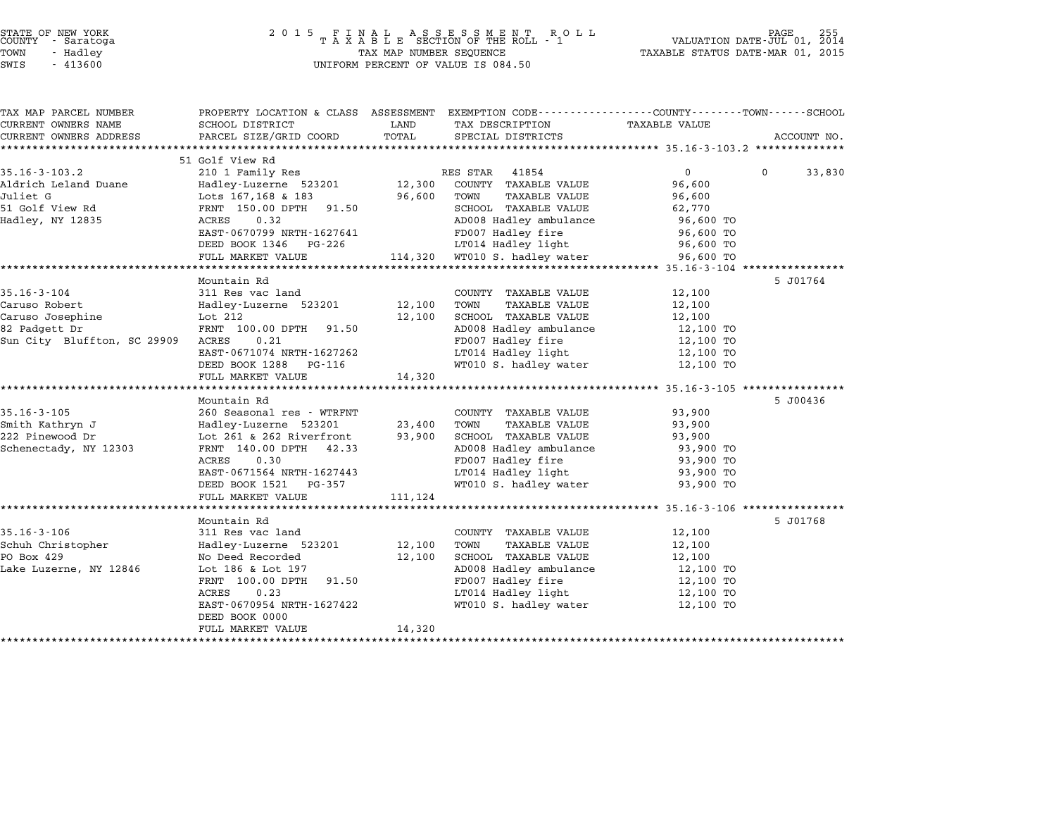STATE OF NEW YORK — COUNTY - Saratoga — TOWN - Hadley — SWIS - 413600

2015 FINAL ASSESSMENT ROLL — TAXABLE SECTION OF THE ROLL - 1 — TAX MAP NUMBER SEQUENCE — UNIFORM PERCENT OF VALUE IS 084.50

VALUATION DATE-JUL 01, 2014 — TAXABLE STATUS DATE-MAR 01, 2015

| TAX MAP PARCEL NUMBER / CURRENT OWNERS NAME / CURRENT OWNERS ADDRESS | PROPERTY LOCATION & CLASS / SCHOOL DISTRICT / PARCEL SIZE/GRID COORD | ASSESSMENT LAND / TOTAL | EXEMPTION CODE / TAX DESCRIPTION / SPECIAL DISTRICTS | COUNTY / TOWN / SCHOOL TAXABLE VALUE | ACCOUNT NO. |
|---|---|---|---|---|---|
| | 51 Golf View Rd | | | | |
| 35.16-3-103.2 | 210 1 Family Res | | RES STAR 41854 | 0 | 0 33,830 |
| Aldrich Leland Duane | Hadley-Luzerne 523201 | 12,300 | COUNTY TAXABLE VALUE | 96,600 | |
| Juliet G | Lots 167,168 & 183 | 96,600 | TOWN TAXABLE VALUE | 96,600 | |
| 51 Golf View Rd | FRNT 150.00 DPTH 91.50 | | SCHOOL TAXABLE VALUE | 62,770 | |
| Hadley, NY 12835 | ACRES 0.32 | | AD008 Hadley ambulance | 96,600 TO | |
| | EAST-0670799 NRTH-1627641 | | FD007 Hadley fire | 96,600 TO | |
| | DEED BOOK 1346 PG-226 | | LT014 Hadley light | 96,600 TO | |
| | FULL MARKET VALUE | 114,320 | WT010 S. hadley water | 96,600 TO | |
| | Mountain Rd | | | | 5 J01764 |
| 35.16-3-104 | 311 Res vac land | | COUNTY TAXABLE VALUE | 12,100 | |
| Caruso Robert | Hadley-Luzerne 523201 | 12,100 | TOWN TAXABLE VALUE | 12,100 | |
| Caruso Josephine | Lot 212 | 12,100 | SCHOOL TAXABLE VALUE | 12,100 | |
| 82 Padgett Dr | FRNT 100.00 DPTH 91.50 | | AD008 Hadley ambulance | 12,100 TO | |
| Sun City Bluffton, SC 29909 | ACRES 0.21 | | FD007 Hadley fire | 12,100 TO | |
| | EAST-0671074 NRTH-1627262 | | LT014 Hadley light | 12,100 TO | |
| | DEED BOOK 1288 PG-116 | | WT010 S. hadley water | 12,100 TO | |
| | FULL MARKET VALUE | 14,320 | | | |
| | Mountain Rd | | | | 5 J00436 |
| 35.16-3-105 | 260 Seasonal res - WTRFNT | | COUNTY TAXABLE VALUE | 93,900 | |
| Smith Kathryn J | Hadley-Luzerne 523201 | 23,400 | TOWN TAXABLE VALUE | 93,900 | |
| 222 Pinewood Dr | Lot 261 & 262 Riverfront | 93,900 | SCHOOL TAXABLE VALUE | 93,900 | |
| Schenectady, NY 12303 | FRNT 140.00 DPTH 42.33 | | AD008 Hadley ambulance | 93,900 TO | |
| | ACRES 0.30 | | FD007 Hadley fire | 93,900 TO | |
| | EAST-0671564 NRTH-1627443 | | LT014 Hadley light | 93,900 TO | |
| | DEED BOOK 1521 PG-357 | | WT010 S. hadley water | 93,900 TO | |
| | FULL MARKET VALUE | 111,124 | | | |
| | Mountain Rd | | | | 5 J01768 |
| 35.16-3-106 | 311 Res vac land | | COUNTY TAXABLE VALUE | 12,100 | |
| Schuh Christopher | Hadley-Luzerne 523201 | 12,100 | TOWN TAXABLE VALUE | 12,100 | |
| PO Box 429 | No Deed Recorded | 12,100 | SCHOOL TAXABLE VALUE | 12,100 | |
| Lake Luzerne, NY 12846 | Lot 186 & Lot 197 | | AD008 Hadley ambulance | 12,100 TO | |
| | FRNT 100.00 DPTH 91.50 | | FD007 Hadley fire | 12,100 TO | |
| | ACRES 0.23 | | LT014 Hadley light | 12,100 TO | |
| | EAST-0670954 NRTH-1627422 | | WT010 S. hadley water | 12,100 TO | |
| | DEED BOOK 0000 | | | | |
| | FULL MARKET VALUE | 14,320 | | | |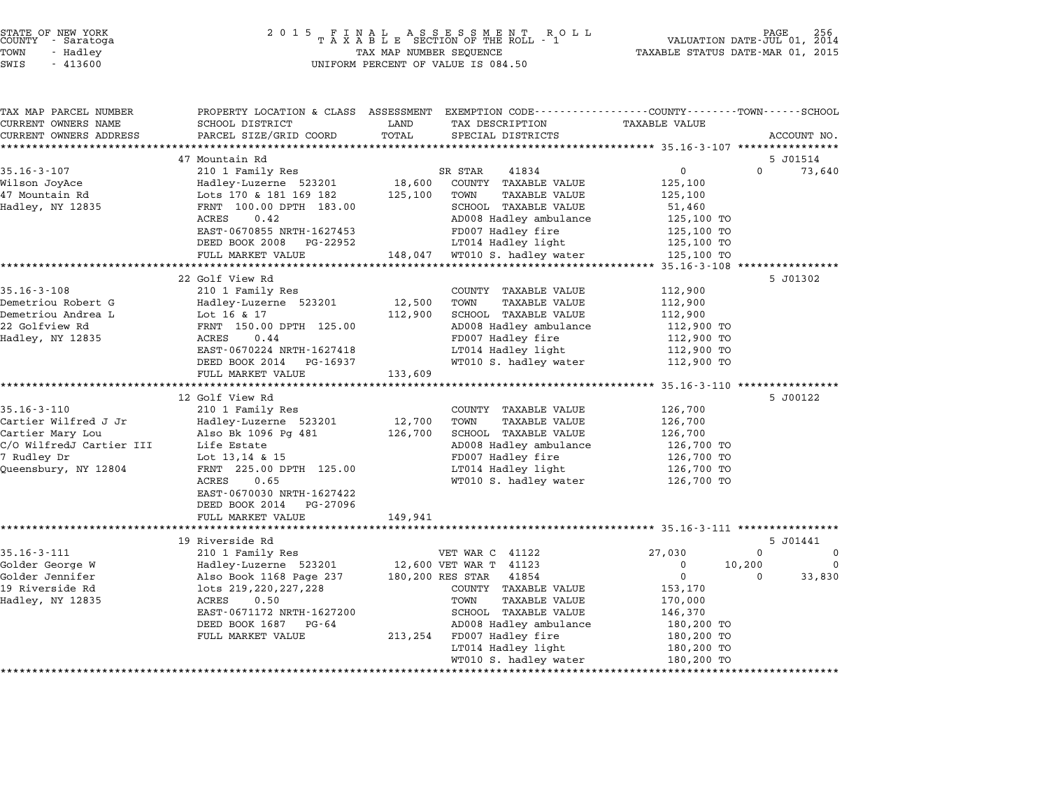STATE OF NEW YORK
COUNTY - Saratoga
TOWN - Hadley
SWIS - 413600

2015 FINAL ASSESSMENT ROLL
TAXABLE SECTION OF THE ROLL - 1
TAX MAP NUMBER SEQUENCE
UNIFORM PERCENT OF VALUE IS 084.50

VALUATION DATE-JUL 01, 2014
TAXABLE STATUS DATE-MAR 01, 2015

| TAX MAP PARCEL NUMBER / CURRENT OWNERS NAME / CURRENT OWNERS ADDRESS | PROPERTY LOCATION & CLASS / SCHOOL DISTRICT / PARCEL SIZE/GRID COORD | ASSESSMENT LAND / TOTAL | EXEMPTION CODE / TAX DESCRIPTION / SPECIAL DISTRICTS | COUNTY TAXABLE VALUE | TOWN | SCHOOL | ACCOUNT NO. |
|---|---|---|---|---|---|---|---|
| **35.16-3-107** | 47 Mountain Rd | | | | | | 5 J01514 |
| Wilson JoyAce | 210 1 Family Res | | SR STAR 41834 | 0 | 0 | 73,640 | |
| 47 Mountain Rd | Hadley-Luzerne 523201 | 18,600 | COUNTY TAXABLE VALUE | 125,100 | | | |
| Hadley, NY 12835 | Lots 170 & 181 169 182 | 125,100 | TOWN TAXABLE VALUE | 125,100 | | | |
| | FRNT 100.00 DPTH 183.00 | | SCHOOL TAXABLE VALUE | 51,460 | | | |
| | ACRES 0.42 | | AD008 Hadley ambulance | 125,100 TO | | | |
| | EAST-0670855 NRTH-1627453 | | FD007 Hadley fire | 125,100 TO | | | |
| | DEED BOOK 2008 PG-22952 | | LT014 Hadley light | 125,100 TO | | | |
| | FULL MARKET VALUE | 148,047 | WT010 S. hadley water | 125,100 TO | | | |
| **35.16-3-108** | 22 Golf View Rd | | | | | | 5 J01302 |
| Demetriou Robert G | 210 1 Family Res | | COUNTY TAXABLE VALUE | 112,900 | | | |
| Demetriou Andrea L | Hadley-Luzerne 523201 | 12,500 | TOWN TAXABLE VALUE | 112,900 | | | |
| 22 Golfview Rd | Lot 16 & 17 | 112,900 | SCHOOL TAXABLE VALUE | 112,900 | | | |
| Hadley, NY 12835 | FRNT 150.00 DPTH 125.00 | | AD008 Hadley ambulance | 112,900 TO | | | |
| | ACRES 0.44 | | FD007 Hadley fire | 112,900 TO | | | |
| | EAST-0670224 NRTH-1627418 | | LT014 Hadley light | 112,900 TO | | | |
| | DEED BOOK 2014 PG-16937 | | WT010 S. hadley water | 112,900 TO | | | |
| | FULL MARKET VALUE | 133,609 | | | | | |
| **35.16-3-110** | 12 Golf View Rd | | | | | | 5 J00122 |
| Cartier Wilfred J Jr | 210 1 Family Res | | COUNTY TAXABLE VALUE | 126,700 | | | |
| Cartier Mary Lou | Hadley-Luzerne 523201 | 12,700 | TOWN TAXABLE VALUE | 126,700 | | | |
| C/O WilfredJ Cartier III | Also Bk 1096 Pg 481 | 126,700 | SCHOOL TAXABLE VALUE | 126,700 | | | |
| 7 Rudley Dr | Life Estate | | AD008 Hadley ambulance | 126,700 TO | | | |
| Queensbury, NY 12804 | Lot 13,14 & 15 | | FD007 Hadley fire | 126,700 TO | | | |
| | FRNT 225.00 DPTH 125.00 | | LT014 Hadley light | 126,700 TO | | | |
| | ACRES 0.65 | | WT010 S. hadley water | 126,700 TO | | | |
| | EAST-0670030 NRTH-1627422 | | | | | | |
| | DEED BOOK 2014 PG-27096 | | | | | | |
| | FULL MARKET VALUE | 149,941 | | | | | |
| **35.16-3-111** | 19 Riverside Rd | | | | | | 5 J01441 |
| Golder George W | 210 1 Family Res | | VET WAR C 41122 | 27,030 | 0 | 0 | |
| Golder Jennifer | Hadley-Luzerne 523201 | 12,600 | VET WAR T 41123 | 0 | 10,200 | 0 | |
| 19 Riverside Rd | Also Book 1168 Page 237 | 180,200 | RES STAR 41854 | 0 | 0 | 33,830 | |
| Hadley, NY 12835 | lots 219,220,227,228 | | COUNTY TAXABLE VALUE | 153,170 | | | |
| | ACRES 0.50 | | TOWN TAXABLE VALUE | 170,000 | | | |
| | EAST-0671172 NRTH-1627200 | | SCHOOL TAXABLE VALUE | 146,370 | | | |
| | DEED BOOK 1687 PG-64 | | AD008 Hadley ambulance | 180,200 TO | | | |
| | FULL MARKET VALUE | 213,254 | FD007 Hadley fire | 180,200 TO | | | |
| | | | LT014 Hadley light | 180,200 TO | | | |
| | | | WT010 S. hadley water | 180,200 TO | | | |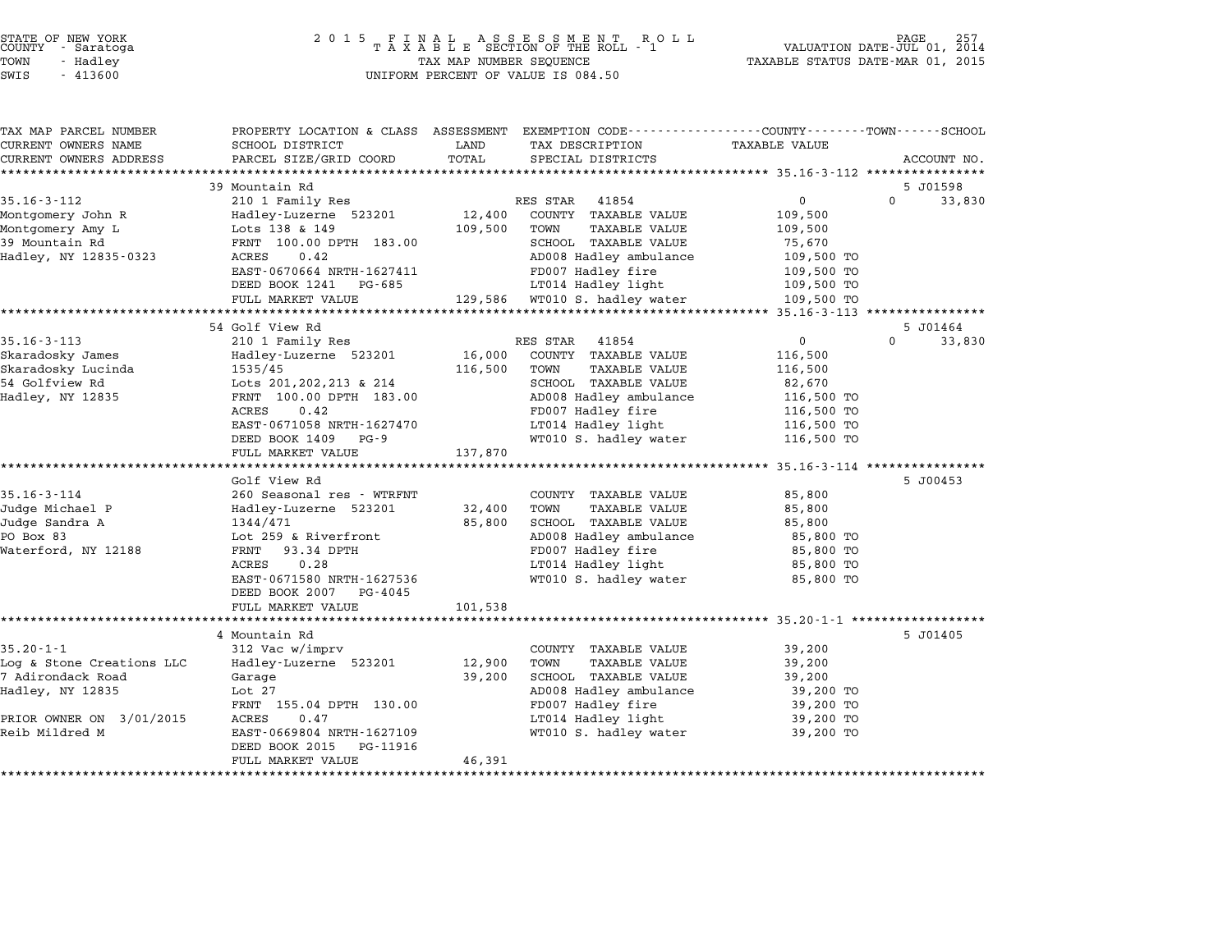STATE OF NEW YORK
COUNTY - Saratoga
TOWN - Hadley
SWIS - 413600

2 0 1 5 F I N A L A S S E S S M E N T R O L L
T A X A B L E SECTION OF THE ROLL - 1
TAX MAP NUMBER SEQUENCE
UNIFORM PERCENT OF VALUE IS 084.50

VALUATION DATE-JUL 01, 2014
TAXABLE STATUS DATE-MAR 01, 2015

| TAX MAP PARCEL NUMBER<br>CURRENT OWNERS NAME<br>CURRENT OWNERS ADDRESS | PROPERTY LOCATION & CLASS<br>SCHOOL DISTRICT<br>PARCEL SIZE/GRID COORD | ASSESSMENT<br>LAND<br>TOTAL | EXEMPTION CODE<br>TAX DESCRIPTION<br>SPECIAL DISTRICTS | COUNTY / TOWN<br>TAXABLE VALUE | SCHOOL<br>ACCOUNT NO. |
|---|---|---|---|---|---|
| | 39 Mountain Rd | | | | 5 J01598 |
| 35.16-3-112 | 210 1 Family Res | | RES STAR 41854 | 0 | 0 33,830 |
| Montgomery John R | Hadley-Luzerne 523201 | 12,400 | COUNTY TAXABLE VALUE | 109,500 | |
| Montgomery Amy L | Lots 138 & 149 | 109,500 | TOWN TAXABLE VALUE | 109,500 | |
| 39 Mountain Rd | FRNT 100.00 DPTH 183.00 | | SCHOOL TAXABLE VALUE | 75,670 | |
| Hadley, NY 12835-0323 | ACRES 0.42 | | AD008 Hadley ambulance | 109,500 TO | |
| | EAST-0670664 NRTH-1627411 | | FD007 Hadley fire | 109,500 TO | |
| | DEED BOOK 1241 PG-685 | | LT014 Hadley light | 109,500 TO | |
| | FULL MARKET VALUE | 129,586 | WT010 S. hadley water | 109,500 TO | |
| | 54 Golf View Rd | | | | 5 J01464 |
| 35.16-3-113 | 210 1 Family Res | | RES STAR 41854 | 0 | 0 33,830 |
| Skaradosky James | Hadley-Luzerne 523201 | 16,000 | COUNTY TAXABLE VALUE | 116,500 | |
| Skaradosky Lucinda | 1535/45 | 116,500 | TOWN TAXABLE VALUE | 116,500 | |
| 54 Golfview Rd | Lots 201,202,213 & 214 | | SCHOOL TAXABLE VALUE | 82,670 | |
| Hadley, NY 12835 | FRNT 100.00 DPTH 183.00 | | AD008 Hadley ambulance | 116,500 TO | |
| | ACRES 0.42 | | FD007 Hadley fire | 116,500 TO | |
| | EAST-0671058 NRTH-1627470 | | LT014 Hadley light | 116,500 TO | |
| | DEED BOOK 1409 PG-9 | | WT010 S. hadley water | 116,500 TO | |
| | FULL MARKET VALUE | 137,870 | | | |
| | Golf View Rd | | | | 5 J00453 |
| 35.16-3-114 | 260 Seasonal res - WTRFNT | | COUNTY TAXABLE VALUE | 85,800 | |
| Judge Michael P | Hadley-Luzerne 523201 | 32,400 | TOWN TAXABLE VALUE | 85,800 | |
| Judge Sandra A | 1344/471 | 85,800 | SCHOOL TAXABLE VALUE | 85,800 | |
| PO Box 83 | Lot 259 & Riverfront | | AD008 Hadley ambulance | 85,800 TO | |
| Waterford, NY 12188 | FRNT 93.34 DPTH | | FD007 Hadley fire | 85,800 TO | |
| | ACRES 0.28 | | LT014 Hadley light | 85,800 TO | |
| | EAST-0671580 NRTH-1627536 | | WT010 S. hadley water | 85,800 TO | |
| | DEED BOOK 2007 PG-4045 | | | | |
| | FULL MARKET VALUE | 101,538 | | | |
| | 4 Mountain Rd | | | | 5 J01405 |
| 35.20-1-1 | 312 Vac w/imprv | | COUNTY TAXABLE VALUE | 39,200 | |
| Log & Stone Creations LLC | Hadley-Luzerne 523201 | 12,900 | TOWN TAXABLE VALUE | 39,200 | |
| 7 Adirondack Road | Garage | 39,200 | SCHOOL TAXABLE VALUE | 39,200 | |
| Hadley, NY 12835 | Lot 27 | | AD008 Hadley ambulance | 39,200 TO | |
| | FRNT 155.04 DPTH 130.00 | | FD007 Hadley fire | 39,200 TO | |
| PRIOR OWNER ON 3/01/2015 | ACRES 0.47 | | LT014 Hadley light | 39,200 TO | |
| Reib Mildred M | EAST-0669804 NRTH-1627109 | | WT010 S. hadley water | 39,200 TO | |
| | DEED BOOK 2015 PG-11916 | | | | |
| | FULL MARKET VALUE | 46,391 | | | |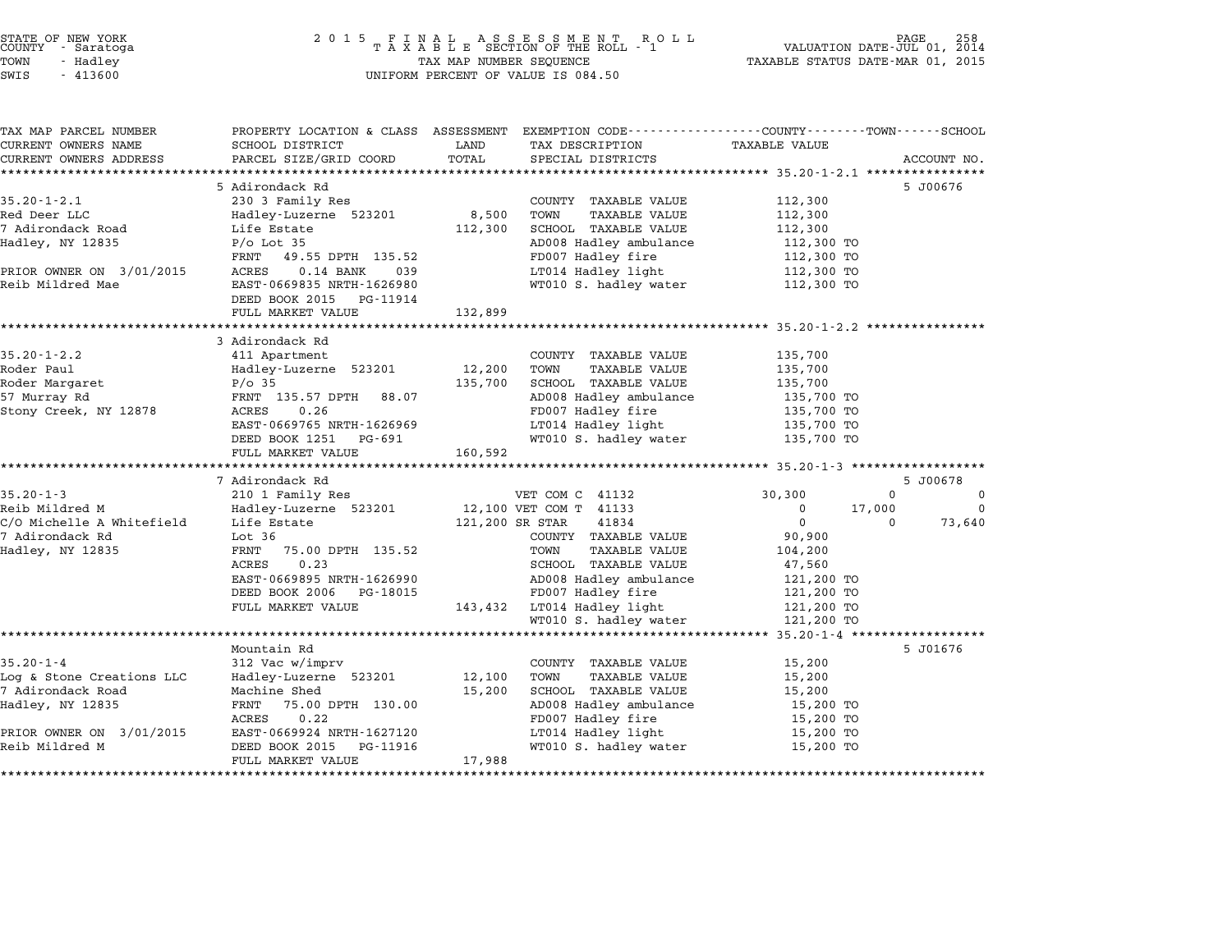STATE OF NEW YORK
COUNTY - Saratoga
TOWN - Hadley
SWIS - 413600

2015 FINAL ASSESSMENT ROLL
TAXABLE SECTION OF THE ROLL - 1
TAX MAP NUMBER SEQUENCE
UNIFORM PERCENT OF VALUE IS 084.50

VALUATION DATE-JUL 01, 2014
TAXABLE STATUS DATE-MAR 01, 2015

| TAX MAP PARCEL NUMBER / CURRENT OWNERS NAME / CURRENT OWNERS ADDRESS | PROPERTY LOCATION & CLASS / SCHOOL DISTRICT / PARCEL SIZE/GRID COORD | ASSESSMENT LAND / TOTAL | EXEMPTION CODE / TAX DESCRIPTION / SPECIAL DISTRICTS | COUNTY TAXABLE VALUE | TOWN | SCHOOL | ACCOUNT NO. |
|---|---|---|---|---|---|---|---|
| **35.20-1-2.1** | 5 Adirondack Rd | | | | | | 5 J00676 |
| 35.20-1-2.1 | 230 3 Family Res | | COUNTY TAXABLE VALUE | 112,300 | | | |
| Red Deer LLC | Hadley-Luzerne 523201 | 8,500 | TOWN TAXABLE VALUE | 112,300 | | | |
| 7 Adirondack Road | Life Estate | 112,300 | SCHOOL TAXABLE VALUE | 112,300 | | | |
| Hadley, NY 12835 | P/o Lot 35 | | AD008 Hadley ambulance | 112,300 TO | | | |
| | FRNT 49.55 DPTH 135.52 | | FD007 Hadley fire | 112,300 TO | | | |
| PRIOR OWNER ON 3/01/2015 | ACRES 0.14 BANK 039 | | LT014 Hadley light | 112,300 TO | | | |
| Reib Mildred Mae | EAST-0669835 NRTH-1626980 | | WT010 S. hadley water | 112,300 TO | | | |
| | DEED BOOK 2015 PG-11914 | | | | | | |
| | FULL MARKET VALUE | 132,899 | | | | | |
| **35.20-1-2.2** | 3 Adirondack Rd | | | | | | |
| 35.20-1-2.2 | 411 Apartment | | COUNTY TAXABLE VALUE | 135,700 | | | |
| Roder Paul | Hadley-Luzerne 523201 | 12,200 | TOWN TAXABLE VALUE | 135,700 | | | |
| Roder Margaret | P/o 35 | 135,700 | SCHOOL TAXABLE VALUE | 135,700 | | | |
| 57 Murray Rd | FRNT 135.57 DPTH 88.07 | | AD008 Hadley ambulance | 135,700 TO | | | |
| Stony Creek, NY 12878 | ACRES 0.26 | | FD007 Hadley fire | 135,700 TO | | | |
| | EAST-0669765 NRTH-1626969 | | LT014 Hadley light | 135,700 TO | | | |
| | DEED BOOK 1251 PG-691 | | WT010 S. hadley water | 135,700 TO | | | |
| | FULL MARKET VALUE | 160,592 | | | | | |
| **35.20-1-3** | 7 Adirondack Rd | | | | | | 5 J00678 |
| 35.20-1-3 | 210 1 Family Res | | VET COM C 41132 | 30,300 | 0 | 0 | |
| Reib Mildred M | Hadley-Luzerne 523201 | 12,100 | VET COM T 41133 | 0 | 17,000 | 0 | |
| C/O Michelle A Whitefield | Life Estate | 121,200 | SR STAR 41834 | 0 | 0 | 73,640 | |
| 7 Adirondack Rd | Lot 36 | | COUNTY TAXABLE VALUE | 90,900 | | | |
| Hadley, NY 12835 | FRNT 75.00 DPTH 135.52 | | TOWN TAXABLE VALUE | 104,200 | | | |
| | ACRES 0.23 | | SCHOOL TAXABLE VALUE | 47,560 | | | |
| | EAST-0669895 NRTH-1626990 | | AD008 Hadley ambulance | 121,200 TO | | | |
| | DEED BOOK 2006 PG-18015 | | FD007 Hadley fire | 121,200 TO | | | |
| | FULL MARKET VALUE | 143,432 | LT014 Hadley light | 121,200 TO | | | |
| | | | WT010 S. hadley water | 121,200 TO | | | |
| **35.20-1-4** | Mountain Rd | | | | | | 5 J01676 |
| 35.20-1-4 | 312 Vac w/imprv | | COUNTY TAXABLE VALUE | 15,200 | | | |
| Log & Stone Creations LLC | Hadley-Luzerne 523201 | 12,100 | TOWN TAXABLE VALUE | 15,200 | | | |
| 7 Adirondack Road | Machine Shed | 15,200 | SCHOOL TAXABLE VALUE | 15,200 | | | |
| Hadley, NY 12835 | FRNT 75.00 DPTH 130.00 | | AD008 Hadley ambulance | 15,200 TO | | | |
| | ACRES 0.22 | | FD007 Hadley fire | 15,200 TO | | | |
| PRIOR OWNER ON 3/01/2015 | EAST-0669924 NRTH-1627120 | | LT014 Hadley light | 15,200 TO | | | |
| Reib Mildred M | DEED BOOK 2015 PG-11916 | | WT010 S. hadley water | 15,200 TO | | | |
| | FULL MARKET VALUE | 17,988 | | | | | |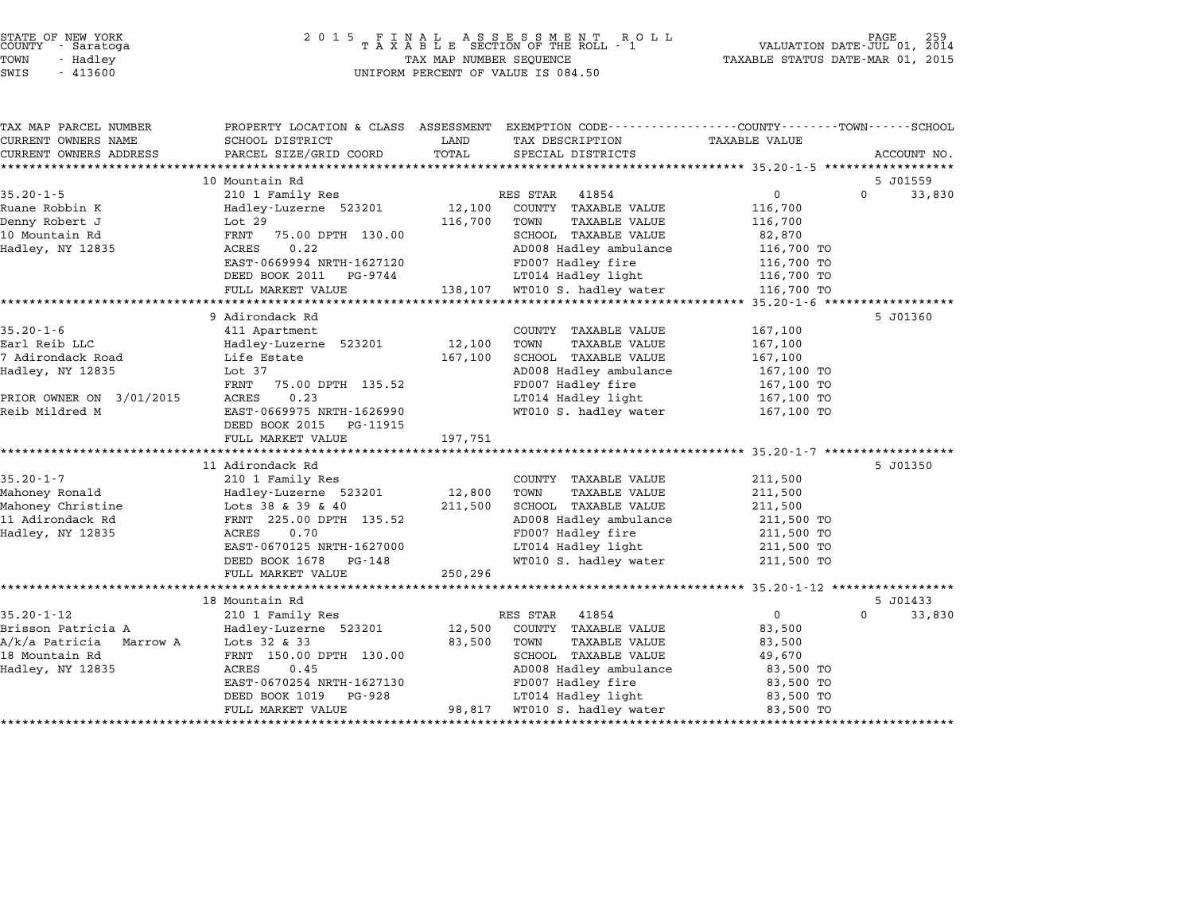STATE OF NEW YORK
COUNTY - Saratoga
TOWN - Hadley
SWIS - 413600

2 0 1 5 F I N A L A S S E S S M E N T R O L L
T A X A B L E SECTION OF THE ROLL - 1
TAX MAP NUMBER SEQUENCE
UNIFORM PERCENT OF VALUE IS 084.50

VALUATION DATE-JUL 01, 2014
TAXABLE STATUS DATE-MAR 01, 2015

| TAX MAP PARCEL NUMBER<br>CURRENT OWNERS NAME<br>CURRENT OWNERS ADDRESS | PROPERTY LOCATION & CLASS<br>SCHOOL DISTRICT<br>PARCEL SIZE/GRID COORD | ASSESSMENT<br>LAND<br>TOTAL | EXEMPTION CODE<br>TAX DESCRIPTION<br>SPECIAL DISTRICTS | COUNTY / TOWN / SCHOOL<br>TAXABLE VALUE | ACCOUNT NO. |
|---|---|---|---|---|---|
| | 10 Mountain Rd | | | | 5 J01559 |
| 35.20-1-5 | 210 1 Family Res | | RES STAR 41854 | 0 | 0 33,830 |
| Ruane Robbin K | Hadley-Luzerne 523201 | 12,100 | COUNTY TAXABLE VALUE | 116,700 | |
| Denny Robert J | Lot 29 | 116,700 | TOWN TAXABLE VALUE | 116,700 | |
| 10 Mountain Rd | FRNT 75.00 DPTH 130.00 | | SCHOOL TAXABLE VALUE | 82,870 | |
| Hadley, NY 12835 | ACRES 0.22 | | AD008 Hadley ambulance | 116,700 TO | |
| | EAST-0669994 NRTH-1627120 | | FD007 Hadley fire | 116,700 TO | |
| | DEED BOOK 2011 PG-9744 | | LT014 Hadley light | 116,700 TO | |
| | FULL MARKET VALUE | 138,107 | WT010 S. hadley water | 116,700 TO | |
| | 9 Adirondack Rd | | | | 5 J01360 |
| 35.20-1-6 | 411 Apartment | | COUNTY TAXABLE VALUE | 167,100 | |
| Earl Reib LLC | Hadley-Luzerne 523201 | 12,100 | TOWN TAXABLE VALUE | 167,100 | |
| 7 Adirondack Road | Life Estate | 167,100 | SCHOOL TAXABLE VALUE | 167,100 | |
| Hadley, NY 12835 | Lot 37 | | AD008 Hadley ambulance | 167,100 TO | |
| | FRNT 75.00 DPTH 135.52 | | FD007 Hadley fire | 167,100 TO | |
| PRIOR OWNER ON 3/01/2015 | ACRES 0.23 | | LT014 Hadley light | 167,100 TO | |
| Reib Mildred M | EAST-0669975 NRTH-1626990 | | WT010 S. hadley water | 167,100 TO | |
| | DEED BOOK 2015 PG-11915 | | | | |
| | FULL MARKET VALUE | 197,751 | | | |
| | 11 Adirondack Rd | | | | 5 J01350 |
| 35.20-1-7 | 210 1 Family Res | | COUNTY TAXABLE VALUE | 211,500 | |
| Mahoney Ronald | Hadley-Luzerne 523201 | 12,800 | TOWN TAXABLE VALUE | 211,500 | |
| Mahoney Christine | Lots 38 & 39 & 40 | 211,500 | SCHOOL TAXABLE VALUE | 211,500 | |
| 11 Adirondack Rd | FRNT 225.00 DPTH 135.52 | | AD008 Hadley ambulance | 211,500 TO | |
| Hadley, NY 12835 | ACRES 0.70 | | FD007 Hadley fire | 211,500 TO | |
| | EAST-0670125 NRTH-1627000 | | LT014 Hadley light | 211,500 TO | |
| | DEED BOOK 1678 PG-148 | | WT010 S. hadley water | 211,500 TO | |
| | FULL MARKET VALUE | 250,296 | | | |
| | 18 Mountain Rd | | | | 5 J01433 |
| 35.20-1-12 | 210 1 Family Res | | RES STAR 41854 | 0 | 0 33,830 |
| Brisson Patricia A | Hadley-Luzerne 523201 | 12,500 | COUNTY TAXABLE VALUE | 83,500 | |
| A/k/a Patricia Marrow A | Lots 32 & 33 | 83,500 | TOWN TAXABLE VALUE | 83,500 | |
| 18 Mountain Rd | FRNT 150.00 DPTH 130.00 | | SCHOOL TAXABLE VALUE | 49,670 | |
| Hadley, NY 12835 | ACRES 0.45 | | AD008 Hadley ambulance | 83,500 TO | |
| | EAST-0670254 NRTH-1627130 | | FD007 Hadley fire | 83,500 TO | |
| | DEED BOOK 1019 PG-928 | | LT014 Hadley light | 83,500 TO | |
| | FULL MARKET VALUE | 98,817 | WT010 S. hadley water | 83,500 TO | |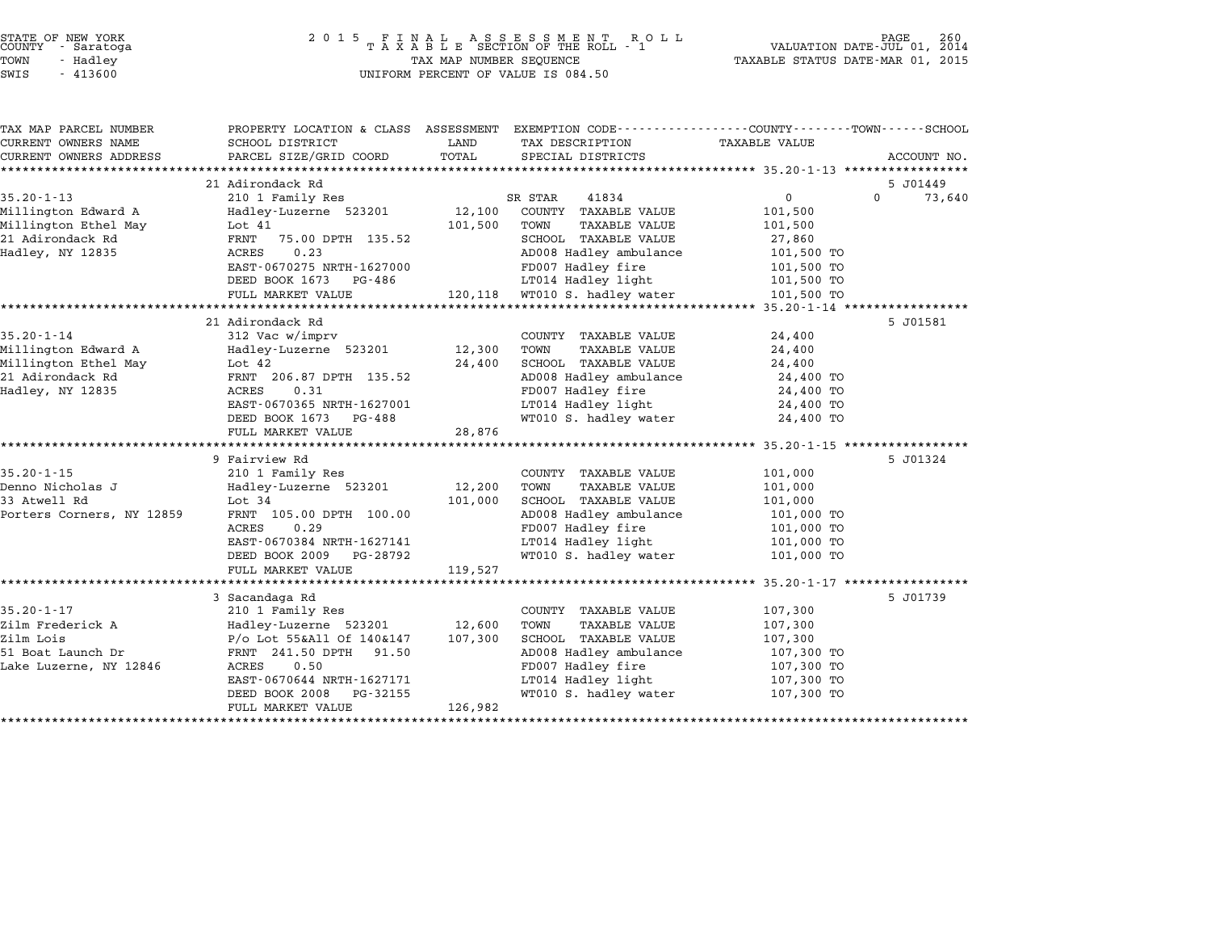STATE OF NEW YORK
COUNTY - Saratoga
TOWN - Hadley
SWIS - 413600

2 0 1 5 F I N A L A S S E S S M E N T R O L L
T A X A B L E SECTION OF THE ROLL - 1
TAX MAP NUMBER SEQUENCE
UNIFORM PERCENT OF VALUE IS 084.50

VALUATION DATE-JUL 01, 2014
TAXABLE STATUS DATE-MAR 01, 2015

| TAX MAP PARCEL NUMBER<br>CURRENT OWNERS NAME<br>CURRENT OWNERS ADDRESS | PROPERTY LOCATION & CLASS<br>SCHOOL DISTRICT<br>PARCEL SIZE/GRID COORD | ASSESSMENT<br>LAND<br>TOTAL | EXEMPTION CODE<br>TAX DESCRIPTION<br>SPECIAL DISTRICTS | COUNTY / TOWN / SCHOOL<br>TAXABLE VALUE | ACCOUNT NO. |
|---|---|---|---|---|---|
| 35.20-1-13 | 21 Adirondack Rd | | | | 5 J01449 |
| 35.20-1-13 | 210 1 Family Res | | SR STAR 41834 | 0 | 0 73,640 |
| Millington Edward A | Hadley-Luzerne 523201 | 12,100 | COUNTY TAXABLE VALUE | 101,500 | |
| Millington Ethel May | Lot 41 | 101,500 | TOWN TAXABLE VALUE | 101,500 | |
| 21 Adirondack Rd | FRNT 75.00 DPTH 135.52 | | SCHOOL TAXABLE VALUE | 27,860 | |
| Hadley, NY 12835 | ACRES 0.23 | | AD008 Hadley ambulance | 101,500 TO | |
| | EAST-0670275 NRTH-1627000 | | FD007 Hadley fire | 101,500 TO | |
| | DEED BOOK 1673 PG-486 | | LT014 Hadley light | 101,500 TO | |
| | FULL MARKET VALUE | 120,118 | WT010 S. hadley water | 101,500 TO | |
| 35.20-1-14 | 21 Adirondack Rd | | | | 5 J01581 |
| 35.20-1-14 | 312 Vac w/imprv | | COUNTY TAXABLE VALUE | 24,400 | |
| Millington Edward A | Hadley-Luzerne 523201 | 12,300 | TOWN TAXABLE VALUE | 24,400 | |
| Millington Ethel May | Lot 42 | 24,400 | SCHOOL TAXABLE VALUE | 24,400 | |
| 21 Adirondack Rd | FRNT 206.87 DPTH 135.52 | | AD008 Hadley ambulance | 24,400 TO | |
| Hadley, NY 12835 | ACRES 0.31 | | FD007 Hadley fire | 24,400 TO | |
| | EAST-0670365 NRTH-1627001 | | LT014 Hadley light | 24,400 TO | |
| | DEED BOOK 1673 PG-488 | | WT010 S. hadley water | 24,400 TO | |
| | FULL MARKET VALUE | 28,876 | | | |
| 35.20-1-15 | 9 Fairview Rd | | | | 5 J01324 |
| 35.20-1-15 | 210 1 Family Res | | COUNTY TAXABLE VALUE | 101,000 | |
| Denno Nicholas J | Hadley-Luzerne 523201 | 12,200 | TOWN TAXABLE VALUE | 101,000 | |
| 33 Atwell Rd | Lot 34 | 101,000 | SCHOOL TAXABLE VALUE | 101,000 | |
| Porters Corners, NY 12859 | FRNT 105.00 DPTH 100.00 | | AD008 Hadley ambulance | 101,000 TO | |
| | ACRES 0.29 | | FD007 Hadley fire | 101,000 TO | |
| | EAST-0670384 NRTH-1627141 | | LT014 Hadley light | 101,000 TO | |
| | DEED BOOK 2009 PG-28792 | | WT010 S. hadley water | 101,000 TO | |
| | FULL MARKET VALUE | 119,527 | | | |
| 35.20-1-17 | 3 Sacandaga Rd | | | | 5 J01739 |
| 35.20-1-17 | 210 1 Family Res | | COUNTY TAXABLE VALUE | 107,300 | |
| Zilm Frederick A | Hadley-Luzerne 523201 | 12,600 | TOWN TAXABLE VALUE | 107,300 | |
| Zilm Lois | P/o Lot 55&All Of 140&147 | 107,300 | SCHOOL TAXABLE VALUE | 107,300 | |
| 51 Boat Launch Dr | FRNT 241.50 DPTH 91.50 | | AD008 Hadley ambulance | 107,300 TO | |
| Lake Luzerne, NY 12846 | ACRES 0.50 | | FD007 Hadley fire | 107,300 TO | |
| | EAST-0670644 NRTH-1627171 | | LT014 Hadley light | 107,300 TO | |
| | DEED BOOK 2008 PG-32155 | | WT010 S. hadley water | 107,300 TO | |
| | FULL MARKET VALUE | 126,982 | | | |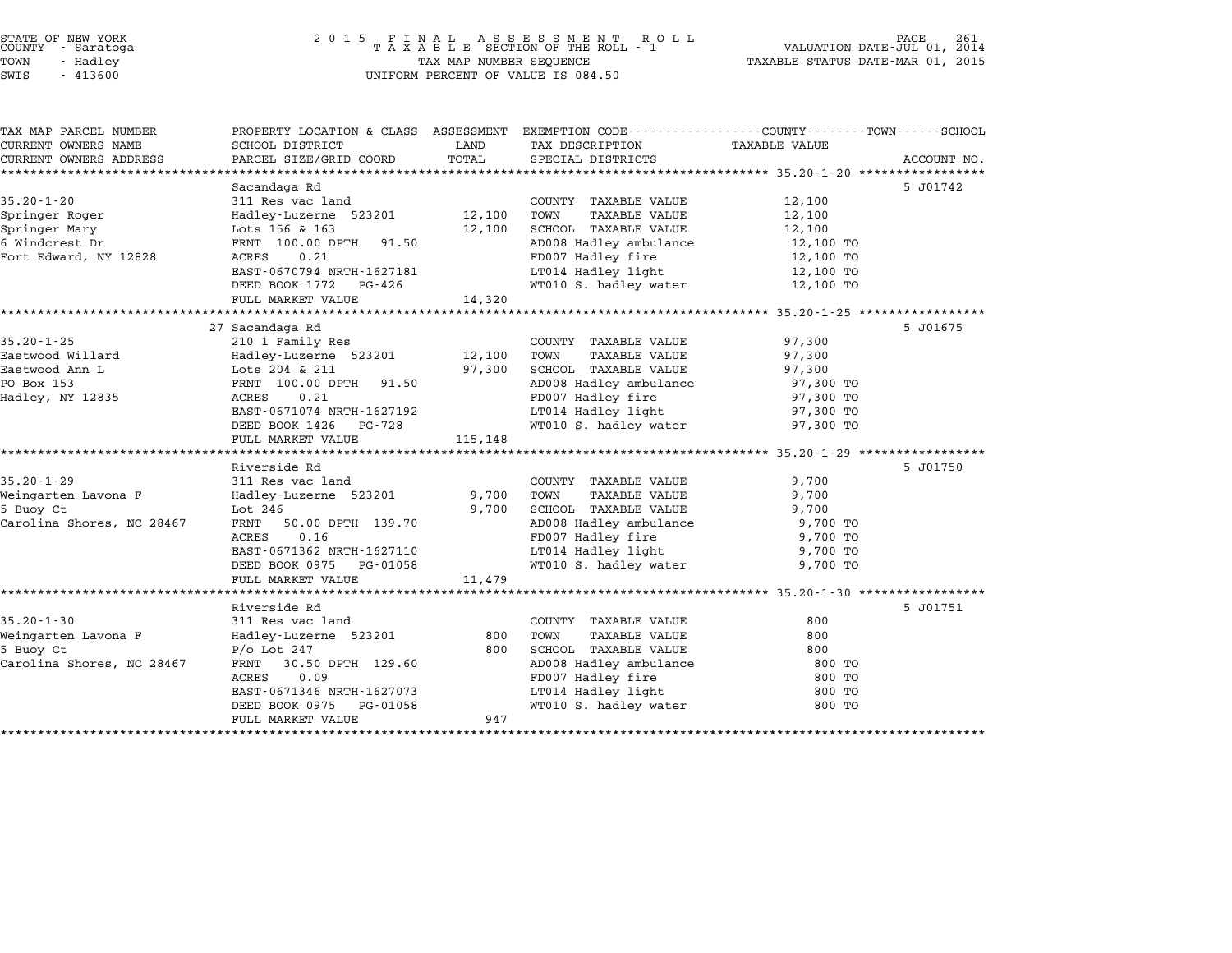STATE OF NEW YORK
COUNTY - Saratoga
TOWN - Hadley
SWIS - 413600

2015 FINAL ASSESSMENT ROLL
TAXABLE SECTION OF THE ROLL - 1
TAX MAP NUMBER SEQUENCE
UNIFORM PERCENT OF VALUE IS 084.50

VALUATION DATE-JUL 01, 2014
TAXABLE STATUS DATE-MAR 01, 2015

| TAX MAP PARCEL NUMBER / CURRENT OWNERS NAME / CURRENT OWNERS ADDRESS | PROPERTY LOCATION & CLASS / SCHOOL DISTRICT / PARCEL SIZE/GRID COORD | ASSESSMENT LAND / TOTAL | EXEMPTION CODE / TAX DESCRIPTION / SPECIAL DISTRICTS | TAXABLE VALUE (COUNTY / TOWN / SCHOOL) | ACCOUNT NO. |
|---|---|---|---|---|---|
| 35.20-1-20 | Sacandaga Rd | | | | 5 J01742 |
| 35.20-1-20 | 311 Res vac land | | COUNTY TAXABLE VALUE | 12,100 | |
| Springer Roger | Hadley-Luzerne 523201 | 12,100 | TOWN TAXABLE VALUE | 12,100 | |
| Springer Mary | Lots 156 & 163 | 12,100 | SCHOOL TAXABLE VALUE | 12,100 | |
| 6 Windcrest Dr | FRNT 100.00 DPTH 91.50 | | AD008 Hadley ambulance | 12,100 TO | |
| Fort Edward, NY 12828 | ACRES 0.21 | | FD007 Hadley fire | 12,100 TO | |
| | EAST-0670794 NRTH-1627181 | | LT014 Hadley light | 12,100 TO | |
| | DEED BOOK 1772 PG-426 | | WT010 S. hadley water | 12,100 TO | |
| | FULL MARKET VALUE | 14,320 | | | |
| 35.20-1-25 | 27 Sacandaga Rd | | | | 5 J01675 |
| 35.20-1-25 | 210 1 Family Res | | COUNTY TAXABLE VALUE | 97,300 | |
| Eastwood Willard | Hadley-Luzerne 523201 | 12,100 | TOWN TAXABLE VALUE | 97,300 | |
| Eastwood Ann L | Lots 204 & 211 | 97,300 | SCHOOL TAXABLE VALUE | 97,300 | |
| PO Box 153 | FRNT 100.00 DPTH 91.50 | | AD008 Hadley ambulance | 97,300 TO | |
| Hadley, NY 12835 | ACRES 0.21 | | FD007 Hadley fire | 97,300 TO | |
| | EAST-0671074 NRTH-1627192 | | LT014 Hadley light | 97,300 TO | |
| | DEED BOOK 1426 PG-728 | | WT010 S. hadley water | 97,300 TO | |
| | FULL MARKET VALUE | 115,148 | | | |
| 35.20-1-29 | Riverside Rd | | | | 5 J01750 |
| 35.20-1-29 | 311 Res vac land | | COUNTY TAXABLE VALUE | 9,700 | |
| Weingarten Lavona F | Hadley-Luzerne 523201 | 9,700 | TOWN TAXABLE VALUE | 9,700 | |
| 5 Buoy Ct | Lot 246 | 9,700 | SCHOOL TAXABLE VALUE | 9,700 | |
| Carolina Shores, NC 28467 | FRNT 50.00 DPTH 139.70 | | AD008 Hadley ambulance | 9,700 TO | |
| | ACRES 0.16 | | FD007 Hadley fire | 9,700 TO | |
| | EAST-0671362 NRTH-1627110 | | LT014 Hadley light | 9,700 TO | |
| | DEED BOOK 0975 PG-01058 | | WT010 S. hadley water | 9,700 TO | |
| | FULL MARKET VALUE | 11,479 | | | |
| 35.20-1-30 | Riverside Rd | | | | 5 J01751 |
| 35.20-1-30 | 311 Res vac land | | COUNTY TAXABLE VALUE | 800 | |
| Weingarten Lavona F | Hadley-Luzerne 523201 | 800 | TOWN TAXABLE VALUE | 800 | |
| 5 Buoy Ct | P/o Lot 247 | 800 | SCHOOL TAXABLE VALUE | 800 | |
| Carolina Shores, NC 28467 | FRNT 30.50 DPTH 129.60 | | AD008 Hadley ambulance | 800 TO | |
| | ACRES 0.09 | | FD007 Hadley fire | 800 TO | |
| | EAST-0671346 NRTH-1627073 | | LT014 Hadley light | 800 TO | |
| | DEED BOOK 0975 PG-01058 | | WT010 S. hadley water | 800 TO | |
| | FULL MARKET VALUE | 947 | | | |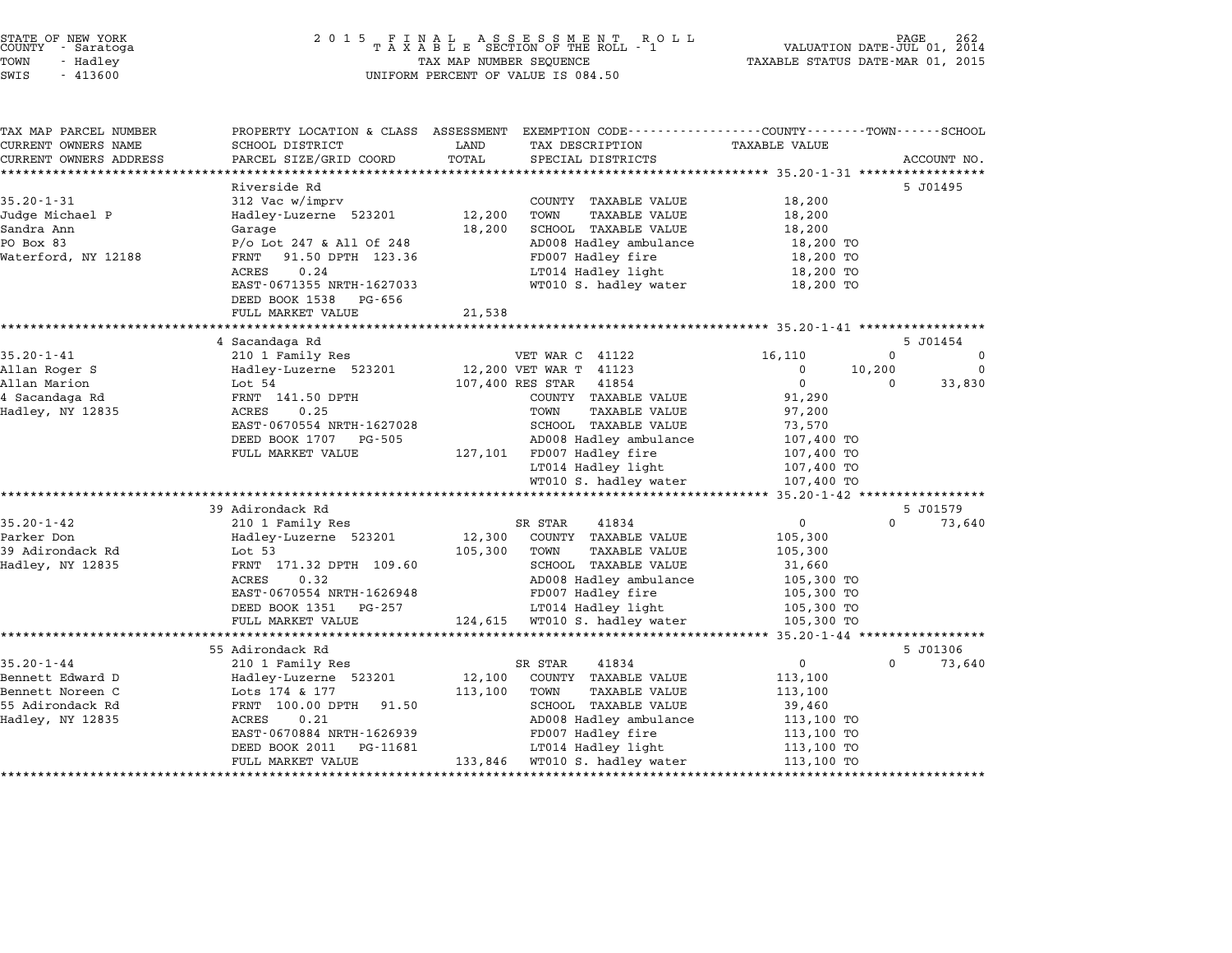STATE OF NEW YORK
COUNTY - Saratoga
TOWN - Hadley
SWIS - 413600

2 0 1 5 F I N A L A S S E S S M E N T R O L L
T A X A B L E SECTION OF THE ROLL - 1
TAX MAP NUMBER SEQUENCE
UNIFORM PERCENT OF VALUE IS 084.50

VALUATION DATE-JUL 01, 2014
TAXABLE STATUS DATE-MAR 01, 2015

| TAX MAP PARCEL NUMBER / CURRENT OWNERS NAME / CURRENT OWNERS ADDRESS | PROPERTY LOCATION & CLASS / SCHOOL DISTRICT / PARCEL SIZE/GRID COORD | ASSESSMENT LAND / TOTAL | EXEMPTION CODE / TAX DESCRIPTION / SPECIAL DISTRICTS | COUNTY TAXABLE VALUE | TOWN | SCHOOL | ACCOUNT NO. |
|---|---|---|---|---|---|---|---|
| | Riverside Rd | | | | | | 5 J01495 |
| 35.20-1-31 | 312 Vac w/imprv | | COUNTY TAXABLE VALUE | 18,200 | | | |
| Judge Michael P | Hadley-Luzerne 523201 | 12,200 | TOWN TAXABLE VALUE | 18,200 | | | |
| Sandra Ann | Garage | 18,200 | SCHOOL TAXABLE VALUE | 18,200 | | | |
| PO Box 83 | P/o Lot 247 & All Of 248 | | AD008 Hadley ambulance | 18,200 TO | | | |
| Waterford, NY 12188 | FRNT 91.50 DPTH 123.36 | | FD007 Hadley fire | 18,200 TO | | | |
| | ACRES 0.24 | | LT014 Hadley light | 18,200 TO | | | |
| | EAST-0671355 NRTH-1627033 | | WT010 S. hadley water | 18,200 TO | | | |
| | DEED BOOK 1538 PG-656 | | | | | | |
| | FULL MARKET VALUE | 21,538 | | | | | |
| | 4 Sacandaga Rd | | | | | | 5 J01454 |
| 35.20-1-41 | 210 1 Family Res | | VET WAR C 41122 | 16,110 | 0 | 0 | |
| Allan Roger S | Hadley-Luzerne 523201 | 12,200 | VET WAR T 41123 | 0 | 10,200 | 0 | |
| Allan Marion | Lot 54 | 107,400 | RES STAR 41854 | 0 | 0 | 33,830 | |
| 4 Sacandaga Rd | FRNT 141.50 DPTH | | COUNTY TAXABLE VALUE | 91,290 | | | |
| Hadley, NY 12835 | ACRES 0.25 | | TOWN TAXABLE VALUE | 97,200 | | | |
| | EAST-0670554 NRTH-1627028 | | SCHOOL TAXABLE VALUE | 73,570 | | | |
| | DEED BOOK 1707 PG-505 | | AD008 Hadley ambulance | 107,400 TO | | | |
| | FULL MARKET VALUE | 127,101 | FD007 Hadley fire | 107,400 TO | | | |
| | | | LT014 Hadley light | 107,400 TO | | | |
| | | | WT010 S. hadley water | 107,400 TO | | | |
| | 39 Adirondack Rd | | | | | | 5 J01579 |
| 35.20-1-42 | 210 1 Family Res | | SR STAR 41834 | 0 | 0 | 73,640 | |
| Parker Don | Hadley-Luzerne 523201 | 12,300 | COUNTY TAXABLE VALUE | 105,300 | | | |
| 39 Adirondack Rd | Lot 53 | 105,300 | TOWN TAXABLE VALUE | 105,300 | | | |
| Hadley, NY 12835 | FRNT 171.32 DPTH 109.60 | | SCHOOL TAXABLE VALUE | 31,660 | | | |
| | ACRES 0.32 | | AD008 Hadley ambulance | 105,300 TO | | | |
| | EAST-0670554 NRTH-1626948 | | FD007 Hadley fire | 105,300 TO | | | |
| | DEED BOOK 1351 PG-257 | | LT014 Hadley light | 105,300 TO | | | |
| | FULL MARKET VALUE | 124,615 | WT010 S. hadley water | 105,300 TO | | | |
| | 55 Adirondack Rd | | | | | | 5 J01306 |
| 35.20-1-44 | 210 1 Family Res | | SR STAR 41834 | 0 | 0 | 73,640 | |
| Bennett Edward D | Hadley-Luzerne 523201 | 12,100 | COUNTY TAXABLE VALUE | 113,100 | | | |
| Bennett Noreen C | Lots 174 & 177 | 113,100 | TOWN TAXABLE VALUE | 113,100 | | | |
| 55 Adirondack Rd | FRNT 100.00 DPTH 91.50 | | SCHOOL TAXABLE VALUE | 39,460 | | | |
| Hadley, NY 12835 | ACRES 0.21 | | AD008 Hadley ambulance | 113,100 TO | | | |
| | EAST-0670884 NRTH-1626939 | | FD007 Hadley fire | 113,100 TO | | | |
| | DEED BOOK 2011 PG-11681 | | LT014 Hadley light | 113,100 TO | | | |
| | FULL MARKET VALUE | 133,846 | WT010 S. hadley water | 113,100 TO | | | |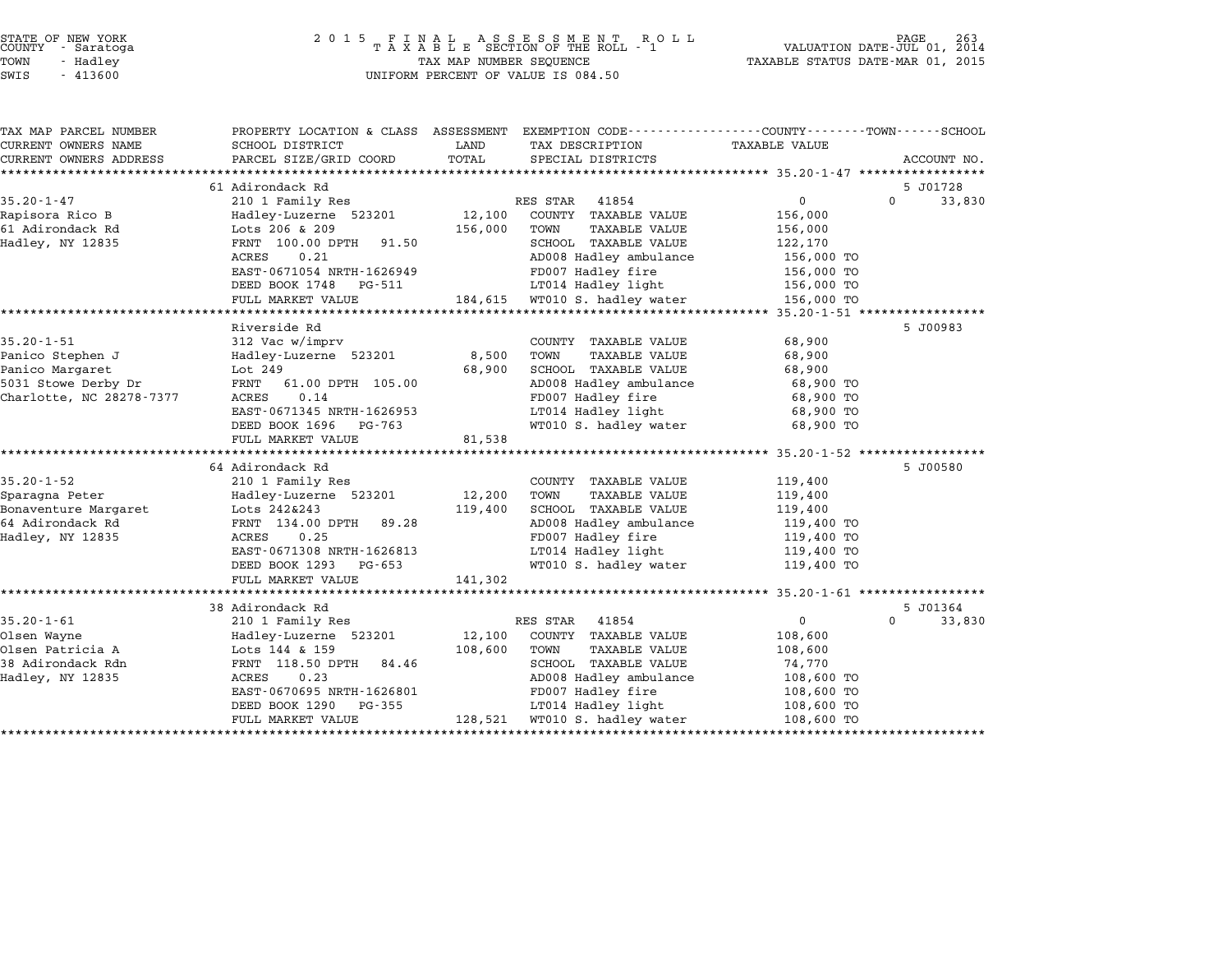STATE OF NEW YORK
COUNTY - Saratoga
TOWN - Hadley
SWIS - 413600

2 0 1 5 F I N A L A S S E S S M E N T R O L L
T A X A B L E SECTION OF THE ROLL - 1
TAX MAP NUMBER SEQUENCE
UNIFORM PERCENT OF VALUE IS 084.50

VALUATION DATE-JUL 01, 2014
TAXABLE STATUS DATE-MAR 01, 2015

| TAX MAP PARCEL NUMBER / CURRENT OWNERS NAME / CURRENT OWNERS ADDRESS | PROPERTY LOCATION & CLASS / SCHOOL DISTRICT / PARCEL SIZE/GRID COORD | ASSESSMENT LAND / TOTAL | EXEMPTION CODE / TAX DESCRIPTION / SPECIAL DISTRICTS | COUNTY / TOWN / SCHOOL TAXABLE VALUE | ACCOUNT NO. |
|---|---|---|---|---|---|
| | 61 Adirondack Rd | | | | 5 J01728 |
| 35.20-1-47 | 210 1 Family Res | | RES STAR 41854 | 0 / 0 / 33,830 | |
| Rapisora Rico B | Hadley-Luzerne 523201 | 12,100 | COUNTY TAXABLE VALUE | 156,000 | |
| 61 Adirondack Rd | Lots 206 & 209 | 156,000 | TOWN TAXABLE VALUE | 156,000 | |
| Hadley, NY 12835 | FRNT 100.00 DPTH 91.50 | | SCHOOL TAXABLE VALUE | 122,170 | |
| | ACRES 0.21 | | AD008 Hadley ambulance | 156,000 TO | |
| | EAST-0671054 NRTH-1626949 | | FD007 Hadley fire | 156,000 TO | |
| | DEED BOOK 1748 PG-511 | | LT014 Hadley light | 156,000 TO | |
| | FULL MARKET VALUE | 184,615 | WT010 S. hadley water | 156,000 TO | |
| | Riverside Rd | | | | 5 J00983 |
| 35.20-1-51 | 312 Vac w/imprv | | COUNTY TAXABLE VALUE | 68,900 | |
| Panico Stephen J | Hadley-Luzerne 523201 | 8,500 | TOWN TAXABLE VALUE | 68,900 | |
| Panico Margaret | Lot 249 | 68,900 | SCHOOL TAXABLE VALUE | 68,900 | |
| 5031 Stowe Derby Dr | FRNT 61.00 DPTH 105.00 | | AD008 Hadley ambulance | 68,900 TO | |
| Charlotte, NC 28278-7377 | ACRES 0.14 | | FD007 Hadley fire | 68,900 TO | |
| | EAST-0671345 NRTH-1626953 | | LT014 Hadley light | 68,900 TO | |
| | DEED BOOK 1696 PG-763 | | WT010 S. hadley water | 68,900 TO | |
| | FULL MARKET VALUE | 81,538 | | | |
| | 64 Adirondack Rd | | | | 5 J00580 |
| 35.20-1-52 | 210 1 Family Res | | COUNTY TAXABLE VALUE | 119,400 | |
| Sparagna Peter | Hadley-Luzerne 523201 | 12,200 | TOWN TAXABLE VALUE | 119,400 | |
| Bonaventure Margaret | Lots 242&243 | 119,400 | SCHOOL TAXABLE VALUE | 119,400 | |
| 64 Adirondack Rd | FRNT 134.00 DPTH 89.28 | | AD008 Hadley ambulance | 119,400 TO | |
| Hadley, NY 12835 | ACRES 0.25 | | FD007 Hadley fire | 119,400 TO | |
| | EAST-0671308 NRTH-1626813 | | LT014 Hadley light | 119,400 TO | |
| | DEED BOOK 1293 PG-653 | | WT010 S. hadley water | 119,400 TO | |
| | FULL MARKET VALUE | 141,302 | | | |
| | 38 Adirondack Rd | | | | 5 J01364 |
| 35.20-1-61 | 210 1 Family Res | | RES STAR 41854 | 0 / 0 / 33,830 | |
| Olsen Wayne | Hadley-Luzerne 523201 | 12,100 | COUNTY TAXABLE VALUE | 108,600 | |
| Olsen Patricia A | Lots 144 & 159 | 108,600 | TOWN TAXABLE VALUE | 108,600 | |
| 38 Adirondack Rdn | FRNT 118.50 DPTH 84.46 | | SCHOOL TAXABLE VALUE | 74,770 | |
| Hadley, NY 12835 | ACRES 0.23 | | AD008 Hadley ambulance | 108,600 TO | |
| | EAST-0670695 NRTH-1626801 | | FD007 Hadley fire | 108,600 TO | |
| | DEED BOOK 1290 PG-355 | | LT014 Hadley light | 108,600 TO | |
| | FULL MARKET VALUE | 128,521 | WT010 S. hadley water | 108,600 TO | |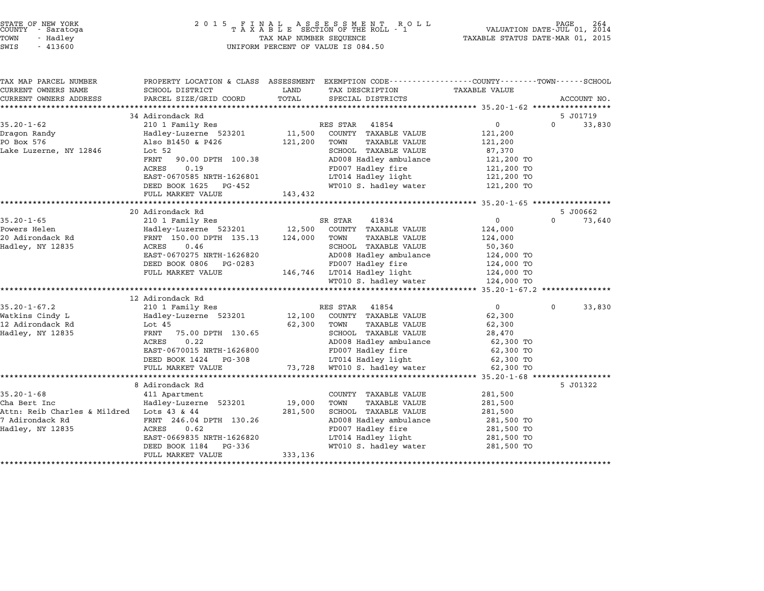STATE OF NEW YORK
COUNTY - Saratoga
TOWN - Hadley
SWIS - 413600

2 0 1 5 F I N A L A S S E S S M E N T R O L L
T A X A B L E SECTION OF THE ROLL - 1
TAX MAP NUMBER SEQUENCE
UNIFORM PERCENT OF VALUE IS 084.50

VALUATION DATE-JUL 01, 2014
TAXABLE STATUS DATE-MAR 01, 2015

| TAX MAP PARCEL NUMBER / CURRENT OWNERS NAME / CURRENT OWNERS ADDRESS | PROPERTY LOCATION & CLASS / SCHOOL DISTRICT / PARCEL SIZE/GRID COORD | ASSESSMENT LAND | TOTAL | EXEMPTION CODE / TAX DESCRIPTION / SPECIAL DISTRICTS | COUNTY / TOWN TAXABLE VALUE | SCHOOL | ACCOUNT NO. |
|---|---|---|---|---|---|---|---|
| 35.20-1-62 | 34 Adirondack Rd | | | | | | 5 J01719 |
| 35.20-1-62 | 210 1 Family Res | | | RES STAR 41854 | 0 | 0 | 33,830 |
| Dragon Randy | Hadley-Luzerne 523201 | 11,500 | | COUNTY TAXABLE VALUE | 121,200 | | |
| PO Box 576 | Also B1450 & P426 | | 121,200 | TOWN TAXABLE VALUE | 121,200 | | |
| Lake Luzerne, NY 12846 | Lot 52 | | | SCHOOL TAXABLE VALUE | 87,370 | | |
| | FRNT 90.00 DPTH 100.38 | | | AD008 Hadley ambulance | 121,200 TO | | |
| | ACRES 0.19 | | | FD007 Hadley fire | 121,200 TO | | |
| | EAST-0670585 NRTH-1626801 | | | LT014 Hadley light | 121,200 TO | | |
| | DEED BOOK 1625 PG-452 | | | WT010 S. hadley water | 121,200 TO | | |
| | FULL MARKET VALUE | | 143,432 | | | | |
| 35.20-1-65 | 20 Adirondack Rd | | | | | | 5 J00662 |
| 35.20-1-65 | 210 1 Family Res | | | SR STAR 41834 | 0 | 0 | 73,640 |
| Powers Helen | Hadley-Luzerne 523201 | 12,500 | | COUNTY TAXABLE VALUE | 124,000 | | |
| 20 Adirondack Rd | FRNT 150.00 DPTH 135.13 | | 124,000 | TOWN TAXABLE VALUE | 124,000 | | |
| Hadley, NY 12835 | ACRES 0.46 | | | SCHOOL TAXABLE VALUE | 50,360 | | |
| | EAST-0670275 NRTH-1626820 | | | AD008 Hadley ambulance | 124,000 TO | | |
| | DEED BOOK 0806 PG-0283 | | | FD007 Hadley fire | 124,000 TO | | |
| | FULL MARKET VALUE | | 146,746 | LT014 Hadley light | 124,000 TO | | |
| | | | | WT010 S. hadley water | 124,000 TO | | |
| 35.20-1-67.2 | 12 Adirondack Rd | | | | | | |
| 35.20-1-67.2 | 210 1 Family Res | | | RES STAR 41854 | 0 | 0 | 33,830 |
| Watkins Cindy L | Hadley-Luzerne 523201 | 12,100 | | COUNTY TAXABLE VALUE | 62,300 | | |
| 12 Adirondack Rd | Lot 45 | | 62,300 | TOWN TAXABLE VALUE | 62,300 | | |
| Hadley, NY 12835 | FRNT 75.00 DPTH 130.65 | | | SCHOOL TAXABLE VALUE | 28,470 | | |
| | ACRES 0.22 | | | AD008 Hadley ambulance | 62,300 TO | | |
| | EAST-0670015 NRTH-1626800 | | | FD007 Hadley fire | 62,300 TO | | |
| | DEED BOOK 1424 PG-308 | | | LT014 Hadley light | 62,300 TO | | |
| | FULL MARKET VALUE | | 73,728 | WT010 S. hadley water | 62,300 TO | | |
| 35.20-1-68 | 8 Adirondack Rd | | | | | | 5 J01322 |
| 35.20-1-68 | 411 Apartment | | | COUNTY TAXABLE VALUE | 281,500 | | |
| Cha Bert Inc | Hadley-Luzerne 523201 | 19,000 | | TOWN TAXABLE VALUE | 281,500 | | |
| Attn: Reib Charles & Mildred | Lots 43 & 44 | | 281,500 | SCHOOL TAXABLE VALUE | 281,500 | | |
| 7 Adirondack Rd | FRNT 246.04 DPTH 130.26 | | | AD008 Hadley ambulance | 281,500 TO | | |
| Hadley, NY 12835 | ACRES 0.62 | | | FD007 Hadley fire | 281,500 TO | | |
| | EAST-0669835 NRTH-1626820 | | | LT014 Hadley light | 281,500 TO | | |
| | DEED BOOK 1184 PG-336 | | | WT010 S. hadley water | 281,500 TO | | |
| | FULL MARKET VALUE | | 333,136 | | | | |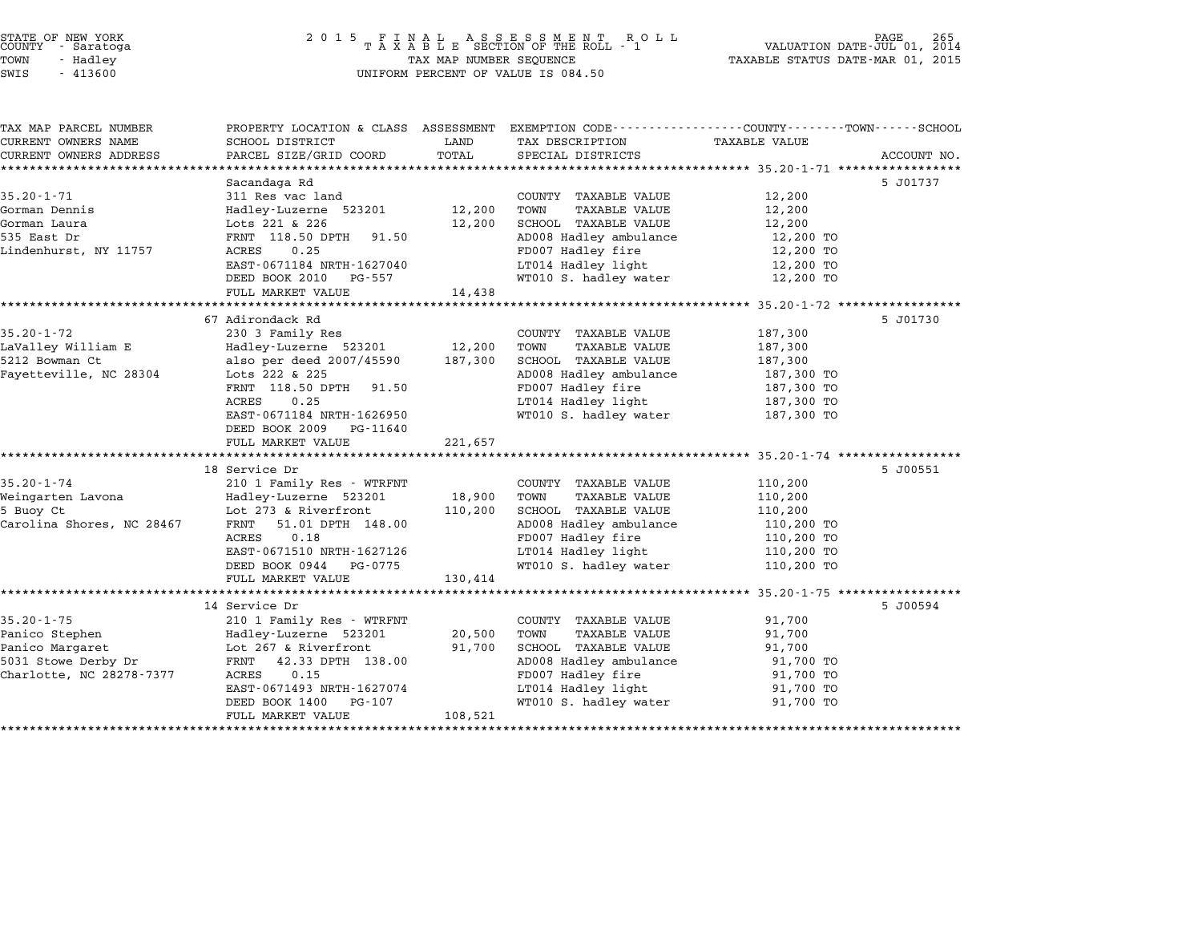STATE OF NEW YORK
COUNTY - Saratoga
TOWN - Hadley
SWIS - 413600

2 0 1 5 F I N A L A S S E S S M E N T R O L L
T A X A B L E SECTION OF THE ROLL - 1
TAX MAP NUMBER SEQUENCE
UNIFORM PERCENT OF VALUE IS 084.50

VALUATION DATE-JUL 01, 2014
TAXABLE STATUS DATE-MAR 01, 2015

| TAX MAP PARCEL NUMBER / CURRENT OWNERS NAME / CURRENT OWNERS ADDRESS | PROPERTY LOCATION & CLASS / SCHOOL DISTRICT / PARCEL SIZE/GRID COORD | ASSESSMENT LAND | TOTAL | EXEMPTION CODE / TAX DESCRIPTION / SPECIAL DISTRICTS | TAXABLE VALUE (COUNTY / TOWN / SCHOOL) | ACCOUNT NO. |
|---|---|---|---|---|---|---|
| **35.20-1-71** | Sacandaga Rd | | | | | 5 J01737 |
| 35.20-1-71 | 311 Res vac land | | | COUNTY TAXABLE VALUE | 12,200 | |
| Gorman Dennis | Hadley-Luzerne 523201 | 12,200 | | TOWN TAXABLE VALUE | 12,200 | |
| Gorman Laura | Lots 221 & 226 | | 12,200 | SCHOOL TAXABLE VALUE | 12,200 | |
| 535 East Dr | FRNT 118.50 DPTH 91.50 | | | AD008 Hadley ambulance | 12,200 TO | |
| Lindenhurst, NY 11757 | ACRES 0.25 | | | FD007 Hadley fire | 12,200 TO | |
| | EAST-0671184 NRTH-1627040 | | | LT014 Hadley light | 12,200 TO | |
| | DEED BOOK 2010 PG-557 | | | WT010 S. hadley water | 12,200 TO | |
| | FULL MARKET VALUE | | 14,438 | | | |
| **35.20-1-72** | 67 Adirondack Rd | | | | | 5 J01730 |
| 35.20-1-72 | 230 3 Family Res | | | COUNTY TAXABLE VALUE | 187,300 | |
| LaValley William E | Hadley-Luzerne 523201 | 12,200 | | TOWN TAXABLE VALUE | 187,300 | |
| 5212 Bowman Ct | also per deed 2007/45590 | | 187,300 | SCHOOL TAXABLE VALUE | 187,300 | |
| Fayetteville, NC 28304 | Lots 222 & 225 | | | AD008 Hadley ambulance | 187,300 TO | |
| | FRNT 118.50 DPTH 91.50 | | | FD007 Hadley fire | 187,300 TO | |
| | ACRES 0.25 | | | LT014 Hadley light | 187,300 TO | |
| | EAST-0671184 NRTH-1626950 | | | WT010 S. hadley water | 187,300 TO | |
| | DEED BOOK 2009 PG-11640 | | | | | |
| | FULL MARKET VALUE | | 221,657 | | | |
| **35.20-1-74** | 18 Service Dr | | | | | 5 J00551 |
| 35.20-1-74 | 210 1 Family Res - WTRFNT | | | COUNTY TAXABLE VALUE | 110,200 | |
| Weingarten Lavona | Hadley-Luzerne 523201 | 18,900 | | TOWN TAXABLE VALUE | 110,200 | |
| 5 Buoy Ct | Lot 273 & Riverfront | | 110,200 | SCHOOL TAXABLE VALUE | 110,200 | |
| Carolina Shores, NC 28467 | FRNT 51.01 DPTH 148.00 | | | AD008 Hadley ambulance | 110,200 TO | |
| | ACRES 0.18 | | | FD007 Hadley fire | 110,200 TO | |
| | EAST-0671510 NRTH-1627126 | | | LT014 Hadley light | 110,200 TO | |
| | DEED BOOK 0944 PG-0775 | | | WT010 S. hadley water | 110,200 TO | |
| | FULL MARKET VALUE | | 130,414 | | | |
| **35.20-1-75** | 14 Service Dr | | | | | 5 J00594 |
| 35.20-1-75 | 210 1 Family Res - WTRFNT | | | COUNTY TAXABLE VALUE | 91,700 | |
| Panico Stephen | Hadley-Luzerne 523201 | 20,500 | | TOWN TAXABLE VALUE | 91,700 | |
| Panico Margaret | Lot 267 & Riverfront | | 91,700 | SCHOOL TAXABLE VALUE | 91,700 | |
| 5031 Stowe Derby Dr | FRNT 42.33 DPTH 138.00 | | | AD008 Hadley ambulance | 91,700 TO | |
| Charlotte, NC 28278-7377 | ACRES 0.15 | | | FD007 Hadley fire | 91,700 TO | |
| | EAST-0671493 NRTH-1627074 | | | LT014 Hadley light | 91,700 TO | |
| | DEED BOOK 1400 PG-107 | | | WT010 S. hadley water | 91,700 TO | |
| | FULL MARKET VALUE | | 108,521 | | | |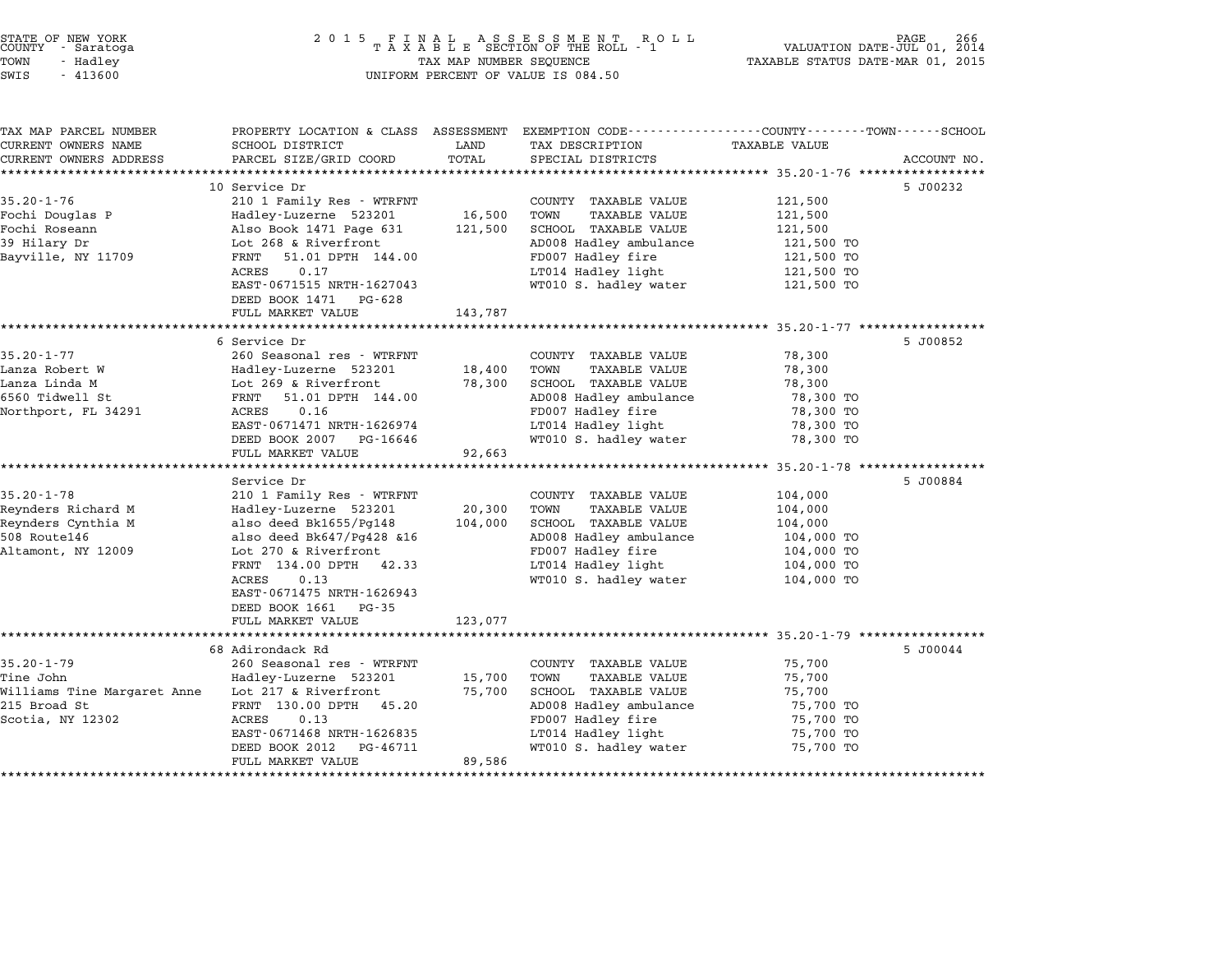STATE OF NEW YORK
COUNTY - Saratoga
TOWN - Hadley
SWIS - 413600

2015 FINAL ASSESSMENT ROLL
TAXABLE SECTION OF THE ROLL - 1
TAX MAP NUMBER SEQUENCE
UNIFORM PERCENT OF VALUE IS 084.50

VALUATION DATE-JUL 01, 2014
TAXABLE STATUS DATE-MAR 01, 2015

| TAX MAP PARCEL NUMBER / CURRENT OWNERS NAME / CURRENT OWNERS ADDRESS | PROPERTY LOCATION & CLASS / SCHOOL DISTRICT / PARCEL SIZE/GRID COORD | ASSESSMENT LAND / TOTAL | EXEMPTION CODE / TAX DESCRIPTION / SPECIAL DISTRICTS | TAXABLE VALUE (COUNTY--TOWN--SCHOOL) | ACCOUNT NO. |
|---|---|---|---|---|---|
| **35.20-1-76** | 10 Service Dr | | | | 5 J00232 |
| 35.20-1-76 | 210 1 Family Res - WTRFNT | | COUNTY TAXABLE VALUE | 121,500 | |
| Fochi Douglas P | Hadley-Luzerne 523201 | 16,500 | TOWN TAXABLE VALUE | 121,500 | |
| Fochi Roseann | Also Book 1471 Page 631 | 121,500 | SCHOOL TAXABLE VALUE | 121,500 | |
| 39 Hilary Dr | Lot 268 & Riverfront | | AD008 Hadley ambulance | 121,500 TO | |
| Bayville, NY 11709 | FRNT 51.01 DPTH 144.00 | | FD007 Hadley fire | 121,500 TO | |
| | ACRES 0.17 | | LT014 Hadley light | 121,500 TO | |
| | EAST-0671515 NRTH-1627043 | | WT010 S. hadley water | 121,500 TO | |
| | DEED BOOK 1471 PG-628 | | | | |
| | FULL MARKET VALUE | 143,787 | | | |
| **35.20-1-77** | 6 Service Dr | | | | 5 J00852 |
| 35.20-1-77 | 260 Seasonal res - WTRFNT | | COUNTY TAXABLE VALUE | 78,300 | |
| Lanza Robert W | Hadley-Luzerne 523201 | 18,400 | TOWN TAXABLE VALUE | 78,300 | |
| Lanza Linda M | Lot 269 & Riverfront | 78,300 | SCHOOL TAXABLE VALUE | 78,300 | |
| 6560 Tidwell St | FRNT 51.01 DPTH 144.00 | | AD008 Hadley ambulance | 78,300 TO | |
| Northport, FL 34291 | ACRES 0.16 | | FD007 Hadley fire | 78,300 TO | |
| | EAST-0671471 NRTH-1626974 | | LT014 Hadley light | 78,300 TO | |
| | DEED BOOK 2007 PG-16646 | | WT010 S. hadley water | 78,300 TO | |
| | FULL MARKET VALUE | 92,663 | | | |
| **35.20-1-78** | Service Dr | | | | 5 J00884 |
| 35.20-1-78 | 210 1 Family Res - WTRFNT | | COUNTY TAXABLE VALUE | 104,000 | |
| Reynders Richard M | Hadley-Luzerne 523201 | 20,300 | TOWN TAXABLE VALUE | 104,000 | |
| Reynders Cynthia M | also deed Bk1655/Pg148 | 104,000 | SCHOOL TAXABLE VALUE | 104,000 | |
| 508 Route146 | also deed Bk647/Pg428 &16 | | AD008 Hadley ambulance | 104,000 TO | |
| Altamont, NY 12009 | Lot 270 & Riverfront | | FD007 Hadley fire | 104,000 TO | |
| | FRNT 134.00 DPTH 42.33 | | LT014 Hadley light | 104,000 TO | |
| | ACRES 0.13 | | WT010 S. hadley water | 104,000 TO | |
| | EAST-0671475 NRTH-1626943 | | | | |
| | DEED BOOK 1661 PG-35 | | | | |
| | FULL MARKET VALUE | 123,077 | | | |
| **35.20-1-79** | 68 Adirondack Rd | | | | 5 J00044 |
| 35.20-1-79 | 260 Seasonal res - WTRFNT | | COUNTY TAXABLE VALUE | 75,700 | |
| Tine John | Hadley-Luzerne 523201 | 15,700 | TOWN TAXABLE VALUE | 75,700 | |
| Williams Tine Margaret Anne | Lot 217 & Riverfront | 75,700 | SCHOOL TAXABLE VALUE | 75,700 | |
| 215 Broad St | FRNT 130.00 DPTH 45.20 | | AD008 Hadley ambulance | 75,700 TO | |
| Scotia, NY 12302 | ACRES 0.13 | | FD007 Hadley fire | 75,700 TO | |
| | EAST-0671468 NRTH-1626835 | | LT014 Hadley light | 75,700 TO | |
| | DEED BOOK 2012 PG-46711 | | WT010 S. hadley water | 75,700 TO | |
| | FULL MARKET VALUE | 89,586 | | | |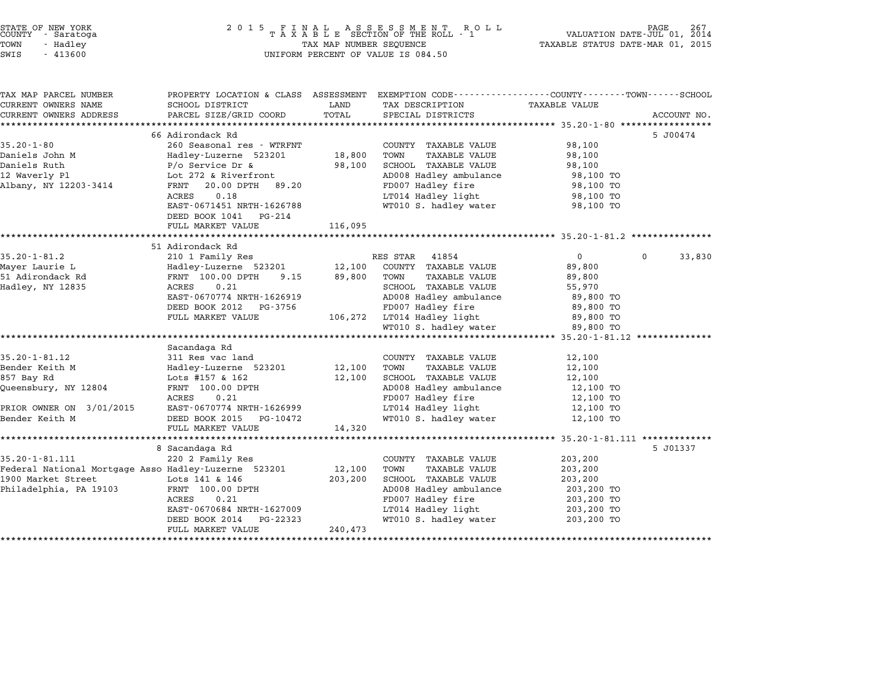STATE OF NEW YORK
COUNTY - Saratoga
TOWN - Hadley
SWIS - 413600

2015 FINAL ASSESSMENT ROLL
TAXABLE SECTION OF THE ROLL - 1
TAX MAP NUMBER SEQUENCE
UNIFORM PERCENT OF VALUE IS 084.50

VALUATION DATE-JUL 01, 2014
TAXABLE STATUS DATE-MAR 01, 2015

| TAX MAP PARCEL NUMBER / CURRENT OWNERS NAME / CURRENT OWNERS ADDRESS | PROPERTY LOCATION & CLASS / SCHOOL DISTRICT / PARCEL SIZE/GRID COORD | ASSESSMENT LAND | TOTAL | EXEMPTION CODE / TAX DESCRIPTION / SPECIAL DISTRICTS | COUNTY | TOWN | SCHOOL / TAXABLE VALUE | ACCOUNT NO. |
|---|---|---|---|---|---|---|---|---|
| **35.20-1-80** | 66 Adirondack Rd | | | | | | | 5 J00474 |
| 35.20-1-80 | 260 Seasonal res - WTRFNT | | | COUNTY TAXABLE VALUE | | | 98,100 | |
| Daniels John M | Hadley-Luzerne 523201 | 18,800 | | TOWN TAXABLE VALUE | | | 98,100 | |
| Daniels Ruth | P/o Service Dr & | | 98,100 | SCHOOL TAXABLE VALUE | | | 98,100 | |
| 12 Waverly Pl | Lot 272 & Riverfront | | | AD008 Hadley ambulance | | | 98,100 TO | |
| Albany, NY 12203-3414 | FRNT 20.00 DPTH 89.20 | | | FD007 Hadley fire | | | 98,100 TO | |
| | ACRES 0.18 | | | LT014 Hadley light | | | 98,100 TO | |
| | EAST-0671451 NRTH-1626788 | | | WT010 S. hadley water | | | 98,100 TO | |
| | DEED BOOK 1041 PG-214 | | | | | | | |
| | FULL MARKET VALUE | | 116,095 | | | | | |
| **35.20-1-81.2** | 51 Adirondack Rd | | | | | | | |
| 35.20-1-81.2 | 210 1 Family Res | | | RES STAR 41854 | 0 | 0 | 33,830 | |
| Mayer Laurie L | Hadley-Luzerne 523201 | 12,100 | | COUNTY TAXABLE VALUE | | | 89,800 | |
| 51 Adirondack Rd | FRNT 100.00 DPTH 9.15 | | 89,800 | TOWN TAXABLE VALUE | | | 89,800 | |
| Hadley, NY 12835 | ACRES 0.21 | | | SCHOOL TAXABLE VALUE | | | 55,970 | |
| | EAST-0670774 NRTH-1626919 | | | AD008 Hadley ambulance | | | 89,800 TO | |
| | DEED BOOK 2012 PG-3756 | | | FD007 Hadley fire | | | 89,800 TO | |
| | FULL MARKET VALUE | | 106,272 | LT014 Hadley light | | | 89,800 TO | |
| | | | | WT010 S. hadley water | | | 89,800 TO | |
| **35.20-1-81.12** | Sacandaga Rd | | | | | | | |
| 35.20-1-81.12 | 311 Res vac land | | | COUNTY TAXABLE VALUE | | | 12,100 | |
| Bender Keith M | Hadley-Luzerne 523201 | 12,100 | | TOWN TAXABLE VALUE | | | 12,100 | |
| 857 Bay Rd | Lots #157 & 162 | | 12,100 | SCHOOL TAXABLE VALUE | | | 12,100 | |
| Queensbury, NY 12804 | FRNT 100.00 DPTH | | | AD008 Hadley ambulance | | | 12,100 TO | |
| | ACRES 0.21 | | | FD007 Hadley fire | | | 12,100 TO | |
| PRIOR OWNER ON 3/01/2015 | EAST-0670774 NRTH-1626999 | | | LT014 Hadley light | | | 12,100 TO | |
| Bender Keith M | DEED BOOK 2015 PG-10472 | | | WT010 S. hadley water | | | 12,100 TO | |
| | FULL MARKET VALUE | | 14,320 | | | | | |
| **35.20-1-81.111** | 8 Sacandaga Rd | | | | | | | 5 J01337 |
| 35.20-1-81.111 | 220 2 Family Res | | | COUNTY TAXABLE VALUE | | | 203,200 | |
| Federal National Mortgage Asso | Hadley-Luzerne 523201 | 12,100 | | TOWN TAXABLE VALUE | | | 203,200 | |
| 1900 Market Street | Lots 141 & 146 | | 203,200 | SCHOOL TAXABLE VALUE | | | 203,200 | |
| Philadelphia, PA 19103 | FRNT 100.00 DPTH | | | AD008 Hadley ambulance | | | 203,200 TO | |
| | ACRES 0.21 | | | FD007 Hadley fire | | | 203,200 TO | |
| | EAST-0670684 NRTH-1627009 | | | LT014 Hadley light | | | 203,200 TO | |
| | DEED BOOK 2014 PG-22323 | | | WT010 S. hadley water | | | 203,200 TO | |
| | FULL MARKET VALUE | | 240,473 | | | | | |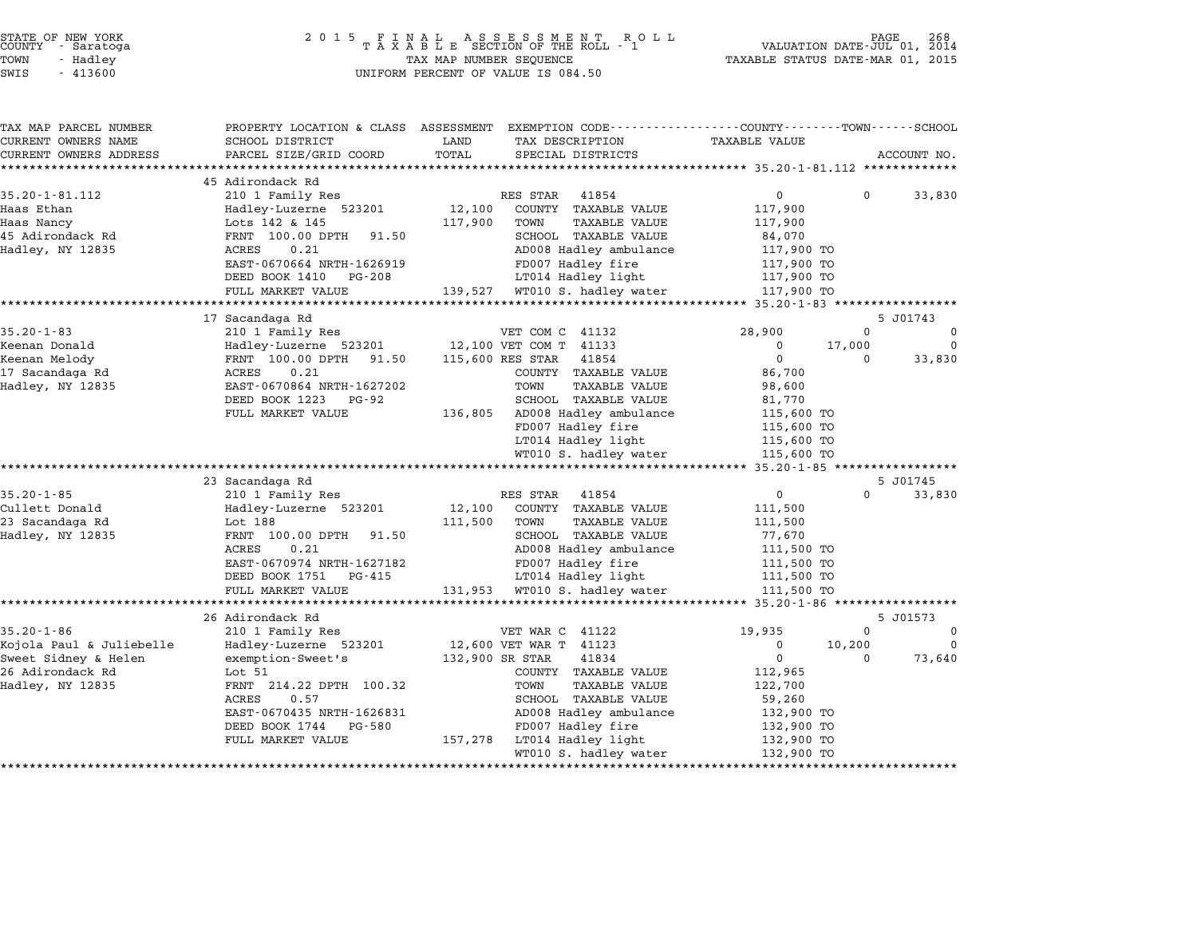STATE OF NEW YORK
COUNTY - Saratoga
TOWN - Hadley
SWIS - 413600

2015 FINAL ASSESSMENT ROLL
TAXABLE SECTION OF THE ROLL - 1
TAX MAP NUMBER SEQUENCE
UNIFORM PERCENT OF VALUE IS 084.50

VALUATION DATE-JUL 01, 2014
TAXABLE STATUS DATE-MAR 01, 2015

| TAX MAP PARCEL NUMBER / CURRENT OWNERS NAME / CURRENT OWNERS ADDRESS | PROPERTY LOCATION & CLASS / SCHOOL DISTRICT / PARCEL SIZE/GRID COORD | ASSESSMENT LAND / TOTAL | EXEMPTION CODE / TAX DESCRIPTION / SPECIAL DISTRICTS | COUNTY TAXABLE VALUE | TOWN | SCHOOL / ACCOUNT NO. |
|---|---|---|---|---|---|---|
| **35.20-1-81.112** | 45 Adirondack Rd | | | | | |
| 35.20-1-81.112 | 210 1 Family Res | | RES STAR 41854 | 0 | 0 | 33,830 |
| Haas Ethan | Hadley-Luzerne 523201 | 12,100 | COUNTY TAXABLE VALUE | 117,900 | | |
| Haas Nancy | Lots 142 & 145 | 117,900 | TOWN TAXABLE VALUE | 117,900 | | |
| 45 Adirondack Rd | FRNT 100.00 DPTH 91.50 | | SCHOOL TAXABLE VALUE | 84,070 | | |
| Hadley, NY 12835 | ACRES 0.21 | | AD008 Hadley ambulance | 117,900 TO | | |
| | EAST-0670664 NRTH-1626919 | | FD007 Hadley fire | 117,900 TO | | |
| | DEED BOOK 1410 PG-208 | | LT014 Hadley light | 117,900 TO | | |
| | FULL MARKET VALUE | 139,527 | WT010 S. hadley water | 117,900 TO | | |
| **35.20-1-83** | 17 Sacandaga Rd | | | | | 5 J01743 |
| 35.20-1-83 | 210 1 Family Res | | VET COM C 41132 | 28,900 | 0 | 0 |
| Keenan Donald | Hadley-Luzerne 523201 | 12,100 | VET COM T 41133 | 0 | 17,000 | 0 |
| Keenan Melody | FRNT 100.00 DPTH 91.50 | 115,600 | RES STAR 41854 | 0 | 0 | 33,830 |
| 17 Sacandaga Rd | ACRES 0.21 | | COUNTY TAXABLE VALUE | 86,700 | | |
| Hadley, NY 12835 | EAST-0670864 NRTH-1627202 | | TOWN TAXABLE VALUE | 98,600 | | |
| | DEED BOOK 1223 PG-92 | | SCHOOL TAXABLE VALUE | 81,770 | | |
| | FULL MARKET VALUE | 136,805 | AD008 Hadley ambulance | 115,600 TO | | |
| | | | FD007 Hadley fire | 115,600 TO | | |
| | | | LT014 Hadley light | 115,600 TO | | |
| | | | WT010 S. hadley water | 115,600 TO | | |
| **35.20-1-85** | 23 Sacandaga Rd | | | | | 5 J01745 |
| 35.20-1-85 | 210 1 Family Res | | RES STAR 41854 | 0 | 0 | 33,830 |
| Cullett Donald | Hadley-Luzerne 523201 | 12,100 | COUNTY TAXABLE VALUE | 111,500 | | |
| 23 Sacandaga Rd | Lot 188 | 111,500 | TOWN TAXABLE VALUE | 111,500 | | |
| Hadley, NY 12835 | FRNT 100.00 DPTH 91.50 | | SCHOOL TAXABLE VALUE | 77,670 | | |
| | ACRES 0.21 | | AD008 Hadley ambulance | 111,500 TO | | |
| | EAST-0670974 NRTH-1627182 | | FD007 Hadley fire | 111,500 TO | | |
| | DEED BOOK 1751 PG-415 | | LT014 Hadley light | 111,500 TO | | |
| | FULL MARKET VALUE | 131,953 | WT010 S. hadley water | 111,500 TO | | |
| **35.20-1-86** | 26 Adirondack Rd | | | | | 5 J01573 |
| 35.20-1-86 | 210 1 Family Res | | VET WAR C 41122 | 19,935 | 0 | 0 |
| Kojola Paul & Juliebelle | Hadley-Luzerne 523201 | 12,600 | VET WAR T 41123 | 0 | 10,200 | 0 |
| Sweet Sidney & Helen | exemption-Sweet's | 132,900 | SR STAR 41834 | 0 | 0 | 73,640 |
| 26 Adirondack Rd | Lot 51 | | COUNTY TAXABLE VALUE | 112,965 | | |
| Hadley, NY 12835 | FRNT 214.22 DPTH 100.32 | | TOWN TAXABLE VALUE | 122,700 | | |
| | ACRES 0.57 | | SCHOOL TAXABLE VALUE | 59,260 | | |
| | EAST-0670435 NRTH-1626831 | | AD008 Hadley ambulance | 132,900 TO | | |
| | DEED BOOK 1744 PG-580 | | FD007 Hadley fire | 132,900 TO | | |
| | FULL MARKET VALUE | 157,278 | LT014 Hadley light | 132,900 TO | | |
| | | | WT010 S. hadley water | 132,900 TO | | |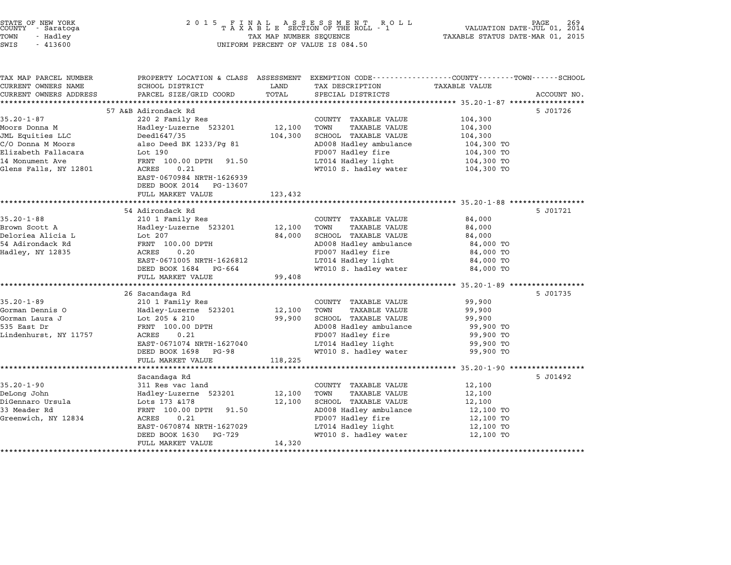STATE OF NEW YORK
COUNTY - Saratoga
TOWN - Hadley
SWIS - 413600

2015 FINAL ASSESSMENT ROLL
TAXABLE SECTION OF THE ROLL - 1
TAX MAP NUMBER SEQUENCE
UNIFORM PERCENT OF VALUE IS 084.50

VALUATION DATE-JUL 01, 2014
TAXABLE STATUS DATE-MAR 01, 2015

| TAX MAP PARCEL NUMBER / CURRENT OWNERS NAME / CURRENT OWNERS ADDRESS | PROPERTY LOCATION & CLASS / SCHOOL DISTRICT / PARCEL SIZE/GRID COORD | ASSESSMENT LAND / TOTAL | EXEMPTION CODE / TAX DESCRIPTION / SPECIAL DISTRICTS | TAXABLE VALUE | ACCOUNT NO. |
|---|---|---|---|---|---|
| **35.20-1-87** | 57 A&B Adirondack Rd | | | | 5 J01726 |
| 35.20-1-87 | 220 2 Family Res | | COUNTY TAXABLE VALUE | 104,300 | |
| Moors Donna M | Hadley-Luzerne 523201 | 12,100 | TOWN TAXABLE VALUE | 104,300 | |
| JML Equities LLC | Deed1647/35 | 104,300 | SCHOOL TAXABLE VALUE | 104,300 | |
| C/O Donna M Moors | also Deed BK 1233/Pg 81 | | AD008 Hadley ambulance | 104,300 TO | |
| Elizabeth Fallacara | Lot 190 | | FD007 Hadley fire | 104,300 TO | |
| 14 Monument Ave | FRNT 100.00 DPTH 91.50 | | LT014 Hadley light | 104,300 TO | |
| Glens Falls, NY 12801 | ACRES 0.21 | | WT010 S. hadley water | 104,300 TO | |
| | EAST-0670984 NRTH-1626939 | | | | |
| | DEED BOOK 2014 PG-13607 | | | | |
| | FULL MARKET VALUE | 123,432 | | | |
| **35.20-1-88** | 54 Adirondack Rd | | | | 5 J01721 |
| 35.20-1-88 | 210 1 Family Res | | COUNTY TAXABLE VALUE | 84,000 | |
| Brown Scott A | Hadley-Luzerne 523201 | 12,100 | TOWN TAXABLE VALUE | 84,000 | |
| Deloriea Alicia L | Lot 207 | 84,000 | SCHOOL TAXABLE VALUE | 84,000 | |
| 54 Adirondack Rd | FRNT 100.00 DPTH | | AD008 Hadley ambulance | 84,000 TO | |
| Hadley, NY 12835 | ACRES 0.20 | | FD007 Hadley fire | 84,000 TO | |
| | EAST-0671005 NRTH-1626812 | | LT014 Hadley light | 84,000 TO | |
| | DEED BOOK 1684 PG-664 | | WT010 S. hadley water | 84,000 TO | |
| | FULL MARKET VALUE | 99,408 | | | |
| **35.20-1-89** | 26 Sacandaga Rd | | | | 5 J01735 |
| 35.20-1-89 | 210 1 Family Res | | COUNTY TAXABLE VALUE | 99,900 | |
| Gorman Dennis O | Hadley-Luzerne 523201 | 12,100 | TOWN TAXABLE VALUE | 99,900 | |
| Gorman Laura J | Lot 205 & 210 | 99,900 | SCHOOL TAXABLE VALUE | 99,900 | |
| 535 East Dr | FRNT 100.00 DPTH | | AD008 Hadley ambulance | 99,900 TO | |
| Lindenhurst, NY 11757 | ACRES 0.21 | | FD007 Hadley fire | 99,900 TO | |
| | EAST-0671074 NRTH-1627040 | | LT014 Hadley light | 99,900 TO | |
| | DEED BOOK 1698 PG-98 | | WT010 S. hadley water | 99,900 TO | |
| | FULL MARKET VALUE | 118,225 | | | |
| **35.20-1-90** | Sacandaga Rd | | | | 5 J01492 |
| 35.20-1-90 | 311 Res vac land | | COUNTY TAXABLE VALUE | 12,100 | |
| DeLong John | Hadley-Luzerne 523201 | 12,100 | TOWN TAXABLE VALUE | 12,100 | |
| DiGennaro Ursula | Lots 173 &178 | 12,100 | SCHOOL TAXABLE VALUE | 12,100 | |
| 33 Meader Rd | FRNT 100.00 DPTH 91.50 | | AD008 Hadley ambulance | 12,100 TO | |
| Greenwich, NY 12834 | ACRES 0.21 | | FD007 Hadley fire | 12,100 TO | |
| | EAST-0670874 NRTH-1627029 | | LT014 Hadley light | 12,100 TO | |
| | DEED BOOK 1630 PG-729 | | WT010 S. hadley water | 12,100 TO | |
| | FULL MARKET VALUE | 14,320 | | | |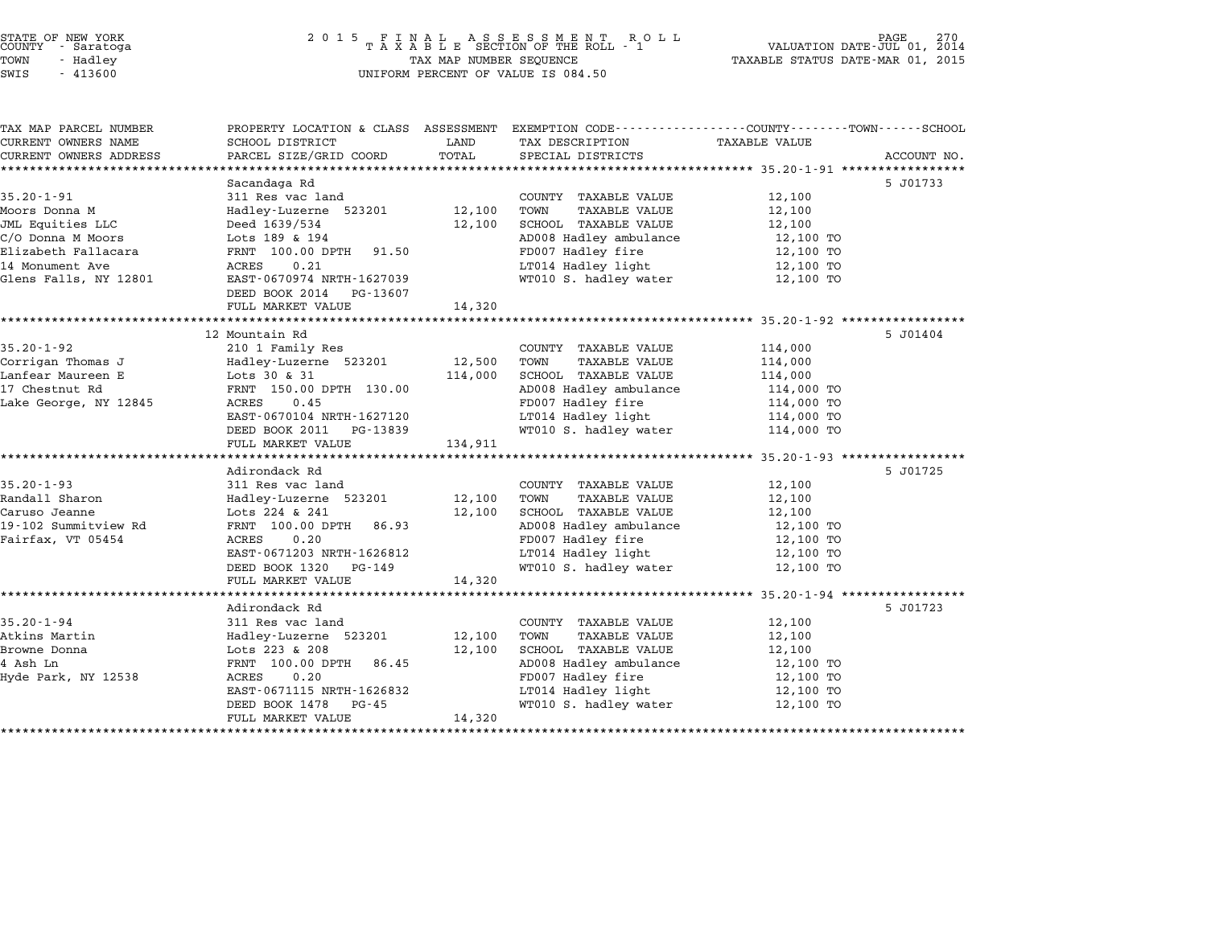STATE OF NEW YORK
COUNTY - Saratoga
TOWN - Hadley
SWIS - 413600

2 0 1 5 F I N A L A S S E S S M E N T R O L L
T A X A B L E SECTION OF THE ROLL - 1
TAX MAP NUMBER SEQUENCE
UNIFORM PERCENT OF VALUE IS 084.50

VALUATION DATE-JUL 01, 2014
TAXABLE STATUS DATE-MAR 01, 2015

| TAX MAP PARCEL NUMBER / CURRENT OWNERS NAME / CURRENT OWNERS ADDRESS | PROPERTY LOCATION & CLASS / SCHOOL DISTRICT / PARCEL SIZE/GRID COORD | ASSESSMENT LAND / TOTAL | EXEMPTION CODE / TAX DESCRIPTION / SPECIAL DISTRICTS | COUNTY--TOWN--SCHOOL TAXABLE VALUE | ACCOUNT NO. |
|---|---|---|---|---|---|
| | Sacandaga Rd | | | | 5 J01733 |
| 35.20-1-91 | 311 Res vac land | | COUNTY TAXABLE VALUE | 12,100 | |
| Moors Donna M | Hadley-Luzerne 523201 | 12,100 | TOWN TAXABLE VALUE | 12,100 | |
| JML Equities LLC | Deed 1639/534 | 12,100 | SCHOOL TAXABLE VALUE | 12,100 | |
| C/O Donna M Moors | Lots 189 & 194 | | AD008 Hadley ambulance | 12,100 TO | |
| Elizabeth Fallacara | FRNT 100.00 DPTH 91.50 | | FD007 Hadley fire | 12,100 TO | |
| 14 Monument Ave | ACRES 0.21 | | LT014 Hadley light | 12,100 TO | |
| Glens Falls, NY 12801 | EAST-0670974 NRTH-1627039 | | WT010 S. hadley water | 12,100 TO | |
| | DEED BOOK 2014 PG-13607 | | | | |
| | FULL MARKET VALUE | 14,320 | | | |
| | 12 Mountain Rd | | | | 5 J01404 |
| 35.20-1-92 | 210 1 Family Res | | COUNTY TAXABLE VALUE | 114,000 | |
| Corrigan Thomas J | Hadley-Luzerne 523201 | 12,500 | TOWN TAXABLE VALUE | 114,000 | |
| Lanfear Maureen E | Lots 30 & 31 | 114,000 | SCHOOL TAXABLE VALUE | 114,000 | |
| 17 Chestnut Rd | FRNT 150.00 DPTH 130.00 | | AD008 Hadley ambulance | 114,000 TO | |
| Lake George, NY 12845 | ACRES 0.45 | | FD007 Hadley fire | 114,000 TO | |
| | EAST-0670104 NRTH-1627120 | | LT014 Hadley light | 114,000 TO | |
| | DEED BOOK 2011 PG-13839 | | WT010 S. hadley water | 114,000 TO | |
| | FULL MARKET VALUE | 134,911 | | | |
| | Adirondack Rd | | | | 5 J01725 |
| 35.20-1-93 | 311 Res vac land | | COUNTY TAXABLE VALUE | 12,100 | |
| Randall Sharon | Hadley-Luzerne 523201 | 12,100 | TOWN TAXABLE VALUE | 12,100 | |
| Caruso Jeanne | Lots 224 & 241 | 12,100 | SCHOOL TAXABLE VALUE | 12,100 | |
| 19-102 Summitview Rd | FRNT 100.00 DPTH 86.93 | | AD008 Hadley ambulance | 12,100 TO | |
| Fairfax, VT 05454 | ACRES 0.20 | | FD007 Hadley fire | 12,100 TO | |
| | EAST-0671203 NRTH-1626812 | | LT014 Hadley light | 12,100 TO | |
| | DEED BOOK 1320 PG-149 | | WT010 S. hadley water | 12,100 TO | |
| | FULL MARKET VALUE | 14,320 | | | |
| | Adirondack Rd | | | | 5 J01723 |
| 35.20-1-94 | 311 Res vac land | | COUNTY TAXABLE VALUE | 12,100 | |
| Atkins Martin | Hadley-Luzerne 523201 | 12,100 | TOWN TAXABLE VALUE | 12,100 | |
| Browne Donna | Lots 223 & 208 | 12,100 | SCHOOL TAXABLE VALUE | 12,100 | |
| 4 Ash Ln | FRNT 100.00 DPTH 86.45 | | AD008 Hadley ambulance | 12,100 TO | |
| Hyde Park, NY 12538 | ACRES 0.20 | | FD007 Hadley fire | 12,100 TO | |
| | EAST-0671115 NRTH-1626832 | | LT014 Hadley light | 12,100 TO | |
| | DEED BOOK 1478 PG-45 | | WT010 S. hadley water | 12,100 TO | |
| | FULL MARKET VALUE | 14,320 | | | |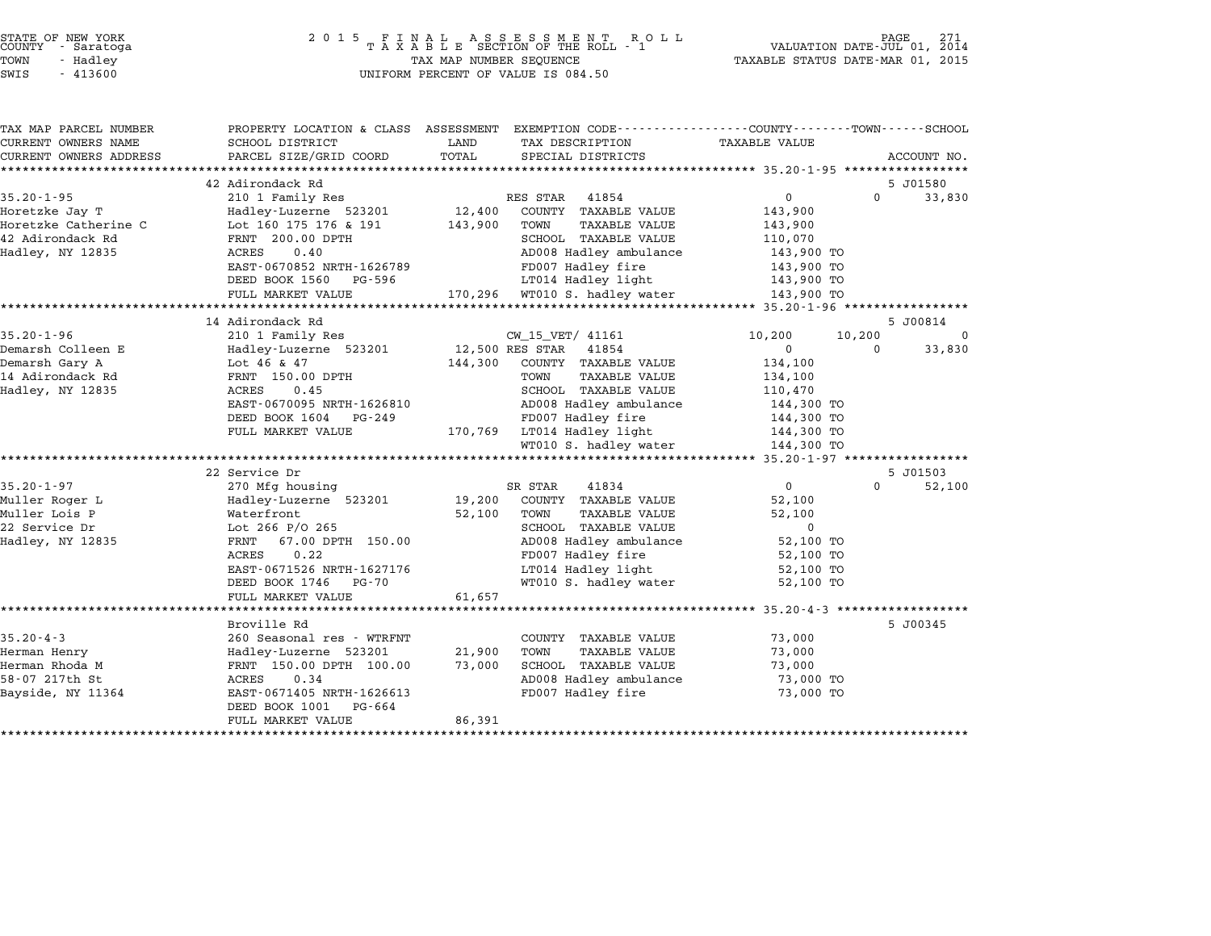STATE OF NEW YORK
COUNTY - Saratoga
TOWN - Hadley
SWIS - 413600

2015 FINAL ASSESSMENT ROLL
TAXABLE SECTION OF THE ROLL - 1
TAX MAP NUMBER SEQUENCE
UNIFORM PERCENT OF VALUE IS 084.50

VALUATION DATE-JUL 01, 2014
TAXABLE STATUS DATE-MAR 01, 2015

| TAX MAP PARCEL NUMBER / CURRENT OWNERS NAME / CURRENT OWNERS ADDRESS | PROPERTY LOCATION & CLASS / SCHOOL DISTRICT / PARCEL SIZE/GRID COORD | ASSESSMENT LAND | ASSESSMENT TOTAL | EXEMPTION CODE / TAX DESCRIPTION / SPECIAL DISTRICTS | COUNTY TAXABLE VALUE | TOWN | SCHOOL | ACCOUNT NO. |
|---|---|---|---|---|---|---|---|---|
| | 42 Adirondack Rd | | | | | | | 5 J01580 |
| 35.20-1-95 | 210 1 Family Res | | | RES STAR 41854 | 0 | 0 | 33,830 | |
| Horetzke Jay T | Hadley-Luzerne 523201 | 12,400 | | COUNTY TAXABLE VALUE | 143,900 | | | |
| Horetzke Catherine C | Lot 160 175 176 & 191 | | 143,900 | TOWN TAXABLE VALUE | 143,900 | | | |
| 42 Adirondack Rd | FRNT 200.00 DPTH | | | SCHOOL TAXABLE VALUE | 110,070 | | | |
| Hadley, NY 12835 | ACRES 0.40 | | | AD008 Hadley ambulance | 143,900 TO | | | |
| | EAST-0670852 NRTH-1626789 | | | FD007 Hadley fire | 143,900 TO | | | |
| | DEED BOOK 1560 PG-596 | | | LT014 Hadley light | 143,900 TO | | | |
| | FULL MARKET VALUE | | 170,296 | WT010 S. hadley water | 143,900 TO | | | |
| | 14 Adirondack Rd | | | | | | | 5 J00814 |
| 35.20-1-96 | 210 1 Family Res | | | CW_15_VET/ 41161 | 10,200 | 10,200 | 0 | |
| Demarsh Colleen E | Hadley-Luzerne 523201 | 12,500 | | RES STAR 41854 | 0 | 0 | 33,830 | |
| Demarsh Gary A | Lot 46 & 47 | | 144,300 | COUNTY TAXABLE VALUE | 134,100 | | | |
| 14 Adirondack Rd | FRNT 150.00 DPTH | | | TOWN TAXABLE VALUE | 134,100 | | | |
| Hadley, NY 12835 | ACRES 0.45 | | | SCHOOL TAXABLE VALUE | 110,470 | | | |
| | EAST-0670095 NRTH-1626810 | | | AD008 Hadley ambulance | 144,300 TO | | | |
| | DEED BOOK 1604 PG-249 | | | FD007 Hadley fire | 144,300 TO | | | |
| | FULL MARKET VALUE | | 170,769 | LT014 Hadley light | 144,300 TO | | | |
| | | | | WT010 S. hadley water | 144,300 TO | | | |
| | 22 Service Dr | | | | | | | 5 J01503 |
| 35.20-1-97 | 270 Mfg housing | | | SR STAR 41834 | 0 | 0 | 52,100 | |
| Muller Roger L | Hadley-Luzerne 523201 | 19,200 | | COUNTY TAXABLE VALUE | 52,100 | | | |
| Muller Lois P | Waterfront | | 52,100 | TOWN TAXABLE VALUE | 52,100 | | | |
| 22 Service Dr | Lot 266 P/O 265 | | | SCHOOL TAXABLE VALUE | 0 | | | |
| Hadley, NY 12835 | FRNT 67.00 DPTH 150.00 | | | AD008 Hadley ambulance | 52,100 TO | | | |
| | ACRES 0.22 | | | FD007 Hadley fire | 52,100 TO | | | |
| | EAST-0671526 NRTH-1627176 | | | LT014 Hadley light | 52,100 TO | | | |
| | DEED BOOK 1746 PG-70 | | | WT010 S. hadley water | 52,100 TO | | | |
| | FULL MARKET VALUE | | 61,657 | | | | | |
| | Broville Rd | | | | | | | 5 J00345 |
| 35.20-4-3 | 260 Seasonal res - WTRFNT | | | COUNTY TAXABLE VALUE | 73,000 | | | |
| Herman Henry | Hadley-Luzerne 523201 | 21,900 | | TOWN TAXABLE VALUE | 73,000 | | | |
| Herman Rhoda M | FRNT 150.00 DPTH 100.00 | | 73,000 | SCHOOL TAXABLE VALUE | 73,000 | | | |
| 58-07 217th St | ACRES 0.34 | | | AD008 Hadley ambulance | 73,000 TO | | | |
| Bayside, NY 11364 | EAST-0671405 NRTH-1626613 | | | FD007 Hadley fire | 73,000 TO | | | |
| | DEED BOOK 1001 PG-664 | | | | | | | |
| | FULL MARKET VALUE | | 86,391 | | | | | |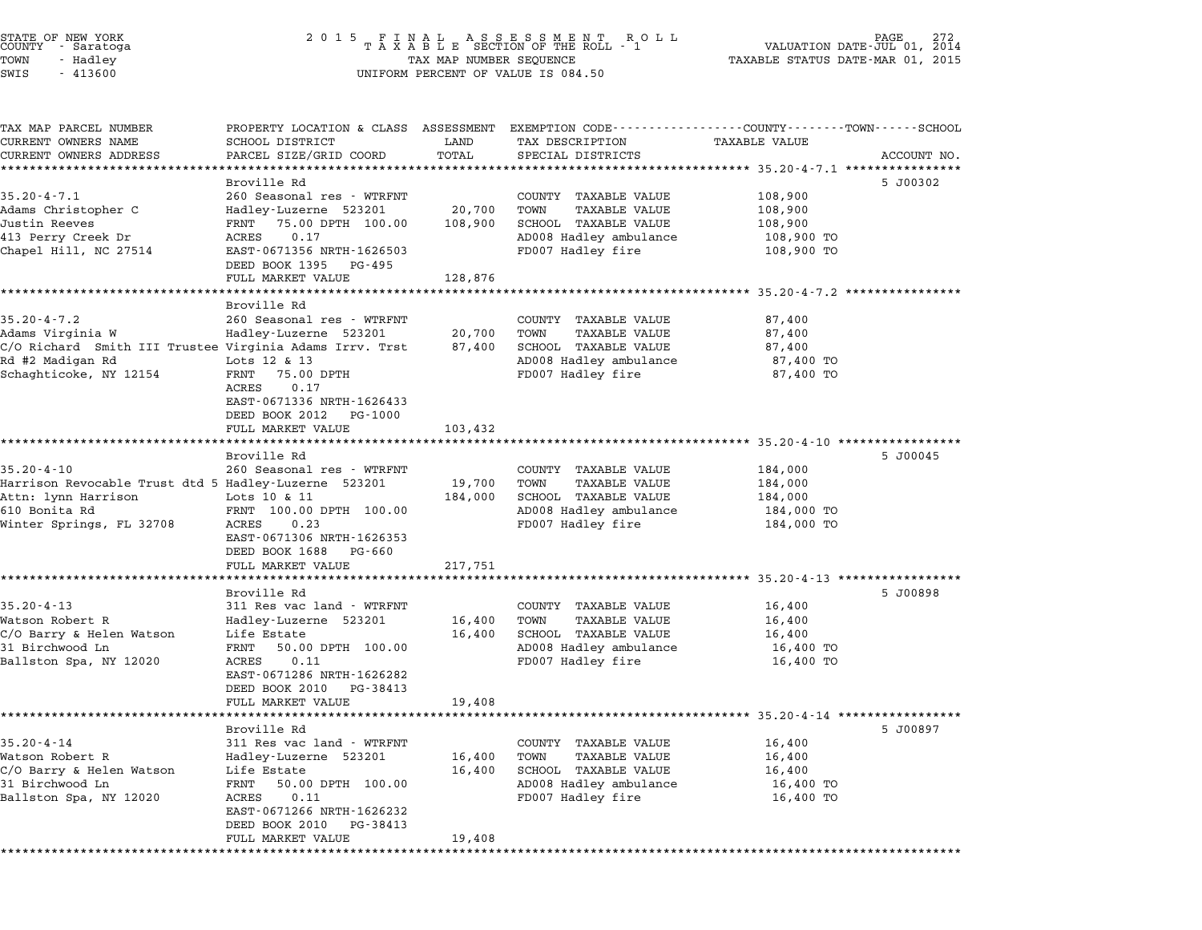STATE OF NEW YORK
COUNTY - Saratoga
TOWN - Hadley
SWIS - 413600

2015 FINAL ASSESSMENT ROLL
TAXABLE SECTION OF THE ROLL - 1
TAX MAP NUMBER SEQUENCE
UNIFORM PERCENT OF VALUE IS 084.50

VALUATION DATE-JUL 01, 2014
TAXABLE STATUS DATE-MAR 01, 2015

| TAX MAP PARCEL NUMBER / CURRENT OWNERS NAME / CURRENT OWNERS ADDRESS | PROPERTY LOCATION & CLASS / SCHOOL DISTRICT / PARCEL SIZE/GRID COORD | ASSESSMENT LAND | ASSESSMENT TOTAL | EXEMPTION CODE / TAX DESCRIPTION / SPECIAL DISTRICTS | TAXABLE VALUE | ACCOUNT NO. |
|---|---|---|---|---|---|---|
| **35.20-4-7.1** | Broville Rd | | | | | 5 J00302 |
| 35.20-4-7.1 | 260 Seasonal res - WTRFNT | | | COUNTY TAXABLE VALUE | 108,900 | |
| Adams Christopher C | Hadley-Luzerne 523201 | 20,700 | | TOWN TAXABLE VALUE | 108,900 | |
| Justin Reeves | FRNT 75.00 DPTH 100.00 | | 108,900 | SCHOOL TAXABLE VALUE | 108,900 | |
| 413 Perry Creek Dr | ACRES 0.17 | | | AD008 Hadley ambulance | 108,900 TO | |
| Chapel Hill, NC 27514 | EAST-0671356 NRTH-1626503 | | | FD007 Hadley fire | 108,900 TO | |
| | DEED BOOK 1395 PG-495 | | | | | |
| | FULL MARKET VALUE | | 128,876 | | | |
| **35.20-4-7.2** | Broville Rd | | | | | |
| 35.20-4-7.2 | 260 Seasonal res - WTRFNT | | | COUNTY TAXABLE VALUE | 87,400 | |
| Adams Virginia W | Hadley-Luzerne 523201 | 20,700 | | TOWN TAXABLE VALUE | 87,400 | |
| C/O Richard Smith III Trustee | Virginia Adams Irrv. Trst | | 87,400 | SCHOOL TAXABLE VALUE | 87,400 | |
| Rd #2 Madigan Rd | Lots 12 & 13 | | | AD008 Hadley ambulance | 87,400 TO | |
| Schaghticoke, NY 12154 | FRNT 75.00 DPTH | | | FD007 Hadley fire | 87,400 TO | |
| | ACRES 0.17 | | | | | |
| | EAST-0671336 NRTH-1626433 | | | | | |
| | DEED BOOK 2012 PG-1000 | | | | | |
| | FULL MARKET VALUE | | 103,432 | | | |
| **35.20-4-10** | Broville Rd | | | | | 5 J00045 |
| 35.20-4-10 | 260 Seasonal res - WTRFNT | | | COUNTY TAXABLE VALUE | 184,000 | |
| Harrison Revocable Trust dtd 5 | Hadley-Luzerne 523201 | 19,700 | | TOWN TAXABLE VALUE | 184,000 | |
| Attn: lynn Harrison | Lots 10 & 11 | | 184,000 | SCHOOL TAXABLE VALUE | 184,000 | |
| 610 Bonita Rd | FRNT 100.00 DPTH 100.00 | | | AD008 Hadley ambulance | 184,000 TO | |
| Winter Springs, FL 32708 | ACRES 0.23 | | | FD007 Hadley fire | 184,000 TO | |
| | EAST-0671306 NRTH-1626353 | | | | | |
| | DEED BOOK 1688 PG-660 | | | | | |
| | FULL MARKET VALUE | | 217,751 | | | |
| **35.20-4-13** | Broville Rd | | | | | 5 J00898 |
| 35.20-4-13 | 311 Res vac land - WTRFNT | | | COUNTY TAXABLE VALUE | 16,400 | |
| Watson Robert R | Hadley-Luzerne 523201 | 16,400 | | TOWN TAXABLE VALUE | 16,400 | |
| C/O Barry & Helen Watson | Life Estate | | 16,400 | SCHOOL TAXABLE VALUE | 16,400 | |
| 31 Birchwood Ln | FRNT 50.00 DPTH 100.00 | | | AD008 Hadley ambulance | 16,400 TO | |
| Ballston Spa, NY 12020 | ACRES 0.11 | | | FD007 Hadley fire | 16,400 TO | |
| | EAST-0671286 NRTH-1626282 | | | | | |
| | DEED BOOK 2010 PG-38413 | | | | | |
| | FULL MARKET VALUE | | 19,408 | | | |
| **35.20-4-14** | Broville Rd | | | | | 5 J00897 |
| 35.20-4-14 | 311 Res vac land - WTRFNT | | | COUNTY TAXABLE VALUE | 16,400 | |
| Watson Robert R | Hadley-Luzerne 523201 | 16,400 | | TOWN TAXABLE VALUE | 16,400 | |
| C/O Barry & Helen Watson | Life Estate | | 16,400 | SCHOOL TAXABLE VALUE | 16,400 | |
| 31 Birchwood Ln | FRNT 50.00 DPTH 100.00 | | | AD008 Hadley ambulance | 16,400 TO | |
| Ballston Spa, NY 12020 | ACRES 0.11 | | | FD007 Hadley fire | 16,400 TO | |
| | EAST-0671266 NRTH-1626232 | | | | | |
| | DEED BOOK 2010 PG-38413 | | | | | |
| | FULL MARKET VALUE | | 19,408 | | | |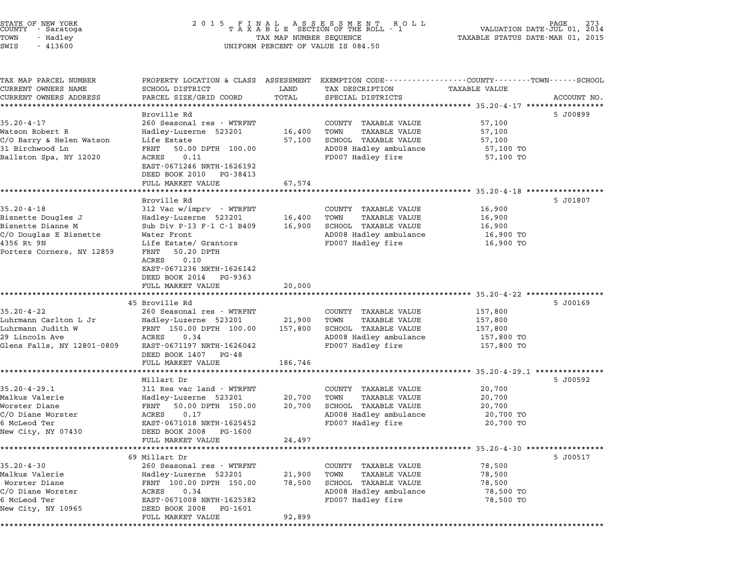STATE OF NEW YORK
COUNTY - Saratoga
TOWN - Hadley
SWIS - 413600

2015 FINAL ASSESSMENT ROLL
TAXABLE SECTION OF THE ROLL - 1
TAX MAP NUMBER SEQUENCE
UNIFORM PERCENT OF VALUE IS 084.50

VALUATION DATE-JUL 01, 2014
TAXABLE STATUS DATE-MAR 01, 2015

| TAX MAP PARCEL NUMBER / CURRENT OWNERS NAME / CURRENT OWNERS ADDRESS | PROPERTY LOCATION & CLASS / SCHOOL DISTRICT / PARCEL SIZE/GRID COORD | ASSESSMENT LAND | TOTAL | EXEMPTION CODE / TAX DESCRIPTION / SPECIAL DISTRICTS | TAXABLE VALUE (COUNTY--TOWN--SCHOOL) | ACCOUNT NO. |
|---|---|---|---|---|---|---|
| | Broville Rd | | | | | 5 J00899 |
| 35.20-4-17 | 260 Seasonal res - WTRFNT | | | COUNTY TAXABLE VALUE | 57,100 | |
| Watson Robert R | Hadley-Luzerne 523201 | 16,400 | | TOWN TAXABLE VALUE | 57,100 | |
| C/O Barry & Helen Watson | Life Estate | | 57,100 | SCHOOL TAXABLE VALUE | 57,100 | |
| 31 Birchwood Ln | FRNT 50.00 DPTH 100.00 | | | AD008 Hadley ambulance | 57,100 TO | |
| Ballston Spa, NY 12020 | ACRES 0.11 | | | FD007 Hadley fire | 57,100 TO | |
| | EAST-0671246 NRTH-1626192 | | | | | |
| | DEED BOOK 2010 PG-38413 | | | | | |
| | FULL MARKET VALUE | | 67,574 | | | |
| | Broville Rd | | | | | 5 J01807 |
| 35.20-4-18 | 312 Vac w/imprv - WTRFNT | | | COUNTY TAXABLE VALUE | 16,900 | |
| Bisnette Dougles J | Hadley-Luzerne 523201 | 16,400 | | TOWN TAXABLE VALUE | 16,900 | |
| Bisnette Dianne M | Sub Div P-13 F-1 C-1 B409 | | 16,900 | SCHOOL TAXABLE VALUE | 16,900 | |
| C/O Douglas E Bisnette | Water Front | | | AD008 Hadley ambulance | 16,900 TO | |
| 4356 Rt 9N | Life Estate/ Grantors | | | FD007 Hadley fire | 16,900 TO | |
| Porters Corners, NY 12859 | FRNT 50.20 DPTH | | | | | |
| | ACRES 0.10 | | | | | |
| | EAST-0671236 NRTH-1626142 | | | | | |
| | DEED BOOK 2014 PG-9363 | | | | | |
| | FULL MARKET VALUE | | 20,000 | | | |
| | 45 Broville Rd | | | | | 5 J00169 |
| 35.20-4-22 | 260 Seasonal res - WTRFNT | | | COUNTY TAXABLE VALUE | 157,800 | |
| Luhrmann Carlton L Jr | Hadley-Luzerne 523201 | 21,900 | | TOWN TAXABLE VALUE | 157,800 | |
| Luhrmann Judith W | FRNT 150.00 DPTH 100.00 | | 157,800 | SCHOOL TAXABLE VALUE | 157,800 | |
| 29 Lincoln Ave | ACRES 0.34 | | | AD008 Hadley ambulance | 157,800 TO | |
| Glens Falls, NY 12801-0809 | EAST-0671197 NRTH-1626042 | | | FD007 Hadley fire | 157,800 TO | |
| | DEED BOOK 1407 PG-48 | | | | | |
| | FULL MARKET VALUE | | 186,746 | | | |
| | Millart Dr | | | | | 5 J00592 |
| 35.20-4-29.1 | 311 Res vac land - WTRFNT | | | COUNTY TAXABLE VALUE | 20,700 | |
| Malkus Valerie | Hadley-Luzerne 523201 | 20,700 | | TOWN TAXABLE VALUE | 20,700 | |
| Worster Diane | FRNT 50.00 DPTH 150.00 | | 20,700 | SCHOOL TAXABLE VALUE | 20,700 | |
| C/O Diane Worster | ACRES 0.17 | | | AD008 Hadley ambulance | 20,700 TO | |
| 6 McLeod Ter | EAST-0671018 NRTH-1625452 | | | FD007 Hadley fire | 20,700 TO | |
| New City, NY 07430 | DEED BOOK 2008 PG-1600 | | | | | |
| | FULL MARKET VALUE | | 24,497 | | | |
| | 69 Millart Dr | | | | | 5 J00517 |
| 35.20-4-30 | 260 Seasonal res - WTRFNT | | | COUNTY TAXABLE VALUE | 78,500 | |
| Malkus Valerie | Hadley-Luzerne 523201 | 21,900 | | TOWN TAXABLE VALUE | 78,500 | |
| Worster Diane | FRNT 100.00 DPTH 150.00 | | 78,500 | SCHOOL TAXABLE VALUE | 78,500 | |
| C/O Diane Worster | ACRES 0.34 | | | AD008 Hadley ambulance | 78,500 TO | |
| 6 McLeod Ter | EAST-0671008 NRTH-1625382 | | | FD007 Hadley fire | 78,500 TO | |
| New City, NY 10965 | DEED BOOK 2008 PG-1601 | | | | | |
| | FULL MARKET VALUE | | 92,899 | | | |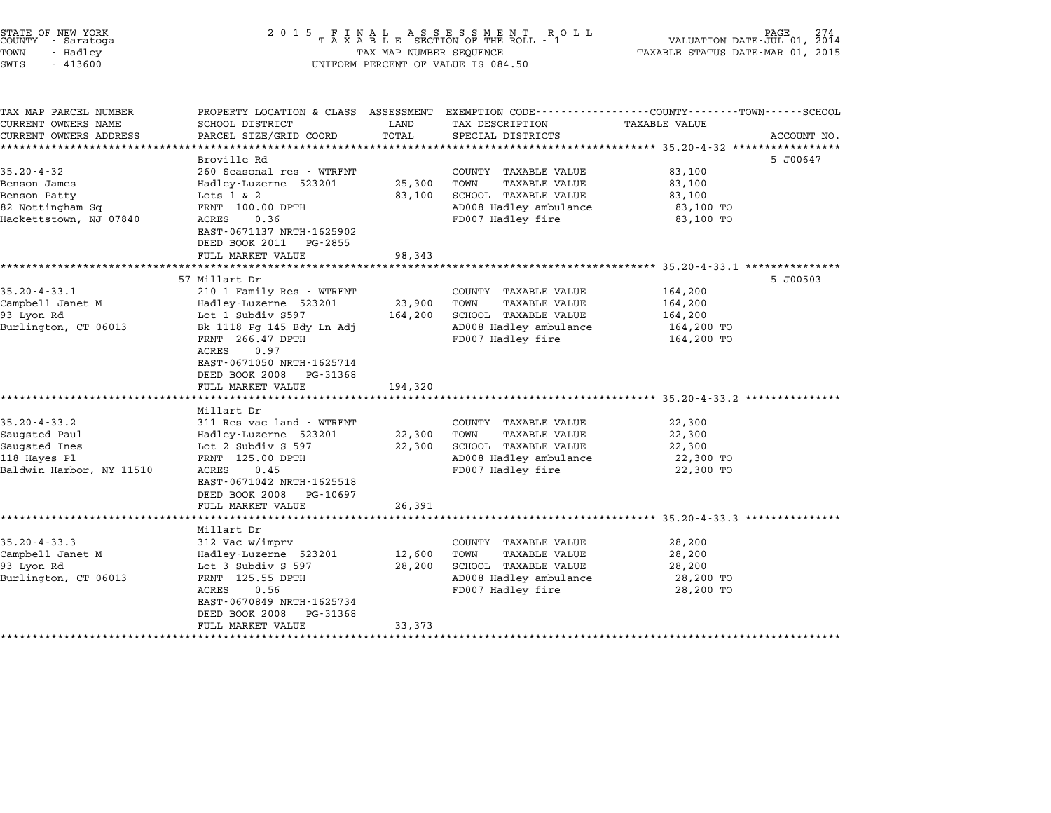STATE OF NEW YORK
COUNTY - Saratoga
TOWN - Hadley
SWIS - 413600

2015 FINAL ASSESSMENT ROLL
TAXABLE SECTION OF THE ROLL - 1
TAX MAP NUMBER SEQUENCE
UNIFORM PERCENT OF VALUE IS 084.50

VALUATION DATE-JUL 01, 2014
TAXABLE STATUS DATE-MAR 01, 2015

| TAX MAP PARCEL NUMBER / CURRENT OWNERS NAME / CURRENT OWNERS ADDRESS | PROPERTY LOCATION & CLASS / SCHOOL DISTRICT / PARCEL SIZE/GRID COORD | ASSESSMENT LAND / TOTAL | EXEMPTION CODE / TAX DESCRIPTION / SPECIAL DISTRICTS | TAXABLE VALUE (COUNTY--TOWN--SCHOOL) | ACCOUNT NO. |
|---|---|---|---|---|---|
| **35.20-4-32** | Broville Rd | | | | 5 J00647 |
| 35.20-4-32 | 260 Seasonal res - WTRFNT | | COUNTY TAXABLE VALUE | 83,100 | |
| Benson James | Hadley-Luzerne 523201 | 25,300 | TOWN TAXABLE VALUE | 83,100 | |
| Benson Patty | Lots 1 & 2 | 83,100 | SCHOOL TAXABLE VALUE | 83,100 | |
| 82 Nottingham Sq | FRNT 100.00 DPTH | | AD008 Hadley ambulance | 83,100 TO | |
| Hackettstown, NJ 07840 | ACRES 0.36 | | FD007 Hadley fire | 83,100 TO | |
| | EAST-0671137 NRTH-1625902 | | | | |
| | DEED BOOK 2011 PG-2855 | | | | |
| | FULL MARKET VALUE | 98,343 | | | |
| **35.20-4-33.1** | 57 Millart Dr | | | | 5 J00503 |
| 35.20-4-33.1 | 210 1 Family Res - WTRFNT | | COUNTY TAXABLE VALUE | 164,200 | |
| Campbell Janet M | Hadley-Luzerne 523201 | 23,900 | TOWN TAXABLE VALUE | 164,200 | |
| 93 Lyon Rd | Lot 1 Subdiv S597 | 164,200 | SCHOOL TAXABLE VALUE | 164,200 | |
| Burlington, CT 06013 | Bk 1118 Pg 145 Bdy Ln Adj | | AD008 Hadley ambulance | 164,200 TO | |
| | FRNT 266.47 DPTH | | FD007 Hadley fire | 164,200 TO | |
| | ACRES 0.97 | | | | |
| | EAST-0671050 NRTH-1625714 | | | | |
| | DEED BOOK 2008 PG-31368 | | | | |
| | FULL MARKET VALUE | 194,320 | | | |
| **35.20-4-33.2** | Millart Dr | | | | |
| 35.20-4-33.2 | 311 Res vac land - WTRFNT | | COUNTY TAXABLE VALUE | 22,300 | |
| Saugsted Paul | Hadley-Luzerne 523201 | 22,300 | TOWN TAXABLE VALUE | 22,300 | |
| Saugsted Ines | Lot 2 Subdiv S 597 | 22,300 | SCHOOL TAXABLE VALUE | 22,300 | |
| 118 Hayes Pl | FRNT 125.00 DPTH | | AD008 Hadley ambulance | 22,300 TO | |
| Baldwin Harbor, NY 11510 | ACRES 0.45 | | FD007 Hadley fire | 22,300 TO | |
| | EAST-0671042 NRTH-1625518 | | | | |
| | DEED BOOK 2008 PG-10697 | | | | |
| | FULL MARKET VALUE | 26,391 | | | |
| **35.20-4-33.3** | Millart Dr | | | | |
| 35.20-4-33.3 | 312 Vac w/imprv | | COUNTY TAXABLE VALUE | 28,200 | |
| Campbell Janet M | Hadley-Luzerne 523201 | 12,600 | TOWN TAXABLE VALUE | 28,200 | |
| 93 Lyon Rd | Lot 3 Subdiv S 597 | 28,200 | SCHOOL TAXABLE VALUE | 28,200 | |
| Burlington, CT 06013 | FRNT 125.55 DPTH | | AD008 Hadley ambulance | 28,200 TO | |
| | ACRES 0.56 | | FD007 Hadley fire | 28,200 TO | |
| | EAST-0670849 NRTH-1625734 | | | | |
| | DEED BOOK 2008 PG-31368 | | | | |
| | FULL MARKET VALUE | 33,373 | | | |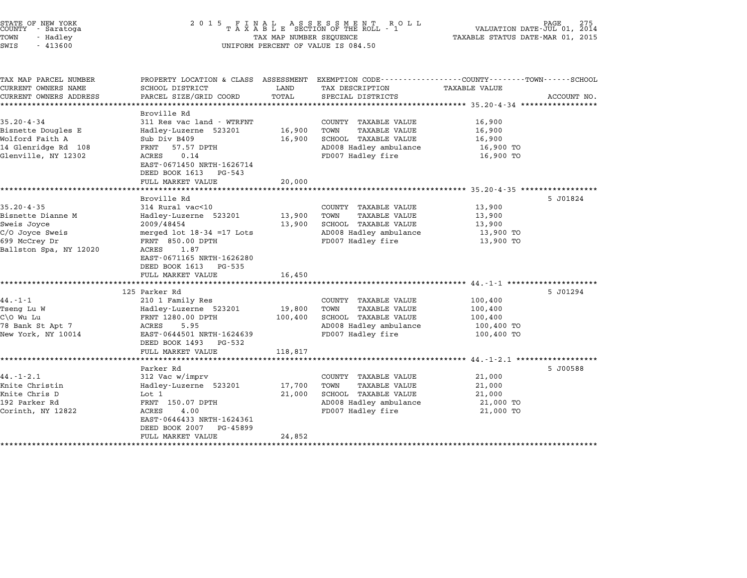STATE OF NEW YORK
COUNTY - Saratoga
TOWN - Hadley
SWIS - 413600

2 0 1 5 F I N A L A S S E S S M E N T R O L L
T A X A B L E SECTION OF THE ROLL - 1
TAX MAP NUMBER SEQUENCE
UNIFORM PERCENT OF VALUE IS 084.50

VALUATION DATE-JUL 01, 2014
TAXABLE STATUS DATE-MAR 01, 2015

| TAX MAP PARCEL NUMBER / CURRENT OWNERS NAME / CURRENT OWNERS ADDRESS | PROPERTY LOCATION & CLASS / SCHOOL DISTRICT / PARCEL SIZE/GRID COORD | ASSESSMENT LAND | TOTAL | EXEMPTION CODE / TAX DESCRIPTION / SPECIAL DISTRICTS | TAXABLE VALUE (COUNTY--TOWN--SCHOOL) | ACCOUNT NO. |
|---|---|---|---|---|---|---|
| **35.20-4-34** | Broville Rd | | | | | |
| 35.20-4-34 | 311 Res vac land - WTRFNT | | | COUNTY TAXABLE VALUE | 16,900 | |
| Bisnette Dougles E | Hadley-Luzerne 523201 | 16,900 | | TOWN TAXABLE VALUE | 16,900 | |
| Wolford Faith A | Sub Div B409 | | 16,900 | SCHOOL TAXABLE VALUE | 16,900 | |
| 14 Glenridge Rd 108 | FRNT 57.57 DPTH | | | AD008 Hadley ambulance | 16,900 TO | |
| Glenville, NY 12302 | ACRES 0.14 | | | FD007 Hadley fire | 16,900 TO | |
| | EAST-0671450 NRTH-1626714 | | | | | |
| | DEED BOOK 1613 PG-543 | | | | | |
| | FULL MARKET VALUE | | 20,000 | | | |
| **35.20-4-35** | Broville Rd | | | | | 5 J01824 |
| 35.20-4-35 | 314 Rural vac<10 | | | COUNTY TAXABLE VALUE | 13,900 | |
| Bisnette Dianne M | Hadley-Luzerne 523201 | 13,900 | | TOWN TAXABLE VALUE | 13,900 | |
| Sweis Joyce | 2009/48454 | | 13,900 | SCHOOL TAXABLE VALUE | 13,900 | |
| C/O Joyce Sweis | merged lot 18-34 =17 Lots | | | AD008 Hadley ambulance | 13,900 TO | |
| 699 McCrey Dr | FRNT 850.00 DPTH | | | FD007 Hadley fire | 13,900 TO | |
| Ballston Spa, NY 12020 | ACRES 1.87 | | | | | |
| | EAST-0671165 NRTH-1626280 | | | | | |
| | DEED BOOK 1613 PG-535 | | | | | |
| | FULL MARKET VALUE | | 16,450 | | | |
| **44.-1-1** | 125 Parker Rd | | | | | 5 J01294 |
| 44.-1-1 | 210 1 Family Res | | | COUNTY TAXABLE VALUE | 100,400 | |
| Tseng Lu W | Hadley-Luzerne 523201 | 19,800 | | TOWN TAXABLE VALUE | 100,400 | |
| C\O Wu Lu | FRNT 1280.00 DPTH | | 100,400 | SCHOOL TAXABLE VALUE | 100,400 | |
| 78 Bank St Apt 7 | ACRES 5.95 | | | AD008 Hadley ambulance | 100,400 TO | |
| New York, NY 10014 | EAST-0644501 NRTH-1624639 | | | FD007 Hadley fire | 100,400 TO | |
| | DEED BOOK 1493 PG-532 | | | | | |
| | FULL MARKET VALUE | | 118,817 | | | |
| **44.-1-2.1** | Parker Rd | | | | | 5 J00588 |
| 44.-1-2.1 | 312 Vac w/imprv | | | COUNTY TAXABLE VALUE | 21,000 | |
| Knite Christin | Hadley-Luzerne 523201 | 17,700 | | TOWN TAXABLE VALUE | 21,000 | |
| Knite Chris D | Lot 1 | | 21,000 | SCHOOL TAXABLE VALUE | 21,000 | |
| 192 Parker Rd | FRNT 150.07 DPTH | | | AD008 Hadley ambulance | 21,000 TO | |
| Corinth, NY 12822 | ACRES 4.00 | | | FD007 Hadley fire | 21,000 TO | |
| | EAST-0646433 NRTH-1624361 | | | | | |
| | DEED BOOK 2007 PG-45899 | | | | | |
| | FULL MARKET VALUE | | 24,852 | | | |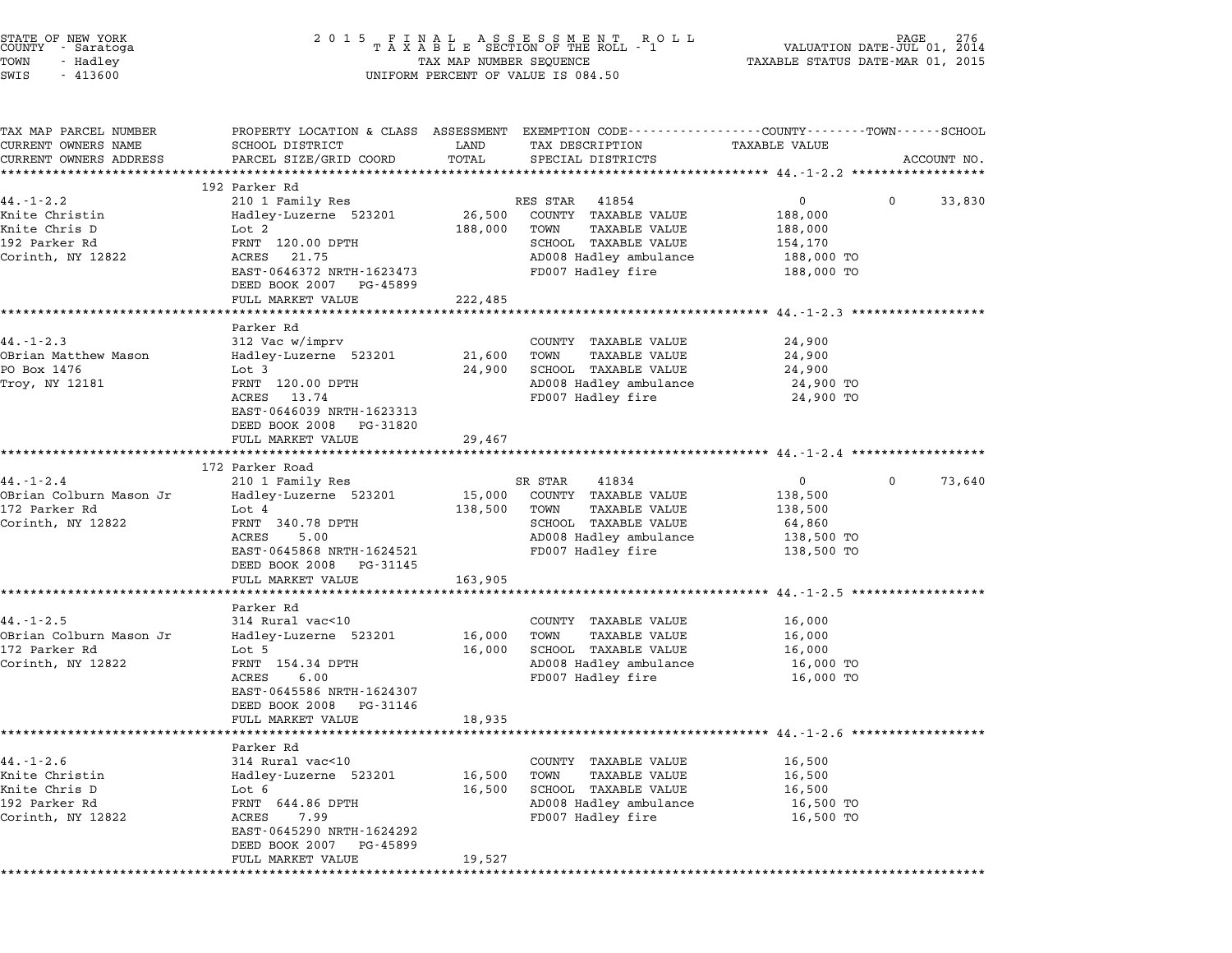STATE OF NEW YORK
COUNTY - Saratoga
TOWN - Hadley
SWIS - 413600

2015 FINAL ASSESSMENT ROLL
TAXABLE SECTION OF THE ROLL - 1
TAX MAP NUMBER SEQUENCE
UNIFORM PERCENT OF VALUE IS 084.50

VALUATION DATE-JUL 01, 2014
TAXABLE STATUS DATE-MAR 01, 2015

| TAX MAP PARCEL NUMBER / CURRENT OWNERS NAME / CURRENT OWNERS ADDRESS | PROPERTY LOCATION & CLASS / SCHOOL DISTRICT / PARCEL SIZE/GRID COORD | ASSESSMENT LAND / TOTAL | EXEMPTION CODE / TAX DESCRIPTION / SPECIAL DISTRICTS | COUNTY | TOWN | SCHOOL / ACCOUNT NO. |
|---|---|---|---|---|---|---|
| 44.-1-2.2 | 192 Parker Rd | | | | | |
| | 210 1 Family Res | | RES STAR 41854 | 0 | 0 | 33,830 |
| Knite Christin | Hadley-Luzerne 523201 | 26,500 | COUNTY TAXABLE VALUE | 188,000 | | |
| Knite Chris D | Lot 2 | 188,000 | TOWN TAXABLE VALUE | | 188,000 | |
| 192 Parker Rd | FRNT 120.00 DPTH | | SCHOOL TAXABLE VALUE | | | 154,170 |
| Corinth, NY 12822 | ACRES 21.75 | | AD008 Hadley ambulance | 188,000 TO | | |
| | EAST-0646372 NRTH-1623473 | | FD007 Hadley fire | 188,000 TO | | |
| | DEED BOOK 2007 PG-45899 | | | | | |
| | FULL MARKET VALUE | 222,485 | | | | |
| 44.-1-2.3 | Parker Rd | | | | | |
| | 312 Vac w/imprv | | COUNTY TAXABLE VALUE | 24,900 | | |
| OBrian Matthew Mason | Hadley-Luzerne 523201 | 21,600 | TOWN TAXABLE VALUE | | 24,900 | |
| PO Box 1476 | Lot 3 | 24,900 | SCHOOL TAXABLE VALUE | | | 24,900 |
| Troy, NY 12181 | FRNT 120.00 DPTH | | AD008 Hadley ambulance | 24,900 TO | | |
| | ACRES 13.74 | | FD007 Hadley fire | 24,900 TO | | |
| | EAST-0646039 NRTH-1623313 | | | | | |
| | DEED BOOK 2008 PG-31820 | | | | | |
| | FULL MARKET VALUE | 29,467 | | | | |
| 44.-1-2.4 | 172 Parker Road | | | | | |
| | 210 1 Family Res | | SR STAR 41834 | 0 | 0 | 73,640 |
| OBrian Colburn Mason Jr | Hadley-Luzerne 523201 | 15,000 | COUNTY TAXABLE VALUE | 138,500 | | |
| 172 Parker Rd | Lot 4 | 138,500 | TOWN TAXABLE VALUE | | 138,500 | |
| Corinth, NY 12822 | FRNT 340.78 DPTH | | SCHOOL TAXABLE VALUE | | | 64,860 |
| | ACRES 5.00 | | AD008 Hadley ambulance | 138,500 TO | | |
| | EAST-0645868 NRTH-1624521 | | FD007 Hadley fire | 138,500 TO | | |
| | DEED BOOK 2008 PG-31145 | | | | | |
| | FULL MARKET VALUE | 163,905 | | | | |
| 44.-1-2.5 | Parker Rd | | | | | |
| | 314 Rural vac<10 | | COUNTY TAXABLE VALUE | 16,000 | | |
| OBrian Colburn Mason Jr | Hadley-Luzerne 523201 | 16,000 | TOWN TAXABLE VALUE | | 16,000 | |
| 172 Parker Rd | Lot 5 | 16,000 | SCHOOL TAXABLE VALUE | | | 16,000 |
| Corinth, NY 12822 | FRNT 154.34 DPTH | | AD008 Hadley ambulance | 16,000 TO | | |
| | ACRES 6.00 | | FD007 Hadley fire | 16,000 TO | | |
| | EAST-0645586 NRTH-1624307 | | | | | |
| | DEED BOOK 2008 PG-31146 | | | | | |
| | FULL MARKET VALUE | 18,935 | | | | |
| 44.-1-2.6 | Parker Rd | | | | | |
| | 314 Rural vac<10 | | COUNTY TAXABLE VALUE | 16,500 | | |
| Knite Christin | Hadley-Luzerne 523201 | 16,500 | TOWN TAXABLE VALUE | | 16,500 | |
| Knite Chris D | Lot 6 | 16,500 | SCHOOL TAXABLE VALUE | | | 16,500 |
| 192 Parker Rd | FRNT 644.86 DPTH | | AD008 Hadley ambulance | 16,500 TO | | |
| Corinth, NY 12822 | ACRES 7.99 | | FD007 Hadley fire | 16,500 TO | | |
| | EAST-0645290 NRTH-1624292 | | | | | |
| | DEED BOOK 2007 PG-45899 | | | | | |
| | FULL MARKET VALUE | 19,527 | | | | |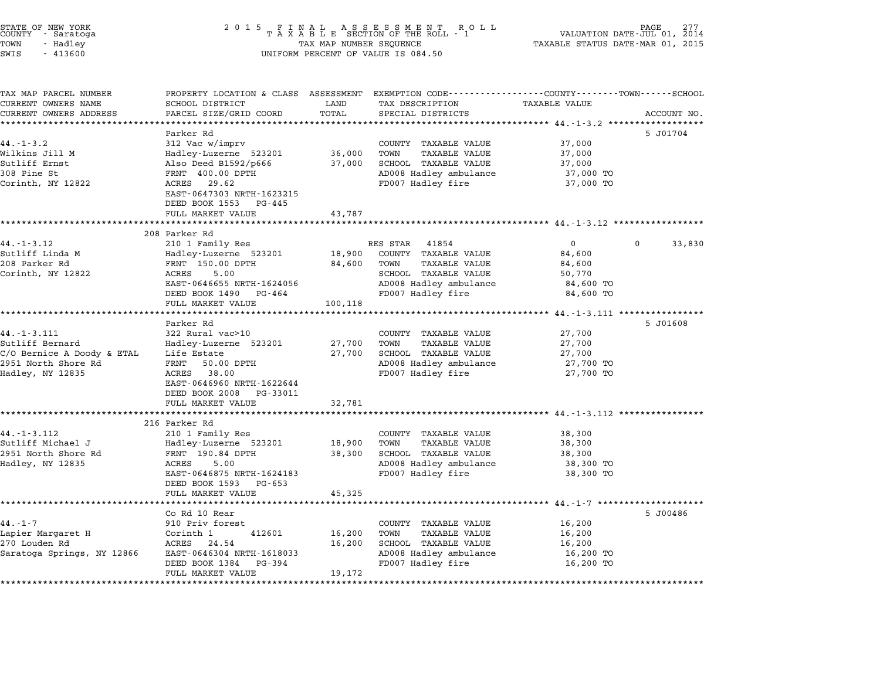STATE OF NEW YORK
COUNTY - Saratoga
TOWN - Hadley
SWIS - 413600

2 0 1 5 F I N A L A S S E S S M E N T R O L L
T A X A B L E SECTION OF THE ROLL - 1
TAX MAP NUMBER SEQUENCE
UNIFORM PERCENT OF VALUE IS 084.50

VALUATION DATE-JUL 01, 2014
TAXABLE STATUS DATE-MAR 01, 2015

| TAX MAP PARCEL NUMBER<br>CURRENT OWNERS NAME<br>CURRENT OWNERS ADDRESS | PROPERTY LOCATION & CLASS<br>SCHOOL DISTRICT<br>PARCEL SIZE/GRID COORD | ASSESSMENT<br>LAND<br>TOTAL | EXEMPTION CODE-----COUNTY-----TOWN-----SCHOOL<br>TAX DESCRIPTION<br>SPECIAL DISTRICTS | TAXABLE VALUE | ACCOUNT NO. |
|---|---|---|---|---|---|
| 44.-1-3.2 | Parker Rd | | | | 5 J01704 |
| 44.-1-3.2 | 312 Vac w/imprv | | COUNTY TAXABLE VALUE | 37,000 | |
| Wilkins Jill M | Hadley-Luzerne 523201 | 36,000 | TOWN TAXABLE VALUE | 37,000 | |
| Sutliff Ernst | Also Deed B1592/p666 | 37,000 | SCHOOL TAXABLE VALUE | 37,000 | |
| 308 Pine St | FRNT 400.00 DPTH | | AD008 Hadley ambulance | 37,000 TO | |
| Corinth, NY 12822 | ACRES 29.62 | | FD007 Hadley fire | 37,000 TO | |
| | EAST-0647303 NRTH-1623215 | | | | |
| | DEED BOOK 1553 PG-445 | | | | |
| | FULL MARKET VALUE | 43,787 | | | |
| 44.-1-3.12 | 208 Parker Rd | | | | |
| 44.-1-3.12 | 210 1 Family Res | | RES STAR 41854 | 0 &nbsp; 0 &nbsp; 33,830 | |
| Sutliff Linda M | Hadley-Luzerne 523201 | 18,900 | COUNTY TAXABLE VALUE | 84,600 | |
| 208 Parker Rd | FRNT 150.00 DPTH | 84,600 | TOWN TAXABLE VALUE | 84,600 | |
| Corinth, NY 12822 | ACRES 5.00 | | SCHOOL TAXABLE VALUE | 50,770 | |
| | EAST-0646655 NRTH-1624056 | | AD008 Hadley ambulance | 84,600 TO | |
| | DEED BOOK 1490 PG-464 | | FD007 Hadley fire | 84,600 TO | |
| | FULL MARKET VALUE | 100,118 | | | |
| 44.-1-3.111 | Parker Rd | | | | 5 J01608 |
| 44.-1-3.111 | 322 Rural vac>10 | | COUNTY TAXABLE VALUE | 27,700 | |
| Sutliff Bernard | Hadley-Luzerne 523201 | 27,700 | TOWN TAXABLE VALUE | 27,700 | |
| C/O Bernice A Doody & ETAL | Life Estate | 27,700 | SCHOOL TAXABLE VALUE | 27,700 | |
| 2951 North Shore Rd | FRNT 50.00 DPTH | | AD008 Hadley ambulance | 27,700 TO | |
| Hadley, NY 12835 | ACRES 38.00 | | FD007 Hadley fire | 27,700 TO | |
| | EAST-0646960 NRTH-1622644 | | | | |
| | DEED BOOK 2008 PG-33011 | | | | |
| | FULL MARKET VALUE | 32,781 | | | |
| 44.-1-3.112 | 216 Parker Rd | | | | |
| 44.-1-3.112 | 210 1 Family Res | | COUNTY TAXABLE VALUE | 38,300 | |
| Sutliff Michael J | Hadley-Luzerne 523201 | 18,900 | TOWN TAXABLE VALUE | 38,300 | |
| 2951 North Shore Rd | FRNT 190.84 DPTH | 38,300 | SCHOOL TAXABLE VALUE | 38,300 | |
| Hadley, NY 12835 | ACRES 5.00 | | AD008 Hadley ambulance | 38,300 TO | |
| | EAST-0646875 NRTH-1624183 | | FD007 Hadley fire | 38,300 TO | |
| | DEED BOOK 1593 PG-653 | | | | |
| | FULL MARKET VALUE | 45,325 | | | |
| 44.-1-7 | Co Rd 10 Rear | | | | 5 J00486 |
| 44.-1-7 | 910 Priv forest | | COUNTY TAXABLE VALUE | 16,200 | |
| Lapier Margaret H | Corinth 1 412601 | 16,200 | TOWN TAXABLE VALUE | 16,200 | |
| 270 Louden Rd | ACRES 24.54 | 16,200 | SCHOOL TAXABLE VALUE | 16,200 | |
| Saratoga Springs, NY 12866 | EAST-0646304 NRTH-1618033 | | AD008 Hadley ambulance | 16,200 TO | |
| | DEED BOOK 1384 PG-394 | | FD007 Hadley fire | 16,200 TO | |
| | FULL MARKET VALUE | 19,172 | | | |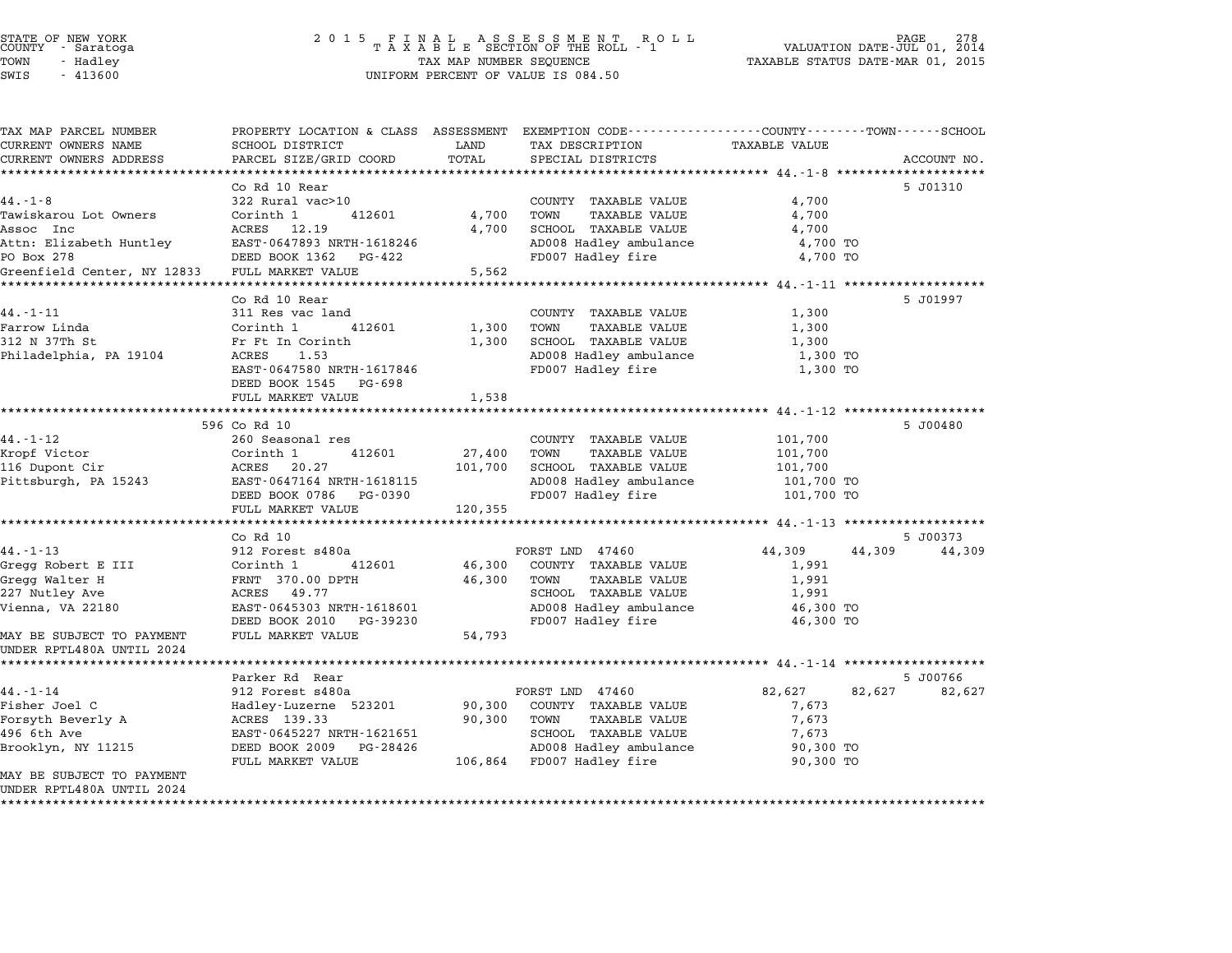STATE OF NEW YORK — COUNTY - Saratoga — TOWN - Hadley — SWIS - 413600

2015 FINAL ASSESSMENT ROLL — TAXABLE SECTION OF THE ROLL - 1 — TAX MAP NUMBER SEQUENCE — UNIFORM PERCENT OF VALUE IS 084.50

VALUATION DATE-JUL 01, 2014 — TAXABLE STATUS DATE-MAR 01, 2015

| TAX MAP PARCEL NUMBER / CURRENT OWNERS NAME / CURRENT OWNERS ADDRESS | PROPERTY LOCATION & CLASS / SCHOOL DISTRICT / PARCEL SIZE/GRID COORD | ASSESSMENT LAND / TOTAL | EXEMPTION CODE / TAX DESCRIPTION / SPECIAL DISTRICTS | COUNTY TAXABLE VALUE | TOWN | SCHOOL | ACCOUNT NO. |
|---|---|---|---|---|---|---|---|
| **44.-1-8** | Co Rd 10 Rear | | | | | | 5 J01310 |
| | 322 Rural vac>10 | | COUNTY TAXABLE VALUE | 4,700 | | | |
| Tawiskarou Lot Owners | Corinth 1 412601 | 4,700 | TOWN TAXABLE VALUE | 4,700 | | | |
| Assoc Inc | ACRES 12.19 | 4,700 | SCHOOL TAXABLE VALUE | 4,700 | | | |
| Attn: Elizabeth Huntley | EAST-0647893 NRTH-1618246 | | AD008 Hadley ambulance | 4,700 TO | | | |
| PO Box 278 | DEED BOOK 1362 PG-422 | | FD007 Hadley fire | 4,700 TO | | | |
| Greenfield Center, NY 12833 | FULL MARKET VALUE | 5,562 | | | | | |
| **44.-1-11** | Co Rd 10 Rear | | | | | | 5 J01997 |
| | 311 Res vac land | | COUNTY TAXABLE VALUE | 1,300 | | | |
| Farrow Linda | Corinth 1 412601 | 1,300 | TOWN TAXABLE VALUE | 1,300 | | | |
| 312 N 37Th St | Fr Ft In Corinth | 1,300 | SCHOOL TAXABLE VALUE | 1,300 | | | |
| Philadelphia, PA 19104 | ACRES 1.53 | | AD008 Hadley ambulance | 1,300 TO | | | |
| | EAST-0647580 NRTH-1617846 | | FD007 Hadley fire | 1,300 TO | | | |
| | DEED BOOK 1545 PG-698 | | | | | | |
| | FULL MARKET VALUE | 1,538 | | | | | |
| **44.-1-12** | 596 Co Rd 10 | | | | | | 5 J00480 |
| | 260 Seasonal res | | COUNTY TAXABLE VALUE | 101,700 | | | |
| Kropf Victor | Corinth 1 412601 | 27,400 | TOWN TAXABLE VALUE | 101,700 | | | |
| 116 Dupont Cir | ACRES 20.27 | 101,700 | SCHOOL TAXABLE VALUE | 101,700 | | | |
| Pittsburgh, PA 15243 | EAST-0647164 NRTH-1618115 | | AD008 Hadley ambulance | 101,700 TO | | | |
| | DEED BOOK 0786 PG-0390 | | FD007 Hadley fire | 101,700 TO | | | |
| | FULL MARKET VALUE | 120,355 | | | | | |
| **44.-1-13** | Co Rd 10 | | | | | | 5 J00373 |
| | 912 Forest s480a | | FORST LND 47460 | 44,309 | 44,309 | 44,309 | |
| Gregg Robert E III | Corinth 1 412601 | 46,300 | COUNTY TAXABLE VALUE | 1,991 | | | |
| Gregg Walter H | FRNT 370.00 DPTH | 46,300 | TOWN TAXABLE VALUE | 1,991 | | | |
| 227 Nutley Ave | ACRES 49.77 | | SCHOOL TAXABLE VALUE | 1,991 | | | |
| Vienna, VA 22180 | EAST-0645303 NRTH-1618601 | | AD008 Hadley ambulance | 46,300 TO | | | |
| | DEED BOOK 2010 PG-39230 | | FD007 Hadley fire | 46,300 TO | | | |
| MAY BE SUBJECT TO PAYMENT UNDER RPTL480A UNTIL 2024 | FULL MARKET VALUE | 54,793 | | | | | |
| **44.-1-14** | Parker Rd Rear | | | | | | 5 J00766 |
| | 912 Forest s480a | | FORST LND 47460 | 82,627 | 82,627 | 82,627 | |
| Fisher Joel C | Hadley-Luzerne 523201 | 90,300 | COUNTY TAXABLE VALUE | 7,673 | | | |
| Forsyth Beverly A | ACRES 139.33 | 90,300 | TOWN TAXABLE VALUE | 7,673 | | | |
| 496 6th Ave | EAST-0645227 NRTH-1621651 | | SCHOOL TAXABLE VALUE | 7,673 | | | |
| Brooklyn, NY 11215 | DEED BOOK 2009 PG-28426 | | AD008 Hadley ambulance | 90,300 TO | | | |
| | FULL MARKET VALUE | 106,864 | FD007 Hadley fire | 90,300 TO | | | |
| MAY BE SUBJECT TO PAYMENT UNDER RPTL480A UNTIL 2024 | | | | | | | |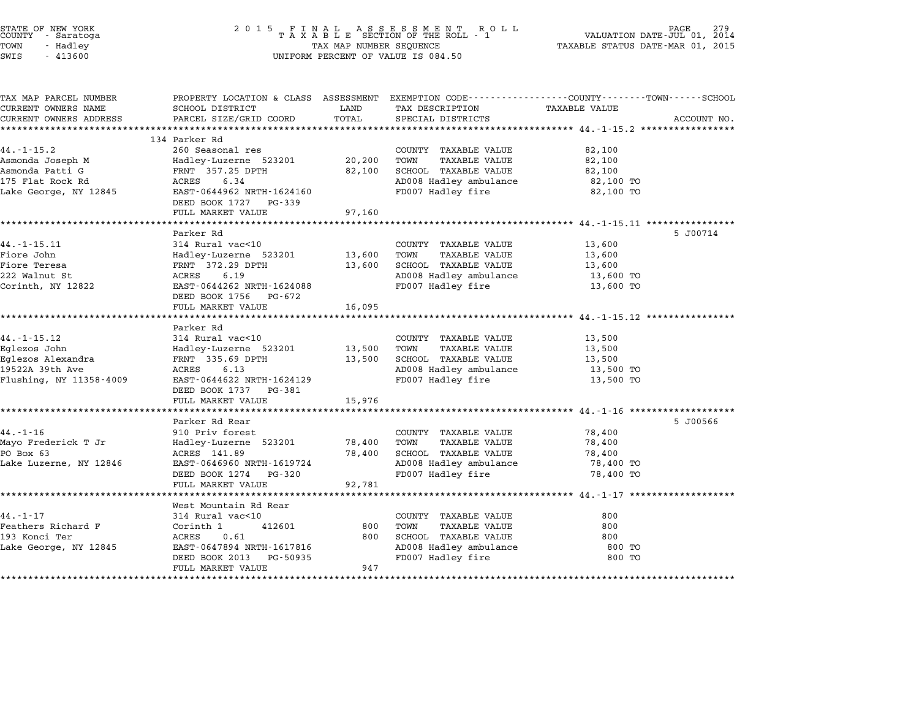STATE OF NEW YORK
COUNTY - Saratoga
TOWN - Hadley
SWIS - 413600

2015 FINAL ASSESSMENT ROLL
TAXABLE SECTION OF THE ROLL - 1
TAX MAP NUMBER SEQUENCE
UNIFORM PERCENT OF VALUE IS 084.50

VALUATION DATE-JUL 01, 2014
TAXABLE STATUS DATE-MAR 01, 2015

| TAX MAP PARCEL NUMBER / CURRENT OWNERS NAME / CURRENT OWNERS ADDRESS | PROPERTY LOCATION & CLASS / SCHOOL DISTRICT / PARCEL SIZE/GRID COORD | ASSESSMENT LAND | TOTAL | EXEMPTION CODE / TAX DESCRIPTION / SPECIAL DISTRICTS | TAXABLE VALUE | ACCOUNT NO. |
|---|---|---|---|---|---|---|
| **44.-1-15.2** | 134 Parker Rd | | | | | |
| 44.-1-15.2 | 260 Seasonal res | | | COUNTY TAXABLE VALUE | 82,100 | |
| Asmonda Joseph M | Hadley-Luzerne 523201 | 20,200 | | TOWN TAXABLE VALUE | 82,100 | |
| Asmonda Patti G | FRNT 357.25 DPTH | | 82,100 | SCHOOL TAXABLE VALUE | 82,100 | |
| 175 Flat Rock Rd | ACRES 6.34 | | | AD008 Hadley ambulance | 82,100 TO | |
| Lake George, NY 12845 | EAST-0644962 NRTH-1624160 | | | FD007 Hadley fire | 82,100 TO | |
| | DEED BOOK 1727 PG-339 | | | | | |
| | FULL MARKET VALUE | | 97,160 | | | |
| **44.-1-15.11** | Parker Rd | | | | | 5 J00714 |
| 44.-1-15.11 | 314 Rural vac<10 | | | COUNTY TAXABLE VALUE | 13,600 | |
| Fiore John | Hadley-Luzerne 523201 | 13,600 | | TOWN TAXABLE VALUE | 13,600 | |
| Fiore Teresa | FRNT 372.29 DPTH | | 13,600 | SCHOOL TAXABLE VALUE | 13,600 | |
| 222 Walnut St | ACRES 6.19 | | | AD008 Hadley ambulance | 13,600 TO | |
| Corinth, NY 12822 | EAST-0644262 NRTH-1624088 | | | FD007 Hadley fire | 13,600 TO | |
| | DEED BOOK 1756 PG-672 | | | | | |
| | FULL MARKET VALUE | | 16,095 | | | |
| **44.-1-15.12** | Parker Rd | | | | | |
| 44.-1-15.12 | 314 Rural vac<10 | | | COUNTY TAXABLE VALUE | 13,500 | |
| Eglezos John | Hadley-Luzerne 523201 | 13,500 | | TOWN TAXABLE VALUE | 13,500 | |
| Eglezos Alexandra | FRNT 335.69 DPTH | | 13,500 | SCHOOL TAXABLE VALUE | 13,500 | |
| 19522A 39th Ave | ACRES 6.13 | | | AD008 Hadley ambulance | 13,500 TO | |
| Flushing, NY 11358-4009 | EAST-0644622 NRTH-1624129 | | | FD007 Hadley fire | 13,500 TO | |
| | DEED BOOK 1737 PG-381 | | | | | |
| | FULL MARKET VALUE | | 15,976 | | | |
| **44.-1-16** | Parker Rd Rear | | | | | 5 J00566 |
| 44.-1-16 | 910 Priv forest | | | COUNTY TAXABLE VALUE | 78,400 | |
| Mayo Frederick T Jr | Hadley-Luzerne 523201 | 78,400 | | TOWN TAXABLE VALUE | 78,400 | |
| PO Box 63 | ACRES 141.89 | | 78,400 | SCHOOL TAXABLE VALUE | 78,400 | |
| Lake Luzerne, NY 12846 | EAST-0646960 NRTH-1619724 | | | AD008 Hadley ambulance | 78,400 TO | |
| | DEED BOOK 1274 PG-320 | | | FD007 Hadley fire | 78,400 TO | |
| | FULL MARKET VALUE | | 92,781 | | | |
| **44.-1-17** | West Mountain Rd Rear | | | | | |
| 44.-1-17 | 314 Rural vac<10 | | | COUNTY TAXABLE VALUE | 800 | |
| Feathers Richard F | Corinth 1 412601 | 800 | | TOWN TAXABLE VALUE | 800 | |
| 193 Konci Ter | ACRES 0.61 | | 800 | SCHOOL TAXABLE VALUE | 800 | |
| Lake George, NY 12845 | EAST-0647894 NRTH-1617816 | | | AD008 Hadley ambulance | 800 TO | |
| | DEED BOOK 2013 PG-50935 | | | FD007 Hadley fire | 800 TO | |
| | FULL MARKET VALUE | | 947 | | | |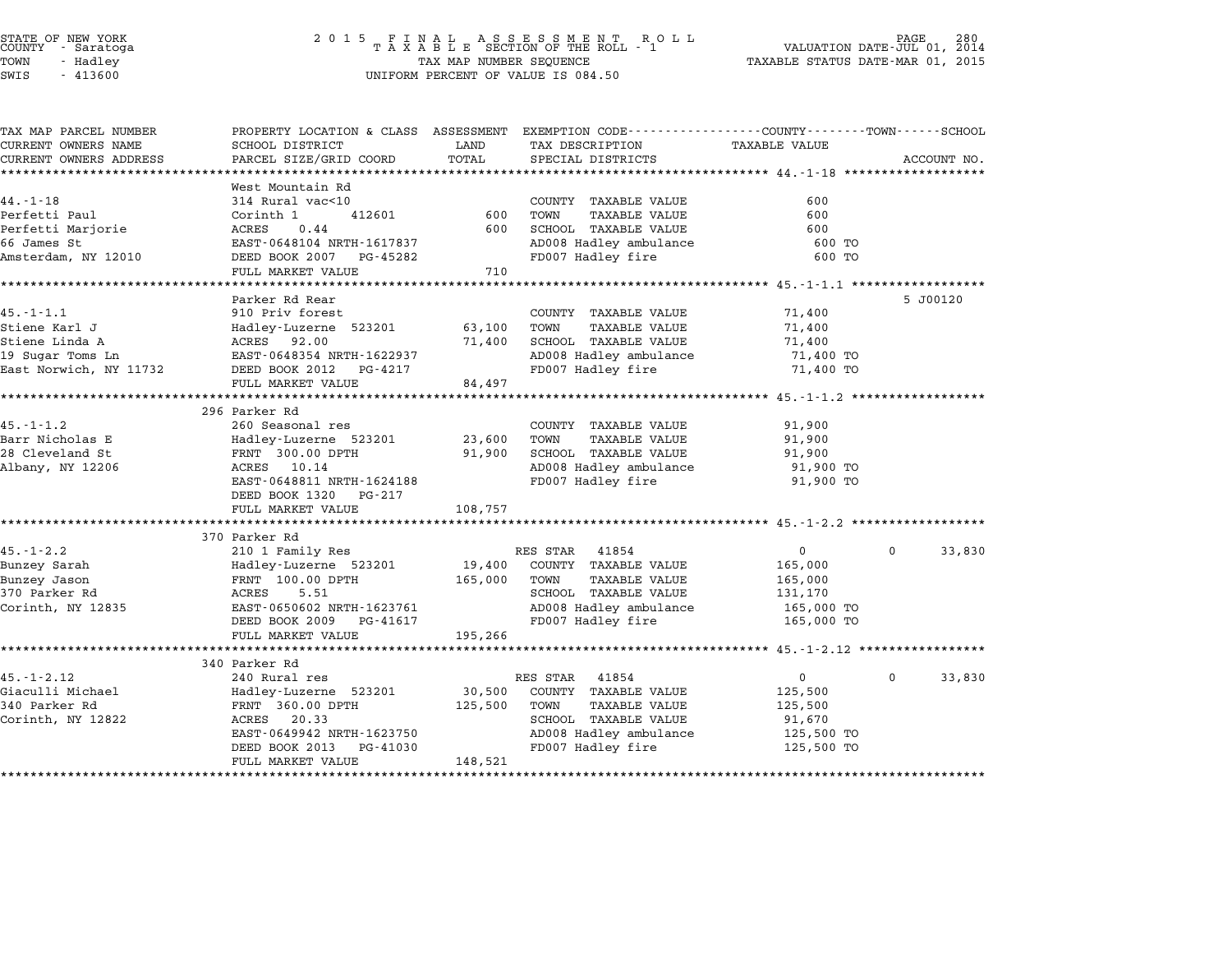STATE OF NEW YORK
COUNTY - Saratoga
TOWN - Hadley
SWIS - 413600

2015 FINAL ASSESSMENT ROLL
TAXABLE SECTION OF THE ROLL - 1
TAX MAP NUMBER SEQUENCE
UNIFORM PERCENT OF VALUE IS 084.50

VALUATION DATE-JUL 01, 2014
TAXABLE STATUS DATE-MAR 01, 2015

| TAX MAP PARCEL NUMBER / CURRENT OWNERS NAME / CURRENT OWNERS ADDRESS | PROPERTY LOCATION & CLASS / SCHOOL DISTRICT / PARCEL SIZE/GRID COORD | ASSESSMENT LAND / TOTAL | EXEMPTION CODE / TAX DESCRIPTION / SPECIAL DISTRICTS | COUNTY / TOWN / TAXABLE VALUE | SCHOOL / ACCOUNT NO. |
|---|---|---|---|---|---|
| **44.-1-18** | West Mountain Rd | | | | |
| 44.-1-18 | 314 Rural vac<10 | | COUNTY TAXABLE VALUE | 600 | |
| Perfetti Paul | Corinth 1 412601 | 600 | TOWN TAXABLE VALUE | 600 | |
| Perfetti Marjorie | ACRES 0.44 | 600 | SCHOOL TAXABLE VALUE | 600 | |
| 66 James St | EAST-0648104 NRTH-1617837 | | AD008 Hadley ambulance | 600 TO | |
| Amsterdam, NY 12010 | DEED BOOK 2007 PG-45282 | | FD007 Hadley fire | 600 TO | |
| | FULL MARKET VALUE | 710 | | | |
| **45.-1-1.1** | Parker Rd Rear | | | | 5 J00120 |
| 45.-1-1.1 | 910 Priv forest | | COUNTY TAXABLE VALUE | 71,400 | |
| Stiene Karl J | Hadley-Luzerne 523201 | 63,100 | TOWN TAXABLE VALUE | 71,400 | |
| Stiene Linda A | ACRES 92.00 | 71,400 | SCHOOL TAXABLE VALUE | 71,400 | |
| 19 Sugar Toms Ln | EAST-0648354 NRTH-1622937 | | AD008 Hadley ambulance | 71,400 TO | |
| East Norwich, NY 11732 | DEED BOOK 2012 PG-4217 | | FD007 Hadley fire | 71,400 TO | |
| | FULL MARKET VALUE | 84,497 | | | |
| **45.-1-1.2** | 296 Parker Rd | | | | |
| 45.-1-1.2 | 260 Seasonal res | | COUNTY TAXABLE VALUE | 91,900 | |
| Barr Nicholas E | Hadley-Luzerne 523201 | 23,600 | TOWN TAXABLE VALUE | 91,900 | |
| 28 Cleveland St | FRNT 300.00 DPTH | 91,900 | SCHOOL TAXABLE VALUE | 91,900 | |
| Albany, NY 12206 | ACRES 10.14 | | AD008 Hadley ambulance | 91,900 TO | |
| | EAST-0648811 NRTH-1624188 | | FD007 Hadley fire | 91,900 TO | |
| | DEED BOOK 1320 PG-217 | | | | |
| | FULL MARKET VALUE | 108,757 | | | |
| **45.-1-2.2** | 370 Parker Rd | | | | |
| 45.-1-2.2 | 210 1 Family Res | | RES STAR 41854 | 0 | 0 33,830 |
| Bunzey Sarah | Hadley-Luzerne 523201 | 19,400 | COUNTY TAXABLE VALUE | 165,000 | |
| Bunzey Jason | FRNT 100.00 DPTH | 165,000 | TOWN TAXABLE VALUE | 165,000 | |
| 370 Parker Rd | ACRES 5.51 | | SCHOOL TAXABLE VALUE | 131,170 | |
| Corinth, NY 12835 | EAST-0650602 NRTH-1623761 | | AD008 Hadley ambulance | 165,000 TO | |
| | DEED BOOK 2009 PG-41617 | | FD007 Hadley fire | 165,000 TO | |
| | FULL MARKET VALUE | 195,266 | | | |
| **45.-1-2.12** | 340 Parker Rd | | | | |
| 45.-1-2.12 | 240 Rural res | | RES STAR 41854 | 0 | 0 33,830 |
| Giaculli Michael | Hadley-Luzerne 523201 | 30,500 | COUNTY TAXABLE VALUE | 125,500 | |
| 340 Parker Rd | FRNT 360.00 DPTH | 125,500 | TOWN TAXABLE VALUE | 125,500 | |
| Corinth, NY 12822 | ACRES 20.33 | | SCHOOL TAXABLE VALUE | 91,670 | |
| | EAST-0649942 NRTH-1623750 | | AD008 Hadley ambulance | 125,500 TO | |
| | DEED BOOK 2013 PG-41030 | | FD007 Hadley fire | 125,500 TO | |
| | FULL MARKET VALUE | 148,521 | | | |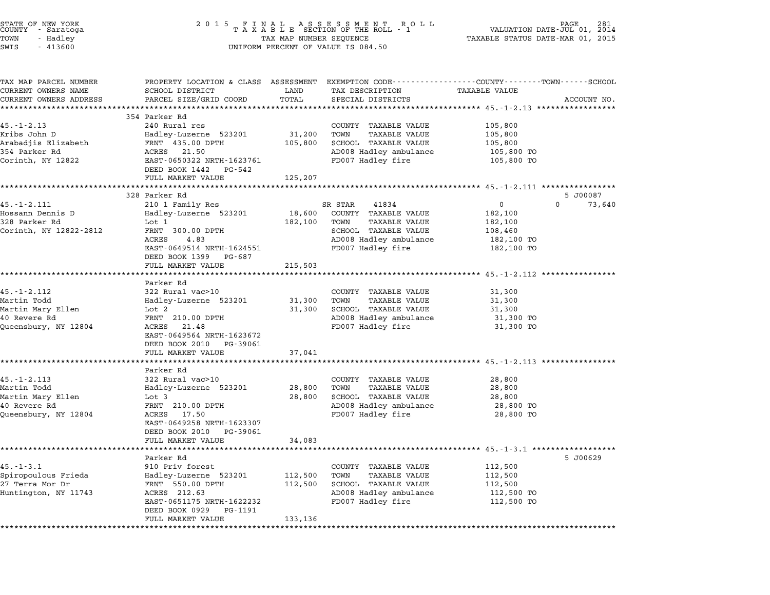STATE OF NEW YORK
COUNTY - Saratoga
TOWN - Hadley
SWIS - 413600

2 0 1 5 F I N A L A S S E S S M E N T R O L L
T A X A B L E SECTION OF THE ROLL - 1
TAX MAP NUMBER SEQUENCE
UNIFORM PERCENT OF VALUE IS 084.50

VALUATION DATE-JUL 01, 2014
TAXABLE STATUS DATE-MAR 01, 2015

| TAX MAP PARCEL NUMBER / CURRENT OWNERS NAME / CURRENT OWNERS ADDRESS | PROPERTY LOCATION & CLASS / SCHOOL DISTRICT / PARCEL SIZE/GRID COORD | ASSESSMENT LAND | TOTAL | EXEMPTION CODE / TAX DESCRIPTION / SPECIAL DISTRICTS | COUNTY TAXABLE VALUE | TOWN | SCHOOL | ACCOUNT NO. |
|---|---|---|---|---|---|---|---|---|
| **45.-1-2.13** | 354 Parker Rd | | | | | | | |
| 45.-1-2.13 | 240 Rural res | | | COUNTY TAXABLE VALUE | 105,800 | | | |
| Kribs John D | Hadley-Luzerne 523201 | 31,200 | | TOWN TAXABLE VALUE | 105,800 | | | |
| Arabadjis Elizabeth | FRNT 435.00 DPTH | | 105,800 | SCHOOL TAXABLE VALUE | 105,800 | | | |
| 354 Parker Rd | ACRES 21.50 | | | AD008 Hadley ambulance | 105,800 TO | | | |
| Corinth, NY 12822 | EAST-0650322 NRTH-1623761 | | | FD007 Hadley fire | 105,800 TO | | | |
| | DEED BOOK 1442 PG-542 | | | | | | | |
| | FULL MARKET VALUE | | 125,207 | | | | | |
| **45.-1-2.111** | 328 Parker Rd | | | | | | | 5 J00087 |
| 45.-1-2.111 | 210 1 Family Res | | | SR STAR 41834 | 0 | | 0 | 73,640 |
| Hossann Dennis D | Hadley-Luzerne 523201 | 18,600 | | COUNTY TAXABLE VALUE | 182,100 | | | |
| 328 Parker Rd | Lot 1 | | 182,100 | TOWN TAXABLE VALUE | 182,100 | | | |
| Corinth, NY 12822-2812 | FRNT 300.00 DPTH | | | SCHOOL TAXABLE VALUE | 108,460 | | | |
| | ACRES 4.83 | | | AD008 Hadley ambulance | 182,100 TO | | | |
| | EAST-0649514 NRTH-1624551 | | | FD007 Hadley fire | 182,100 TO | | | |
| | DEED BOOK 1399 PG-687 | | | | | | | |
| | FULL MARKET VALUE | | 215,503 | | | | | |
| **45.-1-2.112** | Parker Rd | | | | | | | |
| 45.-1-2.112 | 322 Rural vac>10 | | | COUNTY TAXABLE VALUE | 31,300 | | | |
| Martin Todd | Hadley-Luzerne 523201 | 31,300 | | TOWN TAXABLE VALUE | 31,300 | | | |
| Martin Mary Ellen | Lot 2 | | 31,300 | SCHOOL TAXABLE VALUE | 31,300 | | | |
| 40 Revere Rd | FRNT 210.00 DPTH | | | AD008 Hadley ambulance | 31,300 TO | | | |
| Queensbury, NY 12804 | ACRES 21.48 | | | FD007 Hadley fire | 31,300 TO | | | |
| | EAST-0649564 NRTH-1623672 | | | | | | | |
| | DEED BOOK 2010 PG-39061 | | | | | | | |
| | FULL MARKET VALUE | | 37,041 | | | | | |
| **45.-1-2.113** | Parker Rd | | | | | | | |
| 45.-1-2.113 | 322 Rural vac>10 | | | COUNTY TAXABLE VALUE | 28,800 | | | |
| Martin Todd | Hadley-Luzerne 523201 | 28,800 | | TOWN TAXABLE VALUE | 28,800 | | | |
| Martin Mary Ellen | Lot 3 | | 28,800 | SCHOOL TAXABLE VALUE | 28,800 | | | |
| 40 Revere Rd | FRNT 210.00 DPTH | | | AD008 Hadley ambulance | 28,800 TO | | | |
| Queensbury, NY 12804 | ACRES 17.50 | | | FD007 Hadley fire | 28,800 TO | | | |
| | EAST-0649258 NRTH-1623307 | | | | | | | |
| | DEED BOOK 2010 PG-39061 | | | | | | | |
| | FULL MARKET VALUE | | 34,083 | | | | | |
| **45.-1-3.1** | Parker Rd | | | | | | | 5 J00629 |
| 45.-1-3.1 | 910 Priv forest | | | COUNTY TAXABLE VALUE | 112,500 | | | |
| Spiropoulous Frieda | Hadley-Luzerne 523201 | 112,500 | | TOWN TAXABLE VALUE | 112,500 | | | |
| 27 Terra Mor Dr | FRNT 550.00 DPTH | | 112,500 | SCHOOL TAXABLE VALUE | 112,500 | | | |
| Huntington, NY 11743 | ACRES 212.63 | | | AD008 Hadley ambulance | 112,500 TO | | | |
| | EAST-0651175 NRTH-1622232 | | | FD007 Hadley fire | 112,500 TO | | | |
| | DEED BOOK 0929 PG-1191 | | | | | | | |
| | FULL MARKET VALUE | | 133,136 | | | | | |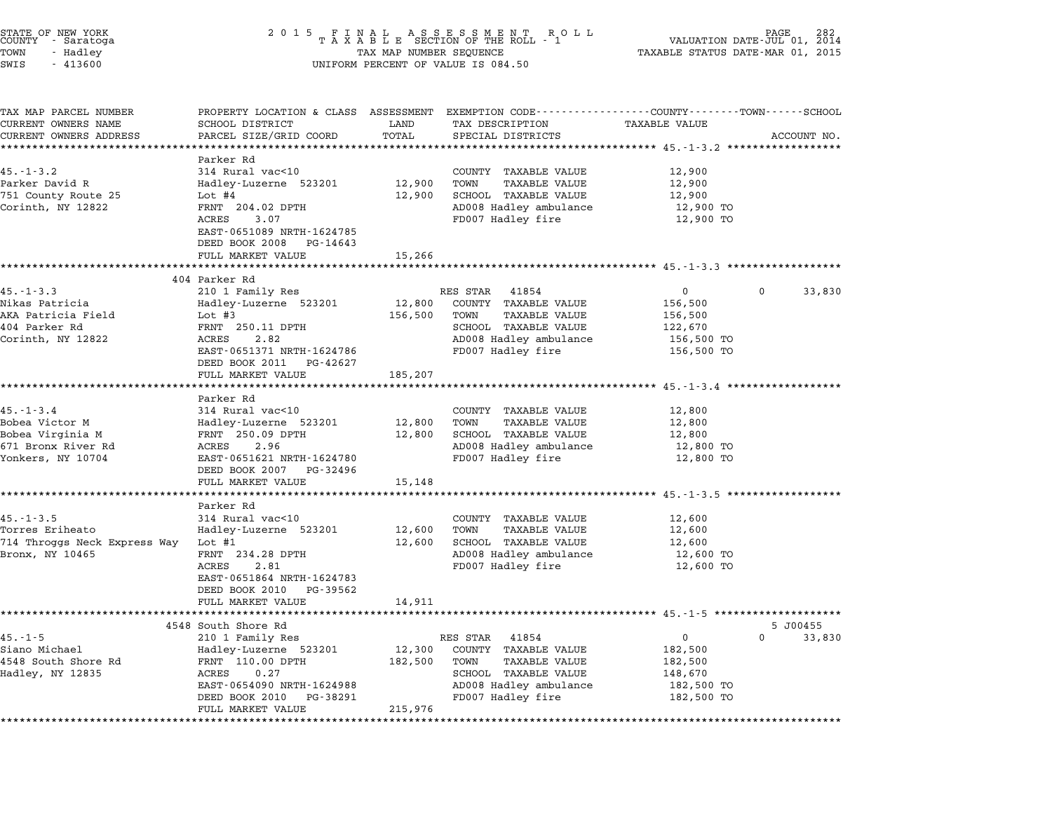STATE OF NEW YORK
COUNTY - Saratoga
TOWN - Hadley
SWIS - 413600

**2015 FINAL ASSESSMENT ROLL**
TAXABLE SECTION OF THE ROLL - 1
TAX MAP NUMBER SEQUENCE
UNIFORM PERCENT OF VALUE IS 084.50

VALUATION DATE-JUL 01, 2014
TAXABLE STATUS DATE-MAR 01, 2015

| TAX MAP PARCEL NUMBER / CURRENT OWNERS NAME / CURRENT OWNERS ADDRESS | PROPERTY LOCATION & CLASS / SCHOOL DISTRICT / PARCEL SIZE/GRID COORD | ASSESSMENT LAND / TOTAL | EXEMPTION CODE / TAX DESCRIPTION / SPECIAL DISTRICTS | COUNTY / TOWN / SCHOOL TAXABLE VALUE | ACCOUNT NO. |
|---|---|---|---|---|---|
| **45.-1-3.2** | Parker Rd | | | | |
| 45.-1-3.2 | 314 Rural vac<10 | | COUNTY TAXABLE VALUE | 12,900 | |
| Parker David R | Hadley-Luzerne 523201 | 12,900 | TOWN TAXABLE VALUE | 12,900 | |
| 751 County Route 25 | Lot #4 | 12,900 | SCHOOL TAXABLE VALUE | 12,900 | |
| Corinth, NY 12822 | FRNT 204.02 DPTH | | AD008 Hadley ambulance | 12,900 TO | |
| | ACRES 3.07 | | FD007 Hadley fire | 12,900 TO | |
| | EAST-0651089 NRTH-1624785 | | | | |
| | DEED BOOK 2008 PG-14643 | | | | |
| | FULL MARKET VALUE | 15,266 | | | |
| **45.-1-3.3** | 404 Parker Rd | | | | |
| 45.-1-3.3 | 210 1 Family Res | | RES STAR 41854 | 0 / 0 / 33,830 | |
| Nikas Patricia | Hadley-Luzerne 523201 | 12,800 | COUNTY TAXABLE VALUE | 156,500 | |
| AKA Patricia Field | Lot #3 | 156,500 | TOWN TAXABLE VALUE | 156,500 | |
| 404 Parker Rd | FRNT 250.11 DPTH | | SCHOOL TAXABLE VALUE | 122,670 | |
| Corinth, NY 12822 | ACRES 2.82 | | AD008 Hadley ambulance | 156,500 TO | |
| | EAST-0651371 NRTH-1624786 | | FD007 Hadley fire | 156,500 TO | |
| | DEED BOOK 2011 PG-42627 | | | | |
| | FULL MARKET VALUE | 185,207 | | | |
| **45.-1-3.4** | Parker Rd | | | | |
| 45.-1-3.4 | 314 Rural vac<10 | | COUNTY TAXABLE VALUE | 12,800 | |
| Bobea Victor M | Hadley-Luzerne 523201 | 12,800 | TOWN TAXABLE VALUE | 12,800 | |
| Bobea Virginia M | FRNT 250.09 DPTH | 12,800 | SCHOOL TAXABLE VALUE | 12,800 | |
| 671 Bronx River Rd | ACRES 2.96 | | AD008 Hadley ambulance | 12,800 TO | |
| Yonkers, NY 10704 | EAST-0651621 NRTH-1624780 | | FD007 Hadley fire | 12,800 TO | |
| | DEED BOOK 2007 PG-32496 | | | | |
| | FULL MARKET VALUE | 15,148 | | | |
| **45.-1-3.5** | Parker Rd | | | | |
| 45.-1-3.5 | 314 Rural vac<10 | | COUNTY TAXABLE VALUE | 12,600 | |
| Torres Eriheato | Hadley-Luzerne 523201 | 12,600 | TOWN TAXABLE VALUE | 12,600 | |
| 714 Throggs Neck Express Way | Lot #1 | 12,600 | SCHOOL TAXABLE VALUE | 12,600 | |
| Bronx, NY 10465 | FRNT 234.28 DPTH | | AD008 Hadley ambulance | 12,600 TO | |
| | ACRES 2.81 | | FD007 Hadley fire | 12,600 TO | |
| | EAST-0651864 NRTH-1624783 | | | | |
| | DEED BOOK 2010 PG-39562 | | | | |
| | FULL MARKET VALUE | 14,911 | | | |
| **45.-1-5** | 4548 South Shore Rd | | | | 5 J00455 |
| 45.-1-5 | 210 1 Family Res | | RES STAR 41854 | 0 / 0 / 33,830 | |
| Siano Michael | Hadley-Luzerne 523201 | 12,300 | COUNTY TAXABLE VALUE | 182,500 | |
| 4548 South Shore Rd | FRNT 110.00 DPTH | 182,500 | TOWN TAXABLE VALUE | 182,500 | |
| Hadley, NY 12835 | ACRES 0.27 | | SCHOOL TAXABLE VALUE | 148,670 | |
| | EAST-0654090 NRTH-1624988 | | AD008 Hadley ambulance | 182,500 TO | |
| | DEED BOOK 2010 PG-38291 | | FD007 Hadley fire | 182,500 TO | |
| | FULL MARKET VALUE | 215,976 | | | |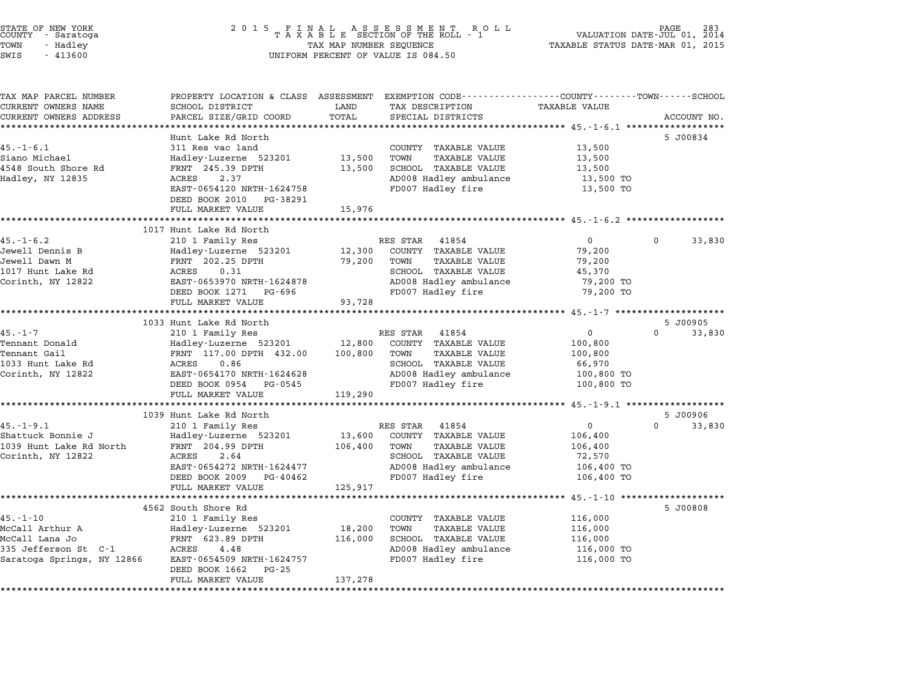STATE OF NEW YORK
COUNTY - Saratoga
TOWN - Hadley
SWIS - 413600

2 0 1 5 F I N A L A S S E S S M E N T R O L L
T A X A B L E SECTION OF THE ROLL - 1
TAX MAP NUMBER SEQUENCE
UNIFORM PERCENT OF VALUE IS 084.50

VALUATION DATE-JUL 01, 2014
TAXABLE STATUS DATE-MAR 01, 2015

| TAX MAP PARCEL NUMBER / CURRENT OWNERS NAME / CURRENT OWNERS ADDRESS | PROPERTY LOCATION & CLASS / SCHOOL DISTRICT / PARCEL SIZE/GRID COORD | ASSESSMENT LAND / TOTAL | EXEMPTION CODE / TAX DESCRIPTION / SPECIAL DISTRICTS | COUNTY / TOWN TAXABLE VALUE | SCHOOL / ACCOUNT NO. |
|---|---|---|---|---|---|
| **45.-1-6.1** | Hunt Lake Rd North | | | | 5 J00834 |
| Siano Michael | 311 Res vac land | | COUNTY TAXABLE VALUE | 13,500 | |
| 4548 South Shore Rd | Hadley-Luzerne 523201 | 13,500 | TOWN TAXABLE VALUE | 13,500 | |
| Hadley, NY 12835 | FRNT 245.39 DPTH | 13,500 | SCHOOL TAXABLE VALUE | 13,500 | |
| | ACRES 2.37 | | AD008 Hadley ambulance | 13,500 TO | |
| | EAST-0654120 NRTH-1624758 | | FD007 Hadley fire | 13,500 TO | |
| | DEED BOOK 2010 PG-38291 | | | | |
| | FULL MARKET VALUE | 15,976 | | | |
| **45.-1-6.2** | 1017 Hunt Lake Rd North | | | | |
| Jewell Dennis B | 210 1 Family Res | | RES STAR 41854 | 0 | 0 33,830 |
| Jewell Dawn M | Hadley-Luzerne 523201 | 12,300 | COUNTY TAXABLE VALUE | 79,200 | |
| 1017 Hunt Lake Rd | FRNT 202.25 DPTH | 79,200 | TOWN TAXABLE VALUE | 79,200 | |
| Corinth, NY 12822 | ACRES 0.31 | | SCHOOL TAXABLE VALUE | 45,370 | |
| | EAST-0653970 NRTH-1624878 | | AD008 Hadley ambulance | 79,200 TO | |
| | DEED BOOK 1271 PG-696 | | FD007 Hadley fire | 79,200 TO | |
| | FULL MARKET VALUE | 93,728 | | | |
| **45.-1-7** | 1033 Hunt Lake Rd North | | | | 5 J00905 |
| Tennant Donald | 210 1 Family Res | | RES STAR 41854 | 0 | 0 33,830 |
| Tennant Gail | Hadley-Luzerne 523201 | 12,800 | COUNTY TAXABLE VALUE | 100,800 | |
| 1033 Hunt Lake Rd | FRNT 117.00 DPTH 432.00 | 100,800 | TOWN TAXABLE VALUE | 100,800 | |
| Corinth, NY 12822 | ACRES 0.86 | | SCHOOL TAXABLE VALUE | 66,970 | |
| | EAST-0654170 NRTH-1624628 | | AD008 Hadley ambulance | 100,800 TO | |
| | DEED BOOK 0954 PG-0545 | | FD007 Hadley fire | 100,800 TO | |
| | FULL MARKET VALUE | 119,290 | | | |
| **45.-1-9.1** | 1039 Hunt Lake Rd North | | | | 5 J00906 |
| Shattuck Bonnie J | 210 1 Family Res | | RES STAR 41854 | 0 | 0 33,830 |
| 1039 Hunt Lake Rd North | Hadley-Luzerne 523201 | 13,600 | COUNTY TAXABLE VALUE | 106,400 | |
| Corinth, NY 12822 | FRNT 204.99 DPTH | 106,400 | TOWN TAXABLE VALUE | 106,400 | |
| | ACRES 2.64 | | SCHOOL TAXABLE VALUE | 72,570 | |
| | EAST-0654272 NRTH-1624477 | | AD008 Hadley ambulance | 106,400 TO | |
| | DEED BOOK 2009 PG-40462 | | FD007 Hadley fire | 106,400 TO | |
| | FULL MARKET VALUE | 125,917 | | | |
| **45.-1-10** | 4562 South Shore Rd | | | | 5 J00808 |
| McCall Arthur A | 210 1 Family Res | | COUNTY TAXABLE VALUE | 116,000 | |
| McCall Lana Jo | Hadley-Luzerne 523201 | 18,200 | TOWN TAXABLE VALUE | 116,000 | |
| 335 Jefferson St C-1 | FRNT 623.89 DPTH | 116,000 | SCHOOL TAXABLE VALUE | 116,000 | |
| Saratoga Springs, NY 12866 | ACRES 4.48 | | AD008 Hadley ambulance | 116,000 TO | |
| | EAST-0654509 NRTH-1624757 | | FD007 Hadley fire | 116,000 TO | |
| | DEED BOOK 1662 PG-25 | | | | |
| | FULL MARKET VALUE | 137,278 | | | |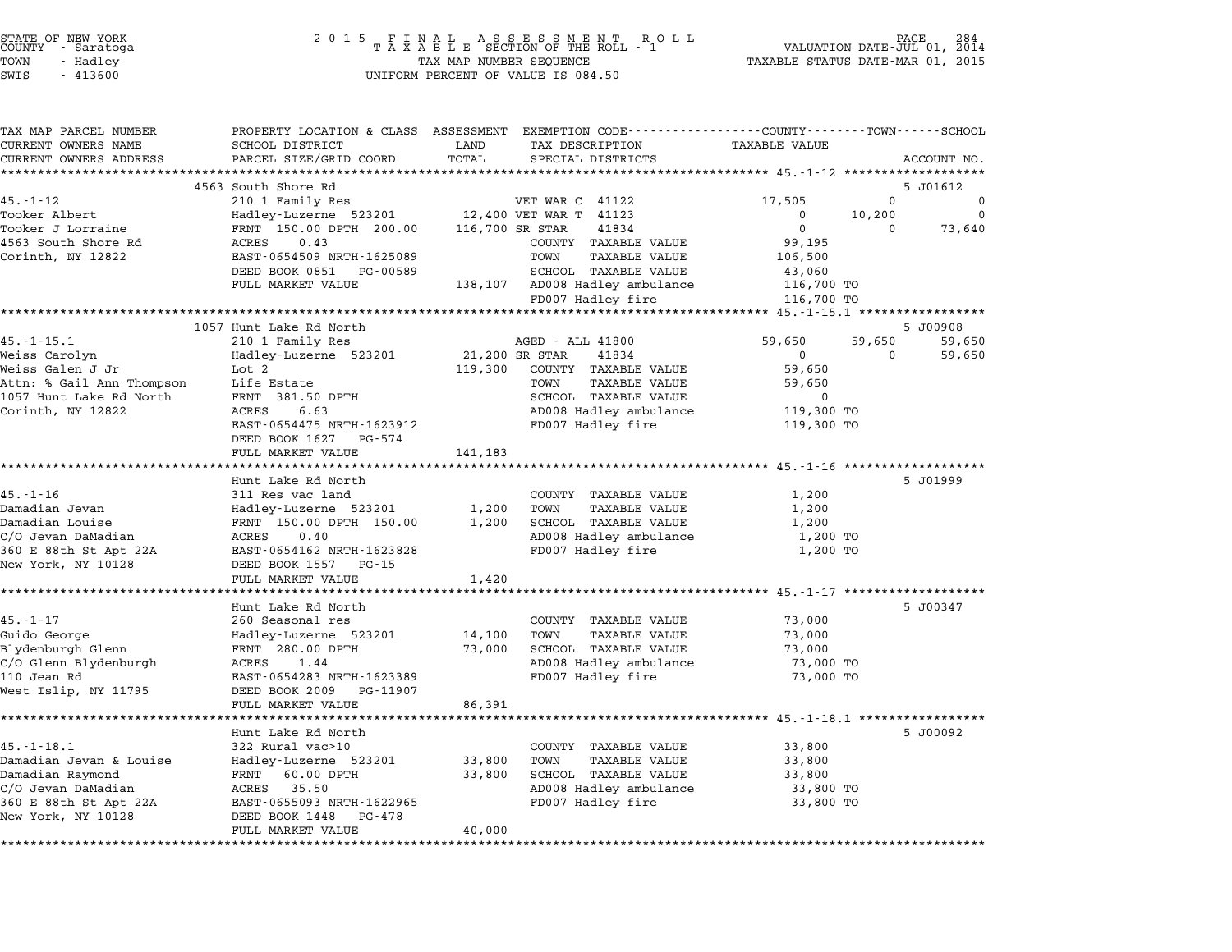STATE OF NEW YORK — 2015 FINAL ASSESSMENT ROLL
COUNTY - Saratoga — TAXABLE SECTION OF THE ROLL - 1 — VALUATION DATE-JUL 01, 2014
TOWN - Hadley — TAX MAP NUMBER SEQUENCE — TAXABLE STATUS DATE-MAR 01, 2015
SWIS - 413600 — UNIFORM PERCENT OF VALUE IS 084.50

| TAX MAP PARCEL NUMBER / CURRENT OWNERS NAME / CURRENT OWNERS ADDRESS | PROPERTY LOCATION & CLASS / SCHOOL DISTRICT / PARCEL SIZE/GRID COORD | ASSESSMENT LAND / TOTAL | EXEMPTION CODE / TAX DESCRIPTION / SPECIAL DISTRICTS | COUNTY TAXABLE VALUE | TOWN | SCHOOL | ACCOUNT NO. |
|---|---|---|---|---|---|---|---|
| | 4563 South Shore Rd | | | | | | 5 J01612 |
| 45.-1-12 | 210 1 Family Res | | VET WAR C 41122 | 17,505 | 0 | 0 | |
| Tooker Albert | Hadley-Luzerne 523201 | 12,400 | VET WAR T 41123 | 0 | 10,200 | 0 | |
| Tooker J Lorraine | FRNT 150.00 DPTH 200.00 | 116,700 | SR STAR 41834 | 0 | 0 | 73,640 | |
| 4563 South Shore Rd | ACRES 0.43 | | COUNTY TAXABLE VALUE | 99,195 | | | |
| Corinth, NY 12822 | EAST-0654509 NRTH-1625089 | | TOWN TAXABLE VALUE | 106,500 | | | |
| | DEED BOOK 0851 PG-00589 | | SCHOOL TAXABLE VALUE | 43,060 | | | |
| | FULL MARKET VALUE | 138,107 | AD008 Hadley ambulance | 116,700 TO | | | |
| | | | FD007 Hadley fire | 116,700 TO | | | |
| | 1057 Hunt Lake Rd North | | | | | | 5 J00908 |
| 45.-1-15.1 | 210 1 Family Res | | AGED - ALL 41800 | 59,650 | 59,650 | 59,650 | |
| Weiss Carolyn | Hadley-Luzerne 523201 | 21,200 | SR STAR 41834 | 0 | 0 | 59,650 | |
| Weiss Galen J Jr | Lot 2 | 119,300 | COUNTY TAXABLE VALUE | 59,650 | | | |
| Attn: % Gail Ann Thompson | Life Estate | | TOWN TAXABLE VALUE | 59,650 | | | |
| 1057 Hunt Lake Rd North | FRNT 381.50 DPTH | | SCHOOL TAXABLE VALUE | 0 | | | |
| Corinth, NY 12822 | ACRES 6.63 | | AD008 Hadley ambulance | 119,300 TO | | | |
| | EAST-0654475 NRTH-1623912 | | FD007 Hadley fire | 119,300 TO | | | |
| | DEED BOOK 1627 PG-574 | | | | | | |
| | FULL MARKET VALUE | 141,183 | | | | | |
| | Hunt Lake Rd North | | | | | | 5 J01999 |
| 45.-1-16 | 311 Res vac land | | COUNTY TAXABLE VALUE | 1,200 | | | |
| Damadian Jevan | Hadley-Luzerne 523201 | 1,200 | TOWN TAXABLE VALUE | 1,200 | | | |
| Damadian Louise | FRNT 150.00 DPTH 150.00 | 1,200 | SCHOOL TAXABLE VALUE | 1,200 | | | |
| C/O Jevan DaMadian | ACRES 0.40 | | AD008 Hadley ambulance | 1,200 TO | | | |
| 360 E 88th St Apt 22A | EAST-0654162 NRTH-1623828 | | FD007 Hadley fire | 1,200 TO | | | |
| New York, NY 10128 | DEED BOOK 1557 PG-15 | | | | | | |
| | FULL MARKET VALUE | 1,420 | | | | | |
| | Hunt Lake Rd North | | | | | | 5 J00347 |
| 45.-1-17 | 260 Seasonal res | | COUNTY TAXABLE VALUE | 73,000 | | | |
| Guido George | Hadley-Luzerne 523201 | 14,100 | TOWN TAXABLE VALUE | 73,000 | | | |
| Blydenburgh Glenn | FRNT 280.00 DPTH | 73,000 | SCHOOL TAXABLE VALUE | 73,000 | | | |
| C/O Glenn Blydenburgh | ACRES 1.44 | | AD008 Hadley ambulance | 73,000 TO | | | |
| 110 Jean Rd | EAST-0654283 NRTH-1623389 | | FD007 Hadley fire | 73,000 TO | | | |
| West Islip, NY 11795 | DEED BOOK 2009 PG-11907 | | | | | | |
| | FULL MARKET VALUE | 86,391 | | | | | |
| | Hunt Lake Rd North | | | | | | 5 J00092 |
| 45.-1-18.1 | 322 Rural vac>10 | | COUNTY TAXABLE VALUE | 33,800 | | | |
| Damadian Jevan & Louise | Hadley-Luzerne 523201 | 33,800 | TOWN TAXABLE VALUE | 33,800 | | | |
| Damadian Raymond | FRNT 60.00 DPTH | 33,800 | SCHOOL TAXABLE VALUE | 33,800 | | | |
| C/O Jevan DaMadian | ACRES 35.50 | | AD008 Hadley ambulance | 33,800 TO | | | |
| 360 E 88th St Apt 22A | EAST-0655093 NRTH-1622965 | | FD007 Hadley fire | 33,800 TO | | | |
| New York, NY 10128 | DEED BOOK 1448 PG-478 | | | | | | |
| | FULL MARKET VALUE | 40,000 | | | | | |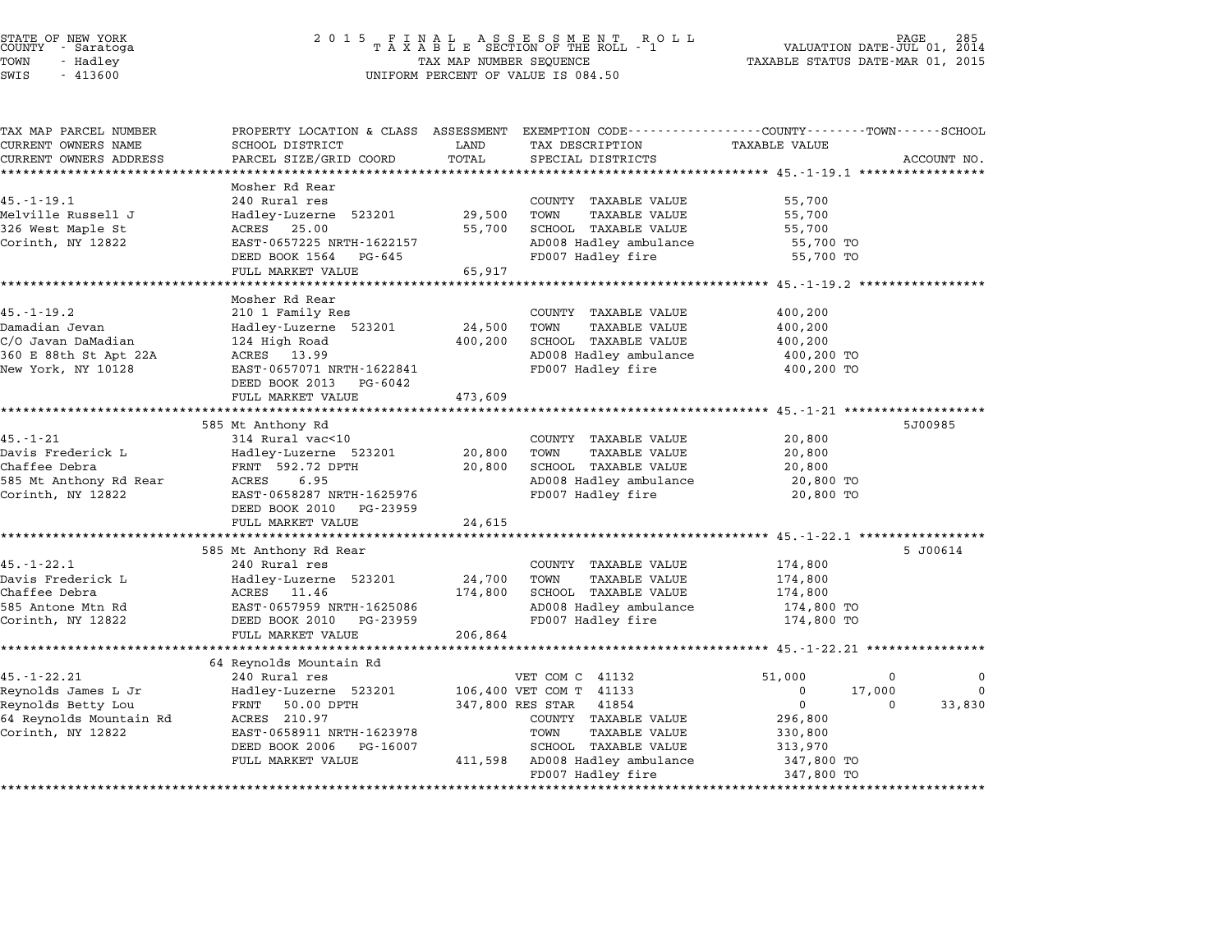STATE OF NEW YORK
COUNTY - Saratoga
TOWN - Hadley
SWIS - 413600

2015 FINAL ASSESSMENT ROLL
TAXABLE SECTION OF THE ROLL - 1
TAX MAP NUMBER SEQUENCE
UNIFORM PERCENT OF VALUE IS 084.50

VALUATION DATE-JUL 01, 2014
TAXABLE STATUS DATE-MAR 01, 2015

| TAX MAP PARCEL NUMBER / CURRENT OWNERS NAME / CURRENT OWNERS ADDRESS | PROPERTY LOCATION & CLASS / SCHOOL DISTRICT / PARCEL SIZE/GRID COORD | ASSESSMENT LAND / TOTAL | EXEMPTION CODE / TAX DESCRIPTION / SPECIAL DISTRICTS | COUNTY TAXABLE VALUE | TOWN | SCHOOL | ACCOUNT NO. |
|---|---|---|---|---|---|---|---|
| **45.-1-19.1** | Mosher Rd Rear | | | | | | |
| 45.-1-19.1 | 240 Rural res | | COUNTY TAXABLE VALUE | 55,700 | | | |
| Melville Russell J | Hadley-Luzerne 523201 | 29,500 | TOWN TAXABLE VALUE | 55,700 | | | |
| 326 West Maple St | ACRES 25.00 | 55,700 | SCHOOL TAXABLE VALUE | 55,700 | | | |
| Corinth, NY 12822 | EAST-0657225 NRTH-1622157 | | AD008 Hadley ambulance | 55,700 TO | | | |
| | DEED BOOK 1564 PG-645 | | FD007 Hadley fire | 55,700 TO | | | |
| | FULL MARKET VALUE | 65,917 | | | | | |
| **45.-1-19.2** | Mosher Rd Rear | | | | | | |
| 45.-1-19.2 | 210 1 Family Res | | COUNTY TAXABLE VALUE | 400,200 | | | |
| Damadian Jevan | Hadley-Luzerne 523201 | 24,500 | TOWN TAXABLE VALUE | 400,200 | | | |
| C/O Javan DaMadian | 124 High Road | 400,200 | SCHOOL TAXABLE VALUE | 400,200 | | | |
| 360 E 88th St Apt 22A | ACRES 13.99 | | AD008 Hadley ambulance | 400,200 TO | | | |
| New York, NY 10128 | EAST-0657071 NRTH-1622841 | | FD007 Hadley fire | 400,200 TO | | | |
| | DEED BOOK 2013 PG-6042 | | | | | | |
| | FULL MARKET VALUE | 473,609 | | | | | |
| **45.-1-21** | 585 Mt Anthony Rd | | | | | | 5J00985 |
| 45.-1-21 | 314 Rural vac<10 | | COUNTY TAXABLE VALUE | 20,800 | | | |
| Davis Frederick L | Hadley-Luzerne 523201 | 20,800 | TOWN TAXABLE VALUE | 20,800 | | | |
| Chaffee Debra | FRNT 592.72 DPTH | 20,800 | SCHOOL TAXABLE VALUE | 20,800 | | | |
| 585 Mt Anthony Rd Rear | ACRES 6.95 | | AD008 Hadley ambulance | 20,800 TO | | | |
| Corinth, NY 12822 | EAST-0658287 NRTH-1625976 | | FD007 Hadley fire | 20,800 TO | | | |
| | DEED BOOK 2010 PG-23959 | | | | | | |
| | FULL MARKET VALUE | 24,615 | | | | | |
| **45.-1-22.1** | 585 Mt Anthony Rd Rear | | | | | | 5 J00614 |
| 45.-1-22.1 | 240 Rural res | | COUNTY TAXABLE VALUE | 174,800 | | | |
| Davis Frederick L | Hadley-Luzerne 523201 | 24,700 | TOWN TAXABLE VALUE | 174,800 | | | |
| Chaffee Debra | ACRES 11.46 | 174,800 | SCHOOL TAXABLE VALUE | 174,800 | | | |
| 585 Antone Mtn Rd | EAST-0657959 NRTH-1625086 | | AD008 Hadley ambulance | 174,800 TO | | | |
| Corinth, NY 12822 | DEED BOOK 2010 PG-23959 | | FD007 Hadley fire | 174,800 TO | | | |
| | FULL MARKET VALUE | 206,864 | | | | | |
| **45.-1-22.21** | 64 Reynolds Mountain Rd | | | | | | |
| 45.-1-22.21 | 240 Rural res | | VET COM C 41132 | 51,000 | 0 | 0 | |
| Reynolds James L Jr | Hadley-Luzerne 523201 | 106,400 | VET COM T 41133 | 0 | 17,000 | 0 | |
| Reynolds Betty Lou | FRNT 50.00 DPTH | 347,800 | RES STAR 41854 | 0 | 0 | 33,830 | |
| 64 Reynolds Mountain Rd | ACRES 210.97 | | COUNTY TAXABLE VALUE | 296,800 | | | |
| Corinth, NY 12822 | EAST-0658911 NRTH-1623978 | | TOWN TAXABLE VALUE | 330,800 | | | |
| | DEED BOOK 2006 PG-16007 | | SCHOOL TAXABLE VALUE | 313,970 | | | |
| | FULL MARKET VALUE | 411,598 | AD008 Hadley ambulance | 347,800 TO | | | |
| | | | FD007 Hadley fire | 347,800 TO | | | |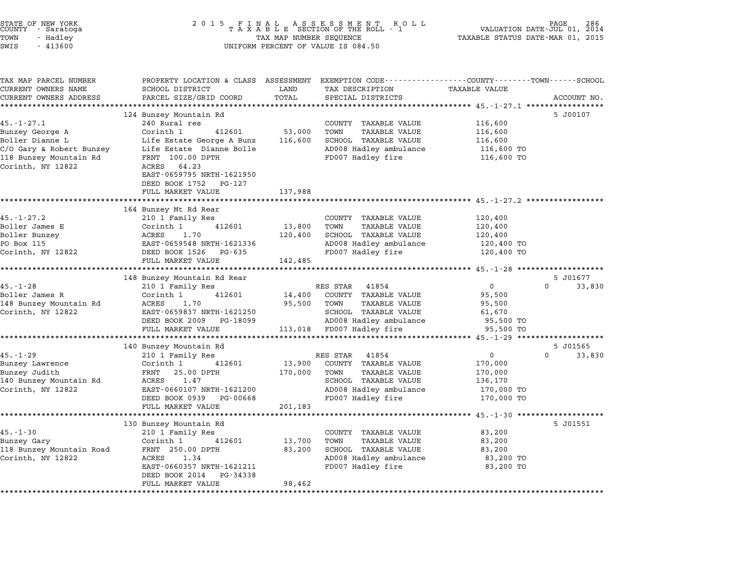STATE OF NEW YORK — COUNTY - Saratoga — TOWN - Hadley — SWIS - 413600

2015 FINAL ASSESSMENT ROLL
TAXABLE SECTION OF THE ROLL - 1
TAX MAP NUMBER SEQUENCE
UNIFORM PERCENT OF VALUE IS 084.50

VALUATION DATE-JUL 01, 2014
TAXABLE STATUS DATE-MAR 01, 2015

| TAX MAP PARCEL NUMBER / CURRENT OWNERS NAME / CURRENT OWNERS ADDRESS | PROPERTY LOCATION & CLASS / SCHOOL DISTRICT / PARCEL SIZE/GRID COORD | ASSESSMENT LAND / TOTAL | EXEMPTION CODE / TAX DESCRIPTION / SPECIAL DISTRICTS | COUNTY / TOWN TAXABLE VALUE | SCHOOL | ACCOUNT NO. |
|---|---|---|---|---|---|---|
| **45.-1-27.1** | 124 Bunzey Mountain Rd | | | | | 5 J00107 |
| Bunzey George A | 240 Rural res | | COUNTY TAXABLE VALUE | 116,600 | | |
| Boller Dianne L | Corinth 1 412601 | 53,000 | TOWN TAXABLE VALUE | 116,600 | | |
| C/O Gary & Robert Bunzey | Life Estate George A Bunz | 116,600 | SCHOOL TAXABLE VALUE | 116,600 | | |
| 118 Bunzey Mountain Rd | Life Estate Dianne Bolle | | AD008 Hadley ambulance | 116,600 TO | | |
| Corinth, NY 12822 | FRNT 100.00 DPTH | | FD007 Hadley fire | 116,600 TO | | |
| | ACRES 64.23 | | | | | |
| | EAST-0659795 NRTH-1621950 | | | | | |
| | DEED BOOK 1752 PG-127 | | | | | |
| | FULL MARKET VALUE | 137,988 | | | | |
| **45.-1-27.2** | 164 Bunzey Mt Rd Rear | | | | | |
| Boller James E | 210 1 Family Res | | COUNTY TAXABLE VALUE | 120,400 | | |
| Boller Bunzey | Corinth 1 412601 | 13,800 | TOWN TAXABLE VALUE | 120,400 | | |
| PO Box 115 | ACRES 1.70 | 120,400 | SCHOOL TAXABLE VALUE | 120,400 | | |
| Corinth, NY 12822 | EAST-0659548 NRTH-1621336 | | AD008 Hadley ambulance | 120,400 TO | | |
| | DEED BOOK 1526 PG-635 | | FD007 Hadley fire | 120,400 TO | | |
| | FULL MARKET VALUE | 142,485 | | | | |
| **45.-1-28** | 148 Bunzey Mountain Rd Rear | | | | | 5 J01677 |
| Boller James R | 210 1 Family Res | | RES STAR 41854 | 0 | 0 33,830 | |
| 148 Bunzey Mountain Rd | Corinth 1 412601 | 14,400 | COUNTY TAXABLE VALUE | 95,500 | | |
| Corinth, NY 12822 | ACRES 1.70 | 95,500 | TOWN TAXABLE VALUE | 95,500 | | |
| | EAST-0659837 NRTH-1621250 | | SCHOOL TAXABLE VALUE | 61,670 | | |
| | DEED BOOK 2009 PG-18099 | | AD008 Hadley ambulance | 95,500 TO | | |
| | FULL MARKET VALUE | 113,018 | FD007 Hadley fire | 95,500 TO | | |
| **45.-1-29** | 140 Bunzey Mountain Rd | | | | | 5 J01565 |
| Bunzey Lawrence | 210 1 Family Res | | RES STAR 41854 | 0 | 0 33,830 | |
| Bunzey Judith | Corinth 1 412601 | 13,900 | COUNTY TAXABLE VALUE | 170,000 | | |
| 140 Bunzey Mountain Rd | FRNT 25.00 DPTH | 170,000 | TOWN TAXABLE VALUE | 170,000 | | |
| Corinth, NY 12822 | ACRES 1.47 | | SCHOOL TAXABLE VALUE | 136,170 | | |
| | EAST-0660107 NRTH-1621200 | | AD008 Hadley ambulance | 170,000 TO | | |
| | DEED BOOK 0939 PG-00668 | | FD007 Hadley fire | 170,000 TO | | |
| | FULL MARKET VALUE | 201,183 | | | | |
| **45.-1-30** | 130 Bunzey Mountain Rd | | | | | 5 J01551 |
| Bunzey Gary | 210 1 Family Res | | COUNTY TAXABLE VALUE | 83,200 | | |
| 118 Bunzey Mountain Road | Corinth 1 412601 | 13,700 | TOWN TAXABLE VALUE | 83,200 | | |
| Corinth, NY 12822 | FRNT 250.00 DPTH | 83,200 | SCHOOL TAXABLE VALUE | 83,200 | | |
| | ACRES 1.34 | | AD008 Hadley ambulance | 83,200 TO | | |
| | EAST-0660357 NRTH-1621211 | | FD007 Hadley fire | 83,200 TO | | |
| | DEED BOOK 2014 PG-34338 | | | | | |
| | FULL MARKET VALUE | 98,462 | | | | |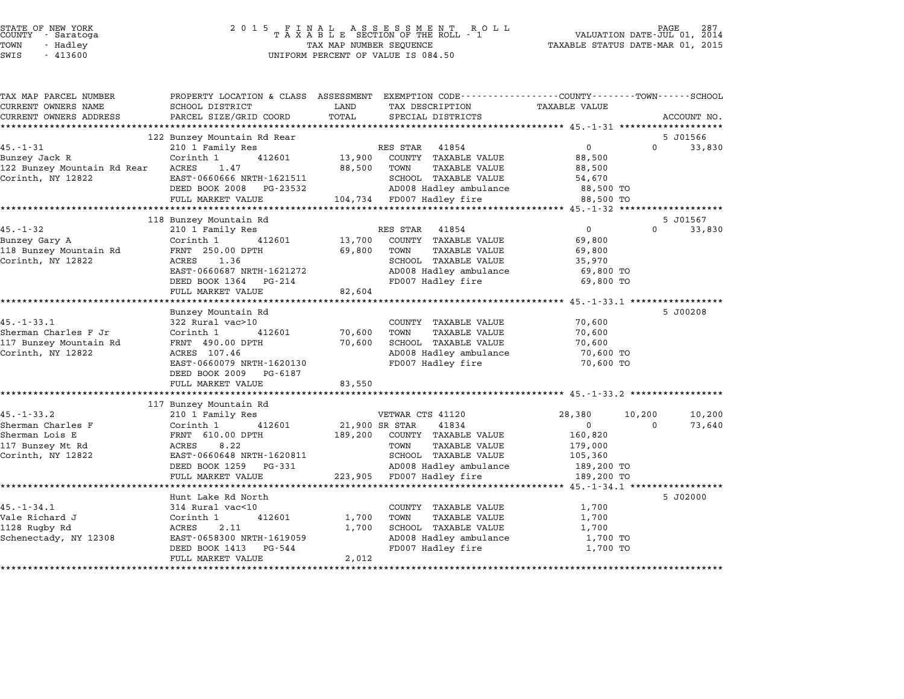STATE OF NEW YORK
COUNTY - Saratoga
TOWN - Hadley
SWIS - 413600

2 0 1 5 F I N A L A S S E S S M E N T R O L L
T A X A B L E SECTION OF THE ROLL - 1
TAX MAP NUMBER SEQUENCE
UNIFORM PERCENT OF VALUE IS 084.50

VALUATION DATE-JUL 01, 2014
TAXABLE STATUS DATE-MAR 01, 2015

| TAX MAP PARCEL NUMBER / CURRENT OWNERS NAME / CURRENT OWNERS ADDRESS | PROPERTY LOCATION & CLASS / SCHOOL DISTRICT / PARCEL SIZE/GRID COORD | ASSESSMENT LAND / TOTAL | EXEMPTION CODE / TAX DESCRIPTION / SPECIAL DISTRICTS | COUNTY TAXABLE VALUE | TOWN | SCHOOL / ACCOUNT NO. |
|---|---|---|---|---|---|---|
| | 122 Bunzey Mountain Rd Rear | | | | | 5 J01566 |
| 45.-1-31 | 210 1 Family Res | | RES STAR 41854 | 0 | 0 | 33,830 |
| Bunzey Jack R | Corinth 1 412601 | 13,900 | COUNTY TAXABLE VALUE | 88,500 | | |
| 122 Bunzey Mountain Rd Rear | ACRES 1.47 | 88,500 | TOWN TAXABLE VALUE | 88,500 | | |
| Corinth, NY 12822 | EAST-0660666 NRTH-1621511 | | SCHOOL TAXABLE VALUE | 54,670 | | |
| | DEED BOOK 2008 PG-23532 | | AD008 Hadley ambulance | 88,500 TO | | |
| | FULL MARKET VALUE | 104,734 | FD007 Hadley fire | 88,500 TO | | |
| | 118 Bunzey Mountain Rd | | | | | 5 J01567 |
| 45.-1-32 | 210 1 Family Res | | RES STAR 41854 | 0 | 0 | 33,830 |
| Bunzey Gary A | Corinth 1 412601 | 13,700 | COUNTY TAXABLE VALUE | 69,800 | | |
| 118 Bunzey Mountain Rd | FRNT 250.00 DPTH | 69,800 | TOWN TAXABLE VALUE | 69,800 | | |
| Corinth, NY 12822 | ACRES 1.36 | | SCHOOL TAXABLE VALUE | 35,970 | | |
| | EAST-0660687 NRTH-1621272 | | AD008 Hadley ambulance | 69,800 TO | | |
| | DEED BOOK 1364 PG-214 | | FD007 Hadley fire | 69,800 TO | | |
| | FULL MARKET VALUE | 82,604 | | | | |
| | Bunzey Mountain Rd | | | | | 5 J00208 |
| 45.-1-33.1 | 322 Rural vac>10 | | COUNTY TAXABLE VALUE | 70,600 | | |
| Sherman Charles F Jr | Corinth 1 412601 | 70,600 | TOWN TAXABLE VALUE | 70,600 | | |
| 117 Bunzey Mountain Rd | FRNT 490.00 DPTH | 70,600 | SCHOOL TAXABLE VALUE | 70,600 | | |
| Corinth, NY 12822 | ACRES 107.46 | | AD008 Hadley ambulance | 70,600 TO | | |
| | EAST-0660079 NRTH-1620130 | | FD007 Hadley fire | 70,600 TO | | |
| | DEED BOOK 2009 PG-6187 | | | | | |
| | FULL MARKET VALUE | 83,550 | | | | |
| | 117 Bunzey Mountain Rd | | | | | |
| 45.-1-33.2 | 210 1 Family Res | | VETWAR CTS 41120 | 28,380 | 10,200 | 10,200 |
| Sherman Charles F | Corinth 1 412601 | 21,900 | SR STAR 41834 | 0 | 0 | 73,640 |
| Sherman Lois E | FRNT 610.00 DPTH | 189,200 | COUNTY TAXABLE VALUE | 160,820 | | |
| 117 Bunzey Mt Rd | ACRES 8.22 | | TOWN TAXABLE VALUE | 179,000 | | |
| Corinth, NY 12822 | EAST-0660648 NRTH-1620811 | | SCHOOL TAXABLE VALUE | 105,360 | | |
| | DEED BOOK 1259 PG-331 | | AD008 Hadley ambulance | 189,200 TO | | |
| | FULL MARKET VALUE | 223,905 | FD007 Hadley fire | 189,200 TO | | |
| | Hunt Lake Rd North | | | | | 5 J02000 |
| 45.-1-34.1 | 314 Rural vac<10 | | COUNTY TAXABLE VALUE | 1,700 | | |
| Vale Richard J | Corinth 1 412601 | 1,700 | TOWN TAXABLE VALUE | 1,700 | | |
| 1128 Rugby Rd | ACRES 2.11 | 1,700 | SCHOOL TAXABLE VALUE | 1,700 | | |
| Schenectady, NY 12308 | EAST-0658300 NRTH-1619059 | | AD008 Hadley ambulance | 1,700 TO | | |
| | DEED BOOK 1413 PG-544 | | FD007 Hadley fire | 1,700 TO | | |
| | FULL MARKET VALUE | 2,012 | | | | |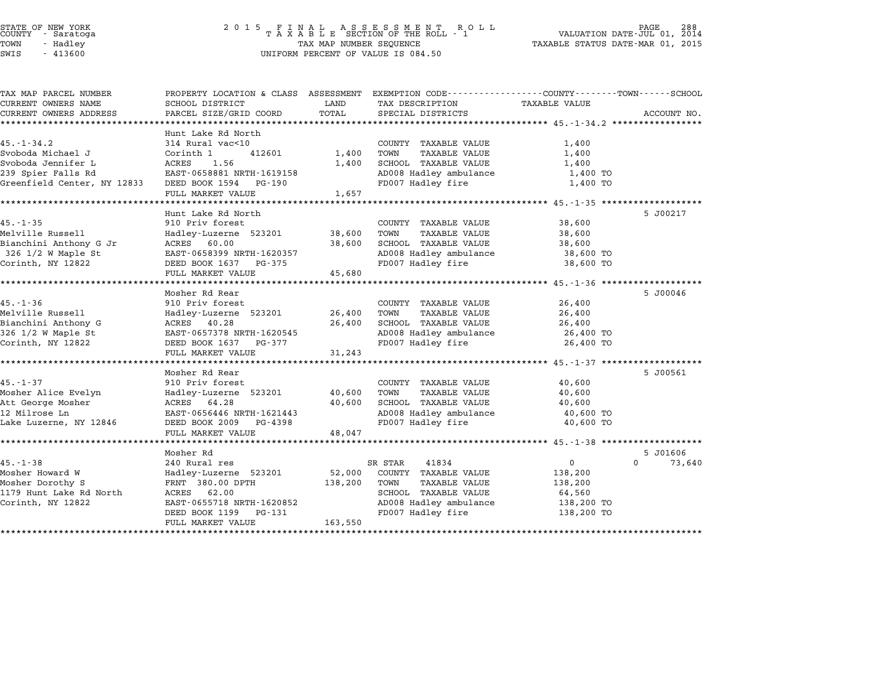STATE OF NEW YORK
COUNTY - Saratoga
TOWN - Hadley
SWIS - 413600

2 0 1 5 F I N A L A S S E S S M E N T R O L L
T A X A B L E SECTION OF THE ROLL - 1
TAX MAP NUMBER SEQUENCE
UNIFORM PERCENT OF VALUE IS 084.50

VALUATION DATE-JUL 01, 2014
TAXABLE STATUS DATE-MAR 01, 2015

| TAX MAP PARCEL NUMBER / CURRENT OWNERS NAME / CURRENT OWNERS ADDRESS | PROPERTY LOCATION & CLASS / SCHOOL DISTRICT / PARCEL SIZE/GRID COORD | ASSESSMENT LAND | TOTAL | EXEMPTION CODE / TAX DESCRIPTION / SPECIAL DISTRICTS | COUNTY / TOWN / SCHOOL TAXABLE VALUE | ACCOUNT NO. |
|---|---|---|---|---|---|---|
| 45.-1-34.2 | Hunt Lake Rd North | | | | | |
| | 314 Rural vac<10 | | | COUNTY TAXABLE VALUE | 1,400 | |
| Svoboda Michael J | Corinth 1 412601 | 1,400 | | TOWN TAXABLE VALUE | 1,400 | |
| Svoboda Jennifer L | ACRES 1.56 | | 1,400 | SCHOOL TAXABLE VALUE | 1,400 | |
| 239 Spier Falls Rd | EAST-0658881 NRTH-1619158 | | | AD008 Hadley ambulance | 1,400 TO | |
| Greenfield Center, NY 12833 | DEED BOOK 1594 PG-190 | | | FD007 Hadley fire | 1,400 TO | |
| | FULL MARKET VALUE | | 1,657 | | | |
| 45.-1-35 | Hunt Lake Rd North | | | | | 5 J00217 |
| | 910 Priv forest | | | COUNTY TAXABLE VALUE | 38,600 | |
| Melville Russell | Hadley-Luzerne 523201 | 38,600 | | TOWN TAXABLE VALUE | 38,600 | |
| Bianchini Anthony G Jr | ACRES 60.00 | | 38,600 | SCHOOL TAXABLE VALUE | 38,600 | |
| 326 1/2 W Maple St | EAST-0658399 NRTH-1620357 | | | AD008 Hadley ambulance | 38,600 TO | |
| Corinth, NY 12822 | DEED BOOK 1637 PG-375 | | | FD007 Hadley fire | 38,600 TO | |
| | FULL MARKET VALUE | | 45,680 | | | |
| 45.-1-36 | Mosher Rd Rear | | | | | 5 J00046 |
| | 910 Priv forest | | | COUNTY TAXABLE VALUE | 26,400 | |
| Melville Russell | Hadley-Luzerne 523201 | 26,400 | | TOWN TAXABLE VALUE | 26,400 | |
| Bianchini Anthony G | ACRES 40.28 | | 26,400 | SCHOOL TAXABLE VALUE | 26,400 | |
| 326 1/2 W Maple St | EAST-0657378 NRTH-1620545 | | | AD008 Hadley ambulance | 26,400 TO | |
| Corinth, NY 12822 | DEED BOOK 1637 PG-377 | | | FD007 Hadley fire | 26,400 TO | |
| | FULL MARKET VALUE | | 31,243 | | | |
| 45.-1-37 | Mosher Rd Rear | | | | | 5 J00561 |
| | 910 Priv forest | | | COUNTY TAXABLE VALUE | 40,600 | |
| Mosher Alice Evelyn | Hadley-Luzerne 523201 | 40,600 | | TOWN TAXABLE VALUE | 40,600 | |
| Att George Mosher | ACRES 64.28 | | 40,600 | SCHOOL TAXABLE VALUE | 40,600 | |
| 12 Milrose Ln | EAST-0656446 NRTH-1621443 | | | AD008 Hadley ambulance | 40,600 TO | |
| Lake Luzerne, NY 12846 | DEED BOOK 2009 PG-4398 | | | FD007 Hadley fire | 40,600 TO | |
| | FULL MARKET VALUE | | 48,047 | | | |
| 45.-1-38 | Mosher Rd | | | | | 5 J01606 |
| | 240 Rural res | | | SR STAR 41834 | 0 0 | 73,640 |
| Mosher Howard W | Hadley-Luzerne 523201 | 52,000 | | COUNTY TAXABLE VALUE | 138,200 | |
| Mosher Dorothy S | FRNT 380.00 DPTH | | 138,200 | TOWN TAXABLE VALUE | 138,200 | |
| 1179 Hunt Lake Rd North | ACRES 62.00 | | | SCHOOL TAXABLE VALUE | 64,560 | |
| Corinth, NY 12822 | EAST-0655718 NRTH-1620852 | | | AD008 Hadley ambulance | 138,200 TO | |
| | DEED BOOK 1199 PG-131 | | | FD007 Hadley fire | 138,200 TO | |
| | FULL MARKET VALUE | | 163,550 | | | |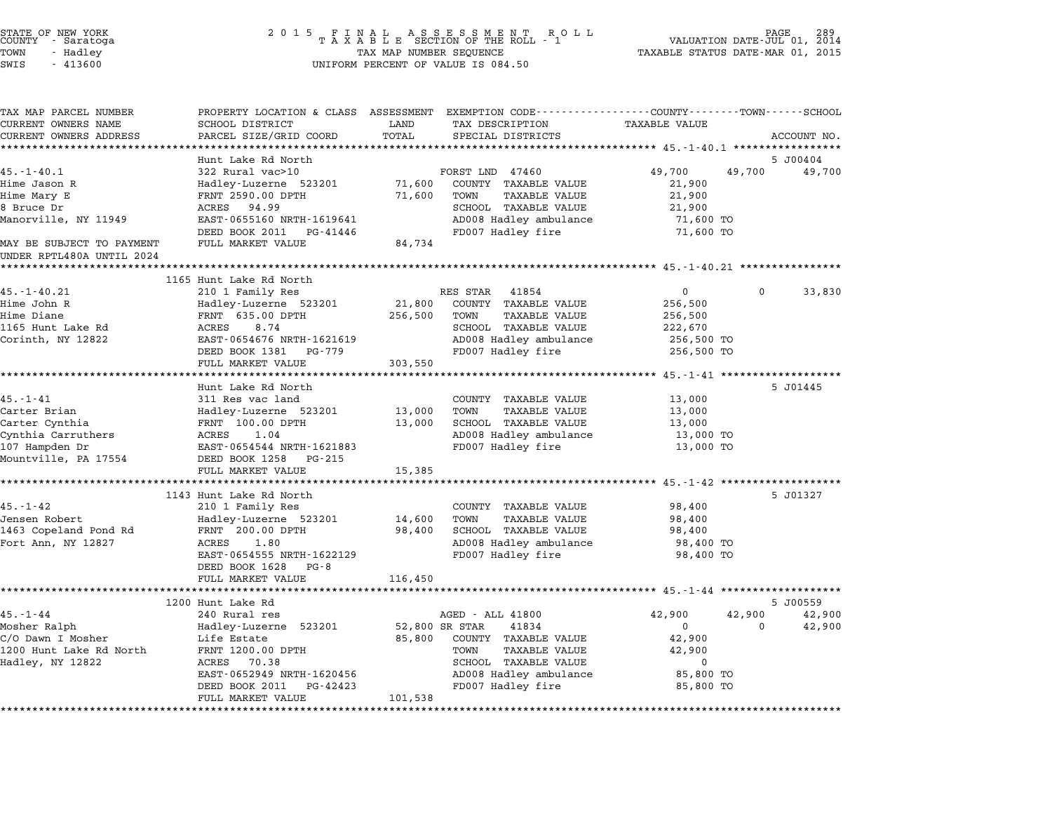STATE OF NEW YORK
COUNTY - Saratoga
TOWN - Hadley
SWIS - 413600

2015 FINAL ASSESSMENT ROLL
TAXABLE SECTION OF THE ROLL - 1
TAX MAP NUMBER SEQUENCE
UNIFORM PERCENT OF VALUE IS 084.50

VALUATION DATE-JUL 01, 2014
TAXABLE STATUS DATE-MAR 01, 2015

| TAX MAP PARCEL NUMBER / CURRENT OWNERS NAME / CURRENT OWNERS ADDRESS | PROPERTY LOCATION & CLASS / SCHOOL DISTRICT / PARCEL SIZE/GRID COORD | ASSESSMENT LAND / TOTAL | EXEMPTION CODE / TAX DESCRIPTION / SPECIAL DISTRICTS | COUNTY TAXABLE VALUE | TOWN | SCHOOL | ACCOUNT NO. |
|---|---|---|---|---|---|---|---|
| 45.-1-40.1 | Hunt Lake Rd North | | | | | | 5 J00404 |
| | 322 Rural vac>10 | | FORST LND 47460 | 49,700 | 49,700 | 49,700 | |
| Hime Jason R | Hadley-Luzerne 523201 | 71,600 | COUNTY TAXABLE VALUE | 21,900 | | | |
| Hime Mary E | FRNT 2590.00 DPTH | 71,600 | TOWN TAXABLE VALUE | 21,900 | | | |
| 8 Bruce Dr | ACRES 94.99 | | SCHOOL TAXABLE VALUE | 21,900 | | | |
| Manorville, NY 11949 | EAST-0655160 NRTH-1619641 | | AD008 Hadley ambulance | 71,600 TO | | | |
| | DEED BOOK 2011 PG-41446 | | FD007 Hadley fire | 71,600 TO | | | |
| MAY BE SUBJECT TO PAYMENT UNDER RPTL480A UNTIL 2024 | FULL MARKET VALUE | 84,734 | | | | | |
| 45.-1-40.21 | 1165 Hunt Lake Rd North | | | | | | |
| | 210 1 Family Res | | RES STAR 41854 | 0 | 0 | 33,830 | |
| Hime John R | Hadley-Luzerne 523201 | 21,800 | COUNTY TAXABLE VALUE | 256,500 | | | |
| Hime Diane | FRNT 635.00 DPTH | 256,500 | TOWN TAXABLE VALUE | 256,500 | | | |
| 1165 Hunt Lake Rd | ACRES 8.74 | | SCHOOL TAXABLE VALUE | 222,670 | | | |
| Corinth, NY 12822 | EAST-0654676 NRTH-1621619 | | AD008 Hadley ambulance | 256,500 TO | | | |
| | DEED BOOK 1381 PG-779 | | FD007 Hadley fire | 256,500 TO | | | |
| | FULL MARKET VALUE | 303,550 | | | | | |
| 45.-1-41 | Hunt Lake Rd North | | | | | | 5 J01445 |
| | 311 Res vac land | | COUNTY TAXABLE VALUE | 13,000 | | | |
| Carter Brian | Hadley-Luzerne 523201 | 13,000 | TOWN TAXABLE VALUE | 13,000 | | | |
| Carter Cynthia | FRNT 100.00 DPTH | 13,000 | SCHOOL TAXABLE VALUE | 13,000 | | | |
| Cynthia Carruthers | ACRES 1.04 | | AD008 Hadley ambulance | 13,000 TO | | | |
| 107 Hampden Dr | EAST-0654544 NRTH-1621883 | | FD007 Hadley fire | 13,000 TO | | | |
| Mountville, PA 17554 | DEED BOOK 1258 PG-215 | | | | | | |
| | FULL MARKET VALUE | 15,385 | | | | | |
| 45.-1-42 | 1143 Hunt Lake Rd North | | | | | | 5 J01327 |
| | 210 1 Family Res | | COUNTY TAXABLE VALUE | 98,400 | | | |
| Jensen Robert | Hadley-Luzerne 523201 | 14,600 | TOWN TAXABLE VALUE | 98,400 | | | |
| 1463 Copeland Pond Rd | FRNT 200.00 DPTH | 98,400 | SCHOOL TAXABLE VALUE | 98,400 | | | |
| Fort Ann, NY 12827 | ACRES 1.80 | | AD008 Hadley ambulance | 98,400 TO | | | |
| | EAST-0654555 NRTH-1622129 | | FD007 Hadley fire | 98,400 TO | | | |
| | DEED BOOK 1628 PG-8 | | | | | | |
| | FULL MARKET VALUE | 116,450 | | | | | |
| 45.-1-44 | 1200 Hunt Lake Rd | | | | | | 5 J00559 |
| | 240 Rural res | | AGED - ALL 41800 | 42,900 | 42,900 | 42,900 | |
| Mosher Ralph | Hadley-Luzerne 523201 | 52,800 | SR STAR 41834 | 0 | 0 | 42,900 | |
| C/O Dawn I Mosher | Life Estate | 85,800 | COUNTY TAXABLE VALUE | 42,900 | | | |
| 1200 Hunt Lake Rd North | FRNT 1200.00 DPTH | | TOWN TAXABLE VALUE | 42,900 | | | |
| Hadley, NY 12822 | ACRES 70.38 | | SCHOOL TAXABLE VALUE | 0 | | | |
| | EAST-0652949 NRTH-1620456 | | AD008 Hadley ambulance | 85,800 TO | | | |
| | DEED BOOK 2011 PG-42423 | | FD007 Hadley fire | 85,800 TO | | | |
| | FULL MARKET VALUE | 101,538 | | | | | |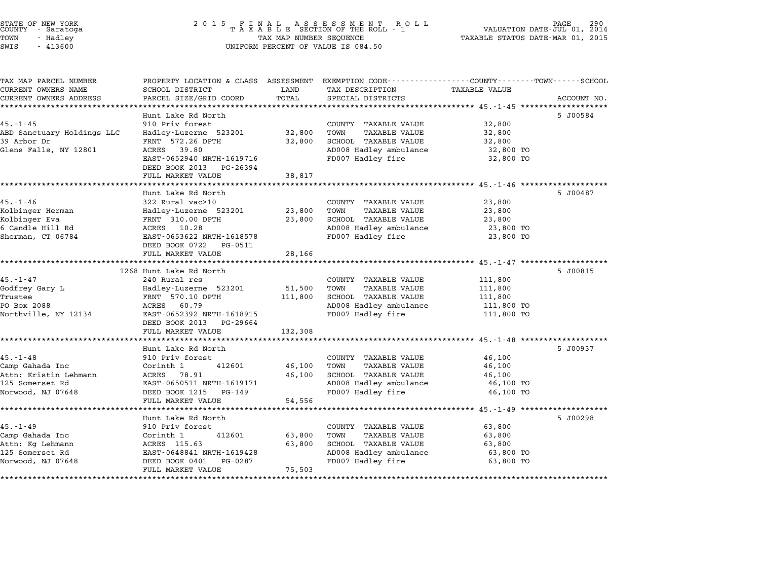STATE OF NEW YORK
COUNTY - Saratoga
TOWN - Hadley
SWIS - 413600

2015 FINAL ASSESSMENT ROLL
TAXABLE SECTION OF THE ROLL - 1
TAX MAP NUMBER SEQUENCE
UNIFORM PERCENT OF VALUE IS 084.50

VALUATION DATE-JUL 01, 2014
TAXABLE STATUS DATE-MAR 01, 2015

| TAX MAP PARCEL NUMBER / CURRENT OWNERS NAME / CURRENT OWNERS ADDRESS | PROPERTY LOCATION & CLASS / SCHOOL DISTRICT / PARCEL SIZE/GRID COORD | ASSESSMENT LAND / TOTAL | EXEMPTION CODE / TAX DESCRIPTION / SPECIAL DISTRICTS | TAXABLE VALUE | ACCOUNT NO. |
|---|---|---|---|---|---|
| 45.-1-45 | Hunt Lake Rd North | | | | 5 J00584 |
| | 910 Priv forest | | COUNTY TAXABLE VALUE | 32,800 | |
| ABD Sanctuary Holdings LLC | Hadley-Luzerne 523201 | 32,800 | TOWN TAXABLE VALUE | 32,800 | |
| 39 Arbor Dr | FRNT 572.26 DPTH | 32,800 | SCHOOL TAXABLE VALUE | 32,800 | |
| Glens Falls, NY 12801 | ACRES 39.80 | | AD008 Hadley ambulance | 32,800 TO | |
| | EAST-0652940 NRTH-1619716 | | FD007 Hadley fire | 32,800 TO | |
| | DEED BOOK 2013 PG-26394 | | | | |
| | FULL MARKET VALUE | 38,817 | | | |
| 45.-1-46 | Hunt Lake Rd North | | | | 5 J00487 |
| | 322 Rural vac>10 | | COUNTY TAXABLE VALUE | 23,800 | |
| Kolbinger Herman | Hadley-Luzerne 523201 | 23,800 | TOWN TAXABLE VALUE | 23,800 | |
| Kolbinger Eva | FRNT 310.00 DPTH | 23,800 | SCHOOL TAXABLE VALUE | 23,800 | |
| 6 Candle Hill Rd | ACRES 10.28 | | AD008 Hadley ambulance | 23,800 TO | |
| Sherman, CT 06784 | EAST-0653622 NRTH-1618578 | | FD007 Hadley fire | 23,800 TO | |
| | DEED BOOK 0722 PG-0511 | | | | |
| | FULL MARKET VALUE | 28,166 | | | |
| 45.-1-47 | 1268 Hunt Lake Rd North | | | | 5 J00815 |
| | 240 Rural res | | COUNTY TAXABLE VALUE | 111,800 | |
| Godfrey Gary L | Hadley-Luzerne 523201 | 51,500 | TOWN TAXABLE VALUE | 111,800 | |
| Trustee | FRNT 570.10 DPTH | 111,800 | SCHOOL TAXABLE VALUE | 111,800 | |
| PO Box 2088 | ACRES 60.79 | | AD008 Hadley ambulance | 111,800 TO | |
| Northville, NY 12134 | EAST-0652392 NRTH-1618915 | | FD007 Hadley fire | 111,800 TO | |
| | DEED BOOK 2013 PG-29664 | | | | |
| | FULL MARKET VALUE | 132,308 | | | |
| 45.-1-48 | Hunt Lake Rd North | | | | 5 J00937 |
| | 910 Priv forest | | COUNTY TAXABLE VALUE | 46,100 | |
| Camp Gahada Inc | Corinth 1 412601 | 46,100 | TOWN TAXABLE VALUE | 46,100 | |
| Attn: Kristin Lehmann | ACRES 78.91 | 46,100 | SCHOOL TAXABLE VALUE | 46,100 | |
| 125 Somerset Rd | EAST-0650511 NRTH-1619171 | | AD008 Hadley ambulance | 46,100 TO | |
| Norwood, NJ 07648 | DEED BOOK 1215 PG-149 | | FD007 Hadley fire | 46,100 TO | |
| | FULL MARKET VALUE | 54,556 | | | |
| 45.-1-49 | Hunt Lake Rd North | | | | 5 J00298 |
| | 910 Priv forest | | COUNTY TAXABLE VALUE | 63,800 | |
| Camp Gahada Inc | Corinth 1 412601 | 63,800 | TOWN TAXABLE VALUE | 63,800 | |
| Attn: Kg Lehmann | ACRES 115.63 | 63,800 | SCHOOL TAXABLE VALUE | 63,800 | |
| 125 Somerset Rd | EAST-0648841 NRTH-1619428 | | AD008 Hadley ambulance | 63,800 TO | |
| Norwood, NJ 07648 | DEED BOOK 0401 PG-0287 | | FD007 Hadley fire | 63,800 TO | |
| | FULL MARKET VALUE | 75,503 | | | |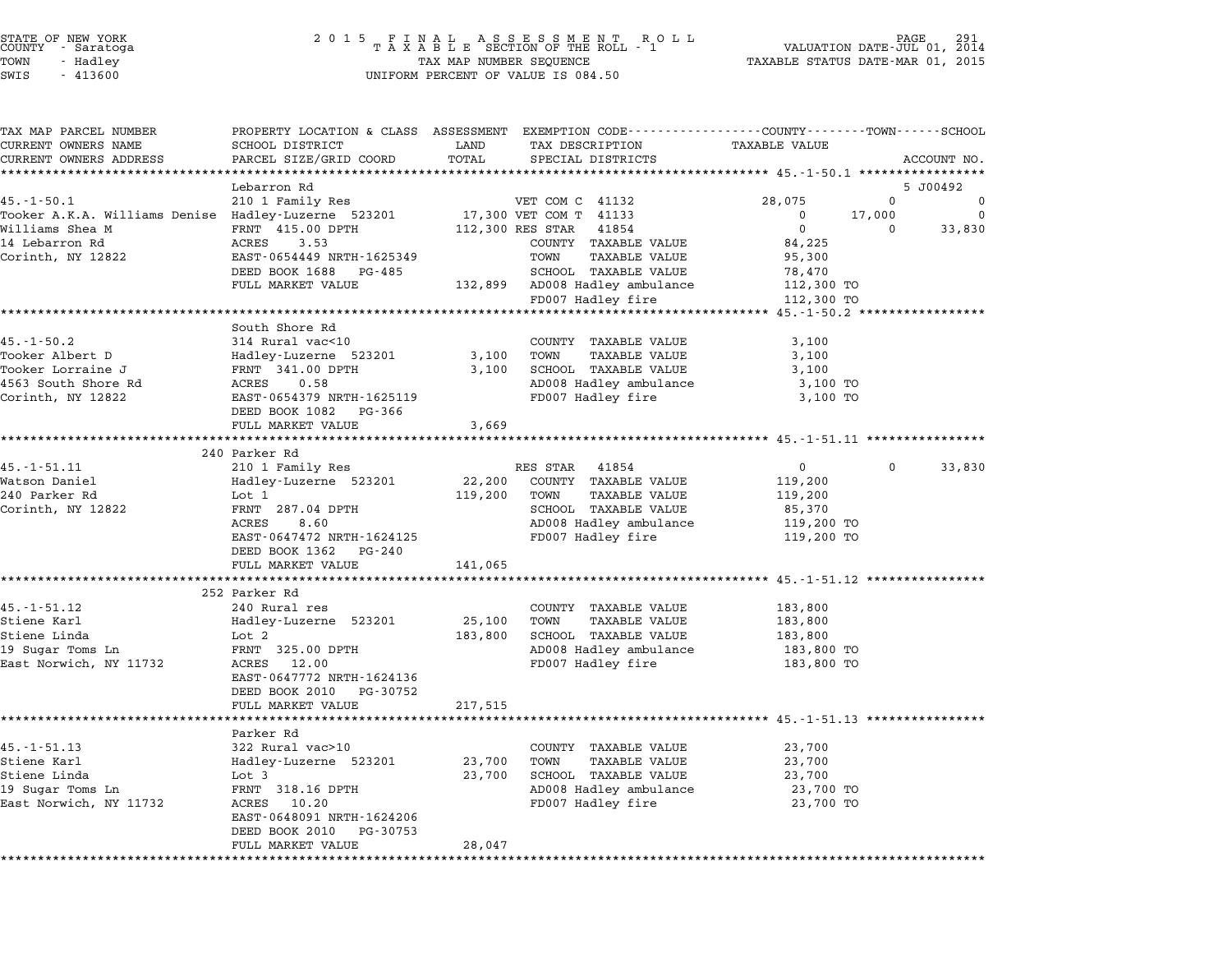STATE OF NEW YORK
COUNTY - Saratoga
TOWN - Hadley
SWIS - 413600

2 0 1 5 F I N A L A S S E S S M E N T R O L L
T A X A B L E SECTION OF THE ROLL - 1
TAX MAP NUMBER SEQUENCE
UNIFORM PERCENT OF VALUE IS 084.50

VALUATION DATE-JUL 01, 2014
TAXABLE STATUS DATE-MAR 01, 2015

| TAX MAP PARCEL NUMBER / CURRENT OWNERS NAME / CURRENT OWNERS ADDRESS | PROPERTY LOCATION & CLASS / SCHOOL DISTRICT / PARCEL SIZE/GRID COORD | LAND / TOTAL (ASSESSMENT) | EXEMPTION CODE / TAX DESCRIPTION / SPECIAL DISTRICTS | COUNTY TAXABLE VALUE | TOWN | SCHOOL / ACCOUNT NO. |
|---|---|---|---|---|---|---|
| **45.-1-50.1** | Lebarron Rd | | | | | 5 J00492 |
| 45.-1-50.1 | 210 1 Family Res | | VET COM C 41132 | 28,075 | 0 | 0 |
| Tooker A.K.A. Williams Denise | Hadley-Luzerne 523201 | 17,300 | VET COM T 41133 | 0 | 17,000 | 0 |
| Williams Shea M | FRNT 415.00 DPTH | 112,300 | RES STAR 41854 | 0 | 0 | 33,830 |
| 14 Lebarron Rd | ACRES 3.53 | | COUNTY TAXABLE VALUE | 84,225 | | |
| Corinth, NY 12822 | EAST-0654449 NRTH-1625349 | | TOWN TAXABLE VALUE | 95,300 | | |
| | DEED BOOK 1688 PG-485 | | SCHOOL TAXABLE VALUE | 78,470 | | |
| | FULL MARKET VALUE | 132,899 | AD008 Hadley ambulance | 112,300 TO | | |
| | | | FD007 Hadley fire | 112,300 TO | | |
| **45.-1-50.2** | South Shore Rd | | | | | |
| 45.-1-50.2 | 314 Rural vac<10 | | COUNTY TAXABLE VALUE | 3,100 | | |
| Tooker Albert D | Hadley-Luzerne 523201 | 3,100 | TOWN TAXABLE VALUE | 3,100 | | |
| Tooker Lorraine J | FRNT 341.00 DPTH | 3,100 | SCHOOL TAXABLE VALUE | 3,100 | | |
| 4563 South Shore Rd | ACRES 0.58 | | AD008 Hadley ambulance | 3,100 TO | | |
| Corinth, NY 12822 | EAST-0654379 NRTH-1625119 | | FD007 Hadley fire | 3,100 TO | | |
| | DEED BOOK 1082 PG-366 | | | | | |
| | FULL MARKET VALUE | 3,669 | | | | |
| **45.-1-51.11** | 240 Parker Rd | | | | | |
| 45.-1-51.11 | 210 1 Family Res | | RES STAR 41854 | 0 | 0 | 33,830 |
| Watson Daniel | Hadley-Luzerne 523201 | 22,200 | COUNTY TAXABLE VALUE | 119,200 | | |
| 240 Parker Rd | Lot 1 | 119,200 | TOWN TAXABLE VALUE | 119,200 | | |
| Corinth, NY 12822 | FRNT 287.04 DPTH | | SCHOOL TAXABLE VALUE | 85,370 | | |
| | ACRES 8.60 | | AD008 Hadley ambulance | 119,200 TO | | |
| | EAST-0647472 NRTH-1624125 | | FD007 Hadley fire | 119,200 TO | | |
| | DEED BOOK 1362 PG-240 | | | | | |
| | FULL MARKET VALUE | 141,065 | | | | |
| **45.-1-51.12** | 252 Parker Rd | | | | | |
| 45.-1-51.12 | 240 Rural res | | COUNTY TAXABLE VALUE | 183,800 | | |
| Stiene Karl | Hadley-Luzerne 523201 | 25,100 | TOWN TAXABLE VALUE | 183,800 | | |
| Stiene Linda | Lot 2 | 183,800 | SCHOOL TAXABLE VALUE | 183,800 | | |
| 19 Sugar Toms Ln | FRNT 325.00 DPTH | | AD008 Hadley ambulance | 183,800 TO | | |
| East Norwich, NY 11732 | ACRES 12.00 | | FD007 Hadley fire | 183,800 TO | | |
| | EAST-0647772 NRTH-1624136 | | | | | |
| | DEED BOOK 2010 PG-30752 | | | | | |
| | FULL MARKET VALUE | 217,515 | | | | |
| **45.-1-51.13** | Parker Rd | | | | | |
| 45.-1-51.13 | 322 Rural vac>10 | | COUNTY TAXABLE VALUE | 23,700 | | |
| Stiene Karl | Hadley-Luzerne 523201 | 23,700 | TOWN TAXABLE VALUE | 23,700 | | |
| Stiene Linda | Lot 3 | 23,700 | SCHOOL TAXABLE VALUE | 23,700 | | |
| 19 Sugar Toms Ln | FRNT 318.16 DPTH | | AD008 Hadley ambulance | 23,700 TO | | |
| East Norwich, NY 11732 | ACRES 10.20 | | FD007 Hadley fire | 23,700 TO | | |
| | EAST-0648091 NRTH-1624206 | | | | | |
| | DEED BOOK 2010 PG-30753 | | | | | |
| | FULL MARKET VALUE | 28,047 | | | | |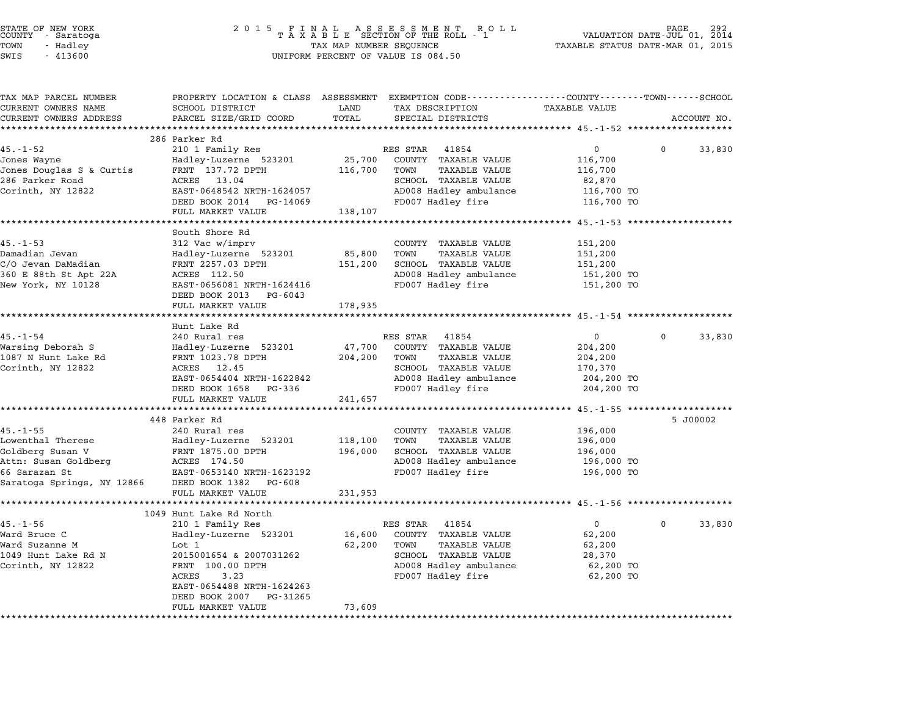STATE OF NEW YORK — COUNTY - Saratoga — TOWN - Hadley — SWIS - 413600

**2015 FINAL ASSESSMENT ROLL**
TAXABLE SECTION OF THE ROLL - 1
TAX MAP NUMBER SEQUENCE
UNIFORM PERCENT OF VALUE IS 084.50

VALUATION DATE-JUL 01, 2014
TAXABLE STATUS DATE-MAR 01, 2015

| TAX MAP PARCEL NUMBER / CURRENT OWNERS NAME / CURRENT OWNERS ADDRESS | PROPERTY LOCATION & CLASS / SCHOOL DISTRICT / PARCEL SIZE/GRID COORD | ASSESSMENT LAND | TOTAL | EXEMPTION CODE / TAX DESCRIPTION / SPECIAL DISTRICTS | COUNTY / TOWN TAXABLE VALUE | SCHOOL | ACCOUNT NO. |
|---|---|---|---|---|---|---|---|
| **45.-1-52** | 286 Parker Rd | | | | | | |
| 45.-1-52 | 210 1 Family Res | | | RES STAR 41854 | 0 | 0 | 33,830 |
| Jones Wayne | Hadley-Luzerne 523201 | 25,700 | | COUNTY TAXABLE VALUE | 116,700 | | |
| Jones Douglas S & Curtis | FRNT 137.72 DPTH | | 116,700 | TOWN TAXABLE VALUE | 116,700 | | |
| 286 Parker Road | ACRES 13.04 | | | SCHOOL TAXABLE VALUE | 82,870 | | |
| Corinth, NY 12822 | EAST-0648542 NRTH-1624057 | | | AD008 Hadley ambulance | 116,700 TO | | |
| | DEED BOOK 2014 PG-14069 | | | FD007 Hadley fire | 116,700 TO | | |
| | FULL MARKET VALUE | | 138,107 | | | | |
| **45.-1-53** | South Shore Rd | | | | | | |
| 45.-1-53 | 312 Vac w/imprv | | | COUNTY TAXABLE VALUE | 151,200 | | |
| Damadian Jevan | Hadley-Luzerne 523201 | 85,800 | | TOWN TAXABLE VALUE | 151,200 | | |
| C/O Jevan DaMadian | FRNT 2257.03 DPTH | | 151,200 | SCHOOL TAXABLE VALUE | 151,200 | | |
| 360 E 88th St Apt 22A | ACRES 112.50 | | | AD008 Hadley ambulance | 151,200 TO | | |
| New York, NY 10128 | EAST-0656081 NRTH-1624416 | | | FD007 Hadley fire | 151,200 TO | | |
| | DEED BOOK 2013 PG-6043 | | | | | | |
| | FULL MARKET VALUE | | 178,935 | | | | |
| **45.-1-54** | Hunt Lake Rd | | | | | | |
| 45.-1-54 | 240 Rural res | | | RES STAR 41854 | 0 | 0 | 33,830 |
| Warsing Deborah S | Hadley-Luzerne 523201 | 47,700 | | COUNTY TAXABLE VALUE | 204,200 | | |
| 1087 N Hunt Lake Rd | FRNT 1023.78 DPTH | | 204,200 | TOWN TAXABLE VALUE | 204,200 | | |
| Corinth, NY 12822 | ACRES 12.45 | | | SCHOOL TAXABLE VALUE | 170,370 | | |
| | EAST-0654404 NRTH-1622842 | | | AD008 Hadley ambulance | 204,200 TO | | |
| | DEED BOOK 1658 PG-336 | | | FD007 Hadley fire | 204,200 TO | | |
| | FULL MARKET VALUE | | 241,657 | | | | |
| **45.-1-55** | 448 Parker Rd | | | | | | 5 J00002 |
| 45.-1-55 | 240 Rural res | | | COUNTY TAXABLE VALUE | 196,000 | | |
| Lowenthal Therese | Hadley-Luzerne 523201 | 118,100 | | TOWN TAXABLE VALUE | 196,000 | | |
| Goldberg Susan V | FRNT 1875.00 DPTH | | 196,000 | SCHOOL TAXABLE VALUE | 196,000 | | |
| Attn: Susan Goldberg | ACRES 174.50 | | | AD008 Hadley ambulance | 196,000 TO | | |
| 66 Sarazan St | EAST-0653140 NRTH-1623192 | | | FD007 Hadley fire | 196,000 TO | | |
| Saratoga Springs, NY 12866 | DEED BOOK 1382 PG-608 | | | | | | |
| | FULL MARKET VALUE | | 231,953 | | | | |
| **45.-1-56** | 1049 Hunt Lake Rd North | | | | | | |
| 45.-1-56 | 210 1 Family Res | | | RES STAR 41854 | 0 | 0 | 33,830 |
| Ward Bruce C | Hadley-Luzerne 523201 | 16,600 | | COUNTY TAXABLE VALUE | 62,200 | | |
| Ward Suzanne M | Lot 1 | | 62,200 | TOWN TAXABLE VALUE | 62,200 | | |
| 1049 Hunt Lake Rd N | 2015001654 & 2007031262 | | | SCHOOL TAXABLE VALUE | 28,370 | | |
| Corinth, NY 12822 | FRNT 100.00 DPTH | | | AD008 Hadley ambulance | 62,200 TO | | |
| | ACRES 3.23 | | | FD007 Hadley fire | 62,200 TO | | |
| | EAST-0654488 NRTH-1624263 | | | | | | |
| | DEED BOOK 2007 PG-31265 | | | | | | |
| | FULL MARKET VALUE | | 73,609 | | | | |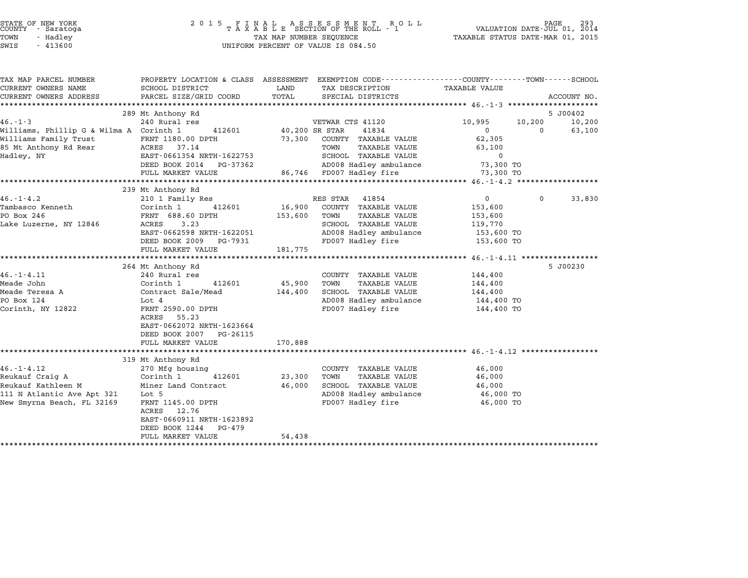STATE OF NEW YORK
COUNTY - Saratoga
TOWN - Hadley
SWIS - 413600

2 0 1 5 F I N A L A S S E S S M E N T R O L L
T A X A B L E SECTION OF THE ROLL - 1
TAX MAP NUMBER SEQUENCE
UNIFORM PERCENT OF VALUE IS 084.50

VALUATION DATE-JUL 01, 2014
TAXABLE STATUS DATE-MAR 01, 2015

| TAX MAP PARCEL NUMBER / CURRENT OWNERS NAME / CURRENT OWNERS ADDRESS | PROPERTY LOCATION & CLASS / SCHOOL DISTRICT / PARCEL SIZE/GRID COORD | ASSESSMENT LAND / TOTAL | EXEMPTION CODE / TAX DESCRIPTION / SPECIAL DISTRICTS | COUNTY TAXABLE VALUE | TOWN | SCHOOL | ACCOUNT NO. |
|---|---|---|---|---|---|---|---|
| | 289 Mt Anthony Rd | | | | | | 5 J00402 |
| 46.-1-3 | 240 Rural res | | VETWAR CTS 41120 | 10,995 | 10,200 | 10,200 | |
| Williams, Phillip G & Wilma A | Corinth 1 412601 | 40,200 | SR STAR 41834 | 0 | 0 | 63,100 | |
| Williams Family Trust | FRNT 1180.00 DPTH | 73,300 | COUNTY TAXABLE VALUE | 62,305 | | | |
| 85 Mt Anthony Rd Rear | ACRES 37.14 | | TOWN TAXABLE VALUE | 63,100 | | | |
| Hadley, NY | EAST-0661354 NRTH-1622753 | | SCHOOL TAXABLE VALUE | 0 | | | |
| | DEED BOOK 2014 PG-37362 | | AD008 Hadley ambulance | 73,300 TO | | | |
| | FULL MARKET VALUE | 86,746 | FD007 Hadley fire | 73,300 TO | | | |
| | 239 Mt Anthony Rd | | | | | | |
| 46.-1-4.2 | 210 1 Family Res | | RES STAR 41854 | 0 | 0 | 33,830 | |
| Tambasco Kenneth | Corinth 1 412601 | 16,900 | COUNTY TAXABLE VALUE | 153,600 | | | |
| PO Box 246 | FRNT 688.60 DPTH | 153,600 | TOWN TAXABLE VALUE | 153,600 | | | |
| Lake Luzerne, NY 12846 | ACRES 3.23 | | SCHOOL TAXABLE VALUE | 119,770 | | | |
| | EAST-0662598 NRTH-1622051 | | AD008 Hadley ambulance | 153,600 TO | | | |
| | DEED BOOK 2009 PG-7931 | | FD007 Hadley fire | 153,600 TO | | | |
| | FULL MARKET VALUE | 181,775 | | | | | |
| | 264 Mt Anthony Rd | | | | | | 5 J00230 |
| 46.-1-4.11 | 240 Rural res | | COUNTY TAXABLE VALUE | 144,400 | | | |
| Meade John | Corinth 1 412601 | 45,900 | TOWN TAXABLE VALUE | 144,400 | | | |
| Meade Teresa A | Contract Sale/Mead | 144,400 | SCHOOL TAXABLE VALUE | 144,400 | | | |
| PO Box 124 | Lot 4 | | AD008 Hadley ambulance | 144,400 TO | | | |
| Corinth, NY 12822 | FRNT 2590.00 DPTH | | FD007 Hadley fire | 144,400 TO | | | |
| | ACRES 55.23 | | | | | | |
| | EAST-0662072 NRTH-1623664 | | | | | | |
| | DEED BOOK 2007 PG-26115 | | | | | | |
| | FULL MARKET VALUE | 170,888 | | | | | |
| | 319 Mt Anthony Rd | | | | | | |
| 46.-1-4.12 | 270 Mfg housing | | COUNTY TAXABLE VALUE | 46,000 | | | |
| Reukauf Craig A | Corinth 1 412601 | 23,300 | TOWN TAXABLE VALUE | 46,000 | | | |
| Reukauf Kathleen M | Miner Land Contract | 46,000 | SCHOOL TAXABLE VALUE | 46,000 | | | |
| 111 N Atlantic Ave Apt 321 | Lot 5 | | AD008 Hadley ambulance | 46,000 TO | | | |
| New Smyrna Beach, FL 32169 | FRNT 1145.00 DPTH | | FD007 Hadley fire | 46,000 TO | | | |
| | ACRES 12.76 | | | | | | |
| | EAST-0660911 NRTH-1623892 | | | | | | |
| | DEED BOOK 1244 PG-479 | | | | | | |
| | FULL MARKET VALUE | 54,438 | | | | | |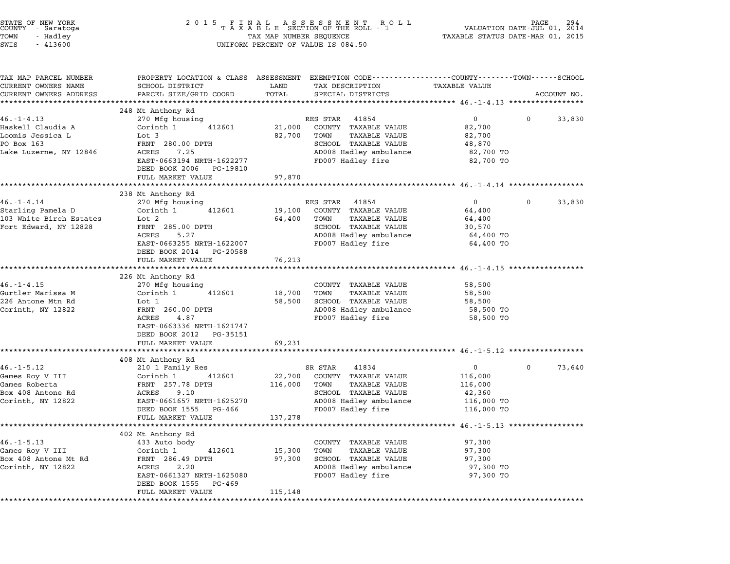STATE OF NEW YORK
COUNTY - Saratoga
TOWN - Hadley
SWIS - 413600

2015 FINAL ASSESSMENT ROLL
TAXABLE SECTION OF THE ROLL - 1
TAX MAP NUMBER SEQUENCE
UNIFORM PERCENT OF VALUE IS 084.50

VALUATION DATE-JUL 01, 2014
TAXABLE STATUS DATE-MAR 01, 2015

| TAX MAP PARCEL NUMBER / CURRENT OWNERS NAME / CURRENT OWNERS ADDRESS | PROPERTY LOCATION & CLASS / SCHOOL DISTRICT / PARCEL SIZE/GRID COORD | ASSESSMENT LAND / TOTAL | EXEMPTION CODE / TAX DESCRIPTION / SPECIAL DISTRICTS | COUNTY / TOWN TAXABLE VALUE | SCHOOL / ACCOUNT NO. |
|---|---|---|---|---|---|
| **46.-1-4.13** | 248 Mt Anthony Rd | | | | |
| 46.-1-4.13 | 270 Mfg housing | | RES STAR 41854 | 0 | 0 33,830 |
| Haskell Claudia A | Corinth 1 412601 | 21,000 | COUNTY TAXABLE VALUE | 82,700 | |
| Loomis Jessica L | Lot 3 | 82,700 | TOWN TAXABLE VALUE | 82,700 | |
| PO Box 163 | FRNT 280.00 DPTH | | SCHOOL TAXABLE VALUE | 48,870 | |
| Lake Luzerne, NY 12846 | ACRES 7.25 | | AD008 Hadley ambulance | 82,700 TO | |
| | EAST-0663194 NRTH-1622277 | | FD007 Hadley fire | 82,700 TO | |
| | DEED BOOK 2006 PG-19810 | | | | |
| | FULL MARKET VALUE | 97,870 | | | |
| **46.-1-4.14** | 238 Mt Anthony Rd | | | | |
| 46.-1-4.14 | 270 Mfg housing | | RES STAR 41854 | 0 | 0 33,830 |
| Starling Pamela D | Corinth 1 412601 | 19,100 | COUNTY TAXABLE VALUE | 64,400 | |
| 103 White Birch Estates | Lot 2 | 64,400 | TOWN TAXABLE VALUE | 64,400 | |
| Fort Edward, NY 12828 | FRNT 285.00 DPTH | | SCHOOL TAXABLE VALUE | 30,570 | |
| | ACRES 5.27 | | AD008 Hadley ambulance | 64,400 TO | |
| | EAST-0663255 NRTH-1622007 | | FD007 Hadley fire | 64,400 TO | |
| | DEED BOOK 2014 PG-20588 | | | | |
| | FULL MARKET VALUE | 76,213 | | | |
| **46.-1-4.15** | 226 Mt Anthony Rd | | | | |
| 46.-1-4.15 | 270 Mfg housing | | COUNTY TAXABLE VALUE | 58,500 | |
| Gurtler Marissa M | Corinth 1 412601 | 18,700 | TOWN TAXABLE VALUE | 58,500 | |
| 226 Antone Mtn Rd | Lot 1 | 58,500 | SCHOOL TAXABLE VALUE | 58,500 | |
| Corinth, NY 12822 | FRNT 260.00 DPTH | | AD008 Hadley ambulance | 58,500 TO | |
| | ACRES 4.87 | | FD007 Hadley fire | 58,500 TO | |
| | EAST-0663336 NRTH-1621747 | | | | |
| | DEED BOOK 2012 PG-35151 | | | | |
| | FULL MARKET VALUE | 69,231 | | | |
| **46.-1-5.12** | 408 Mt Anthony Rd | | | | |
| 46.-1-5.12 | 210 1 Family Res | | SR STAR 41834 | 0 | 0 73,640 |
| Games Roy V III | Corinth 1 412601 | 22,700 | COUNTY TAXABLE VALUE | 116,000 | |
| Games Roberta | FRNT 257.78 DPTH | 116,000 | TOWN TAXABLE VALUE | 116,000 | |
| Box 408 Antone Rd | ACRES 9.10 | | SCHOOL TAXABLE VALUE | 42,360 | |
| Corinth, NY 12822 | EAST-0661657 NRTH-1625270 | | AD008 Hadley ambulance | 116,000 TO | |
| | DEED BOOK 1555 PG-466 | | FD007 Hadley fire | 116,000 TO | |
| | FULL MARKET VALUE | 137,278 | | | |
| **46.-1-5.13** | 402 Mt Anthony Rd | | | | |
| 46.-1-5.13 | 433 Auto body | | COUNTY TAXABLE VALUE | 97,300 | |
| Games Roy V III | Corinth 1 412601 | 15,300 | TOWN TAXABLE VALUE | 97,300 | |
| Box 408 Antone Mt Rd | FRNT 286.49 DPTH | 97,300 | SCHOOL TAXABLE VALUE | 97,300 | |
| Corinth, NY 12822 | ACRES 2.20 | | AD008 Hadley ambulance | 97,300 TO | |
| | EAST-0661327 NRTH-1625080 | | FD007 Hadley fire | 97,300 TO | |
| | DEED BOOK 1555 PG-469 | | | | |
| | FULL MARKET VALUE | 115,148 | | | |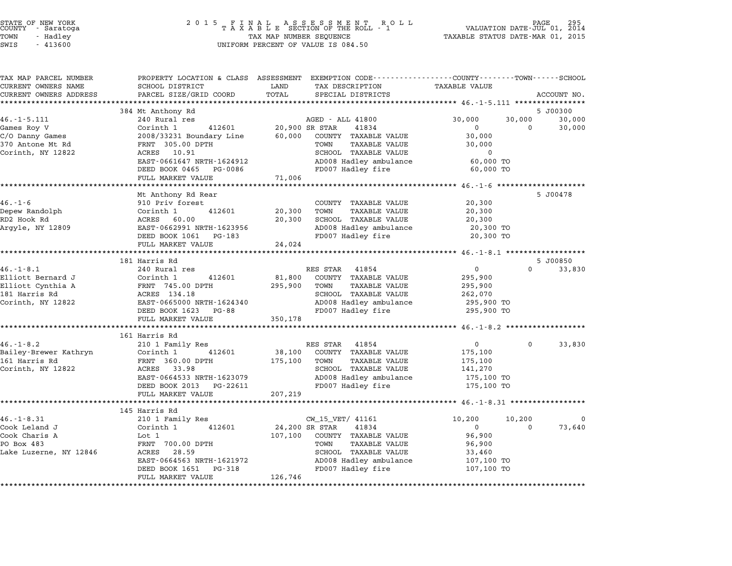STATE OF NEW YORK
COUNTY - Saratoga
TOWN - Hadley
SWIS - 413600

2015 FINAL ASSESSMENT ROLL
TAXABLE SECTION OF THE ROLL - 1
TAX MAP NUMBER SEQUENCE
UNIFORM PERCENT OF VALUE IS 084.50

VALUATION DATE-JUL 01, 2014
TAXABLE STATUS DATE-MAR 01, 2015

| TAX MAP PARCEL NUMBER / CURRENT OWNERS NAME / CURRENT OWNERS ADDRESS | PROPERTY LOCATION & CLASS / SCHOOL DISTRICT / PARCEL SIZE/GRID COORD | ASSESSMENT LAND | TOTAL | EXEMPTION CODE / TAX DESCRIPTION / SPECIAL DISTRICTS | COUNTY TAXABLE VALUE | TOWN | SCHOOL / ACCOUNT NO. |
|---|---|---|---|---|---|---|---|
| | 384 Mt Anthony Rd | | | | | | 5 J00300 |
| 46.-1-5.111 | 240 Rural res | | | AGED - ALL 41800 | 30,000 | 30,000 | 30,000 |
| Games Roy V | Corinth 1 412601 | 20,900 | | SR STAR 41834 | 0 | 0 | 30,000 |
| C/O Danny Games | 2008/33231 Boundary Line | | 60,000 | COUNTY TAXABLE VALUE | 30,000 | | |
| 370 Antone Mt Rd | FRNT 305.00 DPTH | | | TOWN TAXABLE VALUE | 30,000 | | |
| Corinth, NY 12822 | ACRES 10.91 | | | SCHOOL TAXABLE VALUE | 0 | | |
| | EAST-0661647 NRTH-1624912 | | | AD008 Hadley ambulance | 60,000 TO | | |
| | DEED BOOK 0465 PG-0086 | | | FD007 Hadley fire | 60,000 TO | | |
| | FULL MARKET VALUE | | 71,006 | | | | |
| | Mt Anthony Rd Rear | | | | | | 5 J00478 |
| 46.-1-6 | 910 Priv forest | | | COUNTY TAXABLE VALUE | 20,300 | | |
| Depew Randolph | Corinth 1 412601 | 20,300 | | TOWN TAXABLE VALUE | 20,300 | | |
| RD2 Hook Rd | ACRES 60.00 | | 20,300 | SCHOOL TAXABLE VALUE | 20,300 | | |
| Argyle, NY 12809 | EAST-0662991 NRTH-1623956 | | | AD008 Hadley ambulance | 20,300 TO | | |
| | DEED BOOK 1061 PG-183 | | | FD007 Hadley fire | 20,300 TO | | |
| | FULL MARKET VALUE | | 24,024 | | | | |
| | 181 Harris Rd | | | | | | 5 J00850 |
| 46.-1-8.1 | 240 Rural res | | | RES STAR 41854 | 0 | 0 | 33,830 |
| Elliott Bernard J | Corinth 1 412601 | 81,800 | | COUNTY TAXABLE VALUE | 295,900 | | |
| Elliott Cynthia A | FRNT 745.00 DPTH | | 295,900 | TOWN TAXABLE VALUE | 295,900 | | |
| 181 Harris Rd | ACRES 134.18 | | | SCHOOL TAXABLE VALUE | 262,070 | | |
| Corinth, NY 12822 | EAST-0665000 NRTH-1624340 | | | AD008 Hadley ambulance | 295,900 TO | | |
| | DEED BOOK 1623 PG-88 | | | FD007 Hadley fire | 295,900 TO | | |
| | FULL MARKET VALUE | | 350,178 | | | | |
| | 161 Harris Rd | | | | | | |
| 46.-1-8.2 | 210 1 Family Res | | | RES STAR 41854 | 0 | 0 | 33,830 |
| Bailey-Brewer Kathryn | Corinth 1 412601 | 38,100 | | COUNTY TAXABLE VALUE | 175,100 | | |
| 161 Harris Rd | FRNT 360.00 DPTH | | 175,100 | TOWN TAXABLE VALUE | 175,100 | | |
| Corinth, NY 12822 | ACRES 33.98 | | | SCHOOL TAXABLE VALUE | 141,270 | | |
| | EAST-0664533 NRTH-1623079 | | | AD008 Hadley ambulance | 175,100 TO | | |
| | DEED BOOK 2013 PG-22611 | | | FD007 Hadley fire | 175,100 TO | | |
| | FULL MARKET VALUE | | 207,219 | | | | |
| | 145 Harris Rd | | | | | | |
| 46.-1-8.31 | 210 1 Family Res | | | CW_15_VET/ 41161 | 10,200 | 10,200 | 0 |
| Cook Leland J | Corinth 1 412601 | 24,200 | | SR STAR 41834 | 0 | 0 | 73,640 |
| Cook Charis A | Lot 1 | | 107,100 | COUNTY TAXABLE VALUE | 96,900 | | |
| PO Box 483 | FRNT 700.00 DPTH | | | TOWN TAXABLE VALUE | 96,900 | | |
| Lake Luzerne, NY 12846 | ACRES 28.59 | | | SCHOOL TAXABLE VALUE | 33,460 | | |
| | EAST-0664563 NRTH-1621972 | | | AD008 Hadley ambulance | 107,100 TO | | |
| | DEED BOOK 1651 PG-318 | | | FD007 Hadley fire | 107,100 TO | | |
| | FULL MARKET VALUE | | 126,746 | | | | |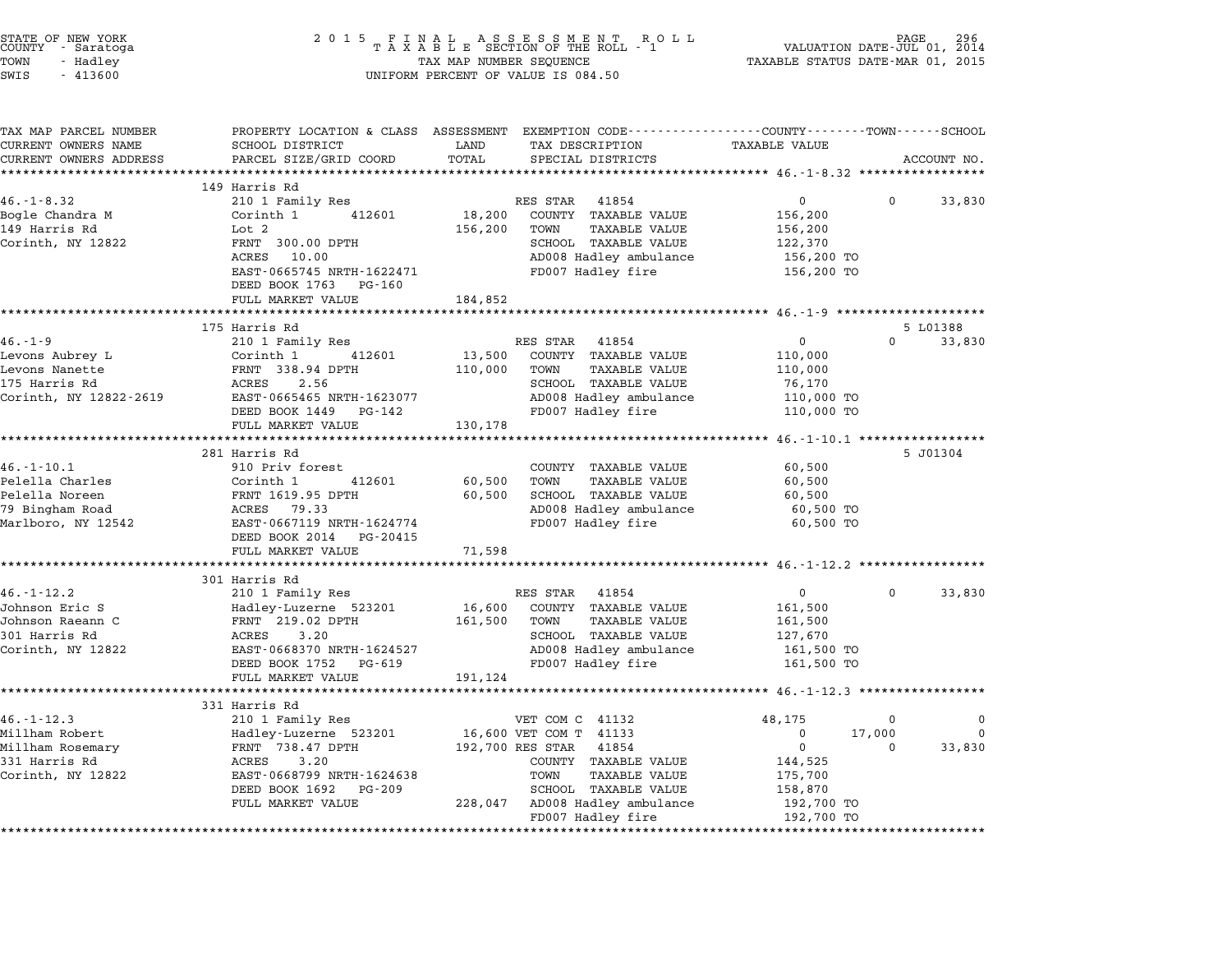STATE OF NEW YORK
COUNTY - Saratoga
TOWN - Hadley
SWIS - 413600

2015 FINAL ASSESSMENT ROLL
TAXABLE SECTION OF THE ROLL - 1
TAX MAP NUMBER SEQUENCE
UNIFORM PERCENT OF VALUE IS 084.50

VALUATION DATE-JUL 01, 2014
TAXABLE STATUS DATE-MAR 01, 2015

| TAX MAP PARCEL NUMBER / CURRENT OWNERS NAME / CURRENT OWNERS ADDRESS | PROPERTY LOCATION & CLASS / SCHOOL DISTRICT / PARCEL SIZE/GRID COORD | ASSESSMENT LAND / TOTAL | EXEMPTION CODE / TAX DESCRIPTION / SPECIAL DISTRICTS | COUNTY TAXABLE VALUE | TOWN | SCHOOL / ACCOUNT NO. |
|---|---|---|---|---|---|---|
| 46.-1-8.32 | 149 Harris Rd | | | | | |
| | 210 1 Family Res | | RES STAR 41854 | 0 | 0 | 33,830 |
| Bogle Chandra M | Corinth 1 412601 | 18,200 | COUNTY TAXABLE VALUE | 156,200 | | |
| 149 Harris Rd | Lot 2 | 156,200 | TOWN TAXABLE VALUE | 156,200 | | |
| Corinth, NY 12822 | FRNT 300.00 DPTH | | SCHOOL TAXABLE VALUE | 122,370 | | |
| | ACRES 10.00 | | AD008 Hadley ambulance | 156,200 TO | | |
| | EAST-0665745 NRTH-1622471 | | FD007 Hadley fire | 156,200 TO | | |
| | DEED BOOK 1763 PG-160 | | | | | |
| | FULL MARKET VALUE | 184,852 | | | | |
| 46.-1-9 | 175 Harris Rd | | | | | 5 L01388 |
| | 210 1 Family Res | | RES STAR 41854 | 0 | 0 | 33,830 |
| Levons Aubrey L | Corinth 1 412601 | 13,500 | COUNTY TAXABLE VALUE | 110,000 | | |
| Levons Nanette | FRNT 338.94 DPTH | 110,000 | TOWN TAXABLE VALUE | 110,000 | | |
| 175 Harris Rd | ACRES 2.56 | | SCHOOL TAXABLE VALUE | 76,170 | | |
| Corinth, NY 12822-2619 | EAST-0665465 NRTH-1623077 | | AD008 Hadley ambulance | 110,000 TO | | |
| | DEED BOOK 1449 PG-142 | | FD007 Hadley fire | 110,000 TO | | |
| | FULL MARKET VALUE | 130,178 | | | | |
| 46.-1-10.1 | 281 Harris Rd | | | | | 5 J01304 |
| | 910 Priv forest | | COUNTY TAXABLE VALUE | 60,500 | | |
| Pelella Charles | Corinth 1 412601 | 60,500 | TOWN TAXABLE VALUE | 60,500 | | |
| Pelella Noreen | FRNT 1619.95 DPTH | 60,500 | SCHOOL TAXABLE VALUE | 60,500 | | |
| 79 Bingham Road | ACRES 79.33 | | AD008 Hadley ambulance | 60,500 TO | | |
| Marlboro, NY 12542 | EAST-0667119 NRTH-1624774 | | FD007 Hadley fire | 60,500 TO | | |
| | DEED BOOK 2014 PG-20415 | | | | | |
| | FULL MARKET VALUE | 71,598 | | | | |
| 46.-1-12.2 | 301 Harris Rd | | | | | |
| | 210 1 Family Res | | RES STAR 41854 | 0 | 0 | 33,830 |
| Johnson Eric S | Hadley-Luzerne 523201 | 16,600 | COUNTY TAXABLE VALUE | 161,500 | | |
| Johnson Raeann C | FRNT 219.02 DPTH | 161,500 | TOWN TAXABLE VALUE | 161,500 | | |
| 301 Harris Rd | ACRES 3.20 | | SCHOOL TAXABLE VALUE | 127,670 | | |
| Corinth, NY 12822 | EAST-0668370 NRTH-1624527 | | AD008 Hadley ambulance | 161,500 TO | | |
| | DEED BOOK 1752 PG-619 | | FD007 Hadley fire | 161,500 TO | | |
| | FULL MARKET VALUE | 191,124 | | | | |
| 46.-1-12.3 | 331 Harris Rd | | | | | |
| | 210 1 Family Res | | VET COM C 41132 | 48,175 | 0 | 0 |
| Millham Robert | Hadley-Luzerne 523201 | 16,600 | VET COM T 41133 | 0 | 17,000 | 0 |
| Millham Rosemary | FRNT 738.47 DPTH | 192,700 | RES STAR 41854 | 0 | 0 | 33,830 |
| 331 Harris Rd | ACRES 3.20 | | COUNTY TAXABLE VALUE | 144,525 | | |
| Corinth, NY 12822 | EAST-0668799 NRTH-1624638 | | TOWN TAXABLE VALUE | 175,700 | | |
| | DEED BOOK 1692 PG-209 | | SCHOOL TAXABLE VALUE | 158,870 | | |
| | FULL MARKET VALUE | 228,047 | AD008 Hadley ambulance | 192,700 TO | | |
| | | | FD007 Hadley fire | 192,700 TO | | |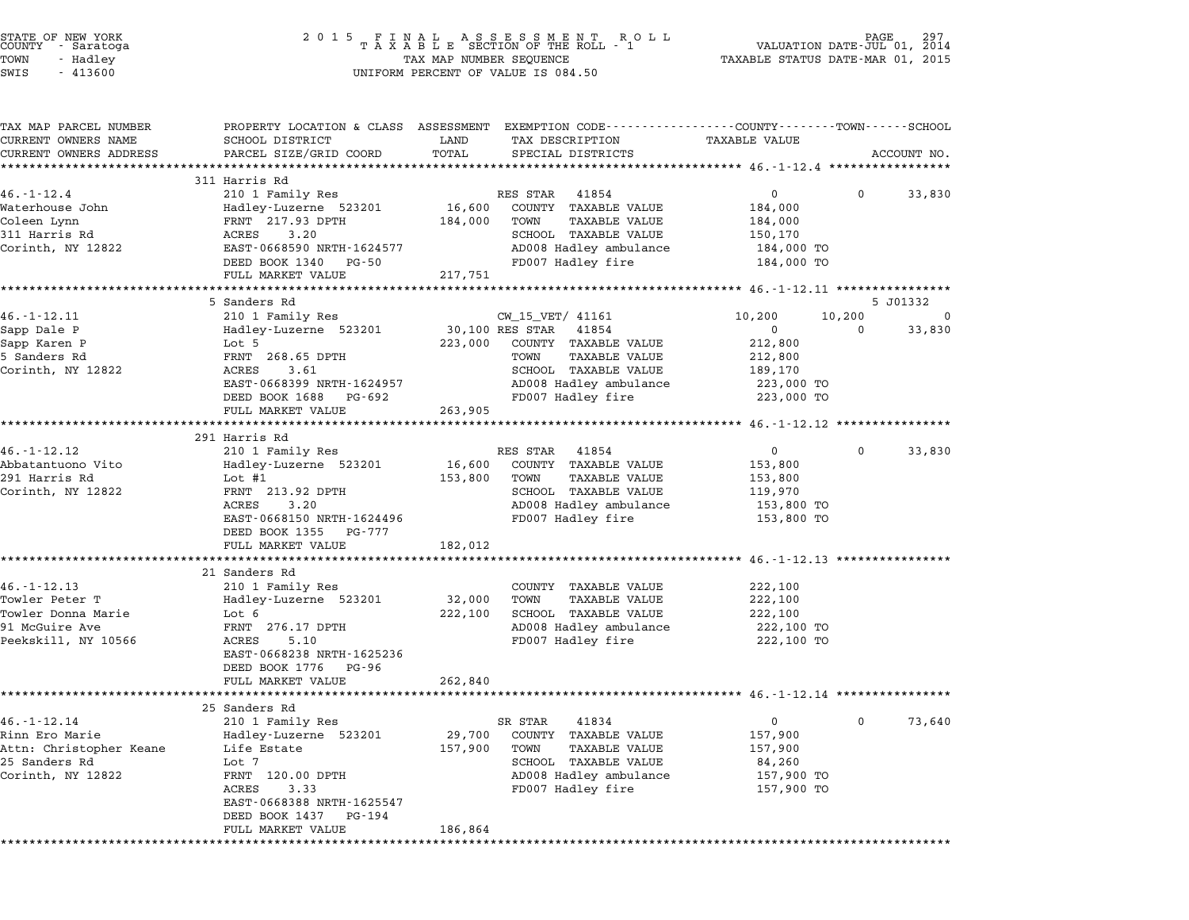STATE OF NEW YORK
COUNTY - Saratoga
TOWN - Hadley
SWIS - 413600

2015 FINAL ASSESSMENT ROLL
TAXABLE SECTION OF THE ROLL - 1
TAX MAP NUMBER SEQUENCE
UNIFORM PERCENT OF VALUE IS 084.50

VALUATION DATE-JUL 01, 2014
TAXABLE STATUS DATE-MAR 01, 2015

| TAX MAP PARCEL NUMBER / CURRENT OWNERS NAME / CURRENT OWNERS ADDRESS | PROPERTY LOCATION & CLASS / SCHOOL DISTRICT / PARCEL SIZE/GRID COORD | ASSESSMENT LAND | TOTAL | EXEMPTION CODE / TAX DESCRIPTION / SPECIAL DISTRICTS | COUNTY TAXABLE VALUE | TOWN | SCHOOL | ACCOUNT NO. |
|---|---|---|---|---|---|---|---|---|
| **46.-1-12.4** | 311 Harris Rd | | | | | | | |
| 46.-1-12.4 | 210 1 Family Res | | | RES STAR 41854 | 0 | 0 | 33,830 | |
| Waterhouse John | Hadley-Luzerne 523201 | 16,600 | | COUNTY TAXABLE VALUE | 184,000 | | | |
| Coleen Lynn | FRNT 217.93 DPTH | | 184,000 | TOWN TAXABLE VALUE | 184,000 | | | |
| 311 Harris Rd | ACRES 3.20 | | | SCHOOL TAXABLE VALUE | 150,170 | | | |
| Corinth, NY 12822 | EAST-0668590 NRTH-1624577 | | | AD008 Hadley ambulance | 184,000 TO | | | |
| | DEED BOOK 1340 PG-50 | | | FD007 Hadley fire | 184,000 TO | | | |
| | FULL MARKET VALUE | | 217,751 | | | | | |
| **46.-1-12.11** | 5 Sanders Rd | | | | | | | 5 J01332 |
| 46.-1-12.11 | 210 1 Family Res | | | CW_15_VET/ 41161 | 10,200 | 10,200 | 0 | |
| Sapp Dale P | Hadley-Luzerne 523201 | 30,100 | | RES STAR 41854 | 0 | 0 | 33,830 | |
| Sapp Karen P | Lot 5 | | 223,000 | COUNTY TAXABLE VALUE | 212,800 | | | |
| 5 Sanders Rd | FRNT 268.65 DPTH | | | TOWN TAXABLE VALUE | 212,800 | | | |
| Corinth, NY 12822 | ACRES 3.61 | | | SCHOOL TAXABLE VALUE | 189,170 | | | |
| | EAST-0668399 NRTH-1624957 | | | AD008 Hadley ambulance | 223,000 TO | | | |
| | DEED BOOK 1688 PG-692 | | | FD007 Hadley fire | 223,000 TO | | | |
| | FULL MARKET VALUE | | 263,905 | | | | | |
| **46.-1-12.12** | 291 Harris Rd | | | | | | | |
| 46.-1-12.12 | 210 1 Family Res | | | RES STAR 41854 | 0 | 0 | 33,830 | |
| Abbatantuono Vito | Hadley-Luzerne 523201 | 16,600 | | COUNTY TAXABLE VALUE | 153,800 | | | |
| 291 Harris Rd | Lot #1 | | 153,800 | TOWN TAXABLE VALUE | 153,800 | | | |
| Corinth, NY 12822 | FRNT 213.92 DPTH | | | SCHOOL TAXABLE VALUE | 119,970 | | | |
| | ACRES 3.20 | | | AD008 Hadley ambulance | 153,800 TO | | | |
| | EAST-0668150 NRTH-1624496 | | | FD007 Hadley fire | 153,800 TO | | | |
| | DEED BOOK 1355 PG-777 | | | | | | | |
| | FULL MARKET VALUE | | 182,012 | | | | | |
| **46.-1-12.13** | 21 Sanders Rd | | | | | | | |
| 46.-1-12.13 | 210 1 Family Res | | | COUNTY TAXABLE VALUE | 222,100 | | | |
| Towler Peter T | Hadley-Luzerne 523201 | 32,000 | | TOWN TAXABLE VALUE | 222,100 | | | |
| Towler Donna Marie | Lot 6 | | 222,100 | SCHOOL TAXABLE VALUE | 222,100 | | | |
| 91 McGuire Ave | FRNT 276.17 DPTH | | | AD008 Hadley ambulance | 222,100 TO | | | |
| Peekskill, NY 10566 | ACRES 5.10 | | | FD007 Hadley fire | 222,100 TO | | | |
| | EAST-0668238 NRTH-1625236 | | | | | | | |
| | DEED BOOK 1776 PG-96 | | | | | | | |
| | FULL MARKET VALUE | | 262,840 | | | | | |
| **46.-1-12.14** | 25 Sanders Rd | | | | | | | |
| 46.-1-12.14 | 210 1 Family Res | | | SR STAR 41834 | 0 | 0 | 73,640 | |
| Rinn Ero Marie | Hadley-Luzerne 523201 | 29,700 | | COUNTY TAXABLE VALUE | 157,900 | | | |
| Attn: Christopher Keane | Life Estate | | 157,900 | TOWN TAXABLE VALUE | 157,900 | | | |
| 25 Sanders Rd | Lot 7 | | | SCHOOL TAXABLE VALUE | 84,260 | | | |
| Corinth, NY 12822 | FRNT 120.00 DPTH | | | AD008 Hadley ambulance | 157,900 TO | | | |
| | ACRES 3.33 | | | FD007 Hadley fire | 157,900 TO | | | |
| | EAST-0668388 NRTH-1625547 | | | | | | | |
| | DEED BOOK 1437 PG-194 | | | | | | | |
| | FULL MARKET VALUE | | 186,864 | | | | | |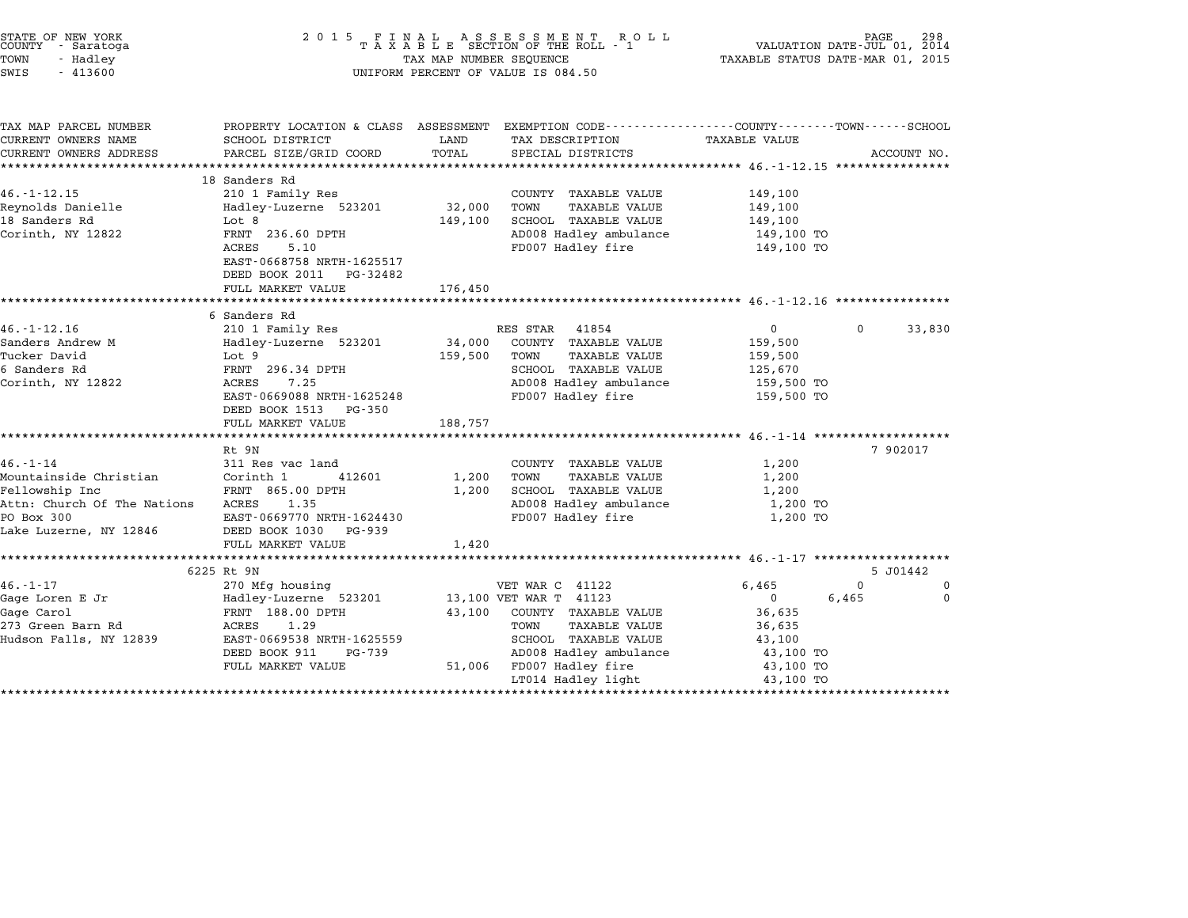STATE OF NEW YORK
COUNTY - Saratoga
TOWN - Hadley
SWIS - 413600

2015 FINAL ASSESSMENT ROLL
TAXABLE SECTION OF THE ROLL - 1
TAX MAP NUMBER SEQUENCE
UNIFORM PERCENT OF VALUE IS 084.50

VALUATION DATE-JUL 01, 2014
TAXABLE STATUS DATE-MAR 01, 2015

| TAX MAP PARCEL NUMBER / CURRENT OWNERS NAME / CURRENT OWNERS ADDRESS | PROPERTY LOCATION & CLASS / SCHOOL DISTRICT / PARCEL SIZE/GRID COORD | ASSESSMENT LAND / TOTAL | EXEMPTION CODE / TAX DESCRIPTION / SPECIAL DISTRICTS | COUNTY TAXABLE VALUE | TOWN | SCHOOL / ACCOUNT NO. |
|---|---|---|---|---|---|---|
| **46.-1-12.15** | 18 Sanders Rd | | | | | |
| 46.-1-12.15 | 210 1 Family Res | | COUNTY TAXABLE VALUE | 149,100 | | |
| Reynolds Danielle | Hadley-Luzerne 523201 | 32,000 | TOWN TAXABLE VALUE | 149,100 | | |
| 18 Sanders Rd | Lot 8 | 149,100 | SCHOOL TAXABLE VALUE | 149,100 | | |
| Corinth, NY 12822 | FRNT 236.60 DPTH | | AD008 Hadley ambulance | 149,100 TO | | |
| | ACRES 5.10 | | FD007 Hadley fire | 149,100 TO | | |
| | EAST-0668758 NRTH-1625517 | | | | | |
| | DEED BOOK 2011 PG-32482 | | | | | |
| | FULL MARKET VALUE | 176,450 | | | | |
| **46.-1-12.16** | 6 Sanders Rd | | | | | |
| 46.-1-12.16 | 210 1 Family Res | | RES STAR 41854 | 0 | 0 | 33,830 |
| Sanders Andrew M | Hadley-Luzerne 523201 | 34,000 | COUNTY TAXABLE VALUE | 159,500 | | |
| Tucker David | Lot 9 | 159,500 | TOWN TAXABLE VALUE | 159,500 | | |
| 6 Sanders Rd | FRNT 296.34 DPTH | | SCHOOL TAXABLE VALUE | 125,670 | | |
| Corinth, NY 12822 | ACRES 7.25 | | AD008 Hadley ambulance | 159,500 TO | | |
| | EAST-0669088 NRTH-1625248 | | FD007 Hadley fire | 159,500 TO | | |
| | DEED BOOK 1513 PG-350 | | | | | |
| | FULL MARKET VALUE | 188,757 | | | | |
| **46.-1-14** | Rt 9N | | | | | 7 902017 |
| 46.-1-14 | 311 Res vac land | | COUNTY TAXABLE VALUE | 1,200 | | |
| Mountainside Christian | Corinth 1 412601 | 1,200 | TOWN TAXABLE VALUE | 1,200 | | |
| Fellowship Inc | FRNT 865.00 DPTH | 1,200 | SCHOOL TAXABLE VALUE | 1,200 | | |
| Attn: Church Of The Nations | ACRES 1.35 | | AD008 Hadley ambulance | 1,200 TO | | |
| PO Box 300 | EAST-0669770 NRTH-1624430 | | FD007 Hadley fire | 1,200 TO | | |
| Lake Luzerne, NY 12846 | DEED BOOK 1030 PG-939 | | | | | |
| | FULL MARKET VALUE | 1,420 | | | | |
| **46.-1-17** | 6225 Rt 9N | | | | | 5 J01442 |
| 46.-1-17 | 270 Mfg housing | | VET WAR C 41122 | 6,465 | 0 | 0 |
| Gage Loren E Jr | Hadley-Luzerne 523201 | 13,100 | VET WAR T 41123 | 0 | 6,465 | 0 |
| Gage Carol | FRNT 188.00 DPTH | 43,100 | COUNTY TAXABLE VALUE | 36,635 | | |
| 273 Green Barn Rd | ACRES 1.29 | | TOWN TAXABLE VALUE | 36,635 | | |
| Hudson Falls, NY 12839 | EAST-0669538 NRTH-1625559 | | SCHOOL TAXABLE VALUE | 43,100 | | |
| | DEED BOOK 911 PG-739 | | AD008 Hadley ambulance | 43,100 TO | | |
| | FULL MARKET VALUE | 51,006 | FD007 Hadley fire | 43,100 TO | | |
| | | | LT014 Hadley light | 43,100 TO | | |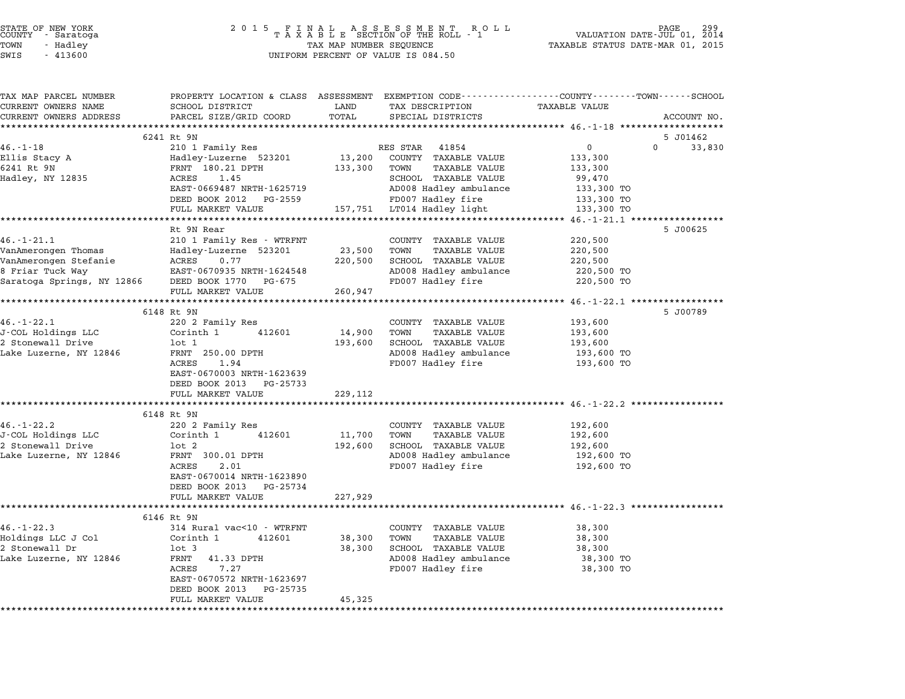STATE OF NEW YORK
COUNTY - Saratoga
TOWN - Hadley
SWIS - 413600

2015 FINAL ASSESSMENT ROLL
TAXABLE SECTION OF THE ROLL - 1
TAX MAP NUMBER SEQUENCE
UNIFORM PERCENT OF VALUE IS 084.50

VALUATION DATE-JUL 01, 2014
TAXABLE STATUS DATE-MAR 01, 2015

| TAX MAP PARCEL NUMBER / CURRENT OWNERS NAME / CURRENT OWNERS ADDRESS | PROPERTY LOCATION & CLASS / SCHOOL DISTRICT / PARCEL SIZE/GRID COORD | ASSESSMENT LAND / TOTAL | EXEMPTION CODE / TAX DESCRIPTION / SPECIAL DISTRICTS | COUNTY / TOWN / SCHOOL TAXABLE VALUE | ACCOUNT NO. |
|---|---|---|---|---|---|
| **46.-1-18** | 6241 Rt 9N | | | | 5 J01462 |
| 46.-1-18 | 210 1 Family Res | | RES STAR 41854 | 0 | 0 33,830 |
| Ellis Stacy A | Hadley-Luzerne 523201 | 13,200 | COUNTY TAXABLE VALUE | 133,300 | |
| 6241 Rt 9N | FRNT 180.21 DPTH | 133,300 | TOWN TAXABLE VALUE | 133,300 | |
| Hadley, NY 12835 | ACRES 1.45 | | SCHOOL TAXABLE VALUE | 99,470 | |
| | EAST-0669487 NRTH-1625719 | | AD008 Hadley ambulance | 133,300 TO | |
| | DEED BOOK 2012 PG-2559 | | FD007 Hadley fire | 133,300 TO | |
| | FULL MARKET VALUE | 157,751 | LT014 Hadley light | 133,300 TO | |
| **46.-1-21.1** | Rt 9N Rear | | | | 5 J00625 |
| 46.-1-21.1 | 210 1 Family Res - WTRFNT | | COUNTY TAXABLE VALUE | 220,500 | |
| VanAmerongen Thomas | Hadley-Luzerne 523201 | 23,500 | TOWN TAXABLE VALUE | 220,500 | |
| VanAmerongen Stefanie | ACRES 0.77 | 220,500 | SCHOOL TAXABLE VALUE | 220,500 | |
| 8 Friar Tuck Way | EAST-0670935 NRTH-1624548 | | AD008 Hadley ambulance | 220,500 TO | |
| Saratoga Springs, NY 12866 | DEED BOOK 1770 PG-675 | | FD007 Hadley fire | 220,500 TO | |
| | FULL MARKET VALUE | 260,947 | | | |
| **46.-1-22.1** | 6148 Rt 9N | | | | 5 J00789 |
| 46.-1-22.1 | 220 2 Family Res | | COUNTY TAXABLE VALUE | 193,600 | |
| J-COL Holdings LLC | Corinth 1 412601 | 14,900 | TOWN TAXABLE VALUE | 193,600 | |
| 2 Stonewall Drive | lot 1 | 193,600 | SCHOOL TAXABLE VALUE | 193,600 | |
| Lake Luzerne, NY 12846 | FRNT 250.00 DPTH | | AD008 Hadley ambulance | 193,600 TO | |
| | ACRES 1.94 | | FD007 Hadley fire | 193,600 TO | |
| | EAST-0670003 NRTH-1623639 | | | | |
| | DEED BOOK 2013 PG-25733 | | | | |
| | FULL MARKET VALUE | 229,112 | | | |
| **46.-1-22.2** | 6148 Rt 9N | | | | |
| 46.-1-22.2 | 220 2 Family Res | | COUNTY TAXABLE VALUE | 192,600 | |
| J-COL Holdings LLC | Corinth 1 412601 | 11,700 | TOWN TAXABLE VALUE | 192,600 | |
| 2 Stonewall Drive | lot 2 | 192,600 | SCHOOL TAXABLE VALUE | 192,600 | |
| Lake Luzerne, NY 12846 | FRNT 300.01 DPTH | | AD008 Hadley ambulance | 192,600 TO | |
| | ACRES 2.01 | | FD007 Hadley fire | 192,600 TO | |
| | EAST-0670014 NRTH-1623890 | | | | |
| | DEED BOOK 2013 PG-25734 | | | | |
| | FULL MARKET VALUE | 227,929 | | | |
| **46.-1-22.3** | 6146 Rt 9N | | | | |
| 46.-1-22.3 | 314 Rural vac<10 - WTRFNT | | COUNTY TAXABLE VALUE | 38,300 | |
| Holdings LLC J Col | Corinth 1 412601 | 38,300 | TOWN TAXABLE VALUE | 38,300 | |
| 2 Stonewall Dr | lot 3 | 38,300 | SCHOOL TAXABLE VALUE | 38,300 | |
| Lake Luzerne, NY 12846 | FRNT 41.33 DPTH | | AD008 Hadley ambulance | 38,300 TO | |
| | ACRES 7.27 | | FD007 Hadley fire | 38,300 TO | |
| | EAST-0670572 NRTH-1623697 | | | | |
| | DEED BOOK 2013 PG-25735 | | | | |
| | FULL MARKET VALUE | 45,325 | | | |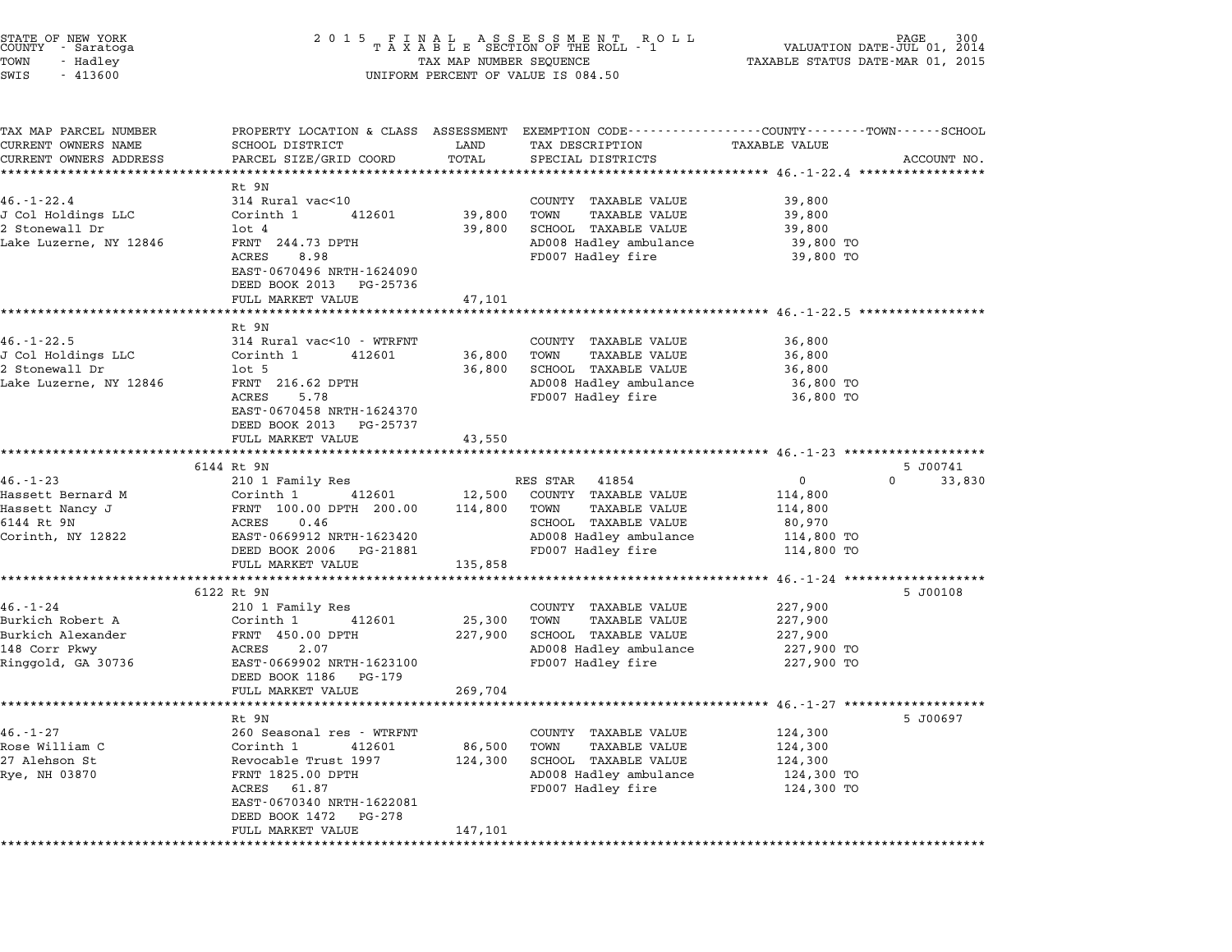STATE OF NEW YORK
COUNTY - Saratoga
TOWN - Hadley
SWIS - 413600

2015 FINAL ASSESSMENT ROLL
TAXABLE SECTION OF THE ROLL - 1
TAX MAP NUMBER SEQUENCE
UNIFORM PERCENT OF VALUE IS 084.50

VALUATION DATE-JUL 01, 2014
TAXABLE STATUS DATE-MAR 01, 2015

| TAX MAP PARCEL NUMBER / CURRENT OWNERS NAME / CURRENT OWNERS ADDRESS | PROPERTY LOCATION & CLASS / SCHOOL DISTRICT / PARCEL SIZE/GRID COORD | ASSESSMENT LAND / TOTAL | EXEMPTION CODE / TAX DESCRIPTION / SPECIAL DISTRICTS | COUNTY / TOWN / SCHOOL TAXABLE VALUE | ACCOUNT NO. |
|---|---|---|---|---|---|
| **46.-1-22.4** | Rt 9N | | | | |
| J Col Holdings LLC | 314 Rural vac<10 | | COUNTY TAXABLE VALUE | 39,800 | |
| 2 Stonewall Dr | Corinth 1 412601 | 39,800 | TOWN TAXABLE VALUE | 39,800 | |
| Lake Luzerne, NY 12846 | lot 4 | 39,800 | SCHOOL TAXABLE VALUE | 39,800 | |
| | FRNT 244.73 DPTH | | AD008 Hadley ambulance | 39,800 TO | |
| | ACRES 8.98 | | FD007 Hadley fire | 39,800 TO | |
| | EAST-0670496 NRTH-1624090 | | | | |
| | DEED BOOK 2013 PG-25736 | | | | |
| | FULL MARKET VALUE | 47,101 | | | |
| **46.-1-22.5** | Rt 9N | | | | |
| J Col Holdings LLC | 314 Rural vac<10 - WTRFNT | | COUNTY TAXABLE VALUE | 36,800 | |
| 2 Stonewall Dr | Corinth 1 412601 | 36,800 | TOWN TAXABLE VALUE | 36,800 | |
| Lake Luzerne, NY 12846 | lot 5 | 36,800 | SCHOOL TAXABLE VALUE | 36,800 | |
| | FRNT 216.62 DPTH | | AD008 Hadley ambulance | 36,800 TO | |
| | ACRES 5.78 | | FD007 Hadley fire | 36,800 TO | |
| | EAST-0670458 NRTH-1624370 | | | | |
| | DEED BOOK 2013 PG-25737 | | | | |
| | FULL MARKET VALUE | 43,550 | | | |
| **46.-1-23** | 6144 Rt 9N | | | | 5 J00741 |
| Hassett Bernard M | 210 1 Family Res | | RES STAR 41854 | 0 / 0 / 33,830 | |
| Hassett Nancy J | Corinth 1 412601 | 12,500 | COUNTY TAXABLE VALUE | 114,800 | |
| 6144 Rt 9N | FRNT 100.00 DPTH 200.00 | 114,800 | TOWN TAXABLE VALUE | 114,800 | |
| Corinth, NY 12822 | ACRES 0.46 | | SCHOOL TAXABLE VALUE | 80,970 | |
| | EAST-0669912 NRTH-1623420 | | AD008 Hadley ambulance | 114,800 TO | |
| | DEED BOOK 2006 PG-21881 | | FD007 Hadley fire | 114,800 TO | |
| | FULL MARKET VALUE | 135,858 | | | |
| **46.-1-24** | 6122 Rt 9N | | | | 5 J00108 |
| Burkich Robert A | 210 1 Family Res | | COUNTY TAXABLE VALUE | 227,900 | |
| Burkich Alexander | Corinth 1 412601 | 25,300 | TOWN TAXABLE VALUE | 227,900 | |
| 148 Corr Pkwy | FRNT 450.00 DPTH | 227,900 | SCHOOL TAXABLE VALUE | 227,900 | |
| Ringgold, GA 30736 | ACRES 2.07 | | AD008 Hadley ambulance | 227,900 TO | |
| | EAST-0669902 NRTH-1623100 | | FD007 Hadley fire | 227,900 TO | |
| | DEED BOOK 1186 PG-179 | | | | |
| | FULL MARKET VALUE | 269,704 | | | |
| **46.-1-27** | Rt 9N | | | | 5 J00697 |
| Rose William C | 260 Seasonal res - WTRFNT | | COUNTY TAXABLE VALUE | 124,300 | |
| 27 Alehson St | Corinth 1 412601 | 86,500 | TOWN TAXABLE VALUE | 124,300 | |
| Rye, NH 03870 | Revocable Trust 1997 | 124,300 | SCHOOL TAXABLE VALUE | 124,300 | |
| | FRNT 1825.00 DPTH | | AD008 Hadley ambulance | 124,300 TO | |
| | ACRES 61.87 | | FD007 Hadley fire | 124,300 TO | |
| | EAST-0670340 NRTH-1622081 | | | | |
| | DEED BOOK 1472 PG-278 | | | | |
| | FULL MARKET VALUE | 147,101 | | | |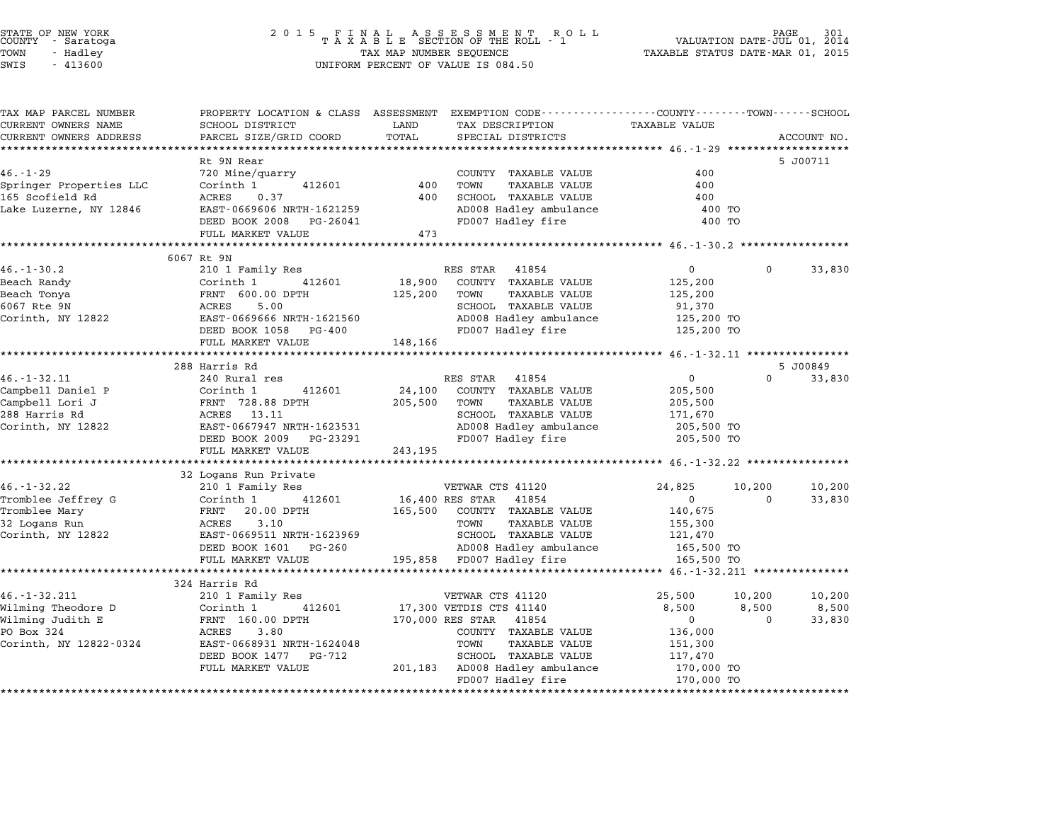STATE OF NEW YORK
COUNTY - Saratoga
TOWN - Hadley
SWIS - 413600

2015 FINAL ASSESSMENT ROLL
TAXABLE SECTION OF THE ROLL - 1
TAX MAP NUMBER SEQUENCE
UNIFORM PERCENT OF VALUE IS 084.50

VALUATION DATE-JUL 01, 2014
TAXABLE STATUS DATE-MAR 01, 2015

| TAX MAP PARCEL NUMBER / CURRENT OWNERS NAME / CURRENT OWNERS ADDRESS | PROPERTY LOCATION & CLASS / SCHOOL DISTRICT / PARCEL SIZE/GRID COORD | LAND | ASSESSMENT TOTAL | EXEMPTION CODE / TAX DESCRIPTION / SPECIAL DISTRICTS | COUNTY TAXABLE VALUE | TOWN | SCHOOL | ACCOUNT NO. |
|---|---|---|---|---|---|---|---|---|
| **46.-1-29** | Rt 9N Rear | | | | | | | 5 J00711 |
| Springer Properties LLC | 720 Mine/quarry | | | COUNTY TAXABLE VALUE | 400 | | | |
| 165 Scofield Rd | Corinth 1 412601 | 400 | | TOWN TAXABLE VALUE | 400 | | | |
| Lake Luzerne, NY 12846 | ACRES 0.37 | | 400 | SCHOOL TAXABLE VALUE | 400 | | | |
| | EAST-0669606 NRTH-1621259 | | | AD008 Hadley ambulance | 400 TO | | | |
| | DEED BOOK 2008 PG-26041 | | | FD007 Hadley fire | 400 TO | | | |
| | FULL MARKET VALUE | | 473 | | | | | |
| **46.-1-30.2** | 6067 Rt 9N | | | | | | | |
| Beach Randy | 210 1 Family Res | | | RES STAR 41854 | 0 | 0 | 33,830 | |
| Beach Tonya | Corinth 1 412601 | 18,900 | | COUNTY TAXABLE VALUE | 125,200 | | | |
| 6067 Rte 9N | FRNT 600.00 DPTH | | 125,200 | TOWN TAXABLE VALUE | 125,200 | | | |
| Corinth, NY 12822 | ACRES 5.00 | | | SCHOOL TAXABLE VALUE | 91,370 | | | |
| | EAST-0669666 NRTH-1621560 | | | AD008 Hadley ambulance | 125,200 TO | | | |
| | DEED BOOK 1058 PG-400 | | | FD007 Hadley fire | 125,200 TO | | | |
| | FULL MARKET VALUE | | 148,166 | | | | | |
| **46.-1-32.11** | 288 Harris Rd | | | | | | | 5 J00849 |
| Campbell Daniel P | 240 Rural res | | | RES STAR 41854 | 0 | 0 | 33,830 | |
| Campbell Lori J | Corinth 1 412601 | 24,100 | | COUNTY TAXABLE VALUE | 205,500 | | | |
| 288 Harris Rd | FRNT 728.88 DPTH | | 205,500 | TOWN TAXABLE VALUE | 205,500 | | | |
| Corinth, NY 12822 | ACRES 13.11 | | | SCHOOL TAXABLE VALUE | 171,670 | | | |
| | EAST-0667947 NRTH-1623531 | | | AD008 Hadley ambulance | 205,500 TO | | | |
| | DEED BOOK 2009 PG-23291 | | | FD007 Hadley fire | 205,500 TO | | | |
| | FULL MARKET VALUE | | 243,195 | | | | | |
| **46.-1-32.22** | 32 Logans Run Private | | | | | | | |
| Tromblee Jeffrey G | 210 1 Family Res | | | VETWAR CTS 41120 | 24,825 | 10,200 | 10,200 | |
| Tromblee Mary | Corinth 1 412601 | 16,400 | | RES STAR 41854 | 0 | 0 | 33,830 | |
| 32 Logans Run | FRNT 20.00 DPTH | | 165,500 | COUNTY TAXABLE VALUE | 140,675 | | | |
| Corinth, NY 12822 | ACRES 3.10 | | | TOWN TAXABLE VALUE | 155,300 | | | |
| | EAST-0669511 NRTH-1623969 | | | SCHOOL TAXABLE VALUE | 121,470 | | | |
| | DEED BOOK 1601 PG-260 | | | AD008 Hadley ambulance | 165,500 TO | | | |
| | FULL MARKET VALUE | | 195,858 | FD007 Hadley fire | 165,500 TO | | | |
| **46.-1-32.211** | 324 Harris Rd | | | | | | | |
| Wilming Theodore D | 210 1 Family Res | | | VETWAR CTS 41120 | 25,500 | 10,200 | 10,200 | |
| Wilming Judith E | Corinth 1 412601 | 17,300 | | VETDIS CTS 41140 | 8,500 | 8,500 | 8,500 | |
| PO Box 324 | FRNT 160.00 DPTH | | 170,000 | RES STAR 41854 | 0 | 0 | 33,830 | |
| Corinth, NY 12822-0324 | ACRES 3.80 | | | COUNTY TAXABLE VALUE | 136,000 | | | |
| | EAST-0668931 NRTH-1624048 | | | TOWN TAXABLE VALUE | 151,300 | | | |
| | DEED BOOK 1477 PG-712 | | | SCHOOL TAXABLE VALUE | 117,470 | | | |
| | FULL MARKET VALUE | | 201,183 | AD008 Hadley ambulance | 170,000 TO | | | |
| | | | | FD007 Hadley fire | 170,000 TO | | | |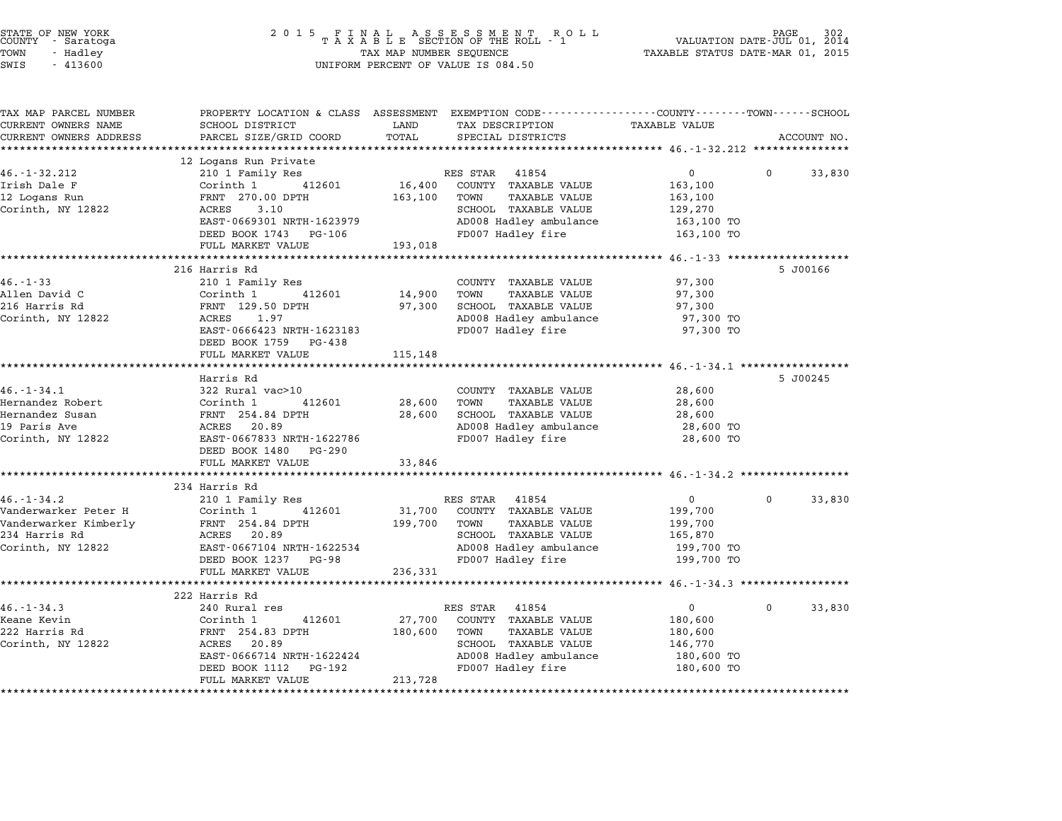STATE OF NEW YORK
COUNTY - Saratoga
TOWN - Hadley
SWIS - 413600

2 0 1 5 F I N A L A S S E S S M E N T R O L L
T A X A B L E SECTION OF THE ROLL - 1
TAX MAP NUMBER SEQUENCE
UNIFORM PERCENT OF VALUE IS 084.50

VALUATION DATE-JUL 01, 2014
TAXABLE STATUS DATE-MAR 01, 2015

| TAX MAP PARCEL NUMBER / CURRENT OWNERS NAME / CURRENT OWNERS ADDRESS | PROPERTY LOCATION & CLASS / SCHOOL DISTRICT / PARCEL SIZE/GRID COORD | ASSESSMENT LAND / TOTAL | EXEMPTION CODE / TAX DESCRIPTION / SPECIAL DISTRICTS | COUNTY / TOWN / SCHOOL TAXABLE VALUE | ACCOUNT NO. |
|---|---|---|---|---|---|
| **46.-1-32.212** | 12 Logans Run Private | | | | |
| | 210 1 Family Res | | RES STAR 41854 | 0 / 0 / 33,830 | |
| Irish Dale F | Corinth 1 412601 | 16,400 | COUNTY TAXABLE VALUE | 163,100 | |
| 12 Logans Run | FRNT 270.00 DPTH | 163,100 | TOWN TAXABLE VALUE | 163,100 | |
| Corinth, NY 12822 | ACRES 3.10 | | SCHOOL TAXABLE VALUE | 129,270 | |
| | EAST-0669301 NRTH-1623979 | | AD008 Hadley ambulance | 163,100 TO | |
| | DEED BOOK 1743 PG-106 | | FD007 Hadley fire | 163,100 TO | |
| | FULL MARKET VALUE | 193,018 | | | |
| **46.-1-33** | 216 Harris Rd | | | | 5 J00166 |
| | 210 1 Family Res | | COUNTY TAXABLE VALUE | 97,300 | |
| Allen David C | Corinth 1 412601 | 14,900 | TOWN TAXABLE VALUE | 97,300 | |
| 216 Harris Rd | FRNT 129.50 DPTH | 97,300 | SCHOOL TAXABLE VALUE | 97,300 | |
| Corinth, NY 12822 | ACRES 1.97 | | AD008 Hadley ambulance | 97,300 TO | |
| | EAST-0666423 NRTH-1623183 | | FD007 Hadley fire | 97,300 TO | |
| | DEED BOOK 1759 PG-438 | | | | |
| | FULL MARKET VALUE | 115,148 | | | |
| **46.-1-34.1** | Harris Rd | | | | 5 J00245 |
| | 322 Rural vac>10 | | COUNTY TAXABLE VALUE | 28,600 | |
| Hernandez Robert | Corinth 1 412601 | 28,600 | TOWN TAXABLE VALUE | 28,600 | |
| Hernandez Susan | FRNT 254.84 DPTH | 28,600 | SCHOOL TAXABLE VALUE | 28,600 | |
| 19 Paris Ave | ACRES 20.89 | | AD008 Hadley ambulance | 28,600 TO | |
| Corinth, NY 12822 | EAST-0667833 NRTH-1622786 | | FD007 Hadley fire | 28,600 TO | |
| | DEED BOOK 1480 PG-290 | | | | |
| | FULL MARKET VALUE | 33,846 | | | |
| **46.-1-34.2** | 234 Harris Rd | | | | |
| | 210 1 Family Res | | RES STAR 41854 | 0 / 0 / 33,830 | |
| Vanderwarker Peter H | Corinth 1 412601 | 31,700 | COUNTY TAXABLE VALUE | 199,700 | |
| Vanderwarker Kimberly | FRNT 254.84 DPTH | 199,700 | TOWN TAXABLE VALUE | 199,700 | |
| 234 Harris Rd | ACRES 20.89 | | SCHOOL TAXABLE VALUE | 165,870 | |
| Corinth, NY 12822 | EAST-0667104 NRTH-1622534 | | AD008 Hadley ambulance | 199,700 TO | |
| | DEED BOOK 1237 PG-98 | | FD007 Hadley fire | 199,700 TO | |
| | FULL MARKET VALUE | 236,331 | | | |
| **46.-1-34.3** | 222 Harris Rd | | | | |
| | 240 Rural res | | RES STAR 41854 | 0 / 0 / 33,830 | |
| Keane Kevin | Corinth 1 412601 | 27,700 | COUNTY TAXABLE VALUE | 180,600 | |
| 222 Harris Rd | FRNT 254.83 DPTH | 180,600 | TOWN TAXABLE VALUE | 180,600 | |
| Corinth, NY 12822 | ACRES 20.89 | | SCHOOL TAXABLE VALUE | 146,770 | |
| | EAST-0666714 NRTH-1622424 | | AD008 Hadley ambulance | 180,600 TO | |
| | DEED BOOK 1112 PG-192 | | FD007 Hadley fire | 180,600 TO | |
| | FULL MARKET VALUE | 213,728 | | | |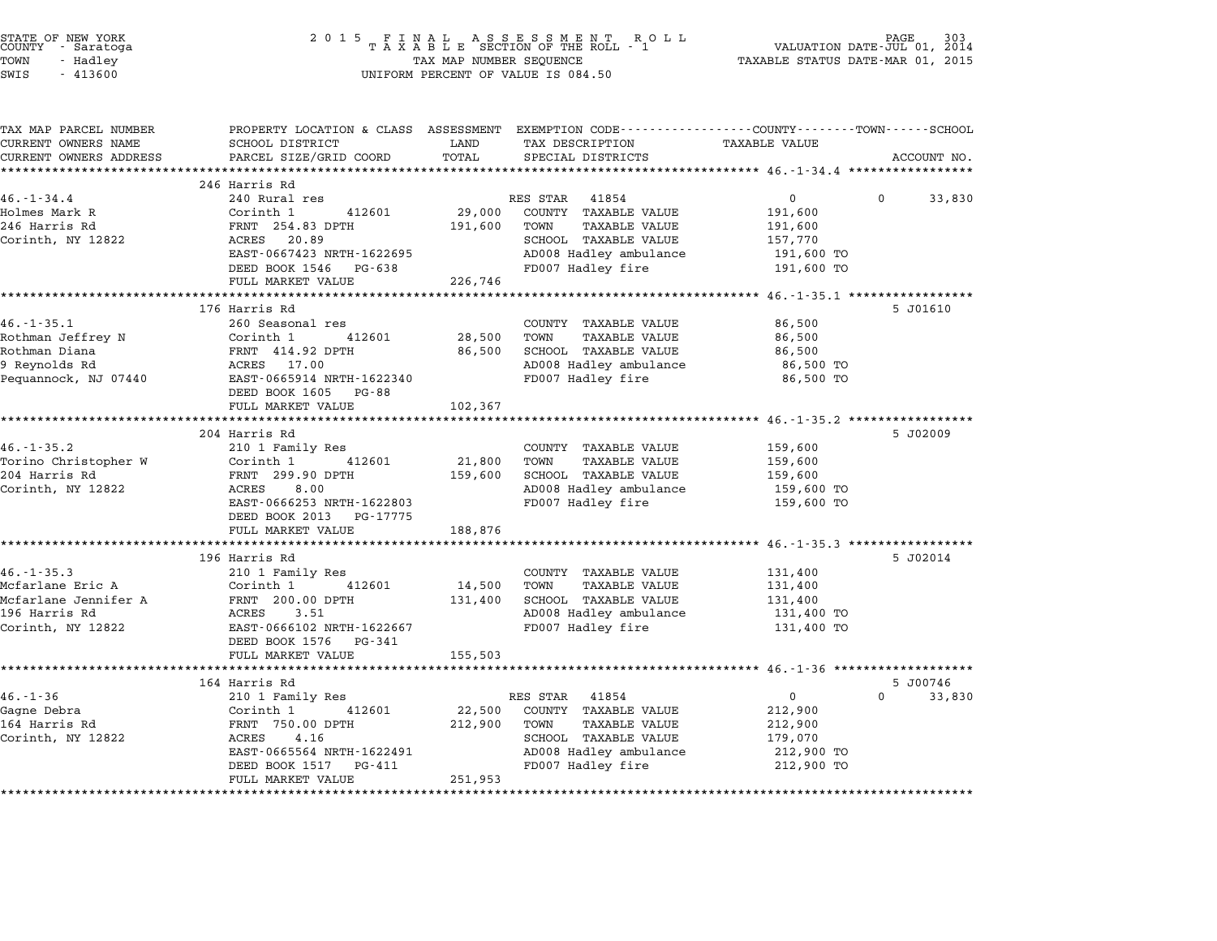STATE OF NEW YORK
COUNTY - Saratoga
TOWN - Hadley
SWIS - 413600

2015 FINAL ASSESSMENT ROLL
TAXABLE SECTION OF THE ROLL - 1
TAX MAP NUMBER SEQUENCE
UNIFORM PERCENT OF VALUE IS 084.50

VALUATION DATE-JUL 01, 2014
TAXABLE STATUS DATE-MAR 01, 2015

| TAX MAP PARCEL NUMBER / CURRENT OWNERS NAME / CURRENT OWNERS ADDRESS | PROPERTY LOCATION & CLASS / SCHOOL DISTRICT / PARCEL SIZE/GRID COORD | ASSESSMENT LAND | TOTAL | EXEMPTION CODE / TAX DESCRIPTION / SPECIAL DISTRICTS | TAXABLE VALUE (COUNTY / TOWN / SCHOOL) | ACCOUNT NO. |
|---|---|---|---|---|---|---|
| **46.-1-34.4** | 246 Harris Rd | | | | | |
| Holmes Mark R | 240 Rural res | | | RES STAR 41854 | 0 / 0 / 33,830 | |
| 246 Harris Rd | Corinth 1 412601 | 29,000 | | COUNTY TAXABLE VALUE | 191,600 | |
| Corinth, NY 12822 | FRNT 254.83 DPTH | | 191,600 | TOWN TAXABLE VALUE | 191,600 | |
| | ACRES 20.89 | | | SCHOOL TAXABLE VALUE | 157,770 | |
| | EAST-0667423 NRTH-1622695 | | | AD008 Hadley ambulance | 191,600 TO | |
| | DEED BOOK 1546 PG-638 | | | FD007 Hadley fire | 191,600 TO | |
| | FULL MARKET VALUE | | 226,746 | | | |
| **46.-1-35.1** | 176 Harris Rd | | | | | 5 J01610 |
| Rothman Jeffrey N | 260 Seasonal res | | | COUNTY TAXABLE VALUE | 86,500 | |
| Rothman Diana | Corinth 1 412601 | 28,500 | | TOWN TAXABLE VALUE | 86,500 | |
| 9 Reynolds Rd | FRNT 414.92 DPTH | | 86,500 | SCHOOL TAXABLE VALUE | 86,500 | |
| Pequannock, NJ 07440 | ACRES 17.00 | | | AD008 Hadley ambulance | 86,500 TO | |
| | EAST-0665914 NRTH-1622340 | | | FD007 Hadley fire | 86,500 TO | |
| | DEED BOOK 1605 PG-88 | | | | | |
| | FULL MARKET VALUE | | 102,367 | | | |
| **46.-1-35.2** | 204 Harris Rd | | | | | 5 J02009 |
| Torino Christopher W | 210 1 Family Res | | | COUNTY TAXABLE VALUE | 159,600 | |
| 204 Harris Rd | Corinth 1 412601 | 21,800 | | TOWN TAXABLE VALUE | 159,600 | |
| Corinth, NY 12822 | FRNT 299.90 DPTH | | 159,600 | SCHOOL TAXABLE VALUE | 159,600 | |
| | ACRES 8.00 | | | AD008 Hadley ambulance | 159,600 TO | |
| | EAST-0666253 NRTH-1622803 | | | FD007 Hadley fire | 159,600 TO | |
| | DEED BOOK 2013 PG-17775 | | | | | |
| | FULL MARKET VALUE | | 188,876 | | | |
| **46.-1-35.3** | 196 Harris Rd | | | | | 5 J02014 |
| Mcfarlane Eric A | 210 1 Family Res | | | COUNTY TAXABLE VALUE | 131,400 | |
| Mcfarlane Jennifer A | Corinth 1 412601 | 14,500 | | TOWN TAXABLE VALUE | 131,400 | |
| 196 Harris Rd | FRNT 200.00 DPTH | | 131,400 | SCHOOL TAXABLE VALUE | 131,400 | |
| Corinth, NY 12822 | ACRES 3.51 | | | AD008 Hadley ambulance | 131,400 TO | |
| | EAST-0666102 NRTH-1622667 | | | FD007 Hadley fire | 131,400 TO | |
| | DEED BOOK 1576 PG-341 | | | | | |
| | FULL MARKET VALUE | | 155,503 | | | |
| **46.-1-36** | 164 Harris Rd | | | | | 5 J00746 |
| Gagne Debra | 210 1 Family Res | | | RES STAR 41854 | 0 / 0 / 33,830 | |
| 164 Harris Rd | Corinth 1 412601 | 22,500 | | COUNTY TAXABLE VALUE | 212,900 | |
| Corinth, NY 12822 | FRNT 750.00 DPTH | | 212,900 | TOWN TAXABLE VALUE | 212,900 | |
| | ACRES 4.16 | | | SCHOOL TAXABLE VALUE | 179,070 | |
| | EAST-0665564 NRTH-1622491 | | | AD008 Hadley ambulance | 212,900 TO | |
| | DEED BOOK 1517 PG-411 | | | FD007 Hadley fire | 212,900 TO | |
| | FULL MARKET VALUE | | 251,953 | | | |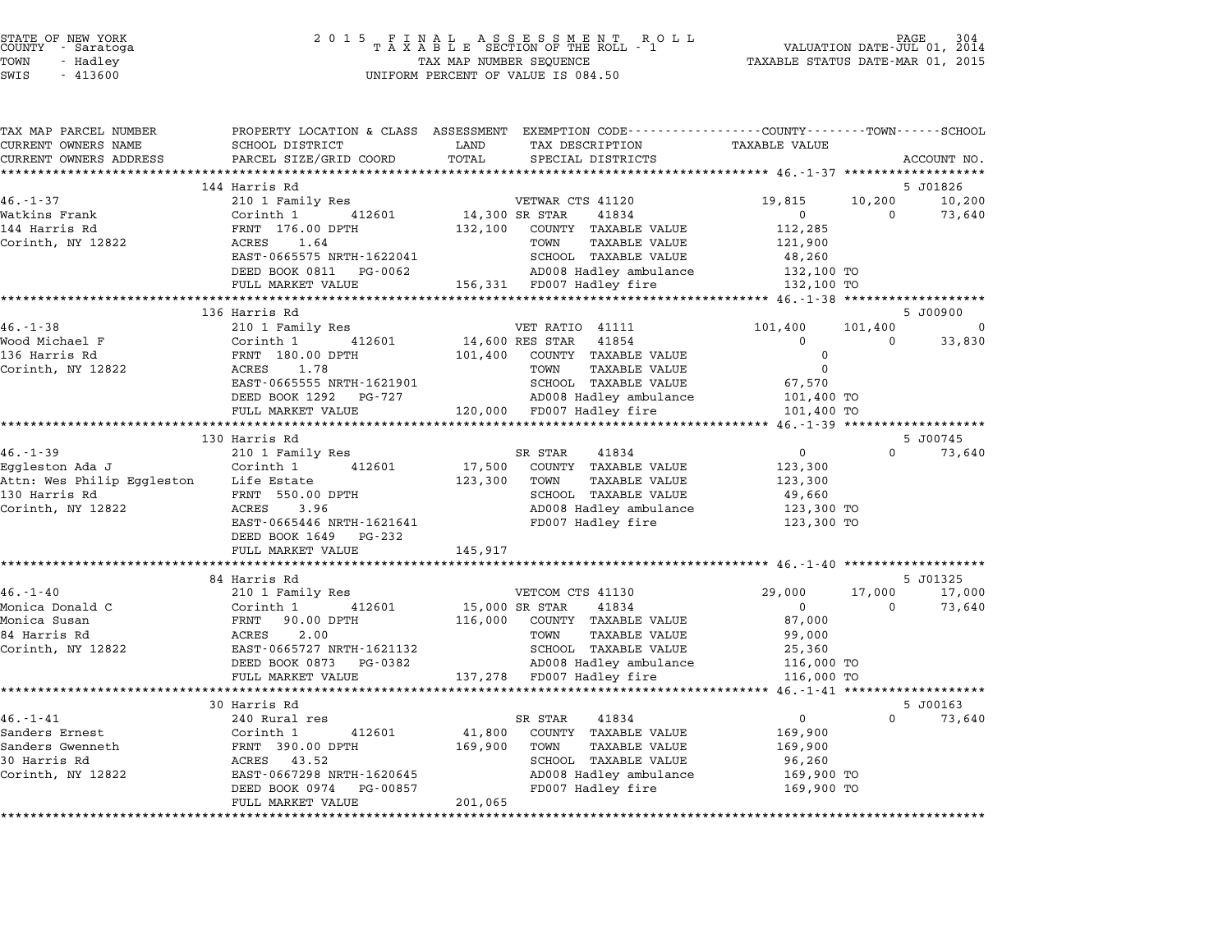STATE OF NEW YORK
COUNTY - Saratoga
TOWN - Hadley
SWIS - 413600

2 0 1 5 F I N A L A S S E S S M E N T R O L L
T A X A B L E SECTION OF THE ROLL - 1
TAX MAP NUMBER SEQUENCE
UNIFORM PERCENT OF VALUE IS 084.50

VALUATION DATE-JUL 01, 2014
TAXABLE STATUS DATE-MAR 01, 2015

| TAX MAP PARCEL NUMBER<br>CURRENT OWNERS NAME<br>CURRENT OWNERS ADDRESS | PROPERTY LOCATION & CLASS<br>SCHOOL DISTRICT<br>PARCEL SIZE/GRID COORD | ASSESSMENT<br>LAND<br>TOTAL | EXEMPTION CODE<br>TAX DESCRIPTION<br>SPECIAL DISTRICTS | COUNTY<br>TAXABLE VALUE | TOWN | SCHOOL<br>ACCOUNT NO. |
|---|---|---|---|---|---|---|
| | 144 Harris Rd | | | | | 5 J01826 |
| 46.-1-37 | 210 1 Family Res | | VETWAR CTS 41120 | 19,815 | 10,200 | 10,200 |
| Watkins Frank | Corinth 1 412601 | 14,300 | SR STAR 41834 | 0 | 0 | 73,640 |
| 144 Harris Rd | FRNT 176.00 DPTH | 132,100 | COUNTY TAXABLE VALUE | 112,285 | | |
| Corinth, NY 12822 | ACRES 1.64 | | TOWN TAXABLE VALUE | 121,900 | | |
| | EAST-0665575 NRTH-1622041 | | SCHOOL TAXABLE VALUE | 48,260 | | |
| | DEED BOOK 0811 PG-0062 | | AD008 Hadley ambulance | 132,100 TO | | |
| | FULL MARKET VALUE | 156,331 | FD007 Hadley fire | 132,100 TO | | |
| | 136 Harris Rd | | | | | 5 J00900 |
| 46.-1-38 | 210 1 Family Res | | VET RATIO 41111 | 101,400 | 101,400 | 0 |
| Wood Michael F | Corinth 1 412601 | 14,600 | RES STAR 41854 | 0 | 0 | 33,830 |
| 136 Harris Rd | FRNT 180.00 DPTH | 101,400 | COUNTY TAXABLE VALUE | 0 | | |
| Corinth, NY 12822 | ACRES 1.78 | | TOWN TAXABLE VALUE | 0 | | |
| | EAST-0665555 NRTH-1621901 | | SCHOOL TAXABLE VALUE | 67,570 | | |
| | DEED BOOK 1292 PG-727 | | AD008 Hadley ambulance | 101,400 TO | | |
| | FULL MARKET VALUE | 120,000 | FD007 Hadley fire | 101,400 TO | | |
| | 130 Harris Rd | | | | | 5 J00745 |
| 46.-1-39 | 210 1 Family Res | | SR STAR 41834 | 0 | 0 | 73,640 |
| Eggleston Ada J | Corinth 1 412601 | 17,500 | COUNTY TAXABLE VALUE | 123,300 | | |
| Attn: Wes Philip Eggleston | Life Estate | 123,300 | TOWN TAXABLE VALUE | 123,300 | | |
| 130 Harris Rd | FRNT 550.00 DPTH | | SCHOOL TAXABLE VALUE | 49,660 | | |
| Corinth, NY 12822 | ACRES 3.96 | | AD008 Hadley ambulance | 123,300 TO | | |
| | EAST-0665446 NRTH-1621641 | | FD007 Hadley fire | 123,300 TO | | |
| | DEED BOOK 1649 PG-232 | | | | | |
| | FULL MARKET VALUE | 145,917 | | | | |
| | 84 Harris Rd | | | | | 5 J01325 |
| 46.-1-40 | 210 1 Family Res | | VETCOM CTS 41130 | 29,000 | 17,000 | 17,000 |
| Monica Donald C | Corinth 1 412601 | 15,000 | SR STAR 41834 | 0 | 0 | 73,640 |
| Monica Susan | FRNT 90.00 DPTH | 116,000 | COUNTY TAXABLE VALUE | 87,000 | | |
| 84 Harris Rd | ACRES 2.00 | | TOWN TAXABLE VALUE | 99,000 | | |
| Corinth, NY 12822 | EAST-0665727 NRTH-1621132 | | SCHOOL TAXABLE VALUE | 25,360 | | |
| | DEED BOOK 0873 PG-0382 | | AD008 Hadley ambulance | 116,000 TO | | |
| | FULL MARKET VALUE | 137,278 | FD007 Hadley fire | 116,000 TO | | |
| | 30 Harris Rd | | | | | 5 J00163 |
| 46.-1-41 | 240 Rural res | | SR STAR 41834 | 0 | 0 | 73,640 |
| Sanders Ernest | Corinth 1 412601 | 41,800 | COUNTY TAXABLE VALUE | 169,900 | | |
| Sanders Gwenneth | FRNT 390.00 DPTH | 169,900 | TOWN TAXABLE VALUE | 169,900 | | |
| 30 Harris Rd | ACRES 43.52 | | SCHOOL TAXABLE VALUE | 96,260 | | |
| Corinth, NY 12822 | EAST-0667298 NRTH-1620645 | | AD008 Hadley ambulance | 169,900 TO | | |
| | DEED BOOK 0974 PG-00857 | | FD007 Hadley fire | 169,900 TO | | |
| | FULL MARKET VALUE | 201,065 | | | | |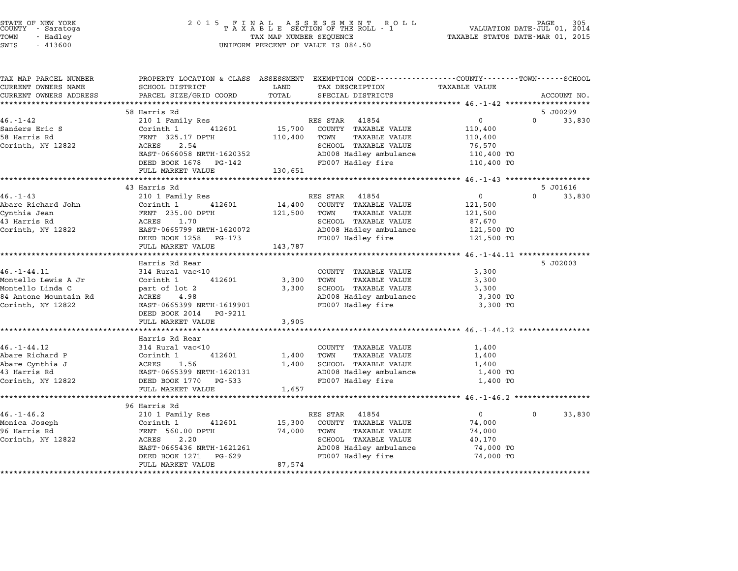STATE OF NEW YORK
COUNTY - Saratoga
TOWN - Hadley
SWIS - 413600

2 0 1 5 F I N A L A S S E S S M E N T R O L L
T A X A B L E SECTION OF THE ROLL - 1
TAX MAP NUMBER SEQUENCE
UNIFORM PERCENT OF VALUE IS 084.50

VALUATION DATE-JUL 01, 2014
TAXABLE STATUS DATE-MAR 01, 2015

| TAX MAP PARCEL NUMBER / CURRENT OWNERS NAME / CURRENT OWNERS ADDRESS | PROPERTY LOCATION & CLASS / SCHOOL DISTRICT / PARCEL SIZE/GRID COORD | ASSESSMENT LAND / TOTAL | EXEMPTION CODE / TAX DESCRIPTION / SPECIAL DISTRICTS | COUNTY / TOWN / SCHOOL TAXABLE VALUE | ACCOUNT NO. |
|---|---|---|---|---|---|
| 46.-1-42 | 58 Harris Rd | | | | 5 J00299 |
| | 210 1 Family Res | | RES STAR 41854 | 0 / 0 / 33,830 | |
| Sanders Eric S | Corinth 1 412601 | 15,700 | COUNTY TAXABLE VALUE | 110,400 | |
| 58 Harris Rd | FRNT 325.17 DPTH | 110,400 | TOWN TAXABLE VALUE | 110,400 | |
| Corinth, NY 12822 | ACRES 2.54 | | SCHOOL TAXABLE VALUE | 76,570 | |
| | EAST-0666058 NRTH-1620352 | | AD008 Hadley ambulance | 110,400 TO | |
| | DEED BOOK 1678 PG-142 | | FD007 Hadley fire | 110,400 TO | |
| | FULL MARKET VALUE | 130,651 | | | |
| 46.-1-43 | 43 Harris Rd | | | | 5 J01616 |
| | 210 1 Family Res | | RES STAR 41854 | 0 / 0 / 33,830 | |
| Abare Richard John | Corinth 1 412601 | 14,400 | COUNTY TAXABLE VALUE | 121,500 | |
| Cynthia Jean | FRNT 235.00 DPTH | 121,500 | TOWN TAXABLE VALUE | 121,500 | |
| 43 Harris Rd | ACRES 1.70 | | SCHOOL TAXABLE VALUE | 87,670 | |
| Corinth, NY 12822 | EAST-0665799 NRTH-1620072 | | AD008 Hadley ambulance | 121,500 TO | |
| | DEED BOOK 1258 PG-173 | | FD007 Hadley fire | 121,500 TO | |
| | FULL MARKET VALUE | 143,787 | | | |
| 46.-1-44.11 | Harris Rd Rear | | | | 5 J02003 |
| | 314 Rural vac<10 | | COUNTY TAXABLE VALUE | 3,300 | |
| Montello Lewis A Jr | Corinth 1 412601 | 3,300 | TOWN TAXABLE VALUE | 3,300 | |
| Montello Linda C | part of lot 2 | 3,300 | SCHOOL TAXABLE VALUE | 3,300 | |
| 84 Antone Mountain Rd | ACRES 4.98 | | AD008 Hadley ambulance | 3,300 TO | |
| Corinth, NY 12822 | EAST-0665399 NRTH-1619901 | | FD007 Hadley fire | 3,300 TO | |
| | DEED BOOK 2014 PG-9211 | | | | |
| | FULL MARKET VALUE | 3,905 | | | |
| 46.-1-44.12 | Harris Rd Rear | | | | |
| | 314 Rural vac<10 | | COUNTY TAXABLE VALUE | 1,400 | |
| Abare Richard P | Corinth 1 412601 | 1,400 | TOWN TAXABLE VALUE | 1,400 | |
| Abare Cynthia J | ACRES 1.56 | 1,400 | SCHOOL TAXABLE VALUE | 1,400 | |
| 43 Harris Rd | EAST-0665399 NRTH-1620131 | | AD008 Hadley ambulance | 1,400 TO | |
| Corinth, NY 12822 | DEED BOOK 1770 PG-533 | | FD007 Hadley fire | 1,400 TO | |
| | FULL MARKET VALUE | 1,657 | | | |
| 46.-1-46.2 | 96 Harris Rd | | | | |
| | 210 1 Family Res | | RES STAR 41854 | 0 / 0 / 33,830 | |
| Monica Joseph | Corinth 1 412601 | 15,300 | COUNTY TAXABLE VALUE | 74,000 | |
| 96 Harris Rd | FRNT 560.00 DPTH | 74,000 | TOWN TAXABLE VALUE | 74,000 | |
| Corinth, NY 12822 | ACRES 2.20 | | SCHOOL TAXABLE VALUE | 40,170 | |
| | EAST-0665436 NRTH-1621261 | | AD008 Hadley ambulance | 74,000 TO | |
| | DEED BOOK 1271 PG-629 | | FD007 Hadley fire | 74,000 TO | |
| | FULL MARKET VALUE | 87,574 | | | |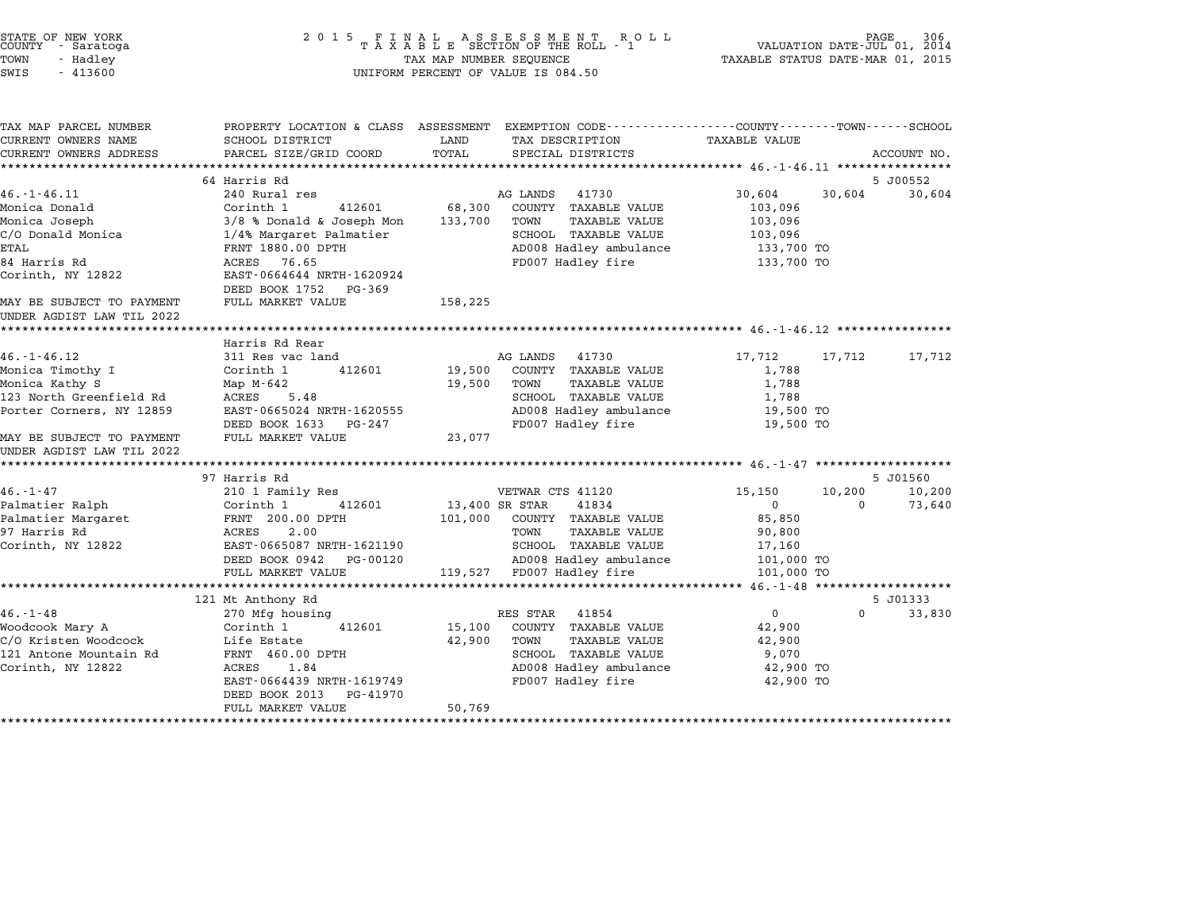STATE OF NEW YORK
COUNTY - Saratoga
TOWN - Hadley
SWIS - 413600

2015 FINAL ASSESSMENT ROLL
TAXABLE SECTION OF THE ROLL - 1
TAX MAP NUMBER SEQUENCE
UNIFORM PERCENT OF VALUE IS 084.50

VALUATION DATE-JUL 01, 2014
TAXABLE STATUS DATE-MAR 01, 2015

| TAX MAP PARCEL NUMBER / CURRENT OWNERS NAME / CURRENT OWNERS ADDRESS | PROPERTY LOCATION & CLASS / SCHOOL DISTRICT / PARCEL SIZE/GRID COORD | ASSESSMENT LAND / TOTAL | EXEMPTION CODE / TAX DESCRIPTION / SPECIAL DISTRICTS | COUNTY TAXABLE VALUE | TOWN | SCHOOL / ACCOUNT NO. |
|---|---|---|---|---|---|---|
| **46.-1-46.11** | 64 Harris Rd | | | | | 5 J00552 |
| 46.-1-46.11 | 240 Rural res | | AG LANDS 41730 | 30,604 | 30,604 | 30,604 |
| Monica Donald | Corinth 1 412601 | 68,300 | COUNTY TAXABLE VALUE | 103,096 | | |
| Monica Joseph | 3/8 % Donald & Joseph Mon | 133,700 | TOWN TAXABLE VALUE | 103,096 | | |
| C/O Donald Monica | 1/4% Margaret Palmatier | | SCHOOL TAXABLE VALUE | 103,096 | | |
| ETAL | FRNT 1880.00 DPTH | | AD008 Hadley ambulance | 133,700 TO | | |
| 84 Harris Rd | ACRES 76.65 | | FD007 Hadley fire | 133,700 TO | | |
| Corinth, NY 12822 | EAST-0664644 NRTH-1620924 | | | | | |
| | DEED BOOK 1752 PG-369 | | | | | |
| MAY BE SUBJECT TO PAYMENT UNDER AGDIST LAW TIL 2022 | FULL MARKET VALUE | 158,225 | | | | |
| **46.-1-46.12** | Harris Rd Rear | | | | | |
| 46.-1-46.12 | 311 Res vac land | | AG LANDS 41730 | 17,712 | 17,712 | 17,712 |
| Monica Timothy I | Corinth 1 412601 | 19,500 | COUNTY TAXABLE VALUE | 1,788 | | |
| Monica Kathy S | Map M-642 | 19,500 | TOWN TAXABLE VALUE | 1,788 | | |
| 123 North Greenfield Rd | ACRES 5.48 | | SCHOOL TAXABLE VALUE | 1,788 | | |
| Porter Corners, NY 12859 | EAST-0665024 NRTH-1620555 | | AD008 Hadley ambulance | 19,500 TO | | |
| | DEED BOOK 1633 PG-247 | | FD007 Hadley fire | 19,500 TO | | |
| MAY BE SUBJECT TO PAYMENT UNDER AGDIST LAW TIL 2022 | FULL MARKET VALUE | 23,077 | | | | |
| **46.-1-47** | 97 Harris Rd | | | | | 5 J01560 |
| 46.-1-47 | 210 1 Family Res | | VETWAR CTS 41120 | 15,150 | 10,200 | 10,200 |
| Palmatier Ralph | Corinth 1 412601 | 13,400 | SR STAR 41834 | 0 | 0 | 73,640 |
| Palmatier Margaret | FRNT 200.00 DPTH | 101,000 | COUNTY TAXABLE VALUE | 85,850 | | |
| 97 Harris Rd | ACRES 2.00 | | TOWN TAXABLE VALUE | 90,800 | | |
| Corinth, NY 12822 | EAST-0665087 NRTH-1621190 | | SCHOOL TAXABLE VALUE | 17,160 | | |
| | DEED BOOK 0942 PG-00120 | | AD008 Hadley ambulance | 101,000 TO | | |
| | FULL MARKET VALUE | 119,527 | FD007 Hadley fire | 101,000 TO | | |
| **46.-1-48** | 121 Mt Anthony Rd | | | | | 5 J01333 |
| 46.-1-48 | 270 Mfg housing | | RES STAR 41854 | 0 | 0 | 33,830 |
| Woodcook Mary A | Corinth 1 412601 | 15,100 | COUNTY TAXABLE VALUE | 42,900 | | |
| C/O Kristen Woodcock | Life Estate | 42,900 | TOWN TAXABLE VALUE | 42,900 | | |
| 121 Antone Mountain Rd | FRNT 460.00 DPTH | | SCHOOL TAXABLE VALUE | 9,070 | | |
| Corinth, NY 12822 | ACRES 1.84 | | AD008 Hadley ambulance | 42,900 TO | | |
| | EAST-0664439 NRTH-1619749 | | FD007 Hadley fire | 42,900 TO | | |
| | DEED BOOK 2013 PG-41970 | | | | | |
| | FULL MARKET VALUE | 50,769 | | | | |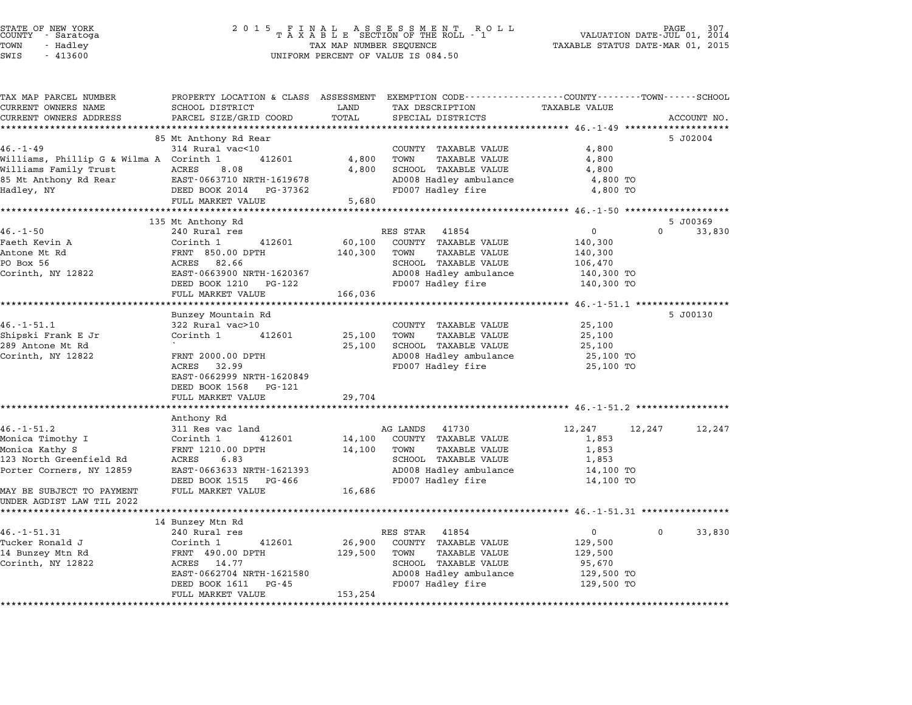STATE OF NEW YORK
COUNTY - Saratoga
TOWN - Hadley
SWIS - 413600

2 0 1 5 F I N A L A S S E S S M E N T R O L L
T A X A B L E SECTION OF THE ROLL - 1
TAX MAP NUMBER SEQUENCE
UNIFORM PERCENT OF VALUE IS 084.50

VALUATION DATE-JUL 01, 2014
TAXABLE STATUS DATE-MAR 01, 2015

| TAX MAP PARCEL NUMBER / CURRENT OWNERS NAME / CURRENT OWNERS ADDRESS | PROPERTY LOCATION & CLASS / SCHOOL DISTRICT / PARCEL SIZE/GRID COORD | ASSESSMENT LAND | TOTAL | EXEMPTION CODE / TAX DESCRIPTION / SPECIAL DISTRICTS | COUNTY TAXABLE VALUE | TOWN | SCHOOL | ACCOUNT NO. |
|---|---|---|---|---|---|---|---|---|
| | 85 Mt Anthony Rd Rear | | | | | | | 5 J02004 |
| 46.-1-49 | 314 Rural vac<10 | | | COUNTY TAXABLE VALUE | 4,800 | | | |
| Williams, Phillip G & Wilma A | Corinth 1 412601 | 4,800 | | TOWN TAXABLE VALUE | 4,800 | | | |
| Williams Family Trust | ACRES 8.08 | | 4,800 | SCHOOL TAXABLE VALUE | 4,800 | | | |
| 85 Mt Anthony Rd Rear | EAST-0663710 NRTH-1619678 | | | AD008 Hadley ambulance | 4,800 TO | | | |
| Hadley, NY | DEED BOOK 2014 PG-37362 | | | FD007 Hadley fire | 4,800 TO | | | |
| | FULL MARKET VALUE | | 5,680 | | | | | |
| | 135 Mt Anthony Rd | | | | | | | 5 J00369 |
| 46.-1-50 | 240 Rural res | | | RES STAR 41854 | 0 | 0 | 33,830 | |
| Faeth Kevin A | Corinth 1 412601 | 60,100 | | COUNTY TAXABLE VALUE | 140,300 | | | |
| Antone Mt Rd | FRNT 850.00 DPTH | | 140,300 | TOWN TAXABLE VALUE | 140,300 | | | |
| PO Box 56 | ACRES 82.66 | | | SCHOOL TAXABLE VALUE | 106,470 | | | |
| Corinth, NY 12822 | EAST-0663900 NRTH-1620367 | | | AD008 Hadley ambulance | 140,300 TO | | | |
| | DEED BOOK 1210 PG-122 | | | FD007 Hadley fire | 140,300 TO | | | |
| | FULL MARKET VALUE | | 166,036 | | | | | |
| | Bunzey Mountain Rd | | | | | | | 5 J00130 |
| 46.-1-51.1 | 322 Rural vac>10 | | | COUNTY TAXABLE VALUE | 25,100 | | | |
| Shipski Frank E Jr | Corinth 1 412601 | 25,100 | | TOWN TAXABLE VALUE | 25,100 | | | |
| 289 Antone Mt Rd | ` | | 25,100 | SCHOOL TAXABLE VALUE | 25,100 | | | |
| Corinth, NY 12822 | FRNT 2000.00 DPTH | | | AD008 Hadley ambulance | 25,100 TO | | | |
| | ACRES 32.99 | | | FD007 Hadley fire | 25,100 TO | | | |
| | EAST-0662999 NRTH-1620849 | | | | | | | |
| | DEED BOOK 1568 PG-121 | | | | | | | |
| | FULL MARKET VALUE | | 29,704 | | | | | |
| | Anthony Rd | | | | | | | |
| 46.-1-51.2 | 311 Res vac land | | | AG LANDS 41730 | 12,247 | 12,247 | 12,247 | |
| Monica Timothy I | Corinth 1 412601 | 14,100 | | COUNTY TAXABLE VALUE | 1,853 | | | |
| Monica Kathy S | FRNT 1210.00 DPTH | | 14,100 | TOWN TAXABLE VALUE | 1,853 | | | |
| 123 North Greenfield Rd | ACRES 6.83 | | | SCHOOL TAXABLE VALUE | 1,853 | | | |
| Porter Corners, NY 12859 | EAST-0663633 NRTH-1621393 | | | AD008 Hadley ambulance | 14,100 TO | | | |
| | DEED BOOK 1515 PG-466 | | | FD007 Hadley fire | 14,100 TO | | | |
| MAY BE SUBJECT TO PAYMENT UNDER AGDIST LAW TIL 2022 | FULL MARKET VALUE | | 16,686 | | | | | |
| | 14 Bunzey Mtn Rd | | | | | | | |
| 46.-1-51.31 | 240 Rural res | | | RES STAR 41854 | 0 | 0 | 33,830 | |
| Tucker Ronald J | Corinth 1 412601 | 26,900 | | COUNTY TAXABLE VALUE | 129,500 | | | |
| 14 Bunzey Mtn Rd | FRNT 490.00 DPTH | | 129,500 | TOWN TAXABLE VALUE | 129,500 | | | |
| Corinth, NY 12822 | ACRES 14.77 | | | SCHOOL TAXABLE VALUE | 95,670 | | | |
| | EAST-0662704 NRTH-1621580 | | | AD008 Hadley ambulance | 129,500 TO | | | |
| | DEED BOOK 1611 PG-45 | | | FD007 Hadley fire | 129,500 TO | | | |
| | FULL MARKET VALUE | | 153,254 | | | | | |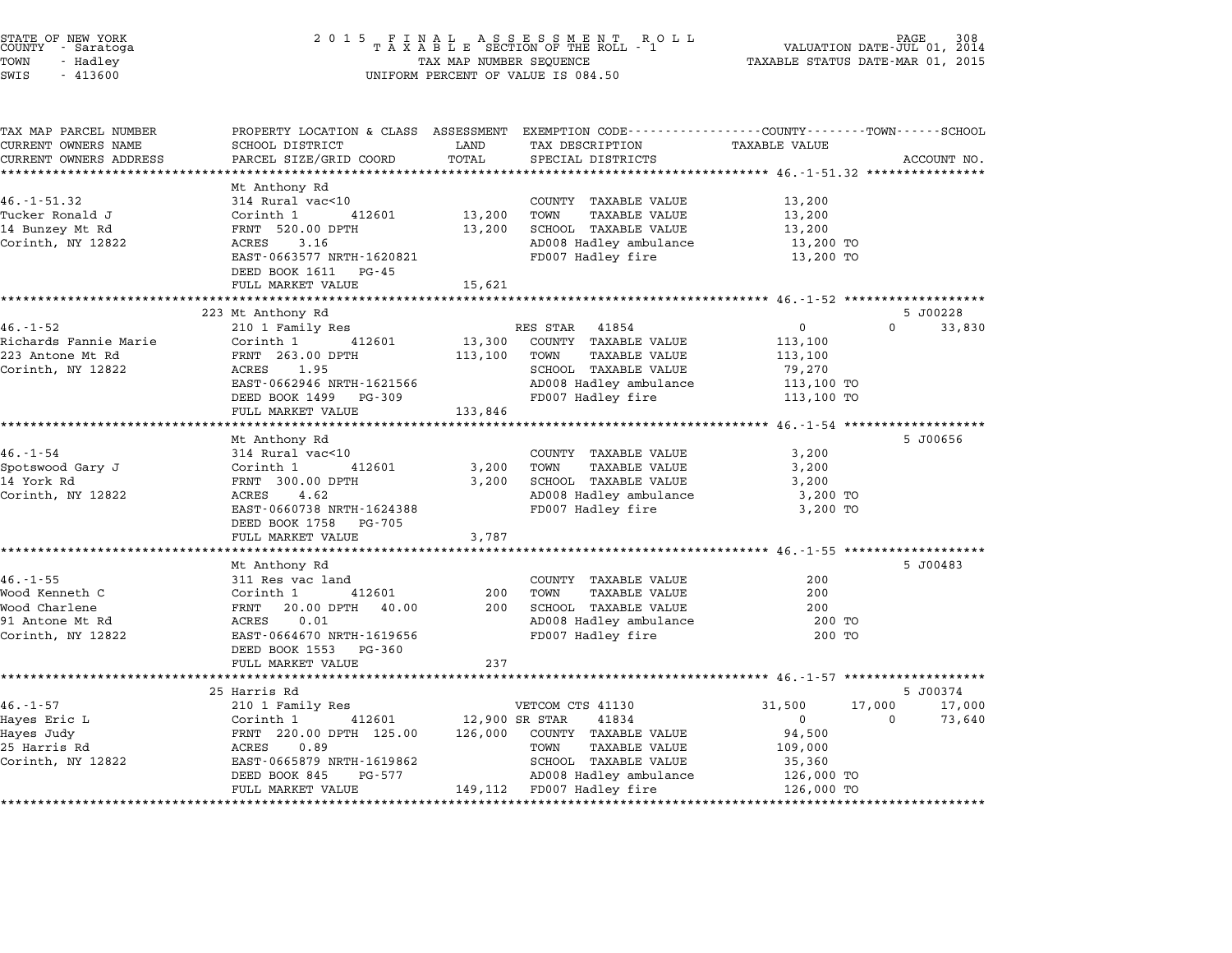STATE OF NEW YORK
COUNTY - Saratoga
TOWN - Hadley
SWIS - 413600

2015 FINAL ASSESSMENT ROLL
TAXABLE SECTION OF THE ROLL - 1
TAX MAP NUMBER SEQUENCE
UNIFORM PERCENT OF VALUE IS 084.50

VALUATION DATE-JUL 01, 2014
TAXABLE STATUS DATE-MAR 01, 2015

| TAX MAP PARCEL NUMBER / CURRENT OWNERS NAME / CURRENT OWNERS ADDRESS | PROPERTY LOCATION & CLASS / SCHOOL DISTRICT / PARCEL SIZE/GRID COORD | ASSESSMENT LAND | TOTAL | EXEMPTION CODE / TAX DESCRIPTION / SPECIAL DISTRICTS | COUNTY TAXABLE VALUE | TOWN | SCHOOL / ACCOUNT NO. |
|---|---|---|---|---|---|---|---|
| **46.-1-51.32** | Mt Anthony Rd | | | | | | |
| 46.-1-51.32 | 314 Rural vac<10 | | | COUNTY TAXABLE VALUE | 13,200 | | |
| Tucker Ronald J | Corinth 1 412601 | 13,200 | | TOWN TAXABLE VALUE | 13,200 | | |
| 14 Bunzey Mt Rd | FRNT 520.00 DPTH | | 13,200 | SCHOOL TAXABLE VALUE | 13,200 | | |
| Corinth, NY 12822 | ACRES 3.16 | | | AD008 Hadley ambulance | 13,200 TO | | |
| | EAST-0663577 NRTH-1620821 | | | FD007 Hadley fire | 13,200 TO | | |
| | DEED BOOK 1611 PG-45 | | | | | | |
| | FULL MARKET VALUE | | 15,621 | | | | |
| **46.-1-52** | 223 Mt Anthony Rd | | | | | | 5 J00228 |
| 46.-1-52 | 210 1 Family Res | | | RES STAR 41854 | 0 | 0 | 33,830 |
| Richards Fannie Marie | Corinth 1 412601 | 13,300 | | COUNTY TAXABLE VALUE | 113,100 | | |
| 223 Antone Mt Rd | FRNT 263.00 DPTH | | 113,100 | TOWN TAXABLE VALUE | 113,100 | | |
| Corinth, NY 12822 | ACRES 1.95 | | | SCHOOL TAXABLE VALUE | 79,270 | | |
| | EAST-0662946 NRTH-1621566 | | | AD008 Hadley ambulance | 113,100 TO | | |
| | DEED BOOK 1499 PG-309 | | | FD007 Hadley fire | 113,100 TO | | |
| | FULL MARKET VALUE | | 133,846 | | | | |
| **46.-1-54** | Mt Anthony Rd | | | | | | 5 J00656 |
| 46.-1-54 | 314 Rural vac<10 | | | COUNTY TAXABLE VALUE | 3,200 | | |
| Spotswood Gary J | Corinth 1 412601 | 3,200 | | TOWN TAXABLE VALUE | 3,200 | | |
| 14 York Rd | FRNT 300.00 DPTH | | 3,200 | SCHOOL TAXABLE VALUE | 3,200 | | |
| Corinth, NY 12822 | ACRES 4.62 | | | AD008 Hadley ambulance | 3,200 TO | | |
| | EAST-0660738 NRTH-1624388 | | | FD007 Hadley fire | 3,200 TO | | |
| | DEED BOOK 1758 PG-705 | | | | | | |
| | FULL MARKET VALUE | | 3,787 | | | | |
| **46.-1-55** | Mt Anthony Rd | | | | | | 5 J00483 |
| 46.-1-55 | 311 Res vac land | | | COUNTY TAXABLE VALUE | 200 | | |
| Wood Kenneth C | Corinth 1 412601 | 200 | | TOWN TAXABLE VALUE | 200 | | |
| Wood Charlene | FRNT 20.00 DPTH 40.00 | | 200 | SCHOOL TAXABLE VALUE | 200 | | |
| 91 Antone Mt Rd | ACRES 0.01 | | | AD008 Hadley ambulance | 200 TO | | |
| Corinth, NY 12822 | EAST-0664670 NRTH-1619656 | | | FD007 Hadley fire | 200 TO | | |
| | DEED BOOK 1553 PG-360 | | | | | | |
| | FULL MARKET VALUE | | 237 | | | | |
| **46.-1-57** | 25 Harris Rd | | | | | | 5 J00374 |
| 46.-1-57 | 210 1 Family Res | | | VETCOM CTS 41130 | 31,500 | 17,000 | 17,000 |
| Hayes Eric L | Corinth 1 412601 | 12,900 | | SR STAR 41834 | 0 | 0 | 73,640 |
| Hayes Judy | FRNT 220.00 DPTH 125.00 | | 126,000 | COUNTY TAXABLE VALUE | 94,500 | | |
| 25 Harris Rd | ACRES 0.89 | | | TOWN TAXABLE VALUE | 109,000 | | |
| Corinth, NY 12822 | EAST-0665879 NRTH-1619862 | | | SCHOOL TAXABLE VALUE | 35,360 | | |
| | DEED BOOK 845 PG-577 | | | AD008 Hadley ambulance | 126,000 TO | | |
| | FULL MARKET VALUE | | 149,112 | FD007 Hadley fire | 126,000 TO | | |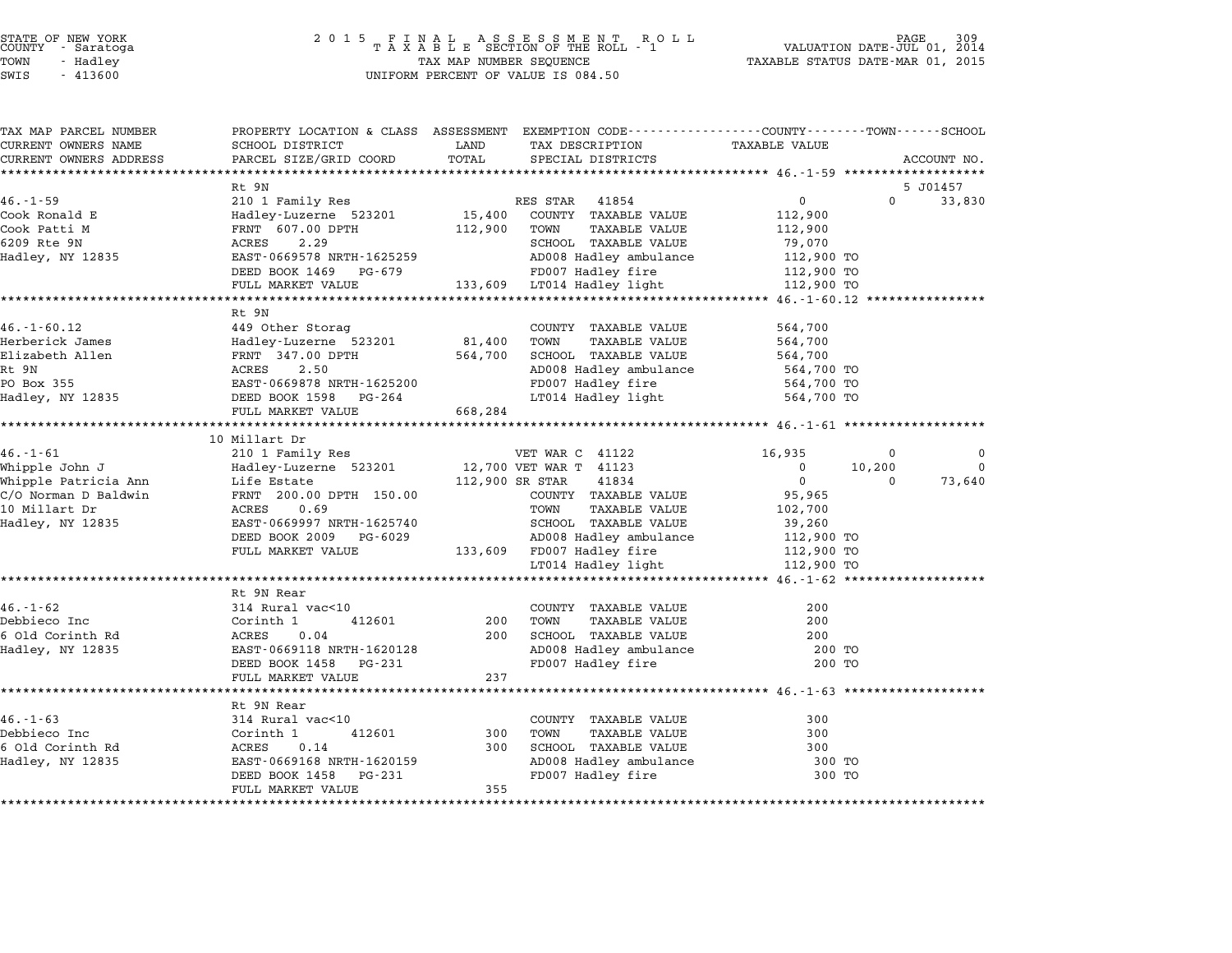STATE OF NEW YORK
COUNTY - Saratoga
TOWN - Hadley
SWIS - 413600

2 0 1 5 F I N A L A S S E S S M E N T R O L L
T A X A B L E SECTION OF THE ROLL - 1
TAX MAP NUMBER SEQUENCE
UNIFORM PERCENT OF VALUE IS 084.50

VALUATION DATE-JUL 01, 2014
TAXABLE STATUS DATE-MAR 01, 2015

| TAX MAP PARCEL NUMBER / CURRENT OWNERS NAME / CURRENT OWNERS ADDRESS | PROPERTY LOCATION & CLASS / SCHOOL DISTRICT / PARCEL SIZE/GRID COORD | ASSESSMENT LAND / TOTAL | EXEMPTION CODE / TAX DESCRIPTION / SPECIAL DISTRICTS | COUNTY TAXABLE VALUE | TOWN | SCHOOL / ACCOUNT NO. |
|---|---|---|---|---|---|---|
| **46.-1-59** | Rt 9N | | | | | 5 J01457 |
| 46.-1-59 | 210 1 Family Res | | RES STAR 41854 | 0 | 0 | 33,830 |
| Cook Ronald E | Hadley-Luzerne 523201 | 15,400 | COUNTY TAXABLE VALUE | 112,900 | | |
| Cook Patti M | FRNT 607.00 DPTH | 112,900 | TOWN TAXABLE VALUE | 112,900 | | |
| 6209 Rte 9N | ACRES 2.29 | | SCHOOL TAXABLE VALUE | 79,070 | | |
| Hadley, NY 12835 | EAST-0669578 NRTH-1625259 | | AD008 Hadley ambulance | 112,900 TO | | |
| | DEED BOOK 1469 PG-679 | | FD007 Hadley fire | 112,900 TO | | |
| | FULL MARKET VALUE | 133,609 | LT014 Hadley light | 112,900 TO | | |
| **46.-1-60.12** | Rt 9N | | | | | |
| 46.-1-60.12 | 449 Other Storag | | COUNTY TAXABLE VALUE | 564,700 | | |
| Herberick James | Hadley-Luzerne 523201 | 81,400 | TOWN TAXABLE VALUE | 564,700 | | |
| Elizabeth Allen | FRNT 347.00 DPTH | 564,700 | SCHOOL TAXABLE VALUE | 564,700 | | |
| Rt 9N | ACRES 2.50 | | AD008 Hadley ambulance | 564,700 TO | | |
| PO Box 355 | EAST-0669878 NRTH-1625200 | | FD007 Hadley fire | 564,700 TO | | |
| Hadley, NY 12835 | DEED BOOK 1598 PG-264 | | LT014 Hadley light | 564,700 TO | | |
| | FULL MARKET VALUE | 668,284 | | | | |
| **46.-1-61** | 10 Millart Dr | | | | | |
| 46.-1-61 | 210 1 Family Res | | VET WAR C 41122 | 16,935 | 0 | 0 |
| Whipple John J | Hadley-Luzerne 523201 | 12,700 | VET WAR T 41123 | 0 | 10,200 | 0 |
| Whipple Patricia Ann | Life Estate | 112,900 | SR STAR 41834 | 0 | 0 | 73,640 |
| C/O Norman D Baldwin | FRNT 200.00 DPTH 150.00 | | COUNTY TAXABLE VALUE | 95,965 | | |
| 10 Millart Dr | ACRES 0.69 | | TOWN TAXABLE VALUE | 102,700 | | |
| Hadley, NY 12835 | EAST-0669997 NRTH-1625740 | | SCHOOL TAXABLE VALUE | 39,260 | | |
| | DEED BOOK 2009 PG-6029 | | AD008 Hadley ambulance | 112,900 TO | | |
| | FULL MARKET VALUE | 133,609 | FD007 Hadley fire | 112,900 TO | | |
| | | | LT014 Hadley light | 112,900 TO | | |
| **46.-1-62** | Rt 9N Rear | | | | | |
| 46.-1-62 | 314 Rural vac<10 | | COUNTY TAXABLE VALUE | 200 | | |
| Debbieco Inc | Corinth 1 412601 | 200 | TOWN TAXABLE VALUE | 200 | | |
| 6 Old Corinth Rd | ACRES 0.04 | 200 | SCHOOL TAXABLE VALUE | 200 | | |
| Hadley, NY 12835 | EAST-0669118 NRTH-1620128 | | AD008 Hadley ambulance | 200 TO | | |
| | DEED BOOK 1458 PG-231 | | FD007 Hadley fire | 200 TO | | |
| | FULL MARKET VALUE | 237 | | | | |
| **46.-1-63** | Rt 9N Rear | | | | | |
| 46.-1-63 | 314 Rural vac<10 | | COUNTY TAXABLE VALUE | 300 | | |
| Debbieco Inc | Corinth 1 412601 | 300 | TOWN TAXABLE VALUE | 300 | | |
| 6 Old Corinth Rd | ACRES 0.14 | 300 | SCHOOL TAXABLE VALUE | 300 | | |
| Hadley, NY 12835 | EAST-0669168 NRTH-1620159 | | AD008 Hadley ambulance | 300 TO | | |
| | DEED BOOK 1458 PG-231 | | FD007 Hadley fire | 300 TO | | |
| | FULL MARKET VALUE | 355 | | | | |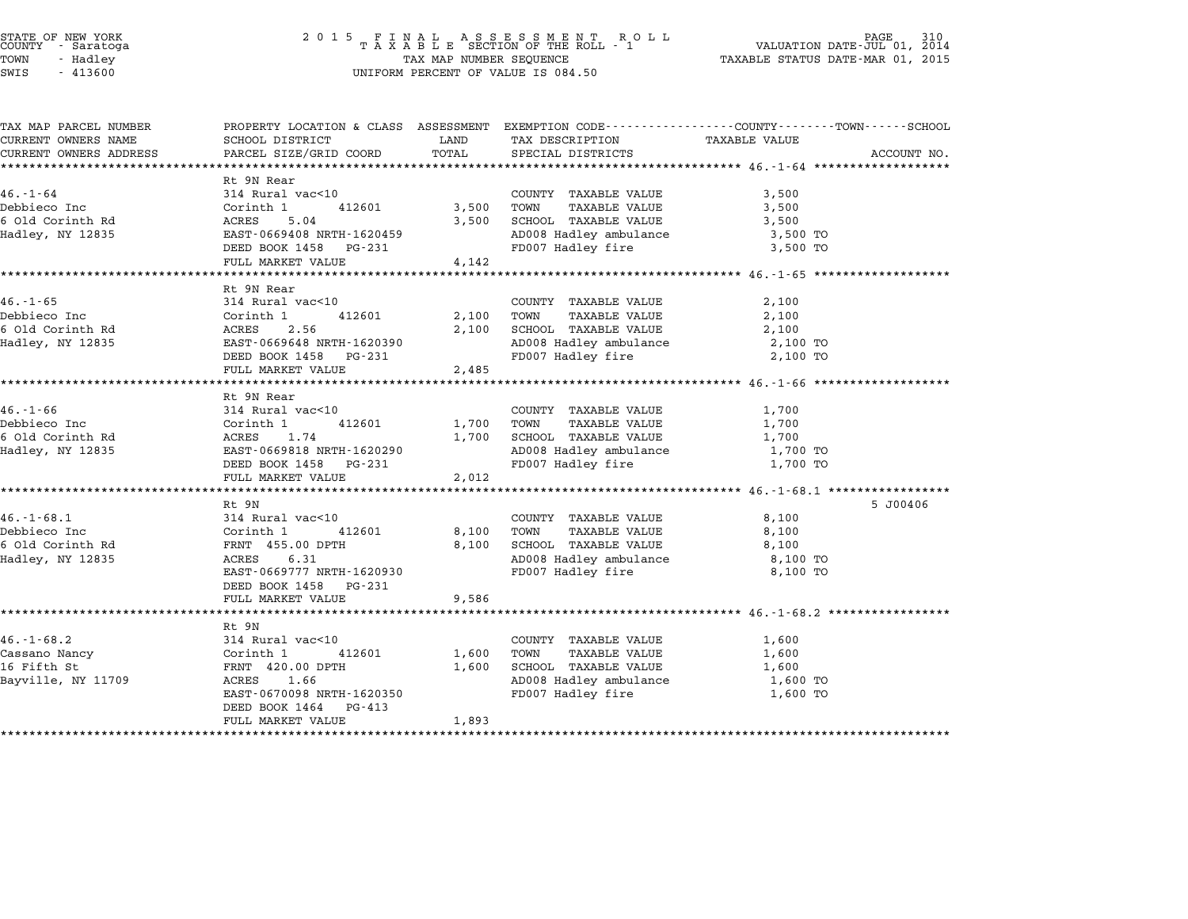STATE OF NEW YORK
COUNTY - Saratoga
TOWN - Hadley
SWIS - 413600

2 0 1 5 F I N A L A S S E S S M E N T R O L L
T A X A B L E SECTION OF THE ROLL - 1
TAX MAP NUMBER SEQUENCE
UNIFORM PERCENT OF VALUE IS 084.50

VALUATION DATE-JUL 01, 2014
TAXABLE STATUS DATE-MAR 01, 2015

| TAX MAP PARCEL NUMBER / CURRENT OWNERS NAME / CURRENT OWNERS ADDRESS | PROPERTY LOCATION & CLASS / SCHOOL DISTRICT / PARCEL SIZE/GRID COORD | ASSESSMENT LAND | ASSESSMENT TOTAL | EXEMPTION CODE / TAX DESCRIPTION / SPECIAL DISTRICTS | TAXABLE VALUE (COUNTY--TOWN--SCHOOL) | ACCOUNT NO. |
|---|---|---|---|---|---|---|
| **46.-1-64** | Rt 9N Rear | | | | | |
| 46.-1-64 | 314 Rural vac<10 | | | COUNTY TAXABLE VALUE | 3,500 | |
| Debbieco Inc | Corinth 1 412601 | 3,500 | | TOWN TAXABLE VALUE | 3,500 | |
| 6 Old Corinth Rd | ACRES 5.04 | | 3,500 | SCHOOL TAXABLE VALUE | 3,500 | |
| Hadley, NY 12835 | EAST-0669408 NRTH-1620459 | | | AD008 Hadley ambulance | 3,500 TO | |
| | DEED BOOK 1458 PG-231 | | | FD007 Hadley fire | 3,500 TO | |
| | FULL MARKET VALUE | | 4,142 | | | |
| **46.-1-65** | Rt 9N Rear | | | | | |
| 46.-1-65 | 314 Rural vac<10 | | | COUNTY TAXABLE VALUE | 2,100 | |
| Debbieco Inc | Corinth 1 412601 | 2,100 | | TOWN TAXABLE VALUE | 2,100 | |
| 6 Old Corinth Rd | ACRES 2.56 | | 2,100 | SCHOOL TAXABLE VALUE | 2,100 | |
| Hadley, NY 12835 | EAST-0669648 NRTH-1620390 | | | AD008 Hadley ambulance | 2,100 TO | |
| | DEED BOOK 1458 PG-231 | | | FD007 Hadley fire | 2,100 TO | |
| | FULL MARKET VALUE | | 2,485 | | | |
| **46.-1-66** | Rt 9N Rear | | | | | |
| 46.-1-66 | 314 Rural vac<10 | | | COUNTY TAXABLE VALUE | 1,700 | |
| Debbieco Inc | Corinth 1 412601 | 1,700 | | TOWN TAXABLE VALUE | 1,700 | |
| 6 Old Corinth Rd | ACRES 1.74 | | 1,700 | SCHOOL TAXABLE VALUE | 1,700 | |
| Hadley, NY 12835 | EAST-0669818 NRTH-1620290 | | | AD008 Hadley ambulance | 1,700 TO | |
| | DEED BOOK 1458 PG-231 | | | FD007 Hadley fire | 1,700 TO | |
| | FULL MARKET VALUE | | 2,012 | | | |
| **46.-1-68.1** | Rt 9N | | | | | 5 J00406 |
| 46.-1-68.1 | 314 Rural vac<10 | | | COUNTY TAXABLE VALUE | 8,100 | |
| Debbieco Inc | Corinth 1 412601 | 8,100 | | TOWN TAXABLE VALUE | 8,100 | |
| 6 Old Corinth Rd | FRNT 455.00 DPTH | | 8,100 | SCHOOL TAXABLE VALUE | 8,100 | |
| Hadley, NY 12835 | ACRES 6.31 | | | AD008 Hadley ambulance | 8,100 TO | |
| | EAST-0669777 NRTH-1620930 | | | FD007 Hadley fire | 8,100 TO | |
| | DEED BOOK 1458 PG-231 | | | | | |
| | FULL MARKET VALUE | | 9,586 | | | |
| **46.-1-68.2** | Rt 9N | | | | | |
| 46.-1-68.2 | 314 Rural vac<10 | | | COUNTY TAXABLE VALUE | 1,600 | |
| Cassano Nancy | Corinth 1 412601 | 1,600 | | TOWN TAXABLE VALUE | 1,600 | |
| 16 Fifth St | FRNT 420.00 DPTH | | 1,600 | SCHOOL TAXABLE VALUE | 1,600 | |
| Bayville, NY 11709 | ACRES 1.66 | | | AD008 Hadley ambulance | 1,600 TO | |
| | EAST-0670098 NRTH-1620350 | | | FD007 Hadley fire | 1,600 TO | |
| | DEED BOOK 1464 PG-413 | | | | | |
| | FULL MARKET VALUE | | 1,893 | | | |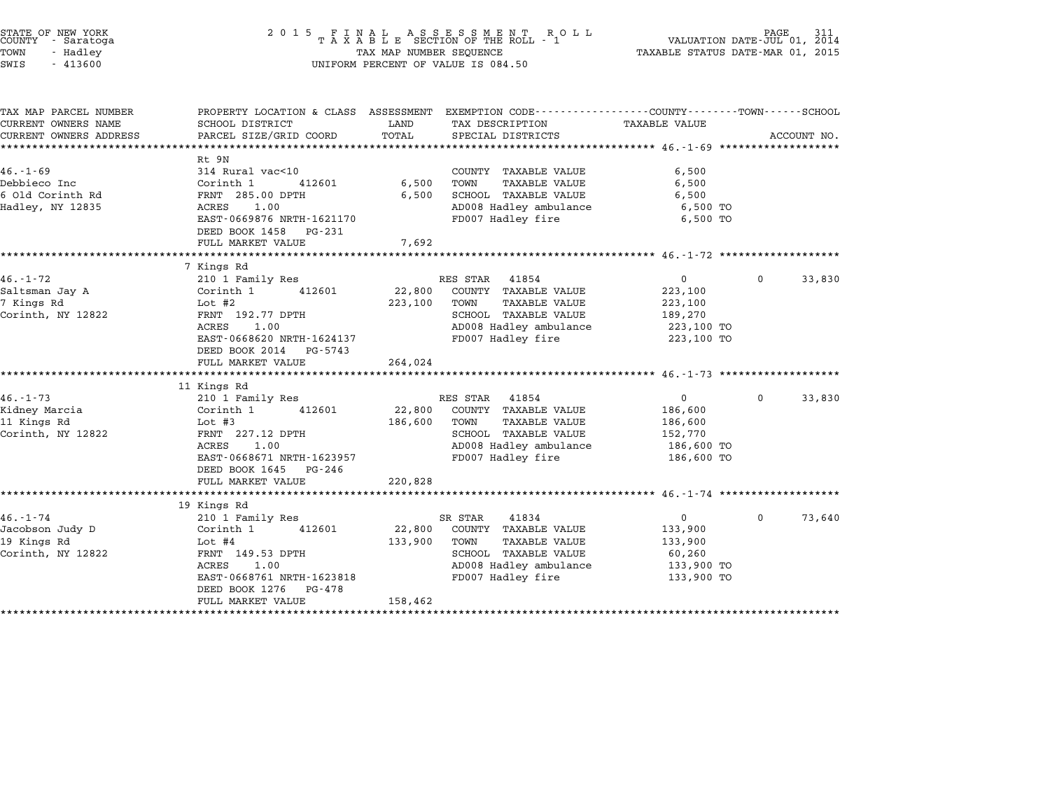STATE OF NEW YORK
COUNTY - Saratoga
TOWN - Hadley
SWIS - 413600

2015 FINAL ASSESSMENT ROLL
TAXABLE SECTION OF THE ROLL - 1
TAX MAP NUMBER SEQUENCE
UNIFORM PERCENT OF VALUE IS 084.50

VALUATION DATE-JUL 01, 2014
TAXABLE STATUS DATE-MAR 01, 2015

| TAX MAP PARCEL NUMBER / CURRENT OWNERS NAME / CURRENT OWNERS ADDRESS | PROPERTY LOCATION & CLASS / SCHOOL DISTRICT / PARCEL SIZE/GRID COORD | ASSESSMENT LAND / TOTAL | EXEMPTION CODE / TAX DESCRIPTION / SPECIAL DISTRICTS | COUNTY TAXABLE VALUE | TOWN | SCHOOL / ACCOUNT NO. |
|---|---|---|---|---|---|---|
| **46.-1-69** | Rt 9N | | | | | |
| 46.-1-69 | 314 Rural vac<10 | | COUNTY TAXABLE VALUE | 6,500 | | |
| Debbieco Inc | Corinth 1 412601 | 6,500 | TOWN TAXABLE VALUE | 6,500 | | |
| 6 Old Corinth Rd | FRNT 285.00 DPTH | 6,500 | SCHOOL TAXABLE VALUE | 6,500 | | |
| Hadley, NY 12835 | ACRES 1.00 | | AD008 Hadley ambulance | 6,500 TO | | |
| | EAST-0669876 NRTH-1621170 | | FD007 Hadley fire | 6,500 TO | | |
| | DEED BOOK 1458 PG-231 | | | | | |
| | FULL MARKET VALUE | 7,692 | | | | |
| **46.-1-72** | 7 Kings Rd | | | | | |
| 46.-1-72 | 210 1 Family Res | | RES STAR 41854 | 0 | 0 | 33,830 |
| Saltsman Jay A | Corinth 1 412601 | 22,800 | COUNTY TAXABLE VALUE | 223,100 | | |
| 7 Kings Rd | Lot #2 | 223,100 | TOWN TAXABLE VALUE | 223,100 | | |
| Corinth, NY 12822 | FRNT 192.77 DPTH | | SCHOOL TAXABLE VALUE | 189,270 | | |
| | ACRES 1.00 | | AD008 Hadley ambulance | 223,100 TO | | |
| | EAST-0668620 NRTH-1624137 | | FD007 Hadley fire | 223,100 TO | | |
| | DEED BOOK 2014 PG-5743 | | | | | |
| | FULL MARKET VALUE | 264,024 | | | | |
| **46.-1-73** | 11 Kings Rd | | | | | |
| 46.-1-73 | 210 1 Family Res | | RES STAR 41854 | 0 | 0 | 33,830 |
| Kidney Marcia | Corinth 1 412601 | 22,800 | COUNTY TAXABLE VALUE | 186,600 | | |
| 11 Kings Rd | Lot #3 | 186,600 | TOWN TAXABLE VALUE | 186,600 | | |
| Corinth, NY 12822 | FRNT 227.12 DPTH | | SCHOOL TAXABLE VALUE | 152,770 | | |
| | ACRES 1.00 | | AD008 Hadley ambulance | 186,600 TO | | |
| | EAST-0668671 NRTH-1623957 | | FD007 Hadley fire | 186,600 TO | | |
| | DEED BOOK 1645 PG-246 | | | | | |
| | FULL MARKET VALUE | 220,828 | | | | |
| **46.-1-74** | 19 Kings Rd | | | | | |
| 46.-1-74 | 210 1 Family Res | | SR STAR 41834 | 0 | 0 | 73,640 |
| Jacobson Judy D | Corinth 1 412601 | 22,800 | COUNTY TAXABLE VALUE | 133,900 | | |
| 19 Kings Rd | Lot #4 | 133,900 | TOWN TAXABLE VALUE | 133,900 | | |
| Corinth, NY 12822 | FRNT 149.53 DPTH | | SCHOOL TAXABLE VALUE | 60,260 | | |
| | ACRES 1.00 | | AD008 Hadley ambulance | 133,900 TO | | |
| | EAST-0668761 NRTH-1623818 | | FD007 Hadley fire | 133,900 TO | | |
| | DEED BOOK 1276 PG-478 | | | | | |
| | FULL MARKET VALUE | 158,462 | | | | |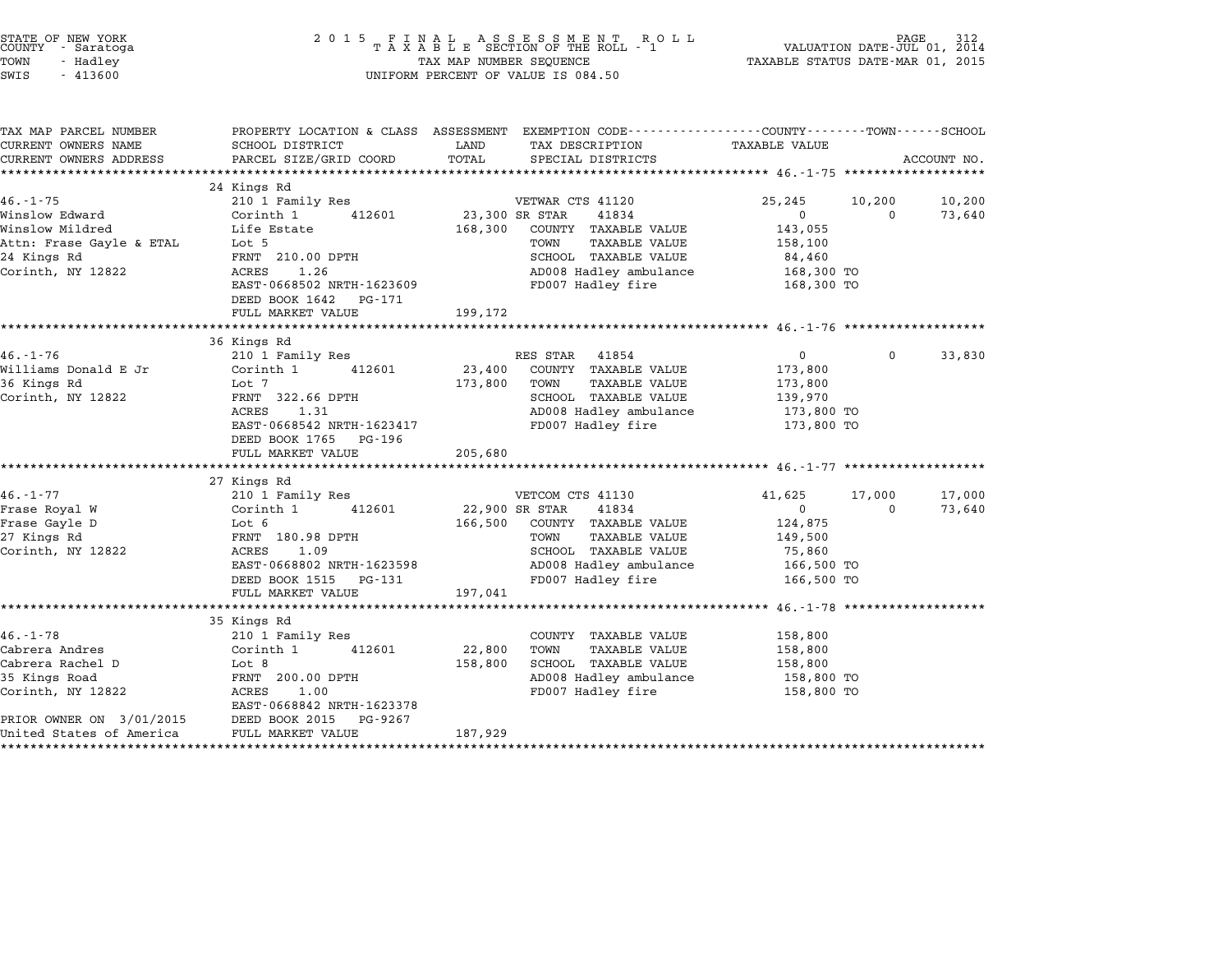STATE OF NEW YORK
COUNTY - Saratoga
TOWN - Hadley
SWIS - 413600

2015 FINAL ASSESSMENT ROLL
TAXABLE SECTION OF THE ROLL - 1
TAX MAP NUMBER SEQUENCE
UNIFORM PERCENT OF VALUE IS 084.50

VALUATION DATE-JUL 01, 2014
TAXABLE STATUS DATE-MAR 01, 2015

| TAX MAP PARCEL NUMBER / CURRENT OWNERS NAME / CURRENT OWNERS ADDRESS | PROPERTY LOCATION & CLASS / SCHOOL DISTRICT / PARCEL SIZE/GRID COORD | ASSESSMENT LAND / TOTAL | EXEMPTION CODE / TAX DESCRIPTION / SPECIAL DISTRICTS | COUNTY TAXABLE VALUE | TOWN | SCHOOL / ACCOUNT NO. |
|---|---|---|---|---|---|---|
| **46.-1-75** | 24 Kings Rd | | | | | |
| 46.-1-75 | 210 1 Family Res | | VETWAR CTS 41120 | 25,245 | 10,200 | 10,200 |
| Winslow Edward | Corinth 1 412601 | 23,300 | SR STAR 41834 | 0 | 0 | 73,640 |
| Winslow Mildred | Life Estate | 168,300 | COUNTY TAXABLE VALUE | 143,055 | | |
| Attn: Frase Gayle & ETAL | Lot 5 | | TOWN TAXABLE VALUE | 158,100 | | |
| 24 Kings Rd | FRNT 210.00 DPTH | | SCHOOL TAXABLE VALUE | 84,460 | | |
| Corinth, NY 12822 | ACRES 1.26 | | AD008 Hadley ambulance | 168,300 TO | | |
| | EAST-0668502 NRTH-1623609 | | FD007 Hadley fire | 168,300 TO | | |
| | DEED BOOK 1642 PG-171 | | | | | |
| | FULL MARKET VALUE | 199,172 | | | | |
| **46.-1-76** | 36 Kings Rd | | | | | |
| 46.-1-76 | 210 1 Family Res | | RES STAR 41854 | 0 | 0 | 33,830 |
| Williams Donald E Jr | Corinth 1 412601 | 23,400 | COUNTY TAXABLE VALUE | 173,800 | | |
| 36 Kings Rd | Lot 7 | 173,800 | TOWN TAXABLE VALUE | 173,800 | | |
| Corinth, NY 12822 | FRNT 322.66 DPTH | | SCHOOL TAXABLE VALUE | 139,970 | | |
| | ACRES 1.31 | | AD008 Hadley ambulance | 173,800 TO | | |
| | EAST-0668542 NRTH-1623417 | | FD007 Hadley fire | 173,800 TO | | |
| | DEED BOOK 1765 PG-196 | | | | | |
| | FULL MARKET VALUE | 205,680 | | | | |
| **46.-1-77** | 27 Kings Rd | | | | | |
| 46.-1-77 | 210 1 Family Res | | VETCOM CTS 41130 | 41,625 | 17,000 | 17,000 |
| Frase Royal W | Corinth 1 412601 | 22,900 | SR STAR 41834 | 0 | 0 | 73,640 |
| Frase Gayle D | Lot 6 | 166,500 | COUNTY TAXABLE VALUE | 124,875 | | |
| 27 Kings Rd | FRNT 180.98 DPTH | | TOWN TAXABLE VALUE | 149,500 | | |
| Corinth, NY 12822 | ACRES 1.09 | | SCHOOL TAXABLE VALUE | 75,860 | | |
| | EAST-0668802 NRTH-1623598 | | AD008 Hadley ambulance | 166,500 TO | | |
| | DEED BOOK 1515 PG-131 | | FD007 Hadley fire | 166,500 TO | | |
| | FULL MARKET VALUE | 197,041 | | | | |
| **46.-1-78** | 35 Kings Rd | | | | | |
| 46.-1-78 | 210 1 Family Res | | COUNTY TAXABLE VALUE | 158,800 | | |
| Cabrera Andres | Corinth 1 412601 | 22,800 | TOWN TAXABLE VALUE | 158,800 | | |
| Cabrera Rachel D | Lot 8 | 158,800 | SCHOOL TAXABLE VALUE | 158,800 | | |
| 35 Kings Road | FRNT 200.00 DPTH | | AD008 Hadley ambulance | 158,800 TO | | |
| Corinth, NY 12822 | ACRES 1.00 | | FD007 Hadley fire | 158,800 TO | | |
| | EAST-0668842 NRTH-1623378 | | | | | |
| PRIOR OWNER ON 3/01/2015 | DEED BOOK 2015 PG-9267 | | | | | |
| United States of America | FULL MARKET VALUE | 187,929 | | | | |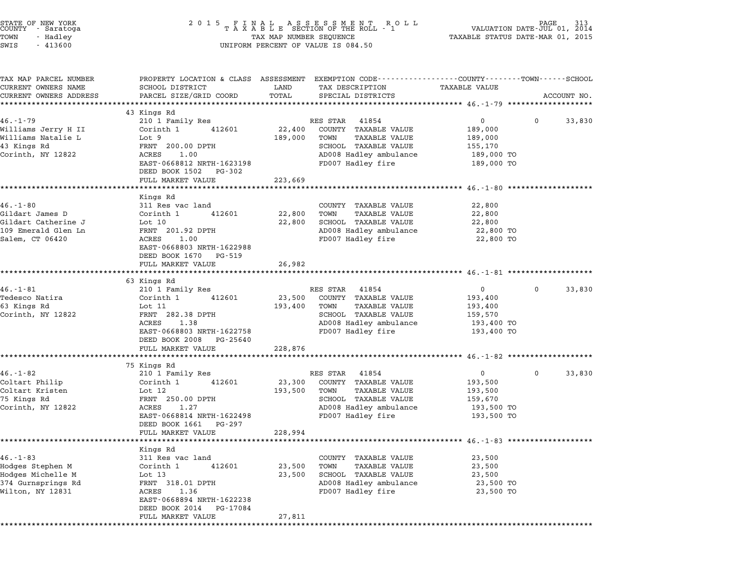STATE OF NEW YORK
COUNTY - Saratoga
TOWN - Hadley
SWIS - 413600

2015 FINAL ASSESSMENT ROLL
TAXABLE SECTION OF THE ROLL - 1
TAX MAP NUMBER SEQUENCE
UNIFORM PERCENT OF VALUE IS 084.50

VALUATION DATE-JUL 01, 2014
TAXABLE STATUS DATE-MAR 01, 2015

| TAX MAP PARCEL NUMBER / CURRENT OWNERS NAME / CURRENT OWNERS ADDRESS | PROPERTY LOCATION & CLASS / SCHOOL DISTRICT / PARCEL SIZE/GRID COORD | ASSESSMENT LAND / TOTAL | EXEMPTION CODE / TAX DESCRIPTION / SPECIAL DISTRICTS | COUNTY TAXABLE VALUE | TOWN | SCHOOL / ACCOUNT NO. |
|---|---|---|---|---|---|---|
| **46.-1-79** | 43 Kings Rd | | | | | |
| 46.-1-79 | 210 1 Family Res | | RES STAR 41854 | 0 | 0 | 33,830 |
| Williams Jerry H II | Corinth 1 412601 | 22,400 | COUNTY TAXABLE VALUE | 189,000 | | |
| Williams Natalie L | Lot 9 | 189,000 | TOWN TAXABLE VALUE | 189,000 | | |
| 43 Kings Rd | FRNT 200.00 DPTH | | SCHOOL TAXABLE VALUE | 155,170 | | |
| Corinth, NY 12822 | ACRES 1.00 | | AD008 Hadley ambulance | 189,000 TO | | |
| | EAST-0668812 NRTH-1623198 | | FD007 Hadley fire | 189,000 TO | | |
| | DEED BOOK 1502 PG-302 | | | | | |
| | FULL MARKET VALUE | 223,669 | | | | |
| **46.-1-80** | Kings Rd | | | | | |
| 46.-1-80 | 311 Res vac land | | COUNTY TAXABLE VALUE | 22,800 | | |
| Gildart James D | Corinth 1 412601 | 22,800 | TOWN TAXABLE VALUE | 22,800 | | |
| Gildart Catherine J | Lot 10 | 22,800 | SCHOOL TAXABLE VALUE | 22,800 | | |
| 109 Emerald Glen Ln | FRNT 201.92 DPTH | | AD008 Hadley ambulance | 22,800 TO | | |
| Salem, CT 06420 | ACRES 1.00 | | FD007 Hadley fire | 22,800 TO | | |
| | EAST-0668803 NRTH-1622988 | | | | | |
| | DEED BOOK 1670 PG-519 | | | | | |
| | FULL MARKET VALUE | 26,982 | | | | |
| **46.-1-81** | 63 Kings Rd | | | | | |
| 46.-1-81 | 210 1 Family Res | | RES STAR 41854 | 0 | 0 | 33,830 |
| Tedesco Natira | Corinth 1 412601 | 23,500 | COUNTY TAXABLE VALUE | 193,400 | | |
| 63 Kings Rd | Lot 11 | 193,400 | TOWN TAXABLE VALUE | 193,400 | | |
| Corinth, NY 12822 | FRNT 282.38 DPTH | | SCHOOL TAXABLE VALUE | 159,570 | | |
| | ACRES 1.38 | | AD008 Hadley ambulance | 193,400 TO | | |
| | EAST-0668803 NRTH-1622758 | | FD007 Hadley fire | 193,400 TO | | |
| | DEED BOOK 2008 PG-25640 | | | | | |
| | FULL MARKET VALUE | 228,876 | | | | |
| **46.-1-82** | 75 Kings Rd | | | | | |
| 46.-1-82 | 210 1 Family Res | | RES STAR 41854 | 0 | 0 | 33,830 |
| Coltart Philip | Corinth 1 412601 | 23,300 | COUNTY TAXABLE VALUE | 193,500 | | |
| Coltart Kristen | Lot 12 | 193,500 | TOWN TAXABLE VALUE | 193,500 | | |
| 75 Kings Rd | FRNT 250.00 DPTH | | SCHOOL TAXABLE VALUE | 159,670 | | |
| Corinth, NY 12822 | ACRES 1.27 | | AD008 Hadley ambulance | 193,500 TO | | |
| | EAST-0668814 NRTH-1622498 | | FD007 Hadley fire | 193,500 TO | | |
| | DEED BOOK 1661 PG-297 | | | | | |
| | FULL MARKET VALUE | 228,994 | | | | |
| **46.-1-83** | Kings Rd | | | | | |
| 46.-1-83 | 311 Res vac land | | COUNTY TAXABLE VALUE | 23,500 | | |
| Hodges Stephen M | Corinth 1 412601 | 23,500 | TOWN TAXABLE VALUE | 23,500 | | |
| Hodges Michelle M | Lot 13 | 23,500 | SCHOOL TAXABLE VALUE | 23,500 | | |
| 374 Gurnsprings Rd | FRNT 318.01 DPTH | | AD008 Hadley ambulance | 23,500 TO | | |
| Wilton, NY 12831 | ACRES 1.36 | | FD007 Hadley fire | 23,500 TO | | |
| | EAST-0668894 NRTH-1622238 | | | | | |
| | DEED BOOK 2014 PG-17084 | | | | | |
| | FULL MARKET VALUE | 27,811 | | | | |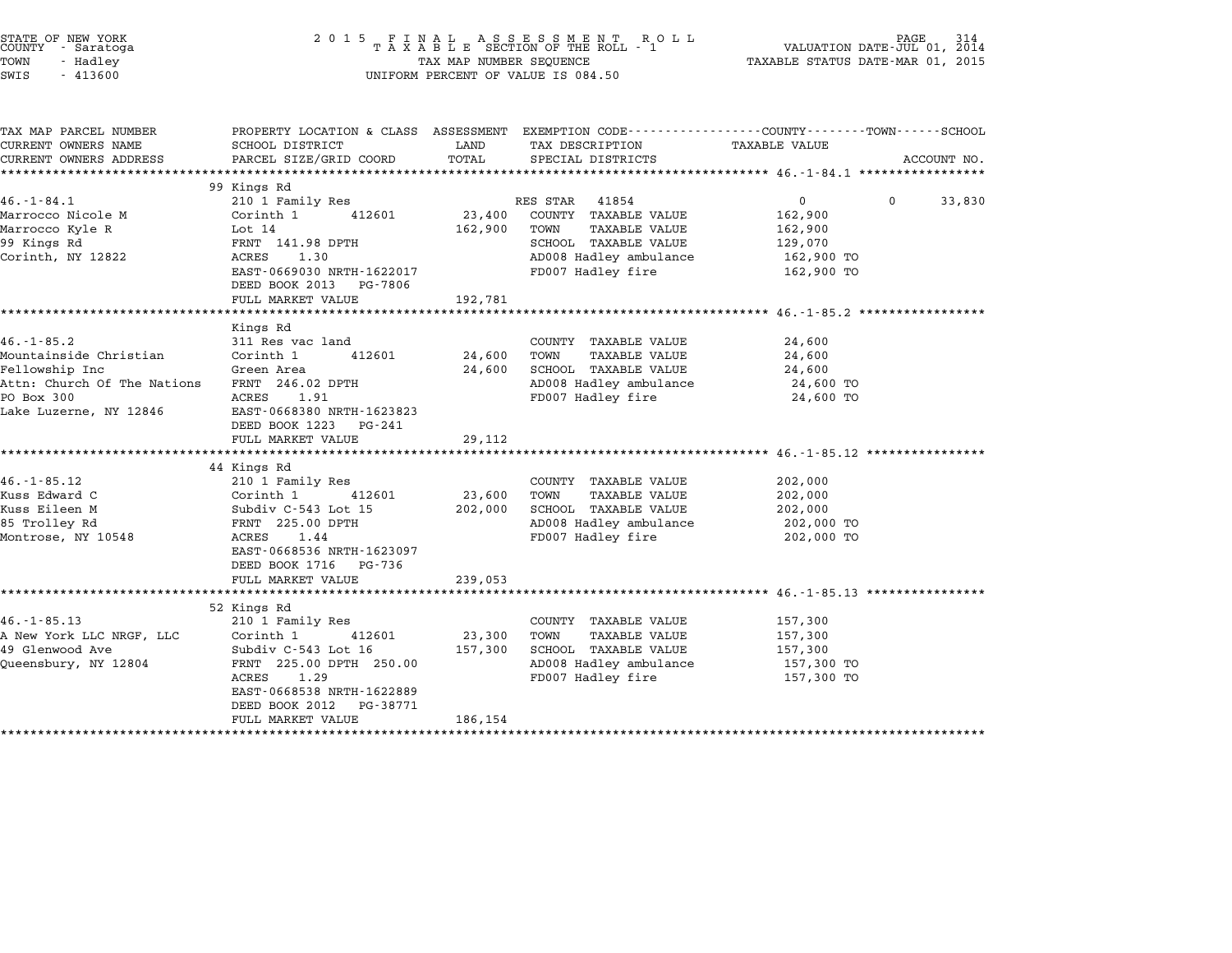STATE OF NEW YORK
COUNTY - Saratoga
TOWN - Hadley
SWIS - 413600

2015 FINAL ASSESSMENT ROLL
TAXABLE SECTION OF THE ROLL - 1
TAX MAP NUMBER SEQUENCE
UNIFORM PERCENT OF VALUE IS 084.50

VALUATION DATE-JUL 01, 2014
TAXABLE STATUS DATE-MAR 01, 2015

| TAX MAP PARCEL NUMBER / CURRENT OWNERS NAME / CURRENT OWNERS ADDRESS | PROPERTY LOCATION & CLASS / SCHOOL DISTRICT / PARCEL SIZE/GRID COORD | ASSESSMENT LAND / TOTAL | EXEMPTION CODE / TAX DESCRIPTION / SPECIAL DISTRICTS | COUNTY TAXABLE VALUE | TOWN | SCHOOL / ACCOUNT NO. |
|---|---|---|---|---|---|---|
| **46.-1-84.1** | 99 Kings Rd | | | | | |
| 46.-1-84.1 | 210 1 Family Res | | RES STAR 41854 | 0 | 0 | 33,830 |
| Marrocco Nicole M | Corinth 1 412601 | 23,400 | COUNTY TAXABLE VALUE | 162,900 | | |
| Marrocco Kyle R | Lot 14 | 162,900 | TOWN TAXABLE VALUE | 162,900 | | |
| 99 Kings Rd | FRNT 141.98 DPTH | | SCHOOL TAXABLE VALUE | 129,070 | | |
| Corinth, NY 12822 | ACRES 1.30 | | AD008 Hadley ambulance | 162,900 TO | | |
| | EAST-0669030 NRTH-1622017 | | FD007 Hadley fire | 162,900 TO | | |
| | DEED BOOK 2013 PG-7806 | | | | | |
| | FULL MARKET VALUE | 192,781 | | | | |
| **46.-1-85.2** | Kings Rd | | | | | |
| 46.-1-85.2 | 311 Res vac land | | COUNTY TAXABLE VALUE | 24,600 | | |
| Mountainside Christian | Corinth 1 412601 | 24,600 | TOWN TAXABLE VALUE | 24,600 | | |
| Fellowship Inc | Green Area | 24,600 | SCHOOL TAXABLE VALUE | 24,600 | | |
| Attn: Church Of The Nations | FRNT 246.02 DPTH | | AD008 Hadley ambulance | 24,600 TO | | |
| PO Box 300 | ACRES 1.91 | | FD007 Hadley fire | 24,600 TO | | |
| Lake Luzerne, NY 12846 | EAST-0668380 NRTH-1623823 | | | | | |
| | DEED BOOK 1223 PG-241 | | | | | |
| | FULL MARKET VALUE | 29,112 | | | | |
| **46.-1-85.12** | 44 Kings Rd | | | | | |
| 46.-1-85.12 | 210 1 Family Res | | COUNTY TAXABLE VALUE | 202,000 | | |
| Kuss Edward C | Corinth 1 412601 | 23,600 | TOWN TAXABLE VALUE | 202,000 | | |
| Kuss Eileen M | Subdiv C-543 Lot 15 | 202,000 | SCHOOL TAXABLE VALUE | 202,000 | | |
| 85 Trolley Rd | FRNT 225.00 DPTH | | AD008 Hadley ambulance | 202,000 TO | | |
| Montrose, NY 10548 | ACRES 1.44 | | FD007 Hadley fire | 202,000 TO | | |
| | EAST-0668536 NRTH-1623097 | | | | | |
| | DEED BOOK 1716 PG-736 | | | | | |
| | FULL MARKET VALUE | 239,053 | | | | |
| **46.-1-85.13** | 52 Kings Rd | | | | | |
| 46.-1-85.13 | 210 1 Family Res | | COUNTY TAXABLE VALUE | 157,300 | | |
| A New York LLC NRGF, LLC | Corinth 1 412601 | 23,300 | TOWN TAXABLE VALUE | 157,300 | | |
| 49 Glenwood Ave | Subdiv C-543 Lot 16 | 157,300 | SCHOOL TAXABLE VALUE | 157,300 | | |
| Queensbury, NY 12804 | FRNT 225.00 DPTH 250.00 | | AD008 Hadley ambulance | 157,300 TO | | |
| | ACRES 1.29 | | FD007 Hadley fire | 157,300 TO | | |
| | EAST-0668538 NRTH-1622889 | | | | | |
| | DEED BOOK 2012 PG-38771 | | | | | |
| | FULL MARKET VALUE | 186,154 | | | | |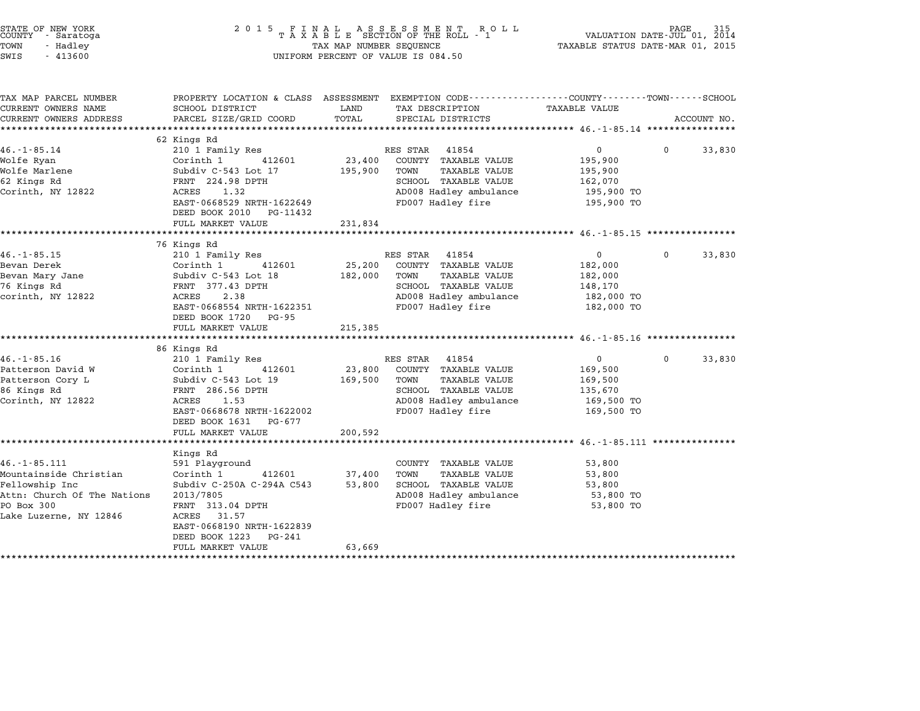STATE OF NEW YORK
COUNTY - Saratoga
TOWN - Hadley
SWIS - 413600

2015 FINAL ASSESSMENT ROLL
TAXABLE SECTION OF THE ROLL - 1
TAX MAP NUMBER SEQUENCE
UNIFORM PERCENT OF VALUE IS 084.50

VALUATION DATE-JUL 01, 2014
TAXABLE STATUS DATE-MAR 01, 2015

| TAX MAP PARCEL NUMBER / CURRENT OWNERS NAME / CURRENT OWNERS ADDRESS | PROPERTY LOCATION & CLASS / SCHOOL DISTRICT / PARCEL SIZE/GRID COORD | LAND / TOTAL | EXEMPTION CODE / TAX DESCRIPTION / SPECIAL DISTRICTS | COUNTY / TOWN / SCHOOL TAXABLE VALUE | ACCOUNT NO. |
|---|---|---|---|---|---|
| **46.-1-85.14** | 62 Kings Rd | | | | |
| 46.-1-85.14 | 210 1 Family Res | | RES STAR 41854 | 0 &nbsp; 0 | 33,830 |
| Wolfe Ryan | Corinth 1 412601 | 23,400 | COUNTY TAXABLE VALUE | 195,900 | |
| Wolfe Marlene | Subdiv C-543 Lot 17 | 195,900 | TOWN TAXABLE VALUE | 195,900 | |
| 62 Kings Rd | FRNT 224.98 DPTH | | SCHOOL TAXABLE VALUE | 162,070 | |
| Corinth, NY 12822 | ACRES 1.32 | | AD008 Hadley ambulance | 195,900 TO | |
| | EAST-0668529 NRTH-1622649 | | FD007 Hadley fire | 195,900 TO | |
| | DEED BOOK 2010 PG-11432 | | | | |
| | FULL MARKET VALUE | 231,834 | | | |
| **46.-1-85.15** | 76 Kings Rd | | | | |
| 46.-1-85.15 | 210 1 Family Res | | RES STAR 41854 | 0 &nbsp; 0 | 33,830 |
| Bevan Derek | Corinth 1 412601 | 25,200 | COUNTY TAXABLE VALUE | 182,000 | |
| Bevan Mary Jane | Subdiv C-543 Lot 18 | 182,000 | TOWN TAXABLE VALUE | 182,000 | |
| 76 Kings Rd | FRNT 377.43 DPTH | | SCHOOL TAXABLE VALUE | 148,170 | |
| corinth, NY 12822 | ACRES 2.38 | | AD008 Hadley ambulance | 182,000 TO | |
| | EAST-0668554 NRTH-1622351 | | FD007 Hadley fire | 182,000 TO | |
| | DEED BOOK 1720 PG-95 | | | | |
| | FULL MARKET VALUE | 215,385 | | | |
| **46.-1-85.16** | 86 Kings Rd | | | | |
| 46.-1-85.16 | 210 1 Family Res | | RES STAR 41854 | 0 &nbsp; 0 | 33,830 |
| Patterson David W | Corinth 1 412601 | 23,800 | COUNTY TAXABLE VALUE | 169,500 | |
| Patterson Cory L | Subdiv C-543 Lot 19 | 169,500 | TOWN TAXABLE VALUE | 169,500 | |
| 86 Kings Rd | FRNT 286.56 DPTH | | SCHOOL TAXABLE VALUE | 135,670 | |
| Corinth, NY 12822 | ACRES 1.53 | | AD008 Hadley ambulance | 169,500 TO | |
| | EAST-0668678 NRTH-1622002 | | FD007 Hadley fire | 169,500 TO | |
| | DEED BOOK 1631 PG-677 | | | | |
| | FULL MARKET VALUE | 200,592 | | | |
| **46.-1-85.111** | Kings Rd | | | | |
| 46.-1-85.111 | 591 Playground | | COUNTY TAXABLE VALUE | 53,800 | |
| Mountainside Christian | Corinth 1 412601 | 37,400 | TOWN TAXABLE VALUE | 53,800 | |
| Fellowship Inc | Subdiv C-250A C-294A C543 | 53,800 | SCHOOL TAXABLE VALUE | 53,800 | |
| Attn: Church Of The Nations | 2013/7805 | | AD008 Hadley ambulance | 53,800 TO | |
| PO Box 300 | FRNT 313.04 DPTH | | FD007 Hadley fire | 53,800 TO | |
| Lake Luzerne, NY 12846 | ACRES 31.57 | | | | |
| | EAST-0668190 NRTH-1622839 | | | | |
| | DEED BOOK 1223 PG-241 | | | | |
| | FULL MARKET VALUE | 63,669 | | | |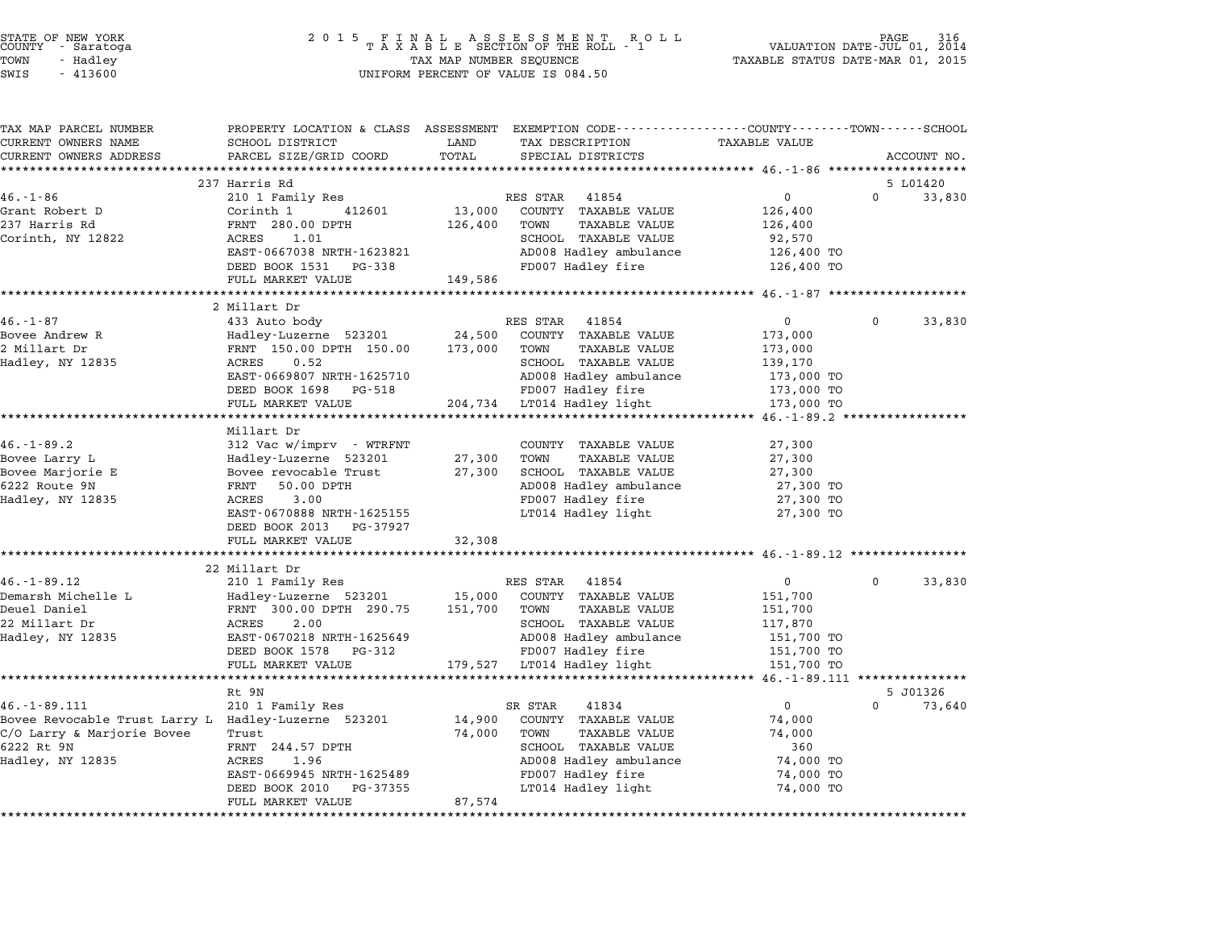STATE OF NEW YORK
COUNTY - Saratoga
TOWN - Hadley
SWIS - 413600

2 0 1 5 F I N A L A S S E S S M E N T R O L L
T A X A B L E SECTION OF THE ROLL - 1
TAX MAP NUMBER SEQUENCE
UNIFORM PERCENT OF VALUE IS 084.50

VALUATION DATE-JUL 01, 2014
TAXABLE STATUS DATE-MAR 01, 2015

| TAX MAP PARCEL NUMBER / CURRENT OWNERS NAME / CURRENT OWNERS ADDRESS | PROPERTY LOCATION & CLASS / SCHOOL DISTRICT / PARCEL SIZE/GRID COORD | ASSESSMENT LAND / TOTAL | EXEMPTION CODE / TAX DESCRIPTION / SPECIAL DISTRICTS | COUNTY / TAXABLE VALUE | TOWN | SCHOOL / ACCOUNT NO. |
|---|---|---|---|---|---|---|
| **46.-1-86** | 237 Harris Rd | | | | | 5 L01420 |
| 46.-1-86 | 210 1 Family Res | | RES STAR 41854 | 0 | 0 | 33,830 |
| Grant Robert D | Corinth 1 412601 | 13,000 | COUNTY TAXABLE VALUE | 126,400 | | |
| 237 Harris Rd | FRNT 280.00 DPTH | 126,400 | TOWN TAXABLE VALUE | 126,400 | | |
| Corinth, NY 12822 | ACRES 1.01 | | SCHOOL TAXABLE VALUE | 92,570 | | |
| | EAST-0667038 NRTH-1623821 | | AD008 Hadley ambulance | 126,400 TO | | |
| | DEED BOOK 1531 PG-338 | | FD007 Hadley fire | 126,400 TO | | |
| | FULL MARKET VALUE | 149,586 | | | | |
| **46.-1-87** | 2 Millart Dr | | | | | |
| 46.-1-87 | 433 Auto body | | RES STAR 41854 | 0 | 0 | 33,830 |
| Bovee Andrew R | Hadley-Luzerne 523201 | 24,500 | COUNTY TAXABLE VALUE | 173,000 | | |
| 2 Millart Dr | FRNT 150.00 DPTH 150.00 | 173,000 | TOWN TAXABLE VALUE | 173,000 | | |
| Hadley, NY 12835 | ACRES 0.52 | | SCHOOL TAXABLE VALUE | 139,170 | | |
| | EAST-0669807 NRTH-1625710 | | AD008 Hadley ambulance | 173,000 TO | | |
| | DEED BOOK 1698 PG-518 | | FD007 Hadley fire | 173,000 TO | | |
| | FULL MARKET VALUE | 204,734 | LT014 Hadley light | 173,000 TO | | |
| **46.-1-89.2** | Millart Dr | | | | | |
| 46.-1-89.2 | 312 Vac w/imprv - WTRFNT | | COUNTY TAXABLE VALUE | 27,300 | | |
| Bovee Larry L | Hadley-Luzerne 523201 | 27,300 | TOWN TAXABLE VALUE | 27,300 | | |
| Bovee Marjorie E | Bovee revocable Trust | 27,300 | SCHOOL TAXABLE VALUE | 27,300 | | |
| 6222 Route 9N | FRNT 50.00 DPTH | | AD008 Hadley ambulance | 27,300 TO | | |
| Hadley, NY 12835 | ACRES 3.00 | | FD007 Hadley fire | 27,300 TO | | |
| | EAST-0670888 NRTH-1625155 | | LT014 Hadley light | 27,300 TO | | |
| | DEED BOOK 2013 PG-37927 | | | | | |
| | FULL MARKET VALUE | 32,308 | | | | |
| **46.-1-89.12** | 22 Millart Dr | | | | | |
| 46.-1-89.12 | 210 1 Family Res | | RES STAR 41854 | 0 | 0 | 33,830 |
| Demarsh Michelle L | Hadley-Luzerne 523201 | 15,000 | COUNTY TAXABLE VALUE | 151,700 | | |
| Deuel Daniel | FRNT 300.00 DPTH 290.75 | 151,700 | TOWN TAXABLE VALUE | 151,700 | | |
| 22 Millart Dr | ACRES 2.00 | | SCHOOL TAXABLE VALUE | 117,870 | | |
| Hadley, NY 12835 | EAST-0670218 NRTH-1625649 | | AD008 Hadley ambulance | 151,700 TO | | |
| | DEED BOOK 1578 PG-312 | | FD007 Hadley fire | 151,700 TO | | |
| | FULL MARKET VALUE | 179,527 | LT014 Hadley light | 151,700 TO | | |
| **46.-1-89.111** | Rt 9N | | | | | 5 J01326 |
| 46.-1-89.111 | 210 1 Family Res | | SR STAR 41834 | 0 | 0 | 73,640 |
| Bovee Revocable Trust Larry L | Hadley-Luzerne 523201 | 14,900 | COUNTY TAXABLE VALUE | 74,000 | | |
| C/O Larry & Marjorie Bovee | Trust | 74,000 | TOWN TAXABLE VALUE | 74,000 | | |
| 6222 Rt 9N | FRNT 244.57 DPTH | | SCHOOL TAXABLE VALUE | 360 | | |
| Hadley, NY 12835 | ACRES 1.96 | | AD008 Hadley ambulance | 74,000 TO | | |
| | EAST-0669945 NRTH-1625489 | | FD007 Hadley fire | 74,000 TO | | |
| | DEED BOOK 2010 PG-37355 | | LT014 Hadley light | 74,000 TO | | |
| | FULL MARKET VALUE | 87,574 | | | | |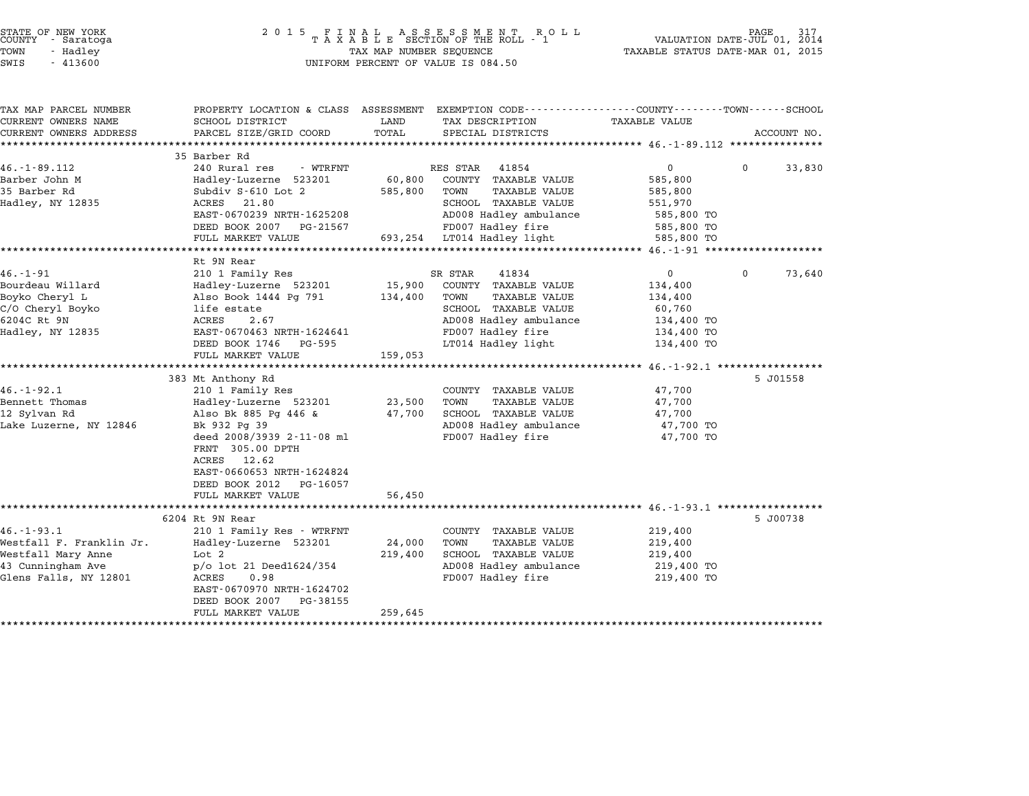STATE OF NEW YORK
COUNTY - Saratoga
TOWN - Hadley
SWIS - 413600

2015 FINAL ASSESSMENT ROLL
TAXABLE SECTION OF THE ROLL - 1
TAX MAP NUMBER SEQUENCE
UNIFORM PERCENT OF VALUE IS 084.50

VALUATION DATE-JUL 01, 2014
TAXABLE STATUS DATE-MAR 01, 2015

| TAX MAP PARCEL NUMBER / CURRENT OWNERS NAME / CURRENT OWNERS ADDRESS | PROPERTY LOCATION & CLASS / SCHOOL DISTRICT / PARCEL SIZE/GRID COORD | ASSESSMENT LAND / TOTAL | EXEMPTION CODE / TAX DESCRIPTION / SPECIAL DISTRICTS | COUNTY / TAXABLE VALUE | TOWN | SCHOOL / ACCOUNT NO. |
|---|---|---|---|---|---|---|
| **46.-1-89.112** | 35 Barber Rd | | | | | |
| 46.-1-89.112 | 240 Rural res - WTRFNT | | RES STAR 41854 | 0 | 0 | 33,830 |
| Barber John M | Hadley-Luzerne 523201 | 60,800 | COUNTY TAXABLE VALUE | 585,800 | | |
| 35 Barber Rd | Subdiv S-610 Lot 2 | 585,800 | TOWN TAXABLE VALUE | 585,800 | | |
| Hadley, NY 12835 | ACRES 21.80 | | SCHOOL TAXABLE VALUE | 551,970 | | |
| | EAST-0670239 NRTH-1625208 | | AD008 Hadley ambulance | 585,800 TO | | |
| | DEED BOOK 2007 PG-21567 | | FD007 Hadley fire | 585,800 TO | | |
| | FULL MARKET VALUE | 693,254 | LT014 Hadley light | 585,800 TO | | |
| **46.-1-91** | Rt 9N Rear | | | | | |
| 46.-1-91 | 210 1 Family Res | | SR STAR 41834 | 0 | 0 | 73,640 |
| Bourdeau Willard | Hadley-Luzerne 523201 | 15,900 | COUNTY TAXABLE VALUE | 134,400 | | |
| Boyko Cheryl L | Also Book 1444 Pg 791 | 134,400 | TOWN TAXABLE VALUE | 134,400 | | |
| C/O Cheryl Boyko | life estate | | SCHOOL TAXABLE VALUE | 60,760 | | |
| 6204C Rt 9N | ACRES 2.67 | | AD008 Hadley ambulance | 134,400 TO | | |
| Hadley, NY 12835 | EAST-0670463 NRTH-1624641 | | FD007 Hadley fire | 134,400 TO | | |
| | DEED BOOK 1746 PG-595 | | LT014 Hadley light | 134,400 TO | | |
| | FULL MARKET VALUE | 159,053 | | | | |
| **46.-1-92.1** | 383 Mt Anthony Rd | | | | | 5 J01558 |
| 46.-1-92.1 | 210 1 Family Res | | COUNTY TAXABLE VALUE | 47,700 | | |
| Bennett Thomas | Hadley-Luzerne 523201 | 23,500 | TOWN TAXABLE VALUE | 47,700 | | |
| 12 Sylvan Rd | Also Bk 885 Pg 446 & | 47,700 | SCHOOL TAXABLE VALUE | 47,700 | | |
| Lake Luzerne, NY 12846 | Bk 932 Pg 39 | | AD008 Hadley ambulance | 47,700 TO | | |
| | deed 2008/3939 2-11-08 ml | | FD007 Hadley fire | 47,700 TO | | |
| | FRNT 305.00 DPTH | | | | | |
| | ACRES 12.62 | | | | | |
| | EAST-0660653 NRTH-1624824 | | | | | |
| | DEED BOOK 2012 PG-16057 | | | | | |
| | FULL MARKET VALUE | 56,450 | | | | |
| **46.-1-93.1** | 6204 Rt 9N Rear | | | | | 5 J00738 |
| 46.-1-93.1 | 210 1 Family Res - WTRFNT | | COUNTY TAXABLE VALUE | 219,400 | | |
| Westfall F. Franklin Jr. | Hadley-Luzerne 523201 | 24,000 | TOWN TAXABLE VALUE | 219,400 | | |
| Westfall Mary Anne | Lot 2 | 219,400 | SCHOOL TAXABLE VALUE | 219,400 | | |
| 43 Cunningham Ave | p/o lot 21 Deed1624/354 | | AD008 Hadley ambulance | 219,400 TO | | |
| Glens Falls, NY 12801 | ACRES 0.98 | | FD007 Hadley fire | 219,400 TO | | |
| | EAST-0670970 NRTH-1624702 | | | | | |
| | DEED BOOK 2007 PG-38155 | | | | | |
| | FULL MARKET VALUE | 259,645 | | | | |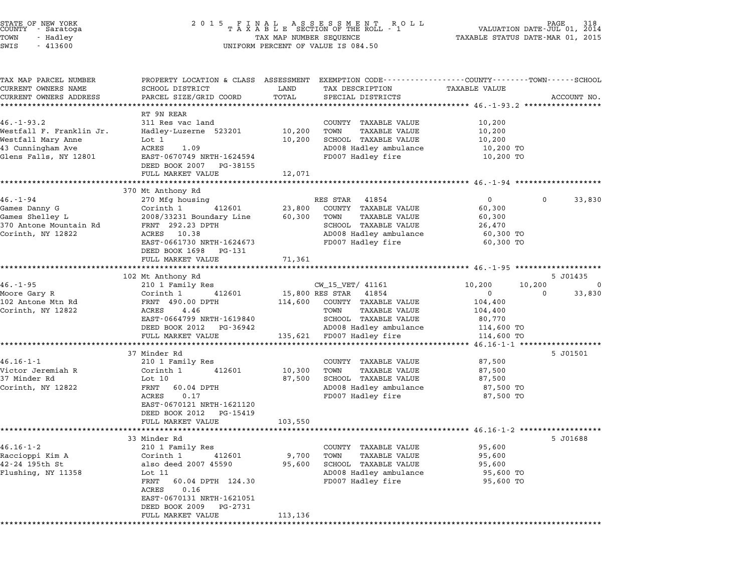STATE OF NEW YORK
COUNTY - Saratoga
TOWN - Hadley
SWIS - 413600

2015 FINAL ASSESSMENT ROLL
TAXABLE SECTION OF THE ROLL - 1
TAX MAP NUMBER SEQUENCE
UNIFORM PERCENT OF VALUE IS 084.50

VALUATION DATE-JUL 01, 2014
TAXABLE STATUS DATE-MAR 01, 2015

| TAX MAP PARCEL NUMBER / CURRENT OWNERS NAME / CURRENT OWNERS ADDRESS | PROPERTY LOCATION & CLASS / SCHOOL DISTRICT / PARCEL SIZE/GRID COORD | ASSESSMENT LAND / TOTAL | EXEMPTION CODE / TAX DESCRIPTION / SPECIAL DISTRICTS | COUNTY TAXABLE VALUE | TOWN | SCHOOL / ACCOUNT NO. |
|---|---|---|---|---|---|---|
| **46.-1-93.2** | RT 9N REAR | | | | | |
| 46.-1-93.2 | 311 Res vac land | | COUNTY TAXABLE VALUE | 10,200 | | |
| Westfall F. Franklin Jr. | Hadley-Luzerne 523201 | 10,200 | TOWN TAXABLE VALUE | 10,200 | | |
| Westfall Mary Anne | Lot 1 | 10,200 | SCHOOL TAXABLE VALUE | 10,200 | | |
| 43 Cunningham Ave | ACRES 1.09 | | AD008 Hadley ambulance | 10,200 TO | | |
| Glens Falls, NY 12801 | EAST-0670749 NRTH-1624594 | | FD007 Hadley fire | 10,200 TO | | |
| | DEED BOOK 2007 PG-38155 | | | | | |
| | FULL MARKET VALUE | 12,071 | | | | |
| **46.-1-94** | 370 Mt Anthony Rd | | | | | |
| 46.-1-94 | 270 Mfg housing | | RES STAR 41854 | 0 | 0 | 33,830 |
| Games Danny G | Corinth 1 412601 | 23,800 | COUNTY TAXABLE VALUE | 60,300 | | |
| Games Shelley L | 2008/33231 Boundary Line | 60,300 | TOWN TAXABLE VALUE | 60,300 | | |
| 370 Antone Mountain Rd | FRNT 292.23 DPTH | | SCHOOL TAXABLE VALUE | 26,470 | | |
| Corinth, NY 12822 | ACRES 10.38 | | AD008 Hadley ambulance | 60,300 TO | | |
| | EAST-0661730 NRTH-1624673 | | FD007 Hadley fire | 60,300 TO | | |
| | DEED BOOK 1698 PG-131 | | | | | |
| | FULL MARKET VALUE | 71,361 | | | | |
| **46.-1-95** | 102 Mt Anthony Rd | | | | | 5 J01435 |
| 46.-1-95 | 210 1 Family Res | | CW_15_VET/ 41161 | 10,200 | 10,200 | 0 |
| Moore Gary R | Corinth 1 412601 | 15,800 | RES STAR 41854 | 0 | 0 | 33,830 |
| 102 Antone Mtn Rd | FRNT 490.00 DPTH | 114,600 | COUNTY TAXABLE VALUE | 104,400 | | |
| Corinth, NY 12822 | ACRES 4.46 | | TOWN TAXABLE VALUE | 104,400 | | |
| | EAST-0664799 NRTH-1619840 | | SCHOOL TAXABLE VALUE | 80,770 | | |
| | DEED BOOK 2012 PG-36942 | | AD008 Hadley ambulance | 114,600 TO | | |
| | FULL MARKET VALUE | 135,621 | FD007 Hadley fire | 114,600 TO | | |
| **46.16-1-1** | 37 Minder Rd | | | | | 5 J01501 |
| 46.16-1-1 | 210 1 Family Res | | COUNTY TAXABLE VALUE | 87,500 | | |
| Victor Jeremiah R | Corinth 1 412601 | 10,300 | TOWN TAXABLE VALUE | 87,500 | | |
| 37 Minder Rd | Lot 10 | 87,500 | SCHOOL TAXABLE VALUE | 87,500 | | |
| Corinth, NY 12822 | FRNT 60.04 DPTH | | AD008 Hadley ambulance | 87,500 TO | | |
| | ACRES 0.17 | | FD007 Hadley fire | 87,500 TO | | |
| | EAST-0670121 NRTH-1621120 | | | | | |
| | DEED BOOK 2012 PG-15419 | | | | | |
| | FULL MARKET VALUE | 103,550 | | | | |
| **46.16-1-2** | 33 Minder Rd | | | | | 5 J01688 |
| 46.16-1-2 | 210 1 Family Res | | COUNTY TAXABLE VALUE | 95,600 | | |
| Raccioppi Kim A | Corinth 1 412601 | 9,700 | TOWN TAXABLE VALUE | 95,600 | | |
| 42-24 195th St | also deed 2007 45590 | 95,600 | SCHOOL TAXABLE VALUE | 95,600 | | |
| Flushing, NY 11358 | Lot 11 | | AD008 Hadley ambulance | 95,600 TO | | |
| | FRNT 60.04 DPTH 124.30 | | FD007 Hadley fire | 95,600 TO | | |
| | ACRES 0.16 | | | | | |
| | EAST-0670131 NRTH-1621051 | | | | | |
| | DEED BOOK 2009 PG-2731 | | | | | |
| | FULL MARKET VALUE | 113,136 | | | | |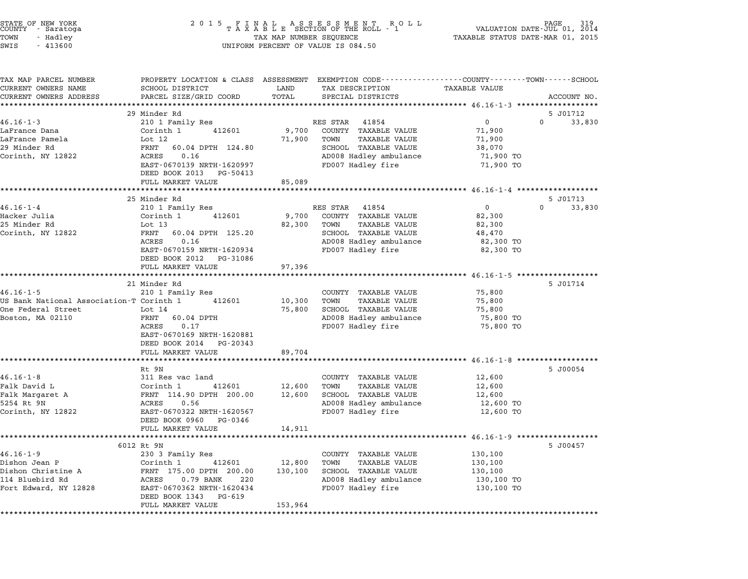STATE OF NEW YORK
COUNTY - Saratoga
TOWN - Hadley
SWIS - 413600

2015 FINAL ASSESSMENT ROLL
TAXABLE SECTION OF THE ROLL - 1
TAX MAP NUMBER SEQUENCE
UNIFORM PERCENT OF VALUE IS 084.50

VALUATION DATE-JUL 01, 2014
TAXABLE STATUS DATE-MAR 01, 2015

| TAX MAP PARCEL NUMBER / CURRENT OWNERS NAME / CURRENT OWNERS ADDRESS | PROPERTY LOCATION & CLASS / SCHOOL DISTRICT / PARCEL SIZE/GRID COORD | ASSESSMENT LAND / TOTAL | EXEMPTION CODE / TAX DESCRIPTION / SPECIAL DISTRICTS | COUNTY | TOWN | SCHOOL | ACCOUNT NO. |
|---|---|---|---|---|---|---|---|
| **46.16-1-3** | 29 Minder Rd | | | | | | 5 J01712 |
| 46.16-1-3 | 210 1 Family Res | | RES STAR 41854 | 0 | 0 | 33,830 | |
| LaFrance Dana | Corinth 1 412601 | 9,700 | COUNTY TAXABLE VALUE | 71,900 | | | |
| LaFrance Pamela | Lot 12 | 71,900 | TOWN TAXABLE VALUE | | 71,900 | | |
| 29 Minder Rd | FRNT 60.04 DPTH 124.80 | | SCHOOL TAXABLE VALUE | | | 38,070 | |
| Corinth, NY 12822 | ACRES 0.16 | | AD008 Hadley ambulance | 71,900 TO | | | |
| | EAST-0670139 NRTH-1620997 | | FD007 Hadley fire | 71,900 TO | | | |
| | DEED BOOK 2013 PG-50413 | | | | | | |
| | FULL MARKET VALUE | 85,089 | | | | | |
| **46.16-1-4** | 25 Minder Rd | | | | | | 5 J01713 |
| 46.16-1-4 | 210 1 Family Res | | RES STAR 41854 | 0 | 0 | 33,830 | |
| Hacker Julia | Corinth 1 412601 | 9,700 | COUNTY TAXABLE VALUE | 82,300 | | | |
| 25 Minder Rd | Lot 13 | 82,300 | TOWN TAXABLE VALUE | | 82,300 | | |
| Corinth, NY 12822 | FRNT 60.04 DPTH 125.20 | | SCHOOL TAXABLE VALUE | | | 48,470 | |
| | ACRES 0.16 | | AD008 Hadley ambulance | 82,300 TO | | | |
| | EAST-0670159 NRTH-1620934 | | FD007 Hadley fire | 82,300 TO | | | |
| | DEED BOOK 2012 PG-31086 | | | | | | |
| | FULL MARKET VALUE | 97,396 | | | | | |
| **46.16-1-5** | 21 Minder Rd | | | | | | 5 J01714 |
| 46.16-1-5 | 210 1 Family Res | | COUNTY TAXABLE VALUE | 75,800 | | | |
| US Bank National Association-T | Corinth 1 412601 | 10,300 | TOWN TAXABLE VALUE | | 75,800 | | |
| One Federal Street | Lot 14 | 75,800 | SCHOOL TAXABLE VALUE | | | 75,800 | |
| Boston, MA 02110 | FRNT 60.04 DPTH | | AD008 Hadley ambulance | 75,800 TO | | | |
| | ACRES 0.17 | | FD007 Hadley fire | 75,800 TO | | | |
| | EAST-0670169 NRTH-1620881 | | | | | | |
| | DEED BOOK 2014 PG-20343 | | | | | | |
| | FULL MARKET VALUE | 89,704 | | | | | |
| **46.16-1-8** | Rt 9N | | | | | | 5 J00054 |
| 46.16-1-8 | 311 Res vac land | | COUNTY TAXABLE VALUE | 12,600 | | | |
| Falk David L | Corinth 1 412601 | 12,600 | TOWN TAXABLE VALUE | | 12,600 | | |
| Falk Margaret A | FRNT 114.90 DPTH 200.00 | 12,600 | SCHOOL TAXABLE VALUE | | | 12,600 | |
| 5254 Rt 9N | ACRES 0.56 | | AD008 Hadley ambulance | 12,600 TO | | | |
| Corinth, NY 12822 | EAST-0670322 NRTH-1620567 | | FD007 Hadley fire | 12,600 TO | | | |
| | DEED BOOK 0960 PG-0346 | | | | | | |
| | FULL MARKET VALUE | 14,911 | | | | | |
| **46.16-1-9** | 6012 Rt 9N | | | | | | 5 J00457 |
| 46.16-1-9 | 230 3 Family Res | | COUNTY TAXABLE VALUE | 130,100 | | | |
| Dishon Jean P | Corinth 1 412601 | 12,800 | TOWN TAXABLE VALUE | | 130,100 | | |
| Dishon Christine A | FRNT 175.00 DPTH 200.00 | 130,100 | SCHOOL TAXABLE VALUE | | | 130,100 | |
| 114 Bluebird Rd | ACRES 0.79 BANK 220 | | AD008 Hadley ambulance | 130,100 TO | | | |
| Fort Edward, NY 12828 | EAST-0670362 NRTH-1620434 | | FD007 Hadley fire | 130,100 TO | | | |
| | DEED BOOK 1343 PG-619 | | | | | | |
| | FULL MARKET VALUE | 153,964 | | | | | |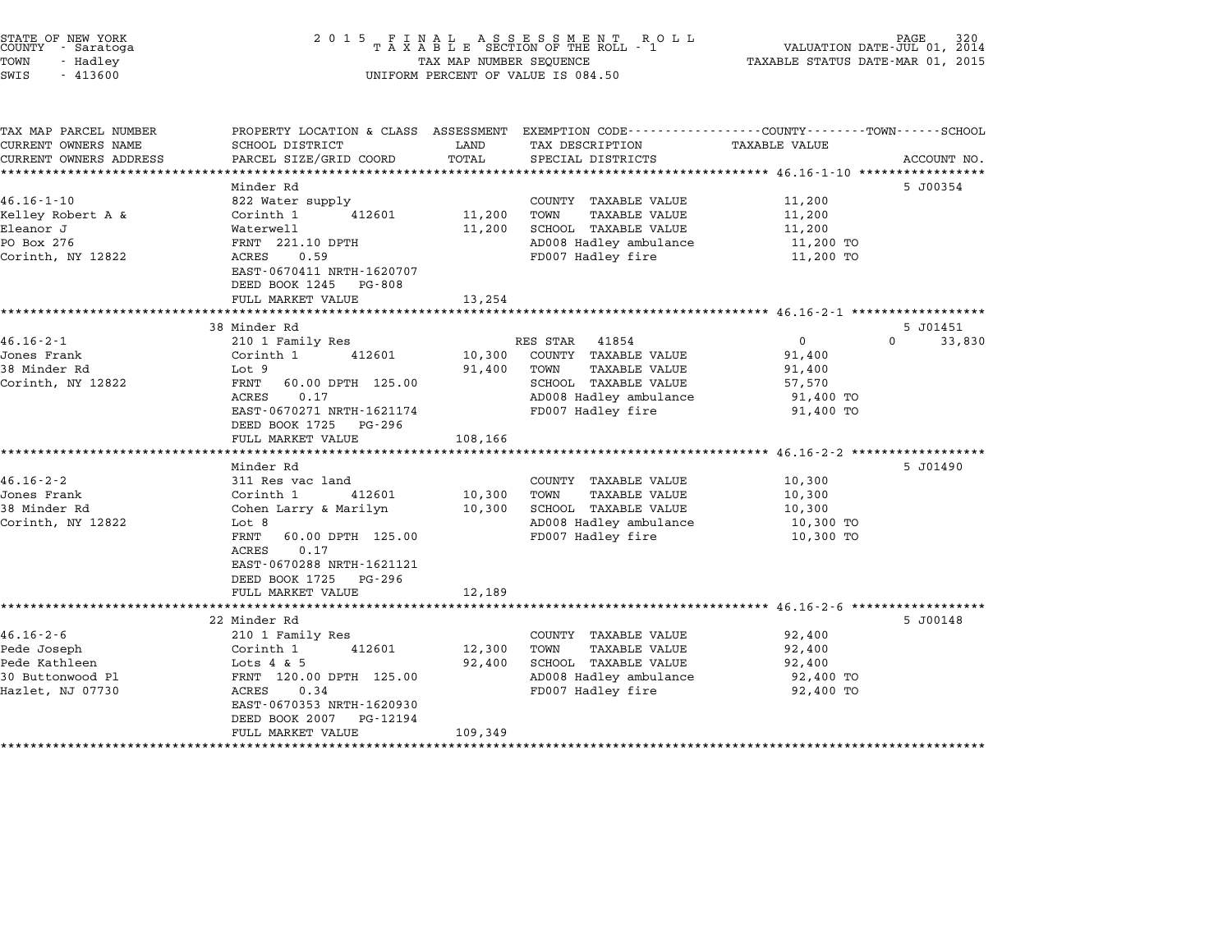STATE OF NEW YORK — COUNTY - Saratoga — TOWN - Hadley — SWIS - 413600

**2015 FINAL ASSESSMENT ROLL**
**TAXABLE SECTION OF THE ROLL - 1**
TAX MAP NUMBER SEQUENCE
UNIFORM PERCENT OF VALUE IS 084.50

VALUATION DATE-JUL 01, 2014
TAXABLE STATUS DATE-MAR 01, 2015

| TAX MAP PARCEL NUMBER / CURRENT OWNERS NAME / CURRENT OWNERS ADDRESS | PROPERTY LOCATION & CLASS / SCHOOL DISTRICT / PARCEL SIZE/GRID COORD | ASSESSMENT LAND | ASSESSMENT TOTAL | EXEMPTION CODE / TAX DESCRIPTION / SPECIAL DISTRICTS | COUNTY | TOWN | SCHOOL | ACCOUNT NO. |
|---|---|---|---|---|---|---|---|---|
| 46.16-1-10 | Minder Rd | | | | | | | 5 J00354 |
| 46.16-1-10 | 822 Water supply | | | COUNTY TAXABLE VALUE | 11,200 | | | |
| Kelley Robert A & | Corinth 1 412601 | 11,200 | | TOWN TAXABLE VALUE | | 11,200 | | |
| Eleanor J | Waterwell | | 11,200 | SCHOOL TAXABLE VALUE | | | 11,200 | |
| PO Box 276 | FRNT 221.10 DPTH | | | AD008 Hadley ambulance | 11,200 TO | | | |
| Corinth, NY 12822 | ACRES 0.59 | | | FD007 Hadley fire | 11,200 TO | | | |
| | EAST-0670411 NRTH-1620707 | | | | | | | |
| | DEED BOOK 1245 PG-808 | | | | | | | |
| | FULL MARKET VALUE | | 13,254 | | | | | |
| 46.16-2-1 | 38 Minder Rd | | | | | | | 5 J01451 |
| 46.16-2-1 | 210 1 Family Res | | | RES STAR 41854 | 0 | 0 | 33,830 | |
| Jones Frank | Corinth 1 412601 | 10,300 | | COUNTY TAXABLE VALUE | 91,400 | | | |
| 38 Minder Rd | Lot 9 | | 91,400 | TOWN TAXABLE VALUE | | 91,400 | | |
| Corinth, NY 12822 | FRNT 60.00 DPTH 125.00 | | | SCHOOL TAXABLE VALUE | | | 57,570 | |
| | ACRES 0.17 | | | AD008 Hadley ambulance | 91,400 TO | | | |
| | EAST-0670271 NRTH-1621174 | | | FD007 Hadley fire | 91,400 TO | | | |
| | DEED BOOK 1725 PG-296 | | | | | | | |
| | FULL MARKET VALUE | | 108,166 | | | | | |
| 46.16-2-2 | Minder Rd | | | | | | | 5 J01490 |
| 46.16-2-2 | 311 Res vac land | | | COUNTY TAXABLE VALUE | 10,300 | | | |
| Jones Frank | Corinth 1 412601 | 10,300 | | TOWN TAXABLE VALUE | | 10,300 | | |
| 38 Minder Rd | Cohen Larry & Marilyn | | 10,300 | SCHOOL TAXABLE VALUE | | | 10,300 | |
| Corinth, NY 12822 | Lot 8 | | | AD008 Hadley ambulance | 10,300 TO | | | |
| | FRNT 60.00 DPTH 125.00 | | | FD007 Hadley fire | 10,300 TO | | | |
| | ACRES 0.17 | | | | | | | |
| | EAST-0670288 NRTH-1621121 | | | | | | | |
| | DEED BOOK 1725 PG-296 | | | | | | | |
| | FULL MARKET VALUE | | 12,189 | | | | | |
| 46.16-2-6 | 22 Minder Rd | | | | | | | 5 J00148 |
| 46.16-2-6 | 210 1 Family Res | | | COUNTY TAXABLE VALUE | 92,400 | | | |
| Pede Joseph | Corinth 1 412601 | 12,300 | | TOWN TAXABLE VALUE | | 92,400 | | |
| Pede Kathleen | Lots 4 & 5 | | 92,400 | SCHOOL TAXABLE VALUE | | | 92,400 | |
| 30 Buttonwood Pl | FRNT 120.00 DPTH 125.00 | | | AD008 Hadley ambulance | 92,400 TO | | | |
| Hazlet, NJ 07730 | ACRES 0.34 | | | FD007 Hadley fire | 92,400 TO | | | |
| | EAST-0670353 NRTH-1620930 | | | | | | | |
| | DEED BOOK 2007 PG-12194 | | | | | | | |
| | FULL MARKET VALUE | | 109,349 | | | | | |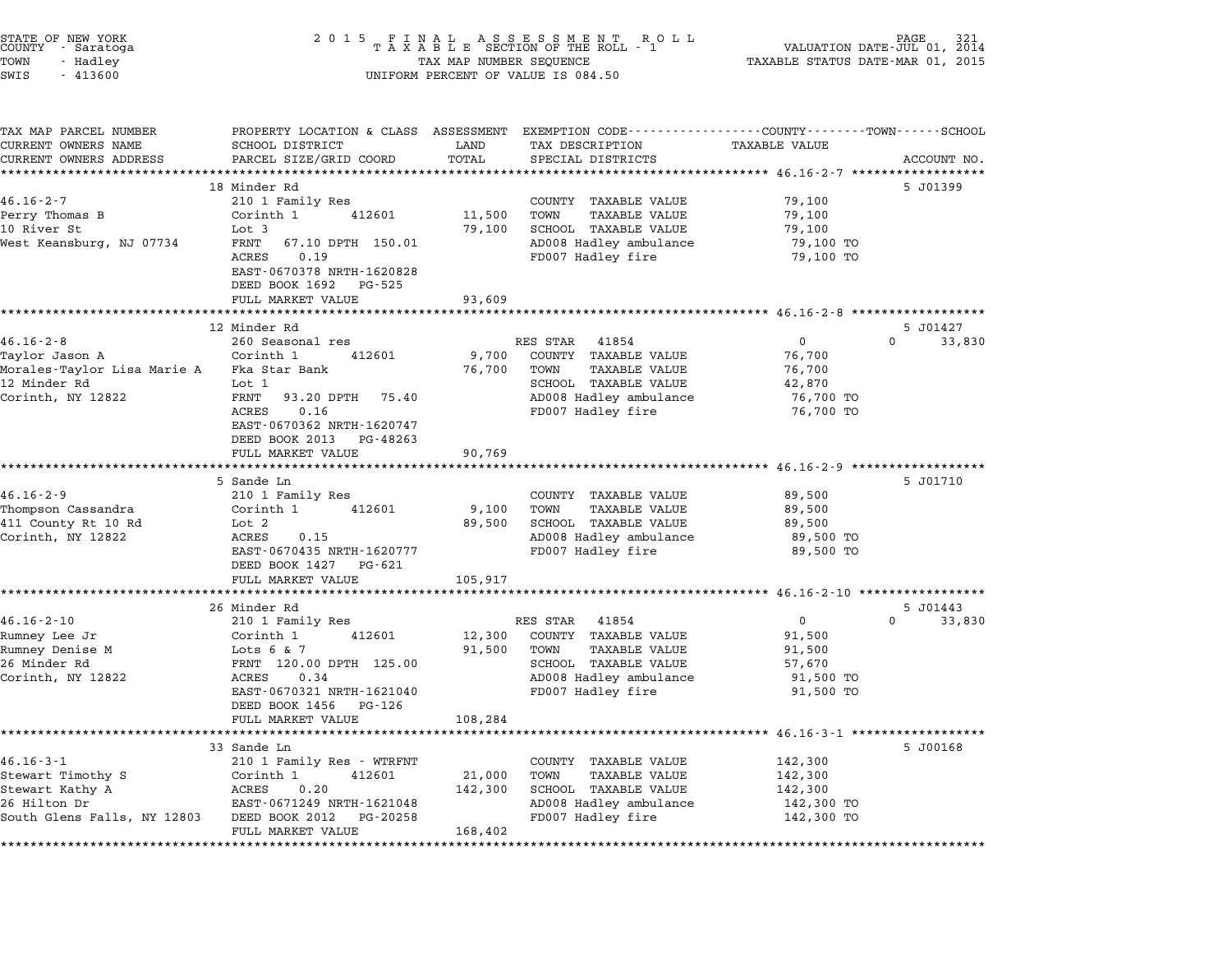STATE OF NEW YORK | COUNTY - Saratoga | TOWN - Hadley | SWIS - 413600

2 0 1 5 F I N A L A S S E S S M E N T R O L L
T A X A B L E SECTION OF THE ROLL - 1
TAX MAP NUMBER SEQUENCE
UNIFORM PERCENT OF VALUE IS 084.50

VALUATION DATE-JUL 01, 2014
TAXABLE STATUS DATE-MAR 01, 2015

| TAX MAP PARCEL NUMBER / CURRENT OWNERS NAME / CURRENT OWNERS ADDRESS | PROPERTY LOCATION & CLASS / SCHOOL DISTRICT / PARCEL SIZE/GRID COORD | ASSESSMENT LAND / TOTAL | EXEMPTION CODE / TAX DESCRIPTION / SPECIAL DISTRICTS | TAXABLE VALUE COUNTY / TOWN / SCHOOL | ACCOUNT NO. |
|---|---|---|---|---|---|
| **46.16-2-7** | 18 Minder Rd | | | | 5 J01399 |
| | 210 1 Family Res | | COUNTY TAXABLE VALUE | 79,100 | |
| Perry Thomas B | Corinth 1 412601 | 11,500 | TOWN TAXABLE VALUE | 79,100 | |
| 10 River St | Lot 3 | 79,100 | SCHOOL TAXABLE VALUE | 79,100 | |
| West Keansburg, NJ 07734 | FRNT 67.10 DPTH 150.01 | | AD008 Hadley ambulance | 79,100 TO | |
| | ACRES 0.19 | | FD007 Hadley fire | 79,100 TO | |
| | EAST-0670378 NRTH-1620828 | | | | |
| | DEED BOOK 1692 PG-525 | | | | |
| | FULL MARKET VALUE | 93,609 | | | |
| **46.16-2-8** | 12 Minder Rd | | | | 5 J01427 |
| | 260 Seasonal res | | RES STAR 41854 | 0 / 0 / 33,830 | |
| Taylor Jason A | Corinth 1 412601 | 9,700 | COUNTY TAXABLE VALUE | 76,700 | |
| Morales-Taylor Lisa Marie A | Fka Star Bank | 76,700 | TOWN TAXABLE VALUE | 76,700 | |
| 12 Minder Rd | Lot 1 | | SCHOOL TAXABLE VALUE | 42,870 | |
| Corinth, NY 12822 | FRNT 93.20 DPTH 75.40 | | AD008 Hadley ambulance | 76,700 TO | |
| | ACRES 0.16 | | FD007 Hadley fire | 76,700 TO | |
| | EAST-0670362 NRTH-1620747 | | | | |
| | DEED BOOK 2013 PG-48263 | | | | |
| | FULL MARKET VALUE | 90,769 | | | |
| **46.16-2-9** | 5 Sande Ln | | | | 5 J01710 |
| | 210 1 Family Res | | COUNTY TAXABLE VALUE | 89,500 | |
| Thompson Cassandra | Corinth 1 412601 | 9,100 | TOWN TAXABLE VALUE | 89,500 | |
| 411 County Rt 10 Rd | Lot 2 | 89,500 | SCHOOL TAXABLE VALUE | 89,500 | |
| Corinth, NY 12822 | ACRES 0.15 | | AD008 Hadley ambulance | 89,500 TO | |
| | EAST-0670435 NRTH-1620777 | | FD007 Hadley fire | 89,500 TO | |
| | DEED BOOK 1427 PG-621 | | | | |
| | FULL MARKET VALUE | 105,917 | | | |
| **46.16-2-10** | 26 Minder Rd | | | | 5 J01443 |
| | 210 1 Family Res | | RES STAR 41854 | 0 / 0 / 33,830 | |
| Rumney Lee Jr | Corinth 1 412601 | 12,300 | COUNTY TAXABLE VALUE | 91,500 | |
| Rumney Denise M | Lots 6 & 7 | 91,500 | TOWN TAXABLE VALUE | 91,500 | |
| 26 Minder Rd | FRNT 120.00 DPTH 125.00 | | SCHOOL TAXABLE VALUE | 57,670 | |
| Corinth, NY 12822 | ACRES 0.34 | | AD008 Hadley ambulance | 91,500 TO | |
| | EAST-0670321 NRTH-1621040 | | FD007 Hadley fire | 91,500 TO | |
| | DEED BOOK 1456 PG-126 | | | | |
| | FULL MARKET VALUE | 108,284 | | | |
| **46.16-3-1** | 33 Sande Ln | | | | 5 J00168 |
| | 210 1 Family Res - WTRFNT | | COUNTY TAXABLE VALUE | 142,300 | |
| Stewart Timothy S | Corinth 1 412601 | 21,000 | TOWN TAXABLE VALUE | 142,300 | |
| Stewart Kathy A | ACRES 0.20 | 142,300 | SCHOOL TAXABLE VALUE | 142,300 | |
| 26 Hilton Dr | EAST-0671249 NRTH-1621048 | | AD008 Hadley ambulance | 142,300 TO | |
| South Glens Falls, NY 12803 | DEED BOOK 2012 PG-20258 | | FD007 Hadley fire | 142,300 TO | |
| | FULL MARKET VALUE | 168,402 | | | |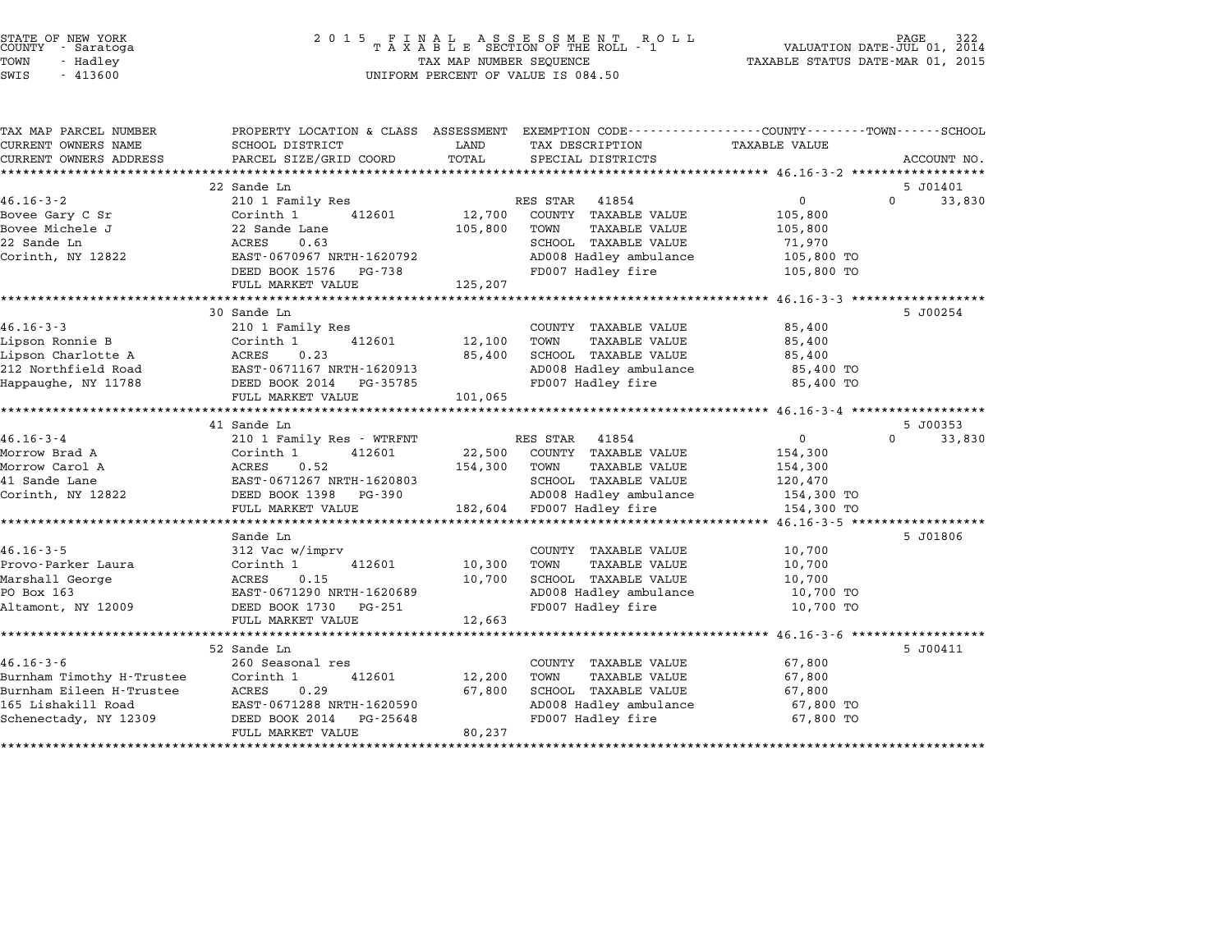STATE OF NEW YORK
COUNTY - Saratoga
TOWN - Hadley
SWIS - 413600

2015 FINAL ASSESSMENT ROLL
TAXABLE SECTION OF THE ROLL - 1
TAX MAP NUMBER SEQUENCE
UNIFORM PERCENT OF VALUE IS 084.50

VALUATION DATE-JUL 01, 2014
TAXABLE STATUS DATE-MAR 01, 2015

| TAX MAP PARCEL NUMBER / CURRENT OWNERS NAME / CURRENT OWNERS ADDRESS | PROPERTY LOCATION & CLASS / SCHOOL DISTRICT / PARCEL SIZE/GRID COORD | ASSESSMENT LAND / TOTAL | EXEMPTION CODE / TAX DESCRIPTION / SPECIAL DISTRICTS | COUNTY / TAXABLE VALUE | TOWN | SCHOOL / ACCOUNT NO. |
|---|---|---|---|---|---|---|
| **46.16-3-2** | 22 Sande Ln | | | | | 5 J01401 |
| 46.16-3-2 | 210 1 Family Res | | RES STAR 41854 | 0 | 0 | 33,830 |
| Bovee Gary C Sr | Corinth 1 412601 | 12,700 | COUNTY TAXABLE VALUE | 105,800 | | |
| Bovee Michele J | 22 Sande Lane | 105,800 | TOWN TAXABLE VALUE | 105,800 | | |
| 22 Sande Ln | ACRES 0.63 | | SCHOOL TAXABLE VALUE | 71,970 | | |
| Corinth, NY 12822 | EAST-0670967 NRTH-1620792 | | AD008 Hadley ambulance | 105,800 TO | | |
| | DEED BOOK 1576 PG-738 | | FD007 Hadley fire | 105,800 TO | | |
| | FULL MARKET VALUE | 125,207 | | | | |
| **46.16-3-3** | 30 Sande Ln | | | | | 5 J00254 |
| 46.16-3-3 | 210 1 Family Res | | COUNTY TAXABLE VALUE | 85,400 | | |
| Lipson Ronnie B | Corinth 1 412601 | 12,100 | TOWN TAXABLE VALUE | 85,400 | | |
| Lipson Charlotte A | ACRES 0.23 | 85,400 | SCHOOL TAXABLE VALUE | 85,400 | | |
| 212 Northfield Road | EAST-0671167 NRTH-1620913 | | AD008 Hadley ambulance | 85,400 TO | | |
| Happaughe, NY 11788 | DEED BOOK 2014 PG-35785 | | FD007 Hadley fire | 85,400 TO | | |
| | FULL MARKET VALUE | 101,065 | | | | |
| **46.16-3-4** | 41 Sande Ln | | | | | 5 J00353 |
| 46.16-3-4 | 210 1 Family Res - WTRFNT | | RES STAR 41854 | 0 | 0 | 33,830 |
| Morrow Brad A | Corinth 1 412601 | 22,500 | COUNTY TAXABLE VALUE | 154,300 | | |
| Morrow Carol A | ACRES 0.52 | 154,300 | TOWN TAXABLE VALUE | 154,300 | | |
| 41 Sande Lane | EAST-0671267 NRTH-1620803 | | SCHOOL TAXABLE VALUE | 120,470 | | |
| Corinth, NY 12822 | DEED BOOK 1398 PG-390 | | AD008 Hadley ambulance | 154,300 TO | | |
| | FULL MARKET VALUE | 182,604 | FD007 Hadley fire | 154,300 TO | | |
| **46.16-3-5** | Sande Ln | | | | | 5 J01806 |
| 46.16-3-5 | 312 Vac w/imprv | | COUNTY TAXABLE VALUE | 10,700 | | |
| Provo-Parker Laura | Corinth 1 412601 | 10,300 | TOWN TAXABLE VALUE | 10,700 | | |
| Marshall George | ACRES 0.15 | 10,700 | SCHOOL TAXABLE VALUE | 10,700 | | |
| PO Box 163 | EAST-0671290 NRTH-1620689 | | AD008 Hadley ambulance | 10,700 TO | | |
| Altamont, NY 12009 | DEED BOOK 1730 PG-251 | | FD007 Hadley fire | 10,700 TO | | |
| | FULL MARKET VALUE | 12,663 | | | | |
| **46.16-3-6** | 52 Sande Ln | | | | | 5 J00411 |
| 46.16-3-6 | 260 Seasonal res | | COUNTY TAXABLE VALUE | 67,800 | | |
| Burnham Timothy H-Trustee | Corinth 1 412601 | 12,200 | TOWN TAXABLE VALUE | 67,800 | | |
| Burnham Eileen H-Trustee | ACRES 0.29 | 67,800 | SCHOOL TAXABLE VALUE | 67,800 | | |
| 165 Lishakill Road | EAST-0671288 NRTH-1620590 | | AD008 Hadley ambulance | 67,800 TO | | |
| Schenectady, NY 12309 | DEED BOOK 2014 PG-25648 | | FD007 Hadley fire | 67,800 TO | | |
| | FULL MARKET VALUE | 80,237 | | | | |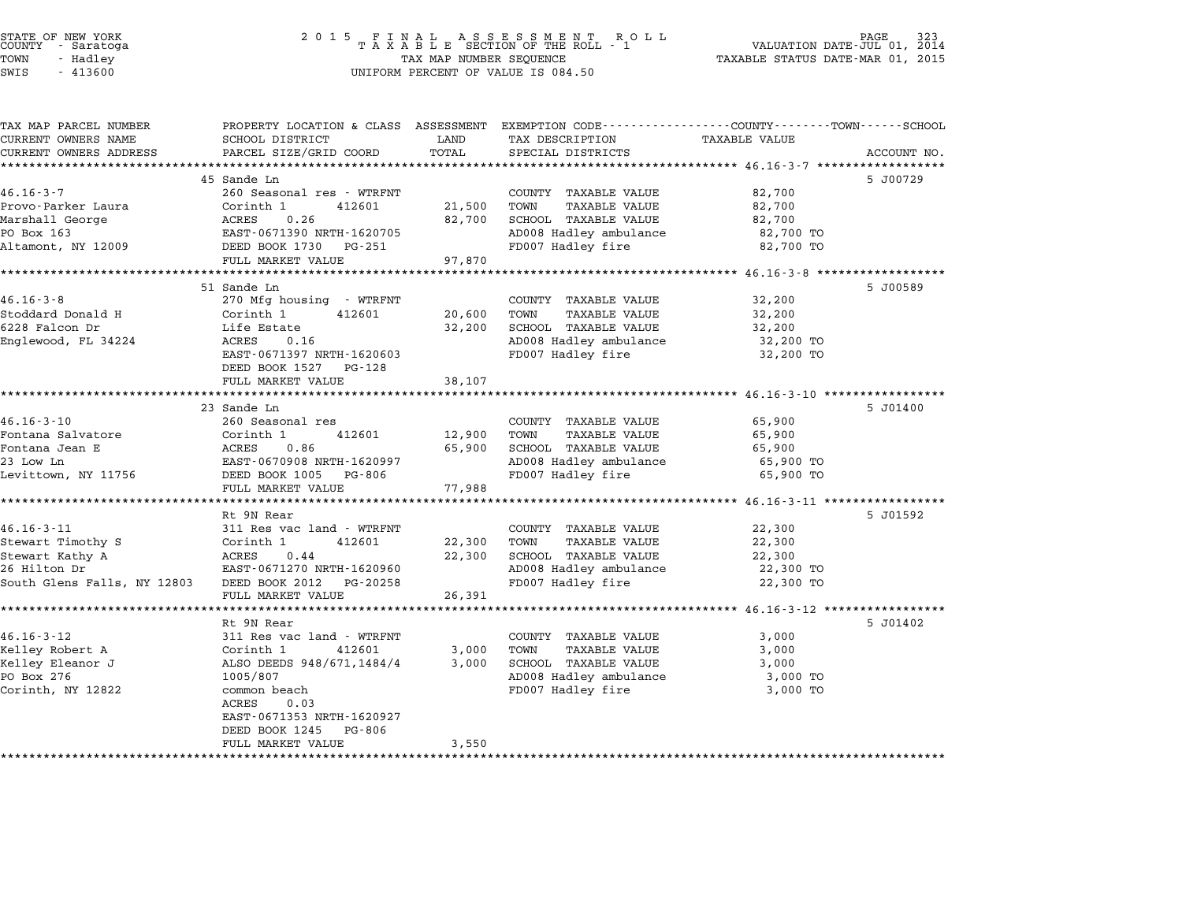STATE OF NEW YORK — COUNTY - Saratoga — TOWN - Hadley — SWIS - 413600

2015 FINAL ASSESSMENT ROLL — TAXABLE SECTION OF THE ROLL - 1 — TAX MAP NUMBER SEQUENCE — UNIFORM PERCENT OF VALUE IS 084.50

VALUATION DATE-JUL 01, 2014 — TAXABLE STATUS DATE-MAR 01, 2015

| TAX MAP PARCEL NUMBER / CURRENT OWNERS NAME / CURRENT OWNERS ADDRESS | PROPERTY LOCATION & CLASS / SCHOOL DISTRICT / PARCEL SIZE/GRID COORD | ASSESSMENT LAND / TOTAL | EXEMPTION CODE / TAX DESCRIPTION / SPECIAL DISTRICTS | TAXABLE VALUE | ACCOUNT NO. |
|---|---|---|---|---|---|
| **46.16-3-7** | 45 Sande Ln | | | | 5 J00729 |
| | 260 Seasonal res - WTRFNT | | COUNTY TAXABLE VALUE | 82,700 | |
| Provo-Parker Laura | Corinth 1 412601 | 21,500 | TOWN TAXABLE VALUE | 82,700 | |
| Marshall George | ACRES 0.26 | 82,700 | SCHOOL TAXABLE VALUE | 82,700 | |
| PO Box 163 | EAST-0671390 NRTH-1620705 | | AD008 Hadley ambulance | 82,700 TO | |
| Altamont, NY 12009 | DEED BOOK 1730 PG-251 | | FD007 Hadley fire | 82,700 TO | |
| | FULL MARKET VALUE | 97,870 | | | |
| **46.16-3-8** | 51 Sande Ln | | | | 5 J00589 |
| | 270 Mfg housing - WTRFNT | | COUNTY TAXABLE VALUE | 32,200 | |
| Stoddard Donald H | Corinth 1 412601 | 20,600 | TOWN TAXABLE VALUE | 32,200 | |
| 6228 Falcon Dr | Life Estate | 32,200 | SCHOOL TAXABLE VALUE | 32,200 | |
| Englewood, FL 34224 | ACRES 0.16 | | AD008 Hadley ambulance | 32,200 TO | |
| | EAST-0671397 NRTH-1620603 | | FD007 Hadley fire | 32,200 TO | |
| | DEED BOOK 1527 PG-128 | | | | |
| | FULL MARKET VALUE | 38,107 | | | |
| **46.16-3-10** | 23 Sande Ln | | | | 5 J01400 |
| | 260 Seasonal res | | COUNTY TAXABLE VALUE | 65,900 | |
| Fontana Salvatore | Corinth 1 412601 | 12,900 | TOWN TAXABLE VALUE | 65,900 | |
| Fontana Jean E | ACRES 0.86 | 65,900 | SCHOOL TAXABLE VALUE | 65,900 | |
| 23 Low Ln | EAST-0670908 NRTH-1620997 | | AD008 Hadley ambulance | 65,900 TO | |
| Levittown, NY 11756 | DEED BOOK 1005 PG-806 | | FD007 Hadley fire | 65,900 TO | |
| | FULL MARKET VALUE | 77,988 | | | |
| **46.16-3-11** | Rt 9N Rear | | | | 5 J01592 |
| | 311 Res vac land - WTRFNT | | COUNTY TAXABLE VALUE | 22,300 | |
| Stewart Timothy S | Corinth 1 412601 | 22,300 | TOWN TAXABLE VALUE | 22,300 | |
| Stewart Kathy A | ACRES 0.44 | 22,300 | SCHOOL TAXABLE VALUE | 22,300 | |
| 26 Hilton Dr | EAST-0671270 NRTH-1620960 | | AD008 Hadley ambulance | 22,300 TO | |
| South Glens Falls, NY 12803 | DEED BOOK 2012 PG-20258 | | FD007 Hadley fire | 22,300 TO | |
| | FULL MARKET VALUE | 26,391 | | | |
| **46.16-3-12** | Rt 9N Rear | | | | 5 J01402 |
| | 311 Res vac land - WTRFNT | | COUNTY TAXABLE VALUE | 3,000 | |
| Kelley Robert A | Corinth 1 412601 | 3,000 | TOWN TAXABLE VALUE | 3,000 | |
| Kelley Eleanor J | ALSO DEEDS 948/671,1484/4 | 3,000 | SCHOOL TAXABLE VALUE | 3,000 | |
| PO Box 276 | 1005/807 | | AD008 Hadley ambulance | 3,000 TO | |
| Corinth, NY 12822 | common beach | | FD007 Hadley fire | 3,000 TO | |
| | ACRES 0.03 | | | | |
| | EAST-0671353 NRTH-1620927 | | | | |
| | DEED BOOK 1245 PG-806 | | | | |
| | FULL MARKET VALUE | 3,550 | | | |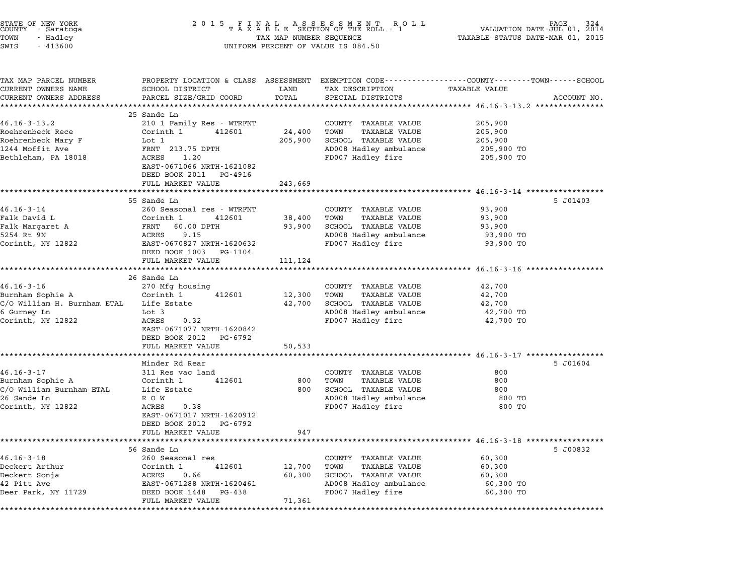| TAX MAP PARCEL NUMBER<br>CURRENT OWNERS NAME<br>CURRENT OWNERS ADDRESS | PROPERTY LOCATION & CLASS<br>SCHOOL DISTRICT<br>PARCEL SIZE/GRID COORD | ASSESSMENT<br>LAND<br>TOTAL | EXEMPTION CODE-----COUNTY-----TOWN-----SCHOOL<br>TAX DESCRIPTION<br>SPECIAL DISTRICTS | TAXABLE VALUE | ACCOUNT NO. |
|---|---|---|---|---|---|
| **46.16-3-13.2** | 25 Sande Ln | | | | |
| 46.16-3-13.2 | 210 1 Family Res - WTRFNT | | COUNTY TAXABLE VALUE | 205,900 | |
| Roehrenbeck Rece | Corinth 1 412601 | 24,400 | TOWN TAXABLE VALUE | 205,900 | |
| Roehrenbeck Mary F | Lot 1 | 205,900 | SCHOOL TAXABLE VALUE | 205,900 | |
| 1244 Moffit Ave | FRNT 213.75 DPTH | | AD008 Hadley ambulance | 205,900 TO | |
| Bethleham, PA 18018 | ACRES 1.20 | | FD007 Hadley fire | 205,900 TO | |
| | EAST-0671066 NRTH-1621082 | | | | |
| | DEED BOOK 2011 PG-4916 | | | | |
| | FULL MARKET VALUE | 243,669 | | | |
| **46.16-3-14** | 55 Sande Ln | | | | 5 J01403 |
| 46.16-3-14 | 260 Seasonal res - WTRFNT | | COUNTY TAXABLE VALUE | 93,900 | |
| Falk David L | Corinth 1 412601 | 38,400 | TOWN TAXABLE VALUE | 93,900 | |
| Falk Margaret A | FRNT 60.00 DPTH | 93,900 | SCHOOL TAXABLE VALUE | 93,900 | |
| 5254 Rt 9N | ACRES 9.15 | | AD008 Hadley ambulance | 93,900 TO | |
| Corinth, NY 12822 | EAST-0670827 NRTH-1620632 | | FD007 Hadley fire | 93,900 TO | |
| | DEED BOOK 1003 PG-1104 | | | | |
| | FULL MARKET VALUE | 111,124 | | | |
| **46.16-3-16** | 26 Sande Ln | | | | |
| 46.16-3-16 | 270 Mfg housing | | COUNTY TAXABLE VALUE | 42,700 | |
| Burnham Sophie A | Corinth 1 412601 | 12,300 | TOWN TAXABLE VALUE | 42,700 | |
| C/O William H. Burnham ETAL | Life Estate | 42,700 | SCHOOL TAXABLE VALUE | 42,700 | |
| 6 Gurney Ln | Lot 3 | | AD008 Hadley ambulance | 42,700 TO | |
| Corinth, NY 12822 | ACRES 0.32 | | FD007 Hadley fire | 42,700 TO | |
| | EAST-0671077 NRTH-1620842 | | | | |
| | DEED BOOK 2012 PG-6792 | | | | |
| | FULL MARKET VALUE | 50,533 | | | |
| **46.16-3-17** | Minder Rd Rear | | | | 5 J01604 |
| 46.16-3-17 | 311 Res vac land | | COUNTY TAXABLE VALUE | 800 | |
| Burnham Sophie A | Corinth 1 412601 | 800 | TOWN TAXABLE VALUE | 800 | |
| C/O William Burnham ETAL | Life Estate | 800 | SCHOOL TAXABLE VALUE | 800 | |
| 26 Sande Ln | R O W | | AD008 Hadley ambulance | 800 TO | |
| Corinth, NY 12822 | ACRES 0.38 | | FD007 Hadley fire | 800 TO | |
| | EAST-0671017 NRTH-1620912 | | | | |
| | DEED BOOK 2012 PG-6792 | | | | |
| | FULL MARKET VALUE | 947 | | | |
| **46.16-3-18** | 56 Sande Ln | | | | 5 J00832 |
| 46.16-3-18 | 260 Seasonal res | | COUNTY TAXABLE VALUE | 60,300 | |
| Deckert Arthur | Corinth 1 412601 | 12,700 | TOWN TAXABLE VALUE | 60,300 | |
| Deckert Sonja | ACRES 0.66 | 60,300 | SCHOOL TAXABLE VALUE | 60,300 | |
| 42 Pitt Ave | EAST-0671288 NRTH-1620461 | | AD008 Hadley ambulance | 60,300 TO | |
| Deer Park, NY 11729 | DEED BOOK 1448 PG-438 | | FD007 Hadley fire | 60,300 TO | |
| | FULL MARKET VALUE | 71,361 | | | |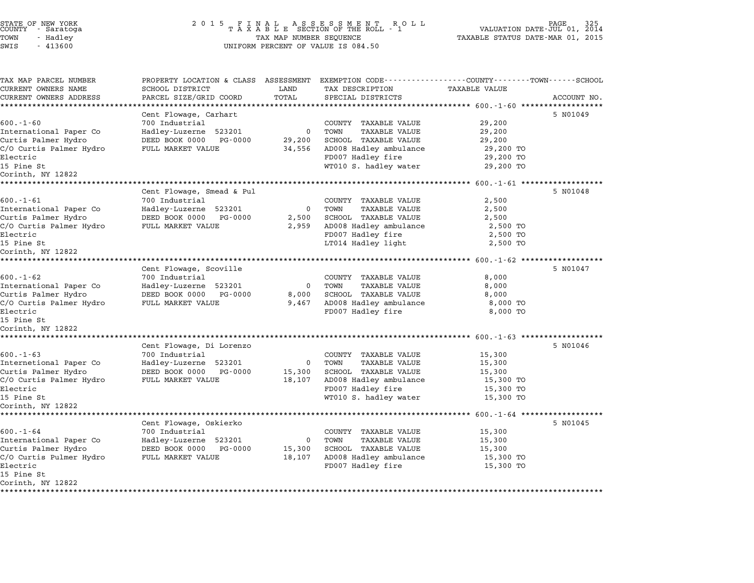STATE OF NEW YORK
COUNTY - Saratoga
TOWN - Hadley
SWIS - 413600

2 0 1 5 F I N A L A S S E S S M E N T R O L L
T A X A B L E SECTION OF THE ROLL - 1
TAX MAP NUMBER SEQUENCE
UNIFORM PERCENT OF VALUE IS 084.50

VALUATION DATE-JUL 01, 2014
TAXABLE STATUS DATE-MAR 01, 2015

| TAX MAP PARCEL NUMBER / CURRENT OWNERS NAME / CURRENT OWNERS ADDRESS | PROPERTY LOCATION & CLASS / SCHOOL DISTRICT / PARCEL SIZE/GRID COORD | ASSESSMENT LAND / TOTAL | EXEMPTION CODE / TAX DESCRIPTION / SPECIAL DISTRICTS | TAXABLE VALUE (COUNTY / TOWN / SCHOOL) | ACCOUNT NO. |
|---|---|---|---|---|---|
| 600.-1-60 | Cent Flowage, Carhart | | | | 5 N01049 |
| | 700 Industrial | | COUNTY TAXABLE VALUE | 29,200 | |
| International Paper Co | Hadley-Luzerne 523201 | 0 | TOWN TAXABLE VALUE | 29,200 | |
| Curtis Palmer Hydro | DEED BOOK 0000 PG-0000 | 29,200 | SCHOOL TAXABLE VALUE | 29,200 | |
| C/O Curtis Palmer Hydro | FULL MARKET VALUE | 34,556 | AD008 Hadley ambulance | 29,200 TO | |
| Electric | | | FD007 Hadley fire | 29,200 TO | |
| 15 Pine St | | | WT010 S. hadley water | 29,200 TO | |
| Corinth, NY 12822 | | | | | |
| 600.-1-61 | Cent Flowage, Smead & Pul | | | | 5 N01048 |
| | 700 Industrial | | COUNTY TAXABLE VALUE | 2,500 | |
| International Paper Co | Hadley-Luzerne 523201 | 0 | TOWN TAXABLE VALUE | 2,500 | |
| Curtis Palmer Hydro | DEED BOOK 0000 PG-0000 | 2,500 | SCHOOL TAXABLE VALUE | 2,500 | |
| C/O Curtis Palmer Hydro | FULL MARKET VALUE | 2,959 | AD008 Hadley ambulance | 2,500 TO | |
| Electric | | | FD007 Hadley fire | 2,500 TO | |
| 15 Pine St | | | LT014 Hadley light | 2,500 TO | |
| Corinth, NY 12822 | | | | | |
| 600.-1-62 | Cent Flowage, Scoville | | | | 5 N01047 |
| | 700 Industrial | | COUNTY TAXABLE VALUE | 8,000 | |
| International Paper Co | Hadley-Luzerne 523201 | 0 | TOWN TAXABLE VALUE | 8,000 | |
| Curtis Palmer Hydro | DEED BOOK 0000 PG-0000 | 8,000 | SCHOOL TAXABLE VALUE | 8,000 | |
| C/O Curtis Palmer Hydro | FULL MARKET VALUE | 9,467 | AD008 Hadley ambulance | 8,000 TO | |
| Electric | | | FD007 Hadley fire | 8,000 TO | |
| 15 Pine St | | | | | |
| Corinth, NY 12822 | | | | | |
| 600.-1-63 | Cent Flowage, Di Lorenzo | | | | 5 N01046 |
| | 700 Industrial | | COUNTY TAXABLE VALUE | 15,300 | |
| Internetional Paper Co | Hadley-Luzerne 523201 | 0 | TOWN TAXABLE VALUE | 15,300 | |
| Curtis Palmer Hydro | DEED BOOK 0000 PG-0000 | 15,300 | SCHOOL TAXABLE VALUE | 15,300 | |
| C/O Curtis Palmer Hydro | FULL MARKET VALUE | 18,107 | AD008 Hadley ambulance | 15,300 TO | |
| Electric | | | FD007 Hadley fire | 15,300 TO | |
| 15 Pine St | | | WT010 S. hadley water | 15,300 TO | |
| Corinth, NY 12822 | | | | | |
| 600.-1-64 | Cent Flowage, Oskierko | | | | 5 N01045 |
| | 700 Industrial | | COUNTY TAXABLE VALUE | 15,300 | |
| International Paper Co | Hadley-Luzerne 523201 | 0 | TOWN TAXABLE VALUE | 15,300 | |
| Curtis Palmer Hydro | DEED BOOK 0000 PG-0000 | 15,300 | SCHOOL TAXABLE VALUE | 15,300 | |
| C/O Curtis Pulmer Hydro | FULL MARKET VALUE | 18,107 | AD008 Hadley ambulance | 15,300 TO | |
| Electric | | | FD007 Hadley fire | 15,300 TO | |
| 15 Pine St | | | | | |
| Corinth, NY 12822 | | | | | |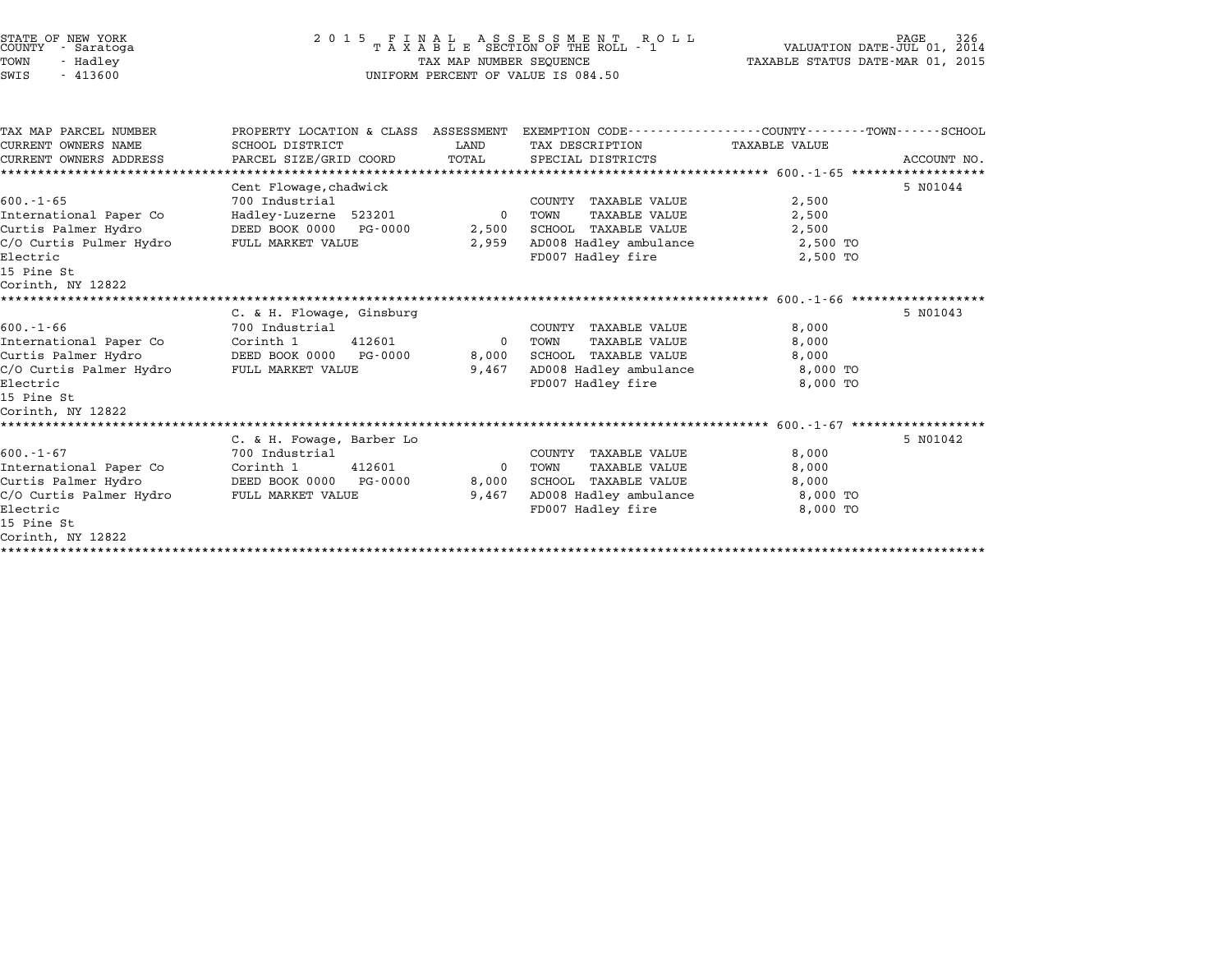STATE OF NEW YORK
COUNTY - Saratoga
TOWN - Hadley
SWIS - 413600

2015 FINAL ASSESSMENT ROLL
TAXABLE SECTION OF THE ROLL - 1
TAX MAP NUMBER SEQUENCE
UNIFORM PERCENT OF VALUE IS 084.50

VALUATION DATE-JUL 01, 2014
TAXABLE STATUS DATE-MAR 01, 2015

| TAX MAP PARCEL NUMBER / CURRENT OWNERS NAME / CURRENT OWNERS ADDRESS | PROPERTY LOCATION & CLASS / SCHOOL DISTRICT / PARCEL SIZE/GRID COORD | ASSESSMENT LAND | TOTAL | EXEMPTION CODE / TAX DESCRIPTION / SPECIAL DISTRICTS | TAXABLE VALUE (COUNTY / TOWN / SCHOOL) | ACCOUNT NO. |
|---|---|---|---|---|---|---|
| 600.-1-65 | Cent Flowage,chadwick | | | | | 5 N01044 |
| | 700 Industrial | | | COUNTY TAXABLE VALUE | 2,500 | |
| International Paper Co | Hadley-Luzerne 523201 | 0 | | TOWN TAXABLE VALUE | 2,500 | |
| Curtis Palmer Hydro | DEED BOOK 0000 PG-0000 | | 2,500 | SCHOOL TAXABLE VALUE | 2,500 | |
| C/O Curtis Pulmer Hydro | FULL MARKET VALUE | | 2,959 | AD008 Hadley ambulance | 2,500 TO | |
| Electric | | | | FD007 Hadley fire | 2,500 TO | |
| 15 Pine St | | | | | | |
| Corinth, NY 12822 | | | | | | |
| 600.-1-66 | C. & H. Flowage, Ginsburg | | | | | 5 N01043 |
| | 700 Industrial | | | COUNTY TAXABLE VALUE | 8,000 | |
| International Paper Co | Corinth 1 412601 | 0 | | TOWN TAXABLE VALUE | 8,000 | |
| Curtis Palmer Hydro | DEED BOOK 0000 PG-0000 | | 8,000 | SCHOOL TAXABLE VALUE | 8,000 | |
| C/O Curtis Palmer Hydro | FULL MARKET VALUE | | 9,467 | AD008 Hadley ambulance | 8,000 TO | |
| Electric | | | | FD007 Hadley fire | 8,000 TO | |
| 15 Pine St | | | | | | |
| Corinth, NY 12822 | | | | | | |
| 600.-1-67 | C. & H. Fowage, Barber Lo | | | | | 5 N01042 |
| | 700 Industrial | | | COUNTY TAXABLE VALUE | 8,000 | |
| International Paper Co | Corinth 1 412601 | 0 | | TOWN TAXABLE VALUE | 8,000 | |
| Curtis Palmer Hydro | DEED BOOK 0000 PG-0000 | | 8,000 | SCHOOL TAXABLE VALUE | 8,000 | |
| C/O Curtis Palmer Hydro | FULL MARKET VALUE | | 9,467 | AD008 Hadley ambulance | 8,000 TO | |
| Electric | | | | FD007 Hadley fire | 8,000 TO | |
| 15 Pine St | | | | | | |
| Corinth, NY 12822 | | | | | | |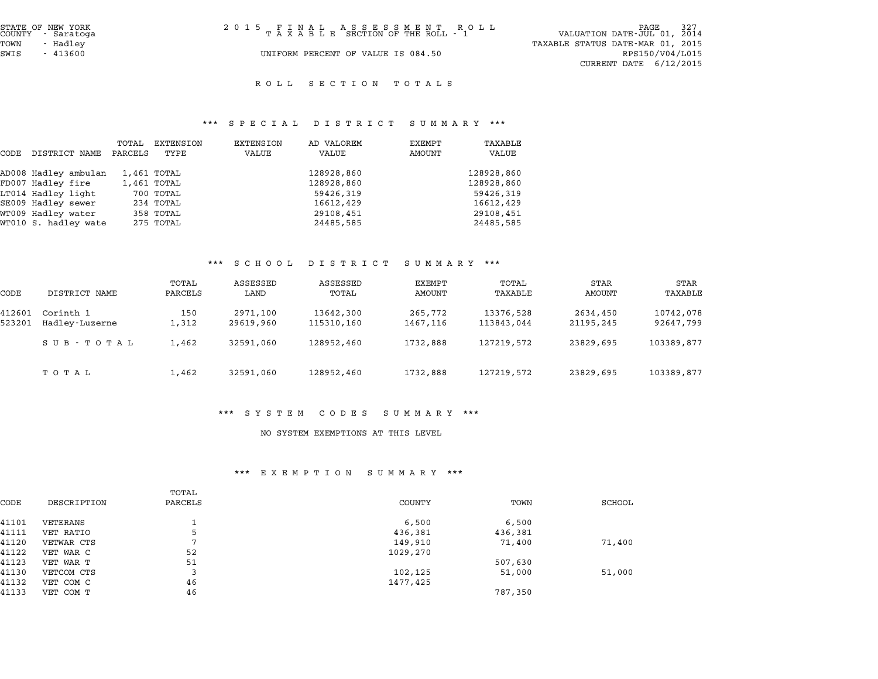STATE OF NEW YORK
COUNTY - Saratoga
TOWN - Hadley
SWIS - 413600

2 0 1 5 F I N A L A S S E S S M E N T R O L L
T A X A B L E SECTION OF THE ROLL - 1

UNIFORM PERCENT OF VALUE IS 084.50

VALUATION DATE-JUL 01, 2014
TAXABLE STATUS DATE-MAR 01, 2015
RPS150/V04/L015
CURRENT DATE 6/12/2015

## R O L L S E C T I O N T O T A L S

### *** S P E C I A L D I S T R I C T S U M M A R Y ***

| CODE | DISTRICT NAME | TOTAL PARCELS | EXTENSION TYPE | EXTENSION VALUE | AD VALOREM VALUE | EXEMPT AMOUNT | TAXABLE VALUE |
|---|---|---|---|---|---|---|---|
| AD008 | Hadley ambulan | 1,461 | TOTAL | | 128928,860 | | 128928,860 |
| FD007 | Hadley fire | 1,461 | TOTAL | | 128928,860 | | 128928,860 |
| LT014 | Hadley light | 700 | TOTAL | | 59426,319 | | 59426,319 |
| SE009 | Hadley sewer | 234 | TOTAL | | 16612,429 | | 16612,429 |
| WT009 | Hadley water | 358 | TOTAL | | 29108,451 | | 29108,451 |
| WT010 | S. hadley wate | 275 | TOTAL | | 24485,585 | | 24485,585 |

### *** S C H O O L D I S T R I C T S U M M A R Y ***

| CODE | DISTRICT NAME | TOTAL PARCELS | ASSESSED LAND | ASSESSED TOTAL | EXEMPT AMOUNT | TOTAL TAXABLE | STAR AMOUNT | STAR TAXABLE |
|---|---|---|---|---|---|---|---|---|
| 412601 | Corinth 1 | 150 | 2971,100 | 13642,300 | 265,772 | 13376,528 | 2634,450 | 10742,078 |
| 523201 | Hadley-Luzerne | 1,312 | 29619,960 | 115310,160 | 1467,116 | 113843,044 | 21195,245 | 92647,799 |
| | S U B - T O T A L | 1,462 | 32591,060 | 128952,460 | 1732,888 | 127219,572 | 23829,695 | 103389,877 |
| | T O T A L | 1,462 | 32591,060 | 128952,460 | 1732,888 | 127219,572 | 23829,695 | 103389,877 |

### *** S Y S T E M C O D E S S U M M A R Y ***

NO SYSTEM EXEMPTIONS AT THIS LEVEL

### *** E X E M P T I O N S U M M A R Y ***

| CODE | DESCRIPTION | TOTAL PARCELS | COUNTY | TOWN | SCHOOL |
|---|---|---|---|---|---|
| 41101 | VETERANS | 1 | 6,500 | 6,500 | |
| 41111 | VET RATIO | 5 | 436,381 | 436,381 | |
| 41120 | VETWAR CTS | 7 | 149,910 | 71,400 | 71,400 |
| 41122 | VET WAR C | 52 | 1029,270 | | |
| 41123 | VET WAR T | 51 | | 507,630 | |
| 41130 | VETCOM CTS | 3 | 102,125 | 51,000 | 51,000 |
| 41132 | VET COM C | 46 | 1477,425 | | |
| 41133 | VET COM T | 46 | | 787,350 | |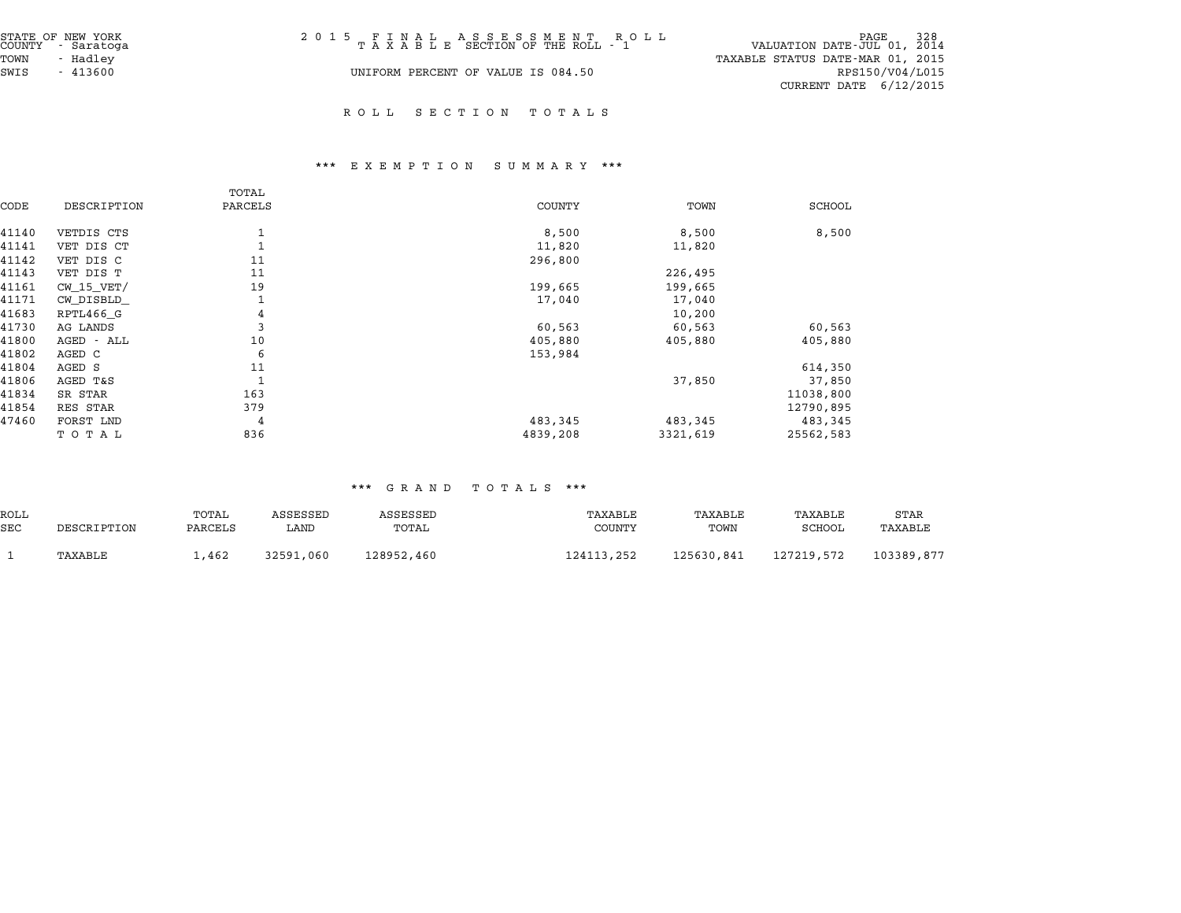STATE OF NEW YORK
COUNTY - Saratoga
TOWN - Hadley
SWIS - 413600

2015 FINAL ASSESSMENT ROLL
TAXABLE SECTION OF THE ROLL - 1

UNIFORM PERCENT OF VALUE IS 084.50

VALUATION DATE-JUL 01, 2014
TAXABLE STATUS DATE-MAR 01, 2015
RPS150/V04/L015
CURRENT DATE 6/12/2015

## ROLL SECTION TOTALS

### *** EXEMPTION SUMMARY ***

| CODE | DESCRIPTION | TOTAL PARCELS | COUNTY | TOWN | SCHOOL |
|---|---|---|---|---|---|
| 41140 | VETDIS CTS | 1 | 8,500 | 8,500 | 8,500 |
| 41141 | VET DIS CT | 1 | 11,820 | 11,820 | |
| 41142 | VET DIS C | 11 | 296,800 | | |
| 41143 | VET DIS T | 11 | | 226,495 | |
| 41161 | CW_15_VET/ | 19 | 199,665 | 199,665 | |
| 41171 | CW_DISBLD_ | 1 | 17,040 | 17,040 | |
| 41683 | RPTL466_G | 4 | | 10,200 | |
| 41730 | AG LANDS | 3 | 60,563 | 60,563 | 60,563 |
| 41800 | AGED - ALL | 10 | 405,880 | 405,880 | 405,880 |
| 41802 | AGED C | 6 | 153,984 | | |
| 41804 | AGED S | 11 | | | 614,350 |
| 41806 | AGED T&S | 1 | | 37,850 | 37,850 |
| 41834 | SR STAR | 163 | | | 11038,800 |
| 41854 | RES STAR | 379 | | | 12790,895 |
| 47460 | FORST LND | 4 | 483,345 | 483,345 | 483,345 |
| | TOTAL | 836 | 4839,208 | 3321,619 | 25562,583 |

### *** GRAND TOTALS ***

| ROLL SEC | DESCRIPTION | TOTAL PARCELS | ASSESSED LAND | ASSESSED TOTAL | TAXABLE COUNTY | TAXABLE TOWN | TAXABLE SCHOOL | STAR TAXABLE |
|---|---|---|---|---|---|---|---|---|
| 1 | TAXABLE | 1,462 | 32591,060 | 128952,460 | 124113,252 | 125630,841 | 127219,572 | 103389,877 |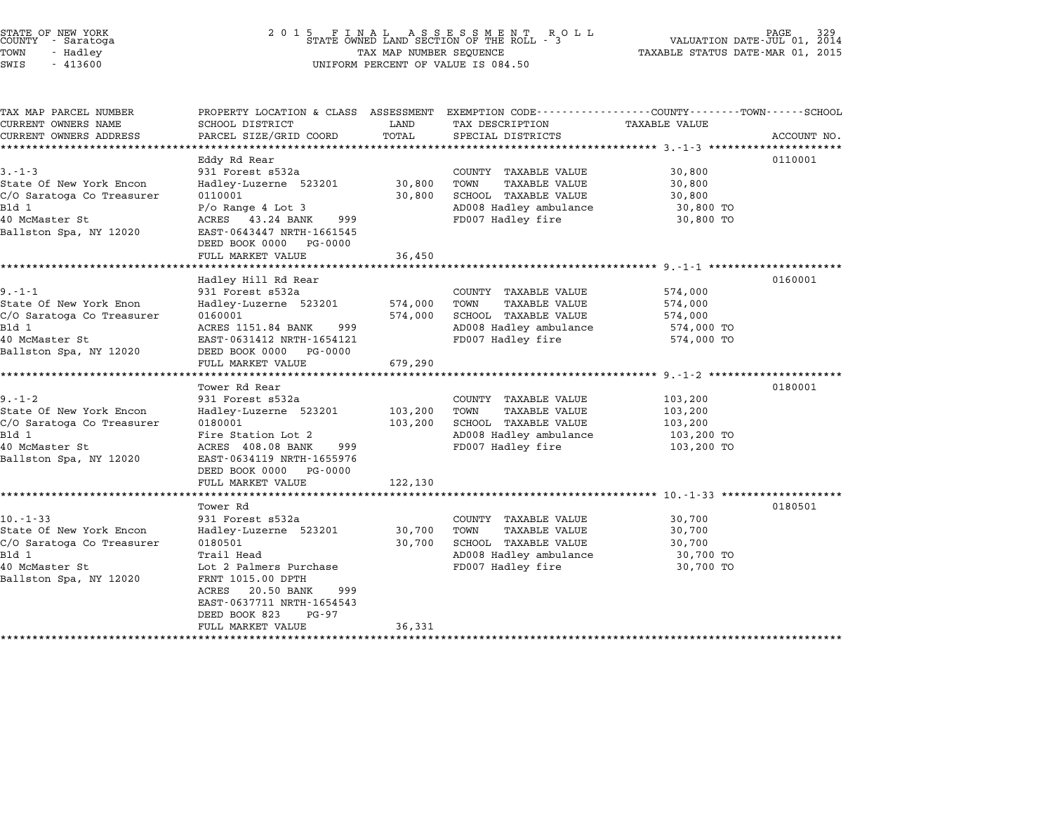STATE OF NEW YORK
COUNTY - Saratoga
TOWN - Hadley
SWIS - 413600

2015 FINAL ASSESSMENT ROLL
STATE OWNED LAND SECTION OF THE ROLL - 3
TAX MAP NUMBER SEQUENCE
UNIFORM PERCENT OF VALUE IS 084.50

VALUATION DATE-JUL 01, 2014
TAXABLE STATUS DATE-MAR 01, 2015

| TAX MAP PARCEL NUMBER / CURRENT OWNERS NAME / CURRENT OWNERS ADDRESS | PROPERTY LOCATION & CLASS / SCHOOL DISTRICT / PARCEL SIZE/GRID COORD | ASSESSMENT LAND | TOTAL | EXEMPTION CODE / TAX DESCRIPTION / SPECIAL DISTRICTS | TAXABLE VALUE (COUNTY / TOWN / SCHOOL) | ACCOUNT NO. |
|---|---|---|---|---|---|---|
| **3.-1-3** | Eddy Rd Rear | | | | | 0110001 |
| 3.-1-3 | 931 Forest s532a | | | COUNTY TAXABLE VALUE | 30,800 | |
| State Of New York Encon | Hadley-Luzerne 523201 | 30,800 | | TOWN TAXABLE VALUE | 30,800 | |
| C/O Saratoga Co Treasurer | 0110001 | | 30,800 | SCHOOL TAXABLE VALUE | 30,800 | |
| Bld 1 | P/o Range 4 Lot 3 | | | AD008 Hadley ambulance | 30,800 TO | |
| 40 McMaster St | ACRES 43.24 BANK 999 | | | FD007 Hadley fire | 30,800 TO | |
| Ballston Spa, NY 12020 | EAST-0643447 NRTH-1661545 | | | | | |
| | DEED BOOK 0000 PG-0000 | | | | | |
| | FULL MARKET VALUE | | 36,450 | | | |
| **9.-1-1** | Hadley Hill Rd Rear | | | | | 0160001 |
| 9.-1-1 | 931 Forest s532a | | | COUNTY TAXABLE VALUE | 574,000 | |
| State Of New York Enon | Hadley-Luzerne 523201 | 574,000 | | TOWN TAXABLE VALUE | 574,000 | |
| C/O Saratoga Co Treasurer | 0160001 | | 574,000 | SCHOOL TAXABLE VALUE | 574,000 | |
| Bld 1 | ACRES 1151.84 BANK 999 | | | AD008 Hadley ambulance | 574,000 TO | |
| 40 McMaster St | EAST-0631412 NRTH-1654121 | | | FD007 Hadley fire | 574,000 TO | |
| Ballston Spa, NY 12020 | DEED BOOK 0000 PG-0000 | | | | | |
| | FULL MARKET VALUE | | 679,290 | | | |
| **9.-1-2** | Tower Rd Rear | | | | | 0180001 |
| 9.-1-2 | 931 Forest s532a | | | COUNTY TAXABLE VALUE | 103,200 | |
| State Of New York Encon | Hadley-Luzerne 523201 | 103,200 | | TOWN TAXABLE VALUE | 103,200 | |
| C/O Saratoga Co Treasurer | 0180001 | | 103,200 | SCHOOL TAXABLE VALUE | 103,200 | |
| Bld 1 | Fire Station Lot 2 | | | AD008 Hadley ambulance | 103,200 TO | |
| 40 McMaster St | ACRES 408.08 BANK 999 | | | FD007 Hadley fire | 103,200 TO | |
| Ballston Spa, NY 12020 | EAST-0634119 NRTH-1655976 | | | | | |
| | DEED BOOK 0000 PG-0000 | | | | | |
| | FULL MARKET VALUE | | 122,130 | | | |
| **10.-1-33** | Tower Rd | | | | | 0180501 |
| 10.-1-33 | 931 Forest s532a | | | COUNTY TAXABLE VALUE | 30,700 | |
| State Of New York Encon | Hadley-Luzerne 523201 | 30,700 | | TOWN TAXABLE VALUE | 30,700 | |
| C/O Saratoga Co Treasurer | 0180501 | | 30,700 | SCHOOL TAXABLE VALUE | 30,700 | |
| Bld 1 | Trail Head | | | AD008 Hadley ambulance | 30,700 TO | |
| 40 McMaster St | Lot 2 Palmers Purchase | | | FD007 Hadley fire | 30,700 TO | |
| Ballston Spa, NY 12020 | FRNT 1015.00 DPTH | | | | | |
| | ACRES 20.50 BANK 999 | | | | | |
| | EAST-0637711 NRTH-1654543 | | | | | |
| | DEED BOOK 823 PG-97 | | | | | |
| | FULL MARKET VALUE | | 36,331 | | | |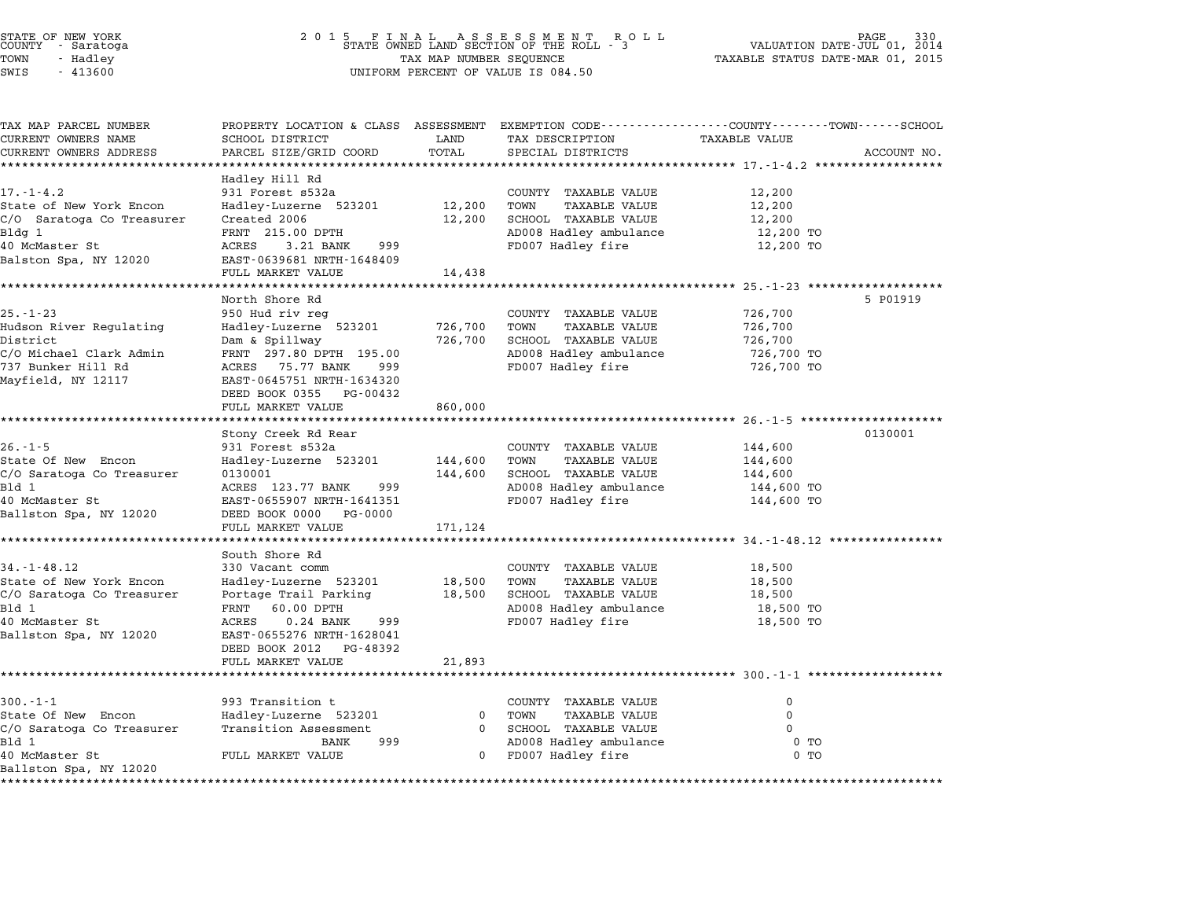STATE OF NEW YORK
COUNTY - Saratoga
TOWN - Hadley
SWIS - 413600

# 2015 FINAL ASSESSMENT ROLL
STATE OWNED LAND SECTION OF THE ROLL - 3
TAX MAP NUMBER SEQUENCE
UNIFORM PERCENT OF VALUE IS 084.50

VALUATION DATE-JUL 01, 2014
TAXABLE STATUS DATE-MAR 01, 2015

| TAX MAP PARCEL NUMBER<br>CURRENT OWNERS NAME<br>CURRENT OWNERS ADDRESS | PROPERTY LOCATION & CLASS<br>SCHOOL DISTRICT<br>PARCEL SIZE/GRID COORD | ASSESSMENT<br>LAND<br>TOTAL | EXEMPTION CODE<br>TAX DESCRIPTION<br>SPECIAL DISTRICTS | COUNTY--------TOWN------SCHOOL<br>TAXABLE VALUE | ACCOUNT NO. |
|---|---|---|---|---|---|
| 17.-1-4.2 | Hadley Hill Rd | | | | |
| 17.-1-4.2 | 931 Forest s532a | | COUNTY TAXABLE VALUE | 12,200 | |
| State of New York Encon | Hadley-Luzerne 523201 | 12,200 | TOWN TAXABLE VALUE | 12,200 | |
| C/O Saratoga Co Treasurer | Created 2006 | 12,200 | SCHOOL TAXABLE VALUE | 12,200 | |
| Bldg 1 | FRNT 215.00 DPTH | | AD008 Hadley ambulance | 12,200 TO | |
| 40 McMaster St | ACRES 3.21 BANK 999 | | FD007 Hadley fire | 12,200 TO | |
| Balston Spa, NY 12020 | EAST-0639681 NRTH-1648409 | | | | |
| | FULL MARKET VALUE | 14,438 | | | |
| 25.-1-23 | North Shore Rd | | | | 5 P01919 |
| 25.-1-23 | 950 Hud riv reg | | COUNTY TAXABLE VALUE | 726,700 | |
| Hudson River Regulating | Hadley-Luzerne 523201 | 726,700 | TOWN TAXABLE VALUE | 726,700 | |
| District | Dam & Spillway | 726,700 | SCHOOL TAXABLE VALUE | 726,700 | |
| C/O Michael Clark Admin | FRNT 297.80 DPTH 195.00 | | AD008 Hadley ambulance | 726,700 TO | |
| 737 Bunker Hill Rd | ACRES 75.77 BANK 999 | | FD007 Hadley fire | 726,700 TO | |
| Mayfield, NY 12117 | EAST-0645751 NRTH-1634320 | | | | |
| | DEED BOOK 0355 PG-00432 | | | | |
| | FULL MARKET VALUE | 860,000 | | | |
| 26.-1-5 | Stony Creek Rd Rear | | | | 0130001 |
| 26.-1-5 | 931 Forest s532a | | COUNTY TAXABLE VALUE | 144,600 | |
| State Of New Encon | Hadley-Luzerne 523201 | 144,600 | TOWN TAXABLE VALUE | 144,600 | |
| C/O Saratoga Co Treasurer | 0130001 | 144,600 | SCHOOL TAXABLE VALUE | 144,600 | |
| Bld 1 | ACRES 123.77 BANK 999 | | AD008 Hadley ambulance | 144,600 TO | |
| 40 McMaster St | EAST-0655907 NRTH-1641351 | | FD007 Hadley fire | 144,600 TO | |
| Ballston Spa, NY 12020 | DEED BOOK 0000 PG-0000 | | | | |
| | FULL MARKET VALUE | 171,124 | | | |
| 34.-1-48.12 | South Shore Rd | | | | |
| 34.-1-48.12 | 330 Vacant comm | | COUNTY TAXABLE VALUE | 18,500 | |
| State of New York Encon | Hadley-Luzerne 523201 | 18,500 | TOWN TAXABLE VALUE | 18,500 | |
| C/O Saratoga Co Treasurer | Portage Trail Parking | 18,500 | SCHOOL TAXABLE VALUE | 18,500 | |
| Bld 1 | FRNT 60.00 DPTH | | AD008 Hadley ambulance | 18,500 TO | |
| 40 McMaster St | ACRES 0.24 BANK 999 | | FD007 Hadley fire | 18,500 TO | |
| Ballston Spa, NY 12020 | EAST-0655276 NRTH-1628041 | | | | |
| | DEED BOOK 2012 PG-48392 | | | | |
| | FULL MARKET VALUE | 21,893 | | | |
| 300.-1-1 | | | | | |
| 300.-1-1 | 993 Transition t | | COUNTY TAXABLE VALUE | 0 | |
| State Of New Encon | Hadley-Luzerne 523201 | 0 | TOWN TAXABLE VALUE | 0 | |
| C/O Saratoga Co Treasurer | Transition Assessment | 0 | SCHOOL TAXABLE VALUE | 0 | |
| Bld 1 | BANK 999 | | AD008 Hadley ambulance | 0 TO | |
| 40 McMaster St | FULL MARKET VALUE | 0 | FD007 Hadley fire | 0 TO | |
| Ballston Spa, NY 12020 | | | | | |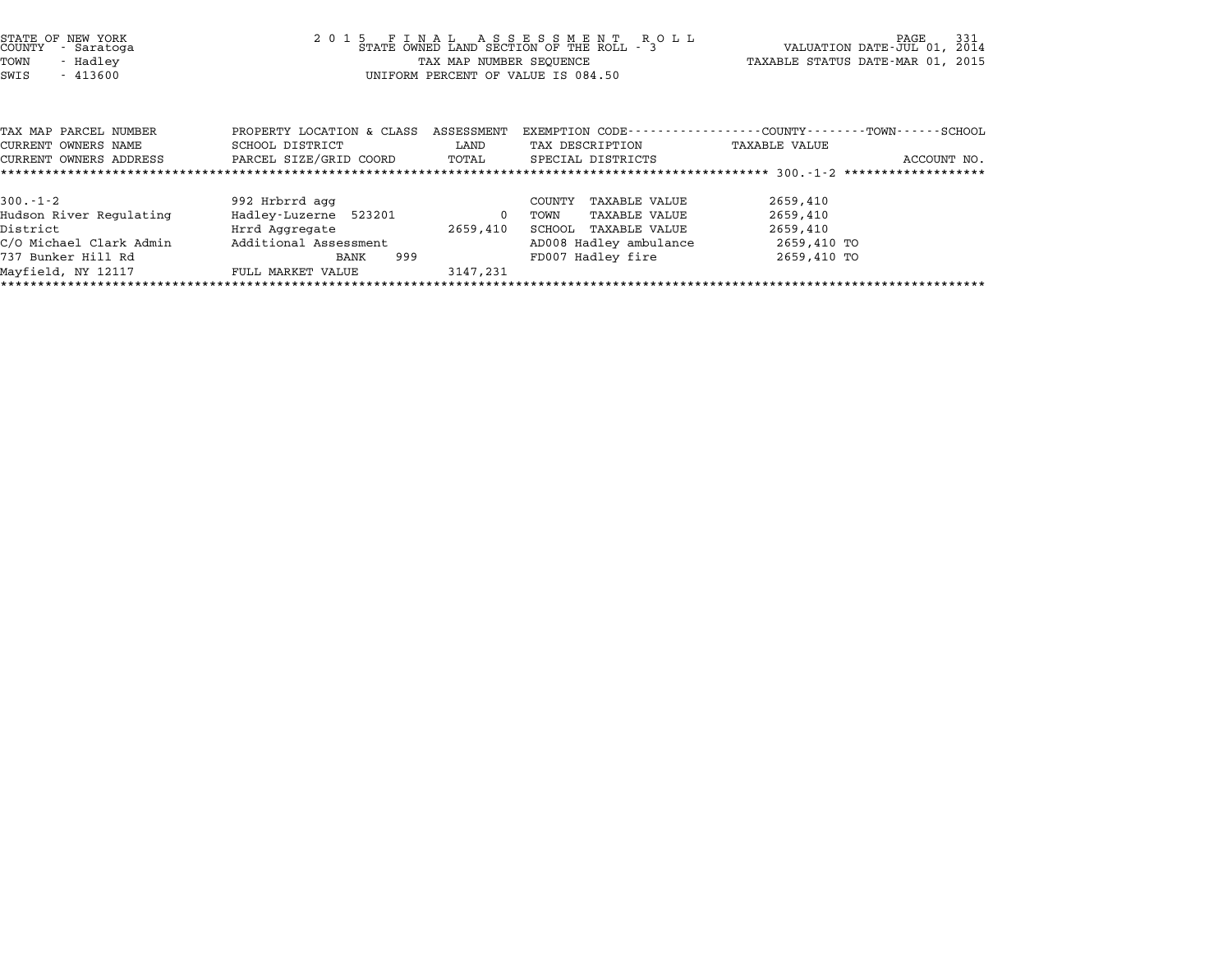STATE OF NEW YORK
COUNTY - Saratoga
TOWN - Hadley
SWIS - 413600

2 0 1 5 F I N A L A S S E S S M E N T R O L L
STATE OWNED LAND SECTION OF THE ROLL - 3
TAX MAP NUMBER SEQUENCE
UNIFORM PERCENT OF VALUE IS 084.50

VALUATION DATE-JUL 01, 2014
TAXABLE STATUS DATE-MAR 01, 2015

| TAX MAP PARCEL NUMBER / CURRENT OWNERS NAME / CURRENT OWNERS ADDRESS | PROPERTY LOCATION & CLASS / SCHOOL DISTRICT / PARCEL SIZE/GRID COORD | ASSESSMENT LAND / TOTAL | EXEMPTION CODE / TAX DESCRIPTION / SPECIAL DISTRICTS | COUNTY--------TOWN------SCHOOL TAXABLE VALUE | ACCOUNT NO. |
|---|---|---|---|---|---|
| 300.-1-2 | 992 Hrbrrd agg | | COUNTY TAXABLE VALUE | 2659,410 | |
| Hudson River Regulating | Hadley-Luzerne 523201 | 0 | TOWN TAXABLE VALUE | 2659,410 | |
| District | Hrrd Aggregate | 2659,410 | SCHOOL TAXABLE VALUE | 2659,410 | |
| C/O Michael Clark Admin | Additional Assessment | | AD008 Hadley ambulance | 2659,410 TO | |
| 737 Bunker Hill Rd | BANK 999 | | FD007 Hadley fire | 2659,410 TO | |
| Mayfield, NY 12117 | FULL MARKET VALUE | 3147,231 | | | |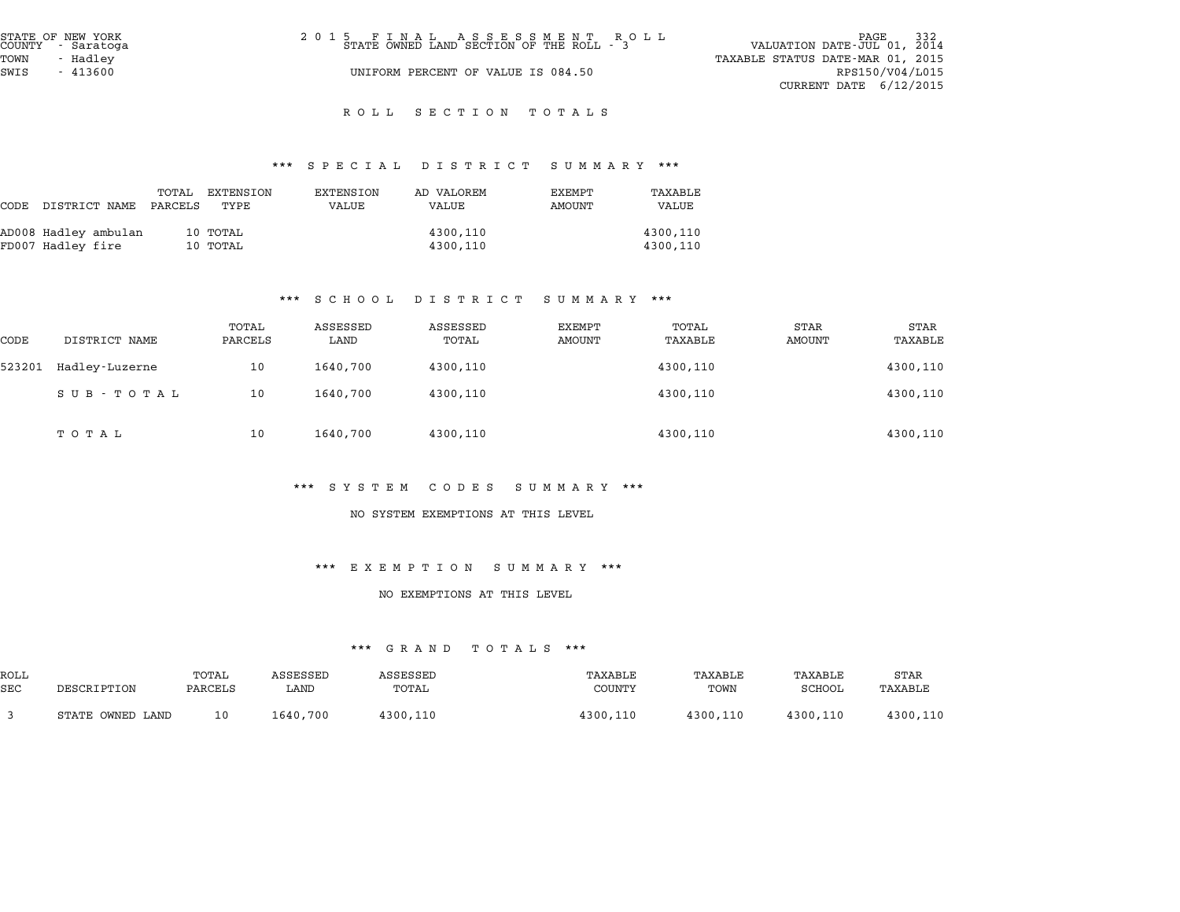STATE OF NEW YORK
COUNTY - Saratoga
TOWN - Hadley
SWIS - 413600

2015 FINAL ASSESSMENT ROLL
STATE OWNED LAND SECTION OF THE ROLL - 3
UNIFORM PERCENT OF VALUE IS 084.50

VALUATION DATE-JUL 01, 2014
TAXABLE STATUS DATE-MAR 01, 2015
RPS150/V04/L015
CURRENT DATE 6/12/2015

## ROLL SECTION TOTALS

### *** SPECIAL DISTRICT SUMMARY ***

| CODE | DISTRICT NAME | TOTAL PARCELS | EXTENSION TYPE | EXTENSION VALUE | AD VALOREM VALUE | EXEMPT AMOUNT | TAXABLE VALUE |
|---|---|---|---|---|---|---|---|
| AD008 | Hadley ambulan | 10 | TOTAL | | 4300,110 | | 4300,110 |
| FD007 | Hadley fire | 10 | TOTAL | | 4300,110 | | 4300,110 |

### *** SCHOOL DISTRICT SUMMARY ***

| CODE | DISTRICT NAME | TOTAL PARCELS | ASSESSED LAND | ASSESSED TOTAL | EXEMPT AMOUNT | TOTAL TAXABLE | STAR AMOUNT | STAR TAXABLE |
|---|---|---|---|---|---|---|---|---|
| 523201 | Hadley-Luzerne | 10 | 1640,700 | 4300,110 | | 4300,110 | | 4300,110 |
| | SUB-TOTAL | 10 | 1640,700 | 4300,110 | | 4300,110 | | 4300,110 |
| | TOTAL | 10 | 1640,700 | 4300,110 | | 4300,110 | | 4300,110 |

### *** SYSTEM CODES SUMMARY ***

NO SYSTEM EXEMPTIONS AT THIS LEVEL

### *** EXEMPTION SUMMARY ***

NO EXEMPTIONS AT THIS LEVEL

### *** GRAND TOTALS ***

| ROLL SEC | DESCRIPTION | TOTAL PARCELS | ASSESSED LAND | ASSESSED TOTAL | TAXABLE COUNTY | TAXABLE TOWN | TAXABLE SCHOOL | STAR TAXABLE |
|---|---|---|---|---|---|---|---|---|
| 3 | STATE OWNED LAND | 10 | 1640,700 | 4300,110 | 4300,110 | 4300,110 | 4300,110 | 4300,110 |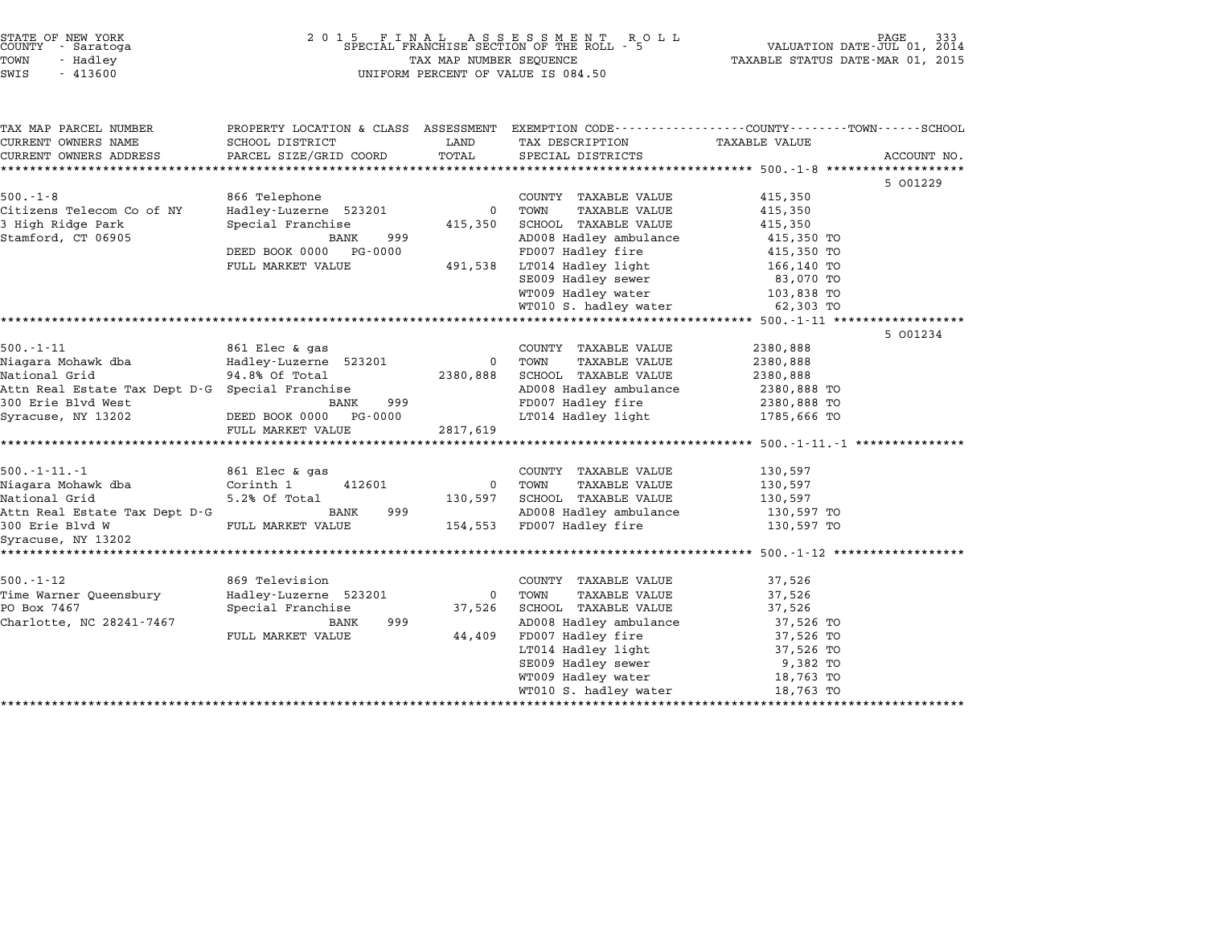STATE OF NEW YORK
COUNTY - Saratoga
TOWN - Hadley
SWIS - 413600

2015 FINAL ASSESSMENT ROLL
SPECIAL FRANCHISE SECTION OF THE ROLL - 5
TAX MAP NUMBER SEQUENCE
UNIFORM PERCENT OF VALUE IS 084.50

VALUATION DATE-JUL 01, 2014
TAXABLE STATUS DATE-MAR 01, 2015

| TAX MAP PARCEL NUMBER / CURRENT OWNERS NAME / CURRENT OWNERS ADDRESS | PROPERTY LOCATION & CLASS / SCHOOL DISTRICT / PARCEL SIZE/GRID COORD | ASSESSMENT LAND / TOTAL | EXEMPTION CODE / TAX DESCRIPTION / SPECIAL DISTRICTS | TAXABLE VALUE (COUNTY / TOWN / SCHOOL) | ACCOUNT NO. |
|---|---|---|---|---|---|
| 500.-1-8 | | | | | 5 001229 |
| 500.-1-8 | 866 Telephone | | COUNTY TAXABLE VALUE | 415,350 | |
| Citizens Telecom Co of NY | Hadley-Luzerne 523201 | 0 | TOWN TAXABLE VALUE | 415,350 | |
| 3 High Ridge Park | Special Franchise | 415,350 | SCHOOL TAXABLE VALUE | 415,350 | |
| Stamford, CT 06905 | BANK 999 | | AD008 Hadley ambulance | 415,350 TO | |
| | DEED BOOK 0000 PG-0000 | | FD007 Hadley fire | 415,350 TO | |
| | FULL MARKET VALUE | 491,538 | LT014 Hadley light | 166,140 TO | |
| | | | SE009 Hadley sewer | 83,070 TO | |
| | | | WT009 Hadley water | 103,838 TO | |
| | | | WT010 S. hadley water | 62,303 TO | |
| 500.-1-11 | | | | | 5 001234 |
| 500.-1-11 | 861 Elec & gas | | COUNTY TAXABLE VALUE | 2380,888 | |
| Niagara Mohawk dba | Hadley-Luzerne 523201 | 0 | TOWN TAXABLE VALUE | 2380,888 | |
| National Grid | 94.8% Of Total | 2380,888 | SCHOOL TAXABLE VALUE | 2380,888 | |
| Attn Real Estate Tax Dept D-G | Special Franchise | | AD008 Hadley ambulance | 2380,888 TO | |
| 300 Erie Blvd West | BANK 999 | | FD007 Hadley fire | 2380,888 TO | |
| Syracuse, NY 13202 | DEED BOOK 0000 PG-0000 | | LT014 Hadley light | 1785,666 TO | |
| | FULL MARKET VALUE | 2817,619 | | | |
| 500.-1-11.-1 | | | | | |
| 500.-1-11.-1 | 861 Elec & gas | | COUNTY TAXABLE VALUE | 130,597 | |
| Niagara Mohawk dba | Corinth 1 412601 | 0 | TOWN TAXABLE VALUE | 130,597 | |
| National Grid | 5.2% Of Total | 130,597 | SCHOOL TAXABLE VALUE | 130,597 | |
| Attn Real Estate Tax Dept D-G | BANK 999 | | AD008 Hadley ambulance | 130,597 TO | |
| 300 Erie Blvd W | FULL MARKET VALUE | 154,553 | FD007 Hadley fire | 130,597 TO | |
| Syracuse, NY 13202 | | | | | |
| 500.-1-12 | | | | | |
| 500.-1-12 | 869 Television | | COUNTY TAXABLE VALUE | 37,526 | |
| Time Warner Queensbury | Hadley-Luzerne 523201 | 0 | TOWN TAXABLE VALUE | 37,526 | |
| PO Box 7467 | Special Franchise | 37,526 | SCHOOL TAXABLE VALUE | 37,526 | |
| Charlotte, NC 28241-7467 | BANK 999 | | AD008 Hadley ambulance | 37,526 TO | |
| | FULL MARKET VALUE | 44,409 | FD007 Hadley fire | 37,526 TO | |
| | | | LT014 Hadley light | 37,526 TO | |
| | | | SE009 Hadley sewer | 9,382 TO | |
| | | | WT009 Hadley water | 18,763 TO | |
| | | | WT010 S. hadley water | 18,763 TO | |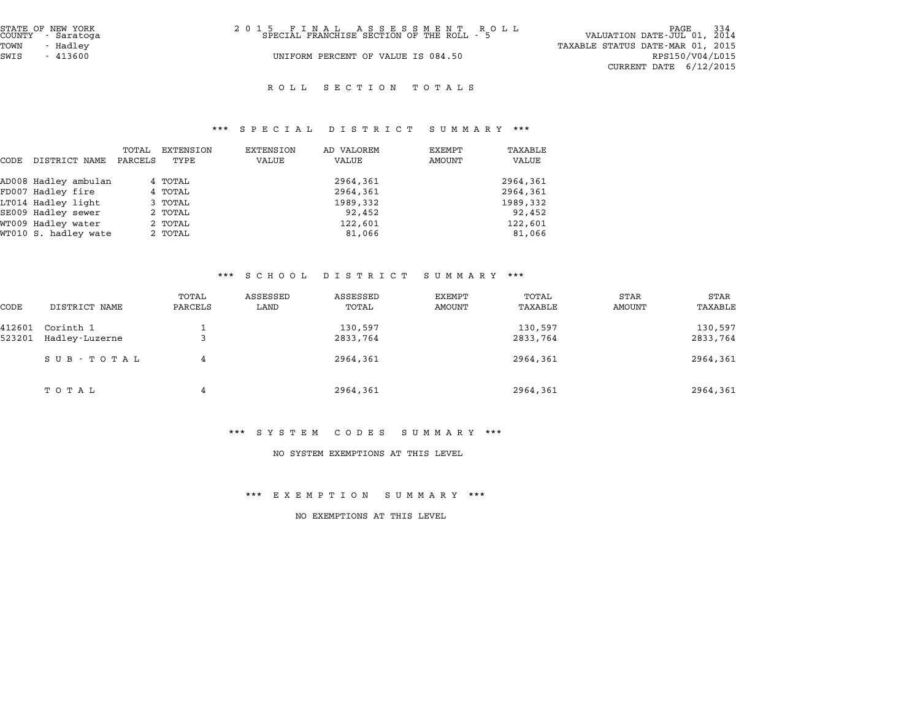STATE OF NEW YORK
COUNTY - Saratoga
TOWN - Hadley
SWIS - 413600

2015 FINAL ASSESSMENT ROLL
SPECIAL FRANCHISE SECTION OF THE ROLL - 5
UNIFORM PERCENT OF VALUE IS 084.50

VALUATION DATE-JUL 01, 2014
TAXABLE STATUS DATE-MAR 01, 2015
RPS150/V04/L015
CURRENT DATE 6/12/2015

# ROLL SECTION TOTALS

## *** SPECIAL DISTRICT SUMMARY ***

| CODE | DISTRICT NAME | TOTAL PARCELS | EXTENSION TYPE | EXTENSION VALUE | AD VALOREM VALUE | EXEMPT AMOUNT | TAXABLE VALUE |
|---|---|---|---|---|---|---|---|
| AD008 | Hadley ambulan | 4 | TOTAL | | 2964,361 | | 2964,361 |
| FD007 | Hadley fire | 4 | TOTAL | | 2964,361 | | 2964,361 |
| LT014 | Hadley light | 3 | TOTAL | | 1989,332 | | 1989,332 |
| SE009 | Hadley sewer | 2 | TOTAL | | 92,452 | | 92,452 |
| WT009 | Hadley water | 2 | TOTAL | | 122,601 | | 122,601 |
| WT010 | S. hadley wate | 2 | TOTAL | | 81,066 | | 81,066 |

## *** SCHOOL DISTRICT SUMMARY ***

| CODE | DISTRICT NAME | TOTAL PARCELS | ASSESSED LAND | ASSESSED TOTAL | EXEMPT AMOUNT | TOTAL TAXABLE | STAR AMOUNT | STAR TAXABLE |
|---|---|---|---|---|---|---|---|---|
| 412601 | Corinth 1 | 1 | | 130,597 | | 130,597 | | 130,597 |
| 523201 | Hadley-Luzerne | 3 | | 2833,764 | | 2833,764 | | 2833,764 |
| | SUB-TOTAL | 4 | | 2964,361 | | 2964,361 | | 2964,361 |
| | TOTAL | 4 | | 2964,361 | | 2964,361 | | 2964,361 |

## *** SYSTEM CODES SUMMARY ***

NO SYSTEM EXEMPTIONS AT THIS LEVEL

## *** EXEMPTION SUMMARY ***

NO EXEMPTIONS AT THIS LEVEL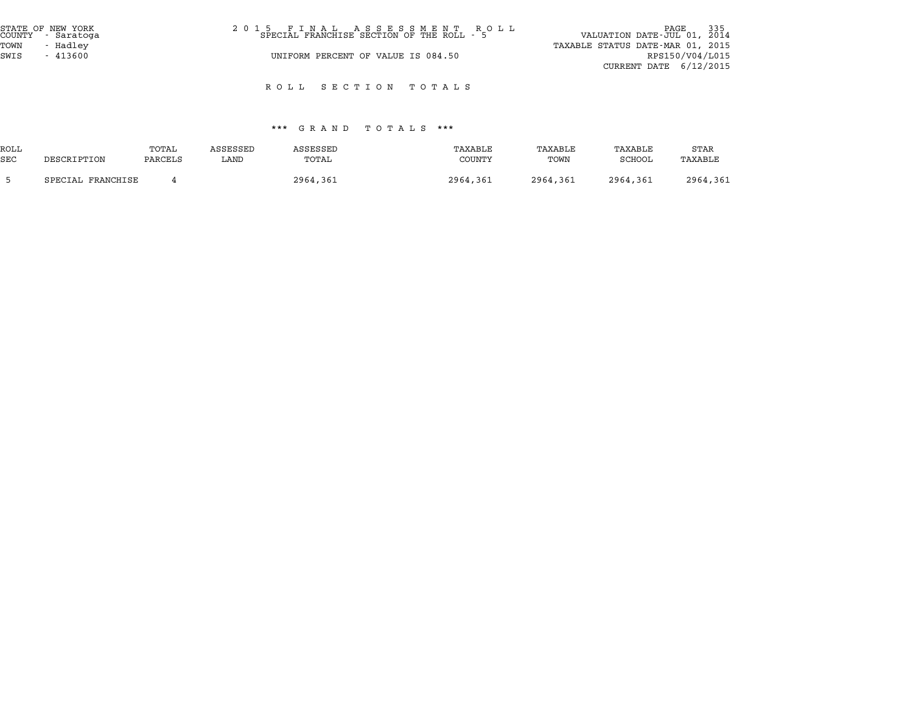STATE OF NEW YORK
COUNTY - Saratoga
TOWN - Hadley
SWIS - 413600

# 2015 FINAL ASSESSMENT ROLL

SPECIAL FRANCHISE SECTION OF THE ROLL - 5

UNIFORM PERCENT OF VALUE IS 084.50

VALUATION DATE-JUL 01, 2014
TAXABLE STATUS DATE-MAR 01, 2015
RPS150/V04/L015
CURRENT DATE 6/12/2015

## ROLL SECTION TOTALS

### *** GRAND TOTALS ***

| ROLL SEC | DESCRIPTION | TOTAL PARCELS | ASSESSED LAND | ASSESSED TOTAL | TAXABLE COUNTY | TAXABLE TOWN | TAXABLE SCHOOL | STAR TAXABLE |
|---|---|---|---|---|---|---|---|---|
| 5 | SPECIAL FRANCHISE | 4 | | 2964,361 | 2964,361 | 2964,361 | 2964,361 | 2964,361 |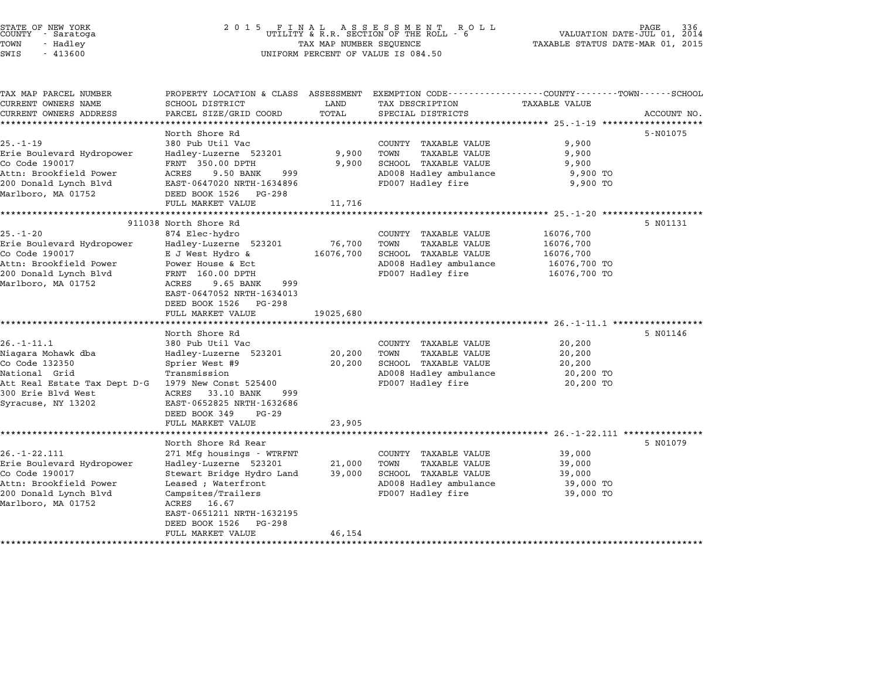STATE OF NEW YORK
COUNTY - Saratoga
TOWN - Hadley
SWIS - 413600

2 0 1 5 F I N A L A S S E S S M E N T R O L L
UTILITY & R.R. SECTION OF THE ROLL - 6
TAX MAP NUMBER SEQUENCE
UNIFORM PERCENT OF VALUE IS 084.50

VALUATION DATE-JUL 01, 2014
TAXABLE STATUS DATE-MAR 01, 2015

| TAX MAP PARCEL NUMBER / CURRENT OWNERS NAME / CURRENT OWNERS ADDRESS | PROPERTY LOCATION & CLASS / SCHOOL DISTRICT / PARCEL SIZE/GRID COORD | ASSESSMENT LAND / TOTAL | EXEMPTION CODE / TAX DESCRIPTION / SPECIAL DISTRICTS | TAXABLE VALUE (COUNTY / TOWN / SCHOOL) | ACCOUNT NO. |
|---|---|---|---|---|---|
| **25.-1-19** | North Shore Rd | | | | 5-N01075 |
| 25.-1-19 | 380 Pub Util Vac | | COUNTY TAXABLE VALUE | 9,900 | |
| Erie Boulevard Hydropower | Hadley-Luzerne 523201 | 9,900 | TOWN TAXABLE VALUE | 9,900 | |
| Co Code 190017 | FRNT 350.00 DPTH | 9,900 | SCHOOL TAXABLE VALUE | 9,900 | |
| Attn: Brookfield Power | ACRES 9.50 BANK 999 | | AD008 Hadley ambulance | 9,900 TO | |
| 200 Donald Lynch Blvd | EAST-0647020 NRTH-1634896 | | FD007 Hadley fire | 9,900 TO | |
| Marlboro, MA 01752 | DEED BOOK 1526 PG-298 | | | | |
| | FULL MARKET VALUE | 11,716 | | | |
| **25.-1-20** | 911038 North Shore Rd | | | | 5 N01131 |
| 25.-1-20 | 874 Elec-hydro | | COUNTY TAXABLE VALUE | 16076,700 | |
| Erie Boulevard Hydropower | Hadley-Luzerne 523201 | 76,700 | TOWN TAXABLE VALUE | 16076,700 | |
| Co Code 190017 | E J West Hydro & | 16076,700 | SCHOOL TAXABLE VALUE | 16076,700 | |
| Attn: Brookfield Power | Power House & Ect | | AD008 Hadley ambulance | 16076,700 TO | |
| 200 Donald Lynch Blvd | FRNT 160.00 DPTH | | FD007 Hadley fire | 16076,700 TO | |
| Marlboro, MA 01752 | ACRES 9.65 BANK 999 | | | | |
| | EAST-0647052 NRTH-1634013 | | | | |
| | DEED BOOK 1526 PG-298 | | | | |
| | FULL MARKET VALUE | 19025,680 | | | |
| **26.-1-11.1** | North Shore Rd | | | | 5 N01146 |
| 26.-1-11.1 | 380 Pub Util Vac | | COUNTY TAXABLE VALUE | 20,200 | |
| Niagara Mohawk dba | Hadley-Luzerne 523201 | 20,200 | TOWN TAXABLE VALUE | 20,200 | |
| Co Code 132350 | Sprier West #9 | 20,200 | SCHOOL TAXABLE VALUE | 20,200 | |
| National Grid | Transmission | | AD008 Hadley ambulance | 20,200 TO | |
| Att Real Estate Tax Dept D-G | 1979 New Const 525400 | | FD007 Hadley fire | 20,200 TO | |
| 300 Erie Blvd West | ACRES 33.10 BANK 999 | | | | |
| Syracuse, NY 13202 | EAST-0652825 NRTH-1632686 | | | | |
| | DEED BOOK 349 PG-29 | | | | |
| | FULL MARKET VALUE | 23,905 | | | |
| **26.-1-22.111** | North Shore Rd Rear | | | | 5 N01079 |
| 26.-1-22.111 | 271 Mfg housings - WTRFNT | | COUNTY TAXABLE VALUE | 39,000 | |
| Erie Boulevard Hydropower | Hadley-Luzerne 523201 | 21,000 | TOWN TAXABLE VALUE | 39,000 | |
| Co Code 190017 | Stewart Bridge Hydro Land | 39,000 | SCHOOL TAXABLE VALUE | 39,000 | |
| Attn: Brookfield Power | Leased ; Waterfront | | AD008 Hadley ambulance | 39,000 TO | |
| 200 Donald Lynch Blvd | Campsites/Trailers | | FD007 Hadley fire | 39,000 TO | |
| Marlboro, MA 01752 | ACRES 16.67 | | | | |
| | EAST-0651211 NRTH-1632195 | | | | |
| | DEED BOOK 1526 PG-298 | | | | |
| | FULL MARKET VALUE | 46,154 | | | |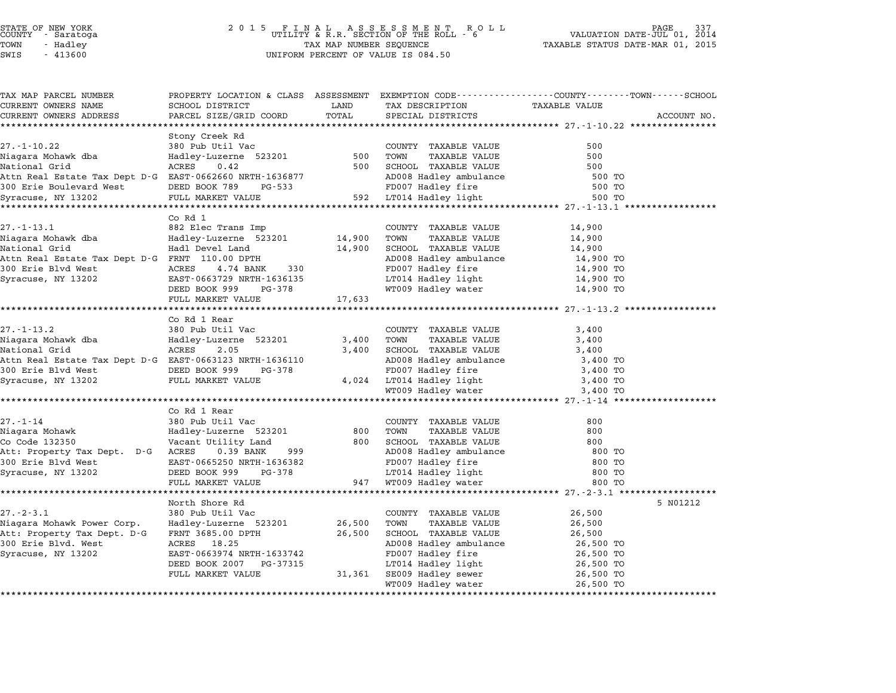STATE OF NEW YORK
COUNTY - Saratoga
TOWN - Hadley
SWIS - 413600

2 0 1 5 F I N A L A S S E S S M E N T R O L L
UTILITY & R.R. SECTION OF THE ROLL - 6
TAX MAP NUMBER SEQUENCE
UNIFORM PERCENT OF VALUE IS 084.50

VALUATION DATE-JUL 01, 2014
TAXABLE STATUS DATE-MAR 01, 2015

| TAX MAP PARCEL NUMBER / CURRENT OWNERS NAME / CURRENT OWNERS ADDRESS | PROPERTY LOCATION & CLASS / SCHOOL DISTRICT / PARCEL SIZE/GRID COORD | ASSESSMENT LAND / TOTAL | EXEMPTION CODE / TAX DESCRIPTION / SPECIAL DISTRICTS | COUNTY--------TOWN------SCHOOL TAXABLE VALUE | ACCOUNT NO. |
|---|---|---|---|---|---|
| **27.-1-10.22** | Stony Creek Rd | | | | |
| 27.-1-10.22 | 380 Pub Util Vac | | COUNTY TAXABLE VALUE | 500 | |
| Niagara Mohawk dba | Hadley-Luzerne 523201 | 500 | TOWN TAXABLE VALUE | 500 | |
| National Grid | ACRES 0.42 | 500 | SCHOOL TAXABLE VALUE | 500 | |
| Attn Real Estate Tax Dept D-G | EAST-0662660 NRTH-1636877 | | AD008 Hadley ambulance | 500 TO | |
| 300 Erie Boulevard West | DEED BOOK 789 PG-533 | | FD007 Hadley fire | 500 TO | |
| Syracuse, NY 13202 | FULL MARKET VALUE | 592 | LT014 Hadley light | 500 TO | |
| **27.-1-13.1** | Co Rd 1 | | | | |
| 27.-1-13.1 | 882 Elec Trans Imp | | COUNTY TAXABLE VALUE | 14,900 | |
| Niagara Mohawk dba | Hadley-Luzerne 523201 | 14,900 | TOWN TAXABLE VALUE | 14,900 | |
| National Grid | Hadl Devel Land | 14,900 | SCHOOL TAXABLE VALUE | 14,900 | |
| Attn Real Estate Tax Dept D-G | FRNT 110.00 DPTH | | AD008 Hadley ambulance | 14,900 TO | |
| 300 Erie Blvd West | ACRES 4.74 BANK 330 | | FD007 Hadley fire | 14,900 TO | |
| Syracuse, NY 13202 | EAST-0663729 NRTH-1636135 | | LT014 Hadley light | 14,900 TO | |
| | DEED BOOK 999 PG-378 | | WT009 Hadley water | 14,900 TO | |
| | FULL MARKET VALUE | 17,633 | | | |
| **27.-1-13.2** | Co Rd 1 Rear | | | | |
| 27.-1-13.2 | 380 Pub Util Vac | | COUNTY TAXABLE VALUE | 3,400 | |
| Niagara Mohawk dba | Hadley-Luzerne 523201 | 3,400 | TOWN TAXABLE VALUE | 3,400 | |
| National Grid | ACRES 2.05 | 3,400 | SCHOOL TAXABLE VALUE | 3,400 | |
| Attn Real Estate Tax Dept D-G | EAST-0663123 NRTH-1636110 | | AD008 Hadley ambulance | 3,400 TO | |
| 300 Erie Blvd West | DEED BOOK 999 PG-378 | | FD007 Hadley fire | 3,400 TO | |
| Syracuse, NY 13202 | FULL MARKET VALUE | 4,024 | LT014 Hadley light | 3,400 TO | |
| | | | WT009 Hadley water | 3,400 TO | |
| **27.-1-14** | Co Rd 1 Rear | | | | |
| 27.-1-14 | 380 Pub Util Vac | | COUNTY TAXABLE VALUE | 800 | |
| Niagara Mohawk | Hadley-Luzerne 523201 | 800 | TOWN TAXABLE VALUE | 800 | |
| Co Code 132350 | Vacant Utility Land | 800 | SCHOOL TAXABLE VALUE | 800 | |
| Att: Property Tax Dept. D-G | ACRES 0.39 BANK 999 | | AD008 Hadley ambulance | 800 TO | |
| 300 Erie Blvd West | EAST-0665250 NRTH-1636382 | | FD007 Hadley fire | 800 TO | |
| Syracuse, NY 13202 | DEED BOOK 999 PG-378 | | LT014 Hadley light | 800 TO | |
| | FULL MARKET VALUE | 947 | WT009 Hadley water | 800 TO | |
| **27.-2-3.1** | North Shore Rd | | | | 5 N01212 |
| 27.-2-3.1 | 380 Pub Util Vac | | COUNTY TAXABLE VALUE | 26,500 | |
| Niagara Mohawk Power Corp. | Hadley-Luzerne 523201 | 26,500 | TOWN TAXABLE VALUE | 26,500 | |
| Att: Property Tax Dept. D-G | FRNT 3685.00 DPTH | 26,500 | SCHOOL TAXABLE VALUE | 26,500 | |
| 300 Erie Blvd. West | ACRES 18.25 | | AD008 Hadley ambulance | 26,500 TO | |
| Syracuse, NY 13202 | EAST-0663974 NRTH-1633742 | | FD007 Hadley fire | 26,500 TO | |
| | DEED BOOK 2007 PG-37315 | | LT014 Hadley light | 26,500 TO | |
| | FULL MARKET VALUE | 31,361 | SE009 Hadley sewer | 26,500 TO | |
| | | | WT009 Hadley water | 26,500 TO | |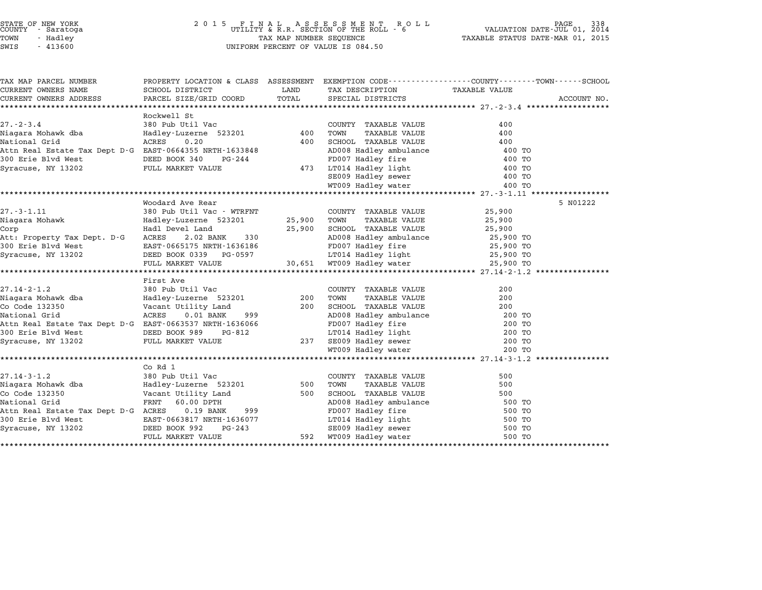STATE OF NEW YORK
COUNTY - Saratoga
TOWN - Hadley
SWIS - 413600

2015 FINAL ASSESSMENT ROLL
UTILITY & R.R. SECTION OF THE ROLL - 6
TAX MAP NUMBER SEQUENCE
UNIFORM PERCENT OF VALUE IS 084.50

VALUATION DATE-JUL 01, 2014
TAXABLE STATUS DATE-MAR 01, 2015

| TAX MAP PARCEL NUMBER / CURRENT OWNERS NAME / CURRENT OWNERS ADDRESS | PROPERTY LOCATION & CLASS / SCHOOL DISTRICT / PARCEL SIZE/GRID COORD | ASSESSMENT LAND / TOTAL | EXEMPTION CODE / TAX DESCRIPTION / SPECIAL DISTRICTS | TAXABLE VALUE (COUNTY / TOWN / SCHOOL) | ACCOUNT NO. |
|---|---|---|---|---|---|
| **27.-2-3.4** | Rockwell St | | | | |
| 27.-2-3.4 | 380 Pub Util Vac | | COUNTY TAXABLE VALUE | 400 | |
| Niagara Mohawk dba | Hadley-Luzerne 523201 | 400 | TOWN TAXABLE VALUE | 400 | |
| National Grid | ACRES 0.20 | 400 | SCHOOL TAXABLE VALUE | 400 | |
| Attn Real Estate Tax Dept D-G | EAST-0664355 NRTH-1633848 | | AD008 Hadley ambulance | 400 TO | |
| 300 Erie Blvd West | DEED BOOK 340 PG-244 | | FD007 Hadley fire | 400 TO | |
| Syracuse, NY 13202 | FULL MARKET VALUE | 473 | LT014 Hadley light | 400 TO | |
| | | | SE009 Hadley sewer | 400 TO | |
| | | | WT009 Hadley water | 400 TO | |
| **27.-3-1.11** | Woodard Ave Rear | | | | 5 N01222 |
| 27.-3-1.11 | 380 Pub Util Vac - WTRFNT | | COUNTY TAXABLE VALUE | 25,900 | |
| Niagara Mohawk | Hadley-Luzerne 523201 | 25,900 | TOWN TAXABLE VALUE | 25,900 | |
| Corp | Hadl Devel Land | 25,900 | SCHOOL TAXABLE VALUE | 25,900 | |
| Att: Property Tax Dept. D-G | ACRES 2.02 BANK 330 | | AD008 Hadley ambulance | 25,900 TO | |
| 300 Erie Blvd West | EAST-0665175 NRTH-1636186 | | FD007 Hadley fire | 25,900 TO | |
| Syracuse, NY 13202 | DEED BOOK 0339 PG-0597 | | LT014 Hadley light | 25,900 TO | |
| | FULL MARKET VALUE | 30,651 | WT009 Hadley water | 25,900 TO | |
| **27.14-2-1.2** | First Ave | | | | |
| 27.14-2-1.2 | 380 Pub Util Vac | | COUNTY TAXABLE VALUE | 200 | |
| Niagara Mohawk dba | Hadley-Luzerne 523201 | 200 | TOWN TAXABLE VALUE | 200 | |
| Co Code 132350 | Vacant Utility Land | 200 | SCHOOL TAXABLE VALUE | 200 | |
| National Grid | ACRES 0.01 BANK 999 | | AD008 Hadley ambulance | 200 TO | |
| Attn Real Estate Tax Dept D-G | EAST-0663537 NRTH-1636066 | | FD007 Hadley fire | 200 TO | |
| 300 Erie Blvd West | DEED BOOK 989 PG-812 | | LT014 Hadley light | 200 TO | |
| Syracuse, NY 13202 | FULL MARKET VALUE | 237 | SE009 Hadley sewer | 200 TO | |
| | | | WT009 Hadley water | 200 TO | |
| **27.14-3-1.2** | Co Rd 1 | | | | |
| 27.14-3-1.2 | 380 Pub Util Vac | | COUNTY TAXABLE VALUE | 500 | |
| Niagara Mohawk dba | Hadley-Luzerne 523201 | 500 | TOWN TAXABLE VALUE | 500 | |
| Co Code 132350 | Vacant Utility Land | 500 | SCHOOL TAXABLE VALUE | 500 | |
| National Grid | FRNT 60.00 DPTH | | AD008 Hadley ambulance | 500 TO | |
| Attn Real Estate Tax Dept D-G | ACRES 0.19 BANK 999 | | FD007 Hadley fire | 500 TO | |
| 300 Erie Blvd West | EAST-0663817 NRTH-1636077 | | LT014 Hadley light | 500 TO | |
| Syracuse, NY 13202 | DEED BOOK 992 PG-243 | | SE009 Hadley sewer | 500 TO | |
| | FULL MARKET VALUE | 592 | WT009 Hadley water | 500 TO | |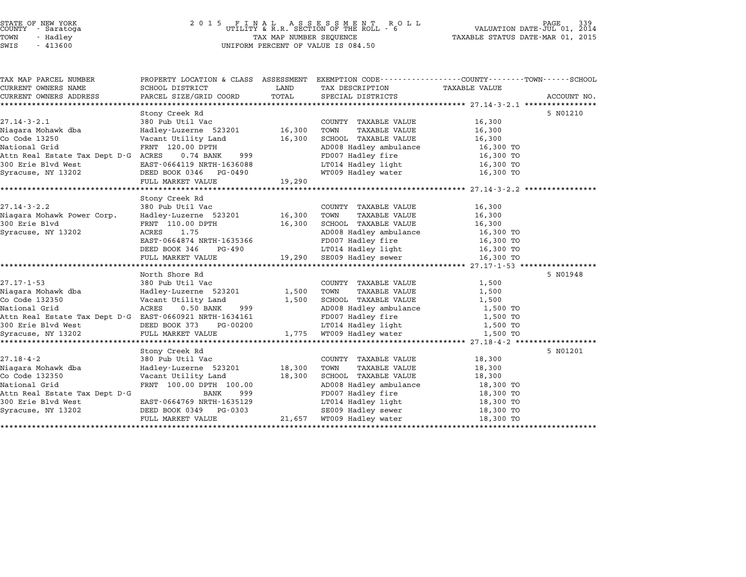STATE OF NEW YORK
COUNTY - Saratoga
TOWN - Hadley
SWIS - 413600

2 0 1 5 F I N A L A S S E S S M E N T R O L L
UTILITY & R.R. SECTION OF THE ROLL - 6
TAX MAP NUMBER SEQUENCE
UNIFORM PERCENT OF VALUE IS 084.50

VALUATION DATE-JUL 01, 2014
TAXABLE STATUS DATE-MAR 01, 2015

| TAX MAP PARCEL NUMBER / CURRENT OWNERS NAME / CURRENT OWNERS ADDRESS | PROPERTY LOCATION & CLASS / SCHOOL DISTRICT / PARCEL SIZE/GRID COORD | ASSESSMENT LAND / TOTAL | EXEMPTION CODE / TAX DESCRIPTION / SPECIAL DISTRICTS | TAXABLE VALUE (COUNTY / TOWN / SCHOOL) | ACCOUNT NO. |
|---|---|---|---|---|---|
| **27.14-3-2.1** | Stony Creek Rd | | | | 5 N01210 |
| 27.14-3-2.1 | 380 Pub Util Vac | | COUNTY TAXABLE VALUE | 16,300 | |
| Niagara Mohawk dba | Hadley-Luzerne 523201 | 16,300 | TOWN TAXABLE VALUE | 16,300 | |
| Co Code 13250 | Vacant Utility Land | 16,300 | SCHOOL TAXABLE VALUE | 16,300 | |
| National Grid | FRNT 120.00 DPTH | | AD008 Hadley ambulance | 16,300 TO | |
| Attn Real Estate Tax Dept D-G | ACRES 0.74 BANK 999 | | FD007 Hadley fire | 16,300 TO | |
| 300 Erie Blvd West | EAST-0664119 NRTH-1636088 | | LT014 Hadley light | 16,300 TO | |
| Syracuse, NY 13202 | DEED BOOK 0346 PG-0490 | | WT009 Hadley water | 16,300 TO | |
| | FULL MARKET VALUE | 19,290 | | | |
| **27.14-3-2.2** | Stony Creek Rd | | | | |
| 27.14-3-2.2 | 380 Pub Util Vac | | COUNTY TAXABLE VALUE | 16,300 | |
| Niagara Mohawk Power Corp. | Hadley-Luzerne 523201 | 16,300 | TOWN TAXABLE VALUE | 16,300 | |
| 300 Erie Blvd | FRNT 110.00 DPTH | 16,300 | SCHOOL TAXABLE VALUE | 16,300 | |
| Syracuse, NY 13202 | ACRES 1.75 | | AD008 Hadley ambulance | 16,300 TO | |
| | EAST-0664874 NRTH-1635366 | | FD007 Hadley fire | 16,300 TO | |
| | DEED BOOK 346 PG-490 | | LT014 Hadley light | 16,300 TO | |
| | FULL MARKET VALUE | 19,290 | SE009 Hadley sewer | 16,300 TO | |
| **27.17-1-53** | North Shore Rd | | | | 5 N01948 |
| 27.17-1-53 | 380 Pub Util Vac | | COUNTY TAXABLE VALUE | 1,500 | |
| Niagara Mohawk dba | Hadley-Luzerne 523201 | 1,500 | TOWN TAXABLE VALUE | 1,500 | |
| Co Code 132350 | Vacant Utility Land | 1,500 | SCHOOL TAXABLE VALUE | 1,500 | |
| National Grid | ACRES 0.50 BANK 999 | | AD008 Hadley ambulance | 1,500 TO | |
| Attn Real Estate Tax Dept D-G | EAST-0660921 NRTH-1634161 | | FD007 Hadley fire | 1,500 TO | |
| 300 Erie Blvd West | DEED BOOK 373 PG-00200 | | LT014 Hadley light | 1,500 TO | |
| Syracuse, NY 13202 | FULL MARKET VALUE | 1,775 | WT009 Hadley water | 1,500 TO | |
| **27.18-4-2** | Stony Creek Rd | | | | 5 N01201 |
| 27.18-4-2 | 380 Pub Util Vac | | COUNTY TAXABLE VALUE | 18,300 | |
| Niagara Mohawk dba | Hadley-Luzerne 523201 | 18,300 | TOWN TAXABLE VALUE | 18,300 | |
| Co Code 132350 | Vacant Utility Land | 18,300 | SCHOOL TAXABLE VALUE | 18,300 | |
| National Grid | FRNT 100.00 DPTH 100.00 | | AD008 Hadley ambulance | 18,300 TO | |
| Attn Real Estate Tax Dept D-G | BANK 999 | | FD007 Hadley fire | 18,300 TO | |
| 300 Erie Blvd West | EAST-0664769 NRTH-1635129 | | LT014 Hadley light | 18,300 TO | |
| Syracuse, NY 13202 | DEED BOOK 0349 PG-0303 | | SE009 Hadley sewer | 18,300 TO | |
| | FULL MARKET VALUE | 21,657 | WT009 Hadley water | 18,300 TO | |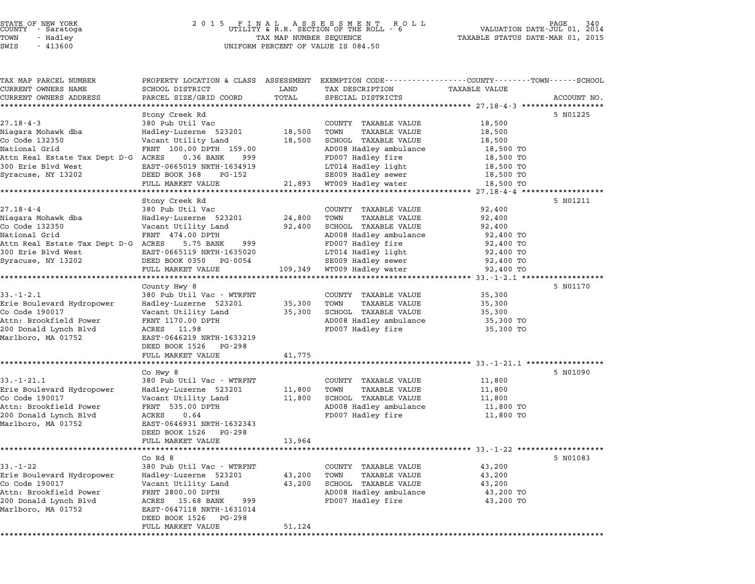STATE OF NEW YORK
COUNTY - Saratoga
TOWN - Hadley
SWIS - 413600

2 0 1 5 F I N A L A S S E S S M E N T R O L L
UTILITY & R.R. SECTION OF THE ROLL - 6
TAX MAP NUMBER SEQUENCE
UNIFORM PERCENT OF VALUE IS 084.50

VALUATION DATE-JUL 01, 2014
TAXABLE STATUS DATE-MAR 01, 2015

| TAX MAP PARCEL NUMBER<br>CURRENT OWNERS NAME<br>CURRENT OWNERS ADDRESS | PROPERTY LOCATION & CLASS<br>SCHOOL DISTRICT<br>PARCEL SIZE/GRID COORD | ASSESSMENT<br>LAND<br>TOTAL | EXEMPTION CODE---COUNTY---TOWN---SCHOOL<br>TAX DESCRIPTION<br>SPECIAL DISTRICTS | TAXABLE VALUE | ACCOUNT NO. |
|---|---|---|---|---|---|
| | Stony Creek Rd | | | | 5 N01225 |
| 27.18-4-3 | 380 Pub Util Vac | | COUNTY TAXABLE VALUE | 18,500 | |
| Niagara Mohawk dba | Hadley-Luzerne 523201 | 18,500 | TOWN TAXABLE VALUE | 18,500 | |
| Co Code 132350 | Vacant Utility Land | 18,500 | SCHOOL TAXABLE VALUE | 18,500 | |
| National Grid | FRNT 100.00 DPTH 159.00 | | AD008 Hadley ambulance | 18,500 TO | |
| Attn Real Estate Tax Dept D-G | ACRES 0.36 BANK 999 | | FD007 Hadley fire | 18,500 TO | |
| 300 Erie Blvd West | EAST-0665019 NRTH-1634919 | | LT014 Hadley light | 18,500 TO | |
| Syracuse, NY 13202 | DEED BOOK 368 PG-152 | | SE009 Hadley sewer | 18,500 TO | |
| | FULL MARKET VALUE | 21,893 | WT009 Hadley water | 18,500 TO | |
| | Stony Creek Rd | | | | 5 N01211 |
| 27.18-4-4 | 380 Pub Util Vac | | COUNTY TAXABLE VALUE | 92,400 | |
| Niagara Mohawk dba | Hadley-Luzerne 523201 | 24,800 | TOWN TAXABLE VALUE | 92,400 | |
| Co Code 132350 | Vacant Utility Land | 92,400 | SCHOOL TAXABLE VALUE | 92,400 | |
| National Grid | FRNT 474.00 DPTH | | AD008 Hadley ambulance | 92,400 TO | |
| Attn Real Estate Tax Dept D-G | ACRES 5.75 BANK 999 | | FD007 Hadley fire | 92,400 TO | |
| 300 Erie Blvd West | EAST-0665119 NRTH-1635020 | | LT014 Hadley light | 92,400 TO | |
| Syracuse, NY 13202 | DEED BOOK 0350 PG-0054 | | SE009 Hadley sewer | 92,400 TO | |
| | FULL MARKET VALUE | 109,349 | WT009 Hadley water | 92,400 TO | |
| | County Hwy 8 | | | | 5 N01170 |
| 33.-1-2.1 | 380 Pub Util Vac - WTRFNT | | COUNTY TAXABLE VALUE | 35,300 | |
| Erie Boulevard Hydropower | Hadley-Luzerne 523201 | 35,300 | TOWN TAXABLE VALUE | 35,300 | |
| Co Code 190017 | Vacant Utility Land | 35,300 | SCHOOL TAXABLE VALUE | 35,300 | |
| Attn: Brookfield Power | FRNT 1170.00 DPTH | | AD008 Hadley ambulance | 35,300 TO | |
| 200 Donald Lynch Blvd | ACRES 11.98 | | FD007 Hadley fire | 35,300 TO | |
| Marlboro, MA 01752 | EAST-0646219 NRTH-1633219 | | | | |
| | DEED BOOK 1526 PG-298 | | | | |
| | FULL MARKET VALUE | 41,775 | | | |
| | Co Hwy 8 | | | | 5 N01090 |
| 33.-1-21.1 | 380 Pub Util Vac - WTRFNT | | COUNTY TAXABLE VALUE | 11,800 | |
| Erie Boulevard Hydropower | Hadley-Luzerne 523201 | 11,800 | TOWN TAXABLE VALUE | 11,800 | |
| Co Code 190017 | Vacant Utility Land | 11,800 | SCHOOL TAXABLE VALUE | 11,800 | |
| Attn: Brookfield Power | FRNT 535.00 DPTH | | AD008 Hadley ambulance | 11,800 TO | |
| 200 Donald Lynch Blvd | ACRES 0.64 | | FD007 Hadley fire | 11,800 TO | |
| Marlboro, MA 01752 | EAST-0646931 NRTH-1632343 | | | | |
| | DEED BOOK 1526 PG-298 | | | | |
| | FULL MARKET VALUE | 13,964 | | | |
| | Co Rd 8 | | | | 5 N01083 |
| 33.-1-22 | 380 Pub Util Vac - WTRFNT | | COUNTY TAXABLE VALUE | 43,200 | |
| Erie Boulevard Hydropower | Hadley-Luzerne 523201 | 43,200 | TOWN TAXABLE VALUE | 43,200 | |
| Co Code 190017 | Vacant Utility Land | 43,200 | SCHOOL TAXABLE VALUE | 43,200 | |
| Attn: Brookfield Power | FRNT 2800.00 DPTH | | AD008 Hadley ambulance | 43,200 TO | |
| 200 Donald Lynch Blvd | ACRES 15.68 BANK 999 | | FD007 Hadley fire | 43,200 TO | |
| Marlboro, MA 01752 | EAST-0647118 NRTH-1631014 | | | | |
| | DEED BOOK 1526 PG-298 | | | | |
| | FULL MARKET VALUE | 51,124 | | | |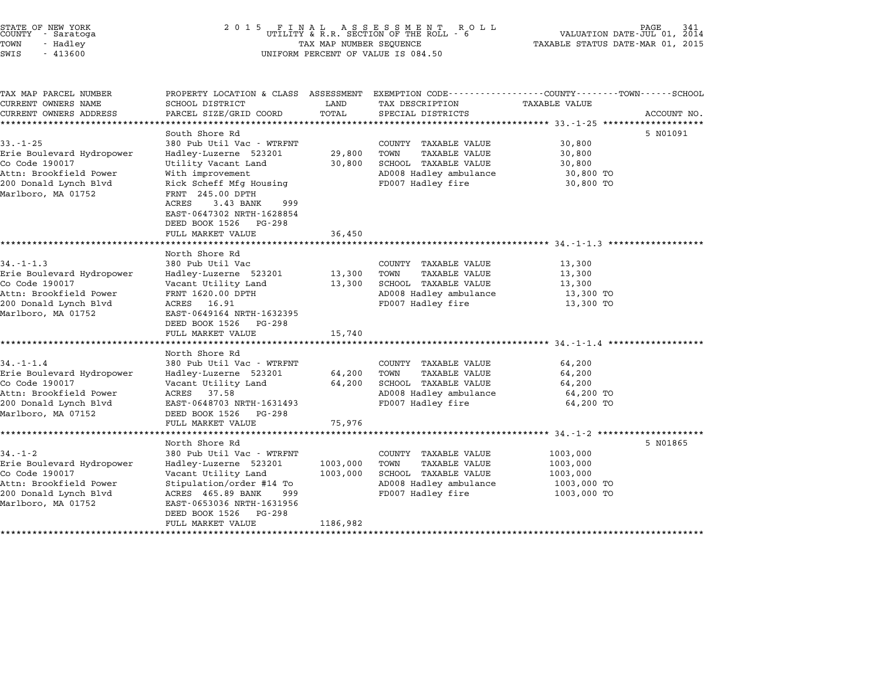STATE OF NEW YORK
COUNTY - Saratoga
TOWN - Hadley
SWIS - 413600

2 0 1 5 F I N A L A S S E S S M E N T R O L L
UTILITY & R.R. SECTION OF THE ROLL - 6
TAX MAP NUMBER SEQUENCE
UNIFORM PERCENT OF VALUE IS 084.50

VALUATION DATE-JUL 01, 2014
TAXABLE STATUS DATE-MAR 01, 2015

| TAX MAP PARCEL NUMBER / CURRENT OWNERS NAME / CURRENT OWNERS ADDRESS | PROPERTY LOCATION & CLASS / SCHOOL DISTRICT / PARCEL SIZE/GRID COORD | ASSESSMENT LAND | TOTAL | EXEMPTION CODE / TAX DESCRIPTION / SPECIAL DISTRICTS | TAXABLE VALUE (COUNTY / TOWN / SCHOOL) | ACCOUNT NO. |
|---|---|---|---|---|---|---|
| **33.-1-25** | South Shore Rd | | | | | 5 N01091 |
| 33.-1-25 | 380 Pub Util Vac - WTRFNT | | | COUNTY TAXABLE VALUE | 30,800 | |
| Erie Boulevard Hydropower | Hadley-Luzerne 523201 | 29,800 | | TOWN TAXABLE VALUE | 30,800 | |
| Co Code 190017 | Utility Vacant Land | | 30,800 | SCHOOL TAXABLE VALUE | 30,800 | |
| Attn: Brookfield Power | With improvement | | | AD008 Hadley ambulance | 30,800 TO | |
| 200 Donald Lynch Blvd | Rick Scheff Mfg Housing | | | FD007 Hadley fire | 30,800 TO | |
| Marlboro, MA 01752 | FRNT 245.00 DPTH | | | | | |
| | ACRES 3.43 BANK 999 | | | | | |
| | EAST-0647302 NRTH-1628854 | | | | | |
| | DEED BOOK 1526 PG-298 | | | | | |
| | FULL MARKET VALUE | | 36,450 | | | |
| **34.-1-1.3** | North Shore Rd | | | | | |
| 34.-1-1.3 | 380 Pub Util Vac | | | COUNTY TAXABLE VALUE | 13,300 | |
| Erie Boulevard Hydropower | Hadley-Luzerne 523201 | 13,300 | | TOWN TAXABLE VALUE | 13,300 | |
| Co Code 190017 | Vacant Utility Land | | 13,300 | SCHOOL TAXABLE VALUE | 13,300 | |
| Attn: Brookfield Power | FRNT 1620.00 DPTH | | | AD008 Hadley ambulance | 13,300 TO | |
| 200 Donald Lynch Blvd | ACRES 16.91 | | | FD007 Hadley fire | 13,300 TO | |
| Marlboro, MA 01752 | EAST-0649164 NRTH-1632395 | | | | | |
| | DEED BOOK 1526 PG-298 | | | | | |
| | FULL MARKET VALUE | | 15,740 | | | |
| **34.-1-1.4** | North Shore Rd | | | | | |
| 34.-1-1.4 | 380 Pub Util Vac - WTRFNT | | | COUNTY TAXABLE VALUE | 64,200 | |
| Erie Boulevard Hydropower | Hadley-Luzerne 523201 | 64,200 | | TOWN TAXABLE VALUE | 64,200 | |
| Co Code 190017 | Vacant Utility Land | | 64,200 | SCHOOL TAXABLE VALUE | 64,200 | |
| Attn: Brookfield Power | ACRES 37.58 | | | AD008 Hadley ambulance | 64,200 TO | |
| 200 Donald Lynch Blvd | EAST-0648703 NRTH-1631493 | | | FD007 Hadley fire | 64,200 TO | |
| Marlboro, MA 07152 | DEED BOOK 1526 PG-298 | | | | | |
| | FULL MARKET VALUE | | 75,976 | | | |
| **34.-1-2** | North Shore Rd | | | | | 5 N01865 |
| 34.-1-2 | 380 Pub Util Vac - WTRFNT | | | COUNTY TAXABLE VALUE | 1003,000 | |
| Erie Boulevard Hydropower | Hadley-Luzerne 523201 | 1003,000 | | TOWN TAXABLE VALUE | 1003,000 | |
| Co Code 190017 | Vacant Utility Land | | 1003,000 | SCHOOL TAXABLE VALUE | 1003,000 | |
| Attn: Brookfield Power | Stipulation/order #14 To | | | AD008 Hadley ambulance | 1003,000 TO | |
| 200 Donald Lynch Blvd | ACRES 465.89 BANK 999 | | | FD007 Hadley fire | 1003,000 TO | |
| Marlboro, MA 01752 | EAST-0653036 NRTH-1631956 | | | | | |
| | DEED BOOK 1526 PG-298 | | | | | |
| | FULL MARKET VALUE | | 1186,982 | | | |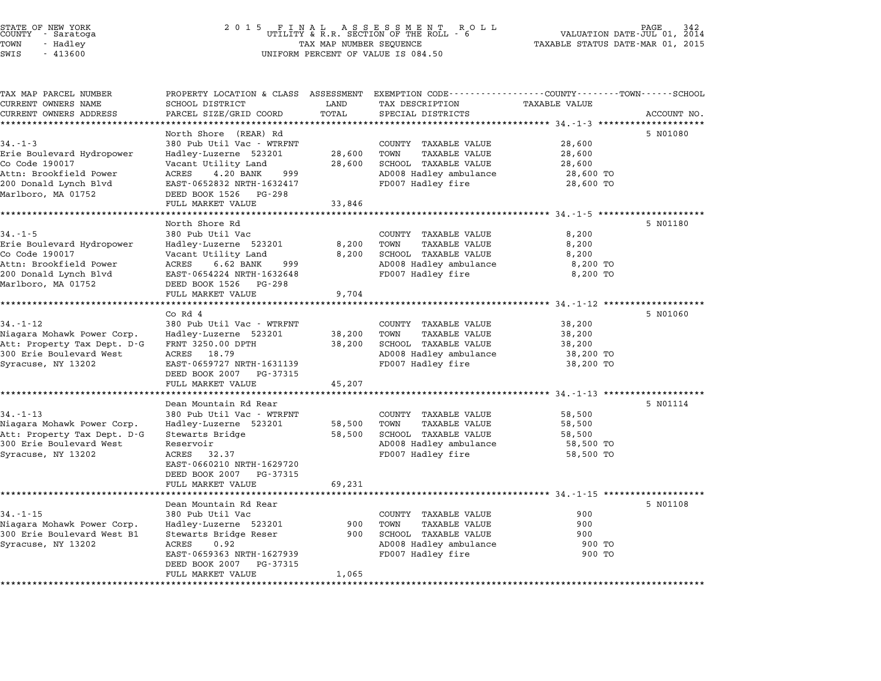STATE OF NEW YORK
COUNTY - Saratoga
TOWN - Hadley
SWIS - 413600

2015 FINAL ASSESSMENT ROLL
UTILITY & R.R. SECTION OF THE ROLL - 6
TAX MAP NUMBER SEQUENCE
UNIFORM PERCENT OF VALUE IS 084.50

VALUATION DATE-JUL 01, 2014
TAXABLE STATUS DATE-MAR 01, 2015

| TAX MAP PARCEL NUMBER / CURRENT OWNERS NAME / CURRENT OWNERS ADDRESS | PROPERTY LOCATION & CLASS / SCHOOL DISTRICT / PARCEL SIZE/GRID COORD | ASSESSMENT LAND / TOTAL | EXEMPTION CODE / TAX DESCRIPTION / SPECIAL DISTRICTS | TAXABLE VALUE | ACCOUNT NO. |
|---|---|---|---|---|---|
| **34.-1-3** | North Shore (REAR) Rd | | | | 5 N01080 |
| 34.-1-3 | 380 Pub Util Vac - WTRFNT | | COUNTY TAXABLE VALUE | 28,600 | |
| Erie Boulevard Hydropower | Hadley-Luzerne 523201 | 28,600 | TOWN TAXABLE VALUE | 28,600 | |
| Co Code 190017 | Vacant Utility Land | 28,600 | SCHOOL TAXABLE VALUE | 28,600 | |
| Attn: Brookfield Power | ACRES 4.20 BANK 999 | | AD008 Hadley ambulance | 28,600 TO | |
| 200 Donald Lynch Blvd | EAST-0652832 NRTH-1632417 | | FD007 Hadley fire | 28,600 TO | |
| Marlboro, MA 01752 | DEED BOOK 1526 PG-298 | | | | |
| | FULL MARKET VALUE | 33,846 | | | |
| **34.-1-5** | North Shore Rd | | | | 5 N01180 |
| 34.-1-5 | 380 Pub Util Vac | | COUNTY TAXABLE VALUE | 8,200 | |
| Erie Boulevard Hydropower | Hadley-Luzerne 523201 | 8,200 | TOWN TAXABLE VALUE | 8,200 | |
| Co Code 190017 | Vacant Utility Land | 8,200 | SCHOOL TAXABLE VALUE | 8,200 | |
| Attn: Brookfield Power | ACRES 6.62 BANK 999 | | AD008 Hadley ambulance | 8,200 TO | |
| 200 Donald Lynch Blvd | EAST-0654224 NRTH-1632648 | | FD007 Hadley fire | 8,200 TO | |
| Marlboro, MA 01752 | DEED BOOK 1526 PG-298 | | | | |
| | FULL MARKET VALUE | 9,704 | | | |
| **34.-1-12** | Co Rd 4 | | | | 5 N01060 |
| 34.-1-12 | 380 Pub Util Vac - WTRFNT | | COUNTY TAXABLE VALUE | 38,200 | |
| Niagara Mohawk Power Corp. | Hadley-Luzerne 523201 | 38,200 | TOWN TAXABLE VALUE | 38,200 | |
| Att: Property Tax Dept. D-G | FRNT 3250.00 DPTH | 38,200 | SCHOOL TAXABLE VALUE | 38,200 | |
| 300 Erie Boulevard West | ACRES 18.79 | | AD008 Hadley ambulance | 38,200 TO | |
| Syracuse, NY 13202 | EAST-0659727 NRTH-1631139 | | FD007 Hadley fire | 38,200 TO | |
| | DEED BOOK 2007 PG-37315 | | | | |
| | FULL MARKET VALUE | 45,207 | | | |
| **34.-1-13** | Dean Mountain Rd Rear | | | | 5 N01114 |
| 34.-1-13 | 380 Pub Util Vac - WTRFNT | | COUNTY TAXABLE VALUE | 58,500 | |
| Niagara Mohawk Power Corp. | Hadley-Luzerne 523201 | 58,500 | TOWN TAXABLE VALUE | 58,500 | |
| Att: Property Tax Dept. D-G | Stewarts Bridge | 58,500 | SCHOOL TAXABLE VALUE | 58,500 | |
| 300 Erie Boulevard West | Reservoir | | AD008 Hadley ambulance | 58,500 TO | |
| Syracuse, NY 13202 | ACRES 32.37 | | FD007 Hadley fire | 58,500 TO | |
| | EAST-0660210 NRTH-1629720 | | | | |
| | DEED BOOK 2007 PG-37315 | | | | |
| | FULL MARKET VALUE | 69,231 | | | |
| **34.-1-15** | Dean Mountain Rd Rear | | | | 5 N01108 |
| 34.-1-15 | 380 Pub Util Vac | | COUNTY TAXABLE VALUE | 900 | |
| Niagara Mohawk Power Corp. | Hadley-Luzerne 523201 | 900 | TOWN TAXABLE VALUE | 900 | |
| 300 Erie Boulevard West B1 | Stewarts Bridge Reser | 900 | SCHOOL TAXABLE VALUE | 900 | |
| Syracuse, NY 13202 | ACRES 0.92 | | AD008 Hadley ambulance | 900 TO | |
| | EAST-0659363 NRTH-1627939 | | FD007 Hadley fire | 900 TO | |
| | DEED BOOK 2007 PG-37315 | | | | |
| | FULL MARKET VALUE | 1,065 | | | |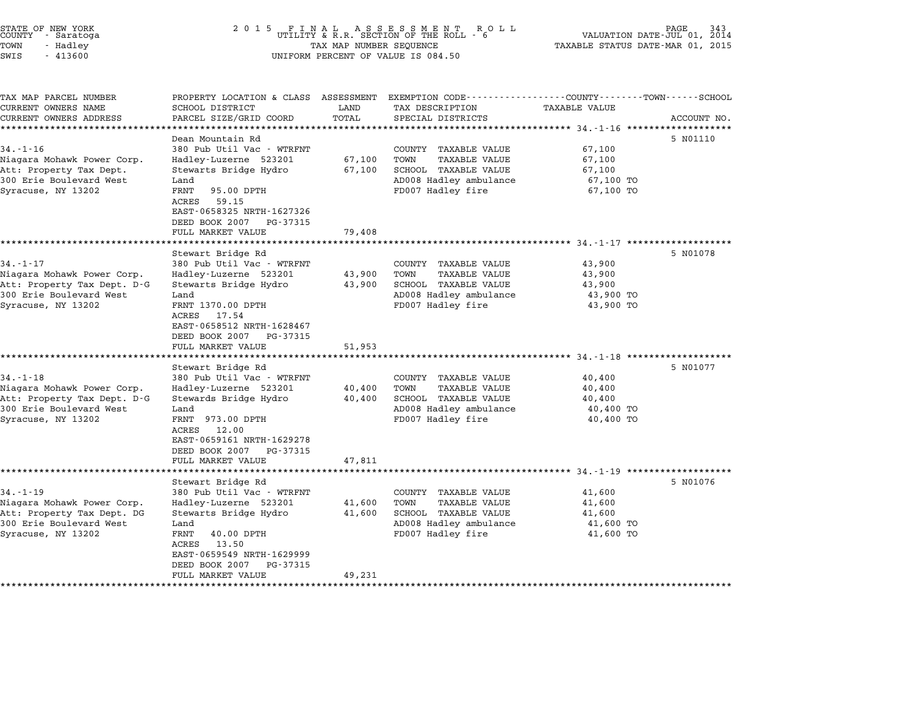STATE OF NEW YORK
COUNTY - Saratoga
TOWN - Hadley
SWIS - 413600

2 0 1 5 F I N A L A S S E S S M E N T R O L L
UTILITY & R.R. SECTION OF THE ROLL - 6
TAX MAP NUMBER SEQUENCE
UNIFORM PERCENT OF VALUE IS 084.50

VALUATION DATE-JUL 01, 2014
TAXABLE STATUS DATE-MAR 01, 2015

| TAX MAP PARCEL NUMBER / CURRENT OWNERS NAME / CURRENT OWNERS ADDRESS | PROPERTY LOCATION & CLASS / SCHOOL DISTRICT / PARCEL SIZE/GRID COORD | ASSESSMENT LAND | TOTAL | EXEMPTION CODE / TAX DESCRIPTION / SPECIAL DISTRICTS | TAXABLE VALUE (COUNTY--TOWN--SCHOOL) | ACCOUNT NO. |
|---|---|---|---|---|---|---|
| **34.-1-16** | Dean Mountain Rd | | | | | 5 N01110 |
| 34.-1-16 | 380 Pub Util Vac - WTRFNT | | | COUNTY TAXABLE VALUE | 67,100 | |
| Niagara Mohawk Power Corp. | Hadley-Luzerne 523201 | 67,100 | | TOWN TAXABLE VALUE | 67,100 | |
| Att: Property Tax Dept. | Stewarts Bridge Hydro | | 67,100 | SCHOOL TAXABLE VALUE | 67,100 | |
| 300 Erie Boulevard West | Land | | | AD008 Hadley ambulance | 67,100 TO | |
| Syracuse, NY 13202 | FRNT 95.00 DPTH | | | FD007 Hadley fire | 67,100 TO | |
| | ACRES 59.15 | | | | | |
| | EAST-0658325 NRTH-1627326 | | | | | |
| | DEED BOOK 2007 PG-37315 | | | | | |
| | FULL MARKET VALUE | | 79,408 | | | |
| **34.-1-17** | Stewart Bridge Rd | | | | | 5 N01078 |
| 34.-1-17 | 380 Pub Util Vac - WTRFNT | | | COUNTY TAXABLE VALUE | 43,900 | |
| Niagara Mohawk Power Corp. | Hadley-Luzerne 523201 | 43,900 | | TOWN TAXABLE VALUE | 43,900 | |
| Att: Property Tax Dept. D-G | Stewarts Bridge Hydro | | 43,900 | SCHOOL TAXABLE VALUE | 43,900 | |
| 300 Erie Boulevard West | Land | | | AD008 Hadley ambulance | 43,900 TO | |
| Syracuse, NY 13202 | FRNT 1370.00 DPTH | | | FD007 Hadley fire | 43,900 TO | |
| | ACRES 17.54 | | | | | |
| | EAST-0658512 NRTH-1628467 | | | | | |
| | DEED BOOK 2007 PG-37315 | | | | | |
| | FULL MARKET VALUE | | 51,953 | | | |
| **34.-1-18** | Stewart Bridge Rd | | | | | 5 N01077 |
| 34.-1-18 | 380 Pub Util Vac - WTRFNT | | | COUNTY TAXABLE VALUE | 40,400 | |
| Niagara Mohawk Power Corp. | Hadley-Luzerne 523201 | 40,400 | | TOWN TAXABLE VALUE | 40,400 | |
| Att: Property Tax Dept. D-G | Stewards Bridge Hydro | | 40,400 | SCHOOL TAXABLE VALUE | 40,400 | |
| 300 Erie Boulevard West | Land | | | AD008 Hadley ambulance | 40,400 TO | |
| Syracuse, NY 13202 | FRNT 973.00 DPTH | | | FD007 Hadley fire | 40,400 TO | |
| | ACRES 12.00 | | | | | |
| | EAST-0659161 NRTH-1629278 | | | | | |
| | DEED BOOK 2007 PG-37315 | | | | | |
| | FULL MARKET VALUE | | 47,811 | | | |
| **34.-1-19** | Stewart Bridge Rd | | | | | 5 N01076 |
| 34.-1-19 | 380 Pub Util Vac - WTRFNT | | | COUNTY TAXABLE VALUE | 41,600 | |
| Niagara Mohawk Power Corp. | Hadley-Luzerne 523201 | 41,600 | | TOWN TAXABLE VALUE | 41,600 | |
| Att: Property Tax Dept. DG | Stewarts Bridge Hydro | | 41,600 | SCHOOL TAXABLE VALUE | 41,600 | |
| 300 Erie Boulevard West | Land | | | AD008 Hadley ambulance | 41,600 TO | |
| Syracuse, NY 13202 | FRNT 40.00 DPTH | | | FD007 Hadley fire | 41,600 TO | |
| | ACRES 13.50 | | | | | |
| | EAST-0659549 NRTH-1629999 | | | | | |
| | DEED BOOK 2007 PG-37315 | | | | | |
| | FULL MARKET VALUE | | 49,231 | | | |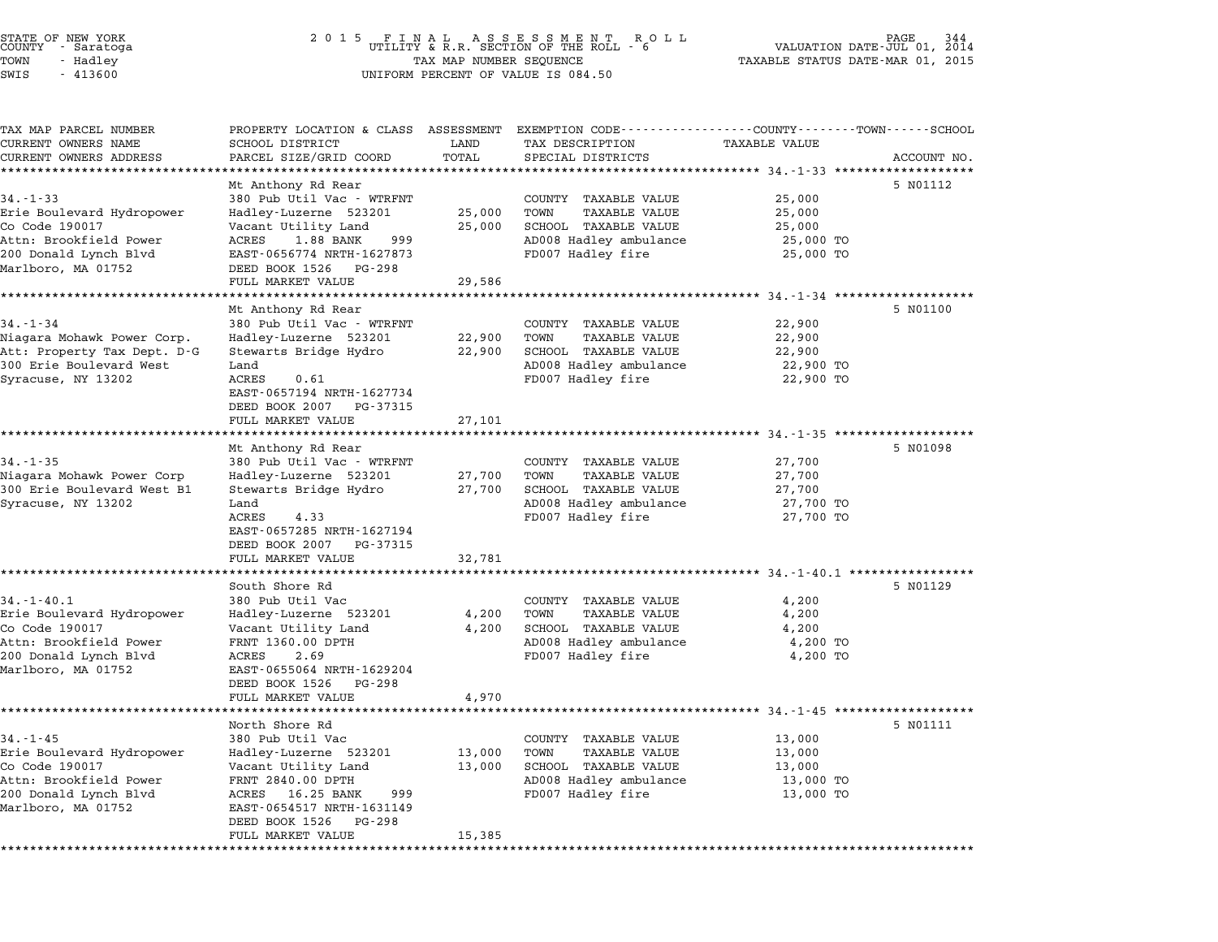STATE OF NEW YORK
COUNTY - Saratoga
TOWN - Hadley
SWIS - 413600

2 0 1 5 F I N A L A S S E S S M E N T R O L L
UTILITY & R.R. SECTION OF THE ROLL - 6
TAX MAP NUMBER SEQUENCE
UNIFORM PERCENT OF VALUE IS 084.50

VALUATION DATE-JUL 01, 2014
TAXABLE STATUS DATE-MAR 01, 2015

| TAX MAP PARCEL NUMBER / CURRENT OWNERS NAME / CURRENT OWNERS ADDRESS | PROPERTY LOCATION & CLASS / SCHOOL DISTRICT / PARCEL SIZE/GRID COORD | ASSESSMENT LAND | TOTAL | EXEMPTION CODE / TAX DESCRIPTION / SPECIAL DISTRICTS | TAXABLE VALUE | ACCOUNT NO. |
|---|---|---|---|---|---|---|
| | Mt Anthony Rd Rear | | | | | 5 N01112 |
| 34.-1-33 | 380 Pub Util Vac - WTRFNT | | | COUNTY TAXABLE VALUE | 25,000 | |
| Erie Boulevard Hydropower | Hadley-Luzerne 523201 | 25,000 | | TOWN TAXABLE VALUE | 25,000 | |
| Co Code 190017 | Vacant Utility Land | | 25,000 | SCHOOL TAXABLE VALUE | 25,000 | |
| Attn: Brookfield Power | ACRES 1.88 BANK 999 | | | AD008 Hadley ambulance | 25,000 TO | |
| 200 Donald Lynch Blvd | EAST-0656774 NRTH-1627873 | | | FD007 Hadley fire | 25,000 TO | |
| Marlboro, MA 01752 | DEED BOOK 1526 PG-298 | | | | | |
| | FULL MARKET VALUE | | 29,586 | | | |
| | Mt Anthony Rd Rear | | | | | 5 N01100 |
| 34.-1-34 | 380 Pub Util Vac - WTRFNT | | | COUNTY TAXABLE VALUE | 22,900 | |
| Niagara Mohawk Power Corp. | Hadley-Luzerne 523201 | 22,900 | | TOWN TAXABLE VALUE | 22,900 | |
| Att: Property Tax Dept. D-G | Stewarts Bridge Hydro | | 22,900 | SCHOOL TAXABLE VALUE | 22,900 | |
| 300 Erie Boulevard West | Land | | | AD008 Hadley ambulance | 22,900 TO | |
| Syracuse, NY 13202 | ACRES 0.61 | | | FD007 Hadley fire | 22,900 TO | |
| | EAST-0657194 NRTH-1627734 | | | | | |
| | DEED BOOK 2007 PG-37315 | | | | | |
| | FULL MARKET VALUE | | 27,101 | | | |
| | Mt Anthony Rd Rear | | | | | 5 N01098 |
| 34.-1-35 | 380 Pub Util Vac - WTRFNT | | | COUNTY TAXABLE VALUE | 27,700 | |
| Niagara Mohawk Power Corp | Hadley-Luzerne 523201 | 27,700 | | TOWN TAXABLE VALUE | 27,700 | |
| 300 Erie Boulevard West B1 | Stewarts Bridge Hydro | | 27,700 | SCHOOL TAXABLE VALUE | 27,700 | |
| Syracuse, NY 13202 | Land | | | AD008 Hadley ambulance | 27,700 TO | |
| | ACRES 4.33 | | | FD007 Hadley fire | 27,700 TO | |
| | EAST-0657285 NRTH-1627194 | | | | | |
| | DEED BOOK 2007 PG-37315 | | | | | |
| | FULL MARKET VALUE | | 32,781 | | | |
| | South Shore Rd | | | | | 5 N01129 |
| 34.-1-40.1 | 380 Pub Util Vac | | | COUNTY TAXABLE VALUE | 4,200 | |
| Erie Boulevard Hydropower | Hadley-Luzerne 523201 | 4,200 | | TOWN TAXABLE VALUE | 4,200 | |
| Co Code 190017 | Vacant Utility Land | | 4,200 | SCHOOL TAXABLE VALUE | 4,200 | |
| Attn: Brookfield Power | FRNT 1360.00 DPTH | | | AD008 Hadley ambulance | 4,200 TO | |
| 200 Donald Lynch Blvd | ACRES 2.69 | | | FD007 Hadley fire | 4,200 TO | |
| Marlboro, MA 01752 | EAST-0655064 NRTH-1629204 | | | | | |
| | DEED BOOK 1526 PG-298 | | | | | |
| | FULL MARKET VALUE | | 4,970 | | | |
| | North Shore Rd | | | | | 5 N01111 |
| 34.-1-45 | 380 Pub Util Vac | | | COUNTY TAXABLE VALUE | 13,000 | |
| Erie Boulevard Hydropower | Hadley-Luzerne 523201 | 13,000 | | TOWN TAXABLE VALUE | 13,000 | |
| Co Code 190017 | Vacant Utility Land | | 13,000 | SCHOOL TAXABLE VALUE | 13,000 | |
| Attn: Brookfield Power | FRNT 2840.00 DPTH | | | AD008 Hadley ambulance | 13,000 TO | |
| 200 Donald Lynch Blvd | ACRES 16.25 BANK 999 | | | FD007 Hadley fire | 13,000 TO | |
| Marlboro, MA 01752 | EAST-0654517 NRTH-1631149 | | | | | |
| | DEED BOOK 1526 PG-298 | | | | | |
| | FULL MARKET VALUE | | 15,385 | | | |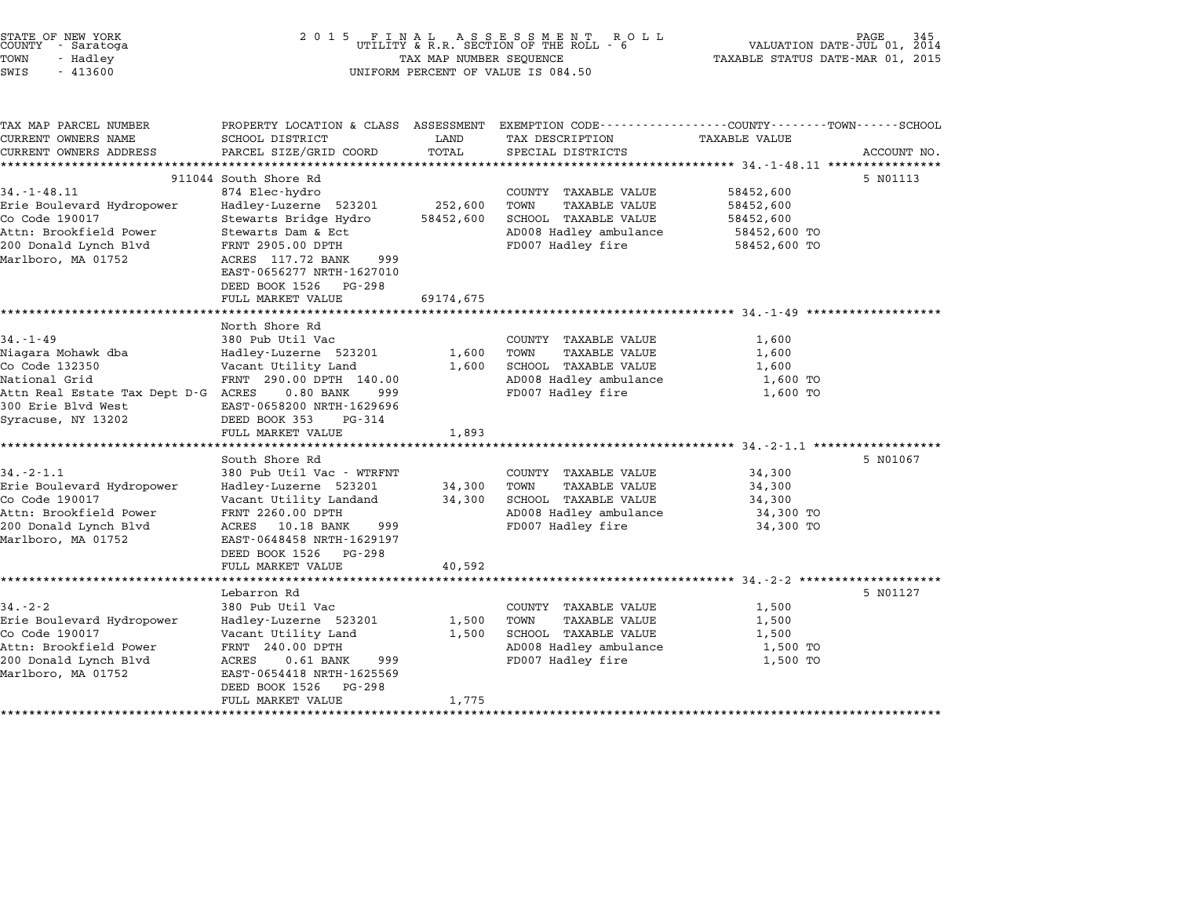STATE OF NEW YORK
COUNTY - Saratoga
TOWN - Hadley
SWIS - 413600

2015 FINAL ASSESSMENT ROLL
UTILITY & R.R. SECTION OF THE ROLL - 6
TAX MAP NUMBER SEQUENCE
UNIFORM PERCENT OF VALUE IS 084.50

VALUATION DATE-JUL 01, 2014
TAXABLE STATUS DATE-MAR 01, 2015

| TAX MAP PARCEL NUMBER / CURRENT OWNERS NAME / CURRENT OWNERS ADDRESS | PROPERTY LOCATION & CLASS / SCHOOL DISTRICT / PARCEL SIZE/GRID COORD | ASSESSMENT LAND / TOTAL | EXEMPTION CODE / TAX DESCRIPTION / SPECIAL DISTRICTS | TAXABLE VALUE (COUNTY / TOWN / SCHOOL) | ACCOUNT NO. |
|---|---|---|---|---|---|
| | 911044 South Shore Rd | | | | 5 N01113 |
| 34.-1-48.11 | 874 Elec-hydro | | COUNTY TAXABLE VALUE | 58452,600 | |
| Erie Boulevard Hydropower | Hadley-Luzerne 523201 | 252,600 | TOWN TAXABLE VALUE | 58452,600 | |
| Co Code 190017 | Stewarts Bridge Hydro | 58452,600 | SCHOOL TAXABLE VALUE | 58452,600 | |
| Attn: Brookfield Power | Stewarts Dam & Ect | | AD008 Hadley ambulance | 58452,600 TO | |
| 200 Donald Lynch Blvd | FRNT 2905.00 DPTH | | FD007 Hadley fire | 58452,600 TO | |
| Marlboro, MA 01752 | ACRES 117.72 BANK 999 | | | | |
| | EAST-0656277 NRTH-1627010 | | | | |
| | DEED BOOK 1526 PG-298 | | | | |
| | FULL MARKET VALUE | 69174,675 | | | |
| | North Shore Rd | | | | |
| 34.-1-49 | 380 Pub Util Vac | | COUNTY TAXABLE VALUE | 1,600 | |
| Niagara Mohawk dba | Hadley-Luzerne 523201 | 1,600 | TOWN TAXABLE VALUE | 1,600 | |
| Co Code 132350 | Vacant Utility Land | 1,600 | SCHOOL TAXABLE VALUE | 1,600 | |
| National Grid | FRNT 290.00 DPTH 140.00 | | AD008 Hadley ambulance | 1,600 TO | |
| Attn Real Estate Tax Dept D-G | ACRES 0.80 BANK 999 | | FD007 Hadley fire | 1,600 TO | |
| 300 Erie Blvd West | EAST-0658200 NRTH-1629696 | | | | |
| Syracuse, NY 13202 | DEED BOOK 353 PG-314 | | | | |
| | FULL MARKET VALUE | 1,893 | | | |
| | South Shore Rd | | | | 5 N01067 |
| 34.-2-1.1 | 380 Pub Util Vac - WTRFNT | | COUNTY TAXABLE VALUE | 34,300 | |
| Erie Boulevard Hydropower | Hadley-Luzerne 523201 | 34,300 | TOWN TAXABLE VALUE | 34,300 | |
| Co Code 190017 | Vacant Utility Landand | 34,300 | SCHOOL TAXABLE VALUE | 34,300 | |
| Attn: Brookfield Power | FRNT 2260.00 DPTH | | AD008 Hadley ambulance | 34,300 TO | |
| 200 Donald Lynch Blvd | ACRES 10.18 BANK 999 | | FD007 Hadley fire | 34,300 TO | |
| Marlboro, MA 01752 | EAST-0648458 NRTH-1629197 | | | | |
| | DEED BOOK 1526 PG-298 | | | | |
| | FULL MARKET VALUE | 40,592 | | | |
| | Lebarron Rd | | | | 5 N01127 |
| 34.-2-2 | 380 Pub Util Vac | | COUNTY TAXABLE VALUE | 1,500 | |
| Erie Boulevard Hydropower | Hadley-Luzerne 523201 | 1,500 | TOWN TAXABLE VALUE | 1,500 | |
| Co Code 190017 | Vacant Utility Land | 1,500 | SCHOOL TAXABLE VALUE | 1,500 | |
| Attn: Brookfield Power | FRNT 240.00 DPTH | | AD008 Hadley ambulance | 1,500 TO | |
| 200 Donald Lynch Blvd | ACRES 0.61 BANK 999 | | FD007 Hadley fire | 1,500 TO | |
| Marlboro, MA 01752 | EAST-0654418 NRTH-1625569 | | | | |
| | DEED BOOK 1526 PG-298 | | | | |
| | FULL MARKET VALUE | 1,775 | | | |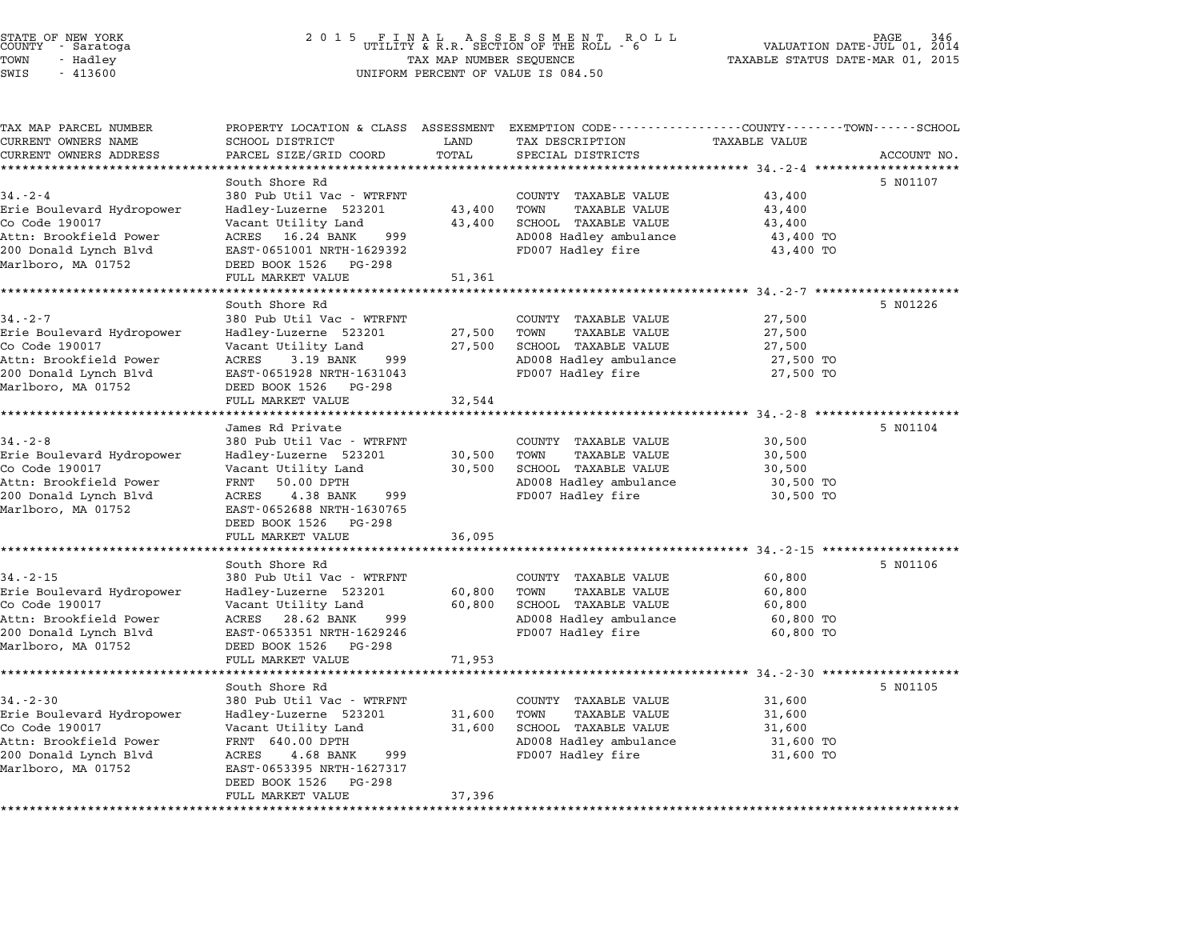STATE OF NEW YORK
COUNTY - Saratoga
TOWN - Hadley
SWIS - 413600

2015 FINAL ASSESSMENT ROLL
UTILITY & R.R. SECTION OF THE ROLL - 6
TAX MAP NUMBER SEQUENCE
UNIFORM PERCENT OF VALUE IS 084.50

VALUATION DATE-JUL 01, 2014
TAXABLE STATUS DATE-MAR 01, 2015

| TAX MAP PARCEL NUMBER / CURRENT OWNERS NAME / CURRENT OWNERS ADDRESS | PROPERTY LOCATION & CLASS / SCHOOL DISTRICT / PARCEL SIZE/GRID COORD | ASSESSMENT LAND | TOTAL | EXEMPTION CODE / TAX DESCRIPTION / SPECIAL DISTRICTS | TAXABLE VALUE (COUNTY / TOWN / SCHOOL) | ACCOUNT NO. |
|---|---|---|---|---|---|---|
| **34.-2-4** | South Shore Rd | | | | | 5 N01107 |
| 34.-2-4 | 380 Pub Util Vac - WTRFNT | | | COUNTY TAXABLE VALUE | 43,400 | |
| Erie Boulevard Hydropower | Hadley-Luzerne 523201 | 43,400 | | TOWN TAXABLE VALUE | 43,400 | |
| Co Code 190017 | Vacant Utility Land | | 43,400 | SCHOOL TAXABLE VALUE | 43,400 | |
| Attn: Brookfield Power | ACRES 16.24 BANK 999 | | | AD008 Hadley ambulance | 43,400 TO | |
| 200 Donald Lynch Blvd | EAST-0651001 NRTH-1629392 | | | FD007 Hadley fire | 43,400 TO | |
| Marlboro, MA 01752 | DEED BOOK 1526 PG-298 | | | | | |
| | FULL MARKET VALUE | | 51,361 | | | |
| **34.-2-7** | South Shore Rd | | | | | 5 N01226 |
| 34.-2-7 | 380 Pub Util Vac - WTRFNT | | | COUNTY TAXABLE VALUE | 27,500 | |
| Erie Boulevard Hydropower | Hadley-Luzerne 523201 | 27,500 | | TOWN TAXABLE VALUE | 27,500 | |
| Co Code 190017 | Vacant Utility Land | | 27,500 | SCHOOL TAXABLE VALUE | 27,500 | |
| Attn: Brookfield Power | ACRES 3.19 BANK 999 | | | AD008 Hadley ambulance | 27,500 TO | |
| 200 Donald Lynch Blvd | EAST-0651928 NRTH-1631043 | | | FD007 Hadley fire | 27,500 TO | |
| Marlboro, MA 01752 | DEED BOOK 1526 PG-298 | | | | | |
| | FULL MARKET VALUE | | 32,544 | | | |
| **34.-2-8** | James Rd Private | | | | | 5 N01104 |
| 34.-2-8 | 380 Pub Util Vac - WTRFNT | | | COUNTY TAXABLE VALUE | 30,500 | |
| Erie Boulevard Hydropower | Hadley-Luzerne 523201 | 30,500 | | TOWN TAXABLE VALUE | 30,500 | |
| Co Code 190017 | Vacant Utility Land | | 30,500 | SCHOOL TAXABLE VALUE | 30,500 | |
| Attn: Brookfield Power | FRNT 50.00 DPTH | | | AD008 Hadley ambulance | 30,500 TO | |
| 200 Donald Lynch Blvd | ACRES 4.38 BANK 999 | | | FD007 Hadley fire | 30,500 TO | |
| Marlboro, MA 01752 | EAST-0652688 NRTH-1630765 | | | | | |
| | DEED BOOK 1526 PG-298 | | | | | |
| | FULL MARKET VALUE | | 36,095 | | | |
| **34.-2-15** | South Shore Rd | | | | | 5 N01106 |
| 34.-2-15 | 380 Pub Util Vac - WTRFNT | | | COUNTY TAXABLE VALUE | 60,800 | |
| Erie Boulevard Hydropower | Hadley-Luzerne 523201 | 60,800 | | TOWN TAXABLE VALUE | 60,800 | |
| Co Code 190017 | Vacant Utility Land | | 60,800 | SCHOOL TAXABLE VALUE | 60,800 | |
| Attn: Brookfield Power | ACRES 28.62 BANK 999 | | | AD008 Hadley ambulance | 60,800 TO | |
| 200 Donald Lynch Blvd | EAST-0653351 NRTH-1629246 | | | FD007 Hadley fire | 60,800 TO | |
| Marlboro, MA 01752 | DEED BOOK 1526 PG-298 | | | | | |
| | FULL MARKET VALUE | | 71,953 | | | |
| **34.-2-30** | South Shore Rd | | | | | 5 N01105 |
| 34.-2-30 | 380 Pub Util Vac - WTRFNT | | | COUNTY TAXABLE VALUE | 31,600 | |
| Erie Boulevard Hydropower | Hadley-Luzerne 523201 | 31,600 | | TOWN TAXABLE VALUE | 31,600 | |
| Co Code 190017 | Vacant Utility Land | | 31,600 | SCHOOL TAXABLE VALUE | 31,600 | |
| Attn: Brookfield Power | FRNT 640.00 DPTH | | | AD008 Hadley ambulance | 31,600 TO | |
| 200 Donald Lynch Blvd | ACRES 4.68 BANK 999 | | | FD007 Hadley fire | 31,600 TO | |
| Marlboro, MA 01752 | EAST-0653395 NRTH-1627317 | | | | | |
| | DEED BOOK 1526 PG-298 | | | | | |
| | FULL MARKET VALUE | | 37,396 | | | |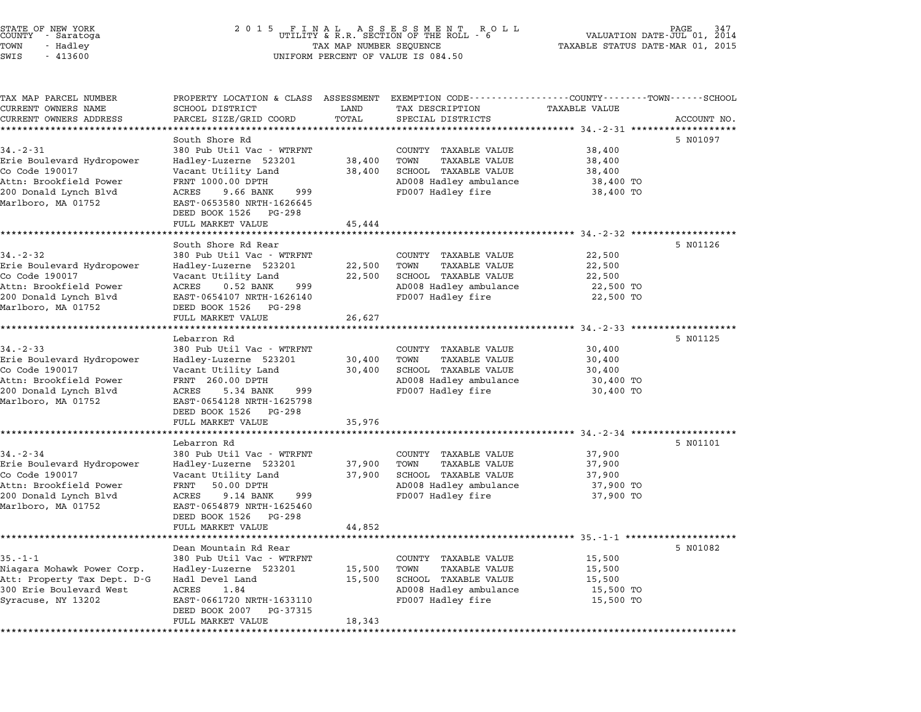STATE OF NEW YORK
COUNTY - Saratoga
TOWN - Hadley
SWIS - 413600

2 0 1 5 F I N A L A S S E S S M E N T R O L L
UTILITY & R.R. SECTION OF THE ROLL - 6
TAX MAP NUMBER SEQUENCE
UNIFORM PERCENT OF VALUE IS 084.50

VALUATION DATE-JUL 01, 2014
TAXABLE STATUS DATE-MAR 01, 2015

| TAX MAP PARCEL NUMBER / CURRENT OWNERS NAME / CURRENT OWNERS ADDRESS | PROPERTY LOCATION & CLASS / SCHOOL DISTRICT / PARCEL SIZE/GRID COORD | ASSESSMENT LAND | TOTAL | EXEMPTION CODE / TAX DESCRIPTION / SPECIAL DISTRICTS | TAXABLE VALUE (COUNTY / TOWN / SCHOOL) | ACCOUNT NO. |
|---|---|---|---|---|---|---|
| 34.-2-31 | South Shore Rd | | | | | 5 N01097 |
| | 380 Pub Util Vac - WTRFNT | | | COUNTY TAXABLE VALUE | 38,400 | |
| Erie Boulevard Hydropower | Hadley-Luzerne 523201 | 38,400 | | TOWN TAXABLE VALUE | 38,400 | |
| Co Code 190017 | Vacant Utility Land | | 38,400 | SCHOOL TAXABLE VALUE | 38,400 | |
| Attn: Brookfield Power | FRNT 1000.00 DPTH | | | AD008 Hadley ambulance | 38,400 TO | |
| 200 Donald Lynch Blvd | ACRES 9.66 BANK 999 | | | FD007 Hadley fire | 38,400 TO | |
| Marlboro, MA 01752 | EAST-0653580 NRTH-1626645 | | | | | |
| | DEED BOOK 1526 PG-298 | | | | | |
| | FULL MARKET VALUE | | 45,444 | | | |
| 34.-2-32 | South Shore Rd Rear | | | | | 5 N01126 |
| | 380 Pub Util Vac - WTRFNT | | | COUNTY TAXABLE VALUE | 22,500 | |
| Erie Boulevard Hydropower | Hadley-Luzerne 523201 | 22,500 | | TOWN TAXABLE VALUE | 22,500 | |
| Co Code 190017 | Vacant Utility Land | | 22,500 | SCHOOL TAXABLE VALUE | 22,500 | |
| Attn: Brookfield Power | ACRES 0.52 BANK 999 | | | AD008 Hadley ambulance | 22,500 TO | |
| 200 Donald Lynch Blvd | EAST-0654107 NRTH-1626140 | | | FD007 Hadley fire | 22,500 TO | |
| Marlboro, MA 01752 | DEED BOOK 1526 PG-298 | | | | | |
| | FULL MARKET VALUE | | 26,627 | | | |
| 34.-2-33 | Lebarron Rd | | | | | 5 N01125 |
| | 380 Pub Util Vac - WTRFNT | | | COUNTY TAXABLE VALUE | 30,400 | |
| Erie Boulevard Hydropower | Hadley-Luzerne 523201 | 30,400 | | TOWN TAXABLE VALUE | 30,400 | |
| Co Code 190017 | Vacant Utility Land | | 30,400 | SCHOOL TAXABLE VALUE | 30,400 | |
| Attn: Brookfield Power | FRNT 260.00 DPTH | | | AD008 Hadley ambulance | 30,400 TO | |
| 200 Donald Lynch Blvd | ACRES 5.34 BANK 999 | | | FD007 Hadley fire | 30,400 TO | |
| Marlboro, MA 01752 | EAST-0654128 NRTH-1625798 | | | | | |
| | DEED BOOK 1526 PG-298 | | | | | |
| | FULL MARKET VALUE | | 35,976 | | | |
| 34.-2-34 | Lebarron Rd | | | | | 5 N01101 |
| | 380 Pub Util Vac - WTRFNT | | | COUNTY TAXABLE VALUE | 37,900 | |
| Erie Boulevard Hydropower | Hadley-Luzerne 523201 | 37,900 | | TOWN TAXABLE VALUE | 37,900 | |
| Co Code 190017 | Vacant Utility Land | | 37,900 | SCHOOL TAXABLE VALUE | 37,900 | |
| Attn: Brookfield Power | FRNT 50.00 DPTH | | | AD008 Hadley ambulance | 37,900 TO | |
| 200 Donald Lynch Blvd | ACRES 9.14 BANK 999 | | | FD007 Hadley fire | 37,900 TO | |
| Marlboro, MA 01752 | EAST-0654879 NRTH-1625460 | | | | | |
| | DEED BOOK 1526 PG-298 | | | | | |
| | FULL MARKET VALUE | | 44,852 | | | |
| 35.-1-1 | Dean Mountain Rd Rear | | | | | 5 N01082 |
| | 380 Pub Util Vac - WTRFNT | | | COUNTY TAXABLE VALUE | 15,500 | |
| Niagara Mohawk Power Corp. | Hadley-Luzerne 523201 | 15,500 | | TOWN TAXABLE VALUE | 15,500 | |
| Att: Property Tax Dept. D-G | Hadl Devel Land | | 15,500 | SCHOOL TAXABLE VALUE | 15,500 | |
| 300 Erie Boulevard West | ACRES 1.84 | | | AD008 Hadley ambulance | 15,500 TO | |
| Syracuse, NY 13202 | EAST-0661720 NRTH-1633110 | | | FD007 Hadley fire | 15,500 TO | |
| | DEED BOOK 2007 PG-37315 | | | | | |
| | FULL MARKET VALUE | | 18,343 | | | |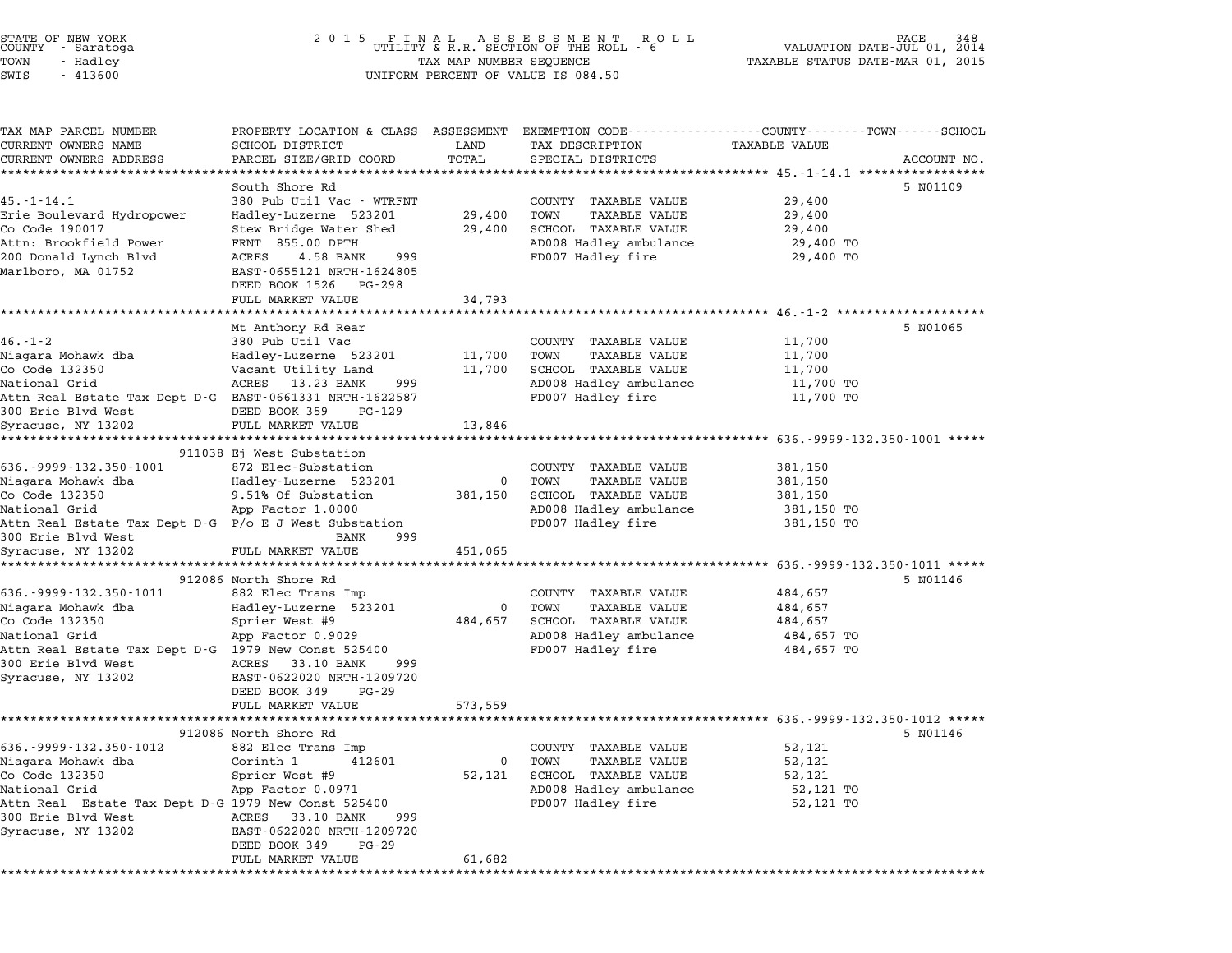STATE OF NEW YORK — COUNTY - Saratoga — TOWN - Hadley — SWIS - 413600

2015 FINAL ASSESSMENT ROLL — UTILITY & R.R. SECTION OF THE ROLL - 6 — TAX MAP NUMBER SEQUENCE — UNIFORM PERCENT OF VALUE IS 084.50

VALUATION DATE-JUL 01, 2014 — TAXABLE STATUS DATE-MAR 01, 2015

| TAX MAP PARCEL NUMBER / CURRENT OWNERS NAME / CURRENT OWNERS ADDRESS | PROPERTY LOCATION & CLASS / SCHOOL DISTRICT / PARCEL SIZE/GRID COORD | ASSESSMENT LAND | TOTAL | EXEMPTION CODE / TAX DESCRIPTION / SPECIAL DISTRICTS | TAXABLE VALUE | ACCOUNT NO. |
|---|---|---|---|---|---|---|
| **45.-1-14.1** | South Shore Rd | | | | | 5 N01109 |
| 45.-1-14.1 | 380 Pub Util Vac - WTRFNT | | | COUNTY TAXABLE VALUE | 29,400 | |
| Erie Boulevard Hydropower | Hadley-Luzerne 523201 | 29,400 | | TOWN TAXABLE VALUE | 29,400 | |
| Co Code 190017 | Stew Bridge Water Shed | | 29,400 | SCHOOL TAXABLE VALUE | 29,400 | |
| Attn: Brookfield Power | FRNT 855.00 DPTH | | | AD008 Hadley ambulance | 29,400 TO | |
| 200 Donald Lynch Blvd | ACRES 4.58 BANK 999 | | | FD007 Hadley fire | 29,400 TO | |
| Marlboro, MA 01752 | EAST-0655121 NRTH-1624805 | | | | | |
| | DEED BOOK 1526 PG-298 | | | | | |
| | FULL MARKET VALUE | | 34,793 | | | |
| **46.-1-2** | Mt Anthony Rd Rear | | | | | 5 N01065 |
| 46.-1-2 | 380 Pub Util Vac | | | COUNTY TAXABLE VALUE | 11,700 | |
| Niagara Mohawk dba | Hadley-Luzerne 523201 | 11,700 | | TOWN TAXABLE VALUE | 11,700 | |
| Co Code 132350 | Vacant Utility Land | | 11,700 | SCHOOL TAXABLE VALUE | 11,700 | |
| National Grid | ACRES 13.23 BANK 999 | | | AD008 Hadley ambulance | 11,700 TO | |
| Attn Real Estate Tax Dept D-G | EAST-0661331 NRTH-1622587 | | | FD007 Hadley fire | 11,700 TO | |
| 300 Erie Blvd West | DEED BOOK 359 PG-129 | | | | | |
| Syracuse, NY 13202 | FULL MARKET VALUE | | 13,846 | | | |
| **636.-9999-132.350-1001** | 911038 Ej West Substation | | | | | |
| 636.-9999-132.350-1001 | 872 Elec-Substation | | | COUNTY TAXABLE VALUE | 381,150 | |
| Niagara Mohawk dba | Hadley-Luzerne 523201 | 0 | | TOWN TAXABLE VALUE | 381,150 | |
| Co Code 132350 | 9.51% Of Substation | | 381,150 | SCHOOL TAXABLE VALUE | 381,150 | |
| National Grid | App Factor 1.0000 | | | AD008 Hadley ambulance | 381,150 TO | |
| Attn Real Estate Tax Dept D-G | P/o E J West Substation | | | FD007 Hadley fire | 381,150 TO | |
| 300 Erie Blvd West | BANK 999 | | | | | |
| Syracuse, NY 13202 | FULL MARKET VALUE | | 451,065 | | | |
| **636.-9999-132.350-1011** | 912086 North Shore Rd | | | | | 5 N01146 |
| 636.-9999-132.350-1011 | 882 Elec Trans Imp | | | COUNTY TAXABLE VALUE | 484,657 | |
| Niagara Mohawk dba | Hadley-Luzerne 523201 | 0 | | TOWN TAXABLE VALUE | 484,657 | |
| Co Code 132350 | Sprier West #9 | | 484,657 | SCHOOL TAXABLE VALUE | 484,657 | |
| National Grid | App Factor 0.9029 | | | AD008 Hadley ambulance | 484,657 TO | |
| Attn Real Estate Tax Dept D-G | 1979 New Const 525400 | | | FD007 Hadley fire | 484,657 TO | |
| 300 Erie Blvd West | ACRES 33.10 BANK 999 | | | | | |
| Syracuse, NY 13202 | EAST-0622020 NRTH-1209720 | | | | | |
| | DEED BOOK 349 PG-29 | | | | | |
| | FULL MARKET VALUE | | 573,559 | | | |
| **636.-9999-132.350-1012** | 912086 North Shore Rd | | | | | 5 N01146 |
| 636.-9999-132.350-1012 | 882 Elec Trans Imp | | | COUNTY TAXABLE VALUE | 52,121 | |
| Niagara Mohawk dba | Corinth 1 412601 | 0 | | TOWN TAXABLE VALUE | 52,121 | |
| Co Code 132350 | Sprier West #9 | | 52,121 | SCHOOL TAXABLE VALUE | 52,121 | |
| National Grid | App Factor 0.0971 | | | AD008 Hadley ambulance | 52,121 TO | |
| Attn Real Estate Tax Dept D-G | 1979 New Const 525400 | | | FD007 Hadley fire | 52,121 TO | |
| 300 Erie Blvd West | ACRES 33.10 BANK 999 | | | | | |
| Syracuse, NY 13202 | EAST-0622020 NRTH-1209720 | | | | | |
| | DEED BOOK 349 PG-29 | | | | | |
| | FULL MARKET VALUE | | 61,682 | | | |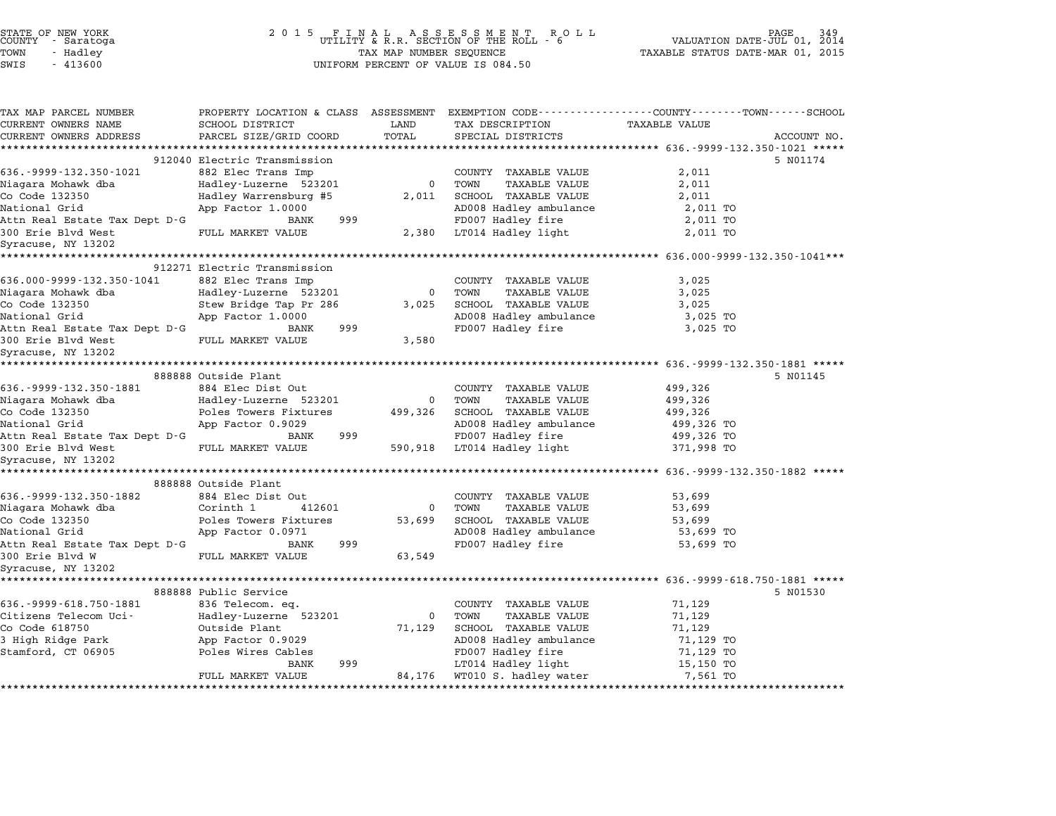STATE OF NEW YORK
COUNTY - Saratoga
TOWN - Hadley
SWIS - 413600

2 0 1 5 F I N A L A S S E S S M E N T R O L L
UTILITY & R.R. SECTION OF THE ROLL - 6
TAX MAP NUMBER SEQUENCE
UNIFORM PERCENT OF VALUE IS 084.50

VALUATION DATE-JUL 01, 2014
TAXABLE STATUS DATE-MAR 01, 2015

| TAX MAP PARCEL NUMBER / CURRENT OWNERS NAME / CURRENT OWNERS ADDRESS | PROPERTY LOCATION & CLASS / SCHOOL DISTRICT / PARCEL SIZE/GRID COORD | ASSESSMENT LAND / TOTAL | EXEMPTION CODE / TAX DESCRIPTION / SPECIAL DISTRICTS | TAXABLE VALUE (COUNTY / TOWN / SCHOOL) | ACCOUNT NO. |
|---|---|---|---|---|---|
| **636.-9999-132.350-1021** | 912040 Electric Transmission | | | | 5 N01174 |
| 636.-9999-132.350-1021 | 882 Elec Trans Imp | | COUNTY TAXABLE VALUE | 2,011 | |
| Niagara Mohawk dba | Hadley-Luzerne 523201 | 0 | TOWN TAXABLE VALUE | 2,011 | |
| Co Code 132350 | Hadley Warrensburg #5 | 2,011 | SCHOOL TAXABLE VALUE | 2,011 | |
| National Grid | App Factor 1.0000 | | AD008 Hadley ambulance | 2,011 TO | |
| Attn Real Estate Tax Dept D-G | BANK 999 | | FD007 Hadley fire | 2,011 TO | |
| 300 Erie Blvd West | FULL MARKET VALUE | 2,380 | LT014 Hadley light | 2,011 TO | |
| Syracuse, NY 13202 | | | | | |
| **636.000-9999-132.350-1041** | 912271 Electric Transmission | | | | |
| 636.000-9999-132.350-1041 | 882 Elec Trans Imp | | COUNTY TAXABLE VALUE | 3,025 | |
| Niagara Mohawk dba | Hadley-Luzerne 523201 | 0 | TOWN TAXABLE VALUE | 3,025 | |
| Co Code 132350 | Stew Bridge Tap Pr 286 | 3,025 | SCHOOL TAXABLE VALUE | 3,025 | |
| National Grid | App Factor 1.0000 | | AD008 Hadley ambulance | 3,025 TO | |
| Attn Real Estate Tax Dept D-G | BANK 999 | | FD007 Hadley fire | 3,025 TO | |
| 300 Erie Blvd West | FULL MARKET VALUE | 3,580 | | | |
| Syracuse, NY 13202 | | | | | |
| **636.-9999-132.350-1881** | 888888 Outside Plant | | | | 5 N01145 |
| 636.-9999-132.350-1881 | 884 Elec Dist Out | | COUNTY TAXABLE VALUE | 499,326 | |
| Niagara Mohawk dba | Hadley-Luzerne 523201 | 0 | TOWN TAXABLE VALUE | 499,326 | |
| Co Code 132350 | Poles Towers Fixtures | 499,326 | SCHOOL TAXABLE VALUE | 499,326 | |
| National Grid | App Factor 0.9029 | | AD008 Hadley ambulance | 499,326 TO | |
| Attn Real Estate Tax Dept D-G | BANK 999 | | FD007 Hadley fire | 499,326 TO | |
| 300 Erie Blvd West | FULL MARKET VALUE | 590,918 | LT014 Hadley light | 371,998 TO | |
| Syracuse, NY 13202 | | | | | |
| **636.-9999-132.350-1882** | 888888 Outside Plant | | | | |
| 636.-9999-132.350-1882 | 884 Elec Dist Out | | COUNTY TAXABLE VALUE | 53,699 | |
| Niagara Mohawk dba | Corinth 1 412601 | 0 | TOWN TAXABLE VALUE | 53,699 | |
| Co Code 132350 | Poles Towers Fixtures | 53,699 | SCHOOL TAXABLE VALUE | 53,699 | |
| National Grid | App Factor 0.0971 | | AD008 Hadley ambulance | 53,699 TO | |
| Attn Real Estate Tax Dept D-G | BANK 999 | | FD007 Hadley fire | 53,699 TO | |
| 300 Erie Blvd W | FULL MARKET VALUE | 63,549 | | | |
| Syracuse, NY 13202 | | | | | |
| **636.-9999-618.750-1881** | 888888 Public Service | | | | 5 N01530 |
| 636.-9999-618.750-1881 | 836 Telecom. eq. | | COUNTY TAXABLE VALUE | 71,129 | |
| Citizens Telecom Uci- | Hadley-Luzerne 523201 | 0 | TOWN TAXABLE VALUE | 71,129 | |
| Co Code 618750 | Outside Plant | 71,129 | SCHOOL TAXABLE VALUE | 71,129 | |
| 3 High Ridge Park | App Factor 0.9029 | | AD008 Hadley ambulance | 71,129 TO | |
| Stamford, CT 06905 | Poles Wires Cables | | FD007 Hadley fire | 71,129 TO | |
| | BANK 999 | | LT014 Hadley light | 15,150 TO | |
| | FULL MARKET VALUE | 84,176 | WT010 S. hadley water | 7,561 TO | |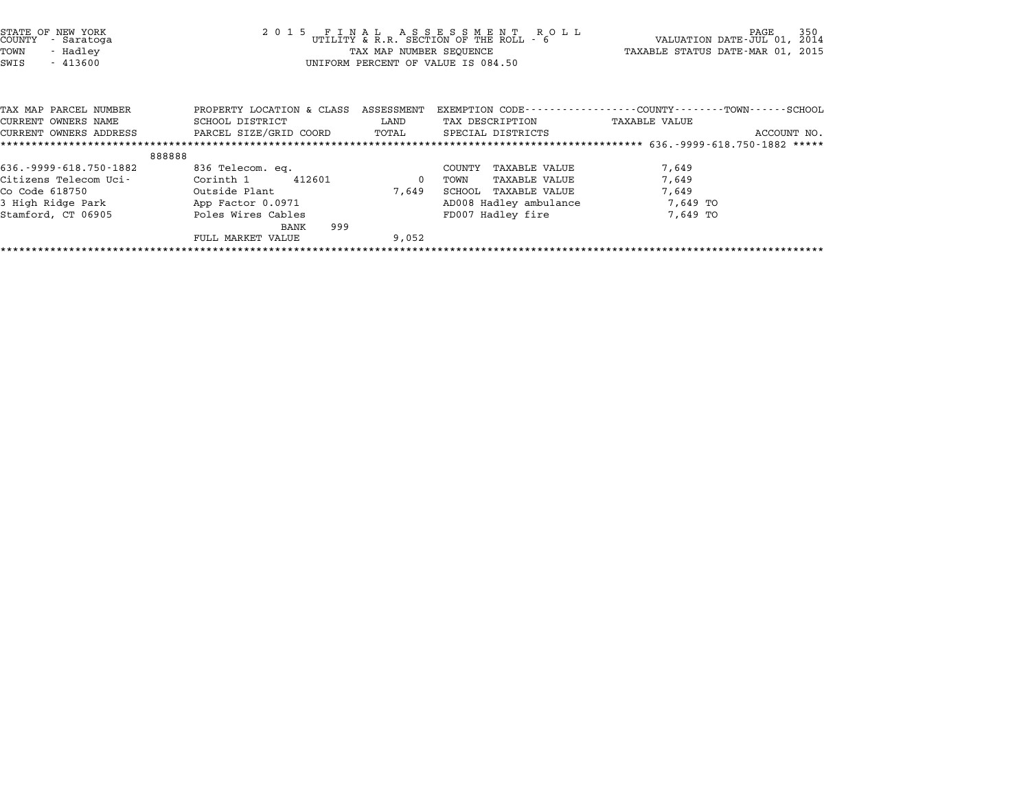STATE OF NEW YORK
COUNTY - Saratoga
TOWN - Hadley
SWIS - 413600

2 0 1 5 F I N A L A S S E S S M E N T R O L L
UTILITY & R.R. SECTION OF THE ROLL - 6
TAX MAP NUMBER SEQUENCE
UNIFORM PERCENT OF VALUE IS 084.50

VALUATION DATE-JUL 01, 2014
TAXABLE STATUS DATE-MAR 01, 2015

| TAX MAP PARCEL NUMBER / CURRENT OWNERS NAME / CURRENT OWNERS ADDRESS | PROPERTY LOCATION & CLASS / SCHOOL DISTRICT / PARCEL SIZE/GRID COORD | ASSESSMENT LAND / TOTAL | EXEMPTION CODE / TAX DESCRIPTION / SPECIAL DISTRICTS | COUNTY--------TOWN------SCHOOL TAXABLE VALUE ACCOUNT NO. |
|---|---|---|---|---|
| 636.-9999-618.750-1882 | | | | |
| 888888 | | | | |
| 636.-9999-618.750-1882 | 836 Telecom. eq. | | COUNTY TAXABLE VALUE | 7,649 |
| Citizens Telecom Uci- | Corinth 1 412601 | 0 | TOWN TAXABLE VALUE | 7,649 |
| Co Code 618750 | Outside Plant | 7,649 | SCHOOL TAXABLE VALUE | 7,649 |
| 3 High Ridge Park | App Factor 0.0971 | | AD008 Hadley ambulance | 7,649 TO |
| Stamford, CT 06905 | Poles Wires Cables | | FD007 Hadley fire | 7,649 TO |
| | BANK 999 | | | |
| | FULL MARKET VALUE | 9,052 | | |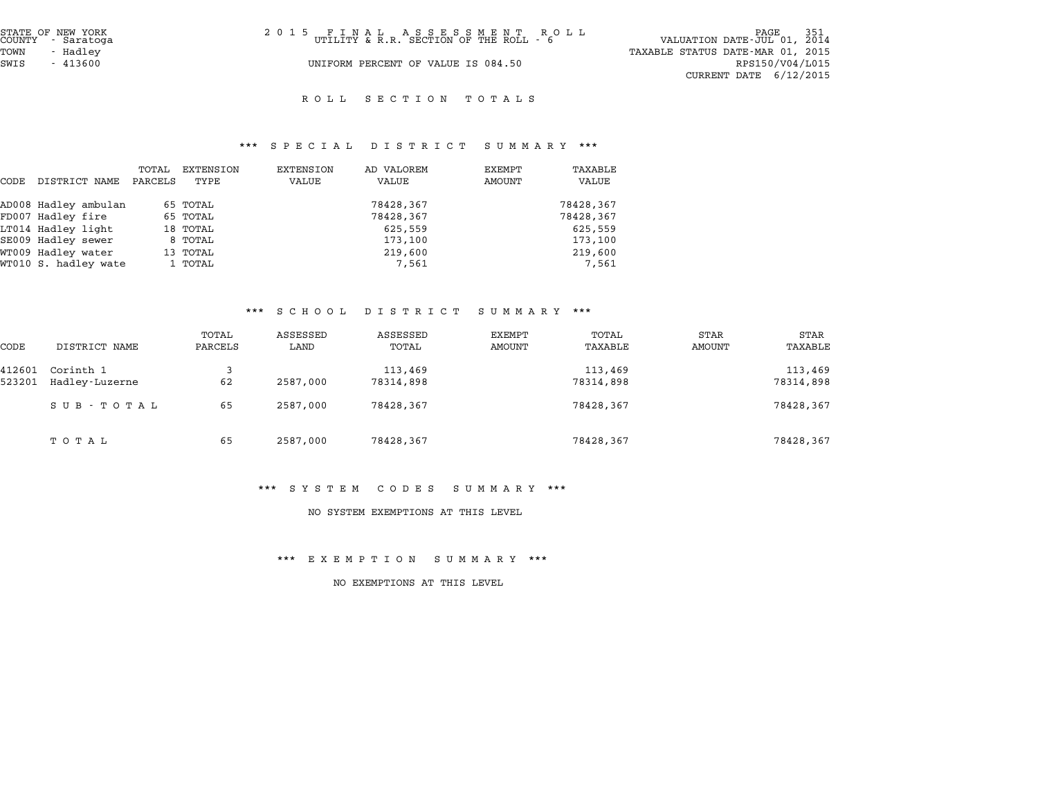STATE OF NEW YORK
COUNTY - Saratoga
TOWN - Hadley
SWIS - 413600

2015 FINAL ASSESSMENT ROLL
UTILITY & R.R. SECTION OF THE ROLL - 6
UNIFORM PERCENT OF VALUE IS 084.50

VALUATION DATE-JUL 01, 2014
TAXABLE STATUS DATE-MAR 01, 2015
RPS150/V04/L015
CURRENT DATE 6/12/2015

## ROLL SECTION TOTALS

### *** SPECIAL DISTRICT SUMMARY ***

| CODE | DISTRICT NAME | TOTAL PARCELS | EXTENSION TYPE | EXTENSION VALUE | AD VALOREM VALUE | EXEMPT AMOUNT | TAXABLE VALUE |
|---|---|---|---|---|---|---|---|
| AD008 | Hadley ambulan | 65 | TOTAL | | 78428,367 | | 78428,367 |
| FD007 | Hadley fire | 65 | TOTAL | | 78428,367 | | 78428,367 |
| LT014 | Hadley light | 18 | TOTAL | | 625,559 | | 625,559 |
| SE009 | Hadley sewer | 8 | TOTAL | | 173,100 | | 173,100 |
| WT009 | Hadley water | 13 | TOTAL | | 219,600 | | 219,600 |
| WT010 | S. hadley wate | 1 | TOTAL | | 7,561 | | 7,561 |

### *** SCHOOL DISTRICT SUMMARY ***

| CODE | DISTRICT NAME | TOTAL PARCELS | ASSESSED LAND | ASSESSED TOTAL | EXEMPT AMOUNT | TOTAL TAXABLE | STAR AMOUNT | STAR TAXABLE |
|---|---|---|---|---|---|---|---|---|
| 412601 | Corinth 1 | 3 | | 113,469 | | 113,469 | | 113,469 |
| 523201 | Hadley-Luzerne | 62 | 2587,000 | 78314,898 | | 78314,898 | | 78314,898 |
| | SUB-TOTAL | 65 | 2587,000 | 78428,367 | | 78428,367 | | 78428,367 |
| | TOTAL | 65 | 2587,000 | 78428,367 | | 78428,367 | | 78428,367 |

### *** SYSTEM CODES SUMMARY ***

NO SYSTEM EXEMPTIONS AT THIS LEVEL

### *** EXEMPTION SUMMARY ***

NO EXEMPTIONS AT THIS LEVEL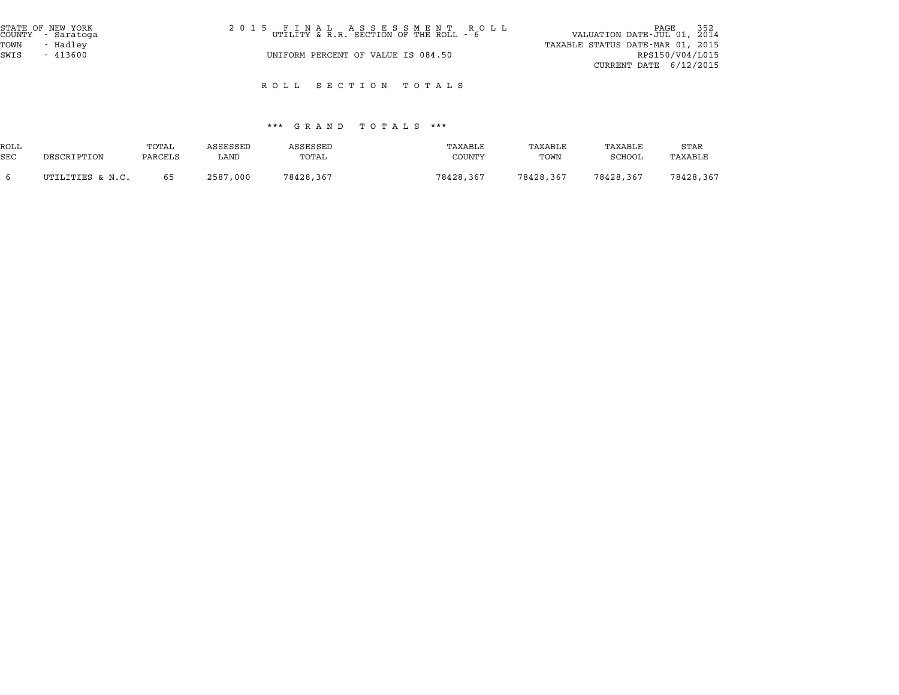STATE OF NEW YORK
COUNTY - Saratoga
TOWN - Hadley
SWIS - 413600

2 0 1 5 F I N A L A S S E S S M E N T R O L L
UTILITY & R.R. SECTION OF THE ROLL - 6

UNIFORM PERCENT OF VALUE IS 084.50

VALUATION DATE-JUL 01, 2014
TAXABLE STATUS DATE-MAR 01, 2015
RPS150/V04/L015
CURRENT DATE 6/12/2015

## R O L L S E C T I O N T O T A L S

### \*\*\* G R A N D T O T A L S \*\*\*

| ROLL SEC | DESCRIPTION | TOTAL PARCELS | ASSESSED LAND | ASSESSED TOTAL | TAXABLE COUNTY | TAXABLE TOWN | TAXABLE SCHOOL | STAR TAXABLE |
|---|---|---|---|---|---|---|---|---|
| 6 | UTILITIES & N.C. | 65 | 2587,000 | 78428,367 | 78428,367 | 78428,367 | 78428,367 | 78428,367 |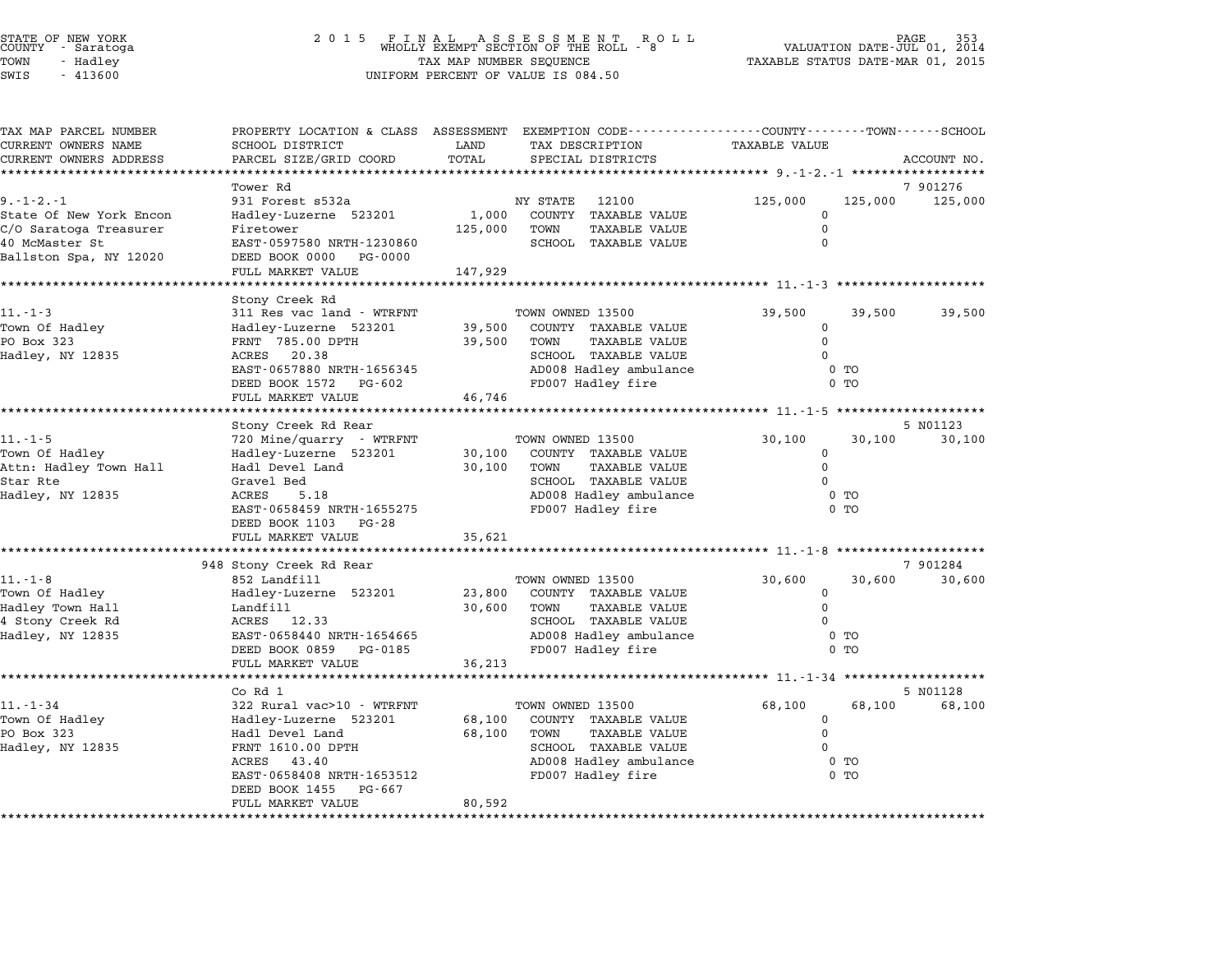STATE OF NEW YORK
COUNTY - Saratoga
TOWN - Hadley
SWIS - 413600

2 0 1 5 F I N A L A S S E S S M E N T R O L L
WHOLLY EXEMPT SECTION OF THE ROLL - 8
TAX MAP NUMBER SEQUENCE
UNIFORM PERCENT OF VALUE IS 084.50

VALUATION DATE-JUL 01, 2014
TAXABLE STATUS DATE-MAR 01, 2015

| TAX MAP PARCEL NUMBER / CURRENT OWNERS NAME / CURRENT OWNERS ADDRESS | PROPERTY LOCATION & CLASS / SCHOOL DISTRICT / PARCEL SIZE/GRID COORD | ASSESSMENT LAND / TOTAL | EXEMPTION CODE / TAX DESCRIPTION / SPECIAL DISTRICTS | COUNTY | TOWN | SCHOOL | ACCOUNT NO. |
|---|---|---|---|---|---|---|---|
| **9.-1-2.-1** | Tower Rd | | | | | | 7 901276 |
| | 931 Forest s532a | | NY STATE 12100 | 125,000 | 125,000 | 125,000 | |
| State Of New York Encon | Hadley-Luzerne 523201 | 1,000 | COUNTY TAXABLE VALUE | 0 | | | |
| C/O Saratoga Treasurer | Firetower | 125,000 | TOWN TAXABLE VALUE | 0 | | | |
| 40 McMaster St | EAST-0597580 NRTH-1230860 | | SCHOOL TAXABLE VALUE | 0 | | | |
| Ballston Spa, NY 12020 | DEED BOOK 0000 PG-0000 | | | | | | |
| | FULL MARKET VALUE | 147,929 | | | | | |
| **11.-1-3** | Stony Creek Rd | | | | | | |
| | 311 Res vac land - WTRFNT | | TOWN OWNED 13500 | 39,500 | 39,500 | 39,500 | |
| Town Of Hadley | Hadley-Luzerne 523201 | 39,500 | COUNTY TAXABLE VALUE | 0 | | | |
| PO Box 323 | FRNT 785.00 DPTH | 39,500 | TOWN TAXABLE VALUE | 0 | | | |
| Hadley, NY 12835 | ACRES 20.38 | | SCHOOL TAXABLE VALUE | 0 | | | |
| | EAST-0657880 NRTH-1656345 | | AD008 Hadley ambulance | 0 TO | | | |
| | DEED BOOK 1572 PG-602 | | FD007 Hadley fire | 0 TO | | | |
| | FULL MARKET VALUE | 46,746 | | | | | |
| **11.-1-5** | Stony Creek Rd Rear | | | | | | 5 N01123 |
| | 720 Mine/quarry - WTRFNT | | TOWN OWNED 13500 | 30,100 | 30,100 | 30,100 | |
| Town Of Hadley | Hadley-Luzerne 523201 | 30,100 | COUNTY TAXABLE VALUE | 0 | | | |
| Attn: Hadley Town Hall | Hadl Devel Land | 30,100 | TOWN TAXABLE VALUE | 0 | | | |
| Star Rte | Gravel Bed | | SCHOOL TAXABLE VALUE | 0 | | | |
| Hadley, NY 12835 | ACRES 5.18 | | AD008 Hadley ambulance | 0 TO | | | |
| | EAST-0658459 NRTH-1655275 | | FD007 Hadley fire | 0 TO | | | |
| | DEED BOOK 1103 PG-28 | | | | | | |
| | FULL MARKET VALUE | 35,621 | | | | | |
| **11.-1-8** | 948 Stony Creek Rd Rear | | | | | | 7 901284 |
| | 852 Landfill | | TOWN OWNED 13500 | 30,600 | 30,600 | 30,600 | |
| Town Of Hadley | Hadley-Luzerne 523201 | 23,800 | COUNTY TAXABLE VALUE | 0 | | | |
| Hadley Town Hall | Landfill | 30,600 | TOWN TAXABLE VALUE | 0 | | | |
| 4 Stony Creek Rd | ACRES 12.33 | | SCHOOL TAXABLE VALUE | 0 | | | |
| Hadley, NY 12835 | EAST-0658440 NRTH-1654665 | | AD008 Hadley ambulance | 0 TO | | | |
| | DEED BOOK 0859 PG-0185 | | FD007 Hadley fire | 0 TO | | | |
| | FULL MARKET VALUE | 36,213 | | | | | |
| **11.-1-34** | Co Rd 1 | | | | | | 5 N01128 |
| | 322 Rural vac>10 - WTRFNT | | TOWN OWNED 13500 | 68,100 | 68,100 | 68,100 | |
| Town Of Hadley | Hadley-Luzerne 523201 | 68,100 | COUNTY TAXABLE VALUE | 0 | | | |
| PO Box 323 | Hadl Devel Land | 68,100 | TOWN TAXABLE VALUE | 0 | | | |
| Hadley, NY 12835 | FRNT 1610.00 DPTH | | SCHOOL TAXABLE VALUE | 0 | | | |
| | ACRES 43.40 | | AD008 Hadley ambulance | 0 TO | | | |
| | EAST-0658408 NRTH-1653512 | | FD007 Hadley fire | 0 TO | | | |
| | DEED BOOK 1455 PG-667 | | | | | | |
| | FULL MARKET VALUE | 80,592 | | | | | |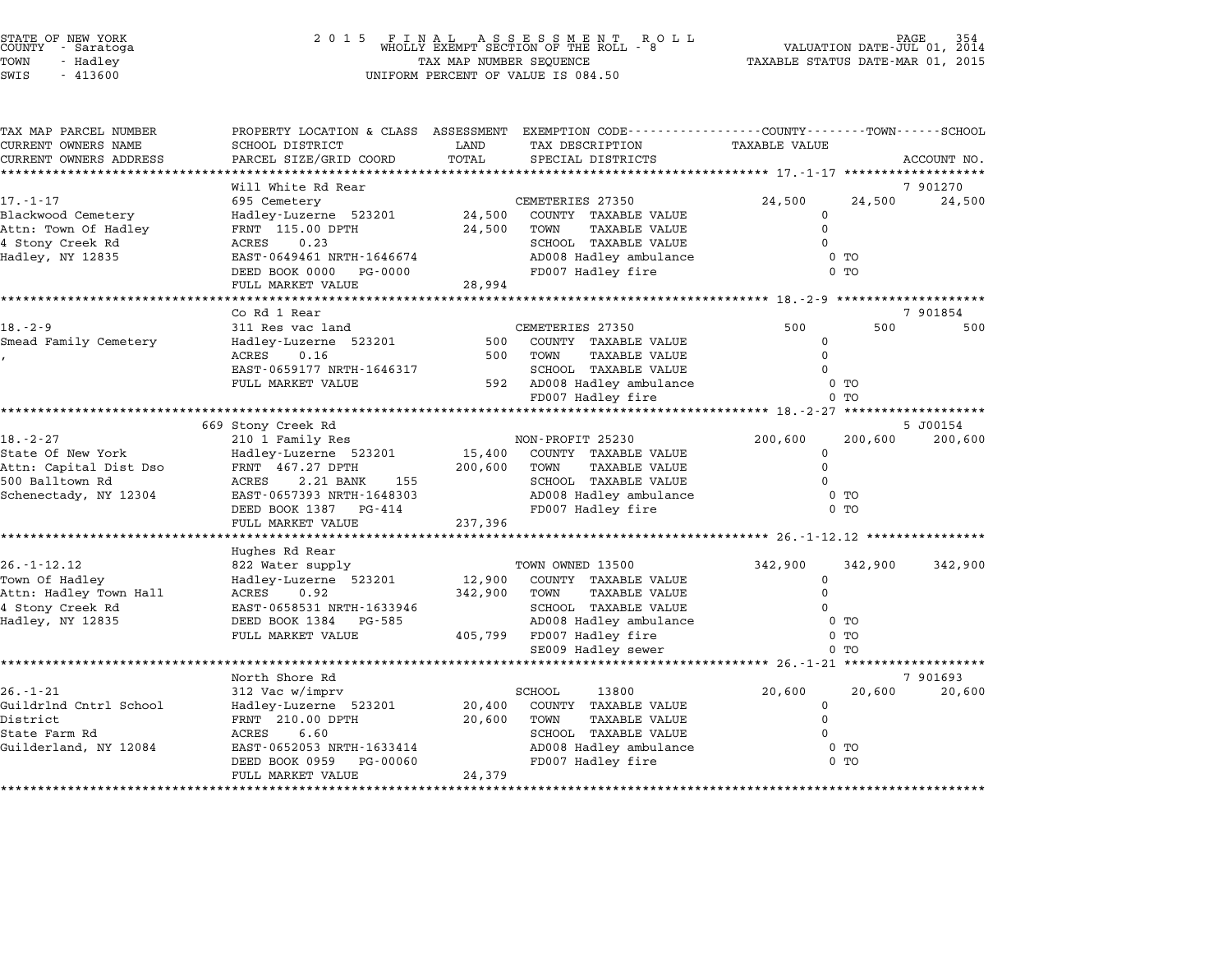STATE OF NEW YORK
COUNTY - Saratoga
TOWN - Hadley
SWIS - 413600

2015 FINAL ASSESSMENT ROLL
WHOLLY EXEMPT SECTION OF THE ROLL - 8
TAX MAP NUMBER SEQUENCE
UNIFORM PERCENT OF VALUE IS 084.50

VALUATION DATE-JUL 01, 2014
TAXABLE STATUS DATE-MAR 01, 2015

| TAX MAP PARCEL NUMBER / CURRENT OWNERS NAME / CURRENT OWNERS ADDRESS | PROPERTY LOCATION & CLASS / SCHOOL DISTRICT / PARCEL SIZE/GRID COORD | ASSESSMENT LAND / TOTAL | EXEMPTION CODE / TAX DESCRIPTION / SPECIAL DISTRICTS | COUNTY TAXABLE VALUE | TOWN | SCHOOL / ACCOUNT NO. |
|---|---|---|---|---|---|---|
| | Will White Rd Rear | | | | | 7 901270 |
| 17.-1-17 | 695 Cemetery | | CEMETERIES 27350 | 24,500 | 24,500 | 24,500 |
| Blackwood Cemetery | Hadley-Luzerne 523201 | 24,500 | COUNTY TAXABLE VALUE | 0 | | |
| Attn: Town Of Hadley | FRNT 115.00 DPTH | 24,500 | TOWN TAXABLE VALUE | 0 | | |
| 4 Stony Creek Rd | ACRES 0.23 | | SCHOOL TAXABLE VALUE | 0 | | |
| Hadley, NY 12835 | EAST-0649461 NRTH-1646674 | | AD008 Hadley ambulance | 0 TO | | |
| | DEED BOOK 0000 PG-0000 | | FD007 Hadley fire | 0 TO | | |
| | FULL MARKET VALUE | 28,994 | | | | |
| | Co Rd 1 Rear | | | | | 7 901854 |
| 18.-2-9 | 311 Res vac land | | CEMETERIES 27350 | 500 | 500 | 500 |
| Smead Family Cemetery | Hadley-Luzerne 523201 | 500 | COUNTY TAXABLE VALUE | 0 | | |
| , | ACRES 0.16 | 500 | TOWN TAXABLE VALUE | 0 | | |
| | EAST-0659177 NRTH-1646317 | | SCHOOL TAXABLE VALUE | 0 | | |
| | FULL MARKET VALUE | 592 | AD008 Hadley ambulance | 0 TO | | |
| | | | FD007 Hadley fire | 0 TO | | |
| | 669 Stony Creek Rd | | | | | 5 J00154 |
| 18.-2-27 | 210 1 Family Res | | NON-PROFIT 25230 | 200,600 | 200,600 | 200,600 |
| State Of New York | Hadley-Luzerne 523201 | 15,400 | COUNTY TAXABLE VALUE | 0 | | |
| Attn: Capital Dist Dso | FRNT 467.27 DPTH | 200,600 | TOWN TAXABLE VALUE | 0 | | |
| 500 Balltown Rd | ACRES 2.21 BANK 155 | | SCHOOL TAXABLE VALUE | 0 | | |
| Schenectady, NY 12304 | EAST-0657393 NRTH-1648303 | | AD008 Hadley ambulance | 0 TO | | |
| | DEED BOOK 1387 PG-414 | | FD007 Hadley fire | 0 TO | | |
| | FULL MARKET VALUE | 237,396 | | | | |
| | Hughes Rd Rear | | | | | |
| 26.-1-12.12 | 822 Water supply | | TOWN OWNED 13500 | 342,900 | 342,900 | 342,900 |
| Town Of Hadley | Hadley-Luzerne 523201 | 12,900 | COUNTY TAXABLE VALUE | 0 | | |
| Attn: Hadley Town Hall | ACRES 0.92 | 342,900 | TOWN TAXABLE VALUE | 0 | | |
| 4 Stony Creek Rd | EAST-0658531 NRTH-1633946 | | SCHOOL TAXABLE VALUE | 0 | | |
| Hadley, NY 12835 | DEED BOOK 1384 PG-585 | | AD008 Hadley ambulance | 0 TO | | |
| | FULL MARKET VALUE | 405,799 | FD007 Hadley fire | 0 TO | | |
| | | | SE009 Hadley sewer | 0 TO | | |
| | North Shore Rd | | | | | 7 901693 |
| 26.-1-21 | 312 Vac w/imprv | | SCHOOL 13800 | 20,600 | 20,600 | 20,600 |
| Guildrlnd Cntrl School | Hadley-Luzerne 523201 | 20,400 | COUNTY TAXABLE VALUE | 0 | | |
| District | FRNT 210.00 DPTH | 20,600 | TOWN TAXABLE VALUE | 0 | | |
| State Farm Rd | ACRES 6.60 | | SCHOOL TAXABLE VALUE | 0 | | |
| Guilderland, NY 12084 | EAST-0652053 NRTH-1633414 | | AD008 Hadley ambulance | 0 TO | | |
| | DEED BOOK 0959 PG-00060 | | FD007 Hadley fire | 0 TO | | |
| | FULL MARKET VALUE | 24,379 | | | | |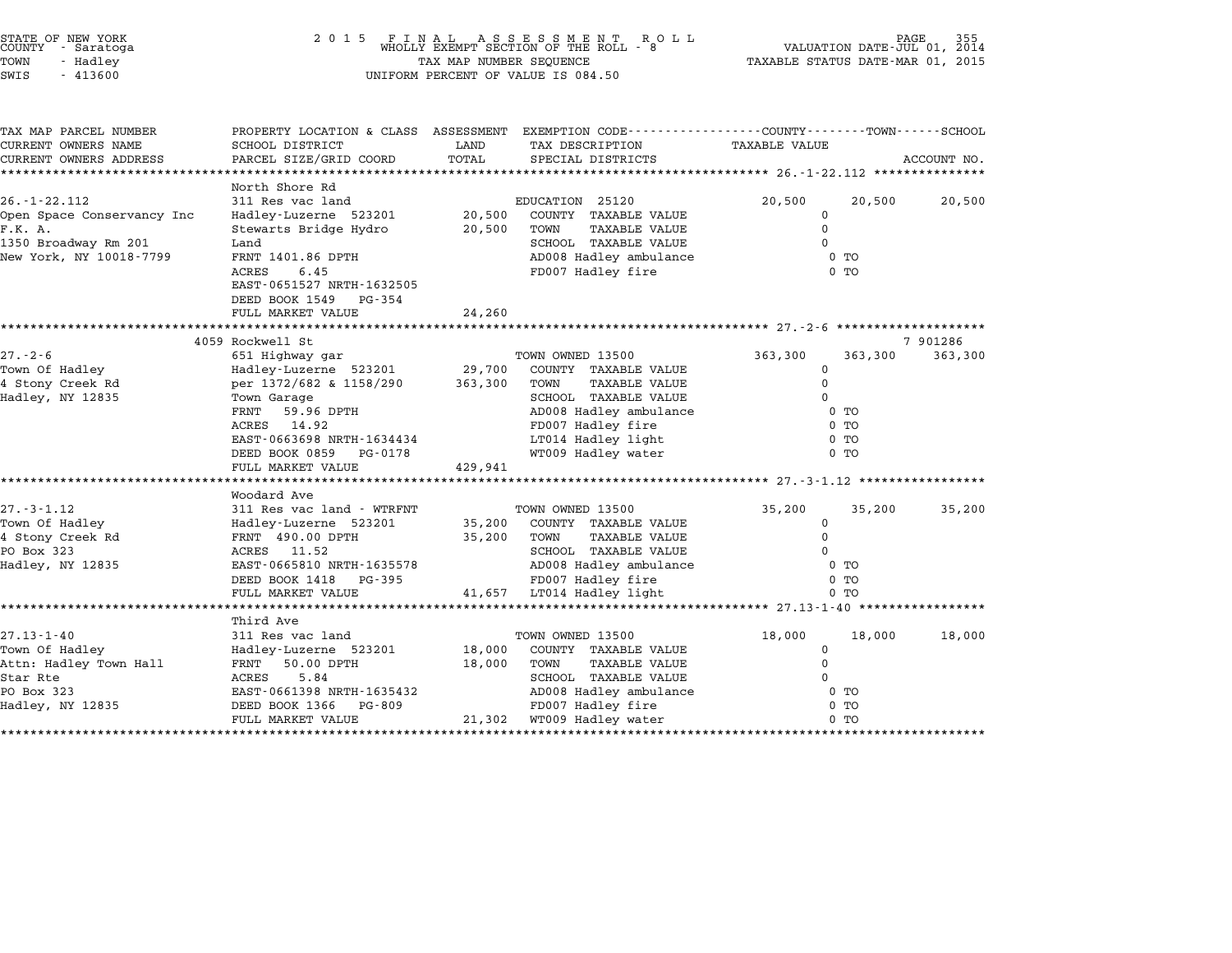STATE OF NEW YORK
COUNTY - Saratoga
TOWN - Hadley
SWIS - 413600

2 0 1 5 FINAL ASSESSMENT ROLL
WHOLLY EXEMPT SECTION OF THE ROLL - 8
TAX MAP NUMBER SEQUENCE
UNIFORM PERCENT OF VALUE IS 084.50

VALUATION DATE-JUL 01, 2014
TAXABLE STATUS DATE-MAR 01, 2015

| TAX MAP PARCEL NUMBER / CURRENT OWNERS NAME / CURRENT OWNERS ADDRESS | PROPERTY LOCATION & CLASS / SCHOOL DISTRICT / PARCEL SIZE/GRID COORD | ASSESSMENT LAND / TOTAL | EXEMPTION CODE / TAX DESCRIPTION / SPECIAL DISTRICTS | COUNTY TAXABLE VALUE | TOWN | SCHOOL / ACCOUNT NO. |
|---|---|---|---|---|---|---|
| **26.-1-22.112** | North Shore Rd | | | | | |
| 26.-1-22.112 | 311 Res vac land | | EDUCATION 25120 | 20,500 | 20,500 | 20,500 |
| Open Space Conservancy Inc | Hadley-Luzerne 523201 | 20,500 | COUNTY TAXABLE VALUE | 0 | | |
| F.K. A. | Stewarts Bridge Hydro | 20,500 | TOWN TAXABLE VALUE | 0 | | |
| 1350 Broadway Rm 201 | Land | | SCHOOL TAXABLE VALUE | 0 | | |
| New York, NY 10018-7799 | FRNT 1401.86 DPTH | | AD008 Hadley ambulance | 0 TO | | |
| | ACRES 6.45 | | FD007 Hadley fire | 0 TO | | |
| | EAST-0651527 NRTH-1632505 | | | | | |
| | DEED BOOK 1549 PG-354 | | | | | |
| | FULL MARKET VALUE | 24,260 | | | | |
| **27.-2-6** | 4059 Rockwell St | | | | | 7 901286 |
| 27.-2-6 | 651 Highway gar | | TOWN OWNED 13500 | 363,300 | 363,300 | 363,300 |
| Town Of Hadley | Hadley-Luzerne 523201 | 29,700 | COUNTY TAXABLE VALUE | 0 | | |
| 4 Stony Creek Rd | per 1372/682 & 1158/290 | 363,300 | TOWN TAXABLE VALUE | 0 | | |
| Hadley, NY 12835 | Town Garage | | SCHOOL TAXABLE VALUE | 0 | | |
| | FRNT 59.96 DPTH | | AD008 Hadley ambulance | 0 TO | | |
| | ACRES 14.92 | | FD007 Hadley fire | 0 TO | | |
| | EAST-0663698 NRTH-1634434 | | LT014 Hadley light | 0 TO | | |
| | DEED BOOK 0859 PG-0178 | | WT009 Hadley water | 0 TO | | |
| | FULL MARKET VALUE | 429,941 | | | | |
| **27.-3-1.12** | Woodard Ave | | | | | |
| 27.-3-1.12 | 311 Res vac land - WTRFNT | | TOWN OWNED 13500 | 35,200 | 35,200 | 35,200 |
| Town Of Hadley | Hadley-Luzerne 523201 | 35,200 | COUNTY TAXABLE VALUE | 0 | | |
| 4 Stony Creek Rd | FRNT 490.00 DPTH | 35,200 | TOWN TAXABLE VALUE | 0 | | |
| PO Box 323 | ACRES 11.52 | | SCHOOL TAXABLE VALUE | 0 | | |
| Hadley, NY 12835 | EAST-0665810 NRTH-1635578 | | AD008 Hadley ambulance | 0 TO | | |
| | DEED BOOK 1418 PG-395 | | FD007 Hadley fire | 0 TO | | |
| | FULL MARKET VALUE | 41,657 | LT014 Hadley light | 0 TO | | |
| **27.13-1-40** | Third Ave | | | | | |
| 27.13-1-40 | 311 Res vac land | | TOWN OWNED 13500 | 18,000 | 18,000 | 18,000 |
| Town Of Hadley | Hadley-Luzerne 523201 | 18,000 | COUNTY TAXABLE VALUE | 0 | | |
| Attn: Hadley Town Hall | FRNT 50.00 DPTH | 18,000 | TOWN TAXABLE VALUE | 0 | | |
| Star Rte | ACRES 5.84 | | SCHOOL TAXABLE VALUE | 0 | | |
| PO Box 323 | EAST-0661398 NRTH-1635432 | | AD008 Hadley ambulance | 0 TO | | |
| Hadley, NY 12835 | DEED BOOK 1366 PG-809 | | FD007 Hadley fire | 0 TO | | |
| | FULL MARKET VALUE | 21,302 | WT009 Hadley water | 0 TO | | |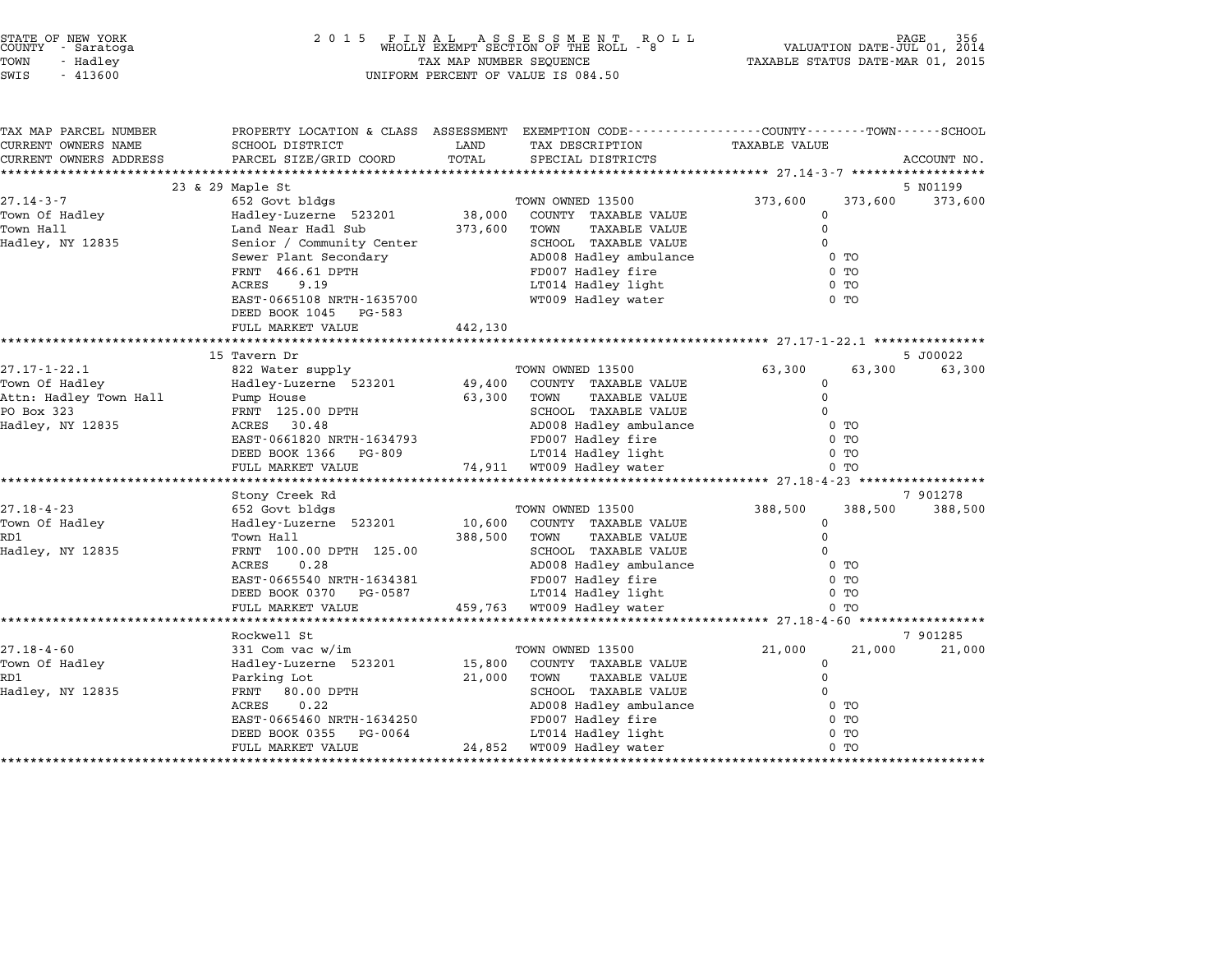STATE OF NEW YORK
COUNTY - Saratoga
TOWN - Hadley
SWIS - 413600

# 2015 FINAL ASSESSMENT ROLL
WHOLLY EXEMPT SECTION OF THE ROLL - 8
TAX MAP NUMBER SEQUENCE
UNIFORM PERCENT OF VALUE IS 084.50

VALUATION DATE-JUL 01, 2014
TAXABLE STATUS DATE-MAR 01, 2015

| TAX MAP PARCEL NUMBER / CURRENT OWNERS NAME / CURRENT OWNERS ADDRESS | PROPERTY LOCATION & CLASS / SCHOOL DISTRICT / PARCEL SIZE/GRID COORD | ASSESSMENT LAND / TOTAL | EXEMPTION CODE / TAX DESCRIPTION / SPECIAL DISTRICTS | COUNTY TAXABLE VALUE | TOWN | SCHOOL / ACCOUNT NO. |
|---|---|---|---|---|---|---|
| 27.14-3-7 | 23 & 29 Maple St | | | | | 5 N01199 |
| 27.14-3-7 | 652 Govt bldgs | | TOWN OWNED 13500 | 373,600 | 373,600 | 373,600 |
| Town Of Hadley | Hadley-Luzerne 523201 | 38,000 | COUNTY TAXABLE VALUE | 0 | | |
| Town Hall | Land Near Hadl Sub | 373,600 | TOWN TAXABLE VALUE | 0 | | |
| Hadley, NY 12835 | Senior / Community Center | | SCHOOL TAXABLE VALUE | 0 | | |
| | Sewer Plant Secondary | | AD008 Hadley ambulance | 0 TO | | |
| | FRNT 466.61 DPTH | | FD007 Hadley fire | 0 TO | | |
| | ACRES 9.19 | | LT014 Hadley light | 0 TO | | |
| | EAST-0665108 NRTH-1635700 | | WT009 Hadley water | 0 TO | | |
| | DEED BOOK 1045 PG-583 | | | | | |
| | FULL MARKET VALUE | 442,130 | | | | |
| 27.17-1-22.1 | 15 Tavern Dr | | | | | 5 J00022 |
| 27.17-1-22.1 | 822 Water supply | | TOWN OWNED 13500 | 63,300 | 63,300 | 63,300 |
| Town Of Hadley | Hadley-Luzerne 523201 | 49,400 | COUNTY TAXABLE VALUE | 0 | | |
| Attn: Hadley Town Hall | Pump House | 63,300 | TOWN TAXABLE VALUE | 0 | | |
| PO Box 323 | FRNT 125.00 DPTH | | SCHOOL TAXABLE VALUE | 0 | | |
| Hadley, NY 12835 | ACRES 30.48 | | AD008 Hadley ambulance | 0 TO | | |
| | EAST-0661820 NRTH-1634793 | | FD007 Hadley fire | 0 TO | | |
| | DEED BOOK 1366 PG-809 | | LT014 Hadley light | 0 TO | | |
| | FULL MARKET VALUE | 74,911 | WT009 Hadley water | 0 TO | | |
| 27.18-4-23 | Stony Creek Rd | | | | | 7 901278 |
| 27.18-4-23 | 652 Govt bldgs | | TOWN OWNED 13500 | 388,500 | 388,500 | 388,500 |
| Town Of Hadley | Hadley-Luzerne 523201 | 10,600 | COUNTY TAXABLE VALUE | 0 | | |
| RD1 | Town Hall | 388,500 | TOWN TAXABLE VALUE | 0 | | |
| Hadley, NY 12835 | FRNT 100.00 DPTH 125.00 | | SCHOOL TAXABLE VALUE | 0 | | |
| | ACRES 0.28 | | AD008 Hadley ambulance | 0 TO | | |
| | EAST-0665540 NRTH-1634381 | | FD007 Hadley fire | 0 TO | | |
| | DEED BOOK 0370 PG-0587 | | LT014 Hadley light | 0 TO | | |
| | FULL MARKET VALUE | 459,763 | WT009 Hadley water | 0 TO | | |
| 27.18-4-60 | Rockwell St | | | | | 7 901285 |
| 27.18-4-60 | 331 Com vac w/im | | TOWN OWNED 13500 | 21,000 | 21,000 | 21,000 |
| Town Of Hadley | Hadley-Luzerne 523201 | 15,800 | COUNTY TAXABLE VALUE | 0 | | |
| RD1 | Parking Lot | 21,000 | TOWN TAXABLE VALUE | 0 | | |
| Hadley, NY 12835 | FRNT 80.00 DPTH | | SCHOOL TAXABLE VALUE | 0 | | |
| | ACRES 0.22 | | AD008 Hadley ambulance | 0 TO | | |
| | EAST-0665460 NRTH-1634250 | | FD007 Hadley fire | 0 TO | | |
| | DEED BOOK 0355 PG-0064 | | LT014 Hadley light | 0 TO | | |
| | FULL MARKET VALUE | 24,852 | WT009 Hadley water | 0 TO | | |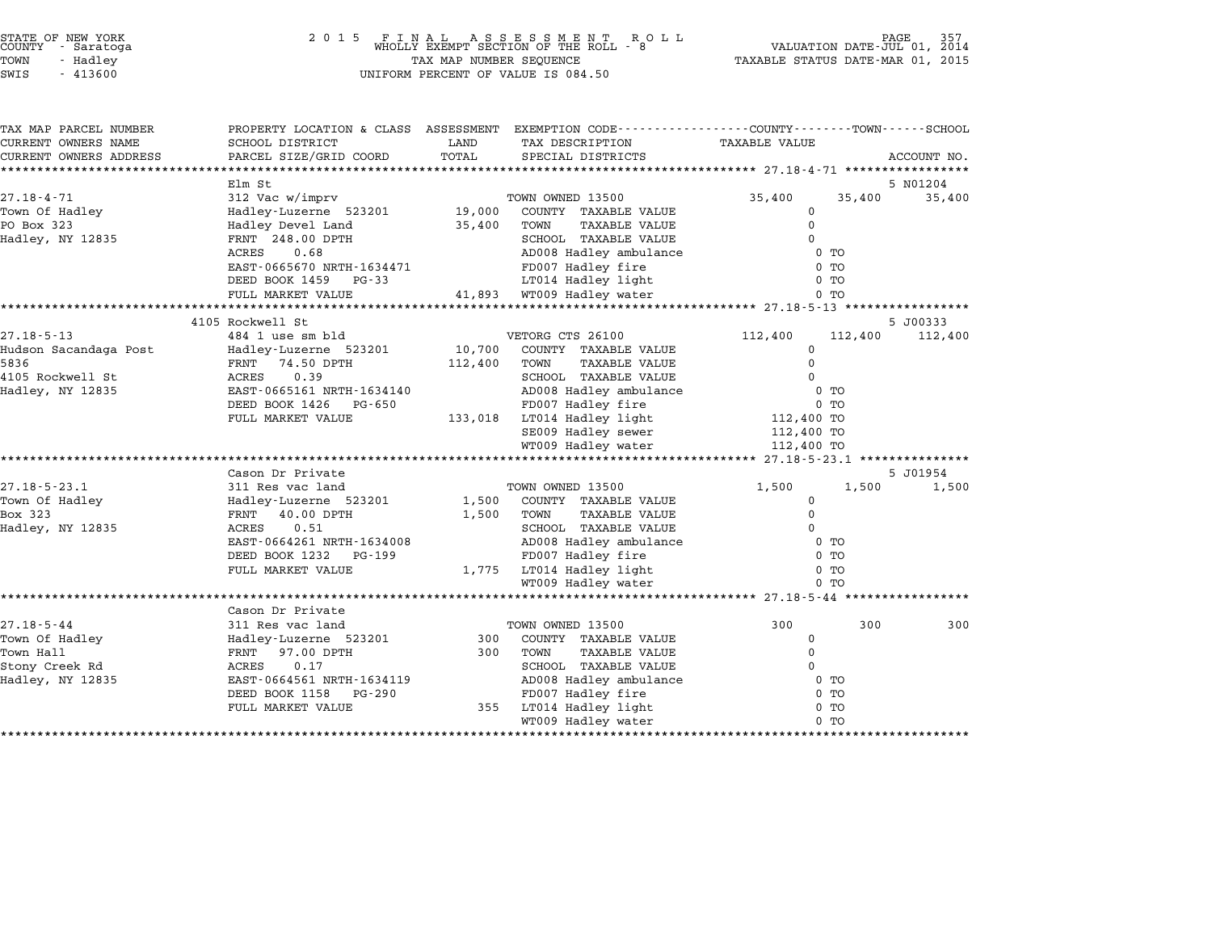STATE OF NEW YORK
COUNTY - Saratoga
TOWN - Hadley
SWIS - 413600

**2 0 1 5 F I N A L A S S E S S M E N T R O L L**
**WHOLLY EXEMPT SECTION OF THE ROLL - 8**
TAX MAP NUMBER SEQUENCE
UNIFORM PERCENT OF VALUE IS 084.50

VALUATION DATE-JUL 01, 2014
TAXABLE STATUS DATE-MAR 01, 2015

| TAX MAP PARCEL NUMBER / CURRENT OWNERS NAME / CURRENT OWNERS ADDRESS | PROPERTY LOCATION & CLASS / SCHOOL DISTRICT / PARCEL SIZE/GRID COORD | ASSESSMENT LAND | TOTAL | EXEMPTION CODE / TAX DESCRIPTION / SPECIAL DISTRICTS | COUNTY TAXABLE VALUE | TOWN | SCHOOL | ACCOUNT NO. |
|---|---|---|---|---|---|---|---|---|
| **27.18-4-71** | Elm St | | | | | | | 5 N01204 |
| 27.18-4-71 | 312 Vac w/imprv | | | TOWN OWNED 13500 | 35,400 | 35,400 | 35,400 | |
| Town Of Hadley | Hadley-Luzerne 523201 | 19,000 | | COUNTY TAXABLE VALUE | 0 | | | |
| PO Box 323 | Hadley Devel Land | | 35,400 | TOWN TAXABLE VALUE | 0 | | | |
| Hadley, NY 12835 | FRNT 248.00 DPTH | | | SCHOOL TAXABLE VALUE | 0 | | | |
| | ACRES 0.68 | | | AD008 Hadley ambulance | 0 TO | | | |
| | EAST-0665670 NRTH-1634471 | | | FD007 Hadley fire | 0 TO | | | |
| | DEED BOOK 1459 PG-33 | | | LT014 Hadley light | 0 TO | | | |
| | FULL MARKET VALUE | | 41,893 | WT009 Hadley water | 0 TO | | | |
| **27.18-5-13** | 4105 Rockwell St | | | | | | | 5 J00333 |
| 27.18-5-13 | 484 1 use sm bld | | | VETORG CTS 26100 | 112,400 | 112,400 | 112,400 | |
| Hudson Sacandaga Post | Hadley-Luzerne 523201 | 10,700 | | COUNTY TAXABLE VALUE | 0 | | | |
| 5836 | FRNT 74.50 DPTH | | 112,400 | TOWN TAXABLE VALUE | 0 | | | |
| 4105 Rockwell St | ACRES 0.39 | | | SCHOOL TAXABLE VALUE | 0 | | | |
| Hadley, NY 12835 | EAST-0665161 NRTH-1634140 | | | AD008 Hadley ambulance | 0 TO | | | |
| | DEED BOOK 1426 PG-650 | | | FD007 Hadley fire | 0 TO | | | |
| | FULL MARKET VALUE | | 133,018 | LT014 Hadley light | 112,400 TO | | | |
| | | | | SE009 Hadley sewer | 112,400 TO | | | |
| | | | | WT009 Hadley water | 112,400 TO | | | |
| **27.18-5-23.1** | Cason Dr Private | | | | | | | 5 J01954 |
| 27.18-5-23.1 | 311 Res vac land | | | TOWN OWNED 13500 | 1,500 | 1,500 | 1,500 | |
| Town Of Hadley | Hadley-Luzerne 523201 | 1,500 | | COUNTY TAXABLE VALUE | 0 | | | |
| Box 323 | FRNT 40.00 DPTH | | 1,500 | TOWN TAXABLE VALUE | 0 | | | |
| Hadley, NY 12835 | ACRES 0.51 | | | SCHOOL TAXABLE VALUE | 0 | | | |
| | EAST-0664261 NRTH-1634008 | | | AD008 Hadley ambulance | 0 TO | | | |
| | DEED BOOK 1232 PG-199 | | | FD007 Hadley fire | 0 TO | | | |
| | FULL MARKET VALUE | | 1,775 | LT014 Hadley light | 0 TO | | | |
| | | | | WT009 Hadley water | 0 TO | | | |
| **27.18-5-44** | Cason Dr Private | | | | | | | |
| 27.18-5-44 | 311 Res vac land | | | TOWN OWNED 13500 | 300 | 300 | 300 | |
| Town Of Hadley | Hadley-Luzerne 523201 | 300 | | COUNTY TAXABLE VALUE | 0 | | | |
| Town Hall | FRNT 97.00 DPTH | | 300 | TOWN TAXABLE VALUE | 0 | | | |
| Stony Creek Rd | ACRES 0.17 | | | SCHOOL TAXABLE VALUE | 0 | | | |
| Hadley, NY 12835 | EAST-0664561 NRTH-1634119 | | | AD008 Hadley ambulance | 0 TO | | | |
| | DEED BOOK 1158 PG-290 | | | FD007 Hadley fire | 0 TO | | | |
| | FULL MARKET VALUE | | 355 | LT014 Hadley light | 0 TO | | | |
| | | | | WT009 Hadley water | 0 TO | | | |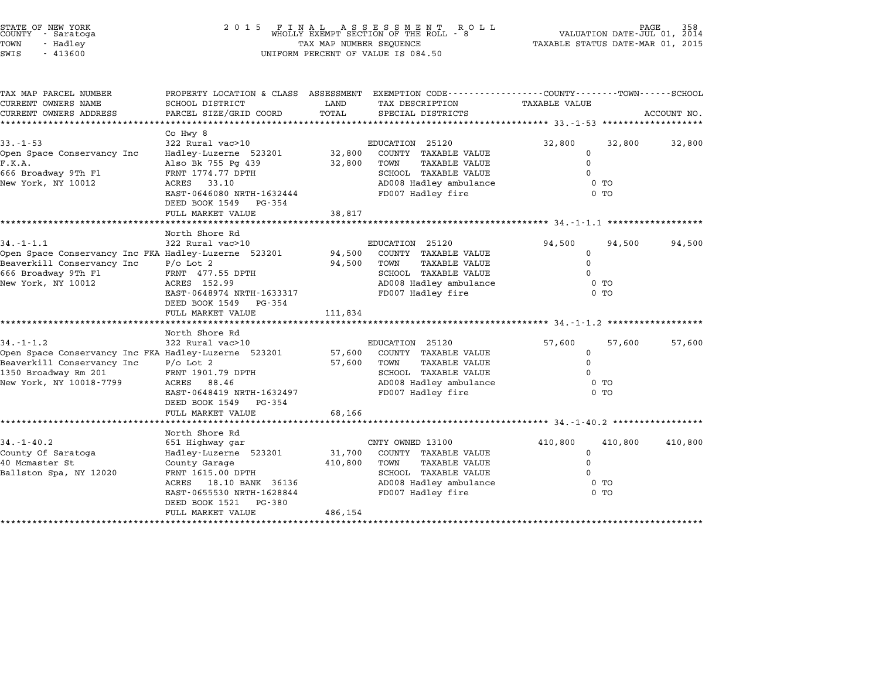STATE OF NEW YORK
COUNTY - Saratoga
TOWN - Hadley
SWIS - 413600

# 2015 FINAL ASSESSMENT ROLL
WHOLLY EXEMPT SECTION OF THE ROLL - 8
TAX MAP NUMBER SEQUENCE
UNIFORM PERCENT OF VALUE IS 084.50

VALUATION DATE-JUL 01, 2014
TAXABLE STATUS DATE-MAR 01, 2015

| TAX MAP PARCEL NUMBER / CURRENT OWNERS NAME / CURRENT OWNERS ADDRESS | PROPERTY LOCATION & CLASS / SCHOOL DISTRICT / PARCEL SIZE/GRID COORD | ASSESSMENT LAND | ASSESSMENT TOTAL | EXEMPTION CODE / TAX DESCRIPTION / SPECIAL DISTRICTS | COUNTY TAXABLE VALUE | TOWN | SCHOOL | ACCOUNT NO. |
|---|---|---|---|---|---|---|---|---|
| 33.-1-53 | Co Hwy 8 | | | | | | | |
| | 322 Rural vac>10 | | | EDUCATION 25120 | 32,800 | 32,800 | 32,800 | |
| Open Space Conservancy Inc | Hadley-Luzerne 523201 | 32,800 | | COUNTY TAXABLE VALUE | 0 | | | |
| F.K.A. | Also Bk 755 Pg 439 | | 32,800 | TOWN TAXABLE VALUE | 0 | | | |
| 666 Broadway 9Th Fl | FRNT 1774.77 DPTH | | | SCHOOL TAXABLE VALUE | 0 | | | |
| New York, NY 10012 | ACRES 33.10 | | | AD008 Hadley ambulance | 0 TO | | | |
| | EAST-0646080 NRTH-1632444 | | | FD007 Hadley fire | 0 TO | | | |
| | DEED BOOK 1549 PG-354 | | | | | | | |
| | FULL MARKET VALUE | | 38,817 | | | | | |
| 34.-1-1.1 | North Shore Rd | | | | | | | |
| | 322 Rural vac>10 | | | EDUCATION 25120 | 94,500 | 94,500 | 94,500 | |
| Open Space Conservancy Inc FKA | Hadley-Luzerne 523201 | 94,500 | | COUNTY TAXABLE VALUE | 0 | | | |
| Beaverkill Conservancy Inc | P/o Lot 2 | | 94,500 | TOWN TAXABLE VALUE | 0 | | | |
| 666 Broadway 9Th Fl | FRNT 477.55 DPTH | | | SCHOOL TAXABLE VALUE | 0 | | | |
| New York, NY 10012 | ACRES 152.99 | | | AD008 Hadley ambulance | 0 TO | | | |
| | EAST-0648974 NRTH-1633317 | | | FD007 Hadley fire | 0 TO | | | |
| | DEED BOOK 1549 PG-354 | | | | | | | |
| | FULL MARKET VALUE | | 111,834 | | | | | |
| 34.-1-1.2 | North Shore Rd | | | | | | | |
| | 322 Rural vac>10 | | | EDUCATION 25120 | 57,600 | 57,600 | 57,600 | |
| Open Space Conservancy Inc FKA | Hadley-Luzerne 523201 | 57,600 | | COUNTY TAXABLE VALUE | 0 | | | |
| Beaverkill Conservancy Inc | P/o Lot 2 | | 57,600 | TOWN TAXABLE VALUE | 0 | | | |
| 1350 Broadway Rm 201 | FRNT 1901.79 DPTH | | | SCHOOL TAXABLE VALUE | 0 | | | |
| New York, NY 10018-7799 | ACRES 88.46 | | | AD008 Hadley ambulance | 0 TO | | | |
| | EAST-0648419 NRTH-1632497 | | | FD007 Hadley fire | 0 TO | | | |
| | DEED BOOK 1549 PG-354 | | | | | | | |
| | FULL MARKET VALUE | | 68,166 | | | | | |
| 34.-1-40.2 | North Shore Rd | | | | | | | |
| | 651 Highway gar | | | CNTY OWNED 13100 | 410,800 | 410,800 | 410,800 | |
| County Of Saratoga | Hadley-Luzerne 523201 | 31,700 | | COUNTY TAXABLE VALUE | 0 | | | |
| 40 Mcmaster St | County Garage | | 410,800 | TOWN TAXABLE VALUE | 0 | | | |
| Ballston Spa, NY 12020 | FRNT 1615.00 DPTH | | | SCHOOL TAXABLE VALUE | 0 | | | |
| | ACRES 18.10 BANK 36136 | | | AD008 Hadley ambulance | 0 TO | | | |
| | EAST-0655530 NRTH-1628844 | | | FD007 Hadley fire | 0 TO | | | |
| | DEED BOOK 1521 PG-380 | | | | | | | |
| | FULL MARKET VALUE | | 486,154 | | | | | |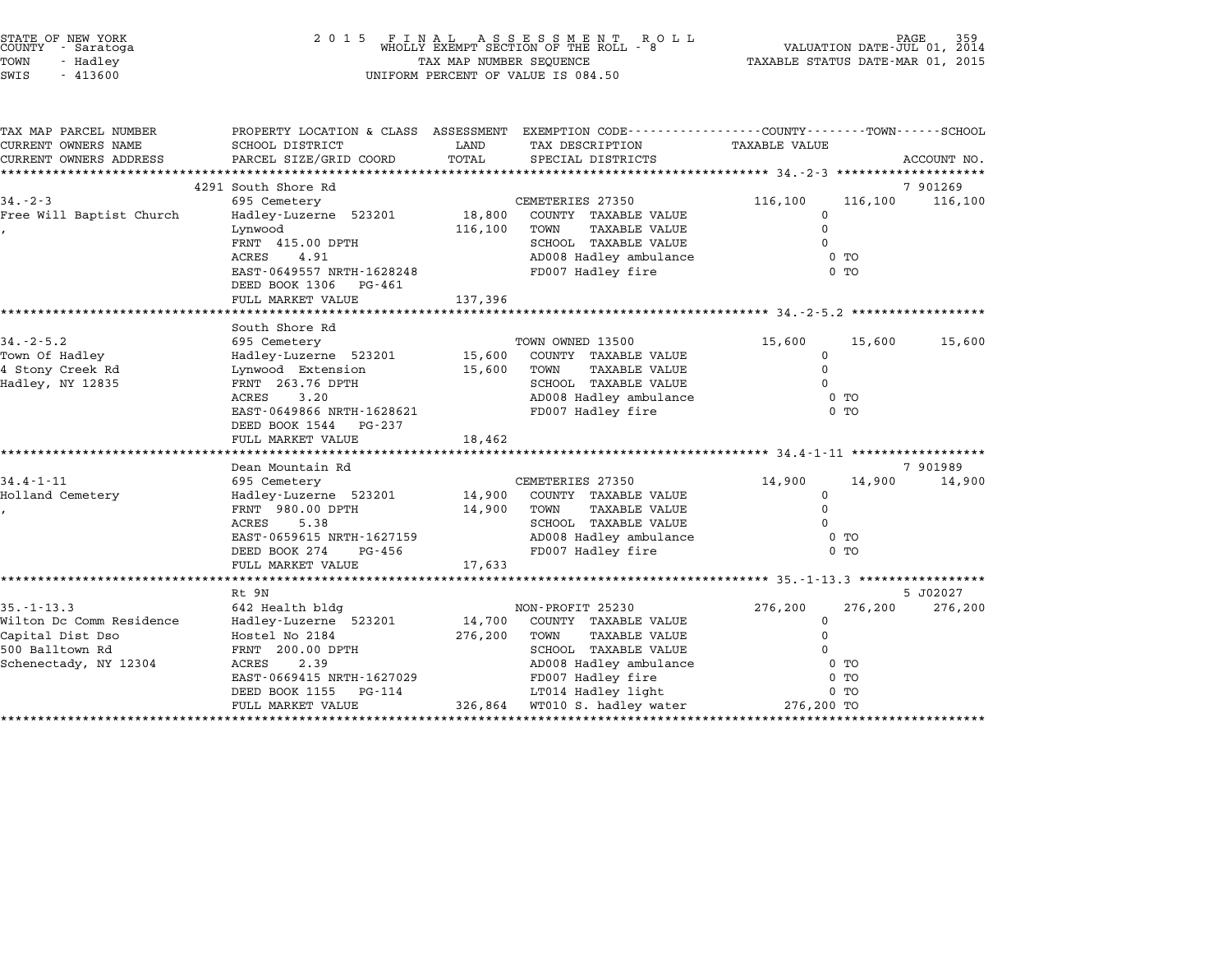STATE OF NEW YORK
COUNTY - Saratoga
TOWN - Hadley
SWIS - 413600

2 0 1 5 F I N A L A S S E S S M E N T R O L L
WHOLLY EXEMPT SECTION OF THE ROLL - 8
TAX MAP NUMBER SEQUENCE
UNIFORM PERCENT OF VALUE IS 084.50

VALUATION DATE-JUL 01, 2014
TAXABLE STATUS DATE-MAR 01, 2015

```
TAX MAP PARCEL NUMBER          PROPERTY LOCATION & CLASS  ASSESSMENT  EXEMPTION CODE-----------------COUNTY--------TOWN------SCHOOL
CURRENT OWNERS NAME            SCHOOL DISTRICT              LAND      TAX DESCRIPTION               TAXABLE VALUE
CURRENT OWNERS ADDRESS         PARCEL SIZE/GRID COORD       TOTAL     SPECIAL DISTRICTS                                  ACCOUNT NO.
******************************************************************************************************* 34.-2-3 ********************
                               4291 South Shore Rd                                                                     7 901269
34.-2-3                        695 Cemetery                           CEMETERIES 27350              116,100    116,100    116,100
Free Will Baptist Church       Hadley-Luzerne  523201      18,800     COUNTY  TAXABLE VALUE               0
,                              Lynwood                    116,100     TOWN    TAXABLE VALUE               0
                               FRNT  415.00 DPTH                      SCHOOL  TAXABLE VALUE               0
                               ACRES    4.91                          AD008 Hadley ambulance                 0 TO
                               EAST-0649557 NRTH-1628248              FD007 Hadley fire                      0 TO
                               DEED BOOK 1306   PG-461
                               FULL MARKET VALUE          137,396
******************************************************************************************************* 34.-2-5.2 ******************
                               South Shore Rd
34.-2-5.2                      695 Cemetery                           TOWN OWNED 13500               15,600     15,600     15,600
Town Of Hadley                 Hadley-Luzerne  523201      15,600     COUNTY  TAXABLE VALUE               0
4 Stony Creek Rd               Lynwood  Extension          15,600     TOWN    TAXABLE VALUE               0
Hadley, NY 12835               FRNT  263.76 DPTH                      SCHOOL  TAXABLE VALUE               0
                               ACRES    3.20                          AD008 Hadley ambulance                 0 TO
                               EAST-0649866 NRTH-1628621              FD007 Hadley fire                      0 TO
                               DEED BOOK 1544   PG-237
                               FULL MARKET VALUE           18,462
******************************************************************************************************* 34.4-1-11 ******************
                               Dean Mountain Rd                                                                        7 901989
34.4-1-11                      695 Cemetery                           CEMETERIES 27350               14,900     14,900     14,900
Holland Cemetery               Hadley-Luzerne  523201      14,900     COUNTY  TAXABLE VALUE               0
,                              FRNT  980.00 DPTH           14,900     TOWN    TAXABLE VALUE               0
                               ACRES    5.38                          SCHOOL  TAXABLE VALUE               0
                               EAST-0659615 NRTH-1627159              AD008 Hadley ambulance                 0 TO
                               DEED BOOK 274    PG-456                FD007 Hadley fire                      0 TO
                               FULL MARKET VALUE           17,633
******************************************************************************************************* 35.-1-13.3 *****************
                               Rt 9N                                                                                   5 J02027
35.-1-13.3                     642 Health bldg                        NON-PROFIT 25230              276,200    276,200    276,200
Wilton Dc Comm Residence       Hadley-Luzerne  523201      14,700     COUNTY  TAXABLE VALUE               0
Capital Dist Dso               Hostel No 2184             276,200     TOWN    TAXABLE VALUE               0
500 Balltown Rd                FRNT  200.00 DPTH                      SCHOOL  TAXABLE VALUE               0
Schenectady, NY 12304          ACRES    2.39                          AD008 Hadley ambulance                 0 TO
                               EAST-0669415 NRTH-1627029              FD007 Hadley fire                      0 TO
                               DEED BOOK 1155   PG-114                LT014 Hadley light                     0 TO
                               FULL MARKET VALUE          326,864     WT010 S. hadley water           276,200 TO
************************************************************************************************************************************
```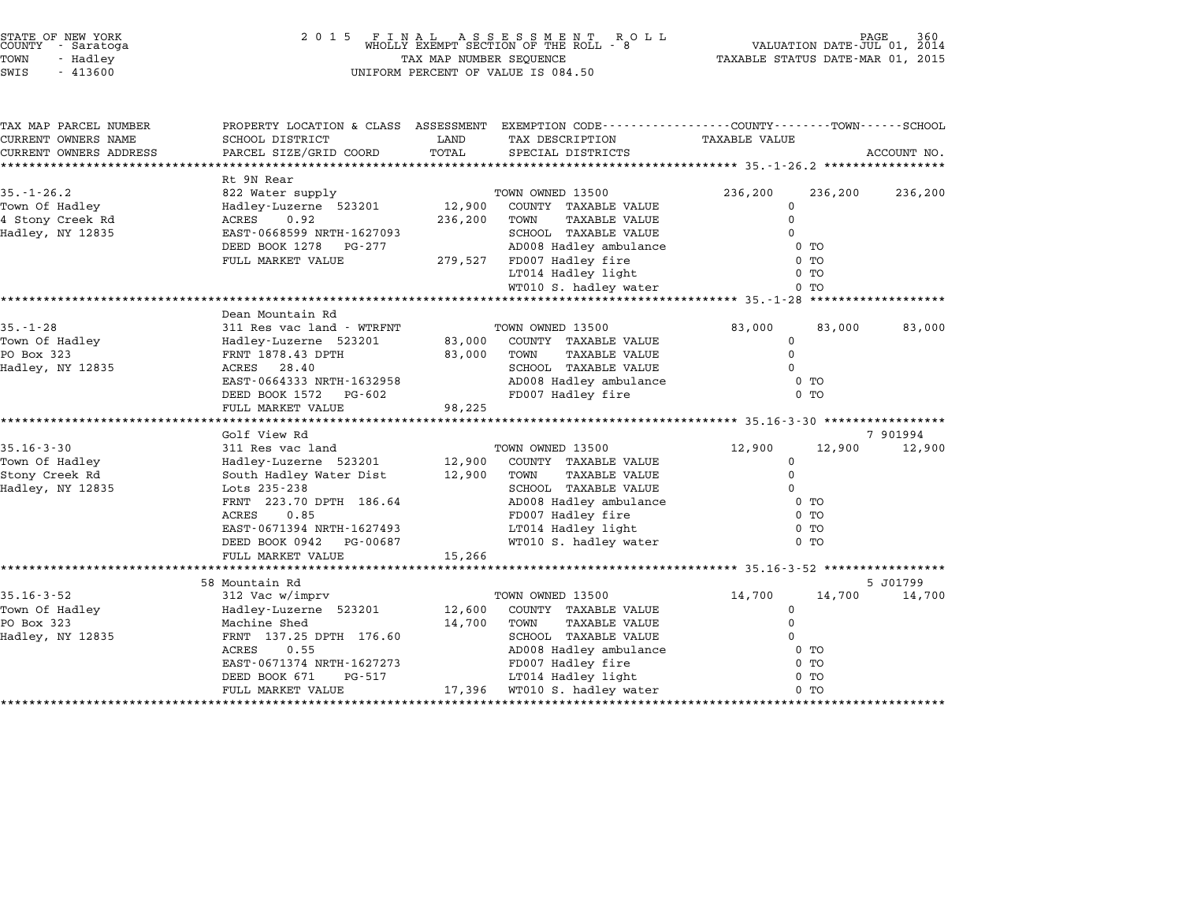STATE OF NEW YORK
COUNTY - Saratoga
TOWN - Hadley
SWIS - 413600

2015 FINAL ASSESSMENT ROLL
WHOLLY EXEMPT SECTION OF THE ROLL - 8
TAX MAP NUMBER SEQUENCE
UNIFORM PERCENT OF VALUE IS 084.50

VALUATION DATE-JUL 01, 2014
TAXABLE STATUS DATE-MAR 01, 2015

| TAX MAP PARCEL NUMBER / CURRENT OWNERS NAME / CURRENT OWNERS ADDRESS | PROPERTY LOCATION & CLASS / SCHOOL DISTRICT / PARCEL SIZE/GRID COORD | ASSESSMENT LAND | TOTAL | EXEMPTION CODE / TAX DESCRIPTION / SPECIAL DISTRICTS | COUNTY TAXABLE VALUE | TOWN | SCHOOL / ACCOUNT NO. |
|---|---|---|---|---|---|---|---|
| **35.-1-26.2** | Rt 9N Rear | | | | | | |
| 35.-1-26.2 | 822 Water supply | | | TOWN OWNED 13500 | 236,200 | 236,200 | 236,200 |
| Town Of Hadley | Hadley-Luzerne 523201 | 12,900 | | COUNTY TAXABLE VALUE | 0 | | |
| 4 Stony Creek Rd | ACRES 0.92 | | 236,200 | TOWN TAXABLE VALUE | 0 | | |
| Hadley, NY 12835 | EAST-0668599 NRTH-1627093 | | | SCHOOL TAXABLE VALUE | 0 | | |
| | DEED BOOK 1278 PG-277 | | | AD008 Hadley ambulance | 0 TO | | |
| | FULL MARKET VALUE | | 279,527 | FD007 Hadley fire | 0 TO | | |
| | | | | LT014 Hadley light | 0 TO | | |
| | | | | WT010 S. hadley water | 0 TO | | |
| **35.-1-28** | Dean Mountain Rd | | | | | | |
| 35.-1-28 | 311 Res vac land - WTRFNT | | | TOWN OWNED 13500 | 83,000 | 83,000 | 83,000 |
| Town Of Hadley | Hadley-Luzerne 523201 | 83,000 | | COUNTY TAXABLE VALUE | 0 | | |
| PO Box 323 | FRNT 1878.43 DPTH | | 83,000 | TOWN TAXABLE VALUE | 0 | | |
| Hadley, NY 12835 | ACRES 28.40 | | | SCHOOL TAXABLE VALUE | 0 | | |
| | EAST-0664333 NRTH-1632958 | | | AD008 Hadley ambulance | 0 TO | | |
| | DEED BOOK 1572 PG-602 | | | FD007 Hadley fire | 0 TO | | |
| | FULL MARKET VALUE | | 98,225 | | | | |
| **35.16-3-30** | Golf View Rd | | | | | | 7 901994 |
| 35.16-3-30 | 311 Res vac land | | | TOWN OWNED 13500 | 12,900 | 12,900 | 12,900 |
| Town Of Hadley | Hadley-Luzerne 523201 | 12,900 | | COUNTY TAXABLE VALUE | 0 | | |
| Stony Creek Rd | South Hadley Water Dist | | 12,900 | TOWN TAXABLE VALUE | 0 | | |
| Hadley, NY 12835 | Lots 235-238 | | | SCHOOL TAXABLE VALUE | 0 | | |
| | FRNT 223.70 DPTH 186.64 | | | AD008 Hadley ambulance | 0 TO | | |
| | ACRES 0.85 | | | FD007 Hadley fire | 0 TO | | |
| | EAST-0671394 NRTH-1627493 | | | LT014 Hadley light | 0 TO | | |
| | DEED BOOK 0942 PG-00687 | | | WT010 S. hadley water | 0 TO | | |
| | FULL MARKET VALUE | | 15,266 | | | | |
| **35.16-3-52** | 58 Mountain Rd | | | | | | 5 J01799 |
| 35.16-3-52 | 312 Vac w/imprv | | | TOWN OWNED 13500 | 14,700 | 14,700 | 14,700 |
| Town Of Hadley | Hadley-Luzerne 523201 | 12,600 | | COUNTY TAXABLE VALUE | 0 | | |
| PO Box 323 | Machine Shed | | 14,700 | TOWN TAXABLE VALUE | 0 | | |
| Hadley, NY 12835 | FRNT 137.25 DPTH 176.60 | | | SCHOOL TAXABLE VALUE | 0 | | |
| | ACRES 0.55 | | | AD008 Hadley ambulance | 0 TO | | |
| | EAST-0671374 NRTH-1627273 | | | FD007 Hadley fire | 0 TO | | |
| | DEED BOOK 671 PG-517 | | | LT014 Hadley light | 0 TO | | |
| | FULL MARKET VALUE | | 17,396 | WT010 S. hadley water | 0 TO | | |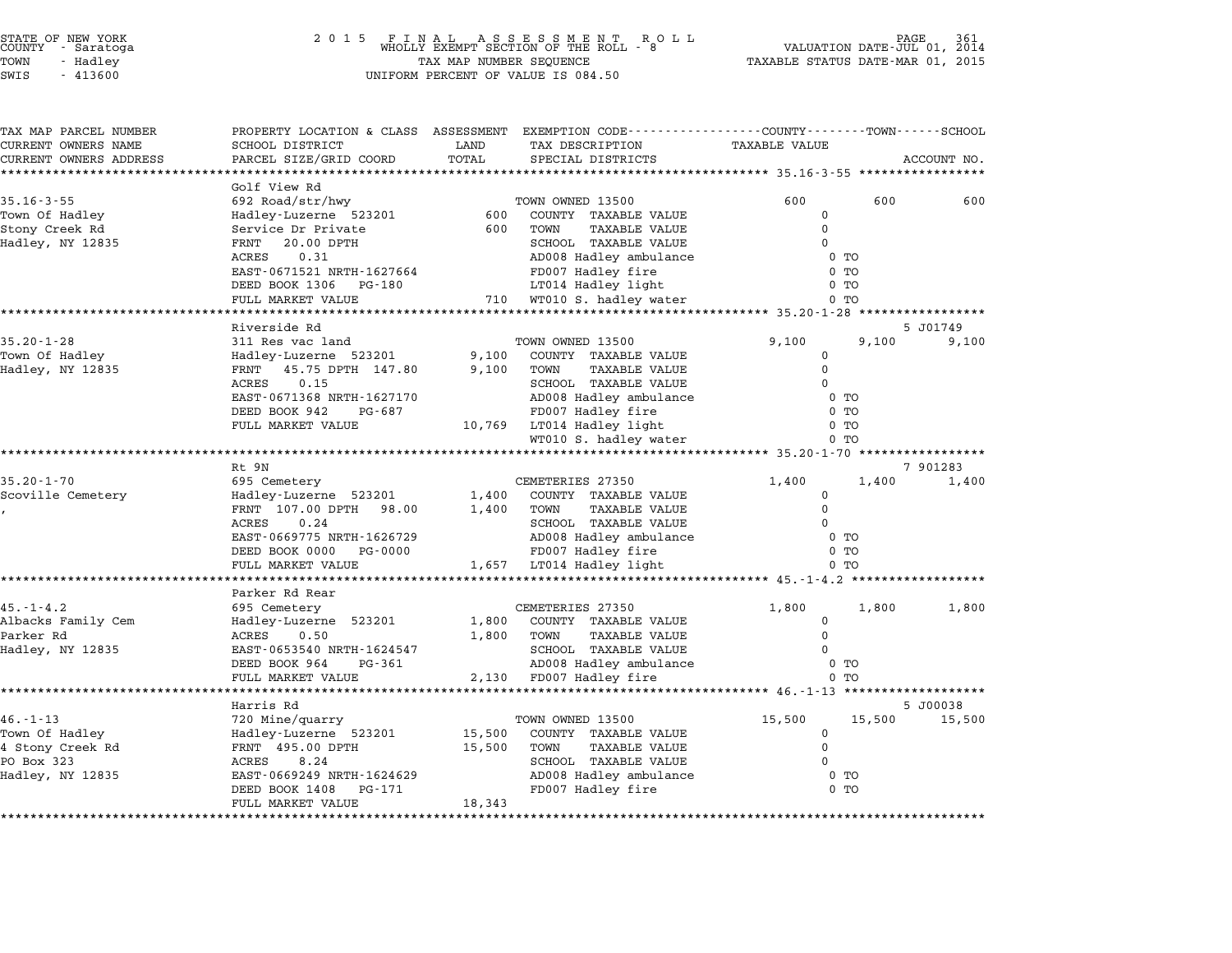STATE OF NEW YORK — 2015 FINAL ASSESSMENT ROLL — PAGE 361
COUNTY - Saratoga — WHOLLY EXEMPT SECTION OF THE ROLL - 8 — VALUATION DATE-JUL 01, 2014
TOWN - Hadley — TAX MAP NUMBER SEQUENCE — TAXABLE STATUS DATE-MAR 01, 2015
SWIS - 413600 — UNIFORM PERCENT OF VALUE IS 084.50

| TAX MAP PARCEL NUMBER / CURRENT OWNERS NAME / CURRENT OWNERS ADDRESS | PROPERTY LOCATION & CLASS / SCHOOL DISTRICT / PARCEL SIZE/GRID COORD | ASSESSMENT LAND / TOTAL | EXEMPTION CODE / TAX DESCRIPTION / SPECIAL DISTRICTS | COUNTY TAXABLE VALUE | TOWN | SCHOOL | ACCOUNT NO. |
|---|---|---|---|---|---|---|---|
| **35.16-3-55** | Golf View Rd | | | | | | |
| 35.16-3-55 | 692 Road/str/hwy | | TOWN OWNED 13500 | 600 | 600 | 600 | |
| Town Of Hadley | Hadley-Luzerne 523201 | 600 | COUNTY TAXABLE VALUE | 0 | | | |
| Stony Creek Rd | Service Dr Private | 600 | TOWN TAXABLE VALUE | 0 | | | |
| Hadley, NY 12835 | FRNT 20.00 DPTH | | SCHOOL TAXABLE VALUE | 0 | | | |
| | ACRES 0.31 | | AD008 Hadley ambulance | 0 TO | | | |
| | EAST-0671521 NRTH-1627664 | | FD007 Hadley fire | 0 TO | | | |
| | DEED BOOK 1306 PG-180 | | LT014 Hadley light | 0 TO | | | |
| | FULL MARKET VALUE | 710 | WT010 S. hadley water | 0 TO | | | |
| **35.20-1-28** | Riverside Rd | | | | | | 5 J01749 |
| 35.20-1-28 | 311 Res vac land | | TOWN OWNED 13500 | 9,100 | 9,100 | 9,100 | |
| Town Of Hadley | Hadley-Luzerne 523201 | 9,100 | COUNTY TAXABLE VALUE | 0 | | | |
| Hadley, NY 12835 | FRNT 45.75 DPTH 147.80 | 9,100 | TOWN TAXABLE VALUE | 0 | | | |
| | ACRES 0.15 | | SCHOOL TAXABLE VALUE | 0 | | | |
| | EAST-0671368 NRTH-1627170 | | AD008 Hadley ambulance | 0 TO | | | |
| | DEED BOOK 942 PG-687 | | FD007 Hadley fire | 0 TO | | | |
| | FULL MARKET VALUE | 10,769 | LT014 Hadley light | 0 TO | | | |
| | | | WT010 S. hadley water | 0 TO | | | |
| **35.20-1-70** | Rt 9N | | | | | | 7 901283 |
| 35.20-1-70 | 695 Cemetery | | CEMETERIES 27350 | 1,400 | 1,400 | 1,400 | |
| Scoville Cemetery | Hadley-Luzerne 523201 | 1,400 | COUNTY TAXABLE VALUE | 0 | | | |
| , | FRNT 107.00 DPTH 98.00 | 1,400 | TOWN TAXABLE VALUE | 0 | | | |
| | ACRES 0.24 | | SCHOOL TAXABLE VALUE | 0 | | | |
| | EAST-0669775 NRTH-1626729 | | AD008 Hadley ambulance | 0 TO | | | |
| | DEED BOOK 0000 PG-0000 | | FD007 Hadley fire | 0 TO | | | |
| | FULL MARKET VALUE | 1,657 | LT014 Hadley light | 0 TO | | | |
| **45.-1-4.2** | Parker Rd Rear | | | | | | |
| 45.-1-4.2 | 695 Cemetery | | CEMETERIES 27350 | 1,800 | 1,800 | 1,800 | |
| Albacks Family Cem | Hadley-Luzerne 523201 | 1,800 | COUNTY TAXABLE VALUE | 0 | | | |
| Parker Rd | ACRES 0.50 | 1,800 | TOWN TAXABLE VALUE | 0 | | | |
| Hadley, NY 12835 | EAST-0653540 NRTH-1624547 | | SCHOOL TAXABLE VALUE | 0 | | | |
| | DEED BOOK 964 PG-361 | | AD008 Hadley ambulance | 0 TO | | | |
| | FULL MARKET VALUE | 2,130 | FD007 Hadley fire | 0 TO | | | |
| **46.-1-13** | Harris Rd | | | | | | 5 J00038 |
| 46.-1-13 | 720 Mine/quarry | | TOWN OWNED 13500 | 15,500 | 15,500 | 15,500 | |
| Town Of Hadley | Hadley-Luzerne 523201 | 15,500 | COUNTY TAXABLE VALUE | 0 | | | |
| 4 Stony Creek Rd | FRNT 495.00 DPTH | 15,500 | TOWN TAXABLE VALUE | 0 | | | |
| PO Box 323 | ACRES 8.24 | | SCHOOL TAXABLE VALUE | 0 | | | |
| Hadley, NY 12835 | EAST-0669249 NRTH-1624629 | | AD008 Hadley ambulance | 0 TO | | | |
| | DEED BOOK 1408 PG-171 | | FD007 Hadley fire | 0 TO | | | |
| | FULL MARKET VALUE | 18,343 | | | | | |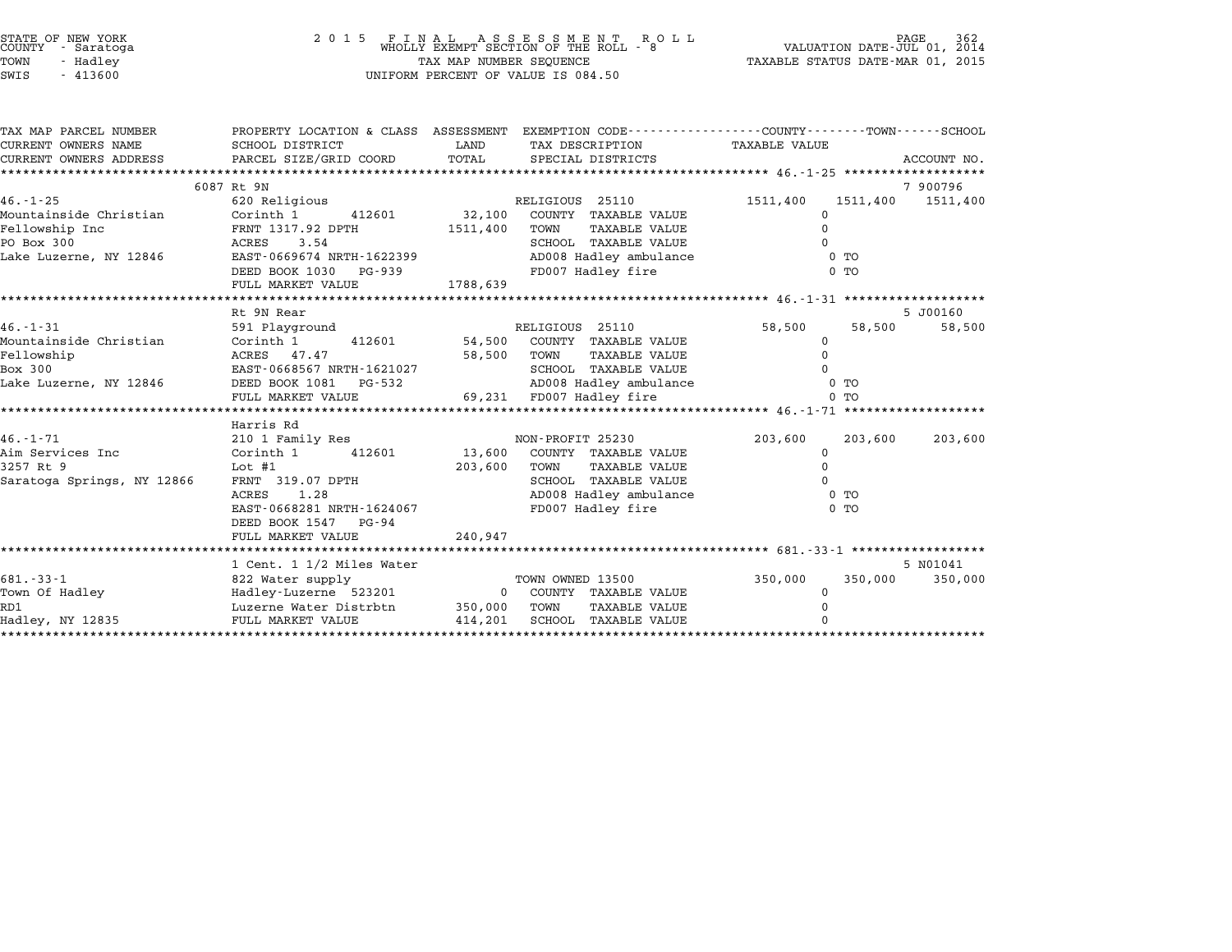STATE OF NEW YORK
COUNTY - Saratoga
TOWN - Hadley
SWIS - 413600

# 2015 FINAL ASSESSMENT ROLL
WHOLLY EXEMPT SECTION OF THE ROLL - 8
TAX MAP NUMBER SEQUENCE
UNIFORM PERCENT OF VALUE IS 084.50

VALUATION DATE-JUL 01, 2014
TAXABLE STATUS DATE-MAR 01, 2015

| TAX MAP PARCEL NUMBER / CURRENT OWNERS NAME / CURRENT OWNERS ADDRESS | PROPERTY LOCATION & CLASS / SCHOOL DISTRICT / PARCEL SIZE/GRID COORD | ASSESSMENT LAND / TOTAL | EXEMPTION CODE / TAX DESCRIPTION / SPECIAL DISTRICTS | COUNTY TAXABLE VALUE | TOWN | SCHOOL / ACCOUNT NO. |
|---|---|---|---|---|---|---|
| | 6087 Rt 9N | | | | | 7 900796 |
| 46.-1-25 | 620 Religious | | RELIGIOUS 25110 | 1511,400 | 1511,400 | 1511,400 |
| Mountainside Christian | Corinth 1 412601 | 32,100 | COUNTY TAXABLE VALUE | 0 | | |
| Fellowship Inc | FRNT 1317.92 DPTH | 1511,400 | TOWN TAXABLE VALUE | 0 | | |
| PO Box 300 | ACRES 3.54 | | SCHOOL TAXABLE VALUE | 0 | | |
| Lake Luzerne, NY 12846 | EAST-0669674 NRTH-1622399 | | AD008 Hadley ambulance | 0 TO | | |
| | DEED BOOK 1030 PG-939 | | FD007 Hadley fire | 0 TO | | |
| | FULL MARKET VALUE | 1788,639 | | | | |
| | Rt 9N Rear | | | | | 5 J00160 |
| 46.-1-31 | 591 Playground | | RELIGIOUS 25110 | 58,500 | 58,500 | 58,500 |
| Mountainside Christian | Corinth 1 412601 | 54,500 | COUNTY TAXABLE VALUE | 0 | | |
| Fellowship | ACRES 47.47 | 58,500 | TOWN TAXABLE VALUE | 0 | | |
| Box 300 | EAST-0668567 NRTH-1621027 | | SCHOOL TAXABLE VALUE | 0 | | |
| Lake Luzerne, NY 12846 | DEED BOOK 1081 PG-532 | | AD008 Hadley ambulance | 0 TO | | |
| | FULL MARKET VALUE | 69,231 | FD007 Hadley fire | 0 TO | | |
| | Harris Rd | | | | | |
| 46.-1-71 | 210 1 Family Res | | NON-PROFIT 25230 | 203,600 | 203,600 | 203,600 |
| Aim Services Inc | Corinth 1 412601 | 13,600 | COUNTY TAXABLE VALUE | 0 | | |
| 3257 Rt 9 | Lot #1 | 203,600 | TOWN TAXABLE VALUE | 0 | | |
| Saratoga Springs, NY 12866 | FRNT 319.07 DPTH | | SCHOOL TAXABLE VALUE | 0 | | |
| | ACRES 1.28 | | AD008 Hadley ambulance | 0 TO | | |
| | EAST-0668281 NRTH-1624067 | | FD007 Hadley fire | 0 TO | | |
| | DEED BOOK 1547 PG-94 | | | | | |
| | FULL MARKET VALUE | 240,947 | | | | |
| | 1 Cent. 1 1/2 Miles Water | | | | | 5 N01041 |
| 681.-33-1 | 822 Water supply | | TOWN OWNED 13500 | 350,000 | 350,000 | 350,000 |
| Town Of Hadley | Hadley-Luzerne 523201 | 0 | COUNTY TAXABLE VALUE | 0 | | |
| RD1 | Luzerne Water Distrbtn | 350,000 | TOWN TAXABLE VALUE | 0 | | |
| Hadley, NY 12835 | FULL MARKET VALUE | 414,201 | SCHOOL TAXABLE VALUE | 0 | | |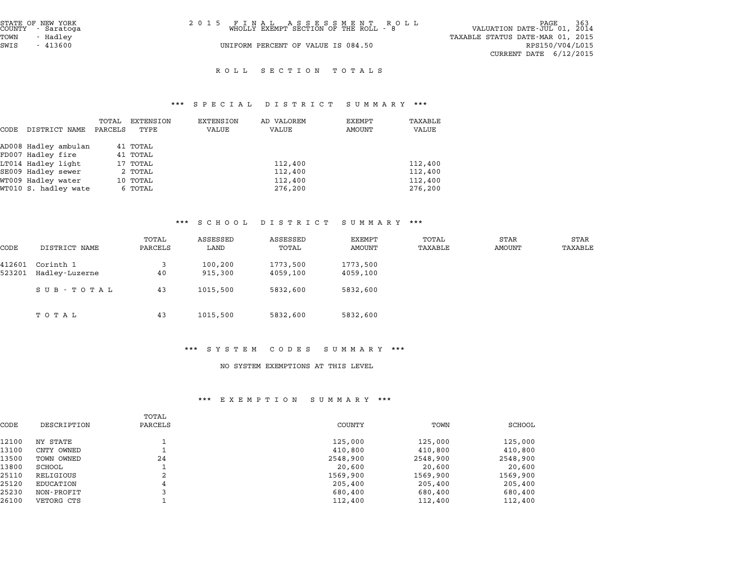STATE OF NEW YORK
COUNTY - Saratoga
TOWN - Hadley
SWIS - 413600

2015 FINAL ASSESSMENT ROLL
WHOLLY EXEMPT SECTION OF THE ROLL - 8

UNIFORM PERCENT OF VALUE IS 084.50

VALUATION DATE-JUL 01, 2014
TAXABLE STATUS DATE-MAR 01, 2015
RPS150/V04/L015
CURRENT DATE 6/12/2015

# ROLL SECTION TOTALS

## *** SPECIAL DISTRICT SUMMARY ***

| CODE | DISTRICT NAME | TOTAL PARCELS | EXTENSION TYPE | EXTENSION VALUE | AD VALOREM VALUE | EXEMPT AMOUNT | TAXABLE VALUE |
|---|---|---|---|---|---|---|---|
| AD008 | Hadley ambulan | 41 | TOTAL | | | | |
| FD007 | Hadley fire | 41 | TOTAL | | | | |
| LT014 | Hadley light | 17 | TOTAL | | 112,400 | | 112,400 |
| SE009 | Hadley sewer | 2 | TOTAL | | 112,400 | | 112,400 |
| WT009 | Hadley water | 10 | TOTAL | | 112,400 | | 112,400 |
| WT010 | S. hadley wate | 6 | TOTAL | | 276,200 | | 276,200 |

## *** SCHOOL DISTRICT SUMMARY ***

| CODE | DISTRICT NAME | TOTAL PARCELS | ASSESSED LAND | ASSESSED TOTAL | EXEMPT AMOUNT | TOTAL TAXABLE | STAR AMOUNT | STAR TAXABLE |
|---|---|---|---|---|---|---|---|---|
| 412601 | Corinth 1 | 3 | 100,200 | 1773,500 | 1773,500 | | | |
| 523201 | Hadley-Luzerne | 40 | 915,300 | 4059,100 | 4059,100 | | | |
| | SUB-TOTAL | 43 | 1015,500 | 5832,600 | 5832,600 | | | |
| | TOTAL | 43 | 1015,500 | 5832,600 | 5832,600 | | | |

## *** SYSTEM CODES SUMMARY ***

NO SYSTEM EXEMPTIONS AT THIS LEVEL

## *** EXEMPTION SUMMARY ***

| CODE | DESCRIPTION | TOTAL PARCELS | COUNTY | TOWN | SCHOOL |
|---|---|---|---|---|---|
| 12100 | NY STATE | 1 | 125,000 | 125,000 | 125,000 |
| 13100 | CNTY OWNED | 1 | 410,800 | 410,800 | 410,800 |
| 13500 | TOWN OWNED | 24 | 2548,900 | 2548,900 | 2548,900 |
| 13800 | SCHOOL | 1 | 20,600 | 20,600 | 20,600 |
| 25110 | RELIGIOUS | 2 | 1569,900 | 1569,900 | 1569,900 |
| 25120 | EDUCATION | 4 | 205,400 | 205,400 | 205,400 |
| 25230 | NON-PROFIT | 3 | 680,400 | 680,400 | 680,400 |
| 26100 | VETORG CTS | 1 | 112,400 | 112,400 | 112,400 |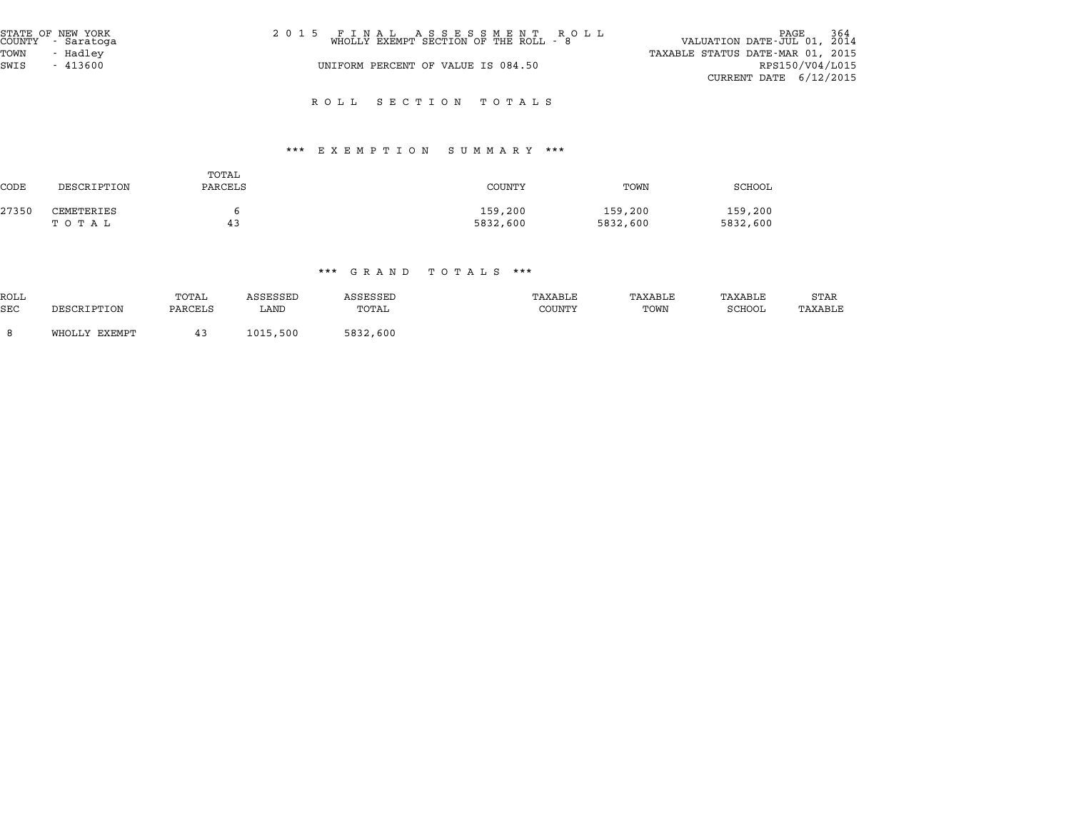STATE OF NEW YORK
COUNTY - Saratoga
TOWN - Hadley
SWIS - 413600

2 0 1 5 F I N A L A S S E S S M E N T R O L L
WHOLLY EXEMPT SECTION OF THE ROLL - 8

UNIFORM PERCENT OF VALUE IS 084.50

VALUATION DATE-JUL 01, 2014
TAXABLE STATUS DATE-MAR 01, 2015
RPS150/V04/L015
CURRENT DATE 6/12/2015

## R O L L S E C T I O N T O T A L S

### *** E X E M P T I O N S U M M A R Y ***

| CODE | DESCRIPTION | TOTAL PARCELS | COUNTY | TOWN | SCHOOL |
|---|---|---|---|---|---|
| 27350 | CEMETERIES | 6 | 159,200 | 159,200 | 159,200 |
| | T O T A L | 43 | 5832,600 | 5832,600 | 5832,600 |

### *** G R A N D T O T A L S ***

| ROLL SEC | DESCRIPTION | TOTAL PARCELS | ASSESSED LAND | ASSESSED TOTAL | TAXABLE COUNTY | TAXABLE TOWN | TAXABLE SCHOOL | STAR TAXABLE |
|---|---|---|---|---|---|---|---|---|
| 8 | WHOLLY EXEMPT | 43 | 1015,500 | 5832,600 | | | | |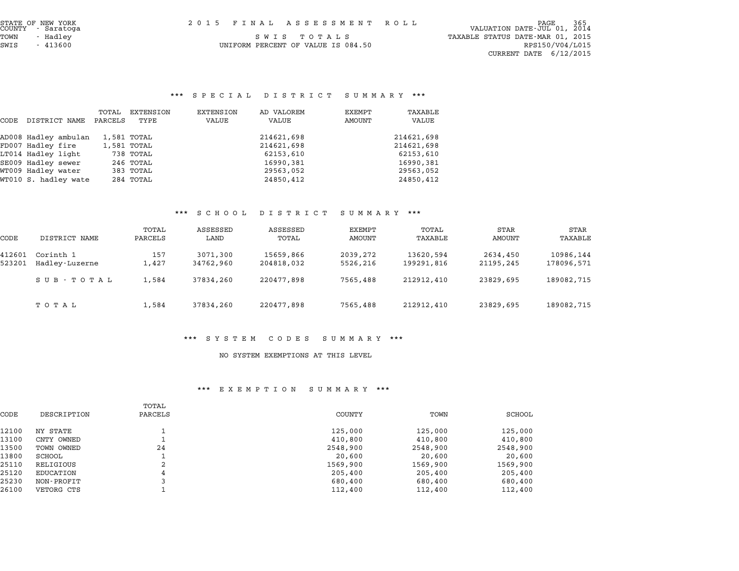STATE OF NEW YORK
COUNTY - Saratoga
TOWN - Hadley
SWIS - 413600

2015 FINAL ASSESSMENT ROLL
SWIS TOTALS
UNIFORM PERCENT OF VALUE IS 084.50

VALUATION DATE-JUL 01, 2014
TAXABLE STATUS DATE-MAR 01, 2015
RPS150/V04/L015
CURRENT DATE 6/12/2015

### *** SPECIAL DISTRICT SUMMARY ***

| CODE | DISTRICT NAME | TOTAL PARCELS | EXTENSION TYPE | EXTENSION VALUE | AD VALOREM VALUE | EXEMPT AMOUNT | TAXABLE VALUE |
|---|---|---|---|---|---|---|---|
| AD008 | Hadley ambulan | 1,581 | TOTAL | | 214621,698 | | 214621,698 |
| FD007 | Hadley fire | 1,581 | TOTAL | | 214621,698 | | 214621,698 |
| LT014 | Hadley light | 738 | TOTAL | | 62153,610 | | 62153,610 |
| SE009 | Hadley sewer | 246 | TOTAL | | 16990,381 | | 16990,381 |
| WT009 | Hadley water | 383 | TOTAL | | 29563,052 | | 29563,052 |
| WT010 | S. hadley wate | 284 | TOTAL | | 24850,412 | | 24850,412 |

### *** SCHOOL DISTRICT SUMMARY ***

| CODE | DISTRICT NAME | TOTAL PARCELS | ASSESSED LAND | ASSESSED TOTAL | EXEMPT AMOUNT | TOTAL TAXABLE | STAR AMOUNT | STAR TAXABLE |
|---|---|---|---|---|---|---|---|---|
| 412601 | Corinth 1 | 157 | 3071,300 | 15659,866 | 2039,272 | 13620,594 | 2634,450 | 10986,144 |
| 523201 | Hadley-Luzerne | 1,427 | 34762,960 | 204818,032 | 5526,216 | 199291,816 | 21195,245 | 178096,571 |
| | SUB-TOTAL | 1,584 | 37834,260 | 220477,898 | 7565,488 | 212912,410 | 23829,695 | 189082,715 |
| | TOTAL | 1,584 | 37834,260 | 220477,898 | 7565,488 | 212912,410 | 23829,695 | 189082,715 |

### *** SYSTEM CODES SUMMARY ***

NO SYSTEM EXEMPTIONS AT THIS LEVEL

### *** EXEMPTION SUMMARY ***

| CODE | DESCRIPTION | TOTAL PARCELS | COUNTY | TOWN | SCHOOL |
|---|---|---|---|---|---|
| 12100 | NY STATE | 1 | 125,000 | 125,000 | 125,000 |
| 13100 | CNTY OWNED | 1 | 410,800 | 410,800 | 410,800 |
| 13500 | TOWN OWNED | 24 | 2548,900 | 2548,900 | 2548,900 |
| 13800 | SCHOOL | 1 | 20,600 | 20,600 | 20,600 |
| 25110 | RELIGIOUS | 2 | 1569,900 | 1569,900 | 1569,900 |
| 25120 | EDUCATION | 4 | 205,400 | 205,400 | 205,400 |
| 25230 | NON-PROFIT | 3 | 680,400 | 680,400 | 680,400 |
| 26100 | VETORG CTS | 1 | 112,400 | 112,400 | 112,400 |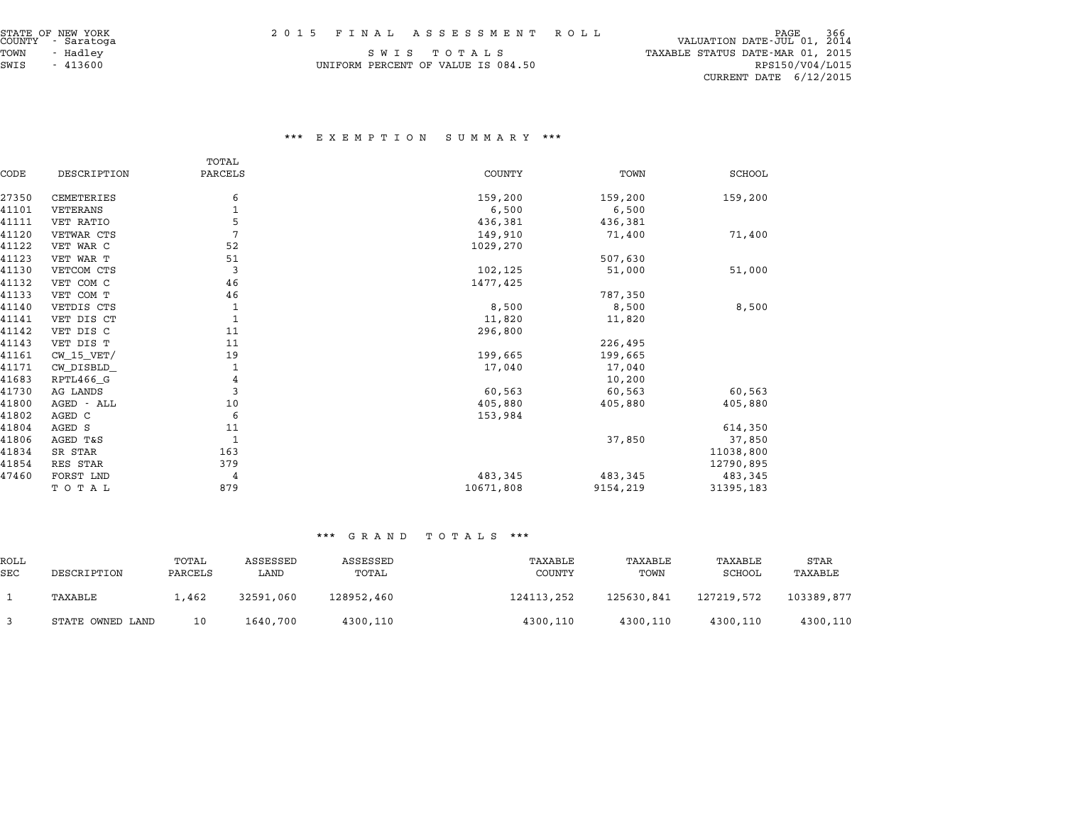STATE OF NEW YORK
COUNTY - Saratoga
TOWN - Hadley
SWIS - 413600

2 0 1 5 F I N A L A S S E S S M E N T R O L L

S W I S T O T A L S

UNIFORM PERCENT OF VALUE IS 084.50

VALUATION DATE-JUL 01, 2014
TAXABLE STATUS DATE-MAR 01, 2015
RPS150/V04/L015
CURRENT DATE 6/12/2015

### \*\*\* E X E M P T I O N S U M M A R Y \*\*\*

| CODE | DESCRIPTION | TOTAL PARCELS | COUNTY | TOWN | SCHOOL |
|---|---|---|---|---|---|
| 27350 | CEMETERIES | 6 | 159,200 | 159,200 | 159,200 |
| 41101 | VETERANS | 1 | 6,500 | 6,500 | |
| 41111 | VET RATIO | 5 | 436,381 | 436,381 | |
| 41120 | VETWAR CTS | 7 | 149,910 | 71,400 | 71,400 |
| 41122 | VET WAR C | 52 | 1029,270 | | |
| 41123 | VET WAR T | 51 | | 507,630 | |
| 41130 | VETCOM CTS | 3 | 102,125 | 51,000 | 51,000 |
| 41132 | VET COM C | 46 | 1477,425 | | |
| 41133 | VET COM T | 46 | | 787,350 | |
| 41140 | VETDIS CTS | 1 | 8,500 | 8,500 | 8,500 |
| 41141 | VET DIS CT | 1 | 11,820 | 11,820 | |
| 41142 | VET DIS C | 11 | 296,800 | | |
| 41143 | VET DIS T | 11 | | 226,495 | |
| 41161 | CW_15_VET/ | 19 | 199,665 | 199,665 | |
| 41171 | CW_DISBLD_ | 1 | 17,040 | 17,040 | |
| 41683 | RPTL466_G | 4 | | 10,200 | |
| 41730 | AG LANDS | 3 | 60,563 | 60,563 | 60,563 |
| 41800 | AGED - ALL | 10 | 405,880 | 405,880 | 405,880 |
| 41802 | AGED C | 6 | 153,984 | | |
| 41804 | AGED S | 11 | | | 614,350 |
| 41806 | AGED T&S | 1 | | 37,850 | 37,850 |
| 41834 | SR STAR | 163 | | | 11038,800 |
| 41854 | RES STAR | 379 | | | 12790,895 |
| 47460 | FORST LND | 4 | 483,345 | 483,345 | 483,345 |
| | T O T A L | 879 | 10671,808 | 9154,219 | 31395,183 |

### \*\*\* G R A N D T O T A L S \*\*\*

| ROLL SEC | DESCRIPTION | TOTAL PARCELS | ASSESSED LAND | ASSESSED TOTAL | TAXABLE COUNTY | TAXABLE TOWN | TAXABLE SCHOOL | STAR TAXABLE |
|---|---|---|---|---|---|---|---|---|
| 1 | TAXABLE | 1,462 | 32591,060 | 128952,460 | 124113,252 | 125630,841 | 127219,572 | 103389,877 |
| 3 | STATE OWNED LAND | 10 | 1640,700 | 4300,110 | 4300,110 | 4300,110 | 4300,110 | 4300,110 |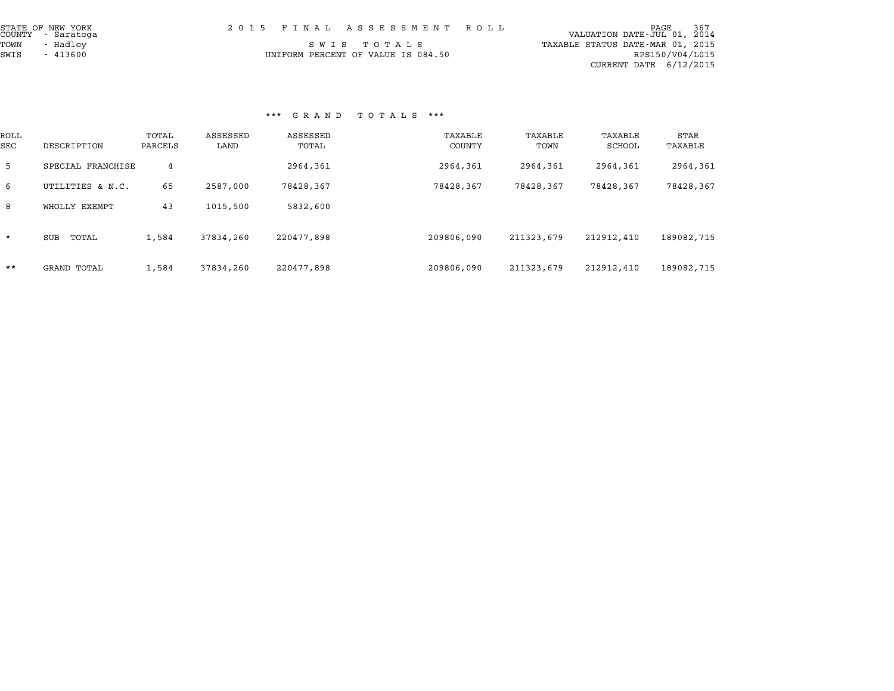STATE OF NEW YORK
COUNTY - Saratoga
TOWN - Hadley
SWIS - 413600

2 0 1 5 F I N A L A S S E S S M E N T R O L L

S W I S T O T A L S

UNIFORM PERCENT OF VALUE IS 084.50

VALUATION DATE-JUL 01, 2014
TAXABLE STATUS DATE-MAR 01, 2015
RPS150/V04/L015
CURRENT DATE 6/12/2015

### *** G R A N D T O T A L S ***

| ROLL SEC | DESCRIPTION | TOTAL PARCELS | ASSESSED LAND | ASSESSED TOTAL | TAXABLE COUNTY | TAXABLE TOWN | TAXABLE SCHOOL | STAR TAXABLE |
|---|---|---|---|---|---|---|---|---|
| 5 | SPECIAL FRANCHISE | 4 | | 2964,361 | 2964,361 | 2964,361 | 2964,361 | 2964,361 |
| 6 | UTILITIES & N.C. | 65 | 2587,000 | 78428,367 | 78428,367 | 78428,367 | 78428,367 | 78428,367 |
| 8 | WHOLLY EXEMPT | 43 | 1015,500 | 5832,600 | | | | |
| * | SUB TOTAL | 1,584 | 37834,260 | 220477,898 | 209806,090 | 211323,679 | 212912,410 | 189082,715 |
| ** | GRAND TOTAL | 1,584 | 37834,260 | 220477,898 | 209806,090 | 211323,679 | 212912,410 | 189082,715 |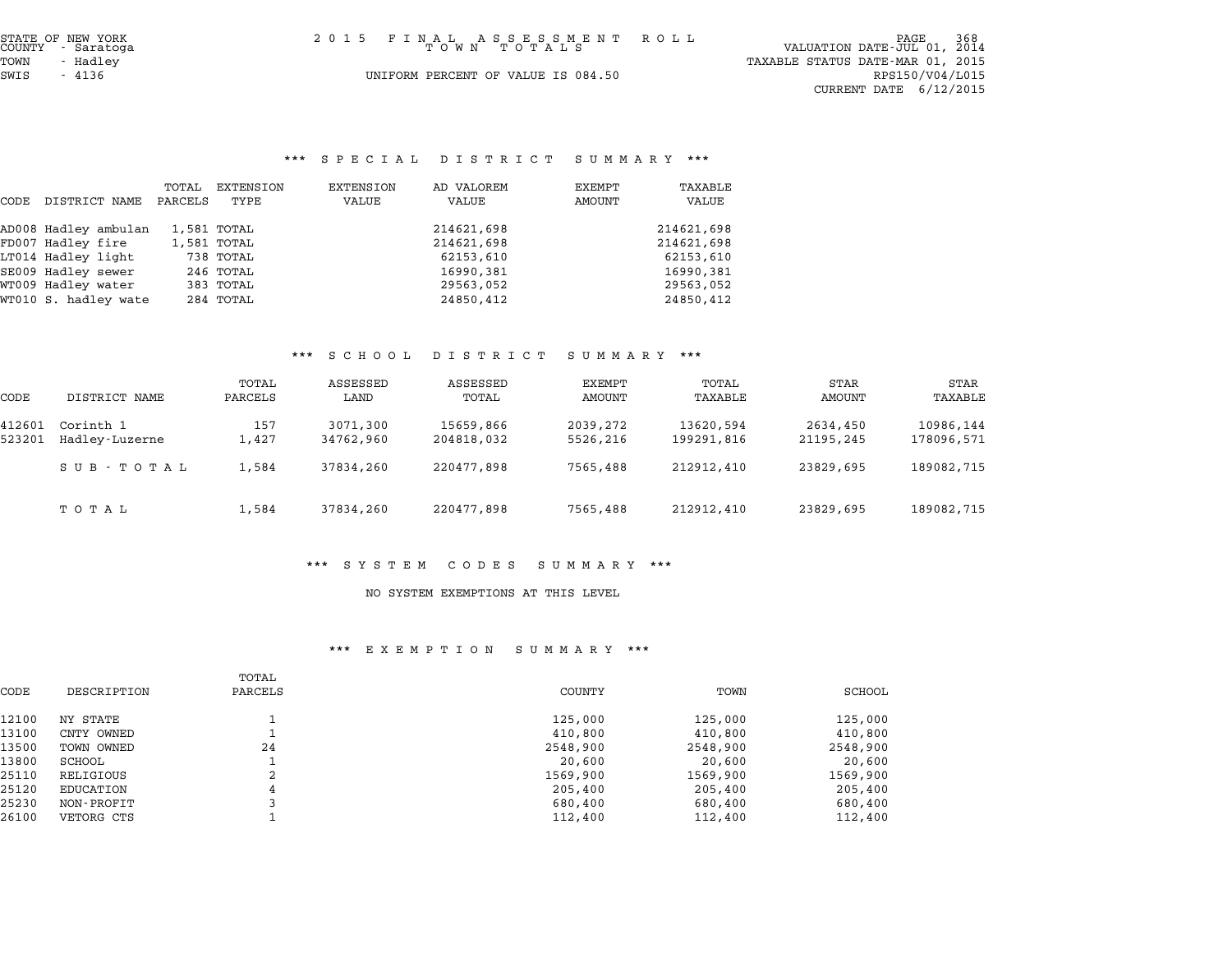STATE OF NEW YORK
COUNTY - Saratoga
TOWN - Hadley
SWIS - 4136

2 0 1 5 F I N A L A S S E S S M E N T R O L L
T O W N T O T A L S

UNIFORM PERCENT OF VALUE IS 084.50

VALUATION DATE-JUL 01, 2014
TAXABLE STATUS DATE-MAR 01, 2015
RPS150/V04/L015
CURRENT DATE 6/12/2015

### *** S P E C I A L D I S T R I C T S U M M A R Y ***

| CODE | DISTRICT NAME | TOTAL PARCELS | EXTENSION TYPE | EXTENSION VALUE | AD VALOREM VALUE | EXEMPT AMOUNT | TAXABLE VALUE |
|---|---|---|---|---|---|---|---|
| AD008 | Hadley ambulan | 1,581 | TOTAL | | 214621,698 | | 214621,698 |
| FD007 | Hadley fire | 1,581 | TOTAL | | 214621,698 | | 214621,698 |
| LT014 | Hadley light | 738 | TOTAL | | 62153,610 | | 62153,610 |
| SE009 | Hadley sewer | 246 | TOTAL | | 16990,381 | | 16990,381 |
| WT009 | Hadley water | 383 | TOTAL | | 29563,052 | | 29563,052 |
| WT010 | S. hadley wate | 284 | TOTAL | | 24850,412 | | 24850,412 |

### *** S C H O O L D I S T R I C T S U M M A R Y ***

| CODE | DISTRICT NAME | TOTAL PARCELS | ASSESSED LAND | ASSESSED TOTAL | EXEMPT AMOUNT | TOTAL TAXABLE | STAR AMOUNT | STAR TAXABLE |
|---|---|---|---|---|---|---|---|---|
| 412601 | Corinth 1 | 157 | 3071,300 | 15659,866 | 2039,272 | 13620,594 | 2634,450 | 10986,144 |
| 523201 | Hadley-Luzerne | 1,427 | 34762,960 | 204818,032 | 5526,216 | 199291,816 | 21195,245 | 178096,571 |
| | S U B - T O T A L | 1,584 | 37834,260 | 220477,898 | 7565,488 | 212912,410 | 23829,695 | 189082,715 |
| | T O T A L | 1,584 | 37834,260 | 220477,898 | 7565,488 | 212912,410 | 23829,695 | 189082,715 |

### *** S Y S T E M C O D E S S U M M A R Y ***

NO SYSTEM EXEMPTIONS AT THIS LEVEL

### *** E X E M P T I O N S U M M A R Y ***

| CODE | DESCRIPTION | TOTAL PARCELS | COUNTY | TOWN | SCHOOL |
|---|---|---|---|---|---|
| 12100 | NY STATE | 1 | 125,000 | 125,000 | 125,000 |
| 13100 | CNTY OWNED | 1 | 410,800 | 410,800 | 410,800 |
| 13500 | TOWN OWNED | 24 | 2548,900 | 2548,900 | 2548,900 |
| 13800 | SCHOOL | 1 | 20,600 | 20,600 | 20,600 |
| 25110 | RELIGIOUS | 2 | 1569,900 | 1569,900 | 1569,900 |
| 25120 | EDUCATION | 4 | 205,400 | 205,400 | 205,400 |
| 25230 | NON-PROFIT | 3 | 680,400 | 680,400 | 680,400 |
| 26100 | VETORG CTS | 1 | 112,400 | 112,400 | 112,400 |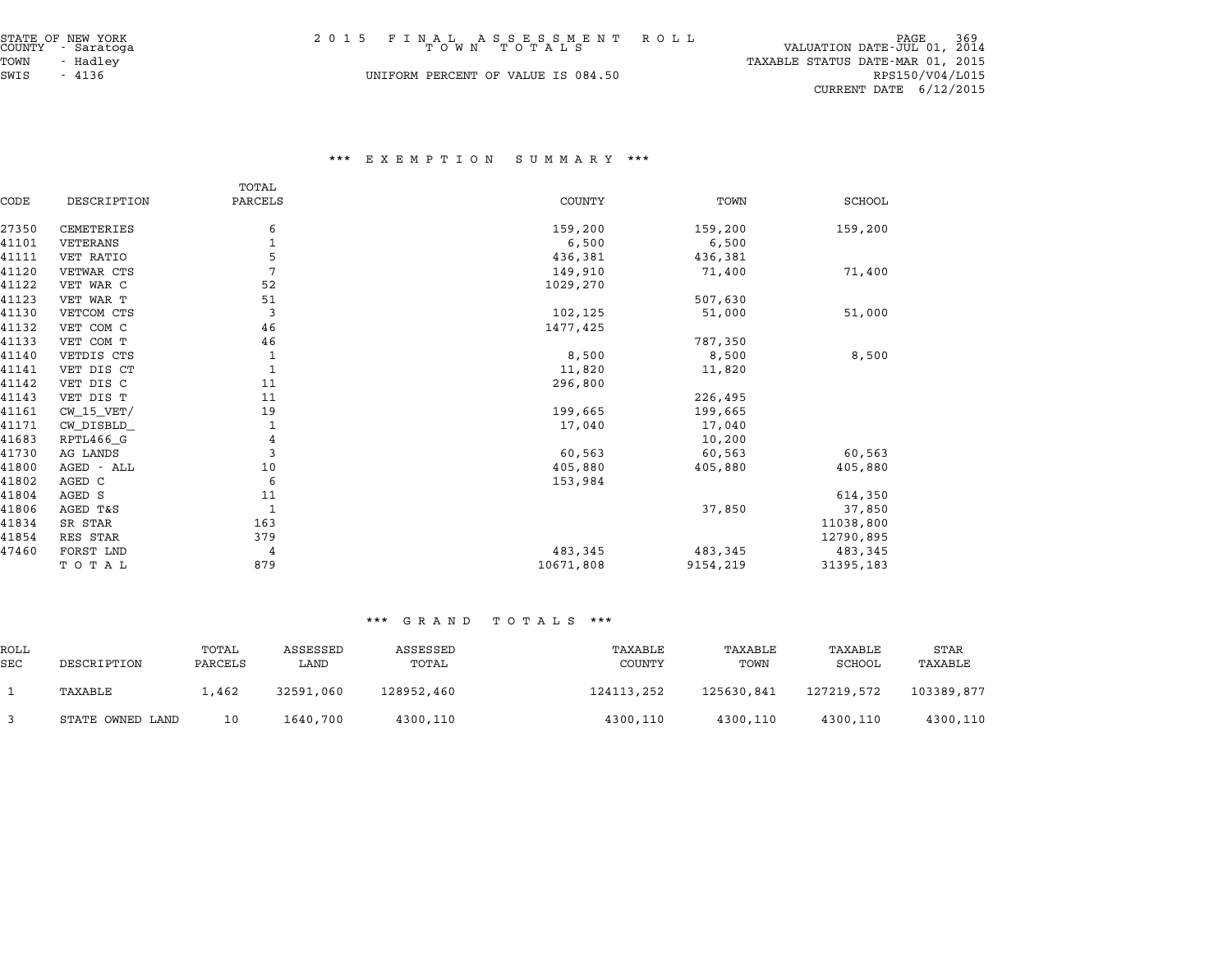STATE OF NEW YORK
COUNTY - Saratoga
TOWN - Hadley
SWIS - 4136

# 2015 FINAL ASSESSMENT ROLL
## TOWN TOTALS

UNIFORM PERCENT OF VALUE IS 084.50

VALUATION DATE-JUL 01, 2014
TAXABLE STATUS DATE-MAR 01, 2015
RPS150/V04/L015
CURRENT DATE 6/12/2015

### *** EXEMPTION SUMMARY ***

| CODE | DESCRIPTION | TOTAL PARCELS | COUNTY | TOWN | SCHOOL |
|---|---|---|---|---|---|
| 27350 | CEMETERIES | 6 | 159,200 | 159,200 | 159,200 |
| 41101 | VETERANS | 1 | 6,500 | 6,500 | |
| 41111 | VET RATIO | 5 | 436,381 | 436,381 | |
| 41120 | VETWAR CTS | 7 | 149,910 | 71,400 | 71,400 |
| 41122 | VET WAR C | 52 | 1029,270 | | |
| 41123 | VET WAR T | 51 | | 507,630 | |
| 41130 | VETCOM CTS | 3 | 102,125 | 51,000 | 51,000 |
| 41132 | VET COM C | 46 | 1477,425 | | |
| 41133 | VET COM T | 46 | | 787,350 | |
| 41140 | VETDIS CTS | 1 | 8,500 | 8,500 | 8,500 |
| 41141 | VET DIS CT | 1 | 11,820 | 11,820 | |
| 41142 | VET DIS C | 11 | 296,800 | | |
| 41143 | VET DIS T | 11 | | 226,495 | |
| 41161 | CW_15_VET/ | 19 | 199,665 | 199,665 | |
| 41171 | CW_DISBLD_ | 1 | 17,040 | 17,040 | |
| 41683 | RPTL466_G | 4 | | 10,200 | |
| 41730 | AG LANDS | 3 | 60,563 | 60,563 | 60,563 |
| 41800 | AGED - ALL | 10 | 405,880 | 405,880 | 405,880 |
| 41802 | AGED C | 6 | 153,984 | | |
| 41804 | AGED S | 11 | | | 614,350 |
| 41806 | AGED T&S | 1 | | 37,850 | 37,850 |
| 41834 | SR STAR | 163 | | | 11038,800 |
| 41854 | RES STAR | 379 | | | 12790,895 |
| 47460 | FORST LND | 4 | 483,345 | 483,345 | 483,345 |
| | TOTAL | 879 | 10671,808 | 9154,219 | 31395,183 |

### *** GRAND TOTALS ***

| ROLL SEC | DESCRIPTION | TOTAL PARCELS | ASSESSED LAND | ASSESSED TOTAL | TAXABLE COUNTY | TAXABLE TOWN | TAXABLE SCHOOL | STAR TAXABLE |
|---|---|---|---|---|---|---|---|---|
| 1 | TAXABLE | 1,462 | 32591,060 | 128952,460 | 124113,252 | 125630,841 | 127219,572 | 103389,877 |
| 3 | STATE OWNED LAND | 10 | 1640,700 | 4300,110 | 4300,110 | 4300,110 | 4300,110 | 4300,110 |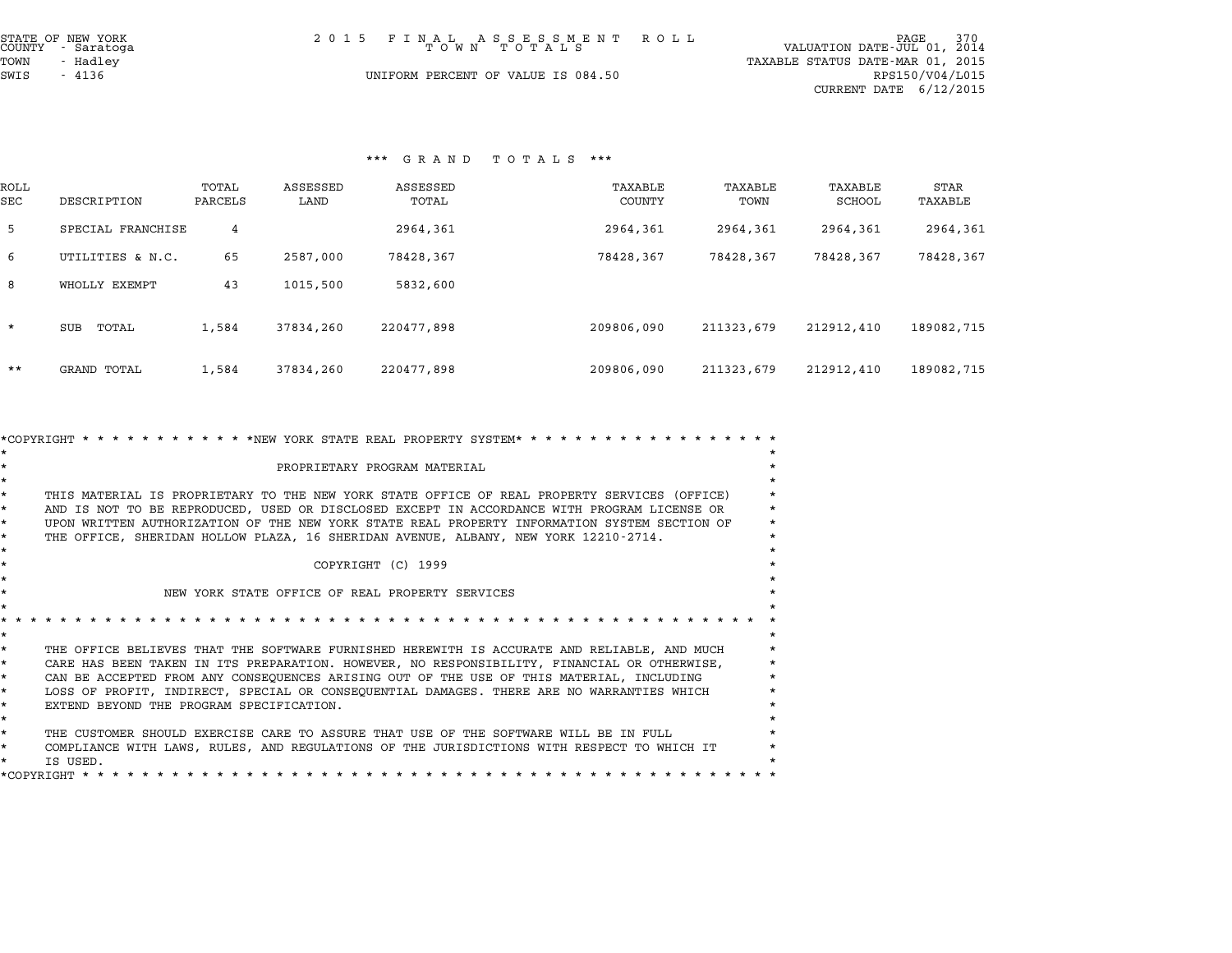STATE OF NEW YORK
COUNTY - Saratoga
TOWN - Hadley
SWIS - 4136

2 0 1 5 F I N A L A S S E S S M E N T R O L L
T O W N T O T A L S

UNIFORM PERCENT OF VALUE IS 084.50

VALUATION DATE-JUL 01, 2014
TAXABLE STATUS DATE-MAR 01, 2015
RPS150/V04/L015
CURRENT DATE 6/12/2015

### *** G R A N D T O T A L S ***

| ROLL SEC | DESCRIPTION | TOTAL PARCELS | ASSESSED LAND | ASSESSED TOTAL | TAXABLE COUNTY | TAXABLE TOWN | TAXABLE SCHOOL | STAR TAXABLE |
|---|---|---|---|---|---|---|---|---|
| 5 | SPECIAL FRANCHISE | 4 | | 2964,361 | 2964,361 | 2964,361 | 2964,361 | 2964,361 |
| 6 | UTILITIES & N.C. | 65 | 2587,000 | 78428,367 | 78428,367 | 78428,367 | 78428,367 | 78428,367 |
| 8 | WHOLLY EXEMPT | 43 | 1015,500 | 5832,600 | | | | |
| * | SUB TOTAL | 1,584 | 37834,260 | 220477,898 | 209806,090 | 211323,679 | 212912,410 | 189082,715 |
| ** | GRAND TOTAL | 1,584 | 37834,260 | 220477,898 | 209806,090 | 211323,679 | 212912,410 | 189082,715 |

*COPYRIGHT * * * * * * * * * * * *NEW YORK STATE REAL PROPERTY SYSTEM* * * * * * * * * * * * * * * * * * *

PROPRIETARY PROGRAM MATERIAL

THIS MATERIAL IS PROPRIETARY TO THE NEW YORK STATE OFFICE OF REAL PROPERTY SERVICES (OFFICE) AND IS NOT TO BE REPRODUCED, USED OR DISCLOSED EXCEPT IN ACCORDANCE WITH PROGRAM LICENSE OR UPON WRITTEN AUTHORIZATION OF THE NEW YORK STATE REAL PROPERTY INFORMATION SYSTEM SECTION OF THE OFFICE, SHERIDAN HOLLOW PLAZA, 16 SHERIDAN AVENUE, ALBANY, NEW YORK 12210-2714.

COPYRIGHT (C) 1999

NEW YORK STATE OFFICE OF REAL PROPERTY SERVICES

THE OFFICE BELIEVES THAT THE SOFTWARE FURNISHED HEREWITH IS ACCURATE AND RELIABLE, AND MUCH CARE HAS BEEN TAKEN IN ITS PREPARATION. HOWEVER, NO RESPONSIBILITY, FINANCIAL OR OTHERWISE, CAN BE ACCEPTED FROM ANY CONSEQUENCES ARISING OUT OF THE USE OF THIS MATERIAL, INCLUDING LOSS OF PROFIT, INDIRECT, SPECIAL OR CONSEQUENTIAL DAMAGES. THERE ARE NO WARRANTIES WHICH EXTEND BEYOND THE PROGRAM SPECIFICATION.

THE CUSTOMER SHOULD EXERCISE CARE TO ASSURE THAT USE OF THE SOFTWARE WILL BE IN FULL COMPLIANCE WITH LAWS, RULES, AND REGULATIONS OF THE JURISDICTIONS WITH RESPECT TO WHICH IT IS USED.

*COPYRIGHT * * * * * * * * * * * * * * * * * * * * * * * * * * * * * * * * * * * * * * * * * * * * * * *